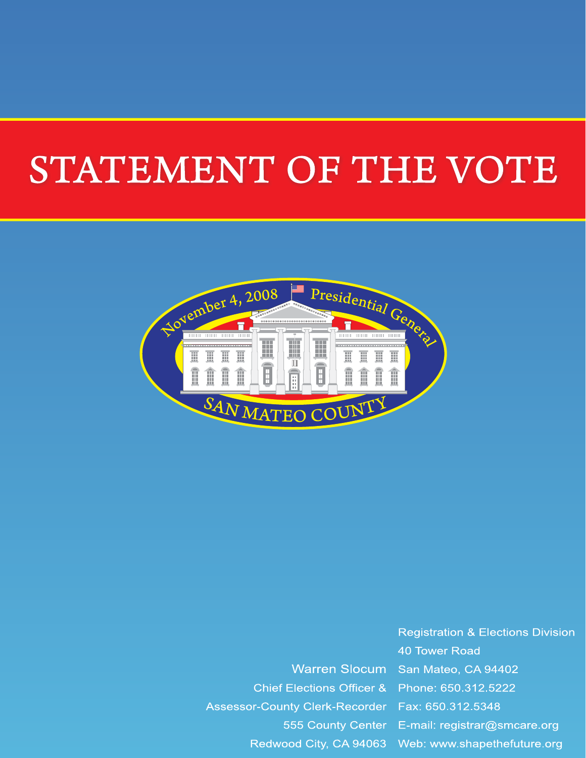# STATEMENT OF THE VOTE

November 4, 2008 Presidential General

SAN MATEO COUNTY

Warren Slocum
Chief Elections Officer &
Assessor-County Clerk-Recorder
555 County Center
Redwood City, CA 94063

Registration & Elections Division
40 Tower Road
San Mateo, CA 94402
Phone: 650.312.5222
Fax: 650.312.5348
E-mail: registrar@smcare.org
Web: www.shapethefuture.org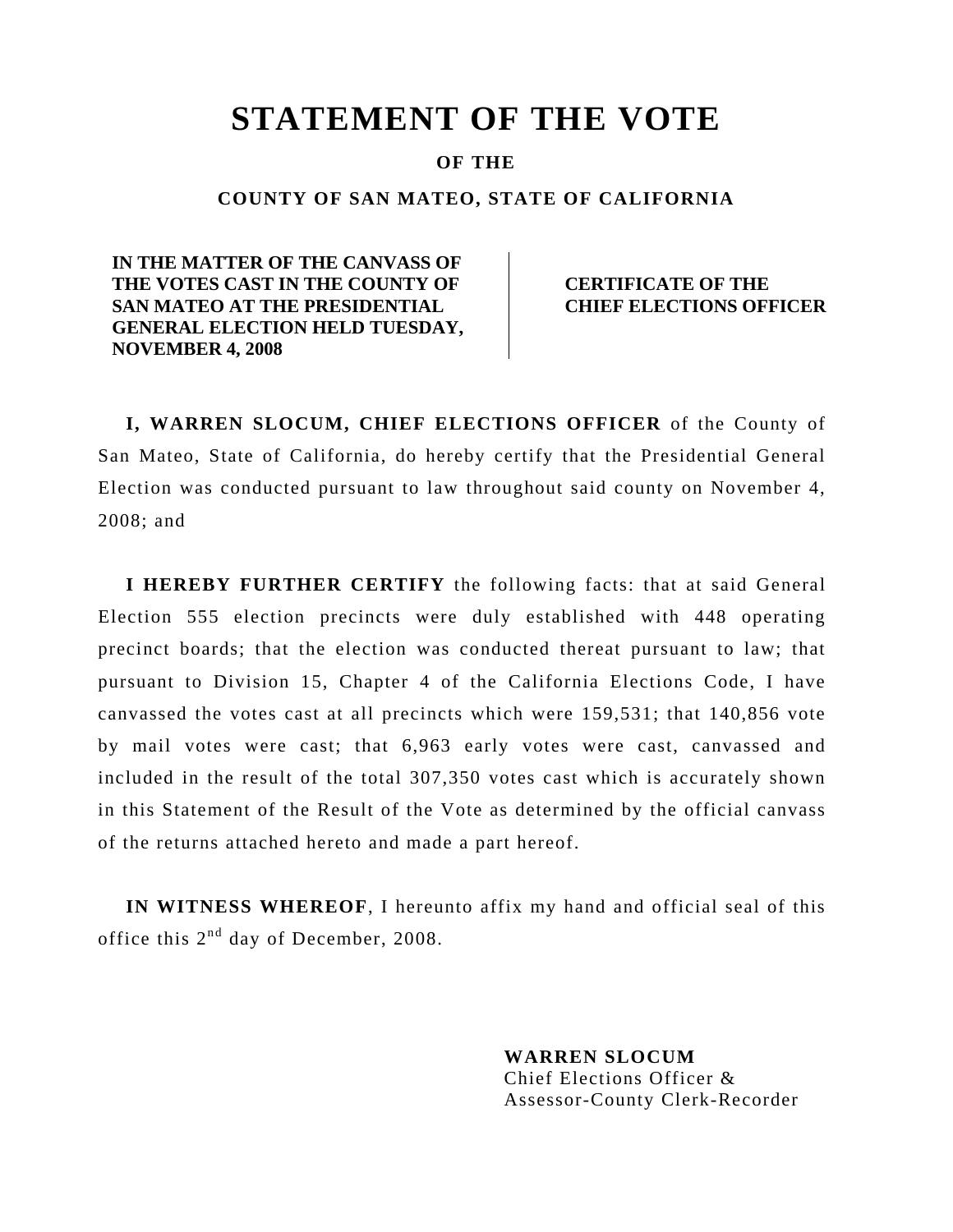# STATEMENT OF THE VOTE

**OF THE**

**COUNTY OF SAN MATEO, STATE OF CALIFORNIA**

| IN THE MATTER OF THE CANVASS OF THE VOTES CAST IN THE COUNTY OF SAN MATEO AT THE PRESIDENTIAL GENERAL ELECTION HELD TUESDAY, NOVEMBER 4, 2008 | CERTIFICATE OF THE CHIEF ELECTIONS OFFICER |
|---|---|

**I, WARREN SLOCUM, CHIEF ELECTIONS OFFICER** of the County of San Mateo, State of California, do hereby certify that the Presidential General Election was conducted pursuant to law throughout said county on November 4, 2008; and

**I HEREBY FURTHER CERTIFY** the following facts: that at said General Election 555 election precincts were duly established with 448 operating precinct boards; that the election was conducted thereat pursuant to law; that pursuant to Division 15, Chapter 4 of the California Elections Code, I have canvassed the votes cast at all precincts which were 159,531; that 140,856 vote by mail votes were cast; that 6,963 early votes were cast, canvassed and included in the result of the total 307,350 votes cast which is accurately shown in this Statement of the Result of the Vote as determined by the official canvass of the returns attached hereto and made a part hereof.

**IN WITNESS WHEREOF**, I hereunto affix my hand and official seal of this office this 2nd day of December, 2008.

**WARREN SLOCUM**
Chief Elections Officer &
Assessor-County Clerk-Recorder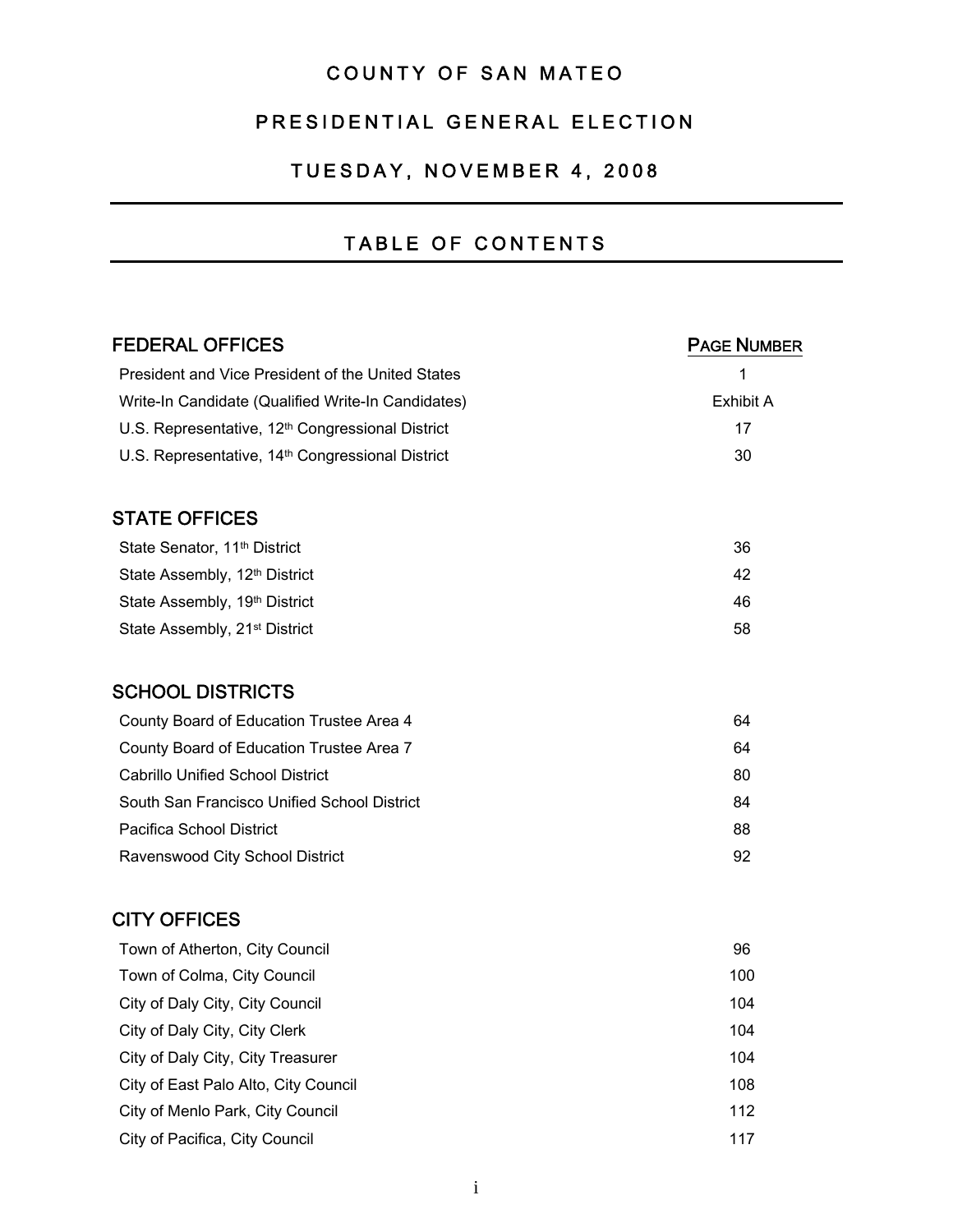# COUNTY OF SAN MATEO

## PRESIDENTIAL GENERAL ELECTION

## TUESDAY, NOVEMBER 4, 2008

---

## TABLE OF CONTENTS

---

| FEDERAL OFFICES | PAGE NUMBER |
|---|---|
| President and Vice President of the United States | 1 |
| Write-In Candidate (Qualified Write-In Candidates) | Exhibit A |
| U.S. Representative, 12th Congressional District | 17 |
| U.S. Representative, 14th Congressional District | 30 |
| **STATE OFFICES** | |
| State Senator, 11th District | 36 |
| State Assembly, 12th District | 42 |
| State Assembly, 19th District | 46 |
| State Assembly, 21st District | 58 |
| **SCHOOL DISTRICTS** | |
| County Board of Education Trustee Area 4 | 64 |
| County Board of Education Trustee Area 7 | 64 |
| Cabrillo Unified School District | 80 |
| South San Francisco Unified School District | 84 |
| Pacifica School District | 88 |
| Ravenswood City School District | 92 |
| **CITY OFFICES** | |
| Town of Atherton, City Council | 96 |
| Town of Colma, City Council | 100 |
| City of Daly City, City Council | 104 |
| City of Daly City, City Clerk | 104 |
| City of Daly City, City Treasurer | 104 |
| City of East Palo Alto, City Council | 108 |
| City of Menlo Park, City Council | 112 |
| City of Pacifica, City Council | 117 |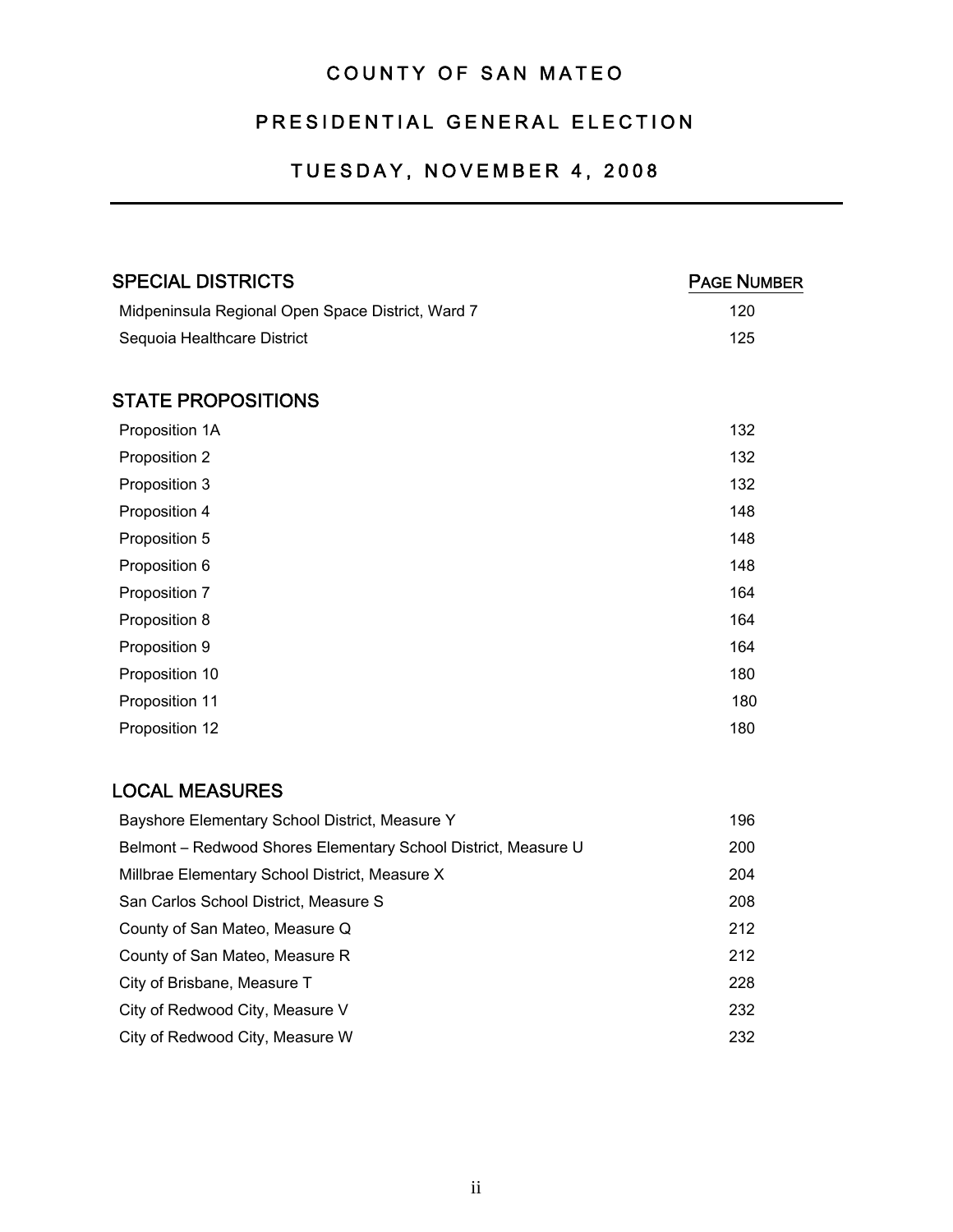# COUNTY OF SAN MATEO

## PRESIDENTIAL GENERAL ELECTION

## TUESDAY, NOVEMBER 4, 2008

| SPECIAL DISTRICTS | PAGE NUMBER |
|---|---|
| Midpeninsula Regional Open Space District, Ward 7 | 120 |
| Sequoia Healthcare District | 125 |
| **STATE PROPOSITIONS** | |
| Proposition 1A | 132 |
| Proposition 2 | 132 |
| Proposition 3 | 132 |
| Proposition 4 | 148 |
| Proposition 5 | 148 |
| Proposition 6 | 148 |
| Proposition 7 | 164 |
| Proposition 8 | 164 |
| Proposition 9 | 164 |
| Proposition 10 | 180 |
| Proposition 11 | 180 |
| Proposition 12 | 180 |
| **LOCAL MEASURES** | |
| Bayshore Elementary School District, Measure Y | 196 |
| Belmont – Redwood Shores Elementary School District, Measure U | 200 |
| Millbrae Elementary School District, Measure X | 204 |
| San Carlos School District, Measure S | 208 |
| County of San Mateo, Measure Q | 212 |
| County of San Mateo, Measure R | 212 |
| City of Brisbane, Measure T | 228 |
| City of Redwood City, Measure V | 232 |
| City of Redwood City, Measure W | 232 |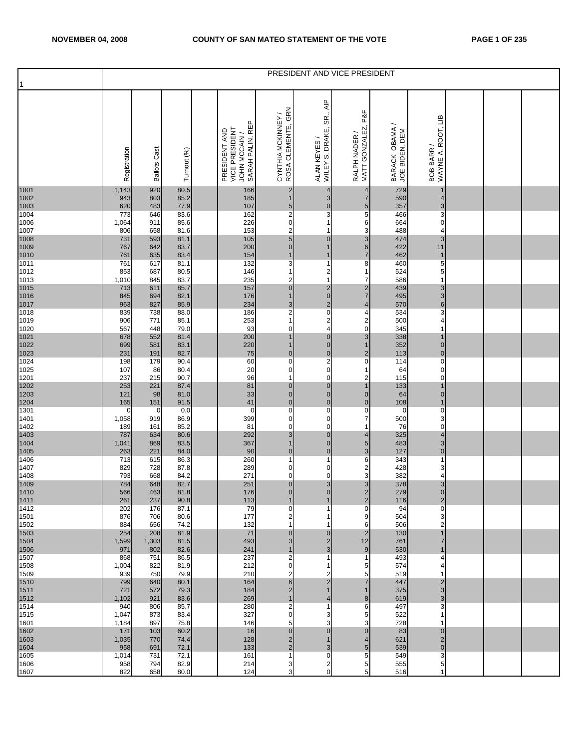NOVEMBER 04, 2008 — COUNTY OF SAN MATEO STATEMENT OF THE VOTE

| 1 | PRESIDENT AND VICE PRESIDENT | | | | | | | | | | | | |
|---|---|---|---|---|---|---|---|---|---|---|---|---|---|
| | Registration | Ballots Cast | Turnout (%) | | PRESIDENT AND VICE PRESIDENT JOHN MCCAIN / SARAH PALIN, REP | CYNTHIA MCKINNEY / ROSA CLEMENTE, GRN | ALAN KEYES / WILEY S. DRAKE, SR., AIP | RALPH NADER / MATT GONZALEZ, P&F | BARACK OBAMA / JOE BIDEN, DEM | BOB BARR / WAYNE A. ROOT, LIB | | | |
| 1001 | 1,143 | 920 | 80.5 | | 166 | 2 | 4 | 4 | 729 | 1 | | | |
| 1002 | 943 | 803 | 85.2 | | 185 | 1 | 3 | 7 | 590 | 4 | | | |
| 1003 | 620 | 483 | 77.9 | | 107 | 5 | 0 | 5 | 357 | 3 | | | |
| 1004 | 773 | 646 | 83.6 | | 162 | 2 | 3 | 5 | 466 | 3 | | | |
| 1006 | 1,064 | 911 | 85.6 | | 226 | 0 | 1 | 6 | 664 | 0 | | | |
| 1007 | 806 | 658 | 81.6 | | 153 | 2 | 1 | 3 | 488 | 4 | | | |
| 1008 | 731 | 593 | 81.1 | | 105 | 5 | 0 | 3 | 474 | 3 | | | |
| 1009 | 767 | 642 | 83.7 | | 200 | 0 | 1 | 6 | 422 | 11 | | | |
| 1010 | 761 | 635 | 83.4 | | 154 | 1 | 1 | 7 | 462 | 1 | | | |
| 1011 | 761 | 617 | 81.1 | | 132 | 3 | 1 | 8 | 460 | 5 | | | |
| 1012 | 853 | 687 | 80.5 | | 146 | 1 | 2 | 1 | 524 | 5 | | | |
| 1013 | 1,010 | 845 | 83.7 | | 235 | 2 | 1 | 7 | 586 | 1 | | | |
| 1015 | 713 | 611 | 85.7 | | 157 | 0 | 2 | 2 | 439 | 3 | | | |
| 1016 | 845 | 694 | 82.1 | | 176 | 1 | 0 | 7 | 495 | 3 | | | |
| 1017 | 963 | 827 | 85.9 | | 234 | 3 | 2 | 4 | 570 | 6 | | | |
| 1018 | 839 | 738 | 88.0 | | 186 | 2 | 0 | 4 | 534 | 3 | | | |
| 1019 | 906 | 771 | 85.1 | | 253 | 1 | 2 | 2 | 500 | 4 | | | |
| 1020 | 567 | 448 | 79.0 | | 93 | 0 | 4 | 0 | 345 | 1 | | | |
| 1021 | 678 | 552 | 81.4 | | 200 | 1 | 0 | 3 | 338 | 1 | | | |
| 1022 | 699 | 581 | 83.1 | | 220 | 1 | 0 | 1 | 352 | 0 | | | |
| 1023 | 231 | 191 | 82.7 | | 75 | 0 | 0 | 2 | 113 | 0 | | | |
| 1024 | 198 | 179 | 90.4 | | 60 | 0 | 2 | 0 | 114 | 0 | | | |
| 1025 | 107 | 86 | 80.4 | | 20 | 0 | 0 | 1 | 64 | 0 | | | |
| 1201 | 237 | 215 | 90.7 | | 96 | 1 | 0 | 2 | 115 | 0 | | | |
| 1202 | 253 | 221 | 87.4 | | 81 | 0 | 0 | 1 | 133 | 1 | | | |
| 1203 | 121 | 98 | 81.0 | | 33 | 0 | 0 | 0 | 64 | 0 | | | |
| 1204 | 165 | 151 | 91.5 | | 41 | 0 | 0 | 0 | 108 | 1 | | | |
| 1301 | 0 | 0 | 0.0 | | 0 | 0 | 0 | 0 | 0 | 0 | | | |
| 1401 | 1,058 | 919 | 86.9 | | 399 | 0 | 0 | 7 | 500 | 3 | | | |
| 1402 | 189 | 161 | 85.2 | | 81 | 0 | 0 | 1 | 76 | 0 | | | |
| 1403 | 787 | 634 | 80.6 | | 292 | 3 | 0 | 4 | 325 | 4 | | | |
| 1404 | 1,041 | 869 | 83.5 | | 367 | 1 | 0 | 5 | 483 | 3 | | | |
| 1405 | 263 | 221 | 84.0 | | 90 | 0 | 0 | 3 | 127 | 0 | | | |
| 1406 | 713 | 615 | 86.3 | | 260 | 1 | 1 | 6 | 343 | 1 | | | |
| 1407 | 829 | 728 | 87.8 | | 289 | 0 | 0 | 2 | 428 | 3 | | | |
| 1408 | 793 | 668 | 84.2 | | 271 | 0 | 0 | 3 | 382 | 4 | | | |
| 1409 | 784 | 648 | 82.7 | | 251 | 0 | 3 | 3 | 378 | 3 | | | |
| 1410 | 566 | 463 | 81.8 | | 176 | 0 | 0 | 2 | 279 | 0 | | | |
| 1411 | 261 | 237 | 90.8 | | 113 | 1 | 1 | 2 | 116 | 2 | | | |
| 1412 | 202 | 176 | 87.1 | | 79 | 0 | 1 | 0 | 94 | 0 | | | |
| 1501 | 876 | 706 | 80.6 | | 177 | 2 | 1 | 9 | 504 | 3 | | | |
| 1502 | 884 | 656 | 74.2 | | 132 | 1 | 1 | 6 | 506 | 2 | | | |
| 1503 | 254 | 208 | 81.9 | | 71 | 0 | 0 | 2 | 130 | 1 | | | |
| 1504 | 1,599 | 1,303 | 81.5 | | 493 | 3 | 2 | 12 | 761 | 7 | | | |
| 1506 | 971 | 802 | 82.6 | | 241 | 1 | 3 | 9 | 530 | 1 | | | |
| 1507 | 868 | 751 | 86.5 | | 237 | 2 | 1 | 1 | 493 | 4 | | | |
| 1508 | 1,004 | 822 | 81.9 | | 212 | 0 | 1 | 5 | 574 | 4 | | | |
| 1509 | 939 | 750 | 79.9 | | 210 | 2 | 2 | 5 | 519 | 1 | | | |
| 1510 | 799 | 640 | 80.1 | | 164 | 6 | 2 | 7 | 447 | 2 | | | |
| 1511 | 721 | 572 | 79.3 | | 184 | 2 | 1 | 1 | 375 | 3 | | | |
| 1512 | 1,102 | 921 | 83.6 | | 269 | 1 | 4 | 8 | 619 | 3 | | | |
| 1514 | 940 | 806 | 85.7 | | 280 | 2 | 1 | 6 | 497 | 3 | | | |
| 1515 | 1,047 | 873 | 83.4 | | 327 | 0 | 3 | 5 | 522 | 1 | | | |
| 1601 | 1,184 | 897 | 75.8 | | 146 | 5 | 3 | 3 | 728 | 1 | | | |
| 1602 | 171 | 103 | 60.2 | | 16 | 0 | 0 | 0 | 83 | 0 | | | |
| 1603 | 1,035 | 770 | 74.4 | | 128 | 2 | 1 | 4 | 621 | 2 | | | |
| 1604 | 958 | 691 | 72.1 | | 133 | 2 | 3 | 5 | 539 | 0 | | | |
| 1605 | 1,014 | 731 | 72.1 | | 161 | 1 | 0 | 5 | 549 | 3 | | | |
| 1606 | 958 | 794 | 82.9 | | 214 | 3 | 2 | 5 | 555 | 5 | | | |
| 1607 | 822 | 658 | 80.0 | | 124 | 3 | 0 | 5 | 516 | 1 | | | |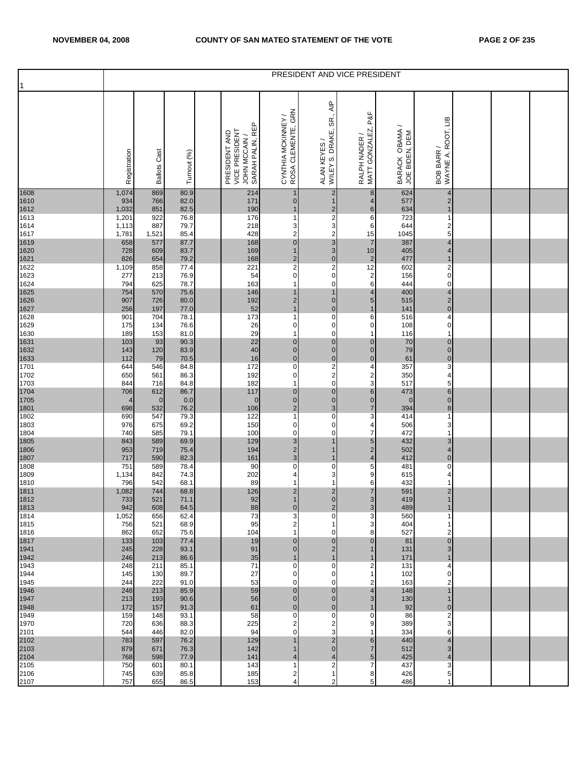| 1 | PRESIDENT AND VICE PRESIDENT | | | | | | | | | | | | | |
|---|---|---|---|---|---|---|---|---|---|---|---|---|---|---|
| | Registration | Ballots Cast | Turnout (%) | | PRESIDENT AND VICE PRESIDENT JOHN MCCAIN / SARAH PALIN, REP | CYNTHIA MCKINNEY / ROSA CLEMENTE, GRN | ALAN KEYES / WILEY S. DRAKE, SR., AIP | RALPH NADER / MATT GONZALEZ, P&F | BARACK OBAMA / JOE BIDEN, DEM | BOB BARR / WAYNE A. ROOT, LIB | | | |
| 1608 | 1,074 | 869 | 80.9 | | 214 | 1 | 2 | 8 | 624 | 4 | | | |
| 1610 | 934 | 766 | 82.0 | | 171 | 0 | 1 | 4 | 577 | 2 | | | |
| 1612 | 1,032 | 851 | 82.5 | | 190 | 1 | 2 | 6 | 634 | 1 | | | |
| 1613 | 1,201 | 922 | 76.8 | | 176 | 1 | 2 | 6 | 723 | 1 | | | |
| 1614 | 1,113 | 887 | 79.7 | | 218 | 3 | 3 | 6 | 644 | 2 | | | |
| 1617 | 1,781 | 1,521 | 85.4 | | 428 | 2 | 2 | 15 | 1045 | 5 | | | |
| 1619 | 658 | 577 | 87.7 | | 168 | 0 | 3 | 7 | 387 | 4 | | | |
| 1620 | 728 | 609 | 83.7 | | 169 | 1 | 3 | 10 | 405 | 4 | | | |
| 1621 | 826 | 654 | 79.2 | | 168 | 2 | 0 | 2 | 477 | 1 | | | |
| 1622 | 1,109 | 858 | 77.4 | | 221 | 2 | 2 | 12 | 602 | 2 | | | |
| 1623 | 277 | 213 | 76.9 | | 54 | 0 | 0 | 2 | 156 | 0 | | | |
| 1624 | 794 | 625 | 78.7 | | 163 | 1 | 0 | 6 | 444 | 0 | | | |
| 1625 | 754 | 570 | 75.6 | | 146 | 1 | 1 | 4 | 400 | 4 | | | |
| 1626 | 907 | 726 | 80.0 | | 192 | 2 | 0 | 5 | 515 | 2 | | | |
| 1627 | 256 | 197 | 77.0 | | 52 | 1 | 0 | 1 | 141 | 0 | | | |
| 1628 | 901 | 704 | 78.1 | | 173 | 1 | 0 | 6 | 516 | 4 | | | |
| 1629 | 175 | 134 | 76.6 | | 26 | 0 | 0 | 0 | 108 | 0 | | | |
| 1630 | 189 | 153 | 81.0 | | 29 | 1 | 0 | 1 | 116 | 1 | | | |
| 1631 | 103 | 93 | 90.3 | | 22 | 0 | 0 | 0 | 70 | 0 | | | |
| 1632 | 143 | 120 | 83.9 | | 40 | 0 | 0 | 0 | 79 | 0 | | | |
| 1633 | 112 | 79 | 70.5 | | 16 | 0 | 0 | 0 | 61 | 0 | | | |
| 1701 | 644 | 546 | 84.8 | | 172 | 0 | 2 | 4 | 357 | 3 | | | |
| 1702 | 650 | 561 | 86.3 | | 192 | 0 | 2 | 2 | 350 | 4 | | | |
| 1703 | 844 | 716 | 84.8 | | 182 | 1 | 0 | 3 | 517 | 5 | | | |
| 1704 | 706 | 612 | 86.7 | | 117 | 0 | 0 | 6 | 473 | 6 | | | |
| 1705 | 4 | 0 | 0.0 | | 0 | 0 | 0 | 0 | 0 | 0 | | | |
| 1801 | 698 | 532 | 76.2 | | 106 | 2 | 3 | 7 | 394 | 8 | | | |
| 1802 | 690 | 547 | 79.3 | | 122 | 1 | 0 | 3 | 414 | 1 | | | |
| 1803 | 976 | 675 | 69.2 | | 150 | 0 | 0 | 4 | 506 | 3 | | | |
| 1804 | 740 | 585 | 79.1 | | 100 | 0 | 0 | 7 | 472 | 1 | | | |
| 1805 | 843 | 589 | 69.9 | | 129 | 3 | 1 | 5 | 432 | 3 | | | |
| 1806 | 953 | 719 | 75.4 | | 194 | 2 | 1 | 2 | 502 | 4 | | | |
| 1807 | 717 | 590 | 82.3 | | 161 | 3 | 1 | 4 | 412 | 0 | | | |
| 1808 | 751 | 589 | 78.4 | | 90 | 0 | 0 | 5 | 481 | 0 | | | |
| 1809 | 1,134 | 842 | 74.3 | | 202 | 4 | 3 | 9 | 615 | 4 | | | |
| 1810 | 796 | 542 | 68.1 | | 89 | 1 | 1 | 6 | 432 | 1 | | | |
| 1811 | 1,082 | 744 | 68.8 | | 126 | 2 | 2 | 7 | 591 | 2 | | | |
| 1812 | 733 | 521 | 71.1 | | 92 | 1 | 0 | 3 | 419 | 1 | | | |
| 1813 | 942 | 608 | 64.5 | | 88 | 0 | 2 | 3 | 489 | 1 | | | |
| 1814 | 1,052 | 656 | 62.4 | | 73 | 3 | 0 | 3 | 560 | 1 | | | |
| 1815 | 756 | 521 | 68.9 | | 95 | 2 | 1 | 3 | 404 | 1 | | | |
| 1816 | 862 | 652 | 75.6 | | 104 | 1 | 0 | 8 | 527 | 2 | | | |
| 1817 | 133 | 103 | 77.4 | | 19 | 0 | 0 | 0 | 81 | 0 | | | |
| 1941 | 245 | 228 | 93.1 | | 91 | 0 | 2 | 1 | 131 | 3 | | | |
| 1942 | 246 | 213 | 86.6 | | 35 | 1 | 1 | 1 | 171 | 1 | | | |
| 1943 | 248 | 211 | 85.1 | | 71 | 0 | 0 | 2 | 131 | 4 | | | |
| 1944 | 145 | 130 | 89.7 | | 27 | 0 | 0 | 1 | 102 | 0 | | | |
| 1945 | 244 | 222 | 91.0 | | 53 | 0 | 0 | 2 | 163 | 2 | | | |
| 1946 | 248 | 213 | 85.9 | | 59 | 0 | 0 | 4 | 148 | 1 | | | |
| 1947 | 213 | 193 | 90.6 | | 56 | 0 | 0 | 3 | 130 | 1 | | | |
| 1948 | 172 | 157 | 91.3 | | 61 | 0 | 0 | 1 | 92 | 0 | | | |
| 1949 | 159 | 148 | 93.1 | | 58 | 0 | 0 | 0 | 86 | 2 | | | |
| 1970 | 720 | 636 | 88.3 | | 225 | 2 | 2 | 9 | 389 | 3 | | | |
| 2101 | 544 | 446 | 82.0 | | 94 | 0 | 3 | 1 | 334 | 6 | | | |
| 2102 | 783 | 597 | 76.2 | | 129 | 1 | 2 | 6 | 440 | 4 | | | |
| 2103 | 879 | 671 | 76.3 | | 142 | 1 | 0 | 7 | 512 | 3 | | | |
| 2104 | 768 | 598 | 77.9 | | 141 | 4 | 4 | 5 | 425 | 4 | | | |
| 2105 | 750 | 601 | 80.1 | | 143 | 1 | 2 | 7 | 437 | 3 | | | |
| 2106 | 745 | 639 | 85.8 | | 185 | 2 | 1 | 8 | 426 | 5 | | | |
| 2107 | 757 | 655 | 86.5 | | 153 | 4 | 2 | 5 | 486 | 1 | | | |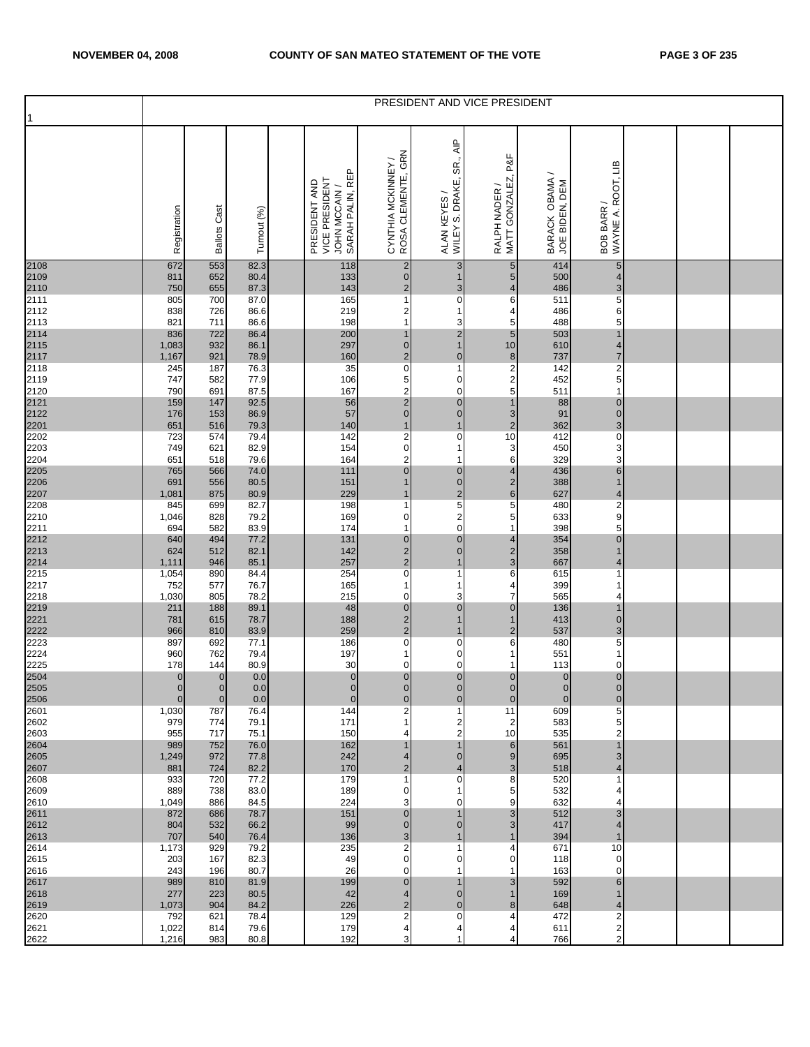| 1 | PRESIDENT AND VICE PRESIDENT | | | | | | | | | | | | | |
|---|---|---|---|---|---|---|---|---|---|---|---|---|---|---|
| | Registration | Ballots Cast | Turnout (%) | | PRESIDENT AND VICE PRESIDENT JOHN MCCAIN / SARAH PALIN, REP | CYNTHIA MCKINNEY / ROSA CLEMENTE, GRN | ALAN KEYES / WILEY S. DRAKE, SR., AIP | RALPH NADER / MATT GONZALEZ, P&F | BARACK OBAMA / JOE BIDEN, DEM | BOB BARR / WAYNE A. ROOT, LIB | | | |
| 2108 | 672 | 553 | 82.3 | | 118 | 2 | 3 | 5 | 414 | 5 | | | |
| 2109 | 811 | 652 | 80.4 | | 133 | 0 | 1 | 5 | 500 | 4 | | | |
| 2110 | 750 | 655 | 87.3 | | 143 | 2 | 3 | 4 | 486 | 3 | | | |
| 2111 | 805 | 700 | 87.0 | | 165 | 1 | 0 | 6 | 511 | 5 | | | |
| 2112 | 838 | 726 | 86.6 | | 219 | 2 | 1 | 4 | 486 | 6 | | | |
| 2113 | 821 | 711 | 86.6 | | 198 | 1 | 3 | 5 | 488 | 5 | | | |
| 2114 | 836 | 722 | 86.4 | | 200 | 1 | 2 | 5 | 503 | 1 | | | |
| 2115 | 1,083 | 932 | 86.1 | | 297 | 0 | 1 | 10 | 610 | 4 | | | |
| 2117 | 1,167 | 921 | 78.9 | | 160 | 2 | 0 | 8 | 737 | 7 | | | |
| 2118 | 245 | 187 | 76.3 | | 35 | 0 | 1 | 2 | 142 | 2 | | | |
| 2119 | 747 | 582 | 77.9 | | 106 | 5 | 0 | 2 | 452 | 5 | | | |
| 2120 | 790 | 691 | 87.5 | | 167 | 2 | 0 | 5 | 511 | 1 | | | |
| 2121 | 159 | 147 | 92.5 | | 56 | 2 | 0 | 1 | 88 | 0 | | | |
| 2122 | 176 | 153 | 86.9 | | 57 | 0 | 0 | 3 | 91 | 0 | | | |
| 2201 | 651 | 516 | 79.3 | | 140 | 1 | 1 | 2 | 362 | 3 | | | |
| 2202 | 723 | 574 | 79.4 | | 142 | 2 | 0 | 10 | 412 | 0 | | | |
| 2203 | 749 | 621 | 82.9 | | 154 | 0 | 1 | 3 | 450 | 3 | | | |
| 2204 | 651 | 518 | 79.6 | | 164 | 2 | 1 | 6 | 329 | 3 | | | |
| 2205 | 765 | 566 | 74.0 | | 111 | 0 | 0 | 4 | 436 | 6 | | | |
| 2206 | 691 | 556 | 80.5 | | 151 | 1 | 0 | 2 | 388 | 1 | | | |
| 2207 | 1,081 | 875 | 80.9 | | 229 | 1 | 2 | 6 | 627 | 4 | | | |
| 2208 | 845 | 699 | 82.7 | | 198 | 1 | 5 | 5 | 480 | 2 | | | |
| 2210 | 1,046 | 828 | 79.2 | | 169 | 0 | 2 | 5 | 633 | 9 | | | |
| 2211 | 694 | 582 | 83.9 | | 174 | 1 | 0 | 1 | 398 | 5 | | | |
| 2212 | 640 | 494 | 77.2 | | 131 | 0 | 0 | 4 | 354 | 0 | | | |
| 2213 | 624 | 512 | 82.1 | | 142 | 2 | 0 | 2 | 358 | 1 | | | |
| 2214 | 1,111 | 946 | 85.1 | | 257 | 2 | 1 | 3 | 667 | 4 | | | |
| 2215 | 1,054 | 890 | 84.4 | | 254 | 0 | 1 | 6 | 615 | 1 | | | |
| 2217 | 752 | 577 | 76.7 | | 165 | 1 | 1 | 4 | 399 | 1 | | | |
| 2218 | 1,030 | 805 | 78.2 | | 215 | 0 | 3 | 7 | 565 | 4 | | | |
| 2219 | 211 | 188 | 89.1 | | 48 | 0 | 0 | 0 | 136 | 1 | | | |
| 2221 | 781 | 615 | 78.7 | | 188 | 2 | 1 | 1 | 413 | 0 | | | |
| 2222 | 966 | 810 | 83.9 | | 259 | 2 | 1 | 2 | 537 | 3 | | | |
| 2223 | 897 | 692 | 77.1 | | 186 | 0 | 0 | 6 | 480 | 5 | | | |
| 2224 | 960 | 762 | 79.4 | | 197 | 1 | 0 | 1 | 551 | 1 | | | |
| 2225 | 178 | 144 | 80.9 | | 30 | 0 | 0 | 1 | 113 | 0 | | | |
| 2504 | 0 | 0 | 0.0 | | 0 | 0 | 0 | 0 | 0 | 0 | | | |
| 2505 | 0 | 0 | 0.0 | | 0 | 0 | 0 | 0 | 0 | 0 | | | |
| 2506 | 0 | 0 | 0.0 | | 0 | 0 | 0 | 0 | 0 | 0 | | | |
| 2601 | 1,030 | 787 | 76.4 | | 144 | 2 | 1 | 11 | 609 | 5 | | | |
| 2602 | 979 | 774 | 79.1 | | 171 | 1 | 2 | 2 | 583 | 5 | | | |
| 2603 | 955 | 717 | 75.1 | | 150 | 4 | 2 | 10 | 535 | 2 | | | |
| 2604 | 989 | 752 | 76.0 | | 162 | 1 | 1 | 6 | 561 | 1 | | | |
| 2605 | 1,249 | 972 | 77.8 | | 242 | 4 | 0 | 9 | 695 | 3 | | | |
| 2607 | 881 | 724 | 82.2 | | 170 | 2 | 4 | 3 | 518 | 4 | | | |
| 2608 | 933 | 720 | 77.2 | | 179 | 1 | 0 | 8 | 520 | 1 | | | |
| 2609 | 889 | 738 | 83.0 | | 189 | 0 | 1 | 5 | 532 | 4 | | | |
| 2610 | 1,049 | 886 | 84.5 | | 224 | 3 | 0 | 9 | 632 | 4 | | | |
| 2611 | 872 | 686 | 78.7 | | 151 | 0 | 1 | 3 | 512 | 3 | | | |
| 2612 | 804 | 532 | 66.2 | | 99 | 0 | 0 | 3 | 417 | 4 | | | |
| 2613 | 707 | 540 | 76.4 | | 136 | 3 | 1 | 1 | 394 | 1 | | | |
| 2614 | 1,173 | 929 | 79.2 | | 235 | 2 | 1 | 4 | 671 | 10 | | | |
| 2615 | 203 | 167 | 82.3 | | 49 | 0 | 0 | 0 | 118 | 0 | | | |
| 2616 | 243 | 196 | 80.7 | | 26 | 0 | 1 | 1 | 163 | 0 | | | |
| 2617 | 989 | 810 | 81.9 | | 199 | 0 | 1 | 3 | 592 | 6 | | | |
| 2618 | 277 | 223 | 80.5 | | 42 | 4 | 0 | 1 | 169 | 1 | | | |
| 2619 | 1,073 | 904 | 84.2 | | 226 | 2 | 0 | 8 | 648 | 4 | | | |
| 2620 | 792 | 621 | 78.4 | | 129 | 2 | 0 | 4 | 472 | 2 | | | |
| 2621 | 1,022 | 814 | 79.6 | | 179 | 4 | 4 | 4 | 611 | 2 | | | |
| 2622 | 1,216 | 983 | 80.8 | | 192 | 3 | 1 | 4 | 766 | 2 | | | |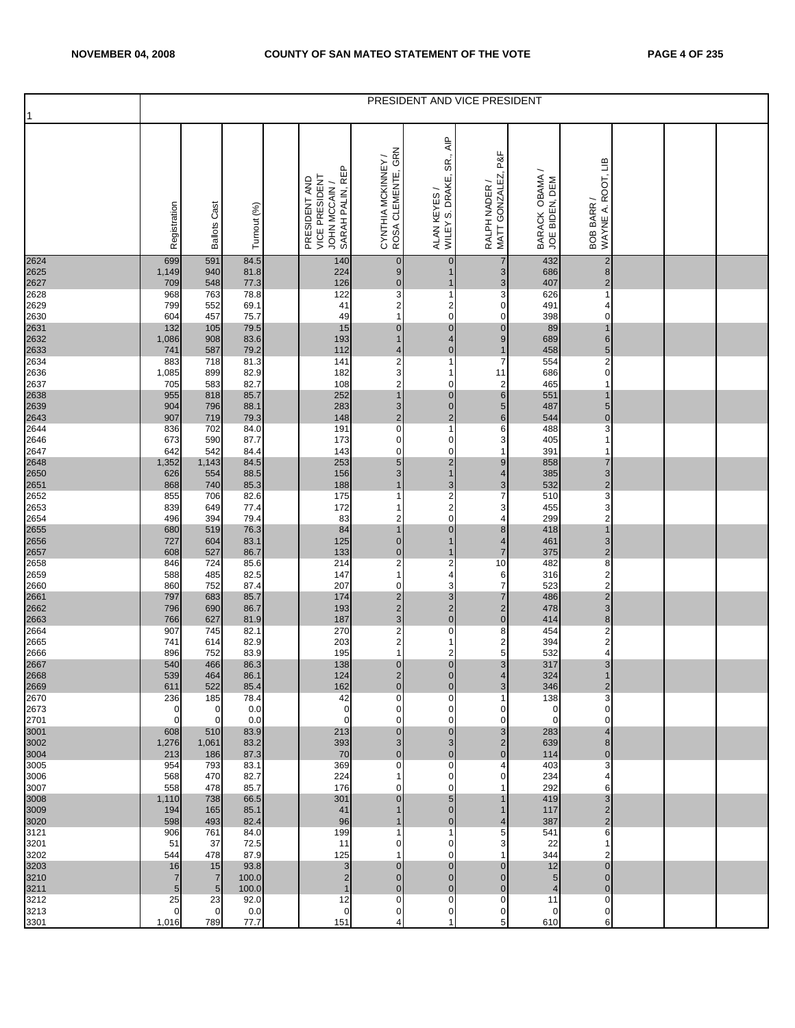| 1 | PRESIDENT AND VICE PRESIDENT | | | | | | | | | | | | | |
|---|---|---|---|---|---|---|---|---|---|---|---|---|---|---|
| | Registration | Ballots Cast | Turnout (%) | | PRESIDENT AND VICE PRESIDENT JOHN MCCAIN / SARAH PALIN, REP | CYNTHIA MCKINNEY / ROSA CLEMENTE, GRN | ALAN KEYES / WILEY S. DRAKE, SR., AIP | RALPH NADER / MATT GONZALEZ, P&F | BARACK OBAMA / JOE BIDEN, DEM | BOB BARR / WAYNE A. ROOT, LIB | | | |
| 2624 | 699 | 591 | 84.5 | | 140 | 0 | 0 | 7 | 432 | 2 | | | |
| 2625 | 1,149 | 940 | 81.8 | | 224 | 9 | 1 | 3 | 686 | 8 | | | |
| 2627 | 709 | 548 | 77.3 | | 126 | 0 | 1 | 3 | 407 | 2 | | | |
| 2628 | 968 | 763 | 78.8 | | 122 | 3 | 1 | 3 | 626 | 1 | | | |
| 2629 | 799 | 552 | 69.1 | | 41 | 2 | 2 | 0 | 491 | 4 | | | |
| 2630 | 604 | 457 | 75.7 | | 49 | 1 | 0 | 0 | 398 | 0 | | | |
| 2631 | 132 | 105 | 79.5 | | 15 | 0 | 0 | 0 | 89 | 1 | | | |
| 2632 | 1,086 | 908 | 83.6 | | 193 | 1 | 4 | 9 | 689 | 6 | | | |
| 2633 | 741 | 587 | 79.2 | | 112 | 4 | 0 | 1 | 458 | 5 | | | |
| 2634 | 883 | 718 | 81.3 | | 141 | 2 | 1 | 7 | 554 | 2 | | | |
| 2636 | 1,085 | 899 | 82.9 | | 182 | 3 | 1 | 11 | 686 | 0 | | | |
| 2637 | 705 | 583 | 82.7 | | 108 | 2 | 0 | 2 | 465 | 1 | | | |
| 2638 | 955 | 818 | 85.7 | | 252 | 1 | 0 | 6 | 551 | 1 | | | |
| 2639 | 904 | 796 | 88.1 | | 283 | 3 | 0 | 5 | 487 | 5 | | | |
| 2643 | 907 | 719 | 79.3 | | 148 | 2 | 2 | 6 | 544 | 0 | | | |
| 2644 | 836 | 702 | 84.0 | | 191 | 0 | 1 | 6 | 488 | 3 | | | |
| 2646 | 673 | 590 | 87.7 | | 173 | 0 | 0 | 3 | 405 | 1 | | | |
| 2647 | 642 | 542 | 84.4 | | 143 | 0 | 0 | 1 | 391 | 1 | | | |
| 2648 | 1,352 | 1,143 | 84.5 | | 253 | 5 | 2 | 9 | 858 | 7 | | | |
| 2650 | 626 | 554 | 88.5 | | 156 | 3 | 1 | 4 | 385 | 3 | | | |
| 2651 | 868 | 740 | 85.3 | | 188 | 1 | 3 | 3 | 532 | 2 | | | |
| 2652 | 855 | 706 | 82.6 | | 175 | 1 | 2 | 7 | 510 | 3 | | | |
| 2653 | 839 | 649 | 77.4 | | 172 | 1 | 2 | 3 | 455 | 3 | | | |
| 2654 | 496 | 394 | 79.4 | | 83 | 2 | 0 | 4 | 299 | 2 | | | |
| 2655 | 680 | 519 | 76.3 | | 84 | 1 | 0 | 8 | 418 | 1 | | | |
| 2656 | 727 | 604 | 83.1 | | 125 | 0 | 1 | 4 | 461 | 3 | | | |
| 2657 | 608 | 527 | 86.7 | | 133 | 0 | 1 | 7 | 375 | 2 | | | |
| 2658 | 846 | 724 | 85.6 | | 214 | 2 | 2 | 10 | 482 | 8 | | | |
| 2659 | 588 | 485 | 82.5 | | 147 | 1 | 4 | 6 | 316 | 2 | | | |
| 2660 | 860 | 752 | 87.4 | | 207 | 0 | 3 | 7 | 523 | 2 | | | |
| 2661 | 797 | 683 | 85.7 | | 174 | 2 | 3 | 7 | 486 | 2 | | | |
| 2662 | 796 | 690 | 86.7 | | 193 | 2 | 2 | 2 | 478 | 3 | | | |
| 2663 | 766 | 627 | 81.9 | | 187 | 3 | 0 | 0 | 414 | 8 | | | |
| 2664 | 907 | 745 | 82.1 | | 270 | 2 | 0 | 8 | 454 | 2 | | | |
| 2665 | 741 | 614 | 82.9 | | 203 | 2 | 1 | 2 | 394 | 2 | | | |
| 2666 | 896 | 752 | 83.9 | | 195 | 1 | 2 | 5 | 532 | 4 | | | |
| 2667 | 540 | 466 | 86.3 | | 138 | 0 | 0 | 3 | 317 | 3 | | | |
| 2668 | 539 | 464 | 86.1 | | 124 | 2 | 0 | 4 | 324 | 1 | | | |
| 2669 | 611 | 522 | 85.4 | | 162 | 0 | 0 | 3 | 346 | 2 | | | |
| 2670 | 236 | 185 | 78.4 | | 42 | 0 | 0 | 1 | 138 | 3 | | | |
| 2673 | 0 | 0 | 0.0 | | 0 | 0 | 0 | 0 | 0 | 0 | | | |
| 2701 | 0 | 0 | 0.0 | | 0 | 0 | 0 | 0 | 0 | 0 | | | |
| 3001 | 608 | 510 | 83.9 | | 213 | 0 | 0 | 3 | 283 | 4 | | | |
| 3002 | 1,276 | 1,061 | 83.2 | | 393 | 3 | 3 | 2 | 639 | 8 | | | |
| 3004 | 213 | 186 | 87.3 | | 70 | 0 | 0 | 0 | 114 | 0 | | | |
| 3005 | 954 | 793 | 83.1 | | 369 | 0 | 0 | 4 | 403 | 3 | | | |
| 3006 | 568 | 470 | 82.7 | | 224 | 1 | 0 | 0 | 234 | 4 | | | |
| 3007 | 558 | 478 | 85.7 | | 176 | 0 | 0 | 1 | 292 | 6 | | | |
| 3008 | 1,110 | 738 | 66.5 | | 301 | 0 | 5 | 1 | 419 | 3 | | | |
| 3009 | 194 | 165 | 85.1 | | 41 | 1 | 0 | 1 | 117 | 2 | | | |
| 3020 | 598 | 493 | 82.4 | | 96 | 1 | 0 | 4 | 387 | 2 | | | |
| 3121 | 906 | 761 | 84.0 | | 199 | 1 | 1 | 5 | 541 | 6 | | | |
| 3201 | 51 | 37 | 72.5 | | 11 | 0 | 0 | 3 | 22 | 1 | | | |
| 3202 | 544 | 478 | 87.9 | | 125 | 1 | 0 | 1 | 344 | 2 | | | |
| 3203 | 16 | 15 | 93.8 | | 3 | 0 | 0 | 0 | 12 | 0 | | | |
| 3210 | 7 | 7 | 100.0 | | 2 | 0 | 0 | 0 | 5 | 0 | | | |
| 3211 | 5 | 5 | 100.0 | | 1 | 0 | 0 | 0 | 4 | 0 | | | |
| 3212 | 25 | 23 | 92.0 | | 12 | 0 | 0 | 0 | 11 | 0 | | | |
| 3213 | 0 | 0 | 0.0 | | 0 | 0 | 0 | 0 | 0 | 0 | | | |
| 3301 | 1,016 | 789 | 77.7 | | 151 | 4 | 1 | 5 | 610 | 6 | | | |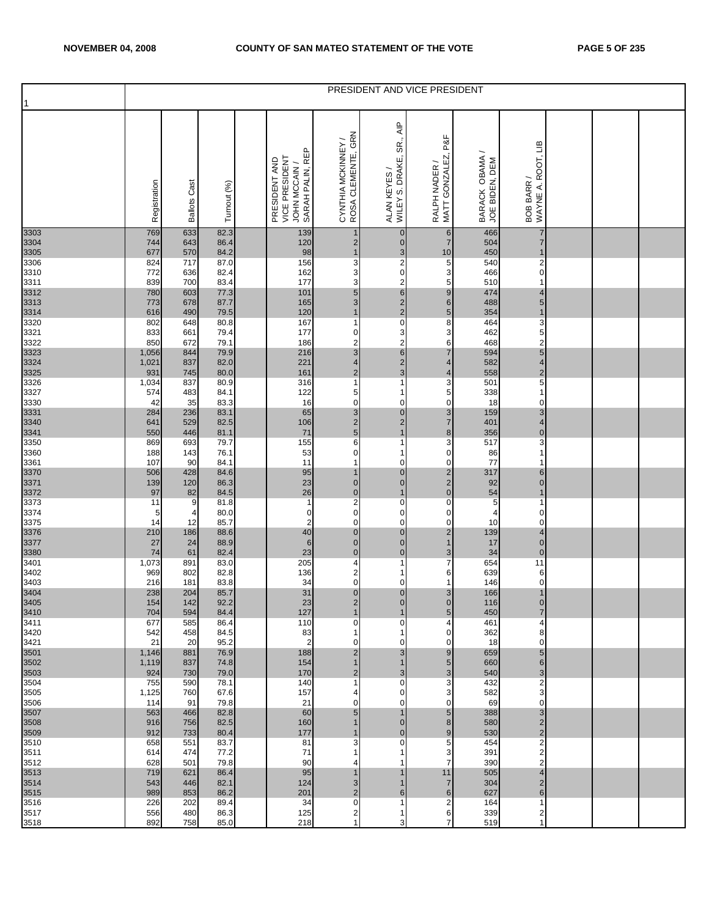| 1 | PRESIDENT AND VICE PRESIDENT | | | | | | | | | | | | | |
|---|---|---|---|---|---|---|---|---|---|---|---|---|---|---|
| | Registration | Ballots Cast | Turnout (%) | | PRESIDENT AND VICE PRESIDENT JOHN MCCAIN / SARAH PALIN, REP | CYNTHIA MCKINNEY / ROSA CLEMENTE, GRN | ALAN KEYES / WILEY S. DRAKE, SR., AIP | RALPH NADER / MATT GONZALEZ, P&F | BARACK OBAMA / JOE BIDEN, DEM | BOB BARR / WAYNE A. ROOT, LIB | | | |
| 3303 | 769 | 633 | 82.3 | | 139 | 1 | 0 | 6 | 466 | 7 | | | |
| 3304 | 744 | 643 | 86.4 | | 120 | 2 | 0 | 7 | 504 | 7 | | | |
| 3305 | 677 | 570 | 84.2 | | 98 | 1 | 3 | 10 | 450 | 1 | | | |
| 3306 | 824 | 717 | 87.0 | | 156 | 3 | 2 | 5 | 540 | 2 | | | |
| 3310 | 772 | 636 | 82.4 | | 162 | 3 | 0 | 3 | 466 | 0 | | | |
| 3311 | 839 | 700 | 83.4 | | 177 | 3 | 2 | 5 | 510 | 1 | | | |
| 3312 | 780 | 603 | 77.3 | | 101 | 5 | 6 | 9 | 474 | 4 | | | |
| 3313 | 773 | 678 | 87.7 | | 165 | 3 | 2 | 6 | 488 | 5 | | | |
| 3314 | 616 | 490 | 79.5 | | 120 | 1 | 2 | 5 | 354 | 1 | | | |
| 3320 | 802 | 648 | 80.8 | | 167 | 1 | 0 | 8 | 464 | 3 | | | |
| 3321 | 833 | 661 | 79.4 | | 177 | 0 | 3 | 3 | 462 | 5 | | | |
| 3322 | 850 | 672 | 79.1 | | 186 | 2 | 2 | 6 | 468 | 2 | | | |
| 3323 | 1,056 | 844 | 79.9 | | 216 | 3 | 6 | 7 | 594 | 5 | | | |
| 3324 | 1,021 | 837 | 82.0 | | 221 | 4 | 2 | 4 | 582 | 4 | | | |
| 3325 | 931 | 745 | 80.0 | | 161 | 2 | 3 | 4 | 558 | 2 | | | |
| 3326 | 1,034 | 837 | 80.9 | | 316 | 1 | 1 | 3 | 501 | 5 | | | |
| 3327 | 574 | 483 | 84.1 | | 122 | 5 | 1 | 5 | 338 | 1 | | | |
| 3330 | 42 | 35 | 83.3 | | 16 | 0 | 0 | 0 | 18 | 0 | | | |
| 3331 | 284 | 236 | 83.1 | | 65 | 3 | 0 | 3 | 159 | 3 | | | |
| 3340 | 641 | 529 | 82.5 | | 106 | 2 | 2 | 7 | 401 | 4 | | | |
| 3341 | 550 | 446 | 81.1 | | 71 | 5 | 1 | 8 | 356 | 0 | | | |
| 3350 | 869 | 693 | 79.7 | | 155 | 6 | 1 | 3 | 517 | 3 | | | |
| 3360 | 188 | 143 | 76.1 | | 53 | 0 | 1 | 0 | 86 | 1 | | | |
| 3361 | 107 | 90 | 84.1 | | 11 | 1 | 0 | 0 | 77 | 1 | | | |
| 3370 | 506 | 428 | 84.6 | | 95 | 1 | 0 | 2 | 317 | 6 | | | |
| 3371 | 139 | 120 | 86.3 | | 23 | 0 | 0 | 2 | 92 | 0 | | | |
| 3372 | 97 | 82 | 84.5 | | 26 | 0 | 1 | 0 | 54 | 1 | | | |
| 3373 | 11 | 9 | 81.8 | | 1 | 2 | 0 | 0 | 5 | 1 | | | |
| 3374 | 5 | 4 | 80.0 | | 0 | 0 | 0 | 0 | 4 | 0 | | | |
| 3375 | 14 | 12 | 85.7 | | 2 | 0 | 0 | 0 | 10 | 0 | | | |
| 3376 | 210 | 186 | 88.6 | | 40 | 0 | 0 | 2 | 139 | 4 | | | |
| 3377 | 27 | 24 | 88.9 | | 6 | 0 | 0 | 1 | 17 | 0 | | | |
| 3380 | 74 | 61 | 82.4 | | 23 | 0 | 0 | 3 | 34 | 0 | | | |
| 3401 | 1,073 | 891 | 83.0 | | 205 | 4 | 1 | 7 | 654 | 11 | | | |
| 3402 | 969 | 802 | 82.8 | | 136 | 2 | 1 | 6 | 639 | 6 | | | |
| 3403 | 216 | 181 | 83.8 | | 34 | 0 | 0 | 1 | 146 | 0 | | | |
| 3404 | 238 | 204 | 85.7 | | 31 | 0 | 0 | 3 | 166 | 1 | | | |
| 3405 | 154 | 142 | 92.2 | | 23 | 2 | 0 | 0 | 116 | 0 | | | |
| 3410 | 704 | 594 | 84.4 | | 127 | 1 | 1 | 5 | 450 | 7 | | | |
| 3411 | 677 | 585 | 86.4 | | 110 | 0 | 0 | 4 | 461 | 4 | | | |
| 3420 | 542 | 458 | 84.5 | | 83 | 1 | 1 | 0 | 362 | 8 | | | |
| 3421 | 21 | 20 | 95.2 | | 2 | 0 | 0 | 0 | 18 | 0 | | | |
| 3501 | 1,146 | 881 | 76.9 | | 188 | 2 | 3 | 9 | 659 | 5 | | | |
| 3502 | 1,119 | 837 | 74.8 | | 154 | 1 | 1 | 5 | 660 | 6 | | | |
| 3503 | 924 | 730 | 79.0 | | 170 | 2 | 3 | 3 | 540 | 3 | | | |
| 3504 | 755 | 590 | 78.1 | | 140 | 1 | 0 | 3 | 432 | 2 | | | |
| 3505 | 1,125 | 760 | 67.6 | | 157 | 4 | 0 | 3 | 582 | 3 | | | |
| 3506 | 114 | 91 | 79.8 | | 21 | 0 | 0 | 0 | 69 | 0 | | | |
| 3507 | 563 | 466 | 82.8 | | 60 | 5 | 1 | 5 | 388 | 3 | | | |
| 3508 | 916 | 756 | 82.5 | | 160 | 1 | 0 | 8 | 580 | 2 | | | |
| 3509 | 912 | 733 | 80.4 | | 177 | 1 | 0 | 9 | 530 | 2 | | | |
| 3510 | 658 | 551 | 83.7 | | 81 | 3 | 0 | 5 | 454 | 2 | | | |
| 3511 | 614 | 474 | 77.2 | | 71 | 1 | 1 | 3 | 391 | 2 | | | |
| 3512 | 628 | 501 | 79.8 | | 90 | 4 | 1 | 7 | 390 | 2 | | | |
| 3513 | 719 | 621 | 86.4 | | 95 | 1 | 1 | 11 | 505 | 4 | | | |
| 3514 | 543 | 446 | 82.1 | | 124 | 3 | 1 | 7 | 304 | 2 | | | |
| 3515 | 989 | 853 | 86.2 | | 201 | 2 | 6 | 6 | 627 | 6 | | | |
| 3516 | 226 | 202 | 89.4 | | 34 | 0 | 1 | 2 | 164 | 1 | | | |
| 3517 | 556 | 480 | 86.3 | | 125 | 2 | 1 | 6 | 339 | 2 | | | |
| 3518 | 892 | 758 | 85.0 | | 218 | 1 | 3 | 7 | 519 | 1 | | | |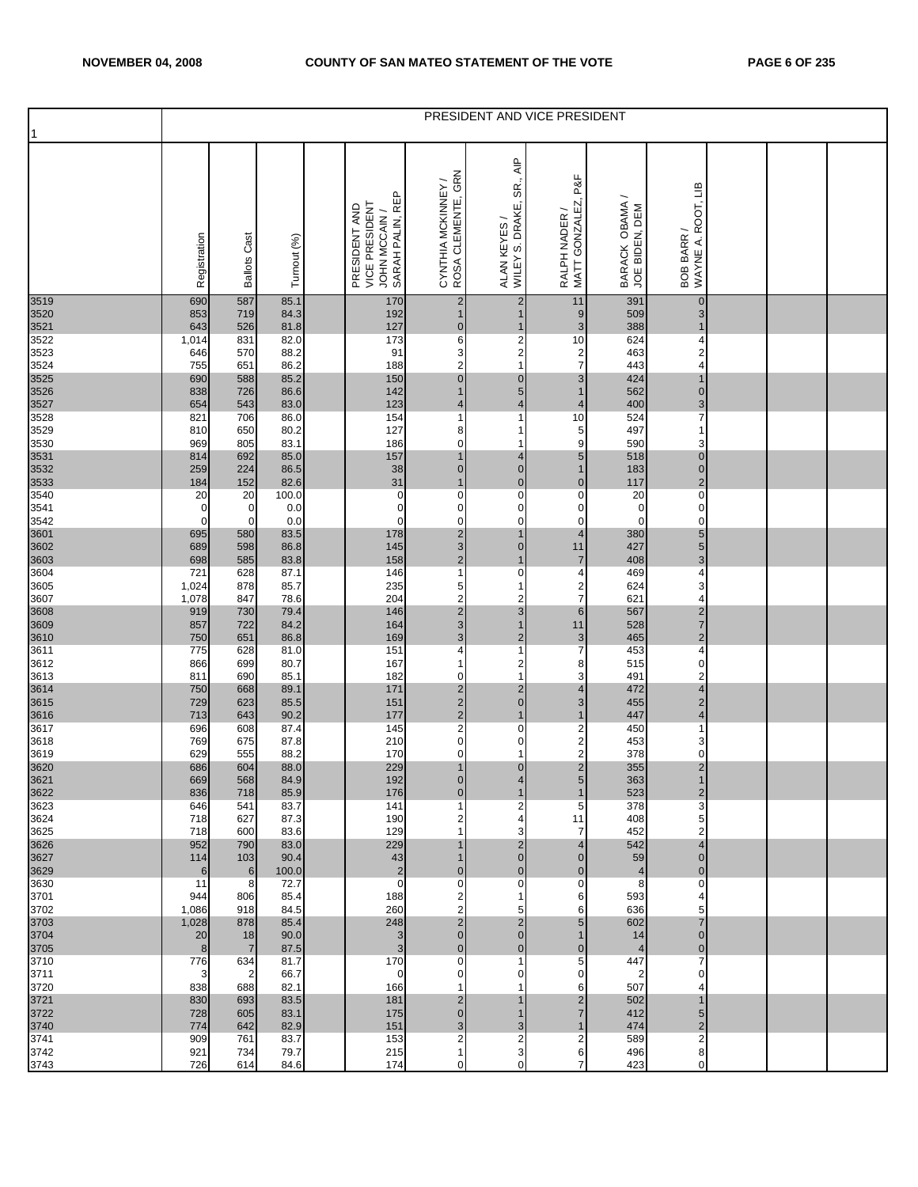| 1 | PRESIDENT AND VICE PRESIDENT | | | | | | | | | | | | |
|---|---|---|---|---|---|---|---|---|---|---|---|---|---|
| | Registration | Ballots Cast | Turnout (%) | | PRESIDENT AND VICE PRESIDENT JOHN MCCAIN / SARAH PALIN, REP | CYNTHIA MCKINNEY / ROSA CLEMENTE, GRN | ALAN KEYES / WILEY S. DRAKE, SR., AIP | RALPH NADER / MATT GONZALEZ, P&F | BARACK OBAMA / JOE BIDEN, DEM | BOB BARR / WAYNE A. ROOT, LIB | | | |
| 3519 | 690 | 587 | 85.1 | | 170 | 2 | 2 | 11 | 391 | 0 | | | |
| 3520 | 853 | 719 | 84.3 | | 192 | 1 | 1 | 9 | 509 | 3 | | | |
| 3521 | 643 | 526 | 81.8 | | 127 | 0 | 1 | 3 | 388 | 1 | | | |
| 3522 | 1,014 | 831 | 82.0 | | 173 | 6 | 2 | 10 | 624 | 4 | | | |
| 3523 | 646 | 570 | 88.2 | | 91 | 3 | 2 | 2 | 463 | 2 | | | |
| 3524 | 755 | 651 | 86.2 | | 188 | 2 | 1 | 7 | 443 | 4 | | | |
| 3525 | 690 | 588 | 85.2 | | 150 | 0 | 0 | 3 | 424 | 1 | | | |
| 3526 | 838 | 726 | 86.6 | | 142 | 1 | 5 | 1 | 562 | 0 | | | |
| 3527 | 654 | 543 | 83.0 | | 123 | 4 | 4 | 4 | 400 | 3 | | | |
| 3528 | 821 | 706 | 86.0 | | 154 | 1 | 1 | 10 | 524 | 7 | | | |
| 3529 | 810 | 650 | 80.2 | | 127 | 8 | 1 | 5 | 497 | 1 | | | |
| 3530 | 969 | 805 | 83.1 | | 186 | 0 | 1 | 9 | 590 | 3 | | | |
| 3531 | 814 | 692 | 85.0 | | 157 | 1 | 4 | 5 | 518 | 0 | | | |
| 3532 | 259 | 224 | 86.5 | | 38 | 0 | 0 | 1 | 183 | 0 | | | |
| 3533 | 184 | 152 | 82.6 | | 31 | 1 | 0 | 0 | 117 | 2 | | | |
| 3540 | 20 | 20 | 100.0 | | 0 | 0 | 0 | 0 | 20 | 0 | | | |
| 3541 | 0 | 0 | 0.0 | | 0 | 0 | 0 | 0 | 0 | 0 | | | |
| 3542 | 0 | 0 | 0.0 | | 0 | 0 | 0 | 0 | 0 | 0 | | | |
| 3601 | 695 | 580 | 83.5 | | 178 | 2 | 1 | 4 | 380 | 5 | | | |
| 3602 | 689 | 598 | 86.8 | | 145 | 3 | 0 | 11 | 427 | 5 | | | |
| 3603 | 698 | 585 | 83.8 | | 158 | 2 | 1 | 7 | 408 | 3 | | | |
| 3604 | 721 | 628 | 87.1 | | 146 | 1 | 0 | 4 | 469 | 4 | | | |
| 3605 | 1,024 | 878 | 85.7 | | 235 | 5 | 1 | 2 | 624 | 3 | | | |
| 3607 | 1,078 | 847 | 78.6 | | 204 | 2 | 2 | 7 | 621 | 4 | | | |
| 3608 | 919 | 730 | 79.4 | | 146 | 2 | 3 | 6 | 567 | 2 | | | |
| 3609 | 857 | 722 | 84.2 | | 164 | 3 | 1 | 11 | 528 | 7 | | | |
| 3610 | 750 | 651 | 86.8 | | 169 | 3 | 2 | 3 | 465 | 2 | | | |
| 3611 | 775 | 628 | 81.0 | | 151 | 4 | 1 | 7 | 453 | 4 | | | |
| 3612 | 866 | 699 | 80.7 | | 167 | 1 | 2 | 8 | 515 | 0 | | | |
| 3613 | 811 | 690 | 85.1 | | 182 | 0 | 1 | 3 | 491 | 2 | | | |
| 3614 | 750 | 668 | 89.1 | | 171 | 2 | 2 | 4 | 472 | 4 | | | |
| 3615 | 729 | 623 | 85.5 | | 151 | 2 | 0 | 3 | 455 | 2 | | | |
| 3616 | 713 | 643 | 90.2 | | 177 | 2 | 1 | 1 | 447 | 4 | | | |
| 3617 | 696 | 608 | 87.4 | | 145 | 2 | 0 | 2 | 450 | 1 | | | |
| 3618 | 769 | 675 | 87.8 | | 210 | 0 | 0 | 2 | 453 | 3 | | | |
| 3619 | 629 | 555 | 88.2 | | 170 | 0 | 1 | 2 | 378 | 0 | | | |
| 3620 | 686 | 604 | 88.0 | | 229 | 1 | 0 | 2 | 355 | 2 | | | |
| 3621 | 669 | 568 | 84.9 | | 192 | 0 | 4 | 5 | 363 | 1 | | | |
| 3622 | 836 | 718 | 85.9 | | 176 | 0 | 1 | 1 | 523 | 2 | | | |
| 3623 | 646 | 541 | 83.7 | | 141 | 1 | 2 | 5 | 378 | 3 | | | |
| 3624 | 718 | 627 | 87.3 | | 190 | 2 | 4 | 11 | 408 | 5 | | | |
| 3625 | 718 | 600 | 83.6 | | 129 | 1 | 3 | 7 | 452 | 2 | | | |
| 3626 | 952 | 790 | 83.0 | | 229 | 1 | 2 | 4 | 542 | 4 | | | |
| 3627 | 114 | 103 | 90.4 | | 43 | 1 | 0 | 0 | 59 | 0 | | | |
| 3629 | 6 | 6 | 100.0 | | 2 | 0 | 0 | 0 | 4 | 0 | | | |
| 3630 | 11 | 8 | 72.7 | | 0 | 0 | 0 | 0 | 8 | 0 | | | |
| 3701 | 944 | 806 | 85.4 | | 188 | 2 | 1 | 6 | 593 | 4 | | | |
| 3702 | 1,086 | 918 | 84.5 | | 260 | 2 | 5 | 6 | 636 | 5 | | | |
| 3703 | 1,028 | 878 | 85.4 | | 248 | 2 | 2 | 5 | 602 | 7 | | | |
| 3704 | 20 | 18 | 90.0 | | 3 | 0 | 0 | 1 | 14 | 0 | | | |
| 3705 | 8 | 7 | 87.5 | | 3 | 0 | 0 | 0 | 4 | 0 | | | |
| 3710 | 776 | 634 | 81.7 | | 170 | 0 | 1 | 5 | 447 | 7 | | | |
| 3711 | 3 | 2 | 66.7 | | 0 | 0 | 0 | 0 | 2 | 0 | | | |
| 3720 | 838 | 688 | 82.1 | | 166 | 1 | 1 | 6 | 507 | 4 | | | |
| 3721 | 830 | 693 | 83.5 | | 181 | 2 | 1 | 2 | 502 | 1 | | | |
| 3722 | 728 | 605 | 83.1 | | 175 | 0 | 1 | 7 | 412 | 5 | | | |
| 3740 | 774 | 642 | 82.9 | | 151 | 3 | 3 | 1 | 474 | 2 | | | |
| 3741 | 909 | 761 | 83.7 | | 153 | 2 | 2 | 2 | 589 | 2 | | | |
| 3742 | 921 | 734 | 79.7 | | 215 | 1 | 3 | 6 | 496 | 8 | | | |
| 3743 | 726 | 614 | 84.6 | | 174 | 0 | 0 | 7 | 423 | 0 | | | |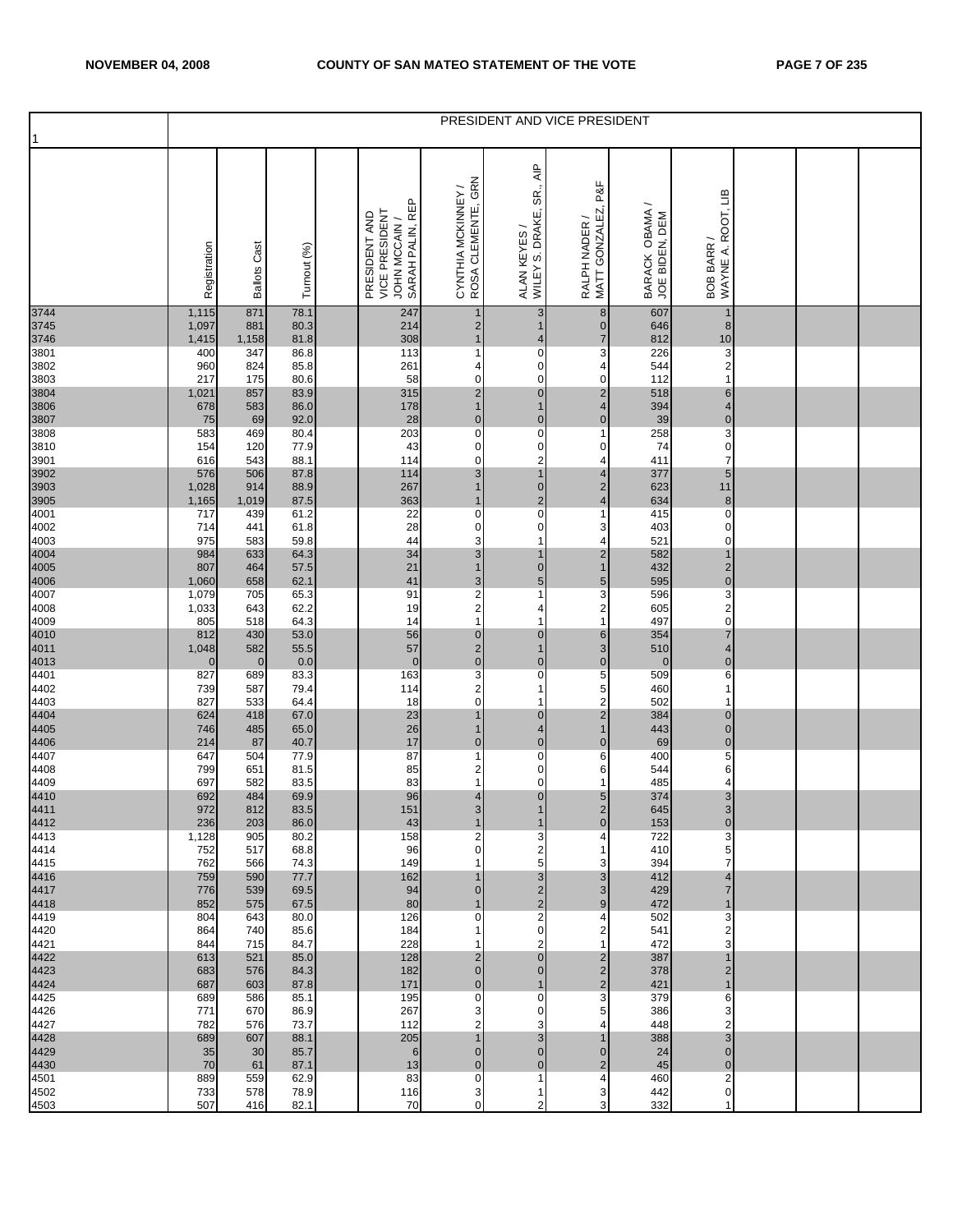| 1 | PRESIDENT AND VICE PRESIDENT | | | | | | | | | | | | |
|---|---|---|---|---|---|---|---|---|---|---|---|---|---|
| | Registration | Ballots Cast | Turnout (%) | | PRESIDENT AND VICE PRESIDENT JOHN MCCAIN / SARAH PALIN, REP | CYNTHIA MCKINNEY / ROSA CLEMENTE, GRN | ALAN KEYES / WILEY S. DRAKE, SR., AIP | RALPH NADER / MATT GONZALEZ, P&F | BARACK OBAMA / JOE BIDEN, DEM | BOB BARR / WAYNE A. ROOT, LIB | | | |
| 3744 | 1,115 | 871 | 78.1 | | 247 | 1 | 3 | 8 | 607 | 1 | | | |
| 3745 | 1,097 | 881 | 80.3 | | 214 | 2 | 1 | 0 | 646 | 8 | | | |
| 3746 | 1,415 | 1,158 | 81.8 | | 308 | 1 | 4 | 7 | 812 | 10 | | | |
| 3801 | 400 | 347 | 86.8 | | 113 | 1 | 0 | 3 | 226 | 3 | | | |
| 3802 | 960 | 824 | 85.8 | | 261 | 4 | 0 | 4 | 544 | 2 | | | |
| 3803 | 217 | 175 | 80.6 | | 58 | 0 | 0 | 0 | 112 | 1 | | | |
| 3804 | 1,021 | 857 | 83.9 | | 315 | 2 | 0 | 2 | 518 | 6 | | | |
| 3806 | 678 | 583 | 86.0 | | 178 | 1 | 1 | 4 | 394 | 4 | | | |
| 3807 | 75 | 69 | 92.0 | | 28 | 0 | 0 | 0 | 39 | 0 | | | |
| 3808 | 583 | 469 | 80.4 | | 203 | 0 | 0 | 1 | 258 | 3 | | | |
| 3810 | 154 | 120 | 77.9 | | 43 | 0 | 0 | 0 | 74 | 0 | | | |
| 3901 | 616 | 543 | 88.1 | | 114 | 0 | 2 | 4 | 411 | 7 | | | |
| 3902 | 576 | 506 | 87.8 | | 114 | 3 | 1 | 4 | 377 | 5 | | | |
| 3903 | 1,028 | 914 | 88.9 | | 267 | 1 | 0 | 2 | 623 | 11 | | | |
| 3905 | 1,165 | 1,019 | 87.5 | | 363 | 1 | 2 | 4 | 634 | 8 | | | |
| 4001 | 717 | 439 | 61.2 | | 22 | 0 | 0 | 1 | 415 | 0 | | | |
| 4002 | 714 | 441 | 61.8 | | 28 | 0 | 0 | 3 | 403 | 0 | | | |
| 4003 | 975 | 583 | 59.8 | | 44 | 3 | 1 | 4 | 521 | 0 | | | |
| 4004 | 984 | 633 | 64.3 | | 34 | 3 | 1 | 2 | 582 | 1 | | | |
| 4005 | 807 | 464 | 57.5 | | 21 | 1 | 0 | 1 | 432 | 2 | | | |
| 4006 | 1,060 | 658 | 62.1 | | 41 | 3 | 5 | 5 | 595 | 0 | | | |
| 4007 | 1,079 | 705 | 65.3 | | 91 | 2 | 1 | 3 | 596 | 3 | | | |
| 4008 | 1,033 | 643 | 62.2 | | 19 | 2 | 4 | 2 | 605 | 2 | | | |
| 4009 | 805 | 518 | 64.3 | | 14 | 1 | 1 | 1 | 497 | 0 | | | |
| 4010 | 812 | 430 | 53.0 | | 56 | 0 | 0 | 6 | 354 | 7 | | | |
| 4011 | 1,048 | 582 | 55.5 | | 57 | 2 | 1 | 3 | 510 | 4 | | | |
| 4013 | 0 | 0 | 0.0 | | 0 | 0 | 0 | 0 | 0 | 0 | | | |
| 4401 | 827 | 689 | 83.3 | | 163 | 3 | 0 | 5 | 509 | 6 | | | |
| 4402 | 739 | 587 | 79.4 | | 114 | 2 | 1 | 5 | 460 | 1 | | | |
| 4403 | 827 | 533 | 64.4 | | 18 | 0 | 1 | 2 | 502 | 1 | | | |
| 4404 | 624 | 418 | 67.0 | | 23 | 1 | 0 | 2 | 384 | 0 | | | |
| 4405 | 746 | 485 | 65.0 | | 26 | 1 | 4 | 1 | 443 | 0 | | | |
| 4406 | 214 | 87 | 40.7 | | 17 | 0 | 0 | 0 | 69 | 0 | | | |
| 4407 | 647 | 504 | 77.9 | | 87 | 1 | 0 | 6 | 400 | 5 | | | |
| 4408 | 799 | 651 | 81.5 | | 85 | 2 | 0 | 6 | 544 | 6 | | | |
| 4409 | 697 | 582 | 83.5 | | 83 | 1 | 0 | 1 | 485 | 4 | | | |
| 4410 | 692 | 484 | 69.9 | | 96 | 4 | 0 | 5 | 374 | 3 | | | |
| 4411 | 972 | 812 | 83.5 | | 151 | 3 | 1 | 2 | 645 | 3 | | | |
| 4412 | 236 | 203 | 86.0 | | 43 | 1 | 1 | 0 | 153 | 0 | | | |
| 4413 | 1,128 | 905 | 80.2 | | 158 | 2 | 3 | 4 | 722 | 3 | | | |
| 4414 | 752 | 517 | 68.8 | | 96 | 0 | 2 | 1 | 410 | 5 | | | |
| 4415 | 762 | 566 | 74.3 | | 149 | 1 | 5 | 3 | 394 | 7 | | | |
| 4416 | 759 | 590 | 77.7 | | 162 | 1 | 3 | 3 | 412 | 4 | | | |
| 4417 | 776 | 539 | 69.5 | | 94 | 0 | 2 | 3 | 429 | 7 | | | |
| 4418 | 852 | 575 | 67.5 | | 80 | 1 | 2 | 9 | 472 | 1 | | | |
| 4419 | 804 | 643 | 80.0 | | 126 | 0 | 2 | 4 | 502 | 3 | | | |
| 4420 | 864 | 740 | 85.6 | | 184 | 1 | 0 | 2 | 541 | 2 | | | |
| 4421 | 844 | 715 | 84.7 | | 228 | 1 | 2 | 1 | 472 | 3 | | | |
| 4422 | 613 | 521 | 85.0 | | 128 | 2 | 0 | 2 | 387 | 1 | | | |
| 4423 | 683 | 576 | 84.3 | | 182 | 0 | 0 | 2 | 378 | 2 | | | |
| 4424 | 687 | 603 | 87.8 | | 171 | 0 | 1 | 2 | 421 | 1 | | | |
| 4425 | 689 | 586 | 85.1 | | 195 | 0 | 0 | 3 | 379 | 6 | | | |
| 4426 | 771 | 670 | 86.9 | | 267 | 3 | 0 | 5 | 386 | 3 | | | |
| 4427 | 782 | 576 | 73.7 | | 112 | 2 | 3 | 4 | 448 | 2 | | | |
| 4428 | 689 | 607 | 88.1 | | 205 | 1 | 3 | 1 | 388 | 3 | | | |
| 4429 | 35 | 30 | 85.7 | | 6 | 0 | 0 | 0 | 24 | 0 | | | |
| 4430 | 70 | 61 | 87.1 | | 13 | 0 | 0 | 2 | 45 | 0 | | | |
| 4501 | 889 | 559 | 62.9 | | 83 | 0 | 1 | 4 | 460 | 2 | | | |
| 4502 | 733 | 578 | 78.9 | | 116 | 3 | 1 | 3 | 442 | 0 | | | |
| 4503 | 507 | 416 | 82.1 | | 70 | 0 | 2 | 3 | 332 | 1 | | | |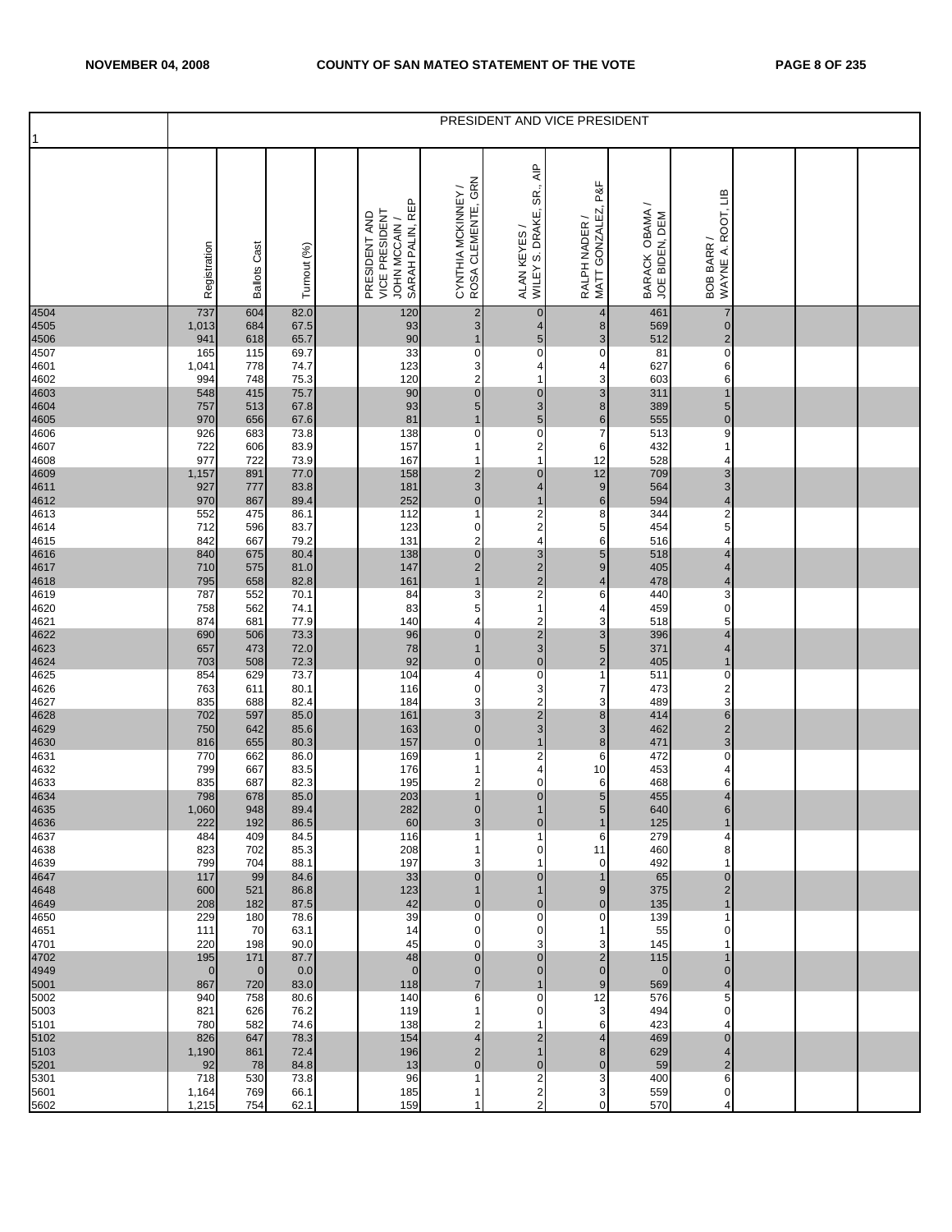| 1 | PRESIDENT AND VICE PRESIDENT | | | | | | | | | | | | | |
|---|---|---|---|---|---|---|---|---|---|---|---|---|---|---|
| | Registration | Ballots Cast | Turnout (%) | | PRESIDENT AND VICE PRESIDENT JOHN MCCAIN / SARAH PALIN, REP | CYNTHIA MCKINNEY / ROSA CLEMENTE, GRN | ALAN KEYES / WILEY S. DRAKE, SR., AIP | RALPH NADER / MATT GONZALEZ, P&F | BARACK OBAMA / JOE BIDEN, DEM | BOB BARR / WAYNE A. ROOT, LIB | | | |
| 4504 | 737 | 604 | 82.0 | | 120 | 2 | 0 | 4 | 461 | 7 | | | |
| 4505 | 1,013 | 684 | 67.5 | | 93 | 3 | 4 | 8 | 569 | 0 | | | |
| 4506 | 941 | 618 | 65.7 | | 90 | 1 | 5 | 3 | 512 | 2 | | | |
| 4507 | 165 | 115 | 69.7 | | 33 | 0 | 0 | 0 | 81 | 0 | | | |
| 4601 | 1,041 | 778 | 74.7 | | 123 | 3 | 4 | 4 | 627 | 6 | | | |
| 4602 | 994 | 748 | 75.3 | | 120 | 2 | 1 | 3 | 603 | 6 | | | |
| 4603 | 548 | 415 | 75.7 | | 90 | 0 | 0 | 3 | 311 | 1 | | | |
| 4604 | 757 | 513 | 67.8 | | 93 | 5 | 3 | 8 | 389 | 5 | | | |
| 4605 | 970 | 656 | 67.6 | | 81 | 1 | 5 | 6 | 555 | 0 | | | |
| 4606 | 926 | 683 | 73.8 | | 138 | 0 | 0 | 7 | 513 | 9 | | | |
| 4607 | 722 | 606 | 83.9 | | 157 | 1 | 2 | 6 | 432 | 1 | | | |
| 4608 | 977 | 722 | 73.9 | | 167 | 1 | 1 | 12 | 528 | 4 | | | |
| 4609 | 1,157 | 891 | 77.0 | | 158 | 2 | 0 | 12 | 709 | 3 | | | |
| 4611 | 927 | 777 | 83.8 | | 181 | 3 | 4 | 9 | 564 | 3 | | | |
| 4612 | 970 | 867 | 89.4 | | 252 | 0 | 1 | 6 | 594 | 4 | | | |
| 4613 | 552 | 475 | 86.1 | | 112 | 1 | 2 | 8 | 344 | 2 | | | |
| 4614 | 712 | 596 | 83.7 | | 123 | 0 | 2 | 5 | 454 | 5 | | | |
| 4615 | 842 | 667 | 79.2 | | 131 | 2 | 4 | 6 | 516 | 4 | | | |
| 4616 | 840 | 675 | 80.4 | | 138 | 0 | 3 | 5 | 518 | 4 | | | |
| 4617 | 710 | 575 | 81.0 | | 147 | 2 | 2 | 9 | 405 | 4 | | | |
| 4618 | 795 | 658 | 82.8 | | 161 | 1 | 2 | 4 | 478 | 4 | | | |
| 4619 | 787 | 552 | 70.1 | | 84 | 3 | 2 | 6 | 440 | 3 | | | |
| 4620 | 758 | 562 | 74.1 | | 83 | 5 | 1 | 4 | 459 | 0 | | | |
| 4621 | 874 | 681 | 77.9 | | 140 | 4 | 2 | 3 | 518 | 5 | | | |
| 4622 | 690 | 506 | 73.3 | | 96 | 0 | 2 | 3 | 396 | 4 | | | |
| 4623 | 657 | 473 | 72.0 | | 78 | 1 | 3 | 5 | 371 | 4 | | | |
| 4624 | 703 | 508 | 72.3 | | 92 | 0 | 0 | 2 | 405 | 1 | | | |
| 4625 | 854 | 629 | 73.7 | | 104 | 4 | 0 | 1 | 511 | 0 | | | |
| 4626 | 763 | 611 | 80.1 | | 116 | 0 | 3 | 7 | 473 | 2 | | | |
| 4627 | 835 | 688 | 82.4 | | 184 | 3 | 2 | 3 | 489 | 3 | | | |
| 4628 | 702 | 597 | 85.0 | | 161 | 3 | 2 | 8 | 414 | 6 | | | |
| 4629 | 750 | 642 | 85.6 | | 163 | 0 | 3 | 3 | 462 | 2 | | | |
| 4630 | 816 | 655 | 80.3 | | 157 | 0 | 1 | 8 | 471 | 3 | | | |
| 4631 | 770 | 662 | 86.0 | | 169 | 1 | 2 | 6 | 472 | 0 | | | |
| 4632 | 799 | 667 | 83.5 | | 176 | 1 | 4 | 10 | 453 | 4 | | | |
| 4633 | 835 | 687 | 82.3 | | 195 | 2 | 0 | 6 | 468 | 6 | | | |
| 4634 | 798 | 678 | 85.0 | | 203 | 1 | 0 | 5 | 455 | 4 | | | |
| 4635 | 1,060 | 948 | 89.4 | | 282 | 0 | 1 | 5 | 640 | 6 | | | |
| 4636 | 222 | 192 | 86.5 | | 60 | 3 | 0 | 1 | 125 | 1 | | | |
| 4637 | 484 | 409 | 84.5 | | 116 | 1 | 1 | 6 | 279 | 4 | | | |
| 4638 | 823 | 702 | 85.3 | | 208 | 1 | 0 | 11 | 460 | 8 | | | |
| 4639 | 799 | 704 | 88.1 | | 197 | 3 | 1 | 0 | 492 | 1 | | | |
| 4647 | 117 | 99 | 84.6 | | 33 | 0 | 0 | 1 | 65 | 0 | | | |
| 4648 | 600 | 521 | 86.8 | | 123 | 1 | 1 | 9 | 375 | 2 | | | |
| 4649 | 208 | 182 | 87.5 | | 42 | 0 | 0 | 0 | 135 | 1 | | | |
| 4650 | 229 | 180 | 78.6 | | 39 | 0 | 0 | 0 | 139 | 1 | | | |
| 4651 | 111 | 70 | 63.1 | | 14 | 0 | 0 | 1 | 55 | 0 | | | |
| 4701 | 220 | 198 | 90.0 | | 45 | 0 | 3 | 3 | 145 | 1 | | | |
| 4702 | 195 | 171 | 87.7 | | 48 | 0 | 0 | 2 | 115 | 1 | | | |
| 4949 | 0 | 0 | 0.0 | | 0 | 0 | 0 | 0 | 0 | 0 | | | |
| 5001 | 867 | 720 | 83.0 | | 118 | 7 | 1 | 9 | 569 | 4 | | | |
| 5002 | 940 | 758 | 80.6 | | 140 | 6 | 0 | 12 | 576 | 5 | | | |
| 5003 | 821 | 626 | 76.2 | | 119 | 1 | 0 | 3 | 494 | 0 | | | |
| 5101 | 780 | 582 | 74.6 | | 138 | 2 | 1 | 6 | 423 | 4 | | | |
| 5102 | 826 | 647 | 78.3 | | 154 | 4 | 2 | 4 | 469 | 0 | | | |
| 5103 | 1,190 | 861 | 72.4 | | 196 | 2 | 1 | 8 | 629 | 4 | | | |
| 5201 | 92 | 78 | 84.8 | | 13 | 0 | 0 | 0 | 59 | 2 | | | |
| 5301 | 718 | 530 | 73.8 | | 96 | 1 | 2 | 3 | 400 | 6 | | | |
| 5601 | 1,164 | 769 | 66.1 | | 185 | 1 | 2 | 3 | 559 | 0 | | | |
| 5602 | 1,215 | 754 | 62.1 | | 159 | 1 | 2 | 0 | 570 | 4 | | | |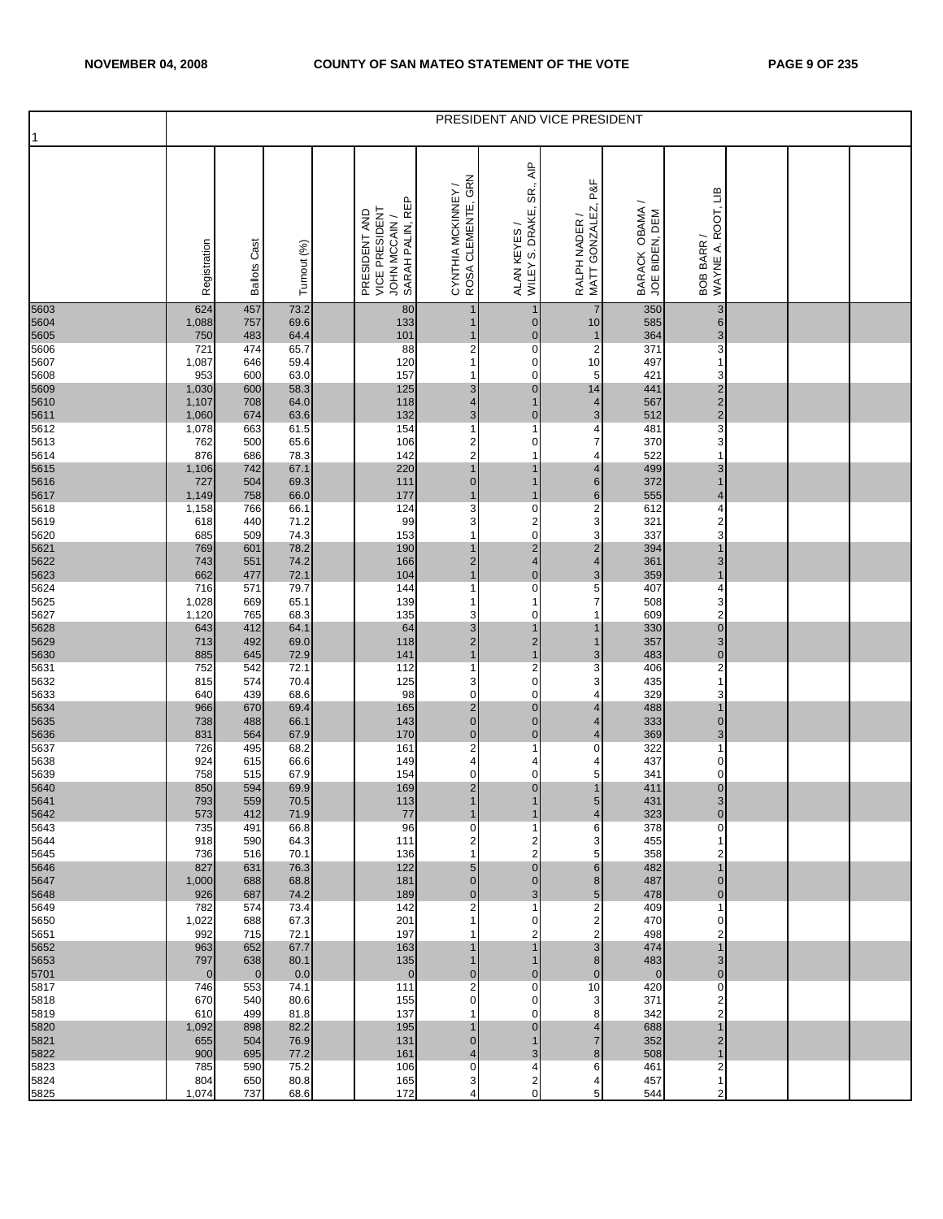| 1 | PRESIDENT AND VICE PRESIDENT | | | | | | | | | | | | |
|---|---|---|---|---|---|---|---|---|---|---|---|---|---|
| | Registration | Ballots Cast | Turnout (%) | | PRESIDENT AND VICE PRESIDENT JOHN MCCAIN / SARAH PALIN, REP | CYNTHIA MCKINNEY / ROSA CLEMENTE, GRN | ALAN KEYES / WILEY S. DRAKE, SR., AIP | RALPH NADER / MATT GONZALEZ, P&F | BARACK OBAMA / JOE BIDEN, DEM | BOB BARR / WAYNE A. ROOT, LIB | | | |
| 5603 | 624 | 457 | 73.2 | | 80 | 1 | 1 | 7 | 350 | 3 | | | |
| 5604 | 1,088 | 757 | 69.6 | | 133 | 1 | 0 | 10 | 585 | 6 | | | |
| 5605 | 750 | 483 | 64.4 | | 101 | 1 | 0 | 1 | 364 | 3 | | | |
| 5606 | 721 | 474 | 65.7 | | 88 | 2 | 0 | 2 | 371 | 3 | | | |
| 5607 | 1,087 | 646 | 59.4 | | 120 | 1 | 0 | 10 | 497 | 1 | | | |
| 5608 | 953 | 600 | 63.0 | | 157 | 1 | 0 | 5 | 421 | 3 | | | |
| 5609 | 1,030 | 600 | 58.3 | | 125 | 3 | 0 | 14 | 441 | 2 | | | |
| 5610 | 1,107 | 708 | 64.0 | | 118 | 4 | 1 | 4 | 567 | 2 | | | |
| 5611 | 1,060 | 674 | 63.6 | | 132 | 3 | 0 | 3 | 512 | 2 | | | |
| 5612 | 1,078 | 663 | 61.5 | | 154 | 1 | 1 | 4 | 481 | 3 | | | |
| 5613 | 762 | 500 | 65.6 | | 106 | 2 | 0 | 7 | 370 | 3 | | | |
| 5614 | 876 | 686 | 78.3 | | 142 | 2 | 1 | 4 | 522 | 1 | | | |
| 5615 | 1,106 | 742 | 67.1 | | 220 | 1 | 1 | 4 | 499 | 3 | | | |
| 5616 | 727 | 504 | 69.3 | | 111 | 0 | 1 | 6 | 372 | 1 | | | |
| 5617 | 1,149 | 758 | 66.0 | | 177 | 1 | 1 | 6 | 555 | 4 | | | |
| 5618 | 1,158 | 766 | 66.1 | | 124 | 3 | 0 | 2 | 612 | 4 | | | |
| 5619 | 618 | 440 | 71.2 | | 99 | 3 | 2 | 3 | 321 | 2 | | | |
| 5620 | 685 | 509 | 74.3 | | 153 | 1 | 0 | 3 | 337 | 3 | | | |
| 5621 | 769 | 601 | 78.2 | | 190 | 1 | 2 | 2 | 394 | 1 | | | |
| 5622 | 743 | 551 | 74.2 | | 166 | 2 | 4 | 4 | 361 | 3 | | | |
| 5623 | 662 | 477 | 72.1 | | 104 | 1 | 0 | 3 | 359 | 1 | | | |
| 5624 | 716 | 571 | 79.7 | | 144 | 1 | 0 | 5 | 407 | 4 | | | |
| 5625 | 1,028 | 669 | 65.1 | | 139 | 1 | 1 | 7 | 508 | 3 | | | |
| 5627 | 1,120 | 765 | 68.3 | | 135 | 3 | 0 | 1 | 609 | 2 | | | |
| 5628 | 643 | 412 | 64.1 | | 64 | 3 | 1 | 1 | 330 | 0 | | | |
| 5629 | 713 | 492 | 69.0 | | 118 | 2 | 2 | 1 | 357 | 3 | | | |
| 5630 | 885 | 645 | 72.9 | | 141 | 1 | 1 | 3 | 483 | 0 | | | |
| 5631 | 752 | 542 | 72.1 | | 112 | 1 | 2 | 3 | 406 | 2 | | | |
| 5632 | 815 | 574 | 70.4 | | 125 | 3 | 0 | 3 | 435 | 1 | | | |
| 5633 | 640 | 439 | 68.6 | | 98 | 0 | 0 | 4 | 329 | 3 | | | |
| 5634 | 966 | 670 | 69.4 | | 165 | 2 | 0 | 4 | 488 | 1 | | | |
| 5635 | 738 | 488 | 66.1 | | 143 | 0 | 0 | 4 | 333 | 0 | | | |
| 5636 | 831 | 564 | 67.9 | | 170 | 0 | 0 | 4 | 369 | 3 | | | |
| 5637 | 726 | 495 | 68.2 | | 161 | 2 | 1 | 0 | 322 | 1 | | | |
| 5638 | 924 | 615 | 66.6 | | 149 | 4 | 4 | 4 | 437 | 0 | | | |
| 5639 | 758 | 515 | 67.9 | | 154 | 0 | 0 | 5 | 341 | 0 | | | |
| 5640 | 850 | 594 | 69.9 | | 169 | 2 | 0 | 1 | 411 | 0 | | | |
| 5641 | 793 | 559 | 70.5 | | 113 | 1 | 1 | 5 | 431 | 3 | | | |
| 5642 | 573 | 412 | 71.9 | | 77 | 1 | 1 | 4 | 323 | 0 | | | |
| 5643 | 735 | 491 | 66.8 | | 96 | 0 | 1 | 6 | 378 | 0 | | | |
| 5644 | 918 | 590 | 64.3 | | 111 | 2 | 2 | 3 | 455 | 1 | | | |
| 5645 | 736 | 516 | 70.1 | | 136 | 1 | 2 | 5 | 358 | 2 | | | |
| 5646 | 827 | 631 | 76.3 | | 122 | 5 | 0 | 6 | 482 | 1 | | | |
| 5647 | 1,000 | 688 | 68.8 | | 181 | 0 | 0 | 8 | 487 | 0 | | | |
| 5648 | 926 | 687 | 74.2 | | 189 | 0 | 3 | 5 | 478 | 0 | | | |
| 5649 | 782 | 574 | 73.4 | | 142 | 2 | 1 | 2 | 409 | 1 | | | |
| 5650 | 1,022 | 688 | 67.3 | | 201 | 1 | 0 | 2 | 470 | 0 | | | |
| 5651 | 992 | 715 | 72.1 | | 197 | 1 | 2 | 2 | 498 | 2 | | | |
| 5652 | 963 | 652 | 67.7 | | 163 | 1 | 1 | 3 | 474 | 1 | | | |
| 5653 | 797 | 638 | 80.1 | | 135 | 1 | 1 | 8 | 483 | 3 | | | |
| 5701 | 0 | 0 | 0.0 | | 0 | 0 | 0 | 0 | 0 | 0 | | | |
| 5817 | 746 | 553 | 74.1 | | 111 | 2 | 0 | 10 | 420 | 0 | | | |
| 5818 | 670 | 540 | 80.6 | | 155 | 0 | 0 | 3 | 371 | 2 | | | |
| 5819 | 610 | 499 | 81.8 | | 137 | 1 | 0 | 8 | 342 | 2 | | | |
| 5820 | 1,092 | 898 | 82.2 | | 195 | 1 | 0 | 4 | 688 | 1 | | | |
| 5821 | 655 | 504 | 76.9 | | 131 | 0 | 1 | 7 | 352 | 2 | | | |
| 5822 | 900 | 695 | 77.2 | | 161 | 4 | 3 | 8 | 508 | 1 | | | |
| 5823 | 785 | 590 | 75.2 | | 106 | 0 | 4 | 6 | 461 | 2 | | | |
| 5824 | 804 | 650 | 80.8 | | 165 | 3 | 2 | 4 | 457 | 1 | | | |
| 5825 | 1,074 | 737 | 68.6 | | 172 | 4 | 0 | 5 | 544 | 2 | | | |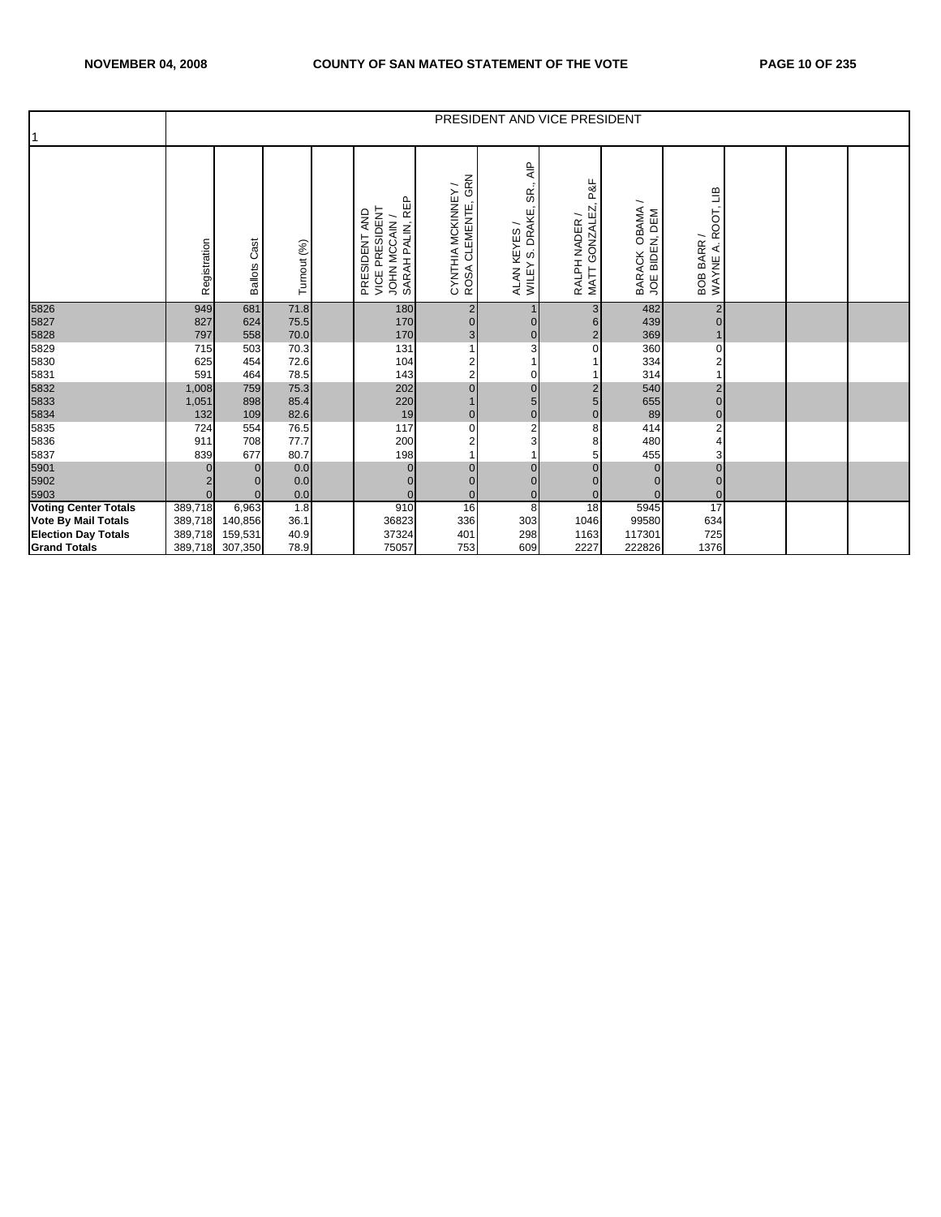| 1 | PRESIDENT AND VICE PRESIDENT | | | | | | | | | | | | |
|---|---|---|---|---|---|---|---|---|---|---|---|---|---|
| | Registration | Ballots Cast | Turnout (%) | | PRESIDENT AND VICE PRESIDENT JOHN MCCAIN / SARAH PALIN, REP | CYNTHIA MCKINNEY / ROSA CLEMENTE, GRN | ALAN KEYES / WILEY S. DRAKE, SR., AIP | RALPH NADER / MATT GONZALEZ, P&F | BARACK OBAMA / JOE BIDEN, DEM | BOB BARR / WAYNE A. ROOT, LIB | | | |
| 5826 | 949 | 681 | 71.8 | | 180 | 2 | 1 | 3 | 482 | 2 | | | |
| 5827 | 827 | 624 | 75.5 | | 170 | 0 | 0 | 6 | 439 | 0 | | | |
| 5828 | 797 | 558 | 70.0 | | 170 | 3 | 0 | 2 | 369 | 1 | | | |
| 5829 | 715 | 503 | 70.3 | | 131 | 1 | 3 | 0 | 360 | 0 | | | |
| 5830 | 625 | 454 | 72.6 | | 104 | 2 | 1 | 1 | 334 | 2 | | | |
| 5831 | 591 | 464 | 78.5 | | 143 | 2 | 0 | 1 | 314 | 1 | | | |
| 5832 | 1,008 | 759 | 75.3 | | 202 | 0 | 0 | 2 | 540 | 2 | | | |
| 5833 | 1,051 | 898 | 85.4 | | 220 | 1 | 5 | 5 | 655 | 0 | | | |
| 5834 | 132 | 109 | 82.6 | | 19 | 0 | 0 | 0 | 89 | 0 | | | |
| 5835 | 724 | 554 | 76.5 | | 117 | 0 | 2 | 8 | 414 | 2 | | | |
| 5836 | 911 | 708 | 77.7 | | 200 | 2 | 3 | 8 | 480 | 4 | | | |
| 5837 | 839 | 677 | 80.7 | | 198 | 1 | 1 | 5 | 455 | 3 | | | |
| 5901 | 0 | 0 | 0.0 | | 0 | 0 | 0 | 0 | 0 | 0 | | | |
| 5902 | 2 | 0 | 0.0 | | 0 | 0 | 0 | 0 | 0 | 0 | | | |
| 5903 | 0 | 0 | 0.0 | | 0 | 0 | 0 | 0 | 0 | 0 | | | |
| **Voting Center Totals** | 389,718 | 6,963 | 1.8 | | 910 | 16 | 8 | 18 | 5945 | 17 | | | |
| **Vote By Mail Totals** | 389,718 | 140,856 | 36.1 | | 36823 | 336 | 303 | 1046 | 99580 | 634 | | | |
| **Election Day Totals** | 389,718 | 159,531 | 40.9 | | 37324 | 401 | 298 | 1163 | 117301 | 725 | | | |
| **Grand Totals** | 389,718 | 307,350 | 78.9 | | 75057 | 753 | 609 | 2227 | 222826 | 1376 | | | |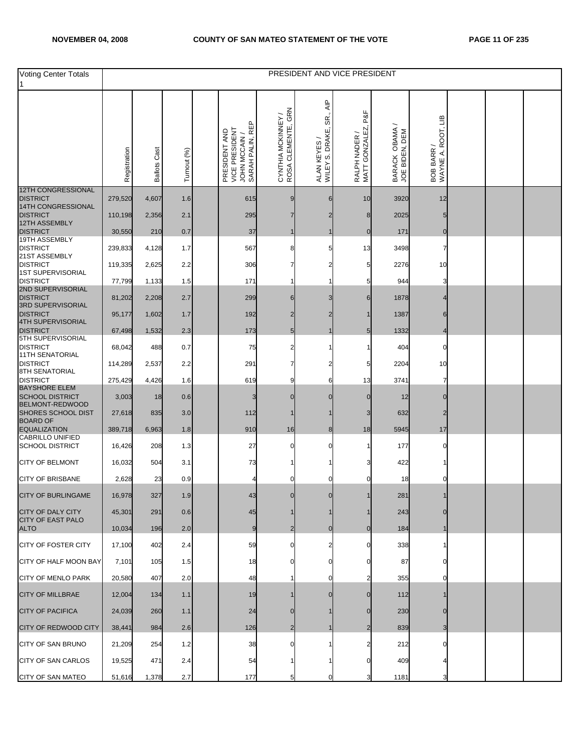| Voting Center Totals 1 | PRESIDENT AND VICE PRESIDENT | | | | | | | | | | | | |
|---|---|---|---|---|---|---|---|---|---|---|---|---|---|
| | Registration | Ballots Cast | Turnout (%) | | PRESIDENT AND VICE PRESIDENT JOHN MCCAIN / SARAH PALIN, REP | CYNTHIA MCKINNEY / ROSA CLEMENTE, GRN | ALAN KEYES / WILEY S. DRAKE, SR., AIP | RALPH NADER / MATT GONZALEZ, P&F | BARACK OBAMA / JOE BIDEN, DEM | BOB BARR / WAYNE A. ROOT, LIB | | | |
| 12TH CONGRESSIONAL DISTRICT | 279,520 | 4,607 | 1.6 | | 615 | 9 | 6 | 10 | 3920 | 12 | | | |
| 14TH CONGRESSIONAL DISTRICT | 110,198 | 2,356 | 2.1 | | 295 | 7 | 2 | 8 | 2025 | 5 | | | |
| 12TH ASSEMBLY DISTRICT | 30,550 | 210 | 0.7 | | 37 | 1 | 1 | 0 | 171 | 0 | | | |
| 19TH ASSEMBLY DISTRICT | 239,833 | 4,128 | 1.7 | | 567 | 8 | 5 | 13 | 3498 | 7 | | | |
| 21ST ASSEMBLY DISTRICT | 119,335 | 2,625 | 2.2 | | 306 | 7 | 2 | 5 | 2276 | 10 | | | |
| 1ST SUPERVISORIAL DISTRICT | 77,799 | 1,133 | 1.5 | | 171 | 1 | 1 | 5 | 944 | 3 | | | |
| 2ND SUPERVISORIAL DISTRICT | 81,202 | 2,208 | 2.7 | | 299 | 6 | 3 | 6 | 1878 | 4 | | | |
| 3RD SUPERVISORIAL DISTRICT | 95,177 | 1,602 | 1.7 | | 192 | 2 | 2 | 1 | 1387 | 6 | | | |
| 4TH SUPERVISORIAL DISTRICT | 67,498 | 1,532 | 2.3 | | 173 | 5 | 1 | 5 | 1332 | 4 | | | |
| 5TH SUPERVISORIAL DISTRICT | 68,042 | 488 | 0.7 | | 75 | 2 | 1 | 1 | 404 | 0 | | | |
| 11TH SENATORIAL DISTRICT | 114,289 | 2,537 | 2.2 | | 291 | 7 | 2 | 5 | 2204 | 10 | | | |
| 8TH SENATORIAL DISTRICT | 275,429 | 4,426 | 1.6 | | 619 | 9 | 6 | 13 | 3741 | 7 | | | |
| BAYSHORE ELEM SCHOOL DISTRICT | 3,003 | 18 | 0.6 | | 3 | 0 | 0 | 0 | 12 | 0 | | | |
| BELMONT-REDWOOD SHORES SCHOOL DIST | 27,618 | 835 | 3.0 | | 112 | 1 | 1 | 3 | 632 | 2 | | | |
| BOARD OF EQUALIZATION | 389,718 | 6,963 | 1.8 | | 910 | 16 | 8 | 18 | 5945 | 17 | | | |
| CABRILLO UNIFIED SCHOOL DISTRICT | 16,426 | 208 | 1.3 | | 27 | 0 | 0 | 1 | 177 | 0 | | | |
| CITY OF BELMONT | 16,032 | 504 | 3.1 | | 73 | 1 | 1 | 3 | 422 | 1 | | | |
| CITY OF BRISBANE | 2,628 | 23 | 0.9 | | 4 | 0 | 0 | 0 | 18 | 0 | | | |
| CITY OF BURLINGAME | 16,978 | 327 | 1.9 | | 43 | 0 | 0 | 1 | 281 | 1 | | | |
| CITY OF DALY CITY | 45,301 | 291 | 0.6 | | 45 | 1 | 1 | 1 | 243 | 0 | | | |
| CITY OF EAST PALO ALTO | 10,034 | 196 | 2.0 | | 9 | 2 | 0 | 0 | 184 | 1 | | | |
| CITY OF FOSTER CITY | 17,100 | 402 | 2.4 | | 59 | 0 | 2 | 0 | 338 | 1 | | | |
| CITY OF HALF MOON BAY | 7,101 | 105 | 1.5 | | 18 | 0 | 0 | 0 | 87 | 0 | | | |
| CITY OF MENLO PARK | 20,580 | 407 | 2.0 | | 48 | 1 | 0 | 2 | 355 | 0 | | | |
| CITY OF MILLBRAE | 12,004 | 134 | 1.1 | | 19 | 1 | 0 | 0 | 112 | 1 | | | |
| CITY OF PACIFICA | 24,039 | 260 | 1.1 | | 24 | 0 | 1 | 0 | 230 | 0 | | | |
| CITY OF REDWOOD CITY | 38,441 | 984 | 2.6 | | 126 | 2 | 1 | 2 | 839 | 3 | | | |
| CITY OF SAN BRUNO | 21,209 | 254 | 1.2 | | 38 | 0 | 1 | 2 | 212 | 0 | | | |
| CITY OF SAN CARLOS | 19,525 | 471 | 2.4 | | 54 | 1 | 1 | 0 | 409 | 4 | | | |
| CITY OF SAN MATEO | 51,616 | 1,378 | 2.7 | | 177 | 5 | 0 | 3 | 1181 | 3 | | | |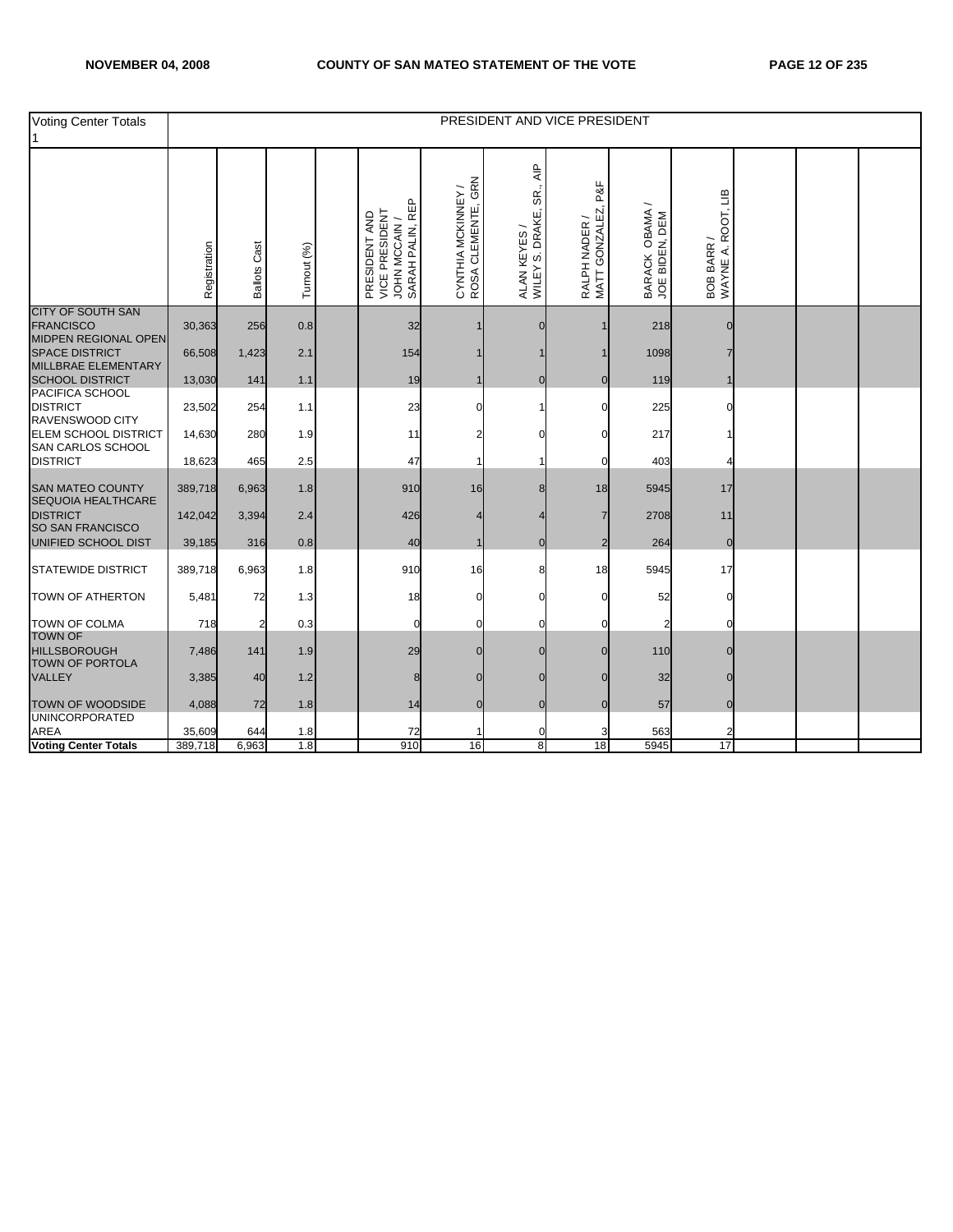| Voting Center Totals 1 | PRESIDENT AND VICE PRESIDENT | | | | | | | | | | | | |
|---|---|---|---|---|---|---|---|---|---|---|---|---|---|
| | Registration | Ballots Cast | Turnout (%) | | PRESIDENT AND VICE PRESIDENT JOHN MCCAIN / SARAH PALIN, REP | CYNTHIA MCKINNEY / ROSA CLEMENTE, GRN | ALAN KEYES / WILEY S. DRAKE, SR., AIP | RALPH NADER / MATT GONZALEZ, P&F | BARACK OBAMA / JOE BIDEN, DEM | BOB BARR / WAYNE A. ROOT, LIB | | | |
| CITY OF SOUTH SAN FRANCISCO | 30,363 | 256 | 0.8 | | 32 | 1 | 0 | 1 | 218 | 0 | | | |
| MIDPEN REGIONAL OPEN SPACE DISTRICT | 66,508 | 1,423 | 2.1 | | 154 | 1 | 1 | 1 | 1098 | 7 | | | |
| MILLBRAE ELEMENTARY SCHOOL DISTRICT | 13,030 | 141 | 1.1 | | 19 | 1 | 0 | 0 | 119 | 1 | | | |
| PACIFICA SCHOOL DISTRICT | 23,502 | 254 | 1.1 | | 23 | 0 | 1 | 0 | 225 | 0 | | | |
| RAVENSWOOD CITY ELEM SCHOOL DISTRICT | 14,630 | 280 | 1.9 | | 11 | 2 | 0 | 0 | 217 | 1 | | | |
| SAN CARLOS SCHOOL DISTRICT | 18,623 | 465 | 2.5 | | 47 | 1 | 1 | 0 | 403 | 4 | | | |
| SAN MATEO COUNTY | 389,718 | 6,963 | 1.8 | | 910 | 16 | 8 | 18 | 5945 | 17 | | | |
| SEQUOIA HEALTHCARE DISTRICT | 142,042 | 3,394 | 2.4 | | 426 | 4 | 4 | 7 | 2708 | 11 | | | |
| SO SAN FRANCISCO UNIFIED SCHOOL DIST | 39,185 | 316 | 0.8 | | 40 | 1 | 0 | 2 | 264 | 0 | | | |
| STATEWIDE DISTRICT | 389,718 | 6,963 | 1.8 | | 910 | 16 | 8 | 18 | 5945 | 17 | | | |
| TOWN OF ATHERTON | 5,481 | 72 | 1.3 | | 18 | 0 | 0 | 0 | 52 | 0 | | | |
| TOWN OF COLMA | 718 | 2 | 0.3 | | 0 | 0 | 0 | 0 | 2 | 0 | | | |
| TOWN OF HILLSBOROUGH | 7,486 | 141 | 1.9 | | 29 | 0 | 0 | 0 | 110 | 0 | | | |
| TOWN OF PORTOLA VALLEY | 3,385 | 40 | 1.2 | | 8 | 0 | 0 | 0 | 32 | 0 | | | |
| TOWN OF WOODSIDE | 4,088 | 72 | 1.8 | | 14 | 0 | 0 | 0 | 57 | 0 | | | |
| UNINCORPORATED AREA | 35,609 | 644 | 1.8 | | 72 | 1 | 0 | 3 | 563 | 2 | | | |
| **Voting Center Totals** | 389,718 | 6,963 | 1.8 | | 910 | 16 | 8 | 18 | 5945 | 17 | | | |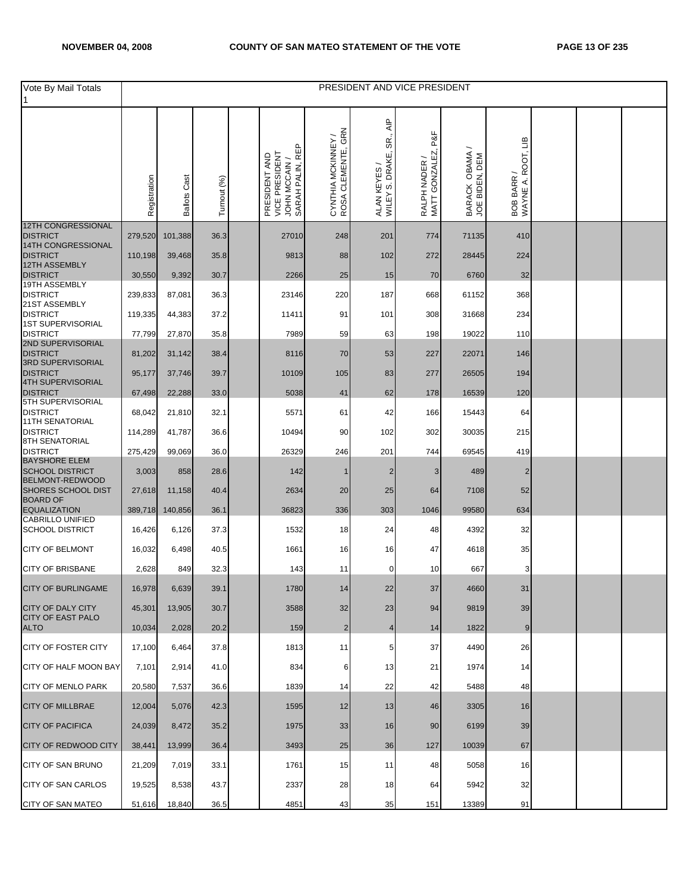| Vote By Mail Totals 1 | PRESIDENT AND VICE PRESIDENT | | | | | | | | | | | | |
|---|---|---|---|---|---|---|---|---|---|---|---|---|---|
| | Registration | Ballots Cast | Turnout (%) | | PRESIDENT AND VICE PRESIDENT JOHN MCCAIN / SARAH PALIN, REP | CYNTHIA MCKINNEY / ROSA CLEMENTE, GRN | ALAN KEYES / WILEY S. DRAKE, SR., AIP | RALPH NADER / MATT GONZALEZ, P&F | BARACK OBAMA / JOE BIDEN, DEM | BOB BARR / WAYNE A. ROOT, LIB | | | |
| 12TH CONGRESSIONAL DISTRICT | 279,520 | 101,388 | 36.3 | | 27010 | 248 | 201 | 774 | 71135 | 410 | | | |
| 14TH CONGRESSIONAL DISTRICT | 110,198 | 39,468 | 35.8 | | 9813 | 88 | 102 | 272 | 28445 | 224 | | | |
| 12TH ASSEMBLY DISTRICT | 30,550 | 9,392 | 30.7 | | 2266 | 25 | 15 | 70 | 6760 | 32 | | | |
| 19TH ASSEMBLY DISTRICT | 239,833 | 87,081 | 36.3 | | 23146 | 220 | 187 | 668 | 61152 | 368 | | | |
| 21ST ASSEMBLY DISTRICT | 119,335 | 44,383 | 37.2 | | 11411 | 91 | 101 | 308 | 31668 | 234 | | | |
| 1ST SUPERVISORIAL DISTRICT | 77,799 | 27,870 | 35.8 | | 7989 | 59 | 63 | 198 | 19022 | 110 | | | |
| 2ND SUPERVISORIAL DISTRICT | 81,202 | 31,142 | 38.4 | | 8116 | 70 | 53 | 227 | 22071 | 146 | | | |
| 3RD SUPERVISORIAL DISTRICT | 95,177 | 37,746 | 39.7 | | 10109 | 105 | 83 | 277 | 26505 | 194 | | | |
| 4TH SUPERVISORIAL DISTRICT | 67,498 | 22,288 | 33.0 | | 5038 | 41 | 62 | 178 | 16539 | 120 | | | |
| 5TH SUPERVISORIAL DISTRICT | 68,042 | 21,810 | 32.1 | | 5571 | 61 | 42 | 166 | 15443 | 64 | | | |
| 11TH SENATORIAL DISTRICT | 114,289 | 41,787 | 36.6 | | 10494 | 90 | 102 | 302 | 30035 | 215 | | | |
| 8TH SENATORIAL DISTRICT | 275,429 | 99,069 | 36.0 | | 26329 | 246 | 201 | 744 | 69545 | 419 | | | |
| BAYSHORE ELEM SCHOOL DISTRICT | 3,003 | 858 | 28.6 | | 142 | 1 | 2 | 3 | 489 | 2 | | | |
| BELMONT-REDWOOD SHORES SCHOOL DIST | 27,618 | 11,158 | 40.4 | | 2634 | 20 | 25 | 64 | 7108 | 52 | | | |
| BOARD OF EQUALIZATION | 389,718 | 140,856 | 36.1 | | 36823 | 336 | 303 | 1046 | 99580 | 634 | | | |
| CABRILLO UNIFIED SCHOOL DISTRICT | 16,426 | 6,126 | 37.3 | | 1532 | 18 | 24 | 48 | 4392 | 32 | | | |
| CITY OF BELMONT | 16,032 | 6,498 | 40.5 | | 1661 | 16 | 16 | 47 | 4618 | 35 | | | |
| CITY OF BRISBANE | 2,628 | 849 | 32.3 | | 143 | 11 | 0 | 10 | 667 | 3 | | | |
| CITY OF BURLINGAME | 16,978 | 6,639 | 39.1 | | 1780 | 14 | 22 | 37 | 4660 | 31 | | | |
| CITY OF DALY CITY | 45,301 | 13,905 | 30.7 | | 3588 | 32 | 23 | 94 | 9819 | 39 | | | |
| CITY OF EAST PALO ALTO | 10,034 | 2,028 | 20.2 | | 159 | 2 | 4 | 14 | 1822 | 9 | | | |
| CITY OF FOSTER CITY | 17,100 | 6,464 | 37.8 | | 1813 | 11 | 5 | 37 | 4490 | 26 | | | |
| CITY OF HALF MOON BAY | 7,101 | 2,914 | 41.0 | | 834 | 6 | 13 | 21 | 1974 | 14 | | | |
| CITY OF MENLO PARK | 20,580 | 7,537 | 36.6 | | 1839 | 14 | 22 | 42 | 5488 | 48 | | | |
| CITY OF MILLBRAE | 12,004 | 5,076 | 42.3 | | 1595 | 12 | 13 | 46 | 3305 | 16 | | | |
| CITY OF PACIFICA | 24,039 | 8,472 | 35.2 | | 1975 | 33 | 16 | 90 | 6199 | 39 | | | |
| CITY OF REDWOOD CITY | 38,441 | 13,999 | 36.4 | | 3493 | 25 | 36 | 127 | 10039 | 67 | | | |
| CITY OF SAN BRUNO | 21,209 | 7,019 | 33.1 | | 1761 | 15 | 11 | 48 | 5058 | 16 | | | |
| CITY OF SAN CARLOS | 19,525 | 8,538 | 43.7 | | 2337 | 28 | 18 | 64 | 5942 | 32 | | | |
| CITY OF SAN MATEO | 51,616 | 18,840 | 36.5 | | 4851 | 43 | 35 | 151 | 13389 | 91 | | | |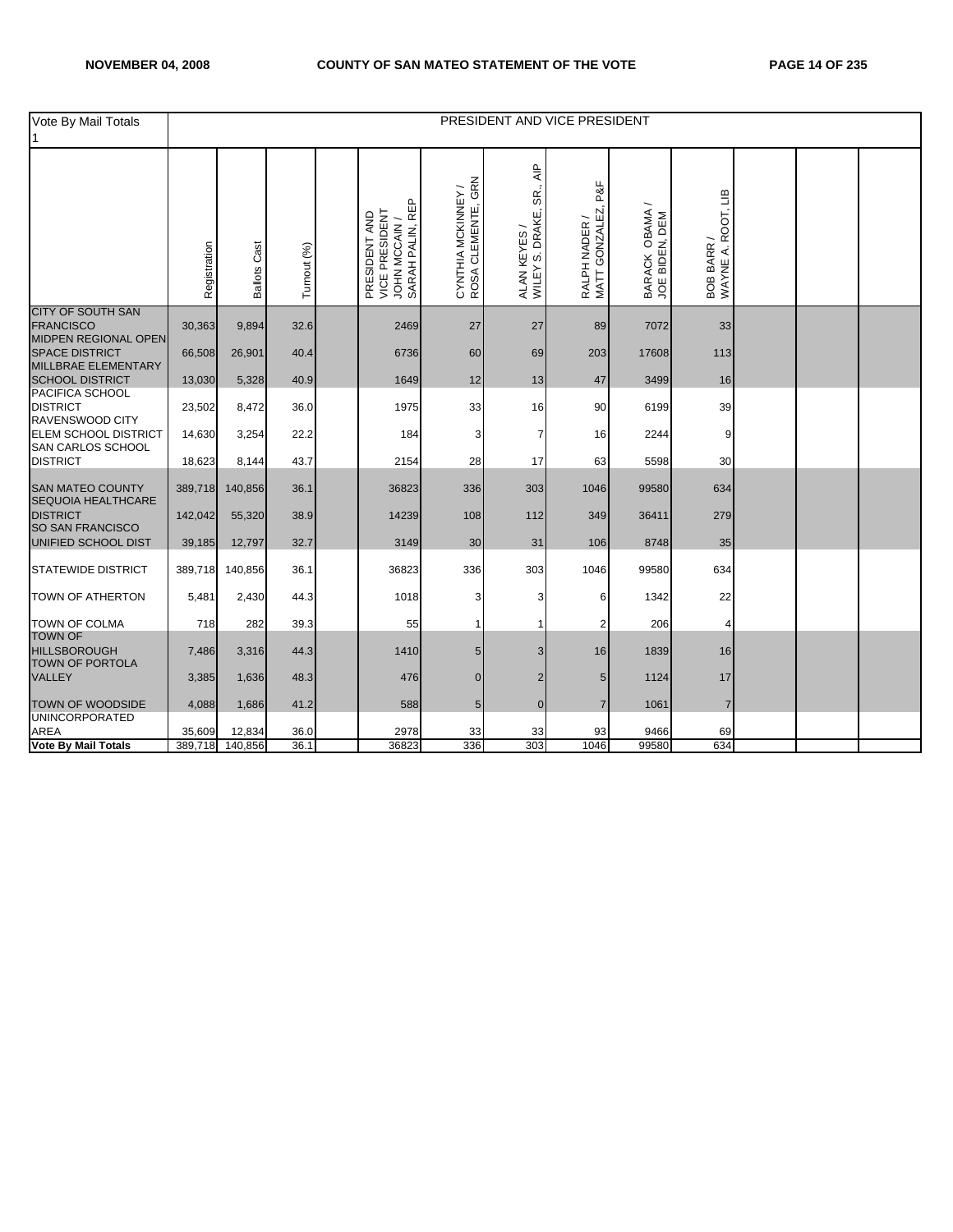| Vote By Mail Totals 1 | PRESIDENT AND VICE PRESIDENT | | | | | | | | | | | | |
|---|---|---|---|---|---|---|---|---|---|---|---|---|---|
| | Registration | Ballots Cast | Turnout (%) | | PRESIDENT AND VICE PRESIDENT JOHN MCCAIN / SARAH PALIN, REP | CYNTHIA MCKINNEY / ROSA CLEMENTE, GRN | ALAN KEYES / WILEY S. DRAKE, SR., AIP | RALPH NADER / MATT GONZALEZ, P&F | BARACK OBAMA / JOE BIDEN, DEM | BOB BARR / WAYNE A. ROOT, LIB | | | |
| CITY OF SOUTH SAN FRANCISCO | 30,363 | 9,894 | 32.6 | | 2469 | 27 | 27 | 89 | 7072 | 33 | | | |
| MIDPEN REGIONAL OPEN SPACE DISTRICT | 66,508 | 26,901 | 40.4 | | 6736 | 60 | 69 | 203 | 17608 | 113 | | | |
| MILLBRAE ELEMENTARY SCHOOL DISTRICT | 13,030 | 5,328 | 40.9 | | 1649 | 12 | 13 | 47 | 3499 | 16 | | | |
| PACIFICA SCHOOL DISTRICT | 23,502 | 8,472 | 36.0 | | 1975 | 33 | 16 | 90 | 6199 | 39 | | | |
| RAVENSWOOD CITY ELEM SCHOOL DISTRICT | 14,630 | 3,254 | 22.2 | | 184 | 3 | 7 | 16 | 2244 | 9 | | | |
| SAN CARLOS SCHOOL DISTRICT | 18,623 | 8,144 | 43.7 | | 2154 | 28 | 17 | 63 | 5598 | 30 | | | |
| SAN MATEO COUNTY | 389,718 | 140,856 | 36.1 | | 36823 | 336 | 303 | 1046 | 99580 | 634 | | | |
| SEQUOIA HEALTHCARE DISTRICT | 142,042 | 55,320 | 38.9 | | 14239 | 108 | 112 | 349 | 36411 | 279 | | | |
| SO SAN FRANCISCO UNIFIED SCHOOL DIST | 39,185 | 12,797 | 32.7 | | 3149 | 30 | 31 | 106 | 8748 | 35 | | | |
| STATEWIDE DISTRICT | 389,718 | 140,856 | 36.1 | | 36823 | 336 | 303 | 1046 | 99580 | 634 | | | |
| TOWN OF ATHERTON | 5,481 | 2,430 | 44.3 | | 1018 | 3 | 3 | 6 | 1342 | 22 | | | |
| TOWN OF COLMA | 718 | 282 | 39.3 | | 55 | 1 | 1 | 2 | 206 | 4 | | | |
| TOWN OF HILLSBOROUGH | 7,486 | 3,316 | 44.3 | | 1410 | 5 | 3 | 16 | 1839 | 16 | | | |
| TOWN OF PORTOLA VALLEY | 3,385 | 1,636 | 48.3 | | 476 | 0 | 2 | 5 | 1124 | 17 | | | |
| TOWN OF WOODSIDE | 4,088 | 1,686 | 41.2 | | 588 | 5 | 0 | 7 | 1061 | 7 | | | |
| UNINCORPORATED AREA | 35,609 | 12,834 | 36.0 | | 2978 | 33 | 33 | 93 | 9466 | 69 | | | |
| **Vote By Mail Totals** | 389,718 | 140,856 | 36.1 | | 36823 | 336 | 303 | 1046 | 99580 | 634 | | | |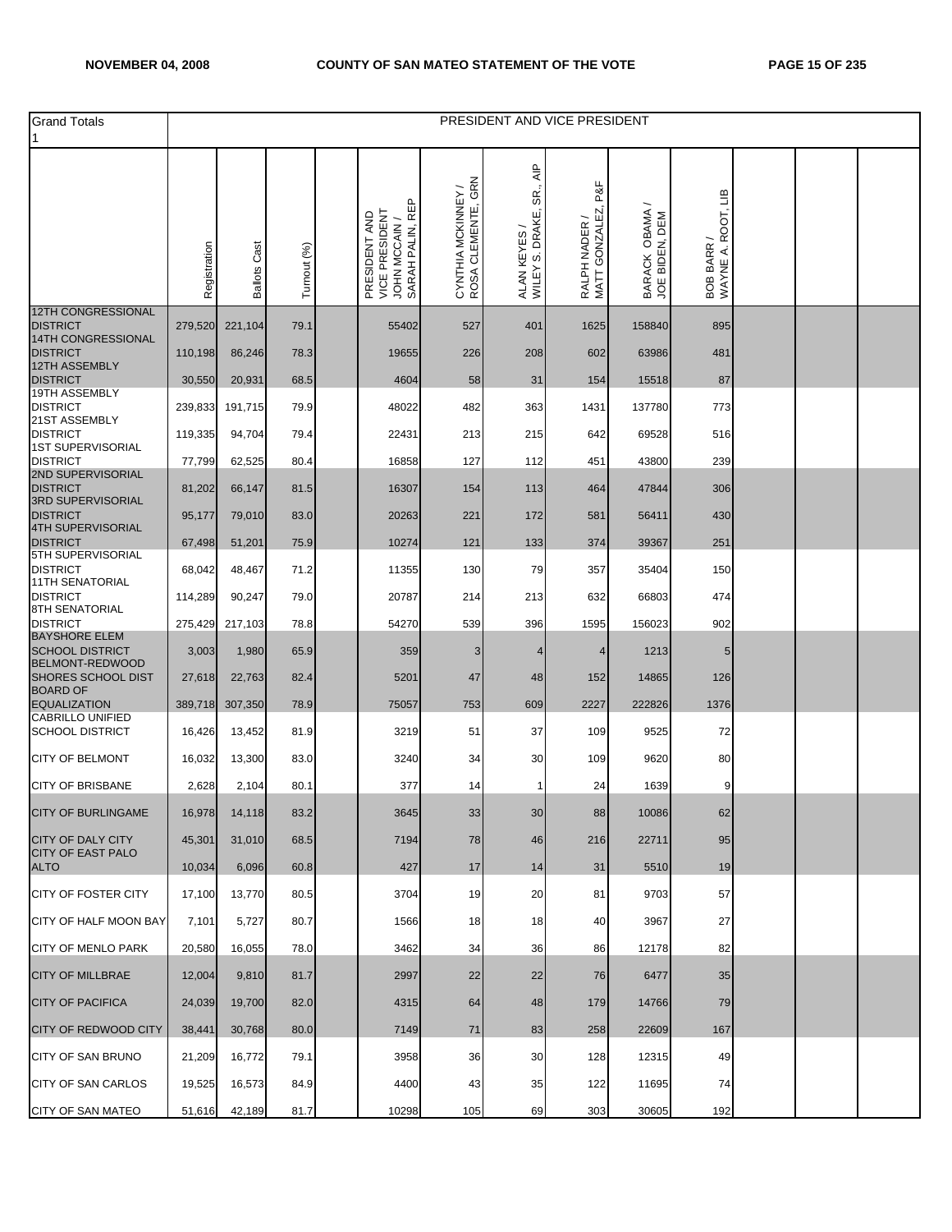| Grand Totals 1 | PRESIDENT AND VICE PRESIDENT | | | | | | | | | | | | |
|---|---|---|---|---|---|---|---|---|---|---|---|---|---|
| | Registration | Ballots Cast | Turnout (%) | | PRESIDENT AND VICE PRESIDENT JOHN MCCAIN / SARAH PALIN, REP | CYNTHIA MCKINNEY / ROSA CLEMENTE, GRN | ALAN KEYES / WILEY S. DRAKE, SR., AIP | RALPH NADER / MATT GONZALEZ, P&F | BARACK OBAMA / JOE BIDEN, DEM | BOB BARR / WAYNE A. ROOT, LIB | | | |
| 12TH CONGRESSIONAL DISTRICT | 279,520 | 221,104 | 79.1 | | 55402 | 527 | 401 | 1625 | 158840 | 895 | | | |
| 14TH CONGRESSIONAL DISTRICT | 110,198 | 86,246 | 78.3 | | 19655 | 226 | 208 | 602 | 63986 | 481 | | | |
| 12TH ASSEMBLY DISTRICT | 30,550 | 20,931 | 68.5 | | 4604 | 58 | 31 | 154 | 15518 | 87 | | | |
| 19TH ASSEMBLY DISTRICT | 239,833 | 191,715 | 79.9 | | 48022 | 482 | 363 | 1431 | 137780 | 773 | | | |
| 21ST ASSEMBLY DISTRICT | 119,335 | 94,704 | 79.4 | | 22431 | 213 | 215 | 642 | 69528 | 516 | | | |
| 1ST SUPERVISORIAL DISTRICT | 77,799 | 62,525 | 80.4 | | 16858 | 127 | 112 | 451 | 43800 | 239 | | | |
| 2ND SUPERVISORIAL DISTRICT | 81,202 | 66,147 | 81.5 | | 16307 | 154 | 113 | 464 | 47844 | 306 | | | |
| 3RD SUPERVISORIAL DISTRICT | 95,177 | 79,010 | 83.0 | | 20263 | 221 | 172 | 581 | 56411 | 430 | | | |
| 4TH SUPERVISORIAL DISTRICT | 67,498 | 51,201 | 75.9 | | 10274 | 121 | 133 | 374 | 39367 | 251 | | | |
| 5TH SUPERVISORIAL DISTRICT | 68,042 | 48,467 | 71.2 | | 11355 | 130 | 79 | 357 | 35404 | 150 | | | |
| 11TH SENATORIAL DISTRICT | 114,289 | 90,247 | 79.0 | | 20787 | 214 | 213 | 632 | 66803 | 474 | | | |
| 8TH SENATORIAL DISTRICT | 275,429 | 217,103 | 78.8 | | 54270 | 539 | 396 | 1595 | 156023 | 902 | | | |
| BAYSHORE ELEM SCHOOL DISTRICT | 3,003 | 1,980 | 65.9 | | 359 | 3 | 4 | 4 | 1213 | 5 | | | |
| BELMONT-REDWOOD SHORES SCHOOL DIST | 27,618 | 22,763 | 82.4 | | 5201 | 47 | 48 | 152 | 14865 | 126 | | | |
| BOARD OF EQUALIZATION | 389,718 | 307,350 | 78.9 | | 75057 | 753 | 609 | 2227 | 222826 | 1376 | | | |
| CABRILLO UNIFIED SCHOOL DISTRICT | 16,426 | 13,452 | 81.9 | | 3219 | 51 | 37 | 109 | 9525 | 72 | | | |
| CITY OF BELMONT | 16,032 | 13,300 | 83.0 | | 3240 | 34 | 30 | 109 | 9620 | 80 | | | |
| CITY OF BRISBANE | 2,628 | 2,104 | 80.1 | | 377 | 14 | 1 | 24 | 1639 | 9 | | | |
| CITY OF BURLINGAME | 16,978 | 14,118 | 83.2 | | 3645 | 33 | 30 | 88 | 10086 | 62 | | | |
| CITY OF DALY CITY | 45,301 | 31,010 | 68.5 | | 7194 | 78 | 46 | 216 | 22711 | 95 | | | |
| CITY OF EAST PALO ALTO | 10,034 | 6,096 | 60.8 | | 427 | 17 | 14 | 31 | 5510 | 19 | | | |
| CITY OF FOSTER CITY | 17,100 | 13,770 | 80.5 | | 3704 | 19 | 20 | 81 | 9703 | 57 | | | |
| CITY OF HALF MOON BAY | 7,101 | 5,727 | 80.7 | | 1566 | 18 | 18 | 40 | 3967 | 27 | | | |
| CITY OF MENLO PARK | 20,580 | 16,055 | 78.0 | | 3462 | 34 | 36 | 86 | 12178 | 82 | | | |
| CITY OF MILLBRAE | 12,004 | 9,810 | 81.7 | | 2997 | 22 | 22 | 76 | 6477 | 35 | | | |
| CITY OF PACIFICA | 24,039 | 19,700 | 82.0 | | 4315 | 64 | 48 | 179 | 14766 | 79 | | | |
| CITY OF REDWOOD CITY | 38,441 | 30,768 | 80.0 | | 7149 | 71 | 83 | 258 | 22609 | 167 | | | |
| CITY OF SAN BRUNO | 21,209 | 16,772 | 79.1 | | 3958 | 36 | 30 | 128 | 12315 | 49 | | | |
| CITY OF SAN CARLOS | 19,525 | 16,573 | 84.9 | | 4400 | 43 | 35 | 122 | 11695 | 74 | | | |
| CITY OF SAN MATEO | 51,616 | 42,189 | 81.7 | | 10298 | 105 | 69 | 303 | 30605 | 192 | | | |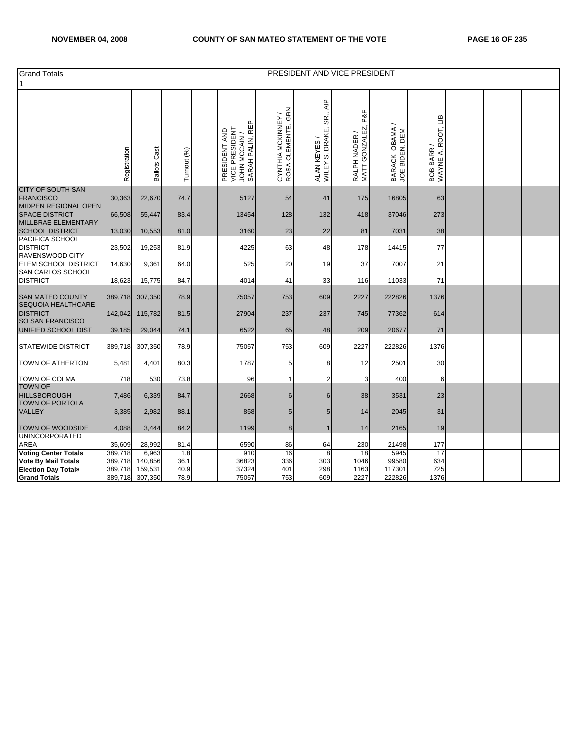| Grand Totals 1 | PRESIDENT AND VICE PRESIDENT | | | | | | | | | | | | |
|---|---|---|---|---|---|---|---|---|---|---|---|---|---|
| | Registration | Ballots Cast | Turnout (%) | | PRESIDENT AND VICE PRESIDENT JOHN MCCAIN / SARAH PALIN, REP | CYNTHIA MCKINNEY / ROSA CLEMENTE, GRN | ALAN KEYES / WILEY S. DRAKE, SR., AIP | RALPH NADER / MATT GONZALEZ, P&F | BARACK OBAMA / JOE BIDEN, DEM | BOB BARR / WAYNE A. ROOT, LIB | | | |
| CITY OF SOUTH SAN FRANCISCO | 30,363 | 22,670 | 74.7 | | 5127 | 54 | 41 | 175 | 16805 | 63 | | | |
| MIDPEN REGIONAL OPEN SPACE DISTRICT | 66,508 | 55,447 | 83.4 | | 13454 | 128 | 132 | 418 | 37046 | 273 | | | |
| MILLBRAE ELEMENTARY SCHOOL DISTRICT | 13,030 | 10,553 | 81.0 | | 3160 | 23 | 22 | 81 | 7031 | 38 | | | |
| PACIFICA SCHOOL DISTRICT | 23,502 | 19,253 | 81.9 | | 4225 | 63 | 48 | 178 | 14415 | 77 | | | |
| RAVENSWOOD CITY ELEM SCHOOL DISTRICT | 14,630 | 9,361 | 64.0 | | 525 | 20 | 19 | 37 | 7007 | 21 | | | |
| SAN CARLOS SCHOOL DISTRICT | 18,623 | 15,775 | 84.7 | | 4014 | 41 | 33 | 116 | 11033 | 71 | | | |
| SAN MATEO COUNTY | 389,718 | 307,350 | 78.9 | | 75057 | 753 | 609 | 2227 | 222826 | 1376 | | | |
| SEQUOIA HEALTHCARE DISTRICT | 142,042 | 115,782 | 81.5 | | 27904 | 237 | 237 | 745 | 77362 | 614 | | | |
| SO SAN FRANCISCO UNIFIED SCHOOL DIST | 39,185 | 29,044 | 74.1 | | 6522 | 65 | 48 | 209 | 20677 | 71 | | | |
| STATEWIDE DISTRICT | 389,718 | 307,350 | 78.9 | | 75057 | 753 | 609 | 2227 | 222826 | 1376 | | | |
| TOWN OF ATHERTON | 5,481 | 4,401 | 80.3 | | 1787 | 5 | 8 | 12 | 2501 | 30 | | | |
| TOWN OF COLMA | 718 | 530 | 73.8 | | 96 | 1 | 2 | 3 | 400 | 6 | | | |
| TOWN OF HILLSBOROUGH | 7,486 | 6,339 | 84.7 | | 2668 | 6 | 6 | 38 | 3531 | 23 | | | |
| TOWN OF PORTOLA VALLEY | 3,385 | 2,982 | 88.1 | | 858 | 5 | 5 | 14 | 2045 | 31 | | | |
| TOWN OF WOODSIDE | 4,088 | 3,444 | 84.2 | | 1199 | 8 | 1 | 14 | 2165 | 19 | | | |
| UNINCORPORATED AREA | 35,609 | 28,992 | 81.4 | | 6590 | 86 | 64 | 230 | 21498 | 177 | | | |
| **Voting Center Totals** | 389,718 | 6,963 | 1.8 | | 910 | 16 | 8 | 18 | 5945 | 17 | | | |
| **Vote By Mail Totals** | 389,718 | 140,856 | 36.1 | | 36823 | 336 | 303 | 1046 | 99580 | 634 | | | |
| **Election Day Totals** | 389,718 | 159,531 | 40.9 | | 37324 | 401 | 298 | 1163 | 117301 | 725 | | | |
| **Grand Totals** | 389,718 | 307,350 | 78.9 | | 75057 | 753 | 609 | 2227 | 222826 | 1376 | | | |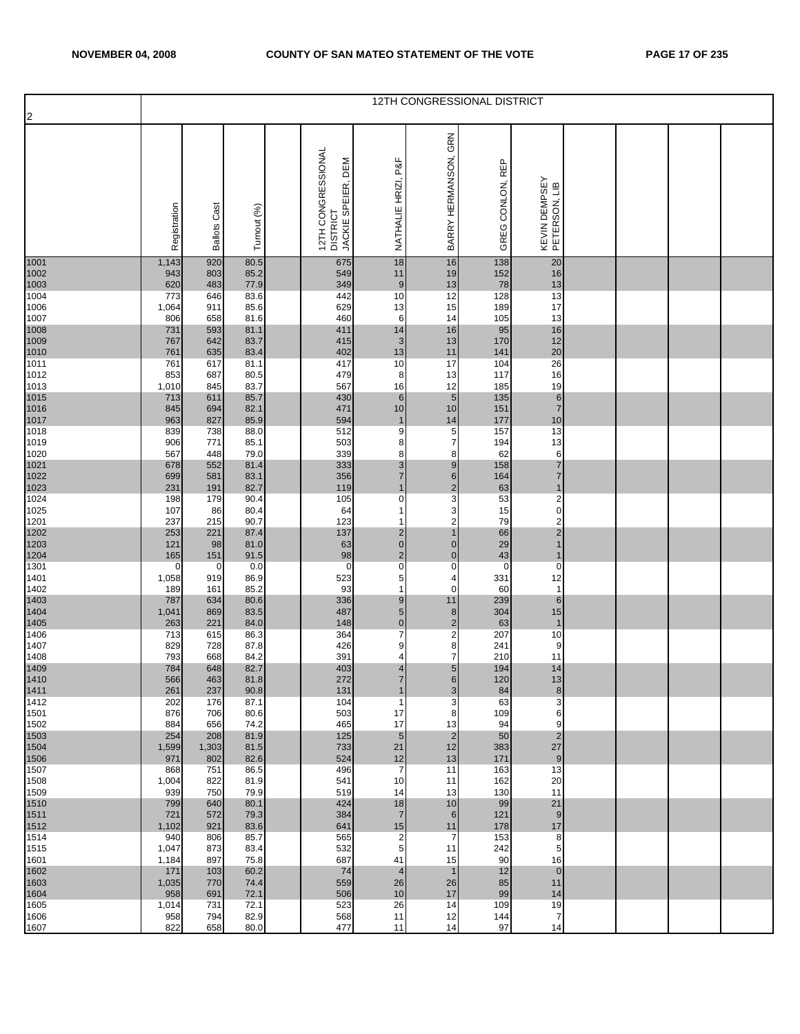| 2 | 12TH CONGRESSIONAL DISTRICT | | | | | | | | | | | | |
|---|---|---|---|---|---|---|---|---|---|---|---|---|---|
| | Registration | Ballots Cast | Turnout (%) | | 12TH CONGRESSIONAL DISTRICT JACKIE SPEIER, DEM | NATHALIE HRIZI, P&F | BARRY HERMANSON, GRN | GREG CONLON, REP | KEVIN DEMPSEY PETERSON, LIB | | | | |
| 1001 | 1,143 | 920 | 80.5 | | 675 | 18 | 16 | 138 | 20 | | | | |
| 1002 | 943 | 803 | 85.2 | | 549 | 11 | 19 | 152 | 16 | | | | |
| 1003 | 620 | 483 | 77.9 | | 349 | 9 | 13 | 78 | 13 | | | | |
| 1004 | 773 | 646 | 83.6 | | 442 | 10 | 12 | 128 | 13 | | | | |
| 1006 | 1,064 | 911 | 85.6 | | 629 | 13 | 15 | 189 | 17 | | | | |
| 1007 | 806 | 658 | 81.6 | | 460 | 6 | 14 | 105 | 13 | | | | |
| 1008 | 731 | 593 | 81.1 | | 411 | 14 | 16 | 95 | 16 | | | | |
| 1009 | 767 | 642 | 83.7 | | 415 | 3 | 13 | 170 | 12 | | | | |
| 1010 | 761 | 635 | 83.4 | | 402 | 13 | 11 | 141 | 20 | | | | |
| 1011 | 761 | 617 | 81.1 | | 417 | 10 | 17 | 104 | 26 | | | | |
| 1012 | 853 | 687 | 80.5 | | 479 | 8 | 13 | 117 | 16 | | | | |
| 1013 | 1,010 | 845 | 83.7 | | 567 | 16 | 12 | 185 | 19 | | | | |
| 1015 | 713 | 611 | 85.7 | | 430 | 6 | 5 | 135 | 6 | | | | |
| 1016 | 845 | 694 | 82.1 | | 471 | 10 | 10 | 151 | 7 | | | | |
| 1017 | 963 | 827 | 85.9 | | 594 | 1 | 14 | 177 | 10 | | | | |
| 1018 | 839 | 738 | 88.0 | | 512 | 9 | 5 | 157 | 13 | | | | |
| 1019 | 906 | 771 | 85.1 | | 503 | 8 | 7 | 194 | 13 | | | | |
| 1020 | 567 | 448 | 79.0 | | 339 | 8 | 8 | 62 | 6 | | | | |
| 1021 | 678 | 552 | 81.4 | | 333 | 3 | 9 | 158 | 7 | | | | |
| 1022 | 699 | 581 | 83.1 | | 356 | 7 | 6 | 164 | 7 | | | | |
| 1023 | 231 | 191 | 82.7 | | 119 | 1 | 2 | 63 | 1 | | | | |
| 1024 | 198 | 179 | 90.4 | | 105 | 0 | 3 | 53 | 2 | | | | |
| 1025 | 107 | 86 | 80.4 | | 64 | 1 | 3 | 15 | 0 | | | | |
| 1201 | 237 | 215 | 90.7 | | 123 | 1 | 2 | 79 | 2 | | | | |
| 1202 | 253 | 221 | 87.4 | | 137 | 2 | 1 | 66 | 2 | | | | |
| 1203 | 121 | 98 | 81.0 | | 63 | 0 | 0 | 29 | 1 | | | | |
| 1204 | 165 | 151 | 91.5 | | 98 | 2 | 0 | 43 | 1 | | | | |
| 1301 | 0 | 0 | 0.0 | | 0 | 0 | 0 | 0 | 0 | | | | |
| 1401 | 1,058 | 919 | 86.9 | | 523 | 5 | 4 | 331 | 12 | | | | |
| 1402 | 189 | 161 | 85.2 | | 93 | 1 | 0 | 60 | 1 | | | | |
| 1403 | 787 | 634 | 80.6 | | 336 | 9 | 11 | 239 | 6 | | | | |
| 1404 | 1,041 | 869 | 83.5 | | 487 | 5 | 8 | 304 | 15 | | | | |
| 1405 | 263 | 221 | 84.0 | | 148 | 0 | 2 | 63 | 1 | | | | |
| 1406 | 713 | 615 | 86.3 | | 364 | 7 | 2 | 207 | 10 | | | | |
| 1407 | 829 | 728 | 87.8 | | 426 | 9 | 8 | 241 | 9 | | | | |
| 1408 | 793 | 668 | 84.2 | | 391 | 4 | 7 | 210 | 11 | | | | |
| 1409 | 784 | 648 | 82.7 | | 403 | 4 | 5 | 194 | 14 | | | | |
| 1410 | 566 | 463 | 81.8 | | 272 | 7 | 6 | 120 | 13 | | | | |
| 1411 | 261 | 237 | 90.8 | | 131 | 1 | 3 | 84 | 8 | | | | |
| 1412 | 202 | 176 | 87.1 | | 104 | 1 | 3 | 63 | 3 | | | | |
| 1501 | 876 | 706 | 80.6 | | 503 | 17 | 8 | 109 | 6 | | | | |
| 1502 | 884 | 656 | 74.2 | | 465 | 17 | 13 | 94 | 9 | | | | |
| 1503 | 254 | 208 | 81.9 | | 125 | 5 | 2 | 50 | 2 | | | | |
| 1504 | 1,599 | 1,303 | 81.5 | | 733 | 21 | 12 | 383 | 27 | | | | |
| 1506 | 971 | 802 | 82.6 | | 524 | 12 | 13 | 171 | 9 | | | | |
| 1507 | 868 | 751 | 86.5 | | 496 | 7 | 11 | 163 | 13 | | | | |
| 1508 | 1,004 | 822 | 81.9 | | 541 | 10 | 11 | 162 | 20 | | | | |
| 1509 | 939 | 750 | 79.9 | | 519 | 14 | 13 | 130 | 11 | | | | |
| 1510 | 799 | 640 | 80.1 | | 424 | 18 | 10 | 99 | 21 | | | | |
| 1511 | 721 | 572 | 79.3 | | 384 | 7 | 6 | 121 | 9 | | | | |
| 1512 | 1,102 | 921 | 83.6 | | 641 | 15 | 11 | 178 | 17 | | | | |
| 1514 | 940 | 806 | 85.7 | | 565 | 2 | 7 | 153 | 8 | | | | |
| 1515 | 1,047 | 873 | 83.4 | | 532 | 5 | 11 | 242 | 5 | | | | |
| 1601 | 1,184 | 897 | 75.8 | | 687 | 41 | 15 | 90 | 16 | | | | |
| 1602 | 171 | 103 | 60.2 | | 74 | 4 | 1 | 12 | 0 | | | | |
| 1603 | 1,035 | 770 | 74.4 | | 559 | 26 | 26 | 85 | 11 | | | | |
| 1604 | 958 | 691 | 72.1 | | 506 | 10 | 17 | 99 | 14 | | | | |
| 1605 | 1,014 | 731 | 72.1 | | 523 | 26 | 14 | 109 | 19 | | | | |
| 1606 | 958 | 794 | 82.9 | | 568 | 11 | 12 | 144 | 7 | | | | |
| 1607 | 822 | 658 | 80.0 | | 477 | 11 | 14 | 97 | 14 | | | | |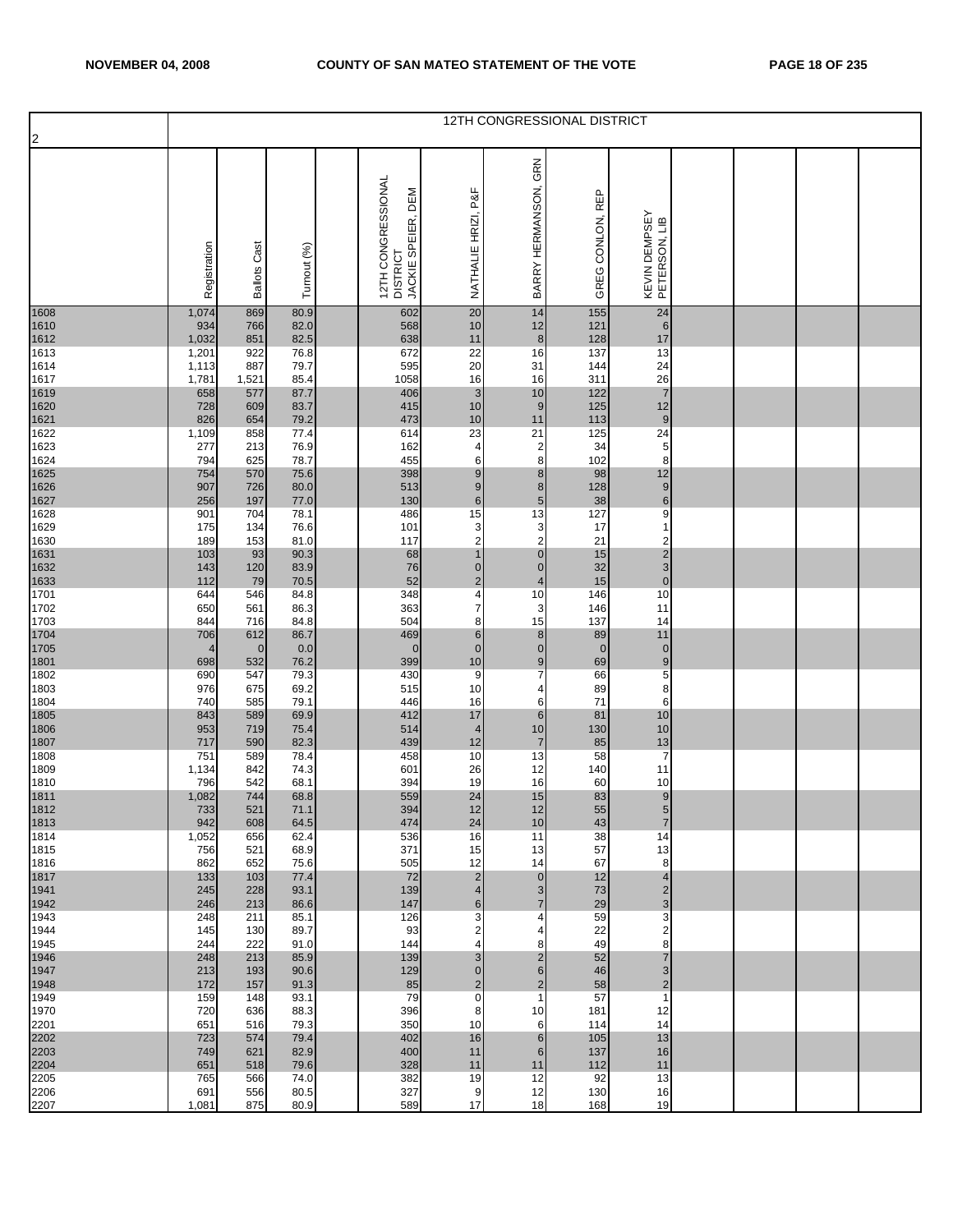| 2 | 12TH CONGRESSIONAL DISTRICT | | | | | | | | | | | | |
|---|---|---|---|---|---|---|---|---|---|---|---|---|---|
| | Registration | Ballots Cast | Turnout (%) | | 12TH CONGRESSIONAL DISTRICT JACKIE SPEIER, DEM | NATHALIE HRIZI, P&F | BARRY HERMANSON, GRN | GREG CONLON, REP | KEVIN DEMPSEY PETERSON, LIB | | | | |
| 1608 | 1,074 | 869 | 80.9 | | 602 | 20 | 14 | 155 | 24 | | | | |
| 1610 | 934 | 766 | 82.0 | | 568 | 10 | 12 | 121 | 6 | | | | |
| 1612 | 1,032 | 851 | 82.5 | | 638 | 11 | 8 | 128 | 17 | | | | |
| 1613 | 1,201 | 922 | 76.8 | | 672 | 22 | 16 | 137 | 13 | | | | |
| 1614 | 1,113 | 887 | 79.7 | | 595 | 20 | 31 | 144 | 24 | | | | |
| 1617 | 1,781 | 1,521 | 85.4 | | 1058 | 16 | 16 | 311 | 26 | | | | |
| 1619 | 658 | 577 | 87.7 | | 406 | 3 | 10 | 122 | 7 | | | | |
| 1620 | 728 | 609 | 83.7 | | 415 | 10 | 9 | 125 | 12 | | | | |
| 1621 | 826 | 654 | 79.2 | | 473 | 10 | 11 | 113 | 9 | | | | |
| 1622 | 1,109 | 858 | 77.4 | | 614 | 23 | 21 | 125 | 24 | | | | |
| 1623 | 277 | 213 | 76.9 | | 162 | 4 | 2 | 34 | 5 | | | | |
| 1624 | 794 | 625 | 78.7 | | 455 | 6 | 8 | 102 | 8 | | | | |
| 1625 | 754 | 570 | 75.6 | | 398 | 9 | 8 | 98 | 12 | | | | |
| 1626 | 907 | 726 | 80.0 | | 513 | 9 | 8 | 128 | 9 | | | | |
| 1627 | 256 | 197 | 77.0 | | 130 | 6 | 5 | 38 | 6 | | | | |
| 1628 | 901 | 704 | 78.1 | | 486 | 15 | 13 | 127 | 9 | | | | |
| 1629 | 175 | 134 | 76.6 | | 101 | 3 | 3 | 17 | 1 | | | | |
| 1630 | 189 | 153 | 81.0 | | 117 | 2 | 2 | 21 | 2 | | | | |
| 1631 | 103 | 93 | 90.3 | | 68 | 1 | 0 | 15 | 2 | | | | |
| 1632 | 143 | 120 | 83.9 | | 76 | 0 | 0 | 32 | 3 | | | | |
| 1633 | 112 | 79 | 70.5 | | 52 | 2 | 4 | 15 | 0 | | | | |
| 1701 | 644 | 546 | 84.8 | | 348 | 4 | 10 | 146 | 10 | | | | |
| 1702 | 650 | 561 | 86.3 | | 363 | 7 | 3 | 146 | 11 | | | | |
| 1703 | 844 | 716 | 84.8 | | 504 | 8 | 15 | 137 | 14 | | | | |
| 1704 | 706 | 612 | 86.7 | | 469 | 6 | 8 | 89 | 11 | | | | |
| 1705 | 4 | 0 | 0.0 | | 0 | 0 | 0 | 0 | 0 | | | | |
| 1801 | 698 | 532 | 76.2 | | 399 | 10 | 9 | 69 | 9 | | | | |
| 1802 | 690 | 547 | 79.3 | | 430 | 9 | 7 | 66 | 5 | | | | |
| 1803 | 976 | 675 | 69.2 | | 515 | 10 | 4 | 89 | 8 | | | | |
| 1804 | 740 | 585 | 79.1 | | 446 | 16 | 6 | 71 | 6 | | | | |
| 1805 | 843 | 589 | 69.9 | | 412 | 17 | 6 | 81 | 10 | | | | |
| 1806 | 953 | 719 | 75.4 | | 514 | 4 | 10 | 130 | 10 | | | | |
| 1807 | 717 | 590 | 82.3 | | 439 | 12 | 7 | 85 | 13 | | | | |
| 1808 | 751 | 589 | 78.4 | | 458 | 10 | 13 | 58 | 7 | | | | |
| 1809 | 1,134 | 842 | 74.3 | | 601 | 26 | 12 | 140 | 11 | | | | |
| 1810 | 796 | 542 | 68.1 | | 394 | 19 | 16 | 60 | 10 | | | | |
| 1811 | 1,082 | 744 | 68.8 | | 559 | 24 | 15 | 83 | 9 | | | | |
| 1812 | 733 | 521 | 71.1 | | 394 | 12 | 12 | 55 | 5 | | | | |
| 1813 | 942 | 608 | 64.5 | | 474 | 24 | 10 | 43 | 7 | | | | |
| 1814 | 1,052 | 656 | 62.4 | | 536 | 16 | 11 | 38 | 14 | | | | |
| 1815 | 756 | 521 | 68.9 | | 371 | 15 | 13 | 57 | 13 | | | | |
| 1816 | 862 | 652 | 75.6 | | 505 | 12 | 14 | 67 | 8 | | | | |
| 1817 | 133 | 103 | 77.4 | | 72 | 2 | 0 | 12 | 4 | | | | |
| 1941 | 245 | 228 | 93.1 | | 139 | 4 | 3 | 73 | 2 | | | | |
| 1942 | 246 | 213 | 86.6 | | 147 | 6 | 7 | 29 | 3 | | | | |
| 1943 | 248 | 211 | 85.1 | | 126 | 3 | 4 | 59 | 3 | | | | |
| 1944 | 145 | 130 | 89.7 | | 93 | 2 | 4 | 22 | 2 | | | | |
| 1945 | 244 | 222 | 91.0 | | 144 | 4 | 8 | 49 | 8 | | | | |
| 1946 | 248 | 213 | 85.9 | | 139 | 3 | 2 | 52 | 7 | | | | |
| 1947 | 213 | 193 | 90.6 | | 129 | 0 | 6 | 46 | 3 | | | | |
| 1948 | 172 | 157 | 91.3 | | 85 | 2 | 2 | 58 | 2 | | | | |
| 1949 | 159 | 148 | 93.1 | | 79 | 0 | 1 | 57 | 1 | | | | |
| 1970 | 720 | 636 | 88.3 | | 396 | 8 | 10 | 181 | 12 | | | | |
| 2201 | 651 | 516 | 79.3 | | 350 | 10 | 6 | 114 | 14 | | | | |
| 2202 | 723 | 574 | 79.4 | | 402 | 16 | 6 | 105 | 13 | | | | |
| 2203 | 749 | 621 | 82.9 | | 400 | 11 | 6 | 137 | 16 | | | | |
| 2204 | 651 | 518 | 79.6 | | 328 | 11 | 11 | 112 | 11 | | | | |
| 2205 | 765 | 566 | 74.0 | | 382 | 19 | 12 | 92 | 13 | | | | |
| 2206 | 691 | 556 | 80.5 | | 327 | 9 | 12 | 130 | 16 | | | | |
| 2207 | 1,081 | 875 | 80.9 | | 589 | 17 | 18 | 168 | 19 | | | | |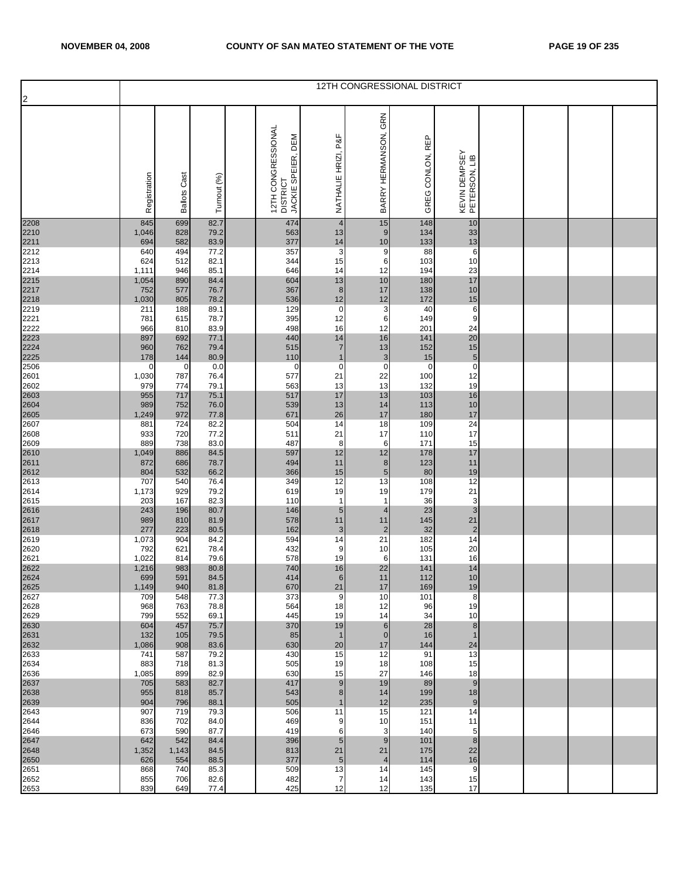| 2 | 12TH CONGRESSIONAL DISTRICT | | | | | | | | | | | | |
|---|---|---|---|---|---|---|---|---|---|---|---|---|---|
| | Registration | Ballots Cast | Turnout (%) | | 12TH CONGRESSIONAL DISTRICT JACKIE SPEIER, DEM | NATHALIE HRIZI, P&F | BARRY HERMANSON, GRN | GREG CONLON, REP | KEVIN DEMPSEY PETERSON, LIB | | | | |
| 2208 | 845 | 699 | 82.7 | | 474 | 4 | 15 | 148 | 10 | | | | |
| 2210 | 1,046 | 828 | 79.2 | | 563 | 13 | 9 | 134 | 33 | | | | |
| 2211 | 694 | 582 | 83.9 | | 377 | 14 | 10 | 133 | 13 | | | | |
| 2212 | 640 | 494 | 77.2 | | 357 | 3 | 9 | 88 | 6 | | | | |
| 2213 | 624 | 512 | 82.1 | | 344 | 15 | 6 | 103 | 10 | | | | |
| 2214 | 1,111 | 946 | 85.1 | | 646 | 14 | 12 | 194 | 23 | | | | |
| 2215 | 1,054 | 890 | 84.4 | | 604 | 13 | 10 | 180 | 17 | | | | |
| 2217 | 752 | 577 | 76.7 | | 367 | 8 | 17 | 138 | 10 | | | | |
| 2218 | 1,030 | 805 | 78.2 | | 536 | 12 | 12 | 172 | 15 | | | | |
| 2219 | 211 | 188 | 89.1 | | 129 | 0 | 3 | 40 | 6 | | | | |
| 2221 | 781 | 615 | 78.7 | | 395 | 12 | 6 | 149 | 9 | | | | |
| 2222 | 966 | 810 | 83.9 | | 498 | 16 | 12 | 201 | 24 | | | | |
| 2223 | 897 | 692 | 77.1 | | 440 | 14 | 16 | 141 | 20 | | | | |
| 2224 | 960 | 762 | 79.4 | | 515 | 7 | 13 | 152 | 15 | | | | |
| 2225 | 178 | 144 | 80.9 | | 110 | 1 | 3 | 15 | 5 | | | | |
| 2506 | 0 | 0 | 0.0 | | 0 | 0 | 0 | 0 | 0 | | | | |
| 2601 | 1,030 | 787 | 76.4 | | 577 | 21 | 22 | 100 | 12 | | | | |
| 2602 | 979 | 774 | 79.1 | | 563 | 13 | 13 | 132 | 19 | | | | |
| 2603 | 955 | 717 | 75.1 | | 517 | 17 | 13 | 103 | 16 | | | | |
| 2604 | 989 | 752 | 76.0 | | 539 | 13 | 14 | 113 | 10 | | | | |
| 2605 | 1,249 | 972 | 77.8 | | 671 | 26 | 17 | 180 | 17 | | | | |
| 2607 | 881 | 724 | 82.2 | | 504 | 14 | 18 | 109 | 24 | | | | |
| 2608 | 933 | 720 | 77.2 | | 511 | 21 | 17 | 110 | 17 | | | | |
| 2609 | 889 | 738 | 83.0 | | 487 | 8 | 6 | 171 | 15 | | | | |
| 2610 | 1,049 | 886 | 84.5 | | 597 | 12 | 12 | 178 | 17 | | | | |
| 2611 | 872 | 686 | 78.7 | | 494 | 11 | 8 | 123 | 11 | | | | |
| 2612 | 804 | 532 | 66.2 | | 366 | 15 | 5 | 80 | 19 | | | | |
| 2613 | 707 | 540 | 76.4 | | 349 | 12 | 13 | 108 | 12 | | | | |
| 2614 | 1,173 | 929 | 79.2 | | 619 | 19 | 19 | 179 | 21 | | | | |
| 2615 | 203 | 167 | 82.3 | | 110 | 1 | 1 | 36 | 3 | | | | |
| 2616 | 243 | 196 | 80.7 | | 146 | 5 | 4 | 23 | 3 | | | | |
| 2617 | 989 | 810 | 81.9 | | 578 | 11 | 11 | 145 | 21 | | | | |
| 2618 | 277 | 223 | 80.5 | | 162 | 3 | 2 | 32 | 2 | | | | |
| 2619 | 1,073 | 904 | 84.2 | | 594 | 14 | 21 | 182 | 14 | | | | |
| 2620 | 792 | 621 | 78.4 | | 432 | 9 | 10 | 105 | 20 | | | | |
| 2621 | 1,022 | 814 | 79.6 | | 578 | 19 | 6 | 131 | 16 | | | | |
| 2622 | 1,216 | 983 | 80.8 | | 740 | 16 | 22 | 141 | 14 | | | | |
| 2624 | 699 | 591 | 84.5 | | 414 | 6 | 11 | 112 | 10 | | | | |
| 2625 | 1,149 | 940 | 81.8 | | 670 | 21 | 17 | 169 | 19 | | | | |
| 2627 | 709 | 548 | 77.3 | | 373 | 9 | 10 | 101 | 8 | | | | |
| 2628 | 968 | 763 | 78.8 | | 564 | 18 | 12 | 96 | 19 | | | | |
| 2629 | 799 | 552 | 69.1 | | 445 | 19 | 14 | 34 | 10 | | | | |
| 2630 | 604 | 457 | 75.7 | | 370 | 19 | 6 | 28 | 8 | | | | |
| 2631 | 132 | 105 | 79.5 | | 85 | 1 | 0 | 16 | 1 | | | | |
| 2632 | 1,086 | 908 | 83.6 | | 630 | 20 | 17 | 144 | 24 | | | | |
| 2633 | 741 | 587 | 79.2 | | 430 | 15 | 12 | 91 | 13 | | | | |
| 2634 | 883 | 718 | 81.3 | | 505 | 19 | 18 | 108 | 15 | | | | |
| 2636 | 1,085 | 899 | 82.9 | | 630 | 15 | 27 | 146 | 18 | | | | |
| 2637 | 705 | 583 | 82.7 | | 417 | 9 | 19 | 89 | 9 | | | | |
| 2638 | 955 | 818 | 85.7 | | 543 | 8 | 14 | 199 | 18 | | | | |
| 2639 | 904 | 796 | 88.1 | | 505 | 1 | 12 | 235 | 9 | | | | |
| 2643 | 907 | 719 | 79.3 | | 506 | 11 | 15 | 121 | 14 | | | | |
| 2644 | 836 | 702 | 84.0 | | 469 | 9 | 10 | 151 | 11 | | | | |
| 2646 | 673 | 590 | 87.7 | | 419 | 6 | 3 | 140 | 5 | | | | |
| 2647 | 642 | 542 | 84.4 | | 396 | 5 | 9 | 101 | 8 | | | | |
| 2648 | 1,352 | 1,143 | 84.5 | | 813 | 21 | 21 | 175 | 22 | | | | |
| 2650 | 626 | 554 | 88.5 | | 377 | 5 | 4 | 114 | 16 | | | | |
| 2651 | 868 | 740 | 85.3 | | 509 | 13 | 14 | 145 | 9 | | | | |
| 2652 | 855 | 706 | 82.6 | | 482 | 7 | 14 | 143 | 15 | | | | |
| 2653 | 839 | 649 | 77.4 | | 425 | 12 | 12 | 135 | 17 | | | | |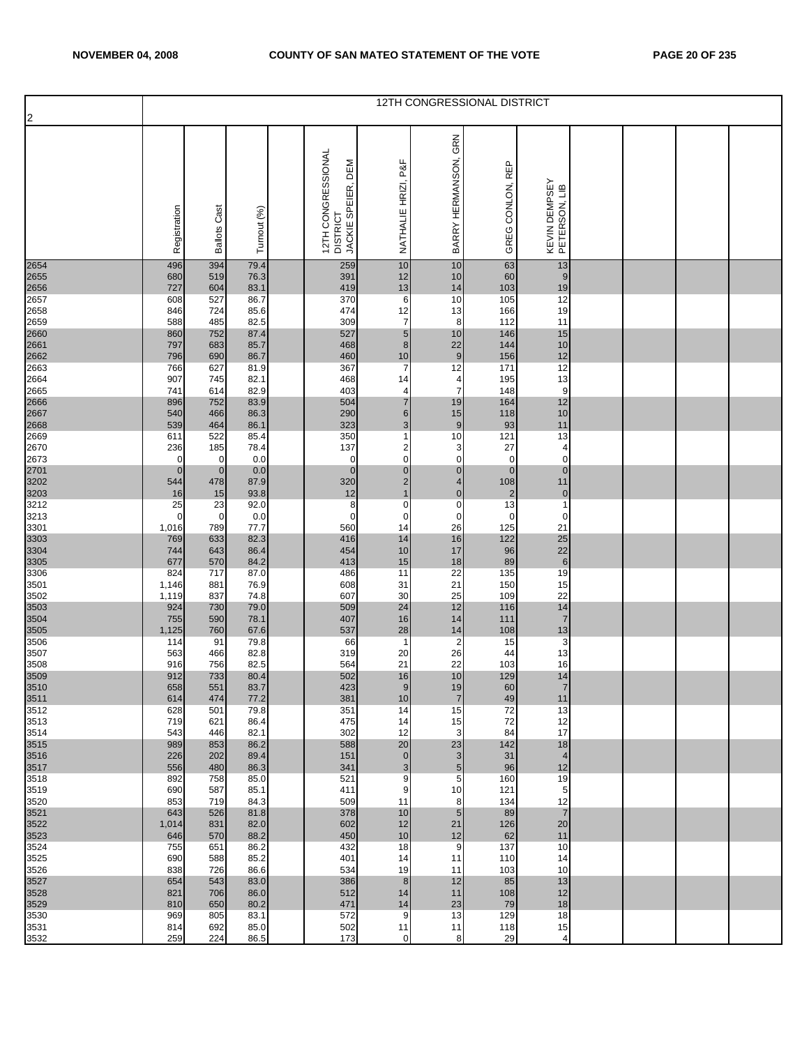| 2 | 12TH CONGRESSIONAL DISTRICT | | | | | | | | | | | | |
|---|---|---|---|---|---|---|---|---|---|---|---|---|---|
| | Registration | Ballots Cast | Turnout (%) | | 12TH CONGRESSIONAL DISTRICT JACKIE SPEIER, DEM | NATHALIE HRIZI, P&F | BARRY HERMANSON, GRN | GREG CONLON, REP | KEVIN DEMPSEY PETERSON, LIB | | | | |
| 2654 | 496 | 394 | 79.4 | | 259 | 10 | 10 | 63 | 13 | | | | |
| 2655 | 680 | 519 | 76.3 | | 391 | 12 | 10 | 60 | 9 | | | | |
| 2656 | 727 | 604 | 83.1 | | 419 | 13 | 14 | 103 | 19 | | | | |
| 2657 | 608 | 527 | 86.7 | | 370 | 6 | 10 | 105 | 12 | | | | |
| 2658 | 846 | 724 | 85.6 | | 474 | 12 | 13 | 166 | 19 | | | | |
| 2659 | 588 | 485 | 82.5 | | 309 | 7 | 8 | 112 | 11 | | | | |
| 2660 | 860 | 752 | 87.4 | | 527 | 5 | 10 | 146 | 15 | | | | |
| 2661 | 797 | 683 | 85.7 | | 468 | 8 | 22 | 144 | 10 | | | | |
| 2662 | 796 | 690 | 86.7 | | 460 | 10 | 9 | 156 | 12 | | | | |
| 2663 | 766 | 627 | 81.9 | | 367 | 7 | 12 | 171 | 12 | | | | |
| 2664 | 907 | 745 | 82.1 | | 468 | 14 | 4 | 195 | 13 | | | | |
| 2665 | 741 | 614 | 82.9 | | 403 | 4 | 7 | 148 | 9 | | | | |
| 2666 | 896 | 752 | 83.9 | | 504 | 7 | 19 | 164 | 12 | | | | |
| 2667 | 540 | 466 | 86.3 | | 290 | 6 | 15 | 118 | 10 | | | | |
| 2668 | 539 | 464 | 86.1 | | 323 | 3 | 9 | 93 | 11 | | | | |
| 2669 | 611 | 522 | 85.4 | | 350 | 1 | 10 | 121 | 13 | | | | |
| 2670 | 236 | 185 | 78.4 | | 137 | 2 | 3 | 27 | 4 | | | | |
| 2673 | 0 | 0 | 0.0 | | 0 | 0 | 0 | 0 | 0 | | | | |
| 2701 | 0 | 0 | 0.0 | | 0 | 0 | 0 | 0 | 0 | | | | |
| 3202 | 544 | 478 | 87.9 | | 320 | 2 | 4 | 108 | 11 | | | | |
| 3203 | 16 | 15 | 93.8 | | 12 | 1 | 0 | 2 | 0 | | | | |
| 3212 | 25 | 23 | 92.0 | | 8 | 0 | 0 | 13 | 1 | | | | |
| 3213 | 0 | 0 | 0.0 | | 0 | 0 | 0 | 0 | 0 | | | | |
| 3301 | 1,016 | 789 | 77.7 | | 560 | 14 | 26 | 125 | 21 | | | | |
| 3303 | 769 | 633 | 82.3 | | 416 | 14 | 16 | 122 | 25 | | | | |
| 3304 | 744 | 643 | 86.4 | | 454 | 10 | 17 | 96 | 22 | | | | |
| 3305 | 677 | 570 | 84.2 | | 413 | 15 | 18 | 89 | 6 | | | | |
| 3306 | 824 | 717 | 87.0 | | 486 | 11 | 22 | 135 | 19 | | | | |
| 3501 | 1,146 | 881 | 76.9 | | 608 | 31 | 21 | 150 | 15 | | | | |
| 3502 | 1,119 | 837 | 74.8 | | 607 | 30 | 25 | 109 | 22 | | | | |
| 3503 | 924 | 730 | 79.0 | | 509 | 24 | 12 | 116 | 14 | | | | |
| 3504 | 755 | 590 | 78.1 | | 407 | 16 | 14 | 111 | 7 | | | | |
| 3505 | 1,125 | 760 | 67.6 | | 537 | 28 | 14 | 108 | 13 | | | | |
| 3506 | 114 | 91 | 79.8 | | 66 | 1 | 2 | 15 | 3 | | | | |
| 3507 | 563 | 466 | 82.8 | | 319 | 20 | 26 | 44 | 13 | | | | |
| 3508 | 916 | 756 | 82.5 | | 564 | 21 | 22 | 103 | 16 | | | | |
| 3509 | 912 | 733 | 80.4 | | 502 | 16 | 10 | 129 | 14 | | | | |
| 3510 | 658 | 551 | 83.7 | | 423 | 9 | 19 | 60 | 7 | | | | |
| 3511 | 614 | 474 | 77.2 | | 381 | 10 | 7 | 49 | 11 | | | | |
| 3512 | 628 | 501 | 79.8 | | 351 | 14 | 15 | 72 | 13 | | | | |
| 3513 | 719 | 621 | 86.4 | | 475 | 14 | 15 | 72 | 12 | | | | |
| 3514 | 543 | 446 | 82.1 | | 302 | 12 | 3 | 84 | 17 | | | | |
| 3515 | 989 | 853 | 86.2 | | 588 | 20 | 23 | 142 | 18 | | | | |
| 3516 | 226 | 202 | 89.4 | | 151 | 0 | 3 | 31 | 4 | | | | |
| 3517 | 556 | 480 | 86.3 | | 341 | 3 | 5 | 96 | 12 | | | | |
| 3518 | 892 | 758 | 85.0 | | 521 | 9 | 5 | 160 | 19 | | | | |
| 3519 | 690 | 587 | 85.1 | | 411 | 9 | 10 | 121 | 5 | | | | |
| 3520 | 853 | 719 | 84.3 | | 509 | 11 | 8 | 134 | 12 | | | | |
| 3521 | 643 | 526 | 81.8 | | 378 | 10 | 5 | 89 | 7 | | | | |
| 3522 | 1,014 | 831 | 82.0 | | 602 | 12 | 21 | 126 | 20 | | | | |
| 3523 | 646 | 570 | 88.2 | | 450 | 10 | 12 | 62 | 11 | | | | |
| 3524 | 755 | 651 | 86.2 | | 432 | 18 | 9 | 137 | 10 | | | | |
| 3525 | 690 | 588 | 85.2 | | 401 | 14 | 11 | 110 | 14 | | | | |
| 3526 | 838 | 726 | 86.6 | | 534 | 19 | 11 | 103 | 10 | | | | |
| 3527 | 654 | 543 | 83.0 | | 386 | 8 | 12 | 85 | 13 | | | | |
| 3528 | 821 | 706 | 86.0 | | 512 | 14 | 11 | 108 | 12 | | | | |
| 3529 | 810 | 650 | 80.2 | | 471 | 14 | 23 | 79 | 18 | | | | |
| 3530 | 969 | 805 | 83.1 | | 572 | 9 | 13 | 129 | 18 | | | | |
| 3531 | 814 | 692 | 85.0 | | 502 | 11 | 11 | 118 | 15 | | | | |
| 3532 | 259 | 224 | 86.5 | | 173 | 0 | 8 | 29 | 4 | | | | |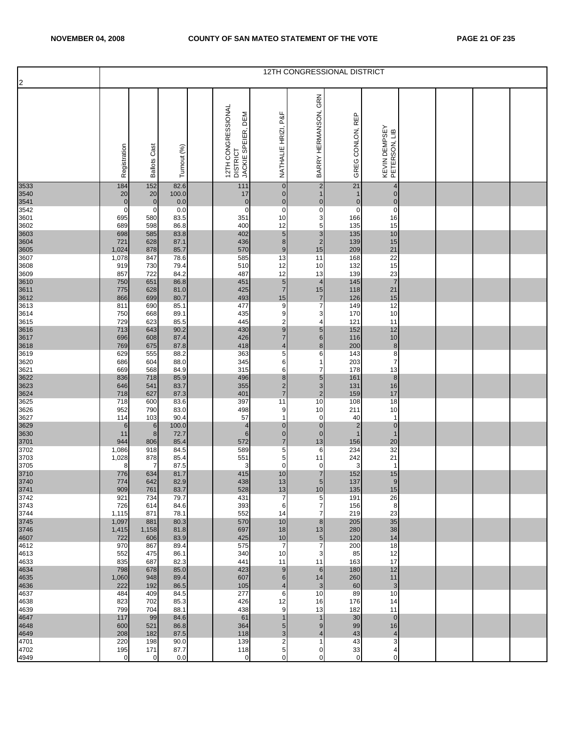## 12TH CONGRESSIONAL DISTRICT

| 2 | Registration | Ballots Cast | Turnout (%) | | 12TH CONGRESSIONAL DISTRICT JACKIE SPEIER, DEM | NATHALIE HRIZI, P&F | BARRY HERMANSON, GRN | GREG CONLON, REP | KEVIN DEMPSEY PETERSON, LIB | | | | |
|---|---|---|---|---|---|---|---|---|---|---|---|---|---|
| 3533 | 184 | 152 | 82.6 | | 111 | 0 | 2 | 21 | 4 | | | | |
| 3540 | 20 | 20 | 100.0 | | 17 | 0 | 1 | 1 | 0 | | | | |
| 3541 | 0 | 0 | 0.0 | | 0 | 0 | 0 | 0 | 0 | | | | |
| 3542 | 0 | 0 | 0.0 | | 0 | 0 | 0 | 0 | 0 | | | | |
| 3601 | 695 | 580 | 83.5 | | 351 | 10 | 3 | 166 | 16 | | | | |
| 3602 | 689 | 598 | 86.8 | | 400 | 12 | 5 | 135 | 15 | | | | |
| 3603 | 698 | 585 | 83.8 | | 402 | 5 | 3 | 135 | 10 | | | | |
| 3604 | 721 | 628 | 87.1 | | 436 | 8 | 2 | 139 | 15 | | | | |
| 3605 | 1,024 | 878 | 85.7 | | 570 | 9 | 15 | 209 | 21 | | | | |
| 3607 | 1,078 | 847 | 78.6 | | 585 | 13 | 11 | 168 | 22 | | | | |
| 3608 | 919 | 730 | 79.4 | | 510 | 12 | 10 | 132 | 15 | | | | |
| 3609 | 857 | 722 | 84.2 | | 487 | 12 | 13 | 139 | 23 | | | | |
| 3610 | 750 | 651 | 86.8 | | 451 | 5 | 4 | 145 | 7 | | | | |
| 3611 | 775 | 628 | 81.0 | | 425 | 7 | 15 | 118 | 21 | | | | |
| 3612 | 866 | 699 | 80.7 | | 493 | 15 | 7 | 126 | 15 | | | | |
| 3613 | 811 | 690 | 85.1 | | 477 | 9 | 7 | 149 | 12 | | | | |
| 3614 | 750 | 668 | 89.1 | | 435 | 9 | 3 | 170 | 10 | | | | |
| 3615 | 729 | 623 | 85.5 | | 445 | 2 | 4 | 121 | 11 | | | | |
| 3616 | 713 | 643 | 90.2 | | 430 | 9 | 5 | 152 | 12 | | | | |
| 3617 | 696 | 608 | 87.4 | | 426 | 7 | 6 | 116 | 10 | | | | |
| 3618 | 769 | 675 | 87.8 | | 418 | 4 | 8 | 200 | 8 | | | | |
| 3619 | 629 | 555 | 88.2 | | 363 | 5 | 6 | 143 | 8 | | | | |
| 3620 | 686 | 604 | 88.0 | | 345 | 6 | 1 | 203 | 7 | | | | |
| 3621 | 669 | 568 | 84.9 | | 315 | 6 | 7 | 178 | 13 | | | | |
| 3622 | 836 | 718 | 85.9 | | 496 | 8 | 5 | 161 | 8 | | | | |
| 3623 | 646 | 541 | 83.7 | | 355 | 2 | 3 | 131 | 16 | | | | |
| 3624 | 718 | 627 | 87.3 | | 401 | 7 | 2 | 159 | 17 | | | | |
| 3625 | 718 | 600 | 83.6 | | 397 | 11 | 10 | 108 | 18 | | | | |
| 3626 | 952 | 790 | 83.0 | | 498 | 9 | 10 | 211 | 10 | | | | |
| 3627 | 114 | 103 | 90.4 | | 57 | 1 | 0 | 40 | 1 | | | | |
| 3629 | 6 | 6 | 100.0 | | 4 | 0 | 0 | 2 | 0 | | | | |
| 3630 | 11 | 8 | 72.7 | | 6 | 0 | 0 | 1 | 1 | | | | |
| 3701 | 944 | 806 | 85.4 | | 572 | 7 | 13 | 156 | 20 | | | | |
| 3702 | 1,086 | 918 | 84.5 | | 589 | 5 | 6 | 234 | 32 | | | | |
| 3703 | 1,028 | 878 | 85.4 | | 551 | 5 | 11 | 242 | 21 | | | | |
| 3705 | 8 | 7 | 87.5 | | 3 | 0 | 0 | 3 | 1 | | | | |
| 3710 | 776 | 634 | 81.7 | | 415 | 10 | 7 | 152 | 15 | | | | |
| 3740 | 774 | 642 | 82.9 | | 438 | 13 | 5 | 137 | 9 | | | | |
| 3741 | 909 | 761 | 83.7 | | 528 | 13 | 10 | 135 | 15 | | | | |
| 3742 | 921 | 734 | 79.7 | | 431 | 7 | 5 | 191 | 26 | | | | |
| 3743 | 726 | 614 | 84.6 | | 393 | 6 | 7 | 156 | 8 | | | | |
| 3744 | 1,115 | 871 | 78.1 | | 552 | 14 | 7 | 219 | 23 | | | | |
| 3745 | 1,097 | 881 | 80.3 | | 570 | 10 | 8 | 205 | 35 | | | | |
| 3746 | 1,415 | 1,158 | 81.8 | | 697 | 18 | 13 | 280 | 38 | | | | |
| 4607 | 722 | 606 | 83.9 | | 425 | 10 | 5 | 120 | 14 | | | | |
| 4612 | 970 | 867 | 89.4 | | 575 | 7 | 7 | 200 | 18 | | | | |
| 4613 | 552 | 475 | 86.1 | | 340 | 10 | 3 | 85 | 12 | | | | |
| 4633 | 835 | 687 | 82.3 | | 441 | 11 | 11 | 163 | 17 | | | | |
| 4634 | 798 | 678 | 85.0 | | 423 | 9 | 6 | 180 | 12 | | | | |
| 4635 | 1,060 | 948 | 89.4 | | 607 | 6 | 14 | 260 | 11 | | | | |
| 4636 | 222 | 192 | 86.5 | | 105 | 4 | 3 | 60 | 3 | | | | |
| 4637 | 484 | 409 | 84.5 | | 277 | 6 | 10 | 89 | 10 | | | | |
| 4638 | 823 | 702 | 85.3 | | 426 | 12 | 16 | 176 | 14 | | | | |
| 4639 | 799 | 704 | 88.1 | | 438 | 9 | 13 | 182 | 11 | | | | |
| 4647 | 117 | 99 | 84.6 | | 61 | 1 | 1 | 30 | 0 | | | | |
| 4648 | 600 | 521 | 86.8 | | 364 | 5 | 9 | 99 | 16 | | | | |
| 4649 | 208 | 182 | 87.5 | | 118 | 3 | 4 | 43 | 4 | | | | |
| 4701 | 220 | 198 | 90.0 | | 139 | 2 | 1 | 43 | 3 | | | | |
| 4702 | 195 | 171 | 87.7 | | 118 | 5 | 0 | 33 | 4 | | | | |
| 4949 | 0 | 0 | 0.0 | | 0 | 0 | 0 | 0 | 0 | | | | |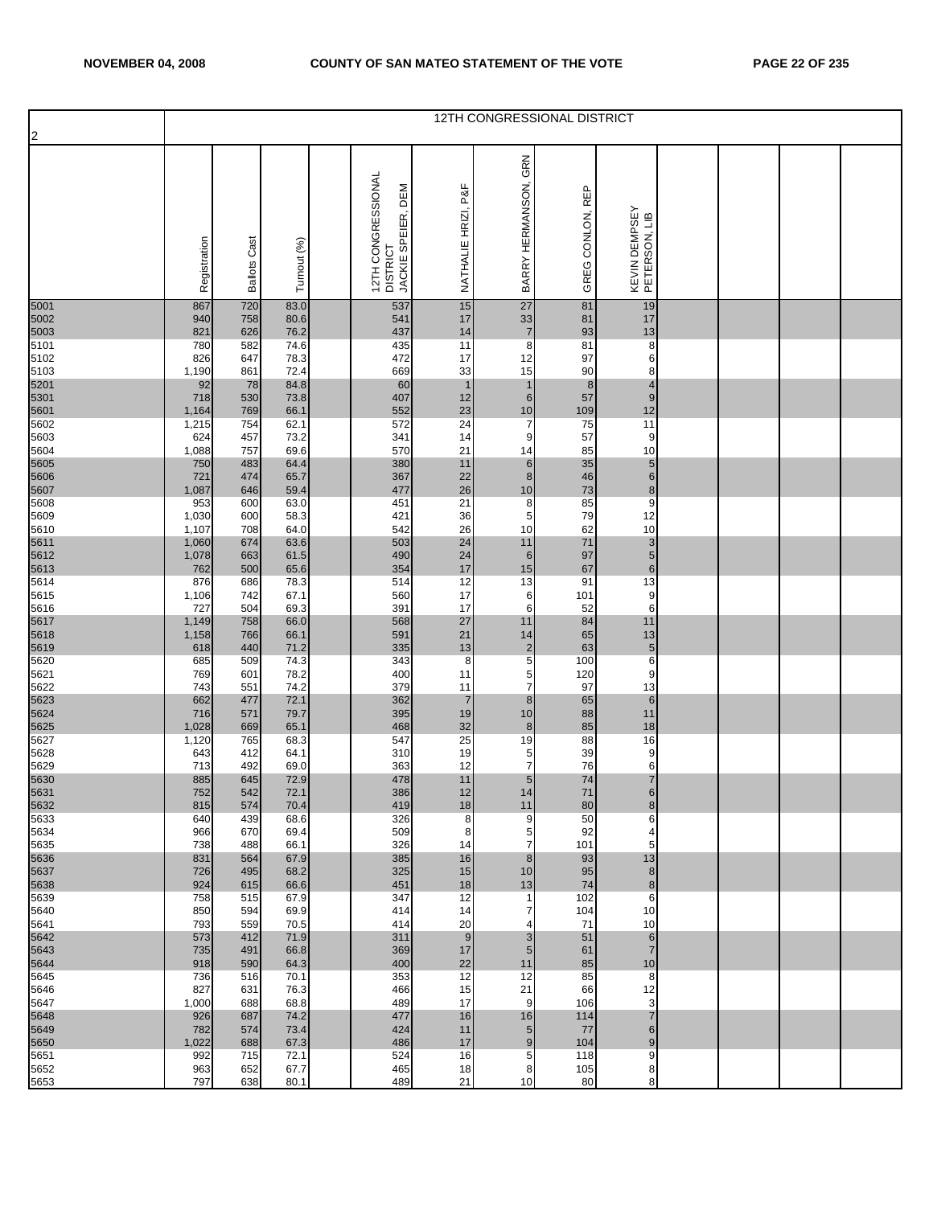| 2 | 12TH CONGRESSIONAL DISTRICT | | | | | | | | | | | | |
|---|---|---|---|---|---|---|---|---|---|---|---|---|---|
| | Registration | Ballots Cast | Turnout (%) | | 12TH CONGRESSIONAL DISTRICT JACKIE SPEIER, DEM | NATHALIE HRIZI, P&F | BARRY HERMANSON, GRN | GREG CONLON, REP | KEVIN DEMPSEY PETERSON, LIB | | | | |
| 5001 | 867 | 720 | 83.0 | | 537 | 15 | 27 | 81 | 19 | | | | |
| 5002 | 940 | 758 | 80.6 | | 541 | 17 | 33 | 81 | 17 | | | | |
| 5003 | 821 | 626 | 76.2 | | 437 | 14 | 7 | 93 | 13 | | | | |
| 5101 | 780 | 582 | 74.6 | | 435 | 11 | 8 | 81 | 8 | | | | |
| 5102 | 826 | 647 | 78.3 | | 472 | 17 | 12 | 97 | 6 | | | | |
| 5103 | 1,190 | 861 | 72.4 | | 669 | 33 | 15 | 90 | 8 | | | | |
| 5201 | 92 | 78 | 84.8 | | 60 | 1 | 1 | 8 | 4 | | | | |
| 5301 | 718 | 530 | 73.8 | | 407 | 12 | 6 | 57 | 9 | | | | |
| 5601 | 1,164 | 769 | 66.1 | | 552 | 23 | 10 | 109 | 12 | | | | |
| 5602 | 1,215 | 754 | 62.1 | | 572 | 24 | 7 | 75 | 11 | | | | |
| 5603 | 624 | 457 | 73.2 | | 341 | 14 | 9 | 57 | 9 | | | | |
| 5604 | 1,088 | 757 | 69.6 | | 570 | 21 | 14 | 85 | 10 | | | | |
| 5605 | 750 | 483 | 64.4 | | 380 | 11 | 6 | 35 | 5 | | | | |
| 5606 | 721 | 474 | 65.7 | | 367 | 22 | 8 | 46 | 6 | | | | |
| 5607 | 1,087 | 646 | 59.4 | | 477 | 26 | 10 | 73 | 8 | | | | |
| 5608 | 953 | 600 | 63.0 | | 451 | 21 | 8 | 85 | 9 | | | | |
| 5609 | 1,030 | 600 | 58.3 | | 421 | 36 | 5 | 79 | 12 | | | | |
| 5610 | 1,107 | 708 | 64.0 | | 542 | 26 | 10 | 62 | 10 | | | | |
| 5611 | 1,060 | 674 | 63.6 | | 503 | 24 | 11 | 71 | 3 | | | | |
| 5612 | 1,078 | 663 | 61.5 | | 490 | 24 | 6 | 97 | 5 | | | | |
| 5613 | 762 | 500 | 65.6 | | 354 | 17 | 15 | 67 | 6 | | | | |
| 5614 | 876 | 686 | 78.3 | | 514 | 12 | 13 | 91 | 13 | | | | |
| 5615 | 1,106 | 742 | 67.1 | | 560 | 17 | 6 | 101 | 9 | | | | |
| 5616 | 727 | 504 | 69.3 | | 391 | 17 | 6 | 52 | 6 | | | | |
| 5617 | 1,149 | 758 | 66.0 | | 568 | 27 | 11 | 84 | 11 | | | | |
| 5618 | 1,158 | 766 | 66.1 | | 591 | 21 | 14 | 65 | 13 | | | | |
| 5619 | 618 | 440 | 71.2 | | 335 | 13 | 2 | 63 | 5 | | | | |
| 5620 | 685 | 509 | 74.3 | | 343 | 8 | 5 | 100 | 6 | | | | |
| 5621 | 769 | 601 | 78.2 | | 400 | 11 | 5 | 120 | 9 | | | | |
| 5622 | 743 | 551 | 74.2 | | 379 | 11 | 7 | 97 | 13 | | | | |
| 5623 | 662 | 477 | 72.1 | | 362 | 7 | 8 | 65 | 6 | | | | |
| 5624 | 716 | 571 | 79.7 | | 395 | 19 | 10 | 88 | 11 | | | | |
| 5625 | 1,028 | 669 | 65.1 | | 468 | 32 | 8 | 85 | 18 | | | | |
| 5627 | 1,120 | 765 | 68.3 | | 547 | 25 | 19 | 88 | 16 | | | | |
| 5628 | 643 | 412 | 64.1 | | 310 | 19 | 5 | 39 | 9 | | | | |
| 5629 | 713 | 492 | 69.0 | | 363 | 12 | 7 | 76 | 6 | | | | |
| 5630 | 885 | 645 | 72.9 | | 478 | 11 | 5 | 74 | 7 | | | | |
| 5631 | 752 | 542 | 72.1 | | 386 | 12 | 14 | 71 | 6 | | | | |
| 5632 | 815 | 574 | 70.4 | | 419 | 18 | 11 | 80 | 8 | | | | |
| 5633 | 640 | 439 | 68.6 | | 326 | 8 | 9 | 50 | 6 | | | | |
| 5634 | 966 | 670 | 69.4 | | 509 | 8 | 5 | 92 | 4 | | | | |
| 5635 | 738 | 488 | 66.1 | | 326 | 14 | 7 | 101 | 5 | | | | |
| 5636 | 831 | 564 | 67.9 | | 385 | 16 | 8 | 93 | 13 | | | | |
| 5637 | 726 | 495 | 68.2 | | 325 | 15 | 10 | 95 | 8 | | | | |
| 5638 | 924 | 615 | 66.6 | | 451 | 18 | 13 | 74 | 8 | | | | |
| 5639 | 758 | 515 | 67.9 | | 347 | 12 | 1 | 102 | 6 | | | | |
| 5640 | 850 | 594 | 69.9 | | 414 | 14 | 7 | 104 | 10 | | | | |
| 5641 | 793 | 559 | 70.5 | | 414 | 20 | 4 | 71 | 10 | | | | |
| 5642 | 573 | 412 | 71.9 | | 311 | 9 | 3 | 51 | 6 | | | | |
| 5643 | 735 | 491 | 66.8 | | 369 | 17 | 5 | 61 | 7 | | | | |
| 5644 | 918 | 590 | 64.3 | | 400 | 22 | 11 | 85 | 10 | | | | |
| 5645 | 736 | 516 | 70.1 | | 353 | 12 | 12 | 85 | 8 | | | | |
| 5646 | 827 | 631 | 76.3 | | 466 | 15 | 21 | 66 | 12 | | | | |
| 5647 | 1,000 | 688 | 68.8 | | 489 | 17 | 9 | 106 | 3 | | | | |
| 5648 | 926 | 687 | 74.2 | | 477 | 16 | 16 | 114 | 7 | | | | |
| 5649 | 782 | 574 | 73.4 | | 424 | 11 | 5 | 77 | 6 | | | | |
| 5650 | 1,022 | 688 | 67.3 | | 486 | 17 | 9 | 104 | 9 | | | | |
| 5651 | 992 | 715 | 72.1 | | 524 | 16 | 5 | 118 | 9 | | | | |
| 5652 | 963 | 652 | 67.7 | | 465 | 18 | 8 | 105 | 8 | | | | |
| 5653 | 797 | 638 | 80.1 | | 489 | 21 | 10 | 80 | 8 | | | | |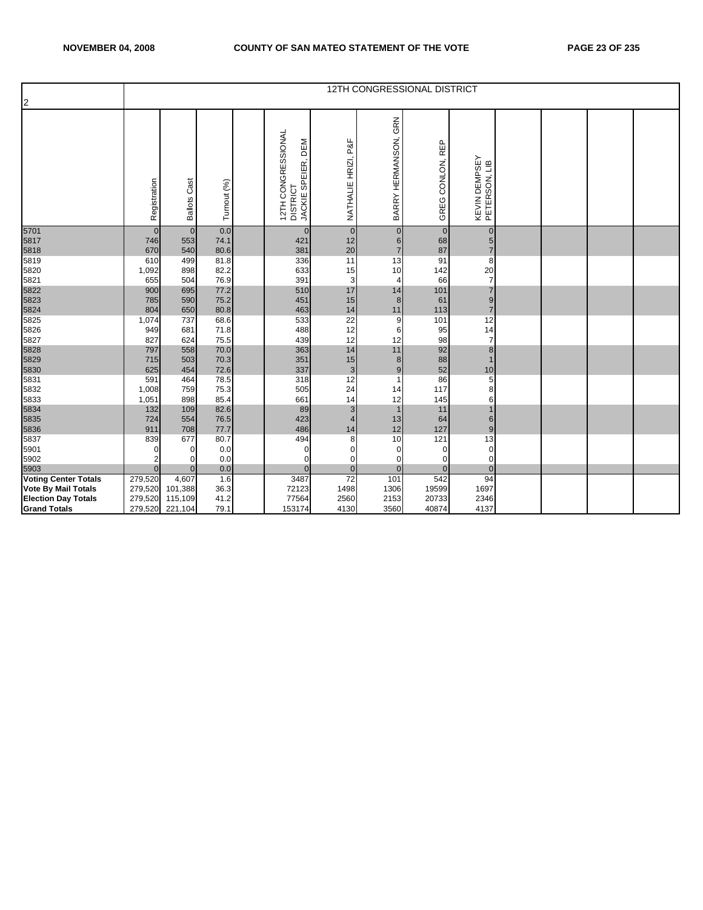| 2 | 12TH CONGRESSIONAL DISTRICT | | | | | | | | | | | | |
|---|---|---|---|---|---|---|---|---|---|---|---|---|---|
| | Registration | Ballots Cast | Turnout (%) | | 12TH CONGRESSIONAL DISTRICT JACKIE SPEIER, DEM | NATHALIE HRIZI, P&F | BARRY HERMANSON, GRN | GREG CONLON, REP | KEVIN DEMPSEY PETERSON, LIB | | | | |
| 5701 | 0 | 0 | 0.0 | | 0 | 0 | 0 | 0 | 0 | | | | |
| 5817 | 746 | 553 | 74.1 | | 421 | 12 | 6 | 68 | 5 | | | | |
| 5818 | 670 | 540 | 80.6 | | 381 | 20 | 7 | 87 | 7 | | | | |
| 5819 | 610 | 499 | 81.8 | | 336 | 11 | 13 | 91 | 8 | | | | |
| 5820 | 1,092 | 898 | 82.2 | | 633 | 15 | 10 | 142 | 20 | | | | |
| 5821 | 655 | 504 | 76.9 | | 391 | 3 | 4 | 66 | 7 | | | | |
| 5822 | 900 | 695 | 77.2 | | 510 | 17 | 14 | 101 | 7 | | | | |
| 5823 | 785 | 590 | 75.2 | | 451 | 15 | 8 | 61 | 9 | | | | |
| 5824 | 804 | 650 | 80.8 | | 463 | 14 | 11 | 113 | 7 | | | | |
| 5825 | 1,074 | 737 | 68.6 | | 533 | 22 | 9 | 101 | 12 | | | | |
| 5826 | 949 | 681 | 71.8 | | 488 | 12 | 6 | 95 | 14 | | | | |
| 5827 | 827 | 624 | 75.5 | | 439 | 12 | 12 | 98 | 7 | | | | |
| 5828 | 797 | 558 | 70.0 | | 363 | 14 | 11 | 92 | 8 | | | | |
| 5829 | 715 | 503 | 70.3 | | 351 | 15 | 8 | 88 | 1 | | | | |
| 5830 | 625 | 454 | 72.6 | | 337 | 3 | 9 | 52 | 10 | | | | |
| 5831 | 591 | 464 | 78.5 | | 318 | 12 | 1 | 86 | 5 | | | | |
| 5832 | 1,008 | 759 | 75.3 | | 505 | 24 | 14 | 117 | 8 | | | | |
| 5833 | 1,051 | 898 | 85.4 | | 661 | 14 | 12 | 145 | 6 | | | | |
| 5834 | 132 | 109 | 82.6 | | 89 | 3 | 1 | 11 | 1 | | | | |
| 5835 | 724 | 554 | 76.5 | | 423 | 4 | 13 | 64 | 6 | | | | |
| 5836 | 911 | 708 | 77.7 | | 486 | 14 | 12 | 127 | 9 | | | | |
| 5837 | 839 | 677 | 80.7 | | 494 | 8 | 10 | 121 | 13 | | | | |
| 5901 | 0 | 0 | 0.0 | | 0 | 0 | 0 | 0 | 0 | | | | |
| 5902 | 2 | 0 | 0.0 | | 0 | 0 | 0 | 0 | 0 | | | | |
| 5903 | 0 | 0 | 0.0 | | 0 | 0 | 0 | 0 | 0 | | | | |
| **Voting Center Totals** | 279,520 | 4,607 | 1.6 | | 3487 | 72 | 101 | 542 | 94 | | | | |
| **Vote By Mail Totals** | 279,520 | 101,388 | 36.3 | | 72123 | 1498 | 1306 | 19599 | 1697 | | | | |
| **Election Day Totals** | 279,520 | 115,109 | 41.2 | | 77564 | 2560 | 2153 | 20733 | 2346 | | | | |
| **Grand Totals** | 279,520 | 221,104 | 79.1 | | 153174 | 4130 | 3560 | 40874 | 4137 | | | | |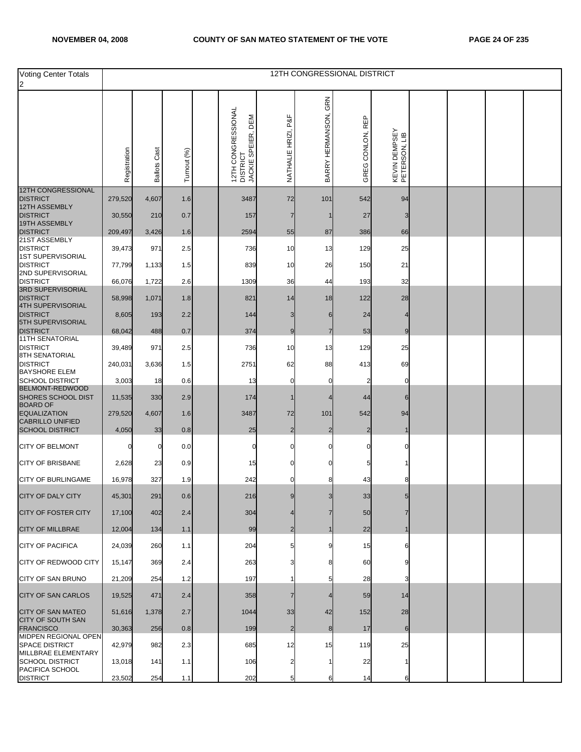| Voting Center Totals 2 | 12TH CONGRESSIONAL DISTRICT | | | | | | | | | | | | |
|---|---|---|---|---|---|---|---|---|---|---|---|---|---|
| | Registration | Ballots Cast | Turnout (%) | | 12TH CONGRESSIONAL DISTRICT JACKIE SPEIER, DEM | NATHALIE HRIZI, P&F | BARRY HERMANSON, GRN | GREG CONLON, REP | KEVIN DEMPSEY PETERSON, LIB | | | | |
| 12TH CONGRESSIONAL DISTRICT | 279,520 | 4,607 | 1.6 | | 3487 | 72 | 101 | 542 | 94 | | | | |
| 12TH ASSEMBLY DISTRICT | 30,550 | 210 | 0.7 | | 157 | 7 | 1 | 27 | 3 | | | | |
| 19TH ASSEMBLY DISTRICT | 209,497 | 3,426 | 1.6 | | 2594 | 55 | 87 | 386 | 66 | | | | |
| 21ST ASSEMBLY DISTRICT | 39,473 | 971 | 2.5 | | 736 | 10 | 13 | 129 | 25 | | | | |
| 1ST SUPERVISORIAL DISTRICT | 77,799 | 1,133 | 1.5 | | 839 | 10 | 26 | 150 | 21 | | | | |
| 2ND SUPERVISORIAL DISTRICT | 66,076 | 1,722 | 2.6 | | 1309 | 36 | 44 | 193 | 32 | | | | |
| 3RD SUPERVISORIAL DISTRICT | 58,998 | 1,071 | 1.8 | | 821 | 14 | 18 | 122 | 28 | | | | |
| 4TH SUPERVISORIAL DISTRICT | 8,605 | 193 | 2.2 | | 144 | 3 | 6 | 24 | 4 | | | | |
| 5TH SUPERVISORIAL DISTRICT | 68,042 | 488 | 0.7 | | 374 | 9 | 7 | 53 | 9 | | | | |
| 11TH SENATORIAL DISTRICT | 39,489 | 971 | 2.5 | | 736 | 10 | 13 | 129 | 25 | | | | |
| 8TH SENATORIAL DISTRICT | 240,031 | 3,636 | 1.5 | | 2751 | 62 | 88 | 413 | 69 | | | | |
| BAYSHORE ELEM SCHOOL DISTRICT | 3,003 | 18 | 0.6 | | 13 | 0 | 0 | 2 | 0 | | | | |
| BELMONT-REDWOOD SHORES SCHOOL DIST | 11,535 | 330 | 2.9 | | 174 | 1 | 4 | 44 | 6 | | | | |
| BOARD OF EQUALIZATION | 279,520 | 4,607 | 1.6 | | 3487 | 72 | 101 | 542 | 94 | | | | |
| CABRILLO UNIFIED SCHOOL DISTRICT | 4,050 | 33 | 0.8 | | 25 | 2 | 2 | 2 | 1 | | | | |
| CITY OF BELMONT | 0 | 0 | 0.0 | | 0 | 0 | 0 | 0 | 0 | | | | |
| CITY OF BRISBANE | 2,628 | 23 | 0.9 | | 15 | 0 | 0 | 5 | 1 | | | | |
| CITY OF BURLINGAME | 16,978 | 327 | 1.9 | | 242 | 0 | 8 | 43 | 8 | | | | |
| CITY OF DALY CITY | 45,301 | 291 | 0.6 | | 216 | 9 | 3 | 33 | 5 | | | | |
| CITY OF FOSTER CITY | 17,100 | 402 | 2.4 | | 304 | 4 | 7 | 50 | 7 | | | | |
| CITY OF MILLBRAE | 12,004 | 134 | 1.1 | | 99 | 2 | 1 | 22 | 1 | | | | |
| CITY OF PACIFICA | 24,039 | 260 | 1.1 | | 204 | 5 | 9 | 15 | 6 | | | | |
| CITY OF REDWOOD CITY | 15,147 | 369 | 2.4 | | 263 | 3 | 8 | 60 | 9 | | | | |
| CITY OF SAN BRUNO | 21,209 | 254 | 1.2 | | 197 | 1 | 5 | 28 | 3 | | | | |
| CITY OF SAN CARLOS | 19,525 | 471 | 2.4 | | 358 | 7 | 4 | 59 | 14 | | | | |
| CITY OF SAN MATEO | 51,616 | 1,378 | 2.7 | | 1044 | 33 | 42 | 152 | 28 | | | | |
| CITY OF SOUTH SAN FRANCISCO | 30,363 | 256 | 0.8 | | 199 | 2 | 8 | 17 | 6 | | | | |
| MIDPEN REGIONAL OPEN SPACE DISTRICT | 42,979 | 982 | 2.3 | | 685 | 12 | 15 | 119 | 25 | | | | |
| MILLBRAE ELEMENTARY SCHOOL DISTRICT | 13,018 | 141 | 1.1 | | 106 | 2 | 1 | 22 | 1 | | | | |
| PACIFICA SCHOOL DISTRICT | 23,502 | 254 | 1.1 | | 202 | 5 | 6 | 14 | 6 | | | | |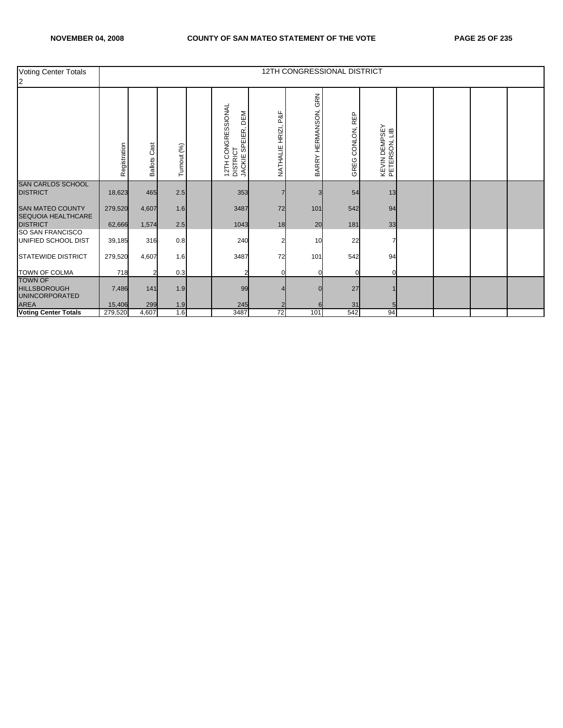| Voting Center Totals 2 | 12TH CONGRESSIONAL DISTRICT | | | | | | | | | | | | |
|---|---|---|---|---|---|---|---|---|---|---|---|---|---|
| | Registration | Ballots Cast | Turnout (%) | | 12TH CONGRESSIONAL DISTRICT JACKIE SPEIER, DEM | NATHALIE HRIZI, P&F | BARRY HERMANSON, GRN | GREG CONLON, REP | KEVIN DEMPSEY PETERSON, LIB | | | | |
| SAN CARLOS SCHOOL DISTRICT | 18,623 | 465 | 2.5 | | 353 | 7 | 3 | 54 | 13 | | | | |
| SAN MATEO COUNTY | 279,520 | 4,607 | 1.6 | | 3487 | 72 | 101 | 542 | 94 | | | | |
| SEQUOIA HEALTHCARE DISTRICT | 62,666 | 1,574 | 2.5 | | 1043 | 18 | 20 | 181 | 33 | | | | |
| SO SAN FRANCISCO UNIFIED SCHOOL DIST | 39,185 | 316 | 0.8 | | 240 | 2 | 10 | 22 | 7 | | | | |
| STATEWIDE DISTRICT | 279,520 | 4,607 | 1.6 | | 3487 | 72 | 101 | 542 | 94 | | | | |
| TOWN OF COLMA | 718 | 2 | 0.3 | | 2 | 0 | 0 | 0 | 0 | | | | |
| TOWN OF HILLSBOROUGH | 7,486 | 141 | 1.9 | | 99 | 4 | 0 | 27 | 1 | | | | |
| UNINCORPORATED AREA | 15,406 | 299 | 1.9 | | 245 | 2 | 6 | 31 | 5 | | | | |
| **Voting Center Totals** | 279,520 | 4,607 | 1.6 | | 3487 | 72 | 101 | 542 | 94 | | | | |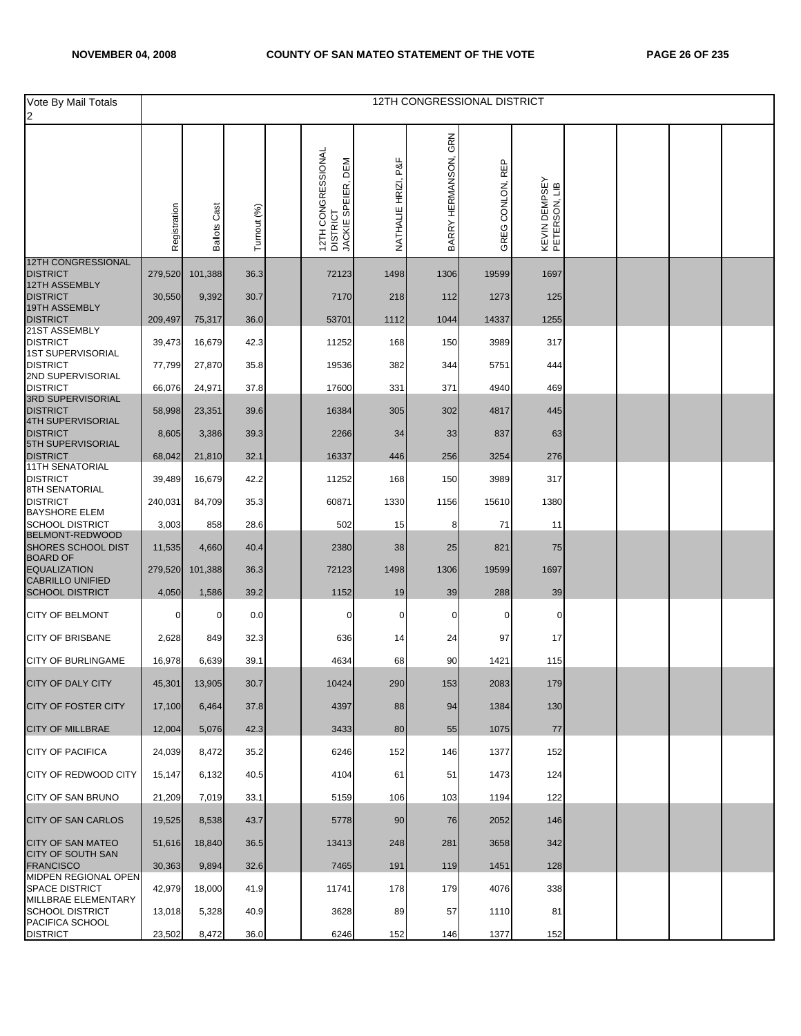| Vote By Mail Totals 2 | 12TH CONGRESSIONAL DISTRICT | | | | | | | | | | | | |
|---|---|---|---|---|---|---|---|---|---|---|---|---|---|
| | Registration | Ballots Cast | Turnout (%) | | 12TH CONGRESSIONAL DISTRICT JACKIE SPEIER, DEM | NATHALIE HRIZI, P&F | BARRY HERMANSON, GRN | GREG CONLON, REP | KEVIN DEMPSEY PETERSON, LIB | | | | |
| 12TH CONGRESSIONAL DISTRICT | 279,520 | 101,388 | 36.3 | | 72123 | 1498 | 1306 | 19599 | 1697 | | | | |
| 12TH ASSEMBLY DISTRICT | 30,550 | 9,392 | 30.7 | | 7170 | 218 | 112 | 1273 | 125 | | | | |
| 19TH ASSEMBLY DISTRICT | 209,497 | 75,317 | 36.0 | | 53701 | 1112 | 1044 | 14337 | 1255 | | | | |
| 21ST ASSEMBLY DISTRICT | 39,473 | 16,679 | 42.3 | | 11252 | 168 | 150 | 3989 | 317 | | | | |
| 1ST SUPERVISORIAL DISTRICT | 77,799 | 27,870 | 35.8 | | 19536 | 382 | 344 | 5751 | 444 | | | | |
| 2ND SUPERVISORIAL DISTRICT | 66,076 | 24,971 | 37.8 | | 17600 | 331 | 371 | 4940 | 469 | | | | |
| 3RD SUPERVISORIAL DISTRICT | 58,998 | 23,351 | 39.6 | | 16384 | 305 | 302 | 4817 | 445 | | | | |
| 4TH SUPERVISORIAL DISTRICT | 8,605 | 3,386 | 39.3 | | 2266 | 34 | 33 | 837 | 63 | | | | |
| 5TH SUPERVISORIAL DISTRICT | 68,042 | 21,810 | 32.1 | | 16337 | 446 | 256 | 3254 | 276 | | | | |
| 11TH SENATORIAL DISTRICT | 39,489 | 16,679 | 42.2 | | 11252 | 168 | 150 | 3989 | 317 | | | | |
| 8TH SENATORIAL DISTRICT | 240,031 | 84,709 | 35.3 | | 60871 | 1330 | 1156 | 15610 | 1380 | | | | |
| BAYSHORE ELEM SCHOOL DISTRICT | 3,003 | 858 | 28.6 | | 502 | 15 | 8 | 71 | 11 | | | | |
| BELMONT-REDWOOD SHORES SCHOOL DIST | 11,535 | 4,660 | 40.4 | | 2380 | 38 | 25 | 821 | 75 | | | | |
| BOARD OF EQUALIZATION | 279,520 | 101,388 | 36.3 | | 72123 | 1498 | 1306 | 19599 | 1697 | | | | |
| CABRILLO UNIFIED SCHOOL DISTRICT | 4,050 | 1,586 | 39.2 | | 1152 | 19 | 39 | 288 | 39 | | | | |
| CITY OF BELMONT | 0 | 0 | 0.0 | | 0 | 0 | 0 | 0 | 0 | | | | |
| CITY OF BRISBANE | 2,628 | 849 | 32.3 | | 636 | 14 | 24 | 97 | 17 | | | | |
| CITY OF BURLINGAME | 16,978 | 6,639 | 39.1 | | 4634 | 68 | 90 | 1421 | 115 | | | | |
| CITY OF DALY CITY | 45,301 | 13,905 | 30.7 | | 10424 | 290 | 153 | 2083 | 179 | | | | |
| CITY OF FOSTER CITY | 17,100 | 6,464 | 37.8 | | 4397 | 88 | 94 | 1384 | 130 | | | | |
| CITY OF MILLBRAE | 12,004 | 5,076 | 42.3 | | 3433 | 80 | 55 | 1075 | 77 | | | | |
| CITY OF PACIFICA | 24,039 | 8,472 | 35.2 | | 6246 | 152 | 146 | 1377 | 152 | | | | |
| CITY OF REDWOOD CITY | 15,147 | 6,132 | 40.5 | | 4104 | 61 | 51 | 1473 | 124 | | | | |
| CITY OF SAN BRUNO | 21,209 | 7,019 | 33.1 | | 5159 | 106 | 103 | 1194 | 122 | | | | |
| CITY OF SAN CARLOS | 19,525 | 8,538 | 43.7 | | 5778 | 90 | 76 | 2052 | 146 | | | | |
| CITY OF SAN MATEO | 51,616 | 18,840 | 36.5 | | 13413 | 248 | 281 | 3658 | 342 | | | | |
| CITY OF SOUTH SAN FRANCISCO | 30,363 | 9,894 | 32.6 | | 7465 | 191 | 119 | 1451 | 128 | | | | |
| MIDPEN REGIONAL OPEN SPACE DISTRICT | 42,979 | 18,000 | 41.9 | | 11741 | 178 | 179 | 4076 | 338 | | | | |
| MILLBRAE ELEMENTARY SCHOOL DISTRICT | 13,018 | 5,328 | 40.9 | | 3628 | 89 | 57 | 1110 | 81 | | | | |
| PACIFICA SCHOOL DISTRICT | 23,502 | 8,472 | 36.0 | | 6246 | 152 | 146 | 1377 | 152 | | | | |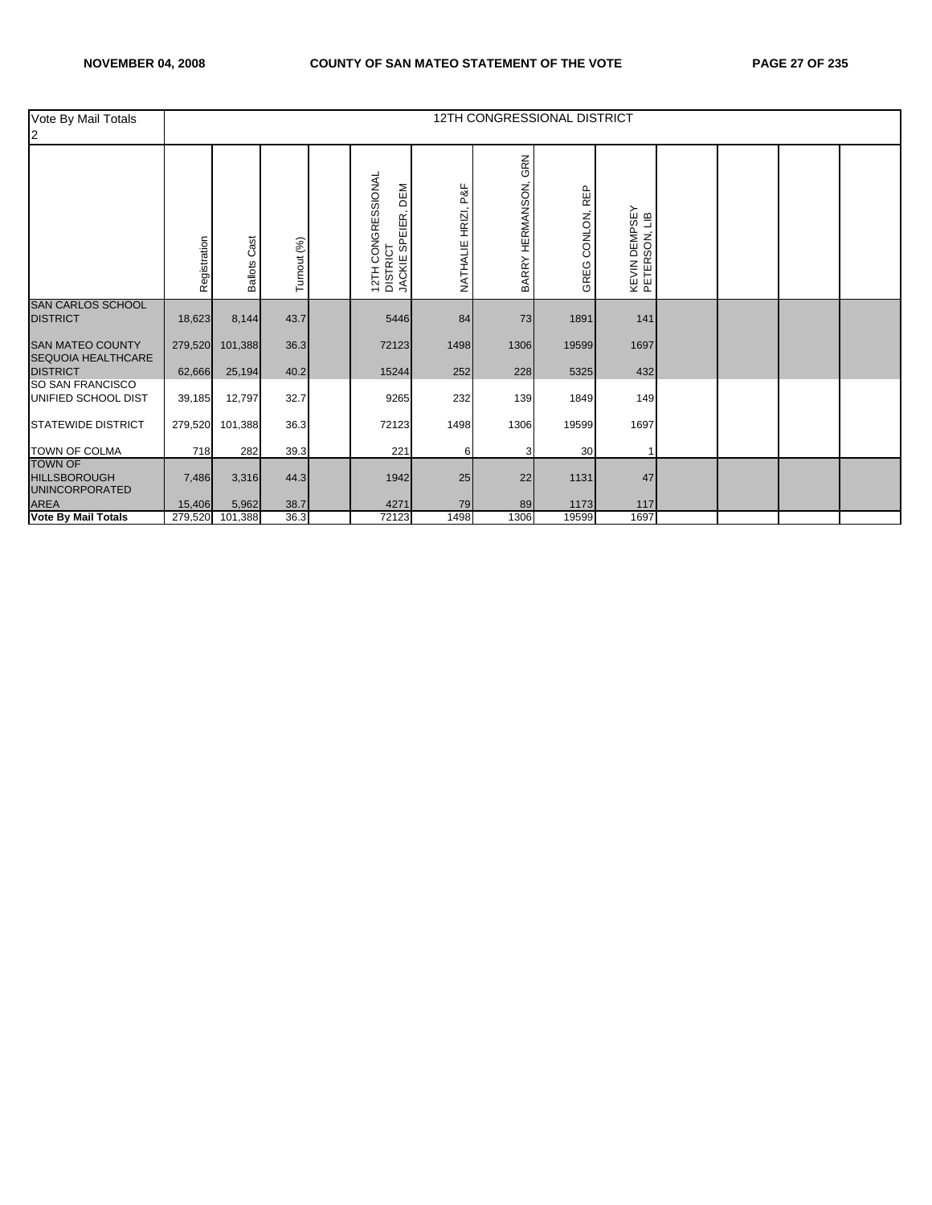| Vote By Mail Totals 2 | 12TH CONGRESSIONAL DISTRICT | | | | | | | | | | | | |
|---|---|---|---|---|---|---|---|---|---|---|---|---|---|
| | Registration | Ballots Cast | Turnout (%) | | 12TH CONGRESSIONAL DISTRICT JACKIE SPEIER, DEM | NATHALIE HRIZI, P&F | BARRY HERMANSON, GRN | GREG CONLON, REP | KEVIN DEMPSEY PETERSON, LIB | | | | |
| SAN CARLOS SCHOOL DISTRICT | 18,623 | 8,144 | 43.7 | | 5446 | 84 | 73 | 1891 | 141 | | | | |
| SAN MATEO COUNTY | 279,520 | 101,388 | 36.3 | | 72123 | 1498 | 1306 | 19599 | 1697 | | | | |
| SEQUOIA HEALTHCARE DISTRICT | 62,666 | 25,194 | 40.2 | | 15244 | 252 | 228 | 5325 | 432 | | | | |
| SO SAN FRANCISCO UNIFIED SCHOOL DIST | 39,185 | 12,797 | 32.7 | | 9265 | 232 | 139 | 1849 | 149 | | | | |
| STATEWIDE DISTRICT | 279,520 | 101,388 | 36.3 | | 72123 | 1498 | 1306 | 19599 | 1697 | | | | |
| TOWN OF COLMA | 718 | 282 | 39.3 | | 221 | 6 | 3 | 30 | 1 | | | | |
| TOWN OF HILLSBOROUGH | 7,486 | 3,316 | 44.3 | | 1942 | 25 | 22 | 1131 | 47 | | | | |
| UNINCORPORATED AREA | 15,406 | 5,962 | 38.7 | | 4271 | 79 | 89 | 1173 | 117 | | | | |
| **Vote By Mail Totals** | 279,520 | 101,388 | 36.3 | | 72123 | 1498 | 1306 | 19599 | 1697 | | | | |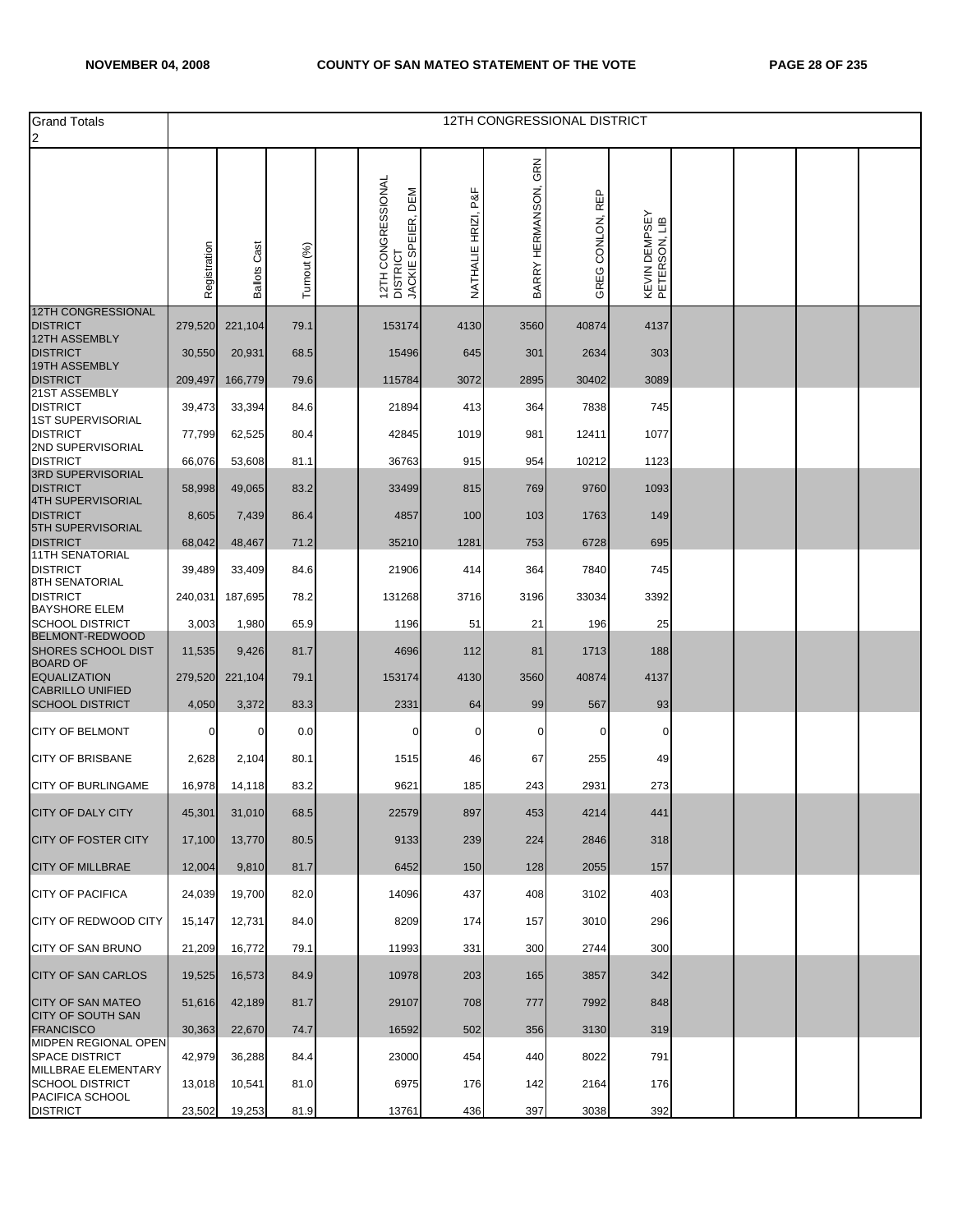| Grand Totals 2 | 12TH CONGRESSIONAL DISTRICT | | | | | | | | | | | | |
|---|---|---|---|---|---|---|---|---|---|---|---|---|---|
| | Registration | Ballots Cast | Turnout (%) | | 12TH CONGRESSIONAL DISTRICT JACKIE SPEIER, DEM | NATHALIE HRIZI, P&F | BARRY HERMANSON, GRN | GREG CONLON, REP | KEVIN DEMPSEY PETERSON, LIB | | | | |
| 12TH CONGRESSIONAL DISTRICT | 279,520 | 221,104 | 79.1 | | 153174 | 4130 | 3560 | 40874 | 4137 | | | | |
| 12TH ASSEMBLY DISTRICT | 30,550 | 20,931 | 68.5 | | 15496 | 645 | 301 | 2634 | 303 | | | | |
| 19TH ASSEMBLY DISTRICT | 209,497 | 166,779 | 79.6 | | 115784 | 3072 | 2895 | 30402 | 3089 | | | | |
| 21ST ASSEMBLY DISTRICT | 39,473 | 33,394 | 84.6 | | 21894 | 413 | 364 | 7838 | 745 | | | | |
| 1ST SUPERVISORIAL DISTRICT | 77,799 | 62,525 | 80.4 | | 42845 | 1019 | 981 | 12411 | 1077 | | | | |
| 2ND SUPERVISORIAL DISTRICT | 66,076 | 53,608 | 81.1 | | 36763 | 915 | 954 | 10212 | 1123 | | | | |
| 3RD SUPERVISORIAL DISTRICT | 58,998 | 49,065 | 83.2 | | 33499 | 815 | 769 | 9760 | 1093 | | | | |
| 4TH SUPERVISORIAL DISTRICT | 8,605 | 7,439 | 86.4 | | 4857 | 100 | 103 | 1763 | 149 | | | | |
| 5TH SUPERVISORIAL DISTRICT | 68,042 | 48,467 | 71.2 | | 35210 | 1281 | 753 | 6728 | 695 | | | | |
| 11TH SENATORIAL DISTRICT | 39,489 | 33,409 | 84.6 | | 21906 | 414 | 364 | 7840 | 745 | | | | |
| 8TH SENATORIAL DISTRICT | 240,031 | 187,695 | 78.2 | | 131268 | 3716 | 3196 | 33034 | 3392 | | | | |
| BAYSHORE ELEM SCHOOL DISTRICT | 3,003 | 1,980 | 65.9 | | 1196 | 51 | 21 | 196 | 25 | | | | |
| BELMONT-REDWOOD SHORES SCHOOL DIST | 11,535 | 9,426 | 81.7 | | 4696 | 112 | 81 | 1713 | 188 | | | | |
| BOARD OF EQUALIZATION | 279,520 | 221,104 | 79.1 | | 153174 | 4130 | 3560 | 40874 | 4137 | | | | |
| CABRILLO UNIFIED SCHOOL DISTRICT | 4,050 | 3,372 | 83.3 | | 2331 | 64 | 99 | 567 | 93 | | | | |
| CITY OF BELMONT | 0 | 0 | 0.0 | | 0 | 0 | 0 | 0 | 0 | | | | |
| CITY OF BRISBANE | 2,628 | 2,104 | 80.1 | | 1515 | 46 | 67 | 255 | 49 | | | | |
| CITY OF BURLINGAME | 16,978 | 14,118 | 83.2 | | 9621 | 185 | 243 | 2931 | 273 | | | | |
| CITY OF DALY CITY | 45,301 | 31,010 | 68.5 | | 22579 | 897 | 453 | 4214 | 441 | | | | |
| CITY OF FOSTER CITY | 17,100 | 13,770 | 80.5 | | 9133 | 239 | 224 | 2846 | 318 | | | | |
| CITY OF MILLBRAE | 12,004 | 9,810 | 81.7 | | 6452 | 150 | 128 | 2055 | 157 | | | | |
| CITY OF PACIFICA | 24,039 | 19,700 | 82.0 | | 14096 | 437 | 408 | 3102 | 403 | | | | |
| CITY OF REDWOOD CITY | 15,147 | 12,731 | 84.0 | | 8209 | 174 | 157 | 3010 | 296 | | | | |
| CITY OF SAN BRUNO | 21,209 | 16,772 | 79.1 | | 11993 | 331 | 300 | 2744 | 300 | | | | |
| CITY OF SAN CARLOS | 19,525 | 16,573 | 84.9 | | 10978 | 203 | 165 | 3857 | 342 | | | | |
| CITY OF SAN MATEO | 51,616 | 42,189 | 81.7 | | 29107 | 708 | 777 | 7992 | 848 | | | | |
| CITY OF SOUTH SAN FRANCISCO | 30,363 | 22,670 | 74.7 | | 16592 | 502 | 356 | 3130 | 319 | | | | |
| MIDPEN REGIONAL OPEN SPACE DISTRICT | 42,979 | 36,288 | 84.4 | | 23000 | 454 | 440 | 8022 | 791 | | | | |
| MILLBRAE ELEMENTARY SCHOOL DISTRICT | 13,018 | 10,541 | 81.0 | | 6975 | 176 | 142 | 2164 | 176 | | | | |
| PACIFICA SCHOOL DISTRICT | 23,502 | 19,253 | 81.9 | | 13761 | 436 | 397 | 3038 | 392 | | | | |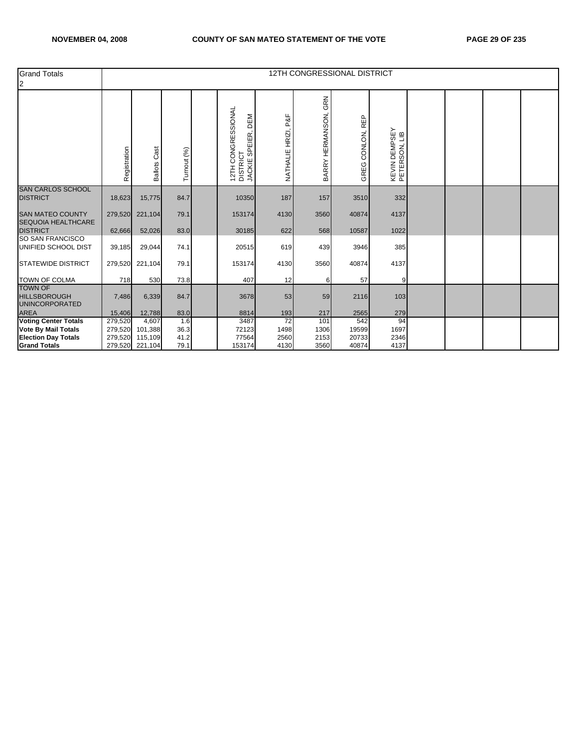| Grand Totals 2 | 12TH CONGRESSIONAL DISTRICT | | | | | | | | | | | | |
|---|---|---|---|---|---|---|---|---|---|---|---|---|---|
| | Registration | Ballots Cast | Turnout (%) | | 12TH CONGRESSIONAL DISTRICT JACKIE SPEIER, DEM | NATHALIE HRIZI, P&F | BARRY HERMANSON, GRN | GREG CONLON, REP | KEVIN DEMPSEY PETERSON, LIB | | | | |
| SAN CARLOS SCHOOL DISTRICT | 18,623 | 15,775 | 84.7 | | 10350 | 187 | 157 | 3510 | 332 | | | | |
| SAN MATEO COUNTY | 279,520 | 221,104 | 79.1 | | 153174 | 4130 | 3560 | 40874 | 4137 | | | | |
| SEQUOIA HEALTHCARE DISTRICT | 62,666 | 52,026 | 83.0 | | 30185 | 622 | 568 | 10587 | 1022 | | | | |
| SO SAN FRANCISCO UNIFIED SCHOOL DIST | 39,185 | 29,044 | 74.1 | | 20515 | 619 | 439 | 3946 | 385 | | | | |
| STATEWIDE DISTRICT | 279,520 | 221,104 | 79.1 | | 153174 | 4130 | 3560 | 40874 | 4137 | | | | |
| TOWN OF COLMA | 718 | 530 | 73.8 | | 407 | 12 | 6 | 57 | 9 | | | | |
| TOWN OF HILLSBOROUGH | 7,486 | 6,339 | 84.7 | | 3678 | 53 | 59 | 2116 | 103 | | | | |
| UNINCORPORATED AREA | 15,406 | 12,788 | 83.0 | | 8814 | 193 | 217 | 2565 | 279 | | | | |
| **Voting Center Totals** | 279,520 | 4,607 | 1.6 | | 3487 | 72 | 101 | 542 | 94 | | | | |
| **Vote By Mail Totals** | 279,520 | 101,388 | 36.3 | | 72123 | 1498 | 1306 | 19599 | 1697 | | | | |
| **Election Day Totals** | 279,520 | 115,109 | 41.2 | | 77564 | 2560 | 2153 | 20733 | 2346 | | | | |
| **Grand Totals** | 279,520 | 221,104 | 79.1 | | 153174 | 4130 | 3560 | 40874 | 4137 | | | | |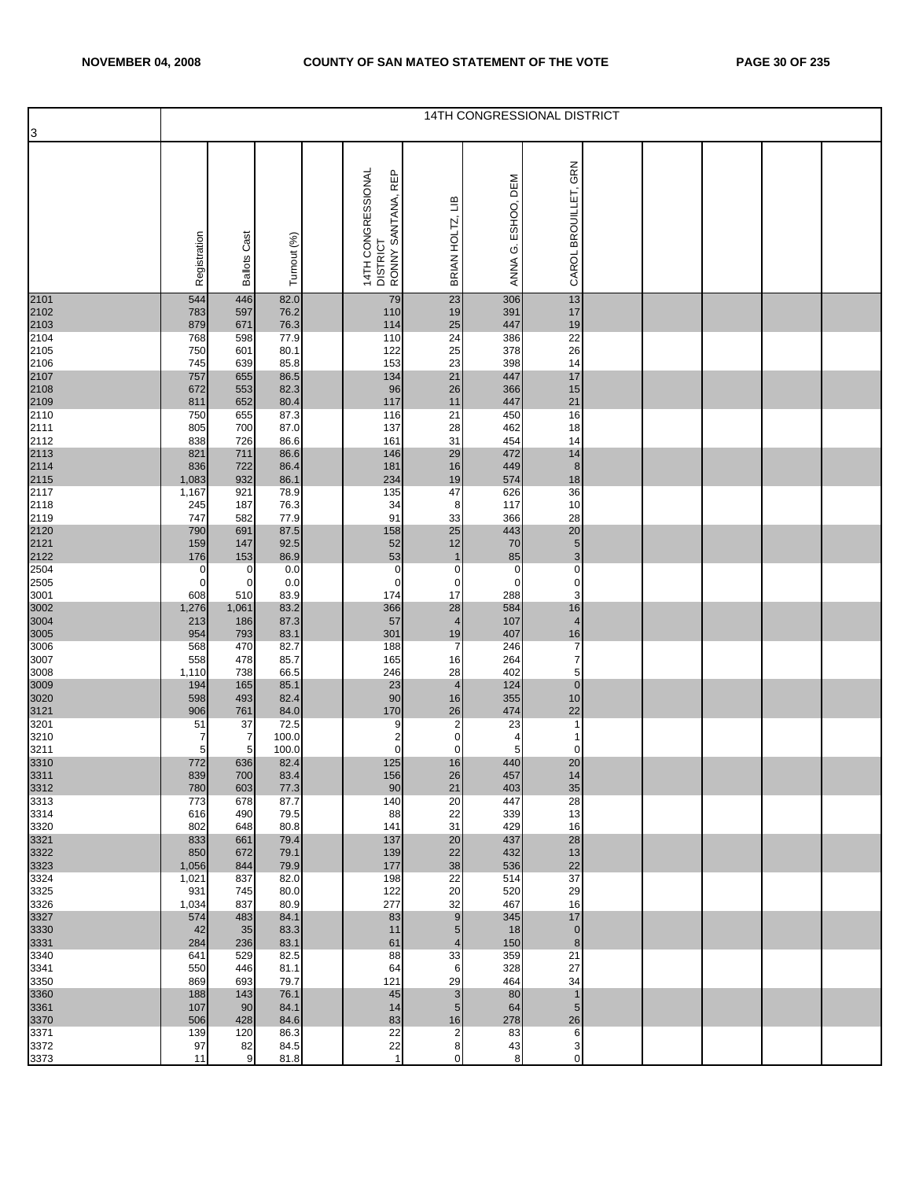| 3 | 14TH CONGRESSIONAL DISTRICT | | | | | | | |
|---|---|---|---|---|---|---|---|---|
| | Registration | Ballots Cast | Turnout (%) | | 14TH CONGRESSIONAL DISTRICT RONNY SANTANA, REP | BRIAN HOLTZ, LIB | ANNA G. ESHOO, DEM | CAROL BROUILLET, GRN |
| 2101 | 544 | 446 | 82.0 | | 79 | 23 | 306 | 13 |
| 2102 | 783 | 597 | 76.2 | | 110 | 19 | 391 | 17 |
| 2103 | 879 | 671 | 76.3 | | 114 | 25 | 447 | 19 |
| 2104 | 768 | 598 | 77.9 | | 110 | 24 | 386 | 22 |
| 2105 | 750 | 601 | 80.1 | | 122 | 25 | 378 | 26 |
| 2106 | 745 | 639 | 85.8 | | 153 | 23 | 398 | 14 |
| 2107 | 757 | 655 | 86.5 | | 134 | 21 | 447 | 17 |
| 2108 | 672 | 553 | 82.3 | | 96 | 26 | 366 | 15 |
| 2109 | 811 | 652 | 80.4 | | 117 | 11 | 447 | 21 |
| 2110 | 750 | 655 | 87.3 | | 116 | 21 | 450 | 16 |
| 2111 | 805 | 700 | 87.0 | | 137 | 28 | 462 | 18 |
| 2112 | 838 | 726 | 86.6 | | 161 | 31 | 454 | 14 |
| 2113 | 821 | 711 | 86.6 | | 146 | 29 | 472 | 14 |
| 2114 | 836 | 722 | 86.4 | | 181 | 16 | 449 | 8 |
| 2115 | 1,083 | 932 | 86.1 | | 234 | 19 | 574 | 18 |
| 2117 | 1,167 | 921 | 78.9 | | 135 | 47 | 626 | 36 |
| 2118 | 245 | 187 | 76.3 | | 34 | 8 | 117 | 10 |
| 2119 | 747 | 582 | 77.9 | | 91 | 33 | 366 | 28 |
| 2120 | 790 | 691 | 87.5 | | 158 | 25 | 443 | 20 |
| 2121 | 159 | 147 | 92.5 | | 52 | 12 | 70 | 5 |
| 2122 | 176 | 153 | 86.9 | | 53 | 1 | 85 | 3 |
| 2504 | 0 | 0 | 0.0 | | 0 | 0 | 0 | 0 |
| 2505 | 0 | 0 | 0.0 | | 0 | 0 | 0 | 0 |
| 3001 | 608 | 510 | 83.9 | | 174 | 17 | 288 | 3 |
| 3002 | 1,276 | 1,061 | 83.2 | | 366 | 28 | 584 | 16 |
| 3004 | 213 | 186 | 87.3 | | 57 | 4 | 107 | 4 |
| 3005 | 954 | 793 | 83.1 | | 301 | 19 | 407 | 16 |
| 3006 | 568 | 470 | 82.7 | | 188 | 7 | 246 | 7 |
| 3007 | 558 | 478 | 85.7 | | 165 | 16 | 264 | 7 |
| 3008 | 1,110 | 738 | 66.5 | | 246 | 28 | 402 | 5 |
| 3009 | 194 | 165 | 85.1 | | 23 | 4 | 124 | 0 |
| 3020 | 598 | 493 | 82.4 | | 90 | 16 | 355 | 10 |
| 3121 | 906 | 761 | 84.0 | | 170 | 26 | 474 | 22 |
| 3201 | 51 | 37 | 72.5 | | 9 | 2 | 23 | 1 |
| 3210 | 7 | 7 | 100.0 | | 2 | 0 | 4 | 1 |
| 3211 | 5 | 5 | 100.0 | | 0 | 0 | 5 | 0 |
| 3310 | 772 | 636 | 82.4 | | 125 | 16 | 440 | 20 |
| 3311 | 839 | 700 | 83.4 | | 156 | 26 | 457 | 14 |
| 3312 | 780 | 603 | 77.3 | | 90 | 21 | 403 | 35 |
| 3313 | 773 | 678 | 87.7 | | 140 | 20 | 447 | 28 |
| 3314 | 616 | 490 | 79.5 | | 88 | 22 | 339 | 13 |
| 3320 | 802 | 648 | 80.8 | | 141 | 31 | 429 | 16 |
| 3321 | 833 | 661 | 79.4 | | 137 | 20 | 437 | 28 |
| 3322 | 850 | 672 | 79.1 | | 139 | 22 | 432 | 13 |
| 3323 | 1,056 | 844 | 79.9 | | 177 | 38 | 536 | 22 |
| 3324 | 1,021 | 837 | 82.0 | | 198 | 22 | 514 | 37 |
| 3325 | 931 | 745 | 80.0 | | 122 | 20 | 520 | 29 |
| 3326 | 1,034 | 837 | 80.9 | | 277 | 32 | 467 | 16 |
| 3327 | 574 | 483 | 84.1 | | 83 | 9 | 345 | 17 |
| 3330 | 42 | 35 | 83.3 | | 11 | 5 | 18 | 0 |
| 3331 | 284 | 236 | 83.1 | | 61 | 4 | 150 | 8 |
| 3340 | 641 | 529 | 82.5 | | 88 | 33 | 359 | 21 |
| 3341 | 550 | 446 | 81.1 | | 64 | 6 | 328 | 27 |
| 3350 | 869 | 693 | 79.7 | | 121 | 29 | 464 | 34 |
| 3360 | 188 | 143 | 76.1 | | 45 | 3 | 80 | 1 |
| 3361 | 107 | 90 | 84.1 | | 14 | 5 | 64 | 5 |
| 3370 | 506 | 428 | 84.6 | | 83 | 16 | 278 | 26 |
| 3371 | 139 | 120 | 86.3 | | 22 | 2 | 83 | 6 |
| 3372 | 97 | 82 | 84.5 | | 22 | 8 | 43 | 3 |
| 3373 | 11 | 9 | 81.8 | | 1 | 0 | 8 | 0 |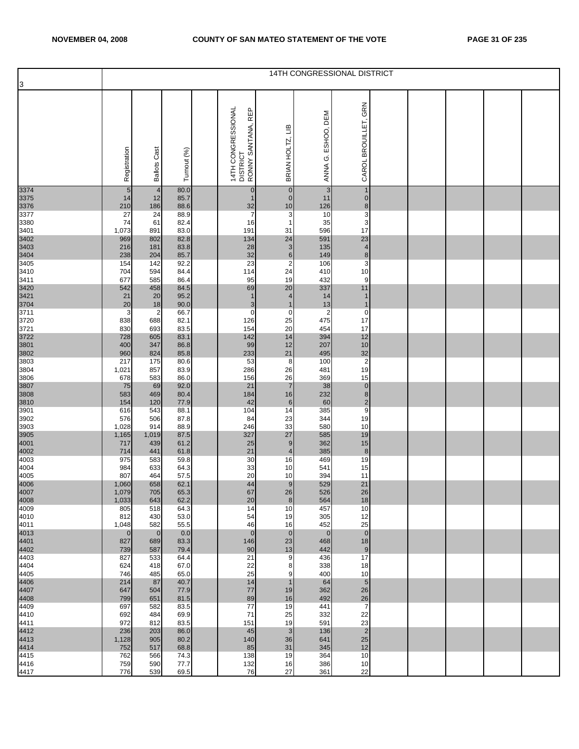| 3 | 14TH CONGRESSIONAL DISTRICT | | | | | | | | | | | | |
|---|---|---|---|---|---|---|---|---|---|---|---|---|---|
| | Registration | Ballots Cast | Turnout (%) | | 14TH CONGRESSIONAL DISTRICT RONNY SANTANA, REP | BRIAN HOLTZ, LIB | ANNA G. ESHOO, DEM | CAROL BROUILLET, GRN | | | | | |
| 3374 | 5 | 4 | 80.0 | | 0 | 0 | 3 | 1 | | | | | |
| 3375 | 14 | 12 | 85.7 | | 1 | 0 | 11 | 0 | | | | | |
| 3376 | 210 | 186 | 88.6 | | 32 | 10 | 126 | 8 | | | | | |
| 3377 | 27 | 24 | 88.9 | | 7 | 3 | 10 | 3 | | | | | |
| 3380 | 74 | 61 | 82.4 | | 16 | 1 | 35 | 3 | | | | | |
| 3401 | 1,073 | 891 | 83.0 | | 191 | 31 | 596 | 17 | | | | | |
| 3402 | 969 | 802 | 82.8 | | 134 | 24 | 591 | 23 | | | | | |
| 3403 | 216 | 181 | 83.8 | | 28 | 3 | 135 | 4 | | | | | |
| 3404 | 238 | 204 | 85.7 | | 32 | 6 | 149 | 8 | | | | | |
| 3405 | 154 | 142 | 92.2 | | 23 | 2 | 106 | 3 | | | | | |
| 3410 | 704 | 594 | 84.4 | | 114 | 24 | 410 | 10 | | | | | |
| 3411 | 677 | 585 | 86.4 | | 95 | 19 | 432 | 9 | | | | | |
| 3420 | 542 | 458 | 84.5 | | 69 | 20 | 337 | 11 | | | | | |
| 3421 | 21 | 20 | 95.2 | | 1 | 4 | 14 | 1 | | | | | |
| 3704 | 20 | 18 | 90.0 | | 3 | 1 | 13 | 1 | | | | | |
| 3711 | 3 | 2 | 66.7 | | 0 | 0 | 2 | 0 | | | | | |
| 3720 | 838 | 688 | 82.1 | | 126 | 25 | 475 | 17 | | | | | |
| 3721 | 830 | 693 | 83.5 | | 154 | 20 | 454 | 17 | | | | | |
| 3722 | 728 | 605 | 83.1 | | 142 | 14 | 394 | 12 | | | | | |
| 3801 | 400 | 347 | 86.8 | | 99 | 12 | 207 | 10 | | | | | |
| 3802 | 960 | 824 | 85.8 | | 233 | 21 | 495 | 32 | | | | | |
| 3803 | 217 | 175 | 80.6 | | 53 | 8 | 100 | 2 | | | | | |
| 3804 | 1,021 | 857 | 83.9 | | 286 | 26 | 481 | 19 | | | | | |
| 3806 | 678 | 583 | 86.0 | | 156 | 26 | 369 | 15 | | | | | |
| 3807 | 75 | 69 | 92.0 | | 21 | 7 | 38 | 0 | | | | | |
| 3808 | 583 | 469 | 80.4 | | 184 | 16 | 232 | 8 | | | | | |
| 3810 | 154 | 120 | 77.9 | | 42 | 6 | 60 | 2 | | | | | |
| 3901 | 616 | 543 | 88.1 | | 104 | 14 | 385 | 9 | | | | | |
| 3902 | 576 | 506 | 87.8 | | 84 | 23 | 344 | 19 | | | | | |
| 3903 | 1,028 | 914 | 88.9 | | 246 | 33 | 580 | 10 | | | | | |
| 3905 | 1,165 | 1,019 | 87.5 | | 327 | 27 | 585 | 19 | | | | | |
| 4001 | 717 | 439 | 61.2 | | 25 | 9 | 362 | 15 | | | | | |
| 4002 | 714 | 441 | 61.8 | | 21 | 4 | 385 | 8 | | | | | |
| 4003 | 975 | 583 | 59.8 | | 30 | 16 | 469 | 19 | | | | | |
| 4004 | 984 | 633 | 64.3 | | 33 | 10 | 541 | 15 | | | | | |
| 4005 | 807 | 464 | 57.5 | | 20 | 10 | 394 | 11 | | | | | |
| 4006 | 1,060 | 658 | 62.1 | | 44 | 9 | 529 | 21 | | | | | |
| 4007 | 1,079 | 705 | 65.3 | | 67 | 26 | 526 | 26 | | | | | |
| 4008 | 1,033 | 643 | 62.2 | | 20 | 8 | 564 | 18 | | | | | |
| 4009 | 805 | 518 | 64.3 | | 14 | 10 | 457 | 10 | | | | | |
| 4010 | 812 | 430 | 53.0 | | 54 | 19 | 305 | 12 | | | | | |
| 4011 | 1,048 | 582 | 55.5 | | 46 | 16 | 452 | 25 | | | | | |
| 4013 | 0 | 0 | 0.0 | | 0 | 0 | 0 | 0 | | | | | |
| 4401 | 827 | 689 | 83.3 | | 146 | 23 | 468 | 18 | | | | | |
| 4402 | 739 | 587 | 79.4 | | 90 | 13 | 442 | 9 | | | | | |
| 4403 | 827 | 533 | 64.4 | | 21 | 9 | 436 | 17 | | | | | |
| 4404 | 624 | 418 | 67.0 | | 22 | 8 | 338 | 18 | | | | | |
| 4405 | 746 | 485 | 65.0 | | 25 | 9 | 400 | 10 | | | | | |
| 4406 | 214 | 87 | 40.7 | | 14 | 1 | 64 | 5 | | | | | |
| 4407 | 647 | 504 | 77.9 | | 77 | 19 | 362 | 26 | | | | | |
| 4408 | 799 | 651 | 81.5 | | 89 | 16 | 492 | 26 | | | | | |
| 4409 | 697 | 582 | 83.5 | | 77 | 19 | 441 | 7 | | | | | |
| 4410 | 692 | 484 | 69.9 | | 71 | 25 | 332 | 22 | | | | | |
| 4411 | 972 | 812 | 83.5 | | 151 | 19 | 591 | 23 | | | | | |
| 4412 | 236 | 203 | 86.0 | | 45 | 3 | 136 | 2 | | | | | |
| 4413 | 1,128 | 905 | 80.2 | | 140 | 36 | 641 | 25 | | | | | |
| 4414 | 752 | 517 | 68.8 | | 85 | 31 | 345 | 12 | | | | | |
| 4415 | 762 | 566 | 74.3 | | 138 | 19 | 364 | 10 | | | | | |
| 4416 | 759 | 590 | 77.7 | | 132 | 16 | 386 | 10 | | | | | |
| 4417 | 776 | 539 | 69.5 | | 76 | 27 | 361 | 22 | | | | | |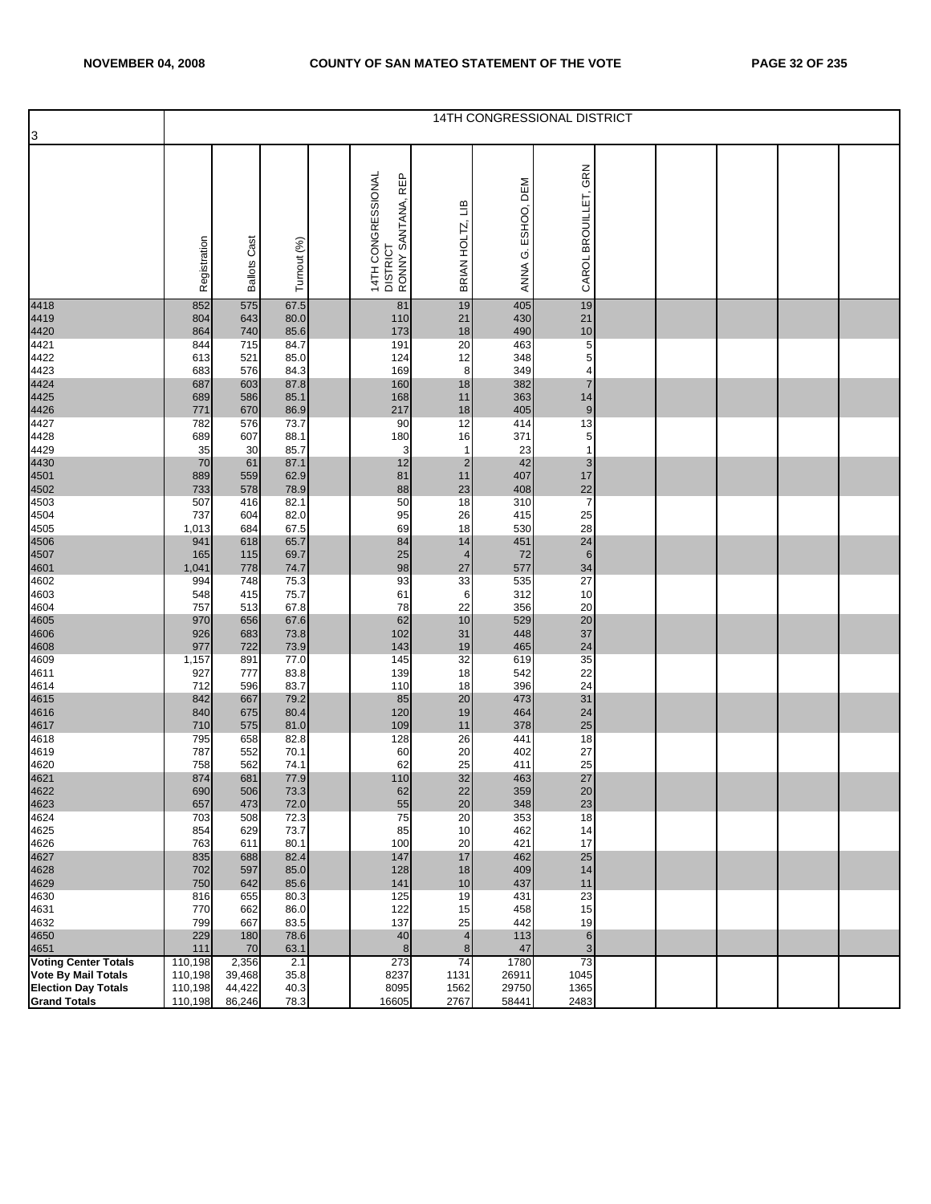| 3 | 14TH CONGRESSIONAL DISTRICT | | | | | | | | | | | | |
|---|---|---|---|---|---|---|---|---|---|---|---|---|---|
| | Registration | Ballots Cast | Turnout (%) | | 14TH CONGRESSIONAL DISTRICT RONNY SANTANA, REP | BRIAN HOLTZ, LIB | ANNA G. ESHOO, DEM | CAROL BROUILLET, GRN | | | | | |
| 4418 | 852 | 575 | 67.5 | | 81 | 19 | 405 | 19 | | | | | |
| 4419 | 804 | 643 | 80.0 | | 110 | 21 | 430 | 21 | | | | | |
| 4420 | 864 | 740 | 85.6 | | 173 | 18 | 490 | 10 | | | | | |
| 4421 | 844 | 715 | 84.7 | | 191 | 20 | 463 | 5 | | | | | |
| 4422 | 613 | 521 | 85.0 | | 124 | 12 | 348 | 5 | | | | | |
| 4423 | 683 | 576 | 84.3 | | 169 | 8 | 349 | 4 | | | | | |
| 4424 | 687 | 603 | 87.8 | | 160 | 18 | 382 | 7 | | | | | |
| 4425 | 689 | 586 | 85.1 | | 168 | 11 | 363 | 14 | | | | | |
| 4426 | 771 | 670 | 86.9 | | 217 | 18 | 405 | 9 | | | | | |
| 4427 | 782 | 576 | 73.7 | | 90 | 12 | 414 | 13 | | | | | |
| 4428 | 689 | 607 | 88.1 | | 180 | 16 | 371 | 5 | | | | | |
| 4429 | 35 | 30 | 85.7 | | 3 | 1 | 23 | 1 | | | | | |
| 4430 | 70 | 61 | 87.1 | | 12 | 2 | 42 | 3 | | | | | |
| 4501 | 889 | 559 | 62.9 | | 81 | 11 | 407 | 17 | | | | | |
| 4502 | 733 | 578 | 78.9 | | 88 | 23 | 408 | 22 | | | | | |
| 4503 | 507 | 416 | 82.1 | | 50 | 18 | 310 | 7 | | | | | |
| 4504 | 737 | 604 | 82.0 | | 95 | 26 | 415 | 25 | | | | | |
| 4505 | 1,013 | 684 | 67.5 | | 69 | 18 | 530 | 28 | | | | | |
| 4506 | 941 | 618 | 65.7 | | 84 | 14 | 451 | 24 | | | | | |
| 4507 | 165 | 115 | 69.7 | | 25 | 4 | 72 | 6 | | | | | |
| 4601 | 1,041 | 778 | 74.7 | | 98 | 27 | 577 | 34 | | | | | |
| 4602 | 994 | 748 | 75.3 | | 93 | 33 | 535 | 27 | | | | | |
| 4603 | 548 | 415 | 75.7 | | 61 | 6 | 312 | 10 | | | | | |
| 4604 | 757 | 513 | 67.8 | | 78 | 22 | 356 | 20 | | | | | |
| 4605 | 970 | 656 | 67.6 | | 62 | 10 | 529 | 20 | | | | | |
| 4606 | 926 | 683 | 73.8 | | 102 | 31 | 448 | 37 | | | | | |
| 4608 | 977 | 722 | 73.9 | | 143 | 19 | 465 | 24 | | | | | |
| 4609 | 1,157 | 891 | 77.0 | | 145 | 32 | 619 | 35 | | | | | |
| 4611 | 927 | 777 | 83.8 | | 139 | 18 | 542 | 22 | | | | | |
| 4614 | 712 | 596 | 83.7 | | 110 | 18 | 396 | 24 | | | | | |
| 4615 | 842 | 667 | 79.2 | | 85 | 20 | 473 | 31 | | | | | |
| 4616 | 840 | 675 | 80.4 | | 120 | 19 | 464 | 24 | | | | | |
| 4617 | 710 | 575 | 81.0 | | 109 | 11 | 378 | 25 | | | | | |
| 4618 | 795 | 658 | 82.8 | | 128 | 26 | 441 | 18 | | | | | |
| 4619 | 787 | 552 | 70.1 | | 60 | 20 | 402 | 27 | | | | | |
| 4620 | 758 | 562 | 74.1 | | 62 | 25 | 411 | 25 | | | | | |
| 4621 | 874 | 681 | 77.9 | | 110 | 32 | 463 | 27 | | | | | |
| 4622 | 690 | 506 | 73.3 | | 62 | 22 | 359 | 20 | | | | | |
| 4623 | 657 | 473 | 72.0 | | 55 | 20 | 348 | 23 | | | | | |
| 4624 | 703 | 508 | 72.3 | | 75 | 20 | 353 | 18 | | | | | |
| 4625 | 854 | 629 | 73.7 | | 85 | 10 | 462 | 14 | | | | | |
| 4626 | 763 | 611 | 80.1 | | 100 | 20 | 421 | 17 | | | | | |
| 4627 | 835 | 688 | 82.4 | | 147 | 17 | 462 | 25 | | | | | |
| 4628 | 702 | 597 | 85.0 | | 128 | 18 | 409 | 14 | | | | | |
| 4629 | 750 | 642 | 85.6 | | 141 | 10 | 437 | 11 | | | | | |
| 4630 | 816 | 655 | 80.3 | | 125 | 19 | 431 | 23 | | | | | |
| 4631 | 770 | 662 | 86.0 | | 122 | 15 | 458 | 15 | | | | | |
| 4632 | 799 | 667 | 83.5 | | 137 | 25 | 442 | 19 | | | | | |
| 4650 | 229 | 180 | 78.6 | | 40 | 4 | 113 | 6 | | | | | |
| 4651 | 111 | 70 | 63.1 | | 8 | 8 | 47 | 3 | | | | | |
| **Voting Center Totals** | 110,198 | 2,356 | 2.1 | | 273 | 74 | 1780 | 73 | | | | | |
| **Vote By Mail Totals** | 110,198 | 39,468 | 35.8 | | 8237 | 1131 | 26911 | 1045 | | | | | |
| **Election Day Totals** | 110,198 | 44,422 | 40.3 | | 8095 | 1562 | 29750 | 1365 | | | | | |
| **Grand Totals** | 110,198 | 86,246 | 78.3 | | 16605 | 2767 | 58441 | 2483 | | | | | |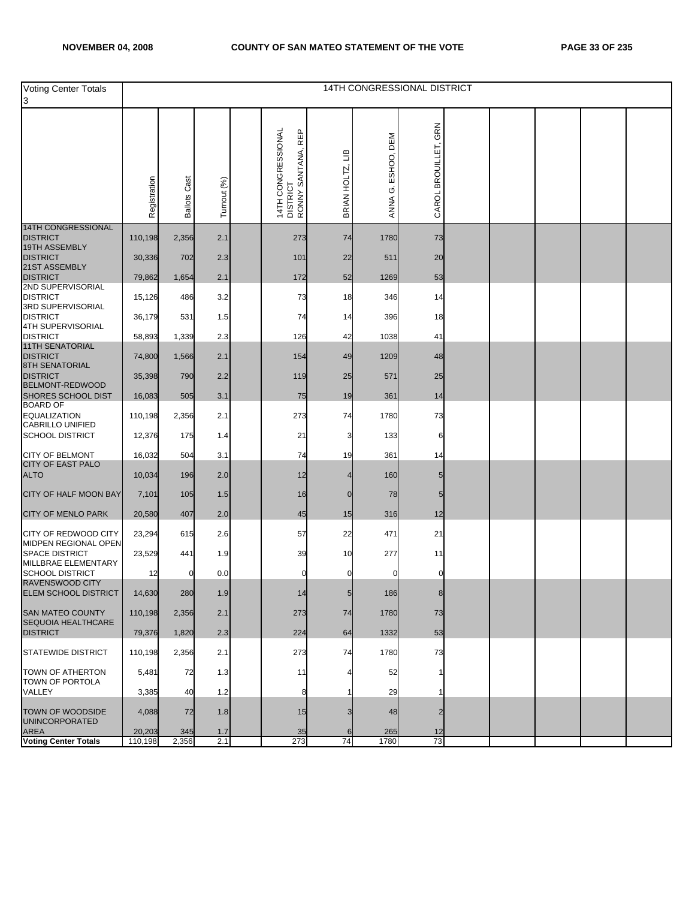| Voting Center Totals 3 | 14TH CONGRESSIONAL DISTRICT | | | | | | | | | | | | |
|---|---|---|---|---|---|---|---|---|---|---|---|---|---|
| | Registration | Ballots Cast | Turnout (%) | | 14TH CONGRESSIONAL DISTRICT RONNY SANTANA, REP | BRIAN HOLTZ, LIB | ANNA G. ESHOO, DEM | CAROL BROUILLET, GRN | | | | | |
| 14TH CONGRESSIONAL DISTRICT | 110,198 | 2,356 | 2.1 | | 273 | 74 | 1780 | 73 | | | | | |
| 19TH ASSEMBLY DISTRICT | 30,336 | 702 | 2.3 | | 101 | 22 | 511 | 20 | | | | | |
| 21ST ASSEMBLY DISTRICT | 79,862 | 1,654 | 2.1 | | 172 | 52 | 1269 | 53 | | | | | |
| 2ND SUPERVISORIAL DISTRICT | 15,126 | 486 | 3.2 | | 73 | 18 | 346 | 14 | | | | | |
| 3RD SUPERVISORIAL DISTRICT | 36,179 | 531 | 1.5 | | 74 | 14 | 396 | 18 | | | | | |
| 4TH SUPERVISORIAL DISTRICT | 58,893 | 1,339 | 2.3 | | 126 | 42 | 1038 | 41 | | | | | |
| 11TH SENATORIAL DISTRICT | 74,800 | 1,566 | 2.1 | | 154 | 49 | 1209 | 48 | | | | | |
| 8TH SENATORIAL DISTRICT | 35,398 | 790 | 2.2 | | 119 | 25 | 571 | 25 | | | | | |
| BELMONT-REDWOOD SHORES SCHOOL DIST | 16,083 | 505 | 3.1 | | 75 | 19 | 361 | 14 | | | | | |
| BOARD OF EQUALIZATION | 110,198 | 2,356 | 2.1 | | 273 | 74 | 1780 | 73 | | | | | |
| CABRILLO UNIFIED SCHOOL DISTRICT | 12,376 | 175 | 1.4 | | 21 | 3 | 133 | 6 | | | | | |
| CITY OF BELMONT | 16,032 | 504 | 3.1 | | 74 | 19 | 361 | 14 | | | | | |
| CITY OF EAST PALO ALTO | 10,034 | 196 | 2.0 | | 12 | 4 | 160 | 5 | | | | | |
| CITY OF HALF MOON BAY | 7,101 | 105 | 1.5 | | 16 | 0 | 78 | 5 | | | | | |
| CITY OF MENLO PARK | 20,580 | 407 | 2.0 | | 45 | 15 | 316 | 12 | | | | | |
| CITY OF REDWOOD CITY | 23,294 | 615 | 2.6 | | 57 | 22 | 471 | 21 | | | | | |
| MIDPEN REGIONAL OPEN SPACE DISTRICT | 23,529 | 441 | 1.9 | | 39 | 10 | 277 | 11 | | | | | |
| MILLBRAE ELEMENTARY SCHOOL DISTRICT | 12 | 0 | 0.0 | | 0 | 0 | 0 | 0 | | | | | |
| RAVENSWOOD CITY ELEM SCHOOL DISTRICT | 14,630 | 280 | 1.9 | | 14 | 5 | 186 | 8 | | | | | |
| SAN MATEO COUNTY | 110,198 | 2,356 | 2.1 | | 273 | 74 | 1780 | 73 | | | | | |
| SEQUOIA HEALTHCARE DISTRICT | 79,376 | 1,820 | 2.3 | | 224 | 64 | 1332 | 53 | | | | | |
| STATEWIDE DISTRICT | 110,198 | 2,356 | 2.1 | | 273 | 74 | 1780 | 73 | | | | | |
| TOWN OF ATHERTON | 5,481 | 72 | 1.3 | | 11 | 4 | 52 | 1 | | | | | |
| TOWN OF PORTOLA VALLEY | 3,385 | 40 | 1.2 | | 8 | 1 | 29 | 1 | | | | | |
| TOWN OF WOODSIDE | 4,088 | 72 | 1.8 | | 15 | 3 | 48 | 2 | | | | | |
| UNINCORPORATED AREA | 20,203 | 345 | 1.7 | | 35 | 6 | 265 | 12 | | | | | |
| **Voting Center Totals** | 110,198 | 2,356 | 2.1 | | 273 | 74 | 1780 | 73 | | | | | |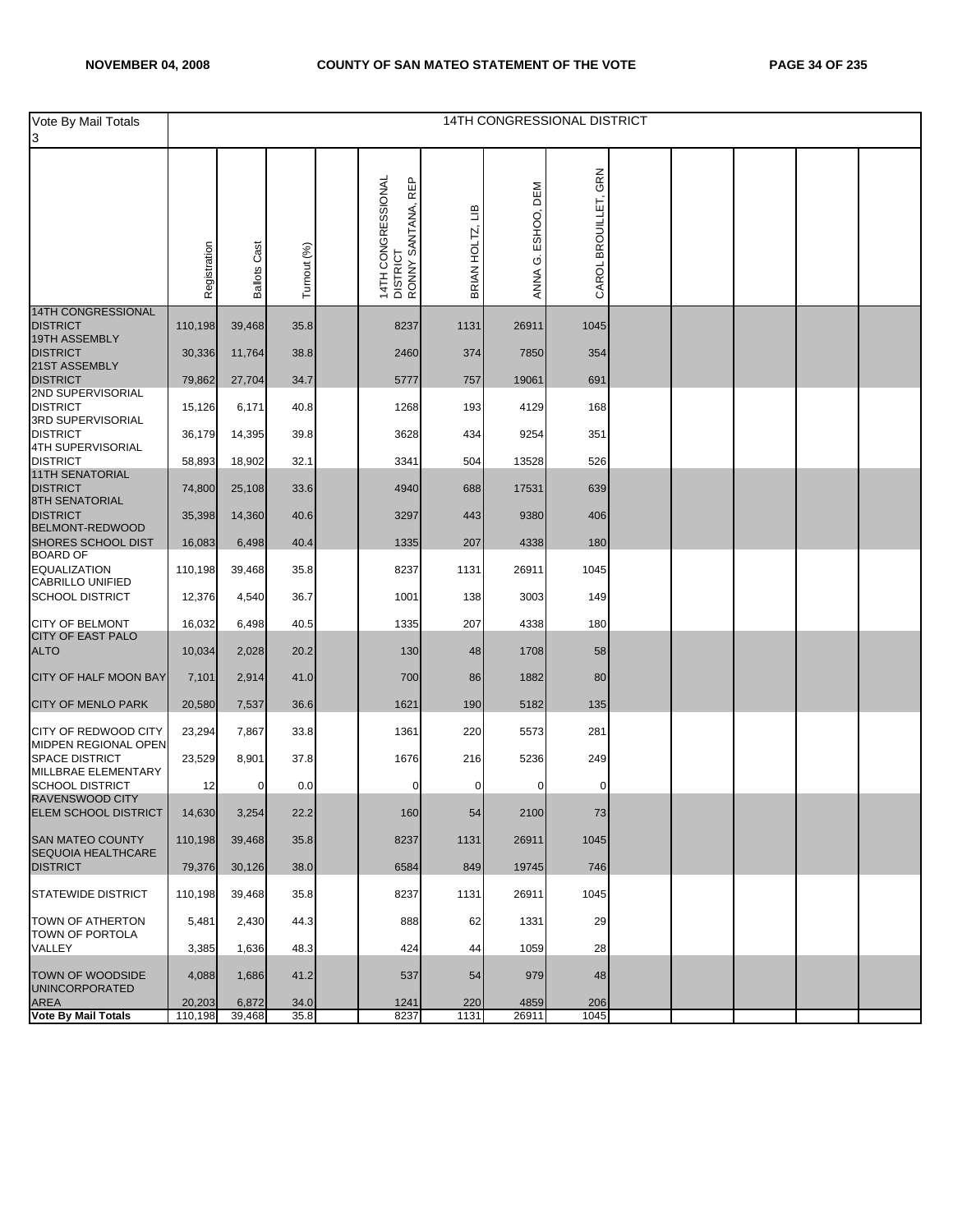| Vote By Mail Totals 3 | 14TH CONGRESSIONAL DISTRICT | | | | | | | |
|---|---|---|---|---|---|---|---|---|
| | Registration | Ballots Cast | Turnout (%) | | 14TH CONGRESSIONAL DISTRICT RONNY SANTANA, REP | BRIAN HOLTZ, LIB | ANNA G. ESHOO, DEM | CAROL BROUILLET, GRN |
| 14TH CONGRESSIONAL DISTRICT | 110,198 | 39,468 | 35.8 | | 8237 | 1131 | 26911 | 1045 |
| 19TH ASSEMBLY DISTRICT | 30,336 | 11,764 | 38.8 | | 2460 | 374 | 7850 | 354 |
| 21ST ASSEMBLY DISTRICT | 79,862 | 27,704 | 34.7 | | 5777 | 757 | 19061 | 691 |
| 2ND SUPERVISORIAL DISTRICT | 15,126 | 6,171 | 40.8 | | 1268 | 193 | 4129 | 168 |
| 3RD SUPERVISORIAL DISTRICT | 36,179 | 14,395 | 39.8 | | 3628 | 434 | 9254 | 351 |
| 4TH SUPERVISORIAL DISTRICT | 58,893 | 18,902 | 32.1 | | 3341 | 504 | 13528 | 526 |
| 11TH SENATORIAL DISTRICT | 74,800 | 25,108 | 33.6 | | 4940 | 688 | 17531 | 639 |
| 8TH SENATORIAL DISTRICT | 35,398 | 14,360 | 40.6 | | 3297 | 443 | 9380 | 406 |
| BELMONT-REDWOOD SHORES SCHOOL DIST | 16,083 | 6,498 | 40.4 | | 1335 | 207 | 4338 | 180 |
| BOARD OF EQUALIZATION | 110,198 | 39,468 | 35.8 | | 8237 | 1131 | 26911 | 1045 |
| CABRILLO UNIFIED SCHOOL DISTRICT | 12,376 | 4,540 | 36.7 | | 1001 | 138 | 3003 | 149 |
| CITY OF BELMONT | 16,032 | 6,498 | 40.5 | | 1335 | 207 | 4338 | 180 |
| CITY OF EAST PALO ALTO | 10,034 | 2,028 | 20.2 | | 130 | 48 | 1708 | 58 |
| CITY OF HALF MOON BAY | 7,101 | 2,914 | 41.0 | | 700 | 86 | 1882 | 80 |
| CITY OF MENLO PARK | 20,580 | 7,537 | 36.6 | | 1621 | 190 | 5182 | 135 |
| CITY OF REDWOOD CITY | 23,294 | 7,867 | 33.8 | | 1361 | 220 | 5573 | 281 |
| MIDPEN REGIONAL OPEN SPACE DISTRICT | 23,529 | 8,901 | 37.8 | | 1676 | 216 | 5236 | 249 |
| MILLBRAE ELEMENTARY SCHOOL DISTRICT | 12 | 0 | 0.0 | | 0 | 0 | 0 | 0 |
| RAVENSWOOD CITY ELEM SCHOOL DISTRICT | 14,630 | 3,254 | 22.2 | | 160 | 54 | 2100 | 73 |
| SAN MATEO COUNTY | 110,198 | 39,468 | 35.8 | | 8237 | 1131 | 26911 | 1045 |
| SEQUOIA HEALTHCARE DISTRICT | 79,376 | 30,126 | 38.0 | | 6584 | 849 | 19745 | 746 |
| STATEWIDE DISTRICT | 110,198 | 39,468 | 35.8 | | 8237 | 1131 | 26911 | 1045 |
| TOWN OF ATHERTON | 5,481 | 2,430 | 44.3 | | 888 | 62 | 1331 | 29 |
| TOWN OF PORTOLA VALLEY | 3,385 | 1,636 | 48.3 | | 424 | 44 | 1059 | 28 |
| TOWN OF WOODSIDE | 4,088 | 1,686 | 41.2 | | 537 | 54 | 979 | 48 |
| UNINCORPORATED AREA | 20,203 | 6,872 | 34.0 | | 1241 | 220 | 4859 | 206 |
| **Vote By Mail Totals** | 110,198 | 39,468 | 35.8 | | 8237 | 1131 | 26911 | 1045 |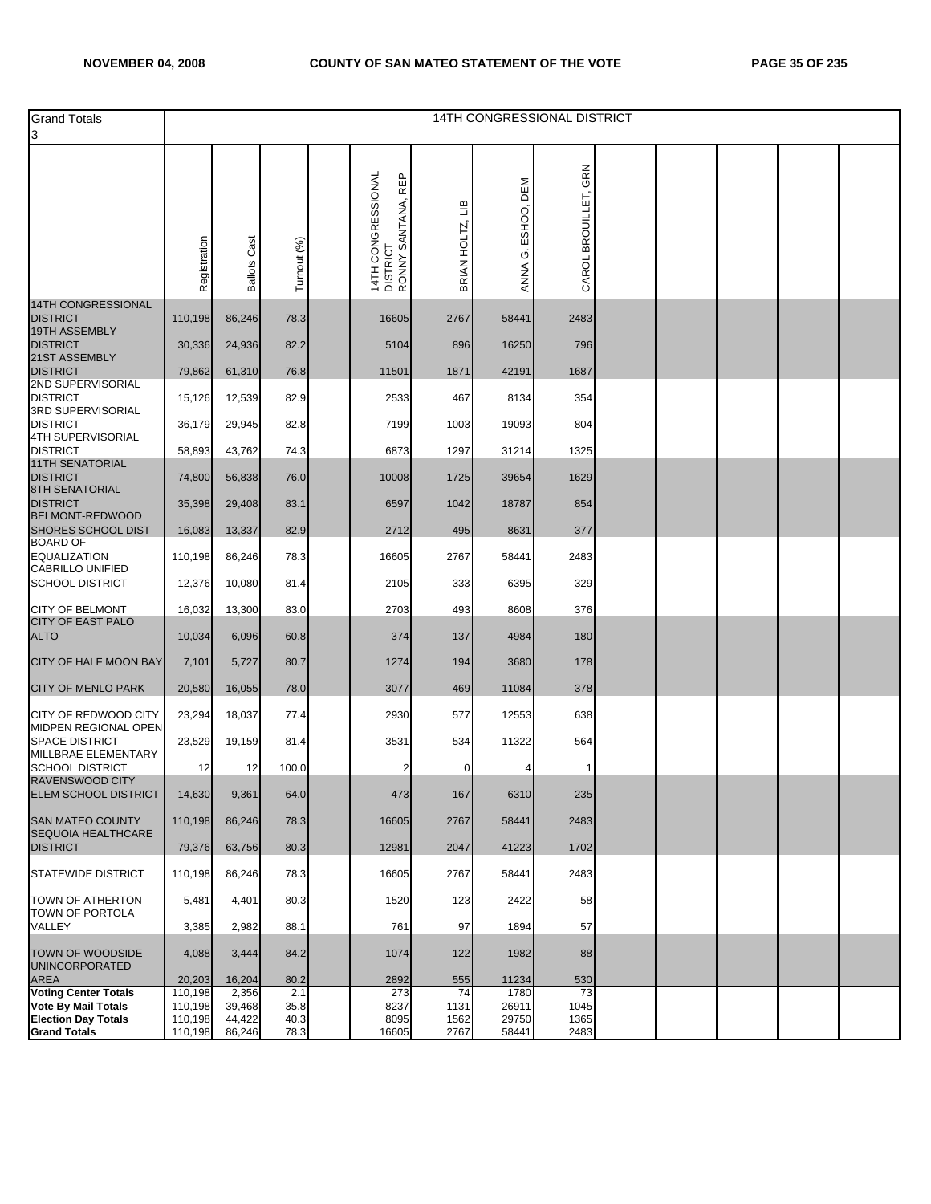| Grand Totals 3 | 14TH CONGRESSIONAL DISTRICT | | | | | | | | | | | | |
|---|---|---|---|---|---|---|---|---|---|---|---|---|---|
| | Registration | Ballots Cast | Turnout (%) | | 14TH CONGRESSIONAL DISTRICT RONNY SANTANA, REP | BRIAN HOLTZ, LIB | ANNA G. ESHOO, DEM | CAROL BROUILLET, GRN | | | | | |
| 14TH CONGRESSIONAL DISTRICT | 110,198 | 86,246 | 78.3 | | 16605 | 2767 | 58441 | 2483 | | | | | |
| 19TH ASSEMBLY DISTRICT | 30,336 | 24,936 | 82.2 | | 5104 | 896 | 16250 | 796 | | | | | |
| 21ST ASSEMBLY DISTRICT | 79,862 | 61,310 | 76.8 | | 11501 | 1871 | 42191 | 1687 | | | | | |
| 2ND SUPERVISORIAL DISTRICT | 15,126 | 12,539 | 82.9 | | 2533 | 467 | 8134 | 354 | | | | | |
| 3RD SUPERVISORIAL DISTRICT | 36,179 | 29,945 | 82.8 | | 7199 | 1003 | 19093 | 804 | | | | | |
| 4TH SUPERVISORIAL DISTRICT | 58,893 | 43,762 | 74.3 | | 6873 | 1297 | 31214 | 1325 | | | | | |
| 11TH SENATORIAL DISTRICT | 74,800 | 56,838 | 76.0 | | 10008 | 1725 | 39654 | 1629 | | | | | |
| 8TH SENATORIAL DISTRICT | 35,398 | 29,408 | 83.1 | | 6597 | 1042 | 18787 | 854 | | | | | |
| BELMONT-REDWOOD SHORES SCHOOL DIST | 16,083 | 13,337 | 82.9 | | 2712 | 495 | 8631 | 377 | | | | | |
| BOARD OF EQUALIZATION | 110,198 | 86,246 | 78.3 | | 16605 | 2767 | 58441 | 2483 | | | | | |
| CABRILLO UNIFIED SCHOOL DISTRICT | 12,376 | 10,080 | 81.4 | | 2105 | 333 | 6395 | 329 | | | | | |
| CITY OF BELMONT | 16,032 | 13,300 | 83.0 | | 2703 | 493 | 8608 | 376 | | | | | |
| CITY OF EAST PALO ALTO | 10,034 | 6,096 | 60.8 | | 374 | 137 | 4984 | 180 | | | | | |
| CITY OF HALF MOON BAY | 7,101 | 5,727 | 80.7 | | 1274 | 194 | 3680 | 178 | | | | | |
| CITY OF MENLO PARK | 20,580 | 16,055 | 78.0 | | 3077 | 469 | 11084 | 378 | | | | | |
| CITY OF REDWOOD CITY | 23,294 | 18,037 | 77.4 | | 2930 | 577 | 12553 | 638 | | | | | |
| MIDPEN REGIONAL OPEN SPACE DISTRICT | 23,529 | 19,159 | 81.4 | | 3531 | 534 | 11322 | 564 | | | | | |
| MILLBRAE ELEMENTARY SCHOOL DISTRICT | 12 | 12 | 100.0 | | 2 | 0 | 4 | 1 | | | | | |
| RAVENSWOOD CITY ELEM SCHOOL DISTRICT | 14,630 | 9,361 | 64.0 | | 473 | 167 | 6310 | 235 | | | | | |
| SAN MATEO COUNTY | 110,198 | 86,246 | 78.3 | | 16605 | 2767 | 58441 | 2483 | | | | | |
| SEQUOIA HEALTHCARE DISTRICT | 79,376 | 63,756 | 80.3 | | 12981 | 2047 | 41223 | 1702 | | | | | |
| STATEWIDE DISTRICT | 110,198 | 86,246 | 78.3 | | 16605 | 2767 | 58441 | 2483 | | | | | |
| TOWN OF ATHERTON | 5,481 | 4,401 | 80.3 | | 1520 | 123 | 2422 | 58 | | | | | |
| TOWN OF PORTOLA VALLEY | 3,385 | 2,982 | 88.1 | | 761 | 97 | 1894 | 57 | | | | | |
| TOWN OF WOODSIDE | 4,088 | 3,444 | 84.2 | | 1074 | 122 | 1982 | 88 | | | | | |
| UNINCORPORATED AREA | 20,203 | 16,204 | 80.2 | | 2892 | 555 | 11234 | 530 | | | | | |
| **Voting Center Totals** | 110,198 | 2,356 | 2.1 | | 273 | 74 | 1780 | 73 | | | | | |
| **Vote By Mail Totals** | 110,198 | 39,468 | 35.8 | | 8237 | 1131 | 26911 | 1045 | | | | | |
| **Election Day Totals** | 110,198 | 44,422 | 40.3 | | 8095 | 1562 | 29750 | 1365 | | | | | |
| **Grand Totals** | 110,198 | 86,246 | 78.3 | | 16605 | 2767 | 58441 | 2483 | | | | | |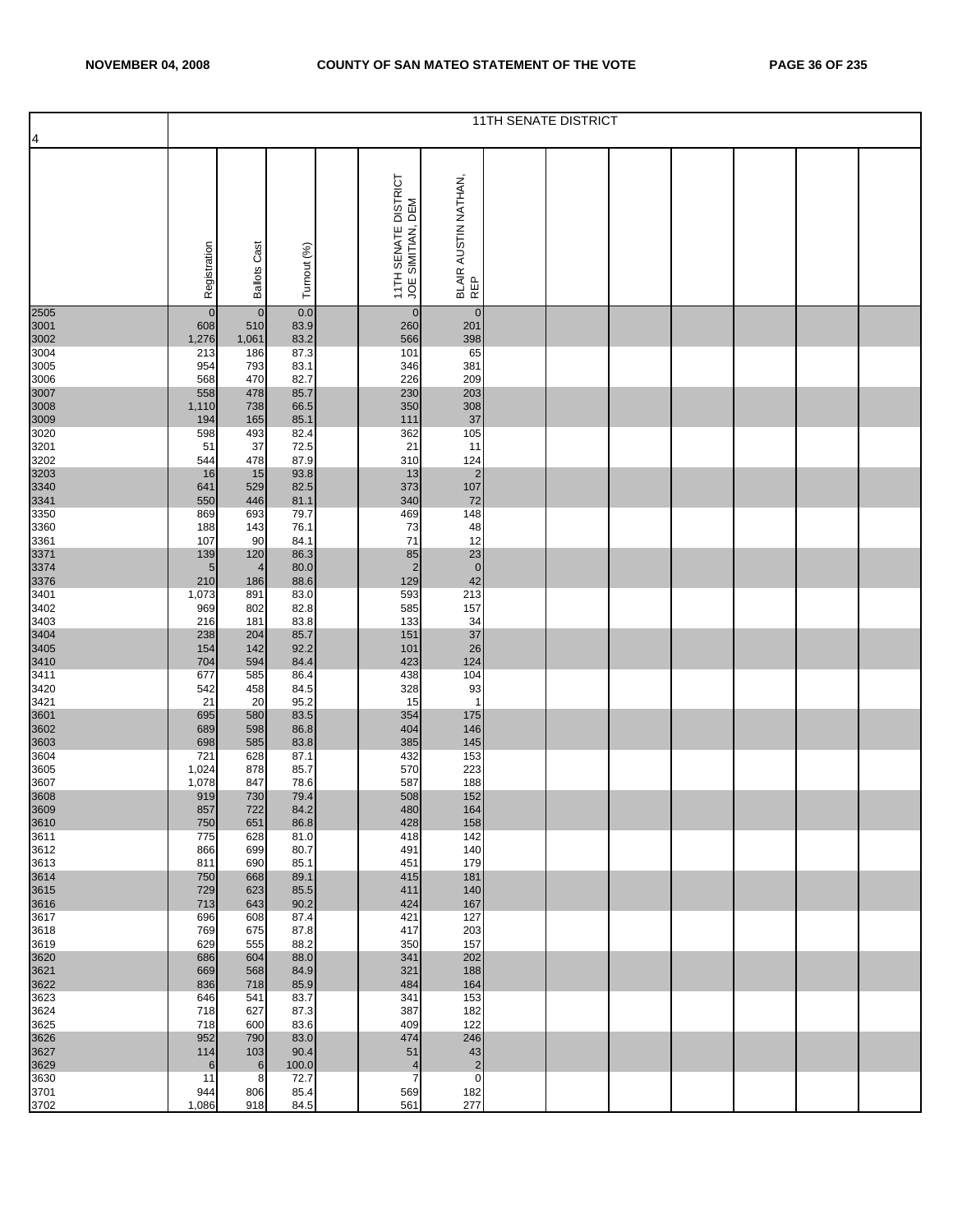## 11TH SENATE DISTRICT

| 4 | Registration | Ballots Cast | Turnout (%) | | 11TH SENATE DISTRICT JOE SIMITIAN, DEM | BLAIR AUSTIN NATHAN, REP |
|---|---|---|---|---|---|---|
| 2505 | 0 | 0 | 0.0 | | 0 | 0 |
| 3001 | 608 | 510 | 83.9 | | 260 | 201 |
| 3002 | 1,276 | 1,061 | 83.2 | | 566 | 398 |
| 3004 | 213 | 186 | 87.3 | | 101 | 65 |
| 3005 | 954 | 793 | 83.1 | | 346 | 381 |
| 3006 | 568 | 470 | 82.7 | | 226 | 209 |
| 3007 | 558 | 478 | 85.7 | | 230 | 203 |
| 3008 | 1,110 | 738 | 66.5 | | 350 | 308 |
| 3009 | 194 | 165 | 85.1 | | 111 | 37 |
| 3020 | 598 | 493 | 82.4 | | 362 | 105 |
| 3201 | 51 | 37 | 72.5 | | 21 | 11 |
| 3202 | 544 | 478 | 87.9 | | 310 | 124 |
| 3203 | 16 | 15 | 93.8 | | 13 | 2 |
| 3340 | 641 | 529 | 82.5 | | 373 | 107 |
| 3341 | 550 | 446 | 81.1 | | 340 | 72 |
| 3350 | 869 | 693 | 79.7 | | 469 | 148 |
| 3360 | 188 | 143 | 76.1 | | 73 | 48 |
| 3361 | 107 | 90 | 84.1 | | 71 | 12 |
| 3371 | 139 | 120 | 86.3 | | 85 | 23 |
| 3374 | 5 | 4 | 80.0 | | 2 | 0 |
| 3376 | 210 | 186 | 88.6 | | 129 | 42 |
| 3401 | 1,073 | 891 | 83.0 | | 593 | 213 |
| 3402 | 969 | 802 | 82.8 | | 585 | 157 |
| 3403 | 216 | 181 | 83.8 | | 133 | 34 |
| 3404 | 238 | 204 | 85.7 | | 151 | 37 |
| 3405 | 154 | 142 | 92.2 | | 101 | 26 |
| 3410 | 704 | 594 | 84.4 | | 423 | 124 |
| 3411 | 677 | 585 | 86.4 | | 438 | 104 |
| 3420 | 542 | 458 | 84.5 | | 328 | 93 |
| 3421 | 21 | 20 | 95.2 | | 15 | 1 |
| 3601 | 695 | 580 | 83.5 | | 354 | 175 |
| 3602 | 689 | 598 | 86.8 | | 404 | 146 |
| 3603 | 698 | 585 | 83.8 | | 385 | 145 |
| 3604 | 721 | 628 | 87.1 | | 432 | 153 |
| 3605 | 1,024 | 878 | 85.7 | | 570 | 223 |
| 3607 | 1,078 | 847 | 78.6 | | 587 | 188 |
| 3608 | 919 | 730 | 79.4 | | 508 | 152 |
| 3609 | 857 | 722 | 84.2 | | 480 | 164 |
| 3610 | 750 | 651 | 86.8 | | 428 | 158 |
| 3611 | 775 | 628 | 81.0 | | 418 | 142 |
| 3612 | 866 | 699 | 80.7 | | 491 | 140 |
| 3613 | 811 | 690 | 85.1 | | 451 | 179 |
| 3614 | 750 | 668 | 89.1 | | 415 | 181 |
| 3615 | 729 | 623 | 85.5 | | 411 | 140 |
| 3616 | 713 | 643 | 90.2 | | 424 | 167 |
| 3617 | 696 | 608 | 87.4 | | 421 | 127 |
| 3618 | 769 | 675 | 87.8 | | 417 | 203 |
| 3619 | 629 | 555 | 88.2 | | 350 | 157 |
| 3620 | 686 | 604 | 88.0 | | 341 | 202 |
| 3621 | 669 | 568 | 84.9 | | 321 | 188 |
| 3622 | 836 | 718 | 85.9 | | 484 | 164 |
| 3623 | 646 | 541 | 83.7 | | 341 | 153 |
| 3624 | 718 | 627 | 87.3 | | 387 | 182 |
| 3625 | 718 | 600 | 83.6 | | 409 | 122 |
| 3626 | 952 | 790 | 83.0 | | 474 | 246 |
| 3627 | 114 | 103 | 90.4 | | 51 | 43 |
| 3629 | 6 | 6 | 100.0 | | 4 | 2 |
| 3630 | 11 | 8 | 72.7 | | 7 | 0 |
| 3701 | 944 | 806 | 85.4 | | 569 | 182 |
| 3702 | 1,086 | 918 | 84.5 | | 561 | 277 |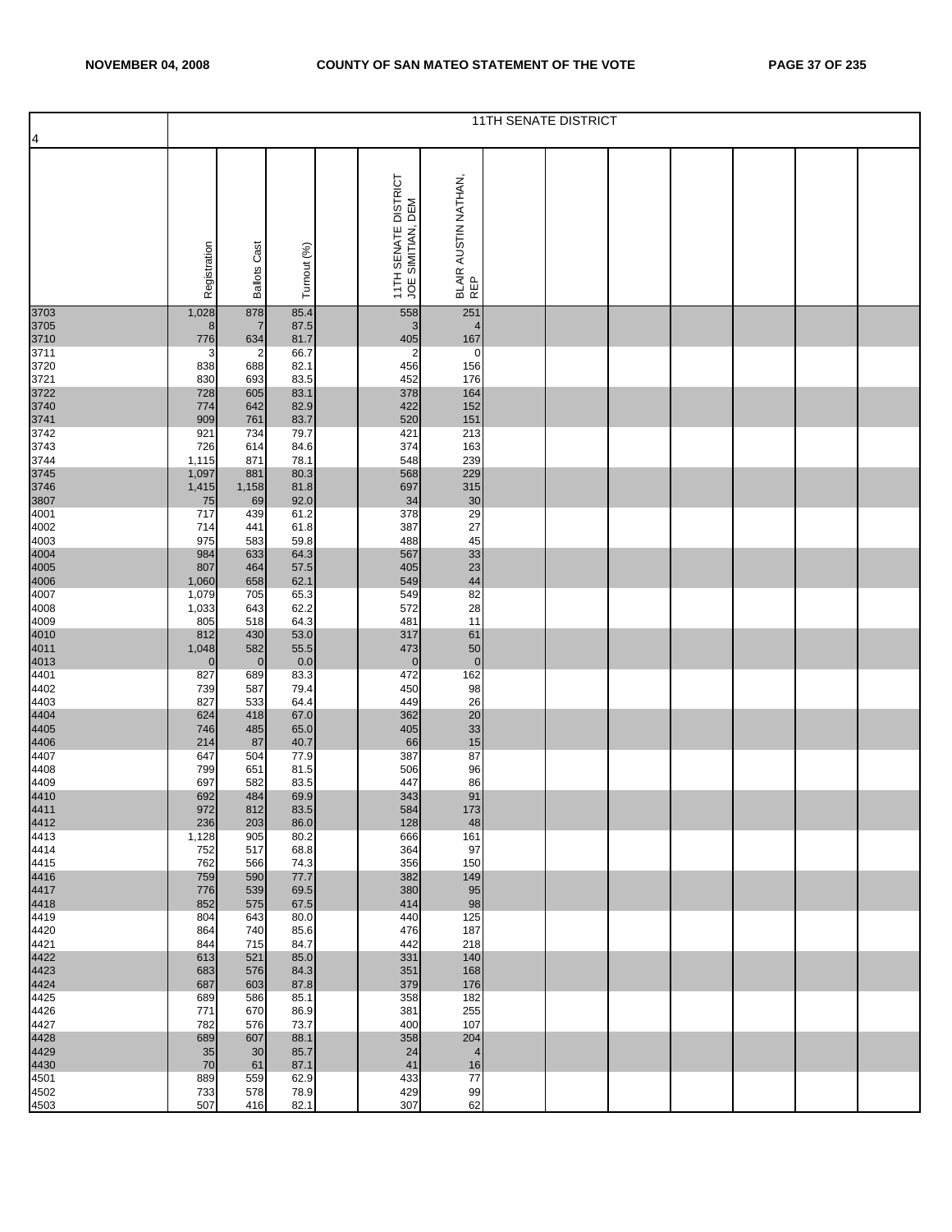| 4 | 11TH SENATE DISTRICT | | | | | | | | | | | | | | |
|---|---|---|---|---|---|---|---|---|---|---|---|---|---|---|---|
| | Registration | Ballots Cast | Turnout (%) | | 11TH SENATE DISTRICT JOE SIMITIAN, DEM | BLAIR AUSTIN NATHAN, REP | | | | | | | | | |
| 3703 | 1,028 | 878 | 85.4 | | 558 | 251 | | | | | | | | | |
| 3705 | 8 | 7 | 87.5 | | 3 | 4 | | | | | | | | | |
| 3710 | 776 | 634 | 81.7 | | 405 | 167 | | | | | | | | | |
| 3711 | 3 | 2 | 66.7 | | 2 | 0 | | | | | | | | | |
| 3720 | 838 | 688 | 82.1 | | 456 | 156 | | | | | | | | | |
| 3721 | 830 | 693 | 83.5 | | 452 | 176 | | | | | | | | | |
| 3722 | 728 | 605 | 83.1 | | 378 | 164 | | | | | | | | | |
| 3740 | 774 | 642 | 82.9 | | 422 | 152 | | | | | | | | | |
| 3741 | 909 | 761 | 83.7 | | 520 | 151 | | | | | | | | | |
| 3742 | 921 | 734 | 79.7 | | 421 | 213 | | | | | | | | | |
| 3743 | 726 | 614 | 84.6 | | 374 | 163 | | | | | | | | | |
| 3744 | 1,115 | 871 | 78.1 | | 548 | 239 | | | | | | | | | |
| 3745 | 1,097 | 881 | 80.3 | | 568 | 229 | | | | | | | | | |
| 3746 | 1,415 | 1,158 | 81.8 | | 697 | 315 | | | | | | | | | |
| 3807 | 75 | 69 | 92.0 | | 34 | 30 | | | | | | | | | |
| 4001 | 717 | 439 | 61.2 | | 378 | 29 | | | | | | | | | |
| 4002 | 714 | 441 | 61.8 | | 387 | 27 | | | | | | | | | |
| 4003 | 975 | 583 | 59.8 | | 488 | 45 | | | | | | | | | |
| 4004 | 984 | 633 | 64.3 | | 567 | 33 | | | | | | | | | |
| 4005 | 807 | 464 | 57.5 | | 405 | 23 | | | | | | | | | |
| 4006 | 1,060 | 658 | 62.1 | | 549 | 44 | | | | | | | | | |
| 4007 | 1,079 | 705 | 65.3 | | 549 | 82 | | | | | | | | | |
| 4008 | 1,033 | 643 | 62.2 | | 572 | 28 | | | | | | | | | |
| 4009 | 805 | 518 | 64.3 | | 481 | 11 | | | | | | | | | |
| 4010 | 812 | 430 | 53.0 | | 317 | 61 | | | | | | | | | |
| 4011 | 1,048 | 582 | 55.5 | | 473 | 50 | | | | | | | | | |
| 4013 | 0 | 0 | 0.0 | | 0 | 0 | | | | | | | | | |
| 4401 | 827 | 689 | 83.3 | | 472 | 162 | | | | | | | | | |
| 4402 | 739 | 587 | 79.4 | | 450 | 98 | | | | | | | | | |
| 4403 | 827 | 533 | 64.4 | | 449 | 26 | | | | | | | | | |
| 4404 | 624 | 418 | 67.0 | | 362 | 20 | | | | | | | | | |
| 4405 | 746 | 485 | 65.0 | | 405 | 33 | | | | | | | | | |
| 4406 | 214 | 87 | 40.7 | | 66 | 15 | | | | | | | | | |
| 4407 | 647 | 504 | 77.9 | | 387 | 87 | | | | | | | | | |
| 4408 | 799 | 651 | 81.5 | | 506 | 96 | | | | | | | | | |
| 4409 | 697 | 582 | 83.5 | | 447 | 86 | | | | | | | | | |
| 4410 | 692 | 484 | 69.9 | | 343 | 91 | | | | | | | | | |
| 4411 | 972 | 812 | 83.5 | | 584 | 173 | | | | | | | | | |
| 4412 | 236 | 203 | 86.0 | | 128 | 48 | | | | | | | | | |
| 4413 | 1,128 | 905 | 80.2 | | 666 | 161 | | | | | | | | | |
| 4414 | 752 | 517 | 68.8 | | 364 | 97 | | | | | | | | | |
| 4415 | 762 | 566 | 74.3 | | 356 | 150 | | | | | | | | | |
| 4416 | 759 | 590 | 77.7 | | 382 | 149 | | | | | | | | | |
| 4417 | 776 | 539 | 69.5 | | 380 | 95 | | | | | | | | | |
| 4418 | 852 | 575 | 67.5 | | 414 | 98 | | | | | | | | | |
| 4419 | 804 | 643 | 80.0 | | 440 | 125 | | | | | | | | | |
| 4420 | 864 | 740 | 85.6 | | 476 | 187 | | | | | | | | | |
| 4421 | 844 | 715 | 84.7 | | 442 | 218 | | | | | | | | | |
| 4422 | 613 | 521 | 85.0 | | 331 | 140 | | | | | | | | | |
| 4423 | 683 | 576 | 84.3 | | 351 | 168 | | | | | | | | | |
| 4424 | 687 | 603 | 87.8 | | 379 | 176 | | | | | | | | | |
| 4425 | 689 | 586 | 85.1 | | 358 | 182 | | | | | | | | | |
| 4426 | 771 | 670 | 86.9 | | 381 | 255 | | | | | | | | | |
| 4427 | 782 | 576 | 73.7 | | 400 | 107 | | | | | | | | | |
| 4428 | 689 | 607 | 88.1 | | 358 | 204 | | | | | | | | | |
| 4429 | 35 | 30 | 85.7 | | 24 | 4 | | | | | | | | | |
| 4430 | 70 | 61 | 87.1 | | 41 | 16 | | | | | | | | | |
| 4501 | 889 | 559 | 62.9 | | 433 | 77 | | | | | | | | | |
| 4502 | 733 | 578 | 78.9 | | 429 | 99 | | | | | | | | | |
| 4503 | 507 | 416 | 82.1 | | 307 | 62 | | | | | | | | | |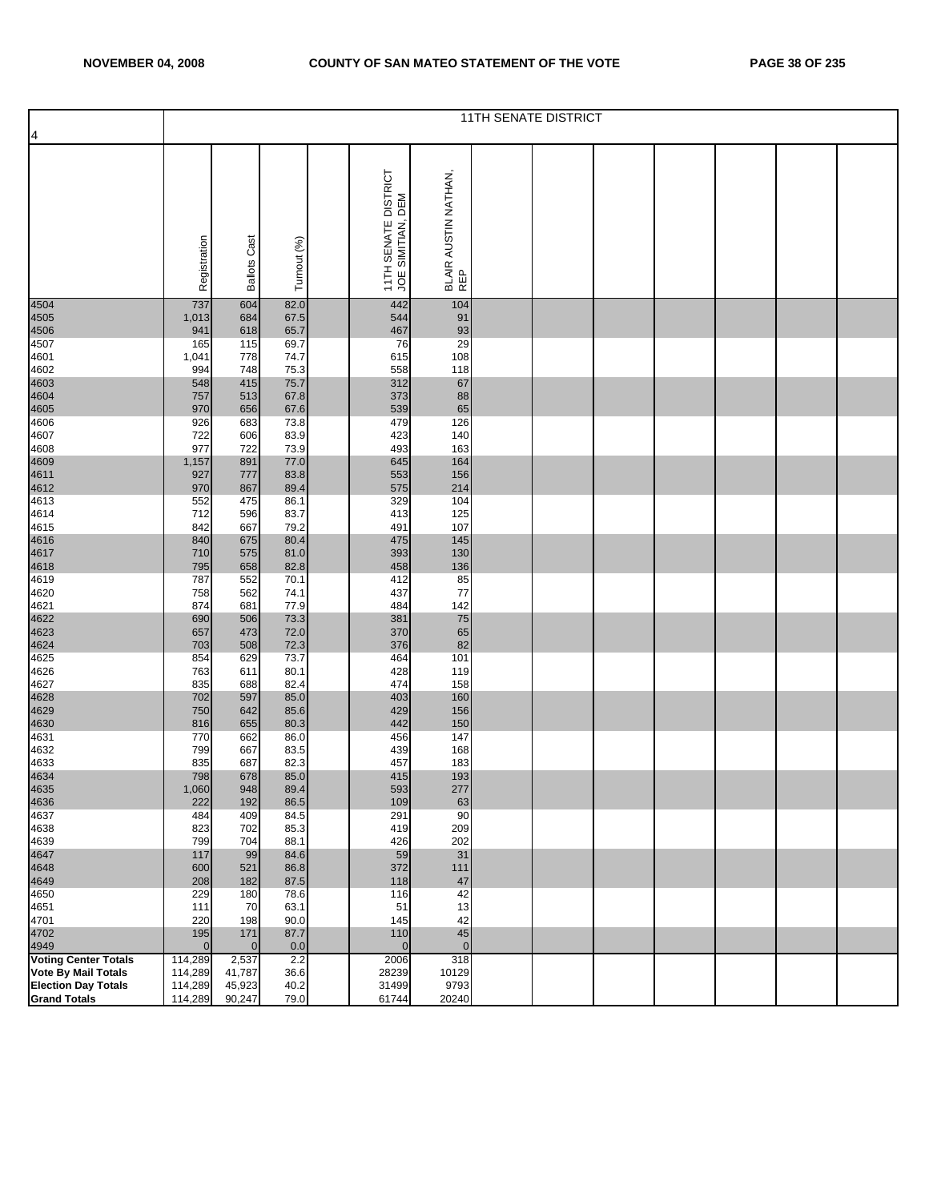| 4 | 11TH SENATE DISTRICT | | | | | |
|---|---|---|---|---|---|---|
| | Registration | Ballots Cast | Turnout (%) | | 11TH SENATE DISTRICT JOE SIMITIAN, DEM | BLAIR AUSTIN NATHAN, REP |
| 4504 | 737 | 604 | 82.0 | | 442 | 104 |
| 4505 | 1,013 | 684 | 67.5 | | 544 | 91 |
| 4506 | 941 | 618 | 65.7 | | 467 | 93 |
| 4507 | 165 | 115 | 69.7 | | 76 | 29 |
| 4601 | 1,041 | 778 | 74.7 | | 615 | 108 |
| 4602 | 994 | 748 | 75.3 | | 558 | 118 |
| 4603 | 548 | 415 | 75.7 | | 312 | 67 |
| 4604 | 757 | 513 | 67.8 | | 373 | 88 |
| 4605 | 970 | 656 | 67.6 | | 539 | 65 |
| 4606 | 926 | 683 | 73.8 | | 479 | 126 |
| 4607 | 722 | 606 | 83.9 | | 423 | 140 |
| 4608 | 977 | 722 | 73.9 | | 493 | 163 |
| 4609 | 1,157 | 891 | 77.0 | | 645 | 164 |
| 4611 | 927 | 777 | 83.8 | | 553 | 156 |
| 4612 | 970 | 867 | 89.4 | | 575 | 214 |
| 4613 | 552 | 475 | 86.1 | | 329 | 104 |
| 4614 | 712 | 596 | 83.7 | | 413 | 125 |
| 4615 | 842 | 667 | 79.2 | | 491 | 107 |
| 4616 | 840 | 675 | 80.4 | | 475 | 145 |
| 4617 | 710 | 575 | 81.0 | | 393 | 130 |
| 4618 | 795 | 658 | 82.8 | | 458 | 136 |
| 4619 | 787 | 552 | 70.1 | | 412 | 85 |
| 4620 | 758 | 562 | 74.1 | | 437 | 77 |
| 4621 | 874 | 681 | 77.9 | | 484 | 142 |
| 4622 | 690 | 506 | 73.3 | | 381 | 75 |
| 4623 | 657 | 473 | 72.0 | | 370 | 65 |
| 4624 | 703 | 508 | 72.3 | | 376 | 82 |
| 4625 | 854 | 629 | 73.7 | | 464 | 101 |
| 4626 | 763 | 611 | 80.1 | | 428 | 119 |
| 4627 | 835 | 688 | 82.4 | | 474 | 158 |
| 4628 | 702 | 597 | 85.0 | | 403 | 160 |
| 4629 | 750 | 642 | 85.6 | | 429 | 156 |
| 4630 | 816 | 655 | 80.3 | | 442 | 150 |
| 4631 | 770 | 662 | 86.0 | | 456 | 147 |
| 4632 | 799 | 667 | 83.5 | | 439 | 168 |
| 4633 | 835 | 687 | 82.3 | | 457 | 183 |
| 4634 | 798 | 678 | 85.0 | | 415 | 193 |
| 4635 | 1,060 | 948 | 89.4 | | 593 | 277 |
| 4636 | 222 | 192 | 86.5 | | 109 | 63 |
| 4637 | 484 | 409 | 84.5 | | 291 | 90 |
| 4638 | 823 | 702 | 85.3 | | 419 | 209 |
| 4639 | 799 | 704 | 88.1 | | 426 | 202 |
| 4647 | 117 | 99 | 84.6 | | 59 | 31 |
| 4648 | 600 | 521 | 86.8 | | 372 | 111 |
| 4649 | 208 | 182 | 87.5 | | 118 | 47 |
| 4650 | 229 | 180 | 78.6 | | 116 | 42 |
| 4651 | 111 | 70 | 63.1 | | 51 | 13 |
| 4701 | 220 | 198 | 90.0 | | 145 | 42 |
| 4702 | 195 | 171 | 87.7 | | 110 | 45 |
| 4949 | 0 | 0 | 0.0 | | 0 | 0 |
| **Voting Center Totals** | 114,289 | 2,537 | 2.2 | | 2006 | 318 |
| **Vote By Mail Totals** | 114,289 | 41,787 | 36.6 | | 28239 | 10129 |
| **Election Day Totals** | 114,289 | 45,923 | 40.2 | | 31499 | 9793 |
| **Grand Totals** | 114,289 | 90,247 | 79.0 | | 61744 | 20240 |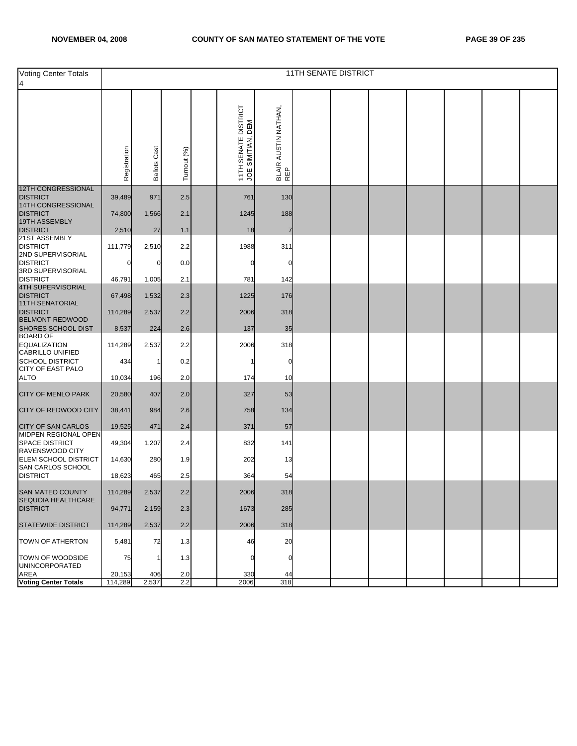| Voting Center Totals 4 | 11TH SENATE DISTRICT | | | | | | | | | | | | | |
|---|---|---|---|---|---|---|---|---|---|---|---|---|---|---|
| | Registration | Ballots Cast | Turnout (%) | | 11TH SENATE DISTRICT JOE SIMITIAN, DEM | BLAIR AUSTIN NATHAN, REP | | | | | | | | |
| 12TH CONGRESSIONAL DISTRICT | 39,489 | 971 | 2.5 | | 761 | 130 | | | | | | | | |
| 14TH CONGRESSIONAL DISTRICT | 74,800 | 1,566 | 2.1 | | 1245 | 188 | | | | | | | | |
| 19TH ASSEMBLY DISTRICT | 2,510 | 27 | 1.1 | | 18 | 7 | | | | | | | | |
| 21ST ASSEMBLY DISTRICT | 111,779 | 2,510 | 2.2 | | 1988 | 311 | | | | | | | | |
| 2ND SUPERVISORIAL DISTRICT | 0 | 0 | 0.0 | | 0 | 0 | | | | | | | | |
| 3RD SUPERVISORIAL DISTRICT | 46,791 | 1,005 | 2.1 | | 781 | 142 | | | | | | | | |
| 4TH SUPERVISORIAL DISTRICT | 67,498 | 1,532 | 2.3 | | 1225 | 176 | | | | | | | | |
| 11TH SENATORIAL DISTRICT | 114,289 | 2,537 | 2.2 | | 2006 | 318 | | | | | | | | |
| BELMONT-REDWOOD SHORES SCHOOL DIST | 8,537 | 224 | 2.6 | | 137 | 35 | | | | | | | | |
| BOARD OF EQUALIZATION | 114,289 | 2,537 | 2.2 | | 2006 | 318 | | | | | | | | |
| CABRILLO UNIFIED SCHOOL DISTRICT | 434 | 1 | 0.2 | | 1 | 0 | | | | | | | | |
| CITY OF EAST PALO ALTO | 10,034 | 196 | 2.0 | | 174 | 10 | | | | | | | | |
| CITY OF MENLO PARK | 20,580 | 407 | 2.0 | | 327 | 53 | | | | | | | | |
| CITY OF REDWOOD CITY | 38,441 | 984 | 2.6 | | 758 | 134 | | | | | | | | |
| CITY OF SAN CARLOS | 19,525 | 471 | 2.4 | | 371 | 57 | | | | | | | | |
| MIDPEN REGIONAL OPEN SPACE DISTRICT | 49,304 | 1,207 | 2.4 | | 832 | 141 | | | | | | | | |
| RAVENSWOOD CITY ELEM SCHOOL DISTRICT | 14,630 | 280 | 1.9 | | 202 | 13 | | | | | | | | |
| SAN CARLOS SCHOOL DISTRICT | 18,623 | 465 | 2.5 | | 364 | 54 | | | | | | | | |
| SAN MATEO COUNTY | 114,289 | 2,537 | 2.2 | | 2006 | 318 | | | | | | | | |
| SEQUOIA HEALTHCARE DISTRICT | 94,771 | 2,159 | 2.3 | | 1673 | 285 | | | | | | | | |
| STATEWIDE DISTRICT | 114,289 | 2,537 | 2.2 | | 2006 | 318 | | | | | | | | |
| TOWN OF ATHERTON | 5,481 | 72 | 1.3 | | 46 | 20 | | | | | | | | |
| TOWN OF WOODSIDE | 75 | 1 | 1.3 | | 0 | 0 | | | | | | | | |
| UNINCORPORATED AREA | 20,153 | 406 | 2.0 | | 330 | 44 | | | | | | | | |
| **Voting Center Totals** | 114,289 | 2,537 | 2.2 | | 2006 | 318 | | | | | | | | |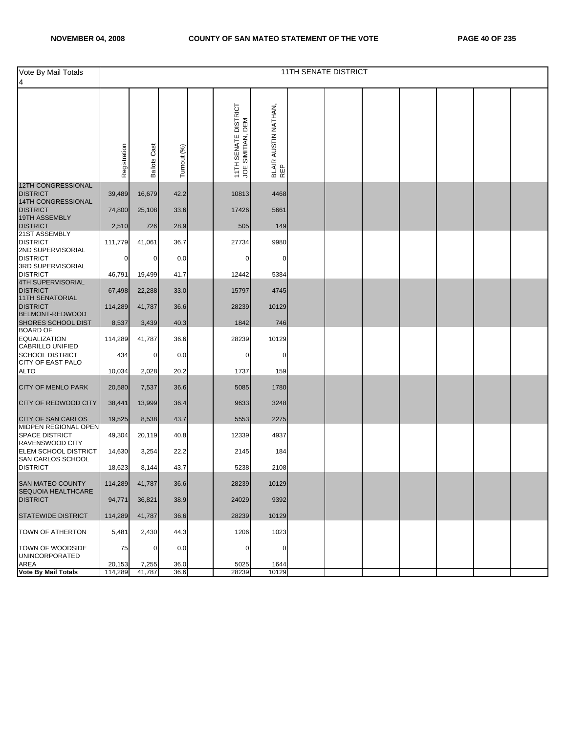| Vote By Mail Totals 4 | 11TH SENATE DISTRICT | | | | | | | | | | | | | |
|---|---|---|---|---|---|---|---|---|---|---|---|---|---|---|
| | Registration | Ballots Cast | Turnout (%) | | 11TH SENATE DISTRICT JOE SIMITIAN, DEM | BLAIR AUSTIN NATHAN, REP | | | | | | | | |
| 12TH CONGRESSIONAL DISTRICT | 39,489 | 16,679 | 42.2 | | 10813 | 4468 | | | | | | | | |
| 14TH CONGRESSIONAL DISTRICT | 74,800 | 25,108 | 33.6 | | 17426 | 5661 | | | | | | | | |
| 19TH ASSEMBLY DISTRICT | 2,510 | 726 | 28.9 | | 505 | 149 | | | | | | | | |
| 21ST ASSEMBLY DISTRICT | 111,779 | 41,061 | 36.7 | | 27734 | 9980 | | | | | | | | |
| 2ND SUPERVISORIAL DISTRICT | 0 | 0 | 0.0 | | 0 | 0 | | | | | | | | |
| 3RD SUPERVISORIAL DISTRICT | 46,791 | 19,499 | 41.7 | | 12442 | 5384 | | | | | | | | |
| 4TH SUPERVISORIAL DISTRICT | 67,498 | 22,288 | 33.0 | | 15797 | 4745 | | | | | | | | |
| 11TH SENATORIAL DISTRICT | 114,289 | 41,787 | 36.6 | | 28239 | 10129 | | | | | | | | |
| BELMONT-REDWOOD SHORES SCHOOL DIST | 8,537 | 3,439 | 40.3 | | 1842 | 746 | | | | | | | | |
| BOARD OF EQUALIZATION | 114,289 | 41,787 | 36.6 | | 28239 | 10129 | | | | | | | | |
| CABRILLO UNIFIED SCHOOL DISTRICT | 434 | 0 | 0.0 | | 0 | 0 | | | | | | | | |
| CITY OF EAST PALO ALTO | 10,034 | 2,028 | 20.2 | | 1737 | 159 | | | | | | | | |
| CITY OF MENLO PARK | 20,580 | 7,537 | 36.6 | | 5085 | 1780 | | | | | | | | |
| CITY OF REDWOOD CITY | 38,441 | 13,999 | 36.4 | | 9633 | 3248 | | | | | | | | |
| CITY OF SAN CARLOS | 19,525 | 8,538 | 43.7 | | 5553 | 2275 | | | | | | | | |
| MIDPEN REGIONAL OPEN SPACE DISTRICT | 49,304 | 20,119 | 40.8 | | 12339 | 4937 | | | | | | | | |
| RAVENSWOOD CITY ELEM SCHOOL DISTRICT | 14,630 | 3,254 | 22.2 | | 2145 | 184 | | | | | | | | |
| SAN CARLOS SCHOOL DISTRICT | 18,623 | 8,144 | 43.7 | | 5238 | 2108 | | | | | | | | |
| SAN MATEO COUNTY | 114,289 | 41,787 | 36.6 | | 28239 | 10129 | | | | | | | | |
| SEQUOIA HEALTHCARE DISTRICT | 94,771 | 36,821 | 38.9 | | 24029 | 9392 | | | | | | | | |
| STATEWIDE DISTRICT | 114,289 | 41,787 | 36.6 | | 28239 | 10129 | | | | | | | | |
| TOWN OF ATHERTON | 5,481 | 2,430 | 44.3 | | 1206 | 1023 | | | | | | | | |
| TOWN OF WOODSIDE | 75 | 0 | 0.0 | | 0 | 0 | | | | | | | | |
| UNINCORPORATED AREA | 20,153 | 7,255 | 36.0 | | 5025 | 1644 | | | | | | | | |
| **Vote By Mail Totals** | 114,289 | 41,787 | 36.6 | | 28239 | 10129 | | | | | | | | |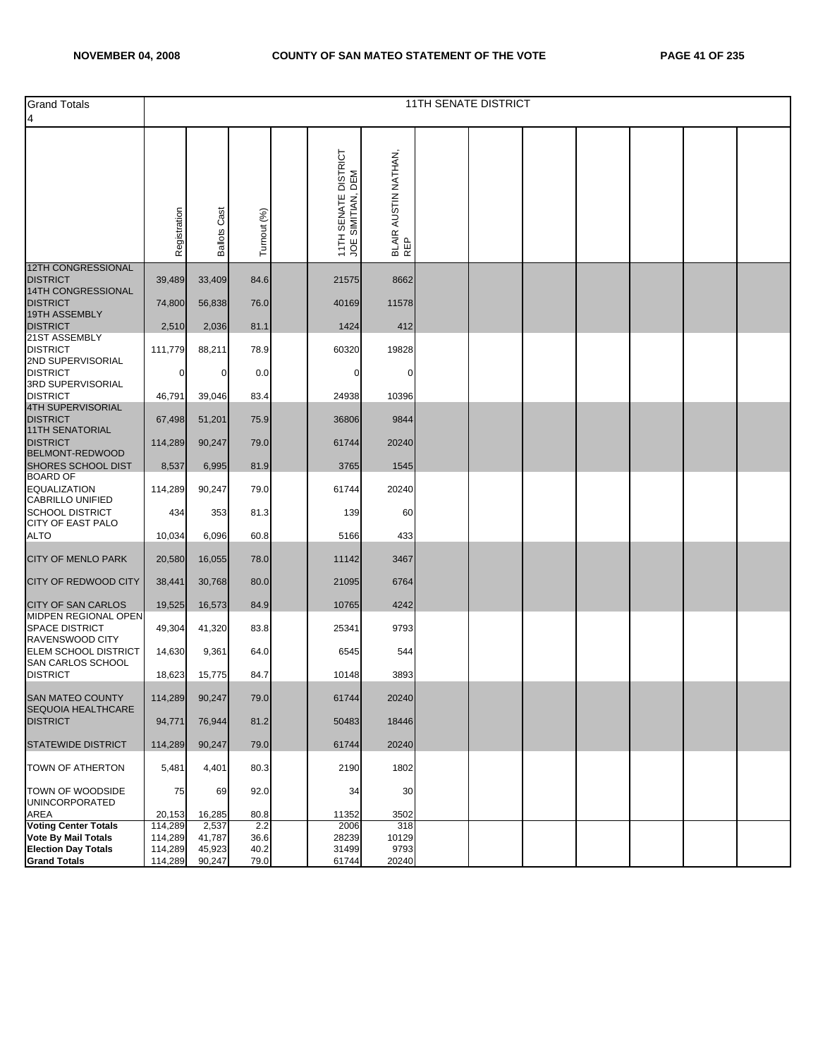| Grand Totals 4 | 11TH SENATE DISTRICT | | | | | | | | | | | | |
|---|---|---|---|---|---|---|---|---|---|---|---|---|---|
| | Registration | Ballots Cast | Turnout (%) | | 11TH SENATE DISTRICT JOE SIMITIAN, DEM | BLAIR AUSTIN NATHAN, REP | | | | | | | |
| 12TH CONGRESSIONAL DISTRICT | 39,489 | 33,409 | 84.6 | | 21575 | 8662 | | | | | | | |
| 14TH CONGRESSIONAL DISTRICT | 74,800 | 56,838 | 76.0 | | 40169 | 11578 | | | | | | | |
| 19TH ASSEMBLY DISTRICT | 2,510 | 2,036 | 81.1 | | 1424 | 412 | | | | | | | |
| 21ST ASSEMBLY DISTRICT | 111,779 | 88,211 | 78.9 | | 60320 | 19828 | | | | | | | |
| 2ND SUPERVISORIAL DISTRICT | 0 | 0 | 0.0 | | 0 | 0 | | | | | | | |
| 3RD SUPERVISORIAL DISTRICT | 46,791 | 39,046 | 83.4 | | 24938 | 10396 | | | | | | | |
| 4TH SUPERVISORIAL DISTRICT | 67,498 | 51,201 | 75.9 | | 36806 | 9844 | | | | | | | |
| 11TH SENATORIAL DISTRICT | 114,289 | 90,247 | 79.0 | | 61744 | 20240 | | | | | | | |
| BELMONT-REDWOOD SHORES SCHOOL DIST | 8,537 | 6,995 | 81.9 | | 3765 | 1545 | | | | | | | |
| BOARD OF EQUALIZATION | 114,289 | 90,247 | 79.0 | | 61744 | 20240 | | | | | | | |
| CABRILLO UNIFIED SCHOOL DISTRICT | 434 | 353 | 81.3 | | 139 | 60 | | | | | | | |
| CITY OF EAST PALO ALTO | 10,034 | 6,096 | 60.8 | | 5166 | 433 | | | | | | | |
| CITY OF MENLO PARK | 20,580 | 16,055 | 78.0 | | 11142 | 3467 | | | | | | | |
| CITY OF REDWOOD CITY | 38,441 | 30,768 | 80.0 | | 21095 | 6764 | | | | | | | |
| CITY OF SAN CARLOS | 19,525 | 16,573 | 84.9 | | 10765 | 4242 | | | | | | | |
| MIDPEN REGIONAL OPEN SPACE DISTRICT | 49,304 | 41,320 | 83.8 | | 25341 | 9793 | | | | | | | |
| RAVENSWOOD CITY ELEM SCHOOL DISTRICT | 14,630 | 9,361 | 64.0 | | 6545 | 544 | | | | | | | |
| SAN CARLOS SCHOOL DISTRICT | 18,623 | 15,775 | 84.7 | | 10148 | 3893 | | | | | | | |
| SAN MATEO COUNTY | 114,289 | 90,247 | 79.0 | | 61744 | 20240 | | | | | | | |
| SEQUOIA HEALTHCARE DISTRICT | 94,771 | 76,944 | 81.2 | | 50483 | 18446 | | | | | | | |
| STATEWIDE DISTRICT | 114,289 | 90,247 | 79.0 | | 61744 | 20240 | | | | | | | |
| TOWN OF ATHERTON | 5,481 | 4,401 | 80.3 | | 2190 | 1802 | | | | | | | |
| TOWN OF WOODSIDE | 75 | 69 | 92.0 | | 34 | 30 | | | | | | | |
| UNINCORPORATED AREA | 20,153 | 16,285 | 80.8 | | 11352 | 3502 | | | | | | | |
| **Voting Center Totals** | 114,289 | 2,537 | 2.2 | | 2006 | 318 | | | | | | | |
| **Vote By Mail Totals** | 114,289 | 41,787 | 36.6 | | 28239 | 10129 | | | | | | | |
| **Election Day Totals** | 114,289 | 45,923 | 40.2 | | 31499 | 9793 | | | | | | | |
| **Grand Totals** | 114,289 | 90,247 | 79.0 | | 61744 | 20240 | | | | | | | |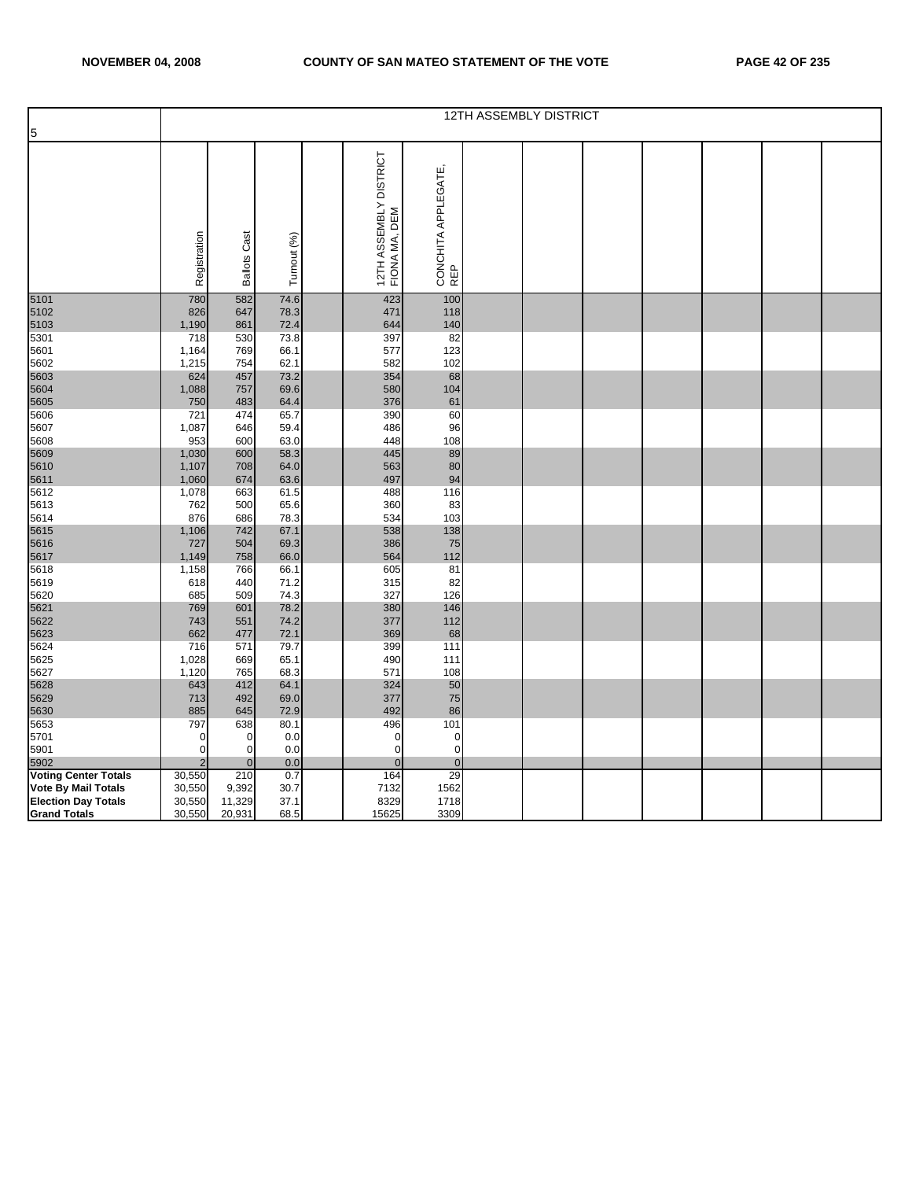| 5 | 12TH ASSEMBLY DISTRICT | | | | | | | | | | | | | |
|---|---|---|---|---|---|---|---|---|---|---|---|---|---|---|
| | Registration | Ballots Cast | Turnout (%) | | 12TH ASSEMBLY DISTRICT FIONA MA, DEM | CONCHITA APPLEGATE, REP | | | | | | | | |
| 5101 | 780 | 582 | 74.6 | | 423 | 100 | | | | | | | | |
| 5102 | 826 | 647 | 78.3 | | 471 | 118 | | | | | | | | |
| 5103 | 1,190 | 861 | 72.4 | | 644 | 140 | | | | | | | | |
| 5301 | 718 | 530 | 73.8 | | 397 | 82 | | | | | | | | |
| 5601 | 1,164 | 769 | 66.1 | | 577 | 123 | | | | | | | | |
| 5602 | 1,215 | 754 | 62.1 | | 582 | 102 | | | | | | | | |
| 5603 | 624 | 457 | 73.2 | | 354 | 68 | | | | | | | | |
| 5604 | 1,088 | 757 | 69.6 | | 580 | 104 | | | | | | | | |
| 5605 | 750 | 483 | 64.4 | | 376 | 61 | | | | | | | | |
| 5606 | 721 | 474 | 65.7 | | 390 | 60 | | | | | | | | |
| 5607 | 1,087 | 646 | 59.4 | | 486 | 96 | | | | | | | | |
| 5608 | 953 | 600 | 63.0 | | 448 | 108 | | | | | | | | |
| 5609 | 1,030 | 600 | 58.3 | | 445 | 89 | | | | | | | | |
| 5610 | 1,107 | 708 | 64.0 | | 563 | 80 | | | | | | | | |
| 5611 | 1,060 | 674 | 63.6 | | 497 | 94 | | | | | | | | |
| 5612 | 1,078 | 663 | 61.5 | | 488 | 116 | | | | | | | | |
| 5613 | 762 | 500 | 65.6 | | 360 | 83 | | | | | | | | |
| 5614 | 876 | 686 | 78.3 | | 534 | 103 | | | | | | | | |
| 5615 | 1,106 | 742 | 67.1 | | 538 | 138 | | | | | | | | |
| 5616 | 727 | 504 | 69.3 | | 386 | 75 | | | | | | | | |
| 5617 | 1,149 | 758 | 66.0 | | 564 | 112 | | | | | | | | |
| 5618 | 1,158 | 766 | 66.1 | | 605 | 81 | | | | | | | | |
| 5619 | 618 | 440 | 71.2 | | 315 | 82 | | | | | | | | |
| 5620 | 685 | 509 | 74.3 | | 327 | 126 | | | | | | | | |
| 5621 | 769 | 601 | 78.2 | | 380 | 146 | | | | | | | | |
| 5622 | 743 | 551 | 74.2 | | 377 | 112 | | | | | | | | |
| 5623 | 662 | 477 | 72.1 | | 369 | 68 | | | | | | | | |
| 5624 | 716 | 571 | 79.7 | | 399 | 111 | | | | | | | | |
| 5625 | 1,028 | 669 | 65.1 | | 490 | 111 | | | | | | | | |
| 5627 | 1,120 | 765 | 68.3 | | 571 | 108 | | | | | | | | |
| 5628 | 643 | 412 | 64.1 | | 324 | 50 | | | | | | | | |
| 5629 | 713 | 492 | 69.0 | | 377 | 75 | | | | | | | | |
| 5630 | 885 | 645 | 72.9 | | 492 | 86 | | | | | | | | |
| 5653 | 797 | 638 | 80.1 | | 496 | 101 | | | | | | | | |
| 5701 | 0 | 0 | 0.0 | | 0 | 0 | | | | | | | | |
| 5901 | 0 | 0 | 0.0 | | 0 | 0 | | | | | | | | |
| 5902 | 2 | 0 | 0.0 | | 0 | 0 | | | | | | | | |
| **Voting Center Totals** | 30,550 | 210 | 0.7 | | 164 | 29 | | | | | | | | |
| **Vote By Mail Totals** | 30,550 | 9,392 | 30.7 | | 7132 | 1562 | | | | | | | | |
| **Election Day Totals** | 30,550 | 11,329 | 37.1 | | 8329 | 1718 | | | | | | | | |
| **Grand Totals** | 30,550 | 20,931 | 68.5 | | 15625 | 3309 | | | | | | | | |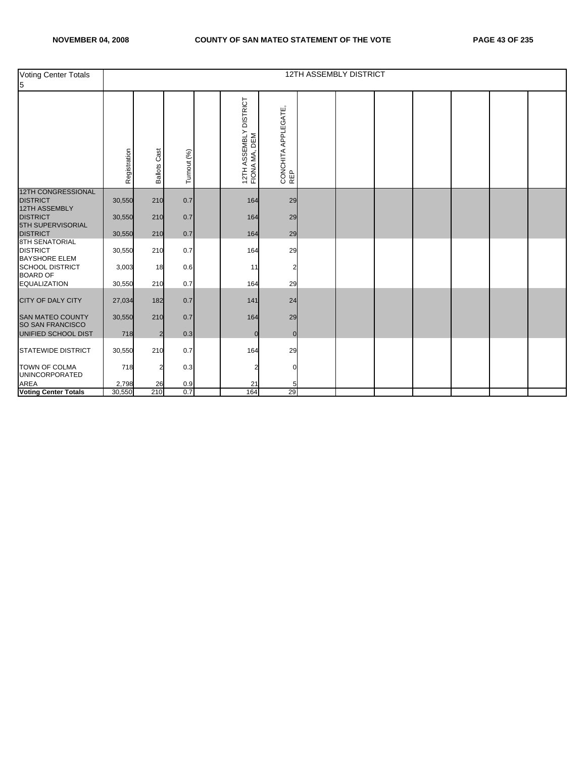| Voting Center Totals 5 | 12TH ASSEMBLY DISTRICT | | | | | | | | | | | | |
|---|---|---|---|---|---|---|---|---|---|---|---|---|---|
| | Registration | Ballots Cast | Turnout (%) | | 12TH ASSEMBLY DISTRICT FIONA MA, DEM | CONCHITA APPLEGATE, REP | | | | | | | |
| 12TH CONGRESSIONAL DISTRICT | 30,550 | 210 | 0.7 | | 164 | 29 | | | | | | | |
| 12TH ASSEMBLY DISTRICT | 30,550 | 210 | 0.7 | | 164 | 29 | | | | | | | |
| 5TH SUPERVISORIAL DISTRICT | 30,550 | 210 | 0.7 | | 164 | 29 | | | | | | | |
| 8TH SENATORIAL DISTRICT | 30,550 | 210 | 0.7 | | 164 | 29 | | | | | | | |
| BAYSHORE ELEM SCHOOL DISTRICT | 3,003 | 18 | 0.6 | | 11 | 2 | | | | | | | |
| BOARD OF EQUALIZATION | 30,550 | 210 | 0.7 | | 164 | 29 | | | | | | | |
| CITY OF DALY CITY | 27,034 | 182 | 0.7 | | 141 | 24 | | | | | | | |
| SAN MATEO COUNTY | 30,550 | 210 | 0.7 | | 164 | 29 | | | | | | | |
| SO SAN FRANCISCO UNIFIED SCHOOL DIST | 718 | 2 | 0.3 | | 0 | 0 | | | | | | | |
| STATEWIDE DISTRICT | 30,550 | 210 | 0.7 | | 164 | 29 | | | | | | | |
| TOWN OF COLMA | 718 | 2 | 0.3 | | 2 | 0 | | | | | | | |
| UNINCORPORATED AREA | 2,798 | 26 | 0.9 | | 21 | 5 | | | | | | | |
| **Voting Center Totals** | 30,550 | 210 | 0.7 | | 164 | 29 | | | | | | | |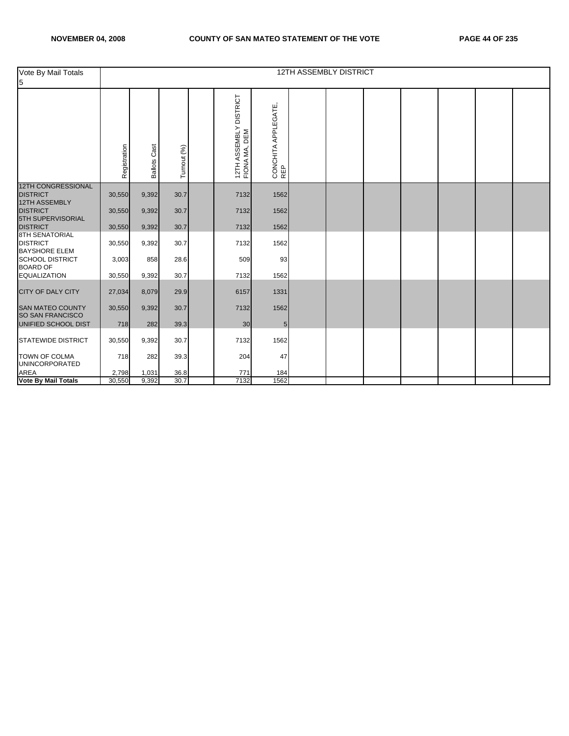| Vote By Mail Totals 5 | 12TH ASSEMBLY DISTRICT | | | | | | | | | | | | |
|---|---|---|---|---|---|---|---|---|---|---|---|---|---|
| | Registration | Ballots Cast | Turnout (%) | | 12TH ASSEMBLY DISTRICT FIONA MA, DEM | CONCHITA APPLEGATE, REP | | | | | | | |
| 12TH CONGRESSIONAL DISTRICT | 30,550 | 9,392 | 30.7 | | 7132 | 1562 | | | | | | | |
| 12TH ASSEMBLY DISTRICT | 30,550 | 9,392 | 30.7 | | 7132 | 1562 | | | | | | | |
| 5TH SUPERVISORIAL DISTRICT | 30,550 | 9,392 | 30.7 | | 7132 | 1562 | | | | | | | |
| 8TH SENATORIAL DISTRICT | 30,550 | 9,392 | 30.7 | | 7132 | 1562 | | | | | | | |
| BAYSHORE ELEM SCHOOL DISTRICT | 3,003 | 858 | 28.6 | | 509 | 93 | | | | | | | |
| BOARD OF EQUALIZATION | 30,550 | 9,392 | 30.7 | | 7132 | 1562 | | | | | | | |
| CITY OF DALY CITY | 27,034 | 8,079 | 29.9 | | 6157 | 1331 | | | | | | | |
| SAN MATEO COUNTY | 30,550 | 9,392 | 30.7 | | 7132 | 1562 | | | | | | | |
| SO SAN FRANCISCO UNIFIED SCHOOL DIST | 718 | 282 | 39.3 | | 30 | 5 | | | | | | | |
| STATEWIDE DISTRICT | 30,550 | 9,392 | 30.7 | | 7132 | 1562 | | | | | | | |
| TOWN OF COLMA | 718 | 282 | 39.3 | | 204 | 47 | | | | | | | |
| UNINCORPORATED AREA | 2,798 | 1,031 | 36.8 | | 771 | 184 | | | | | | | |
| **Vote By Mail Totals** | 30,550 | 9,392 | 30.7 | | 7132 | 1562 | | | | | | | |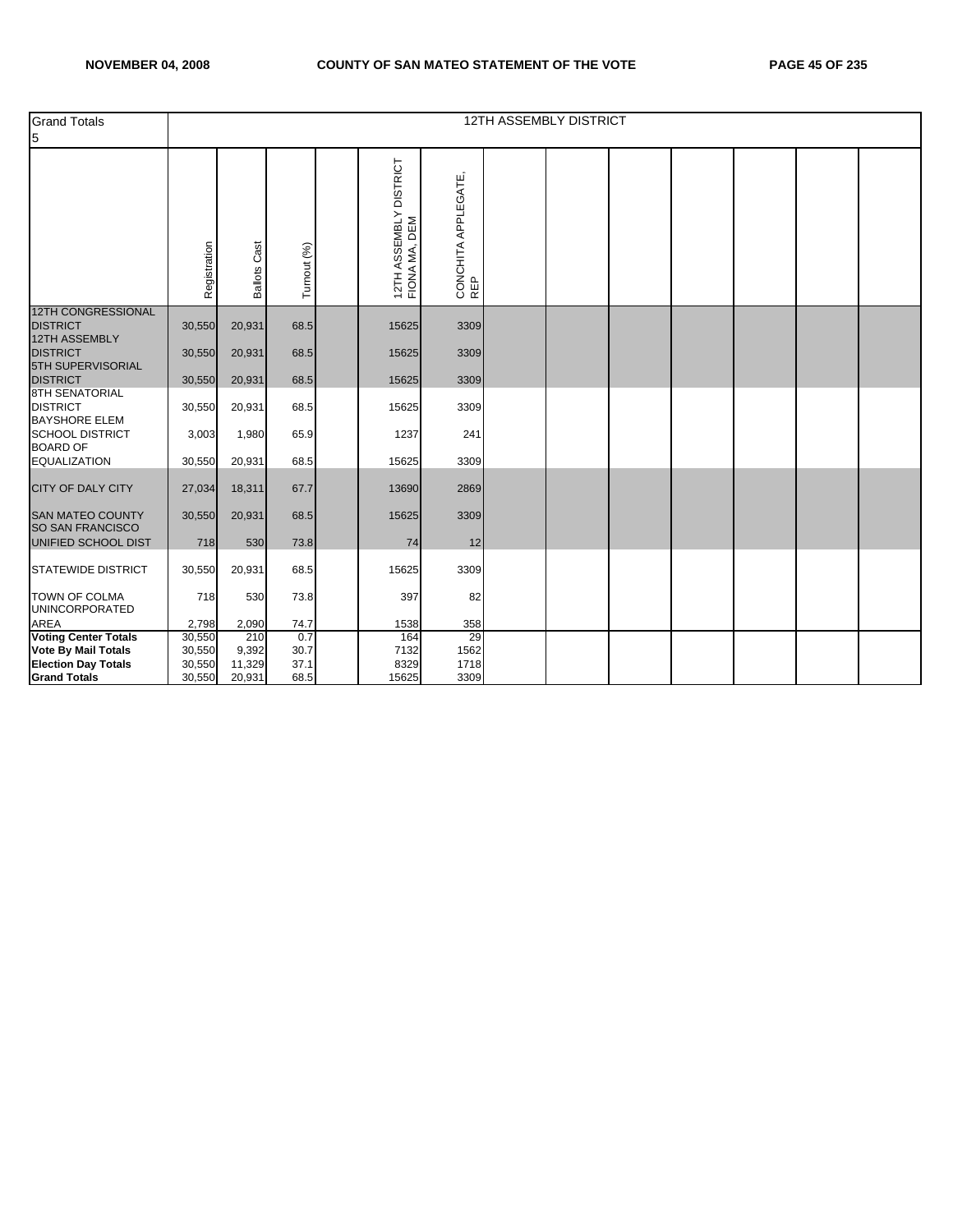| Grand Totals 5 | 12TH ASSEMBLY DISTRICT | | | | | | | | | | | | |
|---|---|---|---|---|---|---|---|---|---|---|---|---|---|
| | Registration | Ballots Cast | Turnout (%) | | 12TH ASSEMBLY DISTRICT FIONA MA, DEM | CONCHITA APPLEGATE, REP | | | | | | | |
| 12TH CONGRESSIONAL DISTRICT | 30,550 | 20,931 | 68.5 | | 15625 | 3309 | | | | | | | |
| 12TH ASSEMBLY DISTRICT | 30,550 | 20,931 | 68.5 | | 15625 | 3309 | | | | | | | |
| 5TH SUPERVISORIAL DISTRICT | 30,550 | 20,931 | 68.5 | | 15625 | 3309 | | | | | | | |
| 8TH SENATORIAL DISTRICT | 30,550 | 20,931 | 68.5 | | 15625 | 3309 | | | | | | | |
| BAYSHORE ELEM SCHOOL DISTRICT | 3,003 | 1,980 | 65.9 | | 1237 | 241 | | | | | | | |
| BOARD OF EQUALIZATION | 30,550 | 20,931 | 68.5 | | 15625 | 3309 | | | | | | | |
| CITY OF DALY CITY | 27,034 | 18,311 | 67.7 | | 13690 | 2869 | | | | | | | |
| SAN MATEO COUNTY | 30,550 | 20,931 | 68.5 | | 15625 | 3309 | | | | | | | |
| SO SAN FRANCISCO UNIFIED SCHOOL DIST | 718 | 530 | 73.8 | | 74 | 12 | | | | | | | |
| STATEWIDE DISTRICT | 30,550 | 20,931 | 68.5 | | 15625 | 3309 | | | | | | | |
| TOWN OF COLMA | 718 | 530 | 73.8 | | 397 | 82 | | | | | | | |
| UNINCORPORATED AREA | 2,798 | 2,090 | 74.7 | | 1538 | 358 | | | | | | | |
| **Voting Center Totals** | 30,550 | 210 | 0.7 | | 164 | 29 | | | | | | | |
| **Vote By Mail Totals** | 30,550 | 9,392 | 30.7 | | 7132 | 1562 | | | | | | | |
| **Election Day Totals** | 30,550 | 11,329 | 37.1 | | 8329 | 1718 | | | | | | | |
| **Grand Totals** | 30,550 | 20,931 | 68.5 | | 15625 | 3309 | | | | | | | |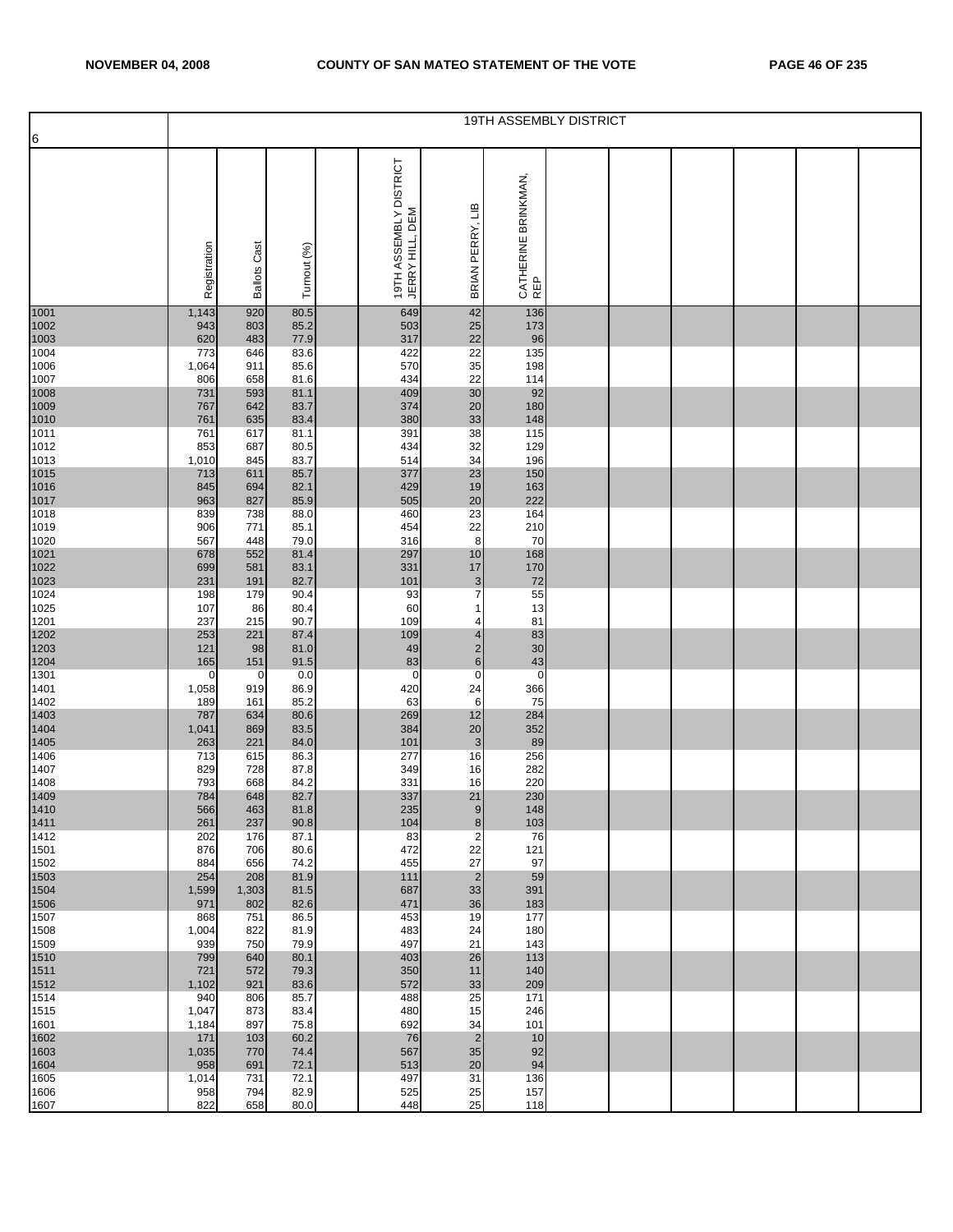| 6 | 19TH ASSEMBLY DISTRICT | | | | | | | | | | | | |
|---|---|---|---|---|---|---|---|---|---|---|---|---|---|
| | Registration | Ballots Cast | Turnout (%) | | 19TH ASSEMBLY DISTRICT JERRY HILL, DEM | BRIAN PERRY, LIB | CATHERINE BRINKMAN, REP | | | | | | |
| 1001 | 1,143 | 920 | 80.5 | | 649 | 42 | 136 | | | | | | |
| 1002 | 943 | 803 | 85.2 | | 503 | 25 | 173 | | | | | | |
| 1003 | 620 | 483 | 77.9 | | 317 | 22 | 96 | | | | | | |
| 1004 | 773 | 646 | 83.6 | | 422 | 22 | 135 | | | | | | |
| 1006 | 1,064 | 911 | 85.6 | | 570 | 35 | 198 | | | | | | |
| 1007 | 806 | 658 | 81.6 | | 434 | 22 | 114 | | | | | | |
| 1008 | 731 | 593 | 81.1 | | 409 | 30 | 92 | | | | | | |
| 1009 | 767 | 642 | 83.7 | | 374 | 20 | 180 | | | | | | |
| 1010 | 761 | 635 | 83.4 | | 380 | 33 | 148 | | | | | | |
| 1011 | 761 | 617 | 81.1 | | 391 | 38 | 115 | | | | | | |
| 1012 | 853 | 687 | 80.5 | | 434 | 32 | 129 | | | | | | |
| 1013 | 1,010 | 845 | 83.7 | | 514 | 34 | 196 | | | | | | |
| 1015 | 713 | 611 | 85.7 | | 377 | 23 | 150 | | | | | | |
| 1016 | 845 | 694 | 82.1 | | 429 | 19 | 163 | | | | | | |
| 1017 | 963 | 827 | 85.9 | | 505 | 20 | 222 | | | | | | |
| 1018 | 839 | 738 | 88.0 | | 460 | 23 | 164 | | | | | | |
| 1019 | 906 | 771 | 85.1 | | 454 | 22 | 210 | | | | | | |
| 1020 | 567 | 448 | 79.0 | | 316 | 8 | 70 | | | | | | |
| 1021 | 678 | 552 | 81.4 | | 297 | 10 | 168 | | | | | | |
| 1022 | 699 | 581 | 83.1 | | 331 | 17 | 170 | | | | | | |
| 1023 | 231 | 191 | 82.7 | | 101 | 3 | 72 | | | | | | |
| 1024 | 198 | 179 | 90.4 | | 93 | 7 | 55 | | | | | | |
| 1025 | 107 | 86 | 80.4 | | 60 | 1 | 13 | | | | | | |
| 1201 | 237 | 215 | 90.7 | | 109 | 4 | 81 | | | | | | |
| 1202 | 253 | 221 | 87.4 | | 109 | 4 | 83 | | | | | | |
| 1203 | 121 | 98 | 81.0 | | 49 | 2 | 30 | | | | | | |
| 1204 | 165 | 151 | 91.5 | | 83 | 6 | 43 | | | | | | |
| 1301 | 0 | 0 | 0.0 | | 0 | 0 | 0 | | | | | | |
| 1401 | 1,058 | 919 | 86.9 | | 420 | 24 | 366 | | | | | | |
| 1402 | 189 | 161 | 85.2 | | 63 | 6 | 75 | | | | | | |
| 1403 | 787 | 634 | 80.6 | | 269 | 12 | 284 | | | | | | |
| 1404 | 1,041 | 869 | 83.5 | | 384 | 20 | 352 | | | | | | |
| 1405 | 263 | 221 | 84.0 | | 101 | 3 | 89 | | | | | | |
| 1406 | 713 | 615 | 86.3 | | 277 | 16 | 256 | | | | | | |
| 1407 | 829 | 728 | 87.8 | | 349 | 16 | 282 | | | | | | |
| 1408 | 793 | 668 | 84.2 | | 331 | 16 | 220 | | | | | | |
| 1409 | 784 | 648 | 82.7 | | 337 | 21 | 230 | | | | | | |
| 1410 | 566 | 463 | 81.8 | | 235 | 9 | 148 | | | | | | |
| 1411 | 261 | 237 | 90.8 | | 104 | 8 | 103 | | | | | | |
| 1412 | 202 | 176 | 87.1 | | 83 | 2 | 76 | | | | | | |
| 1501 | 876 | 706 | 80.6 | | 472 | 22 | 121 | | | | | | |
| 1502 | 884 | 656 | 74.2 | | 455 | 27 | 97 | | | | | | |
| 1503 | 254 | 208 | 81.9 | | 111 | 2 | 59 | | | | | | |
| 1504 | 1,599 | 1,303 | 81.5 | | 687 | 33 | 391 | | | | | | |
| 1506 | 971 | 802 | 82.6 | | 471 | 36 | 183 | | | | | | |
| 1507 | 868 | 751 | 86.5 | | 453 | 19 | 177 | | | | | | |
| 1508 | 1,004 | 822 | 81.9 | | 483 | 24 | 180 | | | | | | |
| 1509 | 939 | 750 | 79.9 | | 497 | 21 | 143 | | | | | | |
| 1510 | 799 | 640 | 80.1 | | 403 | 26 | 113 | | | | | | |
| 1511 | 721 | 572 | 79.3 | | 350 | 11 | 140 | | | | | | |
| 1512 | 1,102 | 921 | 83.6 | | 572 | 33 | 209 | | | | | | |
| 1514 | 940 | 806 | 85.7 | | 488 | 25 | 171 | | | | | | |
| 1515 | 1,047 | 873 | 83.4 | | 480 | 15 | 246 | | | | | | |
| 1601 | 1,184 | 897 | 75.8 | | 692 | 34 | 101 | | | | | | |
| 1602 | 171 | 103 | 60.2 | | 76 | 2 | 10 | | | | | | |
| 1603 | 1,035 | 770 | 74.4 | | 567 | 35 | 92 | | | | | | |
| 1604 | 958 | 691 | 72.1 | | 513 | 20 | 94 | | | | | | |
| 1605 | 1,014 | 731 | 72.1 | | 497 | 31 | 136 | | | | | | |
| 1606 | 958 | 794 | 82.9 | | 525 | 25 | 157 | | | | | | |
| 1607 | 822 | 658 | 80.0 | | 448 | 25 | 118 | | | | | | |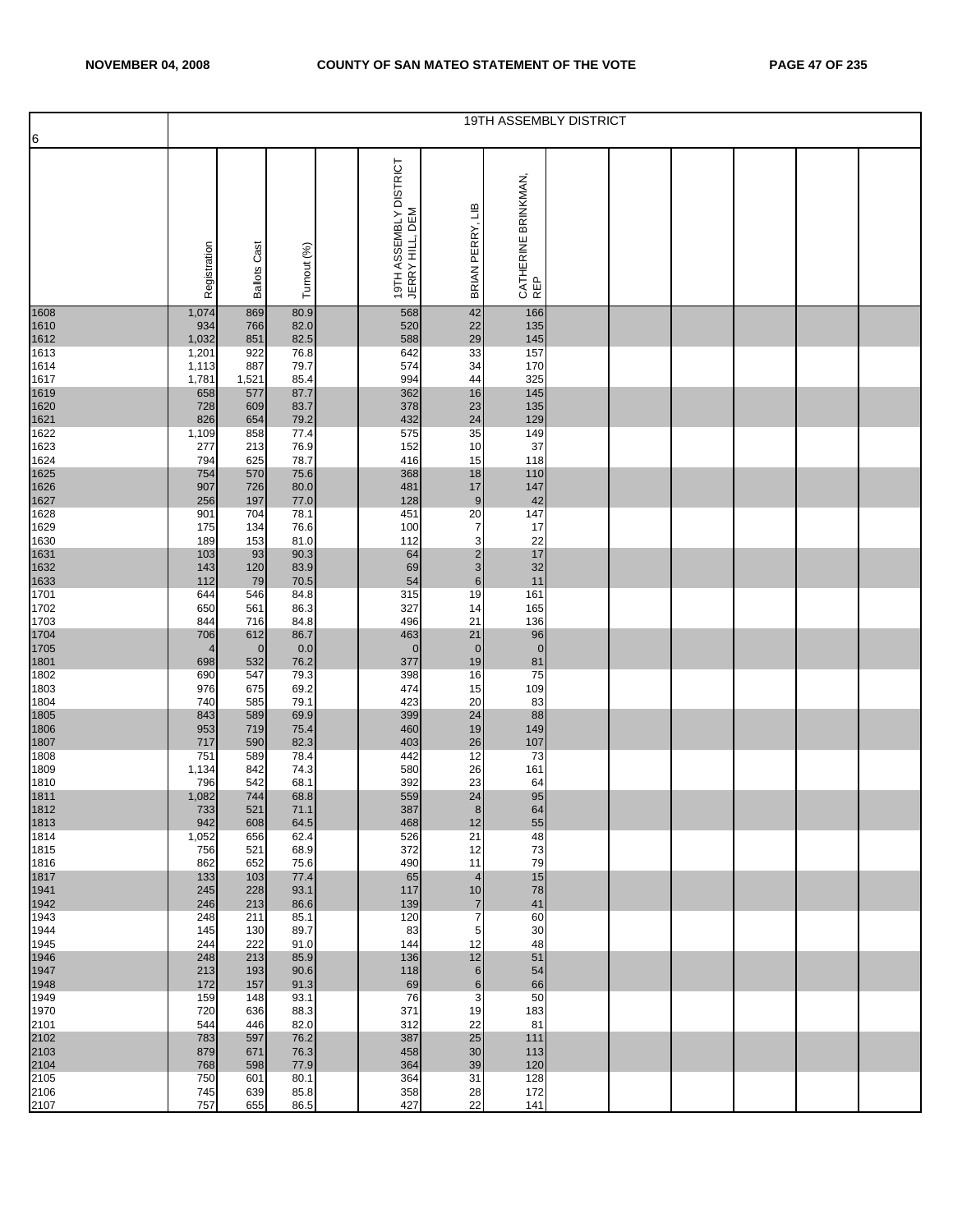## 19TH ASSEMBLY DISTRICT

| 6 | Registration | Ballots Cast | Turnout (%) | | 19TH ASSEMBLY DISTRICT JERRY HILL, DEM | BRIAN PERRY, LIB | CATHERINE BRINKMAN, REP |
|---|---|---|---|---|---|---|---|
| 1608 | 1,074 | 869 | 80.9 | | 568 | 42 | 166 |
| 1610 | 934 | 766 | 82.0 | | 520 | 22 | 135 |
| 1612 | 1,032 | 851 | 82.5 | | 588 | 29 | 145 |
| 1613 | 1,201 | 922 | 76.8 | | 642 | 33 | 157 |
| 1614 | 1,113 | 887 | 79.7 | | 574 | 34 | 170 |
| 1617 | 1,781 | 1,521 | 85.4 | | 994 | 44 | 325 |
| 1619 | 658 | 577 | 87.7 | | 362 | 16 | 145 |
| 1620 | 728 | 609 | 83.7 | | 378 | 23 | 135 |
| 1621 | 826 | 654 | 79.2 | | 432 | 24 | 129 |
| 1622 | 1,109 | 858 | 77.4 | | 575 | 35 | 149 |
| 1623 | 277 | 213 | 76.9 | | 152 | 10 | 37 |
| 1624 | 794 | 625 | 78.7 | | 416 | 15 | 118 |
| 1625 | 754 | 570 | 75.6 | | 368 | 18 | 110 |
| 1626 | 907 | 726 | 80.0 | | 481 | 17 | 147 |
| 1627 | 256 | 197 | 77.0 | | 128 | 9 | 42 |
| 1628 | 901 | 704 | 78.1 | | 451 | 20 | 147 |
| 1629 | 175 | 134 | 76.6 | | 100 | 7 | 17 |
| 1630 | 189 | 153 | 81.0 | | 112 | 3 | 22 |
| 1631 | 103 | 93 | 90.3 | | 64 | 2 | 17 |
| 1632 | 143 | 120 | 83.9 | | 69 | 3 | 32 |
| 1633 | 112 | 79 | 70.5 | | 54 | 6 | 11 |
| 1701 | 644 | 546 | 84.8 | | 315 | 19 | 161 |
| 1702 | 650 | 561 | 86.3 | | 327 | 14 | 165 |
| 1703 | 844 | 716 | 84.8 | | 496 | 21 | 136 |
| 1704 | 706 | 612 | 86.7 | | 463 | 21 | 96 |
| 1705 | 4 | 0 | 0.0 | | 0 | 0 | 0 |
| 1801 | 698 | 532 | 76.2 | | 377 | 19 | 81 |
| 1802 | 690 | 547 | 79.3 | | 398 | 16 | 75 |
| 1803 | 976 | 675 | 69.2 | | 474 | 15 | 109 |
| 1804 | 740 | 585 | 79.1 | | 423 | 20 | 83 |
| 1805 | 843 | 589 | 69.9 | | 399 | 24 | 88 |
| 1806 | 953 | 719 | 75.4 | | 460 | 19 | 149 |
| 1807 | 717 | 590 | 82.3 | | 403 | 26 | 107 |
| 1808 | 751 | 589 | 78.4 | | 442 | 12 | 73 |
| 1809 | 1,134 | 842 | 74.3 | | 580 | 26 | 161 |
| 1810 | 796 | 542 | 68.1 | | 392 | 23 | 64 |
| 1811 | 1,082 | 744 | 68.8 | | 559 | 24 | 95 |
| 1812 | 733 | 521 | 71.1 | | 387 | 8 | 64 |
| 1813 | 942 | 608 | 64.5 | | 468 | 12 | 55 |
| 1814 | 1,052 | 656 | 62.4 | | 526 | 21 | 48 |
| 1815 | 756 | 521 | 68.9 | | 372 | 12 | 73 |
| 1816 | 862 | 652 | 75.6 | | 490 | 11 | 79 |
| 1817 | 133 | 103 | 77.4 | | 65 | 4 | 15 |
| 1941 | 245 | 228 | 93.1 | | 117 | 10 | 78 |
| 1942 | 246 | 213 | 86.6 | | 139 | 7 | 41 |
| 1943 | 248 | 211 | 85.1 | | 120 | 7 | 60 |
| 1944 | 145 | 130 | 89.7 | | 83 | 5 | 30 |
| 1945 | 244 | 222 | 91.0 | | 144 | 12 | 48 |
| 1946 | 248 | 213 | 85.9 | | 136 | 12 | 51 |
| 1947 | 213 | 193 | 90.6 | | 118 | 6 | 54 |
| 1948 | 172 | 157 | 91.3 | | 69 | 6 | 66 |
| 1949 | 159 | 148 | 93.1 | | 76 | 3 | 50 |
| 1970 | 720 | 636 | 88.3 | | 371 | 19 | 183 |
| 2101 | 544 | 446 | 82.0 | | 312 | 22 | 81 |
| 2102 | 783 | 597 | 76.2 | | 387 | 25 | 111 |
| 2103 | 879 | 671 | 76.3 | | 458 | 30 | 113 |
| 2104 | 768 | 598 | 77.9 | | 364 | 39 | 120 |
| 2105 | 750 | 601 | 80.1 | | 364 | 31 | 128 |
| 2106 | 745 | 639 | 85.8 | | 358 | 28 | 172 |
| 2107 | 757 | 655 | 86.5 | | 427 | 22 | 141 |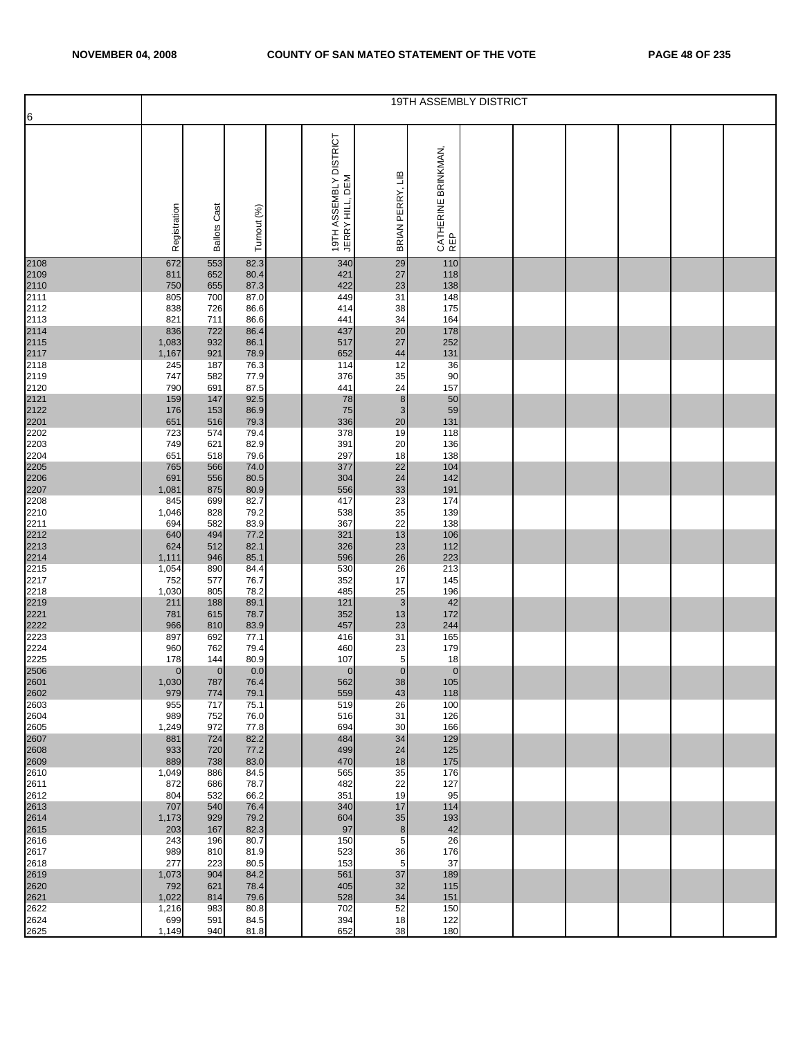| 6 | 19TH ASSEMBLY DISTRICT | | | | | | | | | | | | |
|---|---|---|---|---|---|---|---|---|---|---|---|---|---|
| | Registration | Ballots Cast | Turnout (%) | | 19TH ASSEMBLY DISTRICT JERRY HILL, DEM | BRIAN PERRY, LIB | CATHERINE BRINKMAN, REP | | | | | | |
| 2108 | 672 | 553 | 82.3 | | 340 | 29 | 110 | | | | | | |
| 2109 | 811 | 652 | 80.4 | | 421 | 27 | 118 | | | | | | |
| 2110 | 750 | 655 | 87.3 | | 422 | 23 | 138 | | | | | | |
| 2111 | 805 | 700 | 87.0 | | 449 | 31 | 148 | | | | | | |
| 2112 | 838 | 726 | 86.6 | | 414 | 38 | 175 | | | | | | |
| 2113 | 821 | 711 | 86.6 | | 441 | 34 | 164 | | | | | | |
| 2114 | 836 | 722 | 86.4 | | 437 | 20 | 178 | | | | | | |
| 2115 | 1,083 | 932 | 86.1 | | 517 | 27 | 252 | | | | | | |
| 2117 | 1,167 | 921 | 78.9 | | 652 | 44 | 131 | | | | | | |
| 2118 | 245 | 187 | 76.3 | | 114 | 12 | 36 | | | | | | |
| 2119 | 747 | 582 | 77.9 | | 376 | 35 | 90 | | | | | | |
| 2120 | 790 | 691 | 87.5 | | 441 | 24 | 157 | | | | | | |
| 2121 | 159 | 147 | 92.5 | | 78 | 8 | 50 | | | | | | |
| 2122 | 176 | 153 | 86.9 | | 75 | 3 | 59 | | | | | | |
| 2201 | 651 | 516 | 79.3 | | 336 | 20 | 131 | | | | | | |
| 2202 | 723 | 574 | 79.4 | | 378 | 19 | 118 | | | | | | |
| 2203 | 749 | 621 | 82.9 | | 391 | 20 | 136 | | | | | | |
| 2204 | 651 | 518 | 79.6 | | 297 | 18 | 138 | | | | | | |
| 2205 | 765 | 566 | 74.0 | | 377 | 22 | 104 | | | | | | |
| 2206 | 691 | 556 | 80.5 | | 304 | 24 | 142 | | | | | | |
| 2207 | 1,081 | 875 | 80.9 | | 556 | 33 | 191 | | | | | | |
| 2208 | 845 | 699 | 82.7 | | 417 | 23 | 174 | | | | | | |
| 2210 | 1,046 | 828 | 79.2 | | 538 | 35 | 139 | | | | | | |
| 2211 | 694 | 582 | 83.9 | | 367 | 22 | 138 | | | | | | |
| 2212 | 640 | 494 | 77.2 | | 321 | 13 | 106 | | | | | | |
| 2213 | 624 | 512 | 82.1 | | 326 | 23 | 112 | | | | | | |
| 2214 | 1,111 | 946 | 85.1 | | 596 | 26 | 223 | | | | | | |
| 2215 | 1,054 | 890 | 84.4 | | 530 | 26 | 213 | | | | | | |
| 2217 | 752 | 577 | 76.7 | | 352 | 17 | 145 | | | | | | |
| 2218 | 1,030 | 805 | 78.2 | | 485 | 25 | 196 | | | | | | |
| 2219 | 211 | 188 | 89.1 | | 121 | 3 | 42 | | | | | | |
| 2221 | 781 | 615 | 78.7 | | 352 | 13 | 172 | | | | | | |
| 2222 | 966 | 810 | 83.9 | | 457 | 23 | 244 | | | | | | |
| 2223 | 897 | 692 | 77.1 | | 416 | 31 | 165 | | | | | | |
| 2224 | 960 | 762 | 79.4 | | 460 | 23 | 179 | | | | | | |
| 2225 | 178 | 144 | 80.9 | | 107 | 5 | 18 | | | | | | |
| 2506 | 0 | 0 | 0.0 | | 0 | 0 | 0 | | | | | | |
| 2601 | 1,030 | 787 | 76.4 | | 562 | 38 | 105 | | | | | | |
| 2602 | 979 | 774 | 79.1 | | 559 | 43 | 118 | | | | | | |
| 2603 | 955 | 717 | 75.1 | | 519 | 26 | 100 | | | | | | |
| 2604 | 989 | 752 | 76.0 | | 516 | 31 | 126 | | | | | | |
| 2605 | 1,249 | 972 | 77.8 | | 694 | 30 | 166 | | | | | | |
| 2607 | 881 | 724 | 82.2 | | 484 | 34 | 129 | | | | | | |
| 2608 | 933 | 720 | 77.2 | | 499 | 24 | 125 | | | | | | |
| 2609 | 889 | 738 | 83.0 | | 470 | 18 | 175 | | | | | | |
| 2610 | 1,049 | 886 | 84.5 | | 565 | 35 | 176 | | | | | | |
| 2611 | 872 | 686 | 78.7 | | 482 | 22 | 127 | | | | | | |
| 2612 | 804 | 532 | 66.2 | | 351 | 19 | 95 | | | | | | |
| 2613 | 707 | 540 | 76.4 | | 340 | 17 | 114 | | | | | | |
| 2614 | 1,173 | 929 | 79.2 | | 604 | 35 | 193 | | | | | | |
| 2615 | 203 | 167 | 82.3 | | 97 | 8 | 42 | | | | | | |
| 2616 | 243 | 196 | 80.7 | | 150 | 5 | 26 | | | | | | |
| 2617 | 989 | 810 | 81.9 | | 523 | 36 | 176 | | | | | | |
| 2618 | 277 | 223 | 80.5 | | 153 | 5 | 37 | | | | | | |
| 2619 | 1,073 | 904 | 84.2 | | 561 | 37 | 189 | | | | | | |
| 2620 | 792 | 621 | 78.4 | | 405 | 32 | 115 | | | | | | |
| 2621 | 1,022 | 814 | 79.6 | | 528 | 34 | 151 | | | | | | |
| 2622 | 1,216 | 983 | 80.8 | | 702 | 52 | 150 | | | | | | |
| 2624 | 699 | 591 | 84.5 | | 394 | 18 | 122 | | | | | | |
| 2625 | 1,149 | 940 | 81.8 | | 652 | 38 | 180 | | | | | | |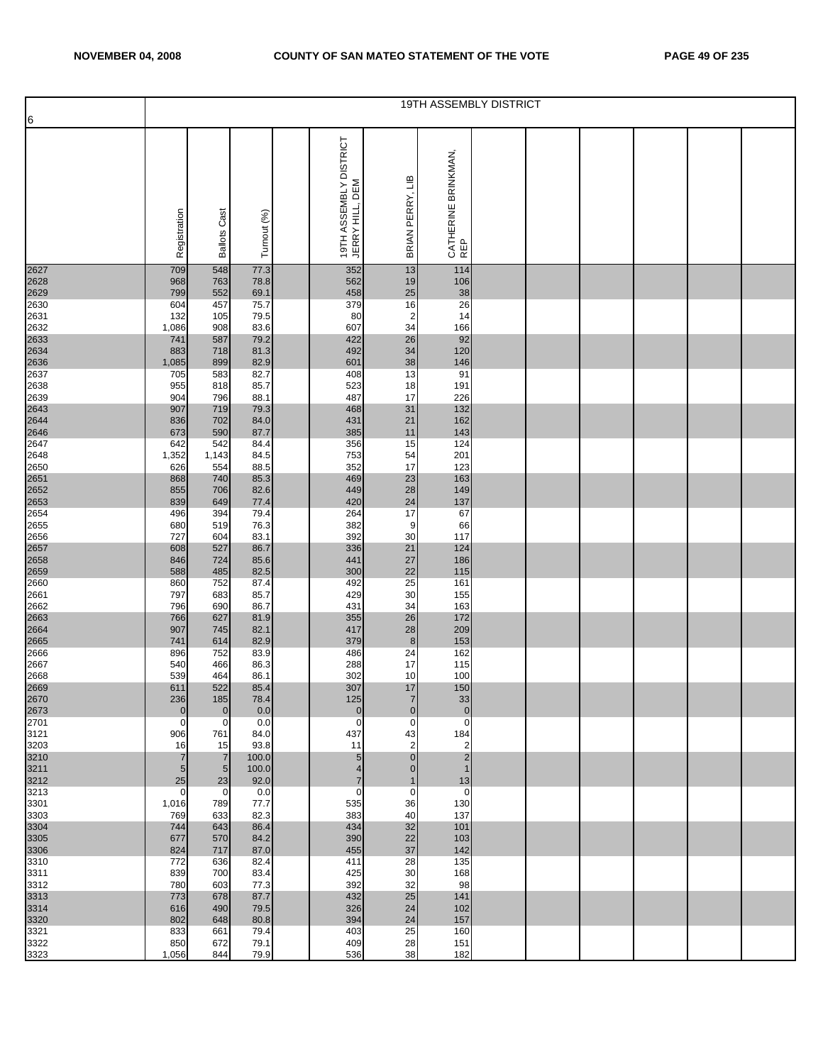| 6 | 19TH ASSEMBLY DISTRICT | | | | | | | | | | | | |
|---|---|---|---|---|---|---|---|---|---|---|---|---|---|
| | Registration | Ballots Cast | Turnout (%) | | 19TH ASSEMBLY DISTRICT JERRY HILL, DEM | BRIAN PERRY, LIB | CATHERINE BRINKMAN, REP | | | | | | |
| 2627 | 709 | 548 | 77.3 | | 352 | 13 | 114 | | | | | | |
| 2628 | 968 | 763 | 78.8 | | 562 | 19 | 106 | | | | | | |
| 2629 | 799 | 552 | 69.1 | | 458 | 25 | 38 | | | | | | |
| 2630 | 604 | 457 | 75.7 | | 379 | 16 | 26 | | | | | | |
| 2631 | 132 | 105 | 79.5 | | 80 | 2 | 14 | | | | | | |
| 2632 | 1,086 | 908 | 83.6 | | 607 | 34 | 166 | | | | | | |
| 2633 | 741 | 587 | 79.2 | | 422 | 26 | 92 | | | | | | |
| 2634 | 883 | 718 | 81.3 | | 492 | 34 | 120 | | | | | | |
| 2636 | 1,085 | 899 | 82.9 | | 601 | 38 | 146 | | | | | | |
| 2637 | 705 | 583 | 82.7 | | 408 | 13 | 91 | | | | | | |
| 2638 | 955 | 818 | 85.7 | | 523 | 18 | 191 | | | | | | |
| 2639 | 904 | 796 | 88.1 | | 487 | 17 | 226 | | | | | | |
| 2643 | 907 | 719 | 79.3 | | 468 | 31 | 132 | | | | | | |
| 2644 | 836 | 702 | 84.0 | | 431 | 21 | 162 | | | | | | |
| 2646 | 673 | 590 | 87.7 | | 385 | 11 | 143 | | | | | | |
| 2647 | 642 | 542 | 84.4 | | 356 | 15 | 124 | | | | | | |
| 2648 | 1,352 | 1,143 | 84.5 | | 753 | 54 | 201 | | | | | | |
| 2650 | 626 | 554 | 88.5 | | 352 | 17 | 123 | | | | | | |
| 2651 | 868 | 740 | 85.3 | | 469 | 23 | 163 | | | | | | |
| 2652 | 855 | 706 | 82.6 | | 449 | 28 | 149 | | | | | | |
| 2653 | 839 | 649 | 77.4 | | 420 | 24 | 137 | | | | | | |
| 2654 | 496 | 394 | 79.4 | | 264 | 17 | 67 | | | | | | |
| 2655 | 680 | 519 | 76.3 | | 382 | 9 | 66 | | | | | | |
| 2656 | 727 | 604 | 83.1 | | 392 | 30 | 117 | | | | | | |
| 2657 | 608 | 527 | 86.7 | | 336 | 21 | 124 | | | | | | |
| 2658 | 846 | 724 | 85.6 | | 441 | 27 | 186 | | | | | | |
| 2659 | 588 | 485 | 82.5 | | 300 | 22 | 115 | | | | | | |
| 2660 | 860 | 752 | 87.4 | | 492 | 25 | 161 | | | | | | |
| 2661 | 797 | 683 | 85.7 | | 429 | 30 | 155 | | | | | | |
| 2662 | 796 | 690 | 86.7 | | 431 | 34 | 163 | | | | | | |
| 2663 | 766 | 627 | 81.9 | | 355 | 26 | 172 | | | | | | |
| 2664 | 907 | 745 | 82.1 | | 417 | 28 | 209 | | | | | | |
| 2665 | 741 | 614 | 82.9 | | 379 | 8 | 153 | | | | | | |
| 2666 | 896 | 752 | 83.9 | | 486 | 24 | 162 | | | | | | |
| 2667 | 540 | 466 | 86.3 | | 288 | 17 | 115 | | | | | | |
| 2668 | 539 | 464 | 86.1 | | 302 | 10 | 100 | | | | | | |
| 2669 | 611 | 522 | 85.4 | | 307 | 17 | 150 | | | | | | |
| 2670 | 236 | 185 | 78.4 | | 125 | 7 | 33 | | | | | | |
| 2673 | 0 | 0 | 0.0 | | 0 | 0 | 0 | | | | | | |
| 2701 | 0 | 0 | 0.0 | | 0 | 0 | 0 | | | | | | |
| 3121 | 906 | 761 | 84.0 | | 437 | 43 | 184 | | | | | | |
| 3203 | 16 | 15 | 93.8 | | 11 | 2 | 2 | | | | | | |
| 3210 | 7 | 7 | 100.0 | | 5 | 0 | 2 | | | | | | |
| 3211 | 5 | 5 | 100.0 | | 4 | 0 | 1 | | | | | | |
| 3212 | 25 | 23 | 92.0 | | 7 | 1 | 13 | | | | | | |
| 3213 | 0 | 0 | 0.0 | | 0 | 0 | 0 | | | | | | |
| 3301 | 1,016 | 789 | 77.7 | | 535 | 36 | 130 | | | | | | |
| 3303 | 769 | 633 | 82.3 | | 383 | 40 | 137 | | | | | | |
| 3304 | 744 | 643 | 86.4 | | 434 | 32 | 101 | | | | | | |
| 3305 | 677 | 570 | 84.2 | | 390 | 22 | 103 | | | | | | |
| 3306 | 824 | 717 | 87.0 | | 455 | 37 | 142 | | | | | | |
| 3310 | 772 | 636 | 82.4 | | 411 | 28 | 135 | | | | | | |
| 3311 | 839 | 700 | 83.4 | | 425 | 30 | 168 | | | | | | |
| 3312 | 780 | 603 | 77.3 | | 392 | 32 | 98 | | | | | | |
| 3313 | 773 | 678 | 87.7 | | 432 | 25 | 141 | | | | | | |
| 3314 | 616 | 490 | 79.5 | | 326 | 24 | 102 | | | | | | |
| 3320 | 802 | 648 | 80.8 | | 394 | 24 | 157 | | | | | | |
| 3321 | 833 | 661 | 79.4 | | 403 | 25 | 160 | | | | | | |
| 3322 | 850 | 672 | 79.1 | | 409 | 28 | 151 | | | | | | |
| 3323 | 1,056 | 844 | 79.9 | | 536 | 38 | 182 | | | | | | |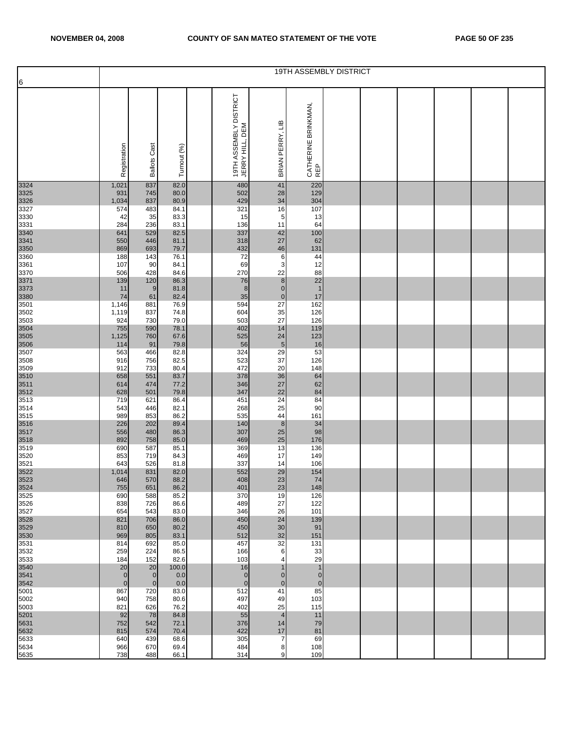| 6 | 19TH ASSEMBLY DISTRICT | | | | | | | | | | | | |
|---|---|---|---|---|---|---|---|---|---|---|---|---|---|
| | Registration | Ballots Cast | Turnout (%) | | 19TH ASSEMBLY DISTRICT JERRY HILL, DEM | BRIAN PERRY, LIB | CATHERINE BRINKMAN, REP | | | | | | |
| 3324 | 1,021 | 837 | 82.0 | | 480 | 41 | 220 | | | | | | |
| 3325 | 931 | 745 | 80.0 | | 502 | 28 | 129 | | | | | | |
| 3326 | 1,034 | 837 | 80.9 | | 429 | 34 | 304 | | | | | | |
| 3327 | 574 | 483 | 84.1 | | 321 | 16 | 107 | | | | | | |
| 3330 | 42 | 35 | 83.3 | | 15 | 5 | 13 | | | | | | |
| 3331 | 284 | 236 | 83.1 | | 136 | 11 | 64 | | | | | | |
| 3340 | 641 | 529 | 82.5 | | 337 | 42 | 100 | | | | | | |
| 3341 | 550 | 446 | 81.1 | | 318 | 27 | 62 | | | | | | |
| 3350 | 869 | 693 | 79.7 | | 432 | 46 | 131 | | | | | | |
| 3360 | 188 | 143 | 76.1 | | 72 | 6 | 44 | | | | | | |
| 3361 | 107 | 90 | 84.1 | | 69 | 3 | 12 | | | | | | |
| 3370 | 506 | 428 | 84.6 | | 270 | 22 | 88 | | | | | | |
| 3371 | 139 | 120 | 86.3 | | 76 | 8 | 22 | | | | | | |
| 3373 | 11 | 9 | 81.8 | | 8 | 0 | 1 | | | | | | |
| 3380 | 74 | 61 | 82.4 | | 35 | 0 | 17 | | | | | | |
| 3501 | 1,146 | 881 | 76.9 | | 594 | 27 | 162 | | | | | | |
| 3502 | 1,119 | 837 | 74.8 | | 604 | 35 | 126 | | | | | | |
| 3503 | 924 | 730 | 79.0 | | 503 | 27 | 126 | | | | | | |
| 3504 | 755 | 590 | 78.1 | | 402 | 14 | 119 | | | | | | |
| 3505 | 1,125 | 760 | 67.6 | | 525 | 24 | 123 | | | | | | |
| 3506 | 114 | 91 | 79.8 | | 56 | 5 | 16 | | | | | | |
| 3507 | 563 | 466 | 82.8 | | 324 | 29 | 53 | | | | | | |
| 3508 | 916 | 756 | 82.5 | | 523 | 37 | 126 | | | | | | |
| 3509 | 912 | 733 | 80.4 | | 472 | 20 | 148 | | | | | | |
| 3510 | 658 | 551 | 83.7 | | 378 | 36 | 64 | | | | | | |
| 3511 | 614 | 474 | 77.2 | | 346 | 27 | 62 | | | | | | |
| 3512 | 628 | 501 | 79.8 | | 347 | 22 | 84 | | | | | | |
| 3513 | 719 | 621 | 86.4 | | 451 | 24 | 84 | | | | | | |
| 3514 | 543 | 446 | 82.1 | | 268 | 25 | 90 | | | | | | |
| 3515 | 989 | 853 | 86.2 | | 535 | 44 | 161 | | | | | | |
| 3516 | 226 | 202 | 89.4 | | 140 | 8 | 34 | | | | | | |
| 3517 | 556 | 480 | 86.3 | | 307 | 25 | 98 | | | | | | |
| 3518 | 892 | 758 | 85.0 | | 469 | 25 | 176 | | | | | | |
| 3519 | 690 | 587 | 85.1 | | 369 | 13 | 136 | | | | | | |
| 3520 | 853 | 719 | 84.3 | | 469 | 17 | 149 | | | | | | |
| 3521 | 643 | 526 | 81.8 | | 337 | 14 | 106 | | | | | | |
| 3522 | 1,014 | 831 | 82.0 | | 552 | 29 | 154 | | | | | | |
| 3523 | 646 | 570 | 88.2 | | 408 | 23 | 74 | | | | | | |
| 3524 | 755 | 651 | 86.2 | | 401 | 23 | 148 | | | | | | |
| 3525 | 690 | 588 | 85.2 | | 370 | 19 | 126 | | | | | | |
| 3526 | 838 | 726 | 86.6 | | 489 | 27 | 122 | | | | | | |
| 3527 | 654 | 543 | 83.0 | | 346 | 26 | 101 | | | | | | |
| 3528 | 821 | 706 | 86.0 | | 450 | 24 | 139 | | | | | | |
| 3529 | 810 | 650 | 80.2 | | 450 | 30 | 91 | | | | | | |
| 3530 | 969 | 805 | 83.1 | | 512 | 32 | 151 | | | | | | |
| 3531 | 814 | 692 | 85.0 | | 457 | 32 | 131 | | | | | | |
| 3532 | 259 | 224 | 86.5 | | 166 | 6 | 33 | | | | | | |
| 3533 | 184 | 152 | 82.6 | | 103 | 4 | 29 | | | | | | |
| 3540 | 20 | 20 | 100.0 | | 16 | 1 | 1 | | | | | | |
| 3541 | 0 | 0 | 0.0 | | 0 | 0 | 0 | | | | | | |
| 3542 | 0 | 0 | 0.0 | | 0 | 0 | 0 | | | | | | |
| 5001 | 867 | 720 | 83.0 | | 512 | 41 | 85 | | | | | | |
| 5002 | 940 | 758 | 80.6 | | 497 | 49 | 103 | | | | | | |
| 5003 | 821 | 626 | 76.2 | | 402 | 25 | 115 | | | | | | |
| 5201 | 92 | 78 | 84.8 | | 55 | 4 | 11 | | | | | | |
| 5631 | 752 | 542 | 72.1 | | 376 | 14 | 79 | | | | | | |
| 5632 | 815 | 574 | 70.4 | | 422 | 17 | 81 | | | | | | |
| 5633 | 640 | 439 | 68.6 | | 305 | 7 | 69 | | | | | | |
| 5634 | 966 | 670 | 69.4 | | 484 | 8 | 108 | | | | | | |
| 5635 | 738 | 488 | 66.1 | | 314 | 9 | 109 | | | | | | |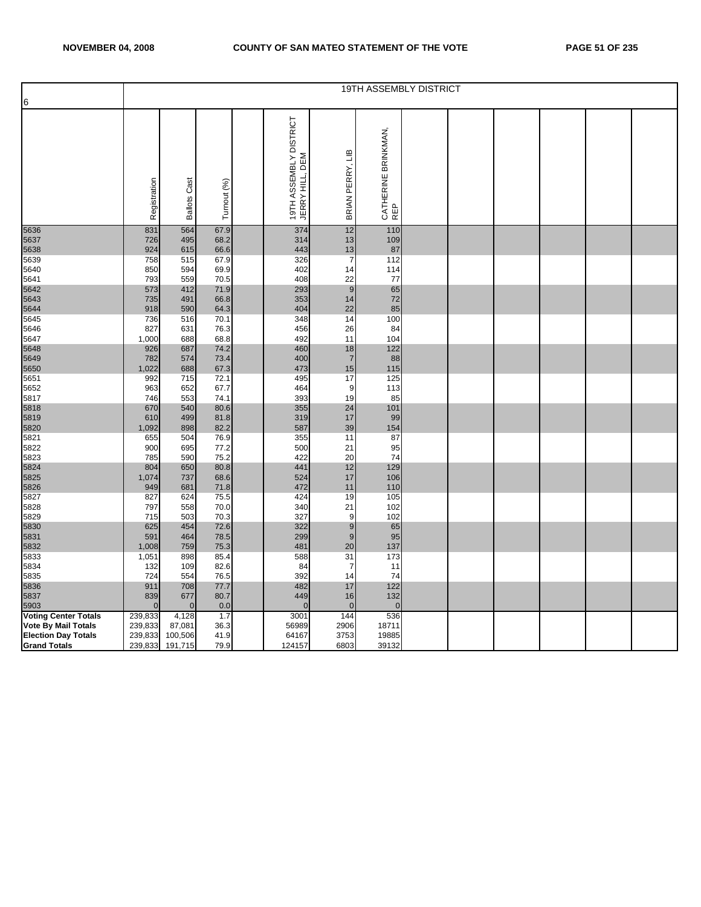| 6 | 19TH ASSEMBLY DISTRICT | | | | | | | | | | | | | |
|---|---|---|---|---|---|---|---|---|---|---|---|---|---|---|
| | Registration | Ballots Cast | Turnout (%) | | 19TH ASSEMBLY DISTRICT JERRY HILL, DEM | BRIAN PERRY, LIB | CATHERINE BRINKMAN, REP | | | | | | | |
| 5636 | 831 | 564 | 67.9 | | 374 | 12 | 110 | | | | | | | |
| 5637 | 726 | 495 | 68.2 | | 314 | 13 | 109 | | | | | | | |
| 5638 | 924 | 615 | 66.6 | | 443 | 13 | 87 | | | | | | | |
| 5639 | 758 | 515 | 67.9 | | 326 | 7 | 112 | | | | | | | |
| 5640 | 850 | 594 | 69.9 | | 402 | 14 | 114 | | | | | | | |
| 5641 | 793 | 559 | 70.5 | | 408 | 22 | 77 | | | | | | | |
| 5642 | 573 | 412 | 71.9 | | 293 | 9 | 65 | | | | | | | |
| 5643 | 735 | 491 | 66.8 | | 353 | 14 | 72 | | | | | | | |
| 5644 | 918 | 590 | 64.3 | | 404 | 22 | 85 | | | | | | | |
| 5645 | 736 | 516 | 70.1 | | 348 | 14 | 100 | | | | | | | |
| 5646 | 827 | 631 | 76.3 | | 456 | 26 | 84 | | | | | | | |
| 5647 | 1,000 | 688 | 68.8 | | 492 | 11 | 104 | | | | | | | |
| 5648 | 926 | 687 | 74.2 | | 460 | 18 | 122 | | | | | | | |
| 5649 | 782 | 574 | 73.4 | | 400 | 7 | 88 | | | | | | | |
| 5650 | 1,022 | 688 | 67.3 | | 473 | 15 | 115 | | | | | | | |
| 5651 | 992 | 715 | 72.1 | | 495 | 17 | 125 | | | | | | | |
| 5652 | 963 | 652 | 67.7 | | 464 | 9 | 113 | | | | | | | |
| 5817 | 746 | 553 | 74.1 | | 393 | 19 | 85 | | | | | | | |
| 5818 | 670 | 540 | 80.6 | | 355 | 24 | 101 | | | | | | | |
| 5819 | 610 | 499 | 81.8 | | 319 | 17 | 99 | | | | | | | |
| 5820 | 1,092 | 898 | 82.2 | | 587 | 39 | 154 | | | | | | | |
| 5821 | 655 | 504 | 76.9 | | 355 | 11 | 87 | | | | | | | |
| 5822 | 900 | 695 | 77.2 | | 500 | 21 | 95 | | | | | | | |
| 5823 | 785 | 590 | 75.2 | | 422 | 20 | 74 | | | | | | | |
| 5824 | 804 | 650 | 80.8 | | 441 | 12 | 129 | | | | | | | |
| 5825 | 1,074 | 737 | 68.6 | | 524 | 17 | 106 | | | | | | | |
| 5826 | 949 | 681 | 71.8 | | 472 | 11 | 110 | | | | | | | |
| 5827 | 827 | 624 | 75.5 | | 424 | 19 | 105 | | | | | | | |
| 5828 | 797 | 558 | 70.0 | | 340 | 21 | 102 | | | | | | | |
| 5829 | 715 | 503 | 70.3 | | 327 | 9 | 102 | | | | | | | |
| 5830 | 625 | 454 | 72.6 | | 322 | 9 | 65 | | | | | | | |
| 5831 | 591 | 464 | 78.5 | | 299 | 9 | 95 | | | | | | | |
| 5832 | 1,008 | 759 | 75.3 | | 481 | 20 | 137 | | | | | | | |
| 5833 | 1,051 | 898 | 85.4 | | 588 | 31 | 173 | | | | | | | |
| 5834 | 132 | 109 | 82.6 | | 84 | 7 | 11 | | | | | | | |
| 5835 | 724 | 554 | 76.5 | | 392 | 14 | 74 | | | | | | | |
| 5836 | 911 | 708 | 77.7 | | 482 | 17 | 122 | | | | | | | |
| 5837 | 839 | 677 | 80.7 | | 449 | 16 | 132 | | | | | | | |
| 5903 | 0 | 0 | 0.0 | | 0 | 0 | 0 | | | | | | | |
| **Voting Center Totals** | 239,833 | 4,128 | 1.7 | | 3001 | 144 | 536 | | | | | | | |
| **Vote By Mail Totals** | 239,833 | 87,081 | 36.3 | | 56989 | 2906 | 18711 | | | | | | | |
| **Election Day Totals** | 239,833 | 100,506 | 41.9 | | 64167 | 3753 | 19885 | | | | | | | |
| **Grand Totals** | 239,833 | 191,715 | 79.9 | | 124157 | 6803 | 39132 | | | | | | | |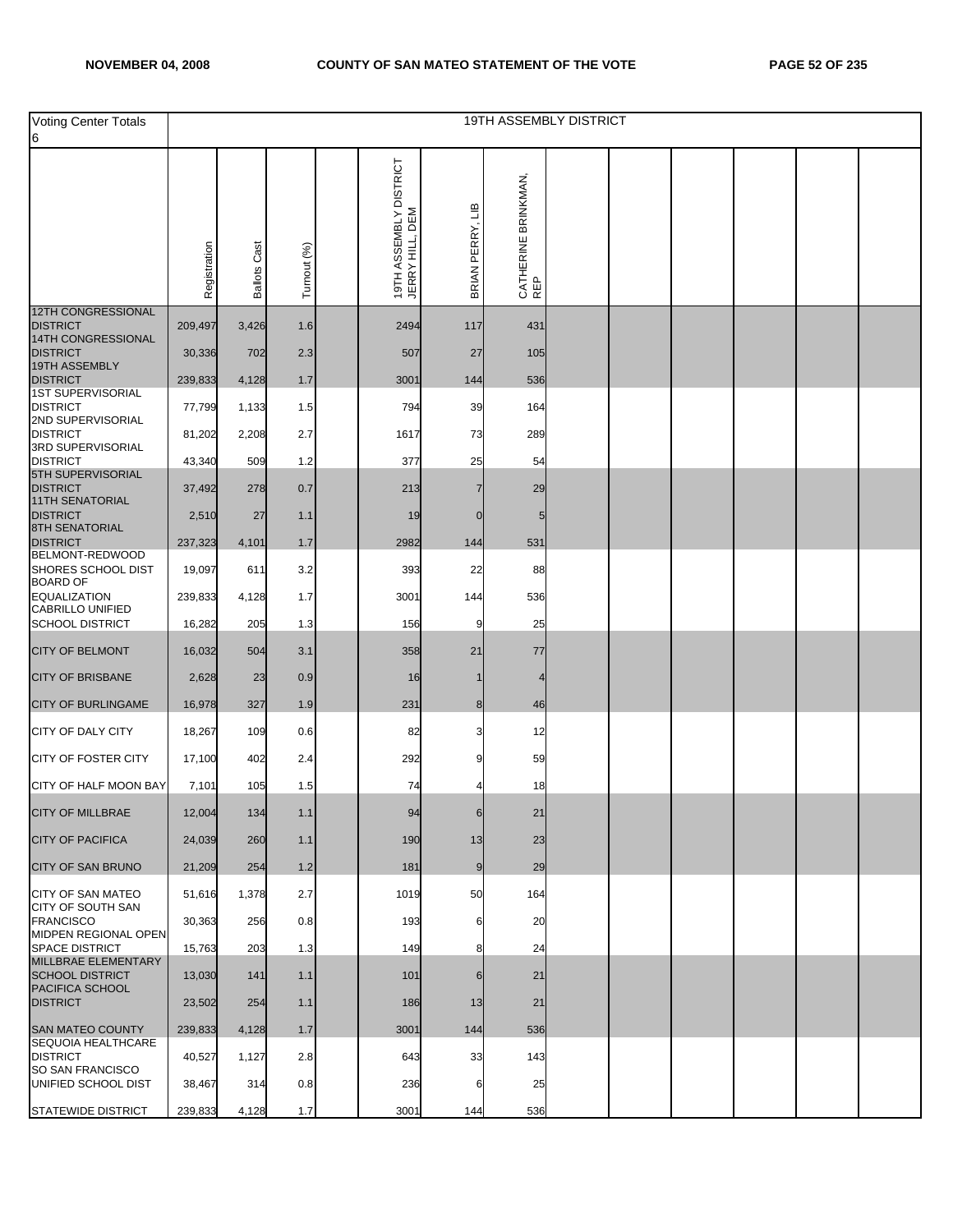| Voting Center Totals 6 | 19TH ASSEMBLY DISTRICT | | | | | | |
|---|---|---|---|---|---|---|---|
| | Registration | Ballots Cast | Turnout (%) | | 19TH ASSEMBLY DISTRICT JERRY HILL, DEM | BRIAN PERRY, LIB | CATHERINE BRINKMAN, REP |
| 12TH CONGRESSIONAL DISTRICT | 209,497 | 3,426 | 1.6 | | 2494 | 117 | 431 |
| 14TH CONGRESSIONAL DISTRICT | 30,336 | 702 | 2.3 | | 507 | 27 | 105 |
| 19TH ASSEMBLY DISTRICT | 239,833 | 4,128 | 1.7 | | 3001 | 144 | 536 |
| 1ST SUPERVISORIAL DISTRICT | 77,799 | 1,133 | 1.5 | | 794 | 39 | 164 |
| 2ND SUPERVISORIAL DISTRICT | 81,202 | 2,208 | 2.7 | | 1617 | 73 | 289 |
| 3RD SUPERVISORIAL DISTRICT | 43,340 | 509 | 1.2 | | 377 | 25 | 54 |
| 5TH SUPERVISORIAL DISTRICT | 37,492 | 278 | 0.7 | | 213 | 7 | 29 |
| 11TH SENATORIAL DISTRICT | 2,510 | 27 | 1.1 | | 19 | 0 | 5 |
| 8TH SENATORIAL DISTRICT | 237,323 | 4,101 | 1.7 | | 2982 | 144 | 531 |
| BELMONT-REDWOOD SHORES SCHOOL DIST | 19,097 | 611 | 3.2 | | 393 | 22 | 88 |
| BOARD OF EQUALIZATION | 239,833 | 4,128 | 1.7 | | 3001 | 144 | 536 |
| CABRILLO UNIFIED SCHOOL DISTRICT | 16,282 | 205 | 1.3 | | 156 | 9 | 25 |
| CITY OF BELMONT | 16,032 | 504 | 3.1 | | 358 | 21 | 77 |
| CITY OF BRISBANE | 2,628 | 23 | 0.9 | | 16 | 1 | 4 |
| CITY OF BURLINGAME | 16,978 | 327 | 1.9 | | 231 | 8 | 46 |
| CITY OF DALY CITY | 18,267 | 109 | 0.6 | | 82 | 3 | 12 |
| CITY OF FOSTER CITY | 17,100 | 402 | 2.4 | | 292 | 9 | 59 |
| CITY OF HALF MOON BAY | 7,101 | 105 | 1.5 | | 74 | 4 | 18 |
| CITY OF MILLBRAE | 12,004 | 134 | 1.1 | | 94 | 6 | 21 |
| CITY OF PACIFICA | 24,039 | 260 | 1.1 | | 190 | 13 | 23 |
| CITY OF SAN BRUNO | 21,209 | 254 | 1.2 | | 181 | 9 | 29 |
| CITY OF SAN MATEO | 51,616 | 1,378 | 2.7 | | 1019 | 50 | 164 |
| CITY OF SOUTH SAN FRANCISCO | 30,363 | 256 | 0.8 | | 193 | 6 | 20 |
| MIDPEN REGIONAL OPEN SPACE DISTRICT | 15,763 | 203 | 1.3 | | 149 | 8 | 24 |
| MILLBRAE ELEMENTARY SCHOOL DISTRICT | 13,030 | 141 | 1.1 | | 101 | 6 | 21 |
| PACIFICA SCHOOL DISTRICT | 23,502 | 254 | 1.1 | | 186 | 13 | 21 |
| SAN MATEO COUNTY | 239,833 | 4,128 | 1.7 | | 3001 | 144 | 536 |
| SEQUOIA HEALTHCARE DISTRICT | 40,527 | 1,127 | 2.8 | | 643 | 33 | 143 |
| SO SAN FRANCISCO UNIFIED SCHOOL DIST | 38,467 | 314 | 0.8 | | 236 | 6 | 25 |
| STATEWIDE DISTRICT | 239,833 | 4,128 | 1.7 | | 3001 | 144 | 536 |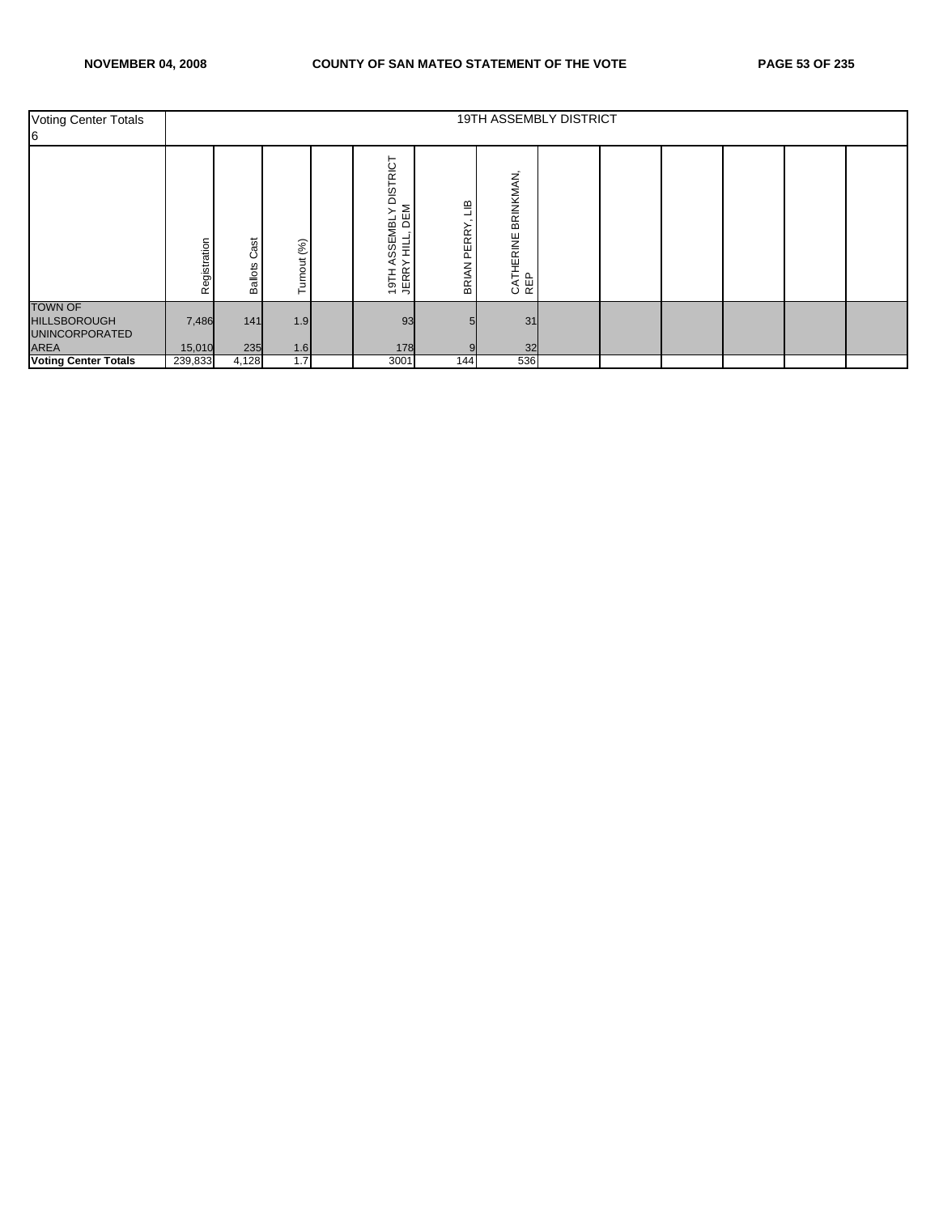| Voting Center Totals 6 | 19TH ASSEMBLY DISTRICT | | | | | | | | | | | | |
|---|---|---|---|---|---|---|---|---|---|---|---|---|---|
| | Registration | Ballots Cast | Turnout (%) | | 19TH ASSEMBLY DISTRICT JERRY HILL, DEM | BRIAN PERRY, LIB | CATHERINE BRINKMAN, REP | | | | | | |
| TOWN OF HILLSBOROUGH | 7,486 | 141 | 1.9 | | 93 | 5 | 31 | | | | | | |
| UNINCORPORATED AREA | 15,010 | 235 | 1.6 | | 178 | 9 | 32 | | | | | | |
| **Voting Center Totals** | 239,833 | 4,128 | 1.7 | | 3001 | 144 | 536 | | | | | | |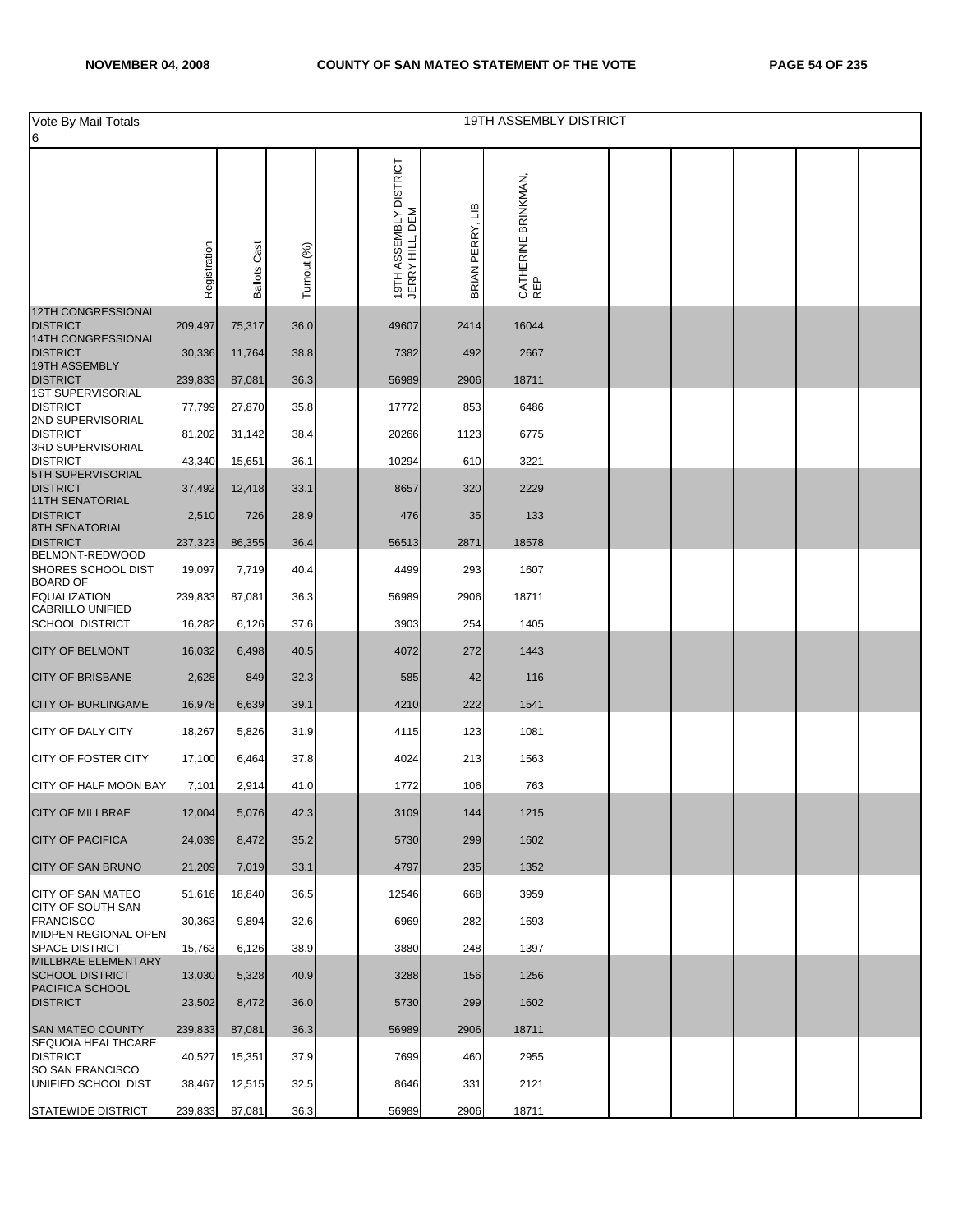| Vote By Mail Totals 6 | 19TH ASSEMBLY DISTRICT | | | | | | | | | | | | |
|---|---|---|---|---|---|---|---|---|---|---|---|---|---|
| | Registration | Ballots Cast | Turnout (%) | | 19TH ASSEMBLY DISTRICT JERRY HILL, DEM | BRIAN PERRY, LIB | CATHERINE BRINKMAN, REP | | | | | | |
| 12TH CONGRESSIONAL DISTRICT | 209,497 | 75,317 | 36.0 | | 49607 | 2414 | 16044 | | | | | | |
| 14TH CONGRESSIONAL DISTRICT | 30,336 | 11,764 | 38.8 | | 7382 | 492 | 2667 | | | | | | |
| 19TH ASSEMBLY DISTRICT | 239,833 | 87,081 | 36.3 | | 56989 | 2906 | 18711 | | | | | | |
| 1ST SUPERVISORIAL DISTRICT | 77,799 | 27,870 | 35.8 | | 17772 | 853 | 6486 | | | | | | |
| 2ND SUPERVISORIAL DISTRICT | 81,202 | 31,142 | 38.4 | | 20266 | 1123 | 6775 | | | | | | |
| 3RD SUPERVISORIAL DISTRICT | 43,340 | 15,651 | 36.1 | | 10294 | 610 | 3221 | | | | | | |
| 5TH SUPERVISORIAL DISTRICT | 37,492 | 12,418 | 33.1 | | 8657 | 320 | 2229 | | | | | | |
| 11TH SENATORIAL DISTRICT | 2,510 | 726 | 28.9 | | 476 | 35 | 133 | | | | | | |
| 8TH SENATORIAL DISTRICT | 237,323 | 86,355 | 36.4 | | 56513 | 2871 | 18578 | | | | | | |
| BELMONT-REDWOOD SHORES SCHOOL DIST | 19,097 | 7,719 | 40.4 | | 4499 | 293 | 1607 | | | | | | |
| BOARD OF EQUALIZATION | 239,833 | 87,081 | 36.3 | | 56989 | 2906 | 18711 | | | | | | |
| CABRILLO UNIFIED SCHOOL DISTRICT | 16,282 | 6,126 | 37.6 | | 3903 | 254 | 1405 | | | | | | |
| CITY OF BELMONT | 16,032 | 6,498 | 40.5 | | 4072 | 272 | 1443 | | | | | | |
| CITY OF BRISBANE | 2,628 | 849 | 32.3 | | 585 | 42 | 116 | | | | | | |
| CITY OF BURLINGAME | 16,978 | 6,639 | 39.1 | | 4210 | 222 | 1541 | | | | | | |
| CITY OF DALY CITY | 18,267 | 5,826 | 31.9 | | 4115 | 123 | 1081 | | | | | | |
| CITY OF FOSTER CITY | 17,100 | 6,464 | 37.8 | | 4024 | 213 | 1563 | | | | | | |
| CITY OF HALF MOON BAY | 7,101 | 2,914 | 41.0 | | 1772 | 106 | 763 | | | | | | |
| CITY OF MILLBRAE | 12,004 | 5,076 | 42.3 | | 3109 | 144 | 1215 | | | | | | |
| CITY OF PACIFICA | 24,039 | 8,472 | 35.2 | | 5730 | 299 | 1602 | | | | | | |
| CITY OF SAN BRUNO | 21,209 | 7,019 | 33.1 | | 4797 | 235 | 1352 | | | | | | |
| CITY OF SAN MATEO | 51,616 | 18,840 | 36.5 | | 12546 | 668 | 3959 | | | | | | |
| CITY OF SOUTH SAN FRANCISCO | 30,363 | 9,894 | 32.6 | | 6969 | 282 | 1693 | | | | | | |
| MIDPEN REGIONAL OPEN SPACE DISTRICT | 15,763 | 6,126 | 38.9 | | 3880 | 248 | 1397 | | | | | | |
| MILLBRAE ELEMENTARY SCHOOL DISTRICT | 13,030 | 5,328 | 40.9 | | 3288 | 156 | 1256 | | | | | | |
| PACIFICA SCHOOL DISTRICT | 23,502 | 8,472 | 36.0 | | 5730 | 299 | 1602 | | | | | | |
| SAN MATEO COUNTY | 239,833 | 87,081 | 36.3 | | 56989 | 2906 | 18711 | | | | | | |
| SEQUOIA HEALTHCARE DISTRICT | 40,527 | 15,351 | 37.9 | | 7699 | 460 | 2955 | | | | | | |
| SO SAN FRANCISCO UNIFIED SCHOOL DIST | 38,467 | 12,515 | 32.5 | | 8646 | 331 | 2121 | | | | | | |
| STATEWIDE DISTRICT | 239,833 | 87,081 | 36.3 | | 56989 | 2906 | 18711 | | | | | | |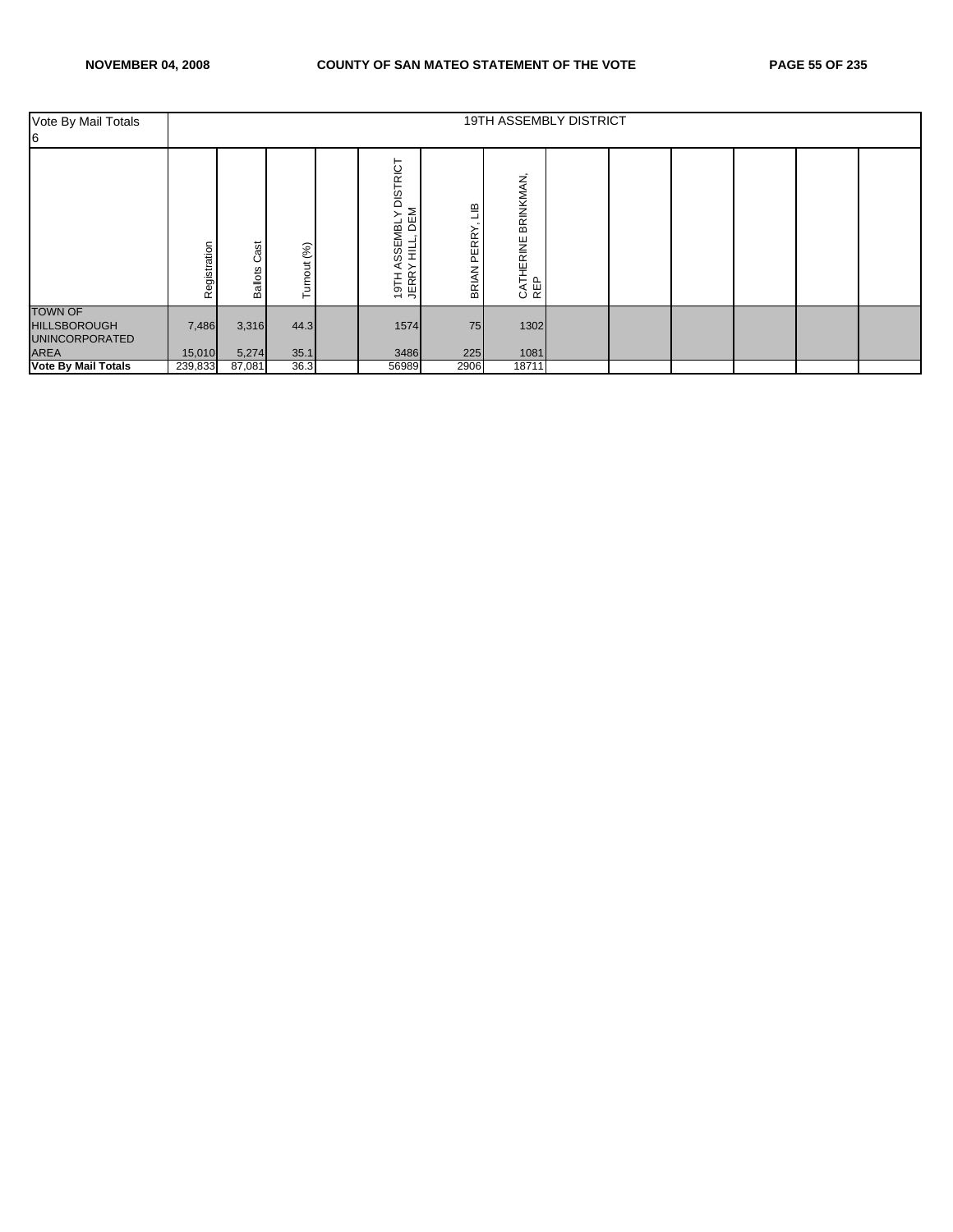| Vote By Mail Totals 6 | 19TH ASSEMBLY DISTRICT | | | | | | | | | | | | |
|---|---|---|---|---|---|---|---|---|---|---|---|---|---|
| | Registration | Ballots Cast | Turnout (%) | | 19TH ASSEMBLY DISTRICT JERRY HILL, DEM | BRIAN PERRY, LIB | CATHERINE BRINKMAN, REP | | | | | | |
| TOWN OF HILLSBOROUGH | 7,486 | 3,316 | 44.3 | | 1574 | 75 | 1302 | | | | | | |
| UNINCORPORATED AREA | 15,010 | 5,274 | 35.1 | | 3486 | 225 | 1081 | | | | | | |
| **Vote By Mail Totals** | 239,833 | 87,081 | 36.3 | | 56989 | 2906 | 18711 | | | | | | |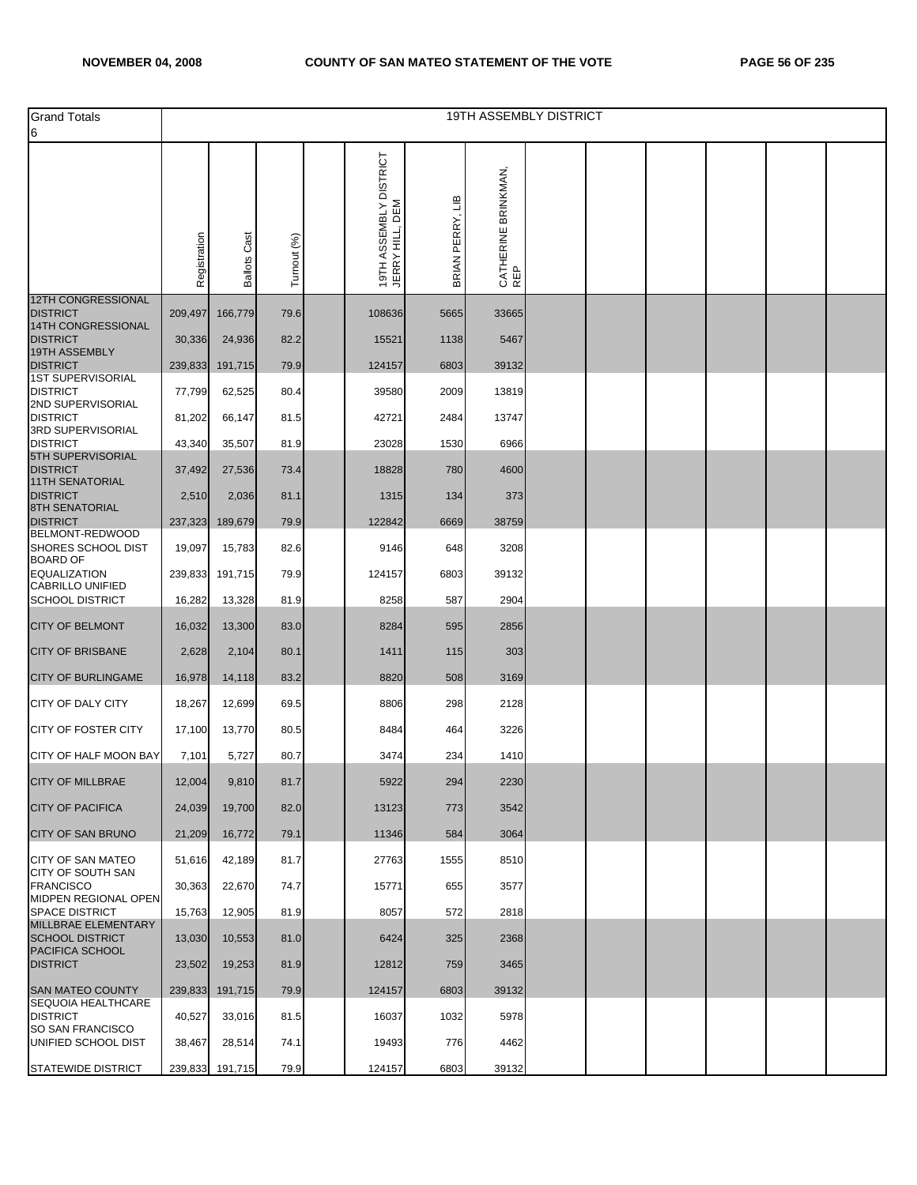| Grand Totals 6 | 19TH ASSEMBLY DISTRICT | | | | | | | | | | | | |
|---|---|---|---|---|---|---|---|---|---|---|---|---|---|
| | Registration | Ballots Cast | Turnout (%) | | 19TH ASSEMBLY DISTRICT JERRY HILL, DEM | BRIAN PERRY, LIB | CATHERINE BRINKMAN, REP | | | | | | |
| 12TH CONGRESSIONAL DISTRICT | 209,497 | 166,779 | 79.6 | | 108636 | 5665 | 33665 | | | | | | |
| 14TH CONGRESSIONAL DISTRICT | 30,336 | 24,936 | 82.2 | | 15521 | 1138 | 5467 | | | | | | |
| 19TH ASSEMBLY DISTRICT | 239,833 | 191,715 | 79.9 | | 124157 | 6803 | 39132 | | | | | | |
| 1ST SUPERVISORIAL DISTRICT | 77,799 | 62,525 | 80.4 | | 39580 | 2009 | 13819 | | | | | | |
| 2ND SUPERVISORIAL DISTRICT | 81,202 | 66,147 | 81.5 | | 42721 | 2484 | 13747 | | | | | | |
| 3RD SUPERVISORIAL DISTRICT | 43,340 | 35,507 | 81.9 | | 23028 | 1530 | 6966 | | | | | | |
| 5TH SUPERVISORIAL DISTRICT | 37,492 | 27,536 | 73.4 | | 18828 | 780 | 4600 | | | | | | |
| 11TH SENATORIAL DISTRICT | 2,510 | 2,036 | 81.1 | | 1315 | 134 | 373 | | | | | | |
| 8TH SENATORIAL DISTRICT | 237,323 | 189,679 | 79.9 | | 122842 | 6669 | 38759 | | | | | | |
| BELMONT-REDWOOD SHORES SCHOOL DIST | 19,097 | 15,783 | 82.6 | | 9146 | 648 | 3208 | | | | | | |
| BOARD OF EQUALIZATION | 239,833 | 191,715 | 79.9 | | 124157 | 6803 | 39132 | | | | | | |
| CABRILLO UNIFIED SCHOOL DISTRICT | 16,282 | 13,328 | 81.9 | | 8258 | 587 | 2904 | | | | | | |
| CITY OF BELMONT | 16,032 | 13,300 | 83.0 | | 8284 | 595 | 2856 | | | | | | |
| CITY OF BRISBANE | 2,628 | 2,104 | 80.1 | | 1411 | 115 | 303 | | | | | | |
| CITY OF BURLINGAME | 16,978 | 14,118 | 83.2 | | 8820 | 508 | 3169 | | | | | | |
| CITY OF DALY CITY | 18,267 | 12,699 | 69.5 | | 8806 | 298 | 2128 | | | | | | |
| CITY OF FOSTER CITY | 17,100 | 13,770 | 80.5 | | 8484 | 464 | 3226 | | | | | | |
| CITY OF HALF MOON BAY | 7,101 | 5,727 | 80.7 | | 3474 | 234 | 1410 | | | | | | |
| CITY OF MILLBRAE | 12,004 | 9,810 | 81.7 | | 5922 | 294 | 2230 | | | | | | |
| CITY OF PACIFICA | 24,039 | 19,700 | 82.0 | | 13123 | 773 | 3542 | | | | | | |
| CITY OF SAN BRUNO | 21,209 | 16,772 | 79.1 | | 11346 | 584 | 3064 | | | | | | |
| CITY OF SAN MATEO | 51,616 | 42,189 | 81.7 | | 27763 | 1555 | 8510 | | | | | | |
| CITY OF SOUTH SAN FRANCISCO | 30,363 | 22,670 | 74.7 | | 15771 | 655 | 3577 | | | | | | |
| MIDPEN REGIONAL OPEN SPACE DISTRICT | 15,763 | 12,905 | 81.9 | | 8057 | 572 | 2818 | | | | | | |
| MILLBRAE ELEMENTARY SCHOOL DISTRICT | 13,030 | 10,553 | 81.0 | | 6424 | 325 | 2368 | | | | | | |
| PACIFICA SCHOOL DISTRICT | 23,502 | 19,253 | 81.9 | | 12812 | 759 | 3465 | | | | | | |
| SAN MATEO COUNTY | 239,833 | 191,715 | 79.9 | | 124157 | 6803 | 39132 | | | | | | |
| SEQUOIA HEALTHCARE DISTRICT | 40,527 | 33,016 | 81.5 | | 16037 | 1032 | 5978 | | | | | | |
| SO SAN FRANCISCO UNIFIED SCHOOL DIST | 38,467 | 28,514 | 74.1 | | 19493 | 776 | 4462 | | | | | | |
| STATEWIDE DISTRICT | 239,833 | 191,715 | 79.9 | | 124157 | 6803 | 39132 | | | | | | |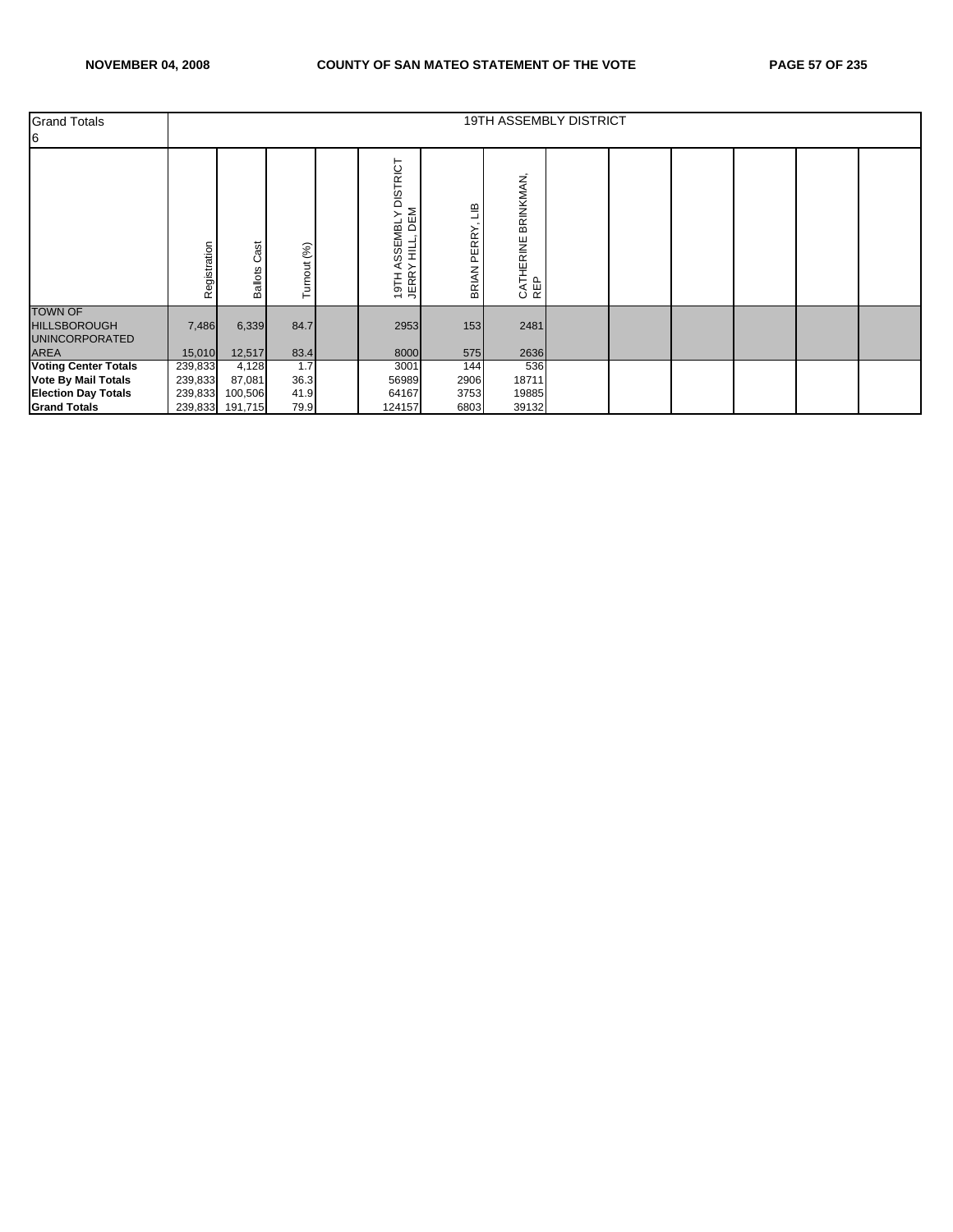| Grand Totals 6 | 19TH ASSEMBLY DISTRICT | | | | | | | | | | | | |
|---|---|---|---|---|---|---|---|---|---|---|---|---|---|
| | Registration | Ballots Cast | Turnout (%) | | 19TH ASSEMBLY DISTRICT JERRY HILL, DEM | BRIAN PERRY, LIB | CATHERINE BRINKMAN, REP | | | | | | |
| TOWN OF HILLSBOROUGH | 7,486 | 6,339 | 84.7 | | 2953 | 153 | 2481 | | | | | | |
| UNINCORPORATED AREA | 15,010 | 12,517 | 83.4 | | 8000 | 575 | 2636 | | | | | | |
| **Voting Center Totals** | 239,833 | 4,128 | 1.7 | | 3001 | 144 | 536 | | | | | | |
| **Vote By Mail Totals** | 239,833 | 87,081 | 36.3 | | 56989 | 2906 | 18711 | | | | | | |
| **Election Day Totals** | 239,833 | 100,506 | 41.9 | | 64167 | 3753 | 19885 | | | | | | |
| **Grand Totals** | 239,833 | 191,715 | 79.9 | | 124157 | 6803 | 39132 | | | | | | |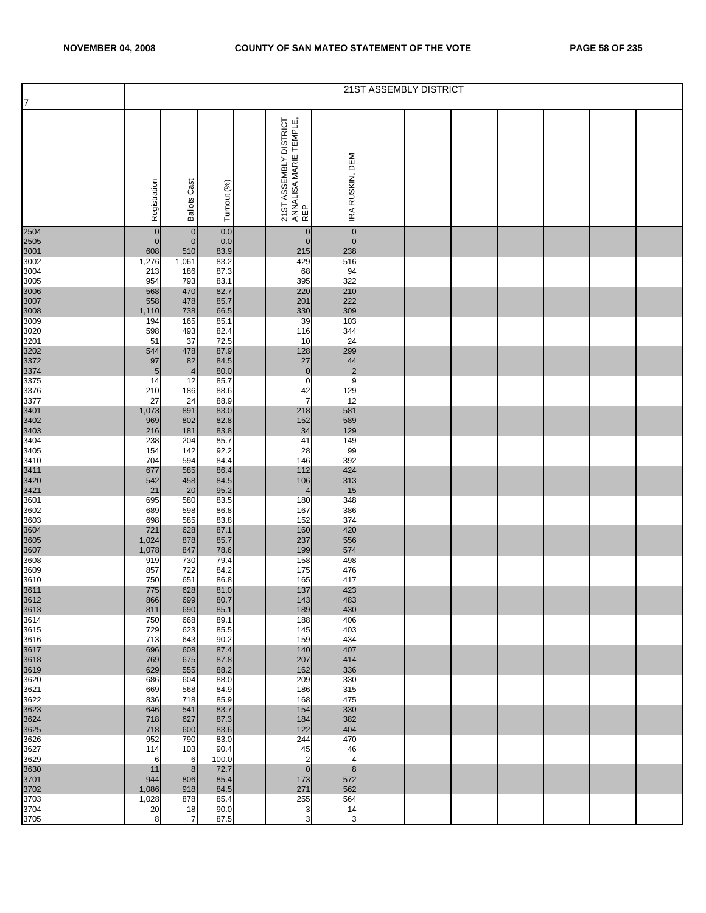| 7 | 21ST ASSEMBLY DISTRICT | | | | | | | | | | | | | |
|---|---|---|---|---|---|---|---|---|---|---|---|---|---|---|
| | Registration | Ballots Cast | Turnout (%) | | 21ST ASSEMBLY DISTRICT ANNALISA MARIE TEMPLE, REP | IRA RUSKIN, DEM | | | | | | | | |
| 2504 | 0 | 0 | 0.0 | | 0 | 0 | | | | | | | | |
| 2505 | 0 | 0 | 0.0 | | 0 | 0 | | | | | | | | |
| 3001 | 608 | 510 | 83.9 | | 215 | 238 | | | | | | | | |
| 3002 | 1,276 | 1,061 | 83.2 | | 429 | 516 | | | | | | | | |
| 3004 | 213 | 186 | 87.3 | | 68 | 94 | | | | | | | | |
| 3005 | 954 | 793 | 83.1 | | 395 | 322 | | | | | | | | |
| 3006 | 568 | 470 | 82.7 | | 220 | 210 | | | | | | | | |
| 3007 | 558 | 478 | 85.7 | | 201 | 222 | | | | | | | | |
| 3008 | 1,110 | 738 | 66.5 | | 330 | 309 | | | | | | | | |
| 3009 | 194 | 165 | 85.1 | | 39 | 103 | | | | | | | | |
| 3020 | 598 | 493 | 82.4 | | 116 | 344 | | | | | | | | |
| 3201 | 51 | 37 | 72.5 | | 10 | 24 | | | | | | | | |
| 3202 | 544 | 478 | 87.9 | | 128 | 299 | | | | | | | | |
| 3372 | 97 | 82 | 84.5 | | 27 | 44 | | | | | | | | |
| 3374 | 5 | 4 | 80.0 | | 0 | 2 | | | | | | | | |
| 3375 | 14 | 12 | 85.7 | | 0 | 9 | | | | | | | | |
| 3376 | 210 | 186 | 88.6 | | 42 | 129 | | | | | | | | |
| 3377 | 27 | 24 | 88.9 | | 7 | 12 | | | | | | | | |
| 3401 | 1,073 | 891 | 83.0 | | 218 | 581 | | | | | | | | |
| 3402 | 969 | 802 | 82.8 | | 152 | 589 | | | | | | | | |
| 3403 | 216 | 181 | 83.8 | | 34 | 129 | | | | | | | | |
| 3404 | 238 | 204 | 85.7 | | 41 | 149 | | | | | | | | |
| 3405 | 154 | 142 | 92.2 | | 28 | 99 | | | | | | | | |
| 3410 | 704 | 594 | 84.4 | | 146 | 392 | | | | | | | | |
| 3411 | 677 | 585 | 86.4 | | 112 | 424 | | | | | | | | |
| 3420 | 542 | 458 | 84.5 | | 106 | 313 | | | | | | | | |
| 3421 | 21 | 20 | 95.2 | | 4 | 15 | | | | | | | | |
| 3601 | 695 | 580 | 83.5 | | 180 | 348 | | | | | | | | |
| 3602 | 689 | 598 | 86.8 | | 167 | 386 | | | | | | | | |
| 3603 | 698 | 585 | 83.8 | | 152 | 374 | | | | | | | | |
| 3604 | 721 | 628 | 87.1 | | 160 | 420 | | | | | | | | |
| 3605 | 1,024 | 878 | 85.7 | | 237 | 556 | | | | | | | | |
| 3607 | 1,078 | 847 | 78.6 | | 199 | 574 | | | | | | | | |
| 3608 | 919 | 730 | 79.4 | | 158 | 498 | | | | | | | | |
| 3609 | 857 | 722 | 84.2 | | 175 | 476 | | | | | | | | |
| 3610 | 750 | 651 | 86.8 | | 165 | 417 | | | | | | | | |
| 3611 | 775 | 628 | 81.0 | | 137 | 423 | | | | | | | | |
| 3612 | 866 | 699 | 80.7 | | 143 | 483 | | | | | | | | |
| 3613 | 811 | 690 | 85.1 | | 189 | 430 | | | | | | | | |
| 3614 | 750 | 668 | 89.1 | | 188 | 406 | | | | | | | | |
| 3615 | 729 | 623 | 85.5 | | 145 | 403 | | | | | | | | |
| 3616 | 713 | 643 | 90.2 | | 159 | 434 | | | | | | | | |
| 3617 | 696 | 608 | 87.4 | | 140 | 407 | | | | | | | | |
| 3618 | 769 | 675 | 87.8 | | 207 | 414 | | | | | | | | |
| 3619 | 629 | 555 | 88.2 | | 162 | 336 | | | | | | | | |
| 3620 | 686 | 604 | 88.0 | | 209 | 330 | | | | | | | | |
| 3621 | 669 | 568 | 84.9 | | 186 | 315 | | | | | | | | |
| 3622 | 836 | 718 | 85.9 | | 168 | 475 | | | | | | | | |
| 3623 | 646 | 541 | 83.7 | | 154 | 330 | | | | | | | | |
| 3624 | 718 | 627 | 87.3 | | 184 | 382 | | | | | | | | |
| 3625 | 718 | 600 | 83.6 | | 122 | 404 | | | | | | | | |
| 3626 | 952 | 790 | 83.0 | | 244 | 470 | | | | | | | | |
| 3627 | 114 | 103 | 90.4 | | 45 | 46 | | | | | | | | |
| 3629 | 6 | 6 | 100.0 | | 2 | 4 | | | | | | | | |
| 3630 | 11 | 8 | 72.7 | | 0 | 8 | | | | | | | | |
| 3701 | 944 | 806 | 85.4 | | 173 | 572 | | | | | | | | |
| 3702 | 1,086 | 918 | 84.5 | | 271 | 562 | | | | | | | | |
| 3703 | 1,028 | 878 | 85.4 | | 255 | 564 | | | | | | | | |
| 3704 | 20 | 18 | 90.0 | | 3 | 14 | | | | | | | | |
| 3705 | 8 | 7 | 87.5 | | 3 | 3 | | | | | | | | |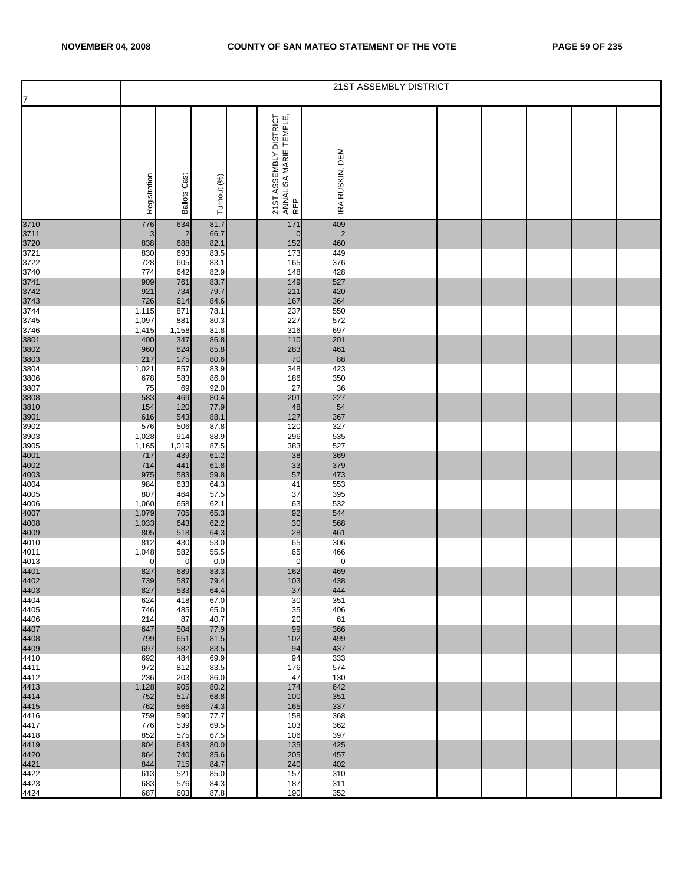| 7 | 21ST ASSEMBLY DISTRICT | | | | | | | | | | | | |
|---|---|---|---|---|---|---|---|---|---|---|---|---|---|
| | Registration | Ballots Cast | Turnout (%) | | 21ST ASSEMBLY DISTRICT ANNALISA MARIE TEMPLE, REP | IRA RUSKIN, DEM | | | | | | | |
| 3710 | 776 | 634 | 81.7 | | 171 | 409 | | | | | | | |
| 3711 | 3 | 2 | 66.7 | | 0 | 2 | | | | | | | |
| 3720 | 838 | 688 | 82.1 | | 152 | 460 | | | | | | | |
| 3721 | 830 | 693 | 83.5 | | 173 | 449 | | | | | | | |
| 3722 | 728 | 605 | 83.1 | | 165 | 376 | | | | | | | |
| 3740 | 774 | 642 | 82.9 | | 148 | 428 | | | | | | | |
| 3741 | 909 | 761 | 83.7 | | 149 | 527 | | | | | | | |
| 3742 | 921 | 734 | 79.7 | | 211 | 420 | | | | | | | |
| 3743 | 726 | 614 | 84.6 | | 167 | 364 | | | | | | | |
| 3744 | 1,115 | 871 | 78.1 | | 237 | 550 | | | | | | | |
| 3745 | 1,097 | 881 | 80.3 | | 227 | 572 | | | | | | | |
| 3746 | 1,415 | 1,158 | 81.8 | | 316 | 697 | | | | | | | |
| 3801 | 400 | 347 | 86.8 | | 110 | 201 | | | | | | | |
| 3802 | 960 | 824 | 85.8 | | 283 | 461 | | | | | | | |
| 3803 | 217 | 175 | 80.6 | | 70 | 88 | | | | | | | |
| 3804 | 1,021 | 857 | 83.9 | | 348 | 423 | | | | | | | |
| 3806 | 678 | 583 | 86.0 | | 186 | 350 | | | | | | | |
| 3807 | 75 | 69 | 92.0 | | 27 | 36 | | | | | | | |
| 3808 | 583 | 469 | 80.4 | | 201 | 227 | | | | | | | |
| 3810 | 154 | 120 | 77.9 | | 48 | 54 | | | | | | | |
| 3901 | 616 | 543 | 88.1 | | 127 | 367 | | | | | | | |
| 3902 | 576 | 506 | 87.8 | | 120 | 327 | | | | | | | |
| 3903 | 1,028 | 914 | 88.9 | | 296 | 535 | | | | | | | |
| 3905 | 1,165 | 1,019 | 87.5 | | 383 | 527 | | | | | | | |
| 4001 | 717 | 439 | 61.2 | | 38 | 369 | | | | | | | |
| 4002 | 714 | 441 | 61.8 | | 33 | 379 | | | | | | | |
| 4003 | 975 | 583 | 59.8 | | 57 | 473 | | | | | | | |
| 4004 | 984 | 633 | 64.3 | | 41 | 553 | | | | | | | |
| 4005 | 807 | 464 | 57.5 | | 37 | 395 | | | | | | | |
| 4006 | 1,060 | 658 | 62.1 | | 63 | 532 | | | | | | | |
| 4007 | 1,079 | 705 | 65.3 | | 92 | 544 | | | | | | | |
| 4008 | 1,033 | 643 | 62.2 | | 30 | 568 | | | | | | | |
| 4009 | 805 | 518 | 64.3 | | 28 | 461 | | | | | | | |
| 4010 | 812 | 430 | 53.0 | | 65 | 306 | | | | | | | |
| 4011 | 1,048 | 582 | 55.5 | | 65 | 466 | | | | | | | |
| 4013 | 0 | 0 | 0.0 | | 0 | 0 | | | | | | | |
| 4401 | 827 | 689 | 83.3 | | 162 | 469 | | | | | | | |
| 4402 | 739 | 587 | 79.4 | | 103 | 438 | | | | | | | |
| 4403 | 827 | 533 | 64.4 | | 37 | 444 | | | | | | | |
| 4404 | 624 | 418 | 67.0 | | 30 | 351 | | | | | | | |
| 4405 | 746 | 485 | 65.0 | | 35 | 406 | | | | | | | |
| 4406 | 214 | 87 | 40.7 | | 20 | 61 | | | | | | | |
| 4407 | 647 | 504 | 77.9 | | 99 | 366 | | | | | | | |
| 4408 | 799 | 651 | 81.5 | | 102 | 499 | | | | | | | |
| 4409 | 697 | 582 | 83.5 | | 94 | 437 | | | | | | | |
| 4410 | 692 | 484 | 69.9 | | 94 | 333 | | | | | | | |
| 4411 | 972 | 812 | 83.5 | | 176 | 574 | | | | | | | |
| 4412 | 236 | 203 | 86.0 | | 47 | 130 | | | | | | | |
| 4413 | 1,128 | 905 | 80.2 | | 174 | 642 | | | | | | | |
| 4414 | 752 | 517 | 68.8 | | 100 | 351 | | | | | | | |
| 4415 | 762 | 566 | 74.3 | | 165 | 337 | | | | | | | |
| 4416 | 759 | 590 | 77.7 | | 158 | 368 | | | | | | | |
| 4417 | 776 | 539 | 69.5 | | 103 | 362 | | | | | | | |
| 4418 | 852 | 575 | 67.5 | | 106 | 397 | | | | | | | |
| 4419 | 804 | 643 | 80.0 | | 135 | 425 | | | | | | | |
| 4420 | 864 | 740 | 85.6 | | 205 | 457 | | | | | | | |
| 4421 | 844 | 715 | 84.7 | | 240 | 402 | | | | | | | |
| 4422 | 613 | 521 | 85.0 | | 157 | 310 | | | | | | | |
| 4423 | 683 | 576 | 84.3 | | 187 | 311 | | | | | | | |
| 4424 | 687 | 603 | 87.8 | | 190 | 352 | | | | | | | |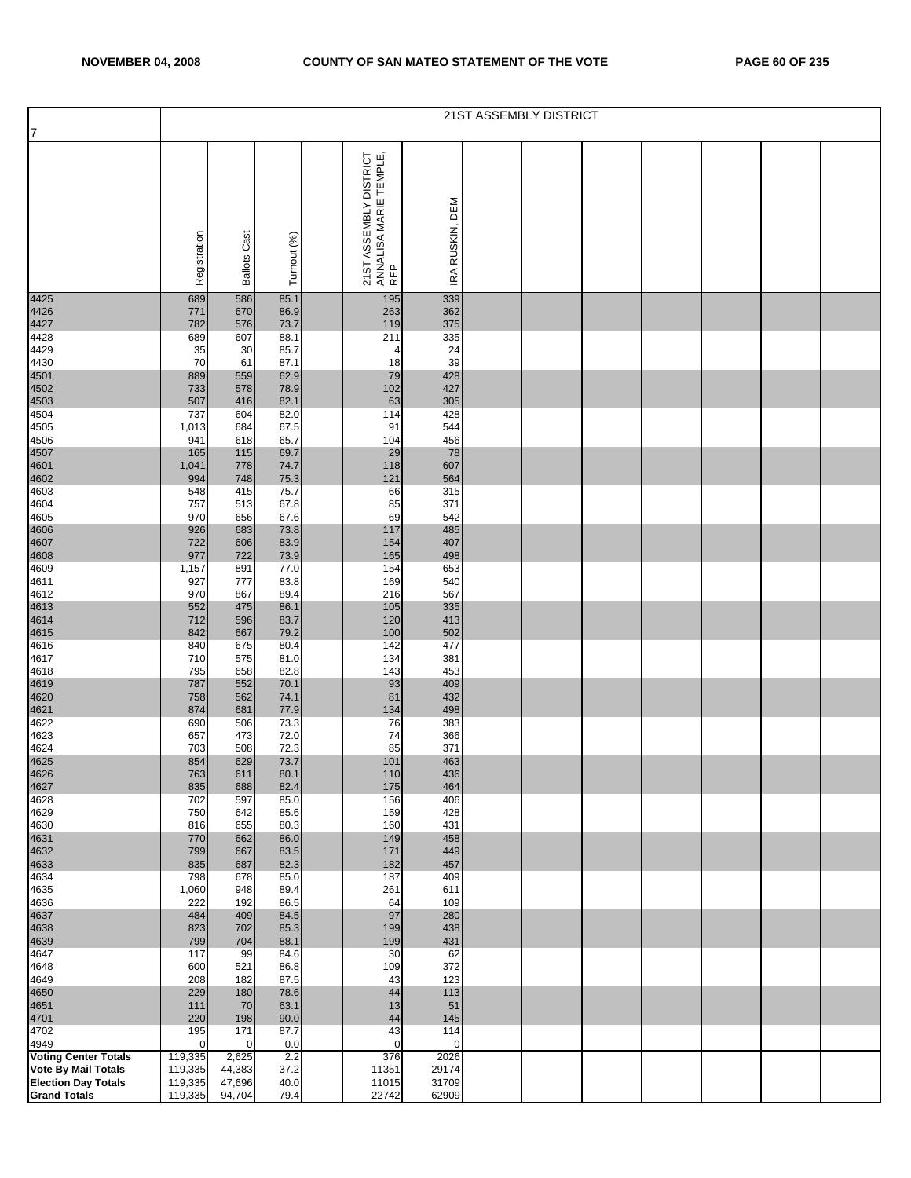| 7 | 21ST ASSEMBLY DISTRICT | | | | | | | | | | | | | |
|---|---|---|---|---|---|---|---|---|---|---|---|---|---|---|
| | Registration | Ballots Cast | Turnout (%) | | 21ST ASSEMBLY DISTRICT ANNALISA MARIE TEMPLE, REP | IRA RUSKIN, DEM | | | | | | | | |
| 4425 | 689 | 586 | 85.1 | | 195 | 339 | | | | | | | | |
| 4426 | 771 | 670 | 86.9 | | 263 | 362 | | | | | | | | |
| 4427 | 782 | 576 | 73.7 | | 119 | 375 | | | | | | | | |
| 4428 | 689 | 607 | 88.1 | | 211 | 335 | | | | | | | | |
| 4429 | 35 | 30 | 85.7 | | 4 | 24 | | | | | | | | |
| 4430 | 70 | 61 | 87.1 | | 18 | 39 | | | | | | | | |
| 4501 | 889 | 559 | 62.9 | | 79 | 428 | | | | | | | | |
| 4502 | 733 | 578 | 78.9 | | 102 | 427 | | | | | | | | |
| 4503 | 507 | 416 | 82.1 | | 63 | 305 | | | | | | | | |
| 4504 | 737 | 604 | 82.0 | | 114 | 428 | | | | | | | | |
| 4505 | 1,013 | 684 | 67.5 | | 91 | 544 | | | | | | | | |
| 4506 | 941 | 618 | 65.7 | | 104 | 456 | | | | | | | | |
| 4507 | 165 | 115 | 69.7 | | 29 | 78 | | | | | | | | |
| 4601 | 1,041 | 778 | 74.7 | | 118 | 607 | | | | | | | | |
| 4602 | 994 | 748 | 75.3 | | 121 | 564 | | | | | | | | |
| 4603 | 548 | 415 | 75.7 | | 66 | 315 | | | | | | | | |
| 4604 | 757 | 513 | 67.8 | | 85 | 371 | | | | | | | | |
| 4605 | 970 | 656 | 67.6 | | 69 | 542 | | | | | | | | |
| 4606 | 926 | 683 | 73.8 | | 117 | 485 | | | | | | | | |
| 4607 | 722 | 606 | 83.9 | | 154 | 407 | | | | | | | | |
| 4608 | 977 | 722 | 73.9 | | 165 | 498 | | | | | | | | |
| 4609 | 1,157 | 891 | 77.0 | | 154 | 653 | | | | | | | | |
| 4611 | 927 | 777 | 83.8 | | 169 | 540 | | | | | | | | |
| 4612 | 970 | 867 | 89.4 | | 216 | 567 | | | | | | | | |
| 4613 | 552 | 475 | 86.1 | | 105 | 335 | | | | | | | | |
| 4614 | 712 | 596 | 83.7 | | 120 | 413 | | | | | | | | |
| 4615 | 842 | 667 | 79.2 | | 100 | 502 | | | | | | | | |
| 4616 | 840 | 675 | 80.4 | | 142 | 477 | | | | | | | | |
| 4617 | 710 | 575 | 81.0 | | 134 | 381 | | | | | | | | |
| 4618 | 795 | 658 | 82.8 | | 143 | 453 | | | | | | | | |
| 4619 | 787 | 552 | 70.1 | | 93 | 409 | | | | | | | | |
| 4620 | 758 | 562 | 74.1 | | 81 | 432 | | | | | | | | |
| 4621 | 874 | 681 | 77.9 | | 134 | 498 | | | | | | | | |
| 4622 | 690 | 506 | 73.3 | | 76 | 383 | | | | | | | | |
| 4623 | 657 | 473 | 72.0 | | 74 | 366 | | | | | | | | |
| 4624 | 703 | 508 | 72.3 | | 85 | 371 | | | | | | | | |
| 4625 | 854 | 629 | 73.7 | | 101 | 463 | | | | | | | | |
| 4626 | 763 | 611 | 80.1 | | 110 | 436 | | | | | | | | |
| 4627 | 835 | 688 | 82.4 | | 175 | 464 | | | | | | | | |
| 4628 | 702 | 597 | 85.0 | | 156 | 406 | | | | | | | | |
| 4629 | 750 | 642 | 85.6 | | 159 | 428 | | | | | | | | |
| 4630 | 816 | 655 | 80.3 | | 160 | 431 | | | | | | | | |
| 4631 | 770 | 662 | 86.0 | | 149 | 458 | | | | | | | | |
| 4632 | 799 | 667 | 83.5 | | 171 | 449 | | | | | | | | |
| 4633 | 835 | 687 | 82.3 | | 182 | 457 | | | | | | | | |
| 4634 | 798 | 678 | 85.0 | | 187 | 409 | | | | | | | | |
| 4635 | 1,060 | 948 | 89.4 | | 261 | 611 | | | | | | | | |
| 4636 | 222 | 192 | 86.5 | | 64 | 109 | | | | | | | | |
| 4637 | 484 | 409 | 84.5 | | 97 | 280 | | | | | | | | |
| 4638 | 823 | 702 | 85.3 | | 199 | 438 | | | | | | | | |
| 4639 | 799 | 704 | 88.1 | | 199 | 431 | | | | | | | | |
| 4647 | 117 | 99 | 84.6 | | 30 | 62 | | | | | | | | |
| 4648 | 600 | 521 | 86.8 | | 109 | 372 | | | | | | | | |
| 4649 | 208 | 182 | 87.5 | | 43 | 123 | | | | | | | | |
| 4650 | 229 | 180 | 78.6 | | 44 | 113 | | | | | | | | |
| 4651 | 111 | 70 | 63.1 | | 13 | 51 | | | | | | | | |
| 4701 | 220 | 198 | 90.0 | | 44 | 145 | | | | | | | | |
| 4702 | 195 | 171 | 87.7 | | 43 | 114 | | | | | | | | |
| 4949 | 0 | 0 | 0.0 | | 0 | 0 | | | | | | | | |
| **Voting Center Totals** | 119,335 | 2,625 | 2.2 | | 376 | 2026 | | | | | | | | |
| **Vote By Mail Totals** | 119,335 | 44,383 | 37.2 | | 11351 | 29174 | | | | | | | | |
| **Election Day Totals** | 119,335 | 47,696 | 40.0 | | 11015 | 31709 | | | | | | | | |
| **Grand Totals** | 119,335 | 94,704 | 79.4 | | 22742 | 62909 | | | | | | | | |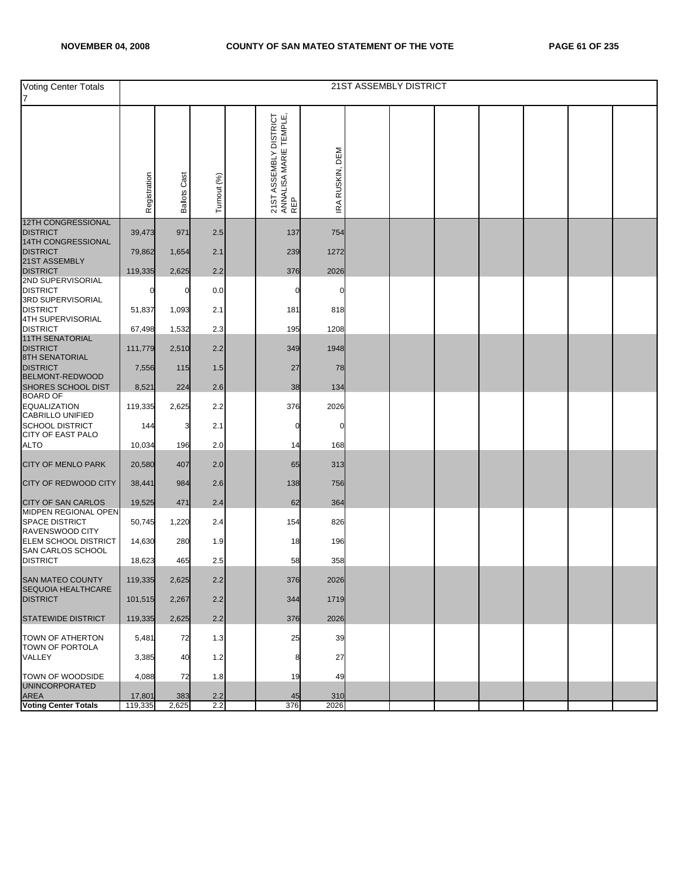| Voting Center Totals 7 | 21ST ASSEMBLY DISTRICT | | | | | | | | | | | | |
|---|---|---|---|---|---|---|---|---|---|---|---|---|---|
| | Registration | Ballots Cast | Turnout (%) | | 21ST ASSEMBLY DISTRICT ANNALISA MARIE TEMPLE, REP | IRA RUSKIN, DEM | | | | | | | |
| 12TH CONGRESSIONAL DISTRICT | 39,473 | 971 | 2.5 | | 137 | 754 | | | | | | | |
| 14TH CONGRESSIONAL DISTRICT | 79,862 | 1,654 | 2.1 | | 239 | 1272 | | | | | | | |
| 21ST ASSEMBLY DISTRICT | 119,335 | 2,625 | 2.2 | | 376 | 2026 | | | | | | | |
| 2ND SUPERVISORIAL DISTRICT | 0 | 0 | 0.0 | | 0 | 0 | | | | | | | |
| 3RD SUPERVISORIAL DISTRICT | 51,837 | 1,093 | 2.1 | | 181 | 818 | | | | | | | |
| 4TH SUPERVISORIAL DISTRICT | 67,498 | 1,532 | 2.3 | | 195 | 1208 | | | | | | | |
| 11TH SENATORIAL DISTRICT | 111,779 | 2,510 | 2.2 | | 349 | 1948 | | | | | | | |
| 8TH SENATORIAL DISTRICT | 7,556 | 115 | 1.5 | | 27 | 78 | | | | | | | |
| BELMONT-REDWOOD SHORES SCHOOL DIST | 8,521 | 224 | 2.6 | | 38 | 134 | | | | | | | |
| BOARD OF EQUALIZATION | 119,335 | 2,625 | 2.2 | | 376 | 2026 | | | | | | | |
| CABRILLO UNIFIED SCHOOL DISTRICT | 144 | 3 | 2.1 | | 0 | 0 | | | | | | | |
| CITY OF EAST PALO ALTO | 10,034 | 196 | 2.0 | | 14 | 168 | | | | | | | |
| CITY OF MENLO PARK | 20,580 | 407 | 2.0 | | 65 | 313 | | | | | | | |
| CITY OF REDWOOD CITY | 38,441 | 984 | 2.6 | | 138 | 756 | | | | | | | |
| CITY OF SAN CARLOS | 19,525 | 471 | 2.4 | | 62 | 364 | | | | | | | |
| MIDPEN REGIONAL OPEN SPACE DISTRICT | 50,745 | 1,220 | 2.4 | | 154 | 826 | | | | | | | |
| RAVENSWOOD CITY ELEM SCHOOL DISTRICT | 14,630 | 280 | 1.9 | | 18 | 196 | | | | | | | |
| SAN CARLOS SCHOOL DISTRICT | 18,623 | 465 | 2.5 | | 58 | 358 | | | | | | | |
| SAN MATEO COUNTY | 119,335 | 2,625 | 2.2 | | 376 | 2026 | | | | | | | |
| SEQUOIA HEALTHCARE DISTRICT | 101,515 | 2,267 | 2.2 | | 344 | 1719 | | | | | | | |
| STATEWIDE DISTRICT | 119,335 | 2,625 | 2.2 | | 376 | 2026 | | | | | | | |
| TOWN OF ATHERTON | 5,481 | 72 | 1.3 | | 25 | 39 | | | | | | | |
| TOWN OF PORTOLA VALLEY | 3,385 | 40 | 1.2 | | 8 | 27 | | | | | | | |
| TOWN OF WOODSIDE | 4,088 | 72 | 1.8 | | 19 | 49 | | | | | | | |
| UNINCORPORATED AREA | 17,801 | 383 | 2.2 | | 45 | 310 | | | | | | | |
| **Voting Center Totals** | 119,335 | 2,625 | 2.2 | | 376 | 2026 | | | | | | | |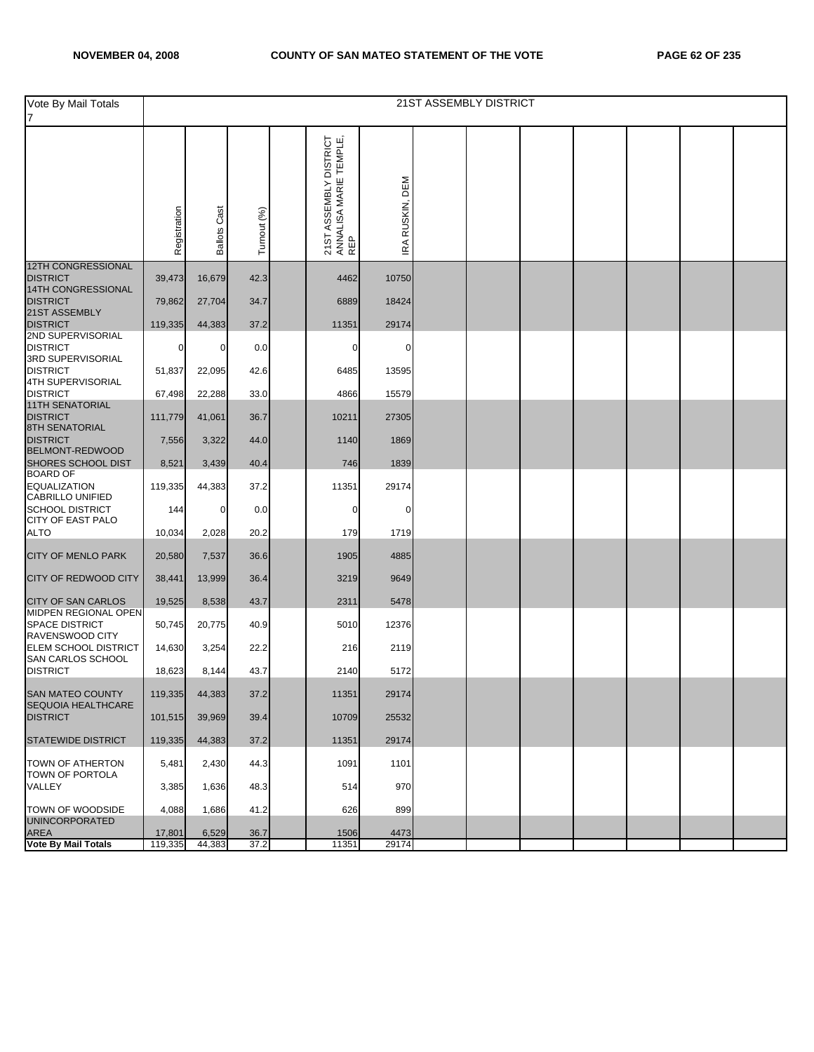| Vote By Mail Totals 7 | 21ST ASSEMBLY DISTRICT | | | | | | | | | | | | | |
|---|---|---|---|---|---|---|---|---|---|---|---|---|---|---|
| | Registration | Ballots Cast | Turnout (%) | | 21ST ASSEMBLY DISTRICT ANNALISA MARIE TEMPLE, REP | IRA RUSKIN, DEM | | | | | | | | |
| 12TH CONGRESSIONAL DISTRICT | 39,473 | 16,679 | 42.3 | | 4462 | 10750 | | | | | | | | |
| 14TH CONGRESSIONAL DISTRICT | 79,862 | 27,704 | 34.7 | | 6889 | 18424 | | | | | | | | |
| 21ST ASSEMBLY DISTRICT | 119,335 | 44,383 | 37.2 | | 11351 | 29174 | | | | | | | | |
| 2ND SUPERVISORIAL DISTRICT | 0 | 0 | 0.0 | | 0 | 0 | | | | | | | | |
| 3RD SUPERVISORIAL DISTRICT | 51,837 | 22,095 | 42.6 | | 6485 | 13595 | | | | | | | | |
| 4TH SUPERVISORIAL DISTRICT | 67,498 | 22,288 | 33.0 | | 4866 | 15579 | | | | | | | | |
| 11TH SENATORIAL DISTRICT | 111,779 | 41,061 | 36.7 | | 10211 | 27305 | | | | | | | | |
| 8TH SENATORIAL DISTRICT | 7,556 | 3,322 | 44.0 | | 1140 | 1869 | | | | | | | | |
| BELMONT-REDWOOD SHORES SCHOOL DIST | 8,521 | 3,439 | 40.4 | | 746 | 1839 | | | | | | | | |
| BOARD OF EQUALIZATION | 119,335 | 44,383 | 37.2 | | 11351 | 29174 | | | | | | | | |
| CABRILLO UNIFIED SCHOOL DISTRICT | 144 | 0 | 0.0 | | 0 | 0 | | | | | | | | |
| CITY OF EAST PALO ALTO | 10,034 | 2,028 | 20.2 | | 179 | 1719 | | | | | | | | |
| CITY OF MENLO PARK | 20,580 | 7,537 | 36.6 | | 1905 | 4885 | | | | | | | | |
| CITY OF REDWOOD CITY | 38,441 | 13,999 | 36.4 | | 3219 | 9649 | | | | | | | | |
| CITY OF SAN CARLOS | 19,525 | 8,538 | 43.7 | | 2311 | 5478 | | | | | | | | |
| MIDPEN REGIONAL OPEN SPACE DISTRICT | 50,745 | 20,775 | 40.9 | | 5010 | 12376 | | | | | | | | |
| RAVENSWOOD CITY ELEM SCHOOL DISTRICT | 14,630 | 3,254 | 22.2 | | 216 | 2119 | | | | | | | | |
| SAN CARLOS SCHOOL DISTRICT | 18,623 | 8,144 | 43.7 | | 2140 | 5172 | | | | | | | | |
| SAN MATEO COUNTY | 119,335 | 44,383 | 37.2 | | 11351 | 29174 | | | | | | | | |
| SEQUOIA HEALTHCARE DISTRICT | 101,515 | 39,969 | 39.4 | | 10709 | 25532 | | | | | | | | |
| STATEWIDE DISTRICT | 119,335 | 44,383 | 37.2 | | 11351 | 29174 | | | | | | | | |
| TOWN OF ATHERTON | 5,481 | 2,430 | 44.3 | | 1091 | 1101 | | | | | | | | |
| TOWN OF PORTOLA VALLEY | 3,385 | 1,636 | 48.3 | | 514 | 970 | | | | | | | | |
| TOWN OF WOODSIDE | 4,088 | 1,686 | 41.2 | | 626 | 899 | | | | | | | | |
| UNINCORPORATED AREA | 17,801 | 6,529 | 36.7 | | 1506 | 4473 | | | | | | | | |
| **Vote By Mail Totals** | 119,335 | 44,383 | 37.2 | | 11351 | 29174 | | | | | | | | |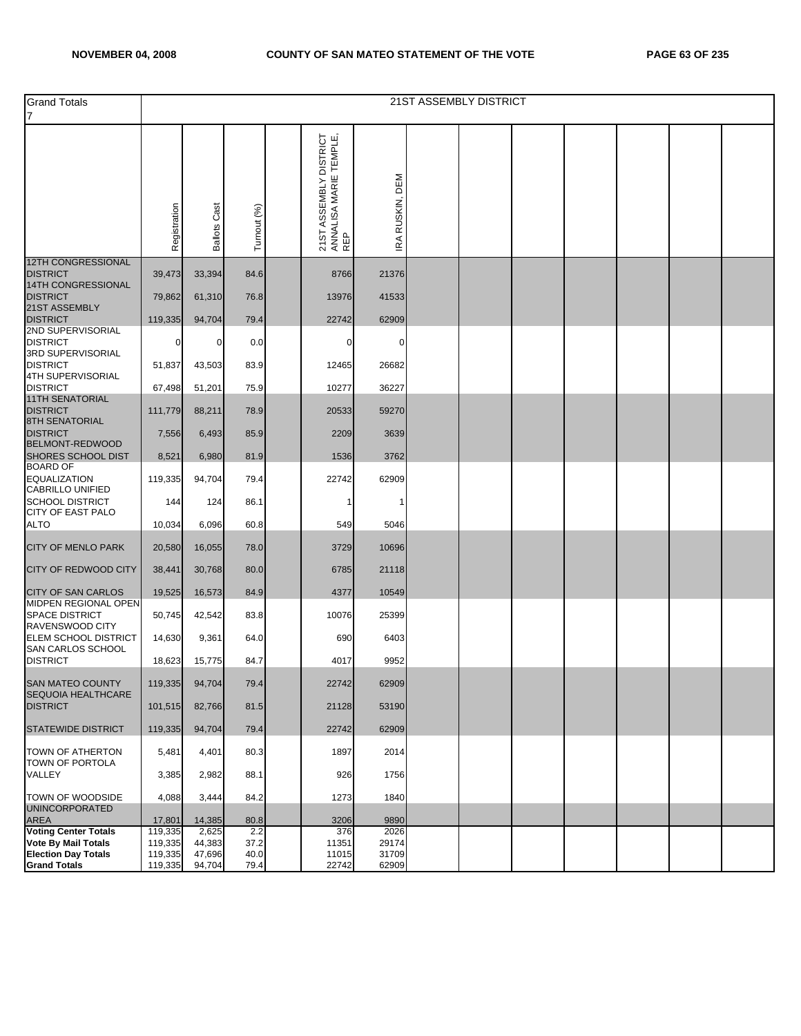| Grand Totals 7 | 21ST ASSEMBLY DISTRICT | | | | | | | | | | | | | | |
|---|---|---|---|---|---|---|---|---|---|---|---|---|---|---|---|
| | Registration | Ballots Cast | Turnout (%) | | 21ST ASSEMBLY DISTRICT ANNALISA MARIE TEMPLE, REP | IRA RUSKIN, DEM | | | | | | | | | |
| 12TH CONGRESSIONAL DISTRICT | 39,473 | 33,394 | 84.6 | | 8766 | 21376 | | | | | | | | | |
| 14TH CONGRESSIONAL DISTRICT | 79,862 | 61,310 | 76.8 | | 13976 | 41533 | | | | | | | | | |
| 21ST ASSEMBLY DISTRICT | 119,335 | 94,704 | 79.4 | | 22742 | 62909 | | | | | | | | | |
| 2ND SUPERVISORIAL DISTRICT | 0 | 0 | 0.0 | | 0 | 0 | | | | | | | | | |
| 3RD SUPERVISORIAL DISTRICT | 51,837 | 43,503 | 83.9 | | 12465 | 26682 | | | | | | | | | |
| 4TH SUPERVISORIAL DISTRICT | 67,498 | 51,201 | 75.9 | | 10277 | 36227 | | | | | | | | | |
| 11TH SENATORIAL DISTRICT | 111,779 | 88,211 | 78.9 | | 20533 | 59270 | | | | | | | | | |
| 8TH SENATORIAL DISTRICT | 7,556 | 6,493 | 85.9 | | 2209 | 3639 | | | | | | | | | |
| BELMONT-REDWOOD SHORES SCHOOL DIST | 8,521 | 6,980 | 81.9 | | 1536 | 3762 | | | | | | | | | |
| BOARD OF EQUALIZATION | 119,335 | 94,704 | 79.4 | | 22742 | 62909 | | | | | | | | | |
| CABRILLO UNIFIED SCHOOL DISTRICT | 144 | 124 | 86.1 | | 1 | 1 | | | | | | | | | |
| CITY OF EAST PALO ALTO | 10,034 | 6,096 | 60.8 | | 549 | 5046 | | | | | | | | | |
| CITY OF MENLO PARK | 20,580 | 16,055 | 78.0 | | 3729 | 10696 | | | | | | | | | |
| CITY OF REDWOOD CITY | 38,441 | 30,768 | 80.0 | | 6785 | 21118 | | | | | | | | | |
| CITY OF SAN CARLOS | 19,525 | 16,573 | 84.9 | | 4377 | 10549 | | | | | | | | | |
| MIDPEN REGIONAL OPEN SPACE DISTRICT | 50,745 | 42,542 | 83.8 | | 10076 | 25399 | | | | | | | | | |
| RAVENSWOOD CITY ELEM SCHOOL DISTRICT | 14,630 | 9,361 | 64.0 | | 690 | 6403 | | | | | | | | | |
| SAN CARLOS SCHOOL DISTRICT | 18,623 | 15,775 | 84.7 | | 4017 | 9952 | | | | | | | | | |
| SAN MATEO COUNTY | 119,335 | 94,704 | 79.4 | | 22742 | 62909 | | | | | | | | | |
| SEQUOIA HEALTHCARE DISTRICT | 101,515 | 82,766 | 81.5 | | 21128 | 53190 | | | | | | | | | |
| STATEWIDE DISTRICT | 119,335 | 94,704 | 79.4 | | 22742 | 62909 | | | | | | | | | |
| TOWN OF ATHERTON | 5,481 | 4,401 | 80.3 | | 1897 | 2014 | | | | | | | | | |
| TOWN OF PORTOLA VALLEY | 3,385 | 2,982 | 88.1 | | 926 | 1756 | | | | | | | | | |
| TOWN OF WOODSIDE | 4,088 | 3,444 | 84.2 | | 1273 | 1840 | | | | | | | | | |
| UNINCORPORATED AREA | 17,801 | 14,385 | 80.8 | | 3206 | 9890 | | | | | | | | | |
| **Voting Center Totals** | 119,335 | 2,625 | 2.2 | | 376 | 2026 | | | | | | | | | |
| **Vote By Mail Totals** | 119,335 | 44,383 | 37.2 | | 11351 | 29174 | | | | | | | | | |
| **Election Day Totals** | 119,335 | 47,696 | 40.0 | | 11015 | 31709 | | | | | | | | | |
| **Grand Totals** | 119,335 | 94,704 | 79.4 | | 22742 | 62909 | | | | | | | | | |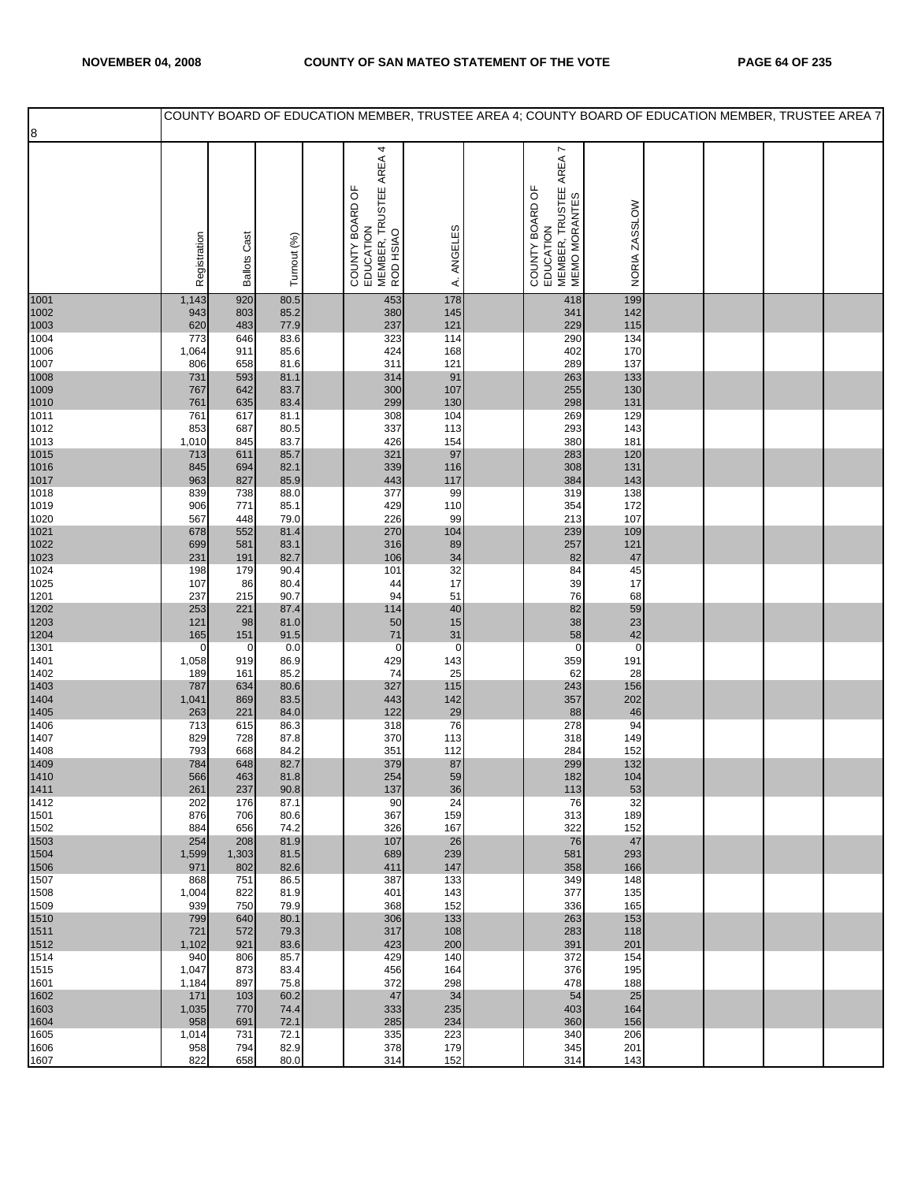COUNTY BOARD OF EDUCATION MEMBER, TRUSTEE AREA 4; COUNTY BOARD OF EDUCATION MEMBER, TRUSTEE AREA 7

8

| | Registration | Ballots Cast | Turnout (%) | | COUNTY BOARD OF EDUCATION MEMBER, TRUSTEE AREA 4 ROD HSIAO | A. ANGELES | | COUNTY BOARD OF EDUCATION MEMBER, TRUSTEE AREA 7 MEMO MORANTES | NORIA ZASSLOW | | | | |
|---|---|---|---|---|---|---|---|---|---|---|---|---|---|
| 1001 | 1,143 | 920 | 80.5 | | 453 | 178 | | 418 | 199 | | | | |
| 1002 | 943 | 803 | 85.2 | | 380 | 145 | | 341 | 142 | | | | |
| 1003 | 620 | 483 | 77.9 | | 237 | 121 | | 229 | 115 | | | | |
| 1004 | 773 | 646 | 83.6 | | 323 | 114 | | 290 | 134 | | | | |
| 1006 | 1,064 | 911 | 85.6 | | 424 | 168 | | 402 | 170 | | | | |
| 1007 | 806 | 658 | 81.6 | | 311 | 121 | | 289 | 137 | | | | |
| 1008 | 731 | 593 | 81.1 | | 314 | 91 | | 263 | 133 | | | | |
| 1009 | 767 | 642 | 83.7 | | 300 | 107 | | 255 | 130 | | | | |
| 1010 | 761 | 635 | 83.4 | | 299 | 130 | | 298 | 131 | | | | |
| 1011 | 761 | 617 | 81.1 | | 308 | 104 | | 269 | 129 | | | | |
| 1012 | 853 | 687 | 80.5 | | 337 | 113 | | 293 | 143 | | | | |
| 1013 | 1,010 | 845 | 83.7 | | 426 | 154 | | 380 | 181 | | | | |
| 1015 | 713 | 611 | 85.7 | | 321 | 97 | | 283 | 120 | | | | |
| 1016 | 845 | 694 | 82.1 | | 339 | 116 | | 308 | 131 | | | | |
| 1017 | 963 | 827 | 85.9 | | 443 | 117 | | 384 | 143 | | | | |
| 1018 | 839 | 738 | 88.0 | | 377 | 99 | | 319 | 138 | | | | |
| 1019 | 906 | 771 | 85.1 | | 429 | 110 | | 354 | 172 | | | | |
| 1020 | 567 | 448 | 79.0 | | 226 | 99 | | 213 | 107 | | | | |
| 1021 | 678 | 552 | 81.4 | | 270 | 104 | | 239 | 109 | | | | |
| 1022 | 699 | 581 | 83.1 | | 316 | 89 | | 257 | 121 | | | | |
| 1023 | 231 | 191 | 82.7 | | 106 | 34 | | 82 | 47 | | | | |
| 1024 | 198 | 179 | 90.4 | | 101 | 32 | | 84 | 45 | | | | |
| 1025 | 107 | 86 | 80.4 | | 44 | 17 | | 39 | 17 | | | | |
| 1201 | 237 | 215 | 90.7 | | 94 | 51 | | 76 | 68 | | | | |
| 1202 | 253 | 221 | 87.4 | | 114 | 40 | | 82 | 59 | | | | |
| 1203 | 121 | 98 | 81.0 | | 50 | 15 | | 38 | 23 | | | | |
| 1204 | 165 | 151 | 91.5 | | 71 | 31 | | 58 | 42 | | | | |
| 1301 | 0 | 0 | 0.0 | | 0 | 0 | | 0 | 0 | | | | |
| 1401 | 1,058 | 919 | 86.9 | | 429 | 143 | | 359 | 191 | | | | |
| 1402 | 189 | 161 | 85.2 | | 74 | 25 | | 62 | 28 | | | | |
| 1403 | 787 | 634 | 80.6 | | 327 | 115 | | 243 | 156 | | | | |
| 1404 | 1,041 | 869 | 83.5 | | 443 | 142 | | 357 | 202 | | | | |
| 1405 | 263 | 221 | 84.0 | | 122 | 29 | | 88 | 46 | | | | |
| 1406 | 713 | 615 | 86.3 | | 318 | 76 | | 278 | 94 | | | | |
| 1407 | 829 | 728 | 87.8 | | 370 | 113 | | 318 | 149 | | | | |
| 1408 | 793 | 668 | 84.2 | | 351 | 112 | | 284 | 152 | | | | |
| 1409 | 784 | 648 | 82.7 | | 379 | 87 | | 299 | 132 | | | | |
| 1410 | 566 | 463 | 81.8 | | 254 | 59 | | 182 | 104 | | | | |
| 1411 | 261 | 237 | 90.8 | | 137 | 36 | | 113 | 53 | | | | |
| 1412 | 202 | 176 | 87.1 | | 90 | 24 | | 76 | 32 | | | | |
| 1501 | 876 | 706 | 80.6 | | 367 | 159 | | 313 | 189 | | | | |
| 1502 | 884 | 656 | 74.2 | | 326 | 167 | | 322 | 152 | | | | |
| 1503 | 254 | 208 | 81.9 | | 107 | 26 | | 76 | 47 | | | | |
| 1504 | 1,599 | 1,303 | 81.5 | | 689 | 239 | | 581 | 293 | | | | |
| 1506 | 971 | 802 | 82.6 | | 411 | 147 | | 358 | 166 | | | | |
| 1507 | 868 | 751 | 86.5 | | 387 | 133 | | 349 | 148 | | | | |
| 1508 | 1,004 | 822 | 81.9 | | 401 | 143 | | 377 | 135 | | | | |
| 1509 | 939 | 750 | 79.9 | | 368 | 152 | | 336 | 165 | | | | |
| 1510 | 799 | 640 | 80.1 | | 306 | 133 | | 263 | 153 | | | | |
| 1511 | 721 | 572 | 79.3 | | 317 | 108 | | 283 | 118 | | | | |
| 1512 | 1,102 | 921 | 83.6 | | 423 | 200 | | 391 | 201 | | | | |
| 1514 | 940 | 806 | 85.7 | | 429 | 140 | | 372 | 154 | | | | |
| 1515 | 1,047 | 873 | 83.4 | | 456 | 164 | | 376 | 195 | | | | |
| 1601 | 1,184 | 897 | 75.8 | | 372 | 298 | | 478 | 188 | | | | |
| 1602 | 171 | 103 | 60.2 | | 47 | 34 | | 54 | 25 | | | | |
| 1603 | 1,035 | 770 | 74.4 | | 333 | 235 | | 403 | 164 | | | | |
| 1604 | 958 | 691 | 72.1 | | 285 | 234 | | 360 | 156 | | | | |
| 1605 | 1,014 | 731 | 72.1 | | 335 | 223 | | 340 | 206 | | | | |
| 1606 | 958 | 794 | 82.9 | | 378 | 179 | | 345 | 201 | | | | |
| 1607 | 822 | 658 | 80.0 | | 314 | 152 | | 314 | 143 | | | | |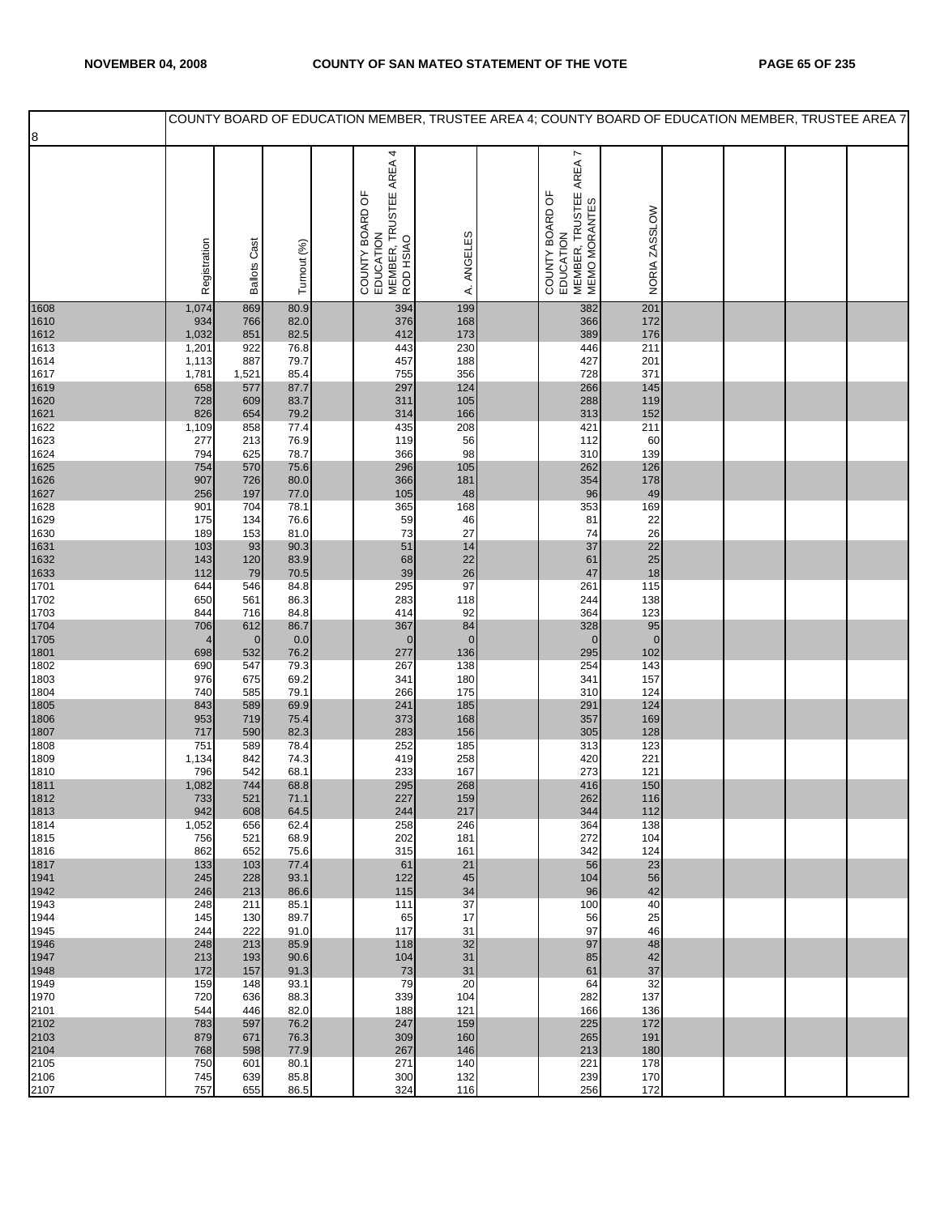COUNTY BOARD OF EDUCATION MEMBER, TRUSTEE AREA 4; COUNTY BOARD OF EDUCATION MEMBER, TRUSTEE AREA 7

| 8 | Registration | Ballots Cast | Turnout (%) | | COUNTY BOARD OF EDUCATION MEMBER, TRUSTEE AREA 4 ROD HSIAO | A. ANGELES | | COUNTY BOARD OF EDUCATION MEMBER, TRUSTEE AREA 7 MEMO MORANTES | NORIA ZASSLOW | | | | |
|---|---|---|---|---|---|---|---|---|---|---|---|---|---|
| 1608 | 1,074 | 869 | 80.9 | | 394 | 199 | | 382 | 201 | | | | |
| 1610 | 934 | 766 | 82.0 | | 376 | 168 | | 366 | 172 | | | | |
| 1612 | 1,032 | 851 | 82.5 | | 412 | 173 | | 389 | 176 | | | | |
| 1613 | 1,201 | 922 | 76.8 | | 443 | 230 | | 446 | 211 | | | | |
| 1614 | 1,113 | 887 | 79.7 | | 457 | 188 | | 427 | 201 | | | | |
| 1617 | 1,781 | 1,521 | 85.4 | | 755 | 356 | | 728 | 371 | | | | |
| 1619 | 658 | 577 | 87.7 | | 297 | 124 | | 266 | 145 | | | | |
| 1620 | 728 | 609 | 83.7 | | 311 | 105 | | 288 | 119 | | | | |
| 1621 | 826 | 654 | 79.2 | | 314 | 166 | | 313 | 152 | | | | |
| 1622 | 1,109 | 858 | 77.4 | | 435 | 208 | | 421 | 211 | | | | |
| 1623 | 277 | 213 | 76.9 | | 119 | 56 | | 112 | 60 | | | | |
| 1624 | 794 | 625 | 78.7 | | 366 | 98 | | 310 | 139 | | | | |
| 1625 | 754 | 570 | 75.6 | | 296 | 105 | | 262 | 126 | | | | |
| 1626 | 907 | 726 | 80.0 | | 366 | 181 | | 354 | 178 | | | | |
| 1627 | 256 | 197 | 77.0 | | 105 | 48 | | 96 | 49 | | | | |
| 1628 | 901 | 704 | 78.1 | | 365 | 168 | | 353 | 169 | | | | |
| 1629 | 175 | 134 | 76.6 | | 59 | 46 | | 81 | 22 | | | | |
| 1630 | 189 | 153 | 81.0 | | 73 | 27 | | 74 | 26 | | | | |
| 1631 | 103 | 93 | 90.3 | | 51 | 14 | | 37 | 22 | | | | |
| 1632 | 143 | 120 | 83.9 | | 68 | 22 | | 61 | 25 | | | | |
| 1633 | 112 | 79 | 70.5 | | 39 | 26 | | 47 | 18 | | | | |
| 1701 | 644 | 546 | 84.8 | | 295 | 97 | | 261 | 115 | | | | |
| 1702 | 650 | 561 | 86.3 | | 283 | 118 | | 244 | 138 | | | | |
| 1703 | 844 | 716 | 84.8 | | 414 | 92 | | 364 | 123 | | | | |
| 1704 | 706 | 612 | 86.7 | | 367 | 84 | | 328 | 95 | | | | |
| 1705 | 4 | 0 | 0.0 | | 0 | 0 | | 0 | 0 | | | | |
| 1801 | 698 | 532 | 76.2 | | 277 | 136 | | 295 | 102 | | | | |
| 1802 | 690 | 547 | 79.3 | | 267 | 138 | | 254 | 143 | | | | |
| 1803 | 976 | 675 | 69.2 | | 341 | 180 | | 341 | 157 | | | | |
| 1804 | 740 | 585 | 79.1 | | 266 | 175 | | 310 | 124 | | | | |
| 1805 | 843 | 589 | 69.9 | | 241 | 185 | | 291 | 124 | | | | |
| 1806 | 953 | 719 | 75.4 | | 373 | 168 | | 357 | 169 | | | | |
| 1807 | 717 | 590 | 82.3 | | 283 | 156 | | 305 | 128 | | | | |
| 1808 | 751 | 589 | 78.4 | | 252 | 185 | | 313 | 123 | | | | |
| 1809 | 1,134 | 842 | 74.3 | | 419 | 258 | | 420 | 221 | | | | |
| 1810 | 796 | 542 | 68.1 | | 233 | 167 | | 273 | 121 | | | | |
| 1811 | 1,082 | 744 | 68.8 | | 295 | 268 | | 416 | 150 | | | | |
| 1812 | 733 | 521 | 71.1 | | 227 | 159 | | 262 | 116 | | | | |
| 1813 | 942 | 608 | 64.5 | | 244 | 217 | | 344 | 112 | | | | |
| 1814 | 1,052 | 656 | 62.4 | | 258 | 246 | | 364 | 138 | | | | |
| 1815 | 756 | 521 | 68.9 | | 202 | 181 | | 272 | 104 | | | | |
| 1816 | 862 | 652 | 75.6 | | 315 | 161 | | 342 | 124 | | | | |
| 1817 | 133 | 103 | 77.4 | | 61 | 21 | | 56 | 23 | | | | |
| 1941 | 245 | 228 | 93.1 | | 122 | 45 | | 104 | 56 | | | | |
| 1942 | 246 | 213 | 86.6 | | 115 | 34 | | 96 | 42 | | | | |
| 1943 | 248 | 211 | 85.1 | | 111 | 37 | | 100 | 40 | | | | |
| 1944 | 145 | 130 | 89.7 | | 65 | 17 | | 56 | 25 | | | | |
| 1945 | 244 | 222 | 91.0 | | 117 | 31 | | 97 | 46 | | | | |
| 1946 | 248 | 213 | 85.9 | | 118 | 32 | | 97 | 48 | | | | |
| 1947 | 213 | 193 | 90.6 | | 104 | 31 | | 85 | 42 | | | | |
| 1948 | 172 | 157 | 91.3 | | 73 | 31 | | 61 | 37 | | | | |
| 1949 | 159 | 148 | 93.1 | | 79 | 20 | | 64 | 32 | | | | |
| 1970 | 720 | 636 | 88.3 | | 339 | 104 | | 282 | 137 | | | | |
| 2101 | 544 | 446 | 82.0 | | 188 | 121 | | 166 | 136 | | | | |
| 2102 | 783 | 597 | 76.2 | | 247 | 159 | | 225 | 172 | | | | |
| 2103 | 879 | 671 | 76.3 | | 309 | 160 | | 265 | 191 | | | | |
| 2104 | 768 | 598 | 77.9 | | 267 | 146 | | 213 | 180 | | | | |
| 2105 | 750 | 601 | 80.1 | | 271 | 140 | | 221 | 178 | | | | |
| 2106 | 745 | 639 | 85.8 | | 300 | 132 | | 239 | 170 | | | | |
| 2107 | 757 | 655 | 86.5 | | 324 | 116 | | 256 | 172 | | | | |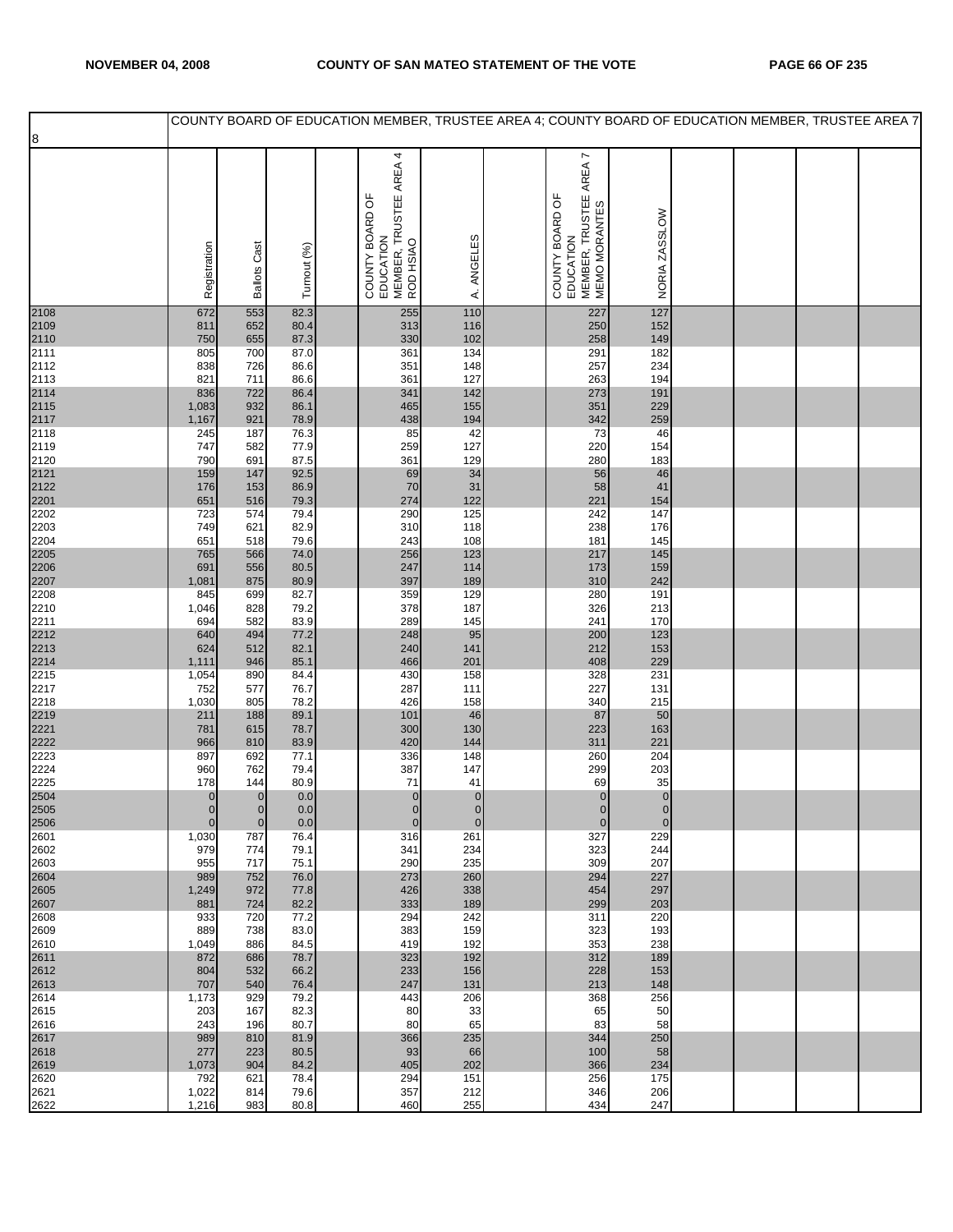| 8 | COUNTY BOARD OF EDUCATION MEMBER, TRUSTEE AREA 4; COUNTY BOARD OF EDUCATION MEMBER, TRUSTEE AREA 7 | | | | | | | | | | | | |
|---|---|---|---|---|---|---|---|---|---|---|---|---|---|
| | Registration | Ballots Cast | Turnout (%) | | COUNTY BOARD OF EDUCATION MEMBER, TRUSTEE AREA 4 ROD HSIAO | A. ANGELES | | COUNTY BOARD OF EDUCATION MEMBER, TRUSTEE AREA 7 MEMO MORANTES | NORIA ZASSLOW | | | | |
| 2108 | 672 | 553 | 82.3 | | 255 | 110 | | 227 | 127 | | | | |
| 2109 | 811 | 652 | 80.4 | | 313 | 116 | | 250 | 152 | | | | |
| 2110 | 750 | 655 | 87.3 | | 330 | 102 | | 258 | 149 | | | | |
| 2111 | 805 | 700 | 87.0 | | 361 | 134 | | 291 | 182 | | | | |
| 2112 | 838 | 726 | 86.6 | | 351 | 148 | | 257 | 234 | | | | |
| 2113 | 821 | 711 | 86.6 | | 361 | 127 | | 263 | 194 | | | | |
| 2114 | 836 | 722 | 86.4 | | 341 | 142 | | 273 | 191 | | | | |
| 2115 | 1,083 | 932 | 86.1 | | 465 | 155 | | 351 | 229 | | | | |
| 2117 | 1,167 | 921 | 78.9 | | 438 | 194 | | 342 | 259 | | | | |
| 2118 | 245 | 187 | 76.3 | | 85 | 42 | | 73 | 46 | | | | |
| 2119 | 747 | 582 | 77.9 | | 259 | 127 | | 220 | 154 | | | | |
| 2120 | 790 | 691 | 87.5 | | 361 | 129 | | 280 | 183 | | | | |
| 2121 | 159 | 147 | 92.5 | | 69 | 34 | | 56 | 46 | | | | |
| 2122 | 176 | 153 | 86.9 | | 70 | 31 | | 58 | 41 | | | | |
| 2201 | 651 | 516 | 79.3 | | 274 | 122 | | 221 | 154 | | | | |
| 2202 | 723 | 574 | 79.4 | | 290 | 125 | | 242 | 147 | | | | |
| 2203 | 749 | 621 | 82.9 | | 310 | 118 | | 238 | 176 | | | | |
| 2204 | 651 | 518 | 79.6 | | 243 | 108 | | 181 | 145 | | | | |
| 2205 | 765 | 566 | 74.0 | | 256 | 123 | | 217 | 145 | | | | |
| 2206 | 691 | 556 | 80.5 | | 247 | 114 | | 173 | 159 | | | | |
| 2207 | 1,081 | 875 | 80.9 | | 397 | 189 | | 310 | 242 | | | | |
| 2208 | 845 | 699 | 82.7 | | 359 | 129 | | 280 | 191 | | | | |
| 2210 | 1,046 | 828 | 79.2 | | 378 | 187 | | 326 | 213 | | | | |
| 2211 | 694 | 582 | 83.9 | | 289 | 145 | | 241 | 170 | | | | |
| 2212 | 640 | 494 | 77.2 | | 248 | 95 | | 200 | 123 | | | | |
| 2213 | 624 | 512 | 82.1 | | 240 | 141 | | 212 | 153 | | | | |
| 2214 | 1,111 | 946 | 85.1 | | 466 | 201 | | 408 | 229 | | | | |
| 2215 | 1,054 | 890 | 84.4 | | 430 | 158 | | 328 | 231 | | | | |
| 2217 | 752 | 577 | 76.7 | | 287 | 111 | | 227 | 131 | | | | |
| 2218 | 1,030 | 805 | 78.2 | | 426 | 158 | | 340 | 215 | | | | |
| 2219 | 211 | 188 | 89.1 | | 101 | 46 | | 87 | 50 | | | | |
| 2221 | 781 | 615 | 78.7 | | 300 | 130 | | 223 | 163 | | | | |
| 2222 | 966 | 810 | 83.9 | | 420 | 144 | | 311 | 221 | | | | |
| 2223 | 897 | 692 | 77.1 | | 336 | 148 | | 260 | 204 | | | | |
| 2224 | 960 | 762 | 79.4 | | 387 | 147 | | 299 | 203 | | | | |
| 2225 | 178 | 144 | 80.9 | | 71 | 41 | | 69 | 35 | | | | |
| 2504 | 0 | 0 | 0.0 | | 0 | 0 | | 0 | 0 | | | | |
| 2505 | 0 | 0 | 0.0 | | 0 | 0 | | 0 | 0 | | | | |
| 2506 | 0 | 0 | 0.0 | | 0 | 0 | | 0 | 0 | | | | |
| 2601 | 1,030 | 787 | 76.4 | | 316 | 261 | | 327 | 229 | | | | |
| 2602 | 979 | 774 | 79.1 | | 341 | 234 | | 323 | 244 | | | | |
| 2603 | 955 | 717 | 75.1 | | 290 | 235 | | 309 | 207 | | | | |
| 2604 | 989 | 752 | 76.0 | | 273 | 260 | | 294 | 227 | | | | |
| 2605 | 1,249 | 972 | 77.8 | | 426 | 338 | | 454 | 297 | | | | |
| 2607 | 881 | 724 | 82.2 | | 333 | 189 | | 299 | 203 | | | | |
| 2608 | 933 | 720 | 77.2 | | 294 | 242 | | 311 | 220 | | | | |
| 2609 | 889 | 738 | 83.0 | | 383 | 159 | | 323 | 193 | | | | |
| 2610 | 1,049 | 886 | 84.5 | | 419 | 192 | | 353 | 238 | | | | |
| 2611 | 872 | 686 | 78.7 | | 323 | 192 | | 312 | 189 | | | | |
| 2612 | 804 | 532 | 66.2 | | 233 | 156 | | 228 | 153 | | | | |
| 2613 | 707 | 540 | 76.4 | | 247 | 131 | | 213 | 148 | | | | |
| 2614 | 1,173 | 929 | 79.2 | | 443 | 206 | | 368 | 256 | | | | |
| 2615 | 203 | 167 | 82.3 | | 80 | 33 | | 65 | 50 | | | | |
| 2616 | 243 | 196 | 80.7 | | 80 | 65 | | 83 | 58 | | | | |
| 2617 | 989 | 810 | 81.9 | | 366 | 235 | | 344 | 250 | | | | |
| 2618 | 277 | 223 | 80.5 | | 93 | 66 | | 100 | 58 | | | | |
| 2619 | 1,073 | 904 | 84.2 | | 405 | 202 | | 366 | 234 | | | | |
| 2620 | 792 | 621 | 78.4 | | 294 | 151 | | 256 | 175 | | | | |
| 2621 | 1,022 | 814 | 79.6 | | 357 | 212 | | 346 | 206 | | | | |
| 2622 | 1,216 | 983 | 80.8 | | 460 | 255 | | 434 | 247 | | | | |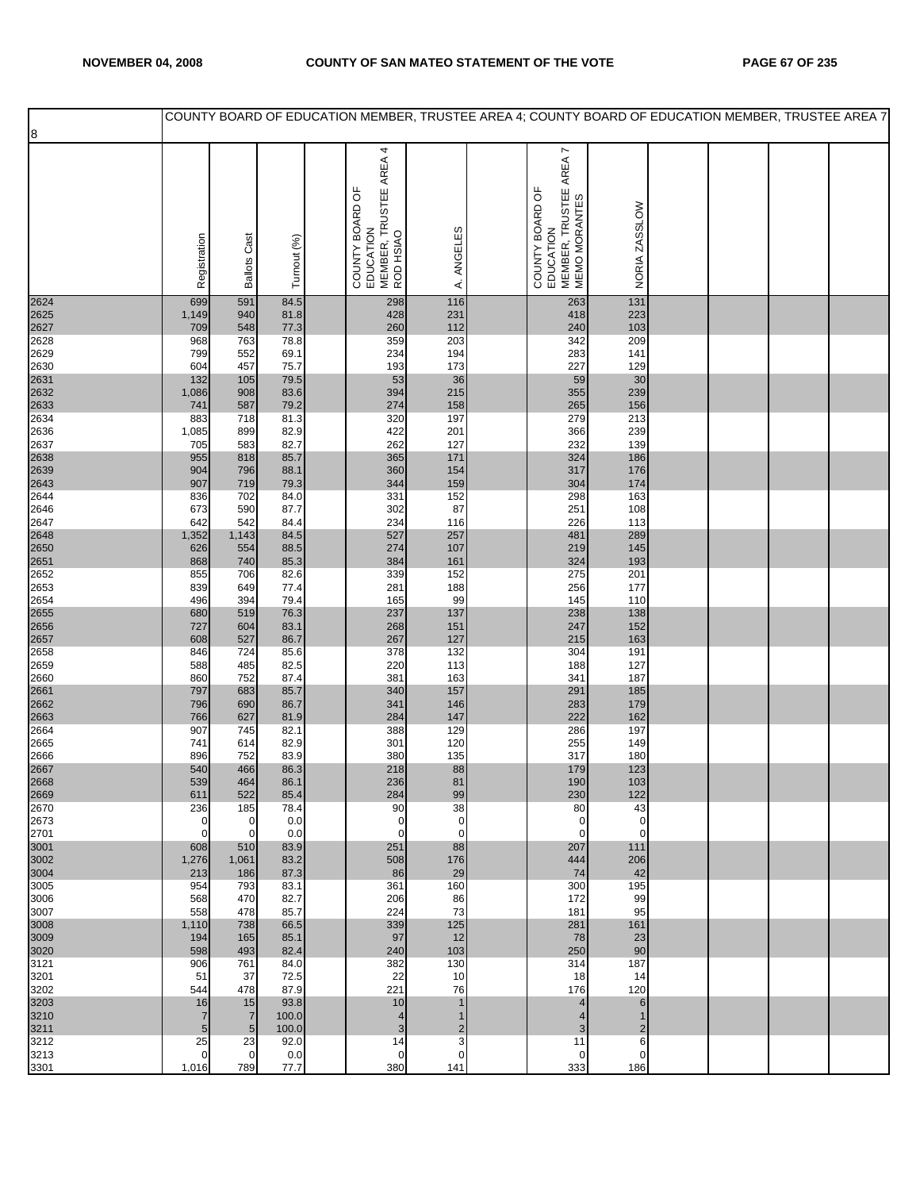| 8 | COUNTY BOARD OF EDUCATION MEMBER, TRUSTEE AREA 4; COUNTY BOARD OF EDUCATION MEMBER, TRUSTEE AREA 7 | | | | | | | | | | | | |
|---|---|---|---|---|---|---|---|---|---|---|---|---|---|
| | Registration | Ballots Cast | Turnout (%) | | COUNTY BOARD OF EDUCATION MEMBER, TRUSTEE AREA 4 ROD HSIAO | A. ANGELES | | COUNTY BOARD OF EDUCATION MEMBER, TRUSTEE AREA 7 MEMO MORANTES | NORIA ZASSLOW | | | | |
| 2624 | 699 | 591 | 84.5 | | 298 | 116 | | 263 | 131 | | | | |
| 2625 | 1,149 | 940 | 81.8 | | 428 | 231 | | 418 | 223 | | | | |
| 2627 | 709 | 548 | 77.3 | | 260 | 112 | | 240 | 103 | | | | |
| 2628 | 968 | 763 | 78.8 | | 359 | 203 | | 342 | 209 | | | | |
| 2629 | 799 | 552 | 69.1 | | 234 | 194 | | 283 | 141 | | | | |
| 2630 | 604 | 457 | 75.7 | | 193 | 173 | | 227 | 129 | | | | |
| 2631 | 132 | 105 | 79.5 | | 53 | 36 | | 59 | 30 | | | | |
| 2632 | 1,086 | 908 | 83.6 | | 394 | 215 | | 355 | 239 | | | | |
| 2633 | 741 | 587 | 79.2 | | 274 | 158 | | 265 | 156 | | | | |
| 2634 | 883 | 718 | 81.3 | | 320 | 197 | | 279 | 213 | | | | |
| 2636 | 1,085 | 899 | 82.9 | | 422 | 201 | | 366 | 239 | | | | |
| 2637 | 705 | 583 | 82.7 | | 262 | 127 | | 232 | 139 | | | | |
| 2638 | 955 | 818 | 85.7 | | 365 | 171 | | 324 | 186 | | | | |
| 2639 | 904 | 796 | 88.1 | | 360 | 154 | | 317 | 176 | | | | |
| 2643 | 907 | 719 | 79.3 | | 344 | 159 | | 304 | 174 | | | | |
| 2644 | 836 | 702 | 84.0 | | 331 | 152 | | 298 | 163 | | | | |
| 2646 | 673 | 590 | 87.7 | | 302 | 87 | | 251 | 108 | | | | |
| 2647 | 642 | 542 | 84.4 | | 234 | 116 | | 226 | 113 | | | | |
| 2648 | 1,352 | 1,143 | 84.5 | | 527 | 257 | | 481 | 289 | | | | |
| 2650 | 626 | 554 | 88.5 | | 274 | 107 | | 219 | 145 | | | | |
| 2651 | 868 | 740 | 85.3 | | 384 | 161 | | 324 | 193 | | | | |
| 2652 | 855 | 706 | 82.6 | | 339 | 152 | | 275 | 201 | | | | |
| 2653 | 839 | 649 | 77.4 | | 281 | 188 | | 256 | 177 | | | | |
| 2654 | 496 | 394 | 79.4 | | 165 | 99 | | 145 | 110 | | | | |
| 2655 | 680 | 519 | 76.3 | | 237 | 137 | | 238 | 138 | | | | |
| 2656 | 727 | 604 | 83.1 | | 268 | 151 | | 247 | 152 | | | | |
| 2657 | 608 | 527 | 86.7 | | 267 | 127 | | 215 | 163 | | | | |
| 2658 | 846 | 724 | 85.6 | | 378 | 132 | | 304 | 191 | | | | |
| 2659 | 588 | 485 | 82.5 | | 220 | 113 | | 188 | 127 | | | | |
| 2660 | 860 | 752 | 87.4 | | 381 | 163 | | 341 | 187 | | | | |
| 2661 | 797 | 683 | 85.7 | | 340 | 157 | | 291 | 185 | | | | |
| 2662 | 796 | 690 | 86.7 | | 341 | 146 | | 283 | 179 | | | | |
| 2663 | 766 | 627 | 81.9 | | 284 | 147 | | 222 | 162 | | | | |
| 2664 | 907 | 745 | 82.1 | | 388 | 129 | | 286 | 197 | | | | |
| 2665 | 741 | 614 | 82.9 | | 301 | 120 | | 255 | 149 | | | | |
| 2666 | 896 | 752 | 83.9 | | 380 | 135 | | 317 | 180 | | | | |
| 2667 | 540 | 466 | 86.3 | | 218 | 88 | | 179 | 123 | | | | |
| 2668 | 539 | 464 | 86.1 | | 236 | 81 | | 190 | 103 | | | | |
| 2669 | 611 | 522 | 85.4 | | 284 | 99 | | 230 | 122 | | | | |
| 2670 | 236 | 185 | 78.4 | | 90 | 38 | | 80 | 43 | | | | |
| 2673 | 0 | 0 | 0.0 | | 0 | 0 | | 0 | 0 | | | | |
| 2701 | 0 | 0 | 0.0 | | 0 | 0 | | 0 | 0 | | | | |
| 3001 | 608 | 510 | 83.9 | | 251 | 88 | | 207 | 111 | | | | |
| 3002 | 1,276 | 1,061 | 83.2 | | 508 | 176 | | 444 | 206 | | | | |
| 3004 | 213 | 186 | 87.3 | | 86 | 29 | | 74 | 42 | | | | |
| 3005 | 954 | 793 | 83.1 | | 361 | 160 | | 300 | 195 | | | | |
| 3006 | 568 | 470 | 82.7 | | 206 | 86 | | 172 | 99 | | | | |
| 3007 | 558 | 478 | 85.7 | | 224 | 73 | | 181 | 95 | | | | |
| 3008 | 1,110 | 738 | 66.5 | | 339 | 125 | | 281 | 161 | | | | |
| 3009 | 194 | 165 | 85.1 | | 97 | 12 | | 78 | 23 | | | | |
| 3020 | 598 | 493 | 82.4 | | 240 | 103 | | 250 | 90 | | | | |
| 3121 | 906 | 761 | 84.0 | | 382 | 130 | | 314 | 187 | | | | |
| 3201 | 51 | 37 | 72.5 | | 22 | 10 | | 18 | 14 | | | | |
| 3202 | 544 | 478 | 87.9 | | 221 | 76 | | 176 | 120 | | | | |
| 3203 | 16 | 15 | 93.8 | | 10 | 1 | | 4 | 6 | | | | |
| 3210 | 7 | 7 | 100.0 | | 4 | 1 | | 4 | 1 | | | | |
| 3211 | 5 | 5 | 100.0 | | 3 | 2 | | 3 | 2 | | | | |
| 3212 | 25 | 23 | 92.0 | | 14 | 3 | | 11 | 6 | | | | |
| 3213 | 0 | 0 | 0.0 | | 0 | 0 | | 0 | 0 | | | | |
| 3301 | 1,016 | 789 | 77.7 | | 380 | 141 | | 333 | 186 | | | | |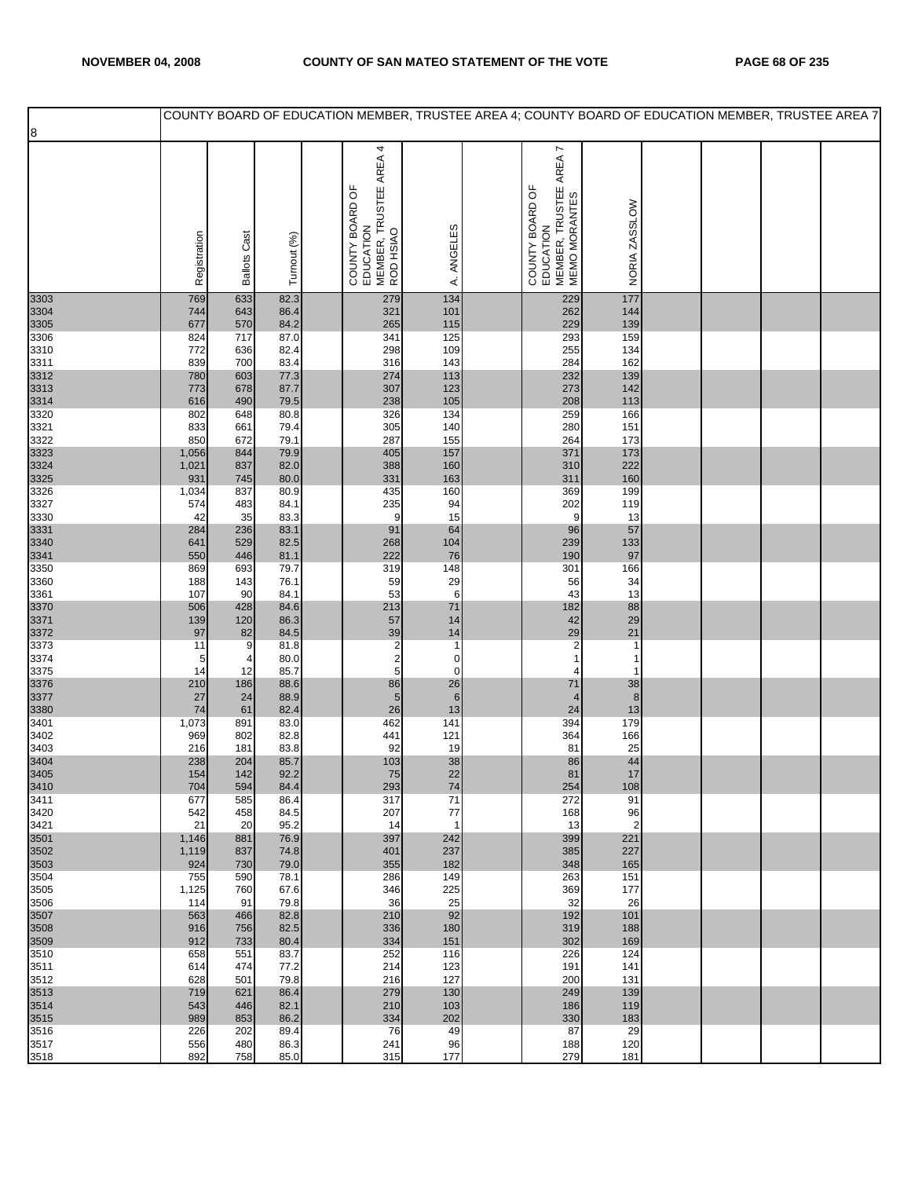COUNTY BOARD OF EDUCATION MEMBER, TRUSTEE AREA 4; COUNTY BOARD OF EDUCATION MEMBER, TRUSTEE AREA 7

| 8 | Registration | Ballots Cast | Turnout (%) | | COUNTY BOARD OF EDUCATION MEMBER, TRUSTEE AREA 4 ROD HSIAO | A. ANGELES | | COUNTY BOARD OF EDUCATION MEMBER, TRUSTEE AREA 7 MEMO MORANTES | NORIA ZASSLOW | | | | |
|---|---|---|---|---|---|---|---|---|---|---|---|---|---|
| 3303 | 769 | 633 | 82.3 | | 279 | 134 | | 229 | 177 | | | | |
| 3304 | 744 | 643 | 86.4 | | 321 | 101 | | 262 | 144 | | | | |
| 3305 | 677 | 570 | 84.2 | | 265 | 115 | | 229 | 139 | | | | |
| 3306 | 824 | 717 | 87.0 | | 341 | 125 | | 293 | 159 | | | | |
| 3310 | 772 | 636 | 82.4 | | 298 | 109 | | 255 | 134 | | | | |
| 3311 | 839 | 700 | 83.4 | | 316 | 143 | | 284 | 162 | | | | |
| 3312 | 780 | 603 | 77.3 | | 274 | 113 | | 232 | 139 | | | | |
| 3313 | 773 | 678 | 87.7 | | 307 | 123 | | 273 | 142 | | | | |
| 3314 | 616 | 490 | 79.5 | | 238 | 105 | | 208 | 113 | | | | |
| 3320 | 802 | 648 | 80.8 | | 326 | 134 | | 259 | 166 | | | | |
| 3321 | 833 | 661 | 79.4 | | 305 | 140 | | 280 | 151 | | | | |
| 3322 | 850 | 672 | 79.1 | | 287 | 155 | | 264 | 173 | | | | |
| 3323 | 1,056 | 844 | 79.9 | | 405 | 157 | | 371 | 173 | | | | |
| 3324 | 1,021 | 837 | 82.0 | | 388 | 160 | | 310 | 222 | | | | |
| 3325 | 931 | 745 | 80.0 | | 331 | 163 | | 311 | 160 | | | | |
| 3326 | 1,034 | 837 | 80.9 | | 435 | 160 | | 369 | 199 | | | | |
| 3327 | 574 | 483 | 84.1 | | 235 | 94 | | 202 | 119 | | | | |
| 3330 | 42 | 35 | 83.3 | | 9 | 15 | | 9 | 13 | | | | |
| 3331 | 284 | 236 | 83.1 | | 91 | 64 | | 96 | 57 | | | | |
| 3340 | 641 | 529 | 82.5 | | 268 | 104 | | 239 | 133 | | | | |
| 3341 | 550 | 446 | 81.1 | | 222 | 76 | | 190 | 97 | | | | |
| 3350 | 869 | 693 | 79.7 | | 319 | 148 | | 301 | 166 | | | | |
| 3360 | 188 | 143 | 76.1 | | 59 | 29 | | 56 | 34 | | | | |
| 3361 | 107 | 90 | 84.1 | | 53 | 6 | | 43 | 13 | | | | |
| 3370 | 506 | 428 | 84.6 | | 213 | 71 | | 182 | 88 | | | | |
| 3371 | 139 | 120 | 86.3 | | 57 | 14 | | 42 | 29 | | | | |
| 3372 | 97 | 82 | 84.5 | | 39 | 14 | | 29 | 21 | | | | |
| 3373 | 11 | 9 | 81.8 | | 2 | 1 | | 2 | 1 | | | | |
| 3374 | 5 | 4 | 80.0 | | 2 | 0 | | 1 | 1 | | | | |
| 3375 | 14 | 12 | 85.7 | | 5 | 0 | | 4 | 1 | | | | |
| 3376 | 210 | 186 | 88.6 | | 86 | 26 | | 71 | 38 | | | | |
| 3377 | 27 | 24 | 88.9 | | 5 | 6 | | 4 | 8 | | | | |
| 3380 | 74 | 61 | 82.4 | | 26 | 13 | | 24 | 13 | | | | |
| 3401 | 1,073 | 891 | 83.0 | | 462 | 141 | | 394 | 179 | | | | |
| 3402 | 969 | 802 | 82.8 | | 441 | 121 | | 364 | 166 | | | | |
| 3403 | 216 | 181 | 83.8 | | 92 | 19 | | 81 | 25 | | | | |
| 3404 | 238 | 204 | 85.7 | | 103 | 38 | | 86 | 44 | | | | |
| 3405 | 154 | 142 | 92.2 | | 75 | 22 | | 81 | 17 | | | | |
| 3410 | 704 | 594 | 84.4 | | 293 | 74 | | 254 | 108 | | | | |
| 3411 | 677 | 585 | 86.4 | | 317 | 71 | | 272 | 91 | | | | |
| 3420 | 542 | 458 | 84.5 | | 207 | 77 | | 168 | 96 | | | | |
| 3421 | 21 | 20 | 95.2 | | 14 | 1 | | 13 | 2 | | | | |
| 3501 | 1,146 | 881 | 76.9 | | 397 | 242 | | 399 | 221 | | | | |
| 3502 | 1,119 | 837 | 74.8 | | 401 | 237 | | 385 | 227 | | | | |
| 3503 | 924 | 730 | 79.0 | | 355 | 182 | | 348 | 165 | | | | |
| 3504 | 755 | 590 | 78.1 | | 286 | 149 | | 263 | 151 | | | | |
| 3505 | 1,125 | 760 | 67.6 | | 346 | 225 | | 369 | 177 | | | | |
| 3506 | 114 | 91 | 79.8 | | 36 | 25 | | 32 | 26 | | | | |
| 3507 | 563 | 466 | 82.8 | | 210 | 92 | | 192 | 101 | | | | |
| 3508 | 916 | 756 | 82.5 | | 336 | 180 | | 319 | 188 | | | | |
| 3509 | 912 | 733 | 80.4 | | 334 | 151 | | 302 | 169 | | | | |
| 3510 | 658 | 551 | 83.7 | | 252 | 116 | | 226 | 124 | | | | |
| 3511 | 614 | 474 | 77.2 | | 214 | 123 | | 191 | 141 | | | | |
| 3512 | 628 | 501 | 79.8 | | 216 | 127 | | 200 | 131 | | | | |
| 3513 | 719 | 621 | 86.4 | | 279 | 130 | | 249 | 139 | | | | |
| 3514 | 543 | 446 | 82.1 | | 210 | 103 | | 186 | 119 | | | | |
| 3515 | 989 | 853 | 86.2 | | 334 | 202 | | 330 | 183 | | | | |
| 3516 | 226 | 202 | 89.4 | | 76 | 49 | | 87 | 29 | | | | |
| 3517 | 556 | 480 | 86.3 | | 241 | 96 | | 188 | 120 | | | | |
| 3518 | 892 | 758 | 85.0 | | 315 | 177 | | 279 | 181 | | | | |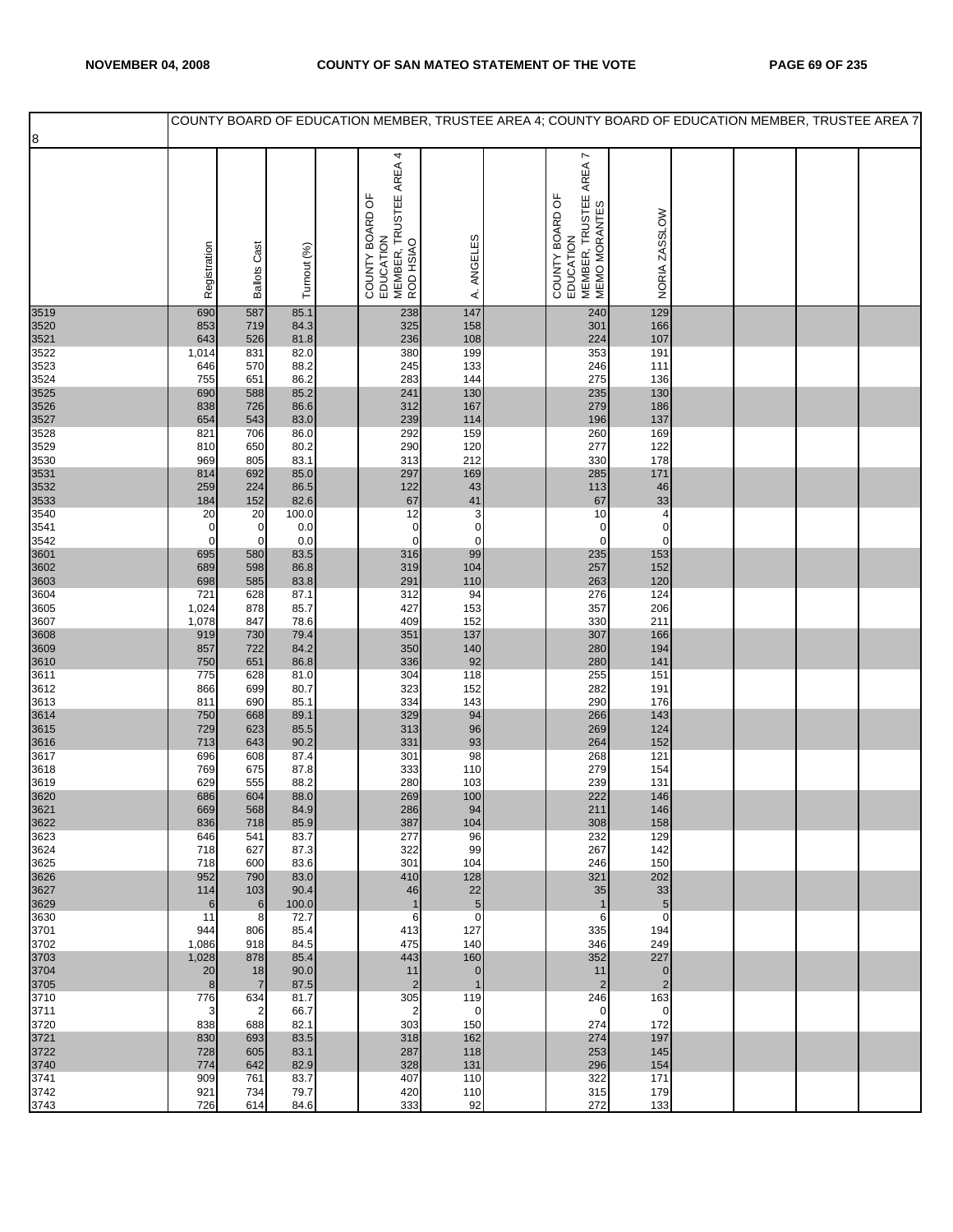## COUNTY BOARD OF EDUCATION MEMBER, TRUSTEE AREA 4; COUNTY BOARD OF EDUCATION MEMBER, TRUSTEE AREA 7

8

| | Registration | Ballots Cast | Turnout (%) | | COUNTY BOARD OF EDUCATION MEMBER, TRUSTEE AREA 4 ROD HSIAO | A. ANGELES | | COUNTY BOARD OF EDUCATION MEMBER, TRUSTEE AREA 7 MEMO MORANTES | NORIA ZASSLOW | | | | |
|---|---|---|---|---|---|---|---|---|---|---|---|---|---|
| 3519 | 690 | 587 | 85.1 | | 238 | 147 | | 240 | 129 | | | | |
| 3520 | 853 | 719 | 84.3 | | 325 | 158 | | 301 | 166 | | | | |
| 3521 | 643 | 526 | 81.8 | | 236 | 108 | | 224 | 107 | | | | |
| 3522 | 1,014 | 831 | 82.0 | | 380 | 199 | | 353 | 191 | | | | |
| 3523 | 646 | 570 | 88.2 | | 245 | 133 | | 246 | 111 | | | | |
| 3524 | 755 | 651 | 86.2 | | 283 | 144 | | 275 | 136 | | | | |
| 3525 | 690 | 588 | 85.2 | | 241 | 130 | | 235 | 130 | | | | |
| 3526 | 838 | 726 | 86.6 | | 312 | 167 | | 279 | 186 | | | | |
| 3527 | 654 | 543 | 83.0 | | 239 | 114 | | 196 | 137 | | | | |
| 3528 | 821 | 706 | 86.0 | | 292 | 159 | | 260 | 169 | | | | |
| 3529 | 810 | 650 | 80.2 | | 290 | 120 | | 277 | 122 | | | | |
| 3530 | 969 | 805 | 83.1 | | 313 | 212 | | 330 | 178 | | | | |
| 3531 | 814 | 692 | 85.0 | | 297 | 169 | | 285 | 171 | | | | |
| 3532 | 259 | 224 | 86.5 | | 122 | 43 | | 113 | 46 | | | | |
| 3533 | 184 | 152 | 82.6 | | 67 | 41 | | 67 | 33 | | | | |
| 3540 | 20 | 20 | 100.0 | | 12 | 3 | | 10 | 4 | | | | |
| 3541 | 0 | 0 | 0.0 | | 0 | 0 | | 0 | 0 | | | | |
| 3542 | 0 | 0 | 0.0 | | 0 | 0 | | 0 | 0 | | | | |
| 3601 | 695 | 580 | 83.5 | | 316 | 99 | | 235 | 153 | | | | |
| 3602 | 689 | 598 | 86.8 | | 319 | 104 | | 257 | 152 | | | | |
| 3603 | 698 | 585 | 83.8 | | 291 | 110 | | 263 | 120 | | | | |
| 3604 | 721 | 628 | 87.1 | | 312 | 94 | | 276 | 124 | | | | |
| 3605 | 1,024 | 878 | 85.7 | | 427 | 153 | | 357 | 206 | | | | |
| 3607 | 1,078 | 847 | 78.6 | | 409 | 152 | | 330 | 211 | | | | |
| 3608 | 919 | 730 | 79.4 | | 351 | 137 | | 307 | 166 | | | | |
| 3609 | 857 | 722 | 84.2 | | 350 | 140 | | 280 | 194 | | | | |
| 3610 | 750 | 651 | 86.8 | | 336 | 92 | | 280 | 141 | | | | |
| 3611 | 775 | 628 | 81.0 | | 304 | 118 | | 255 | 151 | | | | |
| 3612 | 866 | 699 | 80.7 | | 323 | 152 | | 282 | 191 | | | | |
| 3613 | 811 | 690 | 85.1 | | 334 | 143 | | 290 | 176 | | | | |
| 3614 | 750 | 668 | 89.1 | | 329 | 94 | | 266 | 143 | | | | |
| 3615 | 729 | 623 | 85.5 | | 313 | 96 | | 269 | 124 | | | | |
| 3616 | 713 | 643 | 90.2 | | 331 | 93 | | 264 | 152 | | | | |
| 3617 | 696 | 608 | 87.4 | | 301 | 98 | | 268 | 121 | | | | |
| 3618 | 769 | 675 | 87.8 | | 333 | 110 | | 279 | 154 | | | | |
| 3619 | 629 | 555 | 88.2 | | 280 | 103 | | 239 | 131 | | | | |
| 3620 | 686 | 604 | 88.0 | | 269 | 100 | | 222 | 146 | | | | |
| 3621 | 669 | 568 | 84.9 | | 286 | 94 | | 211 | 146 | | | | |
| 3622 | 836 | 718 | 85.9 | | 387 | 104 | | 308 | 158 | | | | |
| 3623 | 646 | 541 | 83.7 | | 277 | 96 | | 232 | 129 | | | | |
| 3624 | 718 | 627 | 87.3 | | 322 | 99 | | 267 | 142 | | | | |
| 3625 | 718 | 600 | 83.6 | | 301 | 104 | | 246 | 150 | | | | |
| 3626 | 952 | 790 | 83.0 | | 410 | 128 | | 321 | 202 | | | | |
| 3627 | 114 | 103 | 90.4 | | 46 | 22 | | 35 | 33 | | | | |
| 3629 | 6 | 6 | 100.0 | | 1 | 5 | | 1 | 5 | | | | |
| 3630 | 11 | 8 | 72.7 | | 6 | 0 | | 6 | 0 | | | | |
| 3701 | 944 | 806 | 85.4 | | 413 | 127 | | 335 | 194 | | | | |
| 3702 | 1,086 | 918 | 84.5 | | 475 | 140 | | 346 | 249 | | | | |
| 3703 | 1,028 | 878 | 85.4 | | 443 | 160 | | 352 | 227 | | | | |
| 3704 | 20 | 18 | 90.0 | | 11 | 0 | | 11 | 0 | | | | |
| 3705 | 8 | 7 | 87.5 | | 2 | 1 | | 2 | 2 | | | | |
| 3710 | 776 | 634 | 81.7 | | 305 | 119 | | 246 | 163 | | | | |
| 3711 | 3 | 2 | 66.7 | | 2 | 0 | | 0 | 0 | | | | |
| 3720 | 838 | 688 | 82.1 | | 303 | 150 | | 274 | 172 | | | | |
| 3721 | 830 | 693 | 83.5 | | 318 | 162 | | 274 | 197 | | | | |
| 3722 | 728 | 605 | 83.1 | | 287 | 118 | | 253 | 145 | | | | |
| 3740 | 774 | 642 | 82.9 | | 328 | 131 | | 296 | 154 | | | | |
| 3741 | 909 | 761 | 83.7 | | 407 | 110 | | 322 | 171 | | | | |
| 3742 | 921 | 734 | 79.7 | | 420 | 110 | | 315 | 179 | | | | |
| 3743 | 726 | 614 | 84.6 | | 333 | 92 | | 272 | 133 | | | | |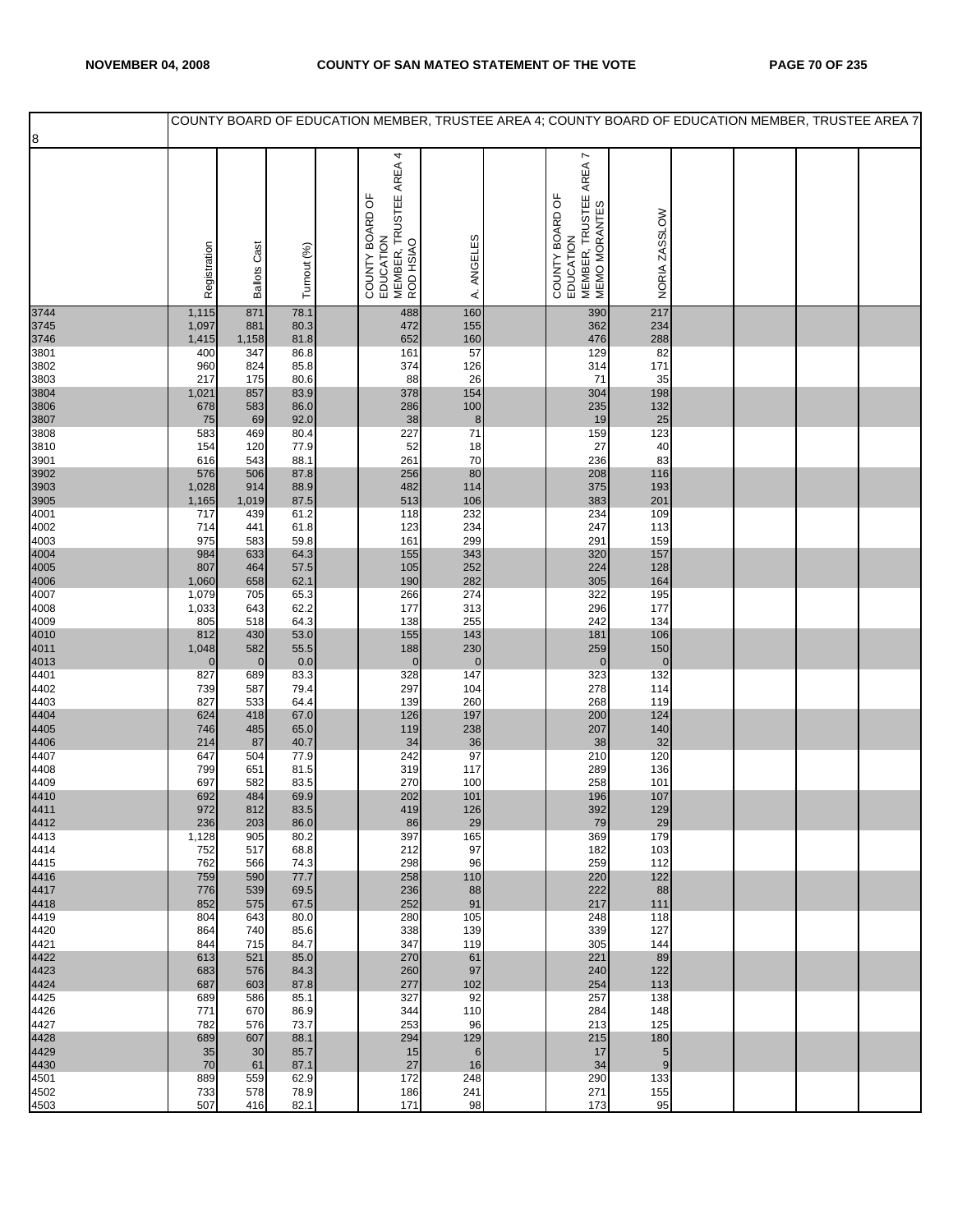COUNTY BOARD OF EDUCATION MEMBER, TRUSTEE AREA 4; COUNTY BOARD OF EDUCATION MEMBER, TRUSTEE AREA 7

8

| | Registration | Ballots Cast | Turnout (%) | | COUNTY BOARD OF EDUCATION MEMBER, TRUSTEE AREA 4 ROD HSIAO | A. ANGELES | | COUNTY BOARD OF EDUCATION MEMBER, TRUSTEE AREA 7 MEMO MORANTES | NORIA ZASSLOW | | | | |
|---|---|---|---|---|---|---|---|---|---|---|---|---|---|
| 3744 | 1,115 | 871 | 78.1 | | 488 | 160 | | 390 | 217 | | | | |
| 3745 | 1,097 | 881 | 80.3 | | 472 | 155 | | 362 | 234 | | | | |
| 3746 | 1,415 | 1,158 | 81.8 | | 652 | 160 | | 476 | 288 | | | | |
| 3801 | 400 | 347 | 86.8 | | 161 | 57 | | 129 | 82 | | | | |
| 3802 | 960 | 824 | 85.8 | | 374 | 126 | | 314 | 171 | | | | |
| 3803 | 217 | 175 | 80.6 | | 88 | 26 | | 71 | 35 | | | | |
| 3804 | 1,021 | 857 | 83.9 | | 378 | 154 | | 304 | 198 | | | | |
| 3806 | 678 | 583 | 86.0 | | 286 | 100 | | 235 | 132 | | | | |
| 3807 | 75 | 69 | 92.0 | | 38 | 8 | | 19 | 25 | | | | |
| 3808 | 583 | 469 | 80.4 | | 227 | 71 | | 159 | 123 | | | | |
| 3810 | 154 | 120 | 77.9 | | 52 | 18 | | 27 | 40 | | | | |
| 3901 | 616 | 543 | 88.1 | | 261 | 70 | | 236 | 83 | | | | |
| 3902 | 576 | 506 | 87.8 | | 256 | 80 | | 208 | 116 | | | | |
| 3903 | 1,028 | 914 | 88.9 | | 482 | 114 | | 375 | 193 | | | | |
| 3905 | 1,165 | 1,019 | 87.5 | | 513 | 106 | | 383 | 201 | | | | |
| 4001 | 717 | 439 | 61.2 | | 118 | 232 | | 234 | 109 | | | | |
| 4002 | 714 | 441 | 61.8 | | 123 | 234 | | 247 | 113 | | | | |
| 4003 | 975 | 583 | 59.8 | | 161 | 299 | | 291 | 159 | | | | |
| 4004 | 984 | 633 | 64.3 | | 155 | 343 | | 320 | 157 | | | | |
| 4005 | 807 | 464 | 57.5 | | 105 | 252 | | 224 | 128 | | | | |
| 4006 | 1,060 | 658 | 62.1 | | 190 | 282 | | 305 | 164 | | | | |
| 4007 | 1,079 | 705 | 65.3 | | 266 | 274 | | 322 | 195 | | | | |
| 4008 | 1,033 | 643 | 62.2 | | 177 | 313 | | 296 | 177 | | | | |
| 4009 | 805 | 518 | 64.3 | | 138 | 255 | | 242 | 134 | | | | |
| 4010 | 812 | 430 | 53.0 | | 155 | 143 | | 181 | 106 | | | | |
| 4011 | 1,048 | 582 | 55.5 | | 188 | 230 | | 259 | 150 | | | | |
| 4013 | 0 | 0 | 0.0 | | 0 | 0 | | 0 | 0 | | | | |
| 4401 | 827 | 689 | 83.3 | | 328 | 147 | | 323 | 132 | | | | |
| 4402 | 739 | 587 | 79.4 | | 297 | 104 | | 278 | 114 | | | | |
| 4403 | 827 | 533 | 64.4 | | 139 | 260 | | 268 | 119 | | | | |
| 4404 | 624 | 418 | 67.0 | | 126 | 197 | | 200 | 124 | | | | |
| 4405 | 746 | 485 | 65.0 | | 119 | 238 | | 207 | 140 | | | | |
| 4406 | 214 | 87 | 40.7 | | 34 | 36 | | 38 | 32 | | | | |
| 4407 | 647 | 504 | 77.9 | | 242 | 97 | | 210 | 120 | | | | |
| 4408 | 799 | 651 | 81.5 | | 319 | 117 | | 289 | 136 | | | | |
| 4409 | 697 | 582 | 83.5 | | 270 | 100 | | 258 | 101 | | | | |
| 4410 | 692 | 484 | 69.9 | | 202 | 101 | | 196 | 107 | | | | |
| 4411 | 972 | 812 | 83.5 | | 419 | 126 | | 392 | 129 | | | | |
| 4412 | 236 | 203 | 86.0 | | 86 | 29 | | 79 | 29 | | | | |
| 4413 | 1,128 | 905 | 80.2 | | 397 | 165 | | 369 | 179 | | | | |
| 4414 | 752 | 517 | 68.8 | | 212 | 97 | | 182 | 103 | | | | |
| 4415 | 762 | 566 | 74.3 | | 298 | 96 | | 259 | 112 | | | | |
| 4416 | 759 | 590 | 77.7 | | 258 | 110 | | 220 | 122 | | | | |
| 4417 | 776 | 539 | 69.5 | | 236 | 88 | | 222 | 88 | | | | |
| 4418 | 852 | 575 | 67.5 | | 252 | 91 | | 217 | 111 | | | | |
| 4419 | 804 | 643 | 80.0 | | 280 | 105 | | 248 | 118 | | | | |
| 4420 | 864 | 740 | 85.6 | | 338 | 139 | | 339 | 127 | | | | |
| 4421 | 844 | 715 | 84.7 | | 347 | 119 | | 305 | 144 | | | | |
| 4422 | 613 | 521 | 85.0 | | 270 | 61 | | 221 | 89 | | | | |
| 4423 | 683 | 576 | 84.3 | | 260 | 97 | | 240 | 122 | | | | |
| 4424 | 687 | 603 | 87.8 | | 277 | 102 | | 254 | 113 | | | | |
| 4425 | 689 | 586 | 85.1 | | 327 | 92 | | 257 | 138 | | | | |
| 4426 | 771 | 670 | 86.9 | | 344 | 110 | | 284 | 148 | | | | |
| 4427 | 782 | 576 | 73.7 | | 253 | 96 | | 213 | 125 | | | | |
| 4428 | 689 | 607 | 88.1 | | 294 | 129 | | 215 | 180 | | | | |
| 4429 | 35 | 30 | 85.7 | | 15 | 6 | | 17 | 5 | | | | |
| 4430 | 70 | 61 | 87.1 | | 27 | 16 | | 34 | 9 | | | | |
| 4501 | 889 | 559 | 62.9 | | 172 | 248 | | 290 | 133 | | | | |
| 4502 | 733 | 578 | 78.9 | | 186 | 241 | | 271 | 155 | | | | |
| 4503 | 507 | 416 | 82.1 | | 171 | 98 | | 173 | 95 | | | | |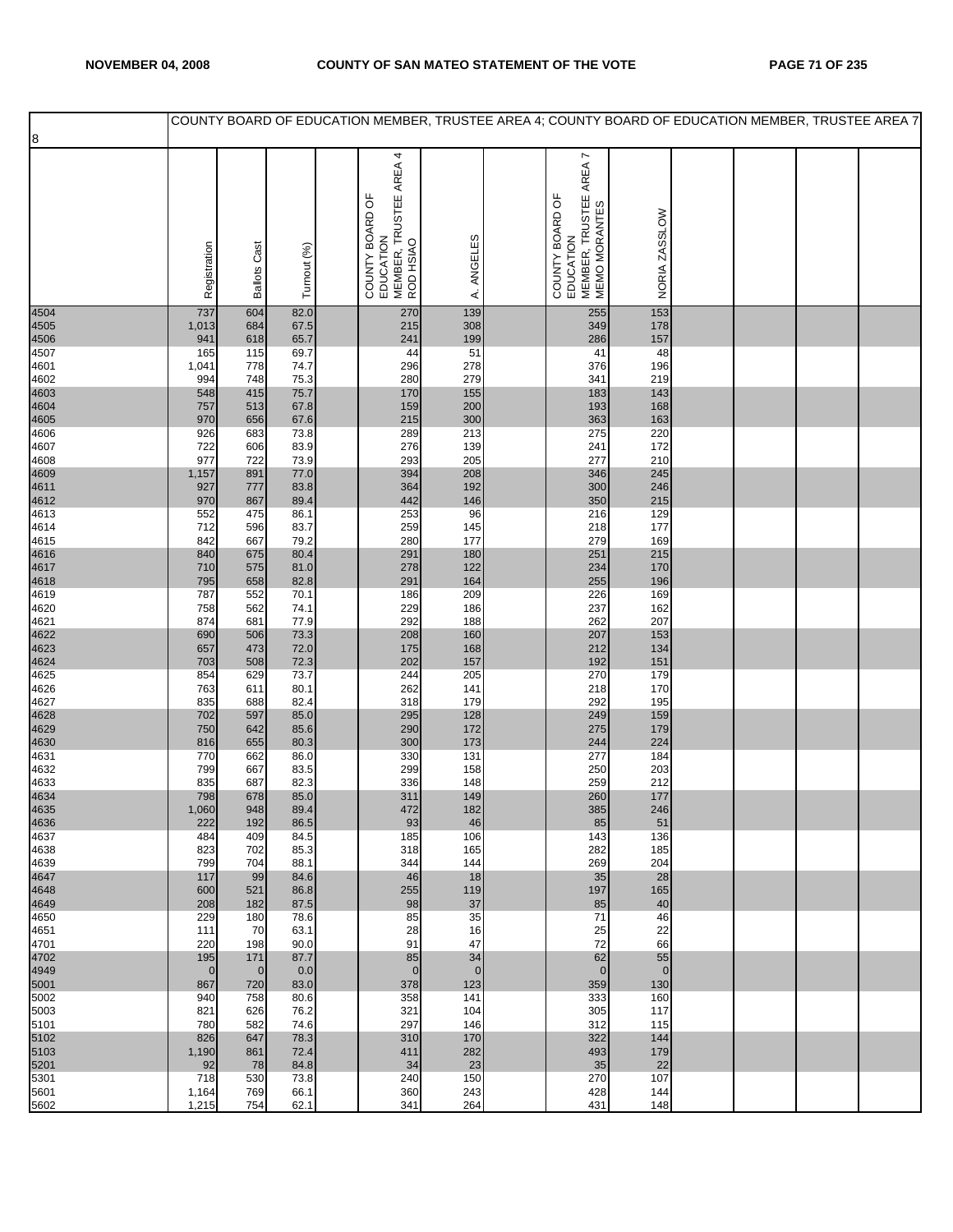COUNTY BOARD OF EDUCATION MEMBER, TRUSTEE AREA 4; COUNTY BOARD OF EDUCATION MEMBER, TRUSTEE AREA 7

8

| | Registration | Ballots Cast | Turnout (%) | | COUNTY BOARD OF EDUCATION MEMBER, TRUSTEE AREA 4 ROD HSIAO | A. ANGELES | | COUNTY BOARD OF EDUCATION MEMBER, TRUSTEE AREA 7 MEMO MORANTES | NORIA ZASSLOW | | | | |
|---|---|---|---|---|---|---|---|---|---|---|---|---|---|
| 4504 | 737 | 604 | 82.0 | | 270 | 139 | | 255 | 153 | | | | |
| 4505 | 1,013 | 684 | 67.5 | | 215 | 308 | | 349 | 178 | | | | |
| 4506 | 941 | 618 | 65.7 | | 241 | 199 | | 286 | 157 | | | | |
| 4507 | 165 | 115 | 69.7 | | 44 | 51 | | 41 | 48 | | | | |
| 4601 | 1,041 | 778 | 74.7 | | 296 | 278 | | 376 | 196 | | | | |
| 4602 | 994 | 748 | 75.3 | | 280 | 279 | | 341 | 219 | | | | |
| 4603 | 548 | 415 | 75.7 | | 170 | 155 | | 183 | 143 | | | | |
| 4604 | 757 | 513 | 67.8 | | 159 | 200 | | 193 | 168 | | | | |
| 4605 | 970 | 656 | 67.6 | | 215 | 300 | | 363 | 163 | | | | |
| 4606 | 926 | 683 | 73.8 | | 289 | 213 | | 275 | 220 | | | | |
| 4607 | 722 | 606 | 83.9 | | 276 | 139 | | 241 | 172 | | | | |
| 4608 | 977 | 722 | 73.9 | | 293 | 205 | | 277 | 210 | | | | |
| 4609 | 1,157 | 891 | 77.0 | | 394 | 208 | | 346 | 245 | | | | |
| 4611 | 927 | 777 | 83.8 | | 364 | 192 | | 300 | 246 | | | | |
| 4612 | 970 | 867 | 89.4 | | 442 | 146 | | 350 | 215 | | | | |
| 4613 | 552 | 475 | 86.1 | | 253 | 96 | | 216 | 129 | | | | |
| 4614 | 712 | 596 | 83.7 | | 259 | 145 | | 218 | 177 | | | | |
| 4615 | 842 | 667 | 79.2 | | 280 | 177 | | 279 | 169 | | | | |
| 4616 | 840 | 675 | 80.4 | | 291 | 180 | | 251 | 215 | | | | |
| 4617 | 710 | 575 | 81.0 | | 278 | 122 | | 234 | 170 | | | | |
| 4618 | 795 | 658 | 82.8 | | 291 | 164 | | 255 | 196 | | | | |
| 4619 | 787 | 552 | 70.1 | | 186 | 209 | | 226 | 169 | | | | |
| 4620 | 758 | 562 | 74.1 | | 229 | 186 | | 237 | 162 | | | | |
| 4621 | 874 | 681 | 77.9 | | 292 | 188 | | 262 | 207 | | | | |
| 4622 | 690 | 506 | 73.3 | | 208 | 160 | | 207 | 153 | | | | |
| 4623 | 657 | 473 | 72.0 | | 175 | 168 | | 212 | 134 | | | | |
| 4624 | 703 | 508 | 72.3 | | 202 | 157 | | 192 | 151 | | | | |
| 4625 | 854 | 629 | 73.7 | | 244 | 205 | | 270 | 179 | | | | |
| 4626 | 763 | 611 | 80.1 | | 262 | 141 | | 218 | 170 | | | | |
| 4627 | 835 | 688 | 82.4 | | 318 | 179 | | 292 | 195 | | | | |
| 4628 | 702 | 597 | 85.0 | | 295 | 128 | | 249 | 159 | | | | |
| 4629 | 750 | 642 | 85.6 | | 290 | 172 | | 275 | 179 | | | | |
| 4630 | 816 | 655 | 80.3 | | 300 | 173 | | 244 | 224 | | | | |
| 4631 | 770 | 662 | 86.0 | | 330 | 131 | | 277 | 184 | | | | |
| 4632 | 799 | 667 | 83.5 | | 299 | 158 | | 250 | 203 | | | | |
| 4633 | 835 | 687 | 82.3 | | 336 | 148 | | 259 | 212 | | | | |
| 4634 | 798 | 678 | 85.0 | | 311 | 149 | | 260 | 177 | | | | |
| 4635 | 1,060 | 948 | 89.4 | | 472 | 182 | | 385 | 246 | | | | |
| 4636 | 222 | 192 | 86.5 | | 93 | 46 | | 85 | 51 | | | | |
| 4637 | 484 | 409 | 84.5 | | 185 | 106 | | 143 | 136 | | | | |
| 4638 | 823 | 702 | 85.3 | | 318 | 165 | | 282 | 185 | | | | |
| 4639 | 799 | 704 | 88.1 | | 344 | 144 | | 269 | 204 | | | | |
| 4647 | 117 | 99 | 84.6 | | 46 | 18 | | 35 | 28 | | | | |
| 4648 | 600 | 521 | 86.8 | | 255 | 119 | | 197 | 165 | | | | |
| 4649 | 208 | 182 | 87.5 | | 98 | 37 | | 85 | 40 | | | | |
| 4650 | 229 | 180 | 78.6 | | 85 | 35 | | 71 | 46 | | | | |
| 4651 | 111 | 70 | 63.1 | | 28 | 16 | | 25 | 22 | | | | |
| 4701 | 220 | 198 | 90.0 | | 91 | 47 | | 72 | 66 | | | | |
| 4702 | 195 | 171 | 87.7 | | 85 | 34 | | 62 | 55 | | | | |
| 4949 | 0 | 0 | 0.0 | | 0 | 0 | | 0 | 0 | | | | |
| 5001 | 867 | 720 | 83.0 | | 378 | 123 | | 359 | 130 | | | | |
| 5002 | 940 | 758 | 80.6 | | 358 | 141 | | 333 | 160 | | | | |
| 5003 | 821 | 626 | 76.2 | | 321 | 104 | | 305 | 117 | | | | |
| 5101 | 780 | 582 | 74.6 | | 297 | 146 | | 312 | 115 | | | | |
| 5102 | 826 | 647 | 78.3 | | 310 | 170 | | 322 | 144 | | | | |
| 5103 | 1,190 | 861 | 72.4 | | 411 | 282 | | 493 | 179 | | | | |
| 5201 | 92 | 78 | 84.8 | | 34 | 23 | | 35 | 22 | | | | |
| 5301 | 718 | 530 | 73.8 | | 240 | 150 | | 270 | 107 | | | | |
| 5601 | 1,164 | 769 | 66.1 | | 360 | 243 | | 428 | 144 | | | | |
| 5602 | 1,215 | 754 | 62.1 | | 341 | 264 | | 431 | 148 | | | | |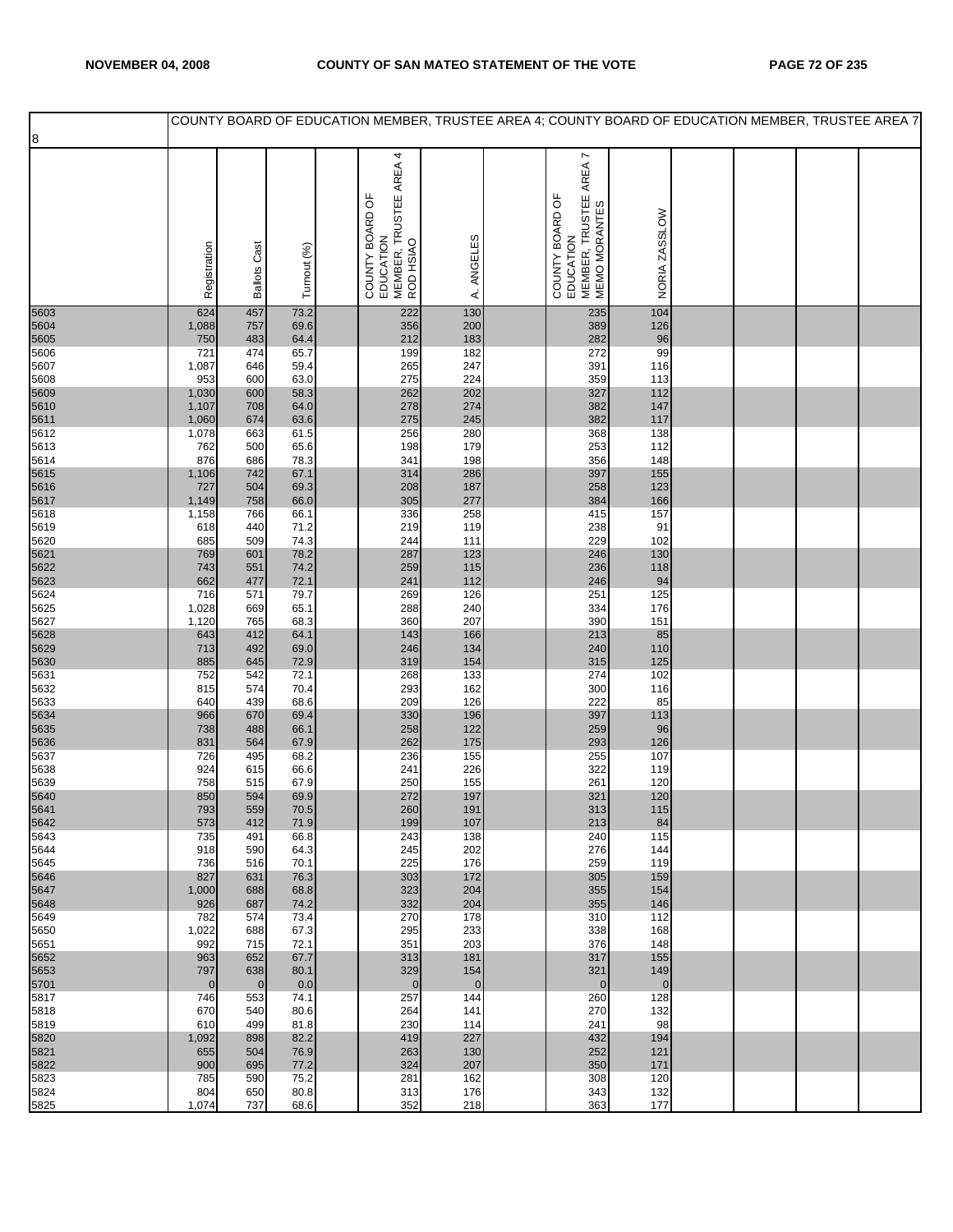COUNTY BOARD OF EDUCATION MEMBER, TRUSTEE AREA 4; COUNTY BOARD OF EDUCATION MEMBER, TRUSTEE AREA 7

8

| | Registration | Ballots Cast | Turnout (%) | | COUNTY BOARD OF EDUCATION MEMBER, TRUSTEE AREA 4 ROD HSIAO | A. ANGELES | | COUNTY BOARD OF EDUCATION MEMBER, TRUSTEE AREA 7 MEMO MORANTES | NORIA ZASSLOW | | | | |
|---|---|---|---|---|---|---|---|---|---|---|---|---|---|
| 5603 | 624 | 457 | 73.2 | | 222 | 130 | | 235 | 104 | | | | |
| 5604 | 1,088 | 757 | 69.6 | | 356 | 200 | | 389 | 126 | | | | |
| 5605 | 750 | 483 | 64.4 | | 212 | 183 | | 282 | 96 | | | | |
| 5606 | 721 | 474 | 65.7 | | 199 | 182 | | 272 | 99 | | | | |
| 5607 | 1,087 | 646 | 59.4 | | 265 | 247 | | 391 | 116 | | | | |
| 5608 | 953 | 600 | 63.0 | | 275 | 224 | | 359 | 113 | | | | |
| 5609 | 1,030 | 600 | 58.3 | | 262 | 202 | | 327 | 112 | | | | |
| 5610 | 1,107 | 708 | 64.0 | | 278 | 274 | | 382 | 147 | | | | |
| 5611 | 1,060 | 674 | 63.6 | | 275 | 245 | | 382 | 117 | | | | |
| 5612 | 1,078 | 663 | 61.5 | | 256 | 280 | | 368 | 138 | | | | |
| 5613 | 762 | 500 | 65.6 | | 198 | 179 | | 253 | 112 | | | | |
| 5614 | 876 | 686 | 78.3 | | 341 | 198 | | 356 | 148 | | | | |
| 5615 | 1,106 | 742 | 67.1 | | 314 | 286 | | 397 | 155 | | | | |
| 5616 | 727 | 504 | 69.3 | | 208 | 187 | | 258 | 123 | | | | |
| 5617 | 1,149 | 758 | 66.0 | | 305 | 277 | | 384 | 166 | | | | |
| 5618 | 1,158 | 766 | 66.1 | | 336 | 258 | | 415 | 157 | | | | |
| 5619 | 618 | 440 | 71.2 | | 219 | 119 | | 238 | 91 | | | | |
| 5620 | 685 | 509 | 74.3 | | 244 | 111 | | 229 | 102 | | | | |
| 5621 | 769 | 601 | 78.2 | | 287 | 123 | | 246 | 130 | | | | |
| 5622 | 743 | 551 | 74.2 | | 259 | 115 | | 236 | 118 | | | | |
| 5623 | 662 | 477 | 72.1 | | 241 | 112 | | 246 | 94 | | | | |
| 5624 | 716 | 571 | 79.7 | | 269 | 126 | | 251 | 125 | | | | |
| 5625 | 1,028 | 669 | 65.1 | | 288 | 240 | | 334 | 176 | | | | |
| 5627 | 1,120 | 765 | 68.3 | | 360 | 207 | | 390 | 151 | | | | |
| 5628 | 643 | 412 | 64.1 | | 143 | 166 | | 213 | 85 | | | | |
| 5629 | 713 | 492 | 69.0 | | 246 | 134 | | 240 | 110 | | | | |
| 5630 | 885 | 645 | 72.9 | | 319 | 154 | | 315 | 125 | | | | |
| 5631 | 752 | 542 | 72.1 | | 268 | 133 | | 274 | 102 | | | | |
| 5632 | 815 | 574 | 70.4 | | 293 | 162 | | 300 | 116 | | | | |
| 5633 | 640 | 439 | 68.6 | | 209 | 126 | | 222 | 85 | | | | |
| 5634 | 966 | 670 | 69.4 | | 330 | 196 | | 397 | 113 | | | | |
| 5635 | 738 | 488 | 66.1 | | 258 | 122 | | 259 | 96 | | | | |
| 5636 | 831 | 564 | 67.9 | | 262 | 175 | | 293 | 126 | | | | |
| 5637 | 726 | 495 | 68.2 | | 236 | 155 | | 255 | 107 | | | | |
| 5638 | 924 | 615 | 66.6 | | 241 | 226 | | 322 | 119 | | | | |
| 5639 | 758 | 515 | 67.9 | | 250 | 155 | | 261 | 120 | | | | |
| 5640 | 850 | 594 | 69.9 | | 272 | 197 | | 321 | 120 | | | | |
| 5641 | 793 | 559 | 70.5 | | 260 | 191 | | 313 | 115 | | | | |
| 5642 | 573 | 412 | 71.9 | | 199 | 107 | | 213 | 84 | | | | |
| 5643 | 735 | 491 | 66.8 | | 243 | 138 | | 240 | 115 | | | | |
| 5644 | 918 | 590 | 64.3 | | 245 | 202 | | 276 | 144 | | | | |
| 5645 | 736 | 516 | 70.1 | | 225 | 176 | | 259 | 119 | | | | |
| 5646 | 827 | 631 | 76.3 | | 303 | 172 | | 305 | 159 | | | | |
| 5647 | 1,000 | 688 | 68.8 | | 323 | 204 | | 355 | 154 | | | | |
| 5648 | 926 | 687 | 74.2 | | 332 | 204 | | 355 | 146 | | | | |
| 5649 | 782 | 574 | 73.4 | | 270 | 178 | | 310 | 112 | | | | |
| 5650 | 1,022 | 688 | 67.3 | | 295 | 233 | | 338 | 168 | | | | |
| 5651 | 992 | 715 | 72.1 | | 351 | 203 | | 376 | 148 | | | | |
| 5652 | 963 | 652 | 67.7 | | 313 | 181 | | 317 | 155 | | | | |
| 5653 | 797 | 638 | 80.1 | | 329 | 154 | | 321 | 149 | | | | |
| 5701 | 0 | 0 | 0.0 | | 0 | 0 | | 0 | 0 | | | | |
| 5817 | 746 | 553 | 74.1 | | 257 | 144 | | 260 | 128 | | | | |
| 5818 | 670 | 540 | 80.6 | | 264 | 141 | | 270 | 132 | | | | |
| 5819 | 610 | 499 | 81.8 | | 230 | 114 | | 241 | 98 | | | | |
| 5820 | 1,092 | 898 | 82.2 | | 419 | 227 | | 432 | 194 | | | | |
| 5821 | 655 | 504 | 76.9 | | 263 | 130 | | 252 | 121 | | | | |
| 5822 | 900 | 695 | 77.2 | | 324 | 207 | | 350 | 171 | | | | |
| 5823 | 785 | 590 | 75.2 | | 281 | 162 | | 308 | 120 | | | | |
| 5824 | 804 | 650 | 80.8 | | 313 | 176 | | 343 | 132 | | | | |
| 5825 | 1,074 | 737 | 68.6 | | 352 | 218 | | 363 | 177 | | | | |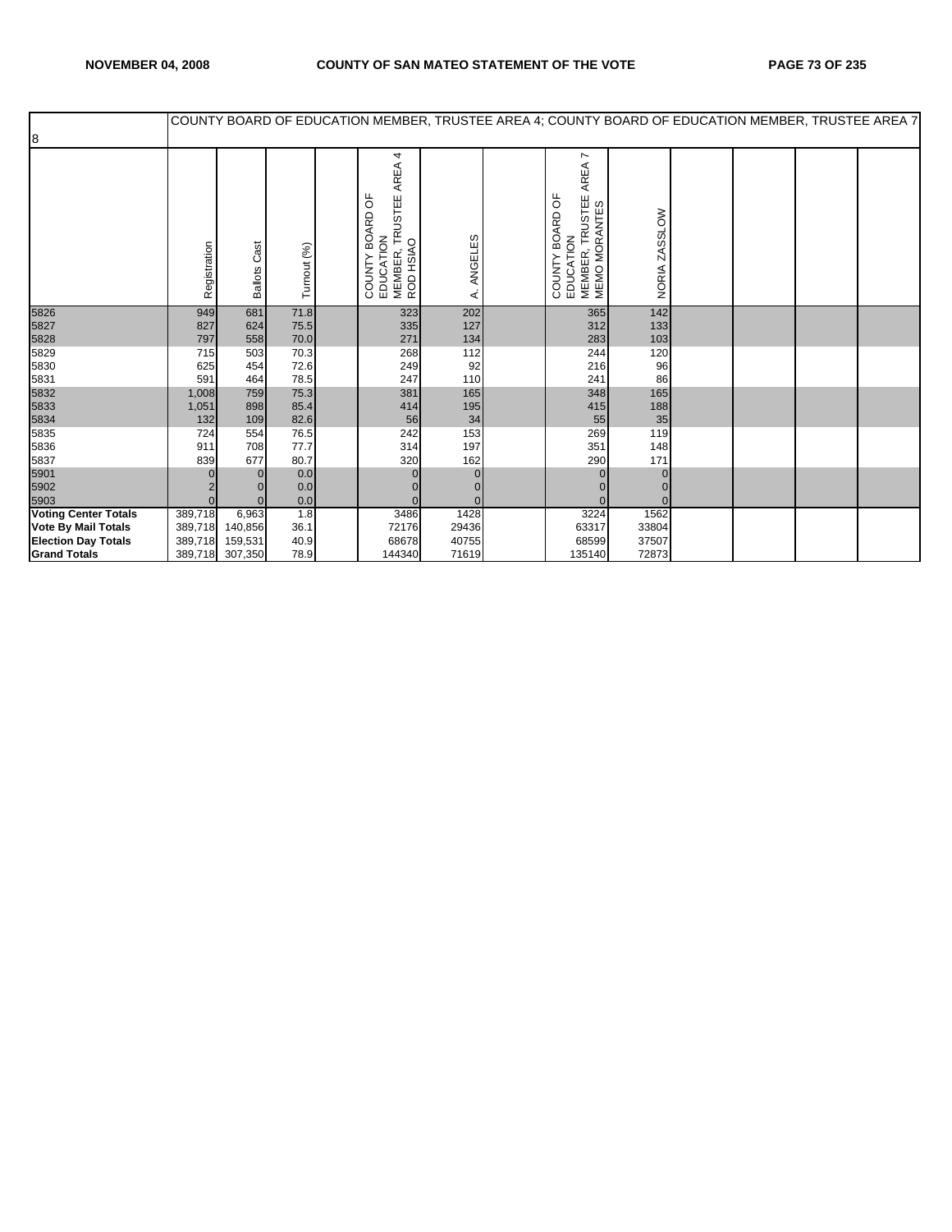| 8 | COUNTY BOARD OF EDUCATION MEMBER, TRUSTEE AREA 4; COUNTY BOARD OF EDUCATION MEMBER, TRUSTEE AREA 7 | | | | | | | | | | | | |
|---|---|---|---|---|---|---|---|---|---|---|---|---|---|
| | Registration | Ballots Cast | Turnout (%) | | COUNTY BOARD OF EDUCATION MEMBER, TRUSTEE AREA 4 ROD HSIAO | A. ANGELES | | COUNTY BOARD OF EDUCATION MEMBER, TRUSTEE AREA 7 MEMO MORANTES | NORIA ZASSLOW | | | | |
| 5826 | 949 | 681 | 71.8 | | 323 | 202 | | 365 | 142 | | | | |
| 5827 | 827 | 624 | 75.5 | | 335 | 127 | | 312 | 133 | | | | |
| 5828 | 797 | 558 | 70.0 | | 271 | 134 | | 283 | 103 | | | | |
| 5829 | 715 | 503 | 70.3 | | 268 | 112 | | 244 | 120 | | | | |
| 5830 | 625 | 454 | 72.6 | | 249 | 92 | | 216 | 96 | | | | |
| 5831 | 591 | 464 | 78.5 | | 247 | 110 | | 241 | 86 | | | | |
| 5832 | 1,008 | 759 | 75.3 | | 381 | 165 | | 348 | 165 | | | | |
| 5833 | 1,051 | 898 | 85.4 | | 414 | 195 | | 415 | 188 | | | | |
| 5834 | 132 | 109 | 82.6 | | 56 | 34 | | 55 | 35 | | | | |
| 5835 | 724 | 554 | 76.5 | | 242 | 153 | | 269 | 119 | | | | |
| 5836 | 911 | 708 | 77.7 | | 314 | 197 | | 351 | 148 | | | | |
| 5837 | 839 | 677 | 80.7 | | 320 | 162 | | 290 | 171 | | | | |
| 5901 | 0 | 0 | 0.0 | | 0 | 0 | | 0 | 0 | | | | |
| 5902 | 2 | 0 | 0.0 | | 0 | 0 | | 0 | 0 | | | | |
| 5903 | 0 | 0 | 0.0 | | 0 | 0 | | 0 | 0 | | | | |
| **Voting Center Totals** | 389,718 | 6,963 | 1.8 | | 3486 | 1428 | | 3224 | 1562 | | | | |
| **Vote By Mail Totals** | 389,718 | 140,856 | 36.1 | | 72176 | 29436 | | 63317 | 33804 | | | | |
| **Election Day Totals** | 389,718 | 159,531 | 40.9 | | 68678 | 40755 | | 68599 | 37507 | | | | |
| **Grand Totals** | 389,718 | 307,350 | 78.9 | | 144340 | 71619 | | 135140 | 72873 | | | | |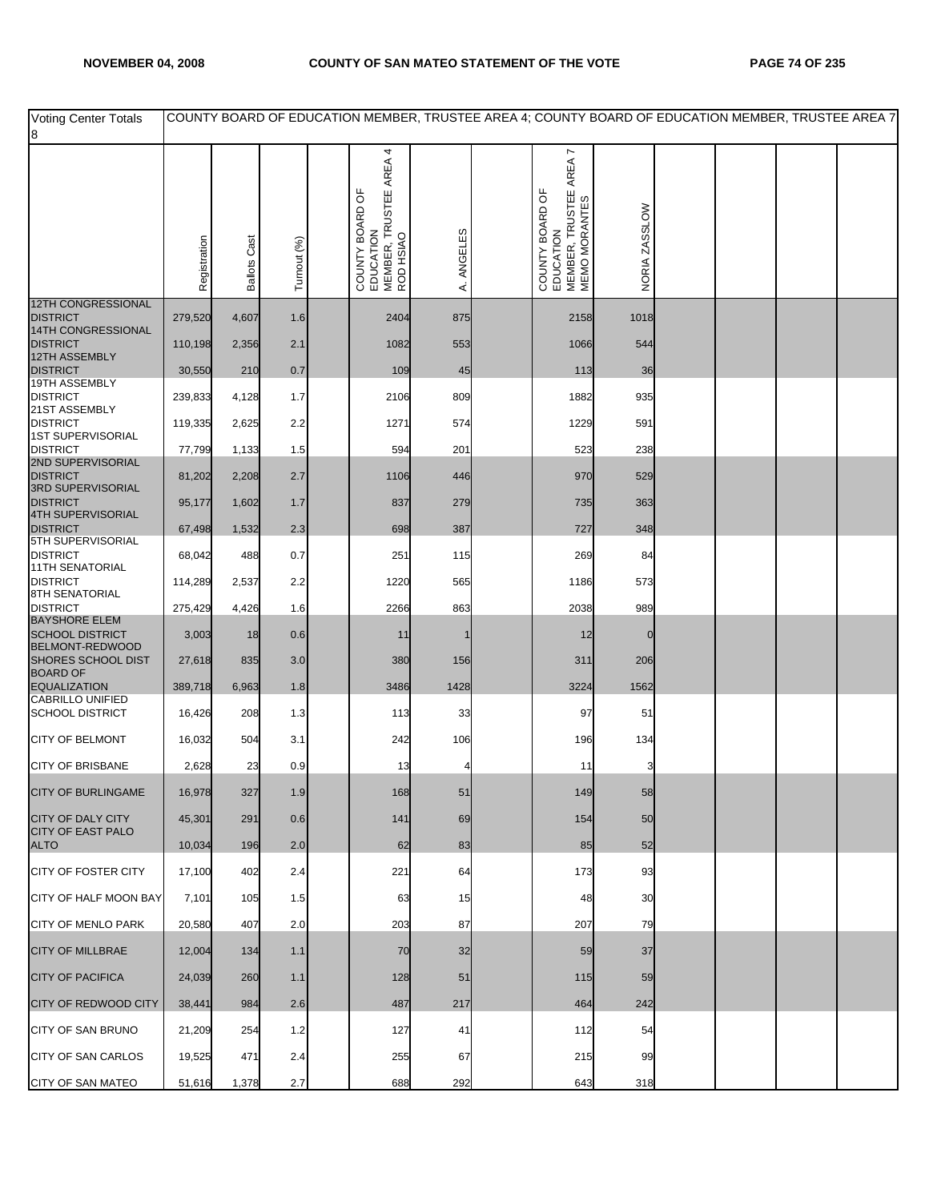| Voting Center Totals 8 | COUNTY BOARD OF EDUCATION MEMBER, TRUSTEE AREA 4; COUNTY BOARD OF EDUCATION MEMBER, TRUSTEE AREA 7 | | | | | | | | | | | | |
|---|---|---|---|---|---|---|---|---|---|---|---|---|---|
| | Registration | Ballots Cast | Turnout (%) | | COUNTY BOARD OF EDUCATION MEMBER, TRUSTEE AREA 4 ROD HSIAO | A. ANGELES | | COUNTY BOARD OF EDUCATION MEMBER, TRUSTEE AREA 7 MEMO MORANTES | NORIA ZASSLOW | | | | |
| 12TH CONGRESSIONAL DISTRICT | 279,520 | 4,607 | 1.6 | | 2404 | 875 | | 2158 | 1018 | | | | |
| 14TH CONGRESSIONAL DISTRICT | 110,198 | 2,356 | 2.1 | | 1082 | 553 | | 1066 | 544 | | | | |
| 12TH ASSEMBLY DISTRICT | 30,550 | 210 | 0.7 | | 109 | 45 | | 113 | 36 | | | | |
| 19TH ASSEMBLY DISTRICT | 239,833 | 4,128 | 1.7 | | 2106 | 809 | | 1882 | 935 | | | | |
| 21ST ASSEMBLY DISTRICT | 119,335 | 2,625 | 2.2 | | 1271 | 574 | | 1229 | 591 | | | | |
| 1ST SUPERVISORIAL DISTRICT | 77,799 | 1,133 | 1.5 | | 594 | 201 | | 523 | 238 | | | | |
| 2ND SUPERVISORIAL DISTRICT | 81,202 | 2,208 | 2.7 | | 1106 | 446 | | 970 | 529 | | | | |
| 3RD SUPERVISORIAL DISTRICT | 95,177 | 1,602 | 1.7 | | 837 | 279 | | 735 | 363 | | | | |
| 4TH SUPERVISORIAL DISTRICT | 67,498 | 1,532 | 2.3 | | 698 | 387 | | 727 | 348 | | | | |
| 5TH SUPERVISORIAL DISTRICT | 68,042 | 488 | 0.7 | | 251 | 115 | | 269 | 84 | | | | |
| 11TH SENATORIAL DISTRICT | 114,289 | 2,537 | 2.2 | | 1220 | 565 | | 1186 | 573 | | | | |
| 8TH SENATORIAL DISTRICT | 275,429 | 4,426 | 1.6 | | 2266 | 863 | | 2038 | 989 | | | | |
| BAYSHORE ELEM SCHOOL DISTRICT | 3,003 | 18 | 0.6 | | 11 | 1 | | 12 | 0 | | | | |
| BELMONT-REDWOOD SHORES SCHOOL DIST | 27,618 | 835 | 3.0 | | 380 | 156 | | 311 | 206 | | | | |
| BOARD OF EQUALIZATION | 389,718 | 6,963 | 1.8 | | 3486 | 1428 | | 3224 | 1562 | | | | |
| CABRILLO UNIFIED SCHOOL DISTRICT | 16,426 | 208 | 1.3 | | 113 | 33 | | 97 | 51 | | | | |
| CITY OF BELMONT | 16,032 | 504 | 3.1 | | 242 | 106 | | 196 | 134 | | | | |
| CITY OF BRISBANE | 2,628 | 23 | 0.9 | | 13 | 4 | | 11 | 3 | | | | |
| CITY OF BURLINGAME | 16,978 | 327 | 1.9 | | 168 | 51 | | 149 | 58 | | | | |
| CITY OF DALY CITY | 45,301 | 291 | 0.6 | | 141 | 69 | | 154 | 50 | | | | |
| CITY OF EAST PALO ALTO | 10,034 | 196 | 2.0 | | 62 | 83 | | 85 | 52 | | | | |
| CITY OF FOSTER CITY | 17,100 | 402 | 2.4 | | 221 | 64 | | 173 | 93 | | | | |
| CITY OF HALF MOON BAY | 7,101 | 105 | 1.5 | | 63 | 15 | | 48 | 30 | | | | |
| CITY OF MENLO PARK | 20,580 | 407 | 2.0 | | 203 | 87 | | 207 | 79 | | | | |
| CITY OF MILLBRAE | 12,004 | 134 | 1.1 | | 70 | 32 | | 59 | 37 | | | | |
| CITY OF PACIFICA | 24,039 | 260 | 1.1 | | 128 | 51 | | 115 | 59 | | | | |
| CITY OF REDWOOD CITY | 38,441 | 984 | 2.6 | | 487 | 217 | | 464 | 242 | | | | |
| CITY OF SAN BRUNO | 21,209 | 254 | 1.2 | | 127 | 41 | | 112 | 54 | | | | |
| CITY OF SAN CARLOS | 19,525 | 471 | 2.4 | | 255 | 67 | | 215 | 99 | | | | |
| CITY OF SAN MATEO | 51,616 | 1,378 | 2.7 | | 688 | 292 | | 643 | 318 | | | | |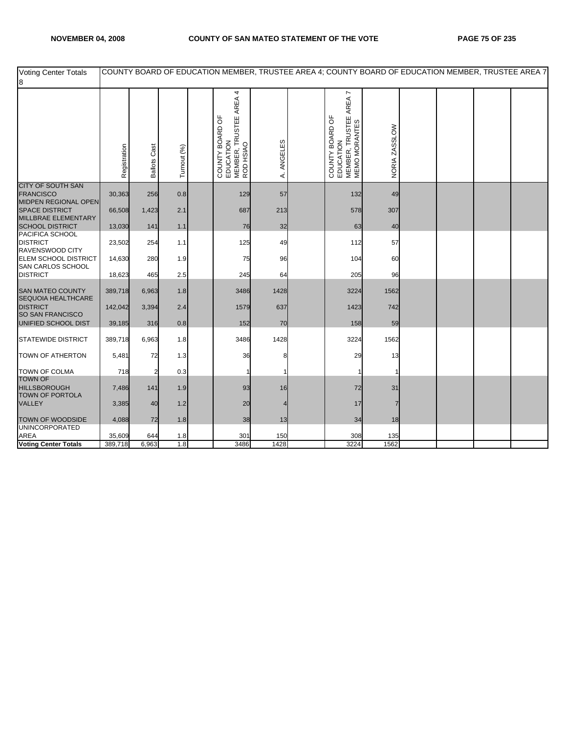| Voting Center Totals 8 | COUNTY BOARD OF EDUCATION MEMBER, TRUSTEE AREA 4; COUNTY BOARD OF EDUCATION MEMBER, TRUSTEE AREA 7 | | | | | | | | | | | | |
|---|---|---|---|---|---|---|---|---|---|---|---|---|---|
| | Registration | Ballots Cast | Turnout (%) | | COUNTY BOARD OF EDUCATION MEMBER, TRUSTEE AREA 4 ROD HSIAO | A. ANGELES | | COUNTY BOARD OF EDUCATION MEMBER, TRUSTEE AREA 7 MEMO MORANTES | NORIA ZASSLOW | | | | |
| CITY OF SOUTH SAN FRANCISCO | 30,363 | 256 | 0.8 | | 129 | 57 | | 132 | 49 | | | | |
| MIDPEN REGIONAL OPEN SPACE DISTRICT | 66,508 | 1,423 | 2.1 | | 687 | 213 | | 578 | 307 | | | | |
| MILLBRAE ELEMENTARY SCHOOL DISTRICT | 13,030 | 141 | 1.1 | | 76 | 32 | | 63 | 40 | | | | |
| PACIFICA SCHOOL DISTRICT | 23,502 | 254 | 1.1 | | 125 | 49 | | 112 | 57 | | | | |
| RAVENSWOOD CITY ELEM SCHOOL DISTRICT | 14,630 | 280 | 1.9 | | 75 | 96 | | 104 | 60 | | | | |
| SAN CARLOS SCHOOL DISTRICT | 18,623 | 465 | 2.5 | | 245 | 64 | | 205 | 96 | | | | |
| SAN MATEO COUNTY | 389,718 | 6,963 | 1.8 | | 3486 | 1428 | | 3224 | 1562 | | | | |
| SEQUOIA HEALTHCARE DISTRICT | 142,042 | 3,394 | 2.4 | | 1579 | 637 | | 1423 | 742 | | | | |
| SO SAN FRANCISCO UNIFIED SCHOOL DIST | 39,185 | 316 | 0.8 | | 152 | 70 | | 158 | 59 | | | | |
| STATEWIDE DISTRICT | 389,718 | 6,963 | 1.8 | | 3486 | 1428 | | 3224 | 1562 | | | | |
| TOWN OF ATHERTON | 5,481 | 72 | 1.3 | | 36 | 8 | | 29 | 13 | | | | |
| TOWN OF COLMA | 718 | 2 | 0.3 | | 1 | 1 | | 1 | 1 | | | | |
| TOWN OF HILLSBOROUGH | 7,486 | 141 | 1.9 | | 93 | 16 | | 72 | 31 | | | | |
| TOWN OF PORTOLA VALLEY | 3,385 | 40 | 1.2 | | 20 | 4 | | 17 | 7 | | | | |
| TOWN OF WOODSIDE | 4,088 | 72 | 1.8 | | 38 | 13 | | 34 | 18 | | | | |
| UNINCORPORATED AREA | 35,609 | 644 | 1.8 | | 301 | 150 | | 308 | 135 | | | | |
| **Voting Center Totals** | 389,718 | 6,963 | 1.8 | | 3486 | 1428 | | 3224 | 1562 | | | | |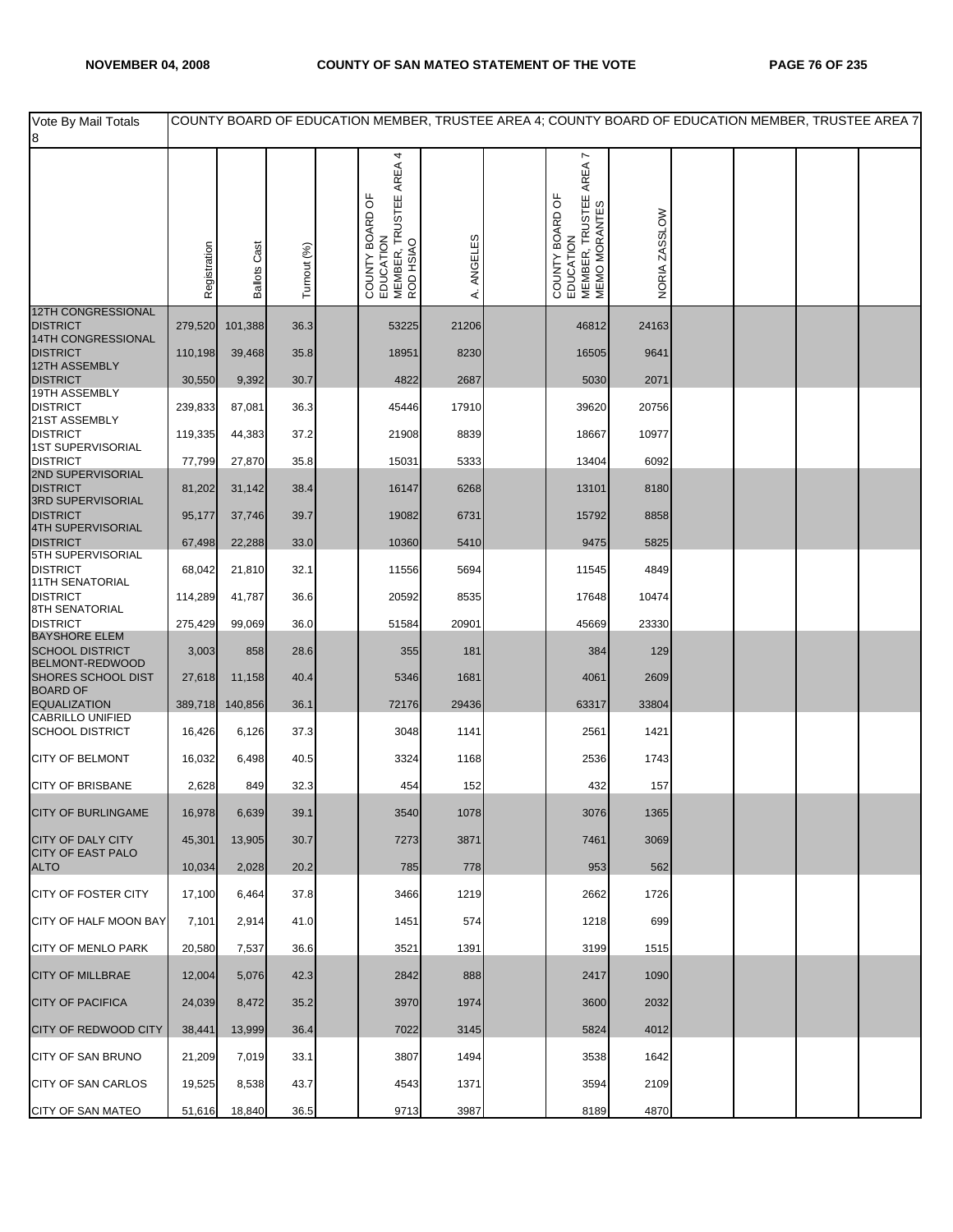| Vote By Mail Totals 8 | COUNTY BOARD OF EDUCATION MEMBER, TRUSTEE AREA 4; COUNTY BOARD OF EDUCATION MEMBER, TRUSTEE AREA 7 | | | | | | | | | | | |
|---|---|---|---|---|---|---|---|---|---|---|---|---|
| | Registration | Ballots Cast | Turnout (%) | | COUNTY BOARD OF EDUCATION MEMBER, TRUSTEE AREA 4 ROD HSIAO | A. ANGELES | | COUNTY BOARD OF EDUCATION MEMBER, TRUSTEE AREA 7 MEMO MORANTES | NORIA ZASSLOW | | | |
| 12TH CONGRESSIONAL DISTRICT | 279,520 | 101,388 | 36.3 | | 53225 | 21206 | | 46812 | 24163 | | | |
| 14TH CONGRESSIONAL DISTRICT | 110,198 | 39,468 | 35.8 | | 18951 | 8230 | | 16505 | 9641 | | | |
| 12TH ASSEMBLY DISTRICT | 30,550 | 9,392 | 30.7 | | 4822 | 2687 | | 5030 | 2071 | | | |
| 19TH ASSEMBLY DISTRICT | 239,833 | 87,081 | 36.3 | | 45446 | 17910 | | 39620 | 20756 | | | |
| 21ST ASSEMBLY DISTRICT | 119,335 | 44,383 | 37.2 | | 21908 | 8839 | | 18667 | 10977 | | | |
| 1ST SUPERVISORIAL DISTRICT | 77,799 | 27,870 | 35.8 | | 15031 | 5333 | | 13404 | 6092 | | | |
| 2ND SUPERVISORIAL DISTRICT | 81,202 | 31,142 | 38.4 | | 16147 | 6268 | | 13101 | 8180 | | | |
| 3RD SUPERVISORIAL DISTRICT | 95,177 | 37,746 | 39.7 | | 19082 | 6731 | | 15792 | 8858 | | | |
| 4TH SUPERVISORIAL DISTRICT | 67,498 | 22,288 | 33.0 | | 10360 | 5410 | | 9475 | 5825 | | | |
| 5TH SUPERVISORIAL DISTRICT | 68,042 | 21,810 | 32.1 | | 11556 | 5694 | | 11545 | 4849 | | | |
| 11TH SENATORIAL DISTRICT | 114,289 | 41,787 | 36.6 | | 20592 | 8535 | | 17648 | 10474 | | | |
| 8TH SENATORIAL DISTRICT | 275,429 | 99,069 | 36.0 | | 51584 | 20901 | | 45669 | 23330 | | | |
| BAYSHORE ELEM SCHOOL DISTRICT | 3,003 | 858 | 28.6 | | 355 | 181 | | 384 | 129 | | | |
| BELMONT-REDWOOD SHORES SCHOOL DIST | 27,618 | 11,158 | 40.4 | | 5346 | 1681 | | 4061 | 2609 | | | |
| BOARD OF EQUALIZATION | 389,718 | 140,856 | 36.1 | | 72176 | 29436 | | 63317 | 33804 | | | |
| CABRILLO UNIFIED SCHOOL DISTRICT | 16,426 | 6,126 | 37.3 | | 3048 | 1141 | | 2561 | 1421 | | | |
| CITY OF BELMONT | 16,032 | 6,498 | 40.5 | | 3324 | 1168 | | 2536 | 1743 | | | |
| CITY OF BRISBANE | 2,628 | 849 | 32.3 | | 454 | 152 | | 432 | 157 | | | |
| CITY OF BURLINGAME | 16,978 | 6,639 | 39.1 | | 3540 | 1078 | | 3076 | 1365 | | | |
| CITY OF DALY CITY | 45,301 | 13,905 | 30.7 | | 7273 | 3871 | | 7461 | 3069 | | | |
| CITY OF EAST PALO ALTO | 10,034 | 2,028 | 20.2 | | 785 | 778 | | 953 | 562 | | | |
| CITY OF FOSTER CITY | 17,100 | 6,464 | 37.8 | | 3466 | 1219 | | 2662 | 1726 | | | |
| CITY OF HALF MOON BAY | 7,101 | 2,914 | 41.0 | | 1451 | 574 | | 1218 | 699 | | | |
| CITY OF MENLO PARK | 20,580 | 7,537 | 36.6 | | 3521 | 1391 | | 3199 | 1515 | | | |
| CITY OF MILLBRAE | 12,004 | 5,076 | 42.3 | | 2842 | 888 | | 2417 | 1090 | | | |
| CITY OF PACIFICA | 24,039 | 8,472 | 35.2 | | 3970 | 1974 | | 3600 | 2032 | | | |
| CITY OF REDWOOD CITY | 38,441 | 13,999 | 36.4 | | 7022 | 3145 | | 5824 | 4012 | | | |
| CITY OF SAN BRUNO | 21,209 | 7,019 | 33.1 | | 3807 | 1494 | | 3538 | 1642 | | | |
| CITY OF SAN CARLOS | 19,525 | 8,538 | 43.7 | | 4543 | 1371 | | 3594 | 2109 | | | |
| CITY OF SAN MATEO | 51,616 | 18,840 | 36.5 | | 9713 | 3987 | | 8189 | 4870 | | | |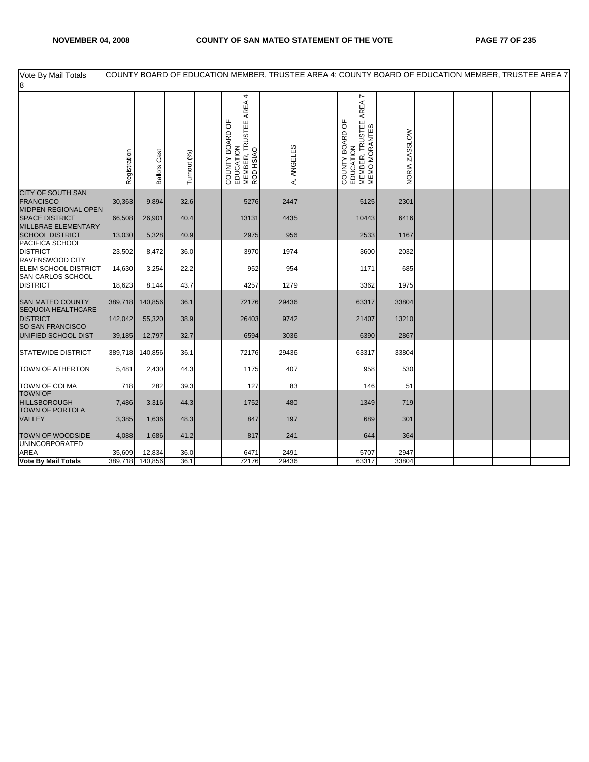| Vote By Mail Totals 8 | COUNTY BOARD OF EDUCATION MEMBER, TRUSTEE AREA 4; COUNTY BOARD OF EDUCATION MEMBER, TRUSTEE AREA 7 | | | | | | | | | | | | |
|---|---|---|---|---|---|---|---|---|---|---|---|---|---|
| | Registration | Ballots Cast | Turnout (%) | | COUNTY BOARD OF EDUCATION MEMBER, TRUSTEE AREA 4 ROD HSIAO | A. ANGELES | | COUNTY BOARD OF EDUCATION MEMBER, TRUSTEE AREA 7 MEMO MORANTES | NORIA ZASSLOW | | | | |
| CITY OF SOUTH SAN FRANCISCO | 30,363 | 9,894 | 32.6 | | 5276 | 2447 | | 5125 | 2301 | | | | |
| MIDPEN REGIONAL OPEN SPACE DISTRICT | 66,508 | 26,901 | 40.4 | | 13131 | 4435 | | 10443 | 6416 | | | | |
| MILLBRAE ELEMENTARY SCHOOL DISTRICT | 13,030 | 5,328 | 40.9 | | 2975 | 956 | | 2533 | 1167 | | | | |
| PACIFICA SCHOOL DISTRICT | 23,502 | 8,472 | 36.0 | | 3970 | 1974 | | 3600 | 2032 | | | | |
| RAVENSWOOD CITY ELEM SCHOOL DISTRICT | 14,630 | 3,254 | 22.2 | | 952 | 954 | | 1171 | 685 | | | | |
| SAN CARLOS SCHOOL DISTRICT | 18,623 | 8,144 | 43.7 | | 4257 | 1279 | | 3362 | 1975 | | | | |
| SAN MATEO COUNTY | 389,718 | 140,856 | 36.1 | | 72176 | 29436 | | 63317 | 33804 | | | | |
| SEQUOIA HEALTHCARE DISTRICT | 142,042 | 55,320 | 38.9 | | 26403 | 9742 | | 21407 | 13210 | | | | |
| SO SAN FRANCISCO UNIFIED SCHOOL DIST | 39,185 | 12,797 | 32.7 | | 6594 | 3036 | | 6390 | 2867 | | | | |
| STATEWIDE DISTRICT | 389,718 | 140,856 | 36.1 | | 72176 | 29436 | | 63317 | 33804 | | | | |
| TOWN OF ATHERTON | 5,481 | 2,430 | 44.3 | | 1175 | 407 | | 958 | 530 | | | | |
| TOWN OF COLMA | 718 | 282 | 39.3 | | 127 | 83 | | 146 | 51 | | | | |
| TOWN OF HILLSBOROUGH | 7,486 | 3,316 | 44.3 | | 1752 | 480 | | 1349 | 719 | | | | |
| TOWN OF PORTOLA VALLEY | 3,385 | 1,636 | 48.3 | | 847 | 197 | | 689 | 301 | | | | |
| TOWN OF WOODSIDE | 4,088 | 1,686 | 41.2 | | 817 | 241 | | 644 | 364 | | | | |
| UNINCORPORATED AREA | 35,609 | 12,834 | 36.0 | | 6471 | 2491 | | 5707 | 2947 | | | | |
| **Vote By Mail Totals** | 389,718 | 140,856 | 36.1 | | 72176 | 29436 | | 63317 | 33804 | | | | |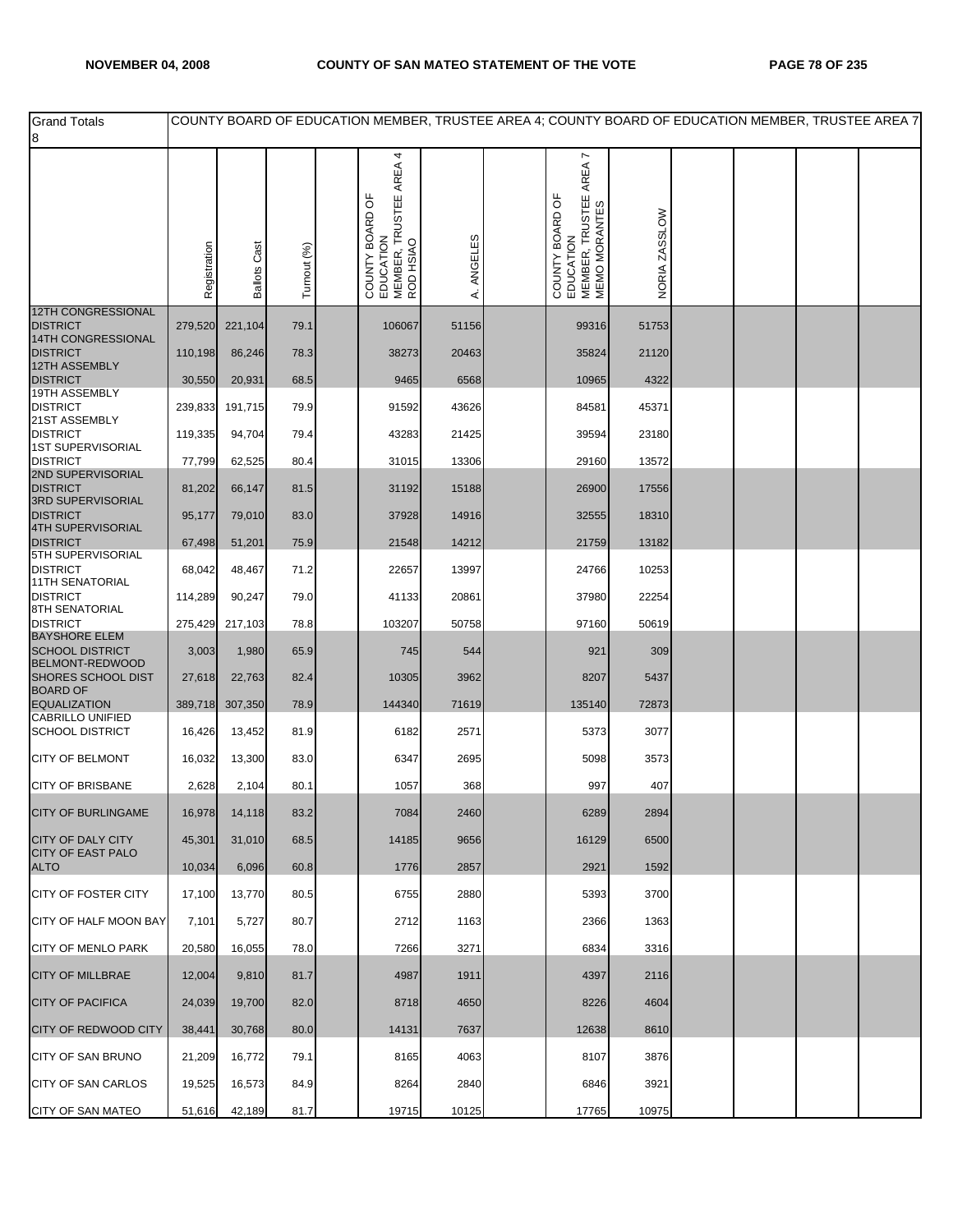| Grand Totals 8 | COUNTY BOARD OF EDUCATION MEMBER, TRUSTEE AREA 4; COUNTY BOARD OF EDUCATION MEMBER, TRUSTEE AREA 7 | | | | | | | | | | | | |
|---|---|---|---|---|---|---|---|---|---|---|---|---|---|
| | Registration | Ballots Cast | Turnout (%) | | COUNTY BOARD OF EDUCATION MEMBER, TRUSTEE AREA 4 ROD HSIAO | A. ANGELES | | COUNTY BOARD OF EDUCATION MEMBER, TRUSTEE AREA 7 MEMO MORANTES | NORIA ZASSLOW | | | | |
| 12TH CONGRESSIONAL DISTRICT | 279,520 | 221,104 | 79.1 | | 106067 | 51156 | | 99316 | 51753 | | | | |
| 14TH CONGRESSIONAL DISTRICT | 110,198 | 86,246 | 78.3 | | 38273 | 20463 | | 35824 | 21120 | | | | |
| 12TH ASSEMBLY DISTRICT | 30,550 | 20,931 | 68.5 | | 9465 | 6568 | | 10965 | 4322 | | | | |
| 19TH ASSEMBLY DISTRICT | 239,833 | 191,715 | 79.9 | | 91592 | 43626 | | 84581 | 45371 | | | | |
| 21ST ASSEMBLY DISTRICT | 119,335 | 94,704 | 79.4 | | 43283 | 21425 | | 39594 | 23180 | | | | |
| 1ST SUPERVISORIAL DISTRICT | 77,799 | 62,525 | 80.4 | | 31015 | 13306 | | 29160 | 13572 | | | | |
| 2ND SUPERVISORIAL DISTRICT | 81,202 | 66,147 | 81.5 | | 31192 | 15188 | | 26900 | 17556 | | | | |
| 3RD SUPERVISORIAL DISTRICT | 95,177 | 79,010 | 83.0 | | 37928 | 14916 | | 32555 | 18310 | | | | |
| 4TH SUPERVISORIAL DISTRICT | 67,498 | 51,201 | 75.9 | | 21548 | 14212 | | 21759 | 13182 | | | | |
| 5TH SUPERVISORIAL DISTRICT | 68,042 | 48,467 | 71.2 | | 22657 | 13997 | | 24766 | 10253 | | | | |
| 11TH SENATORIAL DISTRICT | 114,289 | 90,247 | 79.0 | | 41133 | 20861 | | 37980 | 22254 | | | | |
| 8TH SENATORIAL DISTRICT | 275,429 | 217,103 | 78.8 | | 103207 | 50758 | | 97160 | 50619 | | | | |
| BAYSHORE ELEM SCHOOL DISTRICT | 3,003 | 1,980 | 65.9 | | 745 | 544 | | 921 | 309 | | | | |
| BELMONT-REDWOOD SHORES SCHOOL DIST | 27,618 | 22,763 | 82.4 | | 10305 | 3962 | | 8207 | 5437 | | | | |
| BOARD OF EQUALIZATION | 389,718 | 307,350 | 78.9 | | 144340 | 71619 | | 135140 | 72873 | | | | |
| CABRILLO UNIFIED SCHOOL DISTRICT | 16,426 | 13,452 | 81.9 | | 6182 | 2571 | | 5373 | 3077 | | | | |
| CITY OF BELMONT | 16,032 | 13,300 | 83.0 | | 6347 | 2695 | | 5098 | 3573 | | | | |
| CITY OF BRISBANE | 2,628 | 2,104 | 80.1 | | 1057 | 368 | | 997 | 407 | | | | |
| CITY OF BURLINGAME | 16,978 | 14,118 | 83.2 | | 7084 | 2460 | | 6289 | 2894 | | | | |
| CITY OF DALY CITY | 45,301 | 31,010 | 68.5 | | 14185 | 9656 | | 16129 | 6500 | | | | |
| CITY OF EAST PALO ALTO | 10,034 | 6,096 | 60.8 | | 1776 | 2857 | | 2921 | 1592 | | | | |
| CITY OF FOSTER CITY | 17,100 | 13,770 | 80.5 | | 6755 | 2880 | | 5393 | 3700 | | | | |
| CITY OF HALF MOON BAY | 7,101 | 5,727 | 80.7 | | 2712 | 1163 | | 2366 | 1363 | | | | |
| CITY OF MENLO PARK | 20,580 | 16,055 | 78.0 | | 7266 | 3271 | | 6834 | 3316 | | | | |
| CITY OF MILLBRAE | 12,004 | 9,810 | 81.7 | | 4987 | 1911 | | 4397 | 2116 | | | | |
| CITY OF PACIFICA | 24,039 | 19,700 | 82.0 | | 8718 | 4650 | | 8226 | 4604 | | | | |
| CITY OF REDWOOD CITY | 38,441 | 30,768 | 80.0 | | 14131 | 7637 | | 12638 | 8610 | | | | |
| CITY OF SAN BRUNO | 21,209 | 16,772 | 79.1 | | 8165 | 4063 | | 8107 | 3876 | | | | |
| CITY OF SAN CARLOS | 19,525 | 16,573 | 84.9 | | 8264 | 2840 | | 6846 | 3921 | | | | |
| CITY OF SAN MATEO | 51,616 | 42,189 | 81.7 | | 19715 | 10125 | | 17765 | 10975 | | | | |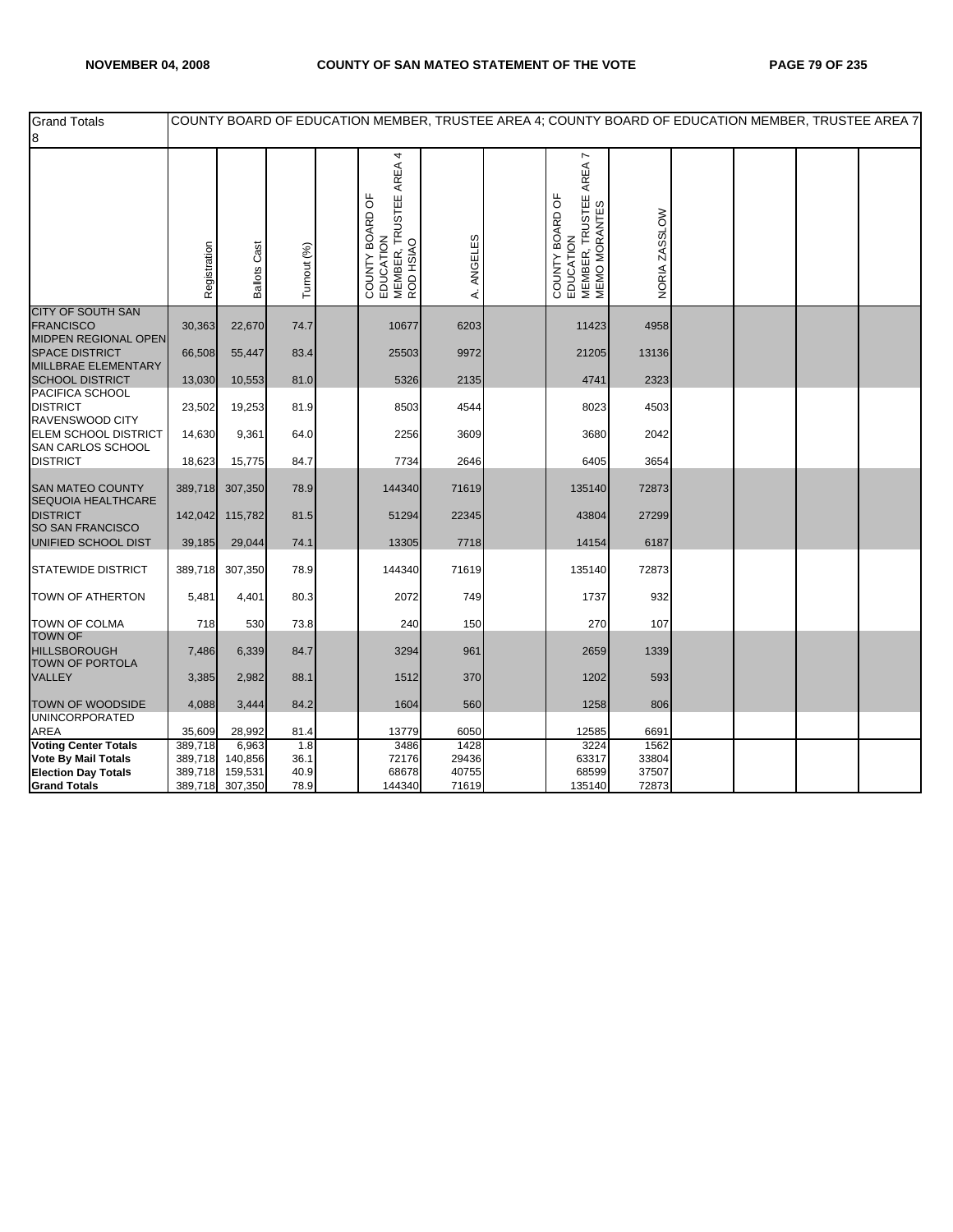| Grand Totals 8 | COUNTY BOARD OF EDUCATION MEMBER, TRUSTEE AREA 4; COUNTY BOARD OF EDUCATION MEMBER, TRUSTEE AREA 7 | | | | | | | | | | | | |
|---|---|---|---|---|---|---|---|---|---|---|---|---|---|
| | Registration | Ballots Cast | Turnout (%) | | COUNTY BOARD OF EDUCATION MEMBER, TRUSTEE AREA 4 ROD HSIAO | A. ANGELES | | COUNTY BOARD OF EDUCATION MEMBER, TRUSTEE AREA 7 MEMO MORANTES | NORIA ZASSLOW | | | | |
| CITY OF SOUTH SAN FRANCISCO | 30,363 | 22,670 | 74.7 | | 10677 | 6203 | | 11423 | 4958 | | | | |
| MIDPEN REGIONAL OPEN SPACE DISTRICT | 66,508 | 55,447 | 83.4 | | 25503 | 9972 | | 21205 | 13136 | | | | |
| MILLBRAE ELEMENTARY SCHOOL DISTRICT | 13,030 | 10,553 | 81.0 | | 5326 | 2135 | | 4741 | 2323 | | | | |
| PACIFICA SCHOOL DISTRICT | 23,502 | 19,253 | 81.9 | | 8503 | 4544 | | 8023 | 4503 | | | | |
| RAVENSWOOD CITY ELEM SCHOOL DISTRICT | 14,630 | 9,361 | 64.0 | | 2256 | 3609 | | 3680 | 2042 | | | | |
| SAN CARLOS SCHOOL DISTRICT | 18,623 | 15,775 | 84.7 | | 7734 | 2646 | | 6405 | 3654 | | | | |
| SAN MATEO COUNTY | 389,718 | 307,350 | 78.9 | | 144340 | 71619 | | 135140 | 72873 | | | | |
| SEQUOIA HEALTHCARE DISTRICT | 142,042 | 115,782 | 81.5 | | 51294 | 22345 | | 43804 | 27299 | | | | |
| SO SAN FRANCISCO UNIFIED SCHOOL DIST | 39,185 | 29,044 | 74.1 | | 13305 | 7718 | | 14154 | 6187 | | | | |
| STATEWIDE DISTRICT | 389,718 | 307,350 | 78.9 | | 144340 | 71619 | | 135140 | 72873 | | | | |
| TOWN OF ATHERTON | 5,481 | 4,401 | 80.3 | | 2072 | 749 | | 1737 | 932 | | | | |
| TOWN OF COLMA | 718 | 530 | 73.8 | | 240 | 150 | | 270 | 107 | | | | |
| TOWN OF HILLSBOROUGH | 7,486 | 6,339 | 84.7 | | 3294 | 961 | | 2659 | 1339 | | | | |
| TOWN OF PORTOLA VALLEY | 3,385 | 2,982 | 88.1 | | 1512 | 370 | | 1202 | 593 | | | | |
| TOWN OF WOODSIDE | 4,088 | 3,444 | 84.2 | | 1604 | 560 | | 1258 | 806 | | | | |
| UNINCORPORATED AREA | 35,609 | 28,992 | 81.4 | | 13779 | 6050 | | 12585 | 6691 | | | | |
| **Voting Center Totals** | 389,718 | 6,963 | 1.8 | | 3486 | 1428 | | 3224 | 1562 | | | | |
| **Vote By Mail Totals** | 389,718 | 140,856 | 36.1 | | 72176 | 29436 | | 63317 | 33804 | | | | |
| **Election Day Totals** | 389,718 | 159,531 | 40.9 | | 68678 | 40755 | | 68599 | 37507 | | | | |
| **Grand Totals** | 389,718 | 307,350 | 78.9 | | 144340 | 71619 | | 135140 | 72873 | | | | |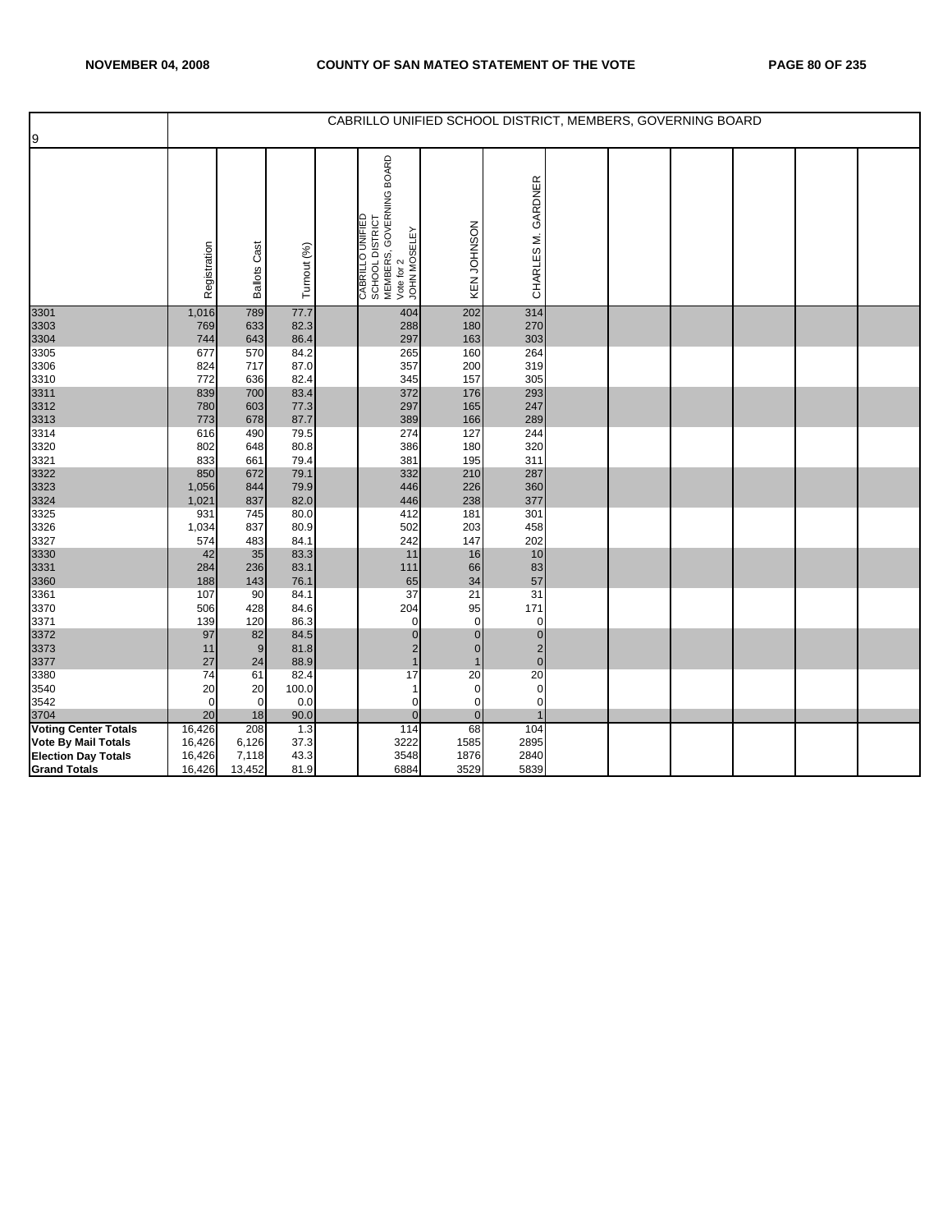| 9 | CABRILLO UNIFIED SCHOOL DISTRICT, MEMBERS, GOVERNING BOARD | | | | | | | | | | | | |
|---|---|---|---|---|---|---|---|---|---|---|---|---|---|
| | Registration | Ballots Cast | Turnout (%) | | CABRILLO UNIFIED SCHOOL DISTRICT MEMBERS, GOVERNING BOARD Vote for 2 JOHN MOSELEY | KEN JOHNSON | CHARLES M. GARDNER | | | | | | |
| 3301 | 1,016 | 789 | 77.7 | | 404 | 202 | 314 | | | | | | |
| 3303 | 769 | 633 | 82.3 | | 288 | 180 | 270 | | | | | | |
| 3304 | 744 | 643 | 86.4 | | 297 | 163 | 303 | | | | | | |
| 3305 | 677 | 570 | 84.2 | | 265 | 160 | 264 | | | | | | |
| 3306 | 824 | 717 | 87.0 | | 357 | 200 | 319 | | | | | | |
| 3310 | 772 | 636 | 82.4 | | 345 | 157 | 305 | | | | | | |
| 3311 | 839 | 700 | 83.4 | | 372 | 176 | 293 | | | | | | |
| 3312 | 780 | 603 | 77.3 | | 297 | 165 | 247 | | | | | | |
| 3313 | 773 | 678 | 87.7 | | 389 | 166 | 289 | | | | | | |
| 3314 | 616 | 490 | 79.5 | | 274 | 127 | 244 | | | | | | |
| 3320 | 802 | 648 | 80.8 | | 386 | 180 | 320 | | | | | | |
| 3321 | 833 | 661 | 79.4 | | 381 | 195 | 311 | | | | | | |
| 3322 | 850 | 672 | 79.1 | | 332 | 210 | 287 | | | | | | |
| 3323 | 1,056 | 844 | 79.9 | | 446 | 226 | 360 | | | | | | |
| 3324 | 1,021 | 837 | 82.0 | | 446 | 238 | 377 | | | | | | |
| 3325 | 931 | 745 | 80.0 | | 412 | 181 | 301 | | | | | | |
| 3326 | 1,034 | 837 | 80.9 | | 502 | 203 | 458 | | | | | | |
| 3327 | 574 | 483 | 84.1 | | 242 | 147 | 202 | | | | | | |
| 3330 | 42 | 35 | 83.3 | | 11 | 16 | 10 | | | | | | |
| 3331 | 284 | 236 | 83.1 | | 111 | 66 | 83 | | | | | | |
| 3360 | 188 | 143 | 76.1 | | 65 | 34 | 57 | | | | | | |
| 3361 | 107 | 90 | 84.1 | | 37 | 21 | 31 | | | | | | |
| 3370 | 506 | 428 | 84.6 | | 204 | 95 | 171 | | | | | | |
| 3371 | 139 | 120 | 86.3 | | 0 | 0 | 0 | | | | | | |
| 3372 | 97 | 82 | 84.5 | | 0 | 0 | 0 | | | | | | |
| 3373 | 11 | 9 | 81.8 | | 2 | 0 | 2 | | | | | | |
| 3377 | 27 | 24 | 88.9 | | 1 | 1 | 0 | | | | | | |
| 3380 | 74 | 61 | 82.4 | | 17 | 20 | 20 | | | | | | |
| 3540 | 20 | 20 | 100.0 | | 1 | 0 | 0 | | | | | | |
| 3542 | 0 | 0 | 0.0 | | 0 | 0 | 0 | | | | | | |
| 3704 | 20 | 18 | 90.0 | | 0 | 0 | 1 | | | | | | |
| **Voting Center Totals** | 16,426 | 208 | 1.3 | | 114 | 68 | 104 | | | | | | |
| **Vote By Mail Totals** | 16,426 | 6,126 | 37.3 | | 3222 | 1585 | 2895 | | | | | | |
| **Election Day Totals** | 16,426 | 7,118 | 43.3 | | 3548 | 1876 | 2840 | | | | | | |
| **Grand Totals** | 16,426 | 13,452 | 81.9 | | 6884 | 3529 | 5839 | | | | | | |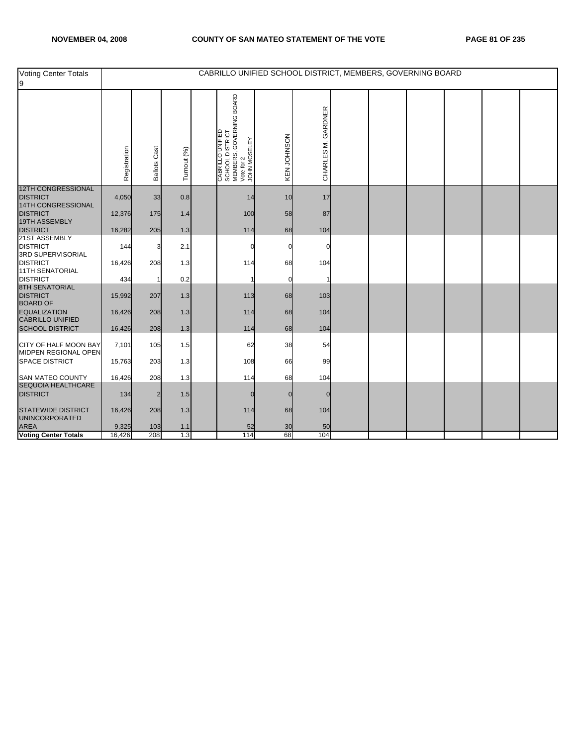| Voting Center Totals 9 | CABRILLO UNIFIED SCHOOL DISTRICT, MEMBERS, GOVERNING BOARD | | | | | | | | | | | | |
|---|---|---|---|---|---|---|---|---|---|---|---|---|---|
| | Registration | Ballots Cast | Turnout (%) | | CABRILLO UNIFIED SCHOOL DISTRICT MEMBERS, GOVERNING BOARD Vote for 2 JOHN MOSELEY | KEN JOHNSON | CHARLES M. GARDNER | | | | | | |
| 12TH CONGRESSIONAL DISTRICT | 4,050 | 33 | 0.8 | | 14 | 10 | 17 | | | | | | |
| 14TH CONGRESSIONAL DISTRICT | 12,376 | 175 | 1.4 | | 100 | 58 | 87 | | | | | | |
| 19TH ASSEMBLY DISTRICT | 16,282 | 205 | 1.3 | | 114 | 68 | 104 | | | | | | |
| 21ST ASSEMBLY DISTRICT | 144 | 3 | 2.1 | | 0 | 0 | 0 | | | | | | |
| 3RD SUPERVISORIAL DISTRICT | 16,426 | 208 | 1.3 | | 114 | 68 | 104 | | | | | | |
| 11TH SENATORIAL DISTRICT | 434 | 1 | 0.2 | | 1 | 0 | 1 | | | | | | |
| 8TH SENATORIAL DISTRICT | 15,992 | 207 | 1.3 | | 113 | 68 | 103 | | | | | | |
| BOARD OF EQUALIZATION | 16,426 | 208 | 1.3 | | 114 | 68 | 104 | | | | | | |
| CABRILLO UNIFIED SCHOOL DISTRICT | 16,426 | 208 | 1.3 | | 114 | 68 | 104 | | | | | | |
| CITY OF HALF MOON BAY | 7,101 | 105 | 1.5 | | 62 | 38 | 54 | | | | | | |
| MIDPEN REGIONAL OPEN SPACE DISTRICT | 15,763 | 203 | 1.3 | | 108 | 66 | 99 | | | | | | |
| SAN MATEO COUNTY | 16,426 | 208 | 1.3 | | 114 | 68 | 104 | | | | | | |
| SEQUOIA HEALTHCARE DISTRICT | 134 | 2 | 1.5 | | 0 | 0 | 0 | | | | | | |
| STATEWIDE DISTRICT | 16,426 | 208 | 1.3 | | 114 | 68 | 104 | | | | | | |
| UNINCORPORATED AREA | 9,325 | 103 | 1.1 | | 52 | 30 | 50 | | | | | | |
| **Voting Center Totals** | 16,426 | 208 | 1.3 | | 114 | 68 | 104 | | | | | | |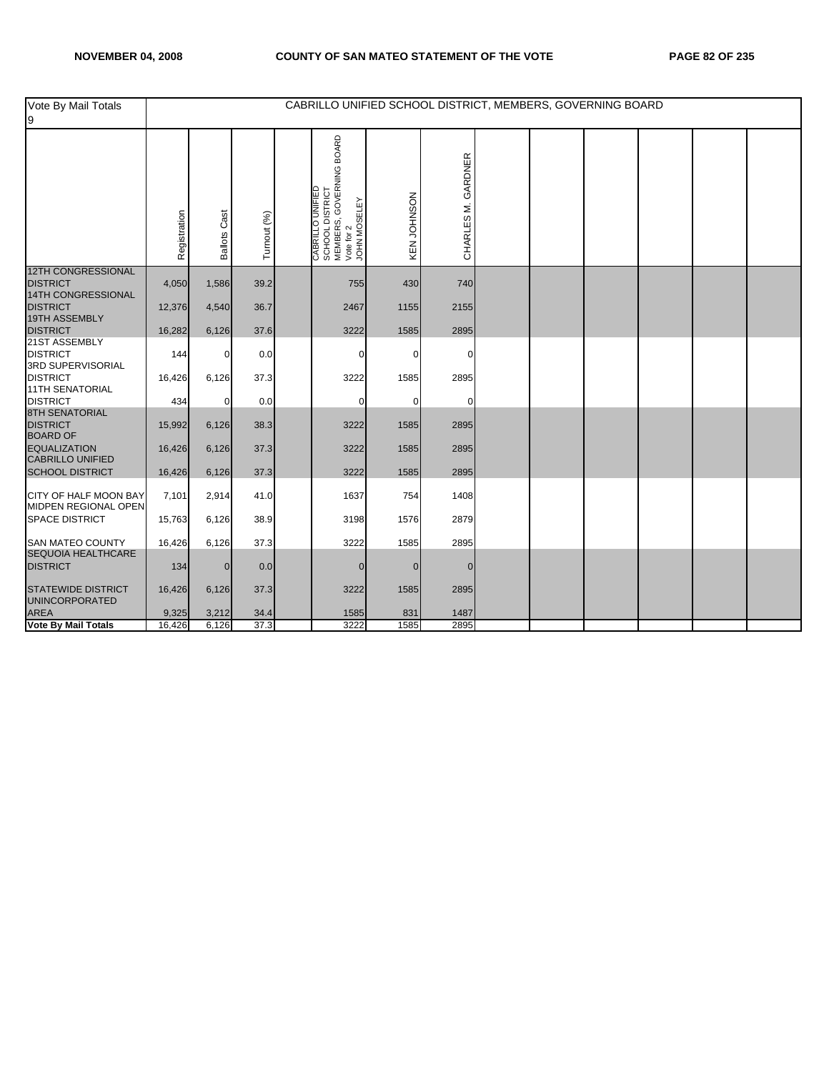| Vote By Mail Totals 9 | CABRILLO UNIFIED SCHOOL DISTRICT, MEMBERS, GOVERNING BOARD | | | | | | | | | | | | |
|---|---|---|---|---|---|---|---|---|---|---|---|---|---|
| | Registration | Ballots Cast | Turnout (%) | | CABRILLO UNIFIED SCHOOL DISTRICT MEMBERS, GOVERNING BOARD Vote for 2 JOHN MOSELEY | KEN JOHNSON | CHARLES M. GARDNER | | | | | | |
| 12TH CONGRESSIONAL DISTRICT | 4,050 | 1,586 | 39.2 | | 755 | 430 | 740 | | | | | | |
| 14TH CONGRESSIONAL DISTRICT | 12,376 | 4,540 | 36.7 | | 2467 | 1155 | 2155 | | | | | | |
| 19TH ASSEMBLY DISTRICT | 16,282 | 6,126 | 37.6 | | 3222 | 1585 | 2895 | | | | | | |
| 21ST ASSEMBLY DISTRICT | 144 | 0 | 0.0 | | 0 | 0 | 0 | | | | | | |
| 3RD SUPERVISORIAL DISTRICT | 16,426 | 6,126 | 37.3 | | 3222 | 1585 | 2895 | | | | | | |
| 11TH SENATORIAL DISTRICT | 434 | 0 | 0.0 | | 0 | 0 | 0 | | | | | | |
| 8TH SENATORIAL DISTRICT | 15,992 | 6,126 | 38.3 | | 3222 | 1585 | 2895 | | | | | | |
| BOARD OF EQUALIZATION | 16,426 | 6,126 | 37.3 | | 3222 | 1585 | 2895 | | | | | | |
| CABRILLO UNIFIED SCHOOL DISTRICT | 16,426 | 6,126 | 37.3 | | 3222 | 1585 | 2895 | | | | | | |
| CITY OF HALF MOON BAY | 7,101 | 2,914 | 41.0 | | 1637 | 754 | 1408 | | | | | | |
| MIDPEN REGIONAL OPEN SPACE DISTRICT | 15,763 | 6,126 | 38.9 | | 3198 | 1576 | 2879 | | | | | | |
| SAN MATEO COUNTY | 16,426 | 6,126 | 37.3 | | 3222 | 1585 | 2895 | | | | | | |
| SEQUOIA HEALTHCARE DISTRICT | 134 | 0 | 0.0 | | 0 | 0 | 0 | | | | | | |
| STATEWIDE DISTRICT | 16,426 | 6,126 | 37.3 | | 3222 | 1585 | 2895 | | | | | | |
| UNINCORPORATED AREA | 9,325 | 3,212 | 34.4 | | 1585 | 831 | 1487 | | | | | | |
| **Vote By Mail Totals** | 16,426 | 6,126 | 37.3 | | 3222 | 1585 | 2895 | | | | | | |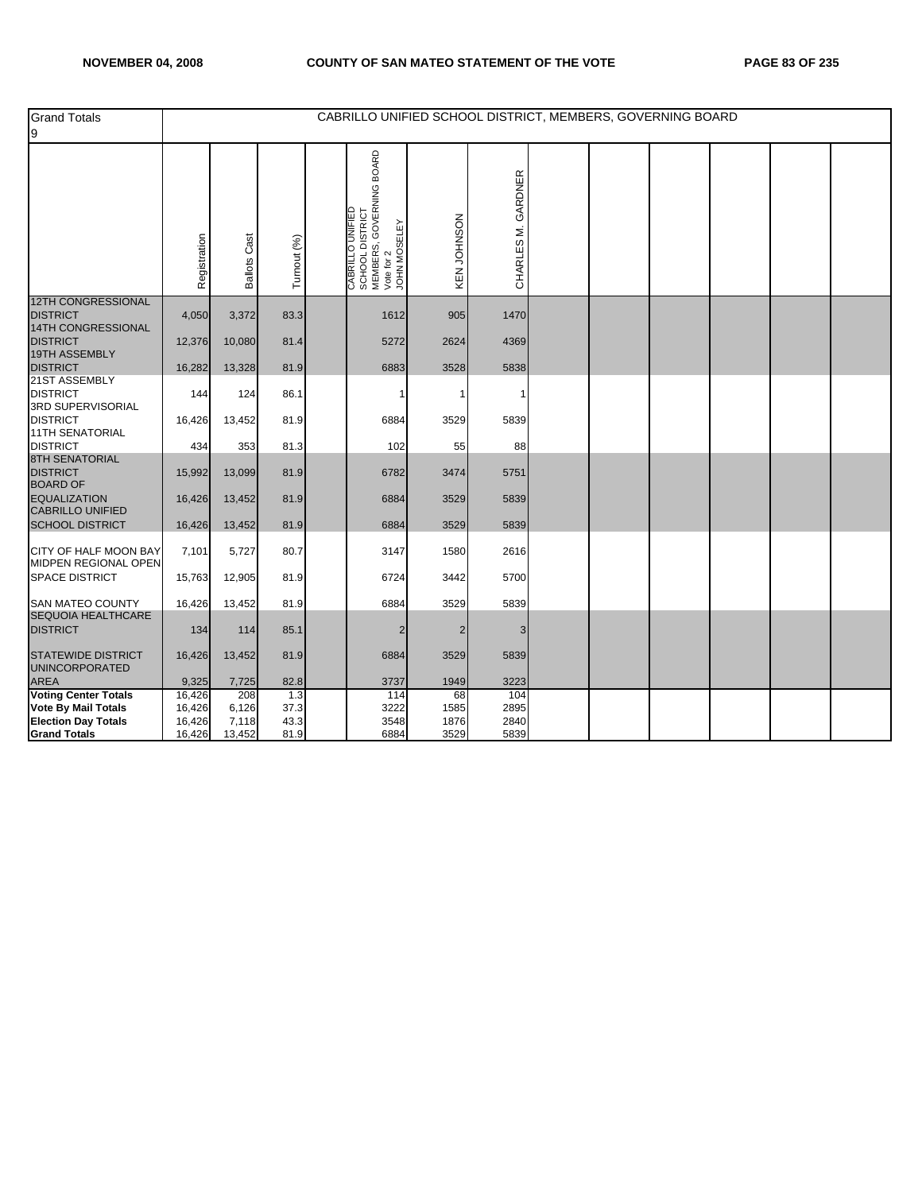| Grand Totals 9 | CABRILLO UNIFIED SCHOOL DISTRICT, MEMBERS, GOVERNING BOARD | | | | | | | | | | | | |
|---|---|---|---|---|---|---|---|---|---|---|---|---|---|
| | Registration | Ballots Cast | Turnout (%) | | CABRILLO UNIFIED SCHOOL DISTRICT MEMBERS, GOVERNING BOARD Vote for 2 JOHN MOSELEY | KEN JOHNSON | CHARLES M. GARDNER | | | | | | |
| 12TH CONGRESSIONAL DISTRICT | 4,050 | 3,372 | 83.3 | | 1612 | 905 | 1470 | | | | | | |
| 14TH CONGRESSIONAL DISTRICT | 12,376 | 10,080 | 81.4 | | 5272 | 2624 | 4369 | | | | | | |
| 19TH ASSEMBLY DISTRICT | 16,282 | 13,328 | 81.9 | | 6883 | 3528 | 5838 | | | | | | |
| 21ST ASSEMBLY DISTRICT | 144 | 124 | 86.1 | | 1 | 1 | 1 | | | | | | |
| 3RD SUPERVISORIAL DISTRICT | 16,426 | 13,452 | 81.9 | | 6884 | 3529 | 5839 | | | | | | |
| 11TH SENATORIAL DISTRICT | 434 | 353 | 81.3 | | 102 | 55 | 88 | | | | | | |
| 8TH SENATORIAL DISTRICT | 15,992 | 13,099 | 81.9 | | 6782 | 3474 | 5751 | | | | | | |
| BOARD OF EQUALIZATION | 16,426 | 13,452 | 81.9 | | 6884 | 3529 | 5839 | | | | | | |
| CABRILLO UNIFIED SCHOOL DISTRICT | 16,426 | 13,452 | 81.9 | | 6884 | 3529 | 5839 | | | | | | |
| CITY OF HALF MOON BAY | 7,101 | 5,727 | 80.7 | | 3147 | 1580 | 2616 | | | | | | |
| MIDPEN REGIONAL OPEN SPACE DISTRICT | 15,763 | 12,905 | 81.9 | | 6724 | 3442 | 5700 | | | | | | |
| SAN MATEO COUNTY | 16,426 | 13,452 | 81.9 | | 6884 | 3529 | 5839 | | | | | | |
| SEQUOIA HEALTHCARE DISTRICT | 134 | 114 | 85.1 | | 2 | 2 | 3 | | | | | | |
| STATEWIDE DISTRICT | 16,426 | 13,452 | 81.9 | | 6884 | 3529 | 5839 | | | | | | |
| UNINCORPORATED AREA | 9,325 | 7,725 | 82.8 | | 3737 | 1949 | 3223 | | | | | | |
| **Voting Center Totals** | 16,426 | 208 | 1.3 | | 114 | 68 | 104 | | | | | | |
| **Vote By Mail Totals** | 16,426 | 6,126 | 37.3 | | 3222 | 1585 | 2895 | | | | | | |
| **Election Day Totals** | 16,426 | 7,118 | 43.3 | | 3548 | 1876 | 2840 | | | | | | |
| **Grand Totals** | 16,426 | 13,452 | 81.9 | | 6884 | 3529 | 5839 | | | | | | |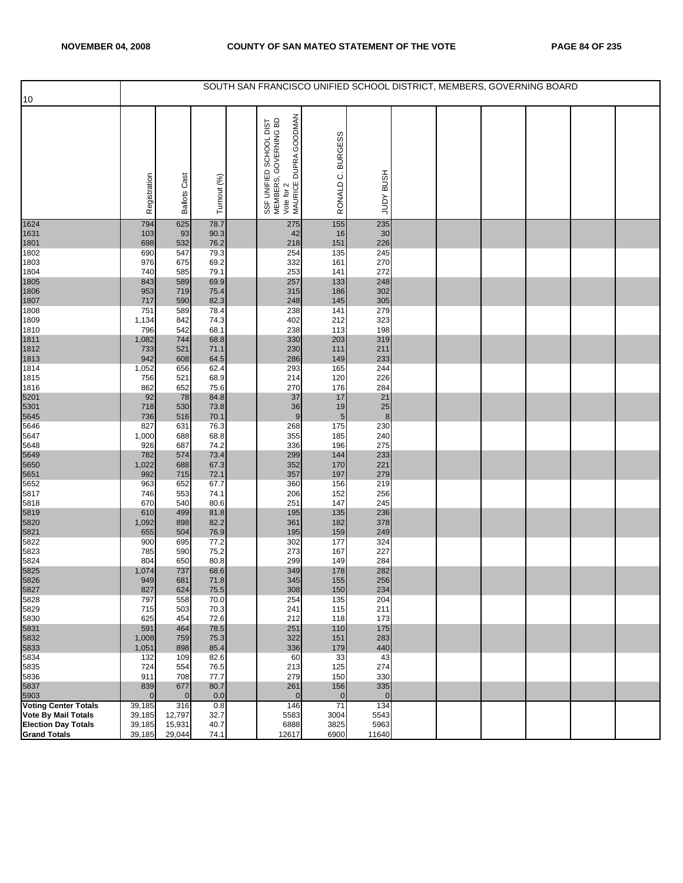SOUTH SAN FRANCISCO UNIFIED SCHOOL DISTRICT, MEMBERS, GOVERNING BOARD

| 10 | Registration | Ballots Cast | Turnout (%) | | SSF UNIFIED SCHOOL DIST MEMBERS, GOVERNING BD Vote for 2 MAURICE DUPRA GOODMAN | RONALD C. BURGESS | JUDY BUSH |
|---|---|---|---|---|---|---|---|
| 1624 | 794 | 625 | 78.7 | | 275 | 155 | 235 |
| 1631 | 103 | 93 | 90.3 | | 42 | 16 | 30 |
| 1801 | 698 | 532 | 76.2 | | 218 | 151 | 226 |
| 1802 | 690 | 547 | 79.3 | | 254 | 135 | 245 |
| 1803 | 976 | 675 | 69.2 | | 332 | 161 | 270 |
| 1804 | 740 | 585 | 79.1 | | 253 | 141 | 272 |
| 1805 | 843 | 589 | 69.9 | | 257 | 133 | 248 |
| 1806 | 953 | 719 | 75.4 | | 315 | 186 | 302 |
| 1807 | 717 | 590 | 82.3 | | 248 | 145 | 305 |
| 1808 | 751 | 589 | 78.4 | | 238 | 141 | 279 |
| 1809 | 1,134 | 842 | 74.3 | | 402 | 212 | 323 |
| 1810 | 796 | 542 | 68.1 | | 238 | 113 | 198 |
| 1811 | 1,082 | 744 | 68.8 | | 330 | 203 | 319 |
| 1812 | 733 | 521 | 71.1 | | 230 | 111 | 211 |
| 1813 | 942 | 608 | 64.5 | | 286 | 149 | 233 |
| 1814 | 1,052 | 656 | 62.4 | | 293 | 165 | 244 |
| 1815 | 756 | 521 | 68.9 | | 214 | 120 | 226 |
| 1816 | 862 | 652 | 75.6 | | 270 | 176 | 284 |
| 5201 | 92 | 78 | 84.8 | | 37 | 17 | 21 |
| 5301 | 718 | 530 | 73.8 | | 36 | 19 | 25 |
| 5645 | 736 | 516 | 70.1 | | 9 | 5 | 8 |
| 5646 | 827 | 631 | 76.3 | | 268 | 175 | 230 |
| 5647 | 1,000 | 688 | 68.8 | | 355 | 185 | 240 |
| 5648 | 926 | 687 | 74.2 | | 336 | 196 | 275 |
| 5649 | 782 | 574 | 73.4 | | 299 | 144 | 233 |
| 5650 | 1,022 | 688 | 67.3 | | 352 | 170 | 221 |
| 5651 | 992 | 715 | 72.1 | | 357 | 197 | 279 |
| 5652 | 963 | 652 | 67.7 | | 360 | 156 | 219 |
| 5817 | 746 | 553 | 74.1 | | 206 | 152 | 256 |
| 5818 | 670 | 540 | 80.6 | | 251 | 147 | 245 |
| 5819 | 610 | 499 | 81.8 | | 195 | 135 | 236 |
| 5820 | 1,092 | 898 | 82.2 | | 361 | 182 | 378 |
| 5821 | 655 | 504 | 76.9 | | 195 | 159 | 249 |
| 5822 | 900 | 695 | 77.2 | | 302 | 177 | 324 |
| 5823 | 785 | 590 | 75.2 | | 273 | 167 | 227 |
| 5824 | 804 | 650 | 80.8 | | 299 | 149 | 284 |
| 5825 | 1,074 | 737 | 68.6 | | 349 | 178 | 282 |
| 5826 | 949 | 681 | 71.8 | | 345 | 155 | 256 |
| 5827 | 827 | 624 | 75.5 | | 308 | 150 | 234 |
| 5828 | 797 | 558 | 70.0 | | 254 | 135 | 204 |
| 5829 | 715 | 503 | 70.3 | | 241 | 115 | 211 |
| 5830 | 625 | 454 | 72.6 | | 212 | 118 | 173 |
| 5831 | 591 | 464 | 78.5 | | 251 | 110 | 175 |
| 5832 | 1,008 | 759 | 75.3 | | 322 | 151 | 283 |
| 5833 | 1,051 | 898 | 85.4 | | 336 | 179 | 440 |
| 5834 | 132 | 109 | 82.6 | | 60 | 33 | 43 |
| 5835 | 724 | 554 | 76.5 | | 213 | 125 | 274 |
| 5836 | 911 | 708 | 77.7 | | 279 | 150 | 330 |
| 5837 | 839 | 677 | 80.7 | | 261 | 156 | 335 |
| 5903 | 0 | 0 | 0.0 | | 0 | 0 | 0 |
| **Voting Center Totals** | 39,185 | 316 | 0.8 | | 146 | 71 | 134 |
| **Vote By Mail Totals** | 39,185 | 12,797 | 32.7 | | 5583 | 3004 | 5543 |
| **Election Day Totals** | 39,185 | 15,931 | 40.7 | | 6888 | 3825 | 5963 |
| **Grand Totals** | 39,185 | 29,044 | 74.1 | | 12617 | 6900 | 11640 |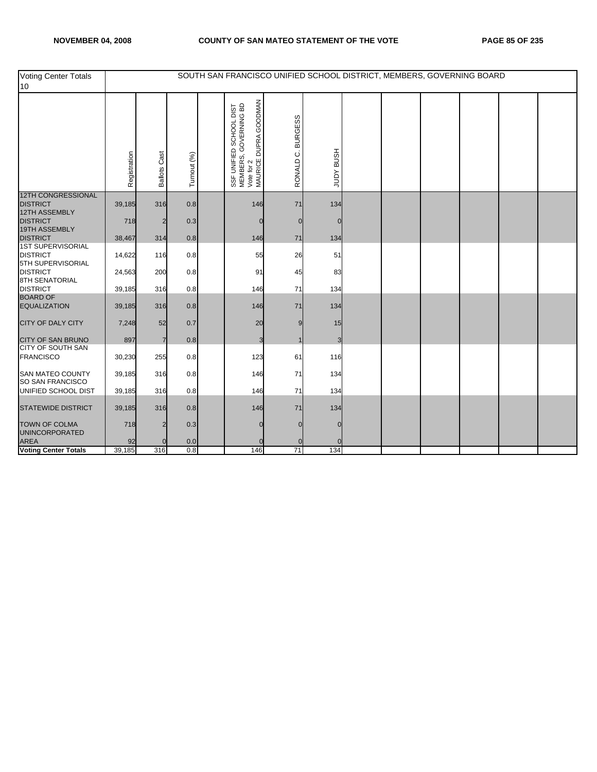| Voting Center Totals 10 | SOUTH SAN FRANCISCO UNIFIED SCHOOL DISTRICT, MEMBERS, GOVERNING BOARD | | | | | | | | | | | | |
|---|---|---|---|---|---|---|---|---|---|---|---|---|---|
| | Registration | Ballots Cast | Turnout (%) | | SSF UNIFIED SCHOOL DIST MEMBERS, GOVERNING BD Vote for 2 MAURICE DUPRA GOODMAN | RONALD C. BURGESS | JUDY BUSH | | | | | | |
| 12TH CONGRESSIONAL DISTRICT | 39,185 | 316 | 0.8 | | 146 | 71 | 134 | | | | | | |
| 12TH ASSEMBLY DISTRICT | 718 | 2 | 0.3 | | 0 | 0 | 0 | | | | | | |
| 19TH ASSEMBLY DISTRICT | 38,467 | 314 | 0.8 | | 146 | 71 | 134 | | | | | | |
| 1ST SUPERVISORIAL DISTRICT | 14,622 | 116 | 0.8 | | 55 | 26 | 51 | | | | | | |
| 5TH SUPERVISORIAL DISTRICT | 24,563 | 200 | 0.8 | | 91 | 45 | 83 | | | | | | |
| 8TH SENATORIAL DISTRICT | 39,185 | 316 | 0.8 | | 146 | 71 | 134 | | | | | | |
| BOARD OF EQUALIZATION | 39,185 | 316 | 0.8 | | 146 | 71 | 134 | | | | | | |
| CITY OF DALY CITY | 7,248 | 52 | 0.7 | | 20 | 9 | 15 | | | | | | |
| CITY OF SAN BRUNO | 897 | 7 | 0.8 | | 3 | 1 | 3 | | | | | | |
| CITY OF SOUTH SAN FRANCISCO | 30,230 | 255 | 0.8 | | 123 | 61 | 116 | | | | | | |
| SAN MATEO COUNTY | 39,185 | 316 | 0.8 | | 146 | 71 | 134 | | | | | | |
| SO SAN FRANCISCO UNIFIED SCHOOL DIST | 39,185 | 316 | 0.8 | | 146 | 71 | 134 | | | | | | |
| STATEWIDE DISTRICT | 39,185 | 316 | 0.8 | | 146 | 71 | 134 | | | | | | |
| TOWN OF COLMA | 718 | 2 | 0.3 | | 0 | 0 | 0 | | | | | | |
| UNINCORPORATED AREA | 92 | 0 | 0.0 | | 0 | 0 | 0 | | | | | | |
| **Voting Center Totals** | 39,185 | 316 | 0.8 | | 146 | 71 | 134 | | | | | | |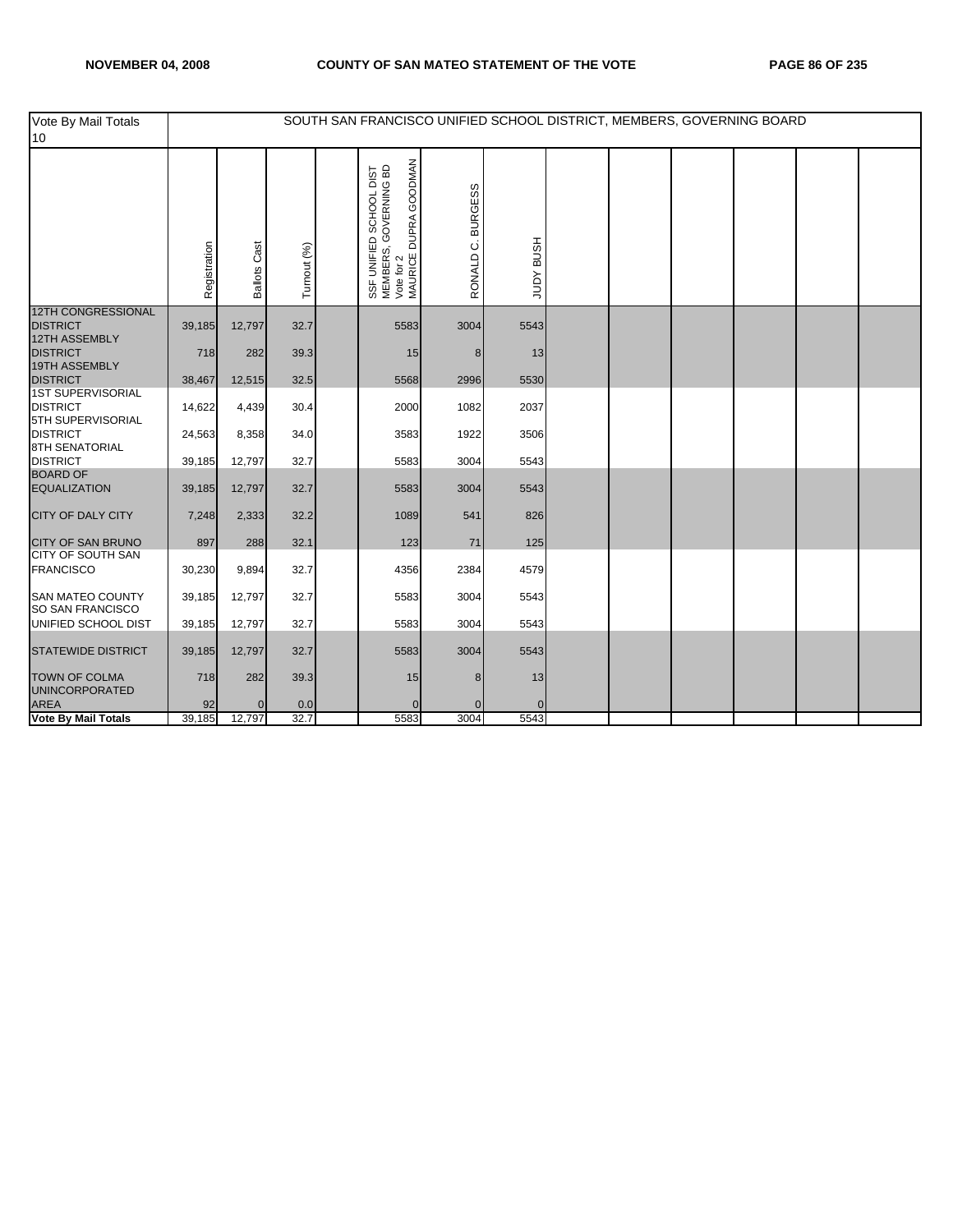| Vote By Mail Totals 10 | SOUTH SAN FRANCISCO UNIFIED SCHOOL DISTRICT, MEMBERS, GOVERNING BOARD | | | | | | | | | | | | | |
|---|---|---|---|---|---|---|---|---|---|---|---|---|---|---|
| | Registration | Ballots Cast | Turnout (%) | | SSF UNIFIED SCHOOL DIST MEMBERS, GOVERNING BD Vote for 2 MAURICE DUPRA GOODMAN | RONALD C. BURGESS | JUDY BUSH | | | | | | | |
| 12TH CONGRESSIONAL DISTRICT | 39,185 | 12,797 | 32.7 | | 5583 | 3004 | 5543 | | | | | | | |
| 12TH ASSEMBLY DISTRICT | 718 | 282 | 39.3 | | 15 | 8 | 13 | | | | | | | |
| 19TH ASSEMBLY DISTRICT | 38,467 | 12,515 | 32.5 | | 5568 | 2996 | 5530 | | | | | | | |
| 1ST SUPERVISORIAL DISTRICT | 14,622 | 4,439 | 30.4 | | 2000 | 1082 | 2037 | | | | | | | |
| 5TH SUPERVISORIAL DISTRICT | 24,563 | 8,358 | 34.0 | | 3583 | 1922 | 3506 | | | | | | | |
| 8TH SENATORIAL DISTRICT | 39,185 | 12,797 | 32.7 | | 5583 | 3004 | 5543 | | | | | | | |
| BOARD OF EQUALIZATION | 39,185 | 12,797 | 32.7 | | 5583 | 3004 | 5543 | | | | | | | |
| CITY OF DALY CITY | 7,248 | 2,333 | 32.2 | | 1089 | 541 | 826 | | | | | | | |
| CITY OF SAN BRUNO | 897 | 288 | 32.1 | | 123 | 71 | 125 | | | | | | | |
| CITY OF SOUTH SAN FRANCISCO | 30,230 | 9,894 | 32.7 | | 4356 | 2384 | 4579 | | | | | | | |
| SAN MATEO COUNTY | 39,185 | 12,797 | 32.7 | | 5583 | 3004 | 5543 | | | | | | | |
| SO SAN FRANCISCO UNIFIED SCHOOL DIST | 39,185 | 12,797 | 32.7 | | 5583 | 3004 | 5543 | | | | | | | |
| STATEWIDE DISTRICT | 39,185 | 12,797 | 32.7 | | 5583 | 3004 | 5543 | | | | | | | |
| TOWN OF COLMA | 718 | 282 | 39.3 | | 15 | 8 | 13 | | | | | | | |
| UNINCORPORATED AREA | 92 | 0 | 0.0 | | 0 | 0 | 0 | | | | | | | |
| **Vote By Mail Totals** | 39,185 | 12,797 | 32.7 | | 5583 | 3004 | 5543 | | | | | | | |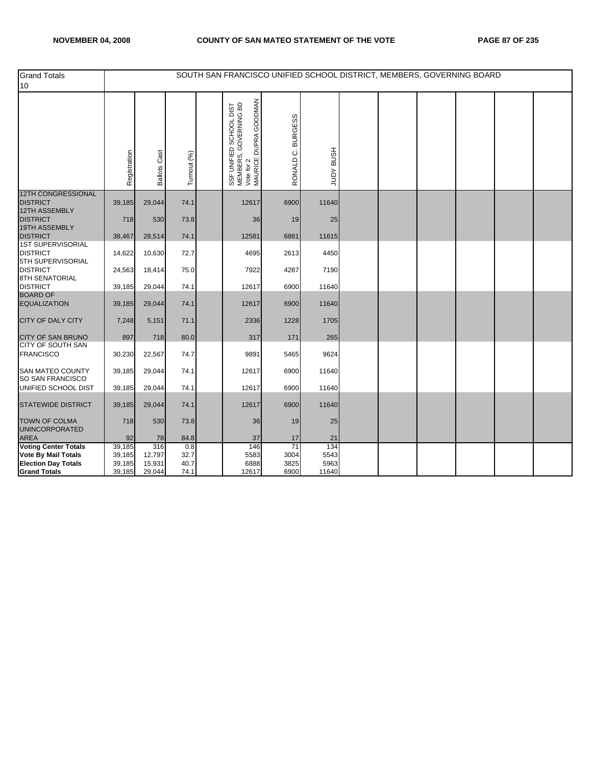| Grand Totals 10 | SOUTH SAN FRANCISCO UNIFIED SCHOOL DISTRICT, MEMBERS, GOVERNING BOARD | | | | | | |
|---|---|---|---|---|---|---|---|
| | Registration | Ballots Cast | Turnout (%) | SSF UNIFIED SCHOOL DIST MEMBERS, GOVERNING BD Vote for 2 MAURICE DUPRA GOODMAN | RONALD C. BURGESS | JUDY BUSH |
| 12TH CONGRESSIONAL DISTRICT | 39,185 | 29,044 | 74.1 | 12617 | 6900 | 11640 |
| 12TH ASSEMBLY DISTRICT | 718 | 530 | 73.8 | 36 | 19 | 25 |
| 19TH ASSEMBLY DISTRICT | 38,467 | 28,514 | 74.1 | 12581 | 6881 | 11615 |
| 1ST SUPERVISORIAL DISTRICT | 14,622 | 10,630 | 72.7 | 4695 | 2613 | 4450 |
| 5TH SUPERVISORIAL DISTRICT | 24,563 | 18,414 | 75.0 | 7922 | 4287 | 7190 |
| 8TH SENATORIAL DISTRICT | 39,185 | 29,044 | 74.1 | 12617 | 6900 | 11640 |
| BOARD OF EQUALIZATION | 39,185 | 29,044 | 74.1 | 12617 | 6900 | 11640 |
| CITY OF DALY CITY | 7,248 | 5,151 | 71.1 | 2336 | 1228 | 1705 |
| CITY OF SAN BRUNO | 897 | 718 | 80.0 | 317 | 171 | 265 |
| CITY OF SOUTH SAN FRANCISCO | 30,230 | 22,567 | 74.7 | 9891 | 5465 | 9624 |
| SAN MATEO COUNTY | 39,185 | 29,044 | 74.1 | 12617 | 6900 | 11640 |
| SO SAN FRANCISCO UNIFIED SCHOOL DIST | 39,185 | 29,044 | 74.1 | 12617 | 6900 | 11640 |
| STATEWIDE DISTRICT | 39,185 | 29,044 | 74.1 | 12617 | 6900 | 11640 |
| TOWN OF COLMA | 718 | 530 | 73.8 | 36 | 19 | 25 |
| UNINCORPORATED AREA | 92 | 78 | 84.8 | 37 | 17 | 21 |
| **Voting Center Totals** | 39,185 | 316 | 0.8 | 146 | 71 | 134 |
| **Vote By Mail Totals** | 39,185 | 12,797 | 32.7 | 5583 | 3004 | 5543 |
| **Election Day Totals** | 39,185 | 15,931 | 40.7 | 6888 | 3825 | 5963 |
| **Grand Totals** | 39,185 | 29,044 | 74.1 | 12617 | 6900 | 11640 |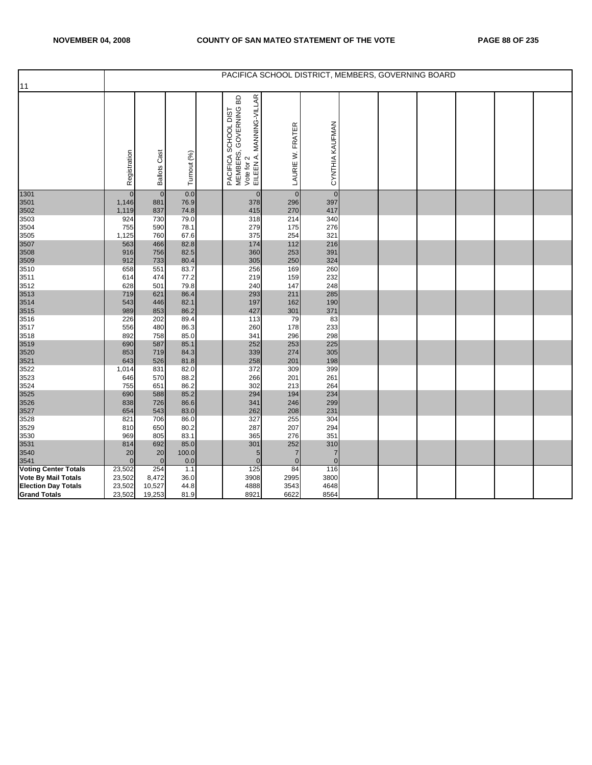| 11 | PACIFICA SCHOOL DISTRICT, MEMBERS, GOVERNING BOARD | | | | | | | | | | | | | |
|---|---|---|---|---|---|---|---|---|---|---|---|---|---|---|
| | Registration | Ballots Cast | Turnout (%) | | PACIFICA SCHOOL DIST MEMBERS, GOVERNING BD Vote for 2 EILEEN A. MANNING-VILLAR | LAURIE W. FRATER | CYNTHIA KAUFMAN | | | | | | | |
| 1301 | 0 | 0 | 0.0 | | 0 | 0 | 0 | | | | | | | |
| 3501 | 1,146 | 881 | 76.9 | | 378 | 296 | 397 | | | | | | | |
| 3502 | 1,119 | 837 | 74.8 | | 415 | 270 | 417 | | | | | | | |
| 3503 | 924 | 730 | 79.0 | | 318 | 214 | 340 | | | | | | | |
| 3504 | 755 | 590 | 78.1 | | 279 | 175 | 276 | | | | | | | |
| 3505 | 1,125 | 760 | 67.6 | | 375 | 254 | 321 | | | | | | | |
| 3507 | 563 | 466 | 82.8 | | 174 | 112 | 216 | | | | | | | |
| 3508 | 916 | 756 | 82.5 | | 360 | 253 | 391 | | | | | | | |
| 3509 | 912 | 733 | 80.4 | | 305 | 250 | 324 | | | | | | | |
| 3510 | 658 | 551 | 83.7 | | 256 | 169 | 260 | | | | | | | |
| 3511 | 614 | 474 | 77.2 | | 219 | 159 | 232 | | | | | | | |
| 3512 | 628 | 501 | 79.8 | | 240 | 147 | 248 | | | | | | | |
| 3513 | 719 | 621 | 86.4 | | 293 | 211 | 285 | | | | | | | |
| 3514 | 543 | 446 | 82.1 | | 197 | 162 | 190 | | | | | | | |
| 3515 | 989 | 853 | 86.2 | | 427 | 301 | 371 | | | | | | | |
| 3516 | 226 | 202 | 89.4 | | 113 | 79 | 83 | | | | | | | |
| 3517 | 556 | 480 | 86.3 | | 260 | 178 | 233 | | | | | | | |
| 3518 | 892 | 758 | 85.0 | | 341 | 296 | 298 | | | | | | | |
| 3519 | 690 | 587 | 85.1 | | 252 | 253 | 225 | | | | | | | |
| 3520 | 853 | 719 | 84.3 | | 339 | 274 | 305 | | | | | | | |
| 3521 | 643 | 526 | 81.8 | | 258 | 201 | 198 | | | | | | | |
| 3522 | 1,014 | 831 | 82.0 | | 372 | 309 | 399 | | | | | | | |
| 3523 | 646 | 570 | 88.2 | | 266 | 201 | 261 | | | | | | | |
| 3524 | 755 | 651 | 86.2 | | 302 | 213 | 264 | | | | | | | |
| 3525 | 690 | 588 | 85.2 | | 294 | 194 | 234 | | | | | | | |
| 3526 | 838 | 726 | 86.6 | | 341 | 246 | 299 | | | | | | | |
| 3527 | 654 | 543 | 83.0 | | 262 | 208 | 231 | | | | | | | |
| 3528 | 821 | 706 | 86.0 | | 327 | 255 | 304 | | | | | | | |
| 3529 | 810 | 650 | 80.2 | | 287 | 207 | 294 | | | | | | | |
| 3530 | 969 | 805 | 83.1 | | 365 | 276 | 351 | | | | | | | |
| 3531 | 814 | 692 | 85.0 | | 301 | 252 | 310 | | | | | | | |
| 3540 | 20 | 20 | 100.0 | | 5 | 7 | 7 | | | | | | | |
| 3541 | 0 | 0 | 0.0 | | 0 | 0 | 0 | | | | | | | |
| **Voting Center Totals** | 23,502 | 254 | 1.1 | | 125 | 84 | 116 | | | | | | | |
| **Vote By Mail Totals** | 23,502 | 8,472 | 36.0 | | 3908 | 2995 | 3800 | | | | | | | |
| **Election Day Totals** | 23,502 | 10,527 | 44.8 | | 4888 | 3543 | 4648 | | | | | | | |
| **Grand Totals** | 23,502 | 19,253 | 81.9 | | 8921 | 6622 | 8564 | | | | | | | |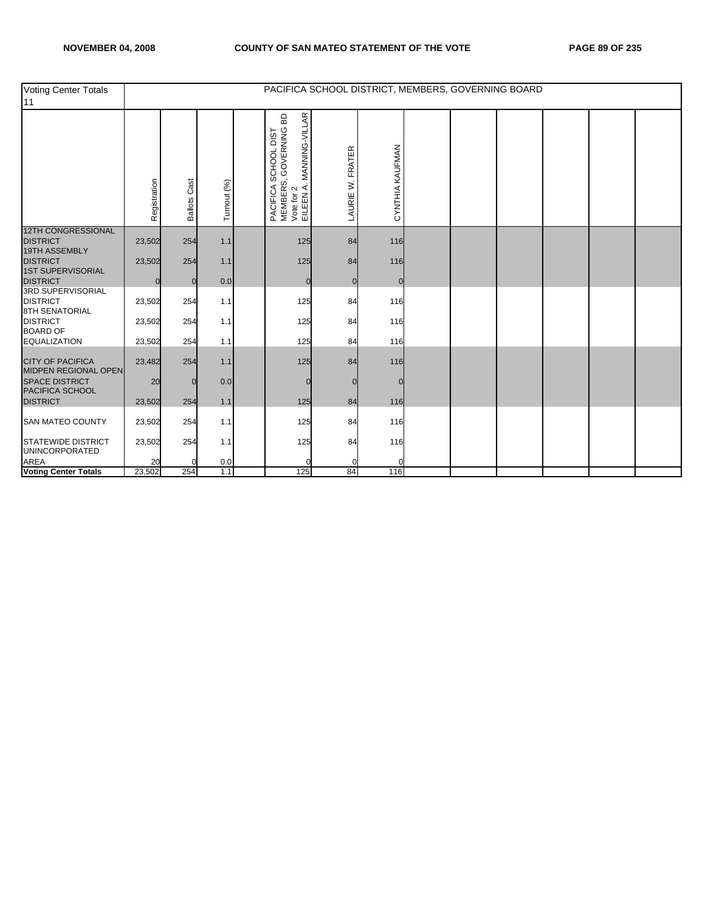| Voting Center Totals 11 | PACIFICA SCHOOL DISTRICT, MEMBERS, GOVERNING BOARD | | | | | | | | | | | | | |
|---|---|---|---|---|---|---|---|---|---|---|---|---|---|---|
| | Registration | Ballots Cast | Turnout (%) | | PACIFICA SCHOOL DIST MEMBERS, GOVERNING BD Vote for 2 EILEEN A. MANNING-VILLAR | LAURIE W. FRATER | CYNTHIA KAUFMAN | | | | | | | |
| 12TH CONGRESSIONAL DISTRICT | 23,502 | 254 | 1.1 | | 125 | 84 | 116 | | | | | | | |
| 19TH ASSEMBLY DISTRICT | 23,502 | 254 | 1.1 | | 125 | 84 | 116 | | | | | | | |
| 1ST SUPERVISORIAL DISTRICT | 0 | 0 | 0.0 | | 0 | 0 | 0 | | | | | | | |
| 3RD SUPERVISORIAL DISTRICT | 23,502 | 254 | 1.1 | | 125 | 84 | 116 | | | | | | | |
| 8TH SENATORIAL DISTRICT | 23,502 | 254 | 1.1 | | 125 | 84 | 116 | | | | | | | |
| BOARD OF EQUALIZATION | 23,502 | 254 | 1.1 | | 125 | 84 | 116 | | | | | | | |
| CITY OF PACIFICA | 23,482 | 254 | 1.1 | | 125 | 84 | 116 | | | | | | | |
| MIDPEN REGIONAL OPEN SPACE DISTRICT | 20 | 0 | 0.0 | | 0 | 0 | 0 | | | | | | | |
| PACIFICA SCHOOL DISTRICT | 23,502 | 254 | 1.1 | | 125 | 84 | 116 | | | | | | | |
| SAN MATEO COUNTY | 23,502 | 254 | 1.1 | | 125 | 84 | 116 | | | | | | | |
| STATEWIDE DISTRICT | 23,502 | 254 | 1.1 | | 125 | 84 | 116 | | | | | | | |
| UNINCORPORATED AREA | 20 | 0 | 0.0 | | 0 | 0 | 0 | | | | | | | |
| **Voting Center Totals** | 23,502 | 254 | 1.1 | | 125 | 84 | 116 | | | | | | | |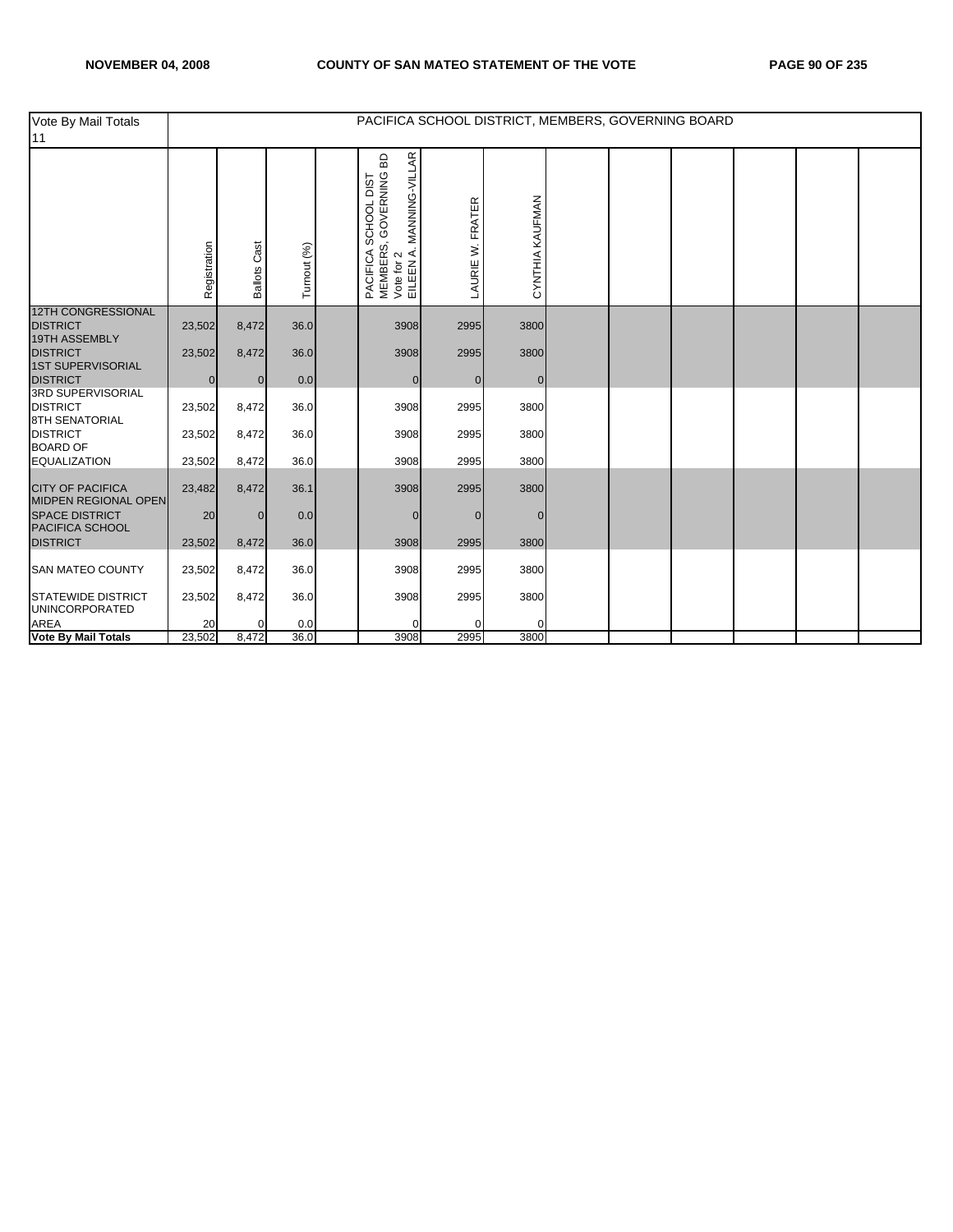| Vote By Mail Totals 11 | PACIFICA SCHOOL DISTRICT, MEMBERS, GOVERNING BOARD | | | | | | | | | | | | |
|---|---|---|---|---|---|---|---|---|---|---|---|---|---|
| | Registration | Ballots Cast | Turnout (%) | | PACIFICA SCHOOL DIST MEMBERS, GOVERNING BD Vote for 2 EILEEN A. MANNING-VILLAR | LAURIE W. FRATER | CYNTHIA KAUFMAN | | | | | | |
| 12TH CONGRESSIONAL DISTRICT | 23,502 | 8,472 | 36.0 | | 3908 | 2995 | 3800 | | | | | | |
| 19TH ASSEMBLY DISTRICT | 23,502 | 8,472 | 36.0 | | 3908 | 2995 | 3800 | | | | | | |
| 1ST SUPERVISORIAL DISTRICT | 0 | 0 | 0.0 | | 0 | 0 | 0 | | | | | | |
| 3RD SUPERVISORIAL DISTRICT | 23,502 | 8,472 | 36.0 | | 3908 | 2995 | 3800 | | | | | | |
| 8TH SENATORIAL DISTRICT | 23,502 | 8,472 | 36.0 | | 3908 | 2995 | 3800 | | | | | | |
| BOARD OF EQUALIZATION | 23,502 | 8,472 | 36.0 | | 3908 | 2995 | 3800 | | | | | | |
| CITY OF PACIFICA | 23,482 | 8,472 | 36.1 | | 3908 | 2995 | 3800 | | | | | | |
| MIDPEN REGIONAL OPEN SPACE DISTRICT | 20 | 0 | 0.0 | | 0 | 0 | 0 | | | | | | |
| PACIFICA SCHOOL DISTRICT | 23,502 | 8,472 | 36.0 | | 3908 | 2995 | 3800 | | | | | | |
| SAN MATEO COUNTY | 23,502 | 8,472 | 36.0 | | 3908 | 2995 | 3800 | | | | | | |
| STATEWIDE DISTRICT | 23,502 | 8,472 | 36.0 | | 3908 | 2995 | 3800 | | | | | | |
| UNINCORPORATED AREA | 20 | 0 | 0.0 | | 0 | 0 | 0 | | | | | | |
| **Vote By Mail Totals** | 23,502 | 8,472 | 36.0 | | 3908 | 2995 | 3800 | | | | | | |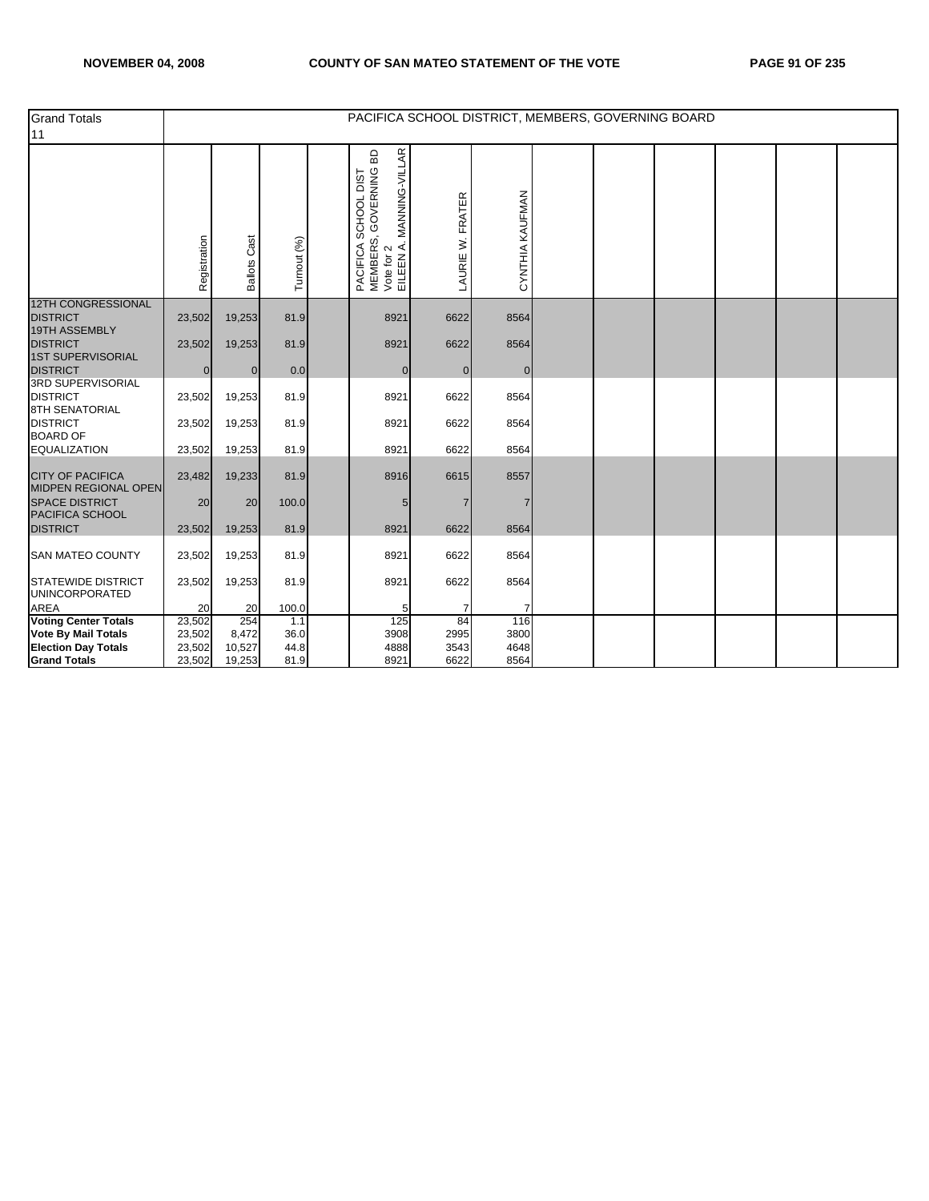| Grand Totals 11 | PACIFICA SCHOOL DISTRICT, MEMBERS, GOVERNING BOARD | | | | | | | | | | | | |
|---|---|---|---|---|---|---|---|---|---|---|---|---|---|
| | Registration | Ballots Cast | Turnout (%) | | PACIFICA SCHOOL DIST MEMBERS, GOVERNING BD Vote for 2 EILEEN A. MANNING-VILLAR | LAURIE W. FRATER | CYNTHIA KAUFMAN | | | | | | |
| 12TH CONGRESSIONAL DISTRICT | 23,502 | 19,253 | 81.9 | | 8921 | 6622 | 8564 | | | | | | |
| 19TH ASSEMBLY DISTRICT | 23,502 | 19,253 | 81.9 | | 8921 | 6622 | 8564 | | | | | | |
| 1ST SUPERVISORIAL DISTRICT | 0 | 0 | 0.0 | | 0 | 0 | 0 | | | | | | |
| 3RD SUPERVISORIAL DISTRICT | 23,502 | 19,253 | 81.9 | | 8921 | 6622 | 8564 | | | | | | |
| 8TH SENATORIAL DISTRICT | 23,502 | 19,253 | 81.9 | | 8921 | 6622 | 8564 | | | | | | |
| BOARD OF EQUALIZATION | 23,502 | 19,253 | 81.9 | | 8921 | 6622 | 8564 | | | | | | |
| CITY OF PACIFICA | 23,482 | 19,233 | 81.9 | | 8916 | 6615 | 8557 | | | | | | |
| MIDPEN REGIONAL OPEN SPACE DISTRICT | 20 | 20 | 100.0 | | 5 | 7 | 7 | | | | | | |
| PACIFICA SCHOOL DISTRICT | 23,502 | 19,253 | 81.9 | | 8921 | 6622 | 8564 | | | | | | |
| SAN MATEO COUNTY | 23,502 | 19,253 | 81.9 | | 8921 | 6622 | 8564 | | | | | | |
| STATEWIDE DISTRICT | 23,502 | 19,253 | 81.9 | | 8921 | 6622 | 8564 | | | | | | |
| UNINCORPORATED AREA | 20 | 20 | 100.0 | | 5 | 7 | 7 | | | | | | |
| **Voting Center Totals** | 23,502 | 254 | 1.1 | | 125 | 84 | 116 | | | | | | |
| **Vote By Mail Totals** | 23,502 | 8,472 | 36.0 | | 3908 | 2995 | 3800 | | | | | | |
| **Election Day Totals** | 23,502 | 10,527 | 44.8 | | 4888 | 3543 | 4648 | | | | | | |
| **Grand Totals** | 23,502 | 19,253 | 81.9 | | 8921 | 6622 | 8564 | | | | | | |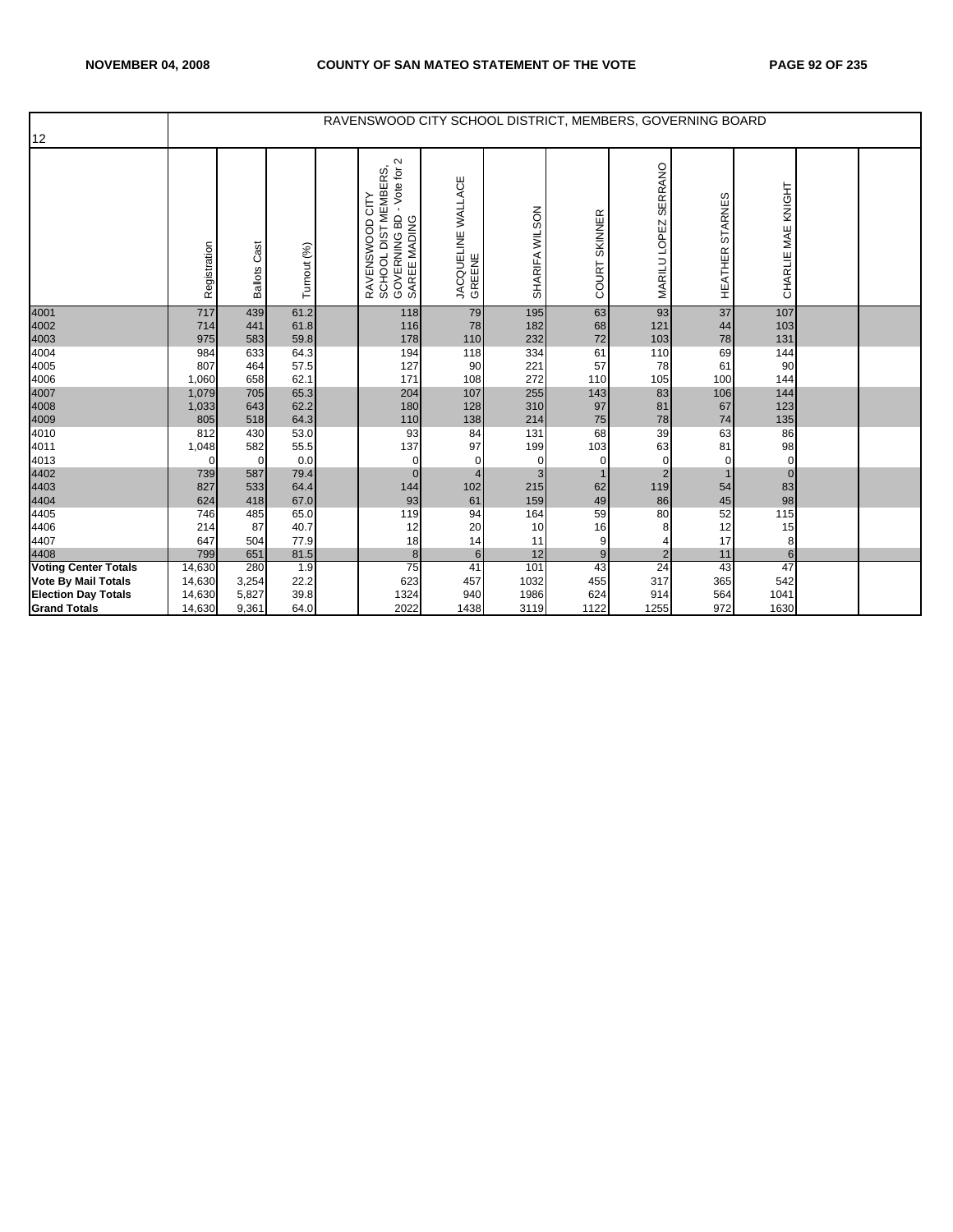| 12 | RAVENSWOOD CITY SCHOOL DISTRICT, MEMBERS, GOVERNING BOARD | | | | | | | | | | | | |
|---|---|---|---|---|---|---|---|---|---|---|---|---|---|
| | Registration | Ballots Cast | Turnout (%) | | RAVENSWOOD CITY SCHOOL DIST MEMBERS, GOVERNING BD - Vote for 2 SAREE MADING | JACQUELINE WALLACE GREENE | SHARIFA WILSON | COURT SKINNER | MARILU LOPEZ SERRANO | HEATHER STARNES | CHARLIE MAE KNIGHT | | |
| 4001 | 717 | 439 | 61.2 | | 118 | 79 | 195 | 63 | 93 | 37 | 107 | | |
| 4002 | 714 | 441 | 61.8 | | 116 | 78 | 182 | 68 | 121 | 44 | 103 | | |
| 4003 | 975 | 583 | 59.8 | | 178 | 110 | 232 | 72 | 103 | 78 | 131 | | |
| 4004 | 984 | 633 | 64.3 | | 194 | 118 | 334 | 61 | 110 | 69 | 144 | | |
| 4005 | 807 | 464 | 57.5 | | 127 | 90 | 221 | 57 | 78 | 61 | 90 | | |
| 4006 | 1,060 | 658 | 62.1 | | 171 | 108 | 272 | 110 | 105 | 100 | 144 | | |
| 4007 | 1,079 | 705 | 65.3 | | 204 | 107 | 255 | 143 | 83 | 106 | 144 | | |
| 4008 | 1,033 | 643 | 62.2 | | 180 | 128 | 310 | 97 | 81 | 67 | 123 | | |
| 4009 | 805 | 518 | 64.3 | | 110 | 138 | 214 | 75 | 78 | 74 | 135 | | |
| 4010 | 812 | 430 | 53.0 | | 93 | 84 | 131 | 68 | 39 | 63 | 86 | | |
| 4011 | 1,048 | 582 | 55.5 | | 137 | 97 | 199 | 103 | 63 | 81 | 98 | | |
| 4013 | 0 | 0 | 0.0 | | 0 | 0 | 0 | 0 | 0 | 0 | 0 | | |
| 4402 | 739 | 587 | 79.4 | | 0 | 4 | 3 | 1 | 2 | 1 | 0 | | |
| 4403 | 827 | 533 | 64.4 | | 144 | 102 | 215 | 62 | 119 | 54 | 83 | | |
| 4404 | 624 | 418 | 67.0 | | 93 | 61 | 159 | 49 | 86 | 45 | 98 | | |
| 4405 | 746 | 485 | 65.0 | | 119 | 94 | 164 | 59 | 80 | 52 | 115 | | |
| 4406 | 214 | 87 | 40.7 | | 12 | 20 | 10 | 16 | 8 | 12 | 15 | | |
| 4407 | 647 | 504 | 77.9 | | 18 | 14 | 11 | 9 | 4 | 17 | 8 | | |
| 4408 | 799 | 651 | 81.5 | | 8 | 6 | 12 | 9 | 2 | 11 | 6 | | |
| **Voting Center Totals** | 14,630 | 280 | 1.9 | | 75 | 41 | 101 | 43 | 24 | 43 | 47 | | |
| **Vote By Mail Totals** | 14,630 | 3,254 | 22.2 | | 623 | 457 | 1032 | 455 | 317 | 365 | 542 | | |
| **Election Day Totals** | 14,630 | 5,827 | 39.8 | | 1324 | 940 | 1986 | 624 | 914 | 564 | 1041 | | |
| **Grand Totals** | 14,630 | 9,361 | 64.0 | | 2022 | 1438 | 3119 | 1122 | 1255 | 972 | 1630 | | |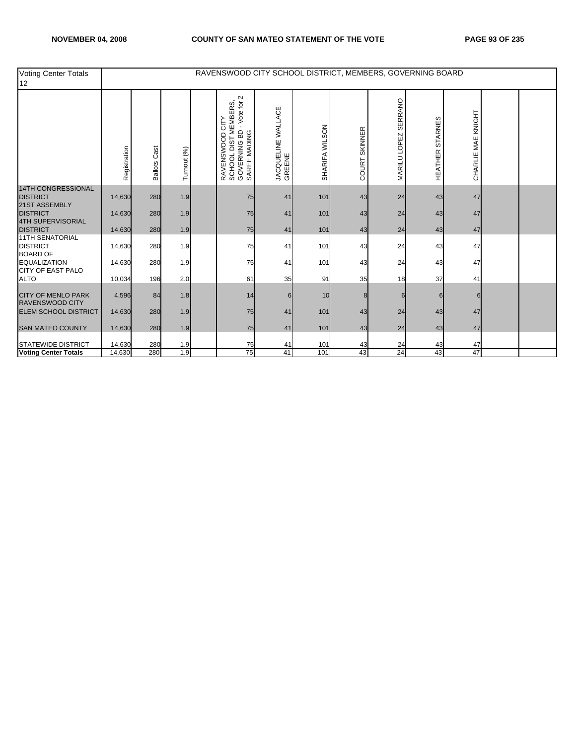| Voting Center Totals 12 | RAVENSWOOD CITY SCHOOL DISTRICT, MEMBERS, GOVERNING BOARD | | | | | | | | | | | | |
|---|---|---|---|---|---|---|---|---|---|---|---|---|---|
| | Registration | Ballots Cast | Turnout (%) | | RAVENSWOOD CITY SCHOOL DIST MEMBERS, GOVERNING BD - Vote for 2 SAREE MADING | JACQUELINE WALLACE GREENE | SHARIFA WILSON | COURT SKINNER | MARILU LOPEZ SERRANO | HEATHER STARNES | CHARLIE MAE KNIGHT | | |
| 14TH CONGRESSIONAL DISTRICT | 14,630 | 280 | 1.9 | | 75 | 41 | 101 | 43 | 24 | 43 | 47 | | |
| 21ST ASSEMBLY DISTRICT | 14,630 | 280 | 1.9 | | 75 | 41 | 101 | 43 | 24 | 43 | 47 | | |
| 4TH SUPERVISORIAL DISTRICT | 14,630 | 280 | 1.9 | | 75 | 41 | 101 | 43 | 24 | 43 | 47 | | |
| 11TH SENATORIAL DISTRICT | 14,630 | 280 | 1.9 | | 75 | 41 | 101 | 43 | 24 | 43 | 47 | | |
| BOARD OF EQUALIZATION | 14,630 | 280 | 1.9 | | 75 | 41 | 101 | 43 | 24 | 43 | 47 | | |
| CITY OF EAST PALO ALTO | 10,034 | 196 | 2.0 | | 61 | 35 | 91 | 35 | 18 | 37 | 41 | | |
| CITY OF MENLO PARK | 4,596 | 84 | 1.8 | | 14 | 6 | 10 | 8 | 6 | 6 | 6 | | |
| RAVENSWOOD CITY ELEM SCHOOL DISTRICT | 14,630 | 280 | 1.9 | | 75 | 41 | 101 | 43 | 24 | 43 | 47 | | |
| SAN MATEO COUNTY | 14,630 | 280 | 1.9 | | 75 | 41 | 101 | 43 | 24 | 43 | 47 | | |
| STATEWIDE DISTRICT | 14,630 | 280 | 1.9 | | 75 | 41 | 101 | 43 | 24 | 43 | 47 | | |
| **Voting Center Totals** | 14,630 | 280 | 1.9 | | 75 | 41 | 101 | 43 | 24 | 43 | 47 | | |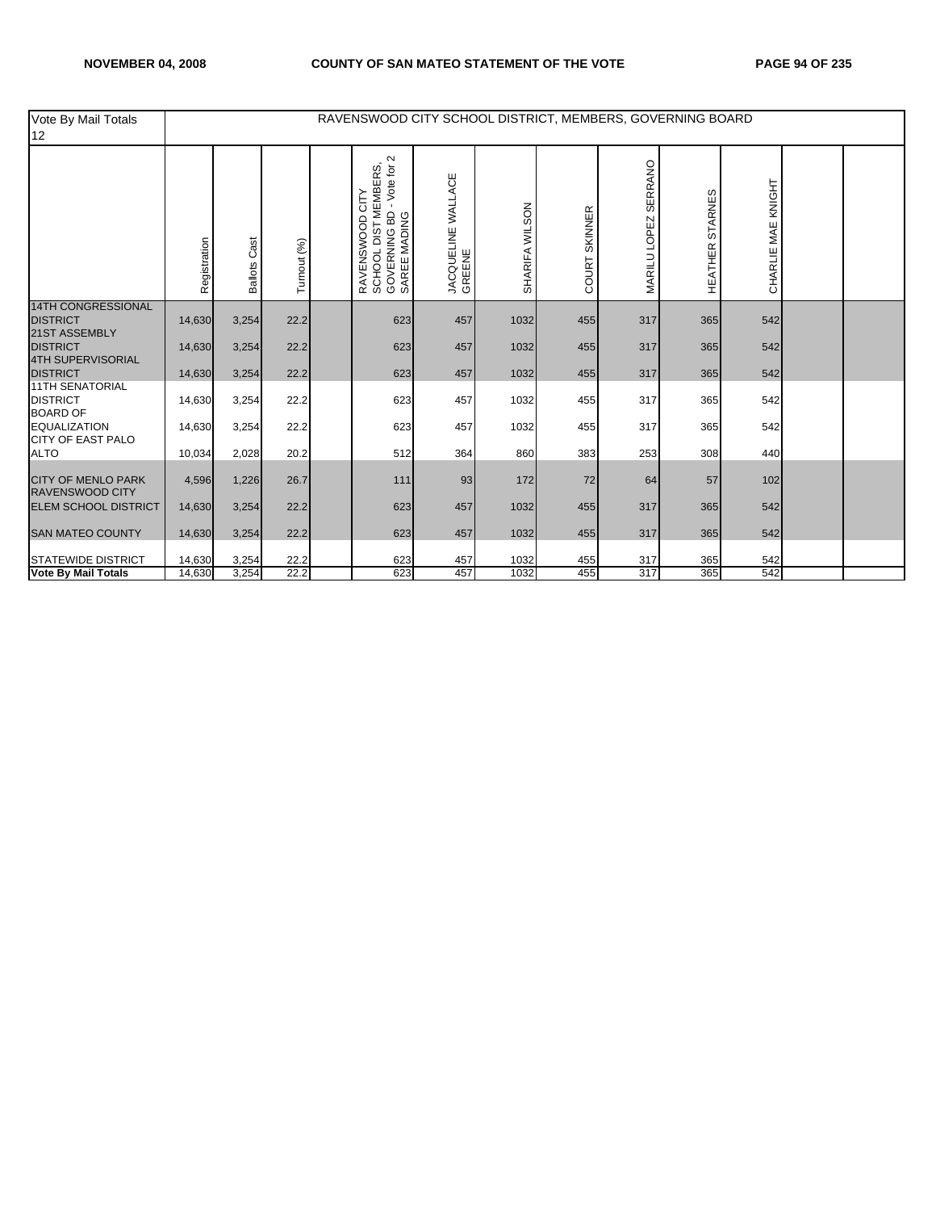| Vote By Mail Totals 12 | RAVENSWOOD CITY SCHOOL DISTRICT, MEMBERS, GOVERNING BOARD | | | | | | | | | | | | |
|---|---|---|---|---|---|---|---|---|---|---|---|---|---|
| | Registration | Ballots Cast | Turnout (%) | | RAVENSWOOD CITY SCHOOL DIST MEMBERS, GOVERNING BD - Vote for 2 SAREE MADING | JACQUELINE WALLACE GREENE | SHARIFA WILSON | COURT SKINNER | MARILU LOPEZ SERRANO | HEATHER STARNES | CHARLIE MAE KNIGHT | | |
| 14TH CONGRESSIONAL DISTRICT | 14,630 | 3,254 | 22.2 | | 623 | 457 | 1032 | 455 | 317 | 365 | 542 | | |
| 21ST ASSEMBLY DISTRICT | 14,630 | 3,254 | 22.2 | | 623 | 457 | 1032 | 455 | 317 | 365 | 542 | | |
| 4TH SUPERVISORIAL DISTRICT | 14,630 | 3,254 | 22.2 | | 623 | 457 | 1032 | 455 | 317 | 365 | 542 | | |
| 11TH SENATORIAL DISTRICT | 14,630 | 3,254 | 22.2 | | 623 | 457 | 1032 | 455 | 317 | 365 | 542 | | |
| BOARD OF EQUALIZATION | 14,630 | 3,254 | 22.2 | | 623 | 457 | 1032 | 455 | 317 | 365 | 542 | | |
| CITY OF EAST PALO ALTO | 10,034 | 2,028 | 20.2 | | 512 | 364 | 860 | 383 | 253 | 308 | 440 | | |
| CITY OF MENLO PARK | 4,596 | 1,226 | 26.7 | | 111 | 93 | 172 | 72 | 64 | 57 | 102 | | |
| RAVENSWOOD CITY ELEM SCHOOL DISTRICT | 14,630 | 3,254 | 22.2 | | 623 | 457 | 1032 | 455 | 317 | 365 | 542 | | |
| SAN MATEO COUNTY | 14,630 | 3,254 | 22.2 | | 623 | 457 | 1032 | 455 | 317 | 365 | 542 | | |
| STATEWIDE DISTRICT | 14,630 | 3,254 | 22.2 | | 623 | 457 | 1032 | 455 | 317 | 365 | 542 | | |
| **Vote By Mail Totals** | 14,630 | 3,254 | 22.2 | | 623 | 457 | 1032 | 455 | 317 | 365 | 542 | | |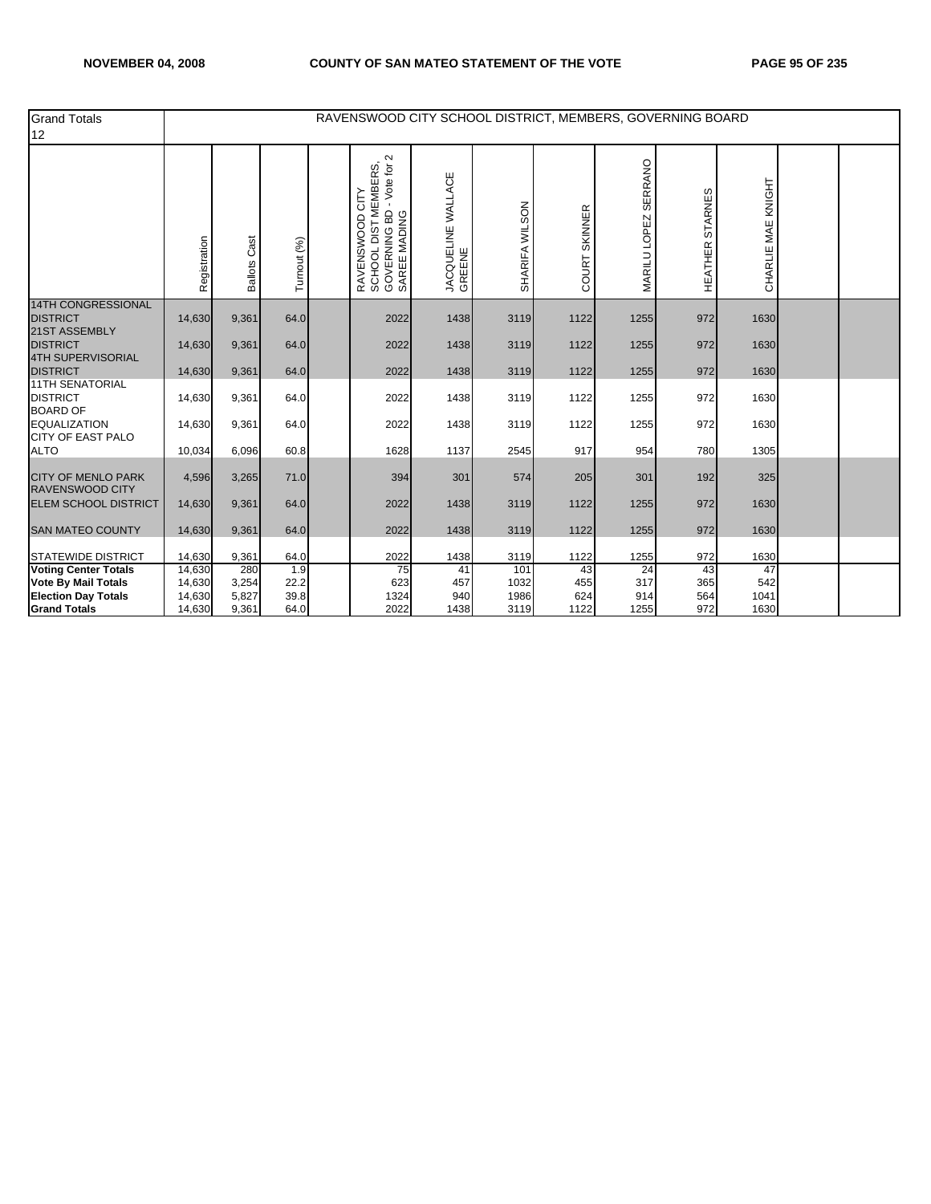| Grand Totals 12 | RAVENSWOOD CITY SCHOOL DISTRICT, MEMBERS, GOVERNING BOARD | | | | | | | | | | | | |
|---|---|---|---|---|---|---|---|---|---|---|---|---|---|
| | Registration | Ballots Cast | Turnout (%) | | RAVENSWOOD CITY SCHOOL DIST MEMBERS, GOVERNING BD - Vote for 2 SAREE MADING | JACQUELINE WALLACE GREENE | SHARIFA WILSON | COURT SKINNER | MARILU LOPEZ SERRANO | HEATHER STARNES | CHARLIE MAE KNIGHT | | |
| 14TH CONGRESSIONAL DISTRICT | 14,630 | 9,361 | 64.0 | | 2022 | 1438 | 3119 | 1122 | 1255 | 972 | 1630 | | |
| 21ST ASSEMBLY DISTRICT | 14,630 | 9,361 | 64.0 | | 2022 | 1438 | 3119 | 1122 | 1255 | 972 | 1630 | | |
| 4TH SUPERVISORIAL DISTRICT | 14,630 | 9,361 | 64.0 | | 2022 | 1438 | 3119 | 1122 | 1255 | 972 | 1630 | | |
| 11TH SENATORIAL DISTRICT | 14,630 | 9,361 | 64.0 | | 2022 | 1438 | 3119 | 1122 | 1255 | 972 | 1630 | | |
| BOARD OF EQUALIZATION | 14,630 | 9,361 | 64.0 | | 2022 | 1438 | 3119 | 1122 | 1255 | 972 | 1630 | | |
| CITY OF EAST PALO ALTO | 10,034 | 6,096 | 60.8 | | 1628 | 1137 | 2545 | 917 | 954 | 780 | 1305 | | |
| CITY OF MENLO PARK | 4,596 | 3,265 | 71.0 | | 394 | 301 | 574 | 205 | 301 | 192 | 325 | | |
| RAVENSWOOD CITY ELEM SCHOOL DISTRICT | 14,630 | 9,361 | 64.0 | | 2022 | 1438 | 3119 | 1122 | 1255 | 972 | 1630 | | |
| SAN MATEO COUNTY | 14,630 | 9,361 | 64.0 | | 2022 | 1438 | 3119 | 1122 | 1255 | 972 | 1630 | | |
| STATEWIDE DISTRICT | 14,630 | 9,361 | 64.0 | | 2022 | 1438 | 3119 | 1122 | 1255 | 972 | 1630 | | |
| **Voting Center Totals** | 14,630 | 280 | 1.9 | | 75 | 41 | 101 | 43 | 24 | 43 | 47 | | |
| **Vote By Mail Totals** | 14,630 | 3,254 | 22.2 | | 623 | 457 | 1032 | 455 | 317 | 365 | 542 | | |
| **Election Day Totals** | 14,630 | 5,827 | 39.8 | | 1324 | 940 | 1986 | 624 | 914 | 564 | 1041 | | |
| **Grand Totals** | 14,630 | 9,361 | 64.0 | | 2022 | 1438 | 3119 | 1122 | 1255 | 972 | 1630 | | |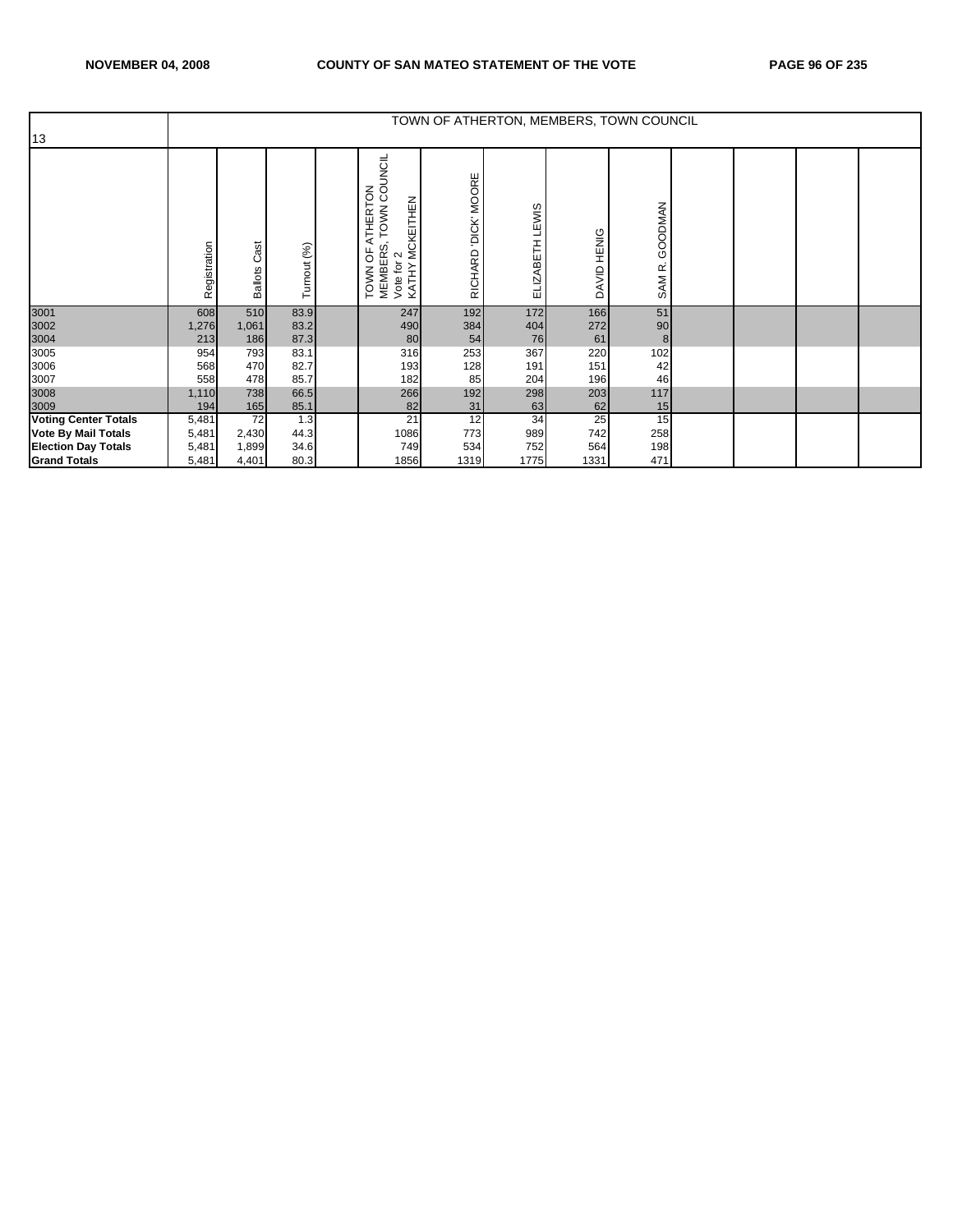| 13 | TOWN OF ATHERTON, MEMBERS, TOWN COUNCIL | | | | | | | | | | | | |
|---|---|---|---|---|---|---|---|---|---|---|---|---|---|
| | Registration | Ballots Cast | Turnout (%) | | TOWN OF ATHERTON MEMBERS, TOWN COUNCIL Vote for 2 KATHY MCKEITHEN | RICHARD 'DICK' MOORE | ELIZABETH LEWIS | DAVID HENIG | SAM R. GOODMAN | | | | |
| 3001 | 608 | 510 | 83.9 | | 247 | 192 | 172 | 166 | 51 | | | | |
| 3002 | 1,276 | 1,061 | 83.2 | | 490 | 384 | 404 | 272 | 90 | | | | |
| 3004 | 213 | 186 | 87.3 | | 80 | 54 | 76 | 61 | 8 | | | | |
| 3005 | 954 | 793 | 83.1 | | 316 | 253 | 367 | 220 | 102 | | | | |
| 3006 | 568 | 470 | 82.7 | | 193 | 128 | 191 | 151 | 42 | | | | |
| 3007 | 558 | 478 | 85.7 | | 182 | 85 | 204 | 196 | 46 | | | | |
| 3008 | 1,110 | 738 | 66.5 | | 266 | 192 | 298 | 203 | 117 | | | | |
| 3009 | 194 | 165 | 85.1 | | 82 | 31 | 63 | 62 | 15 | | | | |
| **Voting Center Totals** | 5,481 | 72 | 1.3 | | 21 | 12 | 34 | 25 | 15 | | | | |
| **Vote By Mail Totals** | 5,481 | 2,430 | 44.3 | | 1086 | 773 | 989 | 742 | 258 | | | | |
| **Election Day Totals** | 5,481 | 1,899 | 34.6 | | 749 | 534 | 752 | 564 | 198 | | | | |
| **Grand Totals** | 5,481 | 4,401 | 80.3 | | 1856 | 1319 | 1775 | 1331 | 471 | | | | |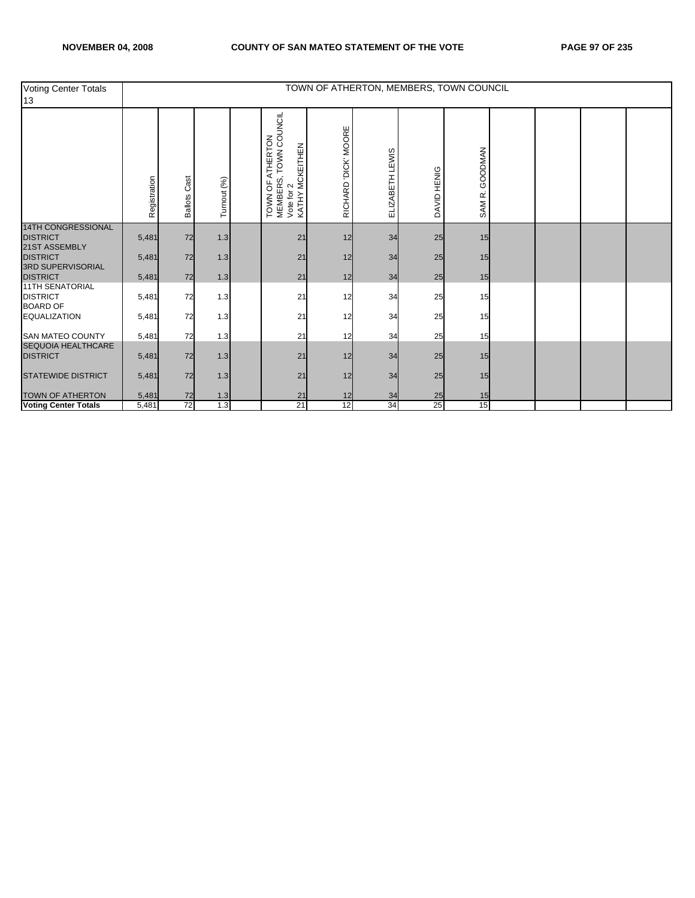| Voting Center Totals 13 | TOWN OF ATHERTON, MEMBERS, TOWN COUNCIL | | | | | | | | | | | | |
|---|---|---|---|---|---|---|---|---|---|---|---|---|---|
| | Registration | Ballots Cast | Turnout (%) | | TOWN OF ATHERTON MEMBERS, TOWN COUNCIL Vote for 2 KATHY MCKEITHEN | RICHARD 'DICK' MOORE | ELIZABETH LEWIS | DAVID HENIG | SAM R. GOODMAN | | | | |
| 14TH CONGRESSIONAL DISTRICT | 5,481 | 72 | 1.3 | | 21 | 12 | 34 | 25 | 15 | | | | |
| 21ST ASSEMBLY DISTRICT | 5,481 | 72 | 1.3 | | 21 | 12 | 34 | 25 | 15 | | | | |
| 3RD SUPERVISORIAL DISTRICT | 5,481 | 72 | 1.3 | | 21 | 12 | 34 | 25 | 15 | | | | |
| 11TH SENATORIAL DISTRICT | 5,481 | 72 | 1.3 | | 21 | 12 | 34 | 25 | 15 | | | | |
| BOARD OF EQUALIZATION | 5,481 | 72 | 1.3 | | 21 | 12 | 34 | 25 | 15 | | | | |
| SAN MATEO COUNTY | 5,481 | 72 | 1.3 | | 21 | 12 | 34 | 25 | 15 | | | | |
| SEQUOIA HEALTHCARE DISTRICT | 5,481 | 72 | 1.3 | | 21 | 12 | 34 | 25 | 15 | | | | |
| STATEWIDE DISTRICT | 5,481 | 72 | 1.3 | | 21 | 12 | 34 | 25 | 15 | | | | |
| TOWN OF ATHERTON | 5,481 | 72 | 1.3 | | 21 | 12 | 34 | 25 | 15 | | | | |
| **Voting Center Totals** | 5,481 | 72 | 1.3 | | 21 | 12 | 34 | 25 | 15 | | | | |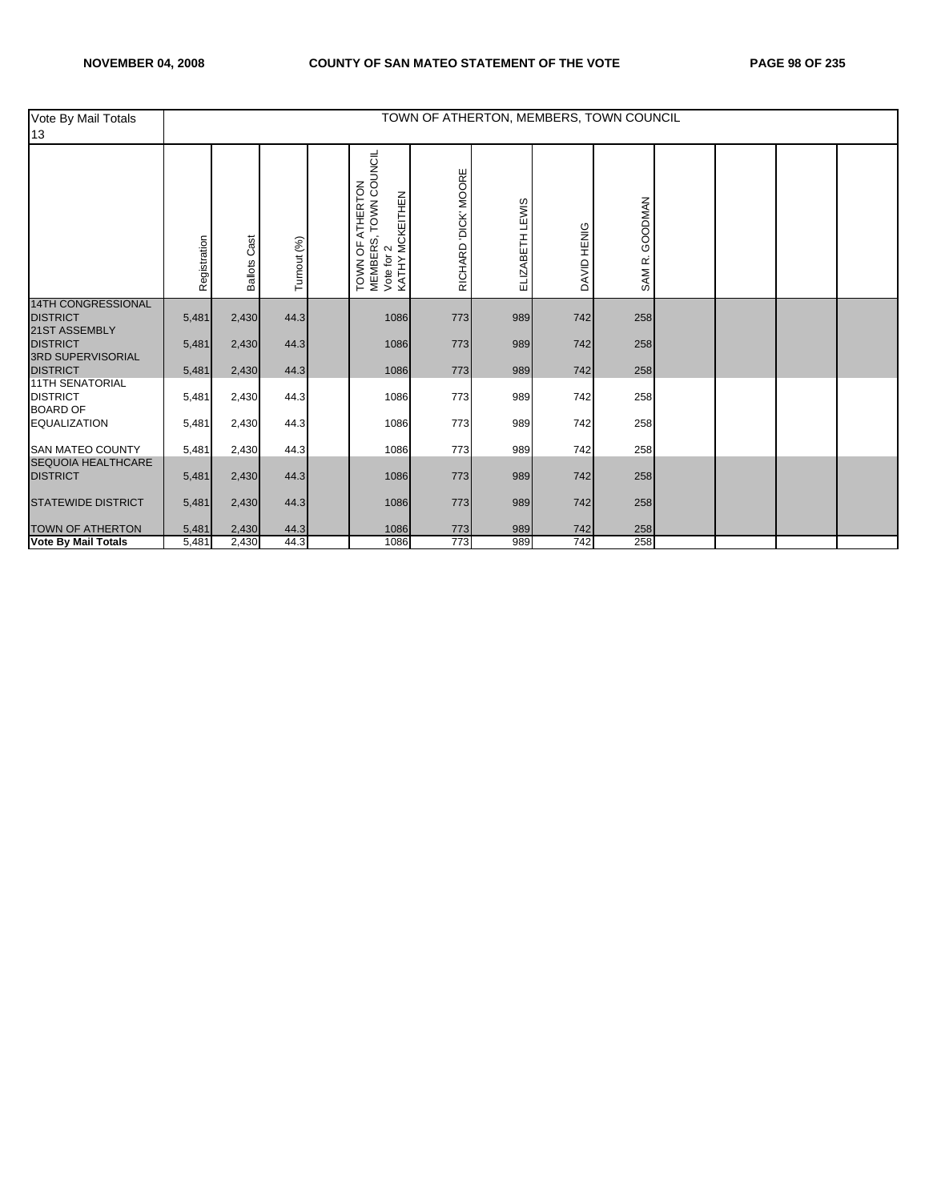| Vote By Mail Totals 13 | TOWN OF ATHERTON, MEMBERS, TOWN COUNCIL | | | | | | | | | | | | |
|---|---|---|---|---|---|---|---|---|---|---|---|---|---|
| | Registration | Ballots Cast | Turnout (%) | | TOWN OF ATHERTON MEMBERS, TOWN COUNCIL Vote for 2 KATHY MCKEITHEN | RICHARD 'DICK' MOORE | ELIZABETH LEWIS | DAVID HENIG | SAM R. GOODMAN | | | | |
| 14TH CONGRESSIONAL DISTRICT | 5,481 | 2,430 | 44.3 | | 1086 | 773 | 989 | 742 | 258 | | | | |
| 21ST ASSEMBLY DISTRICT | 5,481 | 2,430 | 44.3 | | 1086 | 773 | 989 | 742 | 258 | | | | |
| 3RD SUPERVISORIAL DISTRICT | 5,481 | 2,430 | 44.3 | | 1086 | 773 | 989 | 742 | 258 | | | | |
| 11TH SENATORIAL DISTRICT | 5,481 | 2,430 | 44.3 | | 1086 | 773 | 989 | 742 | 258 | | | | |
| BOARD OF EQUALIZATION | 5,481 | 2,430 | 44.3 | | 1086 | 773 | 989 | 742 | 258 | | | | |
| SAN MATEO COUNTY | 5,481 | 2,430 | 44.3 | | 1086 | 773 | 989 | 742 | 258 | | | | |
| SEQUOIA HEALTHCARE DISTRICT | 5,481 | 2,430 | 44.3 | | 1086 | 773 | 989 | 742 | 258 | | | | |
| STATEWIDE DISTRICT | 5,481 | 2,430 | 44.3 | | 1086 | 773 | 989 | 742 | 258 | | | | |
| TOWN OF ATHERTON | 5,481 | 2,430 | 44.3 | | 1086 | 773 | 989 | 742 | 258 | | | | |
| **Vote By Mail Totals** | 5,481 | 2,430 | 44.3 | | 1086 | 773 | 989 | 742 | 258 | | | | |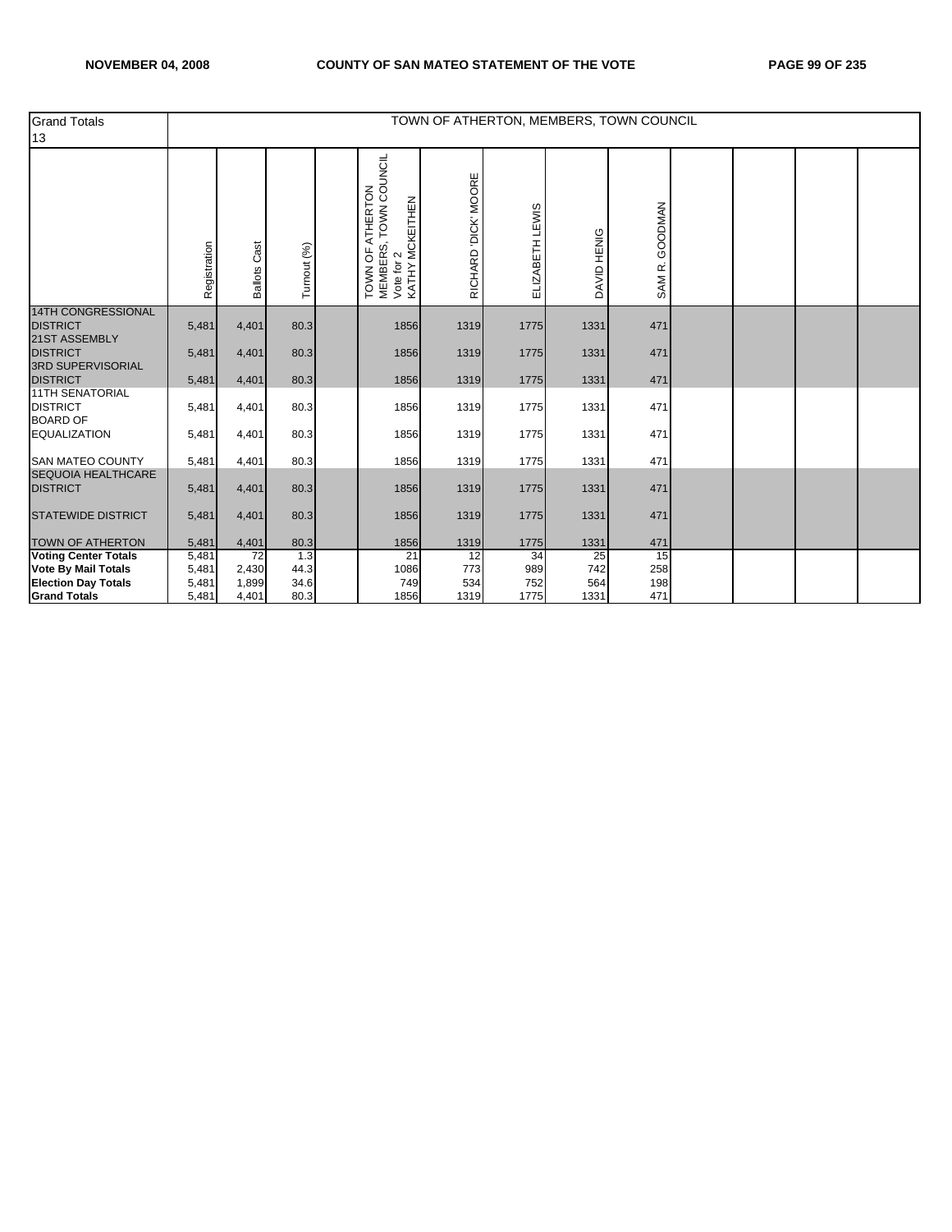| Grand Totals 13 | TOWN OF ATHERTON, MEMBERS, TOWN COUNCIL | | | | | | | | | | | | |
|---|---|---|---|---|---|---|---|---|---|---|---|---|---|
| | Registration | Ballots Cast | Turnout (%) | | TOWN OF ATHERTON MEMBERS, TOWN COUNCIL Vote for 2 KATHY MCKEITHEN | RICHARD 'DICK' MOORE | ELIZABETH LEWIS | DAVID HENIG | SAM R. GOODMAN | | | | |
| 14TH CONGRESSIONAL DISTRICT | 5,481 | 4,401 | 80.3 | | 1856 | 1319 | 1775 | 1331 | 471 | | | | |
| 21ST ASSEMBLY DISTRICT | 5,481 | 4,401 | 80.3 | | 1856 | 1319 | 1775 | 1331 | 471 | | | | |
| 3RD SUPERVISORIAL DISTRICT | 5,481 | 4,401 | 80.3 | | 1856 | 1319 | 1775 | 1331 | 471 | | | | |
| 11TH SENATORIAL DISTRICT | 5,481 | 4,401 | 80.3 | | 1856 | 1319 | 1775 | 1331 | 471 | | | | |
| BOARD OF EQUALIZATION | 5,481 | 4,401 | 80.3 | | 1856 | 1319 | 1775 | 1331 | 471 | | | | |
| SAN MATEO COUNTY | 5,481 | 4,401 | 80.3 | | 1856 | 1319 | 1775 | 1331 | 471 | | | | |
| SEQUOIA HEALTHCARE DISTRICT | 5,481 | 4,401 | 80.3 | | 1856 | 1319 | 1775 | 1331 | 471 | | | | |
| STATEWIDE DISTRICT | 5,481 | 4,401 | 80.3 | | 1856 | 1319 | 1775 | 1331 | 471 | | | | |
| TOWN OF ATHERTON | 5,481 | 4,401 | 80.3 | | 1856 | 1319 | 1775 | 1331 | 471 | | | | |
| **Voting Center Totals** | 5,481 | 72 | 1.3 | | 21 | 12 | 34 | 25 | 15 | | | | |
| **Vote By Mail Totals** | 5,481 | 2,430 | 44.3 | | 1086 | 773 | 989 | 742 | 258 | | | | |
| **Election Day Totals** | 5,481 | 1,899 | 34.6 | | 749 | 534 | 752 | 564 | 198 | | | | |
| **Grand Totals** | 5,481 | 4,401 | 80.3 | | 1856 | 1319 | 1775 | 1331 | 471 | | | | |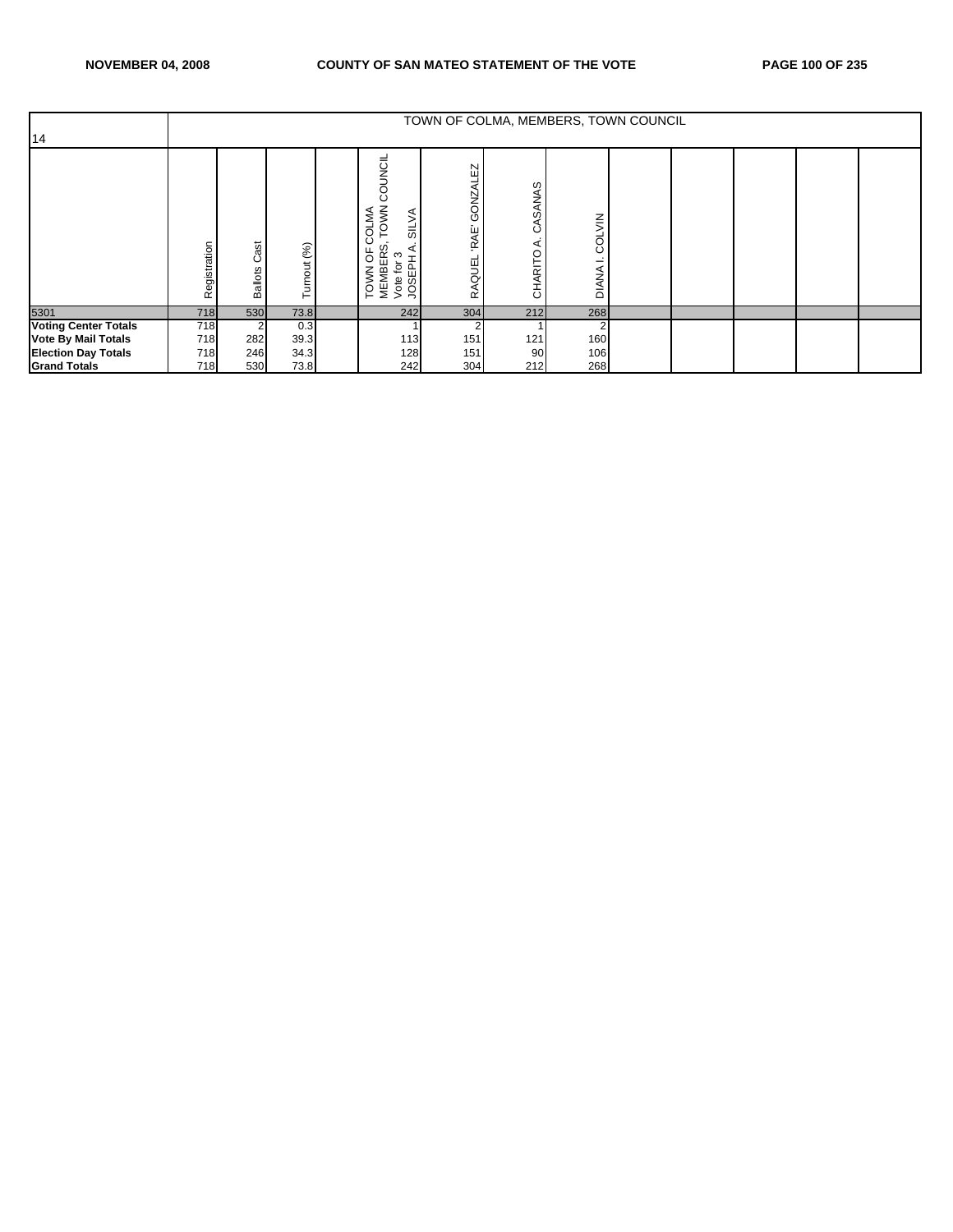| 14 | TOWN OF COLMA, MEMBERS, TOWN COUNCIL | | | | | | | | | | | | |
|---|---|---|---|---|---|---|---|---|---|---|---|---|---|
| | Registration | Ballots Cast | Turnout (%) | | TOWN OF COLMA MEMBERS, TOWN COUNCIL Vote for 3 JOSEPH A. SILVA | RAQUEL 'RAE' GONZALEZ | CHARITO A. CASANAS | DIANA I. COLVIN | | | | | |
| 5301 | 718 | 530 | 73.8 | | 242 | 304 | 212 | 268 | | | | | |
| **Voting Center Totals** | 718 | 2 | 0.3 | | 1 | 2 | 1 | 2 | | | | | |
| **Vote By Mail Totals** | 718 | 282 | 39.3 | | 113 | 151 | 121 | 160 | | | | | |
| **Election Day Totals** | 718 | 246 | 34.3 | | 128 | 151 | 90 | 106 | | | | | |
| **Grand Totals** | 718 | 530 | 73.8 | | 242 | 304 | 212 | 268 | | | | | |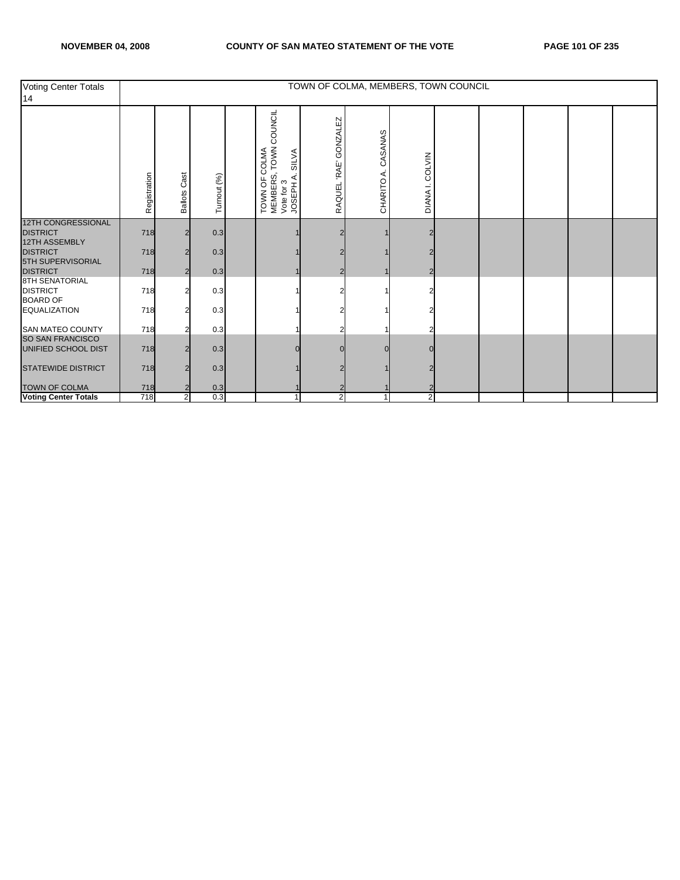| Voting Center Totals 14 | TOWN OF COLMA, MEMBERS, TOWN COUNCIL | | | | | | | | | | | | |
|---|---|---|---|---|---|---|---|---|---|---|---|---|---|
| | Registration | Ballots Cast | Turnout (%) | | TOWN OF COLMA MEMBERS, TOWN COUNCIL Vote for 3 JOSEPH A. SILVA | RAQUEL 'RAE' GONZALEZ | CHARITO A. CASANAS | DIANA I. COLVIN | | | | | |
| 12TH CONGRESSIONAL DISTRICT | 718 | 2 | 0.3 | | 1 | 2 | 1 | 2 | | | | | |
| 12TH ASSEMBLY DISTRICT | 718 | 2 | 0.3 | | 1 | 2 | 1 | 2 | | | | | |
| 5TH SUPERVISORIAL DISTRICT | 718 | 2 | 0.3 | | 1 | 2 | 1 | 2 | | | | | |
| 8TH SENATORIAL DISTRICT | 718 | 2 | 0.3 | | 1 | 2 | 1 | 2 | | | | | |
| BOARD OF EQUALIZATION | 718 | 2 | 0.3 | | 1 | 2 | 1 | 2 | | | | | |
| SAN MATEO COUNTY | 718 | 2 | 0.3 | | 1 | 2 | 1 | 2 | | | | | |
| SO SAN FRANCISCO UNIFIED SCHOOL DIST | 718 | 2 | 0.3 | | 0 | 0 | 0 | 0 | | | | | |
| STATEWIDE DISTRICT | 718 | 2 | 0.3 | | 1 | 2 | 1 | 2 | | | | | |
| TOWN OF COLMA | 718 | 2 | 0.3 | | 1 | 2 | 1 | 2 | | | | | |
| **Voting Center Totals** | 718 | 2 | 0.3 | | 1 | 2 | 1 | 2 | | | | | |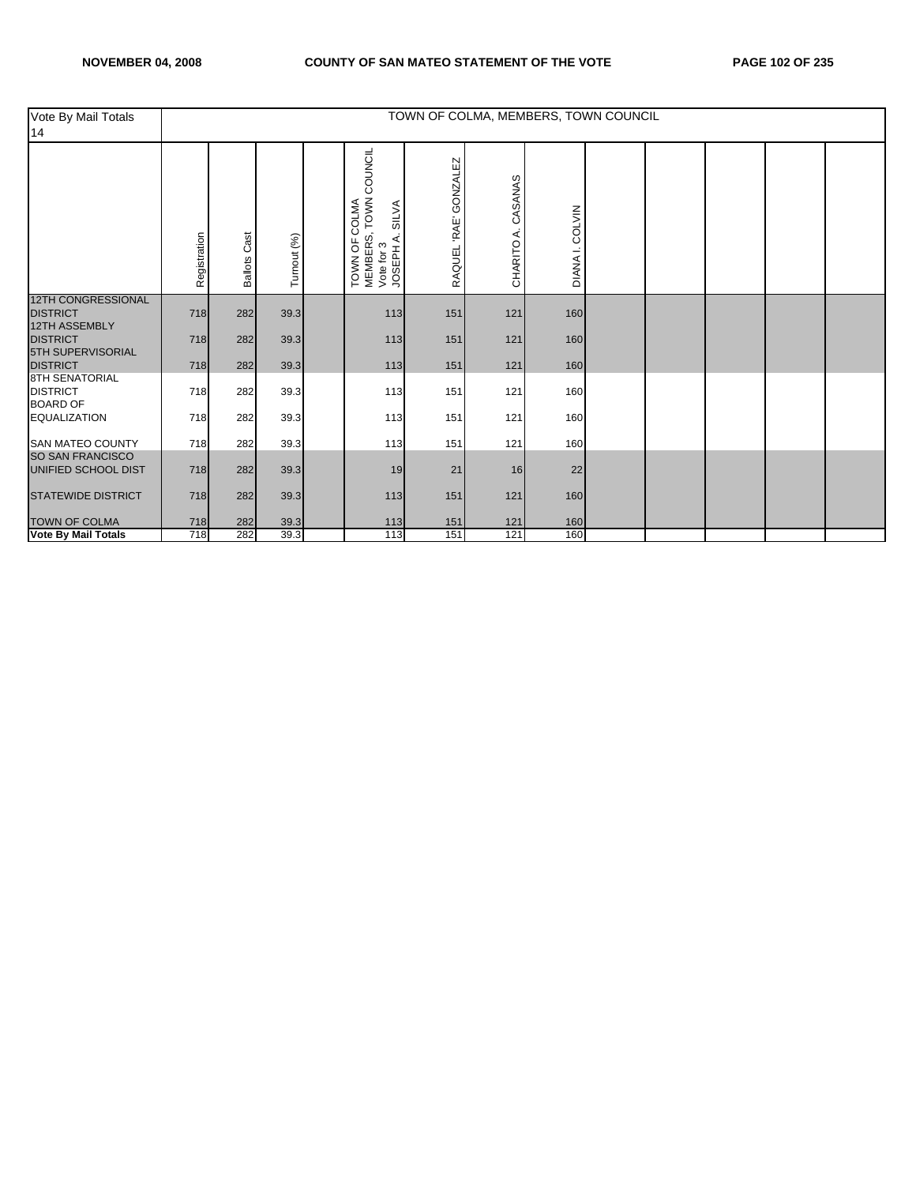| Vote By Mail Totals 14 | TOWN OF COLMA, MEMBERS, TOWN COUNCIL | | | | | | | | | | | | |
|---|---|---|---|---|---|---|---|---|---|---|---|---|---|
| | Registration | Ballots Cast | Turnout (%) | | TOWN OF COLMA MEMBERS, TOWN COUNCIL Vote for 3 JOSEPH A. SILVA | RAQUEL 'RAE' GONZALEZ | CHARITO A. CASANAS | DIANA I. COLVIN | | | | | |
| 12TH CONGRESSIONAL DISTRICT | 718 | 282 | 39.3 | | 113 | 151 | 121 | 160 | | | | | |
| 12TH ASSEMBLY DISTRICT | 718 | 282 | 39.3 | | 113 | 151 | 121 | 160 | | | | | |
| 5TH SUPERVISORIAL DISTRICT | 718 | 282 | 39.3 | | 113 | 151 | 121 | 160 | | | | | |
| 8TH SENATORIAL DISTRICT | 718 | 282 | 39.3 | | 113 | 151 | 121 | 160 | | | | | |
| BOARD OF EQUALIZATION | 718 | 282 | 39.3 | | 113 | 151 | 121 | 160 | | | | | |
| SAN MATEO COUNTY | 718 | 282 | 39.3 | | 113 | 151 | 121 | 160 | | | | | |
| SO SAN FRANCISCO UNIFIED SCHOOL DIST | 718 | 282 | 39.3 | | 19 | 21 | 16 | 22 | | | | | |
| STATEWIDE DISTRICT | 718 | 282 | 39.3 | | 113 | 151 | 121 | 160 | | | | | |
| TOWN OF COLMA | 718 | 282 | 39.3 | | 113 | 151 | 121 | 160 | | | | | |
| **Vote By Mail Totals** | 718 | 282 | 39.3 | | 113 | 151 | 121 | 160 | | | | | |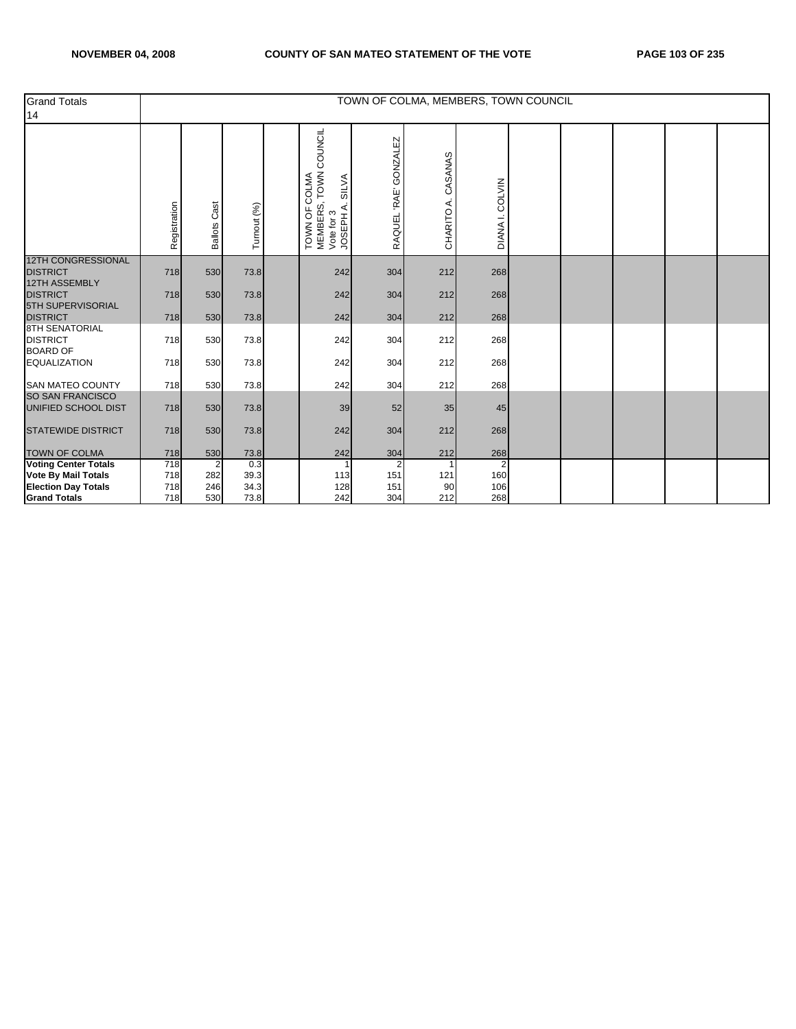| Grand Totals 14 | TOWN OF COLMA, MEMBERS, TOWN COUNCIL | | | | | | | | | | | | |
|---|---|---|---|---|---|---|---|---|---|---|---|---|---|
| | Registration | Ballots Cast | Turnout (%) | | TOWN OF COLMA MEMBERS, TOWN COUNCIL Vote for 3 JOSEPH A. SILVA | RAQUEL 'RAE' GONZALEZ | CHARITO A. CASANAS | DIANA I. COLVIN | | | | | |
| 12TH CONGRESSIONAL DISTRICT | 718 | 530 | 73.8 | | 242 | 304 | 212 | 268 | | | | | |
| 12TH ASSEMBLY DISTRICT | 718 | 530 | 73.8 | | 242 | 304 | 212 | 268 | | | | | |
| 5TH SUPERVISORIAL DISTRICT | 718 | 530 | 73.8 | | 242 | 304 | 212 | 268 | | | | | |
| 8TH SENATORIAL DISTRICT | 718 | 530 | 73.8 | | 242 | 304 | 212 | 268 | | | | | |
| BOARD OF EQUALIZATION | 718 | 530 | 73.8 | | 242 | 304 | 212 | 268 | | | | | |
| SAN MATEO COUNTY | 718 | 530 | 73.8 | | 242 | 304 | 212 | 268 | | | | | |
| SO SAN FRANCISCO UNIFIED SCHOOL DIST | 718 | 530 | 73.8 | | 39 | 52 | 35 | 45 | | | | | |
| STATEWIDE DISTRICT | 718 | 530 | 73.8 | | 242 | 304 | 212 | 268 | | | | | |
| TOWN OF COLMA | 718 | 530 | 73.8 | | 242 | 304 | 212 | 268 | | | | | |
| **Voting Center Totals** | 718 | 2 | 0.3 | | 1 | 2 | 1 | 2 | | | | | |
| **Vote By Mail Totals** | 718 | 282 | 39.3 | | 113 | 151 | 121 | 160 | | | | | |
| **Election Day Totals** | 718 | 246 | 34.3 | | 128 | 151 | 90 | 106 | | | | | |
| **Grand Totals** | 718 | 530 | 73.8 | | 242 | 304 | 212 | 268 | | | | | |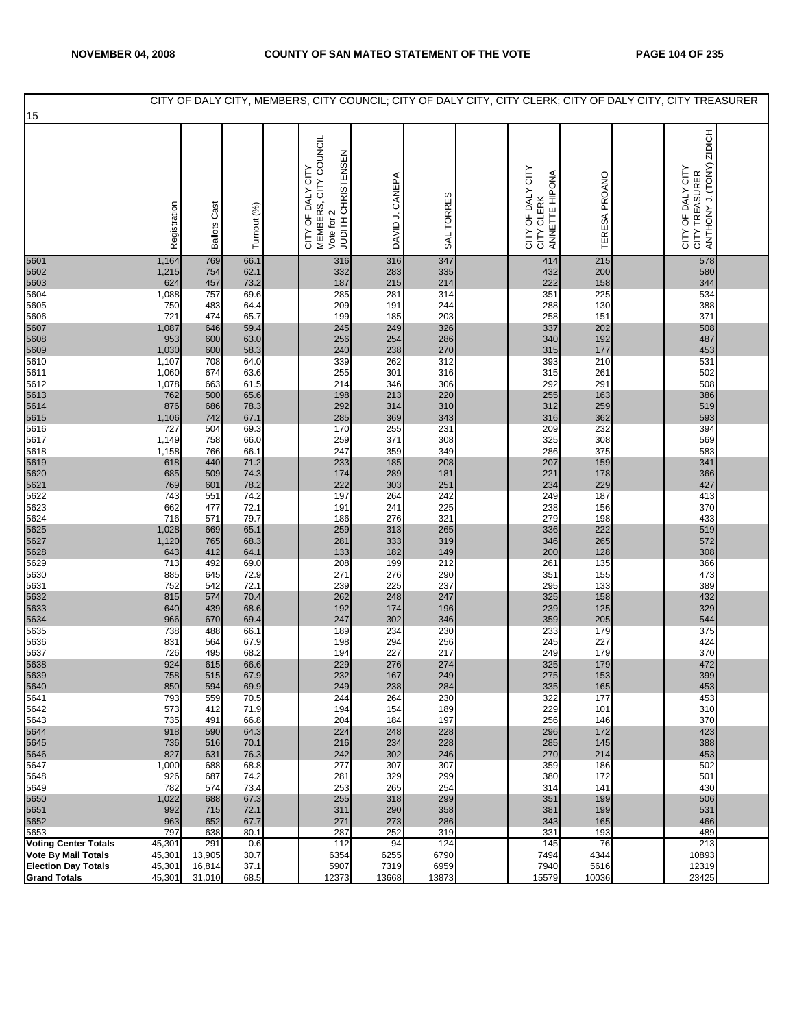| 15 | CITY OF DALY CITY, MEMBERS, CITY COUNCIL; CITY OF DALY CITY, CITY CLERK; CITY OF DALY CITY, CITY TREASURER | | | | | | | | | | |
|---|---|---|---|---|---|---|---|---|---|---|---|
| | Registration | Ballots Cast | Turnout (%) | CITY OF DALY CITY MEMBERS, CITY COUNCIL Vote for 2 JUDITH CHRISTENSEN | DAVID J. CANEPA | SAL TORRES | CITY OF DALY CITY CITY CLERK ANNETTE HIPONA | TERESA PROANO | CITY OF DALY CITY CITY TREASURER ANTHONY J. (TONY) ZIDICH |
| 5601 | 1,164 | 769 | 66.1 | 316 | 316 | 347 | 414 | 215 | 578 |
| 5602 | 1,215 | 754 | 62.1 | 332 | 283 | 335 | 432 | 200 | 580 |
| 5603 | 624 | 457 | 73.2 | 187 | 215 | 214 | 222 | 158 | 344 |
| 5604 | 1,088 | 757 | 69.6 | 285 | 281 | 314 | 351 | 225 | 534 |
| 5605 | 750 | 483 | 64.4 | 209 | 191 | 244 | 288 | 130 | 388 |
| 5606 | 721 | 474 | 65.7 | 199 | 185 | 203 | 258 | 151 | 371 |
| 5607 | 1,087 | 646 | 59.4 | 245 | 249 | 326 | 337 | 202 | 508 |
| 5608 | 953 | 600 | 63.0 | 256 | 254 | 286 | 340 | 192 | 487 |
| 5609 | 1,030 | 600 | 58.3 | 240 | 238 | 270 | 315 | 177 | 453 |
| 5610 | 1,107 | 708 | 64.0 | 339 | 262 | 312 | 393 | 210 | 531 |
| 5611 | 1,060 | 674 | 63.6 | 255 | 301 | 316 | 315 | 261 | 502 |
| 5612 | 1,078 | 663 | 61.5 | 214 | 346 | 306 | 292 | 291 | 508 |
| 5613 | 762 | 500 | 65.6 | 198 | 213 | 220 | 255 | 163 | 386 |
| 5614 | 876 | 686 | 78.3 | 292 | 314 | 310 | 312 | 259 | 519 |
| 5615 | 1,106 | 742 | 67.1 | 285 | 369 | 343 | 316 | 362 | 593 |
| 5616 | 727 | 504 | 69.3 | 170 | 255 | 231 | 209 | 232 | 394 |
| 5617 | 1,149 | 758 | 66.0 | 259 | 371 | 308 | 325 | 308 | 569 |
| 5618 | 1,158 | 766 | 66.1 | 247 | 359 | 349 | 286 | 375 | 583 |
| 5619 | 618 | 440 | 71.2 | 233 | 185 | 208 | 207 | 159 | 341 |
| 5620 | 685 | 509 | 74.3 | 174 | 289 | 181 | 221 | 178 | 366 |
| 5621 | 769 | 601 | 78.2 | 222 | 303 | 251 | 234 | 229 | 427 |
| 5622 | 743 | 551 | 74.2 | 197 | 264 | 242 | 249 | 187 | 413 |
| 5623 | 662 | 477 | 72.1 | 191 | 241 | 225 | 238 | 156 | 370 |
| 5624 | 716 | 571 | 79.7 | 186 | 276 | 321 | 279 | 198 | 433 |
| 5625 | 1,028 | 669 | 65.1 | 259 | 313 | 265 | 336 | 222 | 519 |
| 5627 | 1,120 | 765 | 68.3 | 281 | 333 | 319 | 346 | 265 | 572 |
| 5628 | 643 | 412 | 64.1 | 133 | 182 | 149 | 200 | 128 | 308 |
| 5629 | 713 | 492 | 69.0 | 208 | 199 | 212 | 261 | 135 | 366 |
| 5630 | 885 | 645 | 72.9 | 271 | 276 | 290 | 351 | 155 | 473 |
| 5631 | 752 | 542 | 72.1 | 239 | 225 | 237 | 295 | 133 | 389 |
| 5632 | 815 | 574 | 70.4 | 262 | 248 | 247 | 325 | 158 | 432 |
| 5633 | 640 | 439 | 68.6 | 192 | 174 | 196 | 239 | 125 | 329 |
| 5634 | 966 | 670 | 69.4 | 247 | 302 | 346 | 359 | 205 | 544 |
| 5635 | 738 | 488 | 66.1 | 189 | 234 | 230 | 233 | 179 | 375 |
| 5636 | 831 | 564 | 67.9 | 198 | 294 | 256 | 245 | 227 | 424 |
| 5637 | 726 | 495 | 68.2 | 194 | 227 | 217 | 249 | 179 | 370 |
| 5638 | 924 | 615 | 66.6 | 229 | 276 | 274 | 325 | 179 | 472 |
| 5639 | 758 | 515 | 67.9 | 232 | 167 | 249 | 275 | 153 | 399 |
| 5640 | 850 | 594 | 69.9 | 249 | 238 | 284 | 335 | 165 | 453 |
| 5641 | 793 | 559 | 70.5 | 244 | 264 | 230 | 322 | 177 | 453 |
| 5642 | 573 | 412 | 71.9 | 194 | 154 | 189 | 229 | 101 | 310 |
| 5643 | 735 | 491 | 66.8 | 204 | 184 | 197 | 256 | 146 | 370 |
| 5644 | 918 | 590 | 64.3 | 224 | 248 | 228 | 296 | 172 | 423 |
| 5645 | 736 | 516 | 70.1 | 216 | 234 | 228 | 285 | 145 | 388 |
| 5646 | 827 | 631 | 76.3 | 242 | 302 | 246 | 270 | 214 | 453 |
| 5647 | 1,000 | 688 | 68.8 | 277 | 307 | 307 | 359 | 186 | 502 |
| 5648 | 926 | 687 | 74.2 | 281 | 329 | 299 | 380 | 172 | 501 |
| 5649 | 782 | 574 | 73.4 | 253 | 265 | 254 | 314 | 141 | 430 |
| 5650 | 1,022 | 688 | 67.3 | 255 | 318 | 299 | 351 | 199 | 506 |
| 5651 | 992 | 715 | 72.1 | 311 | 290 | 358 | 381 | 199 | 531 |
| 5652 | 963 | 652 | 67.7 | 271 | 273 | 286 | 343 | 165 | 466 |
| 5653 | 797 | 638 | 80.1 | 287 | 252 | 319 | 331 | 193 | 489 |
| **Voting Center Totals** | 45,301 | 291 | 0.6 | 112 | 94 | 124 | 145 | 76 | 213 |
| **Vote By Mail Totals** | 45,301 | 13,905 | 30.7 | 6354 | 6255 | 6790 | 7494 | 4344 | 10893 |
| **Election Day Totals** | 45,301 | 16,814 | 37.1 | 5907 | 7319 | 6959 | 7940 | 5616 | 12319 |
| **Grand Totals** | 45,301 | 31,010 | 68.5 | 12373 | 13668 | 13873 | 15579 | 10036 | 23425 |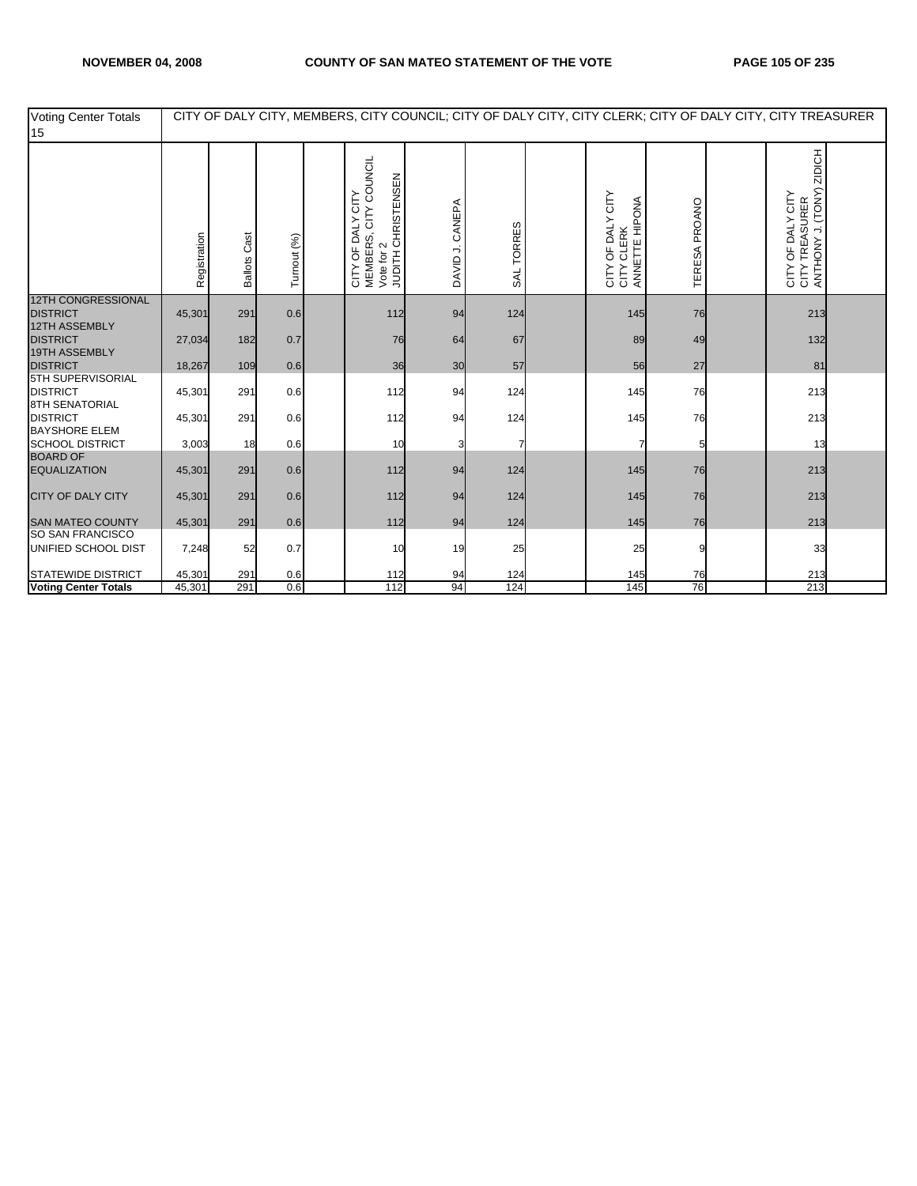| Voting Center Totals 15 | CITY OF DALY CITY, MEMBERS, CITY COUNCIL; CITY OF DALY CITY, CITY CLERK; CITY OF DALY CITY, CITY TREASURER | | | | | | | | | | | | |
|---|---|---|---|---|---|---|---|---|---|---|---|---|---|
| | Registration | Ballots Cast | Turnout (%) | | CITY OF DALY CITY MEMBERS, CITY COUNCIL Vote for 2 JUDITH CHRISTENSEN | DAVID J. CANEPA | SAL TORRES | | CITY OF DALY CITY CITY CLERK ANNETTE HIPONA | TERESA PROANO | | CITY OF DALY CITY CITY TREASURER ANTHONY J. (TONY) ZIDICH | |
| 12TH CONGRESSIONAL DISTRICT | 45,301 | 291 | 0.6 | | 112 | 94 | 124 | | 145 | 76 | | 213 | |
| 12TH ASSEMBLY DISTRICT | 27,034 | 182 | 0.7 | | 76 | 64 | 67 | | 89 | 49 | | 132 | |
| 19TH ASSEMBLY DISTRICT | 18,267 | 109 | 0.6 | | 36 | 30 | 57 | | 56 | 27 | | 81 | |
| 5TH SUPERVISORIAL DISTRICT | 45,301 | 291 | 0.6 | | 112 | 94 | 124 | | 145 | 76 | | 213 | |
| 8TH SENATORIAL DISTRICT | 45,301 | 291 | 0.6 | | 112 | 94 | 124 | | 145 | 76 | | 213 | |
| BAYSHORE ELEM SCHOOL DISTRICT | 3,003 | 18 | 0.6 | | 10 | 3 | 7 | | 7 | 5 | | 13 | |
| BOARD OF EQUALIZATION | 45,301 | 291 | 0.6 | | 112 | 94 | 124 | | 145 | 76 | | 213 | |
| CITY OF DALY CITY | 45,301 | 291 | 0.6 | | 112 | 94 | 124 | | 145 | 76 | | 213 | |
| SAN MATEO COUNTY | 45,301 | 291 | 0.6 | | 112 | 94 | 124 | | 145 | 76 | | 213 | |
| SO SAN FRANCISCO UNIFIED SCHOOL DIST | 7,248 | 52 | 0.7 | | 10 | 19 | 25 | | 25 | 9 | | 33 | |
| STATEWIDE DISTRICT | 45,301 | 291 | 0.6 | | 112 | 94 | 124 | | 145 | 76 | | 213 | |
| **Voting Center Totals** | 45,301 | 291 | 0.6 | | 112 | 94 | 124 | | 145 | 76 | | 213 | |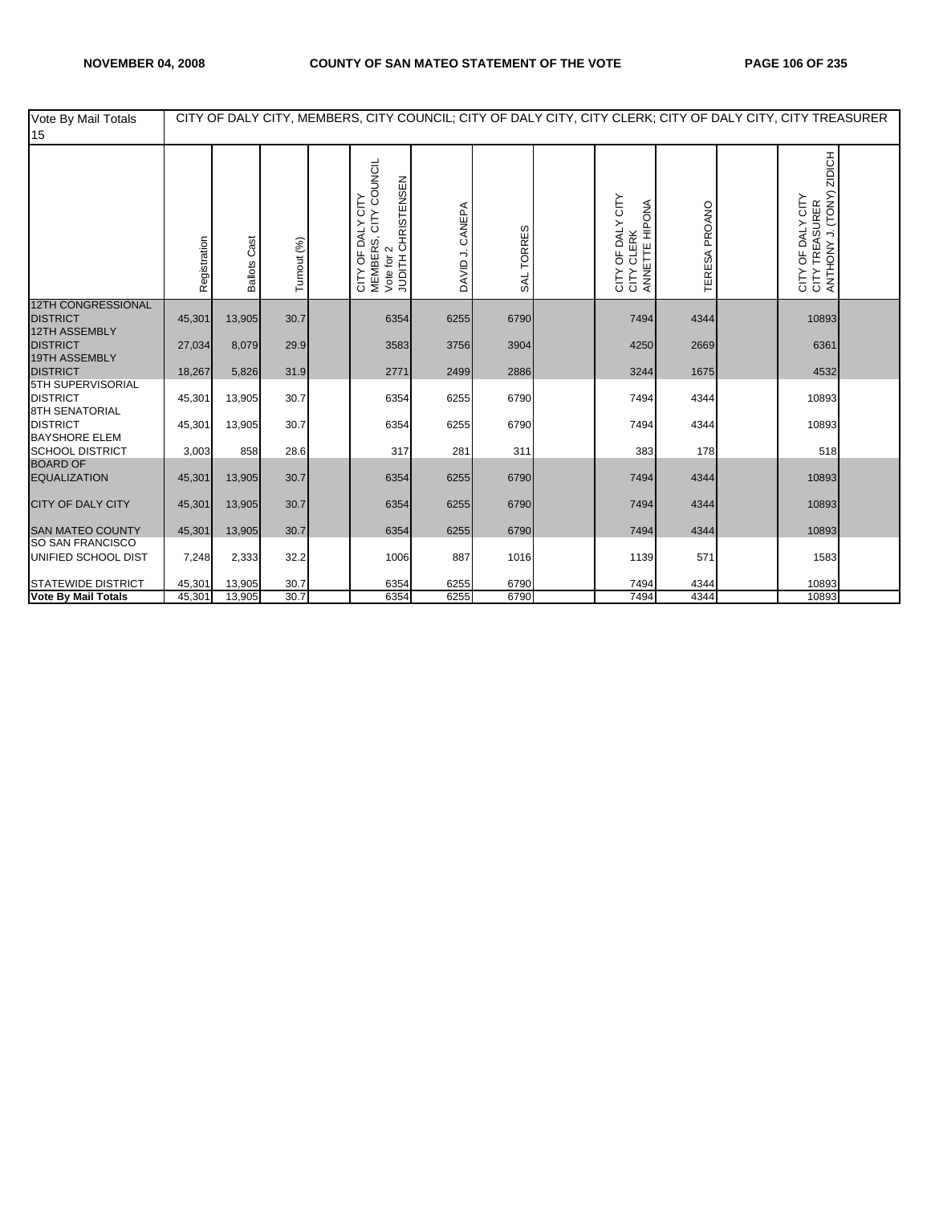| Vote By Mail Totals 15 | CITY OF DALY CITY, MEMBERS, CITY COUNCIL; CITY OF DALY CITY, CITY CLERK; CITY OF DALY CITY, CITY TREASURER | | | | | | | | | | | | |
|---|---|---|---|---|---|---|---|---|---|---|---|---|---|
| | Registration | Ballots Cast | Turnout (%) | | CITY OF DALY CITY MEMBERS, CITY COUNCIL Vote for 2 JUDITH CHRISTENSEN | DAVID J. CANEPA | SAL TORRES | | CITY OF DALY CITY CITY CLERK ANNETTE HIPONA | TERESA PROANO | | CITY OF DALY CITY CITY TREASURER ANTHONY J. (TONY) ZIDICH | |
| 12TH CONGRESSIONAL DISTRICT | 45,301 | 13,905 | 30.7 | | 6354 | 6255 | 6790 | | 7494 | 4344 | | 10893 | |
| 12TH ASSEMBLY DISTRICT | 27,034 | 8,079 | 29.9 | | 3583 | 3756 | 3904 | | 4250 | 2669 | | 6361 | |
| 19TH ASSEMBLY DISTRICT | 18,267 | 5,826 | 31.9 | | 2771 | 2499 | 2886 | | 3244 | 1675 | | 4532 | |
| 5TH SUPERVISORIAL DISTRICT | 45,301 | 13,905 | 30.7 | | 6354 | 6255 | 6790 | | 7494 | 4344 | | 10893 | |
| 8TH SENATORIAL DISTRICT | 45,301 | 13,905 | 30.7 | | 6354 | 6255 | 6790 | | 7494 | 4344 | | 10893 | |
| BAYSHORE ELEM SCHOOL DISTRICT | 3,003 | 858 | 28.6 | | 317 | 281 | 311 | | 383 | 178 | | 518 | |
| BOARD OF EQUALIZATION | 45,301 | 13,905 | 30.7 | | 6354 | 6255 | 6790 | | 7494 | 4344 | | 10893 | |
| CITY OF DALY CITY | 45,301 | 13,905 | 30.7 | | 6354 | 6255 | 6790 | | 7494 | 4344 | | 10893 | |
| SAN MATEO COUNTY | 45,301 | 13,905 | 30.7 | | 6354 | 6255 | 6790 | | 7494 | 4344 | | 10893 | |
| SO SAN FRANCISCO UNIFIED SCHOOL DIST | 7,248 | 2,333 | 32.2 | | 1006 | 887 | 1016 | | 1139 | 571 | | 1583 | |
| STATEWIDE DISTRICT | 45,301 | 13,905 | 30.7 | | 6354 | 6255 | 6790 | | 7494 | 4344 | | 10893 | |
| **Vote By Mail Totals** | 45,301 | 13,905 | 30.7 | | 6354 | 6255 | 6790 | | 7494 | 4344 | | 10893 | |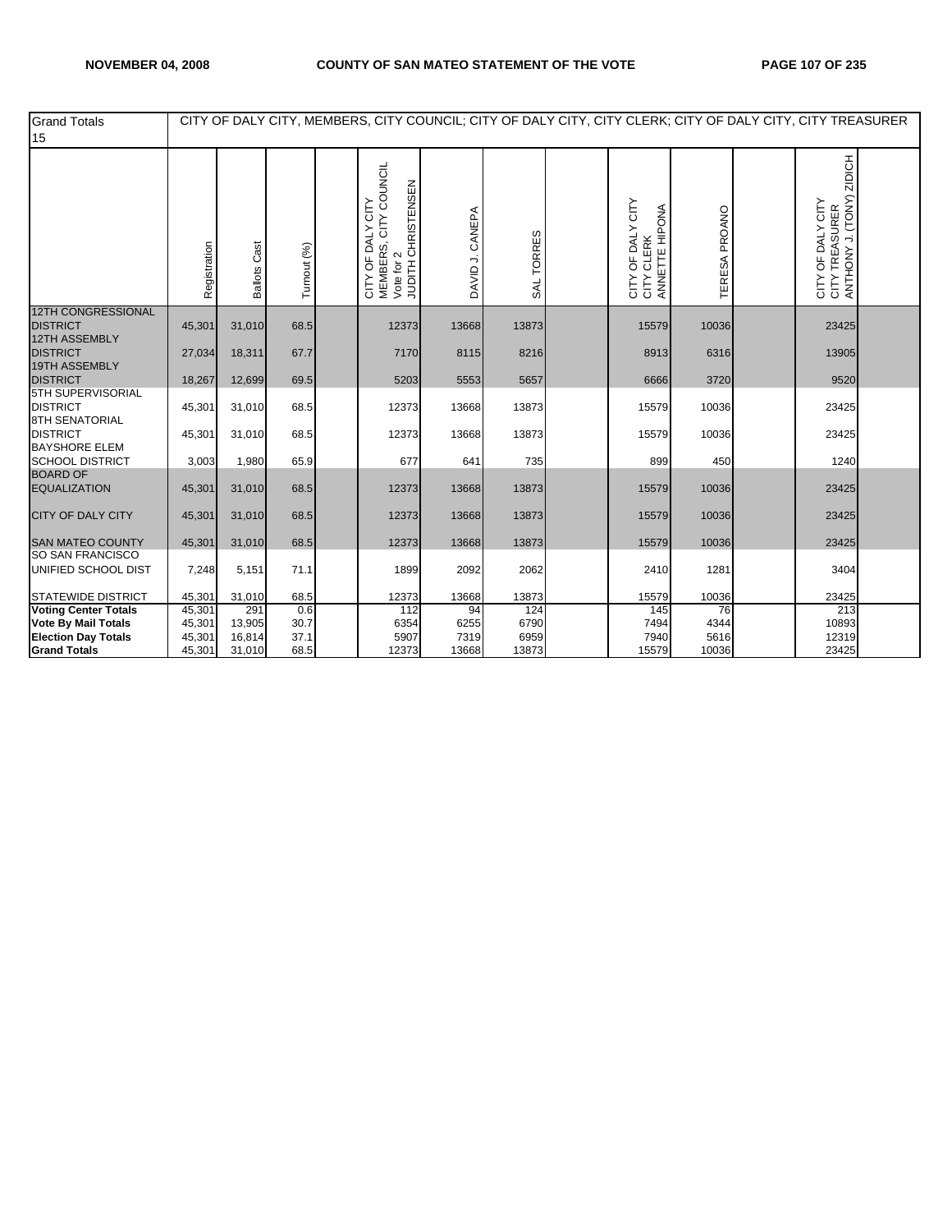| Grand Totals 15 | CITY OF DALY CITY, MEMBERS, CITY COUNCIL; CITY OF DALY CITY, CITY CLERK; CITY OF DALY CITY, CITY TREASURER | | | | | | | | | | | | |
|---|---|---|---|---|---|---|---|---|---|---|---|---|---|
| | Registration | Ballots Cast | Turnout (%) | | CITY OF DALY CITY MEMBERS, CITY COUNCIL Vote for 2 JUDITH CHRISTENSEN | DAVID J. CANEPA | SAL TORRES | | CITY OF DALY CITY CITY CLERK ANNETTE HIPONA | TERESA PROANO | | CITY OF DALY CITY CITY TREASURER ANTHONY J. (TONY) ZIDICH | |
| 12TH CONGRESSIONAL DISTRICT | 45,301 | 31,010 | 68.5 | | 12373 | 13668 | 13873 | | 15579 | 10036 | | 23425 | |
| 12TH ASSEMBLY DISTRICT | 27,034 | 18,311 | 67.7 | | 7170 | 8115 | 8216 | | 8913 | 6316 | | 13905 | |
| 19TH ASSEMBLY DISTRICT | 18,267 | 12,699 | 69.5 | | 5203 | 5553 | 5657 | | 6666 | 3720 | | 9520 | |
| 5TH SUPERVISORIAL DISTRICT | 45,301 | 31,010 | 68.5 | | 12373 | 13668 | 13873 | | 15579 | 10036 | | 23425 | |
| 8TH SENATORIAL DISTRICT | 45,301 | 31,010 | 68.5 | | 12373 | 13668 | 13873 | | 15579 | 10036 | | 23425 | |
| BAYSHORE ELEM SCHOOL DISTRICT | 3,003 | 1,980 | 65.9 | | 677 | 641 | 735 | | 899 | 450 | | 1240 | |
| BOARD OF EQUALIZATION | 45,301 | 31,010 | 68.5 | | 12373 | 13668 | 13873 | | 15579 | 10036 | | 23425 | |
| CITY OF DALY CITY | 45,301 | 31,010 | 68.5 | | 12373 | 13668 | 13873 | | 15579 | 10036 | | 23425 | |
| SAN MATEO COUNTY | 45,301 | 31,010 | 68.5 | | 12373 | 13668 | 13873 | | 15579 | 10036 | | 23425 | |
| SO SAN FRANCISCO UNIFIED SCHOOL DIST | 7,248 | 5,151 | 71.1 | | 1899 | 2092 | 2062 | | 2410 | 1281 | | 3404 | |
| STATEWIDE DISTRICT | 45,301 | 31,010 | 68.5 | | 12373 | 13668 | 13873 | | 15579 | 10036 | | 23425 | |
| **Voting Center Totals** | 45,301 | 291 | 0.6 | | 112 | 94 | 124 | | 145 | 76 | | 213 | |
| **Vote By Mail Totals** | 45,301 | 13,905 | 30.7 | | 6354 | 6255 | 6790 | | 7494 | 4344 | | 10893 | |
| **Election Day Totals** | 45,301 | 16,814 | 37.1 | | 5907 | 7319 | 6959 | | 7940 | 5616 | | 12319 | |
| **Grand Totals** | 45,301 | 31,010 | 68.5 | | 12373 | 13668 | 13873 | | 15579 | 10036 | | 23425 | |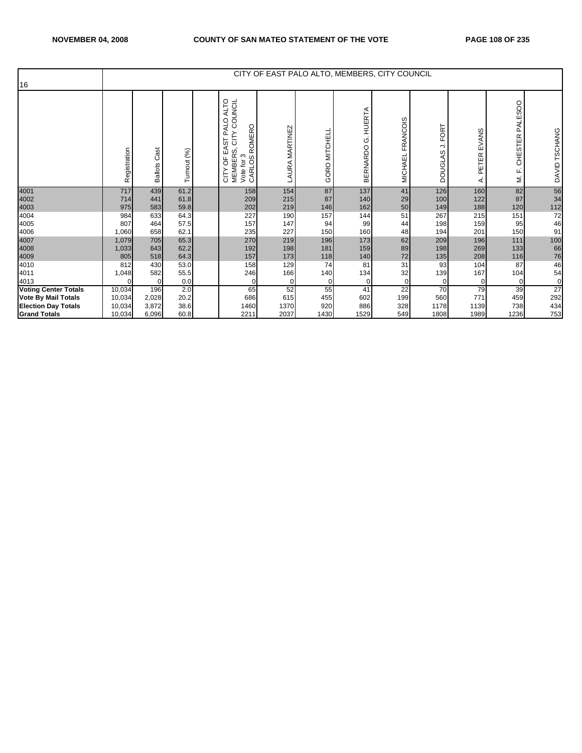| 16 | CITY OF EAST PALO ALTO, MEMBERS, CITY COUNCIL | | | | | | | | | | | | |
|---|---|---|---|---|---|---|---|---|---|---|---|---|---|
| | Registration | Ballots Cast | Turnout (%) | CITY OF EAST PALO ALTO MEMBERS, CITY COUNCIL Vote for 3 CARLOS ROMERO | LAURA MARTINEZ | GORO MITCHELL | BERNARDO G. HUERTA | MICHAEL FRANCOIS | DOUGLAS J. FORT | A. PETER EVANS | M. F. CHESTER PALESOO | DAVID TSCHANG |
| 4001 | 717 | 439 | 61.2 | 158 | 154 | 87 | 137 | 41 | 126 | 160 | 82 | 56 |
| 4002 | 714 | 441 | 61.8 | 209 | 215 | 87 | 140 | 29 | 100 | 122 | 87 | 34 |
| 4003 | 975 | 583 | 59.8 | 202 | 219 | 146 | 162 | 50 | 149 | 188 | 120 | 112 |
| 4004 | 984 | 633 | 64.3 | 227 | 190 | 157 | 144 | 51 | 267 | 215 | 151 | 72 |
| 4005 | 807 | 464 | 57.5 | 157 | 147 | 94 | 99 | 44 | 198 | 159 | 95 | 46 |
| 4006 | 1,060 | 658 | 62.1 | 235 | 227 | 150 | 160 | 48 | 194 | 201 | 150 | 91 |
| 4007 | 1,079 | 705 | 65.3 | 270 | 219 | 196 | 173 | 62 | 209 | 196 | 111 | 100 |
| 4008 | 1,033 | 643 | 62.2 | 192 | 198 | 181 | 159 | 89 | 198 | 269 | 133 | 66 |
| 4009 | 805 | 518 | 64.3 | 157 | 173 | 118 | 140 | 72 | 135 | 208 | 116 | 76 |
| 4010 | 812 | 430 | 53.0 | 158 | 129 | 74 | 81 | 31 | 93 | 104 | 87 | 46 |
| 4011 | 1,048 | 582 | 55.5 | 246 | 166 | 140 | 134 | 32 | 139 | 167 | 104 | 54 |
| 4013 | 0 | 0 | 0.0 | 0 | 0 | 0 | 0 | 0 | 0 | 0 | 0 | 0 |
| **Voting Center Totals** | 10,034 | 196 | 2.0 | 65 | 52 | 55 | 41 | 22 | 70 | 79 | 39 | 27 |
| **Vote By Mail Totals** | 10,034 | 2,028 | 20.2 | 686 | 615 | 455 | 602 | 199 | 560 | 771 | 459 | 292 |
| **Election Day Totals** | 10,034 | 3,872 | 38.6 | 1460 | 1370 | 920 | 886 | 328 | 1178 | 1139 | 738 | 434 |
| **Grand Totals** | 10,034 | 6,096 | 60.8 | 2211 | 2037 | 1430 | 1529 | 549 | 1808 | 1989 | 1236 | 753 |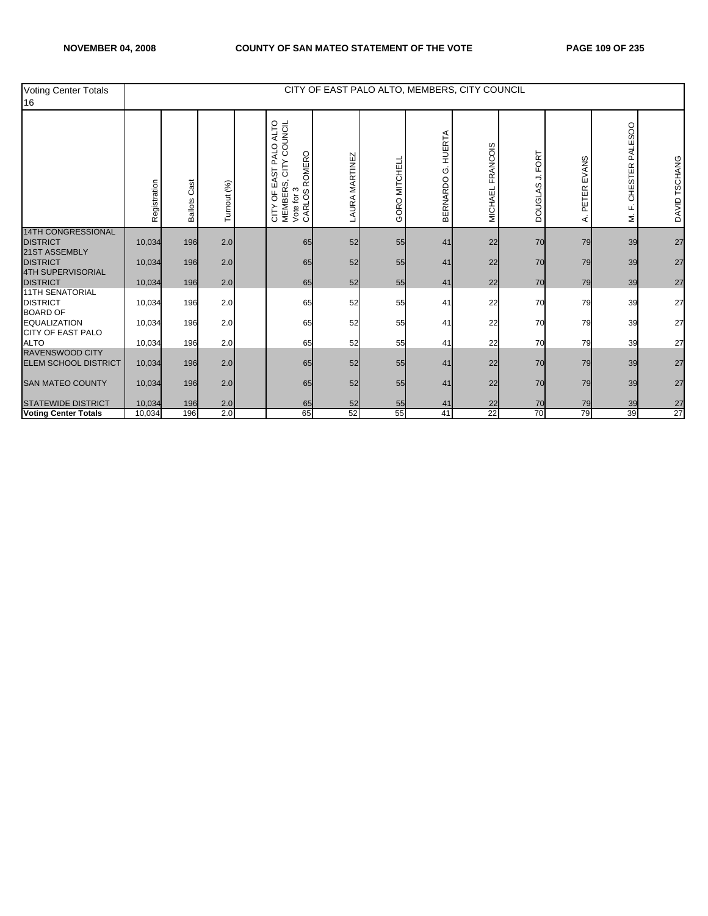| Voting Center Totals 16 | CITY OF EAST PALO ALTO, MEMBERS, CITY COUNCIL | | | | | | | | | | | | |
|---|---|---|---|---|---|---|---|---|---|---|---|---|---|
| | Registration | Ballots Cast | Turnout (%) | | CITY OF EAST PALO ALTO MEMBERS, CITY COUNCIL Vote for 3 CARLOS ROMERO | LAURA MARTINEZ | GORO MITCHELL | BERNARDO G. HUERTA | MICHAEL FRANCOIS | DOUGLAS J. FORT | A. PETER EVANS | M. F. CHESTER PALESOO | DAVID TSCHANG |
| 14TH CONGRESSIONAL DISTRICT | 10,034 | 196 | 2.0 | | 65 | 52 | 55 | 41 | 22 | 70 | 79 | 39 | 27 |
| 21ST ASSEMBLY DISTRICT | 10,034 | 196 | 2.0 | | 65 | 52 | 55 | 41 | 22 | 70 | 79 | 39 | 27 |
| 4TH SUPERVISORIAL DISTRICT | 10,034 | 196 | 2.0 | | 65 | 52 | 55 | 41 | 22 | 70 | 79 | 39 | 27 |
| 11TH SENATORIAL DISTRICT | 10,034 | 196 | 2.0 | | 65 | 52 | 55 | 41 | 22 | 70 | 79 | 39 | 27 |
| BOARD OF EQUALIZATION | 10,034 | 196 | 2.0 | | 65 | 52 | 55 | 41 | 22 | 70 | 79 | 39 | 27 |
| CITY OF EAST PALO ALTO | 10,034 | 196 | 2.0 | | 65 | 52 | 55 | 41 | 22 | 70 | 79 | 39 | 27 |
| RAVENSWOOD CITY ELEM SCHOOL DISTRICT | 10,034 | 196 | 2.0 | | 65 | 52 | 55 | 41 | 22 | 70 | 79 | 39 | 27 |
| SAN MATEO COUNTY | 10,034 | 196 | 2.0 | | 65 | 52 | 55 | 41 | 22 | 70 | 79 | 39 | 27 |
| STATEWIDE DISTRICT | 10,034 | 196 | 2.0 | | 65 | 52 | 55 | 41 | 22 | 70 | 79 | 39 | 27 |
| **Voting Center Totals** | 10,034 | 196 | 2.0 | | 65 | 52 | 55 | 41 | 22 | 70 | 79 | 39 | 27 |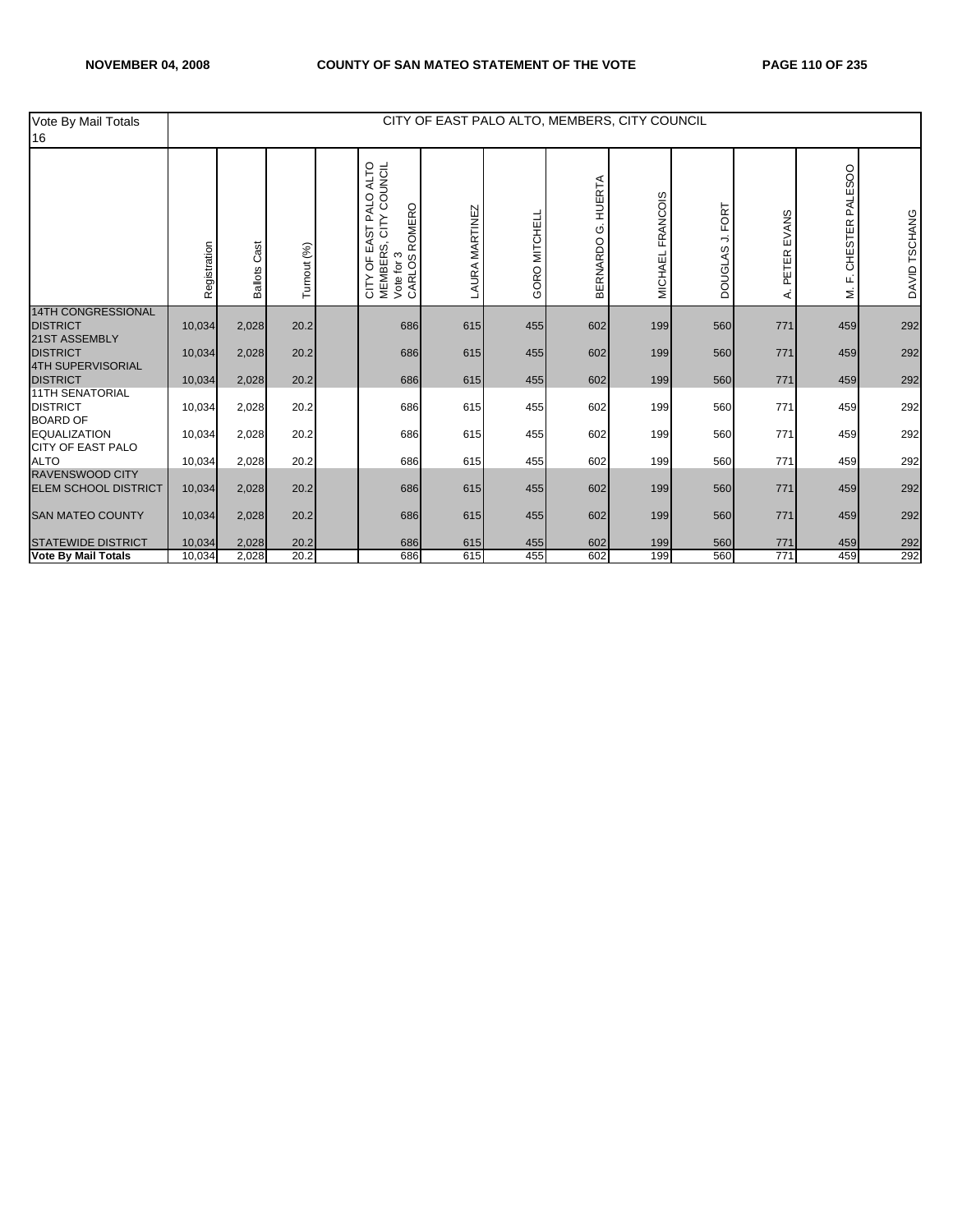| Vote By Mail Totals 16 | CITY OF EAST PALO ALTO, MEMBERS, CITY COUNCIL | | | | | | | | | | | | |
|---|---|---|---|---|---|---|---|---|---|---|---|---|---|
| | Registration | Ballots Cast | Turnout (%) | | CITY OF EAST PALO ALTO MEMBERS, CITY COUNCIL Vote for 3 CARLOS ROMERO | LAURA MARTINEZ | GORO MITCHELL | BERNARDO G. HUERTA | MICHAEL FRANCOIS | DOUGLAS J. FORT | A. PETER EVANS | M. F. CHESTER PALESOO | DAVID TSCHANG |
| 14TH CONGRESSIONAL DISTRICT | 10,034 | 2,028 | 20.2 | | 686 | 615 | 455 | 602 | 199 | 560 | 771 | 459 | 292 |
| 21ST ASSEMBLY DISTRICT | 10,034 | 2,028 | 20.2 | | 686 | 615 | 455 | 602 | 199 | 560 | 771 | 459 | 292 |
| 4TH SUPERVISORIAL DISTRICT | 10,034 | 2,028 | 20.2 | | 686 | 615 | 455 | 602 | 199 | 560 | 771 | 459 | 292 |
| 11TH SENATORIAL DISTRICT | 10,034 | 2,028 | 20.2 | | 686 | 615 | 455 | 602 | 199 | 560 | 771 | 459 | 292 |
| BOARD OF EQUALIZATION | 10,034 | 2,028 | 20.2 | | 686 | 615 | 455 | 602 | 199 | 560 | 771 | 459 | 292 |
| CITY OF EAST PALO ALTO | 10,034 | 2,028 | 20.2 | | 686 | 615 | 455 | 602 | 199 | 560 | 771 | 459 | 292 |
| RAVENSWOOD CITY ELEM SCHOOL DISTRICT | 10,034 | 2,028 | 20.2 | | 686 | 615 | 455 | 602 | 199 | 560 | 771 | 459 | 292 |
| SAN MATEO COUNTY | 10,034 | 2,028 | 20.2 | | 686 | 615 | 455 | 602 | 199 | 560 | 771 | 459 | 292 |
| STATEWIDE DISTRICT | 10,034 | 2,028 | 20.2 | | 686 | 615 | 455 | 602 | 199 | 560 | 771 | 459 | 292 |
| **Vote By Mail Totals** | 10,034 | 2,028 | 20.2 | | 686 | 615 | 455 | 602 | 199 | 560 | 771 | 459 | 292 |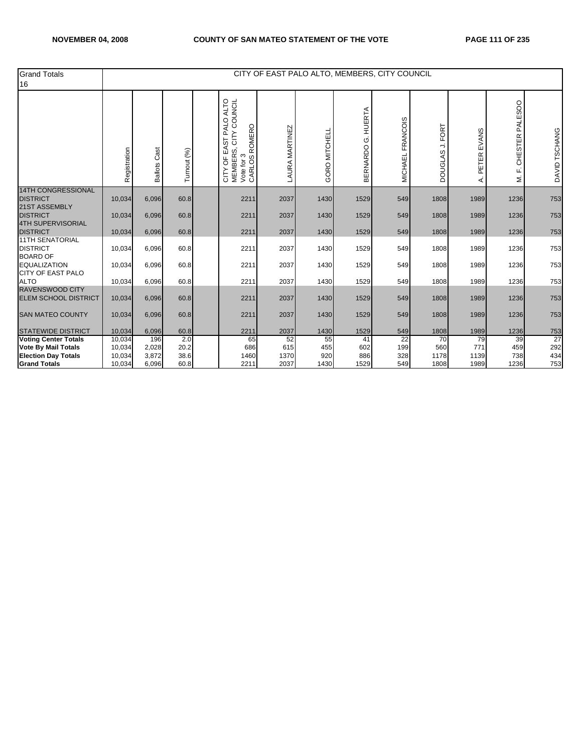| Grand Totals 16 | CITY OF EAST PALO ALTO, MEMBERS, CITY COUNCIL | | | | | | | | | | | | |
|---|---|---|---|---|---|---|---|---|---|---|---|---|---|
| | Registration | Ballots Cast | Turnout (%) | | CITY OF EAST PALO ALTO MEMBERS, CITY COUNCIL Vote for 3 CARLOS ROMERO | LAURA MARTINEZ | GORO MITCHELL | BERNARDO G. HUERTA | MICHAEL FRANCOIS | DOUGLAS J. FORT | A. PETER EVANS | M. F. CHESTER PALESOO | DAVID TSCHANG |
| 14TH CONGRESSIONAL DISTRICT | 10,034 | 6,096 | 60.8 | | 2211 | 2037 | 1430 | 1529 | 549 | 1808 | 1989 | 1236 | 753 |
| 21ST ASSEMBLY DISTRICT | 10,034 | 6,096 | 60.8 | | 2211 | 2037 | 1430 | 1529 | 549 | 1808 | 1989 | 1236 | 753 |
| 4TH SUPERVISORIAL DISTRICT | 10,034 | 6,096 | 60.8 | | 2211 | 2037 | 1430 | 1529 | 549 | 1808 | 1989 | 1236 | 753 |
| 11TH SENATORIAL DISTRICT | 10,034 | 6,096 | 60.8 | | 2211 | 2037 | 1430 | 1529 | 549 | 1808 | 1989 | 1236 | 753 |
| BOARD OF EQUALIZATION | 10,034 | 6,096 | 60.8 | | 2211 | 2037 | 1430 | 1529 | 549 | 1808 | 1989 | 1236 | 753 |
| CITY OF EAST PALO ALTO | 10,034 | 6,096 | 60.8 | | 2211 | 2037 | 1430 | 1529 | 549 | 1808 | 1989 | 1236 | 753 |
| RAVENSWOOD CITY ELEM SCHOOL DISTRICT | 10,034 | 6,096 | 60.8 | | 2211 | 2037 | 1430 | 1529 | 549 | 1808 | 1989 | 1236 | 753 |
| SAN MATEO COUNTY | 10,034 | 6,096 | 60.8 | | 2211 | 2037 | 1430 | 1529 | 549 | 1808 | 1989 | 1236 | 753 |
| STATEWIDE DISTRICT | 10,034 | 6,096 | 60.8 | | 2211 | 2037 | 1430 | 1529 | 549 | 1808 | 1989 | 1236 | 753 |
| **Voting Center Totals** | 10,034 | 196 | 2.0 | | 65 | 52 | 55 | 41 | 22 | 70 | 79 | 39 | 27 |
| **Vote By Mail Totals** | 10,034 | 2,028 | 20.2 | | 686 | 615 | 455 | 602 | 199 | 560 | 771 | 459 | 292 |
| **Election Day Totals** | 10,034 | 3,872 | 38.6 | | 1460 | 1370 | 920 | 886 | 328 | 1178 | 1139 | 738 | 434 |
| **Grand Totals** | 10,034 | 6,096 | 60.8 | | 2211 | 2037 | 1430 | 1529 | 549 | 1808 | 1989 | 1236 | 753 |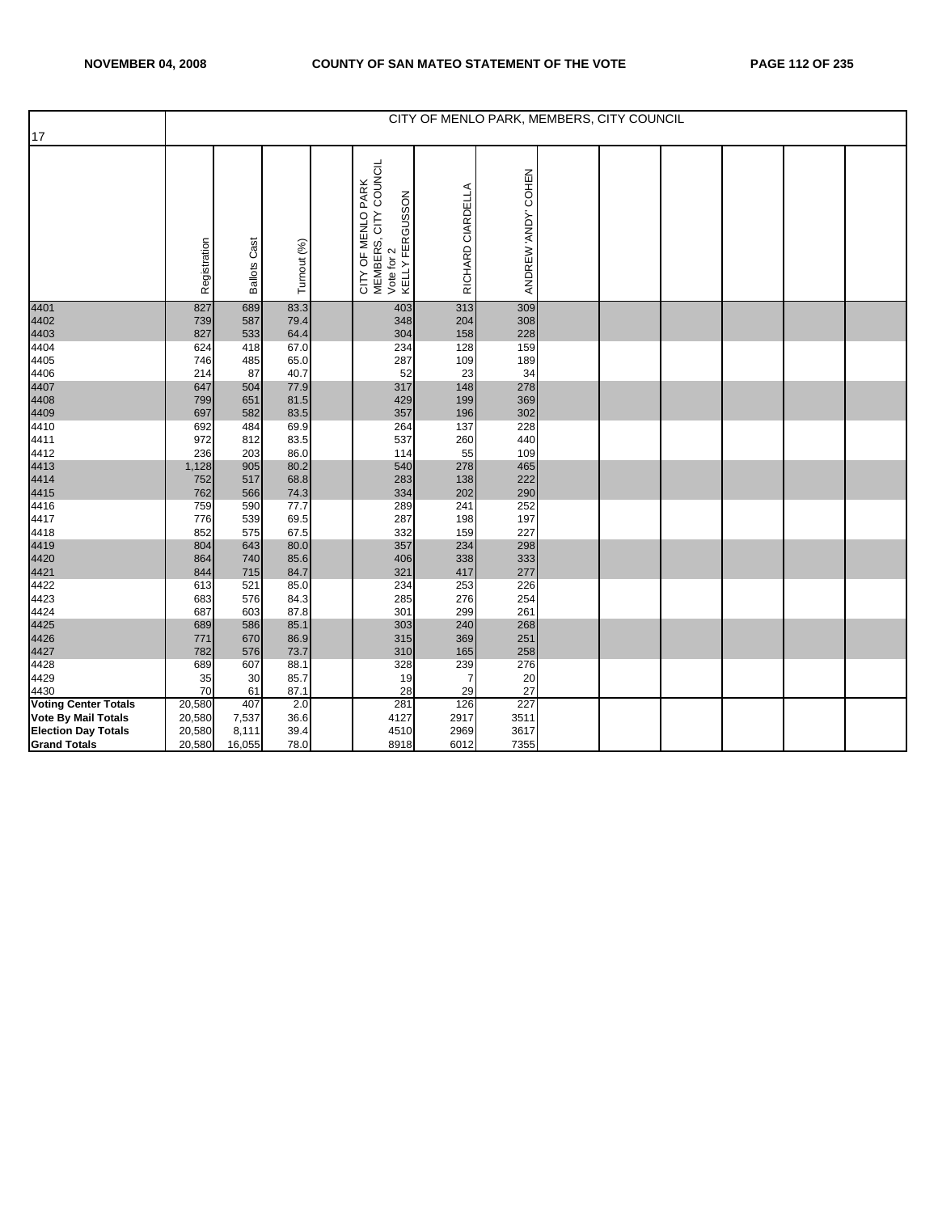| 17 | CITY OF MENLO PARK, MEMBERS, CITY COUNCIL | | | | | | | | | | | | | |
|---|---|---|---|---|---|---|---|---|---|---|---|---|---|---|
| | Registration | Ballots Cast | Turnout (%) | | CITY OF MENLO PARK MEMBERS, CITY COUNCIL Vote for 2 KELLY FERGUSSON | RICHARD CIARDELLA | ANDREW 'ANDY' COHEN | | | | | | | |
| 4401 | 827 | 689 | 83.3 | | 403 | 313 | 309 | | | | | | | |
| 4402 | 739 | 587 | 79.4 | | 348 | 204 | 308 | | | | | | | |
| 4403 | 827 | 533 | 64.4 | | 304 | 158 | 228 | | | | | | | |
| 4404 | 624 | 418 | 67.0 | | 234 | 128 | 159 | | | | | | | |
| 4405 | 746 | 485 | 65.0 | | 287 | 109 | 189 | | | | | | | |
| 4406 | 214 | 87 | 40.7 | | 52 | 23 | 34 | | | | | | | |
| 4407 | 647 | 504 | 77.9 | | 317 | 148 | 278 | | | | | | | |
| 4408 | 799 | 651 | 81.5 | | 429 | 199 | 369 | | | | | | | |
| 4409 | 697 | 582 | 83.5 | | 357 | 196 | 302 | | | | | | | |
| 4410 | 692 | 484 | 69.9 | | 264 | 137 | 228 | | | | | | | |
| 4411 | 972 | 812 | 83.5 | | 537 | 260 | 440 | | | | | | | |
| 4412 | 236 | 203 | 86.0 | | 114 | 55 | 109 | | | | | | | |
| 4413 | 1,128 | 905 | 80.2 | | 540 | 278 | 465 | | | | | | | |
| 4414 | 752 | 517 | 68.8 | | 283 | 138 | 222 | | | | | | | |
| 4415 | 762 | 566 | 74.3 | | 334 | 202 | 290 | | | | | | | |
| 4416 | 759 | 590 | 77.7 | | 289 | 241 | 252 | | | | | | | |
| 4417 | 776 | 539 | 69.5 | | 287 | 198 | 197 | | | | | | | |
| 4418 | 852 | 575 | 67.5 | | 332 | 159 | 227 | | | | | | | |
| 4419 | 804 | 643 | 80.0 | | 357 | 234 | 298 | | | | | | | |
| 4420 | 864 | 740 | 85.6 | | 406 | 338 | 333 | | | | | | | |
| 4421 | 844 | 715 | 84.7 | | 321 | 417 | 277 | | | | | | | |
| 4422 | 613 | 521 | 85.0 | | 234 | 253 | 226 | | | | | | | |
| 4423 | 683 | 576 | 84.3 | | 285 | 276 | 254 | | | | | | | |
| 4424 | 687 | 603 | 87.8 | | 301 | 299 | 261 | | | | | | | |
| 4425 | 689 | 586 | 85.1 | | 303 | 240 | 268 | | | | | | | |
| 4426 | 771 | 670 | 86.9 | | 315 | 369 | 251 | | | | | | | |
| 4427 | 782 | 576 | 73.7 | | 310 | 165 | 258 | | | | | | | |
| 4428 | 689 | 607 | 88.1 | | 328 | 239 | 276 | | | | | | | |
| 4429 | 35 | 30 | 85.7 | | 19 | 7 | 20 | | | | | | | |
| 4430 | 70 | 61 | 87.1 | | 28 | 29 | 27 | | | | | | | |
| **Voting Center Totals** | 20,580 | 407 | 2.0 | | 281 | 126 | 227 | | | | | | | |
| **Vote By Mail Totals** | 20,580 | 7,537 | 36.6 | | 4127 | 2917 | 3511 | | | | | | | |
| **Election Day Totals** | 20,580 | 8,111 | 39.4 | | 4510 | 2969 | 3617 | | | | | | | |
| **Grand Totals** | 20,580 | 16,055 | 78.0 | | 8918 | 6012 | 7355 | | | | | | | |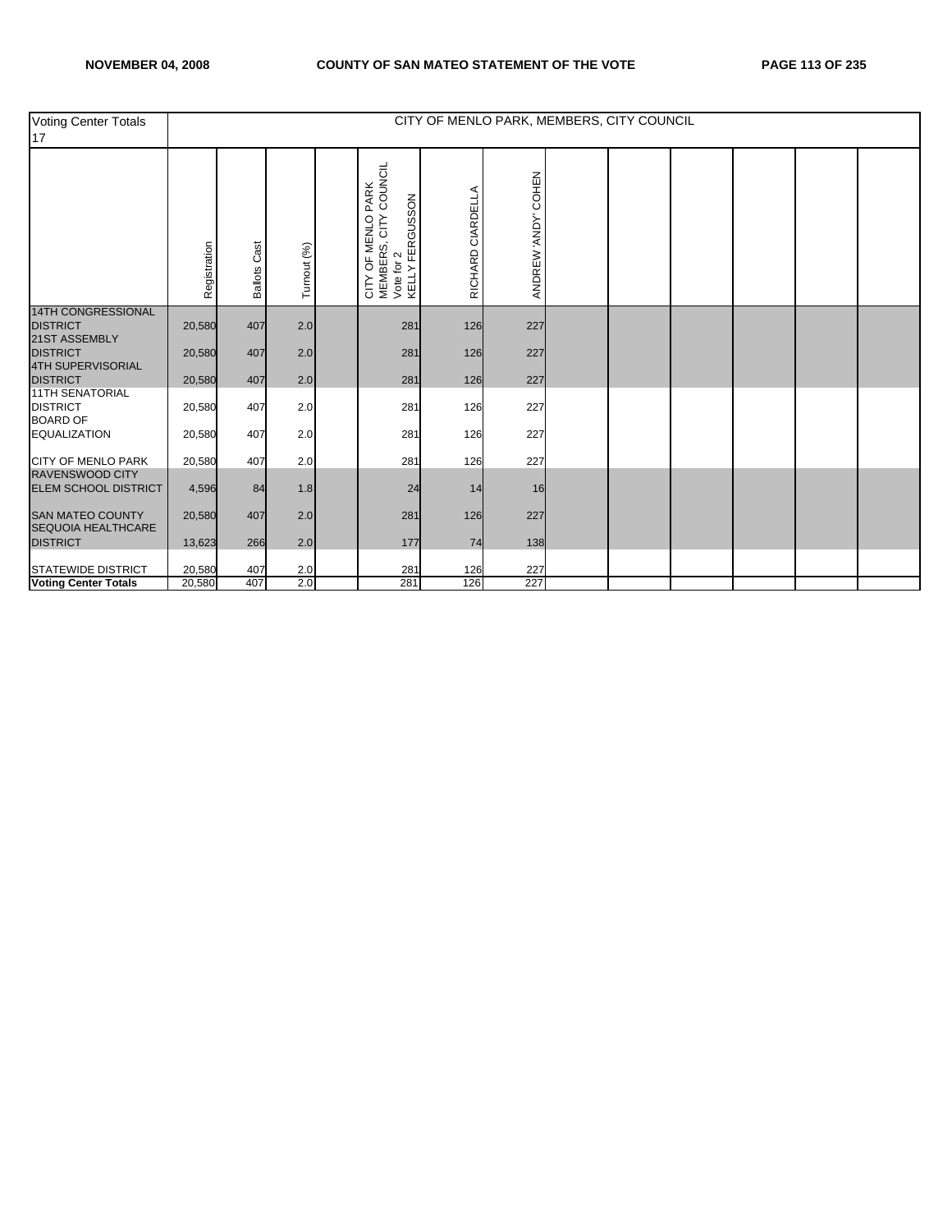| Voting Center Totals 17 | CITY OF MENLO PARK, MEMBERS, CITY COUNCIL | | | | | | | | | | | | |
|---|---|---|---|---|---|---|---|---|---|---|---|---|---|
| | Registration | Ballots Cast | Turnout (%) | | CITY OF MENLO PARK MEMBERS, CITY COUNCIL Vote for 2 KELLY FERGUSSON | RICHARD CIARDELLA | ANDREW 'ANDY' COHEN | | | | | | |
| 14TH CONGRESSIONAL DISTRICT | 20,580 | 407 | 2.0 | | 281 | 126 | 227 | | | | | | |
| 21ST ASSEMBLY DISTRICT | 20,580 | 407 | 2.0 | | 281 | 126 | 227 | | | | | | |
| 4TH SUPERVISORIAL DISTRICT | 20,580 | 407 | 2.0 | | 281 | 126 | 227 | | | | | | |
| 11TH SENATORIAL DISTRICT | 20,580 | 407 | 2.0 | | 281 | 126 | 227 | | | | | | |
| BOARD OF EQUALIZATION | 20,580 | 407 | 2.0 | | 281 | 126 | 227 | | | | | | |
| CITY OF MENLO PARK | 20,580 | 407 | 2.0 | | 281 | 126 | 227 | | | | | | |
| RAVENSWOOD CITY ELEM SCHOOL DISTRICT | 4,596 | 84 | 1.8 | | 24 | 14 | 16 | | | | | | |
| SAN MATEO COUNTY | 20,580 | 407 | 2.0 | | 281 | 126 | 227 | | | | | | |
| SEQUOIA HEALTHCARE DISTRICT | 13,623 | 266 | 2.0 | | 177 | 74 | 138 | | | | | | |
| STATEWIDE DISTRICT | 20,580 | 407 | 2.0 | | 281 | 126 | 227 | | | | | | |
| **Voting Center Totals** | 20,580 | 407 | 2.0 | | 281 | 126 | 227 | | | | | | |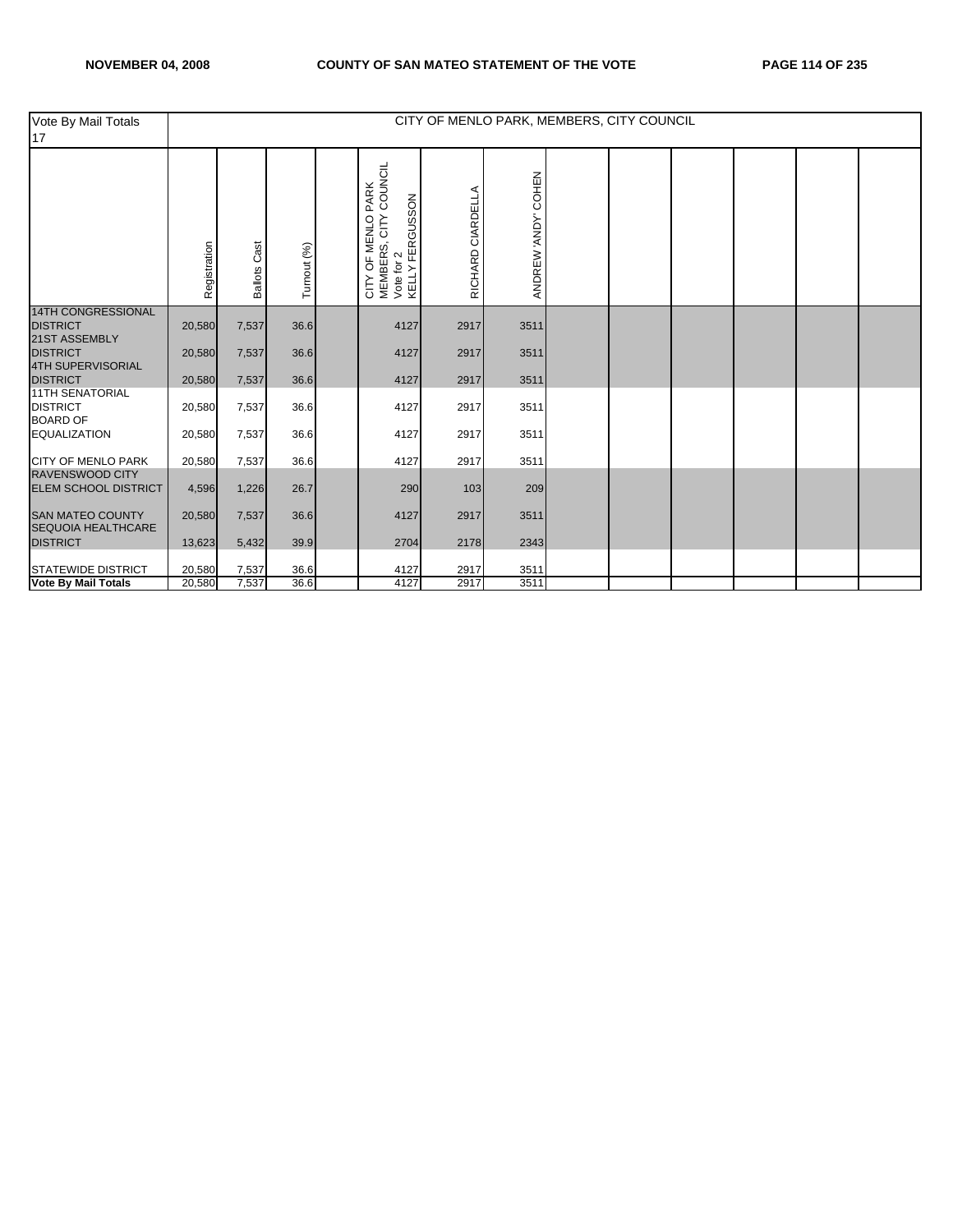| Vote By Mail Totals 17 | CITY OF MENLO PARK, MEMBERS, CITY COUNCIL | | | | | | | | | | | | |
|---|---|---|---|---|---|---|---|---|---|---|---|---|---|
| | Registration | Ballots Cast | Turnout (%) | | CITY OF MENLO PARK MEMBERS, CITY COUNCIL Vote for 2 KELLY FERGUSSON | RICHARD CIARDELLA | ANDREW 'ANDY' COHEN | | | | | | |
| 14TH CONGRESSIONAL DISTRICT | 20,580 | 7,537 | 36.6 | | 4127 | 2917 | 3511 | | | | | | |
| 21ST ASSEMBLY DISTRICT | 20,580 | 7,537 | 36.6 | | 4127 | 2917 | 3511 | | | | | | |
| 4TH SUPERVISORIAL DISTRICT | 20,580 | 7,537 | 36.6 | | 4127 | 2917 | 3511 | | | | | | |
| 11TH SENATORIAL DISTRICT | 20,580 | 7,537 | 36.6 | | 4127 | 2917 | 3511 | | | | | | |
| BOARD OF EQUALIZATION | 20,580 | 7,537 | 36.6 | | 4127 | 2917 | 3511 | | | | | | |
| CITY OF MENLO PARK | 20,580 | 7,537 | 36.6 | | 4127 | 2917 | 3511 | | | | | | |
| RAVENSWOOD CITY ELEM SCHOOL DISTRICT | 4,596 | 1,226 | 26.7 | | 290 | 103 | 209 | | | | | | |
| SAN MATEO COUNTY | 20,580 | 7,537 | 36.6 | | 4127 | 2917 | 3511 | | | | | | |
| SEQUOIA HEALTHCARE DISTRICT | 13,623 | 5,432 | 39.9 | | 2704 | 2178 | 2343 | | | | | | |
| STATEWIDE DISTRICT | 20,580 | 7,537 | 36.6 | | 4127 | 2917 | 3511 | | | | | | |
| **Vote By Mail Totals** | 20,580 | 7,537 | 36.6 | | 4127 | 2917 | 3511 | | | | | | |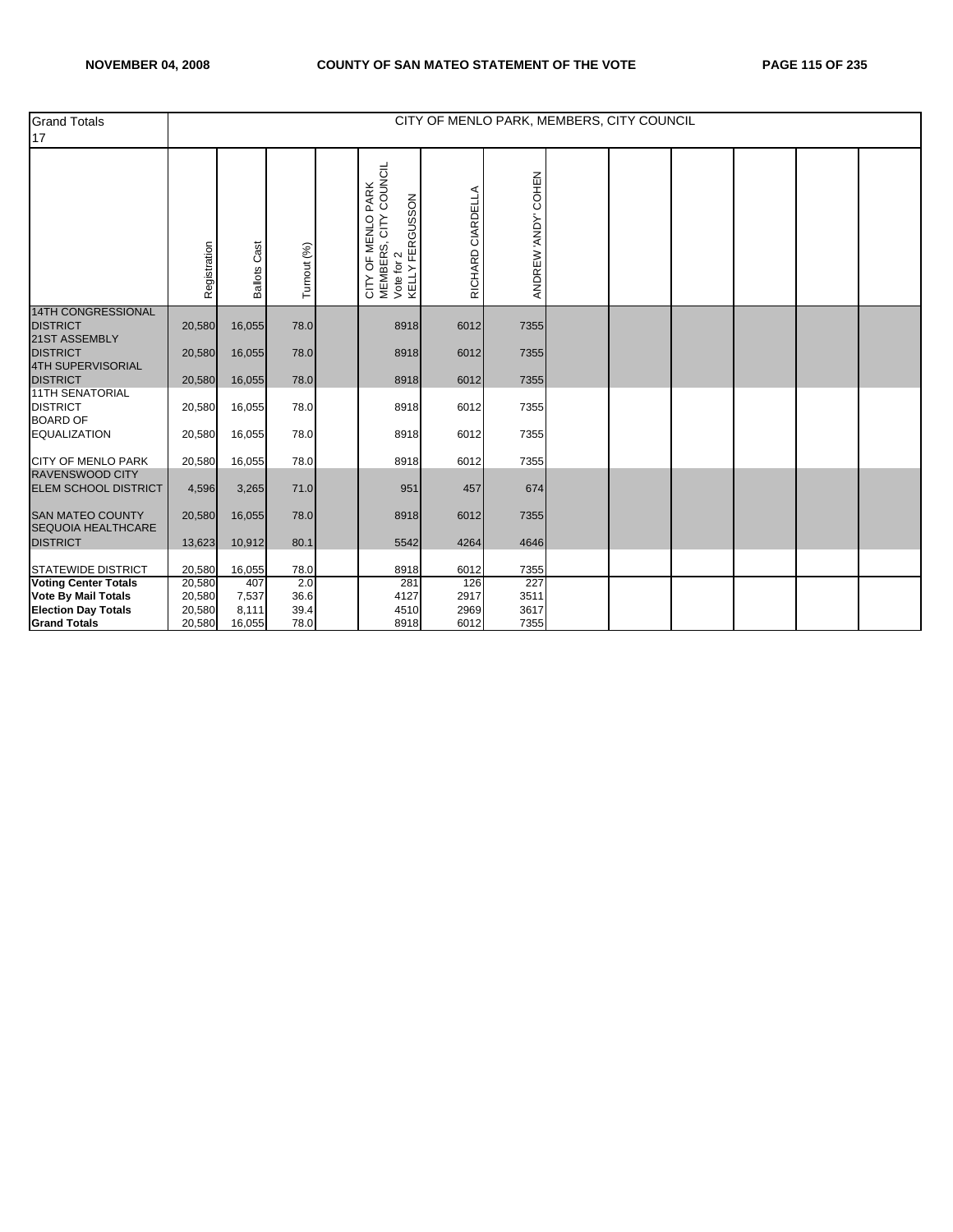| Grand Totals 17 | CITY OF MENLO PARK, MEMBERS, CITY COUNCIL | | | | | | | | | | | | |
|---|---|---|---|---|---|---|---|---|---|---|---|---|---|
| | Registration | Ballots Cast | Turnout (%) | | CITY OF MENLO PARK MEMBERS, CITY COUNCIL Vote for 2 KELLY FERGUSSON | RICHARD CIARDELLA | ANDREW 'ANDY' COHEN | | | | | | |
| 14TH CONGRESSIONAL DISTRICT | 20,580 | 16,055 | 78.0 | | 8918 | 6012 | 7355 | | | | | | |
| 21ST ASSEMBLY DISTRICT | 20,580 | 16,055 | 78.0 | | 8918 | 6012 | 7355 | | | | | | |
| 4TH SUPERVISORIAL DISTRICT | 20,580 | 16,055 | 78.0 | | 8918 | 6012 | 7355 | | | | | | |
| 11TH SENATORIAL DISTRICT | 20,580 | 16,055 | 78.0 | | 8918 | 6012 | 7355 | | | | | | |
| BOARD OF EQUALIZATION | 20,580 | 16,055 | 78.0 | | 8918 | 6012 | 7355 | | | | | | |
| CITY OF MENLO PARK | 20,580 | 16,055 | 78.0 | | 8918 | 6012 | 7355 | | | | | | |
| RAVENSWOOD CITY ELEM SCHOOL DISTRICT | 4,596 | 3,265 | 71.0 | | 951 | 457 | 674 | | | | | | |
| SAN MATEO COUNTY | 20,580 | 16,055 | 78.0 | | 8918 | 6012 | 7355 | | | | | | |
| SEQUOIA HEALTHCARE DISTRICT | 13,623 | 10,912 | 80.1 | | 5542 | 4264 | 4646 | | | | | | |
| STATEWIDE DISTRICT | 20,580 | 16,055 | 78.0 | | 8918 | 6012 | 7355 | | | | | | |
| **Voting Center Totals** | 20,580 | 407 | 2.0 | | 281 | 126 | 227 | | | | | | |
| **Vote By Mail Totals** | 20,580 | 7,537 | 36.6 | | 4127 | 2917 | 3511 | | | | | | |
| **Election Day Totals** | 20,580 | 8,111 | 39.4 | | 4510 | 2969 | 3617 | | | | | | |
| **Grand Totals** | 20,580 | 16,055 | 78.0 | | 8918 | 6012 | 7355 | | | | | | |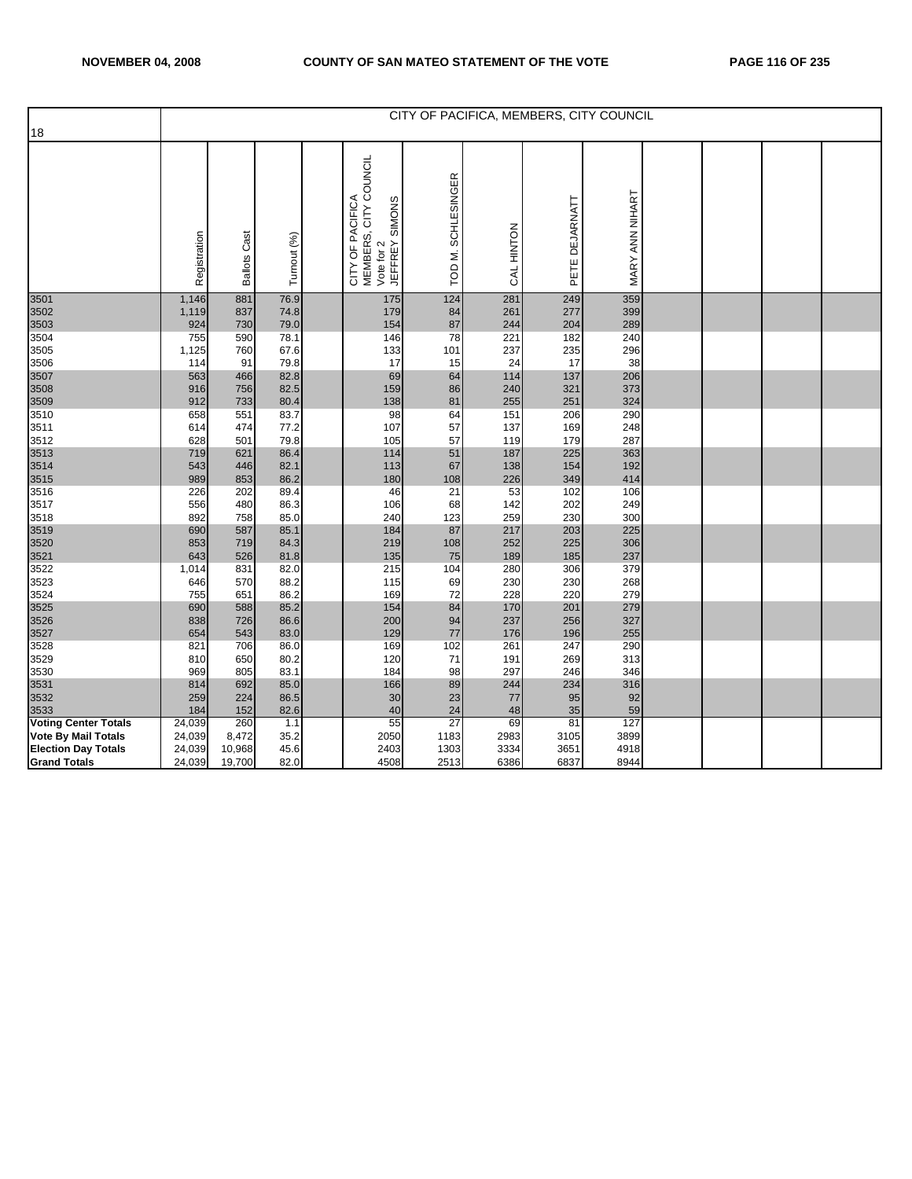| 18 | CITY OF PACIFICA, MEMBERS, CITY COUNCIL | | | | | | | | | | | | |
|---|---|---|---|---|---|---|---|---|---|---|---|---|---|
| | Registration | Ballots Cast | Turnout (%) | | CITY OF PACIFICA MEMBERS, CITY COUNCIL Vote for 2 JEFFREY SIMONS | TOD M. SCHLESINGER | CAL HINTON | PETE DEJARNATT | MARY ANN NIHART | | | | |
| 3501 | 1,146 | 881 | 76.9 | | 175 | 124 | 281 | 249 | 359 | | | | |
| 3502 | 1,119 | 837 | 74.8 | | 179 | 84 | 261 | 277 | 399 | | | | |
| 3503 | 924 | 730 | 79.0 | | 154 | 87 | 244 | 204 | 289 | | | | |
| 3504 | 755 | 590 | 78.1 | | 146 | 78 | 221 | 182 | 240 | | | | |
| 3505 | 1,125 | 760 | 67.6 | | 133 | 101 | 237 | 235 | 296 | | | | |
| 3506 | 114 | 91 | 79.8 | | 17 | 15 | 24 | 17 | 38 | | | | |
| 3507 | 563 | 466 | 82.8 | | 69 | 64 | 114 | 137 | 206 | | | | |
| 3508 | 916 | 756 | 82.5 | | 159 | 86 | 240 | 321 | 373 | | | | |
| 3509 | 912 | 733 | 80.4 | | 138 | 81 | 255 | 251 | 324 | | | | |
| 3510 | 658 | 551 | 83.7 | | 98 | 64 | 151 | 206 | 290 | | | | |
| 3511 | 614 | 474 | 77.2 | | 107 | 57 | 137 | 169 | 248 | | | | |
| 3512 | 628 | 501 | 79.8 | | 105 | 57 | 119 | 179 | 287 | | | | |
| 3513 | 719 | 621 | 86.4 | | 114 | 51 | 187 | 225 | 363 | | | | |
| 3514 | 543 | 446 | 82.1 | | 113 | 67 | 138 | 154 | 192 | | | | |
| 3515 | 989 | 853 | 86.2 | | 180 | 108 | 226 | 349 | 414 | | | | |
| 3516 | 226 | 202 | 89.4 | | 46 | 21 | 53 | 102 | 106 | | | | |
| 3517 | 556 | 480 | 86.3 | | 106 | 68 | 142 | 202 | 249 | | | | |
| 3518 | 892 | 758 | 85.0 | | 240 | 123 | 259 | 230 | 300 | | | | |
| 3519 | 690 | 587 | 85.1 | | 184 | 87 | 217 | 203 | 225 | | | | |
| 3520 | 853 | 719 | 84.3 | | 219 | 108 | 252 | 225 | 306 | | | | |
| 3521 | 643 | 526 | 81.8 | | 135 | 75 | 189 | 185 | 237 | | | | |
| 3522 | 1,014 | 831 | 82.0 | | 215 | 104 | 280 | 306 | 379 | | | | |
| 3523 | 646 | 570 | 88.2 | | 115 | 69 | 230 | 230 | 268 | | | | |
| 3524 | 755 | 651 | 86.2 | | 169 | 72 | 228 | 220 | 279 | | | | |
| 3525 | 690 | 588 | 85.2 | | 154 | 84 | 170 | 201 | 279 | | | | |
| 3526 | 838 | 726 | 86.6 | | 200 | 94 | 237 | 256 | 327 | | | | |
| 3527 | 654 | 543 | 83.0 | | 129 | 77 | 176 | 196 | 255 | | | | |
| 3528 | 821 | 706 | 86.0 | | 169 | 102 | 261 | 247 | 290 | | | | |
| 3529 | 810 | 650 | 80.2 | | 120 | 71 | 191 | 269 | 313 | | | | |
| 3530 | 969 | 805 | 83.1 | | 184 | 98 | 297 | 246 | 346 | | | | |
| 3531 | 814 | 692 | 85.0 | | 166 | 89 | 244 | 234 | 316 | | | | |
| 3532 | 259 | 224 | 86.5 | | 30 | 23 | 77 | 95 | 92 | | | | |
| 3533 | 184 | 152 | 82.6 | | 40 | 24 | 48 | 35 | 59 | | | | |
| **Voting Center Totals** | 24,039 | 260 | 1.1 | | 55 | 27 | 69 | 81 | 127 | | | | |
| **Vote By Mail Totals** | 24,039 | 8,472 | 35.2 | | 2050 | 1183 | 2983 | 3105 | 3899 | | | | |
| **Election Day Totals** | 24,039 | 10,968 | 45.6 | | 2403 | 1303 | 3334 | 3651 | 4918 | | | | |
| **Grand Totals** | 24,039 | 19,700 | 82.0 | | 4508 | 2513 | 6386 | 6837 | 8944 | | | | |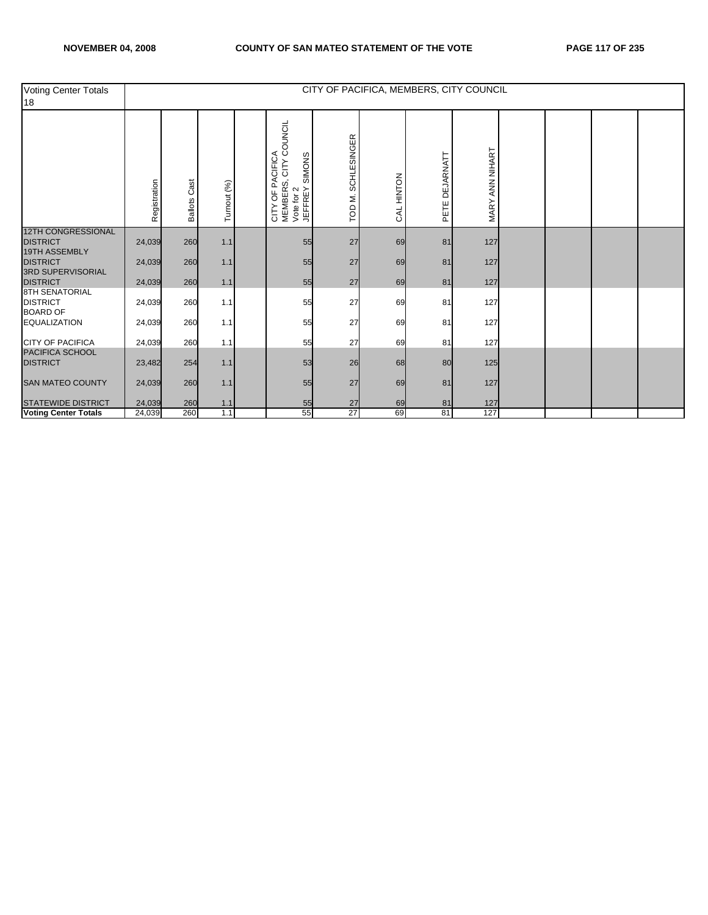| Voting Center Totals 18 | CITY OF PACIFICA, MEMBERS, CITY COUNCIL | | | | | | | | | | | | |
|---|---|---|---|---|---|---|---|---|---|---|---|---|---|
| | Registration | Ballots Cast | Turnout (%) | | CITY OF PACIFICA MEMBERS, CITY COUNCIL Vote for 2 JEFFREY SIMONS | TOD M. SCHLESINGER | CAL HINTON | PETE DEJARNATT | MARY ANN NIHART | | | | |
| 12TH CONGRESSIONAL DISTRICT | 24,039 | 260 | 1.1 | | 55 | 27 | 69 | 81 | 127 | | | | |
| 19TH ASSEMBLY DISTRICT | 24,039 | 260 | 1.1 | | 55 | 27 | 69 | 81 | 127 | | | | |
| 3RD SUPERVISORIAL DISTRICT | 24,039 | 260 | 1.1 | | 55 | 27 | 69 | 81 | 127 | | | | |
| 8TH SENATORIAL DISTRICT | 24,039 | 260 | 1.1 | | 55 | 27 | 69 | 81 | 127 | | | | |
| BOARD OF EQUALIZATION | 24,039 | 260 | 1.1 | | 55 | 27 | 69 | 81 | 127 | | | | |
| CITY OF PACIFICA | 24,039 | 260 | 1.1 | | 55 | 27 | 69 | 81 | 127 | | | | |
| PACIFICA SCHOOL DISTRICT | 23,482 | 254 | 1.1 | | 53 | 26 | 68 | 80 | 125 | | | | |
| SAN MATEO COUNTY | 24,039 | 260 | 1.1 | | 55 | 27 | 69 | 81 | 127 | | | | |
| STATEWIDE DISTRICT | 24,039 | 260 | 1.1 | | 55 | 27 | 69 | 81 | 127 | | | | |
| **Voting Center Totals** | 24,039 | 260 | 1.1 | | 55 | 27 | 69 | 81 | 127 | | | | |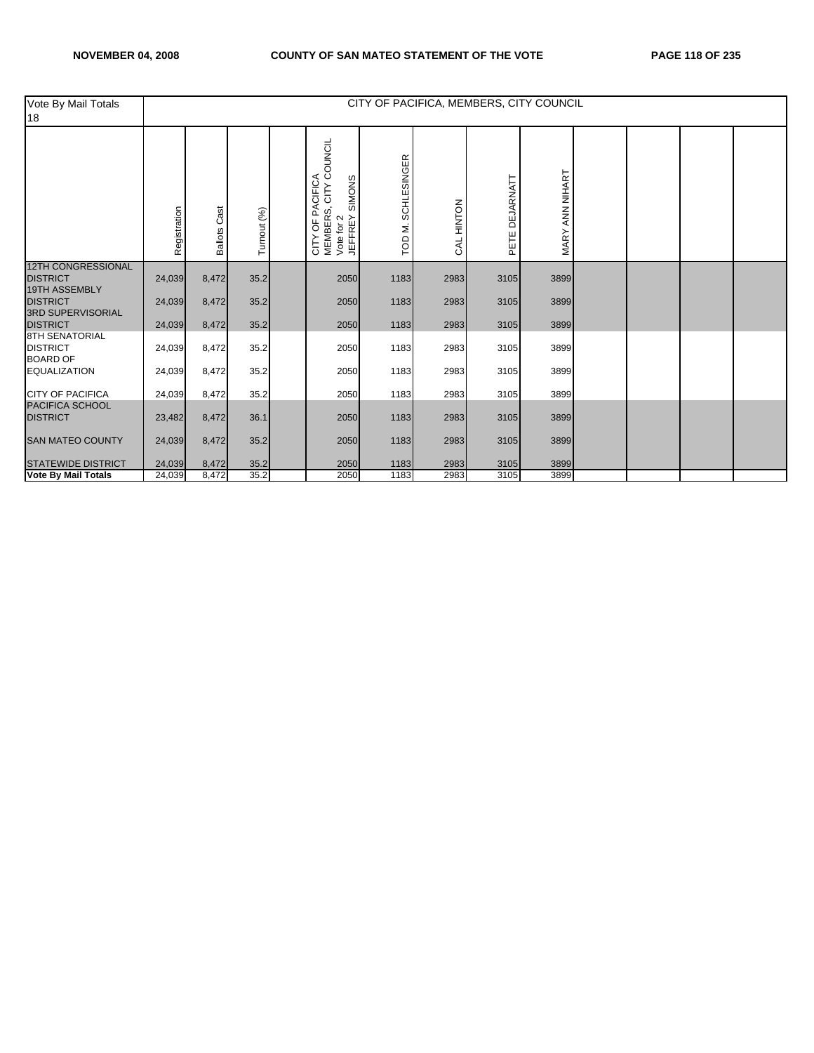| Vote By Mail Totals 18 | CITY OF PACIFICA, MEMBERS, CITY COUNCIL | | | | | | | | | | | | |
|---|---|---|---|---|---|---|---|---|---|---|---|---|---|
| | Registration | Ballots Cast | Turnout (%) | | CITY OF PACIFICA MEMBERS, CITY COUNCIL Vote for 2 JEFFREY SIMONS | TOD M. SCHLESINGER | CAL HINTON | PETE DEJARNATT | MARY ANN NIHART | | | | |
| 12TH CONGRESSIONAL DISTRICT | 24,039 | 8,472 | 35.2 | | 2050 | 1183 | 2983 | 3105 | 3899 | | | | |
| 19TH ASSEMBLY DISTRICT | 24,039 | 8,472 | 35.2 | | 2050 | 1183 | 2983 | 3105 | 3899 | | | | |
| 3RD SUPERVISORIAL DISTRICT | 24,039 | 8,472 | 35.2 | | 2050 | 1183 | 2983 | 3105 | 3899 | | | | |
| 8TH SENATORIAL DISTRICT | 24,039 | 8,472 | 35.2 | | 2050 | 1183 | 2983 | 3105 | 3899 | | | | |
| BOARD OF EQUALIZATION | 24,039 | 8,472 | 35.2 | | 2050 | 1183 | 2983 | 3105 | 3899 | | | | |
| CITY OF PACIFICA | 24,039 | 8,472 | 35.2 | | 2050 | 1183 | 2983 | 3105 | 3899 | | | | |
| PACIFICA SCHOOL DISTRICT | 23,482 | 8,472 | 36.1 | | 2050 | 1183 | 2983 | 3105 | 3899 | | | | |
| SAN MATEO COUNTY | 24,039 | 8,472 | 35.2 | | 2050 | 1183 | 2983 | 3105 | 3899 | | | | |
| STATEWIDE DISTRICT | 24,039 | 8,472 | 35.2 | | 2050 | 1183 | 2983 | 3105 | 3899 | | | | |
| **Vote By Mail Totals** | 24,039 | 8,472 | 35.2 | | 2050 | 1183 | 2983 | 3105 | 3899 | | | | |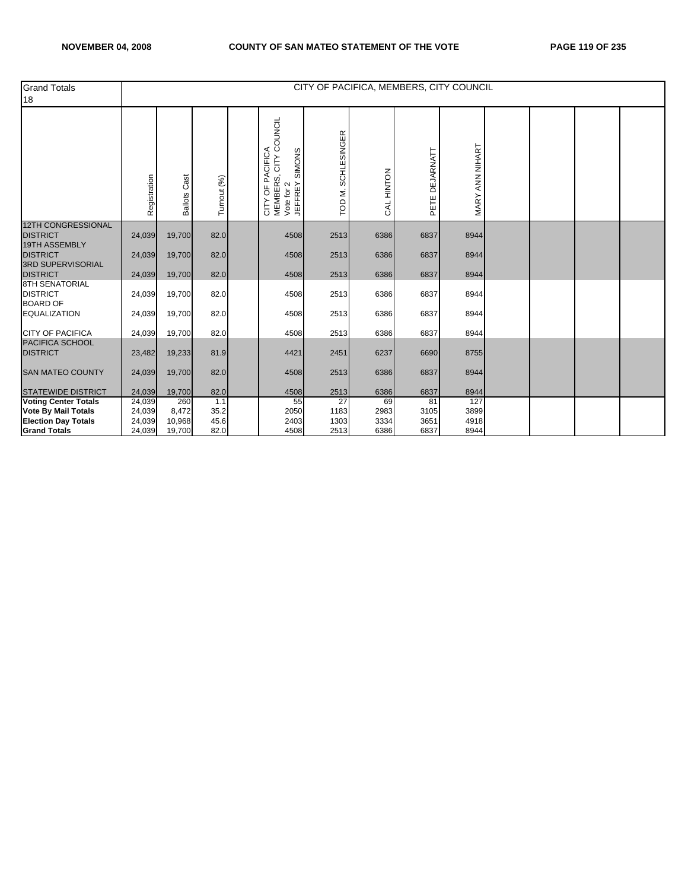| Grand Totals 18 | CITY OF PACIFICA, MEMBERS, CITY COUNCIL | | | | | | | | | | | | |
|---|---|---|---|---|---|---|---|---|---|---|---|---|---|
| | Registration | Ballots Cast | Turnout (%) | | CITY OF PACIFICA MEMBERS, CITY COUNCIL Vote for 2 JEFFREY SIMONS | TOD M. SCHLESINGER | CAL HINTON | PETE DEJARNATT | MARY ANN NIHART | | | | |
| 12TH CONGRESSIONAL DISTRICT | 24,039 | 19,700 | 82.0 | | 4508 | 2513 | 6386 | 6837 | 8944 | | | | |
| 19TH ASSEMBLY DISTRICT | 24,039 | 19,700 | 82.0 | | 4508 | 2513 | 6386 | 6837 | 8944 | | | | |
| 3RD SUPERVISORIAL DISTRICT | 24,039 | 19,700 | 82.0 | | 4508 | 2513 | 6386 | 6837 | 8944 | | | | |
| 8TH SENATORIAL DISTRICT | 24,039 | 19,700 | 82.0 | | 4508 | 2513 | 6386 | 6837 | 8944 | | | | |
| BOARD OF EQUALIZATION | 24,039 | 19,700 | 82.0 | | 4508 | 2513 | 6386 | 6837 | 8944 | | | | |
| CITY OF PACIFICA | 24,039 | 19,700 | 82.0 | | 4508 | 2513 | 6386 | 6837 | 8944 | | | | |
| PACIFICA SCHOOL DISTRICT | 23,482 | 19,233 | 81.9 | | 4421 | 2451 | 6237 | 6690 | 8755 | | | | |
| SAN MATEO COUNTY | 24,039 | 19,700 | 82.0 | | 4508 | 2513 | 6386 | 6837 | 8944 | | | | |
| STATEWIDE DISTRICT | 24,039 | 19,700 | 82.0 | | 4508 | 2513 | 6386 | 6837 | 8944 | | | | |
| **Voting Center Totals** | 24,039 | 260 | 1.1 | | 55 | 27 | 69 | 81 | 127 | | | | |
| **Vote By Mail Totals** | 24,039 | 8,472 | 35.2 | | 2050 | 1183 | 2983 | 3105 | 3899 | | | | |
| **Election Day Totals** | 24,039 | 10,968 | 45.6 | | 2403 | 1303 | 3334 | 3651 | 4918 | | | | |
| **Grand Totals** | 24,039 | 19,700 | 82.0 | | 4508 | 2513 | 6386 | 6837 | 8944 | | | | |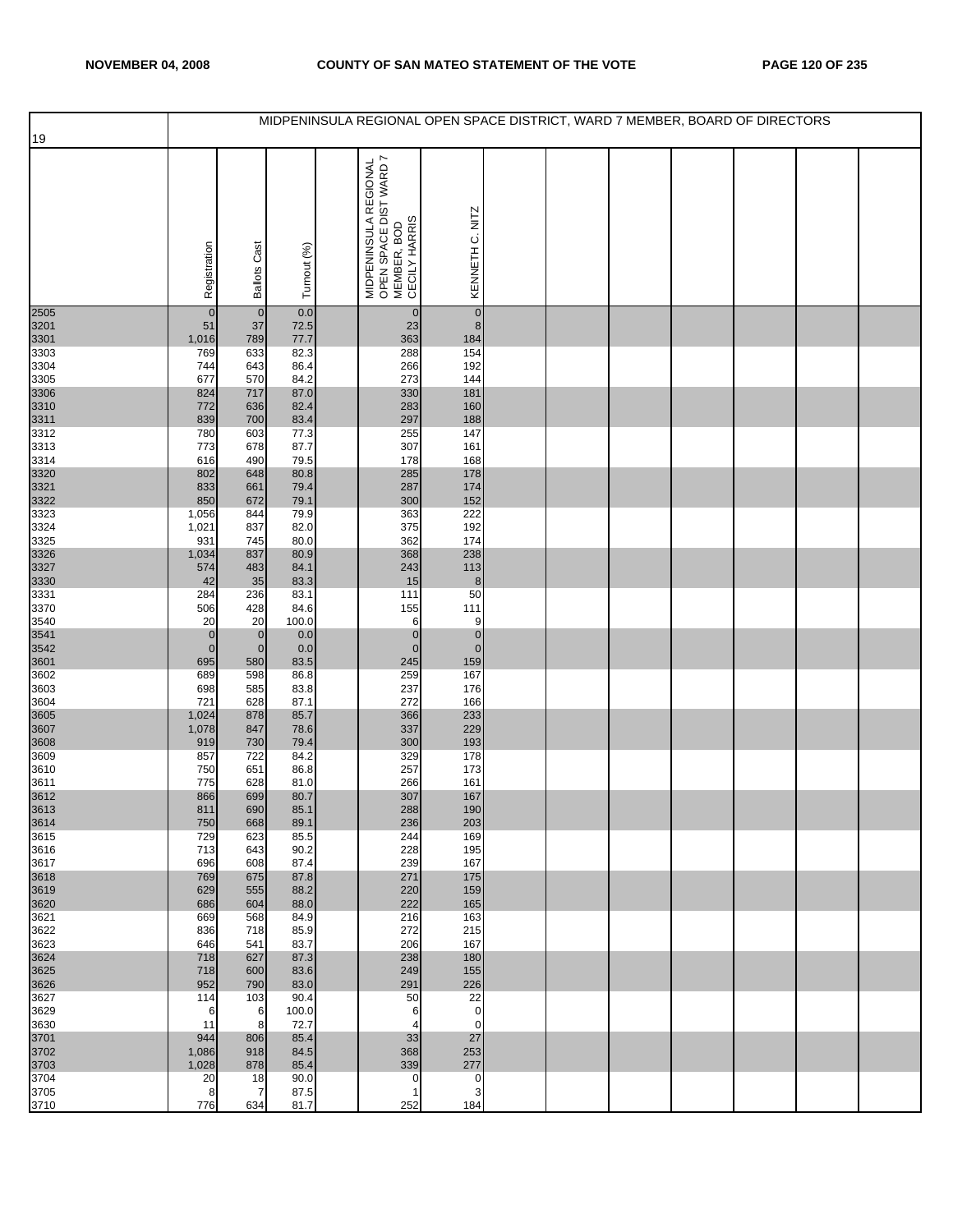# MIDPENINSULA REGIONAL OPEN SPACE DISTRICT, WARD 7 MEMBER, BOARD OF DIRECTORS

19

| | Registration | Ballots Cast | Turnout (%) | | MIDPENINSULA REGIONAL OPEN SPACE DIST WARD 7 MEMBER, BOD CECILY HARRIS | KENNETH C. NITZ |
|---|---|---|---|---|---|---|
| 2505 | 0 | 0 | 0.0 | | 0 | 0 |
| 3201 | 51 | 37 | 72.5 | | 23 | 8 |
| 3301 | 1,016 | 789 | 77.7 | | 363 | 184 |
| 3303 | 769 | 633 | 82.3 | | 288 | 154 |
| 3304 | 744 | 643 | 86.4 | | 266 | 192 |
| 3305 | 677 | 570 | 84.2 | | 273 | 144 |
| 3306 | 824 | 717 | 87.0 | | 330 | 181 |
| 3310 | 772 | 636 | 82.4 | | 283 | 160 |
| 3311 | 839 | 700 | 83.4 | | 297 | 188 |
| 3312 | 780 | 603 | 77.3 | | 255 | 147 |
| 3313 | 773 | 678 | 87.7 | | 307 | 161 |
| 3314 | 616 | 490 | 79.5 | | 178 | 168 |
| 3320 | 802 | 648 | 80.8 | | 285 | 178 |
| 3321 | 833 | 661 | 79.4 | | 287 | 174 |
| 3322 | 850 | 672 | 79.1 | | 300 | 152 |
| 3323 | 1,056 | 844 | 79.9 | | 363 | 222 |
| 3324 | 1,021 | 837 | 82.0 | | 375 | 192 |
| 3325 | 931 | 745 | 80.0 | | 362 | 174 |
| 3326 | 1,034 | 837 | 80.9 | | 368 | 238 |
| 3327 | 574 | 483 | 84.1 | | 243 | 113 |
| 3330 | 42 | 35 | 83.3 | | 15 | 8 |
| 3331 | 284 | 236 | 83.1 | | 111 | 50 |
| 3370 | 506 | 428 | 84.6 | | 155 | 111 |
| 3540 | 20 | 20 | 100.0 | | 6 | 9 |
| 3541 | 0 | 0 | 0.0 | | 0 | 0 |
| 3542 | 0 | 0 | 0.0 | | 0 | 0 |
| 3601 | 695 | 580 | 83.5 | | 245 | 159 |
| 3602 | 689 | 598 | 86.8 | | 259 | 167 |
| 3603 | 698 | 585 | 83.8 | | 237 | 176 |
| 3604 | 721 | 628 | 87.1 | | 272 | 166 |
| 3605 | 1,024 | 878 | 85.7 | | 366 | 233 |
| 3607 | 1,078 | 847 | 78.6 | | 337 | 229 |
| 3608 | 919 | 730 | 79.4 | | 300 | 193 |
| 3609 | 857 | 722 | 84.2 | | 329 | 178 |
| 3610 | 750 | 651 | 86.8 | | 257 | 173 |
| 3611 | 775 | 628 | 81.0 | | 266 | 161 |
| 3612 | 866 | 699 | 80.7 | | 307 | 167 |
| 3613 | 811 | 690 | 85.1 | | 288 | 190 |
| 3614 | 750 | 668 | 89.1 | | 236 | 203 |
| 3615 | 729 | 623 | 85.5 | | 244 | 169 |
| 3616 | 713 | 643 | 90.2 | | 228 | 195 |
| 3617 | 696 | 608 | 87.4 | | 239 | 167 |
| 3618 | 769 | 675 | 87.8 | | 271 | 175 |
| 3619 | 629 | 555 | 88.2 | | 220 | 159 |
| 3620 | 686 | 604 | 88.0 | | 222 | 165 |
| 3621 | 669 | 568 | 84.9 | | 216 | 163 |
| 3622 | 836 | 718 | 85.9 | | 272 | 215 |
| 3623 | 646 | 541 | 83.7 | | 206 | 167 |
| 3624 | 718 | 627 | 87.3 | | 238 | 180 |
| 3625 | 718 | 600 | 83.6 | | 249 | 155 |
| 3626 | 952 | 790 | 83.0 | | 291 | 226 |
| 3627 | 114 | 103 | 90.4 | | 50 | 22 |
| 3629 | 6 | 6 | 100.0 | | 6 | 0 |
| 3630 | 11 | 8 | 72.7 | | 4 | 0 |
| 3701 | 944 | 806 | 85.4 | | 33 | 27 |
| 3702 | 1,086 | 918 | 84.5 | | 368 | 253 |
| 3703 | 1,028 | 878 | 85.4 | | 339 | 277 |
| 3704 | 20 | 18 | 90.0 | | 0 | 0 |
| 3705 | 8 | 7 | 87.5 | | 1 | 3 |
| 3710 | 776 | 634 | 81.7 | | 252 | 184 |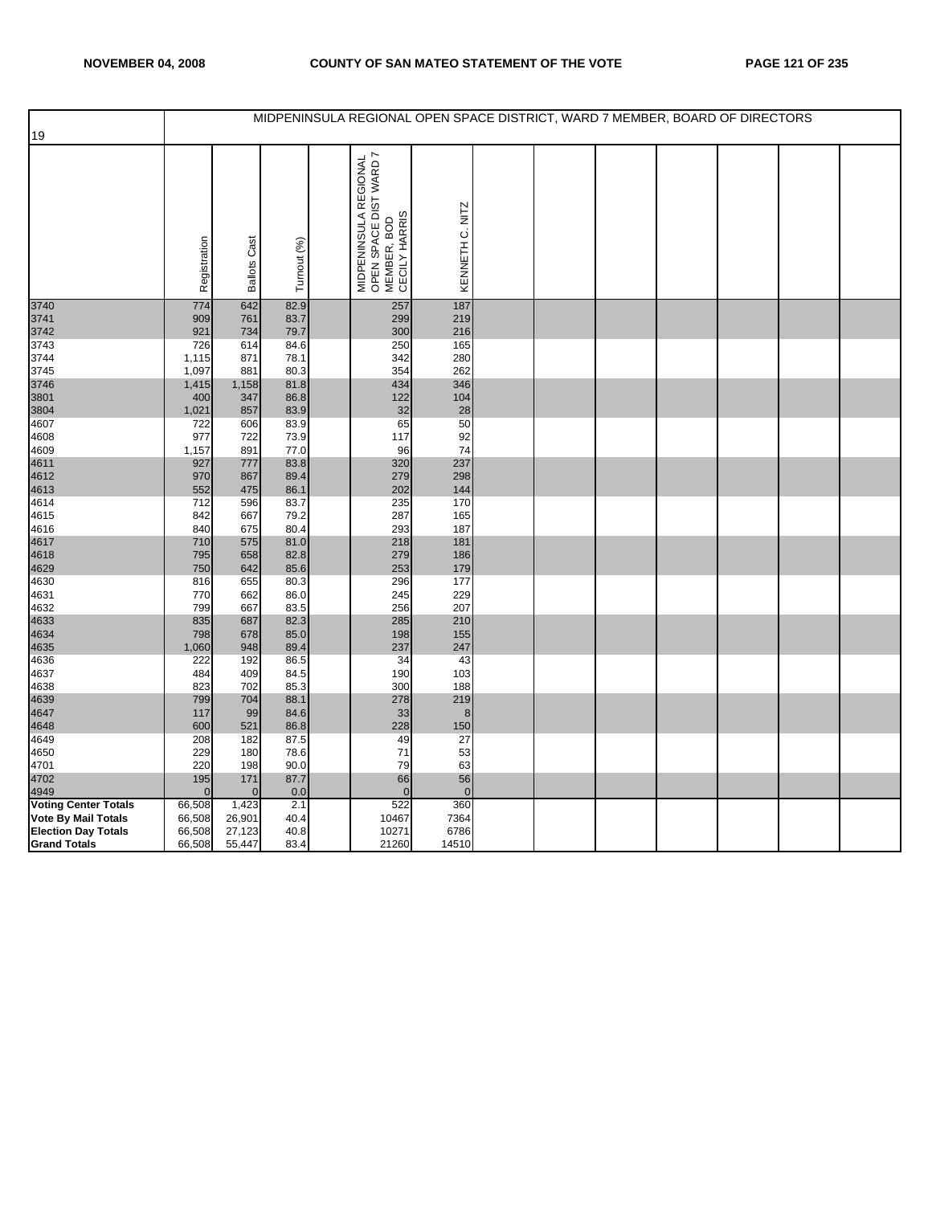## MIDPENINSULA REGIONAL OPEN SPACE DISTRICT, WARD 7 MEMBER, BOARD OF DIRECTORS

| 19 | Registration | Ballots Cast | Turnout (%) | | MIDPENINSULA REGIONAL OPEN SPACE DIST WARD 7 MEMBER, BOD CECILY HARRIS | KENNETH C. NITZ | | | | | | | |
|---|---|---|---|---|---|---|---|---|---|---|---|---|---|
| 3740 | 774 | 642 | 82.9 | | 257 | 187 | | | | | | | |
| 3741 | 909 | 761 | 83.7 | | 299 | 219 | | | | | | | |
| 3742 | 921 | 734 | 79.7 | | 300 | 216 | | | | | | | |
| 3743 | 726 | 614 | 84.6 | | 250 | 165 | | | | | | | |
| 3744 | 1,115 | 871 | 78.1 | | 342 | 280 | | | | | | | |
| 3745 | 1,097 | 881 | 80.3 | | 354 | 262 | | | | | | | |
| 3746 | 1,415 | 1,158 | 81.8 | | 434 | 346 | | | | | | | |
| 3801 | 400 | 347 | 86.8 | | 122 | 104 | | | | | | | |
| 3804 | 1,021 | 857 | 83.9 | | 32 | 28 | | | | | | | |
| 4607 | 722 | 606 | 83.9 | | 65 | 50 | | | | | | | |
| 4608 | 977 | 722 | 73.9 | | 117 | 92 | | | | | | | |
| 4609 | 1,157 | 891 | 77.0 | | 96 | 74 | | | | | | | |
| 4611 | 927 | 777 | 83.8 | | 320 | 237 | | | | | | | |
| 4612 | 970 | 867 | 89.4 | | 279 | 298 | | | | | | | |
| 4613 | 552 | 475 | 86.1 | | 202 | 144 | | | | | | | |
| 4614 | 712 | 596 | 83.7 | | 235 | 170 | | | | | | | |
| 4615 | 842 | 667 | 79.2 | | 287 | 165 | | | | | | | |
| 4616 | 840 | 675 | 80.4 | | 293 | 187 | | | | | | | |
| 4617 | 710 | 575 | 81.0 | | 218 | 181 | | | | | | | |
| 4618 | 795 | 658 | 82.8 | | 279 | 186 | | | | | | | |
| 4629 | 750 | 642 | 85.6 | | 253 | 179 | | | | | | | |
| 4630 | 816 | 655 | 80.3 | | 296 | 177 | | | | | | | |
| 4631 | 770 | 662 | 86.0 | | 245 | 229 | | | | | | | |
| 4632 | 799 | 667 | 83.5 | | 256 | 207 | | | | | | | |
| 4633 | 835 | 687 | 82.3 | | 285 | 210 | | | | | | | |
| 4634 | 798 | 678 | 85.0 | | 198 | 155 | | | | | | | |
| 4635 | 1,060 | 948 | 89.4 | | 237 | 247 | | | | | | | |
| 4636 | 222 | 192 | 86.5 | | 34 | 43 | | | | | | | |
| 4637 | 484 | 409 | 84.5 | | 190 | 103 | | | | | | | |
| 4638 | 823 | 702 | 85.3 | | 300 | 188 | | | | | | | |
| 4639 | 799 | 704 | 88.1 | | 278 | 219 | | | | | | | |
| 4647 | 117 | 99 | 84.6 | | 33 | 8 | | | | | | | |
| 4648 | 600 | 521 | 86.8 | | 228 | 150 | | | | | | | |
| 4649 | 208 | 182 | 87.5 | | 49 | 27 | | | | | | | |
| 4650 | 229 | 180 | 78.6 | | 71 | 53 | | | | | | | |
| 4701 | 220 | 198 | 90.0 | | 79 | 63 | | | | | | | |
| 4702 | 195 | 171 | 87.7 | | 66 | 56 | | | | | | | |
| 4949 | 0 | 0 | 0.0 | | 0 | 0 | | | | | | | |
| **Voting Center Totals** | 66,508 | 1,423 | 2.1 | | 522 | 360 | | | | | | | |
| **Vote By Mail Totals** | 66,508 | 26,901 | 40.4 | | 10467 | 7364 | | | | | | | |
| **Election Day Totals** | 66,508 | 27,123 | 40.8 | | 10271 | 6786 | | | | | | | |
| **Grand Totals** | 66,508 | 55,447 | 83.4 | | 21260 | 14510 | | | | | | | |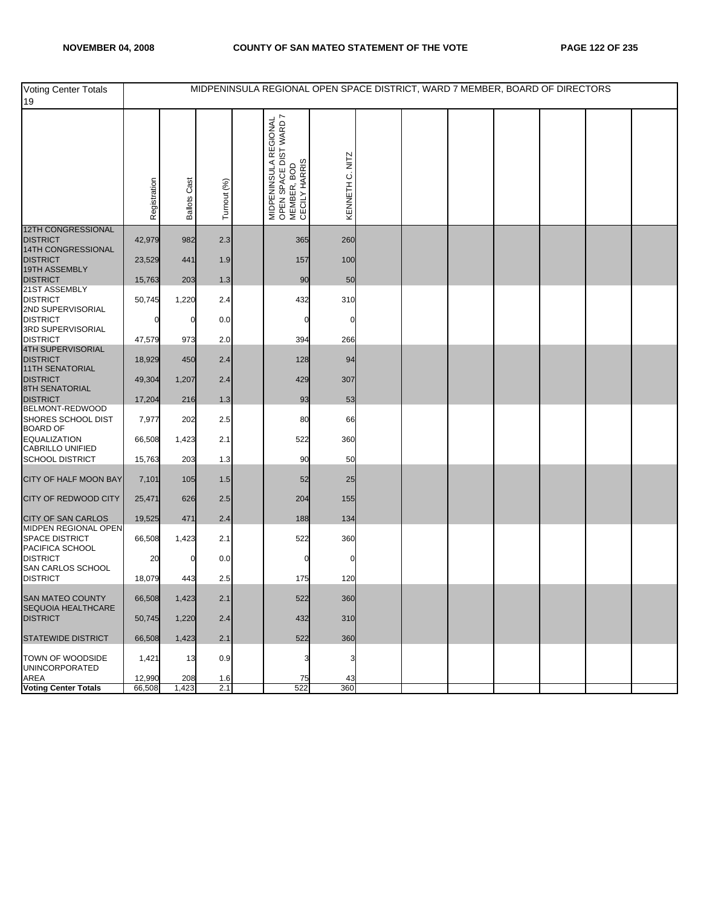| Voting Center Totals 19 | MIDPENINSULA REGIONAL OPEN SPACE DISTRICT, WARD 7 MEMBER, BOARD OF DIRECTORS | | | | | | | | | | | | | |
|---|---|---|---|---|---|---|---|---|---|---|---|---|---|---|
| | Registration | Ballots Cast | Turnout (%) | | MIDPENINSULA REGIONAL OPEN SPACE DIST WARD 7 MEMBER, BOD CECILY HARRIS | KENNETH C. NITZ | | | | | | | | |
| 12TH CONGRESSIONAL DISTRICT | 42,979 | 982 | 2.3 | | 365 | 260 | | | | | | | | |
| 14TH CONGRESSIONAL DISTRICT | 23,529 | 441 | 1.9 | | 157 | 100 | | | | | | | | |
| 19TH ASSEMBLY DISTRICT | 15,763 | 203 | 1.3 | | 90 | 50 | | | | | | | | |
| 21ST ASSEMBLY DISTRICT | 50,745 | 1,220 | 2.4 | | 432 | 310 | | | | | | | | |
| 2ND SUPERVISORIAL DISTRICT | 0 | 0 | 0.0 | | 0 | 0 | | | | | | | | |
| 3RD SUPERVISORIAL DISTRICT | 47,579 | 973 | 2.0 | | 394 | 266 | | | | | | | | |
| 4TH SUPERVISORIAL DISTRICT | 18,929 | 450 | 2.4 | | 128 | 94 | | | | | | | | |
| 11TH SENATORIAL DISTRICT | 49,304 | 1,207 | 2.4 | | 429 | 307 | | | | | | | | |
| 8TH SENATORIAL DISTRICT | 17,204 | 216 | 1.3 | | 93 | 53 | | | | | | | | |
| BELMONT-REDWOOD SHORES SCHOOL DIST | 7,977 | 202 | 2.5 | | 80 | 66 | | | | | | | | |
| BOARD OF EQUALIZATION | 66,508 | 1,423 | 2.1 | | 522 | 360 | | | | | | | | |
| CABRILLO UNIFIED SCHOOL DISTRICT | 15,763 | 203 | 1.3 | | 90 | 50 | | | | | | | | |
| CITY OF HALF MOON BAY | 7,101 | 105 | 1.5 | | 52 | 25 | | | | | | | | |
| CITY OF REDWOOD CITY | 25,471 | 626 | 2.5 | | 204 | 155 | | | | | | | | |
| CITY OF SAN CARLOS | 19,525 | 471 | 2.4 | | 188 | 134 | | | | | | | | |
| MIDPEN REGIONAL OPEN SPACE DISTRICT | 66,508 | 1,423 | 2.1 | | 522 | 360 | | | | | | | | |
| PACIFICA SCHOOL DISTRICT | 20 | 0 | 0.0 | | 0 | 0 | | | | | | | | |
| SAN CARLOS SCHOOL DISTRICT | 18,079 | 443 | 2.5 | | 175 | 120 | | | | | | | | |
| SAN MATEO COUNTY | 66,508 | 1,423 | 2.1 | | 522 | 360 | | | | | | | | |
| SEQUOIA HEALTHCARE DISTRICT | 50,745 | 1,220 | 2.4 | | 432 | 310 | | | | | | | | |
| STATEWIDE DISTRICT | 66,508 | 1,423 | 2.1 | | 522 | 360 | | | | | | | | |
| TOWN OF WOODSIDE | 1,421 | 13 | 0.9 | | 3 | 3 | | | | | | | | |
| UNINCORPORATED AREA | 12,990 | 208 | 1.6 | | 75 | 43 | | | | | | | | |
| **Voting Center Totals** | 66,508 | 1,423 | 2.1 | | 522 | 360 | | | | | | | | |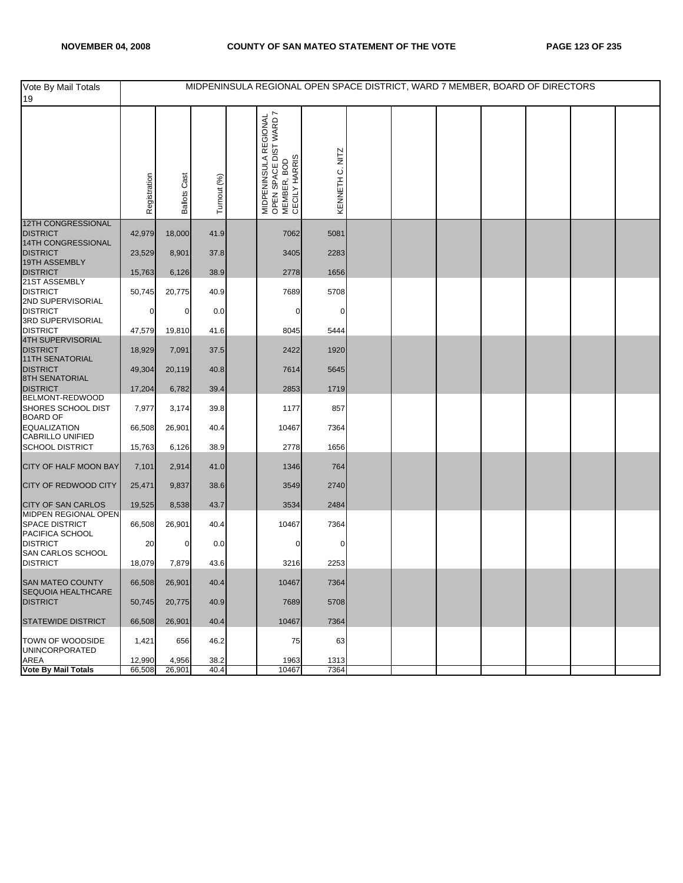| Vote By Mail Totals 19 | MIDPENINSULA REGIONAL OPEN SPACE DISTRICT, WARD 7 MEMBER, BOARD OF DIRECTORS | | | | | | | | | | | | |
|---|---|---|---|---|---|---|---|---|---|---|---|---|---|
| | Registration | Ballots Cast | Turnout (%) | | MIDPENINSULA REGIONAL OPEN SPACE DIST WARD 7 MEMBER, BOD CECILY HARRIS | KENNETH C. NITZ | | | | | | | |
| 12TH CONGRESSIONAL DISTRICT | 42,979 | 18,000 | 41.9 | | 7062 | 5081 | | | | | | | |
| 14TH CONGRESSIONAL DISTRICT | 23,529 | 8,901 | 37.8 | | 3405 | 2283 | | | | | | | |
| 19TH ASSEMBLY DISTRICT | 15,763 | 6,126 | 38.9 | | 2778 | 1656 | | | | | | | |
| 21ST ASSEMBLY DISTRICT | 50,745 | 20,775 | 40.9 | | 7689 | 5708 | | | | | | | |
| 2ND SUPERVISORIAL DISTRICT | 0 | 0 | 0.0 | | 0 | 0 | | | | | | | |
| 3RD SUPERVISORIAL DISTRICT | 47,579 | 19,810 | 41.6 | | 8045 | 5444 | | | | | | | |
| 4TH SUPERVISORIAL DISTRICT | 18,929 | 7,091 | 37.5 | | 2422 | 1920 | | | | | | | |
| 11TH SENATORIAL DISTRICT | 49,304 | 20,119 | 40.8 | | 7614 | 5645 | | | | | | | |
| 8TH SENATORIAL DISTRICT | 17,204 | 6,782 | 39.4 | | 2853 | 1719 | | | | | | | |
| BELMONT-REDWOOD SHORES SCHOOL DIST | 7,977 | 3,174 | 39.8 | | 1177 | 857 | | | | | | | |
| BOARD OF EQUALIZATION | 66,508 | 26,901 | 40.4 | | 10467 | 7364 | | | | | | | |
| CABRILLO UNIFIED SCHOOL DISTRICT | 15,763 | 6,126 | 38.9 | | 2778 | 1656 | | | | | | | |
| CITY OF HALF MOON BAY | 7,101 | 2,914 | 41.0 | | 1346 | 764 | | | | | | | |
| CITY OF REDWOOD CITY | 25,471 | 9,837 | 38.6 | | 3549 | 2740 | | | | | | | |
| CITY OF SAN CARLOS | 19,525 | 8,538 | 43.7 | | 3534 | 2484 | | | | | | | |
| MIDPEN REGIONAL OPEN SPACE DISTRICT | 66,508 | 26,901 | 40.4 | | 10467 | 7364 | | | | | | | |
| PACIFICA SCHOOL DISTRICT | 20 | 0 | 0.0 | | 0 | 0 | | | | | | | |
| SAN CARLOS SCHOOL DISTRICT | 18,079 | 7,879 | 43.6 | | 3216 | 2253 | | | | | | | |
| SAN MATEO COUNTY | 66,508 | 26,901 | 40.4 | | 10467 | 7364 | | | | | | | |
| SEQUOIA HEALTHCARE DISTRICT | 50,745 | 20,775 | 40.9 | | 7689 | 5708 | | | | | | | |
| STATEWIDE DISTRICT | 66,508 | 26,901 | 40.4 | | 10467 | 7364 | | | | | | | |
| TOWN OF WOODSIDE | 1,421 | 656 | 46.2 | | 75 | 63 | | | | | | | |
| UNINCORPORATED AREA | 12,990 | 4,956 | 38.2 | | 1963 | 1313 | | | | | | | |
| **Vote By Mail Totals** | 66,508 | 26,901 | 40.4 | | 10467 | 7364 | | | | | | | |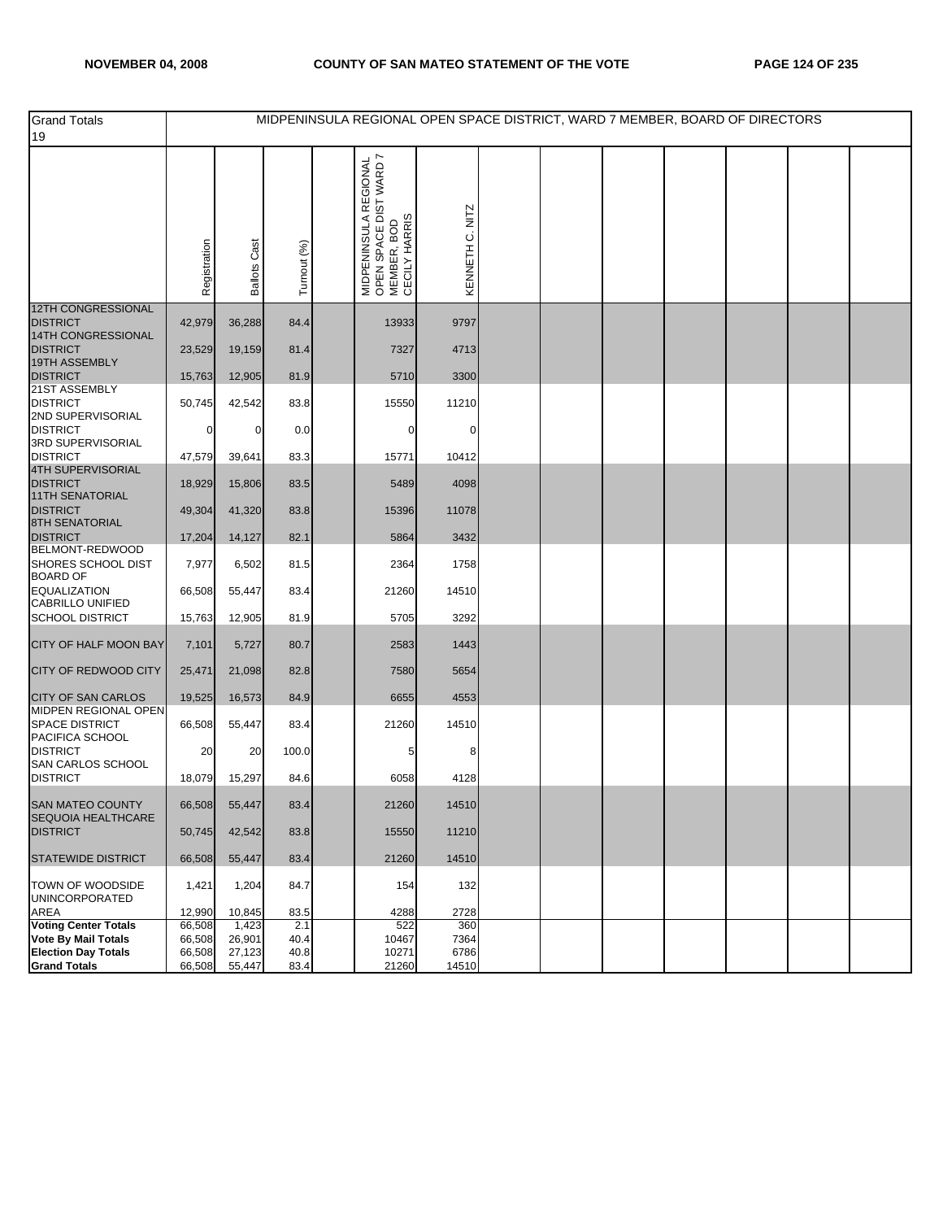| Grand Totals 19 | MIDPENINSULA REGIONAL OPEN SPACE DISTRICT, WARD 7 MEMBER, BOARD OF DIRECTORS | | | | | | | | | | | | | |
|---|---|---|---|---|---|---|---|---|---|---|---|---|---|---|
| | Registration | Ballots Cast | Turnout (%) | | MIDPENINSULA REGIONAL OPEN SPACE DIST WARD 7 MEMBER, BOD CECILY HARRIS | KENNETH C. NITZ | | | | | | | | |
| 12TH CONGRESSIONAL DISTRICT | 42,979 | 36,288 | 84.4 | | 13933 | 9797 | | | | | | | | |
| 14TH CONGRESSIONAL DISTRICT | 23,529 | 19,159 | 81.4 | | 7327 | 4713 | | | | | | | | |
| 19TH ASSEMBLY DISTRICT | 15,763 | 12,905 | 81.9 | | 5710 | 3300 | | | | | | | | |
| 21ST ASSEMBLY DISTRICT | 50,745 | 42,542 | 83.8 | | 15550 | 11210 | | | | | | | | |
| 2ND SUPERVISORIAL DISTRICT | 0 | 0 | 0.0 | | 0 | 0 | | | | | | | | |
| 3RD SUPERVISORIAL DISTRICT | 47,579 | 39,641 | 83.3 | | 15771 | 10412 | | | | | | | | |
| 4TH SUPERVISORIAL DISTRICT | 18,929 | 15,806 | 83.5 | | 5489 | 4098 | | | | | | | | |
| 11TH SENATORIAL DISTRICT | 49,304 | 41,320 | 83.8 | | 15396 | 11078 | | | | | | | | |
| 8TH SENATORIAL DISTRICT | 17,204 | 14,127 | 82.1 | | 5864 | 3432 | | | | | | | | |
| BELMONT-REDWOOD SHORES SCHOOL DIST | 7,977 | 6,502 | 81.5 | | 2364 | 1758 | | | | | | | | |
| BOARD OF EQUALIZATION | 66,508 | 55,447 | 83.4 | | 21260 | 14510 | | | | | | | | |
| CABRILLO UNIFIED SCHOOL DISTRICT | 15,763 | 12,905 | 81.9 | | 5705 | 3292 | | | | | | | | |
| CITY OF HALF MOON BAY | 7,101 | 5,727 | 80.7 | | 2583 | 1443 | | | | | | | | |
| CITY OF REDWOOD CITY | 25,471 | 21,098 | 82.8 | | 7580 | 5654 | | | | | | | | |
| CITY OF SAN CARLOS | 19,525 | 16,573 | 84.9 | | 6655 | 4553 | | | | | | | | |
| MIDPEN REGIONAL OPEN SPACE DISTRICT | 66,508 | 55,447 | 83.4 | | 21260 | 14510 | | | | | | | | |
| PACIFICA SCHOOL DISTRICT | 20 | 20 | 100.0 | | 5 | 8 | | | | | | | | |
| SAN CARLOS SCHOOL DISTRICT | 18,079 | 15,297 | 84.6 | | 6058 | 4128 | | | | | | | | |
| SAN MATEO COUNTY | 66,508 | 55,447 | 83.4 | | 21260 | 14510 | | | | | | | | |
| SEQUOIA HEALTHCARE DISTRICT | 50,745 | 42,542 | 83.8 | | 15550 | 11210 | | | | | | | | |
| STATEWIDE DISTRICT | 66,508 | 55,447 | 83.4 | | 21260 | 14510 | | | | | | | | |
| TOWN OF WOODSIDE | 1,421 | 1,204 | 84.7 | | 154 | 132 | | | | | | | | |
| UNINCORPORATED AREA | 12,990 | 10,845 | 83.5 | | 4288 | 2728 | | | | | | | | |
| **Voting Center Totals** | 66,508 | 1,423 | 2.1 | | 522 | 360 | | | | | | | | |
| **Vote By Mail Totals** | 66,508 | 26,901 | 40.4 | | 10467 | 7364 | | | | | | | | |
| **Election Day Totals** | 66,508 | 27,123 | 40.8 | | 10271 | 6786 | | | | | | | | |
| **Grand Totals** | 66,508 | 55,447 | 83.4 | | 21260 | 14510 | | | | | | | | |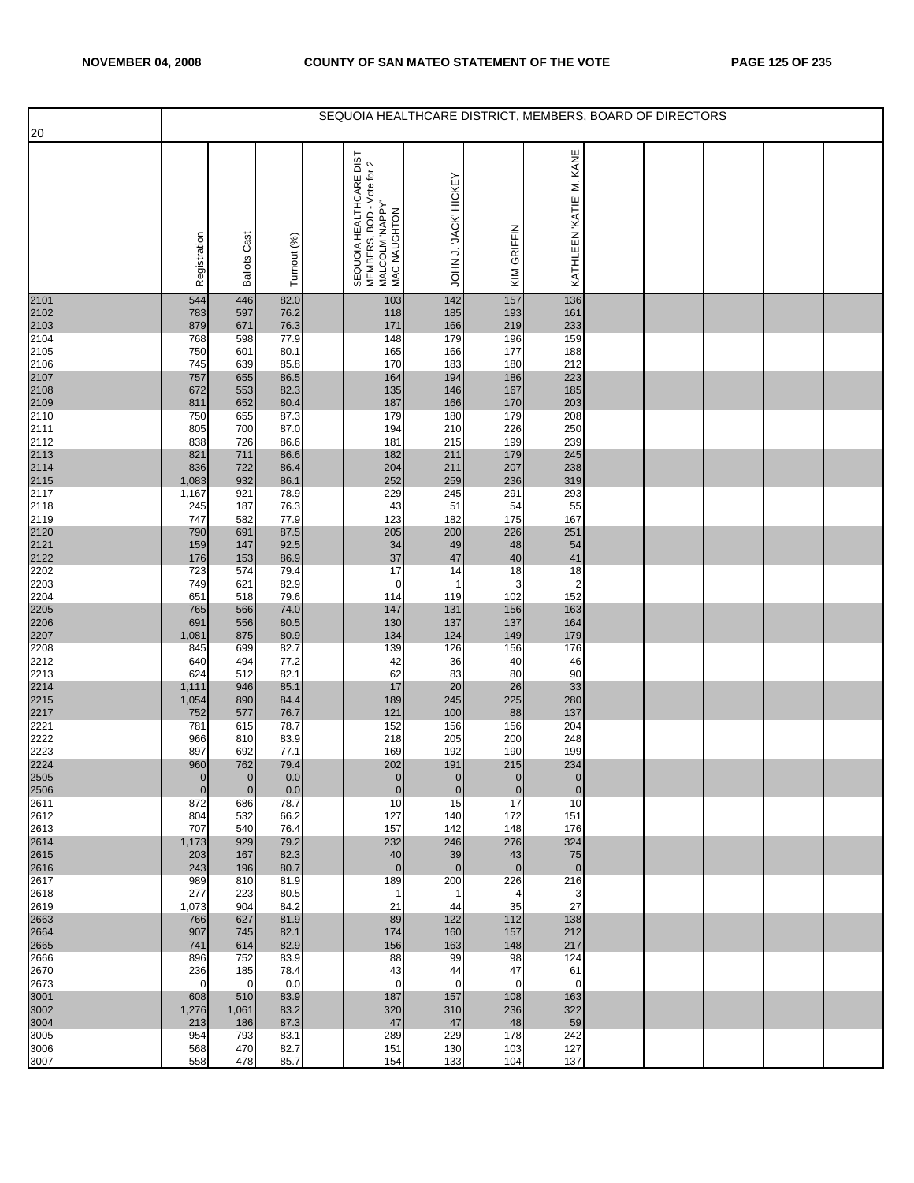| 20 | SEQUOIA HEALTHCARE DISTRICT, MEMBERS, BOARD OF DIRECTORS | | | | | | | | | | | | | |
|---|---|---|---|---|---|---|---|---|---|---|---|---|---|---|
| | Registration | Ballots Cast | Turnout (%) | | SEQUOIA HEALTHCARE DIST MEMBERS, BOD - Vote for 2 MALCOLM 'NAPPY' MAC NAUGHTON | JOHN J. 'JACK' HICKEY | KIM GRIFFIN | KATHLEEN 'KATIE' M. KANE | | | | | |
| 2101 | 544 | 446 | 82.0 | | 103 | 142 | 157 | 136 | | | | | |
| 2102 | 783 | 597 | 76.2 | | 118 | 185 | 193 | 161 | | | | | |
| 2103 | 879 | 671 | 76.3 | | 171 | 166 | 219 | 233 | | | | | |
| 2104 | 768 | 598 | 77.9 | | 148 | 179 | 196 | 159 | | | | | |
| 2105 | 750 | 601 | 80.1 | | 165 | 166 | 177 | 188 | | | | | |
| 2106 | 745 | 639 | 85.8 | | 170 | 183 | 180 | 212 | | | | | |
| 2107 | 757 | 655 | 86.5 | | 164 | 194 | 186 | 223 | | | | | |
| 2108 | 672 | 553 | 82.3 | | 135 | 146 | 167 | 185 | | | | | |
| 2109 | 811 | 652 | 80.4 | | 187 | 166 | 170 | 203 | | | | | |
| 2110 | 750 | 655 | 87.3 | | 179 | 180 | 179 | 208 | | | | | |
| 2111 | 805 | 700 | 87.0 | | 194 | 210 | 226 | 250 | | | | | |
| 2112 | 838 | 726 | 86.6 | | 181 | 215 | 199 | 239 | | | | | |
| 2113 | 821 | 711 | 86.6 | | 182 | 211 | 179 | 245 | | | | | |
| 2114 | 836 | 722 | 86.4 | | 204 | 211 | 207 | 238 | | | | | |
| 2115 | 1,083 | 932 | 86.1 | | 252 | 259 | 236 | 319 | | | | | |
| 2117 | 1,167 | 921 | 78.9 | | 229 | 245 | 291 | 293 | | | | | |
| 2118 | 245 | 187 | 76.3 | | 43 | 51 | 54 | 55 | | | | | |
| 2119 | 747 | 582 | 77.9 | | 123 | 182 | 175 | 167 | | | | | |
| 2120 | 790 | 691 | 87.5 | | 205 | 200 | 226 | 251 | | | | | |
| 2121 | 159 | 147 | 92.5 | | 34 | 49 | 48 | 54 | | | | | |
| 2122 | 176 | 153 | 86.9 | | 37 | 47 | 40 | 41 | | | | | |
| 2202 | 723 | 574 | 79.4 | | 17 | 14 | 18 | 18 | | | | | |
| 2203 | 749 | 621 | 82.9 | | 0 | 1 | 3 | 2 | | | | | |
| 2204 | 651 | 518 | 79.6 | | 114 | 119 | 102 | 152 | | | | | |
| 2205 | 765 | 566 | 74.0 | | 147 | 131 | 156 | 163 | | | | | |
| 2206 | 691 | 556 | 80.5 | | 130 | 137 | 137 | 164 | | | | | |
| 2207 | 1,081 | 875 | 80.9 | | 134 | 124 | 149 | 179 | | | | | |
| 2208 | 845 | 699 | 82.7 | | 139 | 126 | 156 | 176 | | | | | |
| 2212 | 640 | 494 | 77.2 | | 42 | 36 | 40 | 46 | | | | | |
| 2213 | 624 | 512 | 82.1 | | 62 | 83 | 80 | 90 | | | | | |
| 2214 | 1,111 | 946 | 85.1 | | 17 | 20 | 26 | 33 | | | | | |
| 2215 | 1,054 | 890 | 84.4 | | 189 | 245 | 225 | 280 | | | | | |
| 2217 | 752 | 577 | 76.7 | | 121 | 100 | 88 | 137 | | | | | |
| 2221 | 781 | 615 | 78.7 | | 152 | 156 | 156 | 204 | | | | | |
| 2222 | 966 | 810 | 83.9 | | 218 | 205 | 200 | 248 | | | | | |
| 2223 | 897 | 692 | 77.1 | | 169 | 192 | 190 | 199 | | | | | |
| 2224 | 960 | 762 | 79.4 | | 202 | 191 | 215 | 234 | | | | | |
| 2505 | 0 | 0 | 0.0 | | 0 | 0 | 0 | 0 | | | | | |
| 2506 | 0 | 0 | 0.0 | | 0 | 0 | 0 | 0 | | | | | |
| 2611 | 872 | 686 | 78.7 | | 10 | 15 | 17 | 10 | | | | | |
| 2612 | 804 | 532 | 66.2 | | 127 | 140 | 172 | 151 | | | | | |
| 2613 | 707 | 540 | 76.4 | | 157 | 142 | 148 | 176 | | | | | |
| 2614 | 1,173 | 929 | 79.2 | | 232 | 246 | 276 | 324 | | | | | |
| 2615 | 203 | 167 | 82.3 | | 40 | 39 | 43 | 75 | | | | | |
| 2616 | 243 | 196 | 80.7 | | 0 | 0 | 0 | 0 | | | | | |
| 2617 | 989 | 810 | 81.9 | | 189 | 200 | 226 | 216 | | | | | |
| 2618 | 277 | 223 | 80.5 | | 1 | 1 | 4 | 3 | | | | | |
| 2619 | 1,073 | 904 | 84.2 | | 21 | 44 | 35 | 27 | | | | | |
| 2663 | 766 | 627 | 81.9 | | 89 | 122 | 112 | 138 | | | | | |
| 2664 | 907 | 745 | 82.1 | | 174 | 160 | 157 | 212 | | | | | |
| 2665 | 741 | 614 | 82.9 | | 156 | 163 | 148 | 217 | | | | | |
| 2666 | 896 | 752 | 83.9 | | 88 | 99 | 98 | 124 | | | | | |
| 2670 | 236 | 185 | 78.4 | | 43 | 44 | 47 | 61 | | | | | |
| 2673 | 0 | 0 | 0.0 | | 0 | 0 | 0 | 0 | | | | | |
| 3001 | 608 | 510 | 83.9 | | 187 | 157 | 108 | 163 | | | | | |
| 3002 | 1,276 | 1,061 | 83.2 | | 320 | 310 | 236 | 322 | | | | | |
| 3004 | 213 | 186 | 87.3 | | 47 | 47 | 48 | 59 | | | | | |
| 3005 | 954 | 793 | 83.1 | | 289 | 229 | 178 | 242 | | | | | |
| 3006 | 568 | 470 | 82.7 | | 151 | 130 | 103 | 127 | | | | | |
| 3007 | 558 | 478 | 85.7 | | 154 | 133 | 104 | 137 | | | | | |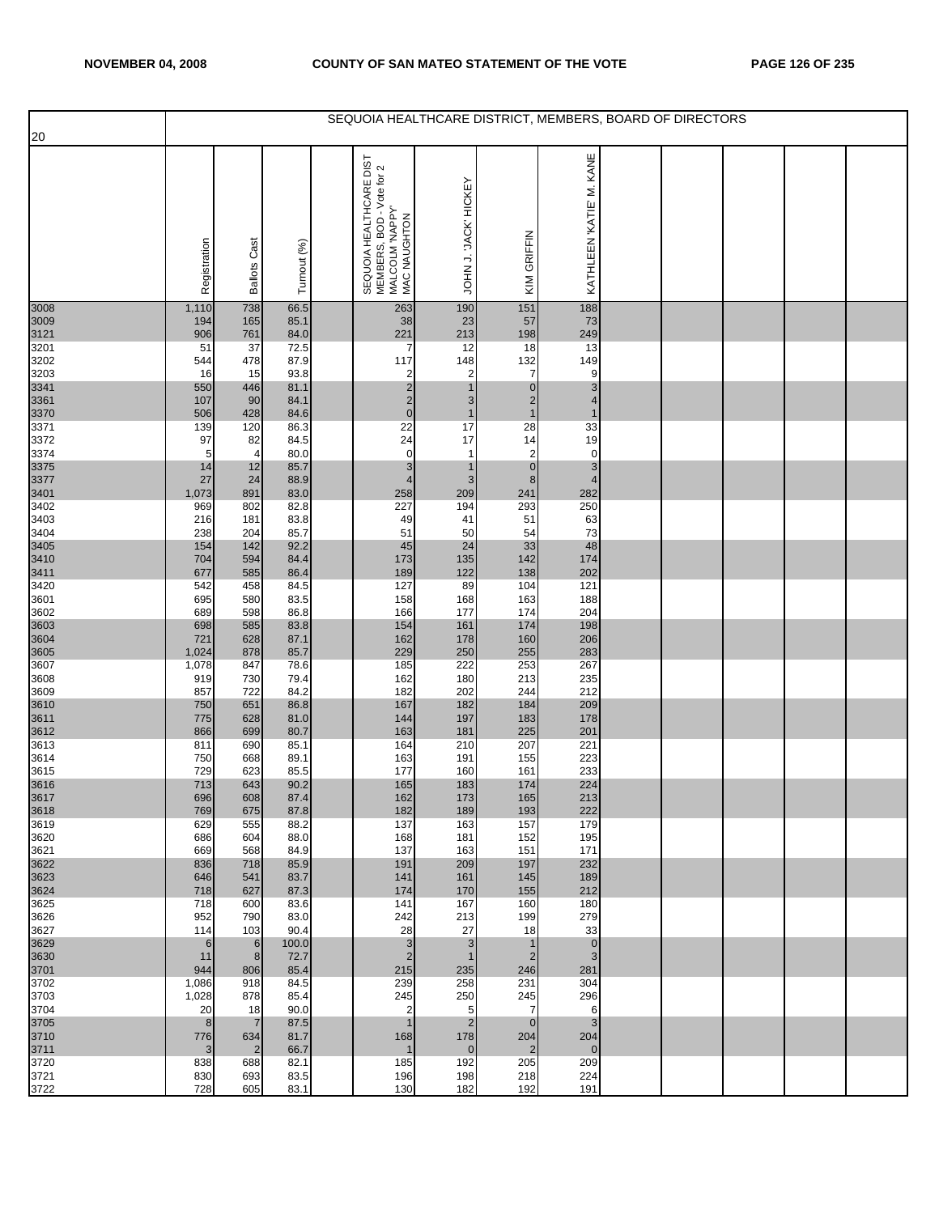| 20 | SEQUOIA HEALTHCARE DISTRICT, MEMBERS, BOARD OF DIRECTORS | | | | | | | | | | | | | |
|---|---|---|---|---|---|---|---|---|---|---|---|---|---|---|
| | Registration | Ballots Cast | Turnout (%) | | SEQUOIA HEALTHCARE DIST MEMBERS, BOD - Vote for 2 MALCOLM 'NAPPY' MAC NAUGHTON | JOHN J. 'JACK' HICKEY | KIM GRIFFIN | KATHLEEN 'KATIE' M. KANE | | | | | |
| 3008 | 1,110 | 738 | 66.5 | | 263 | 190 | 151 | 188 | | | | | |
| 3009 | 194 | 165 | 85.1 | | 38 | 23 | 57 | 73 | | | | | |
| 3121 | 906 | 761 | 84.0 | | 221 | 213 | 198 | 249 | | | | | |
| 3201 | 51 | 37 | 72.5 | | 7 | 12 | 18 | 13 | | | | | |
| 3202 | 544 | 478 | 87.9 | | 117 | 148 | 132 | 149 | | | | | |
| 3203 | 16 | 15 | 93.8 | | 2 | 2 | 7 | 9 | | | | | |
| 3341 | 550 | 446 | 81.1 | | 2 | 1 | 0 | 3 | | | | | |
| 3361 | 107 | 90 | 84.1 | | 2 | 3 | 2 | 4 | | | | | |
| 3370 | 506 | 428 | 84.6 | | 0 | 1 | 1 | 1 | | | | | |
| 3371 | 139 | 120 | 86.3 | | 22 | 17 | 28 | 33 | | | | | |
| 3372 | 97 | 82 | 84.5 | | 24 | 17 | 14 | 19 | | | | | |
| 3374 | 5 | 4 | 80.0 | | 0 | 1 | 2 | 0 | | | | | |
| 3375 | 14 | 12 | 85.7 | | 3 | 1 | 0 | 3 | | | | | |
| 3377 | 27 | 24 | 88.9 | | 4 | 3 | 8 | 4 | | | | | |
| 3401 | 1,073 | 891 | 83.0 | | 258 | 209 | 241 | 282 | | | | | |
| 3402 | 969 | 802 | 82.8 | | 227 | 194 | 293 | 250 | | | | | |
| 3403 | 216 | 181 | 83.8 | | 49 | 41 | 51 | 63 | | | | | |
| 3404 | 238 | 204 | 85.7 | | 51 | 50 | 54 | 73 | | | | | |
| 3405 | 154 | 142 | 92.2 | | 45 | 24 | 33 | 48 | | | | | |
| 3410 | 704 | 594 | 84.4 | | 173 | 135 | 142 | 174 | | | | | |
| 3411 | 677 | 585 | 86.4 | | 189 | 122 | 138 | 202 | | | | | |
| 3420 | 542 | 458 | 84.5 | | 127 | 89 | 104 | 121 | | | | | |
| 3601 | 695 | 580 | 83.5 | | 158 | 168 | 163 | 188 | | | | | |
| 3602 | 689 | 598 | 86.8 | | 166 | 177 | 174 | 204 | | | | | |
| 3603 | 698 | 585 | 83.8 | | 154 | 161 | 174 | 198 | | | | | |
| 3604 | 721 | 628 | 87.1 | | 162 | 178 | 160 | 206 | | | | | |
| 3605 | 1,024 | 878 | 85.7 | | 229 | 250 | 255 | 283 | | | | | |
| 3607 | 1,078 | 847 | 78.6 | | 185 | 222 | 253 | 267 | | | | | |
| 3608 | 919 | 730 | 79.4 | | 162 | 180 | 213 | 235 | | | | | |
| 3609 | 857 | 722 | 84.2 | | 182 | 202 | 244 | 212 | | | | | |
| 3610 | 750 | 651 | 86.8 | | 167 | 182 | 184 | 209 | | | | | |
| 3611 | 775 | 628 | 81.0 | | 144 | 197 | 183 | 178 | | | | | |
| 3612 | 866 | 699 | 80.7 | | 163 | 181 | 225 | 201 | | | | | |
| 3613 | 811 | 690 | 85.1 | | 164 | 210 | 207 | 221 | | | | | |
| 3614 | 750 | 668 | 89.1 | | 163 | 191 | 155 | 223 | | | | | |
| 3615 | 729 | 623 | 85.5 | | 177 | 160 | 161 | 233 | | | | | |
| 3616 | 713 | 643 | 90.2 | | 165 | 183 | 174 | 224 | | | | | |
| 3617 | 696 | 608 | 87.4 | | 162 | 173 | 165 | 213 | | | | | |
| 3618 | 769 | 675 | 87.8 | | 182 | 189 | 193 | 222 | | | | | |
| 3619 | 629 | 555 | 88.2 | | 137 | 163 | 157 | 179 | | | | | |
| 3620 | 686 | 604 | 88.0 | | 168 | 181 | 152 | 195 | | | | | |
| 3621 | 669 | 568 | 84.9 | | 137 | 163 | 151 | 171 | | | | | |
| 3622 | 836 | 718 | 85.9 | | 191 | 209 | 197 | 232 | | | | | |
| 3623 | 646 | 541 | 83.7 | | 141 | 161 | 145 | 189 | | | | | |
| 3624 | 718 | 627 | 87.3 | | 174 | 170 | 155 | 212 | | | | | |
| 3625 | 718 | 600 | 83.6 | | 141 | 167 | 160 | 180 | | | | | |
| 3626 | 952 | 790 | 83.0 | | 242 | 213 | 199 | 279 | | | | | |
| 3627 | 114 | 103 | 90.4 | | 28 | 27 | 18 | 33 | | | | | |
| 3629 | 6 | 6 | 100.0 | | 3 | 3 | 1 | 0 | | | | | |
| 3630 | 11 | 8 | 72.7 | | 2 | 1 | 2 | 3 | | | | | |
| 3701 | 944 | 806 | 85.4 | | 215 | 235 | 246 | 281 | | | | | |
| 3702 | 1,086 | 918 | 84.5 | | 239 | 258 | 231 | 304 | | | | | |
| 3703 | 1,028 | 878 | 85.4 | | 245 | 250 | 245 | 296 | | | | | |
| 3704 | 20 | 18 | 90.0 | | 2 | 5 | 7 | 6 | | | | | |
| 3705 | 8 | 7 | 87.5 | | 1 | 2 | 0 | 3 | | | | | |
| 3710 | 776 | 634 | 81.7 | | 168 | 178 | 204 | 204 | | | | | |
| 3711 | 3 | 2 | 66.7 | | 1 | 0 | 2 | 0 | | | | | |
| 3720 | 838 | 688 | 82.1 | | 185 | 192 | 205 | 209 | | | | | |
| 3721 | 830 | 693 | 83.5 | | 196 | 198 | 218 | 224 | | | | | |
| 3722 | 728 | 605 | 83.1 | | 130 | 182 | 192 | 191 | | | | | |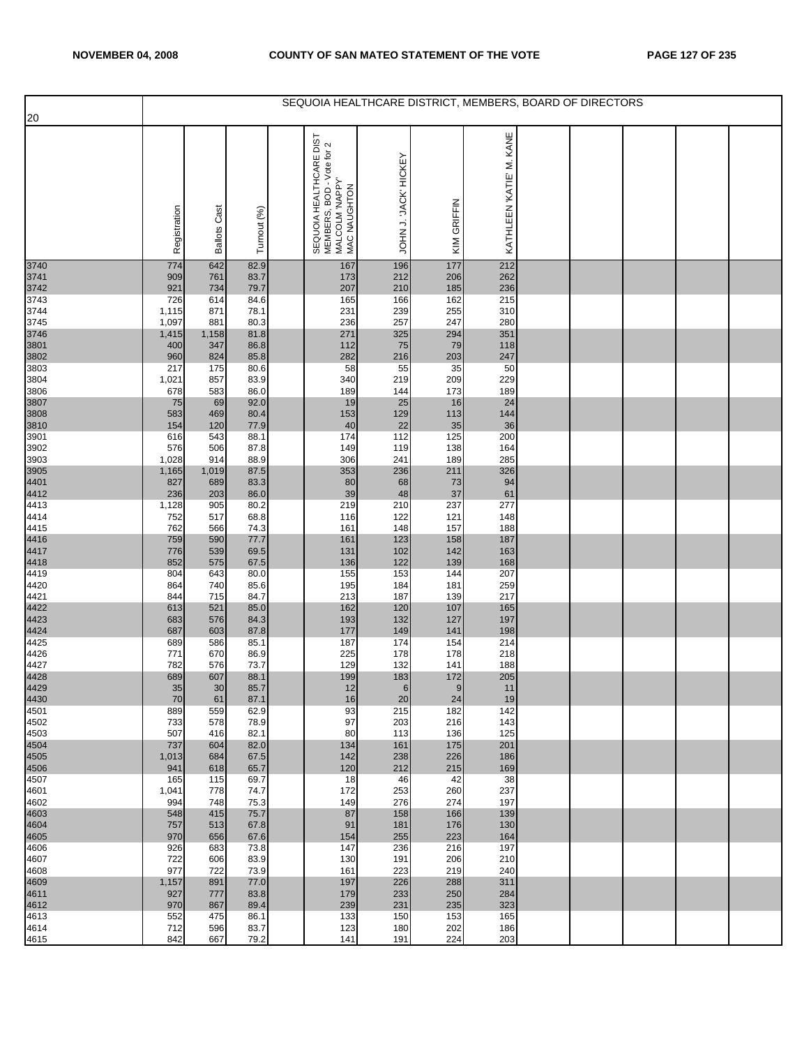# SEQUOIA HEALTHCARE DISTRICT, MEMBERS, BOARD OF DIRECTORS

| 20 | Registration | Ballots Cast | Turnout (%) | | SEQUOIA HEALTHCARE DIST MEMBERS, BOD - Vote for 2 MALCOLM 'NAPPY' MAC NAUGHTON | JOHN J. 'JACK' HICKEY | KIM GRIFFIN | KATHLEEN 'KATIE' M. KANE | | | | | |
|---|---|---|---|---|---|---|---|---|---|---|---|---|---|
| 3740 | 774 | 642 | 82.9 | | 167 | 196 | 177 | 212 | | | | | |
| 3741 | 909 | 761 | 83.7 | | 173 | 212 | 206 | 262 | | | | | |
| 3742 | 921 | 734 | 79.7 | | 207 | 210 | 185 | 236 | | | | | |
| 3743 | 726 | 614 | 84.6 | | 165 | 166 | 162 | 215 | | | | | |
| 3744 | 1,115 | 871 | 78.1 | | 231 | 239 | 255 | 310 | | | | | |
| 3745 | 1,097 | 881 | 80.3 | | 236 | 257 | 247 | 280 | | | | | |
| 3746 | 1,415 | 1,158 | 81.8 | | 271 | 325 | 294 | 351 | | | | | |
| 3801 | 400 | 347 | 86.8 | | 112 | 75 | 79 | 118 | | | | | |
| 3802 | 960 | 824 | 85.8 | | 282 | 216 | 203 | 247 | | | | | |
| 3803 | 217 | 175 | 80.6 | | 58 | 55 | 35 | 50 | | | | | |
| 3804 | 1,021 | 857 | 83.9 | | 340 | 219 | 209 | 229 | | | | | |
| 3806 | 678 | 583 | 86.0 | | 189 | 144 | 173 | 189 | | | | | |
| 3807 | 75 | 69 | 92.0 | | 19 | 25 | 16 | 24 | | | | | |
| 3808 | 583 | 469 | 80.4 | | 153 | 129 | 113 | 144 | | | | | |
| 3810 | 154 | 120 | 77.9 | | 40 | 22 | 35 | 36 | | | | | |
| 3901 | 616 | 543 | 88.1 | | 174 | 112 | 125 | 200 | | | | | |
| 3902 | 576 | 506 | 87.8 | | 149 | 119 | 138 | 164 | | | | | |
| 3903 | 1,028 | 914 | 88.9 | | 306 | 241 | 189 | 285 | | | | | |
| 3905 | 1,165 | 1,019 | 87.5 | | 353 | 236 | 211 | 326 | | | | | |
| 4401 | 827 | 689 | 83.3 | | 80 | 68 | 73 | 94 | | | | | |
| 4412 | 236 | 203 | 86.0 | | 39 | 48 | 37 | 61 | | | | | |
| 4413 | 1,128 | 905 | 80.2 | | 219 | 210 | 237 | 277 | | | | | |
| 4414 | 752 | 517 | 68.8 | | 116 | 122 | 121 | 148 | | | | | |
| 4415 | 762 | 566 | 74.3 | | 161 | 148 | 157 | 188 | | | | | |
| 4416 | 759 | 590 | 77.7 | | 161 | 123 | 158 | 187 | | | | | |
| 4417 | 776 | 539 | 69.5 | | 131 | 102 | 142 | 163 | | | | | |
| 4418 | 852 | 575 | 67.5 | | 136 | 122 | 139 | 168 | | | | | |
| 4419 | 804 | 643 | 80.0 | | 155 | 153 | 144 | 207 | | | | | |
| 4420 | 864 | 740 | 85.6 | | 195 | 184 | 181 | 259 | | | | | |
| 4421 | 844 | 715 | 84.7 | | 213 | 187 | 139 | 217 | | | | | |
| 4422 | 613 | 521 | 85.0 | | 162 | 120 | 107 | 165 | | | | | |
| 4423 | 683 | 576 | 84.3 | | 193 | 132 | 127 | 197 | | | | | |
| 4424 | 687 | 603 | 87.8 | | 177 | 149 | 141 | 198 | | | | | |
| 4425 | 689 | 586 | 85.1 | | 187 | 174 | 154 | 214 | | | | | |
| 4426 | 771 | 670 | 86.9 | | 225 | 178 | 178 | 218 | | | | | |
| 4427 | 782 | 576 | 73.7 | | 129 | 132 | 141 | 188 | | | | | |
| 4428 | 689 | 607 | 88.1 | | 199 | 183 | 172 | 205 | | | | | |
| 4429 | 35 | 30 | 85.7 | | 12 | 6 | 9 | 11 | | | | | |
| 4430 | 70 | 61 | 87.1 | | 16 | 20 | 24 | 19 | | | | | |
| 4501 | 889 | 559 | 62.9 | | 93 | 215 | 182 | 142 | | | | | |
| 4502 | 733 | 578 | 78.9 | | 97 | 203 | 216 | 143 | | | | | |
| 4503 | 507 | 416 | 82.1 | | 80 | 113 | 136 | 125 | | | | | |
| 4504 | 737 | 604 | 82.0 | | 134 | 161 | 175 | 201 | | | | | |
| 4505 | 1,013 | 684 | 67.5 | | 142 | 238 | 226 | 186 | | | | | |
| 4506 | 941 | 618 | 65.7 | | 120 | 212 | 215 | 169 | | | | | |
| 4507 | 165 | 115 | 69.7 | | 18 | 46 | 42 | 38 | | | | | |
| 4601 | 1,041 | 778 | 74.7 | | 172 | 253 | 260 | 237 | | | | | |
| 4602 | 994 | 748 | 75.3 | | 149 | 276 | 274 | 197 | | | | | |
| 4603 | 548 | 415 | 75.7 | | 87 | 158 | 166 | 139 | | | | | |
| 4604 | 757 | 513 | 67.8 | | 91 | 181 | 176 | 130 | | | | | |
| 4605 | 970 | 656 | 67.6 | | 154 | 255 | 223 | 164 | | | | | |
| 4606 | 926 | 683 | 73.8 | | 147 | 236 | 216 | 197 | | | | | |
| 4607 | 722 | 606 | 83.9 | | 130 | 191 | 206 | 210 | | | | | |
| 4608 | 977 | 722 | 73.9 | | 161 | 223 | 219 | 240 | | | | | |
| 4609 | 1,157 | 891 | 77.0 | | 197 | 226 | 288 | 311 | | | | | |
| 4611 | 927 | 777 | 83.8 | | 179 | 233 | 250 | 284 | | | | | |
| 4612 | 970 | 867 | 89.4 | | 239 | 231 | 235 | 323 | | | | | |
| 4613 | 552 | 475 | 86.1 | | 133 | 150 | 153 | 165 | | | | | |
| 4614 | 712 | 596 | 83.7 | | 123 | 180 | 202 | 186 | | | | | |
| 4615 | 842 | 667 | 79.2 | | 141 | 191 | 224 | 203 | | | | | |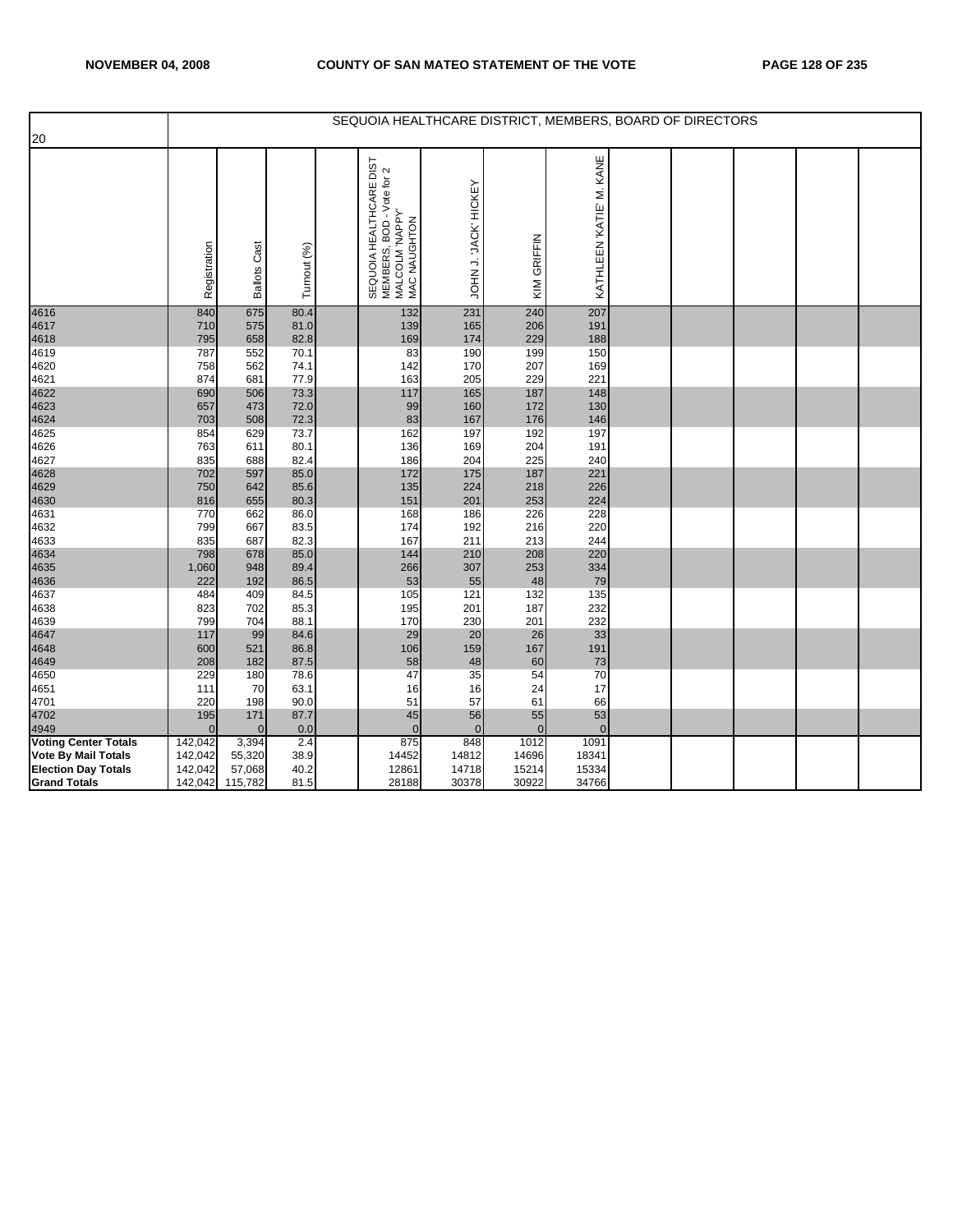| 20 | SEQUOIA HEALTHCARE DISTRICT, MEMBERS, BOARD OF DIRECTORS | | | | | | | | | | | | |
|---|---|---|---|---|---|---|---|---|---|---|---|---|---|
| | Registration | Ballots Cast | Turnout (%) | | SEQUOIA HEALTHCARE DIST MEMBERS, BOD - Vote for 2 MALCOLM 'NAPPY' MAC NAUGHTON | JOHN J. 'JACK' HICKEY | KIM GRIFFIN | KATHLEEN 'KATIE' M. KANE | | | | | |
| 4616 | 840 | 675 | 80.4 | | 132 | 231 | 240 | 207 | | | | | |
| 4617 | 710 | 575 | 81.0 | | 139 | 165 | 206 | 191 | | | | | |
| 4618 | 795 | 658 | 82.8 | | 169 | 174 | 229 | 188 | | | | | |
| 4619 | 787 | 552 | 70.1 | | 83 | 190 | 199 | 150 | | | | | |
| 4620 | 758 | 562 | 74.1 | | 142 | 170 | 207 | 169 | | | | | |
| 4621 | 874 | 681 | 77.9 | | 163 | 205 | 229 | 221 | | | | | |
| 4622 | 690 | 506 | 73.3 | | 117 | 165 | 187 | 148 | | | | | |
| 4623 | 657 | 473 | 72.0 | | 99 | 160 | 172 | 130 | | | | | |
| 4624 | 703 | 508 | 72.3 | | 83 | 167 | 176 | 146 | | | | | |
| 4625 | 854 | 629 | 73.7 | | 162 | 197 | 192 | 197 | | | | | |
| 4626 | 763 | 611 | 80.1 | | 136 | 169 | 204 | 191 | | | | | |
| 4627 | 835 | 688 | 82.4 | | 186 | 204 | 225 | 240 | | | | | |
| 4628 | 702 | 597 | 85.0 | | 172 | 175 | 187 | 221 | | | | | |
| 4629 | 750 | 642 | 85.6 | | 135 | 224 | 218 | 226 | | | | | |
| 4630 | 816 | 655 | 80.3 | | 151 | 201 | 253 | 224 | | | | | |
| 4631 | 770 | 662 | 86.0 | | 168 | 186 | 226 | 228 | | | | | |
| 4632 | 799 | 667 | 83.5 | | 174 | 192 | 216 | 220 | | | | | |
| 4633 | 835 | 687 | 82.3 | | 167 | 211 | 213 | 244 | | | | | |
| 4634 | 798 | 678 | 85.0 | | 144 | 210 | 208 | 220 | | | | | |
| 4635 | 1,060 | 948 | 89.4 | | 266 | 307 | 253 | 334 | | | | | |
| 4636 | 222 | 192 | 86.5 | | 53 | 55 | 48 | 79 | | | | | |
| 4637 | 484 | 409 | 84.5 | | 105 | 121 | 132 | 135 | | | | | |
| 4638 | 823 | 702 | 85.3 | | 195 | 201 | 187 | 232 | | | | | |
| 4639 | 799 | 704 | 88.1 | | 170 | 230 | 201 | 232 | | | | | |
| 4647 | 117 | 99 | 84.6 | | 29 | 20 | 26 | 33 | | | | | |
| 4648 | 600 | 521 | 86.8 | | 106 | 159 | 167 | 191 | | | | | |
| 4649 | 208 | 182 | 87.5 | | 58 | 48 | 60 | 73 | | | | | |
| 4650 | 229 | 180 | 78.6 | | 47 | 35 | 54 | 70 | | | | | |
| 4651 | 111 | 70 | 63.1 | | 16 | 16 | 24 | 17 | | | | | |
| 4701 | 220 | 198 | 90.0 | | 51 | 57 | 61 | 66 | | | | | |
| 4702 | 195 | 171 | 87.7 | | 45 | 56 | 55 | 53 | | | | | |
| 4949 | 0 | 0 | 0.0 | | 0 | 0 | 0 | 0 | | | | | |
| **Voting Center Totals** | 142,042 | 3,394 | 2.4 | | 875 | 848 | 1012 | 1091 | | | | | |
| **Vote By Mail Totals** | 142,042 | 55,320 | 38.9 | | 14452 | 14812 | 14696 | 18341 | | | | | |
| **Election Day Totals** | 142,042 | 57,068 | 40.2 | | 12861 | 14718 | 15214 | 15334 | | | | | |
| **Grand Totals** | 142,042 | 115,782 | 81.5 | | 28188 | 30378 | 30922 | 34766 | | | | | |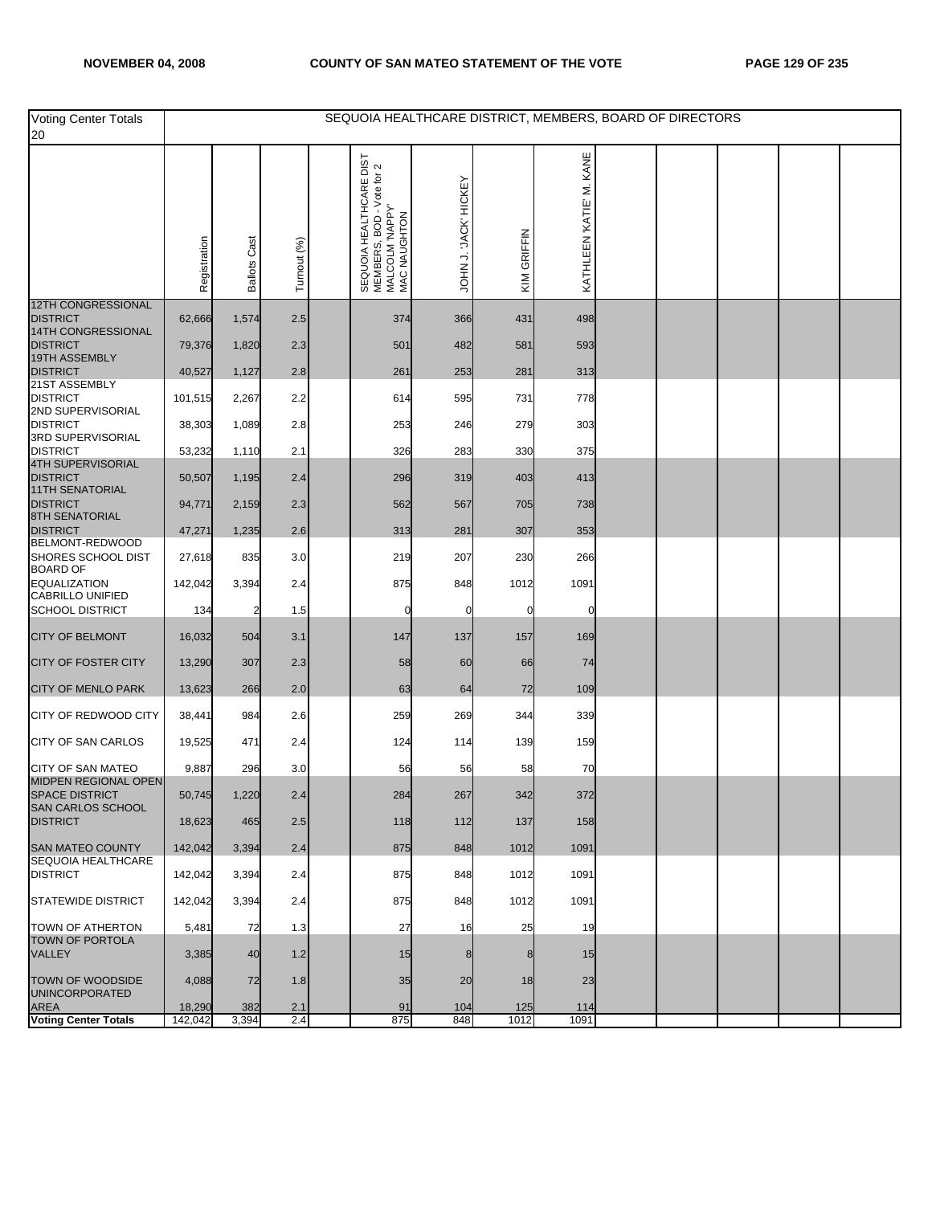| Voting Center Totals 20 | SEQUOIA HEALTHCARE DISTRICT, MEMBERS, BOARD OF DIRECTORS | | | | | | | | | | | | |
|---|---|---|---|---|---|---|---|---|---|---|---|---|---|
| | Registration | Ballots Cast | Turnout (%) | | SEQUOIA HEALTHCARE DIST MEMBERS, BOD - Vote for 2 MALCOLM 'NAPPY' MAC NAUGHTON | JOHN J. 'JACK' HICKEY | KIM GRIFFIN | KATHLEEN 'KATIE' M. KANE | | | | | |
| 12TH CONGRESSIONAL DISTRICT | 62,666 | 1,574 | 2.5 | | 374 | 366 | 431 | 498 | | | | | |
| 14TH CONGRESSIONAL DISTRICT | 79,376 | 1,820 | 2.3 | | 501 | 482 | 581 | 593 | | | | | |
| 19TH ASSEMBLY DISTRICT | 40,527 | 1,127 | 2.8 | | 261 | 253 | 281 | 313 | | | | | |
| 21ST ASSEMBLY DISTRICT | 101,515 | 2,267 | 2.2 | | 614 | 595 | 731 | 778 | | | | | |
| 2ND SUPERVISORIAL DISTRICT | 38,303 | 1,089 | 2.8 | | 253 | 246 | 279 | 303 | | | | | |
| 3RD SUPERVISORIAL DISTRICT | 53,232 | 1,110 | 2.1 | | 326 | 283 | 330 | 375 | | | | | |
| 4TH SUPERVISORIAL DISTRICT | 50,507 | 1,195 | 2.4 | | 296 | 319 | 403 | 413 | | | | | |
| 11TH SENATORIAL DISTRICT | 94,771 | 2,159 | 2.3 | | 562 | 567 | 705 | 738 | | | | | |
| 8TH SENATORIAL DISTRICT | 47,271 | 1,235 | 2.6 | | 313 | 281 | 307 | 353 | | | | | |
| BELMONT-REDWOOD SHORES SCHOOL DIST | 27,618 | 835 | 3.0 | | 219 | 207 | 230 | 266 | | | | | |
| BOARD OF EQUALIZATION | 142,042 | 3,394 | 2.4 | | 875 | 848 | 1012 | 1091 | | | | | |
| CABRILLO UNIFIED SCHOOL DISTRICT | 134 | 2 | 1.5 | | 0 | 0 | 0 | 0 | | | | | |
| CITY OF BELMONT | 16,032 | 504 | 3.1 | | 147 | 137 | 157 | 169 | | | | | |
| CITY OF FOSTER CITY | 13,290 | 307 | 2.3 | | 58 | 60 | 66 | 74 | | | | | |
| CITY OF MENLO PARK | 13,623 | 266 | 2.0 | | 63 | 64 | 72 | 109 | | | | | |
| CITY OF REDWOOD CITY | 38,441 | 984 | 2.6 | | 259 | 269 | 344 | 339 | | | | | |
| CITY OF SAN CARLOS | 19,525 | 471 | 2.4 | | 124 | 114 | 139 | 159 | | | | | |
| CITY OF SAN MATEO | 9,887 | 296 | 3.0 | | 56 | 56 | 58 | 70 | | | | | |
| MIDPEN REGIONAL OPEN SPACE DISTRICT | 50,745 | 1,220 | 2.4 | | 284 | 267 | 342 | 372 | | | | | |
| SAN CARLOS SCHOOL DISTRICT | 18,623 | 465 | 2.5 | | 118 | 112 | 137 | 158 | | | | | |
| SAN MATEO COUNTY | 142,042 | 3,394 | 2.4 | | 875 | 848 | 1012 | 1091 | | | | | |
| SEQUOIA HEALTHCARE DISTRICT | 142,042 | 3,394 | 2.4 | | 875 | 848 | 1012 | 1091 | | | | | |
| STATEWIDE DISTRICT | 142,042 | 3,394 | 2.4 | | 875 | 848 | 1012 | 1091 | | | | | |
| TOWN OF ATHERTON | 5,481 | 72 | 1.3 | | 27 | 16 | 25 | 19 | | | | | |
| TOWN OF PORTOLA VALLEY | 3,385 | 40 | 1.2 | | 15 | 8 | 8 | 15 | | | | | |
| TOWN OF WOODSIDE | 4,088 | 72 | 1.8 | | 35 | 20 | 18 | 23 | | | | | |
| UNINCORPORATED AREA | 18,290 | 382 | 2.1 | | 91 | 104 | 125 | 114 | | | | | |
| **Voting Center Totals** | 142,042 | 3,394 | 2.4 | | 875 | 848 | 1012 | 1091 | | | | | |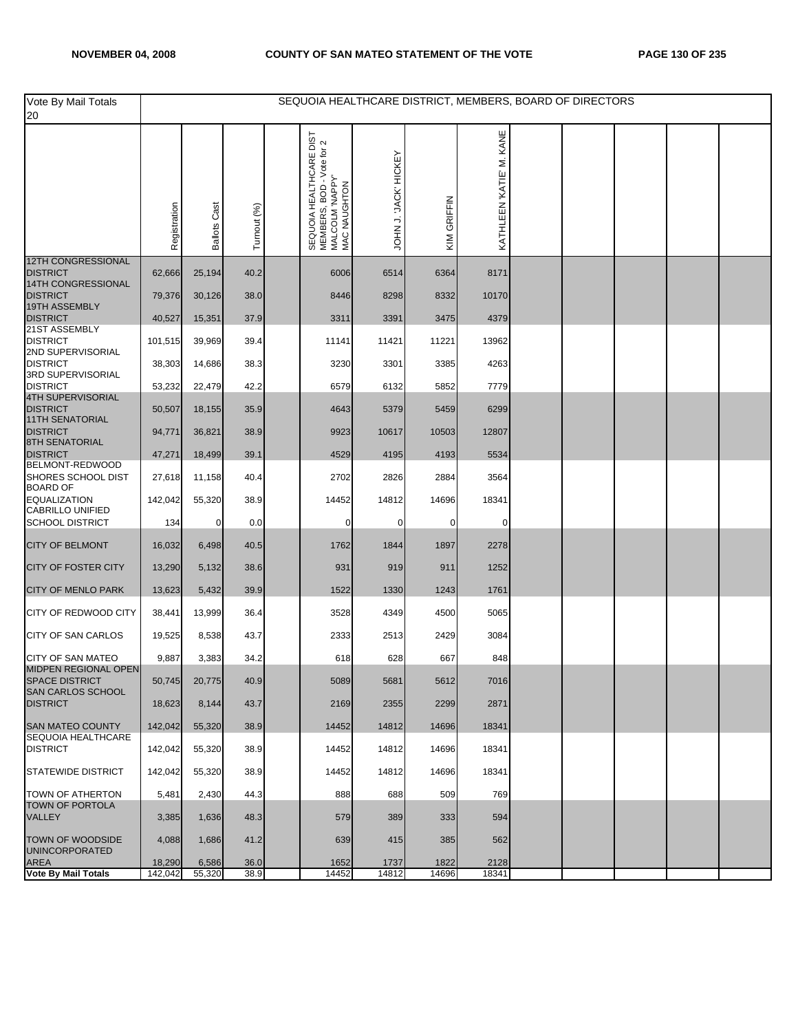| Vote By Mail Totals 20 | SEQUOIA HEALTHCARE DISTRICT, MEMBERS, BOARD OF DIRECTORS | | | | | | | | | | | | |
|---|---|---|---|---|---|---|---|---|---|---|---|---|---|
| | Registration | Ballots Cast | Turnout (%) | | SEQUOIA HEALTHCARE DIST MEMBERS, BOD - Vote for 2 MALCOLM 'NAPPY' MAC NAUGHTON | JOHN J. 'JACK' HICKEY | KIM GRIFFIN | KATHLEEN 'KATIE' M. KANE | | | | | |
| 12TH CONGRESSIONAL DISTRICT | 62,666 | 25,194 | 40.2 | | 6006 | 6514 | 6364 | 8171 | | | | | |
| 14TH CONGRESSIONAL DISTRICT | 79,376 | 30,126 | 38.0 | | 8446 | 8298 | 8332 | 10170 | | | | | |
| 19TH ASSEMBLY DISTRICT | 40,527 | 15,351 | 37.9 | | 3311 | 3391 | 3475 | 4379 | | | | | |
| 21ST ASSEMBLY DISTRICT | 101,515 | 39,969 | 39.4 | | 11141 | 11421 | 11221 | 13962 | | | | | |
| 2ND SUPERVISORIAL DISTRICT | 38,303 | 14,686 | 38.3 | | 3230 | 3301 | 3385 | 4263 | | | | | |
| 3RD SUPERVISORIAL DISTRICT | 53,232 | 22,479 | 42.2 | | 6579 | 6132 | 5852 | 7779 | | | | | |
| 4TH SUPERVISORIAL DISTRICT | 50,507 | 18,155 | 35.9 | | 4643 | 5379 | 5459 | 6299 | | | | | |
| 11TH SENATORIAL DISTRICT | 94,771 | 36,821 | 38.9 | | 9923 | 10617 | 10503 | 12807 | | | | | |
| 8TH SENATORIAL DISTRICT | 47,271 | 18,499 | 39.1 | | 4529 | 4195 | 4193 | 5534 | | | | | |
| BELMONT-REDWOOD SHORES SCHOOL DIST | 27,618 | 11,158 | 40.4 | | 2702 | 2826 | 2884 | 3564 | | | | | |
| BOARD OF EQUALIZATION | 142,042 | 55,320 | 38.9 | | 14452 | 14812 | 14696 | 18341 | | | | | |
| CABRILLO UNIFIED SCHOOL DISTRICT | 134 | 0 | 0.0 | | 0 | 0 | 0 | 0 | | | | | |
| CITY OF BELMONT | 16,032 | 6,498 | 40.5 | | 1762 | 1844 | 1897 | 2278 | | | | | |
| CITY OF FOSTER CITY | 13,290 | 5,132 | 38.6 | | 931 | 919 | 911 | 1252 | | | | | |
| CITY OF MENLO PARK | 13,623 | 5,432 | 39.9 | | 1522 | 1330 | 1243 | 1761 | | | | | |
| CITY OF REDWOOD CITY | 38,441 | 13,999 | 36.4 | | 3528 | 4349 | 4500 | 5065 | | | | | |
| CITY OF SAN CARLOS | 19,525 | 8,538 | 43.7 | | 2333 | 2513 | 2429 | 3084 | | | | | |
| CITY OF SAN MATEO | 9,887 | 3,383 | 34.2 | | 618 | 628 | 667 | 848 | | | | | |
| MIDPEN REGIONAL OPEN SPACE DISTRICT | 50,745 | 20,775 | 40.9 | | 5089 | 5681 | 5612 | 7016 | | | | | |
| SAN CARLOS SCHOOL DISTRICT | 18,623 | 8,144 | 43.7 | | 2169 | 2355 | 2299 | 2871 | | | | | |
| SAN MATEO COUNTY | 142,042 | 55,320 | 38.9 | | 14452 | 14812 | 14696 | 18341 | | | | | |
| SEQUOIA HEALTHCARE DISTRICT | 142,042 | 55,320 | 38.9 | | 14452 | 14812 | 14696 | 18341 | | | | | |
| STATEWIDE DISTRICT | 142,042 | 55,320 | 38.9 | | 14452 | 14812 | 14696 | 18341 | | | | | |
| TOWN OF ATHERTON | 5,481 | 2,430 | 44.3 | | 888 | 688 | 509 | 769 | | | | | |
| TOWN OF PORTOLA VALLEY | 3,385 | 1,636 | 48.3 | | 579 | 389 | 333 | 594 | | | | | |
| TOWN OF WOODSIDE | 4,088 | 1,686 | 41.2 | | 639 | 415 | 385 | 562 | | | | | |
| UNINCORPORATED AREA | 18,290 | 6,586 | 36.0 | | 1652 | 1737 | 1822 | 2128 | | | | | |
| **Vote By Mail Totals** | 142,042 | 55,320 | 38.9 | | 14452 | 14812 | 14696 | 18341 | | | | | |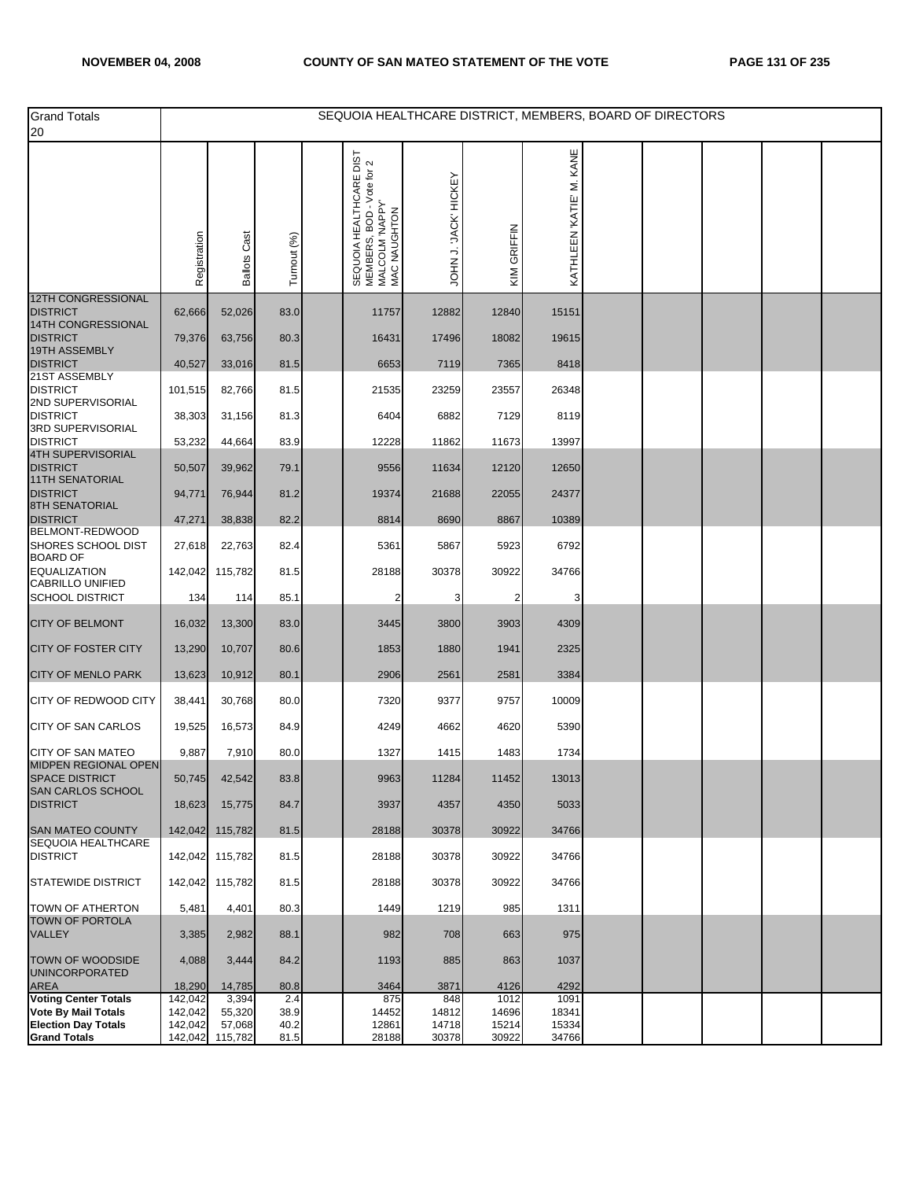| Grand Totals 20 | SEQUOIA HEALTHCARE DISTRICT, MEMBERS, BOARD OF DIRECTORS | | | | | | | | | | | | |
|---|---|---|---|---|---|---|---|---|---|---|---|---|---|
| | Registration | Ballots Cast | Turnout (%) | | SEQUOIA HEALTHCARE DIST MEMBERS, BOD - Vote for 2 MALCOLM 'NAPPY' MAC NAUGHTON | JOHN J. 'JACK' HICKEY | KIM GRIFFIN | KATHLEEN 'KATIE' M. KANE | | | | | |
| 12TH CONGRESSIONAL DISTRICT | 62,666 | 52,026 | 83.0 | | 11757 | 12882 | 12840 | 15151 | | | | | |
| 14TH CONGRESSIONAL DISTRICT | 79,376 | 63,756 | 80.3 | | 16431 | 17496 | 18082 | 19615 | | | | | |
| 19TH ASSEMBLY DISTRICT | 40,527 | 33,016 | 81.5 | | 6653 | 7119 | 7365 | 8418 | | | | | |
| 21ST ASSEMBLY DISTRICT | 101,515 | 82,766 | 81.5 | | 21535 | 23259 | 23557 | 26348 | | | | | |
| 2ND SUPERVISORIAL DISTRICT | 38,303 | 31,156 | 81.3 | | 6404 | 6882 | 7129 | 8119 | | | | | |
| 3RD SUPERVISORIAL DISTRICT | 53,232 | 44,664 | 83.9 | | 12228 | 11862 | 11673 | 13997 | | | | | |
| 4TH SUPERVISORIAL DISTRICT | 50,507 | 39,962 | 79.1 | | 9556 | 11634 | 12120 | 12650 | | | | | |
| 11TH SENATORIAL DISTRICT | 94,771 | 76,944 | 81.2 | | 19374 | 21688 | 22055 | 24377 | | | | | |
| 8TH SENATORIAL DISTRICT | 47,271 | 38,838 | 82.2 | | 8814 | 8690 | 8867 | 10389 | | | | | |
| BELMONT-REDWOOD SHORES SCHOOL DIST | 27,618 | 22,763 | 82.4 | | 5361 | 5867 | 5923 | 6792 | | | | | |
| BOARD OF EQUALIZATION | 142,042 | 115,782 | 81.5 | | 28188 | 30378 | 30922 | 34766 | | | | | |
| CABRILLO UNIFIED SCHOOL DISTRICT | 134 | 114 | 85.1 | | 2 | 3 | 2 | 3 | | | | | |
| CITY OF BELMONT | 16,032 | 13,300 | 83.0 | | 3445 | 3800 | 3903 | 4309 | | | | | |
| CITY OF FOSTER CITY | 13,290 | 10,707 | 80.6 | | 1853 | 1880 | 1941 | 2325 | | | | | |
| CITY OF MENLO PARK | 13,623 | 10,912 | 80.1 | | 2906 | 2561 | 2581 | 3384 | | | | | |
| CITY OF REDWOOD CITY | 38,441 | 30,768 | 80.0 | | 7320 | 9377 | 9757 | 10009 | | | | | |
| CITY OF SAN CARLOS | 19,525 | 16,573 | 84.9 | | 4249 | 4662 | 4620 | 5390 | | | | | |
| CITY OF SAN MATEO | 9,887 | 7,910 | 80.0 | | 1327 | 1415 | 1483 | 1734 | | | | | |
| MIDPEN REGIONAL OPEN SPACE DISTRICT | 50,745 | 42,542 | 83.8 | | 9963 | 11284 | 11452 | 13013 | | | | | |
| SAN CARLOS SCHOOL DISTRICT | 18,623 | 15,775 | 84.7 | | 3937 | 4357 | 4350 | 5033 | | | | | |
| SAN MATEO COUNTY | 142,042 | 115,782 | 81.5 | | 28188 | 30378 | 30922 | 34766 | | | | | |
| SEQUOIA HEALTHCARE DISTRICT | 142,042 | 115,782 | 81.5 | | 28188 | 30378 | 30922 | 34766 | | | | | |
| STATEWIDE DISTRICT | 142,042 | 115,782 | 81.5 | | 28188 | 30378 | 30922 | 34766 | | | | | |
| TOWN OF ATHERTON | 5,481 | 4,401 | 80.3 | | 1449 | 1219 | 985 | 1311 | | | | | |
| TOWN OF PORTOLA VALLEY | 3,385 | 2,982 | 88.1 | | 982 | 708 | 663 | 975 | | | | | |
| TOWN OF WOODSIDE | 4,088 | 3,444 | 84.2 | | 1193 | 885 | 863 | 1037 | | | | | |
| UNINCORPORATED AREA | 18,290 | 14,785 | 80.8 | | 3464 | 3871 | 4126 | 4292 | | | | | |
| **Voting Center Totals** | 142,042 | 3,394 | 2.4 | | 875 | 848 | 1012 | 1091 | | | | | |
| **Vote By Mail Totals** | 142,042 | 55,320 | 38.9 | | 14452 | 14812 | 14696 | 18341 | | | | | |
| **Election Day Totals** | 142,042 | 57,068 | 40.2 | | 12861 | 14718 | 15214 | 15334 | | | | | |
| **Grand Totals** | 142,042 | 115,782 | 81.5 | | 28188 | 30378 | 30922 | 34766 | | | | | |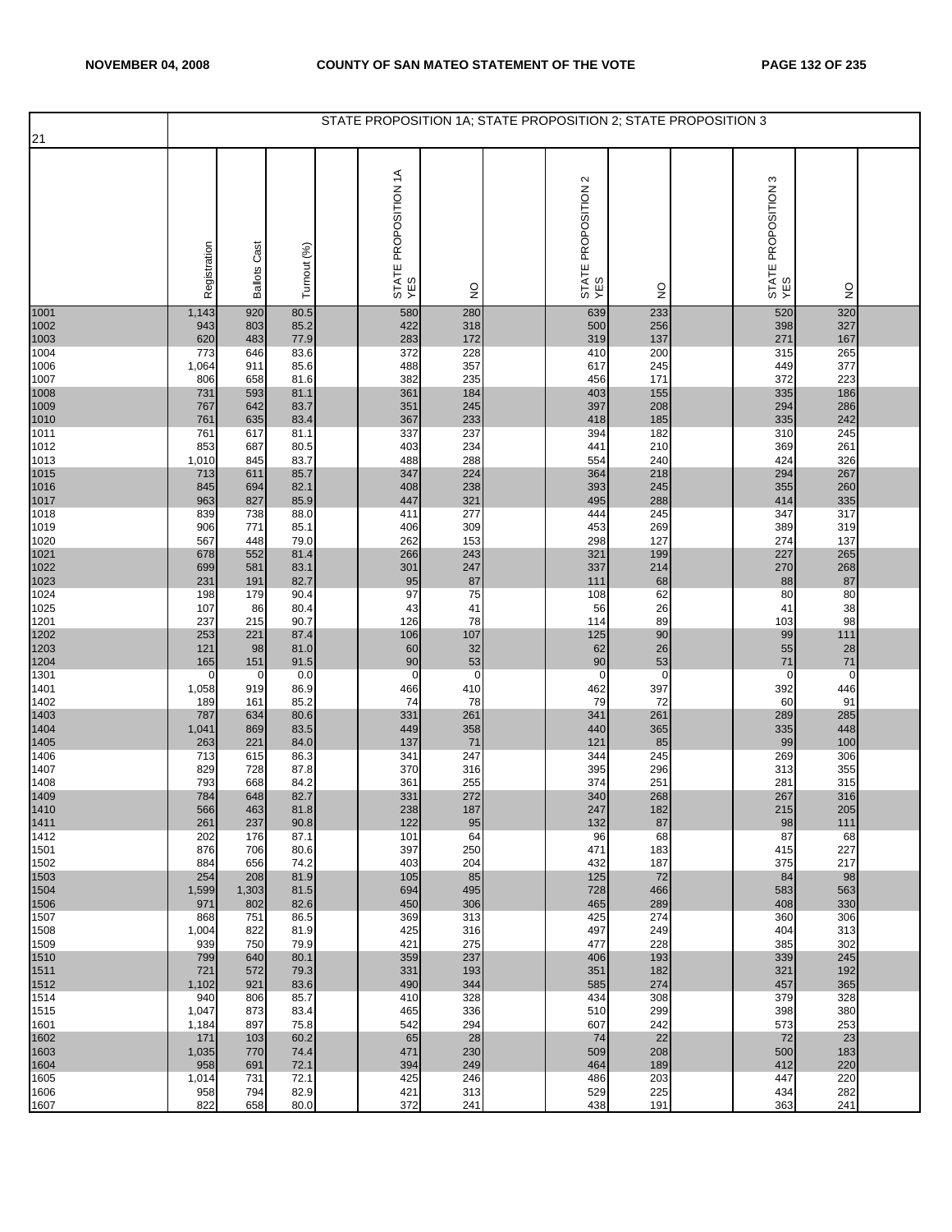| 21 | STATE PROPOSITION 1A; STATE PROPOSITION 2; STATE PROPOSITION 3 | | | | | | | | | | | | | |
|---|---|---|---|---|---|---|---|---|---|---|---|---|---|---|
| | Registration | Ballots Cast | Turnout (%) | | STATE PROPOSITION 1A YES | NO | | STATE PROPOSITION 2 YES | NO | | STATE PROPOSITION 3 YES | NO | |
| 1001 | 1,143 | 920 | 80.5 | | 580 | 280 | | 639 | 233 | | 520 | 320 | |
| 1002 | 943 | 803 | 85.2 | | 422 | 318 | | 500 | 256 | | 398 | 327 | |
| 1003 | 620 | 483 | 77.9 | | 283 | 172 | | 319 | 137 | | 271 | 167 | |
| 1004 | 773 | 646 | 83.6 | | 372 | 228 | | 410 | 200 | | 315 | 265 | |
| 1006 | 1,064 | 911 | 85.6 | | 488 | 357 | | 617 | 245 | | 449 | 377 | |
| 1007 | 806 | 658 | 81.6 | | 382 | 235 | | 456 | 171 | | 372 | 223 | |
| 1008 | 731 | 593 | 81.1 | | 361 | 184 | | 403 | 155 | | 335 | 186 | |
| 1009 | 767 | 642 | 83.7 | | 351 | 245 | | 397 | 208 | | 294 | 286 | |
| 1010 | 761 | 635 | 83.4 | | 367 | 233 | | 418 | 185 | | 335 | 242 | |
| 1011 | 761 | 617 | 81.1 | | 337 | 237 | | 394 | 182 | | 310 | 245 | |
| 1012 | 853 | 687 | 80.5 | | 403 | 234 | | 441 | 210 | | 369 | 261 | |
| 1013 | 1,010 | 845 | 83.7 | | 488 | 288 | | 554 | 240 | | 424 | 326 | |
| 1015 | 713 | 611 | 85.7 | | 347 | 224 | | 364 | 218 | | 294 | 267 | |
| 1016 | 845 | 694 | 82.1 | | 408 | 238 | | 393 | 245 | | 355 | 260 | |
| 1017 | 963 | 827 | 85.9 | | 447 | 321 | | 495 | 288 | | 414 | 335 | |
| 1018 | 839 | 738 | 88.0 | | 411 | 277 | | 444 | 245 | | 347 | 317 | |
| 1019 | 906 | 771 | 85.1 | | 406 | 309 | | 453 | 269 | | 389 | 319 | |
| 1020 | 567 | 448 | 79.0 | | 262 | 153 | | 298 | 127 | | 274 | 137 | |
| 1021 | 678 | 552 | 81.4 | | 266 | 243 | | 321 | 199 | | 227 | 265 | |
| 1022 | 699 | 581 | 83.1 | | 301 | 247 | | 337 | 214 | | 270 | 268 | |
| 1023 | 231 | 191 | 82.7 | | 95 | 87 | | 111 | 68 | | 88 | 87 | |
| 1024 | 198 | 179 | 90.4 | | 97 | 75 | | 108 | 62 | | 80 | 80 | |
| 1025 | 107 | 86 | 80.4 | | 43 | 41 | | 56 | 26 | | 41 | 38 | |
| 1201 | 237 | 215 | 90.7 | | 126 | 78 | | 114 | 89 | | 103 | 98 | |
| 1202 | 253 | 221 | 87.4 | | 106 | 107 | | 125 | 90 | | 99 | 111 | |
| 1203 | 121 | 98 | 81.0 | | 60 | 32 | | 62 | 26 | | 55 | 28 | |
| 1204 | 165 | 151 | 91.5 | | 90 | 53 | | 90 | 53 | | 71 | 71 | |
| 1301 | 0 | 0 | 0.0 | | 0 | 0 | | 0 | 0 | | 0 | 0 | |
| 1401 | 1,058 | 919 | 86.9 | | 466 | 410 | | 462 | 397 | | 392 | 446 | |
| 1402 | 189 | 161 | 85.2 | | 74 | 78 | | 79 | 72 | | 60 | 91 | |
| 1403 | 787 | 634 | 80.6 | | 331 | 261 | | 341 | 261 | | 289 | 285 | |
| 1404 | 1,041 | 869 | 83.5 | | 449 | 358 | | 440 | 365 | | 335 | 448 | |
| 1405 | 263 | 221 | 84.0 | | 137 | 71 | | 121 | 85 | | 99 | 100 | |
| 1406 | 713 | 615 | 86.3 | | 341 | 247 | | 344 | 245 | | 269 | 306 | |
| 1407 | 829 | 728 | 87.8 | | 370 | 316 | | 395 | 296 | | 313 | 355 | |
| 1408 | 793 | 668 | 84.2 | | 361 | 255 | | 374 | 251 | | 281 | 315 | |
| 1409 | 784 | 648 | 82.7 | | 331 | 272 | | 340 | 268 | | 267 | 316 | |
| 1410 | 566 | 463 | 81.8 | | 238 | 187 | | 247 | 182 | | 215 | 205 | |
| 1411 | 261 | 237 | 90.8 | | 122 | 95 | | 132 | 87 | | 98 | 111 | |
| 1412 | 202 | 176 | 87.1 | | 101 | 64 | | 96 | 68 | | 87 | 68 | |
| 1501 | 876 | 706 | 80.6 | | 397 | 250 | | 471 | 183 | | 415 | 227 | |
| 1502 | 884 | 656 | 74.2 | | 403 | 204 | | 432 | 187 | | 375 | 217 | |
| 1503 | 254 | 208 | 81.9 | | 105 | 85 | | 125 | 72 | | 84 | 98 | |
| 1504 | 1,599 | 1,303 | 81.5 | | 694 | 495 | | 728 | 466 | | 583 | 563 | |
| 1506 | 971 | 802 | 82.6 | | 450 | 306 | | 465 | 289 | | 408 | 330 | |
| 1507 | 868 | 751 | 86.5 | | 369 | 313 | | 425 | 274 | | 360 | 306 | |
| 1508 | 1,004 | 822 | 81.9 | | 425 | 316 | | 497 | 249 | | 404 | 313 | |
| 1509 | 939 | 750 | 79.9 | | 421 | 275 | | 477 | 228 | | 385 | 302 | |
| 1510 | 799 | 640 | 80.1 | | 359 | 237 | | 406 | 193 | | 339 | 245 | |
| 1511 | 721 | 572 | 79.3 | | 331 | 193 | | 351 | 182 | | 321 | 192 | |
| 1512 | 1,102 | 921 | 83.6 | | 490 | 344 | | 585 | 274 | | 457 | 365 | |
| 1514 | 940 | 806 | 85.7 | | 410 | 328 | | 434 | 308 | | 379 | 328 | |
| 1515 | 1,047 | 873 | 83.4 | | 465 | 336 | | 510 | 299 | | 398 | 380 | |
| 1601 | 1,184 | 897 | 75.8 | | 542 | 294 | | 607 | 242 | | 573 | 253 | |
| 1602 | 171 | 103 | 60.2 | | 65 | 28 | | 74 | 22 | | 72 | 23 | |
| 1603 | 1,035 | 770 | 74.4 | | 471 | 230 | | 509 | 208 | | 500 | 183 | |
| 1604 | 958 | 691 | 72.1 | | 394 | 249 | | 464 | 189 | | 412 | 220 | |
| 1605 | 1,014 | 731 | 72.1 | | 425 | 246 | | 486 | 203 | | 447 | 220 | |
| 1606 | 958 | 794 | 82.9 | | 421 | 313 | | 529 | 225 | | 434 | 282 | |
| 1607 | 822 | 658 | 80.0 | | 372 | 241 | | 438 | 191 | | 363 | 241 | |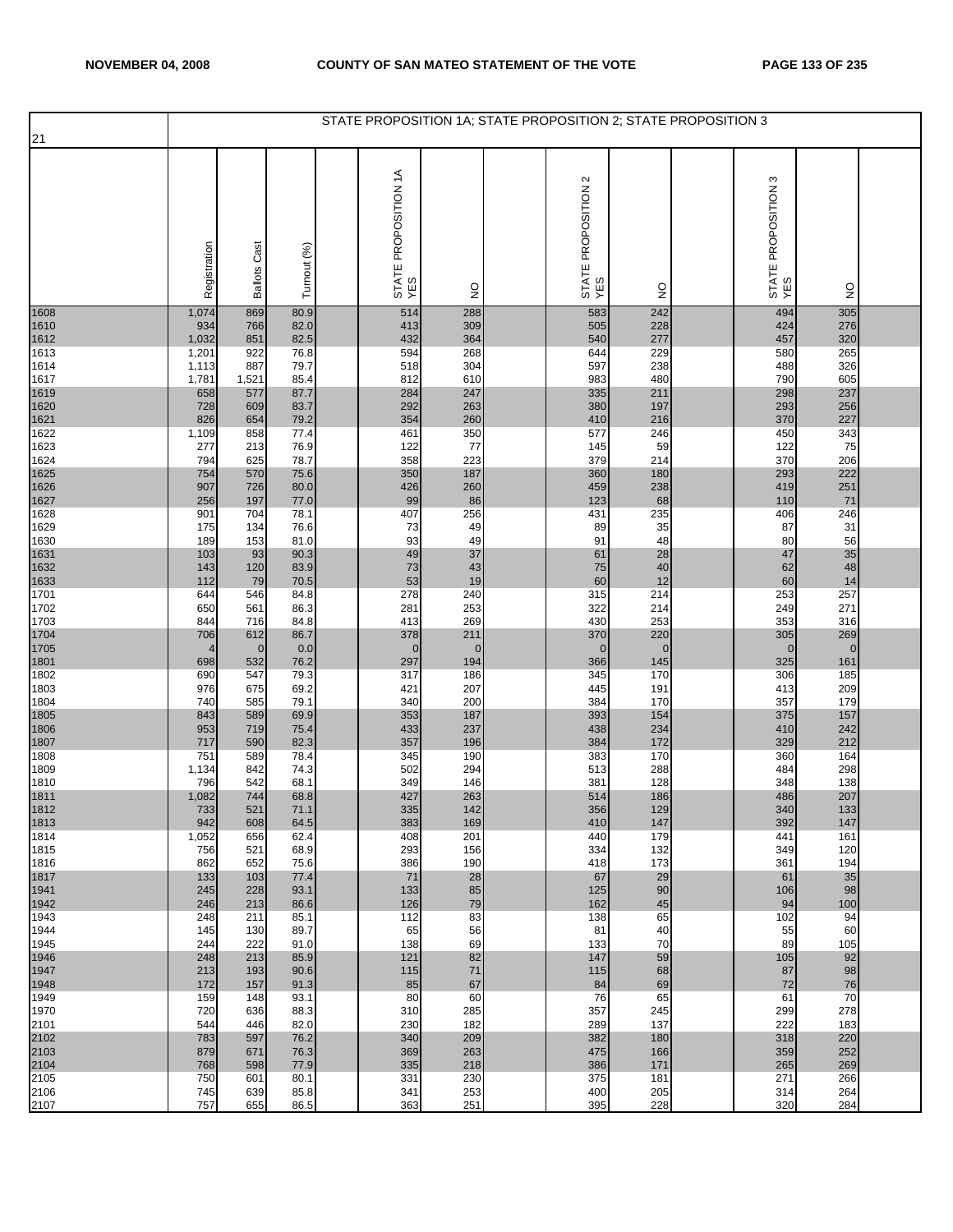## STATE PROPOSITION 1A; STATE PROPOSITION 2; STATE PROPOSITION 3

21

| | Registration | Ballots Cast | Turnout (%) | STATE PROPOSITION 1A YES | NO | STATE PROPOSITION 2 YES | NO | STATE PROPOSITION 3 YES | NO |
|---|---|---|---|---|---|---|---|---|---|
| 1608 | 1,074 | 869 | 80.9 | 514 | 288 | 583 | 242 | 494 | 305 |
| 1610 | 934 | 766 | 82.0 | 413 | 309 | 505 | 228 | 424 | 276 |
| 1612 | 1,032 | 851 | 82.5 | 432 | 364 | 540 | 277 | 457 | 320 |
| 1613 | 1,201 | 922 | 76.8 | 594 | 268 | 644 | 229 | 580 | 265 |
| 1614 | 1,113 | 887 | 79.7 | 518 | 304 | 597 | 238 | 488 | 326 |
| 1617 | 1,781 | 1,521 | 85.4 | 812 | 610 | 983 | 480 | 790 | 605 |
| 1619 | 658 | 577 | 87.7 | 284 | 247 | 335 | 211 | 298 | 237 |
| 1620 | 728 | 609 | 83.7 | 292 | 263 | 380 | 197 | 293 | 256 |
| 1621 | 826 | 654 | 79.2 | 354 | 260 | 410 | 216 | 370 | 227 |
| 1622 | 1,109 | 858 | 77.4 | 461 | 350 | 577 | 246 | 450 | 343 |
| 1623 | 277 | 213 | 76.9 | 122 | 77 | 145 | 59 | 122 | 75 |
| 1624 | 794 | 625 | 78.7 | 358 | 223 | 379 | 214 | 370 | 206 |
| 1625 | 754 | 570 | 75.6 | 350 | 187 | 360 | 180 | 293 | 222 |
| 1626 | 907 | 726 | 80.0 | 426 | 260 | 459 | 238 | 419 | 251 |
| 1627 | 256 | 197 | 77.0 | 99 | 86 | 123 | 68 | 110 | 71 |
| 1628 | 901 | 704 | 78.1 | 407 | 256 | 431 | 235 | 406 | 246 |
| 1629 | 175 | 134 | 76.6 | 73 | 49 | 89 | 35 | 87 | 31 |
| 1630 | 189 | 153 | 81.0 | 93 | 49 | 91 | 48 | 80 | 56 |
| 1631 | 103 | 93 | 90.3 | 49 | 37 | 61 | 28 | 47 | 35 |
| 1632 | 143 | 120 | 83.9 | 73 | 43 | 75 | 40 | 62 | 48 |
| 1633 | 112 | 79 | 70.5 | 53 | 19 | 60 | 12 | 60 | 14 |
| 1701 | 644 | 546 | 84.8 | 278 | 240 | 315 | 214 | 253 | 257 |
| 1702 | 650 | 561 | 86.3 | 281 | 253 | 322 | 214 | 249 | 271 |
| 1703 | 844 | 716 | 84.8 | 413 | 269 | 430 | 253 | 353 | 316 |
| 1704 | 706 | 612 | 86.7 | 378 | 211 | 370 | 220 | 305 | 269 |
| 1705 | 4 | 0 | 0.0 | 0 | 0 | 0 | 0 | 0 | 0 |
| 1801 | 698 | 532 | 76.2 | 297 | 194 | 366 | 145 | 325 | 161 |
| 1802 | 690 | 547 | 79.3 | 317 | 186 | 345 | 170 | 306 | 185 |
| 1803 | 976 | 675 | 69.2 | 421 | 207 | 445 | 191 | 413 | 209 |
| 1804 | 740 | 585 | 79.1 | 340 | 200 | 384 | 170 | 357 | 179 |
| 1805 | 843 | 589 | 69.9 | 353 | 187 | 393 | 154 | 375 | 157 |
| 1806 | 953 | 719 | 75.4 | 433 | 237 | 438 | 234 | 410 | 242 |
| 1807 | 717 | 590 | 82.3 | 357 | 196 | 384 | 172 | 329 | 212 |
| 1808 | 751 | 589 | 78.4 | 345 | 190 | 383 | 170 | 360 | 164 |
| 1809 | 1,134 | 842 | 74.3 | 502 | 294 | 513 | 288 | 484 | 298 |
| 1810 | 796 | 542 | 68.1 | 349 | 146 | 381 | 128 | 348 | 138 |
| 1811 | 1,082 | 744 | 68.8 | 427 | 263 | 514 | 186 | 486 | 207 |
| 1812 | 733 | 521 | 71.1 | 335 | 142 | 356 | 129 | 340 | 133 |
| 1813 | 942 | 608 | 64.5 | 383 | 169 | 410 | 147 | 392 | 147 |
| 1814 | 1,052 | 656 | 62.4 | 408 | 201 | 440 | 179 | 441 | 161 |
| 1815 | 756 | 521 | 68.9 | 293 | 156 | 334 | 132 | 349 | 120 |
| 1816 | 862 | 652 | 75.6 | 386 | 190 | 418 | 173 | 361 | 194 |
| 1817 | 133 | 103 | 77.4 | 71 | 28 | 67 | 29 | 61 | 35 |
| 1941 | 245 | 228 | 93.1 | 133 | 85 | 125 | 90 | 106 | 98 |
| 1942 | 246 | 213 | 86.6 | 126 | 79 | 162 | 45 | 94 | 100 |
| 1943 | 248 | 211 | 85.1 | 112 | 83 | 138 | 65 | 102 | 94 |
| 1944 | 145 | 130 | 89.7 | 65 | 56 | 81 | 40 | 55 | 60 |
| 1945 | 244 | 222 | 91.0 | 138 | 69 | 133 | 70 | 89 | 105 |
| 1946 | 248 | 213 | 85.9 | 121 | 82 | 147 | 59 | 105 | 92 |
| 1947 | 213 | 193 | 90.6 | 115 | 71 | 115 | 68 | 87 | 98 |
| 1948 | 172 | 157 | 91.3 | 85 | 67 | 84 | 69 | 72 | 76 |
| 1949 | 159 | 148 | 93.1 | 80 | 60 | 76 | 65 | 61 | 70 |
| 1970 | 720 | 636 | 88.3 | 310 | 285 | 357 | 245 | 299 | 278 |
| 2101 | 544 | 446 | 82.0 | 230 | 182 | 289 | 137 | 222 | 183 |
| 2102 | 783 | 597 | 76.2 | 340 | 209 | 382 | 180 | 318 | 220 |
| 2103 | 879 | 671 | 76.3 | 369 | 263 | 475 | 166 | 359 | 252 |
| 2104 | 768 | 598 | 77.9 | 335 | 218 | 386 | 171 | 265 | 269 |
| 2105 | 750 | 601 | 80.1 | 331 | 230 | 375 | 181 | 271 | 266 |
| 2106 | 745 | 639 | 85.8 | 341 | 253 | 400 | 205 | 314 | 264 |
| 2107 | 757 | 655 | 86.5 | 363 | 251 | 395 | 228 | 320 | 284 |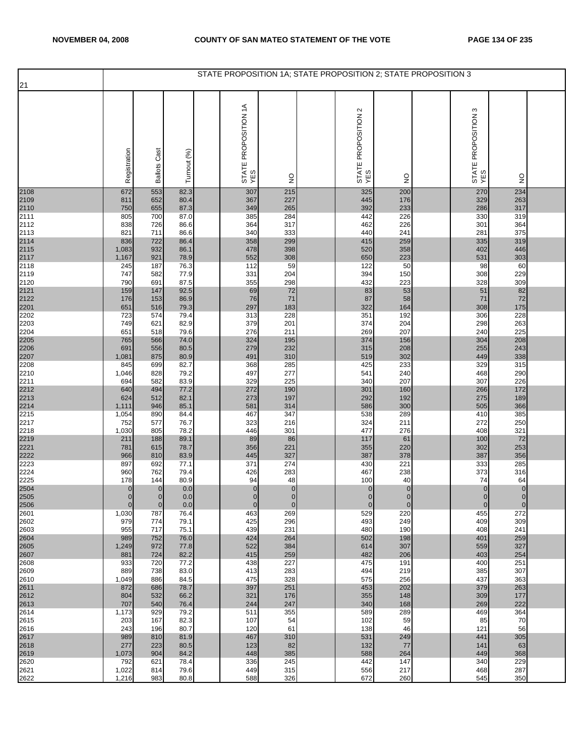| 21 | Registration | Ballots Cast | Turnout (%) | | STATE PROPOSITION 1A YES | NO | | STATE PROPOSITION 2 YES | NO | | STATE PROPOSITION 3 YES | NO | |
|---|---|---|---|---|---|---|---|---|---|---|---|---|---|
| | STATE PROPOSITION 1A; STATE PROPOSITION 2; STATE PROPOSITION 3 | | | | | | | | | | | | |
| 2108 | 672 | 553 | 82.3 | | 307 | 215 | | 325 | 200 | | 270 | 234 | |
| 2109 | 811 | 652 | 80.4 | | 367 | 227 | | 445 | 176 | | 329 | 263 | |
| 2110 | 750 | 655 | 87.3 | | 349 | 265 | | 392 | 233 | | 286 | 317 | |
| 2111 | 805 | 700 | 87.0 | | 385 | 284 | | 442 | 226 | | 330 | 319 | |
| 2112 | 838 | 726 | 86.6 | | 364 | 317 | | 462 | 226 | | 301 | 364 | |
| 2113 | 821 | 711 | 86.6 | | 340 | 333 | | 440 | 241 | | 281 | 375 | |
| 2114 | 836 | 722 | 86.4 | | 358 | 299 | | 415 | 259 | | 335 | 319 | |
| 2115 | 1,083 | 932 | 86.1 | | 478 | 398 | | 520 | 358 | | 402 | 446 | |
| 2117 | 1,167 | 921 | 78.9 | | 552 | 308 | | 650 | 223 | | 531 | 303 | |
| 2118 | 245 | 187 | 76.3 | | 112 | 59 | | 122 | 50 | | 98 | 60 | |
| 2119 | 747 | 582 | 77.9 | | 331 | 204 | | 394 | 150 | | 308 | 229 | |
| 2120 | 790 | 691 | 87.5 | | 355 | 298 | | 432 | 223 | | 328 | 309 | |
| 2121 | 159 | 147 | 92.5 | | 69 | 72 | | 83 | 53 | | 51 | 82 | |
| 2122 | 176 | 153 | 86.9 | | 76 | 71 | | 87 | 58 | | 71 | 72 | |
| 2201 | 651 | 516 | 79.3 | | 297 | 183 | | 322 | 164 | | 308 | 175 | |
| 2202 | 723 | 574 | 79.4 | | 313 | 228 | | 351 | 192 | | 306 | 228 | |
| 2203 | 749 | 621 | 82.9 | | 379 | 201 | | 374 | 204 | | 298 | 263 | |
| 2204 | 651 | 518 | 79.6 | | 276 | 211 | | 269 | 207 | | 240 | 225 | |
| 2205 | 765 | 566 | 74.0 | | 324 | 195 | | 374 | 156 | | 304 | 208 | |
| 2206 | 691 | 556 | 80.5 | | 279 | 232 | | 315 | 208 | | 255 | 243 | |
| 2207 | 1,081 | 875 | 80.9 | | 491 | 310 | | 519 | 302 | | 449 | 338 | |
| 2208 | 845 | 699 | 82.7 | | 368 | 285 | | 425 | 233 | | 329 | 315 | |
| 2210 | 1,046 | 828 | 79.2 | | 497 | 277 | | 541 | 240 | | 468 | 290 | |
| 2211 | 694 | 582 | 83.9 | | 329 | 225 | | 340 | 207 | | 307 | 226 | |
| 2212 | 640 | 494 | 77.2 | | 272 | 190 | | 301 | 160 | | 266 | 172 | |
| 2213 | 624 | 512 | 82.1 | | 273 | 197 | | 292 | 192 | | 275 | 189 | |
| 2214 | 1,111 | 946 | 85.1 | | 581 | 314 | | 586 | 300 | | 505 | 366 | |
| 2215 | 1,054 | 890 | 84.4 | | 467 | 347 | | 538 | 289 | | 410 | 385 | |
| 2217 | 752 | 577 | 76.7 | | 323 | 216 | | 324 | 211 | | 272 | 250 | |
| 2218 | 1,030 | 805 | 78.2 | | 446 | 301 | | 477 | 276 | | 408 | 321 | |
| 2219 | 211 | 188 | 89.1 | | 89 | 86 | | 117 | 61 | | 100 | 72 | |
| 2221 | 781 | 615 | 78.7 | | 356 | 221 | | 355 | 220 | | 302 | 253 | |
| 2222 | 966 | 810 | 83.9 | | 445 | 327 | | 387 | 378 | | 387 | 356 | |
| 2223 | 897 | 692 | 77.1 | | 371 | 274 | | 430 | 221 | | 333 | 285 | |
| 2224 | 960 | 762 | 79.4 | | 426 | 283 | | 467 | 238 | | 373 | 316 | |
| 2225 | 178 | 144 | 80.9 | | 94 | 48 | | 100 | 40 | | 74 | 64 | |
| 2504 | 0 | 0 | 0.0 | | 0 | 0 | | 0 | 0 | | 0 | 0 | |
| 2505 | 0 | 0 | 0.0 | | 0 | 0 | | 0 | 0 | | 0 | 0 | |
| 2506 | 0 | 0 | 0.0 | | 0 | 0 | | 0 | 0 | | 0 | 0 | |
| 2601 | 1,030 | 787 | 76.4 | | 463 | 269 | | 529 | 220 | | 455 | 272 | |
| 2602 | 979 | 774 | 79.1 | | 425 | 296 | | 493 | 249 | | 409 | 309 | |
| 2603 | 955 | 717 | 75.1 | | 439 | 231 | | 480 | 190 | | 408 | 241 | |
| 2604 | 989 | 752 | 76.0 | | 424 | 264 | | 502 | 198 | | 401 | 259 | |
| 2605 | 1,249 | 972 | 77.8 | | 522 | 384 | | 614 | 307 | | 559 | 327 | |
| 2607 | 881 | 724 | 82.2 | | 415 | 259 | | 482 | 206 | | 403 | 254 | |
| 2608 | 933 | 720 | 77.2 | | 438 | 227 | | 475 | 191 | | 400 | 251 | |
| 2609 | 889 | 738 | 83.0 | | 413 | 283 | | 494 | 219 | | 385 | 307 | |
| 2610 | 1,049 | 886 | 84.5 | | 475 | 328 | | 575 | 256 | | 437 | 363 | |
| 2611 | 872 | 686 | 78.7 | | 397 | 251 | | 453 | 202 | | 379 | 263 | |
| 2612 | 804 | 532 | 66.2 | | 321 | 176 | | 355 | 148 | | 309 | 177 | |
| 2613 | 707 | 540 | 76.4 | | 244 | 247 | | 340 | 168 | | 269 | 222 | |
| 2614 | 1,173 | 929 | 79.2 | | 511 | 355 | | 589 | 289 | | 469 | 364 | |
| 2615 | 203 | 167 | 82.3 | | 107 | 54 | | 102 | 59 | | 85 | 70 | |
| 2616 | 243 | 196 | 80.7 | | 120 | 61 | | 138 | 46 | | 121 | 56 | |
| 2617 | 989 | 810 | 81.9 | | 467 | 310 | | 531 | 249 | | 441 | 305 | |
| 2618 | 277 | 223 | 80.5 | | 123 | 82 | | 132 | 77 | | 141 | 63 | |
| 2619 | 1,073 | 904 | 84.2 | | 448 | 385 | | 588 | 264 | | 449 | 368 | |
| 2620 | 792 | 621 | 78.4 | | 336 | 245 | | 442 | 147 | | 340 | 229 | |
| 2621 | 1,022 | 814 | 79.6 | | 449 | 315 | | 556 | 217 | | 468 | 287 | |
| 2622 | 1,216 | 983 | 80.8 | | 588 | 326 | | 672 | 260 | | 545 | 350 | |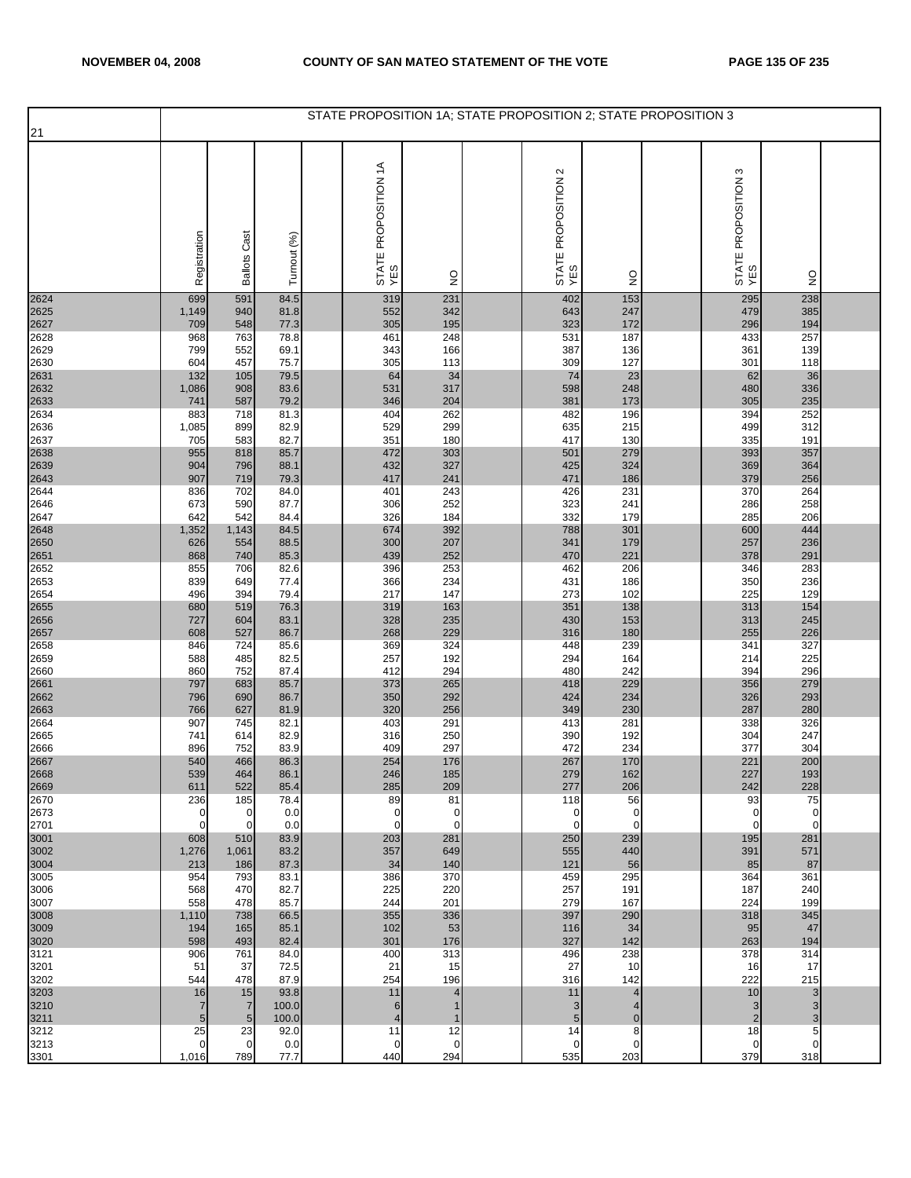STATE PROPOSITION 1A; STATE PROPOSITION 2; STATE PROPOSITION 3

| 21 | Registration | Ballots Cast | Turnout (%) | STATE PROPOSITION 1A YES | NO | STATE PROPOSITION 2 YES | NO | STATE PROPOSITION 3 YES | NO |
|---|---|---|---|---|---|---|---|---|---|
| 2624 | 699 | 591 | 84.5 | 319 | 231 | 402 | 153 | 295 | 238 |
| 2625 | 1,149 | 940 | 81.8 | 552 | 342 | 643 | 247 | 479 | 385 |
| 2627 | 709 | 548 | 77.3 | 305 | 195 | 323 | 172 | 296 | 194 |
| 2628 | 968 | 763 | 78.8 | 461 | 248 | 531 | 187 | 433 | 257 |
| 2629 | 799 | 552 | 69.1 | 343 | 166 | 387 | 136 | 361 | 139 |
| 2630 | 604 | 457 | 75.7 | 305 | 113 | 309 | 127 | 301 | 118 |
| 2631 | 132 | 105 | 79.5 | 64 | 34 | 74 | 23 | 62 | 36 |
| 2632 | 1,086 | 908 | 83.6 | 531 | 317 | 598 | 248 | 480 | 336 |
| 2633 | 741 | 587 | 79.2 | 346 | 204 | 381 | 173 | 305 | 235 |
| 2634 | 883 | 718 | 81.3 | 404 | 262 | 482 | 196 | 394 | 252 |
| 2636 | 1,085 | 899 | 82.9 | 529 | 299 | 635 | 215 | 499 | 312 |
| 2637 | 705 | 583 | 82.7 | 351 | 180 | 417 | 130 | 335 | 191 |
| 2638 | 955 | 818 | 85.7 | 472 | 303 | 501 | 279 | 393 | 357 |
| 2639 | 904 | 796 | 88.1 | 432 | 327 | 425 | 324 | 369 | 364 |
| 2643 | 907 | 719 | 79.3 | 417 | 241 | 471 | 186 | 379 | 256 |
| 2644 | 836 | 702 | 84.0 | 401 | 243 | 426 | 231 | 370 | 264 |
| 2646 | 673 | 590 | 87.7 | 306 | 252 | 323 | 241 | 286 | 258 |
| 2647 | 642 | 542 | 84.4 | 326 | 184 | 332 | 179 | 285 | 206 |
| 2648 | 1,352 | 1,143 | 84.5 | 674 | 392 | 788 | 301 | 600 | 444 |
| 2650 | 626 | 554 | 88.5 | 300 | 207 | 341 | 179 | 257 | 236 |
| 2651 | 868 | 740 | 85.3 | 439 | 252 | 470 | 221 | 378 | 291 |
| 2652 | 855 | 706 | 82.6 | 396 | 253 | 462 | 206 | 346 | 283 |
| 2653 | 839 | 649 | 77.4 | 366 | 234 | 431 | 186 | 350 | 236 |
| 2654 | 496 | 394 | 79.4 | 217 | 147 | 273 | 102 | 225 | 129 |
| 2655 | 680 | 519 | 76.3 | 319 | 163 | 351 | 138 | 313 | 154 |
| 2656 | 727 | 604 | 83.1 | 328 | 235 | 430 | 153 | 313 | 245 |
| 2657 | 608 | 527 | 86.7 | 268 | 229 | 316 | 180 | 255 | 226 |
| 2658 | 846 | 724 | 85.6 | 369 | 324 | 448 | 239 | 341 | 327 |
| 2659 | 588 | 485 | 82.5 | 257 | 192 | 294 | 164 | 214 | 225 |
| 2660 | 860 | 752 | 87.4 | 412 | 294 | 480 | 242 | 394 | 296 |
| 2661 | 797 | 683 | 85.7 | 373 | 265 | 418 | 229 | 356 | 279 |
| 2662 | 796 | 690 | 86.7 | 350 | 292 | 424 | 234 | 326 | 293 |
| 2663 | 766 | 627 | 81.9 | 320 | 256 | 349 | 230 | 287 | 280 |
| 2664 | 907 | 745 | 82.1 | 403 | 291 | 413 | 281 | 338 | 326 |
| 2665 | 741 | 614 | 82.9 | 316 | 250 | 390 | 192 | 304 | 247 |
| 2666 | 896 | 752 | 83.9 | 409 | 297 | 472 | 234 | 377 | 304 |
| 2667 | 540 | 466 | 86.3 | 254 | 176 | 267 | 170 | 221 | 200 |
| 2668 | 539 | 464 | 86.1 | 246 | 185 | 279 | 162 | 227 | 193 |
| 2669 | 611 | 522 | 85.4 | 285 | 209 | 277 | 206 | 242 | 228 |
| 2670 | 236 | 185 | 78.4 | 89 | 81 | 118 | 56 | 93 | 75 |
| 2673 | 0 | 0 | 0.0 | 0 | 0 | 0 | 0 | 0 | 0 |
| 2701 | 0 | 0 | 0.0 | 0 | 0 | 0 | 0 | 0 | 0 |
| 3001 | 608 | 510 | 83.9 | 203 | 281 | 250 | 239 | 195 | 281 |
| 3002 | 1,276 | 1,061 | 83.2 | 357 | 649 | 555 | 440 | 391 | 571 |
| 3004 | 213 | 186 | 87.3 | 34 | 140 | 121 | 56 | 85 | 87 |
| 3005 | 954 | 793 | 83.1 | 386 | 370 | 459 | 295 | 364 | 361 |
| 3006 | 568 | 470 | 82.7 | 225 | 220 | 257 | 191 | 187 | 240 |
| 3007 | 558 | 478 | 85.7 | 244 | 201 | 279 | 167 | 224 | 199 |
| 3008 | 1,110 | 738 | 66.5 | 355 | 336 | 397 | 290 | 318 | 345 |
| 3009 | 194 | 165 | 85.1 | 102 | 53 | 116 | 34 | 95 | 47 |
| 3020 | 598 | 493 | 82.4 | 301 | 176 | 327 | 142 | 263 | 194 |
| 3121 | 906 | 761 | 84.0 | 400 | 313 | 496 | 238 | 378 | 314 |
| 3201 | 51 | 37 | 72.5 | 21 | 15 | 27 | 10 | 16 | 17 |
| 3202 | 544 | 478 | 87.9 | 254 | 196 | 316 | 142 | 222 | 215 |
| 3203 | 16 | 15 | 93.8 | 11 | 4 | 11 | 4 | 10 | 3 |
| 3210 | 7 | 7 | 100.0 | 6 | 1 | 3 | 4 | 3 | 3 |
| 3211 | 5 | 5 | 100.0 | 4 | 1 | 5 | 0 | 2 | 3 |
| 3212 | 25 | 23 | 92.0 | 11 | 12 | 14 | 8 | 18 | 5 |
| 3213 | 0 | 0 | 0.0 | 0 | 0 | 0 | 0 | 0 | 0 |
| 3301 | 1,016 | 789 | 77.7 | 440 | 294 | 535 | 203 | 379 | 318 |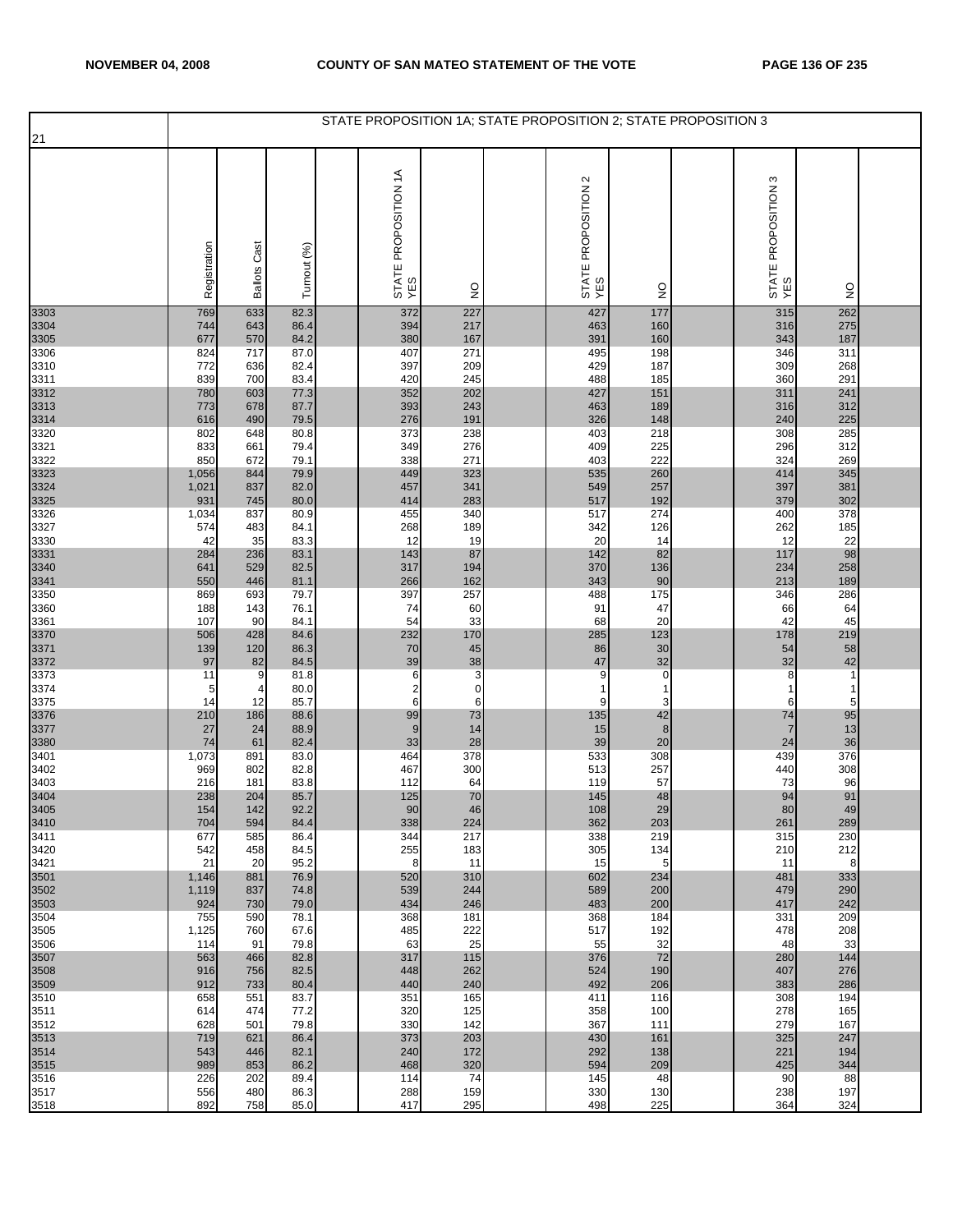21

STATE PROPOSITION 1A; STATE PROPOSITION 2; STATE PROPOSITION 3

| | Registration | Ballots Cast | Turnout (%) | | STATE PROPOSITION 1A YES | NO | | STATE PROPOSITION 2 YES | NO | | STATE PROPOSITION 3 YES | NO | |
|---|---|---|---|---|---|---|---|---|---|---|---|---|---|
| 3303 | 769 | 633 | 82.3 | | 372 | 227 | | 427 | 177 | | 315 | 262 | |
| 3304 | 744 | 643 | 86.4 | | 394 | 217 | | 463 | 160 | | 316 | 275 | |
| 3305 | 677 | 570 | 84.2 | | 380 | 167 | | 391 | 160 | | 343 | 187 | |
| 3306 | 824 | 717 | 87.0 | | 407 | 271 | | 495 | 198 | | 346 | 311 | |
| 3310 | 772 | 636 | 82.4 | | 397 | 209 | | 429 | 187 | | 309 | 268 | |
| 3311 | 839 | 700 | 83.4 | | 420 | 245 | | 488 | 185 | | 360 | 291 | |
| 3312 | 780 | 603 | 77.3 | | 352 | 202 | | 427 | 151 | | 311 | 241 | |
| 3313 | 773 | 678 | 87.7 | | 393 | 243 | | 463 | 189 | | 316 | 312 | |
| 3314 | 616 | 490 | 79.5 | | 276 | 191 | | 326 | 148 | | 240 | 225 | |
| 3320 | 802 | 648 | 80.8 | | 373 | 238 | | 403 | 218 | | 308 | 285 | |
| 3321 | 833 | 661 | 79.4 | | 349 | 276 | | 409 | 225 | | 296 | 312 | |
| 3322 | 850 | 672 | 79.1 | | 338 | 271 | | 403 | 222 | | 324 | 269 | |
| 3323 | 1,056 | 844 | 79.9 | | 449 | 323 | | 535 | 260 | | 414 | 345 | |
| 3324 | 1,021 | 837 | 82.0 | | 457 | 341 | | 549 | 257 | | 397 | 381 | |
| 3325 | 931 | 745 | 80.0 | | 414 | 283 | | 517 | 192 | | 379 | 302 | |
| 3326 | 1,034 | 837 | 80.9 | | 455 | 340 | | 517 | 274 | | 400 | 378 | |
| 3327 | 574 | 483 | 84.1 | | 268 | 189 | | 342 | 126 | | 262 | 185 | |
| 3330 | 42 | 35 | 83.3 | | 12 | 19 | | 20 | 14 | | 12 | 22 | |
| 3331 | 284 | 236 | 83.1 | | 143 | 87 | | 142 | 82 | | 117 | 98 | |
| 3340 | 641 | 529 | 82.5 | | 317 | 194 | | 370 | 136 | | 234 | 258 | |
| 3341 | 550 | 446 | 81.1 | | 266 | 162 | | 343 | 90 | | 213 | 189 | |
| 3350 | 869 | 693 | 79.7 | | 397 | 257 | | 488 | 175 | | 346 | 286 | |
| 3360 | 188 | 143 | 76.1 | | 74 | 60 | | 91 | 47 | | 66 | 64 | |
| 3361 | 107 | 90 | 84.1 | | 54 | 33 | | 68 | 20 | | 42 | 45 | |
| 3370 | 506 | 428 | 84.6 | | 232 | 170 | | 285 | 123 | | 178 | 219 | |
| 3371 | 139 | 120 | 86.3 | | 70 | 45 | | 86 | 30 | | 54 | 58 | |
| 3372 | 97 | 82 | 84.5 | | 39 | 38 | | 47 | 32 | | 32 | 42 | |
| 3373 | 11 | 9 | 81.8 | | 6 | 3 | | 9 | 0 | | 8 | 1 | |
| 3374 | 5 | 4 | 80.0 | | 2 | 0 | | 1 | 1 | | 1 | 1 | |
| 3375 | 14 | 12 | 85.7 | | 6 | 6 | | 9 | 3 | | 6 | 5 | |
| 3376 | 210 | 186 | 88.6 | | 99 | 73 | | 135 | 42 | | 74 | 95 | |
| 3377 | 27 | 24 | 88.9 | | 9 | 14 | | 15 | 8 | | 7 | 13 | |
| 3380 | 74 | 61 | 82.4 | | 33 | 28 | | 39 | 20 | | 24 | 36 | |
| 3401 | 1,073 | 891 | 83.0 | | 464 | 378 | | 533 | 308 | | 439 | 376 | |
| 3402 | 969 | 802 | 82.8 | | 467 | 300 | | 513 | 257 | | 440 | 308 | |
| 3403 | 216 | 181 | 83.8 | | 112 | 64 | | 119 | 57 | | 73 | 96 | |
| 3404 | 238 | 204 | 85.7 | | 125 | 70 | | 145 | 48 | | 94 | 91 | |
| 3405 | 154 | 142 | 92.2 | | 90 | 46 | | 108 | 29 | | 80 | 49 | |
| 3410 | 704 | 594 | 84.4 | | 338 | 224 | | 362 | 203 | | 261 | 289 | |
| 3411 | 677 | 585 | 86.4 | | 344 | 217 | | 338 | 219 | | 315 | 230 | |
| 3420 | 542 | 458 | 84.5 | | 255 | 183 | | 305 | 134 | | 210 | 212 | |
| 3421 | 21 | 20 | 95.2 | | 8 | 11 | | 15 | 5 | | 11 | 8 | |
| 3501 | 1,146 | 881 | 76.9 | | 520 | 310 | | 602 | 234 | | 481 | 333 | |
| 3502 | 1,119 | 837 | 74.8 | | 539 | 244 | | 589 | 200 | | 479 | 290 | |
| 3503 | 924 | 730 | 79.0 | | 434 | 246 | | 483 | 200 | | 417 | 242 | |
| 3504 | 755 | 590 | 78.1 | | 368 | 181 | | 368 | 184 | | 331 | 209 | |
| 3505 | 1,125 | 760 | 67.6 | | 485 | 222 | | 517 | 192 | | 478 | 208 | |
| 3506 | 114 | 91 | 79.8 | | 63 | 25 | | 55 | 32 | | 48 | 33 | |
| 3507 | 563 | 466 | 82.8 | | 317 | 115 | | 376 | 72 | | 280 | 144 | |
| 3508 | 916 | 756 | 82.5 | | 448 | 262 | | 524 | 190 | | 407 | 276 | |
| 3509 | 912 | 733 | 80.4 | | 440 | 240 | | 492 | 206 | | 383 | 286 | |
| 3510 | 658 | 551 | 83.7 | | 351 | 165 | | 411 | 116 | | 308 | 194 | |
| 3511 | 614 | 474 | 77.2 | | 320 | 125 | | 358 | 100 | | 278 | 165 | |
| 3512 | 628 | 501 | 79.8 | | 330 | 142 | | 367 | 111 | | 279 | 167 | |
| 3513 | 719 | 621 | 86.4 | | 373 | 203 | | 430 | 161 | | 325 | 247 | |
| 3514 | 543 | 446 | 82.1 | | 240 | 172 | | 292 | 138 | | 221 | 194 | |
| 3515 | 989 | 853 | 86.2 | | 468 | 320 | | 594 | 209 | | 425 | 344 | |
| 3516 | 226 | 202 | 89.4 | | 114 | 74 | | 145 | 48 | | 90 | 88 | |
| 3517 | 556 | 480 | 86.3 | | 288 | 159 | | 330 | 130 | | 238 | 197 | |
| 3518 | 892 | 758 | 85.0 | | 417 | 295 | | 498 | 225 | | 364 | 324 | |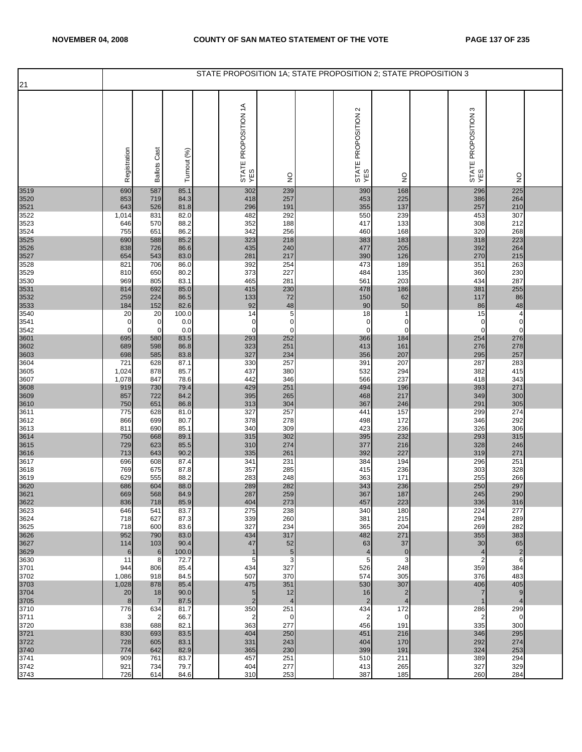STATE PROPOSITION 1A; STATE PROPOSITION 2; STATE PROPOSITION 3

| 21 | Registration | Ballots Cast | Turnout (%) | | STATE PROPOSITION 1A YES | NO | | STATE PROPOSITION 2 YES | NO | | STATE PROPOSITION 3 YES | NO | |
|---|---|---|---|---|---|---|---|---|---|---|---|---|---|
| 3519 | 690 | 587 | 85.1 | | 302 | 239 | | 390 | 168 | | 296 | 225 | |
| 3520 | 853 | 719 | 84.3 | | 418 | 257 | | 453 | 225 | | 386 | 264 | |
| 3521 | 643 | 526 | 81.8 | | 296 | 191 | | 355 | 137 | | 257 | 210 | |
| 3522 | 1,014 | 831 | 82.0 | | 482 | 292 | | 550 | 239 | | 453 | 307 | |
| 3523 | 646 | 570 | 88.2 | | 352 | 188 | | 417 | 133 | | 308 | 212 | |
| 3524 | 755 | 651 | 86.2 | | 342 | 256 | | 460 | 168 | | 320 | 268 | |
| 3525 | 690 | 588 | 85.2 | | 323 | 218 | | 383 | 183 | | 318 | 223 | |
| 3526 | 838 | 726 | 86.6 | | 435 | 240 | | 477 | 205 | | 392 | 264 | |
| 3527 | 654 | 543 | 83.0 | | 281 | 217 | | 390 | 126 | | 270 | 215 | |
| 3528 | 821 | 706 | 86.0 | | 392 | 254 | | 473 | 189 | | 351 | 263 | |
| 3529 | 810 | 650 | 80.2 | | 373 | 227 | | 484 | 135 | | 360 | 230 | |
| 3530 | 969 | 805 | 83.1 | | 465 | 281 | | 561 | 203 | | 434 | 287 | |
| 3531 | 814 | 692 | 85.0 | | 415 | 230 | | 478 | 186 | | 381 | 255 | |
| 3532 | 259 | 224 | 86.5 | | 133 | 72 | | 150 | 62 | | 117 | 86 | |
| 3533 | 184 | 152 | 82.6 | | 92 | 48 | | 90 | 50 | | 86 | 48 | |
| 3540 | 20 | 20 | 100.0 | | 14 | 5 | | 18 | 1 | | 15 | 4 | |
| 3541 | 0 | 0 | 0.0 | | 0 | 0 | | 0 | 0 | | 0 | 0 | |
| 3542 | 0 | 0 | 0.0 | | 0 | 0 | | 0 | 0 | | 0 | 0 | |
| 3601 | 695 | 580 | 83.5 | | 293 | 252 | | 366 | 184 | | 254 | 276 | |
| 3602 | 689 | 598 | 86.8 | | 323 | 251 | | 413 | 161 | | 276 | 278 | |
| 3603 | 698 | 585 | 83.8 | | 327 | 234 | | 356 | 207 | | 295 | 257 | |
| 3604 | 721 | 628 | 87.1 | | 330 | 257 | | 391 | 207 | | 287 | 283 | |
| 3605 | 1,024 | 878 | 85.7 | | 437 | 380 | | 532 | 294 | | 382 | 415 | |
| 3607 | 1,078 | 847 | 78.6 | | 442 | 346 | | 566 | 237 | | 418 | 343 | |
| 3608 | 919 | 730 | 79.4 | | 429 | 251 | | 494 | 196 | | 393 | 271 | |
| 3609 | 857 | 722 | 84.2 | | 395 | 265 | | 468 | 217 | | 349 | 300 | |
| 3610 | 750 | 651 | 86.8 | | 313 | 304 | | 367 | 246 | | 291 | 305 | |
| 3611 | 775 | 628 | 81.0 | | 327 | 257 | | 441 | 157 | | 299 | 274 | |
| 3612 | 866 | 699 | 80.7 | | 378 | 278 | | 498 | 172 | | 346 | 292 | |
| 3613 | 811 | 690 | 85.1 | | 340 | 309 | | 423 | 236 | | 326 | 306 | |
| 3614 | 750 | 668 | 89.1 | | 315 | 302 | | 395 | 232 | | 293 | 315 | |
| 3615 | 729 | 623 | 85.5 | | 310 | 274 | | 377 | 216 | | 328 | 246 | |
| 3616 | 713 | 643 | 90.2 | | 335 | 261 | | 392 | 227 | | 319 | 271 | |
| 3617 | 696 | 608 | 87.4 | | 341 | 231 | | 384 | 194 | | 296 | 251 | |
| 3618 | 769 | 675 | 87.8 | | 357 | 285 | | 415 | 236 | | 303 | 328 | |
| 3619 | 629 | 555 | 88.2 | | 283 | 248 | | 363 | 171 | | 255 | 266 | |
| 3620 | 686 | 604 | 88.0 | | 289 | 282 | | 343 | 236 | | 250 | 297 | |
| 3621 | 669 | 568 | 84.9 | | 287 | 259 | | 367 | 187 | | 245 | 290 | |
| 3622 | 836 | 718 | 85.9 | | 404 | 273 | | 457 | 223 | | 336 | 316 | |
| 3623 | 646 | 541 | 83.7 | | 275 | 238 | | 340 | 180 | | 224 | 277 | |
| 3624 | 718 | 627 | 87.3 | | 339 | 260 | | 381 | 215 | | 294 | 289 | |
| 3625 | 718 | 600 | 83.6 | | 327 | 234 | | 365 | 204 | | 269 | 282 | |
| 3626 | 952 | 790 | 83.0 | | 434 | 317 | | 482 | 271 | | 355 | 383 | |
| 3627 | 114 | 103 | 90.4 | | 47 | 52 | | 63 | 37 | | 30 | 65 | |
| 3629 | 6 | 6 | 100.0 | | 1 | 5 | | 4 | 0 | | 4 | 2 | |
| 3630 | 11 | 8 | 72.7 | | 5 | 3 | | 5 | 3 | | 2 | 6 | |
| 3701 | 944 | 806 | 85.4 | | 434 | 327 | | 526 | 248 | | 359 | 384 | |
| 3702 | 1,086 | 918 | 84.5 | | 507 | 370 | | 574 | 305 | | 376 | 483 | |
| 3703 | 1,028 | 878 | 85.4 | | 475 | 351 | | 530 | 307 | | 406 | 405 | |
| 3704 | 20 | 18 | 90.0 | | 5 | 12 | | 16 | 2 | | 7 | 9 | |
| 3705 | 8 | 7 | 87.5 | | 2 | 4 | | 2 | 4 | | 1 | 4 | |
| 3710 | 776 | 634 | 81.7 | | 350 | 251 | | 434 | 172 | | 286 | 299 | |
| 3711 | 3 | 2 | 66.7 | | 2 | 0 | | 2 | 0 | | 2 | 0 | |
| 3720 | 838 | 688 | 82.1 | | 363 | 277 | | 456 | 191 | | 335 | 300 | |
| 3721 | 830 | 693 | 83.5 | | 404 | 250 | | 451 | 216 | | 346 | 295 | |
| 3722 | 728 | 605 | 83.1 | | 331 | 243 | | 404 | 170 | | 292 | 274 | |
| 3740 | 774 | 642 | 82.9 | | 365 | 230 | | 399 | 191 | | 324 | 253 | |
| 3741 | 909 | 761 | 83.7 | | 457 | 251 | | 510 | 211 | | 389 | 294 | |
| 3742 | 921 | 734 | 79.7 | | 404 | 277 | | 413 | 265 | | 327 | 329 | |
| 3743 | 726 | 614 | 84.6 | | 310 | 253 | | 387 | 185 | | 260 | 284 | |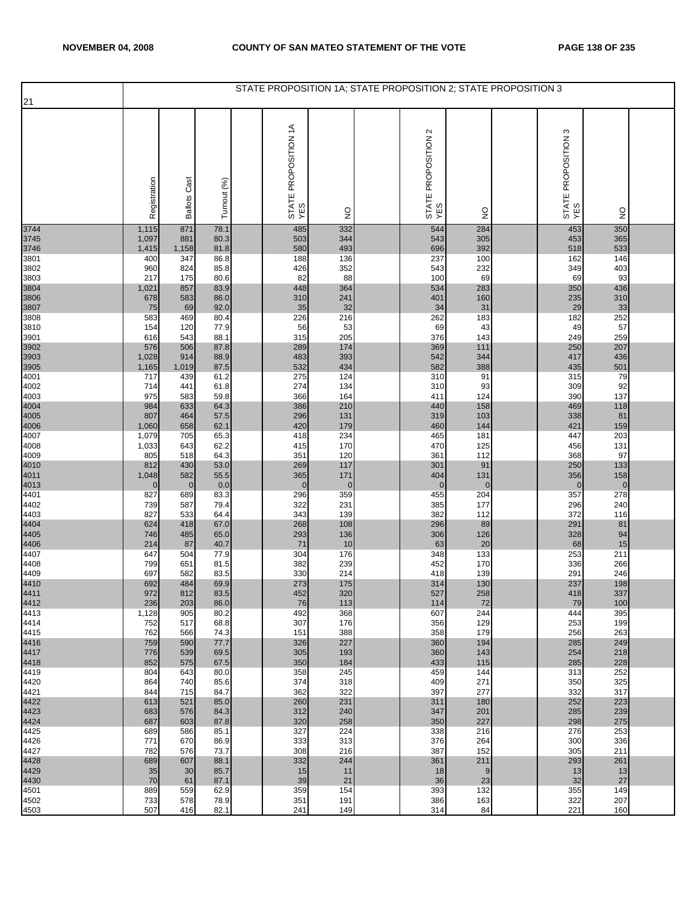| 21 | STATE PROPOSITION 1A; STATE PROPOSITION 2; STATE PROPOSITION 3 | | | | | | | | | | | | |
|---|---|---|---|---|---|---|---|---|---|---|---|---|---|
| | Registration | Ballots Cast | Turnout (%) | | STATE PROPOSITION 1A YES | NO | | STATE PROPOSITION 2 YES | NO | | STATE PROPOSITION 3 YES | NO | |
| 3744 | 1,115 | 871 | 78.1 | | 485 | 332 | | 544 | 284 | | 453 | 350 | |
| 3745 | 1,097 | 881 | 80.3 | | 503 | 344 | | 543 | 305 | | 453 | 365 | |
| 3746 | 1,415 | 1,158 | 81.8 | | 580 | 493 | | 696 | 392 | | 518 | 533 | |
| 3801 | 400 | 347 | 86.8 | | 188 | 136 | | 237 | 100 | | 162 | 146 | |
| 3802 | 960 | 824 | 85.8 | | 426 | 352 | | 543 | 232 | | 349 | 403 | |
| 3803 | 217 | 175 | 80.6 | | 82 | 88 | | 100 | 69 | | 69 | 93 | |
| 3804 | 1,021 | 857 | 83.9 | | 448 | 364 | | 534 | 283 | | 350 | 436 | |
| 3806 | 678 | 583 | 86.0 | | 310 | 241 | | 401 | 160 | | 235 | 310 | |
| 3807 | 75 | 69 | 92.0 | | 35 | 32 | | 34 | 31 | | 29 | 33 | |
| 3808 | 583 | 469 | 80.4 | | 226 | 216 | | 262 | 183 | | 182 | 252 | |
| 3810 | 154 | 120 | 77.9 | | 56 | 53 | | 69 | 43 | | 49 | 57 | |
| 3901 | 616 | 543 | 88.1 | | 315 | 205 | | 376 | 143 | | 249 | 259 | |
| 3902 | 576 | 506 | 87.8 | | 289 | 174 | | 369 | 111 | | 250 | 207 | |
| 3903 | 1,028 | 914 | 88.9 | | 483 | 393 | | 542 | 344 | | 417 | 436 | |
| 3905 | 1,165 | 1,019 | 87.5 | | 532 | 434 | | 582 | 388 | | 435 | 501 | |
| 4001 | 717 | 439 | 61.2 | | 275 | 124 | | 310 | 91 | | 315 | 79 | |
| 4002 | 714 | 441 | 61.8 | | 274 | 134 | | 310 | 93 | | 309 | 92 | |
| 4003 | 975 | 583 | 59.8 | | 366 | 164 | | 411 | 124 | | 390 | 137 | |
| 4004 | 984 | 633 | 64.3 | | 386 | 210 | | 440 | 158 | | 469 | 118 | |
| 4005 | 807 | 464 | 57.5 | | 296 | 131 | | 319 | 103 | | 338 | 81 | |
| 4006 | 1,060 | 658 | 62.1 | | 420 | 179 | | 460 | 144 | | 421 | 159 | |
| 4007 | 1,079 | 705 | 65.3 | | 418 | 234 | | 465 | 181 | | 447 | 203 | |
| 4008 | 1,033 | 643 | 62.2 | | 415 | 170 | | 470 | 125 | | 456 | 131 | |
| 4009 | 805 | 518 | 64.3 | | 351 | 120 | | 361 | 112 | | 368 | 97 | |
| 4010 | 812 | 430 | 53.0 | | 269 | 117 | | 301 | 91 | | 250 | 133 | |
| 4011 | 1,048 | 582 | 55.5 | | 365 | 171 | | 404 | 131 | | 356 | 158 | |
| 4013 | 0 | 0 | 0.0 | | 0 | 0 | | 0 | 0 | | 0 | 0 | |
| 4401 | 827 | 689 | 83.3 | | 296 | 359 | | 455 | 204 | | 357 | 278 | |
| 4402 | 739 | 587 | 79.4 | | 322 | 231 | | 385 | 177 | | 296 | 240 | |
| 4403 | 827 | 533 | 64.4 | | 343 | 139 | | 382 | 112 | | 372 | 116 | |
| 4404 | 624 | 418 | 67.0 | | 268 | 108 | | 296 | 89 | | 291 | 81 | |
| 4405 | 746 | 485 | 65.0 | | 293 | 136 | | 306 | 126 | | 328 | 94 | |
| 4406 | 214 | 87 | 40.7 | | 71 | 10 | | 63 | 20 | | 68 | 15 | |
| 4407 | 647 | 504 | 77.9 | | 304 | 176 | | 348 | 133 | | 253 | 211 | |
| 4408 | 799 | 651 | 81.5 | | 382 | 239 | | 452 | 170 | | 336 | 266 | |
| 4409 | 697 | 582 | 83.5 | | 330 | 214 | | 418 | 139 | | 291 | 246 | |
| 4410 | 692 | 484 | 69.9 | | 273 | 175 | | 314 | 130 | | 237 | 198 | |
| 4411 | 972 | 812 | 83.5 | | 452 | 320 | | 527 | 258 | | 418 | 337 | |
| 4412 | 236 | 203 | 86.0 | | 76 | 113 | | 114 | 72 | | 79 | 100 | |
| 4413 | 1,128 | 905 | 80.2 | | 492 | 368 | | 607 | 244 | | 444 | 395 | |
| 4414 | 752 | 517 | 68.8 | | 307 | 176 | | 356 | 129 | | 253 | 199 | |
| 4415 | 762 | 566 | 74.3 | | 151 | 388 | | 358 | 179 | | 256 | 263 | |
| 4416 | 759 | 590 | 77.7 | | 326 | 227 | | 360 | 194 | | 285 | 249 | |
| 4417 | 776 | 539 | 69.5 | | 305 | 193 | | 360 | 143 | | 254 | 218 | |
| 4418 | 852 | 575 | 67.5 | | 350 | 184 | | 433 | 115 | | 285 | 228 | |
| 4419 | 804 | 643 | 80.0 | | 358 | 245 | | 459 | 144 | | 313 | 252 | |
| 4420 | 864 | 740 | 85.6 | | 374 | 318 | | 409 | 271 | | 350 | 325 | |
| 4421 | 844 | 715 | 84.7 | | 362 | 322 | | 397 | 277 | | 332 | 317 | |
| 4422 | 613 | 521 | 85.0 | | 260 | 231 | | 311 | 180 | | 252 | 223 | |
| 4423 | 683 | 576 | 84.3 | | 312 | 240 | | 347 | 201 | | 285 | 239 | |
| 4424 | 687 | 603 | 87.8 | | 320 | 258 | | 350 | 227 | | 298 | 275 | |
| 4425 | 689 | 586 | 85.1 | | 327 | 224 | | 338 | 216 | | 276 | 253 | |
| 4426 | 771 | 670 | 86.9 | | 333 | 313 | | 376 | 264 | | 300 | 336 | |
| 4427 | 782 | 576 | 73.7 | | 308 | 216 | | 387 | 152 | | 305 | 211 | |
| 4428 | 689 | 607 | 88.1 | | 332 | 244 | | 361 | 211 | | 293 | 261 | |
| 4429 | 35 | 30 | 85.7 | | 15 | 11 | | 18 | 9 | | 13 | 13 | |
| 4430 | 70 | 61 | 87.1 | | 39 | 21 | | 36 | 23 | | 32 | 27 | |
| 4501 | 889 | 559 | 62.9 | | 359 | 154 | | 393 | 132 | | 355 | 149 | |
| 4502 | 733 | 578 | 78.9 | | 351 | 191 | | 386 | 163 | | 322 | 207 | |
| 4503 | 507 | 416 | 82.1 | | 241 | 149 | | 314 | 84 | | 221 | 160 | |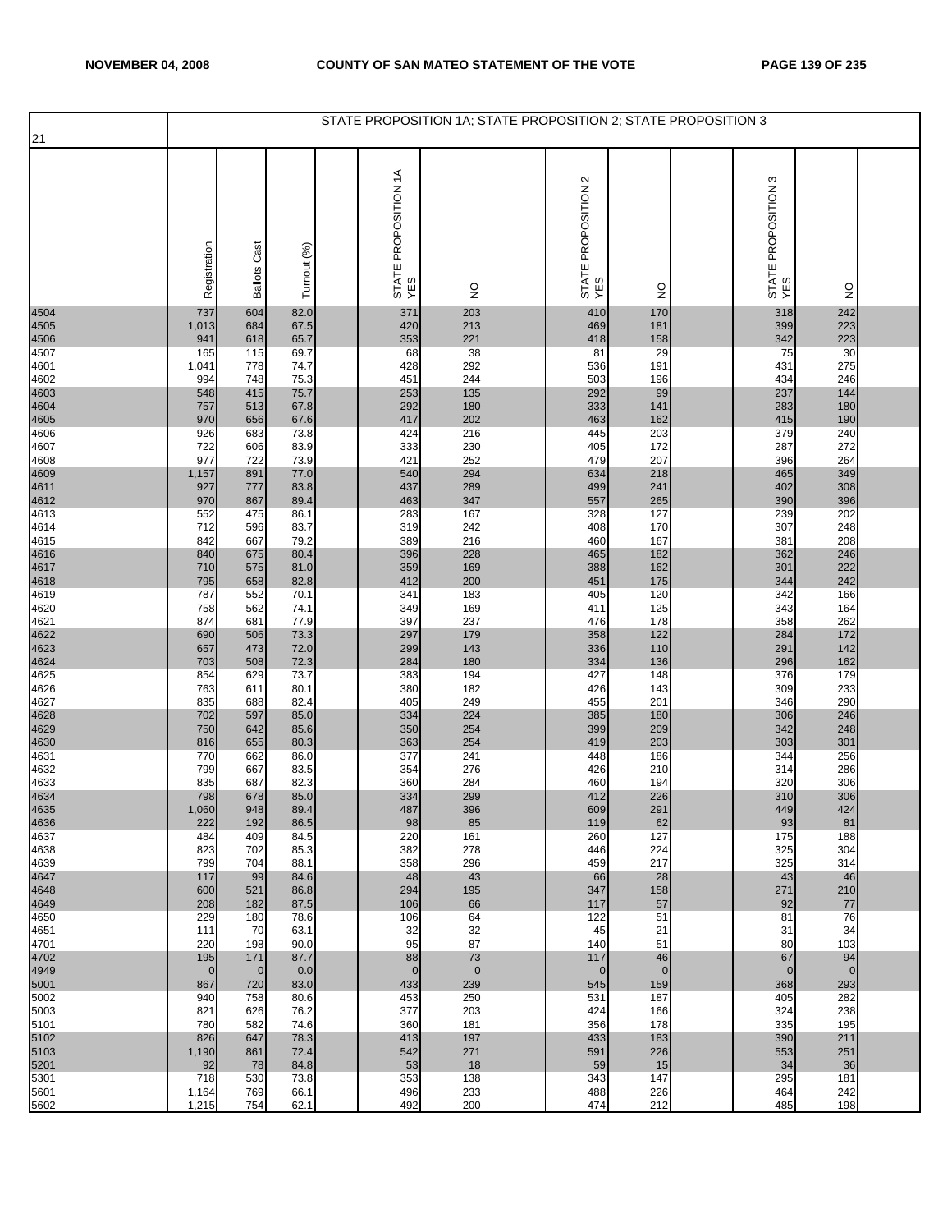| 21 | STATE PROPOSITION 1A; STATE PROPOSITION 2; STATE PROPOSITION 3 | | | | | | | | | | | | |
|---|---|---|---|---|---|---|---|---|---|---|---|---|---|
| | Registration | Ballots Cast | Turnout (%) | | STATE PROPOSITION 1A YES | NO | | STATE PROPOSITION 2 YES | NO | | STATE PROPOSITION 3 YES | NO | |
| 4504 | 737 | 604 | 82.0 | | 371 | 203 | | 410 | 170 | | 318 | 242 | |
| 4505 | 1,013 | 684 | 67.5 | | 420 | 213 | | 469 | 181 | | 399 | 223 | |
| 4506 | 941 | 618 | 65.7 | | 353 | 221 | | 418 | 158 | | 342 | 223 | |
| 4507 | 165 | 115 | 69.7 | | 68 | 38 | | 81 | 29 | | 75 | 30 | |
| 4601 | 1,041 | 778 | 74.7 | | 428 | 292 | | 536 | 191 | | 431 | 275 | |
| 4602 | 994 | 748 | 75.3 | | 451 | 244 | | 503 | 196 | | 434 | 246 | |
| 4603 | 548 | 415 | 75.7 | | 253 | 135 | | 292 | 99 | | 237 | 144 | |
| 4604 | 757 | 513 | 67.8 | | 292 | 180 | | 333 | 141 | | 283 | 180 | |
| 4605 | 970 | 656 | 67.6 | | 417 | 202 | | 463 | 162 | | 415 | 190 | |
| 4606 | 926 | 683 | 73.8 | | 424 | 216 | | 445 | 203 | | 379 | 240 | |
| 4607 | 722 | 606 | 83.9 | | 333 | 230 | | 405 | 172 | | 287 | 272 | |
| 4608 | 977 | 722 | 73.9 | | 421 | 252 | | 479 | 207 | | 396 | 264 | |
| 4609 | 1,157 | 891 | 77.0 | | 540 | 294 | | 634 | 218 | | 465 | 349 | |
| 4611 | 927 | 777 | 83.8 | | 437 | 289 | | 499 | 241 | | 402 | 308 | |
| 4612 | 970 | 867 | 89.4 | | 463 | 347 | | 557 | 265 | | 390 | 396 | |
| 4613 | 552 | 475 | 86.1 | | 283 | 167 | | 328 | 127 | | 239 | 202 | |
| 4614 | 712 | 596 | 83.7 | | 319 | 242 | | 408 | 170 | | 307 | 248 | |
| 4615 | 842 | 667 | 79.2 | | 389 | 216 | | 460 | 167 | | 381 | 208 | |
| 4616 | 840 | 675 | 80.4 | | 396 | 228 | | 465 | 182 | | 362 | 246 | |
| 4617 | 710 | 575 | 81.0 | | 359 | 169 | | 388 | 162 | | 301 | 222 | |
| 4618 | 795 | 658 | 82.8 | | 412 | 200 | | 451 | 175 | | 344 | 242 | |
| 4619 | 787 | 552 | 70.1 | | 341 | 183 | | 405 | 120 | | 342 | 166 | |
| 4620 | 758 | 562 | 74.1 | | 349 | 169 | | 411 | 125 | | 343 | 164 | |
| 4621 | 874 | 681 | 77.9 | | 397 | 237 | | 476 | 178 | | 358 | 262 | |
| 4622 | 690 | 506 | 73.3 | | 297 | 179 | | 358 | 122 | | 284 | 172 | |
| 4623 | 657 | 473 | 72.0 | | 299 | 143 | | 336 | 110 | | 291 | 142 | |
| 4624 | 703 | 508 | 72.3 | | 284 | 180 | | 334 | 136 | | 296 | 162 | |
| 4625 | 854 | 629 | 73.7 | | 383 | 194 | | 427 | 148 | | 376 | 179 | |
| 4626 | 763 | 611 | 80.1 | | 380 | 182 | | 426 | 143 | | 309 | 233 | |
| 4627 | 835 | 688 | 82.4 | | 405 | 249 | | 455 | 201 | | 346 | 290 | |
| 4628 | 702 | 597 | 85.0 | | 334 | 224 | | 385 | 180 | | 306 | 246 | |
| 4629 | 750 | 642 | 85.6 | | 350 | 254 | | 399 | 209 | | 342 | 248 | |
| 4630 | 816 | 655 | 80.3 | | 363 | 254 | | 419 | 203 | | 303 | 301 | |
| 4631 | 770 | 662 | 86.0 | | 377 | 241 | | 448 | 186 | | 344 | 256 | |
| 4632 | 799 | 667 | 83.5 | | 354 | 276 | | 426 | 210 | | 314 | 286 | |
| 4633 | 835 | 687 | 82.3 | | 360 | 284 | | 460 | 194 | | 320 | 306 | |
| 4634 | 798 | 678 | 85.0 | | 334 | 299 | | 412 | 226 | | 310 | 306 | |
| 4635 | 1,060 | 948 | 89.4 | | 487 | 396 | | 609 | 291 | | 449 | 424 | |
| 4636 | 222 | 192 | 86.5 | | 98 | 85 | | 119 | 62 | | 93 | 81 | |
| 4637 | 484 | 409 | 84.5 | | 220 | 161 | | 260 | 127 | | 175 | 188 | |
| 4638 | 823 | 702 | 85.3 | | 382 | 278 | | 446 | 224 | | 325 | 304 | |
| 4639 | 799 | 704 | 88.1 | | 358 | 296 | | 459 | 217 | | 325 | 314 | |
| 4647 | 117 | 99 | 84.6 | | 48 | 43 | | 66 | 28 | | 43 | 46 | |
| 4648 | 600 | 521 | 86.8 | | 294 | 195 | | 347 | 158 | | 271 | 210 | |
| 4649 | 208 | 182 | 87.5 | | 106 | 66 | | 117 | 57 | | 92 | 77 | |
| 4650 | 229 | 180 | 78.6 | | 106 | 64 | | 122 | 51 | | 81 | 76 | |
| 4651 | 111 | 70 | 63.1 | | 32 | 32 | | 45 | 21 | | 31 | 34 | |
| 4701 | 220 | 198 | 90.0 | | 95 | 87 | | 140 | 51 | | 80 | 103 | |
| 4702 | 195 | 171 | 87.7 | | 88 | 73 | | 117 | 46 | | 67 | 94 | |
| 4949 | 0 | 0 | 0.0 | | 0 | 0 | | 0 | 0 | | 0 | 0 | |
| 5001 | 867 | 720 | 83.0 | | 433 | 239 | | 545 | 159 | | 368 | 293 | |
| 5002 | 940 | 758 | 80.6 | | 453 | 250 | | 531 | 187 | | 405 | 282 | |
| 5003 | 821 | 626 | 76.2 | | 377 | 203 | | 424 | 166 | | 324 | 238 | |
| 5101 | 780 | 582 | 74.6 | | 360 | 181 | | 356 | 178 | | 335 | 195 | |
| 5102 | 826 | 647 | 78.3 | | 413 | 197 | | 433 | 183 | | 390 | 211 | |
| 5103 | 1,190 | 861 | 72.4 | | 542 | 271 | | 591 | 226 | | 553 | 251 | |
| 5201 | 92 | 78 | 84.8 | | 53 | 18 | | 59 | 15 | | 34 | 36 | |
| 5301 | 718 | 530 | 73.8 | | 353 | 138 | | 343 | 147 | | 295 | 181 | |
| 5601 | 1,164 | 769 | 66.1 | | 496 | 233 | | 488 | 226 | | 464 | 242 | |
| 5602 | 1,215 | 754 | 62.1 | | 492 | 200 | | 474 | 212 | | 485 | 198 | |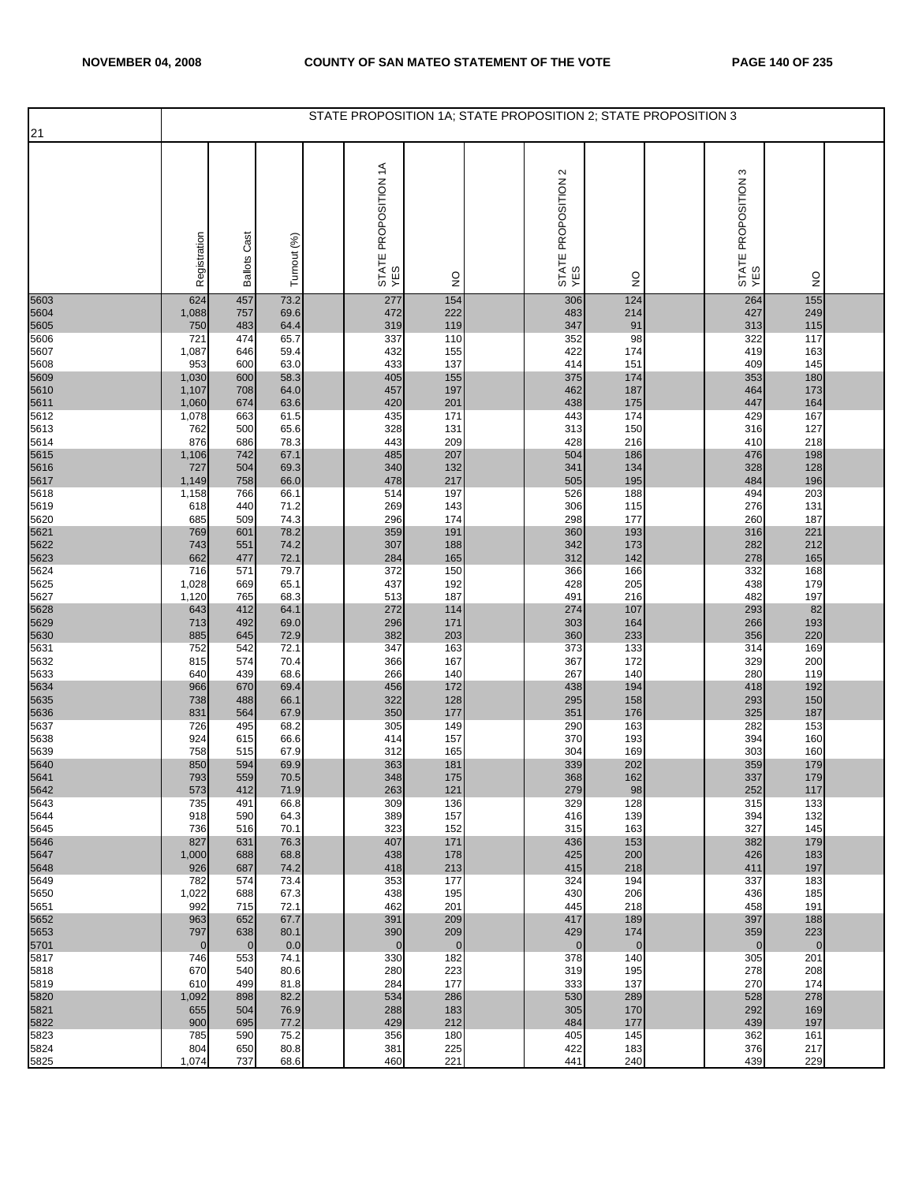| 21 | STATE PROPOSITION 1A; STATE PROPOSITION 2; STATE PROPOSITION 3 | | | | | | | | | |
|---|---|---|---|---|---|---|---|---|---|---|
| | Registration | Ballots Cast | Turnout (%) | STATE PROPOSITION 1A YES | NO | STATE PROPOSITION 2 YES | NO | STATE PROPOSITION 3 YES | NO | |
| 5603 | 624 | 457 | 73.2 | 277 | 154 | 306 | 124 | 264 | 155 | |
| 5604 | 1,088 | 757 | 69.6 | 472 | 222 | 483 | 214 | 427 | 249 | |
| 5605 | 750 | 483 | 64.4 | 319 | 119 | 347 | 91 | 313 | 115 | |
| 5606 | 721 | 474 | 65.7 | 337 | 110 | 352 | 98 | 322 | 117 | |
| 5607 | 1,087 | 646 | 59.4 | 432 | 155 | 422 | 174 | 419 | 163 | |
| 5608 | 953 | 600 | 63.0 | 433 | 137 | 414 | 151 | 409 | 145 | |
| 5609 | 1,030 | 600 | 58.3 | 405 | 155 | 375 | 174 | 353 | 180 | |
| 5610 | 1,107 | 708 | 64.0 | 457 | 197 | 462 | 187 | 464 | 173 | |
| 5611 | 1,060 | 674 | 63.6 | 420 | 201 | 438 | 175 | 447 | 164 | |
| 5612 | 1,078 | 663 | 61.5 | 435 | 171 | 443 | 174 | 429 | 167 | |
| 5613 | 762 | 500 | 65.6 | 328 | 131 | 313 | 150 | 316 | 127 | |
| 5614 | 876 | 686 | 78.3 | 443 | 209 | 428 | 216 | 410 | 218 | |
| 5615 | 1,106 | 742 | 67.1 | 485 | 207 | 504 | 186 | 476 | 198 | |
| 5616 | 727 | 504 | 69.3 | 340 | 132 | 341 | 134 | 328 | 128 | |
| 5617 | 1,149 | 758 | 66.0 | 478 | 217 | 505 | 195 | 484 | 196 | |
| 5618 | 1,158 | 766 | 66.1 | 514 | 197 | 526 | 188 | 494 | 203 | |
| 5619 | 618 | 440 | 71.2 | 269 | 143 | 306 | 115 | 276 | 131 | |
| 5620 | 685 | 509 | 74.3 | 296 | 174 | 298 | 177 | 260 | 187 | |
| 5621 | 769 | 601 | 78.2 | 359 | 191 | 360 | 193 | 316 | 221 | |
| 5622 | 743 | 551 | 74.2 | 307 | 188 | 342 | 173 | 282 | 212 | |
| 5623 | 662 | 477 | 72.1 | 284 | 165 | 312 | 142 | 278 | 165 | |
| 5624 | 716 | 571 | 79.7 | 372 | 150 | 366 | 166 | 332 | 168 | |
| 5625 | 1,028 | 669 | 65.1 | 437 | 192 | 428 | 205 | 438 | 179 | |
| 5627 | 1,120 | 765 | 68.3 | 513 | 187 | 491 | 216 | 482 | 197 | |
| 5628 | 643 | 412 | 64.1 | 272 | 114 | 274 | 107 | 293 | 82 | |
| 5629 | 713 | 492 | 69.0 | 296 | 171 | 303 | 164 | 266 | 193 | |
| 5630 | 885 | 645 | 72.9 | 382 | 203 | 360 | 233 | 356 | 220 | |
| 5631 | 752 | 542 | 72.1 | 347 | 163 | 373 | 133 | 314 | 169 | |
| 5632 | 815 | 574 | 70.4 | 366 | 167 | 367 | 172 | 329 | 200 | |
| 5633 | 640 | 439 | 68.6 | 266 | 140 | 267 | 140 | 280 | 119 | |
| 5634 | 966 | 670 | 69.4 | 456 | 172 | 438 | 194 | 418 | 192 | |
| 5635 | 738 | 488 | 66.1 | 322 | 128 | 295 | 158 | 293 | 150 | |
| 5636 | 831 | 564 | 67.9 | 350 | 177 | 351 | 176 | 325 | 187 | |
| 5637 | 726 | 495 | 68.2 | 305 | 149 | 290 | 163 | 282 | 153 | |
| 5638 | 924 | 615 | 66.6 | 414 | 157 | 370 | 193 | 394 | 160 | |
| 5639 | 758 | 515 | 67.9 | 312 | 165 | 304 | 169 | 303 | 160 | |
| 5640 | 850 | 594 | 69.9 | 363 | 181 | 339 | 202 | 359 | 179 | |
| 5641 | 793 | 559 | 70.5 | 348 | 175 | 368 | 162 | 337 | 179 | |
| 5642 | 573 | 412 | 71.9 | 263 | 121 | 279 | 98 | 252 | 117 | |
| 5643 | 735 | 491 | 66.8 | 309 | 136 | 329 | 128 | 315 | 133 | |
| 5644 | 918 | 590 | 64.3 | 389 | 157 | 416 | 139 | 394 | 132 | |
| 5645 | 736 | 516 | 70.1 | 323 | 152 | 315 | 163 | 327 | 145 | |
| 5646 | 827 | 631 | 76.3 | 407 | 171 | 436 | 153 | 382 | 179 | |
| 5647 | 1,000 | 688 | 68.8 | 438 | 178 | 425 | 200 | 426 | 183 | |
| 5648 | 926 | 687 | 74.2 | 418 | 213 | 415 | 218 | 411 | 197 | |
| 5649 | 782 | 574 | 73.4 | 353 | 177 | 324 | 194 | 337 | 183 | |
| 5650 | 1,022 | 688 | 67.3 | 438 | 195 | 430 | 206 | 436 | 185 | |
| 5651 | 992 | 715 | 72.1 | 462 | 201 | 445 | 218 | 458 | 191 | |
| 5652 | 963 | 652 | 67.7 | 391 | 209 | 417 | 189 | 397 | 188 | |
| 5653 | 797 | 638 | 80.1 | 390 | 209 | 429 | 174 | 359 | 223 | |
| 5701 | 0 | 0 | 0.0 | 0 | 0 | 0 | 0 | 0 | 0 | |
| 5817 | 746 | 553 | 74.1 | 330 | 182 | 378 | 140 | 305 | 201 | |
| 5818 | 670 | 540 | 80.6 | 280 | 223 | 319 | 195 | 278 | 208 | |
| 5819 | 610 | 499 | 81.8 | 284 | 177 | 333 | 137 | 270 | 174 | |
| 5820 | 1,092 | 898 | 82.2 | 534 | 286 | 530 | 289 | 528 | 278 | |
| 5821 | 655 | 504 | 76.9 | 288 | 183 | 305 | 170 | 292 | 169 | |
| 5822 | 900 | 695 | 77.2 | 429 | 212 | 484 | 177 | 439 | 197 | |
| 5823 | 785 | 590 | 75.2 | 356 | 180 | 405 | 145 | 362 | 161 | |
| 5824 | 804 | 650 | 80.8 | 381 | 225 | 422 | 183 | 376 | 217 | |
| 5825 | 1,074 | 737 | 68.6 | 460 | 221 | 441 | 240 | 439 | 229 | |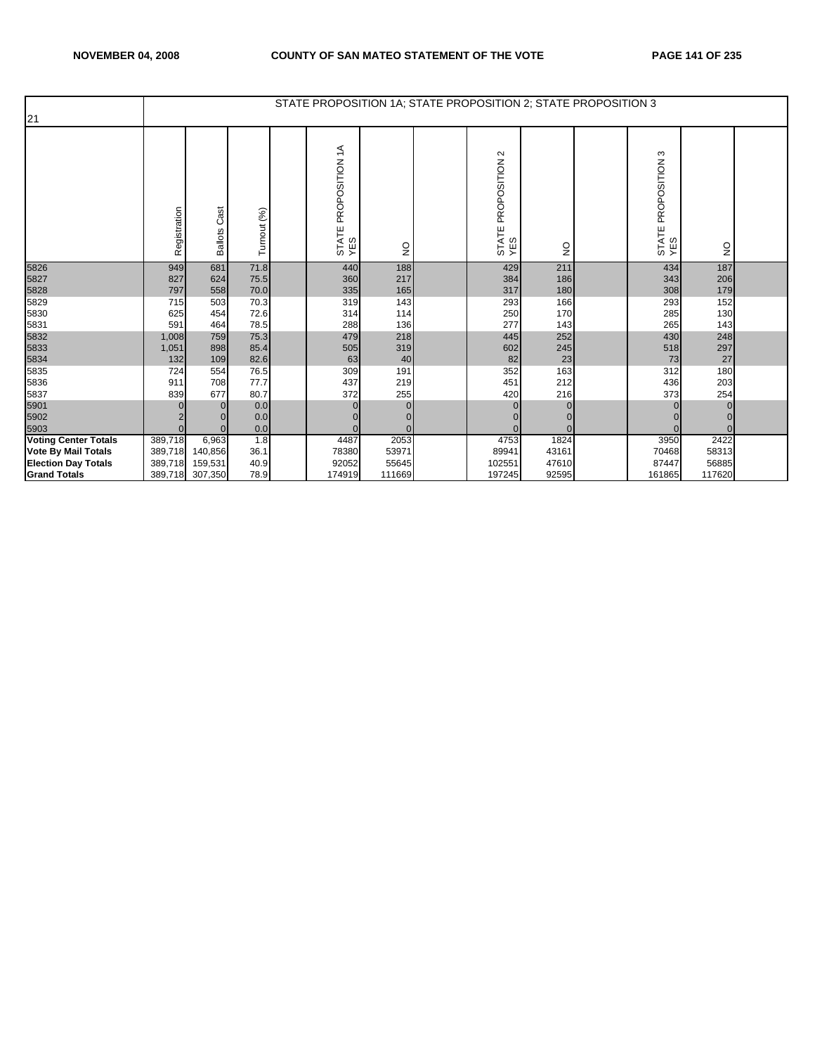| 21 | STATE PROPOSITION 1A; STATE PROPOSITION 2; STATE PROPOSITION 3 | | | | | | | | | | | | |
|---|---|---|---|---|---|---|---|---|---|---|---|---|---|
| | Registration | Ballots Cast | Turnout (%) | | STATE PROPOSITION 1A YES | NO | | STATE PROPOSITION 2 YES | NO | | STATE PROPOSITION 3 YES | NO | |
| 5826 | 949 | 681 | 71.8 | | 440 | 188 | | 429 | 211 | | 434 | 187 | |
| 5827 | 827 | 624 | 75.5 | | 360 | 217 | | 384 | 186 | | 343 | 206 | |
| 5828 | 797 | 558 | 70.0 | | 335 | 165 | | 317 | 180 | | 308 | 179 | |
| 5829 | 715 | 503 | 70.3 | | 319 | 143 | | 293 | 166 | | 293 | 152 | |
| 5830 | 625 | 454 | 72.6 | | 314 | 114 | | 250 | 170 | | 285 | 130 | |
| 5831 | 591 | 464 | 78.5 | | 288 | 136 | | 277 | 143 | | 265 | 143 | |
| 5832 | 1,008 | 759 | 75.3 | | 479 | 218 | | 445 | 252 | | 430 | 248 | |
| 5833 | 1,051 | 898 | 85.4 | | 505 | 319 | | 602 | 245 | | 518 | 297 | |
| 5834 | 132 | 109 | 82.6 | | 63 | 40 | | 82 | 23 | | 73 | 27 | |
| 5835 | 724 | 554 | 76.5 | | 309 | 191 | | 352 | 163 | | 312 | 180 | |
| 5836 | 911 | 708 | 77.7 | | 437 | 219 | | 451 | 212 | | 436 | 203 | |
| 5837 | 839 | 677 | 80.7 | | 372 | 255 | | 420 | 216 | | 373 | 254 | |
| 5901 | 0 | 0 | 0.0 | | 0 | 0 | | 0 | 0 | | 0 | 0 | |
| 5902 | 2 | 0 | 0.0 | | 0 | 0 | | 0 | 0 | | 0 | 0 | |
| 5903 | 0 | 0 | 0.0 | | 0 | 0 | | 0 | 0 | | 0 | 0 | |
| **Voting Center Totals** | 389,718 | 6,963 | 1.8 | | 4487 | 2053 | | 4753 | 1824 | | 3950 | 2422 | |
| **Vote By Mail Totals** | 389,718 | 140,856 | 36.1 | | 78380 | 53971 | | 89941 | 43161 | | 70468 | 58313 | |
| **Election Day Totals** | 389,718 | 159,531 | 40.9 | | 92052 | 55645 | | 102551 | 47610 | | 87447 | 56885 | |
| **Grand Totals** | 389,718 | 307,350 | 78.9 | | 174919 | 111669 | | 197245 | 92595 | | 161865 | 117620 | |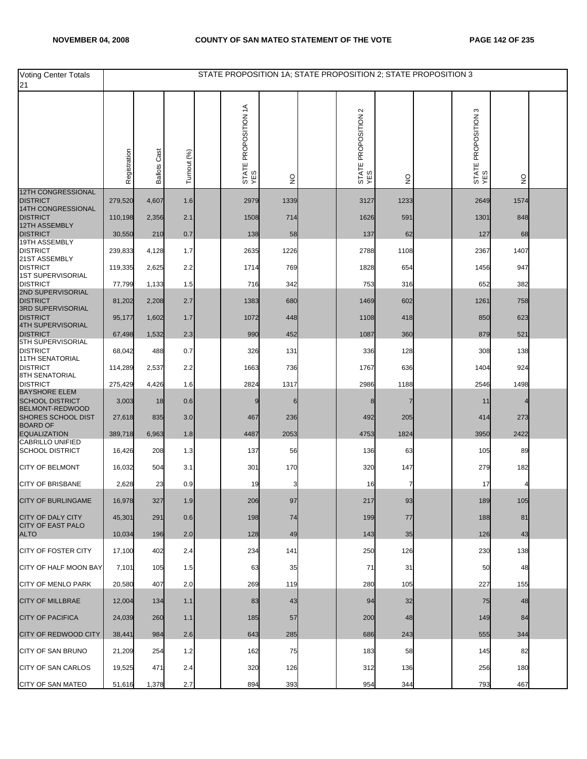| Voting Center Totals 21 | STATE PROPOSITION 1A; STATE PROPOSITION 2; STATE PROPOSITION 3 | | | | | | | | | | | | |
|---|---|---|---|---|---|---|---|---|---|---|---|---|---|
| | Registration | Ballots Cast | Turnout (%) | | STATE PROPOSITION 1A YES | NO | | STATE PROPOSITION 2 YES | NO | | STATE PROPOSITION 3 YES | NO | |
| 12TH CONGRESSIONAL DISTRICT | 279,520 | 4,607 | 1.6 | | 2979 | 1339 | | 3127 | 1233 | | 2649 | 1574 | |
| 14TH CONGRESSIONAL DISTRICT | 110,198 | 2,356 | 2.1 | | 1508 | 714 | | 1626 | 591 | | 1301 | 848 | |
| 12TH ASSEMBLY DISTRICT | 30,550 | 210 | 0.7 | | 138 | 58 | | 137 | 62 | | 127 | 68 | |
| 19TH ASSEMBLY DISTRICT | 239,833 | 4,128 | 1.7 | | 2635 | 1226 | | 2788 | 1108 | | 2367 | 1407 | |
| 21ST ASSEMBLY DISTRICT | 119,335 | 2,625 | 2.2 | | 1714 | 769 | | 1828 | 654 | | 1456 | 947 | |
| 1ST SUPERVISORIAL DISTRICT | 77,799 | 1,133 | 1.5 | | 716 | 342 | | 753 | 316 | | 652 | 382 | |
| 2ND SUPERVISORIAL DISTRICT | 81,202 | 2,208 | 2.7 | | 1383 | 680 | | 1469 | 602 | | 1261 | 758 | |
| 3RD SUPERVISORIAL DISTRICT | 95,177 | 1,602 | 1.7 | | 1072 | 448 | | 1108 | 418 | | 850 | 623 | |
| 4TH SUPERVISORIAL DISTRICT | 67,498 | 1,532 | 2.3 | | 990 | 452 | | 1087 | 360 | | 879 | 521 | |
| 5TH SUPERVISORIAL DISTRICT | 68,042 | 488 | 0.7 | | 326 | 131 | | 336 | 128 | | 308 | 138 | |
| 11TH SENATORIAL DISTRICT | 114,289 | 2,537 | 2.2 | | 1663 | 736 | | 1767 | 636 | | 1404 | 924 | |
| 8TH SENATORIAL DISTRICT | 275,429 | 4,426 | 1.6 | | 2824 | 1317 | | 2986 | 1188 | | 2546 | 1498 | |
| BAYSHORE ELEM SCHOOL DISTRICT | 3,003 | 18 | 0.6 | | 9 | 6 | | 8 | 7 | | 11 | 4 | |
| BELMONT-REDWOOD SHORES SCHOOL DIST | 27,618 | 835 | 3.0 | | 467 | 236 | | 492 | 205 | | 414 | 273 | |
| BOARD OF EQUALIZATION | 389,718 | 6,963 | 1.8 | | 4487 | 2053 | | 4753 | 1824 | | 3950 | 2422 | |
| CABRILLO UNIFIED SCHOOL DISTRICT | 16,426 | 208 | 1.3 | | 137 | 56 | | 136 | 63 | | 105 | 89 | |
| CITY OF BELMONT | 16,032 | 504 | 3.1 | | 301 | 170 | | 320 | 147 | | 279 | 182 | |
| CITY OF BRISBANE | 2,628 | 23 | 0.9 | | 19 | 3 | | 16 | 7 | | 17 | 4 | |
| CITY OF BURLINGAME | 16,978 | 327 | 1.9 | | 206 | 97 | | 217 | 93 | | 189 | 105 | |
| CITY OF DALY CITY | 45,301 | 291 | 0.6 | | 198 | 74 | | 199 | 77 | | 188 | 81 | |
| CITY OF EAST PALO ALTO | 10,034 | 196 | 2.0 | | 128 | 49 | | 143 | 35 | | 126 | 43 | |
| CITY OF FOSTER CITY | 17,100 | 402 | 2.4 | | 234 | 141 | | 250 | 126 | | 230 | 138 | |
| CITY OF HALF MOON BAY | 7,101 | 105 | 1.5 | | 63 | 35 | | 71 | 31 | | 50 | 48 | |
| CITY OF MENLO PARK | 20,580 | 407 | 2.0 | | 269 | 119 | | 280 | 105 | | 227 | 155 | |
| CITY OF MILLBRAE | 12,004 | 134 | 1.1 | | 83 | 43 | | 94 | 32 | | 75 | 48 | |
| CITY OF PACIFICA | 24,039 | 260 | 1.1 | | 185 | 57 | | 200 | 48 | | 149 | 84 | |
| CITY OF REDWOOD CITY | 38,441 | 984 | 2.6 | | 643 | 285 | | 686 | 243 | | 555 | 344 | |
| CITY OF SAN BRUNO | 21,209 | 254 | 1.2 | | 162 | 75 | | 183 | 58 | | 145 | 82 | |
| CITY OF SAN CARLOS | 19,525 | 471 | 2.4 | | 320 | 126 | | 312 | 136 | | 256 | 180 | |
| CITY OF SAN MATEO | 51,616 | 1,378 | 2.7 | | 894 | 393 | | 954 | 344 | | 793 | 467 | |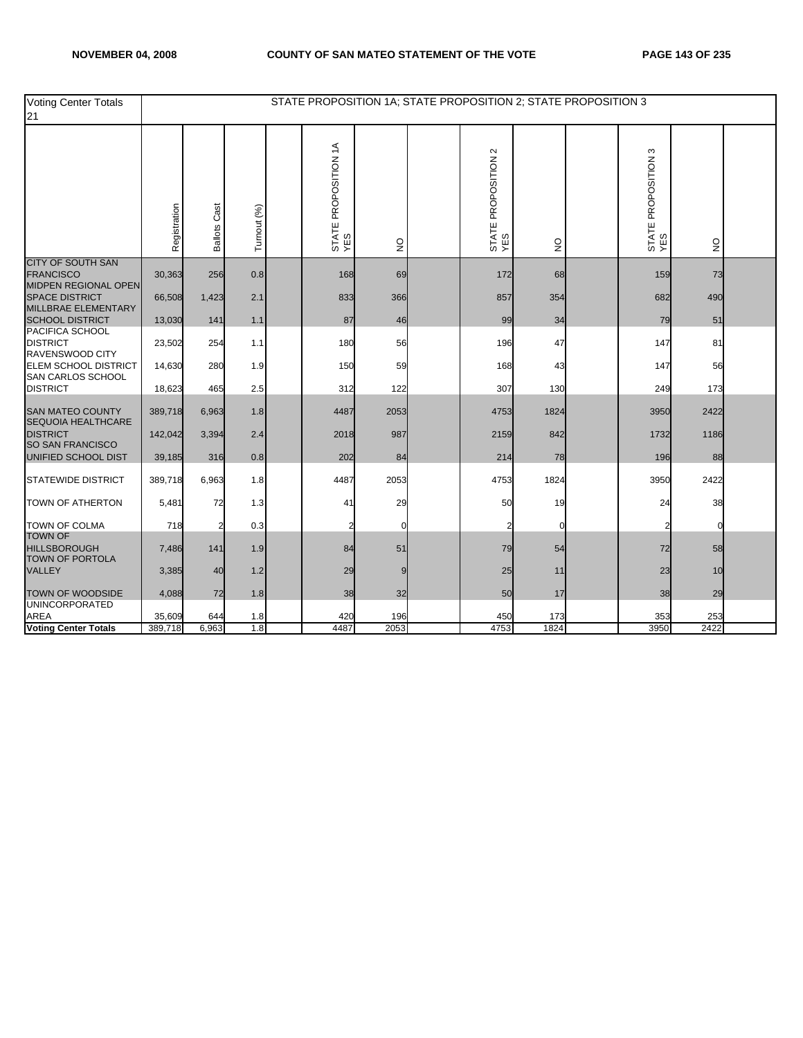| Voting Center Totals 21 | STATE PROPOSITION 1A; STATE PROPOSITION 2; STATE PROPOSITION 3 | | | | | | | | | | | | |
|---|---|---|---|---|---|---|---|---|---|---|---|---|---|
| | Registration | Ballots Cast | Turnout (%) | | STATE PROPOSITION 1A YES | NO | | STATE PROPOSITION 2 YES | NO | | STATE PROPOSITION 3 YES | NO | |
| CITY OF SOUTH SAN FRANCISCO | 30,363 | 256 | 0.8 | | 168 | 69 | | 172 | 68 | | 159 | 73 | |
| MIDPEN REGIONAL OPEN SPACE DISTRICT | 66,508 | 1,423 | 2.1 | | 833 | 366 | | 857 | 354 | | 682 | 490 | |
| MILLBRAE ELEMENTARY SCHOOL DISTRICT | 13,030 | 141 | 1.1 | | 87 | 46 | | 99 | 34 | | 79 | 51 | |
| PACIFICA SCHOOL DISTRICT | 23,502 | 254 | 1.1 | | 180 | 56 | | 196 | 47 | | 147 | 81 | |
| RAVENSWOOD CITY ELEM SCHOOL DISTRICT | 14,630 | 280 | 1.9 | | 150 | 59 | | 168 | 43 | | 147 | 56 | |
| SAN CARLOS SCHOOL DISTRICT | 18,623 | 465 | 2.5 | | 312 | 122 | | 307 | 130 | | 249 | 173 | |
| SAN MATEO COUNTY | 389,718 | 6,963 | 1.8 | | 4487 | 2053 | | 4753 | 1824 | | 3950 | 2422 | |
| SEQUOIA HEALTHCARE DISTRICT | 142,042 | 3,394 | 2.4 | | 2018 | 987 | | 2159 | 842 | | 1732 | 1186 | |
| SO SAN FRANCISCO UNIFIED SCHOOL DIST | 39,185 | 316 | 0.8 | | 202 | 84 | | 214 | 78 | | 196 | 88 | |
| STATEWIDE DISTRICT | 389,718 | 6,963 | 1.8 | | 4487 | 2053 | | 4753 | 1824 | | 3950 | 2422 | |
| TOWN OF ATHERTON | 5,481 | 72 | 1.3 | | 41 | 29 | | 50 | 19 | | 24 | 38 | |
| TOWN OF COLMA | 718 | 2 | 0.3 | | 2 | 0 | | 2 | 0 | | 2 | 0 | |
| TOWN OF HILLSBOROUGH | 7,486 | 141 | 1.9 | | 84 | 51 | | 79 | 54 | | 72 | 58 | |
| TOWN OF PORTOLA VALLEY | 3,385 | 40 | 1.2 | | 29 | 9 | | 25 | 11 | | 23 | 10 | |
| TOWN OF WOODSIDE | 4,088 | 72 | 1.8 | | 38 | 32 | | 50 | 17 | | 38 | 29 | |
| UNINCORPORATED AREA | 35,609 | 644 | 1.8 | | 420 | 196 | | 450 | 173 | | 353 | 253 | |
| **Voting Center Totals** | 389,718 | 6,963 | 1.8 | | 4487 | 2053 | | 4753 | 1824 | | 3950 | 2422 | |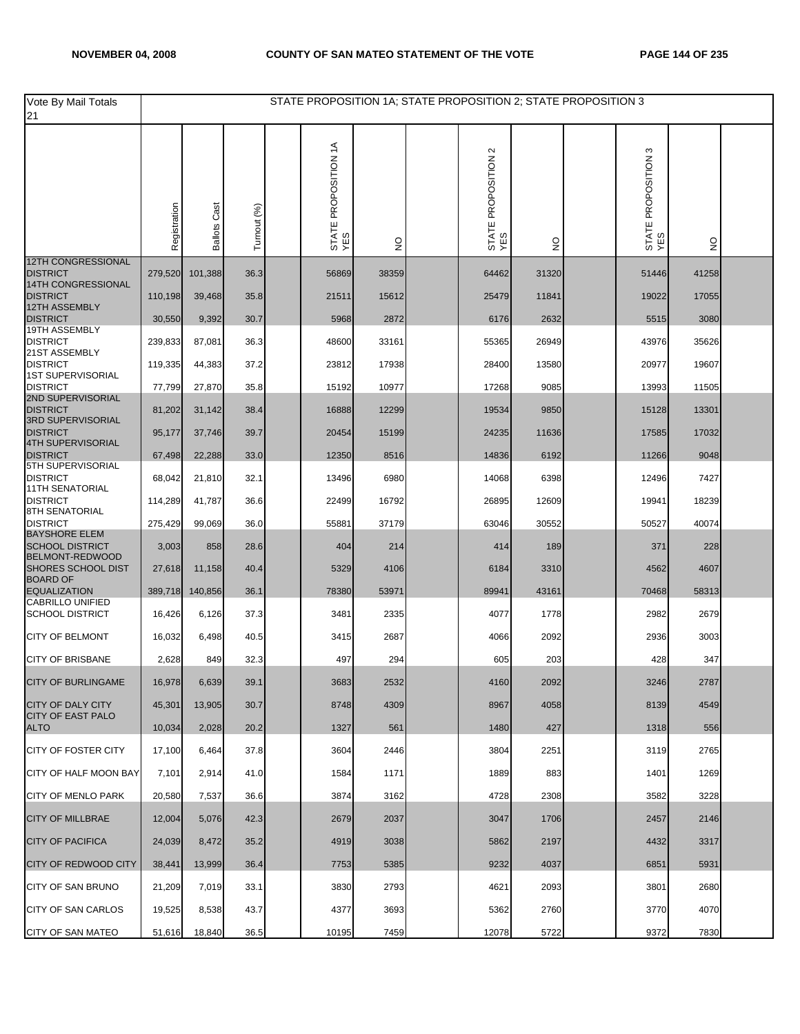| Vote By Mail Totals 21 | STATE PROPOSITION 1A; STATE PROPOSITION 2; STATE PROPOSITION 3 | | | | | | | | | | | | | |
|---|---|---|---|---|---|---|---|---|---|---|---|---|---|---|
| | Registration | Ballots Cast | Turnout (%) | | STATE PROPOSITION 1A YES | NO | | STATE PROPOSITION 2 YES | NO | | STATE PROPOSITION 3 YES | NO | |
| 12TH CONGRESSIONAL DISTRICT | 279,520 | 101,388 | 36.3 | | 56869 | 38359 | | 64462 | 31320 | | 51446 | 41258 | |
| 14TH CONGRESSIONAL DISTRICT | 110,198 | 39,468 | 35.8 | | 21511 | 15612 | | 25479 | 11841 | | 19022 | 17055 | |
| 12TH ASSEMBLY DISTRICT | 30,550 | 9,392 | 30.7 | | 5968 | 2872 | | 6176 | 2632 | | 5515 | 3080 | |
| 19TH ASSEMBLY DISTRICT | 239,833 | 87,081 | 36.3 | | 48600 | 33161 | | 55365 | 26949 | | 43976 | 35626 | |
| 21ST ASSEMBLY DISTRICT | 119,335 | 44,383 | 37.2 | | 23812 | 17938 | | 28400 | 13580 | | 20977 | 19607 | |
| 1ST SUPERVISORIAL DISTRICT | 77,799 | 27,870 | 35.8 | | 15192 | 10977 | | 17268 | 9085 | | 13993 | 11505 | |
| 2ND SUPERVISORIAL DISTRICT | 81,202 | 31,142 | 38.4 | | 16888 | 12299 | | 19534 | 9850 | | 15128 | 13301 | |
| 3RD SUPERVISORIAL DISTRICT | 95,177 | 37,746 | 39.7 | | 20454 | 15199 | | 24235 | 11636 | | 17585 | 17032 | |
| 4TH SUPERVISORIAL DISTRICT | 67,498 | 22,288 | 33.0 | | 12350 | 8516 | | 14836 | 6192 | | 11266 | 9048 | |
| 5TH SUPERVISORIAL DISTRICT | 68,042 | 21,810 | 32.1 | | 13496 | 6980 | | 14068 | 6398 | | 12496 | 7427 | |
| 11TH SENATORIAL DISTRICT | 114,289 | 41,787 | 36.6 | | 22499 | 16792 | | 26895 | 12609 | | 19941 | 18239 | |
| 8TH SENATORIAL DISTRICT | 275,429 | 99,069 | 36.0 | | 55881 | 37179 | | 63046 | 30552 | | 50527 | 40074 | |
| BAYSHORE ELEM SCHOOL DISTRICT | 3,003 | 858 | 28.6 | | 404 | 214 | | 414 | 189 | | 371 | 228 | |
| BELMONT-REDWOOD SHORES SCHOOL DIST | 27,618 | 11,158 | 40.4 | | 5329 | 4106 | | 6184 | 3310 | | 4562 | 4607 | |
| BOARD OF EQUALIZATION | 389,718 | 140,856 | 36.1 | | 78380 | 53971 | | 89941 | 43161 | | 70468 | 58313 | |
| CABRILLO UNIFIED SCHOOL DISTRICT | 16,426 | 6,126 | 37.3 | | 3481 | 2335 | | 4077 | 1778 | | 2982 | 2679 | |
| CITY OF BELMONT | 16,032 | 6,498 | 40.5 | | 3415 | 2687 | | 4066 | 2092 | | 2936 | 3003 | |
| CITY OF BRISBANE | 2,628 | 849 | 32.3 | | 497 | 294 | | 605 | 203 | | 428 | 347 | |
| CITY OF BURLINGAME | 16,978 | 6,639 | 39.1 | | 3683 | 2532 | | 4160 | 2092 | | 3246 | 2787 | |
| CITY OF DALY CITY | 45,301 | 13,905 | 30.7 | | 8748 | 4309 | | 8967 | 4058 | | 8139 | 4549 | |
| CITY OF EAST PALO ALTO | 10,034 | 2,028 | 20.2 | | 1327 | 561 | | 1480 | 427 | | 1318 | 556 | |
| CITY OF FOSTER CITY | 17,100 | 6,464 | 37.8 | | 3604 | 2446 | | 3804 | 2251 | | 3119 | 2765 | |
| CITY OF HALF MOON BAY | 7,101 | 2,914 | 41.0 | | 1584 | 1171 | | 1889 | 883 | | 1401 | 1269 | |
| CITY OF MENLO PARK | 20,580 | 7,537 | 36.6 | | 3874 | 3162 | | 4728 | 2308 | | 3582 | 3228 | |
| CITY OF MILLBRAE | 12,004 | 5,076 | 42.3 | | 2679 | 2037 | | 3047 | 1706 | | 2457 | 2146 | |
| CITY OF PACIFICA | 24,039 | 8,472 | 35.2 | | 4919 | 3038 | | 5862 | 2197 | | 4432 | 3317 | |
| CITY OF REDWOOD CITY | 38,441 | 13,999 | 36.4 | | 7753 | 5385 | | 9232 | 4037 | | 6851 | 5931 | |
| CITY OF SAN BRUNO | 21,209 | 7,019 | 33.1 | | 3830 | 2793 | | 4621 | 2093 | | 3801 | 2680 | |
| CITY OF SAN CARLOS | 19,525 | 8,538 | 43.7 | | 4377 | 3693 | | 5362 | 2760 | | 3770 | 4070 | |
| CITY OF SAN MATEO | 51,616 | 18,840 | 36.5 | | 10195 | 7459 | | 12078 | 5722 | | 9372 | 7830 | |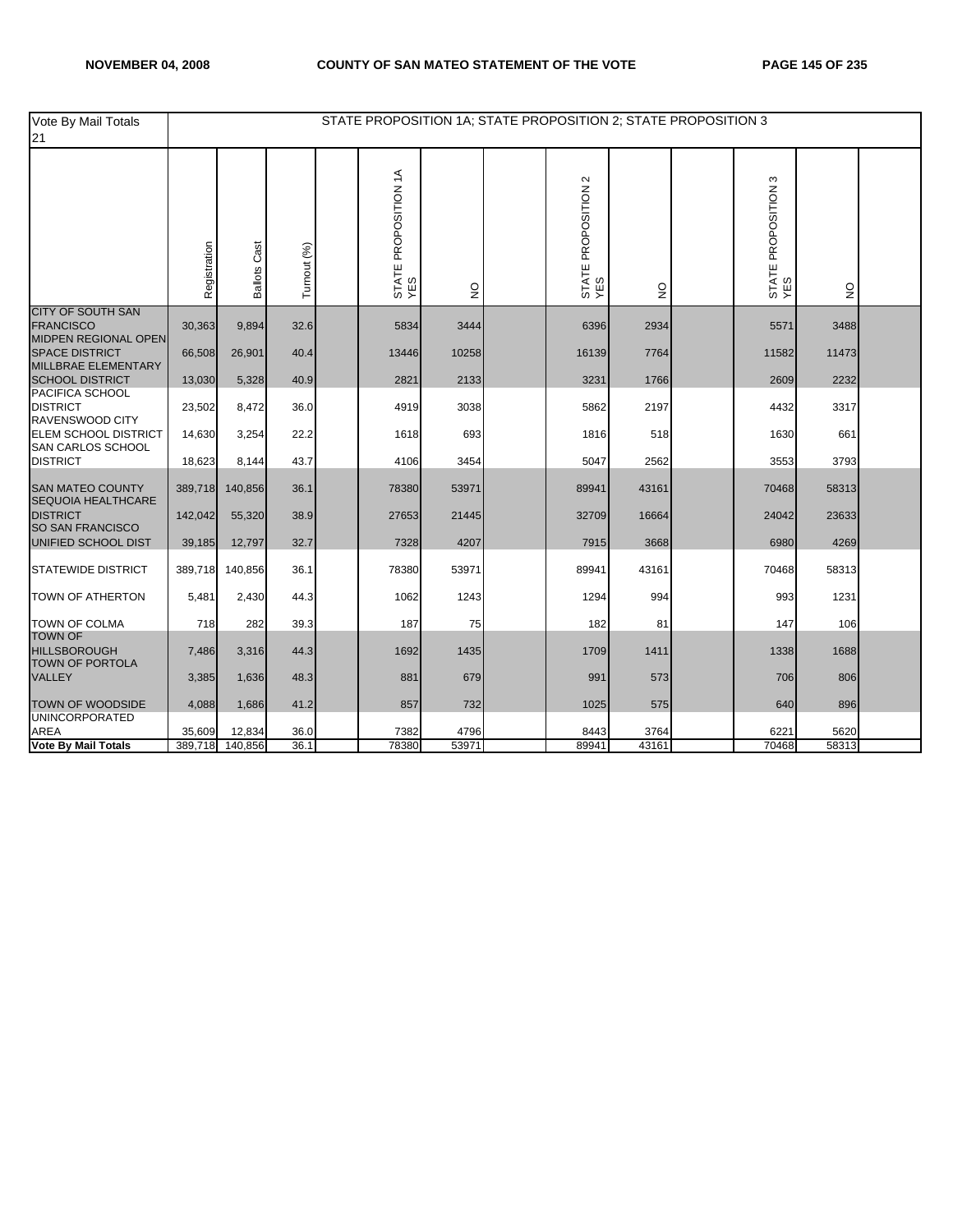| Vote By Mail Totals 21 | STATE PROPOSITION 1A; STATE PROPOSITION 2; STATE PROPOSITION 3 | | | | | | | | | | | | |
|---|---|---|---|---|---|---|---|---|---|---|---|---|---|
| | Registration | Ballots Cast | Turnout (%) | | STATE PROPOSITION 1A YES | NO | | STATE PROPOSITION 2 YES | NO | | STATE PROPOSITION 3 YES | NO | |
| CITY OF SOUTH SAN FRANCISCO | 30,363 | 9,894 | 32.6 | | 5834 | 3444 | | 6396 | 2934 | | 5571 | 3488 | |
| MIDPEN REGIONAL OPEN SPACE DISTRICT | 66,508 | 26,901 | 40.4 | | 13446 | 10258 | | 16139 | 7764 | | 11582 | 11473 | |
| MILLBRAE ELEMENTARY SCHOOL DISTRICT | 13,030 | 5,328 | 40.9 | | 2821 | 2133 | | 3231 | 1766 | | 2609 | 2232 | |
| PACIFICA SCHOOL DISTRICT | 23,502 | 8,472 | 36.0 | | 4919 | 3038 | | 5862 | 2197 | | 4432 | 3317 | |
| RAVENSWOOD CITY ELEM SCHOOL DISTRICT | 14,630 | 3,254 | 22.2 | | 1618 | 693 | | 1816 | 518 | | 1630 | 661 | |
| SAN CARLOS SCHOOL DISTRICT | 18,623 | 8,144 | 43.7 | | 4106 | 3454 | | 5047 | 2562 | | 3553 | 3793 | |
| SAN MATEO COUNTY | 389,718 | 140,856 | 36.1 | | 78380 | 53971 | | 89941 | 43161 | | 70468 | 58313 | |
| SEQUOIA HEALTHCARE DISTRICT | 142,042 | 55,320 | 38.9 | | 27653 | 21445 | | 32709 | 16664 | | 24042 | 23633 | |
| SO SAN FRANCISCO UNIFIED SCHOOL DIST | 39,185 | 12,797 | 32.7 | | 7328 | 4207 | | 7915 | 3668 | | 6980 | 4269 | |
| STATEWIDE DISTRICT | 389,718 | 140,856 | 36.1 | | 78380 | 53971 | | 89941 | 43161 | | 70468 | 58313 | |
| TOWN OF ATHERTON | 5,481 | 2,430 | 44.3 | | 1062 | 1243 | | 1294 | 994 | | 993 | 1231 | |
| TOWN OF COLMA | 718 | 282 | 39.3 | | 187 | 75 | | 182 | 81 | | 147 | 106 | |
| TOWN OF HILLSBOROUGH | 7,486 | 3,316 | 44.3 | | 1692 | 1435 | | 1709 | 1411 | | 1338 | 1688 | |
| TOWN OF PORTOLA VALLEY | 3,385 | 1,636 | 48.3 | | 881 | 679 | | 991 | 573 | | 706 | 806 | |
| TOWN OF WOODSIDE | 4,088 | 1,686 | 41.2 | | 857 | 732 | | 1025 | 575 | | 640 | 896 | |
| UNINCORPORATED AREA | 35,609 | 12,834 | 36.0 | | 7382 | 4796 | | 8443 | 3764 | | 6221 | 5620 | |
| **Vote By Mail Totals** | 389,718 | 140,856 | 36.1 | | 78380 | 53971 | | 89941 | 43161 | | 70468 | 58313 | |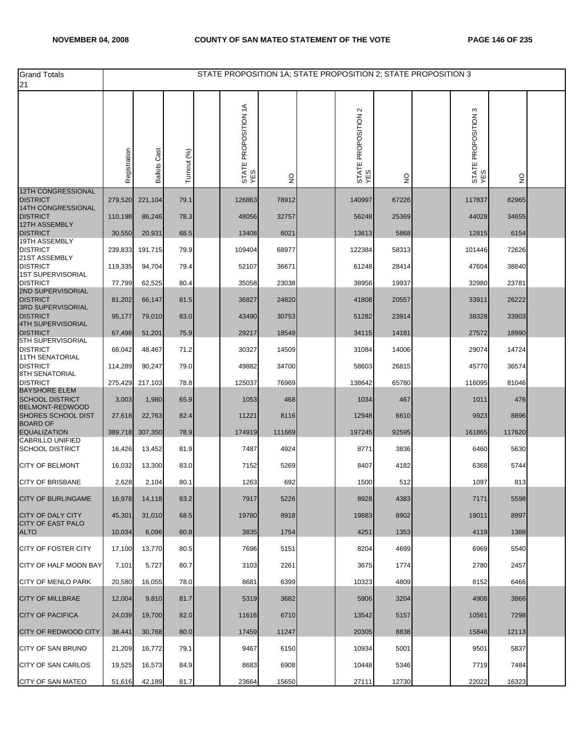| Grand Totals 21 | STATE PROPOSITION 1A; STATE PROPOSITION 2; STATE PROPOSITION 3 | | | | | | | | | | | | |
|---|---|---|---|---|---|---|---|---|---|---|---|---|---|
| | Registration | Ballots Cast | Turnout (%) | | STATE PROPOSITION 1A YES | NO | | STATE PROPOSITION 2 YES | NO | | STATE PROPOSITION 3 YES | NO | |
| 12TH CONGRESSIONAL DISTRICT | 279,520 | 221,104 | 79.1 | | 126863 | 78912 | | 140997 | 67226 | | 117837 | 82965 | |
| 14TH CONGRESSIONAL DISTRICT | 110,198 | 86,246 | 78.3 | | 48056 | 32757 | | 56248 | 25369 | | 44028 | 34655 | |
| 12TH ASSEMBLY DISTRICT | 30,550 | 20,931 | 68.5 | | 13408 | 6021 | | 13613 | 5868 | | 12815 | 6154 | |
| 19TH ASSEMBLY DISTRICT | 239,833 | 191,715 | 79.9 | | 109404 | 68977 | | 122384 | 58313 | | 101446 | 72626 | |
| 21ST ASSEMBLY DISTRICT | 119,335 | 94,704 | 79.4 | | 52107 | 36671 | | 61248 | 28414 | | 47604 | 38840 | |
| 1ST SUPERVISORIAL DISTRICT | 77,799 | 62,525 | 80.4 | | 35058 | 23038 | | 38956 | 19937 | | 32980 | 23781 | |
| 2ND SUPERVISORIAL DISTRICT | 81,202 | 66,147 | 81.5 | | 36827 | 24820 | | 41808 | 20557 | | 33911 | 26222 | |
| 3RD SUPERVISORIAL DISTRICT | 95,177 | 79,010 | 83.0 | | 43490 | 30753 | | 51282 | 23914 | | 38328 | 33903 | |
| 4TH SUPERVISORIAL DISTRICT | 67,498 | 51,201 | 75.9 | | 29217 | 18549 | | 34115 | 14181 | | 27572 | 18990 | |
| 5TH SUPERVISORIAL DISTRICT | 68,042 | 48,467 | 71.2 | | 30327 | 14509 | | 31084 | 14006 | | 29074 | 14724 | |
| 11TH SENATORIAL DISTRICT | 114,289 | 90,247 | 79.0 | | 49882 | 34700 | | 58603 | 26815 | | 45770 | 36574 | |
| 8TH SENATORIAL DISTRICT | 275,429 | 217,103 | 78.8 | | 125037 | 76969 | | 138642 | 65780 | | 116095 | 81046 | |
| BAYSHORE ELEM SCHOOL DISTRICT | 3,003 | 1,980 | 65.9 | | 1053 | 468 | | 1034 | 467 | | 1011 | 476 | |
| BELMONT-REDWOOD SHORES SCHOOL DIST | 27,618 | 22,763 | 82.4 | | 11221 | 8116 | | 12948 | 6610 | | 9923 | 8896 | |
| BOARD OF EQUALIZATION | 389,718 | 307,350 | 78.9 | | 174919 | 111669 | | 197245 | 92595 | | 161865 | 117620 | |
| CABRILLO UNIFIED SCHOOL DISTRICT | 16,426 | 13,452 | 81.9 | | 7487 | 4924 | | 8771 | 3836 | | 6460 | 5630 | |
| CITY OF BELMONT | 16,032 | 13,300 | 83.0 | | 7152 | 5269 | | 8407 | 4182 | | 6368 | 5744 | |
| CITY OF BRISBANE | 2,628 | 2,104 | 80.1 | | 1263 | 692 | | 1500 | 512 | | 1097 | 813 | |
| CITY OF BURLINGAME | 16,978 | 14,118 | 83.2 | | 7917 | 5226 | | 8928 | 4383 | | 7171 | 5598 | |
| CITY OF DALY CITY | 45,301 | 31,010 | 68.5 | | 19780 | 8918 | | 19883 | 8902 | | 19011 | 8997 | |
| CITY OF EAST PALO ALTO | 10,034 | 6,096 | 60.8 | | 3835 | 1754 | | 4251 | 1353 | | 4119 | 1388 | |
| CITY OF FOSTER CITY | 17,100 | 13,770 | 80.5 | | 7696 | 5151 | | 8204 | 4699 | | 6969 | 5540 | |
| CITY OF HALF MOON BAY | 7,101 | 5,727 | 80.7 | | 3103 | 2261 | | 3675 | 1774 | | 2780 | 2457 | |
| CITY OF MENLO PARK | 20,580 | 16,055 | 78.0 | | 8681 | 6399 | | 10323 | 4809 | | 8152 | 6466 | |
| CITY OF MILLBRAE | 12,004 | 9,810 | 81.7 | | 5319 | 3682 | | 5906 | 3204 | | 4908 | 3866 | |
| CITY OF PACIFICA | 24,039 | 19,700 | 82.0 | | 11616 | 6710 | | 13542 | 5157 | | 10561 | 7298 | |
| CITY OF REDWOOD CITY | 38,441 | 30,768 | 80.0 | | 17459 | 11247 | | 20305 | 8838 | | 15846 | 12113 | |
| CITY OF SAN BRUNO | 21,209 | 16,772 | 79.1 | | 9467 | 6150 | | 10934 | 5001 | | 9501 | 5837 | |
| CITY OF SAN CARLOS | 19,525 | 16,573 | 84.9 | | 8683 | 6908 | | 10448 | 5346 | | 7719 | 7484 | |
| CITY OF SAN MATEO | 51,616 | 42,189 | 81.7 | | 23664 | 15650 | | 27111 | 12730 | | 22022 | 16323 | |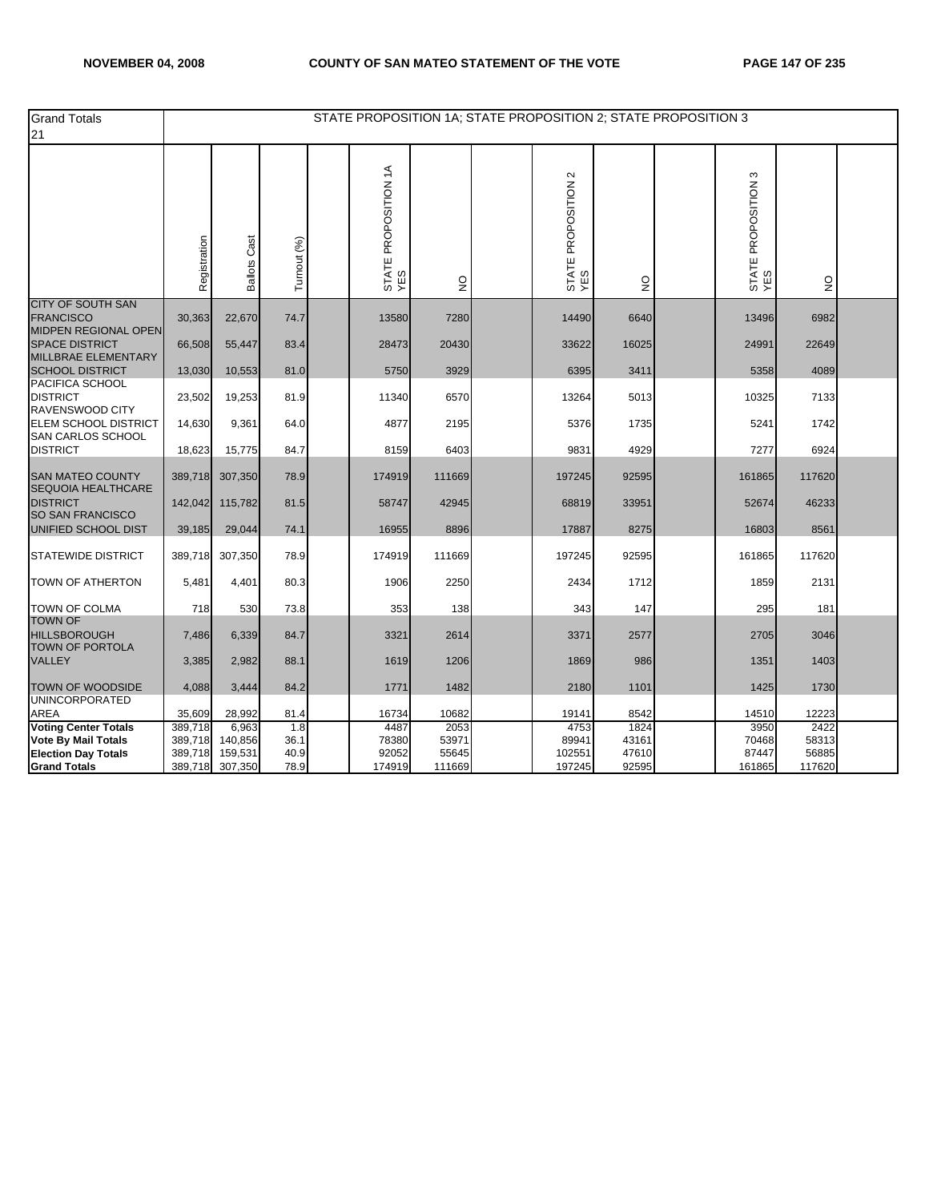| Grand Totals 21 | STATE PROPOSITION 1A; STATE PROPOSITION 2; STATE PROPOSITION 3 | | | | | | | | | | | | |
|---|---|---|---|---|---|---|---|---|---|---|---|---|---|
| | Registration | Ballots Cast | Turnout (%) | | STATE PROPOSITION 1A YES | NO | | STATE PROPOSITION 2 YES | NO | | STATE PROPOSITION 3 YES | NO | |
| CITY OF SOUTH SAN FRANCISCO | 30,363 | 22,670 | 74.7 | | 13580 | 7280 | | 14490 | 6640 | | 13496 | 6982 | |
| MIDPEN REGIONAL OPEN SPACE DISTRICT | 66,508 | 55,447 | 83.4 | | 28473 | 20430 | | 33622 | 16025 | | 24991 | 22649 | |
| MILLBRAE ELEMENTARY SCHOOL DISTRICT | 13,030 | 10,553 | 81.0 | | 5750 | 3929 | | 6395 | 3411 | | 5358 | 4089 | |
| PACIFICA SCHOOL DISTRICT | 23,502 | 19,253 | 81.9 | | 11340 | 6570 | | 13264 | 5013 | | 10325 | 7133 | |
| RAVENSWOOD CITY ELEM SCHOOL DISTRICT | 14,630 | 9,361 | 64.0 | | 4877 | 2195 | | 5376 | 1735 | | 5241 | 1742 | |
| SAN CARLOS SCHOOL DISTRICT | 18,623 | 15,775 | 84.7 | | 8159 | 6403 | | 9831 | 4929 | | 7277 | 6924 | |
| SAN MATEO COUNTY | 389,718 | 307,350 | 78.9 | | 174919 | 111669 | | 197245 | 92595 | | 161865 | 117620 | |
| SEQUOIA HEALTHCARE DISTRICT | 142,042 | 115,782 | 81.5 | | 58747 | 42945 | | 68819 | 33951 | | 52674 | 46233 | |
| SO SAN FRANCISCO UNIFIED SCHOOL DIST | 39,185 | 29,044 | 74.1 | | 16955 | 8896 | | 17887 | 8275 | | 16803 | 8561 | |
| STATEWIDE DISTRICT | 389,718 | 307,350 | 78.9 | | 174919 | 111669 | | 197245 | 92595 | | 161865 | 117620 | |
| TOWN OF ATHERTON | 5,481 | 4,401 | 80.3 | | 1906 | 2250 | | 2434 | 1712 | | 1859 | 2131 | |
| TOWN OF COLMA | 718 | 530 | 73.8 | | 353 | 138 | | 343 | 147 | | 295 | 181 | |
| TOWN OF HILLSBOROUGH | 7,486 | 6,339 | 84.7 | | 3321 | 2614 | | 3371 | 2577 | | 2705 | 3046 | |
| TOWN OF PORTOLA VALLEY | 3,385 | 2,982 | 88.1 | | 1619 | 1206 | | 1869 | 986 | | 1351 | 1403 | |
| TOWN OF WOODSIDE | 4,088 | 3,444 | 84.2 | | 1771 | 1482 | | 2180 | 1101 | | 1425 | 1730 | |
| UNINCORPORATED AREA | 35,609 | 28,992 | 81.4 | | 16734 | 10682 | | 19141 | 8542 | | 14510 | 12223 | |
| **Voting Center Totals** | 389,718 | 6,963 | 1.8 | | 4487 | 2053 | | 4753 | 1824 | | 3950 | 2422 | |
| **Vote By Mail Totals** | 389,718 | 140,856 | 36.1 | | 78380 | 53971 | | 89941 | 43161 | | 70468 | 58313 | |
| **Election Day Totals** | 389,718 | 159,531 | 40.9 | | 92052 | 55645 | | 102551 | 47610 | | 87447 | 56885 | |
| **Grand Totals** | 389,718 | 307,350 | 78.9 | | 174919 | 111669 | | 197245 | 92595 | | 161865 | 117620 | |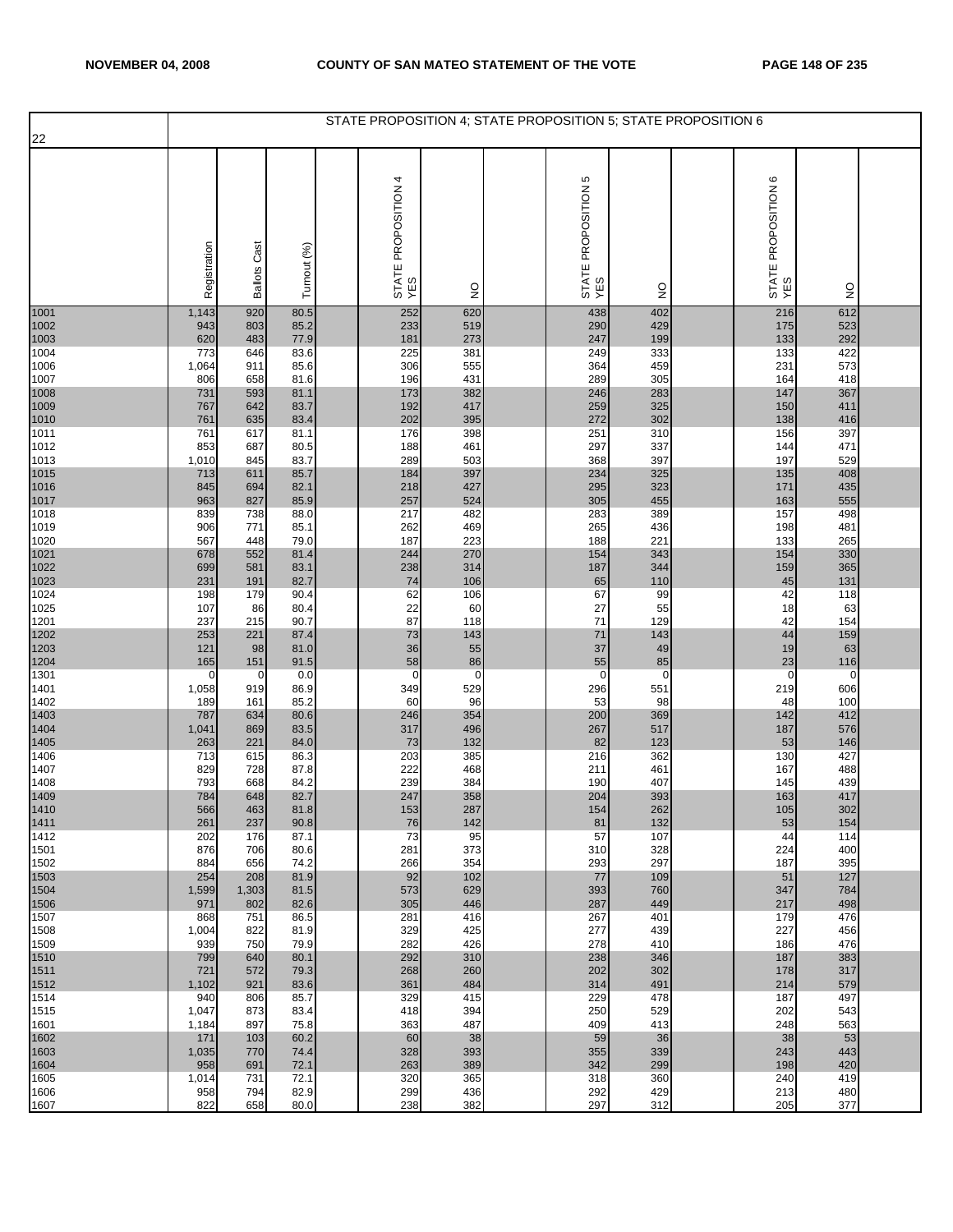STATE PROPOSITION 4; STATE PROPOSITION 5; STATE PROPOSITION 6

| 22 | Registration | Ballots Cast | Turnout (%) | | STATE PROPOSITION 4 YES | NO | | STATE PROPOSITION 5 YES | NO | | STATE PROPOSITION 6 YES | NO | |
|---|---|---|---|---|---|---|---|---|---|---|---|---|---|
| 1001 | 1,143 | 920 | 80.5 | | 252 | 620 | | 438 | 402 | | 216 | 612 | |
| 1002 | 943 | 803 | 85.2 | | 233 | 519 | | 290 | 429 | | 175 | 523 | |
| 1003 | 620 | 483 | 77.9 | | 181 | 273 | | 247 | 199 | | 133 | 292 | |
| 1004 | 773 | 646 | 83.6 | | 225 | 381 | | 249 | 333 | | 133 | 422 | |
| 1006 | 1,064 | 911 | 85.6 | | 306 | 555 | | 364 | 459 | | 231 | 573 | |
| 1007 | 806 | 658 | 81.6 | | 196 | 431 | | 289 | 305 | | 164 | 418 | |
| 1008 | 731 | 593 | 81.1 | | 173 | 382 | | 246 | 283 | | 147 | 367 | |
| 1009 | 767 | 642 | 83.7 | | 192 | 417 | | 259 | 325 | | 150 | 411 | |
| 1010 | 761 | 635 | 83.4 | | 202 | 395 | | 272 | 302 | | 138 | 416 | |
| 1011 | 761 | 617 | 81.1 | | 176 | 398 | | 251 | 310 | | 156 | 397 | |
| 1012 | 853 | 687 | 80.5 | | 188 | 461 | | 297 | 337 | | 144 | 471 | |
| 1013 | 1,010 | 845 | 83.7 | | 289 | 503 | | 368 | 397 | | 197 | 529 | |
| 1015 | 713 | 611 | 85.7 | | 184 | 397 | | 234 | 325 | | 135 | 408 | |
| 1016 | 845 | 694 | 82.1 | | 218 | 427 | | 295 | 323 | | 171 | 435 | |
| 1017 | 963 | 827 | 85.9 | | 257 | 524 | | 305 | 455 | | 163 | 555 | |
| 1018 | 839 | 738 | 88.0 | | 217 | 482 | | 283 | 389 | | 157 | 498 | |
| 1019 | 906 | 771 | 85.1 | | 262 | 469 | | 265 | 436 | | 198 | 481 | |
| 1020 | 567 | 448 | 79.0 | | 187 | 223 | | 188 | 221 | | 133 | 265 | |
| 1021 | 678 | 552 | 81.4 | | 244 | 270 | | 154 | 343 | | 154 | 330 | |
| 1022 | 699 | 581 | 83.1 | | 238 | 314 | | 187 | 344 | | 159 | 365 | |
| 1023 | 231 | 191 | 82.7 | | 74 | 106 | | 65 | 110 | | 45 | 131 | |
| 1024 | 198 | 179 | 90.4 | | 62 | 106 | | 67 | 99 | | 42 | 118 | |
| 1025 | 107 | 86 | 80.4 | | 22 | 60 | | 27 | 55 | | 18 | 63 | |
| 1201 | 237 | 215 | 90.7 | | 87 | 118 | | 71 | 129 | | 42 | 154 | |
| 1202 | 253 | 221 | 87.4 | | 73 | 143 | | 71 | 143 | | 44 | 159 | |
| 1203 | 121 | 98 | 81.0 | | 36 | 55 | | 37 | 49 | | 19 | 63 | |
| 1204 | 165 | 151 | 91.5 | | 58 | 86 | | 55 | 85 | | 23 | 116 | |
| 1301 | 0 | 0 | 0.0 | | 0 | 0 | | 0 | 0 | | 0 | 0 | |
| 1401 | 1,058 | 919 | 86.9 | | 349 | 529 | | 296 | 551 | | 219 | 606 | |
| 1402 | 189 | 161 | 85.2 | | 60 | 96 | | 53 | 98 | | 48 | 100 | |
| 1403 | 787 | 634 | 80.6 | | 246 | 354 | | 200 | 369 | | 142 | 412 | |
| 1404 | 1,041 | 869 | 83.5 | | 317 | 496 | | 267 | 517 | | 187 | 576 | |
| 1405 | 263 | 221 | 84.0 | | 73 | 132 | | 82 | 123 | | 53 | 146 | |
| 1406 | 713 | 615 | 86.3 | | 203 | 385 | | 216 | 362 | | 130 | 427 | |
| 1407 | 829 | 728 | 87.8 | | 222 | 468 | | 211 | 461 | | 167 | 488 | |
| 1408 | 793 | 668 | 84.2 | | 239 | 384 | | 190 | 407 | | 145 | 439 | |
| 1409 | 784 | 648 | 82.7 | | 247 | 358 | | 204 | 393 | | 163 | 417 | |
| 1410 | 566 | 463 | 81.8 | | 153 | 287 | | 154 | 262 | | 105 | 302 | |
| 1411 | 261 | 237 | 90.8 | | 76 | 142 | | 81 | 132 | | 53 | 154 | |
| 1412 | 202 | 176 | 87.1 | | 73 | 95 | | 57 | 107 | | 44 | 114 | |
| 1501 | 876 | 706 | 80.6 | | 281 | 373 | | 310 | 328 | | 224 | 400 | |
| 1502 | 884 | 656 | 74.2 | | 266 | 354 | | 293 | 297 | | 187 | 395 | |
| 1503 | 254 | 208 | 81.9 | | 92 | 102 | | 77 | 109 | | 51 | 127 | |
| 1504 | 1,599 | 1,303 | 81.5 | | 573 | 629 | | 393 | 760 | | 347 | 784 | |
| 1506 | 971 | 802 | 82.6 | | 305 | 446 | | 287 | 449 | | 217 | 498 | |
| 1507 | 868 | 751 | 86.5 | | 281 | 416 | | 267 | 401 | | 179 | 476 | |
| 1508 | 1,004 | 822 | 81.9 | | 329 | 425 | | 277 | 439 | | 227 | 456 | |
| 1509 | 939 | 750 | 79.9 | | 282 | 426 | | 278 | 410 | | 186 | 476 | |
| 1510 | 799 | 640 | 80.1 | | 292 | 310 | | 238 | 346 | | 187 | 383 | |
| 1511 | 721 | 572 | 79.3 | | 268 | 260 | | 202 | 302 | | 178 | 317 | |
| 1512 | 1,102 | 921 | 83.6 | | 361 | 484 | | 314 | 491 | | 214 | 579 | |
| 1514 | 940 | 806 | 85.7 | | 329 | 415 | | 229 | 478 | | 187 | 497 | |
| 1515 | 1,047 | 873 | 83.4 | | 418 | 394 | | 250 | 529 | | 202 | 543 | |
| 1601 | 1,184 | 897 | 75.8 | | 363 | 487 | | 409 | 413 | | 248 | 563 | |
| 1602 | 171 | 103 | 60.2 | | 60 | 38 | | 59 | 36 | | 38 | 53 | |
| 1603 | 1,035 | 770 | 74.4 | | 328 | 393 | | 355 | 339 | | 243 | 443 | |
| 1604 | 958 | 691 | 72.1 | | 263 | 389 | | 342 | 299 | | 198 | 420 | |
| 1605 | 1,014 | 731 | 72.1 | | 320 | 365 | | 318 | 360 | | 240 | 419 | |
| 1606 | 958 | 794 | 82.9 | | 299 | 436 | | 292 | 429 | | 213 | 480 | |
| 1607 | 822 | 658 | 80.0 | | 238 | 382 | | 297 | 312 | | 205 | 377 | |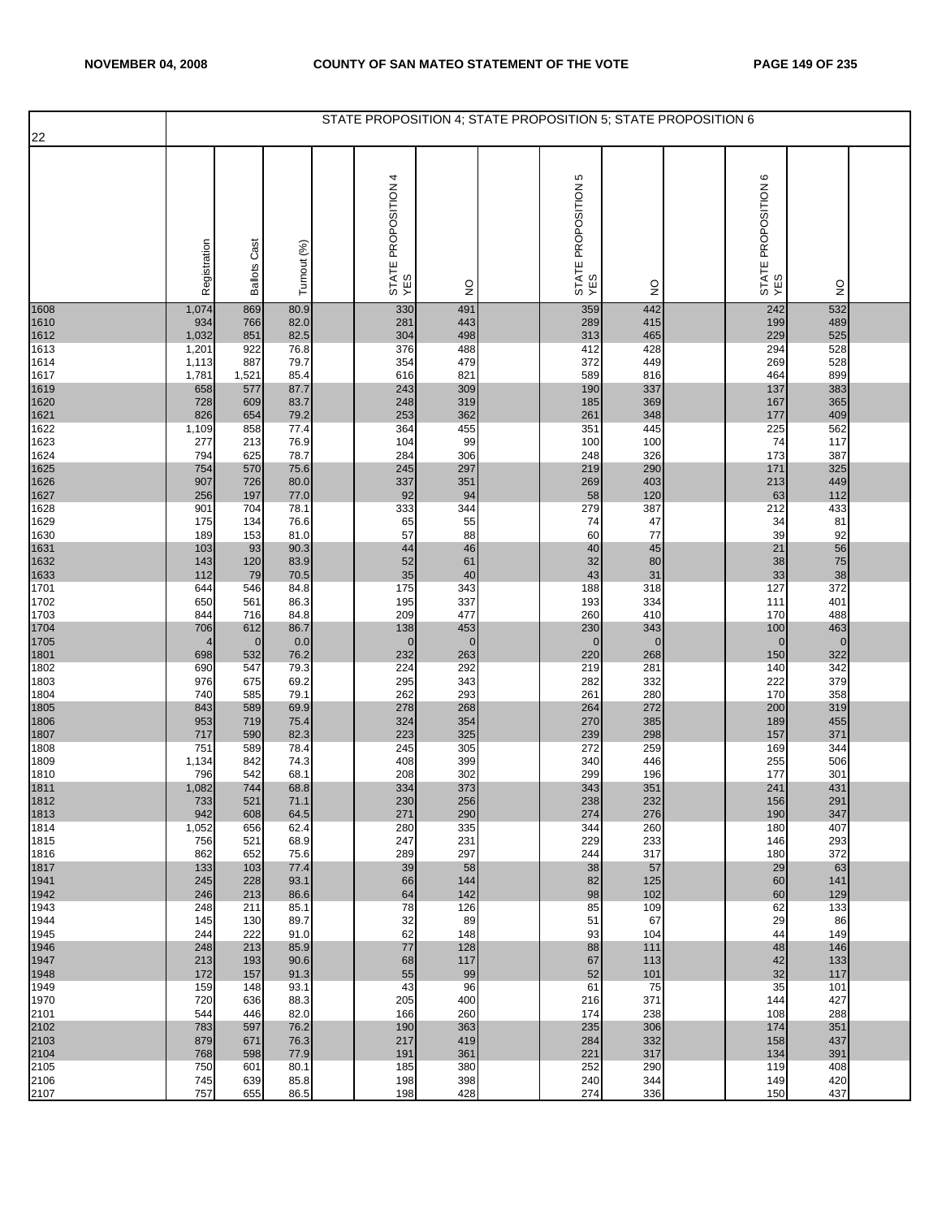NOVEMBER 04, 2008 — COUNTY OF SAN MATEO STATEMENT OF THE VOTE

| 22 | STATE PROPOSITION 4; STATE PROPOSITION 5; STATE PROPOSITION 6 | | | | | | | | |
|---|---|---|---|---|---|---|---|---|---|
| | Registration | Ballots Cast | Turnout (%) | STATE PROPOSITION 4 YES | NO | STATE PROPOSITION 5 YES | NO | STATE PROPOSITION 6 YES | NO |
| 1608 | 1,074 | 869 | 80.9 | 330 | 491 | 359 | 442 | 242 | 532 |
| 1610 | 934 | 766 | 82.0 | 281 | 443 | 289 | 415 | 199 | 489 |
| 1612 | 1,032 | 851 | 82.5 | 304 | 498 | 313 | 465 | 229 | 525 |
| 1613 | 1,201 | 922 | 76.8 | 376 | 488 | 412 | 428 | 294 | 528 |
| 1614 | 1,113 | 887 | 79.7 | 354 | 479 | 372 | 449 | 269 | 528 |
| 1617 | 1,781 | 1,521 | 85.4 | 616 | 821 | 589 | 816 | 464 | 899 |
| 1619 | 658 | 577 | 87.7 | 243 | 309 | 190 | 337 | 137 | 383 |
| 1620 | 728 | 609 | 83.7 | 248 | 319 | 185 | 369 | 167 | 365 |
| 1621 | 826 | 654 | 79.2 | 253 | 362 | 261 | 348 | 177 | 409 |
| 1622 | 1,109 | 858 | 77.4 | 364 | 455 | 351 | 445 | 225 | 562 |
| 1623 | 277 | 213 | 76.9 | 104 | 99 | 100 | 100 | 74 | 117 |
| 1624 | 794 | 625 | 78.7 | 284 | 306 | 248 | 326 | 173 | 387 |
| 1625 | 754 | 570 | 75.6 | 245 | 297 | 219 | 290 | 171 | 325 |
| 1626 | 907 | 726 | 80.0 | 337 | 351 | 269 | 403 | 213 | 449 |
| 1627 | 256 | 197 | 77.0 | 92 | 94 | 58 | 120 | 63 | 112 |
| 1628 | 901 | 704 | 78.1 | 333 | 344 | 279 | 387 | 212 | 433 |
| 1629 | 175 | 134 | 76.6 | 65 | 55 | 74 | 47 | 34 | 81 |
| 1630 | 189 | 153 | 81.0 | 57 | 88 | 60 | 77 | 39 | 92 |
| 1631 | 103 | 93 | 90.3 | 44 | 46 | 40 | 45 | 21 | 56 |
| 1632 | 143 | 120 | 83.9 | 52 | 61 | 32 | 80 | 38 | 75 |
| 1633 | 112 | 79 | 70.5 | 35 | 40 | 43 | 31 | 33 | 38 |
| 1701 | 644 | 546 | 84.8 | 175 | 343 | 188 | 318 | 127 | 372 |
| 1702 | 650 | 561 | 86.3 | 195 | 337 | 193 | 334 | 111 | 401 |
| 1703 | 844 | 716 | 84.8 | 209 | 477 | 260 | 410 | 170 | 488 |
| 1704 | 706 | 612 | 86.7 | 138 | 453 | 230 | 343 | 100 | 463 |
| 1705 | 4 | 0 | 0.0 | 0 | 0 | 0 | 0 | 0 | 0 |
| 1801 | 698 | 532 | 76.2 | 232 | 263 | 220 | 268 | 150 | 322 |
| 1802 | 690 | 547 | 79.3 | 224 | 292 | 219 | 281 | 140 | 342 |
| 1803 | 976 | 675 | 69.2 | 295 | 343 | 282 | 332 | 222 | 379 |
| 1804 | 740 | 585 | 79.1 | 262 | 293 | 261 | 280 | 170 | 358 |
| 1805 | 843 | 589 | 69.9 | 278 | 268 | 264 | 272 | 200 | 319 |
| 1806 | 953 | 719 | 75.4 | 324 | 354 | 270 | 385 | 189 | 455 |
| 1807 | 717 | 590 | 82.3 | 223 | 325 | 239 | 298 | 157 | 371 |
| 1808 | 751 | 589 | 78.4 | 245 | 305 | 272 | 259 | 169 | 344 |
| 1809 | 1,134 | 842 | 74.3 | 408 | 399 | 340 | 446 | 255 | 506 |
| 1810 | 796 | 542 | 68.1 | 208 | 302 | 299 | 196 | 177 | 301 |
| 1811 | 1,082 | 744 | 68.8 | 334 | 373 | 343 | 351 | 241 | 431 |
| 1812 | 733 | 521 | 71.1 | 230 | 256 | 238 | 232 | 156 | 291 |
| 1813 | 942 | 608 | 64.5 | 271 | 290 | 274 | 276 | 190 | 347 |
| 1814 | 1,052 | 656 | 62.4 | 280 | 335 | 344 | 260 | 180 | 407 |
| 1815 | 756 | 521 | 68.9 | 247 | 231 | 229 | 233 | 146 | 293 |
| 1816 | 862 | 652 | 75.6 | 289 | 297 | 244 | 317 | 180 | 372 |
| 1817 | 133 | 103 | 77.4 | 39 | 58 | 38 | 57 | 29 | 63 |
| 1941 | 245 | 228 | 93.1 | 66 | 144 | 82 | 125 | 60 | 141 |
| 1942 | 246 | 213 | 86.6 | 64 | 142 | 98 | 102 | 60 | 129 |
| 1943 | 248 | 211 | 85.1 | 78 | 126 | 85 | 109 | 62 | 133 |
| 1944 | 145 | 130 | 89.7 | 32 | 89 | 51 | 67 | 29 | 86 |
| 1945 | 244 | 222 | 91.0 | 62 | 148 | 93 | 104 | 44 | 149 |
| 1946 | 248 | 213 | 85.9 | 77 | 128 | 88 | 111 | 48 | 146 |
| 1947 | 213 | 193 | 90.6 | 68 | 117 | 67 | 113 | 42 | 133 |
| 1948 | 172 | 157 | 91.3 | 55 | 99 | 52 | 101 | 32 | 117 |
| 1949 | 159 | 148 | 93.1 | 43 | 96 | 61 | 75 | 35 | 101 |
| 1970 | 720 | 636 | 88.3 | 205 | 400 | 216 | 371 | 144 | 427 |
| 2101 | 544 | 446 | 82.0 | 166 | 260 | 174 | 238 | 108 | 288 |
| 2102 | 783 | 597 | 76.2 | 190 | 363 | 235 | 306 | 174 | 351 |
| 2103 | 879 | 671 | 76.3 | 217 | 419 | 284 | 332 | 158 | 437 |
| 2104 | 768 | 598 | 77.9 | 191 | 361 | 221 | 317 | 134 | 391 |
| 2105 | 750 | 601 | 80.1 | 185 | 380 | 252 | 290 | 119 | 408 |
| 2106 | 745 | 639 | 85.8 | 198 | 398 | 240 | 344 | 149 | 420 |
| 2107 | 757 | 655 | 86.5 | 198 | 428 | 274 | 336 | 150 | 437 |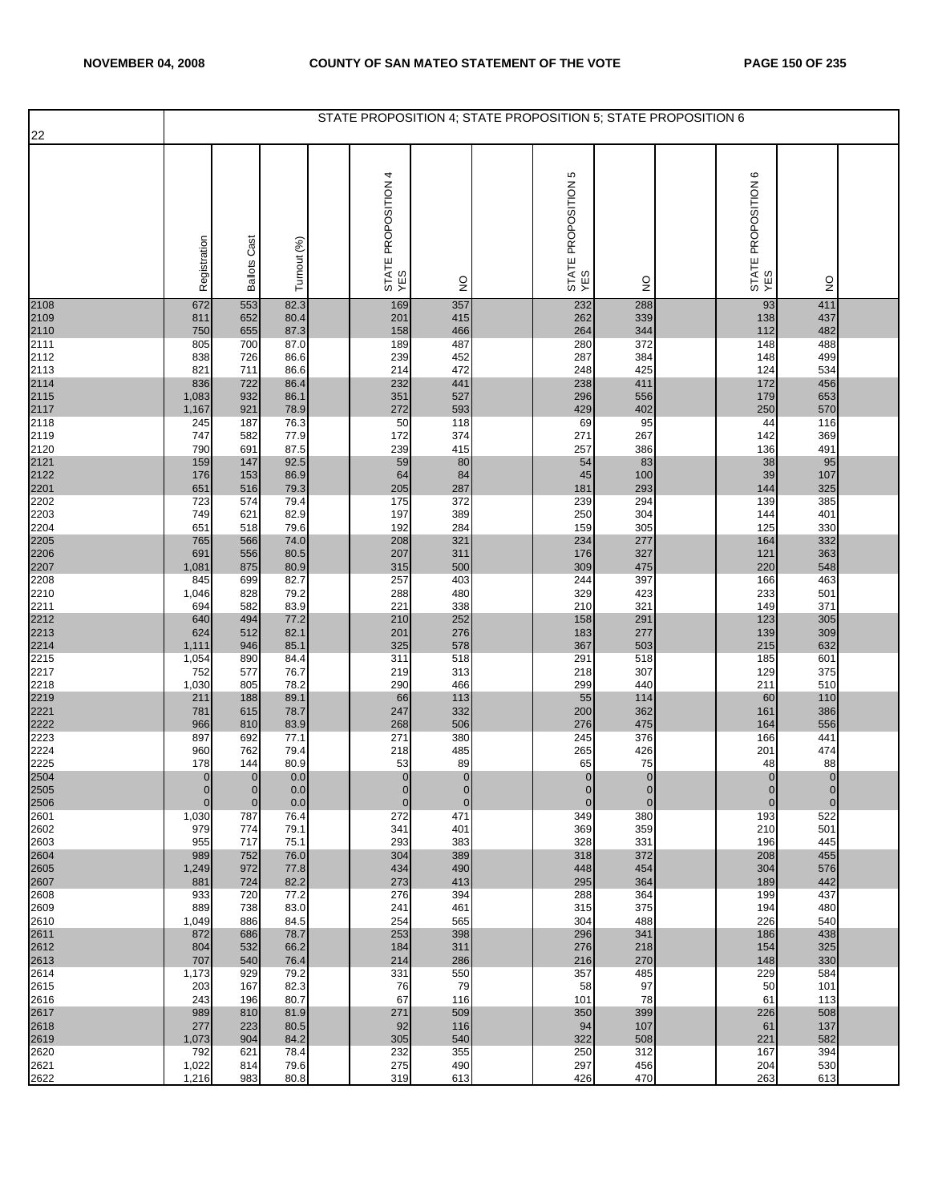| 22 | STATE PROPOSITION 4; STATE PROPOSITION 5; STATE PROPOSITION 6 | | | | | | | | | | | | | |
|---|---|---|---|---|---|---|---|---|---|---|---|---|---|---|
| | Registration | Ballots Cast | Turnout (%) | | STATE PROPOSITION 4 YES | NO | | STATE PROPOSITION 5 YES | NO | | STATE PROPOSITION 6 YES | NO | |
| 2108 | 672 | 553 | 82.3 | | 169 | 357 | | 232 | 288 | | 93 | 411 | |
| 2109 | 811 | 652 | 80.4 | | 201 | 415 | | 262 | 339 | | 138 | 437 | |
| 2110 | 750 | 655 | 87.3 | | 158 | 466 | | 264 | 344 | | 112 | 482 | |
| 2111 | 805 | 700 | 87.0 | | 189 | 487 | | 280 | 372 | | 148 | 488 | |
| 2112 | 838 | 726 | 86.6 | | 239 | 452 | | 287 | 384 | | 148 | 499 | |
| 2113 | 821 | 711 | 86.6 | | 214 | 472 | | 248 | 425 | | 124 | 534 | |
| 2114 | 836 | 722 | 86.4 | | 232 | 441 | | 238 | 411 | | 172 | 456 | |
| 2115 | 1,083 | 932 | 86.1 | | 351 | 527 | | 296 | 556 | | 179 | 653 | |
| 2117 | 1,167 | 921 | 78.9 | | 272 | 593 | | 429 | 402 | | 250 | 570 | |
| 2118 | 245 | 187 | 76.3 | | 50 | 118 | | 69 | 95 | | 44 | 116 | |
| 2119 | 747 | 582 | 77.9 | | 172 | 374 | | 271 | 267 | | 142 | 369 | |
| 2120 | 790 | 691 | 87.5 | | 239 | 415 | | 257 | 386 | | 136 | 491 | |
| 2121 | 159 | 147 | 92.5 | | 59 | 80 | | 54 | 83 | | 38 | 95 | |
| 2122 | 176 | 153 | 86.9 | | 64 | 84 | | 45 | 100 | | 39 | 107 | |
| 2201 | 651 | 516 | 79.3 | | 205 | 287 | | 181 | 293 | | 144 | 325 | |
| 2202 | 723 | 574 | 79.4 | | 175 | 372 | | 239 | 294 | | 139 | 385 | |
| 2203 | 749 | 621 | 82.9 | | 197 | 389 | | 250 | 304 | | 144 | 401 | |
| 2204 | 651 | 518 | 79.6 | | 192 | 284 | | 159 | 305 | | 125 | 330 | |
| 2205 | 765 | 566 | 74.0 | | 208 | 321 | | 234 | 277 | | 164 | 332 | |
| 2206 | 691 | 556 | 80.5 | | 207 | 311 | | 176 | 327 | | 121 | 363 | |
| 2207 | 1,081 | 875 | 80.9 | | 315 | 500 | | 309 | 475 | | 220 | 548 | |
| 2208 | 845 | 699 | 82.7 | | 257 | 403 | | 244 | 397 | | 166 | 463 | |
| 2210 | 1,046 | 828 | 79.2 | | 288 | 480 | | 329 | 423 | | 233 | 501 | |
| 2211 | 694 | 582 | 83.9 | | 221 | 338 | | 210 | 321 | | 149 | 371 | |
| 2212 | 640 | 494 | 77.2 | | 210 | 252 | | 158 | 291 | | 123 | 305 | |
| 2213 | 624 | 512 | 82.1 | | 201 | 276 | | 183 | 277 | | 139 | 309 | |
| 2214 | 1,111 | 946 | 85.1 | | 325 | 578 | | 367 | 503 | | 215 | 632 | |
| 2215 | 1,054 | 890 | 84.4 | | 311 | 518 | | 291 | 518 | | 185 | 601 | |
| 2217 | 752 | 577 | 76.7 | | 219 | 313 | | 218 | 307 | | 129 | 375 | |
| 2218 | 1,030 | 805 | 78.2 | | 290 | 466 | | 299 | 440 | | 211 | 510 | |
| 2219 | 211 | 188 | 89.1 | | 66 | 113 | | 55 | 114 | | 60 | 110 | |
| 2221 | 781 | 615 | 78.7 | | 247 | 332 | | 200 | 362 | | 161 | 386 | |
| 2222 | 966 | 810 | 83.9 | | 268 | 506 | | 276 | 475 | | 164 | 556 | |
| 2223 | 897 | 692 | 77.1 | | 271 | 380 | | 245 | 376 | | 166 | 441 | |
| 2224 | 960 | 762 | 79.4 | | 218 | 485 | | 265 | 426 | | 201 | 474 | |
| 2225 | 178 | 144 | 80.9 | | 53 | 89 | | 65 | 75 | | 48 | 88 | |
| 2504 | 0 | 0 | 0.0 | | 0 | 0 | | 0 | 0 | | 0 | 0 | |
| 2505 | 0 | 0 | 0.0 | | 0 | 0 | | 0 | 0 | | 0 | 0 | |
| 2506 | 0 | 0 | 0.0 | | 0 | 0 | | 0 | 0 | | 0 | 0 | |
| 2601 | 1,030 | 787 | 76.4 | | 272 | 471 | | 349 | 380 | | 193 | 522 | |
| 2602 | 979 | 774 | 79.1 | | 341 | 401 | | 369 | 359 | | 210 | 501 | |
| 2603 | 955 | 717 | 75.1 | | 293 | 383 | | 328 | 331 | | 196 | 445 | |
| 2604 | 989 | 752 | 76.0 | | 304 | 389 | | 318 | 372 | | 208 | 455 | |
| 2605 | 1,249 | 972 | 77.8 | | 434 | 490 | | 448 | 454 | | 304 | 576 | |
| 2607 | 881 | 724 | 82.2 | | 273 | 413 | | 295 | 364 | | 189 | 442 | |
| 2608 | 933 | 720 | 77.2 | | 276 | 394 | | 288 | 364 | | 199 | 437 | |
| 2609 | 889 | 738 | 83.0 | | 241 | 461 | | 315 | 375 | | 194 | 480 | |
| 2610 | 1,049 | 886 | 84.5 | | 254 | 565 | | 304 | 488 | | 226 | 540 | |
| 2611 | 872 | 686 | 78.7 | | 253 | 398 | | 296 | 341 | | 186 | 438 | |
| 2612 | 804 | 532 | 66.2 | | 184 | 311 | | 276 | 218 | | 154 | 325 | |
| 2613 | 707 | 540 | 76.4 | | 214 | 286 | | 216 | 270 | | 148 | 330 | |
| 2614 | 1,173 | 929 | 79.2 | | 331 | 550 | | 357 | 485 | | 229 | 584 | |
| 2615 | 203 | 167 | 82.3 | | 76 | 79 | | 58 | 97 | | 50 | 101 | |
| 2616 | 243 | 196 | 80.7 | | 67 | 116 | | 101 | 78 | | 61 | 113 | |
| 2617 | 989 | 810 | 81.9 | | 271 | 509 | | 350 | 399 | | 226 | 508 | |
| 2618 | 277 | 223 | 80.5 | | 92 | 116 | | 94 | 107 | | 61 | 137 | |
| 2619 | 1,073 | 904 | 84.2 | | 305 | 540 | | 322 | 508 | | 221 | 582 | |
| 2620 | 792 | 621 | 78.4 | | 232 | 355 | | 250 | 312 | | 167 | 394 | |
| 2621 | 1,022 | 814 | 79.6 | | 275 | 490 | | 297 | 456 | | 204 | 530 | |
| 2622 | 1,216 | 983 | 80.8 | | 319 | 613 | | 426 | 470 | | 263 | 613 | |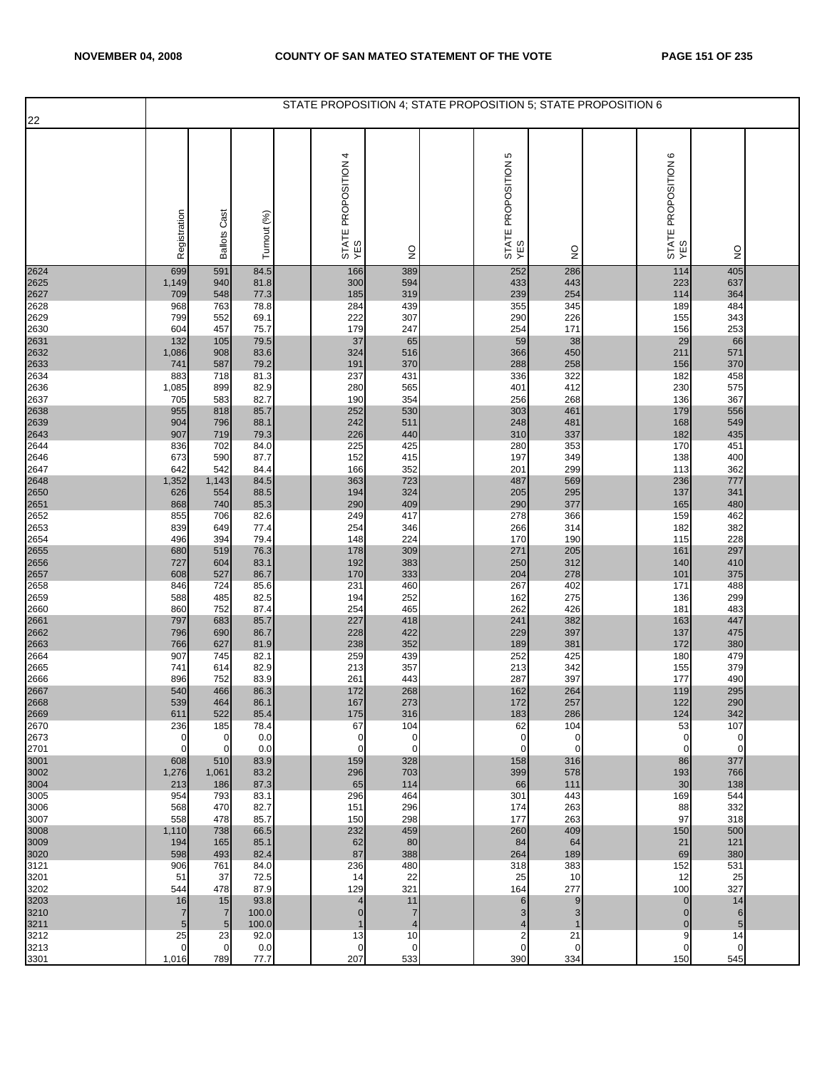## STATE PROPOSITION 4; STATE PROPOSITION 5; STATE PROPOSITION 6

22

| | Registration | Ballots Cast | Turnout (%) | | STATE PROPOSITION 4 YES | NO | | STATE PROPOSITION 5 YES | NO | | STATE PROPOSITION 6 YES | NO | |
|---|---|---|---|---|---|---|---|---|---|---|---|---|---|
| 2624 | 699 | 591 | 84.5 | | 166 | 389 | | 252 | 286 | | 114 | 405 | |
| 2625 | 1,149 | 940 | 81.8 | | 300 | 594 | | 433 | 443 | | 223 | 637 | |
| 2627 | 709 | 548 | 77.3 | | 185 | 319 | | 239 | 254 | | 114 | 364 | |
| 2628 | 968 | 763 | 78.8 | | 284 | 439 | | 355 | 345 | | 189 | 484 | |
| 2629 | 799 | 552 | 69.1 | | 222 | 307 | | 290 | 226 | | 155 | 343 | |
| 2630 | 604 | 457 | 75.7 | | 179 | 247 | | 254 | 171 | | 156 | 253 | |
| 2631 | 132 | 105 | 79.5 | | 37 | 65 | | 59 | 38 | | 29 | 66 | |
| 2632 | 1,086 | 908 | 83.6 | | 324 | 516 | | 366 | 450 | | 211 | 571 | |
| 2633 | 741 | 587 | 79.2 | | 191 | 370 | | 288 | 258 | | 156 | 370 | |
| 2634 | 883 | 718 | 81.3 | | 237 | 431 | | 336 | 322 | | 182 | 458 | |
| 2636 | 1,085 | 899 | 82.9 | | 280 | 565 | | 401 | 412 | | 230 | 575 | |
| 2637 | 705 | 583 | 82.7 | | 190 | 354 | | 256 | 268 | | 136 | 367 | |
| 2638 | 955 | 818 | 85.7 | | 252 | 530 | | 303 | 461 | | 179 | 556 | |
| 2639 | 904 | 796 | 88.1 | | 242 | 511 | | 248 | 481 | | 168 | 549 | |
| 2643 | 907 | 719 | 79.3 | | 226 | 440 | | 310 | 337 | | 182 | 435 | |
| 2644 | 836 | 702 | 84.0 | | 225 | 425 | | 280 | 353 | | 170 | 451 | |
| 2646 | 673 | 590 | 87.7 | | 152 | 415 | | 197 | 349 | | 138 | 400 | |
| 2647 | 642 | 542 | 84.4 | | 166 | 352 | | 201 | 299 | | 113 | 362 | |
| 2648 | 1,352 | 1,143 | 84.5 | | 363 | 723 | | 487 | 569 | | 236 | 777 | |
| 2650 | 626 | 554 | 88.5 | | 194 | 324 | | 205 | 295 | | 137 | 341 | |
| 2651 | 868 | 740 | 85.3 | | 290 | 409 | | 290 | 377 | | 165 | 480 | |
| 2652 | 855 | 706 | 82.6 | | 249 | 417 | | 278 | 366 | | 159 | 462 | |
| 2653 | 839 | 649 | 77.4 | | 254 | 346 | | 266 | 314 | | 182 | 382 | |
| 2654 | 496 | 394 | 79.4 | | 148 | 224 | | 170 | 190 | | 115 | 228 | |
| 2655 | 680 | 519 | 76.3 | | 178 | 309 | | 271 | 205 | | 161 | 297 | |
| 2656 | 727 | 604 | 83.1 | | 192 | 383 | | 250 | 312 | | 140 | 410 | |
| 2657 | 608 | 527 | 86.7 | | 170 | 333 | | 204 | 278 | | 101 | 375 | |
| 2658 | 846 | 724 | 85.6 | | 231 | 460 | | 267 | 402 | | 171 | 488 | |
| 2659 | 588 | 485 | 82.5 | | 194 | 252 | | 162 | 275 | | 136 | 299 | |
| 2660 | 860 | 752 | 87.4 | | 254 | 465 | | 262 | 426 | | 181 | 483 | |
| 2661 | 797 | 683 | 85.7 | | 227 | 418 | | 241 | 382 | | 163 | 447 | |
| 2662 | 796 | 690 | 86.7 | | 228 | 422 | | 229 | 397 | | 137 | 475 | |
| 2663 | 766 | 627 | 81.9 | | 238 | 352 | | 189 | 381 | | 172 | 380 | |
| 2664 | 907 | 745 | 82.1 | | 259 | 439 | | 252 | 425 | | 180 | 479 | |
| 2665 | 741 | 614 | 82.9 | | 213 | 357 | | 213 | 342 | | 155 | 379 | |
| 2666 | 896 | 752 | 83.9 | | 261 | 443 | | 287 | 397 | | 177 | 490 | |
| 2667 | 540 | 466 | 86.3 | | 172 | 268 | | 162 | 264 | | 119 | 295 | |
| 2668 | 539 | 464 | 86.1 | | 167 | 273 | | 172 | 257 | | 122 | 290 | |
| 2669 | 611 | 522 | 85.4 | | 175 | 316 | | 183 | 286 | | 124 | 342 | |
| 2670 | 236 | 185 | 78.4 | | 67 | 104 | | 62 | 104 | | 53 | 107 | |
| 2673 | 0 | 0 | 0.0 | | 0 | 0 | | 0 | 0 | | 0 | 0 | |
| 2701 | 0 | 0 | 0.0 | | 0 | 0 | | 0 | 0 | | 0 | 0 | |
| 3001 | 608 | 510 | 83.9 | | 159 | 328 | | 158 | 316 | | 86 | 377 | |
| 3002 | 1,276 | 1,061 | 83.2 | | 296 | 703 | | 399 | 578 | | 193 | 766 | |
| 3004 | 213 | 186 | 87.3 | | 65 | 114 | | 66 | 111 | | 30 | 138 | |
| 3005 | 954 | 793 | 83.1 | | 296 | 464 | | 301 | 443 | | 169 | 544 | |
| 3006 | 568 | 470 | 82.7 | | 151 | 296 | | 174 | 263 | | 88 | 332 | |
| 3007 | 558 | 478 | 85.7 | | 150 | 298 | | 177 | 263 | | 97 | 318 | |
| 3008 | 1,110 | 738 | 66.5 | | 232 | 459 | | 260 | 409 | | 150 | 500 | |
| 3009 | 194 | 165 | 85.1 | | 62 | 80 | | 84 | 64 | | 21 | 121 | |
| 3020 | 598 | 493 | 82.4 | | 87 | 388 | | 264 | 189 | | 69 | 380 | |
| 3121 | 906 | 761 | 84.0 | | 236 | 480 | | 318 | 383 | | 152 | 531 | |
| 3201 | 51 | 37 | 72.5 | | 14 | 22 | | 25 | 10 | | 12 | 25 | |
| 3202 | 544 | 478 | 87.9 | | 129 | 321 | | 164 | 277 | | 100 | 327 | |
| 3203 | 16 | 15 | 93.8 | | 4 | 11 | | 6 | 9 | | 0 | 14 | |
| 3210 | 7 | 7 | 100.0 | | 0 | 7 | | 3 | 3 | | 0 | 6 | |
| 3211 | 5 | 5 | 100.0 | | 1 | 4 | | 4 | 1 | | 0 | 5 | |
| 3212 | 25 | 23 | 92.0 | | 13 | 10 | | 2 | 21 | | 9 | 14 | |
| 3213 | 0 | 0 | 0.0 | | 0 | 0 | | 0 | 0 | | 0 | 0 | |
| 3301 | 1,016 | 789 | 77.7 | | 207 | 533 | | 390 | 334 | | 150 | 545 | |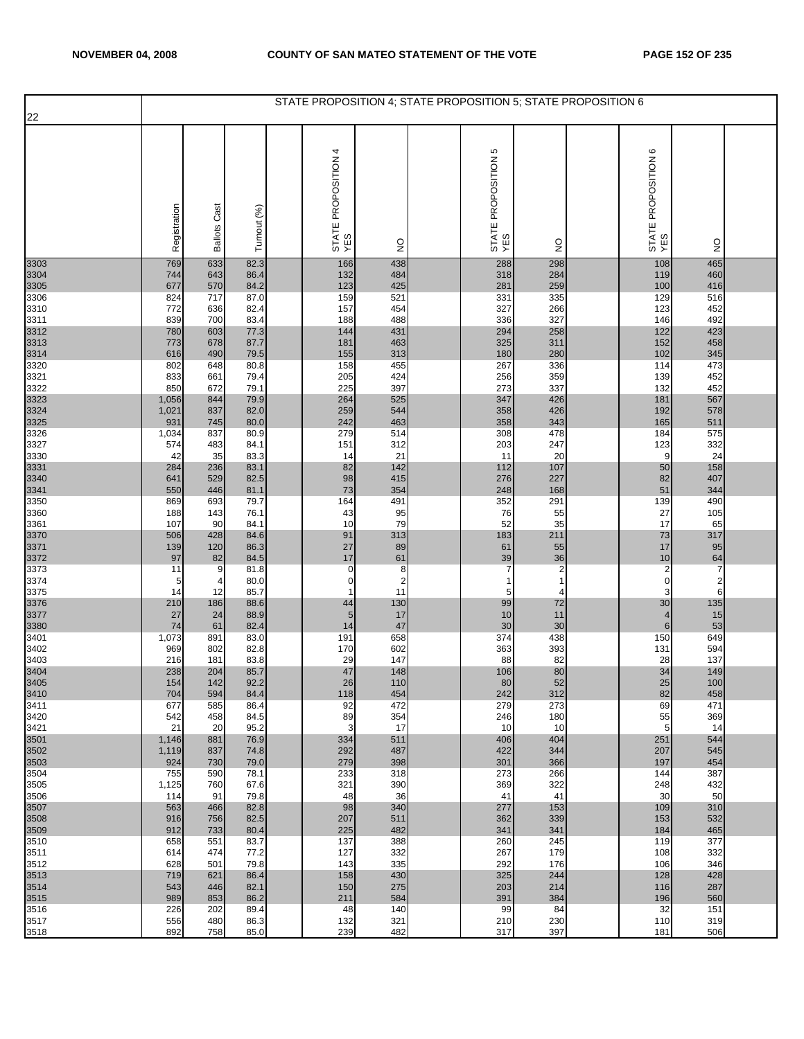STATE PROPOSITION 4; STATE PROPOSITION 5; STATE PROPOSITION 6

| 22 | Registration | Ballots Cast | Turnout (%) | | STATE PROPOSITION 4 YES | NO | | STATE PROPOSITION 5 YES | NO | | STATE PROPOSITION 6 YES | NO | |
|---|---|---|---|---|---|---|---|---|---|---|---|---|---|
| 3303 | 769 | 633 | 82.3 | | 166 | 438 | | 288 | 298 | | 108 | 465 | |
| 3304 | 744 | 643 | 86.4 | | 132 | 484 | | 318 | 284 | | 119 | 460 | |
| 3305 | 677 | 570 | 84.2 | | 123 | 425 | | 281 | 259 | | 100 | 416 | |
| 3306 | 824 | 717 | 87.0 | | 159 | 521 | | 331 | 335 | | 129 | 516 | |
| 3310 | 772 | 636 | 82.4 | | 157 | 454 | | 327 | 266 | | 123 | 452 | |
| 3311 | 839 | 700 | 83.4 | | 188 | 488 | | 336 | 327 | | 146 | 492 | |
| 3312 | 780 | 603 | 77.3 | | 144 | 431 | | 294 | 258 | | 122 | 423 | |
| 3313 | 773 | 678 | 87.7 | | 181 | 463 | | 325 | 311 | | 152 | 458 | |
| 3314 | 616 | 490 | 79.5 | | 155 | 313 | | 180 | 280 | | 102 | 345 | |
| 3320 | 802 | 648 | 80.8 | | 158 | 455 | | 267 | 336 | | 114 | 473 | |
| 3321 | 833 | 661 | 79.4 | | 205 | 424 | | 256 | 359 | | 139 | 452 | |
| 3322 | 850 | 672 | 79.1 | | 225 | 397 | | 273 | 337 | | 132 | 452 | |
| 3323 | 1,056 | 844 | 79.9 | | 264 | 525 | | 347 | 426 | | 181 | 567 | |
| 3324 | 1,021 | 837 | 82.0 | | 259 | 544 | | 358 | 426 | | 192 | 578 | |
| 3325 | 931 | 745 | 80.0 | | 242 | 463 | | 358 | 343 | | 165 | 511 | |
| 3326 | 1,034 | 837 | 80.9 | | 279 | 514 | | 308 | 478 | | 184 | 575 | |
| 3327 | 574 | 483 | 84.1 | | 151 | 312 | | 203 | 247 | | 123 | 332 | |
| 3330 | 42 | 35 | 83.3 | | 14 | 21 | | 11 | 20 | | 9 | 24 | |
| 3331 | 284 | 236 | 83.1 | | 82 | 142 | | 112 | 107 | | 50 | 158 | |
| 3340 | 641 | 529 | 82.5 | | 98 | 415 | | 276 | 227 | | 82 | 407 | |
| 3341 | 550 | 446 | 81.1 | | 73 | 354 | | 248 | 168 | | 51 | 344 | |
| 3350 | 869 | 693 | 79.7 | | 164 | 491 | | 352 | 291 | | 139 | 490 | |
| 3360 | 188 | 143 | 76.1 | | 43 | 95 | | 76 | 55 | | 27 | 105 | |
| 3361 | 107 | 90 | 84.1 | | 10 | 79 | | 52 | 35 | | 17 | 65 | |
| 3370 | 506 | 428 | 84.6 | | 91 | 313 | | 183 | 211 | | 73 | 317 | |
| 3371 | 139 | 120 | 86.3 | | 27 | 89 | | 61 | 55 | | 17 | 95 | |
| 3372 | 97 | 82 | 84.5 | | 17 | 61 | | 39 | 36 | | 10 | 64 | |
| 3373 | 11 | 9 | 81.8 | | 0 | 8 | | 7 | 2 | | 2 | 7 | |
| 3374 | 5 | 4 | 80.0 | | 0 | 2 | | 1 | 1 | | 0 | 2 | |
| 3375 | 14 | 12 | 85.7 | | 1 | 11 | | 5 | 4 | | 3 | 6 | |
| 3376 | 210 | 186 | 88.6 | | 44 | 130 | | 99 | 72 | | 30 | 135 | |
| 3377 | 27 | 24 | 88.9 | | 5 | 17 | | 10 | 11 | | 4 | 15 | |
| 3380 | 74 | 61 | 82.4 | | 14 | 47 | | 30 | 30 | | 6 | 53 | |
| 3401 | 1,073 | 891 | 83.0 | | 191 | 658 | | 374 | 438 | | 150 | 649 | |
| 3402 | 969 | 802 | 82.8 | | 170 | 602 | | 363 | 393 | | 131 | 594 | |
| 3403 | 216 | 181 | 83.8 | | 29 | 147 | | 88 | 82 | | 28 | 137 | |
| 3404 | 238 | 204 | 85.7 | | 47 | 148 | | 106 | 80 | | 34 | 149 | |
| 3405 | 154 | 142 | 92.2 | | 26 | 110 | | 80 | 52 | | 25 | 100 | |
| 3410 | 704 | 594 | 84.4 | | 118 | 454 | | 242 | 312 | | 82 | 458 | |
| 3411 | 677 | 585 | 86.4 | | 92 | 472 | | 279 | 273 | | 69 | 471 | |
| 3420 | 542 | 458 | 84.5 | | 89 | 354 | | 246 | 180 | | 55 | 369 | |
| 3421 | 21 | 20 | 95.2 | | 3 | 17 | | 10 | 10 | | 5 | 14 | |
| 3501 | 1,146 | 881 | 76.9 | | 334 | 511 | | 406 | 404 | | 251 | 544 | |
| 3502 | 1,119 | 837 | 74.8 | | 292 | 487 | | 422 | 344 | | 207 | 545 | |
| 3503 | 924 | 730 | 79.0 | | 279 | 398 | | 301 | 366 | | 197 | 454 | |
| 3504 | 755 | 590 | 78.1 | | 233 | 318 | | 273 | 266 | | 144 | 387 | |
| 3505 | 1,125 | 760 | 67.6 | | 321 | 390 | | 369 | 322 | | 248 | 432 | |
| 3506 | 114 | 91 | 79.8 | | 48 | 36 | | 41 | 41 | | 30 | 50 | |
| 3507 | 563 | 466 | 82.8 | | 98 | 340 | | 277 | 153 | | 109 | 310 | |
| 3508 | 916 | 756 | 82.5 | | 207 | 511 | | 362 | 339 | | 153 | 532 | |
| 3509 | 912 | 733 | 80.4 | | 225 | 482 | | 341 | 341 | | 184 | 465 | |
| 3510 | 658 | 551 | 83.7 | | 137 | 388 | | 260 | 245 | | 119 | 377 | |
| 3511 | 614 | 474 | 77.2 | | 127 | 332 | | 267 | 179 | | 108 | 332 | |
| 3512 | 628 | 501 | 79.8 | | 143 | 335 | | 292 | 176 | | 106 | 346 | |
| 3513 | 719 | 621 | 86.4 | | 158 | 430 | | 325 | 244 | | 128 | 428 | |
| 3514 | 543 | 446 | 82.1 | | 150 | 275 | | 203 | 214 | | 116 | 287 | |
| 3515 | 989 | 853 | 86.2 | | 211 | 584 | | 391 | 384 | | 196 | 560 | |
| 3516 | 226 | 202 | 89.4 | | 48 | 140 | | 99 | 84 | | 32 | 151 | |
| 3517 | 556 | 480 | 86.3 | | 132 | 321 | | 210 | 230 | | 110 | 319 | |
| 3518 | 892 | 758 | 85.0 | | 239 | 482 | | 317 | 397 | | 181 | 506 | |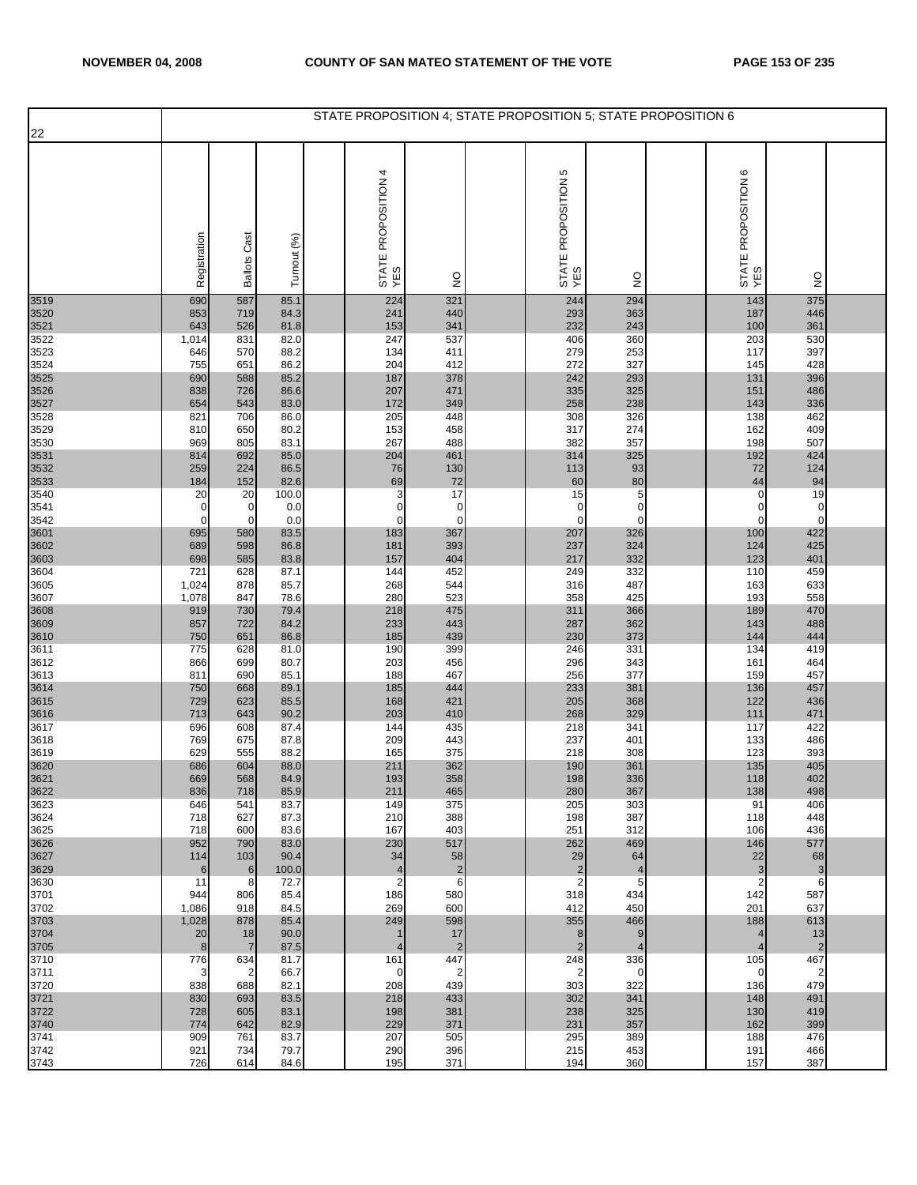22

| | STATE PROPOSITION 4; STATE PROPOSITION 5; STATE PROPOSITION 6 | | | | | | | | | | | | |
|---|---|---|---|---|---|---|---|---|---|---|---|---|---|
| | Registration | Ballots Cast | Turnout (%) | | STATE PROPOSITION 4 YES | NO | | STATE PROPOSITION 5 YES | NO | | STATE PROPOSITION 6 YES | NO | |
| 3519 | 690 | 587 | 85.1 | | 224 | 321 | | 244 | 294 | | 143 | 375 | |
| 3520 | 853 | 719 | 84.3 | | 241 | 440 | | 293 | 363 | | 187 | 446 | |
| 3521 | 643 | 526 | 81.8 | | 153 | 341 | | 232 | 243 | | 100 | 361 | |
| 3522 | 1,014 | 831 | 82.0 | | 247 | 537 | | 406 | 360 | | 203 | 530 | |
| 3523 | 646 | 570 | 88.2 | | 134 | 411 | | 279 | 253 | | 117 | 397 | |
| 3524 | 755 | 651 | 86.2 | | 204 | 412 | | 272 | 327 | | 145 | 428 | |
| 3525 | 690 | 588 | 85.2 | | 187 | 378 | | 242 | 293 | | 131 | 396 | |
| 3526 | 838 | 726 | 86.6 | | 207 | 471 | | 335 | 325 | | 151 | 486 | |
| 3527 | 654 | 543 | 83.0 | | 172 | 349 | | 258 | 238 | | 143 | 336 | |
| 3528 | 821 | 706 | 86.0 | | 205 | 448 | | 308 | 326 | | 138 | 462 | |
| 3529 | 810 | 650 | 80.2 | | 153 | 458 | | 317 | 274 | | 162 | 409 | |
| 3530 | 969 | 805 | 83.1 | | 267 | 488 | | 382 | 357 | | 198 | 507 | |
| 3531 | 814 | 692 | 85.0 | | 204 | 461 | | 314 | 325 | | 192 | 424 | |
| 3532 | 259 | 224 | 86.5 | | 76 | 130 | | 113 | 93 | | 72 | 124 | |
| 3533 | 184 | 152 | 82.6 | | 69 | 72 | | 60 | 80 | | 44 | 94 | |
| 3540 | 20 | 20 | 100.0 | | 3 | 17 | | 15 | 5 | | 0 | 19 | |
| 3541 | 0 | 0 | 0.0 | | 0 | 0 | | 0 | 0 | | 0 | 0 | |
| 3542 | 0 | 0 | 0.0 | | 0 | 0 | | 0 | 0 | | 0 | 0 | |
| 3601 | 695 | 580 | 83.5 | | 183 | 367 | | 207 | 326 | | 100 | 422 | |
| 3602 | 689 | 598 | 86.8 | | 181 | 393 | | 237 | 324 | | 124 | 425 | |
| 3603 | 698 | 585 | 83.8 | | 157 | 404 | | 217 | 332 | | 123 | 401 | |
| 3604 | 721 | 628 | 87.1 | | 144 | 452 | | 249 | 332 | | 110 | 459 | |
| 3605 | 1,024 | 878 | 85.7 | | 268 | 544 | | 316 | 487 | | 163 | 633 | |
| 3607 | 1,078 | 847 | 78.6 | | 280 | 523 | | 358 | 425 | | 193 | 558 | |
| 3608 | 919 | 730 | 79.4 | | 218 | 475 | | 311 | 366 | | 189 | 470 | |
| 3609 | 857 | 722 | 84.2 | | 233 | 443 | | 287 | 362 | | 143 | 488 | |
| 3610 | 750 | 651 | 86.8 | | 185 | 439 | | 230 | 373 | | 144 | 444 | |
| 3611 | 775 | 628 | 81.0 | | 190 | 399 | | 246 | 331 | | 134 | 419 | |
| 3612 | 866 | 699 | 80.7 | | 203 | 456 | | 296 | 343 | | 161 | 464 | |
| 3613 | 811 | 690 | 85.1 | | 188 | 467 | | 256 | 377 | | 159 | 457 | |
| 3614 | 750 | 668 | 89.1 | | 185 | 444 | | 233 | 381 | | 136 | 457 | |
| 3615 | 729 | 623 | 85.5 | | 168 | 421 | | 205 | 368 | | 122 | 436 | |
| 3616 | 713 | 643 | 90.2 | | 203 | 410 | | 268 | 329 | | 111 | 471 | |
| 3617 | 696 | 608 | 87.4 | | 144 | 435 | | 218 | 341 | | 117 | 422 | |
| 3618 | 769 | 675 | 87.8 | | 209 | 443 | | 237 | 401 | | 133 | 486 | |
| 3619 | 629 | 555 | 88.2 | | 165 | 375 | | 218 | 308 | | 123 | 393 | |
| 3620 | 686 | 604 | 88.0 | | 211 | 362 | | 190 | 361 | | 135 | 405 | |
| 3621 | 669 | 568 | 84.9 | | 193 | 358 | | 198 | 336 | | 118 | 402 | |
| 3622 | 836 | 718 | 85.9 | | 211 | 465 | | 280 | 367 | | 138 | 498 | |
| 3623 | 646 | 541 | 83.7 | | 149 | 375 | | 205 | 303 | | 91 | 406 | |
| 3624 | 718 | 627 | 87.3 | | 210 | 388 | | 198 | 387 | | 118 | 448 | |
| 3625 | 718 | 600 | 83.6 | | 167 | 403 | | 251 | 312 | | 106 | 436 | |
| 3626 | 952 | 790 | 83.0 | | 230 | 517 | | 262 | 469 | | 146 | 577 | |
| 3627 | 114 | 103 | 90.4 | | 34 | 58 | | 29 | 64 | | 22 | 68 | |
| 3629 | 6 | 6 | 100.0 | | 4 | 2 | | 2 | 4 | | 3 | 3 | |
| 3630 | 11 | 8 | 72.7 | | 2 | 6 | | 2 | 5 | | 2 | 6 | |
| 3701 | 944 | 806 | 85.4 | | 186 | 580 | | 318 | 434 | | 142 | 587 | |
| 3702 | 1,086 | 918 | 84.5 | | 269 | 600 | | 412 | 450 | | 201 | 637 | |
| 3703 | 1,028 | 878 | 85.4 | | 249 | 598 | | 355 | 466 | | 188 | 613 | |
| 3704 | 20 | 18 | 90.0 | | 1 | 17 | | 8 | 9 | | 4 | 13 | |
| 3705 | 8 | 7 | 87.5 | | 4 | 2 | | 2 | 4 | | 4 | 2 | |
| 3710 | 776 | 634 | 81.7 | | 161 | 447 | | 248 | 336 | | 105 | 467 | |
| 3711 | 3 | 2 | 66.7 | | 0 | 2 | | 2 | 0 | | 0 | 2 | |
| 3720 | 838 | 688 | 82.1 | | 208 | 439 | | 303 | 322 | | 136 | 479 | |
| 3721 | 830 | 693 | 83.5 | | 218 | 433 | | 302 | 341 | | 148 | 491 | |
| 3722 | 728 | 605 | 83.1 | | 198 | 381 | | 238 | 325 | | 130 | 419 | |
| 3740 | 774 | 642 | 82.9 | | 229 | 371 | | 231 | 357 | | 162 | 399 | |
| 3741 | 909 | 761 | 83.7 | | 207 | 505 | | 295 | 389 | | 188 | 476 | |
| 3742 | 921 | 734 | 79.7 | | 290 | 396 | | 215 | 453 | | 191 | 466 | |
| 3743 | 726 | 614 | 84.6 | | 195 | 371 | | 194 | 360 | | 157 | 387 | |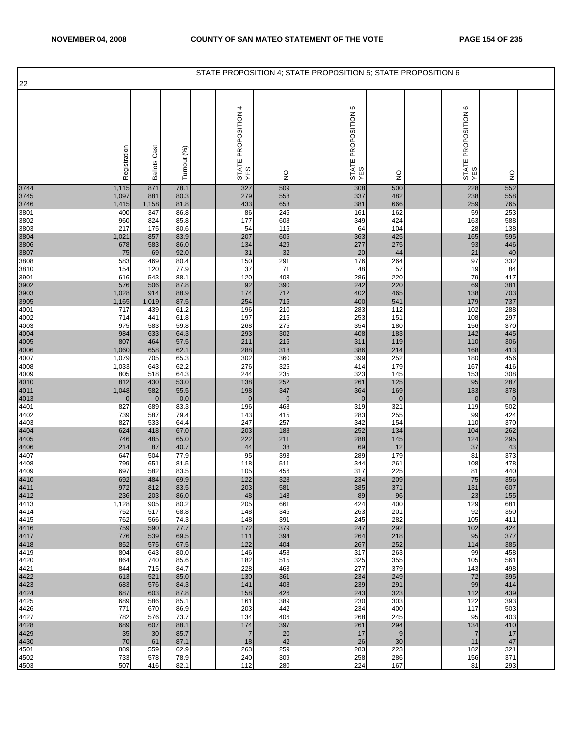22

| | STATE PROPOSITION 4; STATE PROPOSITION 5; STATE PROPOSITION 6 | | | | | | | | | | | | |
|---|---|---|---|---|---|---|---|---|---|---|---|---|---|
| | Registration | Ballots Cast | Turnout (%) | | STATE PROPOSITION 4 YES | NO | | STATE PROPOSITION 5 YES | NO | | STATE PROPOSITION 6 YES | NO | |
| 3744 | 1,115 | 871 | 78.1 | | 327 | 509 | | 308 | 500 | | 228 | 552 | |
| 3745 | 1,097 | 881 | 80.3 | | 279 | 558 | | 337 | 482 | | 238 | 558 | |
| 3746 | 1,415 | 1,158 | 81.8 | | 433 | 653 | | 381 | 666 | | 259 | 765 | |
| 3801 | 400 | 347 | 86.8 | | 86 | 246 | | 161 | 162 | | 59 | 253 | |
| 3802 | 960 | 824 | 85.8 | | 177 | 608 | | 349 | 424 | | 163 | 588 | |
| 3803 | 217 | 175 | 80.6 | | 54 | 116 | | 64 | 104 | | 28 | 138 | |
| 3804 | 1,021 | 857 | 83.9 | | 207 | 605 | | 363 | 425 | | 165 | 595 | |
| 3806 | 678 | 583 | 86.0 | | 134 | 429 | | 277 | 275 | | 93 | 446 | |
| 3807 | 75 | 69 | 92.0 | | 31 | 32 | | 20 | 44 | | 21 | 40 | |
| 3808 | 583 | 469 | 80.4 | | 150 | 291 | | 176 | 264 | | 97 | 332 | |
| 3810 | 154 | 120 | 77.9 | | 37 | 71 | | 48 | 57 | | 19 | 84 | |
| 3901 | 616 | 543 | 88.1 | | 120 | 403 | | 286 | 220 | | 79 | 417 | |
| 3902 | 576 | 506 | 87.8 | | 92 | 390 | | 242 | 220 | | 69 | 381 | |
| 3903 | 1,028 | 914 | 88.9 | | 174 | 712 | | 402 | 465 | | 138 | 703 | |
| 3905 | 1,165 | 1,019 | 87.5 | | 254 | 715 | | 400 | 541 | | 179 | 737 | |
| 4001 | 717 | 439 | 61.2 | | 196 | 210 | | 283 | 112 | | 102 | 288 | |
| 4002 | 714 | 441 | 61.8 | | 197 | 216 | | 253 | 151 | | 108 | 297 | |
| 4003 | 975 | 583 | 59.8 | | 268 | 275 | | 354 | 180 | | 156 | 370 | |
| 4004 | 984 | 633 | 64.3 | | 293 | 302 | | 408 | 183 | | 142 | 445 | |
| 4005 | 807 | 464 | 57.5 | | 211 | 216 | | 311 | 119 | | 110 | 306 | |
| 4006 | 1,060 | 658 | 62.1 | | 288 | 318 | | 386 | 214 | | 168 | 413 | |
| 4007 | 1,079 | 705 | 65.3 | | 302 | 360 | | 399 | 252 | | 180 | 456 | |
| 4008 | 1,033 | 643 | 62.2 | | 276 | 325 | | 414 | 179 | | 167 | 416 | |
| 4009 | 805 | 518 | 64.3 | | 244 | 235 | | 323 | 145 | | 153 | 308 | |
| 4010 | 812 | 430 | 53.0 | | 138 | 252 | | 261 | 125 | | 95 | 287 | |
| 4011 | 1,048 | 582 | 55.5 | | 198 | 347 | | 364 | 169 | | 133 | 378 | |
| 4013 | 0 | 0 | 0.0 | | 0 | 0 | | 0 | 0 | | 0 | 0 | |
| 4401 | 827 | 689 | 83.3 | | 196 | 468 | | 319 | 321 | | 119 | 502 | |
| 4402 | 739 | 587 | 79.4 | | 143 | 415 | | 283 | 255 | | 99 | 424 | |
| 4403 | 827 | 533 | 64.4 | | 247 | 257 | | 342 | 154 | | 110 | 370 | |
| 4404 | 624 | 418 | 67.0 | | 203 | 188 | | 252 | 134 | | 104 | 262 | |
| 4405 | 746 | 485 | 65.0 | | 222 | 211 | | 288 | 145 | | 124 | 295 | |
| 4406 | 214 | 87 | 40.7 | | 44 | 38 | | 69 | 12 | | 37 | 43 | |
| 4407 | 647 | 504 | 77.9 | | 95 | 393 | | 289 | 179 | | 81 | 373 | |
| 4408 | 799 | 651 | 81.5 | | 118 | 511 | | 344 | 261 | | 108 | 478 | |
| 4409 | 697 | 582 | 83.5 | | 105 | 456 | | 317 | 225 | | 81 | 440 | |
| 4410 | 692 | 484 | 69.9 | | 122 | 328 | | 234 | 209 | | 75 | 356 | |
| 4411 | 972 | 812 | 83.5 | | 203 | 581 | | 385 | 371 | | 131 | 607 | |
| 4412 | 236 | 203 | 86.0 | | 48 | 143 | | 89 | 96 | | 23 | 155 | |
| 4413 | 1,128 | 905 | 80.2 | | 205 | 661 | | 424 | 400 | | 129 | 681 | |
| 4414 | 752 | 517 | 68.8 | | 148 | 346 | | 263 | 201 | | 92 | 350 | |
| 4415 | 762 | 566 | 74.3 | | 148 | 391 | | 245 | 282 | | 105 | 411 | |
| 4416 | 759 | 590 | 77.7 | | 172 | 379 | | 247 | 292 | | 102 | 424 | |
| 4417 | 776 | 539 | 69.5 | | 111 | 394 | | 264 | 218 | | 95 | 377 | |
| 4418 | 852 | 575 | 67.5 | | 122 | 404 | | 267 | 252 | | 114 | 385 | |
| 4419 | 804 | 643 | 80.0 | | 146 | 458 | | 317 | 263 | | 99 | 458 | |
| 4420 | 864 | 740 | 85.6 | | 182 | 515 | | 325 | 355 | | 105 | 561 | |
| 4421 | 844 | 715 | 84.7 | | 228 | 463 | | 277 | 379 | | 143 | 498 | |
| 4422 | 613 | 521 | 85.0 | | 130 | 361 | | 234 | 249 | | 72 | 395 | |
| 4423 | 683 | 576 | 84.3 | | 141 | 408 | | 239 | 291 | | 99 | 414 | |
| 4424 | 687 | 603 | 87.8 | | 158 | 426 | | 243 | 323 | | 112 | 439 | |
| 4425 | 689 | 586 | 85.1 | | 161 | 389 | | 230 | 303 | | 122 | 393 | |
| 4426 | 771 | 670 | 86.9 | | 203 | 442 | | 234 | 400 | | 117 | 503 | |
| 4427 | 782 | 576 | 73.7 | | 134 | 406 | | 268 | 245 | | 95 | 403 | |
| 4428 | 689 | 607 | 88.1 | | 174 | 397 | | 261 | 294 | | 134 | 410 | |
| 4429 | 35 | 30 | 85.7 | | 7 | 20 | | 17 | 9 | | 7 | 17 | |
| 4430 | 70 | 61 | 87.1 | | 18 | 42 | | 26 | 30 | | 11 | 47 | |
| 4501 | 889 | 559 | 62.9 | | 263 | 259 | | 283 | 223 | | 182 | 321 | |
| 4502 | 733 | 578 | 78.9 | | 240 | 309 | | 258 | 286 | | 156 | 371 | |
| 4503 | 507 | 416 | 82.1 | | 112 | 280 | | 224 | 167 | | 81 | 293 | |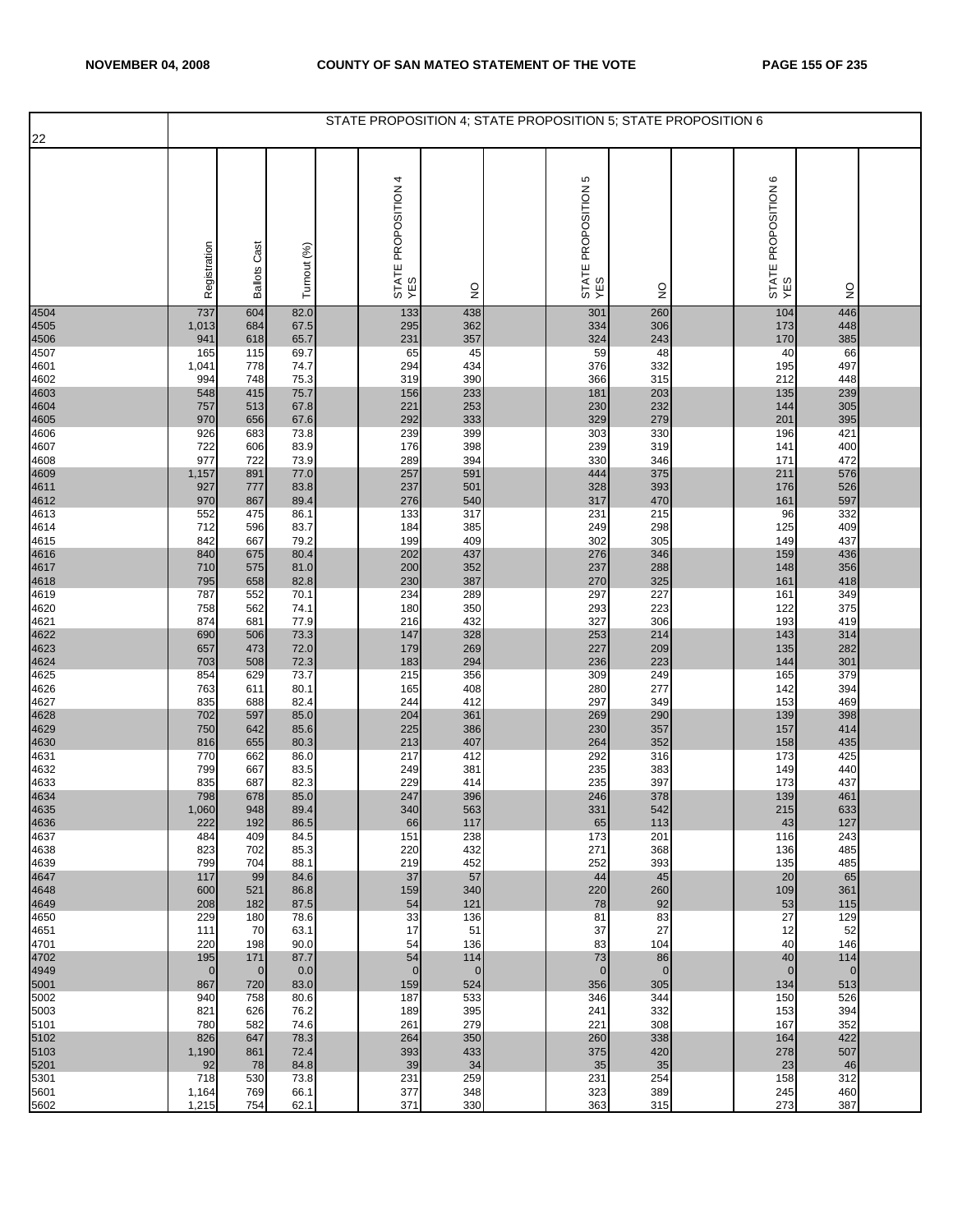NOVEMBER 04, 2008 COUNTY OF SAN MATEO STATEMENT OF THE VOTE

22

| | STATE PROPOSITION 4; STATE PROPOSITION 5; STATE PROPOSITION 6 | | | | | | | | | | | | |
|---|---|---|---|---|---|---|---|---|---|---|---|---|---|
| | Registration | Ballots Cast | Turnout (%) | | STATE PROPOSITION 4 YES | NO | | STATE PROPOSITION 5 YES | NO | | STATE PROPOSITION 6 YES | NO | |
| 4504 | 737 | 604 | 82.0 | | 133 | 438 | | 301 | 260 | | 104 | 446 | |
| 4505 | 1,013 | 684 | 67.5 | | 295 | 362 | | 334 | 306 | | 173 | 448 | |
| 4506 | 941 | 618 | 65.7 | | 231 | 357 | | 324 | 243 | | 170 | 385 | |
| 4507 | 165 | 115 | 69.7 | | 65 | 45 | | 59 | 48 | | 40 | 66 | |
| 4601 | 1,041 | 778 | 74.7 | | 294 | 434 | | 376 | 332 | | 195 | 497 | |
| 4602 | 994 | 748 | 75.3 | | 319 | 390 | | 366 | 315 | | 212 | 448 | |
| 4603 | 548 | 415 | 75.7 | | 156 | 233 | | 181 | 203 | | 135 | 239 | |
| 4604 | 757 | 513 | 67.8 | | 221 | 253 | | 230 | 232 | | 144 | 305 | |
| 4605 | 970 | 656 | 67.6 | | 292 | 333 | | 329 | 279 | | 201 | 395 | |
| 4606 | 926 | 683 | 73.8 | | 239 | 399 | | 303 | 330 | | 196 | 421 | |
| 4607 | 722 | 606 | 83.9 | | 176 | 398 | | 239 | 319 | | 141 | 400 | |
| 4608 | 977 | 722 | 73.9 | | 289 | 394 | | 330 | 346 | | 171 | 472 | |
| 4609 | 1,157 | 891 | 77.0 | | 257 | 591 | | 444 | 375 | | 211 | 576 | |
| 4611 | 927 | 777 | 83.8 | | 237 | 501 | | 328 | 393 | | 176 | 526 | |
| 4612 | 970 | 867 | 89.4 | | 276 | 540 | | 317 | 470 | | 161 | 597 | |
| 4613 | 552 | 475 | 86.1 | | 133 | 317 | | 231 | 215 | | 96 | 332 | |
| 4614 | 712 | 596 | 83.7 | | 184 | 385 | | 249 | 298 | | 125 | 409 | |
| 4615 | 842 | 667 | 79.2 | | 199 | 409 | | 302 | 305 | | 149 | 437 | |
| 4616 | 840 | 675 | 80.4 | | 202 | 437 | | 276 | 346 | | 159 | 436 | |
| 4617 | 710 | 575 | 81.0 | | 200 | 352 | | 237 | 288 | | 148 | 356 | |
| 4618 | 795 | 658 | 82.8 | | 230 | 387 | | 270 | 325 | | 161 | 418 | |
| 4619 | 787 | 552 | 70.1 | | 234 | 289 | | 297 | 227 | | 161 | 349 | |
| 4620 | 758 | 562 | 74.1 | | 180 | 350 | | 293 | 223 | | 122 | 375 | |
| 4621 | 874 | 681 | 77.9 | | 216 | 432 | | 327 | 306 | | 193 | 419 | |
| 4622 | 690 | 506 | 73.3 | | 147 | 328 | | 253 | 214 | | 143 | 314 | |
| 4623 | 657 | 473 | 72.0 | | 179 | 269 | | 227 | 209 | | 135 | 282 | |
| 4624 | 703 | 508 | 72.3 | | 183 | 294 | | 236 | 223 | | 144 | 301 | |
| 4625 | 854 | 629 | 73.7 | | 215 | 356 | | 309 | 249 | | 165 | 379 | |
| 4626 | 763 | 611 | 80.1 | | 165 | 408 | | 280 | 277 | | 142 | 394 | |
| 4627 | 835 | 688 | 82.4 | | 244 | 412 | | 297 | 349 | | 153 | 469 | |
| 4628 | 702 | 597 | 85.0 | | 204 | 361 | | 269 | 290 | | 139 | 398 | |
| 4629 | 750 | 642 | 85.6 | | 225 | 386 | | 230 | 357 | | 157 | 414 | |
| 4630 | 816 | 655 | 80.3 | | 213 | 407 | | 264 | 352 | | 158 | 435 | |
| 4631 | 770 | 662 | 86.0 | | 217 | 412 | | 292 | 316 | | 173 | 425 | |
| 4632 | 799 | 667 | 83.5 | | 249 | 381 | | 235 | 383 | | 149 | 440 | |
| 4633 | 835 | 687 | 82.3 | | 229 | 414 | | 235 | 397 | | 173 | 437 | |
| 4634 | 798 | 678 | 85.0 | | 247 | 396 | | 246 | 378 | | 139 | 461 | |
| 4635 | 1,060 | 948 | 89.4 | | 340 | 563 | | 331 | 542 | | 215 | 633 | |
| 4636 | 222 | 192 | 86.5 | | 66 | 117 | | 65 | 113 | | 43 | 127 | |
| 4637 | 484 | 409 | 84.5 | | 151 | 238 | | 173 | 201 | | 116 | 243 | |
| 4638 | 823 | 702 | 85.3 | | 220 | 432 | | 271 | 368 | | 136 | 485 | |
| 4639 | 799 | 704 | 88.1 | | 219 | 452 | | 252 | 393 | | 135 | 485 | |
| 4647 | 117 | 99 | 84.6 | | 37 | 57 | | 44 | 45 | | 20 | 65 | |
| 4648 | 600 | 521 | 86.8 | | 159 | 340 | | 220 | 260 | | 109 | 361 | |
| 4649 | 208 | 182 | 87.5 | | 54 | 121 | | 78 | 92 | | 53 | 115 | |
| 4650 | 229 | 180 | 78.6 | | 33 | 136 | | 81 | 83 | | 27 | 129 | |
| 4651 | 111 | 70 | 63.1 | | 17 | 51 | | 37 | 27 | | 12 | 52 | |
| 4701 | 220 | 198 | 90.0 | | 54 | 136 | | 83 | 104 | | 40 | 146 | |
| 4702 | 195 | 171 | 87.7 | | 54 | 114 | | 73 | 86 | | 40 | 114 | |
| 4949 | 0 | 0 | 0.0 | | 0 | 0 | | 0 | 0 | | 0 | 0 | |
| 5001 | 867 | 720 | 83.0 | | 159 | 524 | | 356 | 305 | | 134 | 513 | |
| 5002 | 940 | 758 | 80.6 | | 187 | 533 | | 346 | 344 | | 150 | 526 | |
| 5003 | 821 | 626 | 76.2 | | 189 | 395 | | 241 | 332 | | 153 | 394 | |
| 5101 | 780 | 582 | 74.6 | | 261 | 279 | | 221 | 308 | | 167 | 352 | |
| 5102 | 826 | 647 | 78.3 | | 264 | 350 | | 260 | 338 | | 164 | 422 | |
| 5103 | 1,190 | 861 | 72.4 | | 393 | 433 | | 375 | 420 | | 278 | 507 | |
| 5201 | 92 | 78 | 84.8 | | 39 | 34 | | 35 | 35 | | 23 | 46 | |
| 5301 | 718 | 530 | 73.8 | | 231 | 259 | | 231 | 254 | | 158 | 312 | |
| 5601 | 1,164 | 769 | 66.1 | | 377 | 348 | | 323 | 389 | | 245 | 460 | |
| 5602 | 1,215 | 754 | 62.1 | | 371 | 330 | | 363 | 315 | | 273 | 387 | |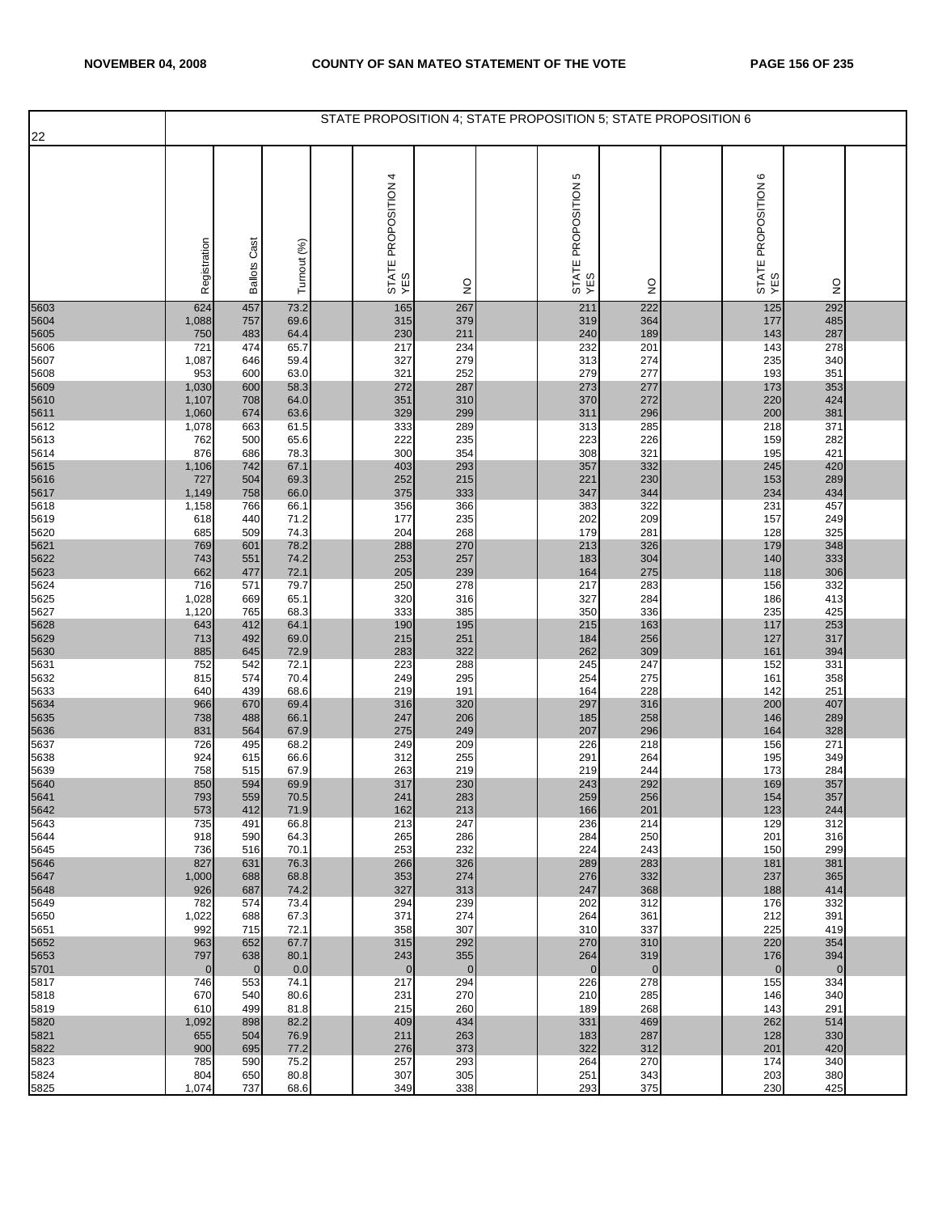## STATE PROPOSITION 4; STATE PROPOSITION 5; STATE PROPOSITION 6

| 22 | Registration | Ballots Cast | Turnout (%) | | STATE PROPOSITION 4 YES | NO | | STATE PROPOSITION 5 YES | NO | | STATE PROPOSITION 6 YES | NO | |
|---|---|---|---|---|---|---|---|---|---|---|---|---|---|
| 5603 | 624 | 457 | 73.2 | | 165 | 267 | | 211 | 222 | | 125 | 292 | |
| 5604 | 1,088 | 757 | 69.6 | | 315 | 379 | | 319 | 364 | | 177 | 485 | |
| 5605 | 750 | 483 | 64.4 | | 230 | 211 | | 240 | 189 | | 143 | 287 | |
| 5606 | 721 | 474 | 65.7 | | 217 | 234 | | 232 | 201 | | 143 | 278 | |
| 5607 | 1,087 | 646 | 59.4 | | 327 | 279 | | 313 | 274 | | 235 | 340 | |
| 5608 | 953 | 600 | 63.0 | | 321 | 252 | | 279 | 277 | | 193 | 351 | |
| 5609 | 1,030 | 600 | 58.3 | | 272 | 287 | | 273 | 277 | | 173 | 353 | |
| 5610 | 1,107 | 708 | 64.0 | | 351 | 310 | | 370 | 272 | | 220 | 424 | |
| 5611 | 1,060 | 674 | 63.6 | | 329 | 299 | | 311 | 296 | | 200 | 381 | |
| 5612 | 1,078 | 663 | 61.5 | | 333 | 289 | | 313 | 285 | | 218 | 371 | |
| 5613 | 762 | 500 | 65.6 | | 222 | 235 | | 223 | 226 | | 159 | 282 | |
| 5614 | 876 | 686 | 78.3 | | 300 | 354 | | 308 | 321 | | 195 | 421 | |
| 5615 | 1,106 | 742 | 67.1 | | 403 | 293 | | 357 | 332 | | 245 | 420 | |
| 5616 | 727 | 504 | 69.3 | | 252 | 215 | | 221 | 230 | | 153 | 289 | |
| 5617 | 1,149 | 758 | 66.0 | | 375 | 333 | | 347 | 344 | | 234 | 434 | |
| 5618 | 1,158 | 766 | 66.1 | | 356 | 366 | | 383 | 322 | | 231 | 457 | |
| 5619 | 618 | 440 | 71.2 | | 177 | 235 | | 202 | 209 | | 157 | 249 | |
| 5620 | 685 | 509 | 74.3 | | 204 | 268 | | 179 | 281 | | 128 | 325 | |
| 5621 | 769 | 601 | 78.2 | | 288 | 270 | | 213 | 326 | | 179 | 348 | |
| 5622 | 743 | 551 | 74.2 | | 253 | 257 | | 183 | 304 | | 140 | 333 | |
| 5623 | 662 | 477 | 72.1 | | 205 | 239 | | 164 | 275 | | 118 | 306 | |
| 5624 | 716 | 571 | 79.7 | | 250 | 278 | | 217 | 283 | | 156 | 332 | |
| 5625 | 1,028 | 669 | 65.1 | | 320 | 316 | | 327 | 284 | | 186 | 413 | |
| 5627 | 1,120 | 765 | 68.3 | | 333 | 385 | | 350 | 336 | | 235 | 425 | |
| 5628 | 643 | 412 | 64.1 | | 190 | 195 | | 215 | 163 | | 117 | 253 | |
| 5629 | 713 | 492 | 69.0 | | 215 | 251 | | 184 | 256 | | 127 | 317 | |
| 5630 | 885 | 645 | 72.9 | | 283 | 322 | | 262 | 309 | | 161 | 394 | |
| 5631 | 752 | 542 | 72.1 | | 223 | 288 | | 245 | 247 | | 152 | 331 | |
| 5632 | 815 | 574 | 70.4 | | 249 | 295 | | 254 | 275 | | 161 | 358 | |
| 5633 | 640 | 439 | 68.6 | | 219 | 191 | | 164 | 228 | | 142 | 251 | |
| 5634 | 966 | 670 | 69.4 | | 316 | 320 | | 297 | 316 | | 200 | 407 | |
| 5635 | 738 | 488 | 66.1 | | 247 | 206 | | 185 | 258 | | 146 | 289 | |
| 5636 | 831 | 564 | 67.9 | | 275 | 249 | | 207 | 296 | | 164 | 328 | |
| 5637 | 726 | 495 | 68.2 | | 249 | 209 | | 226 | 218 | | 156 | 271 | |
| 5638 | 924 | 615 | 66.6 | | 312 | 255 | | 291 | 264 | | 195 | 349 | |
| 5639 | 758 | 515 | 67.9 | | 263 | 219 | | 219 | 244 | | 173 | 284 | |
| 5640 | 850 | 594 | 69.9 | | 317 | 230 | | 243 | 292 | | 169 | 357 | |
| 5641 | 793 | 559 | 70.5 | | 241 | 283 | | 259 | 256 | | 154 | 357 | |
| 5642 | 573 | 412 | 71.9 | | 162 | 213 | | 166 | 201 | | 123 | 244 | |
| 5643 | 735 | 491 | 66.8 | | 213 | 247 | | 236 | 214 | | 129 | 312 | |
| 5644 | 918 | 590 | 64.3 | | 265 | 286 | | 284 | 250 | | 201 | 316 | |
| 5645 | 736 | 516 | 70.1 | | 253 | 232 | | 224 | 243 | | 150 | 299 | |
| 5646 | 827 | 631 | 76.3 | | 266 | 326 | | 289 | 283 | | 181 | 381 | |
| 5647 | 1,000 | 688 | 68.8 | | 353 | 274 | | 276 | 332 | | 237 | 365 | |
| 5648 | 926 | 687 | 74.2 | | 327 | 313 | | 247 | 368 | | 188 | 414 | |
| 5649 | 782 | 574 | 73.4 | | 294 | 239 | | 202 | 312 | | 176 | 332 | |
| 5650 | 1,022 | 688 | 67.3 | | 371 | 274 | | 264 | 361 | | 212 | 391 | |
| 5651 | 992 | 715 | 72.1 | | 358 | 307 | | 310 | 337 | | 225 | 419 | |
| 5652 | 963 | 652 | 67.7 | | 315 | 292 | | 270 | 310 | | 220 | 354 | |
| 5653 | 797 | 638 | 80.1 | | 243 | 355 | | 264 | 319 | | 176 | 394 | |
| 5701 | 0 | 0 | 0.0 | | 0 | 0 | | 0 | 0 | | 0 | 0 | |
| 5817 | 746 | 553 | 74.1 | | 217 | 294 | | 226 | 278 | | 155 | 334 | |
| 5818 | 670 | 540 | 80.6 | | 231 | 270 | | 210 | 285 | | 146 | 340 | |
| 5819 | 610 | 499 | 81.8 | | 215 | 260 | | 189 | 268 | | 143 | 291 | |
| 5820 | 1,092 | 898 | 82.2 | | 409 | 434 | | 331 | 469 | | 262 | 514 | |
| 5821 | 655 | 504 | 76.9 | | 211 | 263 | | 183 | 287 | | 128 | 330 | |
| 5822 | 900 | 695 | 77.2 | | 276 | 373 | | 322 | 312 | | 201 | 420 | |
| 5823 | 785 | 590 | 75.2 | | 257 | 293 | | 264 | 270 | | 174 | 340 | |
| 5824 | 804 | 650 | 80.8 | | 307 | 305 | | 251 | 343 | | 203 | 380 | |
| 5825 | 1,074 | 737 | 68.6 | | 349 | 338 | | 293 | 375 | | 230 | 425 | |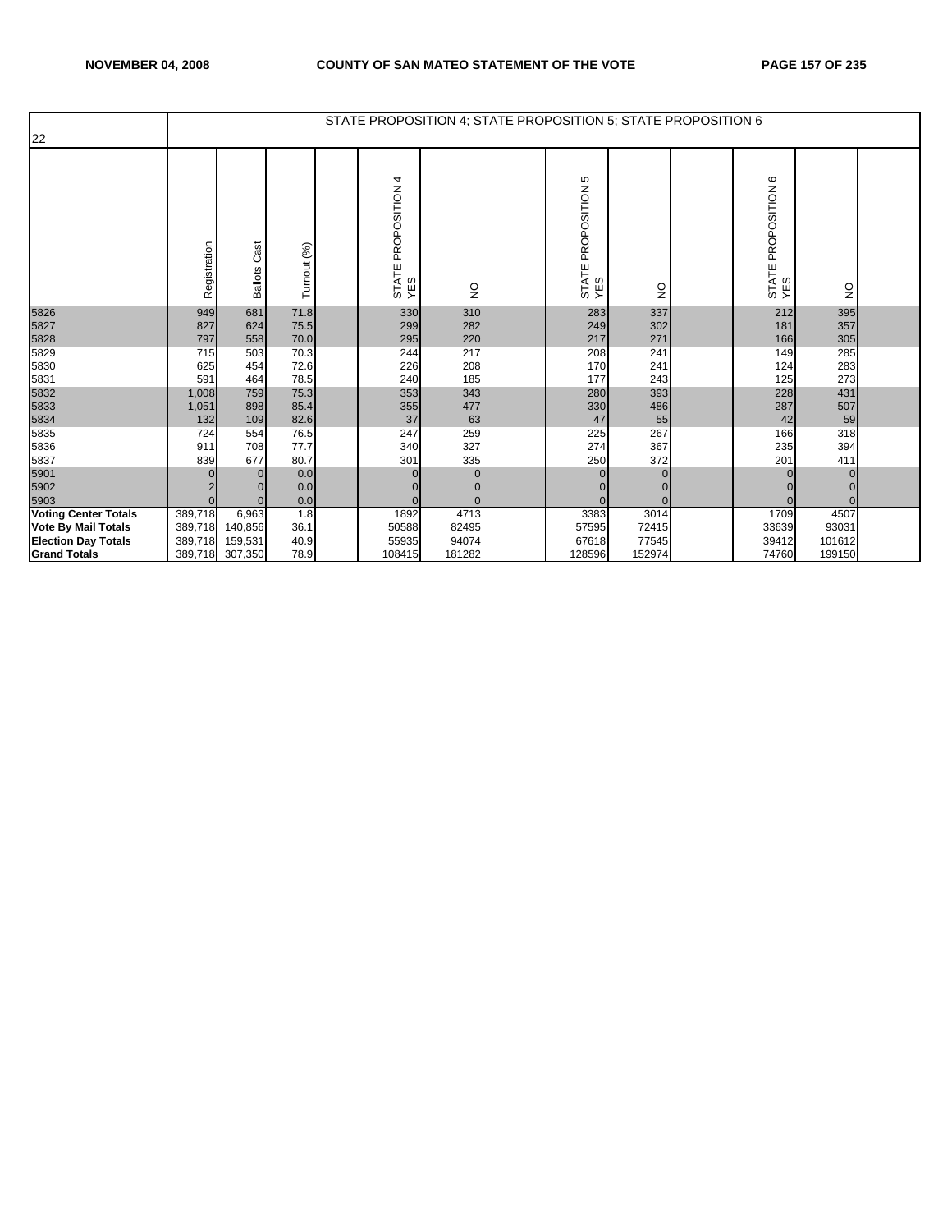| 22 | STATE PROPOSITION 4; STATE PROPOSITION 5; STATE PROPOSITION 6 | | | | | | | | | | | | | |
|---|---|---|---|---|---|---|---|---|---|---|---|---|---|---|
| | Registration | Ballots Cast | Turnout (%) | | STATE PROPOSITION 4 YES | NO | | STATE PROPOSITION 5 YES | NO | | STATE PROPOSITION 6 YES | NO | |
| 5826 | 949 | 681 | 71.8 | | 330 | 310 | | 283 | 337 | | 212 | 395 | |
| 5827 | 827 | 624 | 75.5 | | 299 | 282 | | 249 | 302 | | 181 | 357 | |
| 5828 | 797 | 558 | 70.0 | | 295 | 220 | | 217 | 271 | | 166 | 305 | |
| 5829 | 715 | 503 | 70.3 | | 244 | 217 | | 208 | 241 | | 149 | 285 | |
| 5830 | 625 | 454 | 72.6 | | 226 | 208 | | 170 | 241 | | 124 | 283 | |
| 5831 | 591 | 464 | 78.5 | | 240 | 185 | | 177 | 243 | | 125 | 273 | |
| 5832 | 1,008 | 759 | 75.3 | | 353 | 343 | | 280 | 393 | | 228 | 431 | |
| 5833 | 1,051 | 898 | 85.4 | | 355 | 477 | | 330 | 486 | | 287 | 507 | |
| 5834 | 132 | 109 | 82.6 | | 37 | 63 | | 47 | 55 | | 42 | 59 | |
| 5835 | 724 | 554 | 76.5 | | 247 | 259 | | 225 | 267 | | 166 | 318 | |
| 5836 | 911 | 708 | 77.7 | | 340 | 327 | | 274 | 367 | | 235 | 394 | |
| 5837 | 839 | 677 | 80.7 | | 301 | 335 | | 250 | 372 | | 201 | 411 | |
| 5901 | 0 | 0 | 0.0 | | 0 | 0 | | 0 | 0 | | 0 | 0 | |
| 5902 | 2 | 0 | 0.0 | | 0 | 0 | | 0 | 0 | | 0 | 0 | |
| 5903 | 0 | 0 | 0.0 | | 0 | 0 | | 0 | 0 | | 0 | 0 | |
| **Voting Center Totals** | 389,718 | 6,963 | 1.8 | | 1892 | 4713 | | 3383 | 3014 | | 1709 | 4507 | |
| **Vote By Mail Totals** | 389,718 | 140,856 | 36.1 | | 50588 | 82495 | | 57595 | 72415 | | 33639 | 93031 | |
| **Election Day Totals** | 389,718 | 159,531 | 40.9 | | 55935 | 94074 | | 67618 | 77545 | | 39412 | 101612 | |
| **Grand Totals** | 389,718 | 307,350 | 78.9 | | 108415 | 181282 | | 128596 | 152974 | | 74760 | 199150 | |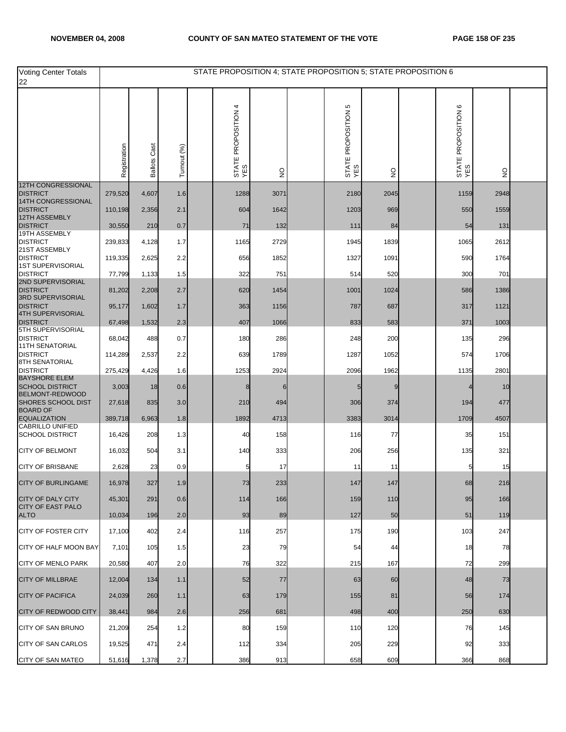| Voting Center Totals 22 | STATE PROPOSITION 4; STATE PROPOSITION 5; STATE PROPOSITION 6 | | | | | | | | | | | | |
|---|---|---|---|---|---|---|---|---|---|---|---|---|---|
| | Registration | Ballots Cast | Turnout (%) | | STATE PROPOSITION 4 YES | NO | | STATE PROPOSITION 5 YES | NO | | STATE PROPOSITION 6 YES | NO | |
| 12TH CONGRESSIONAL DISTRICT | 279,520 | 4,607 | 1.6 | | 1288 | 3071 | | 2180 | 2045 | | 1159 | 2948 | |
| 14TH CONGRESSIONAL DISTRICT | 110,198 | 2,356 | 2.1 | | 604 | 1642 | | 1203 | 969 | | 550 | 1559 | |
| 12TH ASSEMBLY DISTRICT | 30,550 | 210 | 0.7 | | 71 | 132 | | 111 | 84 | | 54 | 131 | |
| 19TH ASSEMBLY DISTRICT | 239,833 | 4,128 | 1.7 | | 1165 | 2729 | | 1945 | 1839 | | 1065 | 2612 | |
| 21ST ASSEMBLY DISTRICT | 119,335 | 2,625 | 2.2 | | 656 | 1852 | | 1327 | 1091 | | 590 | 1764 | |
| 1ST SUPERVISORIAL DISTRICT | 77,799 | 1,133 | 1.5 | | 322 | 751 | | 514 | 520 | | 300 | 701 | |
| 2ND SUPERVISORIAL DISTRICT | 81,202 | 2,208 | 2.7 | | 620 | 1454 | | 1001 | 1024 | | 586 | 1386 | |
| 3RD SUPERVISORIAL DISTRICT | 95,177 | 1,602 | 1.7 | | 363 | 1156 | | 787 | 687 | | 317 | 1121 | |
| 4TH SUPERVISORIAL DISTRICT | 67,498 | 1,532 | 2.3 | | 407 | 1066 | | 833 | 583 | | 371 | 1003 | |
| 5TH SUPERVISORIAL DISTRICT | 68,042 | 488 | 0.7 | | 180 | 286 | | 248 | 200 | | 135 | 296 | |
| 11TH SENATORIAL DISTRICT | 114,289 | 2,537 | 2.2 | | 639 | 1789 | | 1287 | 1052 | | 574 | 1706 | |
| 8TH SENATORIAL DISTRICT | 275,429 | 4,426 | 1.6 | | 1253 | 2924 | | 2096 | 1962 | | 1135 | 2801 | |
| BAYSHORE ELEM SCHOOL DISTRICT | 3,003 | 18 | 0.6 | | 8 | 6 | | 5 | 9 | | 4 | 10 | |
| BELMONT-REDWOOD SHORES SCHOOL DIST | 27,618 | 835 | 3.0 | | 210 | 494 | | 306 | 374 | | 194 | 477 | |
| BOARD OF EQUALIZATION | 389,718 | 6,963 | 1.8 | | 1892 | 4713 | | 3383 | 3014 | | 1709 | 4507 | |
| CABRILLO UNIFIED SCHOOL DISTRICT | 16,426 | 208 | 1.3 | | 40 | 158 | | 116 | 77 | | 35 | 151 | |
| CITY OF BELMONT | 16,032 | 504 | 3.1 | | 140 | 333 | | 206 | 256 | | 135 | 321 | |
| CITY OF BRISBANE | 2,628 | 23 | 0.9 | | 5 | 17 | | 11 | 11 | | 5 | 15 | |
| CITY OF BURLINGAME | 16,978 | 327 | 1.9 | | 73 | 233 | | 147 | 147 | | 68 | 216 | |
| CITY OF DALY CITY | 45,301 | 291 | 0.6 | | 114 | 166 | | 159 | 110 | | 95 | 166 | |
| CITY OF EAST PALO ALTO | 10,034 | 196 | 2.0 | | 93 | 89 | | 127 | 50 | | 51 | 119 | |
| CITY OF FOSTER CITY | 17,100 | 402 | 2.4 | | 116 | 257 | | 175 | 190 | | 103 | 247 | |
| CITY OF HALF MOON BAY | 7,101 | 105 | 1.5 | | 23 | 79 | | 54 | 44 | | 18 | 78 | |
| CITY OF MENLO PARK | 20,580 | 407 | 2.0 | | 76 | 322 | | 215 | 167 | | 72 | 299 | |
| CITY OF MILLBRAE | 12,004 | 134 | 1.1 | | 52 | 77 | | 63 | 60 | | 48 | 73 | |
| CITY OF PACIFICA | 24,039 | 260 | 1.1 | | 63 | 179 | | 155 | 81 | | 56 | 174 | |
| CITY OF REDWOOD CITY | 38,441 | 984 | 2.6 | | 256 | 681 | | 498 | 400 | | 250 | 630 | |
| CITY OF SAN BRUNO | 21,209 | 254 | 1.2 | | 80 | 159 | | 110 | 120 | | 76 | 145 | |
| CITY OF SAN CARLOS | 19,525 | 471 | 2.4 | | 112 | 334 | | 205 | 229 | | 92 | 333 | |
| CITY OF SAN MATEO | 51,616 | 1,378 | 2.7 | | 386 | 913 | | 658 | 609 | | 366 | 868 | |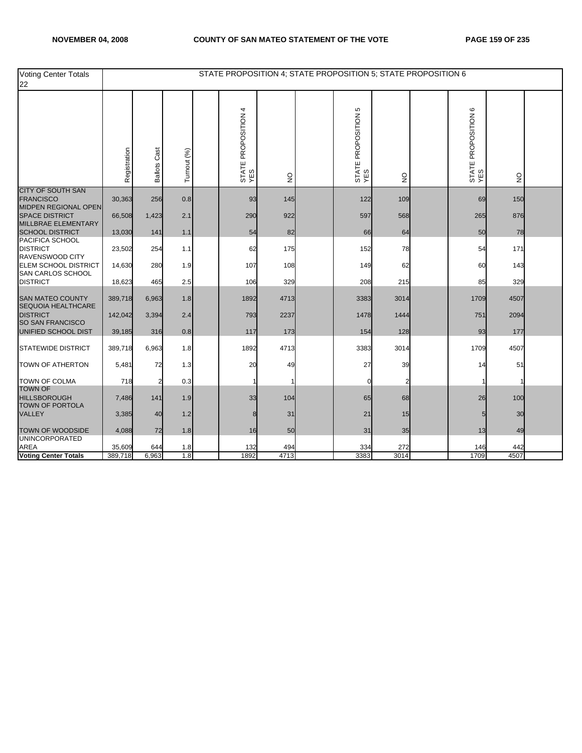| Voting Center Totals 22 | STATE PROPOSITION 4; STATE PROPOSITION 5; STATE PROPOSITION 6 | | | | | | | | | | | | |
|---|---|---|---|---|---|---|---|---|---|---|---|---|---|
| | Registration | Ballots Cast | Turnout (%) | | STATE PROPOSITION 4 YES | NO | | STATE PROPOSITION 5 YES | NO | | STATE PROPOSITION 6 YES | NO | |
| CITY OF SOUTH SAN FRANCISCO | 30,363 | 256 | 0.8 | | 93 | 145 | | 122 | 109 | | 69 | 150 | |
| MIDPEN REGIONAL OPEN SPACE DISTRICT | 66,508 | 1,423 | 2.1 | | 290 | 922 | | 597 | 568 | | 265 | 876 | |
| MILLBRAE ELEMENTARY SCHOOL DISTRICT | 13,030 | 141 | 1.1 | | 54 | 82 | | 66 | 64 | | 50 | 78 | |
| PACIFICA SCHOOL DISTRICT | 23,502 | 254 | 1.1 | | 62 | 175 | | 152 | 78 | | 54 | 171 | |
| RAVENSWOOD CITY ELEM SCHOOL DISTRICT | 14,630 | 280 | 1.9 | | 107 | 108 | | 149 | 62 | | 60 | 143 | |
| SAN CARLOS SCHOOL DISTRICT | 18,623 | 465 | 2.5 | | 106 | 329 | | 208 | 215 | | 85 | 329 | |
| SAN MATEO COUNTY | 389,718 | 6,963 | 1.8 | | 1892 | 4713 | | 3383 | 3014 | | 1709 | 4507 | |
| SEQUOIA HEALTHCARE DISTRICT | 142,042 | 3,394 | 2.4 | | 793 | 2237 | | 1478 | 1444 | | 751 | 2094 | |
| SO SAN FRANCISCO UNIFIED SCHOOL DIST | 39,185 | 316 | 0.8 | | 117 | 173 | | 154 | 128 | | 93 | 177 | |
| STATEWIDE DISTRICT | 389,718 | 6,963 | 1.8 | | 1892 | 4713 | | 3383 | 3014 | | 1709 | 4507 | |
| TOWN OF ATHERTON | 5,481 | 72 | 1.3 | | 20 | 49 | | 27 | 39 | | 14 | 51 | |
| TOWN OF COLMA | 718 | 2 | 0.3 | | 1 | 1 | | 0 | 2 | | 1 | 1 | |
| TOWN OF HILLSBOROUGH | 7,486 | 141 | 1.9 | | 33 | 104 | | 65 | 68 | | 26 | 100 | |
| TOWN OF PORTOLA VALLEY | 3,385 | 40 | 1.2 | | 8 | 31 | | 21 | 15 | | 5 | 30 | |
| TOWN OF WOODSIDE | 4,088 | 72 | 1.8 | | 16 | 50 | | 31 | 35 | | 13 | 49 | |
| UNINCORPORATED AREA | 35,609 | 644 | 1.8 | | 132 | 494 | | 334 | 272 | | 146 | 442 | |
| **Voting Center Totals** | 389,718 | 6,963 | 1.8 | | 1892 | 4713 | | 3383 | 3014 | | 1709 | 4507 | |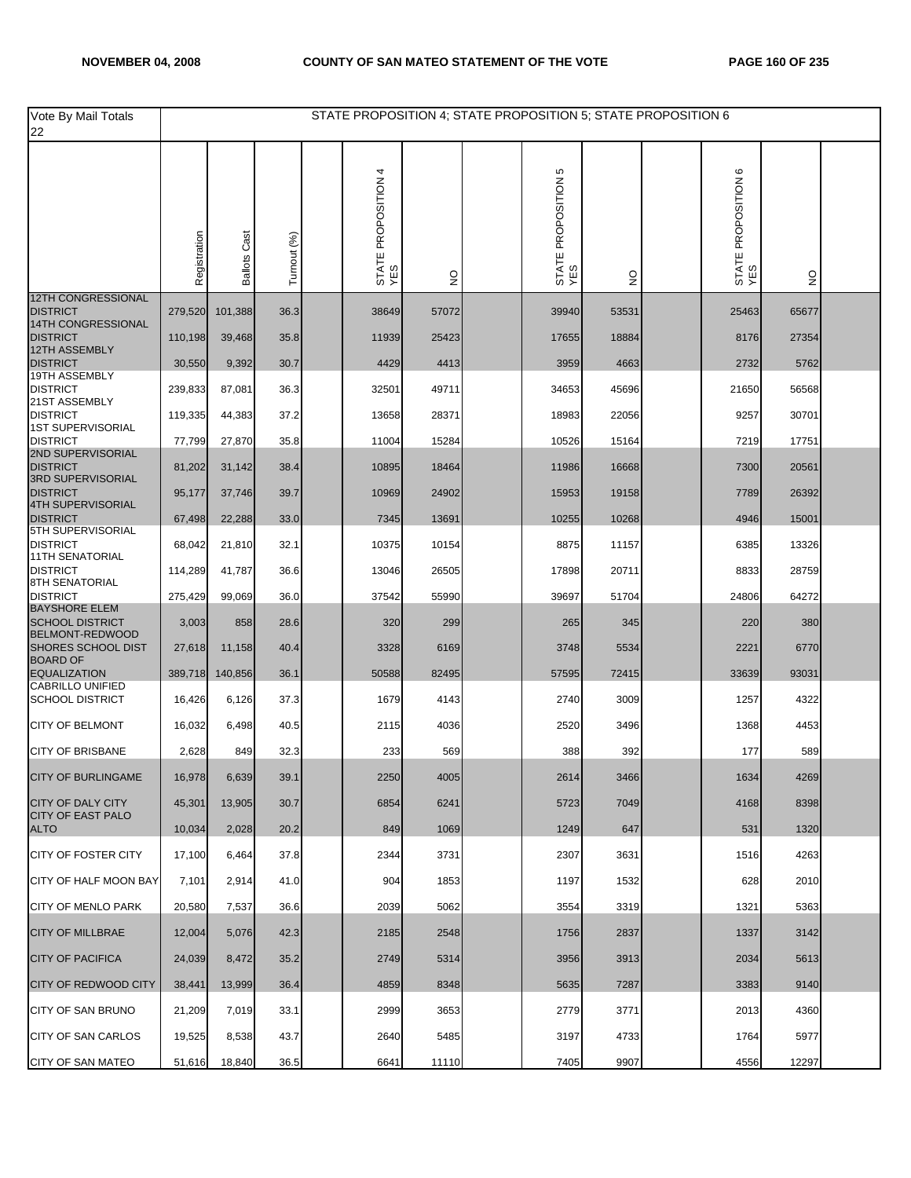| Vote By Mail Totals 22 | STATE PROPOSITION 4; STATE PROPOSITION 5; STATE PROPOSITION 6 | | | | | | | | | | | | | |
|---|---|---|---|---|---|---|---|---|---|---|---|---|---|---|
| | Registration | Ballots Cast | Turnout (%) | | STATE PROPOSITION 4 YES | NO | | STATE PROPOSITION 5 YES | NO | | STATE PROPOSITION 6 YES | NO | |
| 12TH CONGRESSIONAL DISTRICT | 279,520 | 101,388 | 36.3 | | 38649 | 57072 | | 39940 | 53531 | | 25463 | 65677 | |
| 14TH CONGRESSIONAL DISTRICT | 110,198 | 39,468 | 35.8 | | 11939 | 25423 | | 17655 | 18884 | | 8176 | 27354 | |
| 12TH ASSEMBLY DISTRICT | 30,550 | 9,392 | 30.7 | | 4429 | 4413 | | 3959 | 4663 | | 2732 | 5762 | |
| 19TH ASSEMBLY DISTRICT | 239,833 | 87,081 | 36.3 | | 32501 | 49711 | | 34653 | 45696 | | 21650 | 56568 | |
| 21ST ASSEMBLY DISTRICT | 119,335 | 44,383 | 37.2 | | 13658 | 28371 | | 18983 | 22056 | | 9257 | 30701 | |
| 1ST SUPERVISORIAL DISTRICT | 77,799 | 27,870 | 35.8 | | 11004 | 15284 | | 10526 | 15164 | | 7219 | 17751 | |
| 2ND SUPERVISORIAL DISTRICT | 81,202 | 31,142 | 38.4 | | 10895 | 18464 | | 11986 | 16668 | | 7300 | 20561 | |
| 3RD SUPERVISORIAL DISTRICT | 95,177 | 37,746 | 39.7 | | 10969 | 24902 | | 15953 | 19158 | | 7789 | 26392 | |
| 4TH SUPERVISORIAL DISTRICT | 67,498 | 22,288 | 33.0 | | 7345 | 13691 | | 10255 | 10268 | | 4946 | 15001 | |
| 5TH SUPERVISORIAL DISTRICT | 68,042 | 21,810 | 32.1 | | 10375 | 10154 | | 8875 | 11157 | | 6385 | 13326 | |
| 11TH SENATORIAL DISTRICT | 114,289 | 41,787 | 36.6 | | 13046 | 26505 | | 17898 | 20711 | | 8833 | 28759 | |
| 8TH SENATORIAL DISTRICT | 275,429 | 99,069 | 36.0 | | 37542 | 55990 | | 39697 | 51704 | | 24806 | 64272 | |
| BAYSHORE ELEM SCHOOL DISTRICT | 3,003 | 858 | 28.6 | | 320 | 299 | | 265 | 345 | | 220 | 380 | |
| BELMONT-REDWOOD SHORES SCHOOL DIST | 27,618 | 11,158 | 40.4 | | 3328 | 6169 | | 3748 | 5534 | | 2221 | 6770 | |
| BOARD OF EQUALIZATION | 389,718 | 140,856 | 36.1 | | 50588 | 82495 | | 57595 | 72415 | | 33639 | 93031 | |
| CABRILLO UNIFIED SCHOOL DISTRICT | 16,426 | 6,126 | 37.3 | | 1679 | 4143 | | 2740 | 3009 | | 1257 | 4322 | |
| CITY OF BELMONT | 16,032 | 6,498 | 40.5 | | 2115 | 4036 | | 2520 | 3496 | | 1368 | 4453 | |
| CITY OF BRISBANE | 2,628 | 849 | 32.3 | | 233 | 569 | | 388 | 392 | | 177 | 589 | |
| CITY OF BURLINGAME | 16,978 | 6,639 | 39.1 | | 2250 | 4005 | | 2614 | 3466 | | 1634 | 4269 | |
| CITY OF DALY CITY | 45,301 | 13,905 | 30.7 | | 6854 | 6241 | | 5723 | 7049 | | 4168 | 8398 | |
| CITY OF EAST PALO ALTO | 10,034 | 2,028 | 20.2 | | 849 | 1069 | | 1249 | 647 | | 531 | 1320 | |
| CITY OF FOSTER CITY | 17,100 | 6,464 | 37.8 | | 2344 | 3731 | | 2307 | 3631 | | 1516 | 4263 | |
| CITY OF HALF MOON BAY | 7,101 | 2,914 | 41.0 | | 904 | 1853 | | 1197 | 1532 | | 628 | 2010 | |
| CITY OF MENLO PARK | 20,580 | 7,537 | 36.6 | | 2039 | 5062 | | 3554 | 3319 | | 1321 | 5363 | |
| CITY OF MILLBRAE | 12,004 | 5,076 | 42.3 | | 2185 | 2548 | | 1756 | 2837 | | 1337 | 3142 | |
| CITY OF PACIFICA | 24,039 | 8,472 | 35.2 | | 2749 | 5314 | | 3956 | 3913 | | 2034 | 5613 | |
| CITY OF REDWOOD CITY | 38,441 | 13,999 | 36.4 | | 4859 | 8348 | | 5635 | 7287 | | 3383 | 9140 | |
| CITY OF SAN BRUNO | 21,209 | 7,019 | 33.1 | | 2999 | 3653 | | 2779 | 3771 | | 2013 | 4360 | |
| CITY OF SAN CARLOS | 19,525 | 8,538 | 43.7 | | 2640 | 5485 | | 3197 | 4733 | | 1764 | 5977 | |
| CITY OF SAN MATEO | 51,616 | 18,840 | 36.5 | | 6641 | 11110 | | 7405 | 9907 | | 4556 | 12297 | |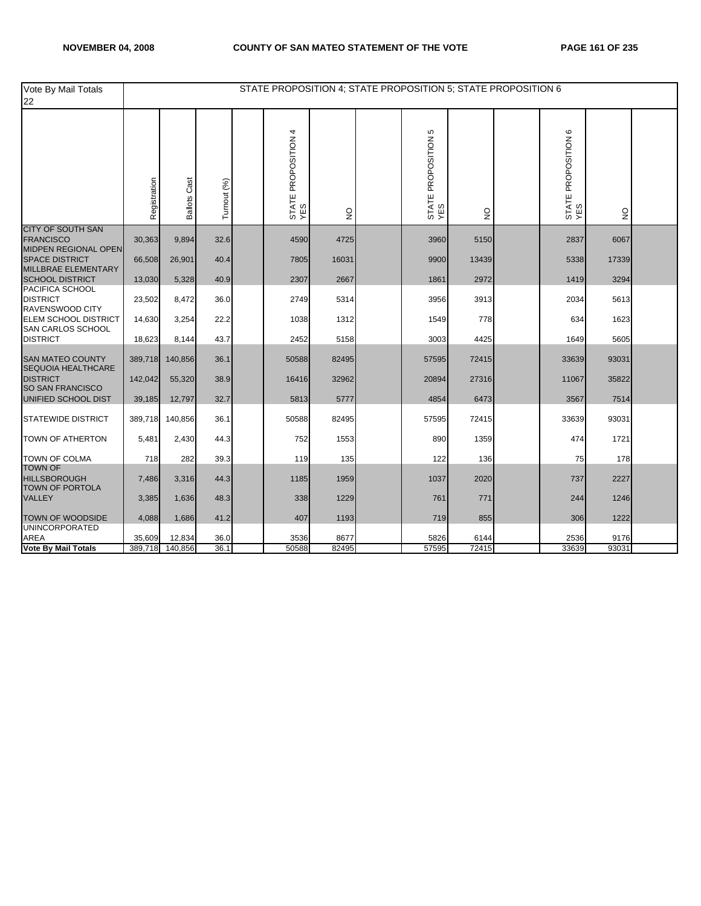| Vote By Mail Totals 22 | STATE PROPOSITION 4; STATE PROPOSITION 5; STATE PROPOSITION 6 | | | | | | | | | | | | |
|---|---|---|---|---|---|---|---|---|---|---|---|---|---|
| | Registration | Ballots Cast | Turnout (%) | | STATE PROPOSITION 4 YES | NO | | STATE PROPOSITION 5 YES | NO | | STATE PROPOSITION 6 YES | NO | |
| CITY OF SOUTH SAN FRANCISCO | 30,363 | 9,894 | 32.6 | | 4590 | 4725 | | 3960 | 5150 | | 2837 | 6067 | |
| MIDPEN REGIONAL OPEN SPACE DISTRICT | 66,508 | 26,901 | 40.4 | | 7805 | 16031 | | 9900 | 13439 | | 5338 | 17339 | |
| MILLBRAE ELEMENTARY SCHOOL DISTRICT | 13,030 | 5,328 | 40.9 | | 2307 | 2667 | | 1861 | 2972 | | 1419 | 3294 | |
| PACIFICA SCHOOL DISTRICT | 23,502 | 8,472 | 36.0 | | 2749 | 5314 | | 3956 | 3913 | | 2034 | 5613 | |
| RAVENSWOOD CITY ELEM SCHOOL DISTRICT | 14,630 | 3,254 | 22.2 | | 1038 | 1312 | | 1549 | 778 | | 634 | 1623 | |
| SAN CARLOS SCHOOL DISTRICT | 18,623 | 8,144 | 43.7 | | 2452 | 5158 | | 3003 | 4425 | | 1649 | 5605 | |
| SAN MATEO COUNTY | 389,718 | 140,856 | 36.1 | | 50588 | 82495 | | 57595 | 72415 | | 33639 | 93031 | |
| SEQUOIA HEALTHCARE DISTRICT | 142,042 | 55,320 | 38.9 | | 16416 | 32962 | | 20894 | 27316 | | 11067 | 35822 | |
| SO SAN FRANCISCO UNIFIED SCHOOL DIST | 39,185 | 12,797 | 32.7 | | 5813 | 5777 | | 4854 | 6473 | | 3567 | 7514 | |
| STATEWIDE DISTRICT | 389,718 | 140,856 | 36.1 | | 50588 | 82495 | | 57595 | 72415 | | 33639 | 93031 | |
| TOWN OF ATHERTON | 5,481 | 2,430 | 44.3 | | 752 | 1553 | | 890 | 1359 | | 474 | 1721 | |
| TOWN OF COLMA | 718 | 282 | 39.3 | | 119 | 135 | | 122 | 136 | | 75 | 178 | |
| TOWN OF HILLSBOROUGH | 7,486 | 3,316 | 44.3 | | 1185 | 1959 | | 1037 | 2020 | | 737 | 2227 | |
| TOWN OF PORTOLA VALLEY | 3,385 | 1,636 | 48.3 | | 338 | 1229 | | 761 | 771 | | 244 | 1246 | |
| TOWN OF WOODSIDE | 4,088 | 1,686 | 41.2 | | 407 | 1193 | | 719 | 855 | | 306 | 1222 | |
| UNINCORPORATED AREA | 35,609 | 12,834 | 36.0 | | 3536 | 8677 | | 5826 | 6144 | | 2536 | 9176 | |
| **Vote By Mail Totals** | 389,718 | 140,856 | 36.1 | | 50588 | 82495 | | 57595 | 72415 | | 33639 | 93031 | |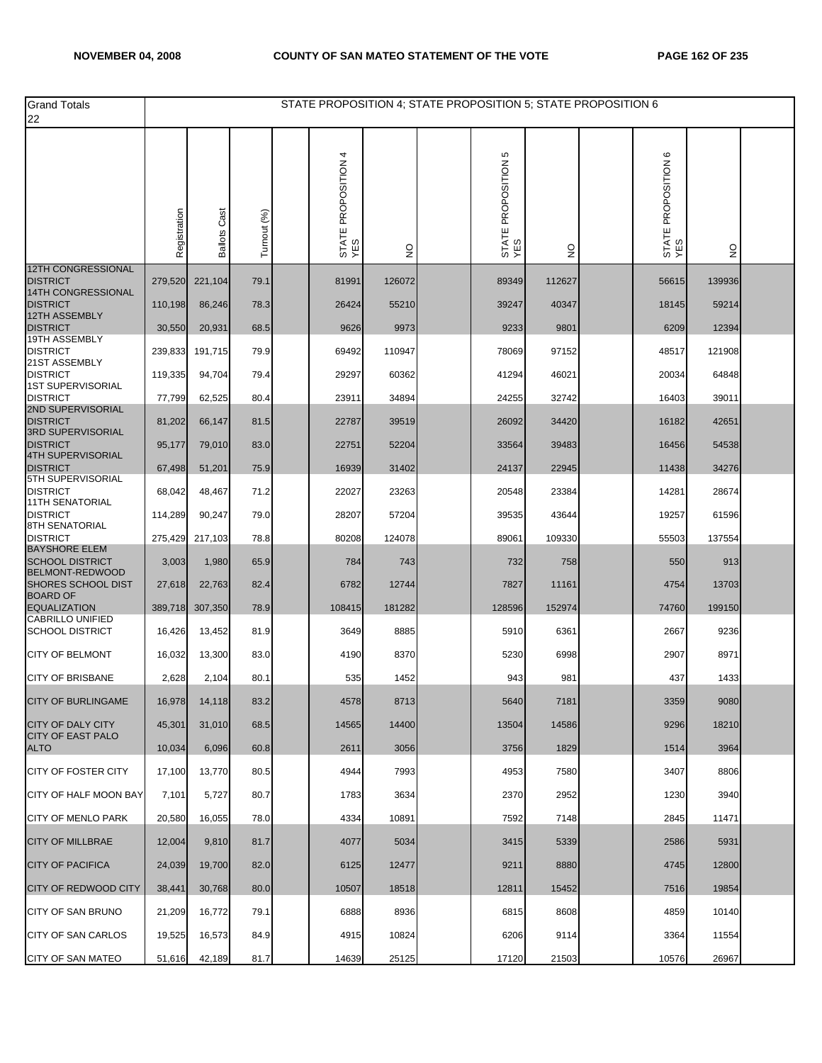| Grand Totals 22 | STATE PROPOSITION 4; STATE PROPOSITION 5; STATE PROPOSITION 6 | | | | | | | | | | | | |
|---|---|---|---|---|---|---|---|---|---|---|---|---|---|
| | Registration | Ballots Cast | Turnout (%) | | STATE PROPOSITION 4 YES | NO | | STATE PROPOSITION 5 YES | NO | | STATE PROPOSITION 6 YES | NO | |
| 12TH CONGRESSIONAL DISTRICT | 279,520 | 221,104 | 79.1 | | 81991 | 126072 | | 89349 | 112627 | | 56615 | 139936 | |
| 14TH CONGRESSIONAL DISTRICT | 110,198 | 86,246 | 78.3 | | 26424 | 55210 | | 39247 | 40347 | | 18145 | 59214 | |
| 12TH ASSEMBLY DISTRICT | 30,550 | 20,931 | 68.5 | | 9626 | 9973 | | 9233 | 9801 | | 6209 | 12394 | |
| 19TH ASSEMBLY DISTRICT | 239,833 | 191,715 | 79.9 | | 69492 | 110947 | | 78069 | 97152 | | 48517 | 121908 | |
| 21ST ASSEMBLY DISTRICT | 119,335 | 94,704 | 79.4 | | 29297 | 60362 | | 41294 | 46021 | | 20034 | 64848 | |
| 1ST SUPERVISORIAL DISTRICT | 77,799 | 62,525 | 80.4 | | 23911 | 34894 | | 24255 | 32742 | | 16403 | 39011 | |
| 2ND SUPERVISORIAL DISTRICT | 81,202 | 66,147 | 81.5 | | 22787 | 39519 | | 26092 | 34420 | | 16182 | 42651 | |
| 3RD SUPERVISORIAL DISTRICT | 95,177 | 79,010 | 83.0 | | 22751 | 52204 | | 33564 | 39483 | | 16456 | 54538 | |
| 4TH SUPERVISORIAL DISTRICT | 67,498 | 51,201 | 75.9 | | 16939 | 31402 | | 24137 | 22945 | | 11438 | 34276 | |
| 5TH SUPERVISORIAL DISTRICT | 68,042 | 48,467 | 71.2 | | 22027 | 23263 | | 20548 | 23384 | | 14281 | 28674 | |
| 11TH SENATORIAL DISTRICT | 114,289 | 90,247 | 79.0 | | 28207 | 57204 | | 39535 | 43644 | | 19257 | 61596 | |
| 8TH SENATORIAL DISTRICT | 275,429 | 217,103 | 78.8 | | 80208 | 124078 | | 89061 | 109330 | | 55503 | 137554 | |
| BAYSHORE ELEM SCHOOL DISTRICT | 3,003 | 1,980 | 65.9 | | 784 | 743 | | 732 | 758 | | 550 | 913 | |
| BELMONT-REDWOOD SHORES SCHOOL DIST | 27,618 | 22,763 | 82.4 | | 6782 | 12744 | | 7827 | 11161 | | 4754 | 13703 | |
| BOARD OF EQUALIZATION | 389,718 | 307,350 | 78.9 | | 108415 | 181282 | | 128596 | 152974 | | 74760 | 199150 | |
| CABRILLO UNIFIED SCHOOL DISTRICT | 16,426 | 13,452 | 81.9 | | 3649 | 8885 | | 5910 | 6361 | | 2667 | 9236 | |
| CITY OF BELMONT | 16,032 | 13,300 | 83.0 | | 4190 | 8370 | | 5230 | 6998 | | 2907 | 8971 | |
| CITY OF BRISBANE | 2,628 | 2,104 | 80.1 | | 535 | 1452 | | 943 | 981 | | 437 | 1433 | |
| CITY OF BURLINGAME | 16,978 | 14,118 | 83.2 | | 4578 | 8713 | | 5640 | 7181 | | 3359 | 9080 | |
| CITY OF DALY CITY | 45,301 | 31,010 | 68.5 | | 14565 | 14400 | | 13504 | 14586 | | 9296 | 18210 | |
| CITY OF EAST PALO ALTO | 10,034 | 6,096 | 60.8 | | 2611 | 3056 | | 3756 | 1829 | | 1514 | 3964 | |
| CITY OF FOSTER CITY | 17,100 | 13,770 | 80.5 | | 4944 | 7993 | | 4953 | 7580 | | 3407 | 8806 | |
| CITY OF HALF MOON BAY | 7,101 | 5,727 | 80.7 | | 1783 | 3634 | | 2370 | 2952 | | 1230 | 3940 | |
| CITY OF MENLO PARK | 20,580 | 16,055 | 78.0 | | 4334 | 10891 | | 7592 | 7148 | | 2845 | 11471 | |
| CITY OF MILLBRAE | 12,004 | 9,810 | 81.7 | | 4077 | 5034 | | 3415 | 5339 | | 2586 | 5931 | |
| CITY OF PACIFICA | 24,039 | 19,700 | 82.0 | | 6125 | 12477 | | 9211 | 8880 | | 4745 | 12800 | |
| CITY OF REDWOOD CITY | 38,441 | 30,768 | 80.0 | | 10507 | 18518 | | 12811 | 15452 | | 7516 | 19854 | |
| CITY OF SAN BRUNO | 21,209 | 16,772 | 79.1 | | 6888 | 8936 | | 6815 | 8608 | | 4859 | 10140 | |
| CITY OF SAN CARLOS | 19,525 | 16,573 | 84.9 | | 4915 | 10824 | | 6206 | 9114 | | 3364 | 11554 | |
| CITY OF SAN MATEO | 51,616 | 42,189 | 81.7 | | 14639 | 25125 | | 17120 | 21503 | | 10576 | 26967 | |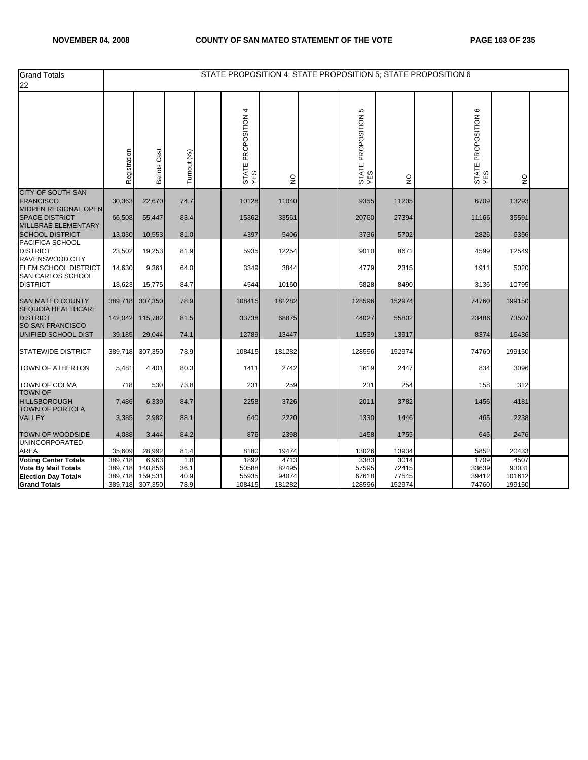| Grand Totals 22 | STATE PROPOSITION 4; STATE PROPOSITION 5; STATE PROPOSITION 6 | | | | | | | | | | | | |
|---|---|---|---|---|---|---|---|---|---|---|---|---|---|
| | Registration | Ballots Cast | Turnout (%) | | STATE PROPOSITION 4 YES | NO | | STATE PROPOSITION 5 YES | NO | | STATE PROPOSITION 6 YES | NO | |
| CITY OF SOUTH SAN FRANCISCO | 30,363 | 22,670 | 74.7 | | 10128 | 11040 | | 9355 | 11205 | | 6709 | 13293 | |
| MIDPEN REGIONAL OPEN SPACE DISTRICT | 66,508 | 55,447 | 83.4 | | 15862 | 33561 | | 20760 | 27394 | | 11166 | 35591 | |
| MILLBRAE ELEMENTARY SCHOOL DISTRICT | 13,030 | 10,553 | 81.0 | | 4397 | 5406 | | 3736 | 5702 | | 2826 | 6356 | |
| PACIFICA SCHOOL DISTRICT | 23,502 | 19,253 | 81.9 | | 5935 | 12254 | | 9010 | 8671 | | 4599 | 12549 | |
| RAVENSWOOD CITY ELEM SCHOOL DISTRICT | 14,630 | 9,361 | 64.0 | | 3349 | 3844 | | 4779 | 2315 | | 1911 | 5020 | |
| SAN CARLOS SCHOOL DISTRICT | 18,623 | 15,775 | 84.7 | | 4544 | 10160 | | 5828 | 8490 | | 3136 | 10795 | |
| SAN MATEO COUNTY | 389,718 | 307,350 | 78.9 | | 108415 | 181282 | | 128596 | 152974 | | 74760 | 199150 | |
| SEQUOIA HEALTHCARE DISTRICT | 142,042 | 115,782 | 81.5 | | 33738 | 68875 | | 44027 | 55802 | | 23486 | 73507 | |
| SO SAN FRANCISCO UNIFIED SCHOOL DIST | 39,185 | 29,044 | 74.1 | | 12789 | 13447 | | 11539 | 13917 | | 8374 | 16436 | |
| STATEWIDE DISTRICT | 389,718 | 307,350 | 78.9 | | 108415 | 181282 | | 128596 | 152974 | | 74760 | 199150 | |
| TOWN OF ATHERTON | 5,481 | 4,401 | 80.3 | | 1411 | 2742 | | 1619 | 2447 | | 834 | 3096 | |
| TOWN OF COLMA | 718 | 530 | 73.8 | | 231 | 259 | | 231 | 254 | | 158 | 312 | |
| TOWN OF HILLSBOROUGH | 7,486 | 6,339 | 84.7 | | 2258 | 3726 | | 2011 | 3782 | | 1456 | 4181 | |
| TOWN OF PORTOLA VALLEY | 3,385 | 2,982 | 88.1 | | 640 | 2220 | | 1330 | 1446 | | 465 | 2238 | |
| TOWN OF WOODSIDE | 4,088 | 3,444 | 84.2 | | 876 | 2398 | | 1458 | 1755 | | 645 | 2476 | |
| UNINCORPORATED AREA | 35,609 | 28,992 | 81.4 | | 8180 | 19474 | | 13026 | 13934 | | 5852 | 20433 | |
| **Voting Center Totals** | 389,718 | 6,963 | 1.8 | | 1892 | 4713 | | 3383 | 3014 | | 1709 | 4507 | |
| **Vote By Mail Totals** | 389,718 | 140,856 | 36.1 | | 50588 | 82495 | | 57595 | 72415 | | 33639 | 93031 | |
| **Election Day Totals** | 389,718 | 159,531 | 40.9 | | 55935 | 94074 | | 67618 | 77545 | | 39412 | 101612 | |
| **Grand Totals** | 389,718 | 307,350 | 78.9 | | 108415 | 181282 | | 128596 | 152974 | | 74760 | 199150 | |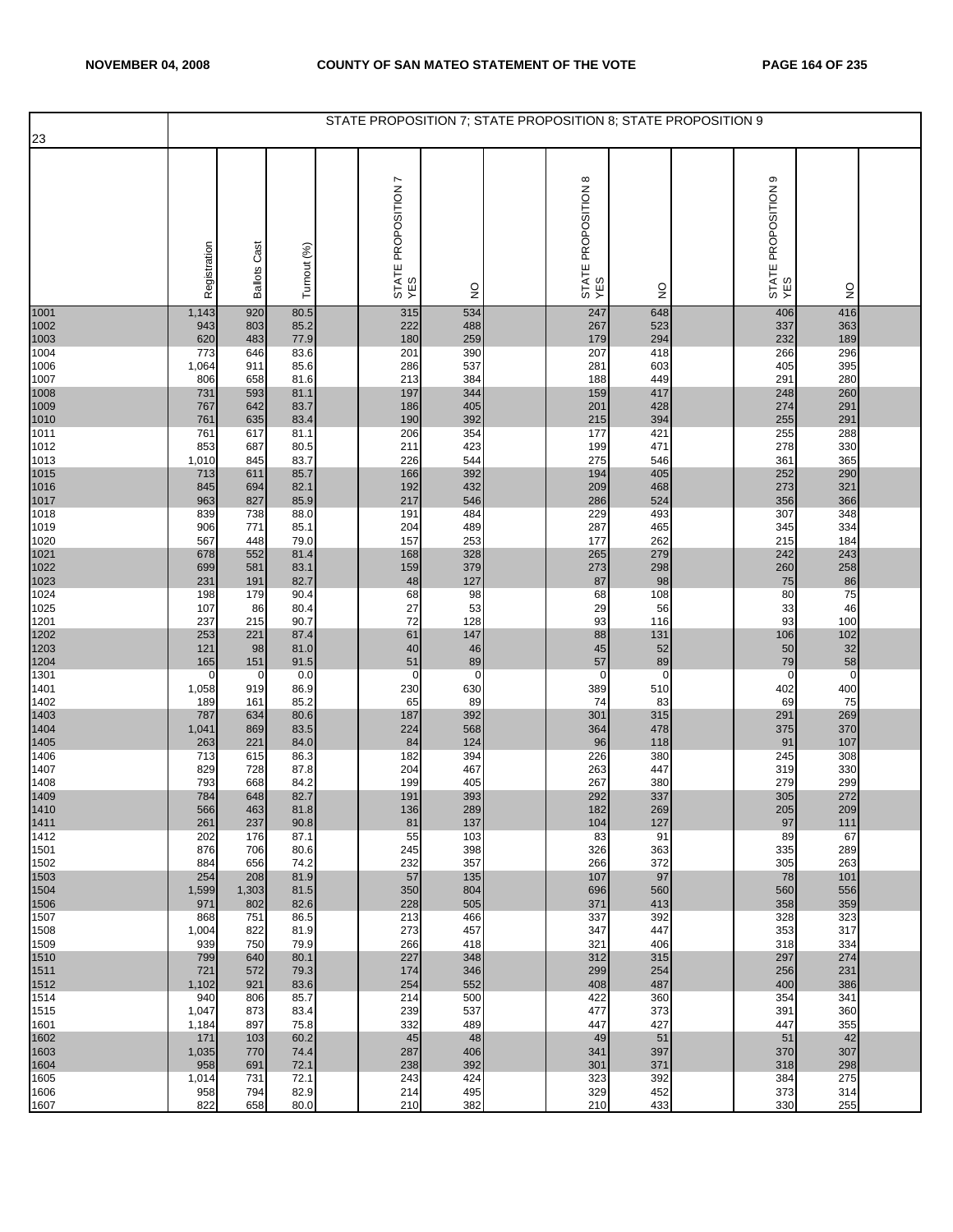| 23 | STATE PROPOSITION 7; STATE PROPOSITION 8; STATE PROPOSITION 9 | | | | | | | | | | | | |
|---|---|---|---|---|---|---|---|---|---|---|---|---|---|
| | Registration | Ballots Cast | Turnout (%) | | STATE PROPOSITION 7 YES | NO | | STATE PROPOSITION 8 YES | NO | | STATE PROPOSITION 9 YES | NO | |
| 1001 | 1,143 | 920 | 80.5 | | 315 | 534 | | 247 | 648 | | 406 | 416 | |
| 1002 | 943 | 803 | 85.2 | | 222 | 488 | | 267 | 523 | | 337 | 363 | |
| 1003 | 620 | 483 | 77.9 | | 180 | 259 | | 179 | 294 | | 232 | 189 | |
| 1004 | 773 | 646 | 83.6 | | 201 | 390 | | 207 | 418 | | 266 | 296 | |
| 1006 | 1,064 | 911 | 85.6 | | 286 | 537 | | 281 | 603 | | 405 | 395 | |
| 1007 | 806 | 658 | 81.6 | | 213 | 384 | | 188 | 449 | | 291 | 280 | |
| 1008 | 731 | 593 | 81.1 | | 197 | 344 | | 159 | 417 | | 248 | 260 | |
| 1009 | 767 | 642 | 83.7 | | 186 | 405 | | 201 | 428 | | 274 | 291 | |
| 1010 | 761 | 635 | 83.4 | | 190 | 392 | | 215 | 394 | | 255 | 291 | |
| 1011 | 761 | 617 | 81.1 | | 206 | 354 | | 177 | 421 | | 255 | 288 | |
| 1012 | 853 | 687 | 80.5 | | 211 | 423 | | 199 | 471 | | 278 | 330 | |
| 1013 | 1,010 | 845 | 83.7 | | 226 | 544 | | 275 | 546 | | 361 | 365 | |
| 1015 | 713 | 611 | 85.7 | | 166 | 392 | | 194 | 405 | | 252 | 290 | |
| 1016 | 845 | 694 | 82.1 | | 192 | 432 | | 209 | 468 | | 273 | 321 | |
| 1017 | 963 | 827 | 85.9 | | 217 | 546 | | 286 | 524 | | 356 | 366 | |
| 1018 | 839 | 738 | 88.0 | | 191 | 484 | | 229 | 493 | | 307 | 348 | |
| 1019 | 906 | 771 | 85.1 | | 204 | 489 | | 287 | 465 | | 345 | 334 | |
| 1020 | 567 | 448 | 79.0 | | 157 | 253 | | 177 | 262 | | 215 | 184 | |
| 1021 | 678 | 552 | 81.4 | | 168 | 328 | | 265 | 279 | | 242 | 243 | |
| 1022 | 699 | 581 | 83.1 | | 159 | 379 | | 273 | 298 | | 260 | 258 | |
| 1023 | 231 | 191 | 82.7 | | 48 | 127 | | 87 | 98 | | 75 | 86 | |
| 1024 | 198 | 179 | 90.4 | | 68 | 98 | | 68 | 108 | | 80 | 75 | |
| 1025 | 107 | 86 | 80.4 | | 27 | 53 | | 29 | 56 | | 33 | 46 | |
| 1201 | 237 | 215 | 90.7 | | 72 | 128 | | 93 | 116 | | 93 | 100 | |
| 1202 | 253 | 221 | 87.4 | | 61 | 147 | | 88 | 131 | | 106 | 102 | |
| 1203 | 121 | 98 | 81.0 | | 40 | 46 | | 45 | 52 | | 50 | 32 | |
| 1204 | 165 | 151 | 91.5 | | 51 | 89 | | 57 | 89 | | 79 | 58 | |
| 1301 | 0 | 0 | 0.0 | | 0 | 0 | | 0 | 0 | | 0 | 0 | |
| 1401 | 1,058 | 919 | 86.9 | | 230 | 630 | | 389 | 510 | | 402 | 400 | |
| 1402 | 189 | 161 | 85.2 | | 65 | 89 | | 74 | 83 | | 69 | 75 | |
| 1403 | 787 | 634 | 80.6 | | 187 | 392 | | 301 | 315 | | 291 | 269 | |
| 1404 | 1,041 | 869 | 83.5 | | 224 | 568 | | 364 | 478 | | 375 | 370 | |
| 1405 | 263 | 221 | 84.0 | | 84 | 124 | | 96 | 118 | | 91 | 107 | |
| 1406 | 713 | 615 | 86.3 | | 182 | 394 | | 226 | 380 | | 245 | 308 | |
| 1407 | 829 | 728 | 87.8 | | 204 | 467 | | 263 | 447 | | 319 | 330 | |
| 1408 | 793 | 668 | 84.2 | | 199 | 405 | | 267 | 380 | | 279 | 299 | |
| 1409 | 784 | 648 | 82.7 | | 191 | 393 | | 292 | 337 | | 305 | 272 | |
| 1410 | 566 | 463 | 81.8 | | 136 | 289 | | 182 | 269 | | 205 | 209 | |
| 1411 | 261 | 237 | 90.8 | | 81 | 137 | | 104 | 127 | | 97 | 111 | |
| 1412 | 202 | 176 | 87.1 | | 55 | 103 | | 83 | 91 | | 89 | 67 | |
| 1501 | 876 | 706 | 80.6 | | 245 | 398 | | 326 | 363 | | 335 | 289 | |
| 1502 | 884 | 656 | 74.2 | | 232 | 357 | | 266 | 372 | | 305 | 263 | |
| 1503 | 254 | 208 | 81.9 | | 57 | 135 | | 107 | 97 | | 78 | 101 | |
| 1504 | 1,599 | 1,303 | 81.5 | | 350 | 804 | | 696 | 560 | | 560 | 556 | |
| 1506 | 971 | 802 | 82.6 | | 228 | 505 | | 371 | 413 | | 358 | 359 | |
| 1507 | 868 | 751 | 86.5 | | 213 | 466 | | 337 | 392 | | 328 | 323 | |
| 1508 | 1,004 | 822 | 81.9 | | 273 | 457 | | 347 | 447 | | 353 | 317 | |
| 1509 | 939 | 750 | 79.9 | | 266 | 418 | | 321 | 406 | | 318 | 334 | |
| 1510 | 799 | 640 | 80.1 | | 227 | 348 | | 312 | 315 | | 297 | 274 | |
| 1511 | 721 | 572 | 79.3 | | 174 | 346 | | 299 | 254 | | 256 | 231 | |
| 1512 | 1,102 | 921 | 83.6 | | 254 | 552 | | 408 | 487 | | 400 | 386 | |
| 1514 | 940 | 806 | 85.7 | | 214 | 500 | | 422 | 360 | | 354 | 341 | |
| 1515 | 1,047 | 873 | 83.4 | | 239 | 537 | | 477 | 373 | | 391 | 360 | |
| 1601 | 1,184 | 897 | 75.8 | | 332 | 489 | | 447 | 427 | | 447 | 355 | |
| 1602 | 171 | 103 | 60.2 | | 45 | 48 | | 49 | 51 | | 51 | 42 | |
| 1603 | 1,035 | 770 | 74.4 | | 287 | 406 | | 341 | 397 | | 370 | 307 | |
| 1604 | 958 | 691 | 72.1 | | 238 | 392 | | 301 | 371 | | 318 | 298 | |
| 1605 | 1,014 | 731 | 72.1 | | 243 | 424 | | 323 | 392 | | 384 | 275 | |
| 1606 | 958 | 794 | 82.9 | | 214 | 495 | | 329 | 452 | | 373 | 314 | |
| 1607 | 822 | 658 | 80.0 | | 210 | 382 | | 210 | 433 | | 330 | 255 | |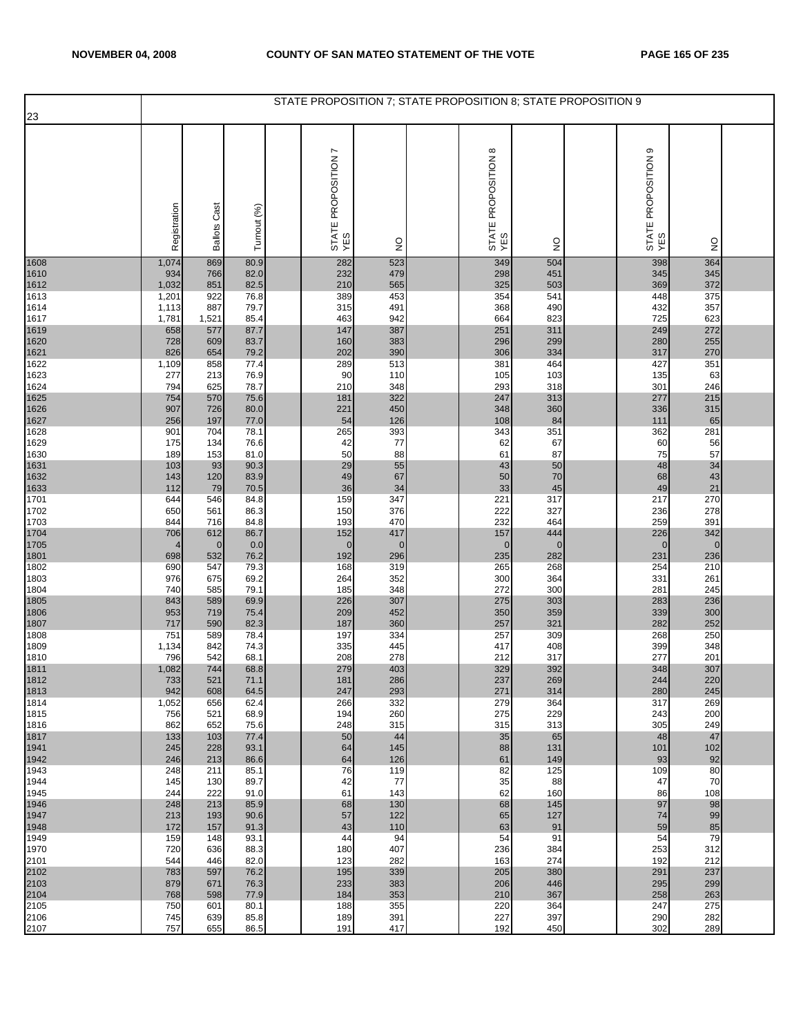## STATE PROPOSITION 7; STATE PROPOSITION 8; STATE PROPOSITION 9

| 23 | Registration | Ballots Cast | Turnout (%) | | STATE PROPOSITION 7 YES | NO | | STATE PROPOSITION 8 YES | NO | | STATE PROPOSITION 9 YES | NO | |
|---|---|---|---|---|---|---|---|---|---|---|---|---|---|
| 1608 | 1,074 | 869 | 80.9 | | 282 | 523 | | 349 | 504 | | 398 | 364 | |
| 1610 | 934 | 766 | 82.0 | | 232 | 479 | | 298 | 451 | | 345 | 345 | |
| 1612 | 1,032 | 851 | 82.5 | | 210 | 565 | | 325 | 503 | | 369 | 372 | |
| 1613 | 1,201 | 922 | 76.8 | | 389 | 453 | | 354 | 541 | | 448 | 375 | |
| 1614 | 1,113 | 887 | 79.7 | | 315 | 491 | | 368 | 490 | | 432 | 357 | |
| 1617 | 1,781 | 1,521 | 85.4 | | 463 | 942 | | 664 | 823 | | 725 | 623 | |
| 1619 | 658 | 577 | 87.7 | | 147 | 387 | | 251 | 311 | | 249 | 272 | |
| 1620 | 728 | 609 | 83.7 | | 160 | 383 | | 296 | 299 | | 280 | 255 | |
| 1621 | 826 | 654 | 79.2 | | 202 | 390 | | 306 | 334 | | 317 | 270 | |
| 1622 | 1,109 | 858 | 77.4 | | 289 | 513 | | 381 | 464 | | 427 | 351 | |
| 1623 | 277 | 213 | 76.9 | | 90 | 110 | | 105 | 103 | | 135 | 63 | |
| 1624 | 794 | 625 | 78.7 | | 210 | 348 | | 293 | 318 | | 301 | 246 | |
| 1625 | 754 | 570 | 75.6 | | 181 | 322 | | 247 | 313 | | 277 | 215 | |
| 1626 | 907 | 726 | 80.0 | | 221 | 450 | | 348 | 360 | | 336 | 315 | |
| 1627 | 256 | 197 | 77.0 | | 54 | 126 | | 108 | 84 | | 111 | 65 | |
| 1628 | 901 | 704 | 78.1 | | 265 | 393 | | 343 | 351 | | 362 | 281 | |
| 1629 | 175 | 134 | 76.6 | | 42 | 77 | | 62 | 67 | | 60 | 56 | |
| 1630 | 189 | 153 | 81.0 | | 50 | 88 | | 61 | 87 | | 75 | 57 | |
| 1631 | 103 | 93 | 90.3 | | 29 | 55 | | 43 | 50 | | 48 | 34 | |
| 1632 | 143 | 120 | 83.9 | | 49 | 67 | | 50 | 70 | | 68 | 43 | |
| 1633 | 112 | 79 | 70.5 | | 36 | 34 | | 33 | 45 | | 49 | 21 | |
| 1701 | 644 | 546 | 84.8 | | 159 | 347 | | 221 | 317 | | 217 | 270 | |
| 1702 | 650 | 561 | 86.3 | | 150 | 376 | | 222 | 327 | | 236 | 278 | |
| 1703 | 844 | 716 | 84.8 | | 193 | 470 | | 232 | 464 | | 259 | 391 | |
| 1704 | 706 | 612 | 86.7 | | 152 | 417 | | 157 | 444 | | 226 | 342 | |
| 1705 | 4 | 0 | 0.0 | | 0 | 0 | | 0 | 0 | | 0 | 0 | |
| 1801 | 698 | 532 | 76.2 | | 192 | 296 | | 235 | 282 | | 231 | 236 | |
| 1802 | 690 | 547 | 79.3 | | 168 | 319 | | 265 | 268 | | 254 | 210 | |
| 1803 | 976 | 675 | 69.2 | | 264 | 352 | | 300 | 364 | | 331 | 261 | |
| 1804 | 740 | 585 | 79.1 | | 185 | 348 | | 272 | 300 | | 281 | 245 | |
| 1805 | 843 | 589 | 69.9 | | 226 | 307 | | 275 | 303 | | 283 | 236 | |
| 1806 | 953 | 719 | 75.4 | | 209 | 452 | | 350 | 359 | | 339 | 300 | |
| 1807 | 717 | 590 | 82.3 | | 187 | 360 | | 257 | 321 | | 282 | 252 | |
| 1808 | 751 | 589 | 78.4 | | 197 | 334 | | 257 | 309 | | 268 | 250 | |
| 1809 | 1,134 | 842 | 74.3 | | 335 | 445 | | 417 | 408 | | 399 | 348 | |
| 1810 | 796 | 542 | 68.1 | | 208 | 278 | | 212 | 317 | | 277 | 201 | |
| 1811 | 1,082 | 744 | 68.8 | | 279 | 403 | | 329 | 392 | | 348 | 307 | |
| 1812 | 733 | 521 | 71.1 | | 181 | 286 | | 237 | 269 | | 244 | 220 | |
| 1813 | 942 | 608 | 64.5 | | 247 | 293 | | 271 | 314 | | 280 | 245 | |
| 1814 | 1,052 | 656 | 62.4 | | 266 | 332 | | 279 | 364 | | 317 | 269 | |
| 1815 | 756 | 521 | 68.9 | | 194 | 260 | | 275 | 229 | | 243 | 200 | |
| 1816 | 862 | 652 | 75.6 | | 248 | 315 | | 315 | 313 | | 305 | 249 | |
| 1817 | 133 | 103 | 77.4 | | 50 | 44 | | 35 | 65 | | 48 | 47 | |
| 1941 | 245 | 228 | 93.1 | | 64 | 145 | | 88 | 131 | | 101 | 102 | |
| 1942 | 246 | 213 | 86.6 | | 64 | 126 | | 61 | 149 | | 93 | 92 | |
| 1943 | 248 | 211 | 85.1 | | 76 | 119 | | 82 | 125 | | 109 | 80 | |
| 1944 | 145 | 130 | 89.7 | | 42 | 77 | | 35 | 88 | | 47 | 70 | |
| 1945 | 244 | 222 | 91.0 | | 61 | 143 | | 62 | 160 | | 86 | 108 | |
| 1946 | 248 | 213 | 85.9 | | 68 | 130 | | 68 | 145 | | 97 | 98 | |
| 1947 | 213 | 193 | 90.6 | | 57 | 122 | | 65 | 127 | | 74 | 99 | |
| 1948 | 172 | 157 | 91.3 | | 43 | 110 | | 63 | 91 | | 59 | 85 | |
| 1949 | 159 | 148 | 93.1 | | 44 | 94 | | 54 | 91 | | 54 | 79 | |
| 1970 | 720 | 636 | 88.3 | | 180 | 407 | | 236 | 384 | | 253 | 312 | |
| 2101 | 544 | 446 | 82.0 | | 123 | 282 | | 163 | 274 | | 192 | 212 | |
| 2102 | 783 | 597 | 76.2 | | 195 | 339 | | 205 | 380 | | 291 | 237 | |
| 2103 | 879 | 671 | 76.3 | | 233 | 383 | | 206 | 446 | | 295 | 299 | |
| 2104 | 768 | 598 | 77.9 | | 184 | 353 | | 210 | 367 | | 258 | 263 | |
| 2105 | 750 | 601 | 80.1 | | 188 | 355 | | 220 | 364 | | 247 | 275 | |
| 2106 | 745 | 639 | 85.8 | | 189 | 391 | | 227 | 397 | | 290 | 282 | |
| 2107 | 757 | 655 | 86.5 | | 191 | 417 | | 192 | 450 | | 302 | 289 | |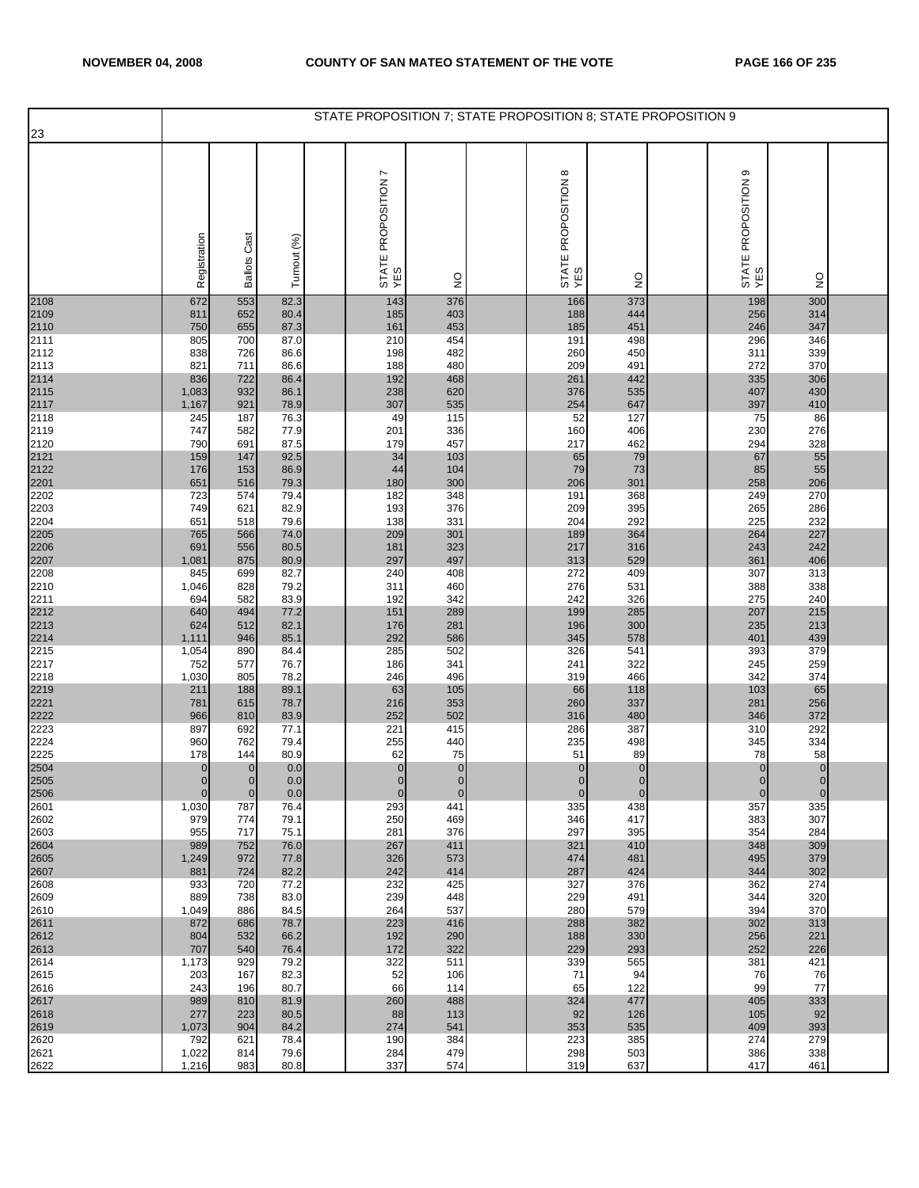# STATE PROPOSITION 7; STATE PROPOSITION 8; STATE PROPOSITION 9

| 23 | Registration | Ballots Cast | Turnout (%) | | STATE PROPOSITION 7 YES | NO | | STATE PROPOSITION 8 YES | NO | | STATE PROPOSITION 9 YES | NO | |
|---|---|---|---|---|---|---|---|---|---|---|---|---|---|
| 2108 | 672 | 553 | 82.3 | | 143 | 376 | | 166 | 373 | | 198 | 300 | |
| 2109 | 811 | 652 | 80.4 | | 185 | 403 | | 188 | 444 | | 256 | 314 | |
| 2110 | 750 | 655 | 87.3 | | 161 | 453 | | 185 | 451 | | 246 | 347 | |
| 2111 | 805 | 700 | 87.0 | | 210 | 454 | | 191 | 498 | | 296 | 346 | |
| 2112 | 838 | 726 | 86.6 | | 198 | 482 | | 260 | 450 | | 311 | 339 | |
| 2113 | 821 | 711 | 86.6 | | 188 | 480 | | 209 | 491 | | 272 | 370 | |
| 2114 | 836 | 722 | 86.4 | | 192 | 468 | | 261 | 442 | | 335 | 306 | |
| 2115 | 1,083 | 932 | 86.1 | | 238 | 620 | | 376 | 535 | | 407 | 430 | |
| 2117 | 1,167 | 921 | 78.9 | | 307 | 535 | | 254 | 647 | | 397 | 410 | |
| 2118 | 245 | 187 | 76.3 | | 49 | 115 | | 52 | 127 | | 75 | 86 | |
| 2119 | 747 | 582 | 77.9 | | 201 | 336 | | 160 | 406 | | 230 | 276 | |
| 2120 | 790 | 691 | 87.5 | | 179 | 457 | | 217 | 462 | | 294 | 328 | |
| 2121 | 159 | 147 | 92.5 | | 34 | 103 | | 65 | 79 | | 67 | 55 | |
| 2122 | 176 | 153 | 86.9 | | 44 | 104 | | 79 | 73 | | 85 | 55 | |
| 2201 | 651 | 516 | 79.3 | | 180 | 300 | | 206 | 301 | | 258 | 206 | |
| 2202 | 723 | 574 | 79.4 | | 182 | 348 | | 191 | 368 | | 249 | 270 | |
| 2203 | 749 | 621 | 82.9 | | 193 | 376 | | 209 | 395 | | 265 | 286 | |
| 2204 | 651 | 518 | 79.6 | | 138 | 331 | | 204 | 292 | | 225 | 232 | |
| 2205 | 765 | 566 | 74.0 | | 209 | 301 | | 189 | 364 | | 264 | 227 | |
| 2206 | 691 | 556 | 80.5 | | 181 | 323 | | 217 | 316 | | 243 | 242 | |
| 2207 | 1,081 | 875 | 80.9 | | 297 | 497 | | 313 | 529 | | 361 | 406 | |
| 2208 | 845 | 699 | 82.7 | | 240 | 408 | | 272 | 409 | | 307 | 313 | |
| 2210 | 1,046 | 828 | 79.2 | | 311 | 460 | | 276 | 531 | | 388 | 338 | |
| 2211 | 694 | 582 | 83.9 | | 192 | 342 | | 242 | 326 | | 275 | 240 | |
| 2212 | 640 | 494 | 77.2 | | 151 | 289 | | 199 | 285 | | 207 | 215 | |
| 2213 | 624 | 512 | 82.1 | | 176 | 281 | | 196 | 300 | | 235 | 213 | |
| 2214 | 1,111 | 946 | 85.1 | | 292 | 586 | | 345 | 578 | | 401 | 439 | |
| 2215 | 1,054 | 890 | 84.4 | | 285 | 502 | | 326 | 541 | | 393 | 379 | |
| 2217 | 752 | 577 | 76.7 | | 186 | 341 | | 241 | 322 | | 245 | 259 | |
| 2218 | 1,030 | 805 | 78.2 | | 246 | 496 | | 319 | 466 | | 342 | 374 | |
| 2219 | 211 | 188 | 89.1 | | 63 | 105 | | 66 | 118 | | 103 | 65 | |
| 2221 | 781 | 615 | 78.7 | | 216 | 353 | | 260 | 337 | | 281 | 256 | |
| 2222 | 966 | 810 | 83.9 | | 252 | 502 | | 316 | 480 | | 346 | 372 | |
| 2223 | 897 | 692 | 77.1 | | 221 | 415 | | 286 | 387 | | 310 | 292 | |
| 2224 | 960 | 762 | 79.4 | | 255 | 440 | | 235 | 498 | | 345 | 334 | |
| 2225 | 178 | 144 | 80.9 | | 62 | 75 | | 51 | 89 | | 78 | 58 | |
| 2504 | 0 | 0 | 0.0 | | 0 | 0 | | 0 | 0 | | 0 | 0 | |
| 2505 | 0 | 0 | 0.0 | | 0 | 0 | | 0 | 0 | | 0 | 0 | |
| 2506 | 0 | 0 | 0.0 | | 0 | 0 | | 0 | 0 | | 0 | 0 | |
| 2601 | 1,030 | 787 | 76.4 | | 293 | 441 | | 335 | 438 | | 357 | 335 | |
| 2602 | 979 | 774 | 79.1 | | 250 | 469 | | 346 | 417 | | 383 | 307 | |
| 2603 | 955 | 717 | 75.1 | | 281 | 376 | | 297 | 395 | | 354 | 284 | |
| 2604 | 989 | 752 | 76.0 | | 267 | 411 | | 321 | 410 | | 348 | 309 | |
| 2605 | 1,249 | 972 | 77.8 | | 326 | 573 | | 474 | 481 | | 495 | 379 | |
| 2607 | 881 | 724 | 82.2 | | 242 | 414 | | 287 | 424 | | 344 | 302 | |
| 2608 | 933 | 720 | 77.2 | | 232 | 425 | | 327 | 376 | | 362 | 274 | |
| 2609 | 889 | 738 | 83.0 | | 239 | 448 | | 229 | 491 | | 344 | 320 | |
| 2610 | 1,049 | 886 | 84.5 | | 264 | 537 | | 280 | 579 | | 394 | 370 | |
| 2611 | 872 | 686 | 78.7 | | 223 | 416 | | 288 | 382 | | 302 | 313 | |
| 2612 | 804 | 532 | 66.2 | | 192 | 290 | | 188 | 330 | | 256 | 221 | |
| 2613 | 707 | 540 | 76.4 | | 172 | 322 | | 229 | 293 | | 252 | 226 | |
| 2614 | 1,173 | 929 | 79.2 | | 322 | 511 | | 339 | 565 | | 381 | 421 | |
| 2615 | 203 | 167 | 82.3 | | 52 | 106 | | 71 | 94 | | 76 | 76 | |
| 2616 | 243 | 196 | 80.7 | | 66 | 114 | | 65 | 122 | | 99 | 77 | |
| 2617 | 989 | 810 | 81.9 | | 260 | 488 | | 324 | 477 | | 405 | 333 | |
| 2618 | 277 | 223 | 80.5 | | 88 | 113 | | 92 | 126 | | 105 | 92 | |
| 2619 | 1,073 | 904 | 84.2 | | 274 | 541 | | 353 | 535 | | 409 | 393 | |
| 2620 | 792 | 621 | 78.4 | | 190 | 384 | | 223 | 385 | | 274 | 279 | |
| 2621 | 1,022 | 814 | 79.6 | | 284 | 479 | | 298 | 503 | | 386 | 338 | |
| 2622 | 1,216 | 983 | 80.8 | | 337 | 574 | | 319 | 637 | | 417 | 461 | |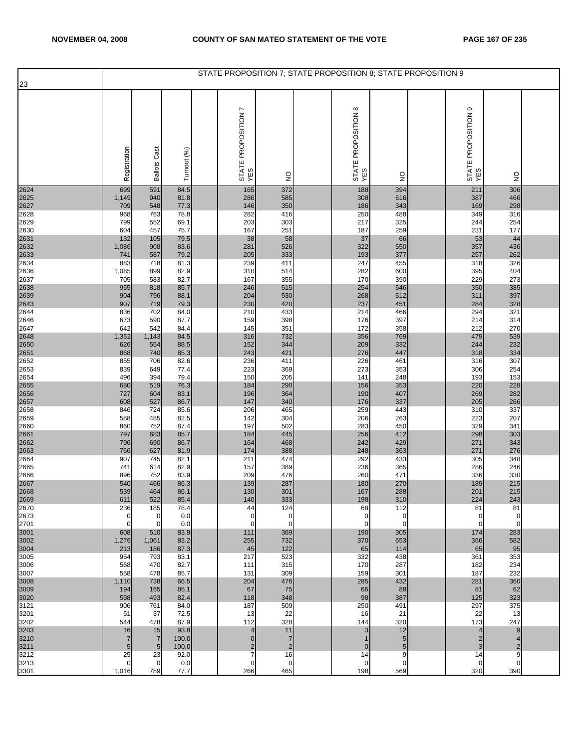STATE PROPOSITION 7; STATE PROPOSITION 8; STATE PROPOSITION 9

| 23 | Registration | Ballots Cast | Turnout (%) | | STATE PROPOSITION 7 YES | NO | | STATE PROPOSITION 8 YES | NO | | STATE PROPOSITION 9 YES | NO | |
|---|---|---|---|---|---|---|---|---|---|---|---|---|---|
| 2624 | 699 | 591 | 84.5 | | 165 | 372 | | 188 | 394 | | 211 | 306 | |
| 2625 | 1,149 | 940 | 81.8 | | 286 | 585 | | 308 | 616 | | 387 | 466 | |
| 2627 | 709 | 548 | 77.3 | | 146 | 350 | | 186 | 343 | | 169 | 298 | |
| 2628 | 968 | 763 | 78.8 | | 282 | 416 | | 250 | 488 | | 349 | 316 | |
| 2629 | 799 | 552 | 69.1 | | 203 | 303 | | 217 | 325 | | 244 | 254 | |
| 2630 | 604 | 457 | 75.7 | | 167 | 251 | | 187 | 259 | | 231 | 177 | |
| 2631 | 132 | 105 | 79.5 | | 38 | 58 | | 37 | 66 | | 53 | 44 | |
| 2632 | 1,086 | 908 | 83.6 | | 281 | 526 | | 322 | 550 | | 357 | 436 | |
| 2633 | 741 | 587 | 79.2 | | 205 | 333 | | 193 | 377 | | 257 | 262 | |
| 2634 | 883 | 718 | 81.3 | | 239 | 411 | | 247 | 455 | | 318 | 326 | |
| 2636 | 1,085 | 899 | 82.9 | | 310 | 514 | | 282 | 600 | | 395 | 404 | |
| 2637 | 705 | 583 | 82.7 | | 167 | 355 | | 170 | 390 | | 229 | 273 | |
| 2638 | 955 | 818 | 85.7 | | 246 | 515 | | 254 | 546 | | 350 | 385 | |
| 2639 | 904 | 796 | 88.1 | | 204 | 530 | | 268 | 512 | | 311 | 397 | |
| 2643 | 907 | 719 | 79.3 | | 230 | 420 | | 237 | 451 | | 284 | 328 | |
| 2644 | 836 | 702 | 84.0 | | 210 | 433 | | 214 | 466 | | 294 | 321 | |
| 2646 | 673 | 590 | 87.7 | | 159 | 398 | | 176 | 397 | | 214 | 314 | |
| 2647 | 642 | 542 | 84.4 | | 145 | 351 | | 172 | 358 | | 212 | 270 | |
| 2648 | 1,352 | 1,143 | 84.5 | | 316 | 732 | | 356 | 769 | | 479 | 539 | |
| 2650 | 626 | 554 | 88.5 | | 152 | 344 | | 209 | 332 | | 244 | 232 | |
| 2651 | 868 | 740 | 85.3 | | 243 | 421 | | 276 | 447 | | 318 | 334 | |
| 2652 | 855 | 706 | 82.6 | | 236 | 411 | | 226 | 461 | | 316 | 307 | |
| 2653 | 839 | 649 | 77.4 | | 223 | 369 | | 273 | 353 | | 306 | 254 | |
| 2654 | 496 | 394 | 79.4 | | 150 | 205 | | 141 | 248 | | 193 | 153 | |
| 2655 | 680 | 519 | 76.3 | | 184 | 290 | | 156 | 353 | | 220 | 228 | |
| 2656 | 727 | 604 | 83.1 | | 196 | 364 | | 190 | 407 | | 269 | 282 | |
| 2657 | 608 | 527 | 86.7 | | 147 | 340 | | 176 | 337 | | 205 | 266 | |
| 2658 | 846 | 724 | 85.6 | | 206 | 465 | | 259 | 443 | | 310 | 337 | |
| 2659 | 588 | 485 | 82.5 | | 142 | 304 | | 206 | 263 | | 223 | 207 | |
| 2660 | 860 | 752 | 87.4 | | 197 | 502 | | 283 | 450 | | 329 | 341 | |
| 2661 | 797 | 683 | 85.7 | | 184 | 445 | | 256 | 412 | | 298 | 303 | |
| 2662 | 796 | 690 | 86.7 | | 164 | 468 | | 242 | 429 | | 271 | 343 | |
| 2663 | 766 | 627 | 81.9 | | 174 | 388 | | 248 | 363 | | 271 | 276 | |
| 2664 | 907 | 745 | 82.1 | | 211 | 474 | | 292 | 433 | | 305 | 348 | |
| 2665 | 741 | 614 | 82.9 | | 157 | 389 | | 236 | 365 | | 286 | 246 | |
| 2666 | 896 | 752 | 83.9 | | 209 | 476 | | 260 | 471 | | 336 | 330 | |
| 2667 | 540 | 466 | 86.3 | | 139 | 287 | | 180 | 270 | | 189 | 215 | |
| 2668 | 539 | 464 | 86.1 | | 130 | 301 | | 167 | 288 | | 201 | 215 | |
| 2669 | 611 | 522 | 85.4 | | 140 | 333 | | 198 | 310 | | 224 | 243 | |
| 2670 | 236 | 185 | 78.4 | | 44 | 124 | | 68 | 112 | | 81 | 81 | |
| 2673 | 0 | 0 | 0.0 | | 0 | 0 | | 0 | 0 | | 0 | 0 | |
| 2701 | 0 | 0 | 0.0 | | 0 | 0 | | 0 | 0 | | 0 | 0 | |
| 3001 | 608 | 510 | 83.9 | | 111 | 369 | | 190 | 305 | | 174 | 283 | |
| 3002 | 1,276 | 1,061 | 83.2 | | 255 | 732 | | 370 | 653 | | 366 | 582 | |
| 3004 | 213 | 186 | 87.3 | | 45 | 122 | | 65 | 114 | | 65 | 95 | |
| 3005 | 954 | 793 | 83.1 | | 217 | 523 | | 332 | 438 | | 361 | 353 | |
| 3006 | 568 | 470 | 82.7 | | 111 | 315 | | 170 | 287 | | 182 | 234 | |
| 3007 | 558 | 478 | 85.7 | | 131 | 309 | | 159 | 301 | | 187 | 232 | |
| 3008 | 1,110 | 738 | 66.5 | | 204 | 476 | | 285 | 432 | | 281 | 360 | |
| 3009 | 194 | 165 | 85.1 | | 67 | 75 | | 66 | 88 | | 81 | 62 | |
| 3020 | 598 | 493 | 82.4 | | 118 | 348 | | 98 | 387 | | 125 | 323 | |
| 3121 | 906 | 761 | 84.0 | | 187 | 509 | | 250 | 491 | | 297 | 375 | |
| 3201 | 51 | 37 | 72.5 | | 13 | 22 | | 16 | 21 | | 22 | 13 | |
| 3202 | 544 | 478 | 87.9 | | 112 | 328 | | 144 | 320 | | 173 | 247 | |
| 3203 | 16 | 15 | 93.8 | | 4 | 11 | | 3 | 12 | | 4 | 9 | |
| 3210 | 7 | 7 | 100.0 | | 0 | 7 | | 1 | 5 | | 2 | 4 | |
| 3211 | 5 | 5 | 100.0 | | 2 | 2 | | 0 | 5 | | 3 | 2 | |
| 3212 | 25 | 23 | 92.0 | | 7 | 16 | | 14 | 9 | | 14 | 9 | |
| 3213 | 0 | 0 | 0.0 | | 0 | 0 | | 0 | 0 | | 0 | 0 | |
| 3301 | 1,016 | 789 | 77.7 | | 266 | 465 | | 198 | 569 | | 320 | 390 | |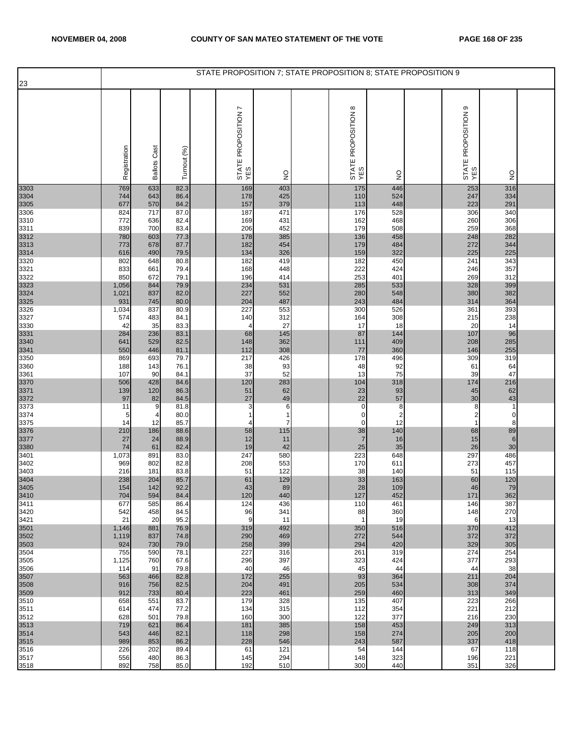STATE PROPOSITION 7; STATE PROPOSITION 8; STATE PROPOSITION 9

| 23 | Registration | Ballots Cast | Turnout (%) | | STATE PROPOSITION 7 YES | NO | | STATE PROPOSITION 8 YES | NO | | STATE PROPOSITION 9 YES | NO | |
|---|---|---|---|---|---|---|---|---|---|---|---|---|---|
| 3303 | 769 | 633 | 82.3 | | 169 | 403 | | 175 | 446 | | 253 | 316 | |
| 3304 | 744 | 643 | 86.4 | | 178 | 425 | | 110 | 524 | | 247 | 334 | |
| 3305 | 677 | 570 | 84.2 | | 157 | 379 | | 113 | 448 | | 223 | 291 | |
| 3306 | 824 | 717 | 87.0 | | 187 | 471 | | 176 | 528 | | 306 | 340 | |
| 3310 | 772 | 636 | 82.4 | | 169 | 431 | | 162 | 468 | | 260 | 306 | |
| 3311 | 839 | 700 | 83.4 | | 206 | 452 | | 179 | 508 | | 259 | 368 | |
| 3312 | 780 | 603 | 77.3 | | 178 | 385 | | 136 | 458 | | 248 | 282 | |
| 3313 | 773 | 678 | 87.7 | | 182 | 454 | | 179 | 484 | | 272 | 344 | |
| 3314 | 616 | 490 | 79.5 | | 134 | 326 | | 159 | 322 | | 225 | 225 | |
| 3320 | 802 | 648 | 80.8 | | 182 | 419 | | 182 | 450 | | 241 | 343 | |
| 3321 | 833 | 661 | 79.4 | | 168 | 448 | | 222 | 424 | | 246 | 357 | |
| 3322 | 850 | 672 | 79.1 | | 196 | 414 | | 253 | 401 | | 269 | 312 | |
| 3323 | 1,056 | 844 | 79.9 | | 234 | 531 | | 285 | 533 | | 328 | 399 | |
| 3324 | 1,021 | 837 | 82.0 | | 227 | 552 | | 280 | 548 | | 380 | 382 | |
| 3325 | 931 | 745 | 80.0 | | 204 | 487 | | 243 | 484 | | 314 | 364 | |
| 3326 | 1,034 | 837 | 80.9 | | 227 | 553 | | 300 | 526 | | 361 | 393 | |
| 3327 | 574 | 483 | 84.1 | | 140 | 312 | | 164 | 308 | | 215 | 238 | |
| 3330 | 42 | 35 | 83.3 | | 4 | 27 | | 17 | 18 | | 20 | 14 | |
| 3331 | 284 | 236 | 83.1 | | 68 | 145 | | 87 | 144 | | 107 | 96 | |
| 3340 | 641 | 529 | 82.5 | | 148 | 362 | | 111 | 409 | | 208 | 285 | |
| 3341 | 550 | 446 | 81.1 | | 112 | 308 | | 77 | 360 | | 146 | 255 | |
| 3350 | 869 | 693 | 79.7 | | 217 | 426 | | 178 | 496 | | 309 | 319 | |
| 3360 | 188 | 143 | 76.1 | | 38 | 93 | | 48 | 92 | | 61 | 64 | |
| 3361 | 107 | 90 | 84.1 | | 37 | 52 | | 13 | 75 | | 39 | 47 | |
| 3370 | 506 | 428 | 84.6 | | 120 | 283 | | 104 | 318 | | 174 | 216 | |
| 3371 | 139 | 120 | 86.3 | | 51 | 62 | | 23 | 93 | | 45 | 62 | |
| 3372 | 97 | 82 | 84.5 | | 27 | 49 | | 22 | 57 | | 30 | 43 | |
| 3373 | 11 | 9 | 81.8 | | 3 | 6 | | 0 | 8 | | 8 | 1 | |
| 3374 | 5 | 4 | 80.0 | | 1 | 1 | | 0 | 2 | | 2 | 0 | |
| 3375 | 14 | 12 | 85.7 | | 4 | 7 | | 0 | 12 | | 1 | 8 | |
| 3376 | 210 | 186 | 88.6 | | 58 | 115 | | 38 | 140 | | 68 | 89 | |
| 3377 | 27 | 24 | 88.9 | | 12 | 11 | | 7 | 16 | | 15 | 6 | |
| 3380 | 74 | 61 | 82.4 | | 19 | 42 | | 25 | 35 | | 26 | 30 | |
| 3401 | 1,073 | 891 | 83.0 | | 247 | 580 | | 223 | 648 | | 297 | 486 | |
| 3402 | 969 | 802 | 82.8 | | 208 | 553 | | 170 | 611 | | 273 | 457 | |
| 3403 | 216 | 181 | 83.8 | | 51 | 122 | | 38 | 140 | | 51 | 115 | |
| 3404 | 238 | 204 | 85.7 | | 61 | 129 | | 33 | 163 | | 60 | 120 | |
| 3405 | 154 | 142 | 92.2 | | 43 | 89 | | 28 | 109 | | 46 | 79 | |
| 3410 | 704 | 594 | 84.4 | | 120 | 440 | | 127 | 452 | | 171 | 362 | |
| 3411 | 677 | 585 | 86.4 | | 124 | 436 | | 110 | 461 | | 146 | 387 | |
| 3420 | 542 | 458 | 84.5 | | 96 | 341 | | 88 | 360 | | 148 | 270 | |
| 3421 | 21 | 20 | 95.2 | | 9 | 11 | | 1 | 19 | | 6 | 13 | |
| 3501 | 1,146 | 881 | 76.9 | | 319 | 492 | | 350 | 516 | | 370 | 412 | |
| 3502 | 1,119 | 837 | 74.8 | | 290 | 469 | | 272 | 544 | | 372 | 372 | |
| 3503 | 924 | 730 | 79.0 | | 258 | 399 | | 294 | 420 | | 329 | 305 | |
| 3504 | 755 | 590 | 78.1 | | 227 | 316 | | 261 | 319 | | 274 | 254 | |
| 3505 | 1,125 | 760 | 67.6 | | 296 | 397 | | 323 | 424 | | 377 | 293 | |
| 3506 | 114 | 91 | 79.8 | | 40 | 46 | | 45 | 44 | | 44 | 38 | |
| 3507 | 563 | 466 | 82.8 | | 172 | 255 | | 93 | 364 | | 211 | 204 | |
| 3508 | 916 | 756 | 82.5 | | 204 | 491 | | 205 | 534 | | 308 | 374 | |
| 3509 | 912 | 733 | 80.4 | | 223 | 461 | | 259 | 460 | | 313 | 349 | |
| 3510 | 658 | 551 | 83.7 | | 179 | 328 | | 135 | 407 | | 223 | 266 | |
| 3511 | 614 | 474 | 77.2 | | 134 | 315 | | 112 | 354 | | 221 | 212 | |
| 3512 | 628 | 501 | 79.8 | | 160 | 300 | | 122 | 377 | | 216 | 230 | |
| 3513 | 719 | 621 | 86.4 | | 181 | 385 | | 158 | 453 | | 249 | 313 | |
| 3514 | 543 | 446 | 82.1 | | 118 | 298 | | 158 | 274 | | 205 | 200 | |
| 3515 | 989 | 853 | 86.2 | | 228 | 546 | | 243 | 587 | | 337 | 418 | |
| 3516 | 226 | 202 | 89.4 | | 61 | 121 | | 54 | 144 | | 67 | 118 | |
| 3517 | 556 | 480 | 86.3 | | 145 | 294 | | 148 | 323 | | 196 | 221 | |
| 3518 | 892 | 758 | 85.0 | | 192 | 510 | | 300 | 440 | | 351 | 326 | |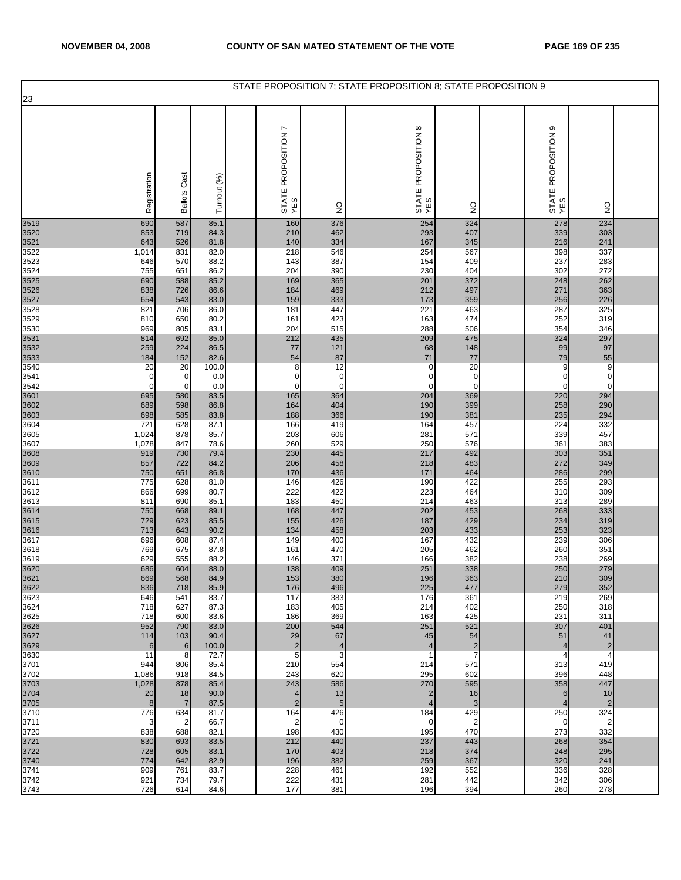| 23 | Registration | Ballots Cast | Turnout (%) | | STATE PROPOSITION 7 YES | NO | | STATE PROPOSITION 8 YES | NO | | STATE PROPOSITION 9 YES | NO | |
|---|---|---|---|---|---|---|---|---|---|---|---|---|---|
| | STATE PROPOSITION 7; STATE PROPOSITION 8; STATE PROPOSITION 9 | | | | | | | | | | | | |
| 3519 | 690 | 587 | 85.1 | | 160 | 376 | | 254 | 324 | | 278 | 234 | |
| 3520 | 853 | 719 | 84.3 | | 210 | 462 | | 293 | 407 | | 339 | 303 | |
| 3521 | 643 | 526 | 81.8 | | 140 | 334 | | 167 | 345 | | 216 | 241 | |
| 3522 | 1,014 | 831 | 82.0 | | 218 | 546 | | 254 | 567 | | 398 | 337 | |
| 3523 | 646 | 570 | 88.2 | | 143 | 387 | | 154 | 409 | | 237 | 283 | |
| 3524 | 755 | 651 | 86.2 | | 204 | 390 | | 230 | 404 | | 302 | 272 | |
| 3525 | 690 | 588 | 85.2 | | 169 | 365 | | 201 | 372 | | 248 | 262 | |
| 3526 | 838 | 726 | 86.6 | | 184 | 469 | | 212 | 497 | | 271 | 363 | |
| 3527 | 654 | 543 | 83.0 | | 159 | 333 | | 173 | 359 | | 256 | 226 | |
| 3528 | 821 | 706 | 86.0 | | 181 | 447 | | 221 | 463 | | 287 | 325 | |
| 3529 | 810 | 650 | 80.2 | | 161 | 423 | | 163 | 474 | | 252 | 319 | |
| 3530 | 969 | 805 | 83.1 | | 204 | 515 | | 288 | 506 | | 354 | 346 | |
| 3531 | 814 | 692 | 85.0 | | 212 | 435 | | 209 | 475 | | 324 | 297 | |
| 3532 | 259 | 224 | 86.5 | | 77 | 121 | | 68 | 148 | | 99 | 97 | |
| 3533 | 184 | 152 | 82.6 | | 54 | 87 | | 71 | 77 | | 79 | 55 | |
| 3540 | 20 | 20 | 100.0 | | 8 | 12 | | 0 | 20 | | 9 | 9 | |
| 3541 | 0 | 0 | 0.0 | | 0 | 0 | | 0 | 0 | | 0 | 0 | |
| 3542 | 0 | 0 | 0.0 | | 0 | 0 | | 0 | 0 | | 0 | 0 | |
| 3601 | 695 | 580 | 83.5 | | 165 | 364 | | 204 | 369 | | 220 | 294 | |
| 3602 | 689 | 598 | 86.8 | | 164 | 404 | | 190 | 399 | | 258 | 290 | |
| 3603 | 698 | 585 | 83.8 | | 188 | 366 | | 190 | 381 | | 235 | 294 | |
| 3604 | 721 | 628 | 87.1 | | 166 | 419 | | 164 | 457 | | 224 | 332 | |
| 3605 | 1,024 | 878 | 85.7 | | 203 | 606 | | 281 | 571 | | 339 | 457 | |
| 3607 | 1,078 | 847 | 78.6 | | 260 | 529 | | 250 | 576 | | 361 | 383 | |
| 3608 | 919 | 730 | 79.4 | | 230 | 445 | | 217 | 492 | | 303 | 351 | |
| 3609 | 857 | 722 | 84.2 | | 206 | 458 | | 218 | 483 | | 272 | 349 | |
| 3610 | 750 | 651 | 86.8 | | 170 | 436 | | 171 | 464 | | 286 | 299 | |
| 3611 | 775 | 628 | 81.0 | | 146 | 426 | | 190 | 422 | | 255 | 293 | |
| 3612 | 866 | 699 | 80.7 | | 222 | 422 | | 223 | 464 | | 310 | 309 | |
| 3613 | 811 | 690 | 85.1 | | 183 | 450 | | 214 | 463 | | 313 | 289 | |
| 3614 | 750 | 668 | 89.1 | | 168 | 447 | | 202 | 453 | | 268 | 333 | |
| 3615 | 729 | 623 | 85.5 | | 155 | 426 | | 187 | 429 | | 234 | 319 | |
| 3616 | 713 | 643 | 90.2 | | 134 | 458 | | 203 | 433 | | 253 | 323 | |
| 3617 | 696 | 608 | 87.4 | | 149 | 400 | | 167 | 432 | | 239 | 306 | |
| 3618 | 769 | 675 | 87.8 | | 161 | 470 | | 205 | 462 | | 260 | 351 | |
| 3619 | 629 | 555 | 88.2 | | 146 | 371 | | 166 | 382 | | 238 | 269 | |
| 3620 | 686 | 604 | 88.0 | | 138 | 409 | | 251 | 338 | | 250 | 279 | |
| 3621 | 669 | 568 | 84.9 | | 153 | 380 | | 196 | 363 | | 210 | 309 | |
| 3622 | 836 | 718 | 85.9 | | 176 | 496 | | 225 | 477 | | 279 | 352 | |
| 3623 | 646 | 541 | 83.7 | | 117 | 383 | | 176 | 361 | | 219 | 269 | |
| 3624 | 718 | 627 | 87.3 | | 183 | 405 | | 214 | 402 | | 250 | 318 | |
| 3625 | 718 | 600 | 83.6 | | 186 | 369 | | 163 | 425 | | 231 | 311 | |
| 3626 | 952 | 790 | 83.0 | | 200 | 544 | | 251 | 521 | | 307 | 401 | |
| 3627 | 114 | 103 | 90.4 | | 29 | 67 | | 45 | 54 | | 51 | 41 | |
| 3629 | 6 | 6 | 100.0 | | 2 | 4 | | 4 | 2 | | 4 | 2 | |
| 3630 | 11 | 8 | 72.7 | | 5 | 3 | | 1 | 7 | | 4 | 4 | |
| 3701 | 944 | 806 | 85.4 | | 210 | 554 | | 214 | 571 | | 313 | 419 | |
| 3702 | 1,086 | 918 | 84.5 | | 243 | 620 | | 295 | 602 | | 396 | 448 | |
| 3703 | 1,028 | 878 | 85.4 | | 243 | 586 | | 270 | 595 | | 358 | 447 | |
| 3704 | 20 | 18 | 90.0 | | 4 | 13 | | 2 | 16 | | 6 | 10 | |
| 3705 | 8 | 7 | 87.5 | | 2 | 5 | | 4 | 3 | | 4 | 2 | |
| 3710 | 776 | 634 | 81.7 | | 164 | 426 | | 184 | 429 | | 250 | 324 | |
| 3711 | 3 | 2 | 66.7 | | 2 | 0 | | 0 | 2 | | 0 | 2 | |
| 3720 | 838 | 688 | 82.1 | | 198 | 430 | | 195 | 470 | | 273 | 332 | |
| 3721 | 830 | 693 | 83.5 | | 212 | 440 | | 237 | 443 | | 268 | 354 | |
| 3722 | 728 | 605 | 83.1 | | 170 | 403 | | 218 | 374 | | 248 | 295 | |
| 3740 | 774 | 642 | 82.9 | | 196 | 382 | | 259 | 367 | | 320 | 241 | |
| 3741 | 909 | 761 | 83.7 | | 228 | 461 | | 192 | 552 | | 336 | 328 | |
| 3742 | 921 | 734 | 79.7 | | 222 | 431 | | 281 | 442 | | 342 | 306 | |
| 3743 | 726 | 614 | 84.6 | | 177 | 381 | | 196 | 394 | | 260 | 278 | |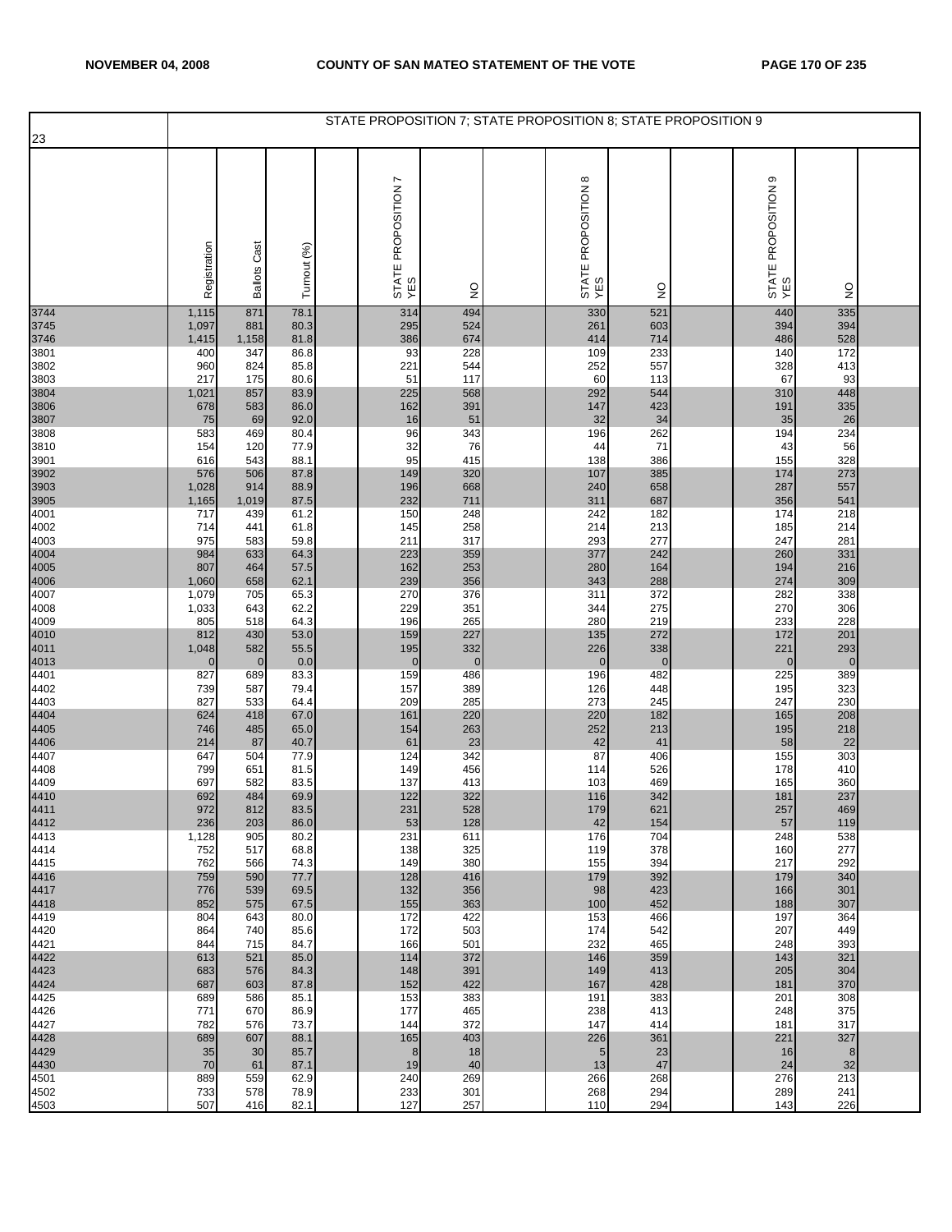23

STATE PROPOSITION 7; STATE PROPOSITION 8; STATE PROPOSITION 9

| | Registration | Ballots Cast | Turnout (%) | | STATE PROPOSITION 7 YES | NO | | STATE PROPOSITION 8 YES | NO | | STATE PROPOSITION 9 YES | NO | |
|---|---|---|---|---|---|---|---|---|---|---|---|---|---|
| 3744 | 1,115 | 871 | 78.1 | | 314 | 494 | | 330 | 521 | | 440 | 335 | |
| 3745 | 1,097 | 881 | 80.3 | | 295 | 524 | | 261 | 603 | | 394 | 394 | |
| 3746 | 1,415 | 1,158 | 81.8 | | 386 | 674 | | 414 | 714 | | 486 | 528 | |
| 3801 | 400 | 347 | 86.8 | | 93 | 228 | | 109 | 233 | | 140 | 172 | |
| 3802 | 960 | 824 | 85.8 | | 221 | 544 | | 252 | 557 | | 328 | 413 | |
| 3803 | 217 | 175 | 80.6 | | 51 | 117 | | 60 | 113 | | 67 | 93 | |
| 3804 | 1,021 | 857 | 83.9 | | 225 | 568 | | 292 | 544 | | 310 | 448 | |
| 3806 | 678 | 583 | 86.0 | | 162 | 391 | | 147 | 423 | | 191 | 335 | |
| 3807 | 75 | 69 | 92.0 | | 16 | 51 | | 32 | 34 | | 35 | 26 | |
| 3808 | 583 | 469 | 80.4 | | 96 | 343 | | 196 | 262 | | 194 | 234 | |
| 3810 | 154 | 120 | 77.9 | | 32 | 76 | | 44 | 71 | | 43 | 56 | |
| 3901 | 616 | 543 | 88.1 | | 95 | 415 | | 138 | 386 | | 155 | 328 | |
| 3902 | 576 | 506 | 87.8 | | 149 | 320 | | 107 | 385 | | 174 | 273 | |
| 3903 | 1,028 | 914 | 88.9 | | 196 | 668 | | 240 | 658 | | 287 | 557 | |
| 3905 | 1,165 | 1,019 | 87.5 | | 232 | 711 | | 311 | 687 | | 356 | 541 | |
| 4001 | 717 | 439 | 61.2 | | 150 | 248 | | 242 | 182 | | 174 | 218 | |
| 4002 | 714 | 441 | 61.8 | | 145 | 258 | | 214 | 213 | | 185 | 214 | |
| 4003 | 975 | 583 | 59.8 | | 211 | 317 | | 293 | 277 | | 247 | 281 | |
| 4004 | 984 | 633 | 64.3 | | 223 | 359 | | 377 | 242 | | 260 | 331 | |
| 4005 | 807 | 464 | 57.5 | | 162 | 253 | | 280 | 164 | | 194 | 216 | |
| 4006 | 1,060 | 658 | 62.1 | | 239 | 356 | | 343 | 288 | | 274 | 309 | |
| 4007 | 1,079 | 705 | 65.3 | | 270 | 376 | | 311 | 372 | | 282 | 338 | |
| 4008 | 1,033 | 643 | 62.2 | | 229 | 351 | | 344 | 275 | | 270 | 306 | |
| 4009 | 805 | 518 | 64.3 | | 196 | 265 | | 280 | 219 | | 233 | 228 | |
| 4010 | 812 | 430 | 53.0 | | 159 | 227 | | 135 | 272 | | 172 | 201 | |
| 4011 | 1,048 | 582 | 55.5 | | 195 | 332 | | 226 | 338 | | 221 | 293 | |
| 4013 | 0 | 0 | 0.0 | | 0 | 0 | | 0 | 0 | | 0 | 0 | |
| 4401 | 827 | 689 | 83.3 | | 159 | 486 | | 196 | 482 | | 225 | 389 | |
| 4402 | 739 | 587 | 79.4 | | 157 | 389 | | 126 | 448 | | 195 | 323 | |
| 4403 | 827 | 533 | 64.4 | | 209 | 285 | | 273 | 245 | | 247 | 230 | |
| 4404 | 624 | 418 | 67.0 | | 161 | 220 | | 220 | 182 | | 165 | 208 | |
| 4405 | 746 | 485 | 65.0 | | 154 | 263 | | 252 | 213 | | 195 | 218 | |
| 4406 | 214 | 87 | 40.7 | | 61 | 23 | | 42 | 41 | | 58 | 22 | |
| 4407 | 647 | 504 | 77.9 | | 124 | 342 | | 87 | 406 | | 155 | 303 | |
| 4408 | 799 | 651 | 81.5 | | 149 | 456 | | 114 | 526 | | 178 | 410 | |
| 4409 | 697 | 582 | 83.5 | | 137 | 413 | | 103 | 469 | | 165 | 360 | |
| 4410 | 692 | 484 | 69.9 | | 122 | 322 | | 116 | 342 | | 181 | 237 | |
| 4411 | 972 | 812 | 83.5 | | 231 | 528 | | 179 | 621 | | 257 | 469 | |
| 4412 | 236 | 203 | 86.0 | | 53 | 128 | | 42 | 154 | | 57 | 119 | |
| 4413 | 1,128 | 905 | 80.2 | | 231 | 611 | | 176 | 704 | | 248 | 538 | |
| 4414 | 752 | 517 | 68.8 | | 138 | 325 | | 119 | 378 | | 160 | 277 | |
| 4415 | 762 | 566 | 74.3 | | 149 | 380 | | 155 | 394 | | 217 | 292 | |
| 4416 | 759 | 590 | 77.7 | | 128 | 416 | | 179 | 392 | | 179 | 340 | |
| 4417 | 776 | 539 | 69.5 | | 132 | 356 | | 98 | 423 | | 166 | 301 | |
| 4418 | 852 | 575 | 67.5 | | 155 | 363 | | 100 | 452 | | 188 | 307 | |
| 4419 | 804 | 643 | 80.0 | | 172 | 422 | | 153 | 466 | | 197 | 364 | |
| 4420 | 864 | 740 | 85.6 | | 172 | 503 | | 174 | 542 | | 207 | 449 | |
| 4421 | 844 | 715 | 84.7 | | 166 | 501 | | 232 | 465 | | 248 | 393 | |
| 4422 | 613 | 521 | 85.0 | | 114 | 372 | | 146 | 359 | | 143 | 321 | |
| 4423 | 683 | 576 | 84.3 | | 148 | 391 | | 149 | 413 | | 205 | 304 | |
| 4424 | 687 | 603 | 87.8 | | 152 | 422 | | 167 | 428 | | 181 | 370 | |
| 4425 | 689 | 586 | 85.1 | | 153 | 383 | | 191 | 383 | | 201 | 308 | |
| 4426 | 771 | 670 | 86.9 | | 177 | 465 | | 238 | 413 | | 248 | 375 | |
| 4427 | 782 | 576 | 73.7 | | 144 | 372 | | 147 | 414 | | 181 | 317 | |
| 4428 | 689 | 607 | 88.1 | | 165 | 403 | | 226 | 361 | | 221 | 327 | |
| 4429 | 35 | 30 | 85.7 | | 8 | 18 | | 5 | 23 | | 16 | 8 | |
| 4430 | 70 | 61 | 87.1 | | 19 | 40 | | 13 | 47 | | 24 | 32 | |
| 4501 | 889 | 559 | 62.9 | | 240 | 269 | | 266 | 268 | | 276 | 213 | |
| 4502 | 733 | 578 | 78.9 | | 233 | 301 | | 268 | 294 | | 289 | 241 | |
| 4503 | 507 | 416 | 82.1 | | 127 | 257 | | 110 | 294 | | 143 | 226 | |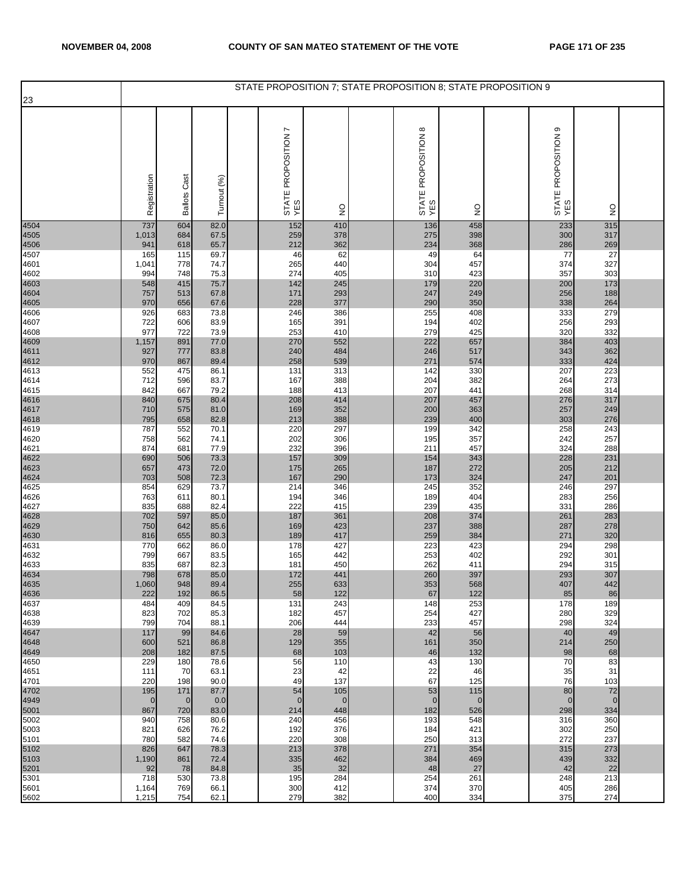| 23 | STATE PROPOSITION 7; STATE PROPOSITION 8; STATE PROPOSITION 9 | | | | | | | | | | | | |
|---|---|---|---|---|---|---|---|---|---|---|---|---|---|
| | Registration | Ballots Cast | Turnout (%) | | STATE PROPOSITION 7 YES | NO | | STATE PROPOSITION 8 YES | NO | | STATE PROPOSITION 9 YES | NO | |
| 4504 | 737 | 604 | 82.0 | | 152 | 410 | | 136 | 458 | | 233 | 315 | |
| 4505 | 1,013 | 684 | 67.5 | | 259 | 378 | | 275 | 398 | | 300 | 317 | |
| 4506 | 941 | 618 | 65.7 | | 212 | 362 | | 234 | 368 | | 286 | 269 | |
| 4507 | 165 | 115 | 69.7 | | 46 | 62 | | 49 | 64 | | 77 | 27 | |
| 4601 | 1,041 | 778 | 74.7 | | 265 | 440 | | 304 | 457 | | 374 | 327 | |
| 4602 | 994 | 748 | 75.3 | | 274 | 405 | | 310 | 423 | | 357 | 303 | |
| 4603 | 548 | 415 | 75.7 | | 142 | 245 | | 179 | 220 | | 200 | 173 | |
| 4604 | 757 | 513 | 67.8 | | 171 | 293 | | 247 | 249 | | 256 | 188 | |
| 4605 | 970 | 656 | 67.6 | | 228 | 377 | | 290 | 350 | | 338 | 264 | |
| 4606 | 926 | 683 | 73.8 | | 246 | 386 | | 255 | 408 | | 333 | 279 | |
| 4607 | 722 | 606 | 83.9 | | 165 | 391 | | 194 | 402 | | 256 | 293 | |
| 4608 | 977 | 722 | 73.9 | | 253 | 410 | | 279 | 425 | | 320 | 332 | |
| 4609 | 1,157 | 891 | 77.0 | | 270 | 552 | | 222 | 657 | | 384 | 403 | |
| 4611 | 927 | 777 | 83.8 | | 240 | 484 | | 246 | 517 | | 343 | 362 | |
| 4612 | 970 | 867 | 89.4 | | 258 | 539 | | 271 | 574 | | 333 | 424 | |
| 4613 | 552 | 475 | 86.1 | | 131 | 313 | | 142 | 330 | | 207 | 223 | |
| 4614 | 712 | 596 | 83.7 | | 167 | 388 | | 204 | 382 | | 264 | 273 | |
| 4615 | 842 | 667 | 79.2 | | 188 | 413 | | 207 | 441 | | 268 | 314 | |
| 4616 | 840 | 675 | 80.4 | | 208 | 414 | | 207 | 457 | | 276 | 317 | |
| 4617 | 710 | 575 | 81.0 | | 169 | 352 | | 200 | 363 | | 257 | 249 | |
| 4618 | 795 | 658 | 82.8 | | 213 | 388 | | 239 | 400 | | 303 | 276 | |
| 4619 | 787 | 552 | 70.1 | | 220 | 297 | | 199 | 342 | | 258 | 243 | |
| 4620 | 758 | 562 | 74.1 | | 202 | 306 | | 195 | 357 | | 242 | 257 | |
| 4621 | 874 | 681 | 77.9 | | 232 | 396 | | 211 | 457 | | 324 | 288 | |
| 4622 | 690 | 506 | 73.3 | | 157 | 309 | | 154 | 343 | | 228 | 231 | |
| 4623 | 657 | 473 | 72.0 | | 175 | 265 | | 187 | 272 | | 205 | 212 | |
| 4624 | 703 | 508 | 72.3 | | 167 | 290 | | 173 | 324 | | 247 | 201 | |
| 4625 | 854 | 629 | 73.7 | | 214 | 346 | | 245 | 352 | | 246 | 297 | |
| 4626 | 763 | 611 | 80.1 | | 194 | 346 | | 189 | 404 | | 283 | 256 | |
| 4627 | 835 | 688 | 82.4 | | 222 | 415 | | 239 | 435 | | 331 | 286 | |
| 4628 | 702 | 597 | 85.0 | | 187 | 361 | | 208 | 374 | | 261 | 283 | |
| 4629 | 750 | 642 | 85.6 | | 169 | 423 | | 237 | 388 | | 287 | 278 | |
| 4630 | 816 | 655 | 80.3 | | 189 | 417 | | 259 | 384 | | 271 | 320 | |
| 4631 | 770 | 662 | 86.0 | | 178 | 427 | | 223 | 423 | | 294 | 298 | |
| 4632 | 799 | 667 | 83.5 | | 165 | 442 | | 253 | 402 | | 292 | 301 | |
| 4633 | 835 | 687 | 82.3 | | 181 | 450 | | 262 | 411 | | 294 | 315 | |
| 4634 | 798 | 678 | 85.0 | | 172 | 441 | | 260 | 397 | | 293 | 307 | |
| 4635 | 1,060 | 948 | 89.4 | | 255 | 633 | | 353 | 568 | | 407 | 442 | |
| 4636 | 222 | 192 | 86.5 | | 58 | 122 | | 67 | 122 | | 85 | 86 | |
| 4637 | 484 | 409 | 84.5 | | 131 | 243 | | 148 | 253 | | 178 | 189 | |
| 4638 | 823 | 702 | 85.3 | | 182 | 457 | | 254 | 427 | | 280 | 329 | |
| 4639 | 799 | 704 | 88.1 | | 206 | 444 | | 233 | 457 | | 298 | 324 | |
| 4647 | 117 | 99 | 84.6 | | 28 | 59 | | 42 | 56 | | 40 | 49 | |
| 4648 | 600 | 521 | 86.8 | | 129 | 355 | | 161 | 350 | | 214 | 250 | |
| 4649 | 208 | 182 | 87.5 | | 68 | 103 | | 46 | 132 | | 98 | 68 | |
| 4650 | 229 | 180 | 78.6 | | 56 | 110 | | 43 | 130 | | 70 | 83 | |
| 4651 | 111 | 70 | 63.1 | | 23 | 42 | | 22 | 46 | | 35 | 31 | |
| 4701 | 220 | 198 | 90.0 | | 49 | 137 | | 67 | 125 | | 76 | 103 | |
| 4702 | 195 | 171 | 87.7 | | 54 | 105 | | 53 | 115 | | 80 | 72 | |
| 4949 | 0 | 0 | 0.0 | | 0 | 0 | | 0 | 0 | | 0 | 0 | |
| 5001 | 867 | 720 | 83.0 | | 214 | 448 | | 182 | 526 | | 298 | 334 | |
| 5002 | 940 | 758 | 80.6 | | 240 | 456 | | 193 | 548 | | 316 | 360 | |
| 5003 | 821 | 626 | 76.2 | | 192 | 376 | | 184 | 421 | | 302 | 250 | |
| 5101 | 780 | 582 | 74.6 | | 220 | 308 | | 250 | 313 | | 272 | 237 | |
| 5102 | 826 | 647 | 78.3 | | 213 | 378 | | 271 | 354 | | 315 | 273 | |
| 5103 | 1,190 | 861 | 72.4 | | 335 | 462 | | 384 | 469 | | 439 | 332 | |
| 5201 | 92 | 78 | 84.8 | | 35 | 32 | | 48 | 27 | | 42 | 22 | |
| 5301 | 718 | 530 | 73.8 | | 195 | 284 | | 254 | 261 | | 248 | 213 | |
| 5601 | 1,164 | 769 | 66.1 | | 300 | 412 | | 374 | 370 | | 405 | 286 | |
| 5602 | 1,215 | 754 | 62.1 | | 279 | 382 | | 400 | 334 | | 375 | 274 | |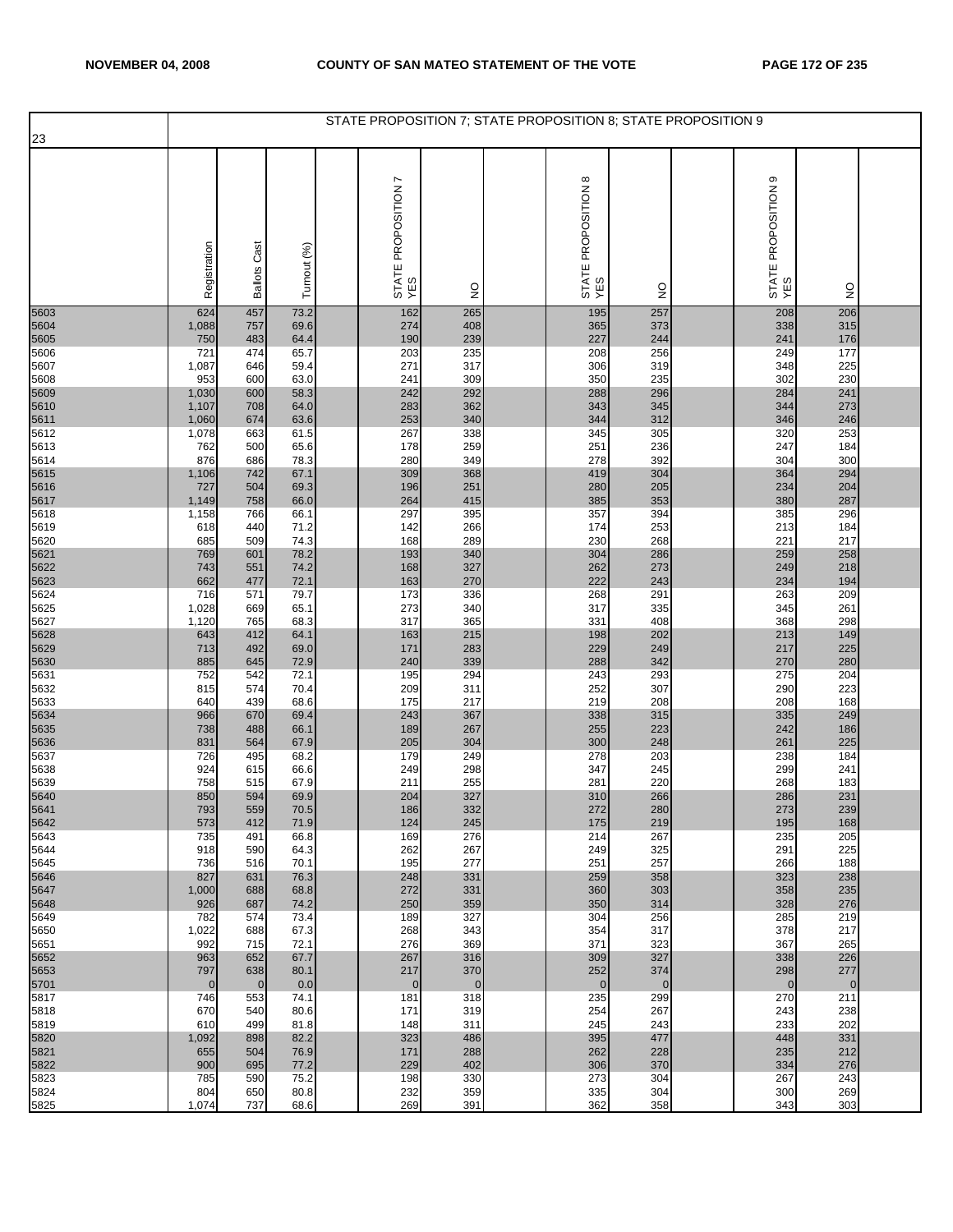STATE PROPOSITION 7; STATE PROPOSITION 8; STATE PROPOSITION 9

| 23 | Registration | Ballots Cast | Turnout (%) | | STATE PROPOSITION 7 YES | NO | | STATE PROPOSITION 8 YES | NO | | STATE PROPOSITION 9 YES | NO | |
|---|---|---|---|---|---|---|---|---|---|---|---|---|---|
| 5603 | 624 | 457 | 73.2 | | 162 | 265 | | 195 | 257 | | 208 | 206 | |
| 5604 | 1,088 | 757 | 69.6 | | 274 | 408 | | 365 | 373 | | 338 | 315 | |
| 5605 | 750 | 483 | 64.4 | | 190 | 239 | | 227 | 244 | | 241 | 176 | |
| 5606 | 721 | 474 | 65.7 | | 203 | 235 | | 208 | 256 | | 249 | 177 | |
| 5607 | 1,087 | 646 | 59.4 | | 271 | 317 | | 306 | 319 | | 348 | 225 | |
| 5608 | 953 | 600 | 63.0 | | 241 | 309 | | 350 | 235 | | 302 | 230 | |
| 5609 | 1,030 | 600 | 58.3 | | 242 | 292 | | 288 | 296 | | 284 | 241 | |
| 5610 | 1,107 | 708 | 64.0 | | 283 | 362 | | 343 | 345 | | 344 | 273 | |
| 5611 | 1,060 | 674 | 63.6 | | 253 | 340 | | 344 | 312 | | 346 | 246 | |
| 5612 | 1,078 | 663 | 61.5 | | 267 | 338 | | 345 | 305 | | 320 | 253 | |
| 5613 | 762 | 500 | 65.6 | | 178 | 259 | | 251 | 236 | | 247 | 184 | |
| 5614 | 876 | 686 | 78.3 | | 280 | 349 | | 278 | 392 | | 304 | 300 | |
| 5615 | 1,106 | 742 | 67.1 | | 309 | 368 | | 419 | 304 | | 364 | 294 | |
| 5616 | 727 | 504 | 69.3 | | 196 | 251 | | 280 | 205 | | 234 | 204 | |
| 5617 | 1,149 | 758 | 66.0 | | 264 | 415 | | 385 | 353 | | 380 | 287 | |
| 5618 | 1,158 | 766 | 66.1 | | 297 | 395 | | 357 | 394 | | 385 | 296 | |
| 5619 | 618 | 440 | 71.2 | | 142 | 266 | | 174 | 253 | | 213 | 184 | |
| 5620 | 685 | 509 | 74.3 | | 168 | 289 | | 230 | 268 | | 221 | 217 | |
| 5621 | 769 | 601 | 78.2 | | 193 | 340 | | 304 | 286 | | 259 | 258 | |
| 5622 | 743 | 551 | 74.2 | | 168 | 327 | | 262 | 273 | | 249 | 218 | |
| 5623 | 662 | 477 | 72.1 | | 163 | 270 | | 222 | 243 | | 234 | 194 | |
| 5624 | 716 | 571 | 79.7 | | 173 | 336 | | 268 | 291 | | 263 | 209 | |
| 5625 | 1,028 | 669 | 65.1 | | 273 | 340 | | 317 | 335 | | 345 | 261 | |
| 5627 | 1,120 | 765 | 68.3 | | 317 | 365 | | 331 | 408 | | 368 | 298 | |
| 5628 | 643 | 412 | 64.1 | | 163 | 215 | | 198 | 202 | | 213 | 149 | |
| 5629 | 713 | 492 | 69.0 | | 171 | 283 | | 229 | 249 | | 217 | 225 | |
| 5630 | 885 | 645 | 72.9 | | 240 | 339 | | 288 | 342 | | 270 | 280 | |
| 5631 | 752 | 542 | 72.1 | | 195 | 294 | | 243 | 293 | | 275 | 204 | |
| 5632 | 815 | 574 | 70.4 | | 209 | 311 | | 252 | 307 | | 290 | 223 | |
| 5633 | 640 | 439 | 68.6 | | 175 | 217 | | 219 | 208 | | 208 | 168 | |
| 5634 | 966 | 670 | 69.4 | | 243 | 367 | | 338 | 315 | | 335 | 249 | |
| 5635 | 738 | 488 | 66.1 | | 189 | 267 | | 255 | 223 | | 242 | 186 | |
| 5636 | 831 | 564 | 67.9 | | 205 | 304 | | 300 | 248 | | 261 | 225 | |
| 5637 | 726 | 495 | 68.2 | | 179 | 249 | | 278 | 203 | | 238 | 184 | |
| 5638 | 924 | 615 | 66.6 | | 249 | 298 | | 347 | 245 | | 299 | 241 | |
| 5639 | 758 | 515 | 67.9 | | 211 | 255 | | 281 | 220 | | 268 | 183 | |
| 5640 | 850 | 594 | 69.9 | | 204 | 327 | | 310 | 266 | | 286 | 231 | |
| 5641 | 793 | 559 | 70.5 | | 186 | 332 | | 272 | 280 | | 273 | 239 | |
| 5642 | 573 | 412 | 71.9 | | 124 | 245 | | 175 | 219 | | 195 | 168 | |
| 5643 | 735 | 491 | 66.8 | | 169 | 276 | | 214 | 267 | | 235 | 205 | |
| 5644 | 918 | 590 | 64.3 | | 262 | 267 | | 249 | 325 | | 291 | 225 | |
| 5645 | 736 | 516 | 70.1 | | 195 | 277 | | 251 | 257 | | 266 | 188 | |
| 5646 | 827 | 631 | 76.3 | | 248 | 331 | | 259 | 358 | | 323 | 238 | |
| 5647 | 1,000 | 688 | 68.8 | | 272 | 331 | | 360 | 303 | | 358 | 235 | |
| 5648 | 926 | 687 | 74.2 | | 250 | 359 | | 350 | 314 | | 328 | 276 | |
| 5649 | 782 | 574 | 73.4 | | 189 | 327 | | 304 | 256 | | 285 | 219 | |
| 5650 | 1,022 | 688 | 67.3 | | 268 | 343 | | 354 | 317 | | 378 | 217 | |
| 5651 | 992 | 715 | 72.1 | | 276 | 369 | | 371 | 323 | | 367 | 265 | |
| 5652 | 963 | 652 | 67.7 | | 267 | 316 | | 309 | 327 | | 338 | 226 | |
| 5653 | 797 | 638 | 80.1 | | 217 | 370 | | 252 | 374 | | 298 | 277 | |
| 5701 | 0 | 0 | 0.0 | | 0 | 0 | | 0 | 0 | | 0 | 0 | |
| 5817 | 746 | 553 | 74.1 | | 181 | 318 | | 235 | 299 | | 270 | 211 | |
| 5818 | 670 | 540 | 80.6 | | 171 | 319 | | 254 | 267 | | 243 | 238 | |
| 5819 | 610 | 499 | 81.8 | | 148 | 311 | | 245 | 243 | | 233 | 202 | |
| 5820 | 1,092 | 898 | 82.2 | | 323 | 486 | | 395 | 477 | | 448 | 331 | |
| 5821 | 655 | 504 | 76.9 | | 171 | 288 | | 262 | 228 | | 235 | 212 | |
| 5822 | 900 | 695 | 77.2 | | 229 | 402 | | 306 | 370 | | 334 | 276 | |
| 5823 | 785 | 590 | 75.2 | | 198 | 330 | | 273 | 304 | | 267 | 243 | |
| 5824 | 804 | 650 | 80.8 | | 232 | 359 | | 335 | 304 | | 300 | 269 | |
| 5825 | 1,074 | 737 | 68.6 | | 269 | 391 | | 362 | 358 | | 343 | 303 | |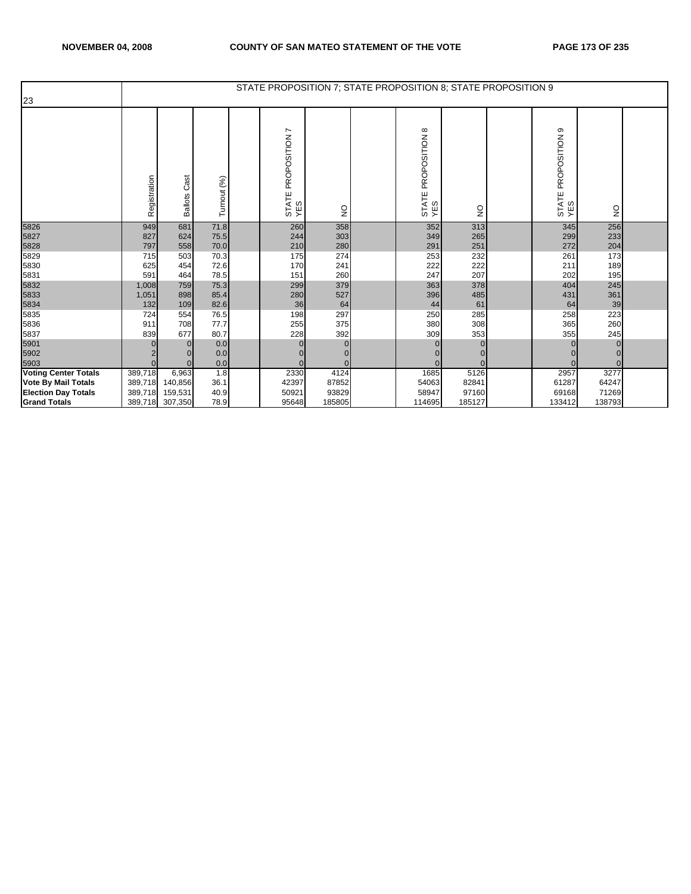| 23 | STATE PROPOSITION 7; STATE PROPOSITION 8; STATE PROPOSITION 9 | | | | | | | | | | | | |
|---|---|---|---|---|---|---|---|---|---|---|---|---|---|
| | Registration | Ballots Cast | Turnout (%) | | STATE PROPOSITION 7 YES | NO | | STATE PROPOSITION 8 YES | NO | | STATE PROPOSITION 9 YES | NO | |
| 5826 | 949 | 681 | 71.8 | | 260 | 358 | | 352 | 313 | | 345 | 256 | |
| 5827 | 827 | 624 | 75.5 | | 244 | 303 | | 349 | 265 | | 299 | 233 | |
| 5828 | 797 | 558 | 70.0 | | 210 | 280 | | 291 | 251 | | 272 | 204 | |
| 5829 | 715 | 503 | 70.3 | | 175 | 274 | | 253 | 232 | | 261 | 173 | |
| 5830 | 625 | 454 | 72.6 | | 170 | 241 | | 222 | 222 | | 211 | 189 | |
| 5831 | 591 | 464 | 78.5 | | 151 | 260 | | 247 | 207 | | 202 | 195 | |
| 5832 | 1,008 | 759 | 75.3 | | 299 | 379 | | 363 | 378 | | 404 | 245 | |
| 5833 | 1,051 | 898 | 85.4 | | 280 | 527 | | 396 | 485 | | 431 | 361 | |
| 5834 | 132 | 109 | 82.6 | | 36 | 64 | | 44 | 61 | | 64 | 39 | |
| 5835 | 724 | 554 | 76.5 | | 198 | 297 | | 250 | 285 | | 258 | 223 | |
| 5836 | 911 | 708 | 77.7 | | 255 | 375 | | 380 | 308 | | 365 | 260 | |
| 5837 | 839 | 677 | 80.7 | | 228 | 392 | | 309 | 353 | | 355 | 245 | |
| 5901 | 0 | 0 | 0.0 | | 0 | 0 | | 0 | 0 | | 0 | 0 | |
| 5902 | 2 | 0 | 0.0 | | 0 | 0 | | 0 | 0 | | 0 | 0 | |
| 5903 | 0 | 0 | 0.0 | | 0 | 0 | | 0 | 0 | | 0 | 0 | |
| **Voting Center Totals** | 389,718 | 6,963 | 1.8 | | 2330 | 4124 | | 1685 | 5126 | | 2957 | 3277 | |
| **Vote By Mail Totals** | 389,718 | 140,856 | 36.1 | | 42397 | 87852 | | 54063 | 82841 | | 61287 | 64247 | |
| **Election Day Totals** | 389,718 | 159,531 | 40.9 | | 50921 | 93829 | | 58947 | 97160 | | 69168 | 71269 | |
| **Grand Totals** | 389,718 | 307,350 | 78.9 | | 95648 | 185805 | | 114695 | 185127 | | 133412 | 138793 | |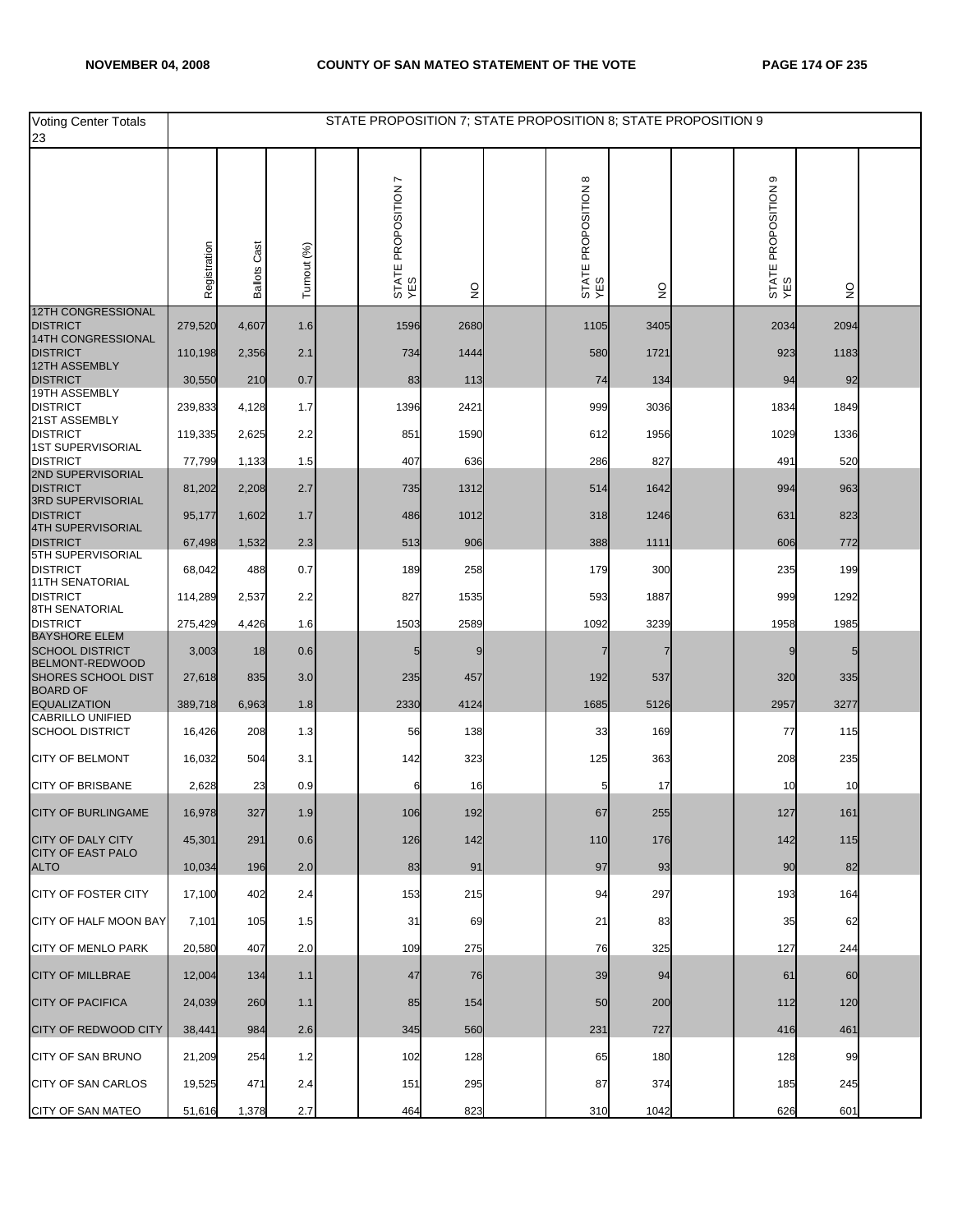| Voting Center Totals 23 | STATE PROPOSITION 7; STATE PROPOSITION 8; STATE PROPOSITION 9 | | | | | | | | | | | | |
|---|---|---|---|---|---|---|---|---|---|---|---|---|---|
| | Registration | Ballots Cast | Turnout (%) | | STATE PROPOSITION 7 YES | NO | | STATE PROPOSITION 8 YES | NO | | STATE PROPOSITION 9 YES | NO | |
| 12TH CONGRESSIONAL DISTRICT | 279,520 | 4,607 | 1.6 | | 1596 | 2680 | | 1105 | 3405 | | 2034 | 2094 | |
| 14TH CONGRESSIONAL DISTRICT | 110,198 | 2,356 | 2.1 | | 734 | 1444 | | 580 | 1721 | | 923 | 1183 | |
| 12TH ASSEMBLY DISTRICT | 30,550 | 210 | 0.7 | | 83 | 113 | | 74 | 134 | | 94 | 92 | |
| 19TH ASSEMBLY DISTRICT | 239,833 | 4,128 | 1.7 | | 1396 | 2421 | | 999 | 3036 | | 1834 | 1849 | |
| 21ST ASSEMBLY DISTRICT | 119,335 | 2,625 | 2.2 | | 851 | 1590 | | 612 | 1956 | | 1029 | 1336 | |
| 1ST SUPERVISORIAL DISTRICT | 77,799 | 1,133 | 1.5 | | 407 | 636 | | 286 | 827 | | 491 | 520 | |
| 2ND SUPERVISORIAL DISTRICT | 81,202 | 2,208 | 2.7 | | 735 | 1312 | | 514 | 1642 | | 994 | 963 | |
| 3RD SUPERVISORIAL DISTRICT | 95,177 | 1,602 | 1.7 | | 486 | 1012 | | 318 | 1246 | | 631 | 823 | |
| 4TH SUPERVISORIAL DISTRICT | 67,498 | 1,532 | 2.3 | | 513 | 906 | | 388 | 1111 | | 606 | 772 | |
| 5TH SUPERVISORIAL DISTRICT | 68,042 | 488 | 0.7 | | 189 | 258 | | 179 | 300 | | 235 | 199 | |
| 11TH SENATORIAL DISTRICT | 114,289 | 2,537 | 2.2 | | 827 | 1535 | | 593 | 1887 | | 999 | 1292 | |
| 8TH SENATORIAL DISTRICT | 275,429 | 4,426 | 1.6 | | 1503 | 2589 | | 1092 | 3239 | | 1958 | 1985 | |
| BAYSHORE ELEM SCHOOL DISTRICT | 3,003 | 18 | 0.6 | | 5 | 9 | | 7 | 7 | | 9 | 5 | |
| BELMONT-REDWOOD SHORES SCHOOL DIST | 27,618 | 835 | 3.0 | | 235 | 457 | | 192 | 537 | | 320 | 335 | |
| BOARD OF EQUALIZATION | 389,718 | 6,963 | 1.8 | | 2330 | 4124 | | 1685 | 5126 | | 2957 | 3277 | |
| CABRILLO UNIFIED SCHOOL DISTRICT | 16,426 | 208 | 1.3 | | 56 | 138 | | 33 | 169 | | 77 | 115 | |
| CITY OF BELMONT | 16,032 | 504 | 3.1 | | 142 | 323 | | 125 | 363 | | 208 | 235 | |
| CITY OF BRISBANE | 2,628 | 23 | 0.9 | | 6 | 16 | | 5 | 17 | | 10 | 10 | |
| CITY OF BURLINGAME | 16,978 | 327 | 1.9 | | 106 | 192 | | 67 | 255 | | 127 | 161 | |
| CITY OF DALY CITY | 45,301 | 291 | 0.6 | | 126 | 142 | | 110 | 176 | | 142 | 115 | |
| CITY OF EAST PALO ALTO | 10,034 | 196 | 2.0 | | 83 | 91 | | 97 | 93 | | 90 | 82 | |
| CITY OF FOSTER CITY | 17,100 | 402 | 2.4 | | 153 | 215 | | 94 | 297 | | 193 | 164 | |
| CITY OF HALF MOON BAY | 7,101 | 105 | 1.5 | | 31 | 69 | | 21 | 83 | | 35 | 62 | |
| CITY OF MENLO PARK | 20,580 | 407 | 2.0 | | 109 | 275 | | 76 | 325 | | 127 | 244 | |
| CITY OF MILLBRAE | 12,004 | 134 | 1.1 | | 47 | 76 | | 39 | 94 | | 61 | 60 | |
| CITY OF PACIFICA | 24,039 | 260 | 1.1 | | 85 | 154 | | 50 | 200 | | 112 | 120 | |
| CITY OF REDWOOD CITY | 38,441 | 984 | 2.6 | | 345 | 560 | | 231 | 727 | | 416 | 461 | |
| CITY OF SAN BRUNO | 21,209 | 254 | 1.2 | | 102 | 128 | | 65 | 180 | | 128 | 99 | |
| CITY OF SAN CARLOS | 19,525 | 471 | 2.4 | | 151 | 295 | | 87 | 374 | | 185 | 245 | |
| CITY OF SAN MATEO | 51,616 | 1,378 | 2.7 | | 464 | 823 | | 310 | 1042 | | 626 | 601 | |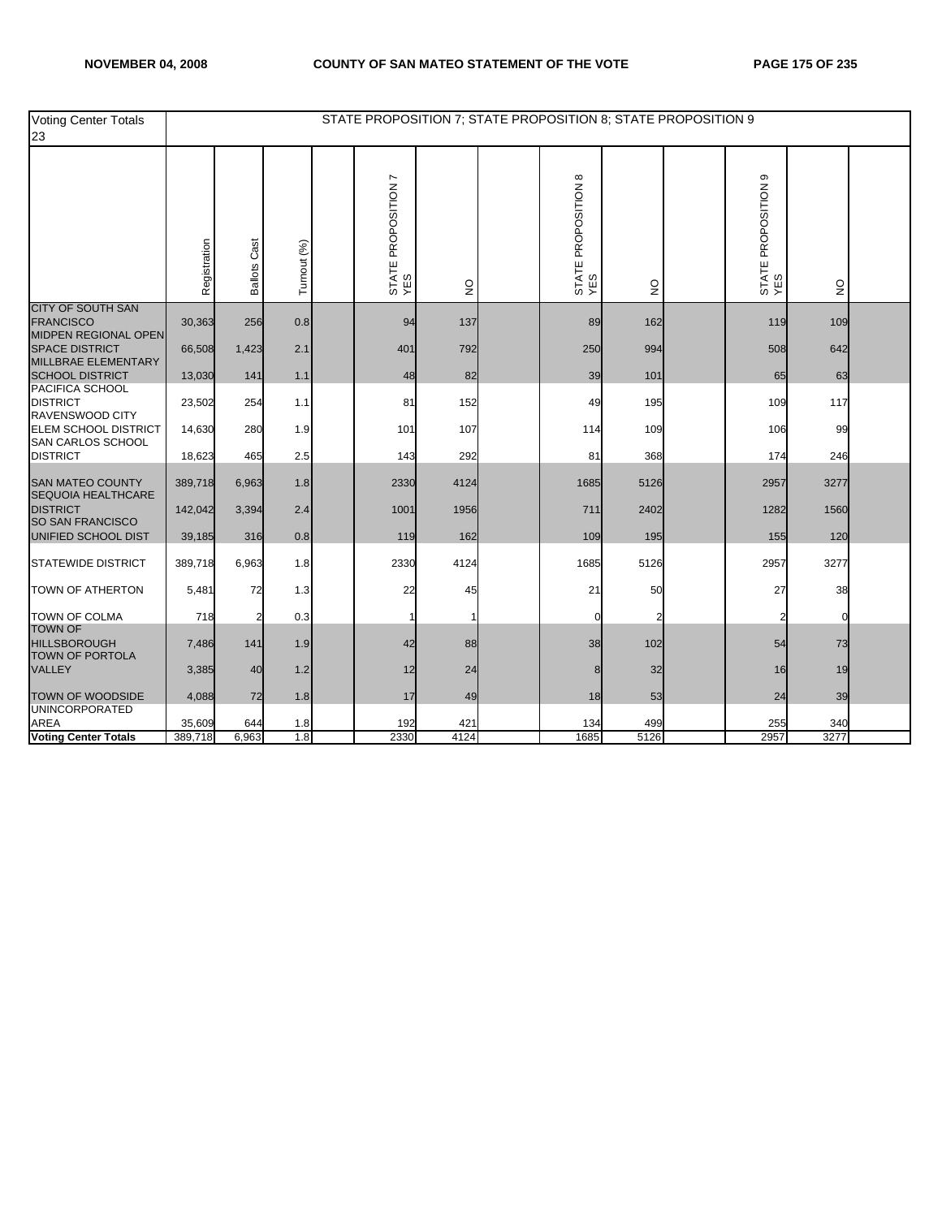| Voting Center Totals 23 | STATE PROPOSITION 7; STATE PROPOSITION 8; STATE PROPOSITION 9 | | | | | | | | | | | | |
|---|---|---|---|---|---|---|---|---|---|---|---|---|---|
| | Registration | Ballots Cast | Turnout (%) | | STATE PROPOSITION 7 YES | NO | | STATE PROPOSITION 8 YES | NO | | STATE PROPOSITION 9 YES | NO | |
| CITY OF SOUTH SAN FRANCISCO | 30,363 | 256 | 0.8 | | 94 | 137 | | 89 | 162 | | 119 | 109 | |
| MIDPEN REGIONAL OPEN SPACE DISTRICT | 66,508 | 1,423 | 2.1 | | 401 | 792 | | 250 | 994 | | 508 | 642 | |
| MILLBRAE ELEMENTARY SCHOOL DISTRICT | 13,030 | 141 | 1.1 | | 48 | 82 | | 39 | 101 | | 65 | 63 | |
| PACIFICA SCHOOL DISTRICT | 23,502 | 254 | 1.1 | | 81 | 152 | | 49 | 195 | | 109 | 117 | |
| RAVENSWOOD CITY ELEM SCHOOL DISTRICT | 14,630 | 280 | 1.9 | | 101 | 107 | | 114 | 109 | | 106 | 99 | |
| SAN CARLOS SCHOOL DISTRICT | 18,623 | 465 | 2.5 | | 143 | 292 | | 81 | 368 | | 174 | 246 | |
| SAN MATEO COUNTY | 389,718 | 6,963 | 1.8 | | 2330 | 4124 | | 1685 | 5126 | | 2957 | 3277 | |
| SEQUOIA HEALTHCARE DISTRICT | 142,042 | 3,394 | 2.4 | | 1001 | 1956 | | 711 | 2402 | | 1282 | 1560 | |
| SO SAN FRANCISCO UNIFIED SCHOOL DIST | 39,185 | 316 | 0.8 | | 119 | 162 | | 109 | 195 | | 155 | 120 | |
| STATEWIDE DISTRICT | 389,718 | 6,963 | 1.8 | | 2330 | 4124 | | 1685 | 5126 | | 2957 | 3277 | |
| TOWN OF ATHERTON | 5,481 | 72 | 1.3 | | 22 | 45 | | 21 | 50 | | 27 | 38 | |
| TOWN OF COLMA | 718 | 2 | 0.3 | | 1 | 1 | | 0 | 2 | | 2 | 0 | |
| TOWN OF HILLSBOROUGH | 7,486 | 141 | 1.9 | | 42 | 88 | | 38 | 102 | | 54 | 73 | |
| TOWN OF PORTOLA VALLEY | 3,385 | 40 | 1.2 | | 12 | 24 | | 8 | 32 | | 16 | 19 | |
| TOWN OF WOODSIDE | 4,088 | 72 | 1.8 | | 17 | 49 | | 18 | 53 | | 24 | 39 | |
| UNINCORPORATED AREA | 35,609 | 644 | 1.8 | | 192 | 421 | | 134 | 499 | | 255 | 340 | |
| **Voting Center Totals** | 389,718 | 6,963 | 1.8 | | 2330 | 4124 | | 1685 | 5126 | | 2957 | 3277 | |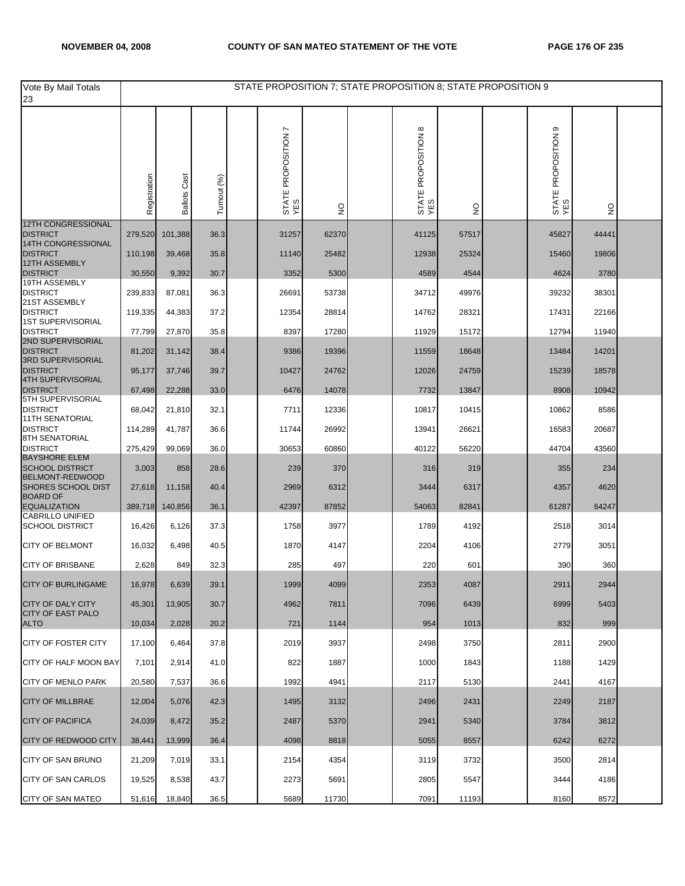| Vote By Mail Totals 23 | STATE PROPOSITION 7; STATE PROPOSITION 8; STATE PROPOSITION 9 | | | | | | | | | | | | |
|---|---|---|---|---|---|---|---|---|---|---|---|---|---|
| | Registration | Ballots Cast | Turnout (%) | | STATE PROPOSITION 7 YES | NO | | STATE PROPOSITION 8 YES | NO | | STATE PROPOSITION 9 YES | NO | |
| 12TH CONGRESSIONAL DISTRICT | 279,520 | 101,388 | 36.3 | | 31257 | 62370 | | 41125 | 57517 | | 45827 | 44441 | |
| 14TH CONGRESSIONAL DISTRICT | 110,198 | 39,468 | 35.8 | | 11140 | 25482 | | 12938 | 25324 | | 15460 | 19806 | |
| 12TH ASSEMBLY DISTRICT | 30,550 | 9,392 | 30.7 | | 3352 | 5300 | | 4589 | 4544 | | 4624 | 3780 | |
| 19TH ASSEMBLY DISTRICT | 239,833 | 87,081 | 36.3 | | 26691 | 53738 | | 34712 | 49976 | | 39232 | 38301 | |
| 21ST ASSEMBLY DISTRICT | 119,335 | 44,383 | 37.2 | | 12354 | 28814 | | 14762 | 28321 | | 17431 | 22166 | |
| 1ST SUPERVISORIAL DISTRICT | 77,799 | 27,870 | 35.8 | | 8397 | 17280 | | 11929 | 15172 | | 12794 | 11940 | |
| 2ND SUPERVISORIAL DISTRICT | 81,202 | 31,142 | 38.4 | | 9386 | 19396 | | 11559 | 18648 | | 13484 | 14201 | |
| 3RD SUPERVISORIAL DISTRICT | 95,177 | 37,746 | 39.7 | | 10427 | 24762 | | 12026 | 24759 | | 15239 | 18578 | |
| 4TH SUPERVISORIAL DISTRICT | 67,498 | 22,288 | 33.0 | | 6476 | 14078 | | 7732 | 13847 | | 8908 | 10942 | |
| 5TH SUPERVISORIAL DISTRICT | 68,042 | 21,810 | 32.1 | | 7711 | 12336 | | 10817 | 10415 | | 10862 | 8586 | |
| 11TH SENATORIAL DISTRICT | 114,289 | 41,787 | 36.6 | | 11744 | 26992 | | 13941 | 26621 | | 16583 | 20687 | |
| 8TH SENATORIAL DISTRICT | 275,429 | 99,069 | 36.0 | | 30653 | 60860 | | 40122 | 56220 | | 44704 | 43560 | |
| BAYSHORE ELEM SCHOOL DISTRICT | 3,003 | 858 | 28.6 | | 239 | 370 | | 316 | 319 | | 355 | 234 | |
| BELMONT-REDWOOD SHORES SCHOOL DIST | 27,618 | 11,158 | 40.4 | | 2969 | 6312 | | 3444 | 6317 | | 4357 | 4620 | |
| BOARD OF EQUALIZATION | 389,718 | 140,856 | 36.1 | | 42397 | 87852 | | 54063 | 82841 | | 61287 | 64247 | |
| CABRILLO UNIFIED SCHOOL DISTRICT | 16,426 | 6,126 | 37.3 | | 1758 | 3977 | | 1789 | 4192 | | 2518 | 3014 | |
| CITY OF BELMONT | 16,032 | 6,498 | 40.5 | | 1870 | 4147 | | 2204 | 4106 | | 2779 | 3051 | |
| CITY OF BRISBANE | 2,628 | 849 | 32.3 | | 285 | 497 | | 220 | 601 | | 390 | 360 | |
| CITY OF BURLINGAME | 16,978 | 6,639 | 39.1 | | 1999 | 4099 | | 2353 | 4087 | | 2911 | 2944 | |
| CITY OF DALY CITY | 45,301 | 13,905 | 30.7 | | 4962 | 7811 | | 7096 | 6439 | | 6999 | 5403 | |
| CITY OF EAST PALO ALTO | 10,034 | 2,028 | 20.2 | | 721 | 1144 | | 954 | 1013 | | 832 | 999 | |
| CITY OF FOSTER CITY | 17,100 | 6,464 | 37.8 | | 2019 | 3937 | | 2498 | 3750 | | 2811 | 2900 | |
| CITY OF HALF MOON BAY | 7,101 | 2,914 | 41.0 | | 822 | 1887 | | 1000 | 1843 | | 1188 | 1429 | |
| CITY OF MENLO PARK | 20,580 | 7,537 | 36.6 | | 1992 | 4941 | | 2117 | 5130 | | 2441 | 4167 | |
| CITY OF MILLBRAE | 12,004 | 5,076 | 42.3 | | 1495 | 3132 | | 2496 | 2431 | | 2249 | 2187 | |
| CITY OF PACIFICA | 24,039 | 8,472 | 35.2 | | 2487 | 5370 | | 2941 | 5340 | | 3784 | 3812 | |
| CITY OF REDWOOD CITY | 38,441 | 13,999 | 36.4 | | 4098 | 8818 | | 5055 | 8557 | | 6242 | 6272 | |
| CITY OF SAN BRUNO | 21,209 | 7,019 | 33.1 | | 2154 | 4354 | | 3119 | 3732 | | 3500 | 2814 | |
| CITY OF SAN CARLOS | 19,525 | 8,538 | 43.7 | | 2273 | 5691 | | 2805 | 5547 | | 3444 | 4186 | |
| CITY OF SAN MATEO | 51,616 | 18,840 | 36.5 | | 5689 | 11730 | | 7091 | 11193 | | 8160 | 8572 | |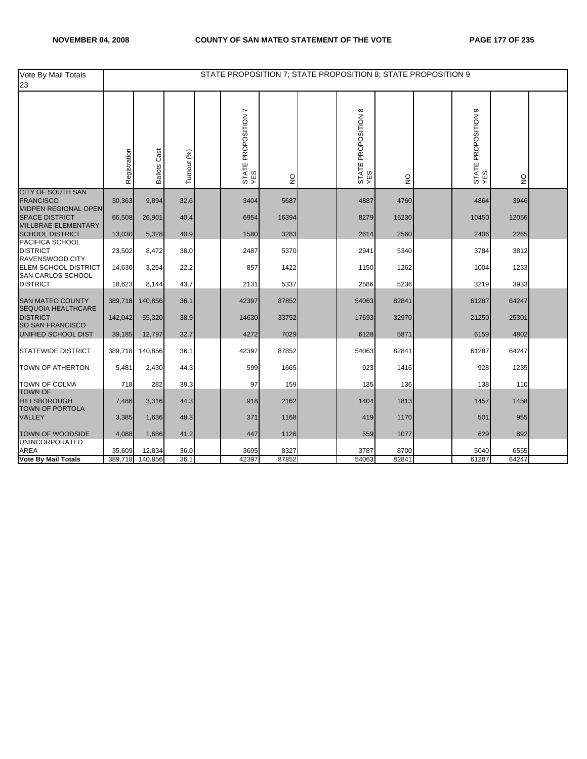| Vote By Mail Totals 23 | STATE PROPOSITION 7; STATE PROPOSITION 8; STATE PROPOSITION 9 | | | | | | | | | | | | |
|---|---|---|---|---|---|---|---|---|---|---|---|---|---|
| | Registration | Ballots Cast | Turnout (%) | | STATE PROPOSITION 7 YES | NO | | STATE PROPOSITION 8 YES | NO | | STATE PROPOSITION 9 YES | NO | |
| CITY OF SOUTH SAN FRANCISCO | 30,363 | 9,894 | 32.6 | | 3404 | 5687 | | 4887 | 4760 | | 4864 | 3946 | |
| MIDPEN REGIONAL OPEN SPACE DISTRICT | 66,508 | 26,901 | 40.4 | | 6954 | 16394 | | 8279 | 16230 | | 10450 | 12056 | |
| MILLBRAE ELEMENTARY SCHOOL DISTRICT | 13,030 | 5,328 | 40.9 | | 1580 | 3283 | | 2614 | 2560 | | 2406 | 2265 | |
| PACIFICA SCHOOL DISTRICT | 23,502 | 8,472 | 36.0 | | 2487 | 5370 | | 2941 | 5340 | | 3784 | 3812 | |
| RAVENSWOOD CITY ELEM SCHOOL DISTRICT | 14,630 | 3,254 | 22.2 | | 857 | 1422 | | 1150 | 1262 | | 1004 | 1233 | |
| SAN CARLOS SCHOOL DISTRICT | 18,623 | 8,144 | 43.7 | | 2131 | 5337 | | 2586 | 5236 | | 3219 | 3933 | |
| SAN MATEO COUNTY | 389,718 | 140,856 | 36.1 | | 42397 | 87852 | | 54063 | 82841 | | 61287 | 64247 | |
| SEQUOIA HEALTHCARE DISTRICT | 142,042 | 55,320 | 38.9 | | 14630 | 33752 | | 17693 | 32970 | | 21250 | 25301 | |
| SO SAN FRANCISCO UNIFIED SCHOOL DIST | 39,185 | 12,797 | 32.7 | | 4272 | 7029 | | 6128 | 5871 | | 6159 | 4802 | |
| STATEWIDE DISTRICT | 389,718 | 140,856 | 36.1 | | 42397 | 87852 | | 54063 | 82841 | | 61287 | 64247 | |
| TOWN OF ATHERTON | 5,481 | 2,430 | 44.3 | | 599 | 1665 | | 923 | 1416 | | 928 | 1235 | |
| TOWN OF COLMA | 718 | 282 | 39.3 | | 97 | 159 | | 135 | 136 | | 138 | 110 | |
| TOWN OF HILLSBOROUGH | 7,486 | 3,316 | 44.3 | | 918 | 2162 | | 1404 | 1813 | | 1457 | 1458 | |
| TOWN OF PORTOLA VALLEY | 3,385 | 1,636 | 48.3 | | 371 | 1168 | | 419 | 1170 | | 501 | 955 | |
| TOWN OF WOODSIDE | 4,088 | 1,686 | 41.2 | | 447 | 1126 | | 559 | 1077 | | 629 | 892 | |
| UNINCORPORATED AREA | 35,609 | 12,834 | 36.0 | | 3695 | 8327 | | 3787 | 8700 | | 5040 | 6555 | |
| **Vote By Mail Totals** | 389,718 | 140,856 | 36.1 | | 42397 | 87852 | | 54063 | 82841 | | 61287 | 64247 | |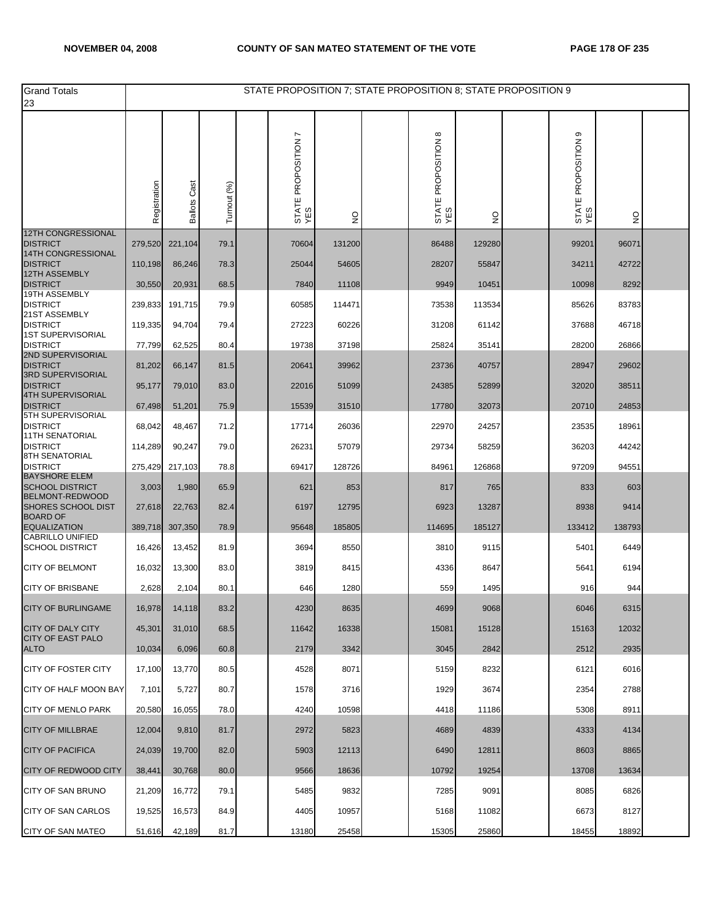| Grand Totals 23 | STATE PROPOSITION 7; STATE PROPOSITION 8; STATE PROPOSITION 9 | | | | | | | | | | | | | |
|---|---|---|---|---|---|---|---|---|---|---|---|---|---|---|
| | Registration | Ballots Cast | Turnout (%) | | STATE PROPOSITION 7 YES | NO | | STATE PROPOSITION 8 YES | NO | | STATE PROPOSITION 9 YES | NO | |
| 12TH CONGRESSIONAL DISTRICT | 279,520 | 221,104 | 79.1 | | 70604 | 131200 | | 86488 | 129280 | | 99201 | 96071 | |
| 14TH CONGRESSIONAL DISTRICT | 110,198 | 86,246 | 78.3 | | 25044 | 54605 | | 28207 | 55847 | | 34211 | 42722 | |
| 12TH ASSEMBLY DISTRICT | 30,550 | 20,931 | 68.5 | | 7840 | 11108 | | 9949 | 10451 | | 10098 | 8292 | |
| 19TH ASSEMBLY DISTRICT | 239,833 | 191,715 | 79.9 | | 60585 | 114471 | | 73538 | 113534 | | 85626 | 83783 | |
| 21ST ASSEMBLY DISTRICT | 119,335 | 94,704 | 79.4 | | 27223 | 60226 | | 31208 | 61142 | | 37688 | 46718 | |
| 1ST SUPERVISORIAL DISTRICT | 77,799 | 62,525 | 80.4 | | 19738 | 37198 | | 25824 | 35141 | | 28200 | 26866 | |
| 2ND SUPERVISORIAL DISTRICT | 81,202 | 66,147 | 81.5 | | 20641 | 39962 | | 23736 | 40757 | | 28947 | 29602 | |
| 3RD SUPERVISORIAL DISTRICT | 95,177 | 79,010 | 83.0 | | 22016 | 51099 | | 24385 | 52899 | | 32020 | 38511 | |
| 4TH SUPERVISORIAL DISTRICT | 67,498 | 51,201 | 75.9 | | 15539 | 31510 | | 17780 | 32073 | | 20710 | 24853 | |
| 5TH SUPERVISORIAL DISTRICT | 68,042 | 48,467 | 71.2 | | 17714 | 26036 | | 22970 | 24257 | | 23535 | 18961 | |
| 11TH SENATORIAL DISTRICT | 114,289 | 90,247 | 79.0 | | 26231 | 57079 | | 29734 | 58259 | | 36203 | 44242 | |
| 8TH SENATORIAL DISTRICT | 275,429 | 217,103 | 78.8 | | 69417 | 128726 | | 84961 | 126868 | | 97209 | 94551 | |
| BAYSHORE ELEM SCHOOL DISTRICT | 3,003 | 1,980 | 65.9 | | 621 | 853 | | 817 | 765 | | 833 | 603 | |
| BELMONT-REDWOOD SHORES SCHOOL DIST | 27,618 | 22,763 | 82.4 | | 6197 | 12795 | | 6923 | 13287 | | 8938 | 9414 | |
| BOARD OF EQUALIZATION | 389,718 | 307,350 | 78.9 | | 95648 | 185805 | | 114695 | 185127 | | 133412 | 138793 | |
| CABRILLO UNIFIED SCHOOL DISTRICT | 16,426 | 13,452 | 81.9 | | 3694 | 8550 | | 3810 | 9115 | | 5401 | 6449 | |
| CITY OF BELMONT | 16,032 | 13,300 | 83.0 | | 3819 | 8415 | | 4336 | 8647 | | 5641 | 6194 | |
| CITY OF BRISBANE | 2,628 | 2,104 | 80.1 | | 646 | 1280 | | 559 | 1495 | | 916 | 944 | |
| CITY OF BURLINGAME | 16,978 | 14,118 | 83.2 | | 4230 | 8635 | | 4699 | 9068 | | 6046 | 6315 | |
| CITY OF DALY CITY | 45,301 | 31,010 | 68.5 | | 11642 | 16338 | | 15081 | 15128 | | 15163 | 12032 | |
| CITY OF EAST PALO ALTO | 10,034 | 6,096 | 60.8 | | 2179 | 3342 | | 3045 | 2842 | | 2512 | 2935 | |
| CITY OF FOSTER CITY | 17,100 | 13,770 | 80.5 | | 4528 | 8071 | | 5159 | 8232 | | 6121 | 6016 | |
| CITY OF HALF MOON BAY | 7,101 | 5,727 | 80.7 | | 1578 | 3716 | | 1929 | 3674 | | 2354 | 2788 | |
| CITY OF MENLO PARK | 20,580 | 16,055 | 78.0 | | 4240 | 10598 | | 4418 | 11186 | | 5308 | 8911 | |
| CITY OF MILLBRAE | 12,004 | 9,810 | 81.7 | | 2972 | 5823 | | 4689 | 4839 | | 4333 | 4134 | |
| CITY OF PACIFICA | 24,039 | 19,700 | 82.0 | | 5903 | 12113 | | 6490 | 12811 | | 8603 | 8865 | |
| CITY OF REDWOOD CITY | 38,441 | 30,768 | 80.0 | | 9566 | 18636 | | 10792 | 19254 | | 13708 | 13634 | |
| CITY OF SAN BRUNO | 21,209 | 16,772 | 79.1 | | 5485 | 9832 | | 7285 | 9091 | | 8085 | 6826 | |
| CITY OF SAN CARLOS | 19,525 | 16,573 | 84.9 | | 4405 | 10957 | | 5168 | 11082 | | 6673 | 8127 | |
| CITY OF SAN MATEO | 51,616 | 42,189 | 81.7 | | 13180 | 25458 | | 15305 | 25860 | | 18455 | 18892 | |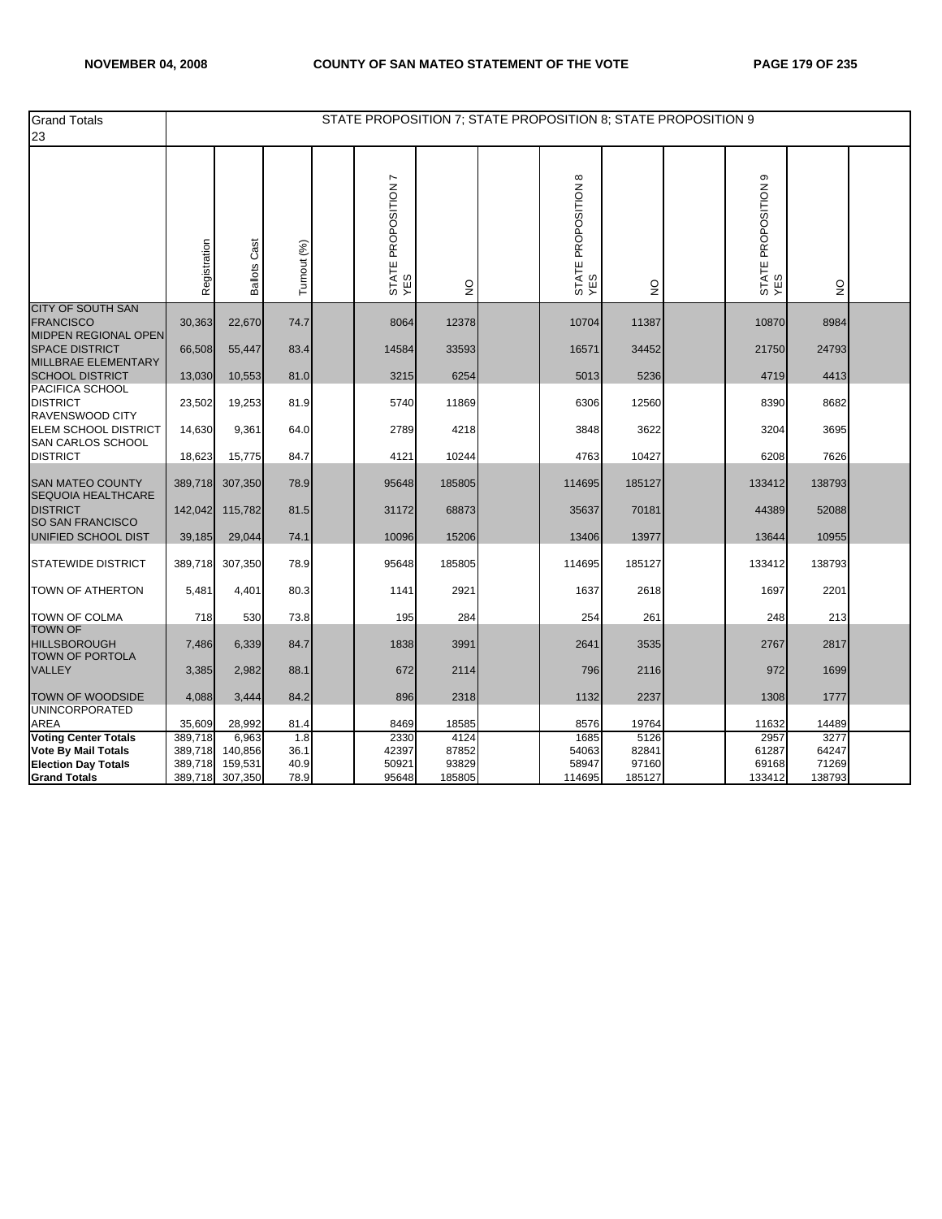| Grand Totals 23 | STATE PROPOSITION 7; STATE PROPOSITION 8; STATE PROPOSITION 9 | | | | | | | | | | | | |
|---|---|---|---|---|---|---|---|---|---|---|---|---|---|
| | Registration | Ballots Cast | Turnout (%) | | STATE PROPOSITION 7 YES | NO | | STATE PROPOSITION 8 YES | NO | | STATE PROPOSITION 9 YES | NO | |
| CITY OF SOUTH SAN FRANCISCO | 30,363 | 22,670 | 74.7 | | 8064 | 12378 | | 10704 | 11387 | | 10870 | 8984 | |
| MIDPEN REGIONAL OPEN SPACE DISTRICT | 66,508 | 55,447 | 83.4 | | 14584 | 33593 | | 16571 | 34452 | | 21750 | 24793 | |
| MILLBRAE ELEMENTARY SCHOOL DISTRICT | 13,030 | 10,553 | 81.0 | | 3215 | 6254 | | 5013 | 5236 | | 4719 | 4413 | |
| PACIFICA SCHOOL DISTRICT | 23,502 | 19,253 | 81.9 | | 5740 | 11869 | | 6306 | 12560 | | 8390 | 8682 | |
| RAVENSWOOD CITY ELEM SCHOOL DISTRICT | 14,630 | 9,361 | 64.0 | | 2789 | 4218 | | 3848 | 3622 | | 3204 | 3695 | |
| SAN CARLOS SCHOOL DISTRICT | 18,623 | 15,775 | 84.7 | | 4121 | 10244 | | 4763 | 10427 | | 6208 | 7626 | |
| SAN MATEO COUNTY | 389,718 | 307,350 | 78.9 | | 95648 | 185805 | | 114695 | 185127 | | 133412 | 138793 | |
| SEQUOIA HEALTHCARE DISTRICT | 142,042 | 115,782 | 81.5 | | 31172 | 68873 | | 35637 | 70181 | | 44389 | 52088 | |
| SO SAN FRANCISCO UNIFIED SCHOOL DIST | 39,185 | 29,044 | 74.1 | | 10096 | 15206 | | 13406 | 13977 | | 13644 | 10955 | |
| STATEWIDE DISTRICT | 389,718 | 307,350 | 78.9 | | 95648 | 185805 | | 114695 | 185127 | | 133412 | 138793 | |
| TOWN OF ATHERTON | 5,481 | 4,401 | 80.3 | | 1141 | 2921 | | 1637 | 2618 | | 1697 | 2201 | |
| TOWN OF COLMA | 718 | 530 | 73.8 | | 195 | 284 | | 254 | 261 | | 248 | 213 | |
| TOWN OF HILLSBOROUGH | 7,486 | 6,339 | 84.7 | | 1838 | 3991 | | 2641 | 3535 | | 2767 | 2817 | |
| TOWN OF PORTOLA VALLEY | 3,385 | 2,982 | 88.1 | | 672 | 2114 | | 796 | 2116 | | 972 | 1699 | |
| TOWN OF WOODSIDE | 4,088 | 3,444 | 84.2 | | 896 | 2318 | | 1132 | 2237 | | 1308 | 1777 | |
| UNINCORPORATED AREA | 35,609 | 28,992 | 81.4 | | 8469 | 18585 | | 8576 | 19764 | | 11632 | 14489 | |
| **Voting Center Totals** | 389,718 | 6,963 | 1.8 | | 2330 | 4124 | | 1685 | 5126 | | 2957 | 3277 | |
| **Vote By Mail Totals** | 389,718 | 140,856 | 36.1 | | 42397 | 87852 | | 54063 | 82841 | | 61287 | 64247 | |
| **Election Day Totals** | 389,718 | 159,531 | 40.9 | | 50921 | 93829 | | 58947 | 97160 | | 69168 | 71269 | |
| **Grand Totals** | 389,718 | 307,350 | 78.9 | | 95648 | 185805 | | 114695 | 185127 | | 133412 | 138793 | |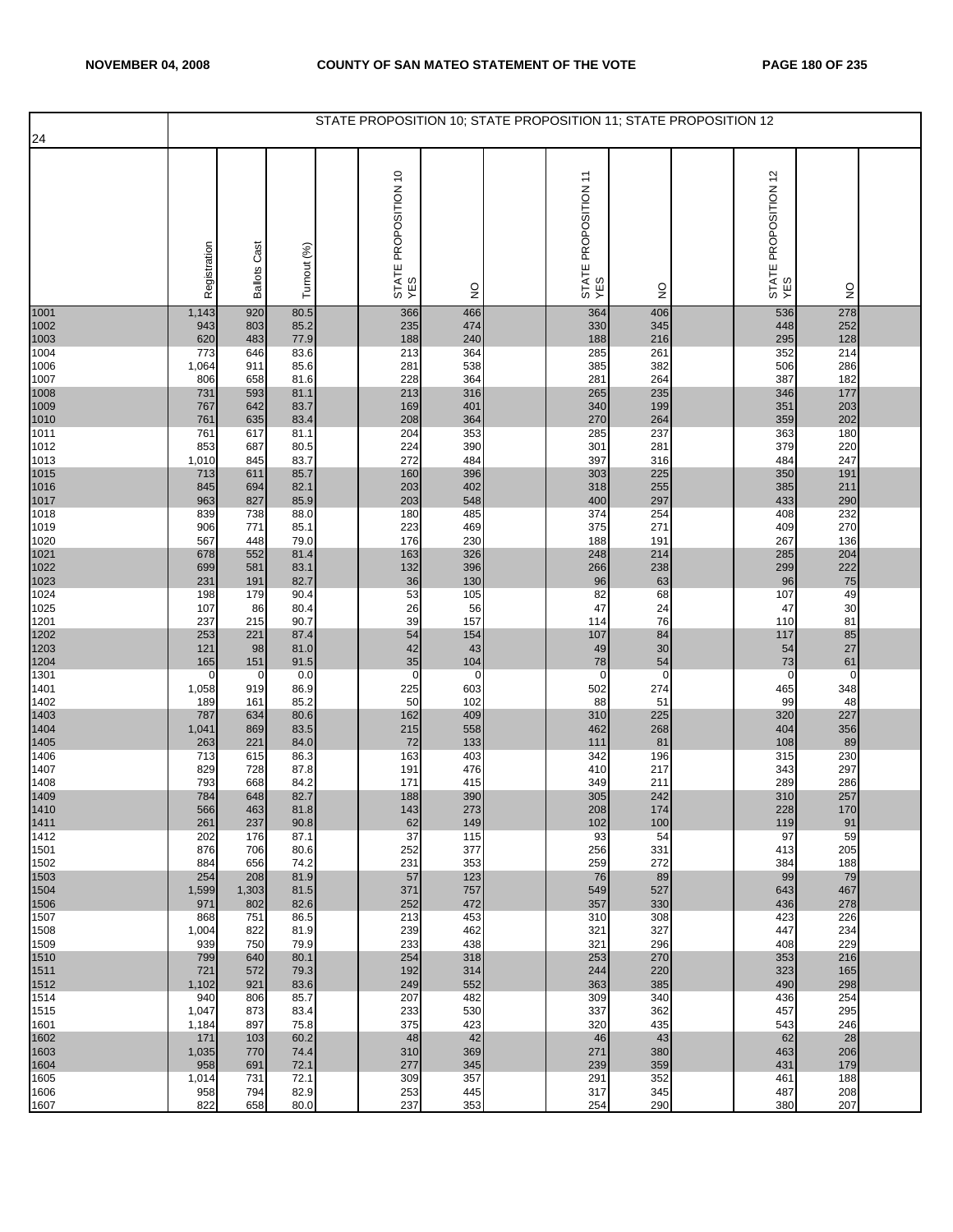**NOVEMBER 04, 2008 — COUNTY OF SAN MATEO STATEMENT OF THE VOTE**

## STATE PROPOSITION 10; STATE PROPOSITION 11; STATE PROPOSITION 12

24

| | Registration | Ballots Cast | Turnout (%) | | STATE PROPOSITION 10 YES | NO | | STATE PROPOSITION 11 YES | NO | | STATE PROPOSITION 12 YES | NO | |
|---|---|---|---|---|---|---|---|---|---|---|---|---|---|
| 1001 | 1,143 | 920 | 80.5 | | 366 | 466 | | 364 | 406 | | 536 | 278 | |
| 1002 | 943 | 803 | 85.2 | | 235 | 474 | | 330 | 345 | | 448 | 252 | |
| 1003 | 620 | 483 | 77.9 | | 188 | 240 | | 188 | 216 | | 295 | 128 | |
| 1004 | 773 | 646 | 83.6 | | 213 | 364 | | 285 | 261 | | 352 | 214 | |
| 1006 | 1,064 | 911 | 85.6 | | 281 | 538 | | 385 | 382 | | 506 | 286 | |
| 1007 | 806 | 658 | 81.6 | | 228 | 364 | | 281 | 264 | | 387 | 182 | |
| 1008 | 731 | 593 | 81.1 | | 213 | 316 | | 265 | 235 | | 346 | 177 | |
| 1009 | 767 | 642 | 83.7 | | 169 | 401 | | 340 | 199 | | 351 | 203 | |
| 1010 | 761 | 635 | 83.4 | | 208 | 364 | | 270 | 264 | | 359 | 202 | |
| 1011 | 761 | 617 | 81.1 | | 204 | 353 | | 285 | 237 | | 363 | 180 | |
| 1012 | 853 | 687 | 80.5 | | 224 | 390 | | 301 | 281 | | 379 | 220 | |
| 1013 | 1,010 | 845 | 83.7 | | 272 | 484 | | 397 | 316 | | 484 | 247 | |
| 1015 | 713 | 611 | 85.7 | | 160 | 396 | | 303 | 225 | | 350 | 191 | |
| 1016 | 845 | 694 | 82.1 | | 203 | 402 | | 318 | 255 | | 385 | 211 | |
| 1017 | 963 | 827 | 85.9 | | 203 | 548 | | 400 | 297 | | 433 | 290 | |
| 1018 | 839 | 738 | 88.0 | | 180 | 485 | | 374 | 254 | | 408 | 232 | |
| 1019 | 906 | 771 | 85.1 | | 223 | 469 | | 375 | 271 | | 409 | 270 | |
| 1020 | 567 | 448 | 79.0 | | 176 | 230 | | 188 | 191 | | 267 | 136 | |
| 1021 | 678 | 552 | 81.4 | | 163 | 326 | | 248 | 214 | | 285 | 204 | |
| 1022 | 699 | 581 | 83.1 | | 132 | 396 | | 266 | 238 | | 299 | 222 | |
| 1023 | 231 | 191 | 82.7 | | 36 | 130 | | 96 | 63 | | 96 | 75 | |
| 1024 | 198 | 179 | 90.4 | | 53 | 105 | | 82 | 68 | | 107 | 49 | |
| 1025 | 107 | 86 | 80.4 | | 26 | 56 | | 47 | 24 | | 47 | 30 | |
| 1201 | 237 | 215 | 90.7 | | 39 | 157 | | 114 | 76 | | 110 | 81 | |
| 1202 | 253 | 221 | 87.4 | | 54 | 154 | | 107 | 84 | | 117 | 85 | |
| 1203 | 121 | 98 | 81.0 | | 42 | 43 | | 49 | 30 | | 54 | 27 | |
| 1204 | 165 | 151 | 91.5 | | 35 | 104 | | 78 | 54 | | 73 | 61 | |
| 1301 | 0 | 0 | 0.0 | | 0 | 0 | | 0 | 0 | | 0 | 0 | |
| 1401 | 1,058 | 919 | 86.9 | | 225 | 603 | | 502 | 274 | | 465 | 348 | |
| 1402 | 189 | 161 | 85.2 | | 50 | 102 | | 88 | 51 | | 99 | 48 | |
| 1403 | 787 | 634 | 80.6 | | 162 | 409 | | 310 | 225 | | 320 | 227 | |
| 1404 | 1,041 | 869 | 83.5 | | 215 | 558 | | 462 | 268 | | 404 | 356 | |
| 1405 | 263 | 221 | 84.0 | | 72 | 133 | | 111 | 81 | | 108 | 89 | |
| 1406 | 713 | 615 | 86.3 | | 163 | 403 | | 342 | 196 | | 315 | 230 | |
| 1407 | 829 | 728 | 87.8 | | 191 | 476 | | 410 | 217 | | 343 | 297 | |
| 1408 | 793 | 668 | 84.2 | | 171 | 415 | | 349 | 211 | | 289 | 286 | |
| 1409 | 784 | 648 | 82.7 | | 188 | 390 | | 305 | 242 | | 310 | 257 | |
| 1410 | 566 | 463 | 81.8 | | 143 | 273 | | 208 | 174 | | 228 | 170 | |
| 1411 | 261 | 237 | 90.8 | | 62 | 149 | | 102 | 100 | | 119 | 91 | |
| 1412 | 202 | 176 | 87.1 | | 37 | 115 | | 93 | 54 | | 97 | 59 | |
| 1501 | 876 | 706 | 80.6 | | 252 | 377 | | 256 | 331 | | 413 | 205 | |
| 1502 | 884 | 656 | 74.2 | | 231 | 353 | | 259 | 272 | | 384 | 188 | |
| 1503 | 254 | 208 | 81.9 | | 57 | 123 | | 76 | 89 | | 99 | 79 | |
| 1504 | 1,599 | 1,303 | 81.5 | | 371 | 757 | | 549 | 527 | | 643 | 467 | |
| 1506 | 971 | 802 | 82.6 | | 252 | 472 | | 357 | 330 | | 436 | 278 | |
| 1507 | 868 | 751 | 86.5 | | 213 | 453 | | 310 | 308 | | 423 | 226 | |
| 1508 | 1,004 | 822 | 81.9 | | 239 | 462 | | 321 | 327 | | 447 | 234 | |
| 1509 | 939 | 750 | 79.9 | | 233 | 438 | | 321 | 296 | | 408 | 229 | |
| 1510 | 799 | 640 | 80.1 | | 254 | 318 | | 253 | 270 | | 353 | 216 | |
| 1511 | 721 | 572 | 79.3 | | 192 | 314 | | 244 | 220 | | 323 | 165 | |
| 1512 | 1,102 | 921 | 83.6 | | 249 | 552 | | 363 | 385 | | 490 | 298 | |
| 1514 | 940 | 806 | 85.7 | | 207 | 482 | | 309 | 340 | | 436 | 254 | |
| 1515 | 1,047 | 873 | 83.4 | | 233 | 530 | | 337 | 362 | | 457 | 295 | |
| 1601 | 1,184 | 897 | 75.8 | | 375 | 423 | | 320 | 435 | | 543 | 246 | |
| 1602 | 171 | 103 | 60.2 | | 48 | 42 | | 46 | 43 | | 62 | 28 | |
| 1603 | 1,035 | 770 | 74.4 | | 310 | 369 | | 271 | 380 | | 463 | 206 | |
| 1604 | 958 | 691 | 72.1 | | 277 | 345 | | 239 | 359 | | 431 | 179 | |
| 1605 | 1,014 | 731 | 72.1 | | 309 | 357 | | 291 | 352 | | 461 | 188 | |
| 1606 | 958 | 794 | 82.9 | | 253 | 445 | | 317 | 345 | | 487 | 208 | |
| 1607 | 822 | 658 | 80.0 | | 237 | 353 | | 254 | 290 | | 380 | 207 | |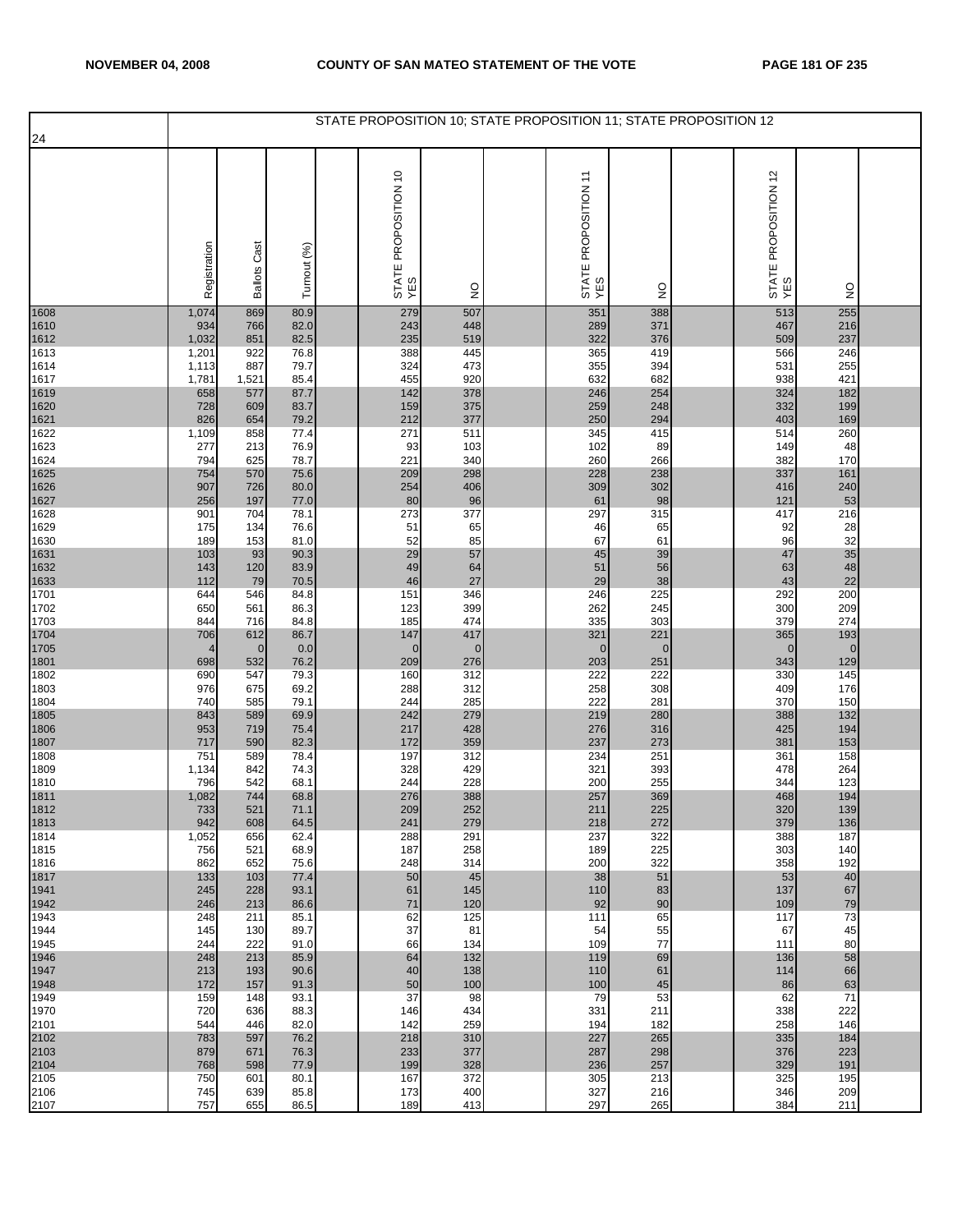| 24 | STATE PROPOSITION 10; STATE PROPOSITION 11; STATE PROPOSITION 12 | | | | | | | | | | | | | |
|---|---|---|---|---|---|---|---|---|---|---|---|---|---|---|
| | Registration | Ballots Cast | Turnout (%) | | STATE PROPOSITION 10 YES | NO | | STATE PROPOSITION 11 YES | NO | | STATE PROPOSITION 12 YES | NO | |
| 1608 | 1,074 | 869 | 80.9 | | 279 | 507 | | 351 | 388 | | 513 | 255 | |
| 1610 | 934 | 766 | 82.0 | | 243 | 448 | | 289 | 371 | | 467 | 216 | |
| 1612 | 1,032 | 851 | 82.5 | | 235 | 519 | | 322 | 376 | | 509 | 237 | |
| 1613 | 1,201 | 922 | 76.8 | | 388 | 445 | | 365 | 419 | | 566 | 246 | |
| 1614 | 1,113 | 887 | 79.7 | | 324 | 473 | | 355 | 394 | | 531 | 255 | |
| 1617 | 1,781 | 1,521 | 85.4 | | 455 | 920 | | 632 | 682 | | 938 | 421 | |
| 1619 | 658 | 577 | 87.7 | | 142 | 378 | | 246 | 254 | | 324 | 182 | |
| 1620 | 728 | 609 | 83.7 | | 159 | 375 | | 259 | 248 | | 332 | 199 | |
| 1621 | 826 | 654 | 79.2 | | 212 | 377 | | 250 | 294 | | 403 | 169 | |
| 1622 | 1,109 | 858 | 77.4 | | 271 | 511 | | 345 | 415 | | 514 | 260 | |
| 1623 | 277 | 213 | 76.9 | | 93 | 103 | | 102 | 89 | | 149 | 48 | |
| 1624 | 794 | 625 | 78.7 | | 221 | 340 | | 260 | 266 | | 382 | 170 | |
| 1625 | 754 | 570 | 75.6 | | 209 | 298 | | 228 | 238 | | 337 | 161 | |
| 1626 | 907 | 726 | 80.0 | | 254 | 406 | | 309 | 302 | | 416 | 240 | |
| 1627 | 256 | 197 | 77.0 | | 80 | 96 | | 61 | 98 | | 121 | 53 | |
| 1628 | 901 | 704 | 78.1 | | 273 | 377 | | 297 | 315 | | 417 | 216 | |
| 1629 | 175 | 134 | 76.6 | | 51 | 65 | | 46 | 65 | | 92 | 28 | |
| 1630 | 189 | 153 | 81.0 | | 52 | 85 | | 67 | 61 | | 96 | 32 | |
| 1631 | 103 | 93 | 90.3 | | 29 | 57 | | 45 | 39 | | 47 | 35 | |
| 1632 | 143 | 120 | 83.9 | | 49 | 64 | | 51 | 56 | | 63 | 48 | |
| 1633 | 112 | 79 | 70.5 | | 46 | 27 | | 29 | 38 | | 43 | 22 | |
| 1701 | 644 | 546 | 84.8 | | 151 | 346 | | 246 | 225 | | 292 | 200 | |
| 1702 | 650 | 561 | 86.3 | | 123 | 399 | | 262 | 245 | | 300 | 209 | |
| 1703 | 844 | 716 | 84.8 | | 185 | 474 | | 335 | 303 | | 379 | 274 | |
| 1704 | 706 | 612 | 86.7 | | 147 | 417 | | 321 | 221 | | 365 | 193 | |
| 1705 | 4 | 0 | 0.0 | | 0 | 0 | | 0 | 0 | | 0 | 0 | |
| 1801 | 698 | 532 | 76.2 | | 209 | 276 | | 203 | 251 | | 343 | 129 | |
| 1802 | 690 | 547 | 79.3 | | 160 | 312 | | 222 | 222 | | 330 | 145 | |
| 1803 | 976 | 675 | 69.2 | | 288 | 312 | | 258 | 308 | | 409 | 176 | |
| 1804 | 740 | 585 | 79.1 | | 244 | 285 | | 222 | 281 | | 370 | 150 | |
| 1805 | 843 | 589 | 69.9 | | 242 | 279 | | 219 | 280 | | 388 | 132 | |
| 1806 | 953 | 719 | 75.4 | | 217 | 428 | | 276 | 316 | | 425 | 194 | |
| 1807 | 717 | 590 | 82.3 | | 172 | 359 | | 237 | 273 | | 381 | 153 | |
| 1808 | 751 | 589 | 78.4 | | 197 | 312 | | 234 | 251 | | 361 | 158 | |
| 1809 | 1,134 | 842 | 74.3 | | 328 | 429 | | 321 | 393 | | 478 | 264 | |
| 1810 | 796 | 542 | 68.1 | | 244 | 228 | | 200 | 255 | | 344 | 123 | |
| 1811 | 1,082 | 744 | 68.8 | | 276 | 388 | | 257 | 369 | | 468 | 194 | |
| 1812 | 733 | 521 | 71.1 | | 209 | 252 | | 211 | 225 | | 320 | 139 | |
| 1813 | 942 | 608 | 64.5 | | 241 | 279 | | 218 | 272 | | 379 | 136 | |
| 1814 | 1,052 | 656 | 62.4 | | 288 | 291 | | 237 | 322 | | 388 | 187 | |
| 1815 | 756 | 521 | 68.9 | | 187 | 258 | | 189 | 225 | | 303 | 140 | |
| 1816 | 862 | 652 | 75.6 | | 248 | 314 | | 200 | 322 | | 358 | 192 | |
| 1817 | 133 | 103 | 77.4 | | 50 | 45 | | 38 | 51 | | 53 | 40 | |
| 1941 | 245 | 228 | 93.1 | | 61 | 145 | | 110 | 83 | | 137 | 67 | |
| 1942 | 246 | 213 | 86.6 | | 71 | 120 | | 92 | 90 | | 109 | 79 | |
| 1943 | 248 | 211 | 85.1 | | 62 | 125 | | 111 | 65 | | 117 | 73 | |
| 1944 | 145 | 130 | 89.7 | | 37 | 81 | | 54 | 55 | | 67 | 45 | |
| 1945 | 244 | 222 | 91.0 | | 66 | 134 | | 109 | 77 | | 111 | 80 | |
| 1946 | 248 | 213 | 85.9 | | 64 | 132 | | 119 | 69 | | 136 | 58 | |
| 1947 | 213 | 193 | 90.6 | | 40 | 138 | | 110 | 61 | | 114 | 66 | |
| 1948 | 172 | 157 | 91.3 | | 50 | 100 | | 100 | 45 | | 86 | 63 | |
| 1949 | 159 | 148 | 93.1 | | 37 | 98 | | 79 | 53 | | 62 | 71 | |
| 1970 | 720 | 636 | 88.3 | | 146 | 434 | | 331 | 211 | | 338 | 222 | |
| 2101 | 544 | 446 | 82.0 | | 142 | 259 | | 194 | 182 | | 258 | 146 | |
| 2102 | 783 | 597 | 76.2 | | 218 | 310 | | 227 | 265 | | 335 | 184 | |
| 2103 | 879 | 671 | 76.3 | | 233 | 377 | | 287 | 298 | | 376 | 223 | |
| 2104 | 768 | 598 | 77.9 | | 199 | 328 | | 236 | 257 | | 329 | 191 | |
| 2105 | 750 | 601 | 80.1 | | 167 | 372 | | 305 | 213 | | 325 | 195 | |
| 2106 | 745 | 639 | 85.8 | | 173 | 400 | | 327 | 216 | | 346 | 209 | |
| 2107 | 757 | 655 | 86.5 | | 189 | 413 | | 297 | 265 | | 384 | 211 | |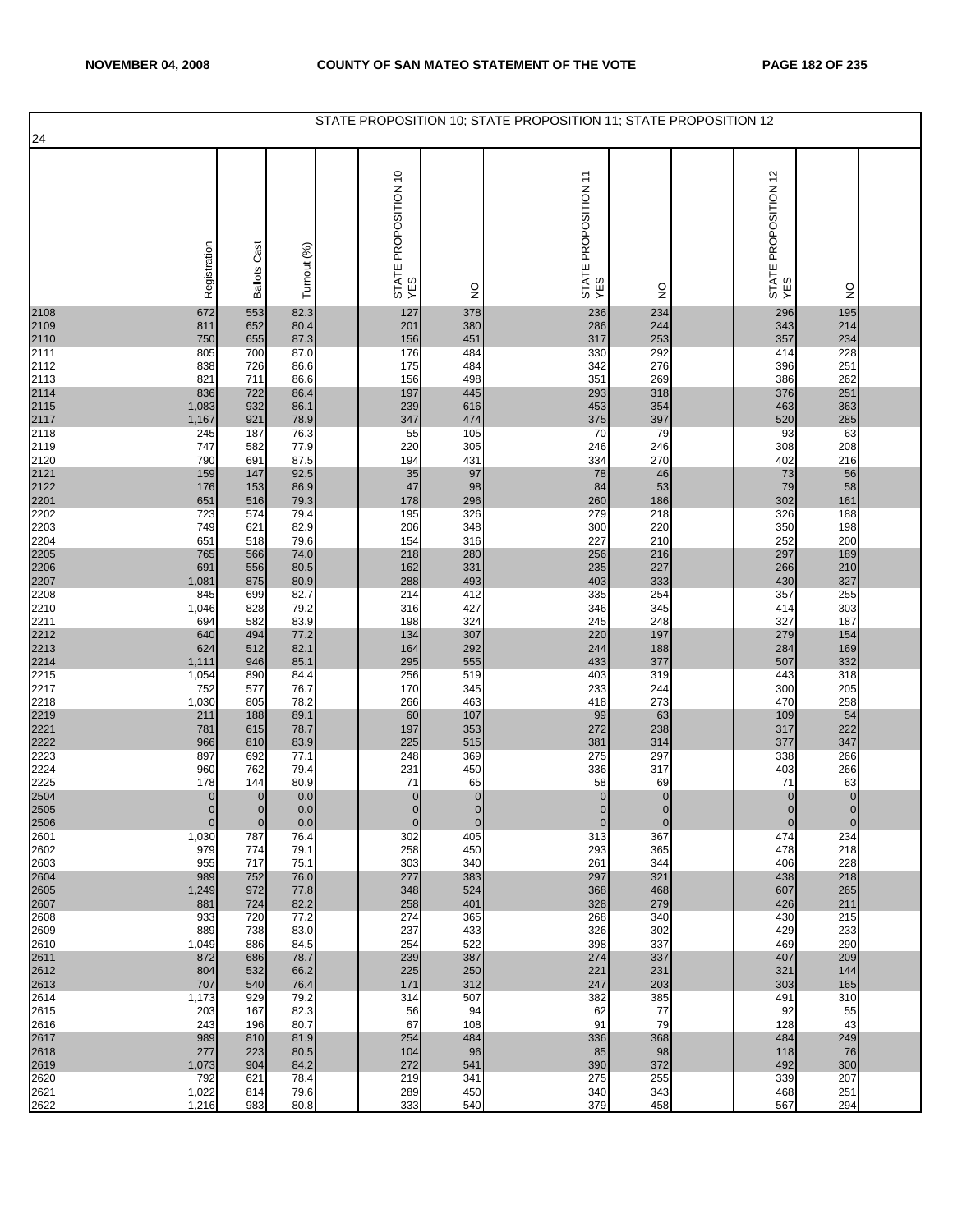**NOVEMBER 04, 2008 — COUNTY OF SAN MATEO STATEMENT OF THE VOTE**

## STATE PROPOSITION 10; STATE PROPOSITION 11; STATE PROPOSITION 12

| 24 | Registration | Ballots Cast | Turnout (%) | STATE PROPOSITION 10 YES | NO | STATE PROPOSITION 11 YES | NO | STATE PROPOSITION 12 YES | NO |
|---|---|---|---|---|---|---|---|---|---|
| 2108 | 672 | 553 | 82.3 | 127 | 378 | 236 | 234 | 296 | 195 |
| 2109 | 811 | 652 | 80.4 | 201 | 380 | 286 | 244 | 343 | 214 |
| 2110 | 750 | 655 | 87.3 | 156 | 451 | 317 | 253 | 357 | 234 |
| 2111 | 805 | 700 | 87.0 | 176 | 484 | 330 | 292 | 414 | 228 |
| 2112 | 838 | 726 | 86.6 | 175 | 484 | 342 | 276 | 396 | 251 |
| 2113 | 821 | 711 | 86.6 | 156 | 498 | 351 | 269 | 386 | 262 |
| 2114 | 836 | 722 | 86.4 | 197 | 445 | 293 | 318 | 376 | 251 |
| 2115 | 1,083 | 932 | 86.1 | 239 | 616 | 453 | 354 | 463 | 363 |
| 2117 | 1,167 | 921 | 78.9 | 347 | 474 | 375 | 397 | 520 | 285 |
| 2118 | 245 | 187 | 76.3 | 55 | 105 | 70 | 79 | 93 | 63 |
| 2119 | 747 | 582 | 77.9 | 220 | 305 | 246 | 246 | 308 | 208 |
| 2120 | 790 | 691 | 87.5 | 194 | 431 | 334 | 270 | 402 | 216 |
| 2121 | 159 | 147 | 92.5 | 35 | 97 | 78 | 46 | 73 | 56 |
| 2122 | 176 | 153 | 86.9 | 47 | 98 | 84 | 53 | 79 | 58 |
| 2201 | 651 | 516 | 79.3 | 178 | 296 | 260 | 186 | 302 | 161 |
| 2202 | 723 | 574 | 79.4 | 195 | 326 | 279 | 218 | 326 | 188 |
| 2203 | 749 | 621 | 82.9 | 206 | 348 | 300 | 220 | 350 | 198 |
| 2204 | 651 | 518 | 79.6 | 154 | 316 | 227 | 210 | 252 | 200 |
| 2205 | 765 | 566 | 74.0 | 218 | 280 | 256 | 216 | 297 | 189 |
| 2206 | 691 | 556 | 80.5 | 162 | 331 | 235 | 227 | 266 | 210 |
| 2207 | 1,081 | 875 | 80.9 | 288 | 493 | 403 | 333 | 430 | 327 |
| 2208 | 845 | 699 | 82.7 | 214 | 412 | 335 | 254 | 357 | 255 |
| 2210 | 1,046 | 828 | 79.2 | 316 | 427 | 346 | 345 | 414 | 303 |
| 2211 | 694 | 582 | 83.9 | 198 | 324 | 245 | 248 | 327 | 187 |
| 2212 | 640 | 494 | 77.2 | 134 | 307 | 220 | 197 | 279 | 154 |
| 2213 | 624 | 512 | 82.1 | 164 | 292 | 244 | 188 | 284 | 169 |
| 2214 | 1,111 | 946 | 85.1 | 295 | 555 | 433 | 377 | 507 | 332 |
| 2215 | 1,054 | 890 | 84.4 | 256 | 519 | 403 | 319 | 443 | 318 |
| 2217 | 752 | 577 | 76.7 | 170 | 345 | 233 | 244 | 300 | 205 |
| 2218 | 1,030 | 805 | 78.2 | 266 | 463 | 418 | 273 | 470 | 258 |
| 2219 | 211 | 188 | 89.1 | 60 | 107 | 99 | 63 | 109 | 54 |
| 2221 | 781 | 615 | 78.7 | 197 | 353 | 272 | 238 | 317 | 222 |
| 2222 | 966 | 810 | 83.9 | 225 | 515 | 381 | 314 | 377 | 347 |
| 2223 | 897 | 692 | 77.1 | 248 | 369 | 275 | 297 | 338 | 266 |
| 2224 | 960 | 762 | 79.4 | 231 | 450 | 336 | 317 | 403 | 266 |
| 2225 | 178 | 144 | 80.9 | 71 | 65 | 58 | 69 | 71 | 63 |
| 2504 | 0 | 0 | 0.0 | 0 | 0 | 0 | 0 | 0 | 0 |
| 2505 | 0 | 0 | 0.0 | 0 | 0 | 0 | 0 | 0 | 0 |
| 2506 | 0 | 0 | 0.0 | 0 | 0 | 0 | 0 | 0 | 0 |
| 2601 | 1,030 | 787 | 76.4 | 302 | 405 | 313 | 367 | 474 | 234 |
| 2602 | 979 | 774 | 79.1 | 258 | 450 | 293 | 365 | 478 | 218 |
| 2603 | 955 | 717 | 75.1 | 303 | 340 | 261 | 344 | 406 | 228 |
| 2604 | 989 | 752 | 76.0 | 277 | 383 | 297 | 321 | 438 | 218 |
| 2605 | 1,249 | 972 | 77.8 | 348 | 524 | 368 | 468 | 607 | 265 |
| 2607 | 881 | 724 | 82.2 | 258 | 401 | 328 | 279 | 426 | 211 |
| 2608 | 933 | 720 | 77.2 | 274 | 365 | 268 | 340 | 430 | 215 |
| 2609 | 889 | 738 | 83.0 | 237 | 433 | 326 | 302 | 429 | 233 |
| 2610 | 1,049 | 886 | 84.5 | 254 | 522 | 398 | 337 | 469 | 290 |
| 2611 | 872 | 686 | 78.7 | 239 | 387 | 274 | 337 | 407 | 209 |
| 2612 | 804 | 532 | 66.2 | 225 | 250 | 221 | 231 | 321 | 144 |
| 2613 | 707 | 540 | 76.4 | 171 | 312 | 247 | 203 | 303 | 165 |
| 2614 | 1,173 | 929 | 79.2 | 314 | 507 | 382 | 385 | 491 | 310 |
| 2615 | 203 | 167 | 82.3 | 56 | 94 | 62 | 77 | 92 | 55 |
| 2616 | 243 | 196 | 80.7 | 67 | 108 | 91 | 79 | 128 | 43 |
| 2617 | 989 | 810 | 81.9 | 254 | 484 | 336 | 368 | 484 | 249 |
| 2618 | 277 | 223 | 80.5 | 104 | 96 | 85 | 98 | 118 | 76 |
| 2619 | 1,073 | 904 | 84.2 | 272 | 541 | 390 | 372 | 492 | 300 |
| 2620 | 792 | 621 | 78.4 | 219 | 341 | 275 | 255 | 339 | 207 |
| 2621 | 1,022 | 814 | 79.6 | 289 | 450 | 340 | 343 | 468 | 251 |
| 2622 | 1,216 | 983 | 80.8 | 333 | 540 | 379 | 458 | 567 | 294 |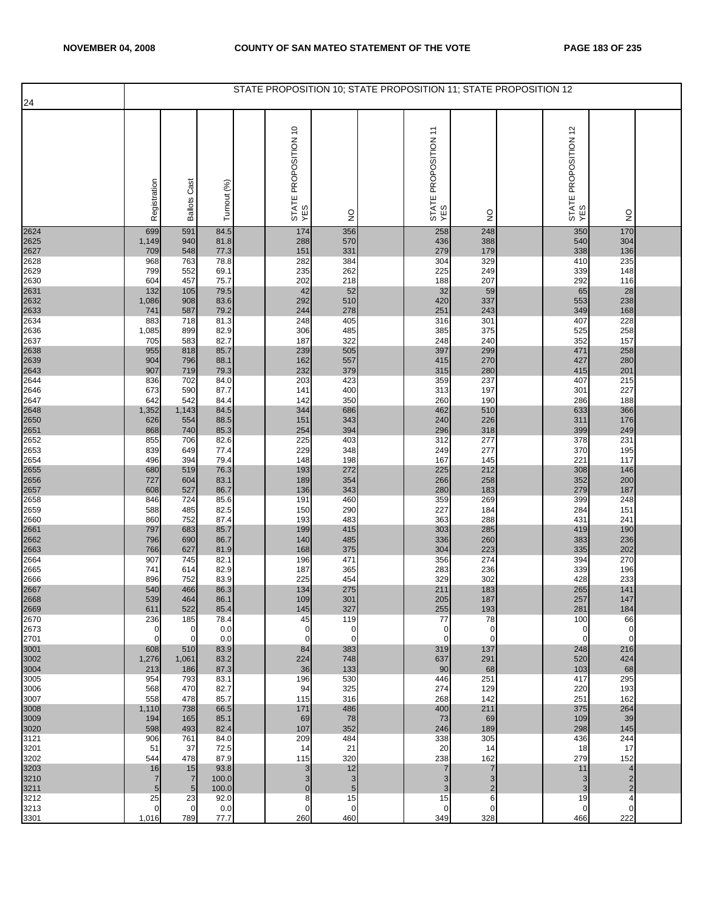STATE PROPOSITION 10; STATE PROPOSITION 11; STATE PROPOSITION 12

24

| | Registration | Ballots Cast | Turnout (%) | | STATE PROPOSITION 10 YES | NO | | STATE PROPOSITION 11 YES | NO | | STATE PROPOSITION 12 YES | NO | |
|---|---|---|---|---|---|---|---|---|---|---|---|---|---|
| 2624 | 699 | 591 | 84.5 | | 174 | 356 | | 258 | 248 | | 350 | 170 | |
| 2625 | 1,149 | 940 | 81.8 | | 288 | 570 | | 436 | 388 | | 540 | 304 | |
| 2627 | 709 | 548 | 77.3 | | 151 | 331 | | 279 | 179 | | 338 | 136 | |
| 2628 | 968 | 763 | 78.8 | | 282 | 384 | | 304 | 329 | | 410 | 235 | |
| 2629 | 799 | 552 | 69.1 | | 235 | 262 | | 225 | 249 | | 339 | 148 | |
| 2630 | 604 | 457 | 75.7 | | 202 | 218 | | 188 | 207 | | 292 | 116 | |
| 2631 | 132 | 105 | 79.5 | | 42 | 52 | | 32 | 59 | | 65 | 28 | |
| 2632 | 1,086 | 908 | 83.6 | | 292 | 510 | | 420 | 337 | | 553 | 238 | |
| 2633 | 741 | 587 | 79.2 | | 244 | 278 | | 251 | 243 | | 349 | 168 | |
| 2634 | 883 | 718 | 81.3 | | 248 | 405 | | 316 | 301 | | 407 | 228 | |
| 2636 | 1,085 | 899 | 82.9 | | 306 | 485 | | 385 | 375 | | 525 | 258 | |
| 2637 | 705 | 583 | 82.7 | | 187 | 322 | | 248 | 240 | | 352 | 157 | |
| 2638 | 955 | 818 | 85.7 | | 239 | 505 | | 397 | 299 | | 471 | 258 | |
| 2639 | 904 | 796 | 88.1 | | 162 | 557 | | 415 | 270 | | 427 | 280 | |
| 2643 | 907 | 719 | 79.3 | | 232 | 379 | | 315 | 280 | | 415 | 201 | |
| 2644 | 836 | 702 | 84.0 | | 203 | 423 | | 359 | 237 | | 407 | 215 | |
| 2646 | 673 | 590 | 87.7 | | 141 | 400 | | 313 | 197 | | 301 | 227 | |
| 2647 | 642 | 542 | 84.4 | | 142 | 350 | | 260 | 190 | | 286 | 188 | |
| 2648 | 1,352 | 1,143 | 84.5 | | 344 | 686 | | 462 | 510 | | 633 | 366 | |
| 2650 | 626 | 554 | 88.5 | | 151 | 343 | | 240 | 226 | | 311 | 176 | |
| 2651 | 868 | 740 | 85.3 | | 254 | 394 | | 296 | 318 | | 399 | 249 | |
| 2652 | 855 | 706 | 82.6 | | 225 | 403 | | 312 | 277 | | 378 | 231 | |
| 2653 | 839 | 649 | 77.4 | | 229 | 348 | | 249 | 277 | | 370 | 195 | |
| 2654 | 496 | 394 | 79.4 | | 148 | 198 | | 167 | 145 | | 221 | 117 | |
| 2655 | 680 | 519 | 76.3 | | 193 | 272 | | 225 | 212 | | 308 | 146 | |
| 2656 | 727 | 604 | 83.1 | | 189 | 354 | | 266 | 258 | | 352 | 200 | |
| 2657 | 608 | 527 | 86.7 | | 136 | 343 | | 280 | 183 | | 279 | 187 | |
| 2658 | 846 | 724 | 85.6 | | 191 | 460 | | 359 | 269 | | 399 | 248 | |
| 2659 | 588 | 485 | 82.5 | | 150 | 290 | | 227 | 184 | | 284 | 151 | |
| 2660 | 860 | 752 | 87.4 | | 193 | 483 | | 363 | 288 | | 431 | 241 | |
| 2661 | 797 | 683 | 85.7 | | 199 | 415 | | 303 | 285 | | 419 | 190 | |
| 2662 | 796 | 690 | 86.7 | | 140 | 485 | | 336 | 260 | | 383 | 236 | |
| 2663 | 766 | 627 | 81.9 | | 168 | 375 | | 304 | 223 | | 335 | 202 | |
| 2664 | 907 | 745 | 82.1 | | 196 | 471 | | 356 | 274 | | 394 | 270 | |
| 2665 | 741 | 614 | 82.9 | | 187 | 365 | | 283 | 236 | | 339 | 196 | |
| 2666 | 896 | 752 | 83.9 | | 225 | 454 | | 329 | 302 | | 428 | 233 | |
| 2667 | 540 | 466 | 86.3 | | 134 | 275 | | 211 | 183 | | 265 | 141 | |
| 2668 | 539 | 464 | 86.1 | | 109 | 301 | | 205 | 187 | | 257 | 147 | |
| 2669 | 611 | 522 | 85.4 | | 145 | 327 | | 255 | 193 | | 281 | 184 | |
| 2670 | 236 | 185 | 78.4 | | 45 | 119 | | 77 | 78 | | 100 | 66 | |
| 2673 | 0 | 0 | 0.0 | | 0 | 0 | | 0 | 0 | | 0 | 0 | |
| 2701 | 0 | 0 | 0.0 | | 0 | 0 | | 0 | 0 | | 0 | 0 | |
| 3001 | 608 | 510 | 83.9 | | 84 | 383 | | 319 | 137 | | 248 | 216 | |
| 3002 | 1,276 | 1,061 | 83.2 | | 224 | 748 | | 637 | 291 | | 520 | 424 | |
| 3004 | 213 | 186 | 87.3 | | 36 | 133 | | 90 | 68 | | 103 | 68 | |
| 3005 | 954 | 793 | 83.1 | | 196 | 530 | | 446 | 251 | | 417 | 295 | |
| 3006 | 568 | 470 | 82.7 | | 94 | 325 | | 274 | 129 | | 220 | 193 | |
| 3007 | 558 | 478 | 85.7 | | 115 | 316 | | 268 | 142 | | 251 | 162 | |
| 3008 | 1,110 | 738 | 66.5 | | 171 | 486 | | 400 | 211 | | 375 | 264 | |
| 3009 | 194 | 165 | 85.1 | | 69 | 78 | | 73 | 69 | | 109 | 39 | |
| 3020 | 598 | 493 | 82.4 | | 107 | 352 | | 246 | 189 | | 298 | 145 | |
| 3121 | 906 | 761 | 84.0 | | 209 | 484 | | 338 | 305 | | 436 | 244 | |
| 3201 | 51 | 37 | 72.5 | | 14 | 21 | | 20 | 14 | | 18 | 17 | |
| 3202 | 544 | 478 | 87.9 | | 115 | 320 | | 238 | 162 | | 279 | 152 | |
| 3203 | 16 | 15 | 93.8 | | 3 | 12 | | 7 | 7 | | 11 | 4 | |
| 3210 | 7 | 7 | 100.0 | | 3 | 3 | | 3 | 3 | | 3 | 2 | |
| 3211 | 5 | 5 | 100.0 | | 0 | 5 | | 3 | 2 | | 3 | 2 | |
| 3212 | 25 | 23 | 92.0 | | 8 | 15 | | 15 | 6 | | 19 | 4 | |
| 3213 | 0 | 0 | 0.0 | | 0 | 0 | | 0 | 0 | | 0 | 0 | |
| 3301 | 1,016 | 789 | 77.7 | | 260 | 460 | | 349 | 328 | | 466 | 222 | |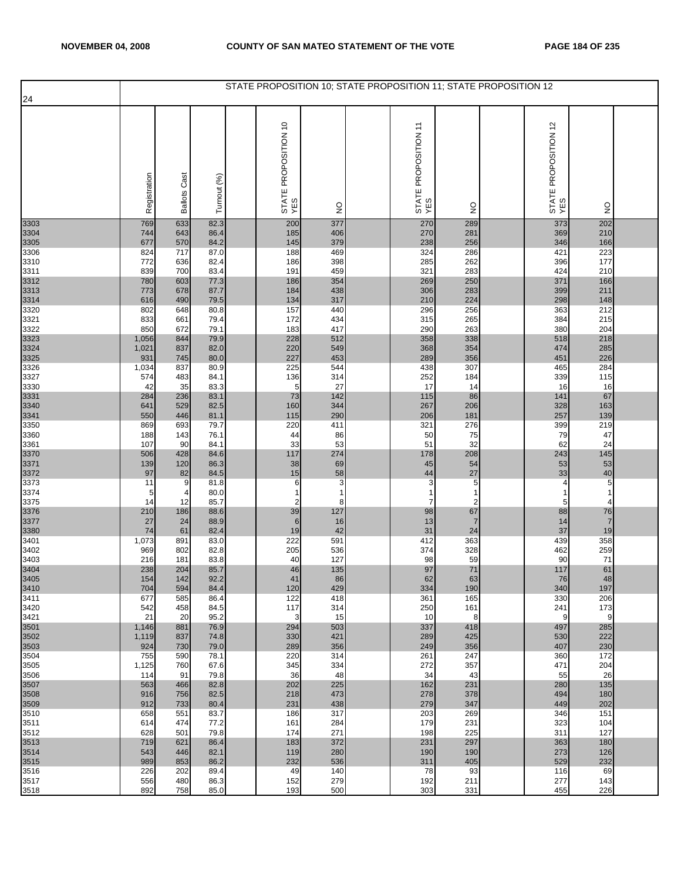| 24 | STATE PROPOSITION 10; STATE PROPOSITION 11; STATE PROPOSITION 12 | | | | | | | | | | | | |
|---|---|---|---|---|---|---|---|---|---|---|---|---|---|
| | Registration | Ballots Cast | Turnout (%) | | STATE PROPOSITION 10 YES | NO | | STATE PROPOSITION 11 YES | NO | | STATE PROPOSITION 12 YES | NO | |
| 3303 | 769 | 633 | 82.3 | | 200 | 377 | | 270 | 289 | | 373 | 202 | |
| 3304 | 744 | 643 | 86.4 | | 185 | 406 | | 270 | 281 | | 369 | 210 | |
| 3305 | 677 | 570 | 84.2 | | 145 | 379 | | 238 | 256 | | 346 | 166 | |
| 3306 | 824 | 717 | 87.0 | | 188 | 469 | | 324 | 286 | | 421 | 223 | |
| 3310 | 772 | 636 | 82.4 | | 186 | 398 | | 285 | 262 | | 396 | 177 | |
| 3311 | 839 | 700 | 83.4 | | 191 | 459 | | 321 | 283 | | 424 | 210 | |
| 3312 | 780 | 603 | 77.3 | | 186 | 354 | | 269 | 250 | | 371 | 166 | |
| 3313 | 773 | 678 | 87.7 | | 184 | 438 | | 306 | 283 | | 399 | 211 | |
| 3314 | 616 | 490 | 79.5 | | 134 | 317 | | 210 | 224 | | 298 | 148 | |
| 3320 | 802 | 648 | 80.8 | | 157 | 440 | | 296 | 256 | | 363 | 212 | |
| 3321 | 833 | 661 | 79.4 | | 172 | 434 | | 315 | 265 | | 384 | 215 | |
| 3322 | 850 | 672 | 79.1 | | 183 | 417 | | 290 | 263 | | 380 | 204 | |
| 3323 | 1,056 | 844 | 79.9 | | 228 | 512 | | 358 | 338 | | 518 | 218 | |
| 3324 | 1,021 | 837 | 82.0 | | 220 | 549 | | 368 | 354 | | 474 | 285 | |
| 3325 | 931 | 745 | 80.0 | | 227 | 453 | | 289 | 356 | | 451 | 226 | |
| 3326 | 1,034 | 837 | 80.9 | | 225 | 544 | | 438 | 307 | | 465 | 284 | |
| 3327 | 574 | 483 | 84.1 | | 136 | 314 | | 252 | 184 | | 339 | 115 | |
| 3330 | 42 | 35 | 83.3 | | 5 | 27 | | 17 | 14 | | 16 | 16 | |
| 3331 | 284 | 236 | 83.1 | | 73 | 142 | | 115 | 86 | | 141 | 67 | |
| 3340 | 641 | 529 | 82.5 | | 160 | 344 | | 267 | 206 | | 328 | 163 | |
| 3341 | 550 | 446 | 81.1 | | 115 | 290 | | 206 | 181 | | 257 | 139 | |
| 3350 | 869 | 693 | 79.7 | | 220 | 411 | | 321 | 276 | | 399 | 219 | |
| 3360 | 188 | 143 | 76.1 | | 44 | 86 | | 50 | 75 | | 79 | 47 | |
| 3361 | 107 | 90 | 84.1 | | 33 | 53 | | 51 | 32 | | 62 | 24 | |
| 3370 | 506 | 428 | 84.6 | | 117 | 274 | | 178 | 208 | | 243 | 145 | |
| 3371 | 139 | 120 | 86.3 | | 38 | 69 | | 45 | 54 | | 53 | 53 | |
| 3372 | 97 | 82 | 84.5 | | 15 | 58 | | 44 | 27 | | 33 | 40 | |
| 3373 | 11 | 9 | 81.8 | | 6 | 3 | | 3 | 5 | | 4 | 5 | |
| 3374 | 5 | 4 | 80.0 | | 1 | 1 | | 1 | 1 | | 1 | 1 | |
| 3375 | 14 | 12 | 85.7 | | 2 | 8 | | 7 | 2 | | 5 | 4 | |
| 3376 | 210 | 186 | 88.6 | | 39 | 127 | | 98 | 67 | | 88 | 76 | |
| 3377 | 27 | 24 | 88.9 | | 6 | 16 | | 13 | 7 | | 14 | 7 | |
| 3380 | 74 | 61 | 82.4 | | 19 | 42 | | 31 | 24 | | 37 | 19 | |
| 3401 | 1,073 | 891 | 83.0 | | 222 | 591 | | 412 | 363 | | 439 | 358 | |
| 3402 | 969 | 802 | 82.8 | | 205 | 536 | | 374 | 328 | | 462 | 259 | |
| 3403 | 216 | 181 | 83.8 | | 40 | 127 | | 98 | 59 | | 90 | 71 | |
| 3404 | 238 | 204 | 85.7 | | 46 | 135 | | 97 | 71 | | 117 | 61 | |
| 3405 | 154 | 142 | 92.2 | | 41 | 86 | | 62 | 63 | | 76 | 48 | |
| 3410 | 704 | 594 | 84.4 | | 120 | 429 | | 334 | 190 | | 340 | 197 | |
| 3411 | 677 | 585 | 86.4 | | 122 | 418 | | 361 | 165 | | 330 | 206 | |
| 3420 | 542 | 458 | 84.5 | | 117 | 314 | | 250 | 161 | | 241 | 173 | |
| 3421 | 21 | 20 | 95.2 | | 3 | 15 | | 10 | 8 | | 9 | 9 | |
| 3501 | 1,146 | 881 | 76.9 | | 294 | 503 | | 337 | 418 | | 497 | 285 | |
| 3502 | 1,119 | 837 | 74.8 | | 330 | 421 | | 289 | 425 | | 530 | 222 | |
| 3503 | 924 | 730 | 79.0 | | 289 | 356 | | 249 | 356 | | 407 | 230 | |
| 3504 | 755 | 590 | 78.1 | | 220 | 314 | | 261 | 247 | | 360 | 172 | |
| 3505 | 1,125 | 760 | 67.6 | | 345 | 334 | | 272 | 357 | | 471 | 204 | |
| 3506 | 114 | 91 | 79.8 | | 36 | 48 | | 34 | 43 | | 55 | 26 | |
| 3507 | 563 | 466 | 82.8 | | 202 | 225 | | 162 | 231 | | 280 | 135 | |
| 3508 | 916 | 756 | 82.5 | | 218 | 473 | | 278 | 378 | | 494 | 180 | |
| 3509 | 912 | 733 | 80.4 | | 231 | 438 | | 279 | 347 | | 449 | 202 | |
| 3510 | 658 | 551 | 83.7 | | 186 | 317 | | 203 | 269 | | 346 | 151 | |
| 3511 | 614 | 474 | 77.2 | | 161 | 284 | | 179 | 231 | | 323 | 104 | |
| 3512 | 628 | 501 | 79.8 | | 174 | 271 | | 198 | 225 | | 311 | 127 | |
| 3513 | 719 | 621 | 86.4 | | 183 | 372 | | 231 | 297 | | 363 | 180 | |
| 3514 | 543 | 446 | 82.1 | | 119 | 280 | | 190 | 190 | | 273 | 126 | |
| 3515 | 989 | 853 | 86.2 | | 232 | 536 | | 311 | 405 | | 529 | 232 | |
| 3516 | 226 | 202 | 89.4 | | 49 | 140 | | 78 | 93 | | 116 | 69 | |
| 3517 | 556 | 480 | 86.3 | | 152 | 279 | | 192 | 211 | | 277 | 143 | |
| 3518 | 892 | 758 | 85.0 | | 193 | 500 | | 303 | 331 | | 455 | 226 | |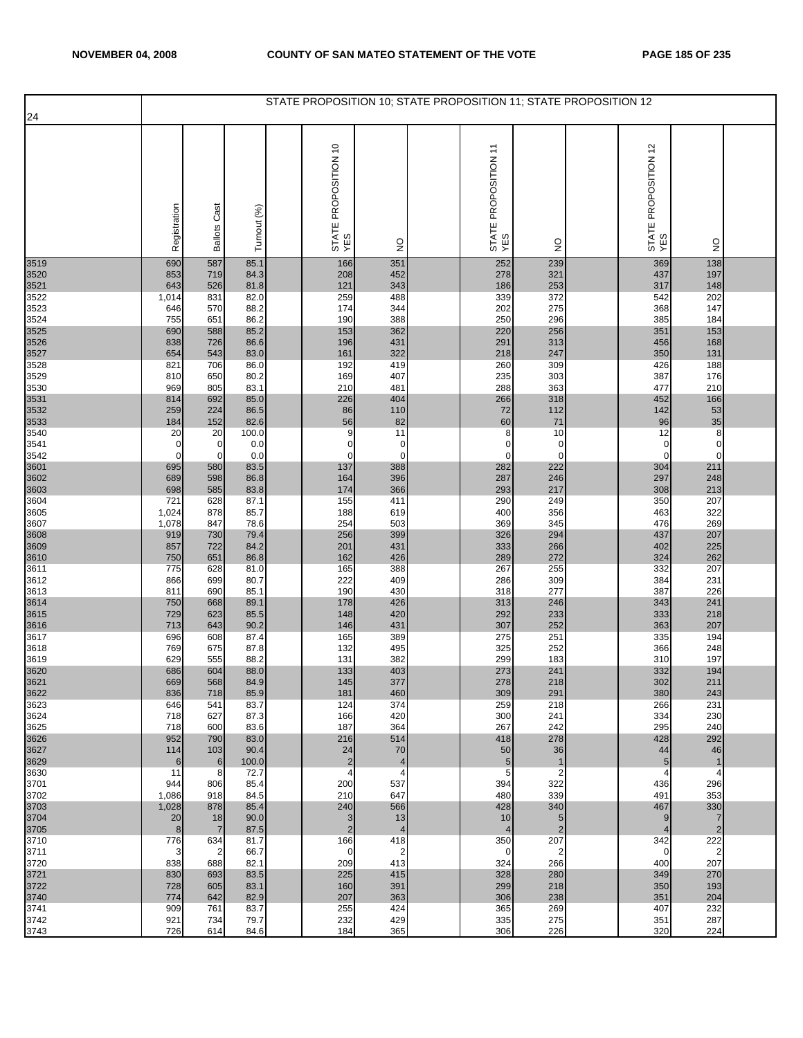| 24 | STATE PROPOSITION 10; STATE PROPOSITION 11; STATE PROPOSITION 12 | | | | | | | | | | | | |
|---|---|---|---|---|---|---|---|---|---|---|---|---|---|
| | Registration | Ballots Cast | Turnout (%) | | STATE PROPOSITION 10 YES | NO | | STATE PROPOSITION 11 YES | NO | | STATE PROPOSITION 12 YES | NO | |
| 3519 | 690 | 587 | 85.1 | | 166 | 351 | | 252 | 239 | | 369 | 138 | |
| 3520 | 853 | 719 | 84.3 | | 208 | 452 | | 278 | 321 | | 437 | 197 | |
| 3521 | 643 | 526 | 81.8 | | 121 | 343 | | 186 | 253 | | 317 | 148 | |
| 3522 | 1,014 | 831 | 82.0 | | 259 | 488 | | 339 | 372 | | 542 | 202 | |
| 3523 | 646 | 570 | 88.2 | | 174 | 344 | | 202 | 275 | | 368 | 147 | |
| 3524 | 755 | 651 | 86.2 | | 190 | 388 | | 250 | 296 | | 385 | 184 | |
| 3525 | 690 | 588 | 85.2 | | 153 | 362 | | 220 | 256 | | 351 | 153 | |
| 3526 | 838 | 726 | 86.6 | | 196 | 431 | | 291 | 313 | | 456 | 168 | |
| 3527 | 654 | 543 | 83.0 | | 161 | 322 | | 218 | 247 | | 350 | 131 | |
| 3528 | 821 | 706 | 86.0 | | 192 | 419 | | 260 | 309 | | 426 | 188 | |
| 3529 | 810 | 650 | 80.2 | | 169 | 407 | | 235 | 303 | | 387 | 176 | |
| 3530 | 969 | 805 | 83.1 | | 210 | 481 | | 288 | 363 | | 477 | 210 | |
| 3531 | 814 | 692 | 85.0 | | 226 | 404 | | 266 | 318 | | 452 | 166 | |
| 3532 | 259 | 224 | 86.5 | | 86 | 110 | | 72 | 112 | | 142 | 53 | |
| 3533 | 184 | 152 | 82.6 | | 56 | 82 | | 60 | 71 | | 96 | 35 | |
| 3540 | 20 | 20 | 100.0 | | 9 | 11 | | 8 | 10 | | 12 | 8 | |
| 3541 | 0 | 0 | 0.0 | | 0 | 0 | | 0 | 0 | | 0 | 0 | |
| 3542 | 0 | 0 | 0.0 | | 0 | 0 | | 0 | 0 | | 0 | 0 | |
| 3601 | 695 | 580 | 83.5 | | 137 | 388 | | 282 | 222 | | 304 | 211 | |
| 3602 | 689 | 598 | 86.8 | | 164 | 396 | | 287 | 246 | | 297 | 248 | |
| 3603 | 698 | 585 | 83.8 | | 174 | 366 | | 293 | 217 | | 308 | 213 | |
| 3604 | 721 | 628 | 87.1 | | 155 | 411 | | 290 | 249 | | 350 | 207 | |
| 3605 | 1,024 | 878 | 85.7 | | 188 | 619 | | 400 | 356 | | 463 | 322 | |
| 3607 | 1,078 | 847 | 78.6 | | 254 | 503 | | 369 | 345 | | 476 | 269 | |
| 3608 | 919 | 730 | 79.4 | | 256 | 399 | | 326 | 294 | | 437 | 207 | |
| 3609 | 857 | 722 | 84.2 | | 201 | 431 | | 333 | 266 | | 402 | 225 | |
| 3610 | 750 | 651 | 86.8 | | 162 | 426 | | 289 | 272 | | 324 | 262 | |
| 3611 | 775 | 628 | 81.0 | | 165 | 388 | | 267 | 255 | | 332 | 207 | |
| 3612 | 866 | 699 | 80.7 | | 222 | 409 | | 286 | 309 | | 384 | 231 | |
| 3613 | 811 | 690 | 85.1 | | 190 | 430 | | 318 | 277 | | 387 | 226 | |
| 3614 | 750 | 668 | 89.1 | | 178 | 426 | | 313 | 246 | | 343 | 241 | |
| 3615 | 729 | 623 | 85.5 | | 148 | 420 | | 292 | 233 | | 333 | 218 | |
| 3616 | 713 | 643 | 90.2 | | 146 | 431 | | 307 | 252 | | 363 | 207 | |
| 3617 | 696 | 608 | 87.4 | | 165 | 389 | | 275 | 251 | | 335 | 194 | |
| 3618 | 769 | 675 | 87.8 | | 132 | 495 | | 325 | 252 | | 366 | 248 | |
| 3619 | 629 | 555 | 88.2 | | 131 | 382 | | 299 | 183 | | 310 | 197 | |
| 3620 | 686 | 604 | 88.0 | | 133 | 403 | | 273 | 241 | | 332 | 194 | |
| 3621 | 669 | 568 | 84.9 | | 145 | 377 | | 278 | 218 | | 302 | 211 | |
| 3622 | 836 | 718 | 85.9 | | 181 | 460 | | 309 | 291 | | 380 | 243 | |
| 3623 | 646 | 541 | 83.7 | | 124 | 374 | | 259 | 218 | | 266 | 231 | |
| 3624 | 718 | 627 | 87.3 | | 166 | 420 | | 300 | 241 | | 334 | 230 | |
| 3625 | 718 | 600 | 83.6 | | 187 | 364 | | 267 | 242 | | 295 | 240 | |
| 3626 | 952 | 790 | 83.0 | | 216 | 514 | | 418 | 278 | | 428 | 292 | |
| 3627 | 114 | 103 | 90.4 | | 24 | 70 | | 50 | 36 | | 44 | 46 | |
| 3629 | 6 | 6 | 100.0 | | 2 | 4 | | 5 | 1 | | 5 | 1 | |
| 3630 | 11 | 8 | 72.7 | | 4 | 4 | | 5 | 2 | | 4 | 4 | |
| 3701 | 944 | 806 | 85.4 | | 200 | 537 | | 394 | 322 | | 436 | 296 | |
| 3702 | 1,086 | 918 | 84.5 | | 210 | 647 | | 480 | 339 | | 491 | 353 | |
| 3703 | 1,028 | 878 | 85.4 | | 240 | 566 | | 428 | 340 | | 467 | 330 | |
| 3704 | 20 | 18 | 90.0 | | 3 | 13 | | 10 | 5 | | 9 | 7 | |
| 3705 | 8 | 7 | 87.5 | | 2 | 4 | | 4 | 2 | | 4 | 2 | |
| 3710 | 776 | 634 | 81.7 | | 166 | 418 | | 350 | 207 | | 342 | 222 | |
| 3711 | 3 | 2 | 66.7 | | 0 | 2 | | 0 | 2 | | 0 | 2 | |
| 3720 | 838 | 688 | 82.1 | | 209 | 413 | | 324 | 266 | | 400 | 207 | |
| 3721 | 830 | 693 | 83.5 | | 225 | 415 | | 328 | 280 | | 349 | 270 | |
| 3722 | 728 | 605 | 83.1 | | 160 | 391 | | 299 | 218 | | 350 | 193 | |
| 3740 | 774 | 642 | 82.9 | | 207 | 363 | | 306 | 238 | | 351 | 204 | |
| 3741 | 909 | 761 | 83.7 | | 255 | 424 | | 365 | 269 | | 407 | 232 | |
| 3742 | 921 | 734 | 79.7 | | 232 | 429 | | 335 | 275 | | 351 | 287 | |
| 3743 | 726 | 614 | 84.6 | | 184 | 365 | | 306 | 226 | | 320 | 224 | |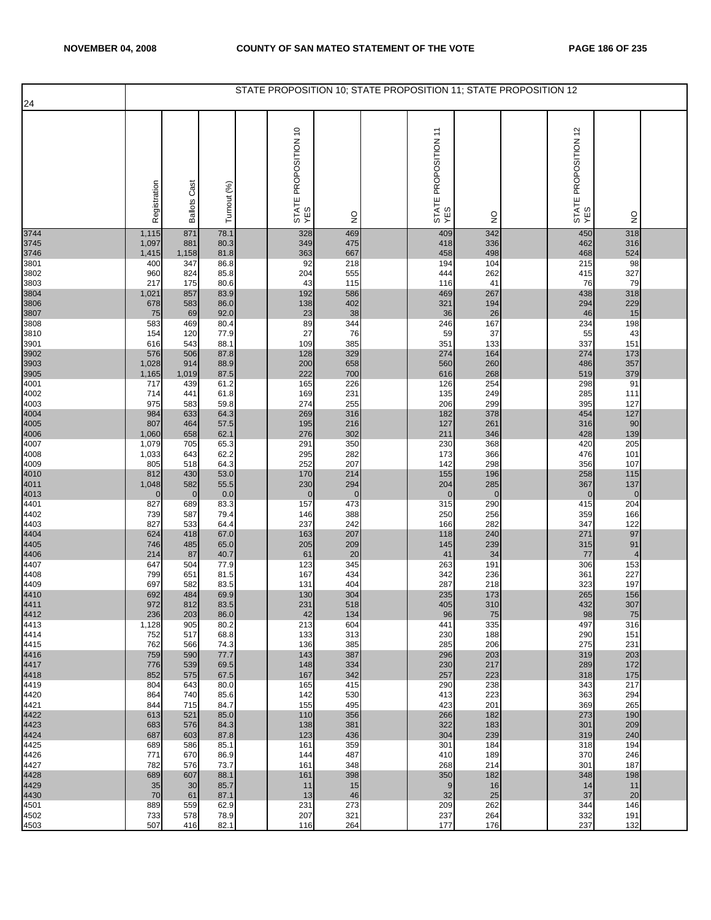| 24 | STATE PROPOSITION 10; STATE PROPOSITION 11; STATE PROPOSITION 12 | | | | | | | | | | | | |
|---|---|---|---|---|---|---|---|---|---|---|---|---|---|
| | Registration | Ballots Cast | Turnout (%) | | STATE PROPOSITION 10 YES | NO | | STATE PROPOSITION 11 YES | NO | | STATE PROPOSITION 12 YES | NO | |
| 3744 | 1,115 | 871 | 78.1 | | 328 | 469 | | 409 | 342 | | 450 | 318 | |
| 3745 | 1,097 | 881 | 80.3 | | 349 | 475 | | 418 | 336 | | 462 | 316 | |
| 3746 | 1,415 | 1,158 | 81.8 | | 363 | 667 | | 458 | 498 | | 468 | 524 | |
| 3801 | 400 | 347 | 86.8 | | 92 | 218 | | 194 | 104 | | 215 | 98 | |
| 3802 | 960 | 824 | 85.8 | | 204 | 555 | | 444 | 262 | | 415 | 327 | |
| 3803 | 217 | 175 | 80.6 | | 43 | 115 | | 116 | 41 | | 76 | 79 | |
| 3804 | 1,021 | 857 | 83.9 | | 192 | 586 | | 469 | 267 | | 438 | 318 | |
| 3806 | 678 | 583 | 86.0 | | 138 | 402 | | 321 | 194 | | 294 | 229 | |
| 3807 | 75 | 69 | 92.0 | | 23 | 38 | | 36 | 26 | | 46 | 15 | |
| 3808 | 583 | 469 | 80.4 | | 89 | 344 | | 246 | 167 | | 234 | 198 | |
| 3810 | 154 | 120 | 77.9 | | 27 | 76 | | 59 | 37 | | 55 | 43 | |
| 3901 | 616 | 543 | 88.1 | | 109 | 385 | | 351 | 133 | | 337 | 151 | |
| 3902 | 576 | 506 | 87.8 | | 128 | 329 | | 274 | 164 | | 274 | 173 | |
| 3903 | 1,028 | 914 | 88.9 | | 200 | 658 | | 560 | 260 | | 486 | 357 | |
| 3905 | 1,165 | 1,019 | 87.5 | | 222 | 700 | | 616 | 268 | | 519 | 379 | |
| 4001 | 717 | 439 | 61.2 | | 165 | 226 | | 126 | 254 | | 298 | 91 | |
| 4002 | 714 | 441 | 61.8 | | 169 | 231 | | 135 | 249 | | 285 | 111 | |
| 4003 | 975 | 583 | 59.8 | | 274 | 255 | | 206 | 299 | | 395 | 127 | |
| 4004 | 984 | 633 | 64.3 | | 269 | 316 | | 182 | 378 | | 454 | 127 | |
| 4005 | 807 | 464 | 57.5 | | 195 | 216 | | 127 | 261 | | 316 | 90 | |
| 4006 | 1,060 | 658 | 62.1 | | 276 | 302 | | 211 | 346 | | 428 | 139 | |
| 4007 | 1,079 | 705 | 65.3 | | 291 | 350 | | 230 | 368 | | 420 | 205 | |
| 4008 | 1,033 | 643 | 62.2 | | 295 | 282 | | 173 | 366 | | 476 | 101 | |
| 4009 | 805 | 518 | 64.3 | | 252 | 207 | | 142 | 298 | | 356 | 107 | |
| 4010 | 812 | 430 | 53.0 | | 170 | 214 | | 155 | 196 | | 258 | 115 | |
| 4011 | 1,048 | 582 | 55.5 | | 230 | 294 | | 204 | 285 | | 367 | 137 | |
| 4013 | 0 | 0 | 0.0 | | 0 | 0 | | 0 | 0 | | 0 | 0 | |
| 4401 | 827 | 689 | 83.3 | | 157 | 473 | | 315 | 290 | | 415 | 204 | |
| 4402 | 739 | 587 | 79.4 | | 146 | 388 | | 250 | 256 | | 359 | 166 | |
| 4403 | 827 | 533 | 64.4 | | 237 | 242 | | 166 | 282 | | 347 | 122 | |
| 4404 | 624 | 418 | 67.0 | | 163 | 207 | | 118 | 240 | | 271 | 97 | |
| 4405 | 746 | 485 | 65.0 | | 205 | 209 | | 145 | 239 | | 315 | 91 | |
| 4406 | 214 | 87 | 40.7 | | 61 | 20 | | 41 | 34 | | 77 | 4 | |
| 4407 | 647 | 504 | 77.9 | | 123 | 345 | | 263 | 191 | | 306 | 153 | |
| 4408 | 799 | 651 | 81.5 | | 167 | 434 | | 342 | 236 | | 361 | 227 | |
| 4409 | 697 | 582 | 83.5 | | 131 | 404 | | 287 | 218 | | 323 | 197 | |
| 4410 | 692 | 484 | 69.9 | | 130 | 304 | | 235 | 173 | | 265 | 156 | |
| 4411 | 972 | 812 | 83.5 | | 231 | 518 | | 405 | 310 | | 432 | 307 | |
| 4412 | 236 | 203 | 86.0 | | 42 | 134 | | 96 | 75 | | 98 | 75 | |
| 4413 | 1,128 | 905 | 80.2 | | 213 | 604 | | 441 | 335 | | 497 | 316 | |
| 4414 | 752 | 517 | 68.8 | | 133 | 313 | | 230 | 188 | | 290 | 151 | |
| 4415 | 762 | 566 | 74.3 | | 136 | 385 | | 285 | 206 | | 275 | 231 | |
| 4416 | 759 | 590 | 77.7 | | 143 | 387 | | 296 | 203 | | 319 | 203 | |
| 4417 | 776 | 539 | 69.5 | | 148 | 334 | | 230 | 217 | | 289 | 172 | |
| 4418 | 852 | 575 | 67.5 | | 167 | 342 | | 257 | 223 | | 318 | 175 | |
| 4419 | 804 | 643 | 80.0 | | 165 | 415 | | 290 | 238 | | 343 | 217 | |
| 4420 | 864 | 740 | 85.6 | | 142 | 530 | | 413 | 223 | | 363 | 294 | |
| 4421 | 844 | 715 | 84.7 | | 155 | 495 | | 423 | 201 | | 369 | 265 | |
| 4422 | 613 | 521 | 85.0 | | 110 | 356 | | 266 | 182 | | 273 | 190 | |
| 4423 | 683 | 576 | 84.3 | | 138 | 381 | | 322 | 183 | | 301 | 209 | |
| 4424 | 687 | 603 | 87.8 | | 123 | 436 | | 304 | 239 | | 319 | 240 | |
| 4425 | 689 | 586 | 85.1 | | 161 | 359 | | 301 | 184 | | 318 | 194 | |
| 4426 | 771 | 670 | 86.9 | | 144 | 487 | | 410 | 189 | | 370 | 246 | |
| 4427 | 782 | 576 | 73.7 | | 161 | 348 | | 268 | 214 | | 301 | 187 | |
| 4428 | 689 | 607 | 88.1 | | 161 | 398 | | 350 | 182 | | 348 | 198 | |
| 4429 | 35 | 30 | 85.7 | | 11 | 15 | | 9 | 16 | | 14 | 11 | |
| 4430 | 70 | 61 | 87.1 | | 13 | 46 | | 32 | 25 | | 37 | 20 | |
| 4501 | 889 | 559 | 62.9 | | 231 | 273 | | 209 | 262 | | 344 | 146 | |
| 4502 | 733 | 578 | 78.9 | | 207 | 321 | | 237 | 264 | | 332 | 191 | |
| 4503 | 507 | 416 | 82.1 | | 116 | 264 | | 177 | 176 | | 237 | 132 | |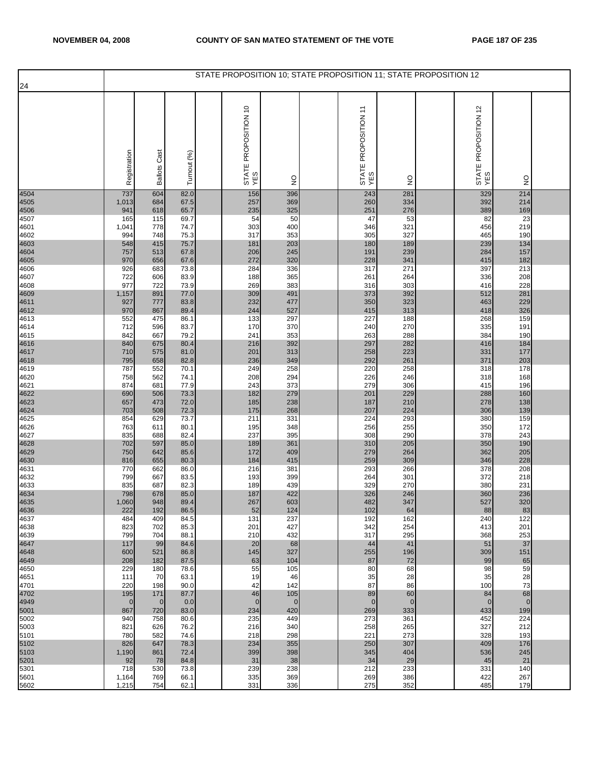24

STATE PROPOSITION 10; STATE PROPOSITION 11; STATE PROPOSITION 12

| | Registration | Ballots Cast | Turnout (%) | | STATE PROPOSITION 10 YES | NO | | STATE PROPOSITION 11 YES | NO | | STATE PROPOSITION 12 YES | NO | |
|---|---|---|---|---|---|---|---|---|---|---|---|---|---|
| 4504 | 737 | 604 | 82.0 | | 156 | 396 | | 243 | 281 | | 329 | 214 | |
| 4505 | 1,013 | 684 | 67.5 | | 257 | 369 | | 260 | 334 | | 392 | 214 | |
| 4506 | 941 | 618 | 65.7 | | 235 | 325 | | 251 | 276 | | 389 | 169 | |
| 4507 | 165 | 115 | 69.7 | | 54 | 50 | | 47 | 53 | | 82 | 23 | |
| 4601 | 1,041 | 778 | 74.7 | | 303 | 400 | | 346 | 321 | | 456 | 219 | |
| 4602 | 994 | 748 | 75.3 | | 317 | 353 | | 305 | 327 | | 465 | 190 | |
| 4603 | 548 | 415 | 75.7 | | 181 | 203 | | 180 | 189 | | 239 | 134 | |
| 4604 | 757 | 513 | 67.8 | | 206 | 245 | | 191 | 239 | | 284 | 157 | |
| 4605 | 970 | 656 | 67.6 | | 272 | 320 | | 228 | 341 | | 415 | 182 | |
| 4606 | 926 | 683 | 73.8 | | 284 | 336 | | 317 | 271 | | 397 | 213 | |
| 4607 | 722 | 606 | 83.9 | | 188 | 365 | | 261 | 264 | | 336 | 208 | |
| 4608 | 977 | 722 | 73.9 | | 269 | 383 | | 316 | 303 | | 416 | 228 | |
| 4609 | 1,157 | 891 | 77.0 | | 309 | 491 | | 373 | 392 | | 512 | 281 | |
| 4611 | 927 | 777 | 83.8 | | 232 | 477 | | 350 | 323 | | 463 | 229 | |
| 4612 | 970 | 867 | 89.4 | | 244 | 527 | | 415 | 313 | | 418 | 326 | |
| 4613 | 552 | 475 | 86.1 | | 133 | 297 | | 227 | 188 | | 268 | 159 | |
| 4614 | 712 | 596 | 83.7 | | 170 | 370 | | 240 | 270 | | 335 | 191 | |
| 4615 | 842 | 667 | 79.2 | | 241 | 353 | | 263 | 288 | | 384 | 190 | |
| 4616 | 840 | 675 | 80.4 | | 216 | 392 | | 297 | 282 | | 416 | 184 | |
| 4617 | 710 | 575 | 81.0 | | 201 | 313 | | 258 | 223 | | 331 | 177 | |
| 4618 | 795 | 658 | 82.8 | | 236 | 349 | | 292 | 261 | | 371 | 203 | |
| 4619 | 787 | 552 | 70.1 | | 249 | 258 | | 220 | 258 | | 318 | 178 | |
| 4620 | 758 | 562 | 74.1 | | 208 | 294 | | 226 | 246 | | 318 | 168 | |
| 4621 | 874 | 681 | 77.9 | | 243 | 373 | | 279 | 306 | | 415 | 196 | |
| 4622 | 690 | 506 | 73.3 | | 182 | 279 | | 201 | 229 | | 288 | 160 | |
| 4623 | 657 | 473 | 72.0 | | 185 | 238 | | 187 | 210 | | 278 | 138 | |
| 4624 | 703 | 508 | 72.3 | | 175 | 268 | | 207 | 224 | | 306 | 139 | |
| 4625 | 854 | 629 | 73.7 | | 211 | 331 | | 224 | 293 | | 380 | 159 | |
| 4626 | 763 | 611 | 80.1 | | 195 | 348 | | 256 | 255 | | 350 | 172 | |
| 4627 | 835 | 688 | 82.4 | | 237 | 395 | | 308 | 290 | | 378 | 243 | |
| 4628 | 702 | 597 | 85.0 | | 189 | 361 | | 310 | 205 | | 350 | 190 | |
| 4629 | 750 | 642 | 85.6 | | 172 | 409 | | 279 | 264 | | 362 | 205 | |
| 4630 | 816 | 655 | 80.3 | | 184 | 415 | | 259 | 309 | | 346 | 228 | |
| 4631 | 770 | 662 | 86.0 | | 216 | 381 | | 293 | 266 | | 378 | 208 | |
| 4632 | 799 | 667 | 83.5 | | 193 | 399 | | 264 | 301 | | 372 | 218 | |
| 4633 | 835 | 687 | 82.3 | | 189 | 439 | | 329 | 270 | | 380 | 231 | |
| 4634 | 798 | 678 | 85.0 | | 187 | 422 | | 326 | 246 | | 360 | 236 | |
| 4635 | 1,060 | 948 | 89.4 | | 267 | 603 | | 482 | 347 | | 527 | 320 | |
| 4636 | 222 | 192 | 86.5 | | 52 | 124 | | 102 | 64 | | 88 | 83 | |
| 4637 | 484 | 409 | 84.5 | | 131 | 237 | | 192 | 162 | | 240 | 122 | |
| 4638 | 823 | 702 | 85.3 | | 201 | 427 | | 342 | 254 | | 413 | 201 | |
| 4639 | 799 | 704 | 88.1 | | 210 | 432 | | 317 | 295 | | 368 | 253 | |
| 4647 | 117 | 99 | 84.6 | | 20 | 68 | | 44 | 41 | | 51 | 37 | |
| 4648 | 600 | 521 | 86.8 | | 145 | 327 | | 255 | 196 | | 309 | 151 | |
| 4649 | 208 | 182 | 87.5 | | 63 | 104 | | 87 | 72 | | 99 | 65 | |
| 4650 | 229 | 180 | 78.6 | | 55 | 105 | | 80 | 68 | | 98 | 59 | |
| 4651 | 111 | 70 | 63.1 | | 19 | 46 | | 35 | 28 | | 35 | 28 | |
| 4701 | 220 | 198 | 90.0 | | 42 | 142 | | 87 | 86 | | 100 | 73 | |
| 4702 | 195 | 171 | 87.7 | | 46 | 105 | | 89 | 60 | | 84 | 68 | |
| 4949 | 0 | 0 | 0.0 | | 0 | 0 | | 0 | 0 | | 0 | 0 | |
| 5001 | 867 | 720 | 83.0 | | 234 | 420 | | 269 | 333 | | 433 | 199 | |
| 5002 | 940 | 758 | 80.6 | | 235 | 449 | | 273 | 361 | | 452 | 224 | |
| 5003 | 821 | 626 | 76.2 | | 216 | 340 | | 258 | 265 | | 327 | 212 | |
| 5101 | 780 | 582 | 74.6 | | 218 | 298 | | 221 | 273 | | 328 | 193 | |
| 5102 | 826 | 647 | 78.3 | | 234 | 355 | | 250 | 307 | | 409 | 176 | |
| 5103 | 1,190 | 861 | 72.4 | | 399 | 398 | | 345 | 404 | | 536 | 245 | |
| 5201 | 92 | 78 | 84.8 | | 31 | 38 | | 34 | 29 | | 45 | 21 | |
| 5301 | 718 | 530 | 73.8 | | 239 | 238 | | 212 | 233 | | 331 | 140 | |
| 5601 | 1,164 | 769 | 66.1 | | 335 | 369 | | 269 | 386 | | 422 | 267 | |
| 5602 | 1,215 | 754 | 62.1 | | 331 | 336 | | 275 | 352 | | 485 | 179 | |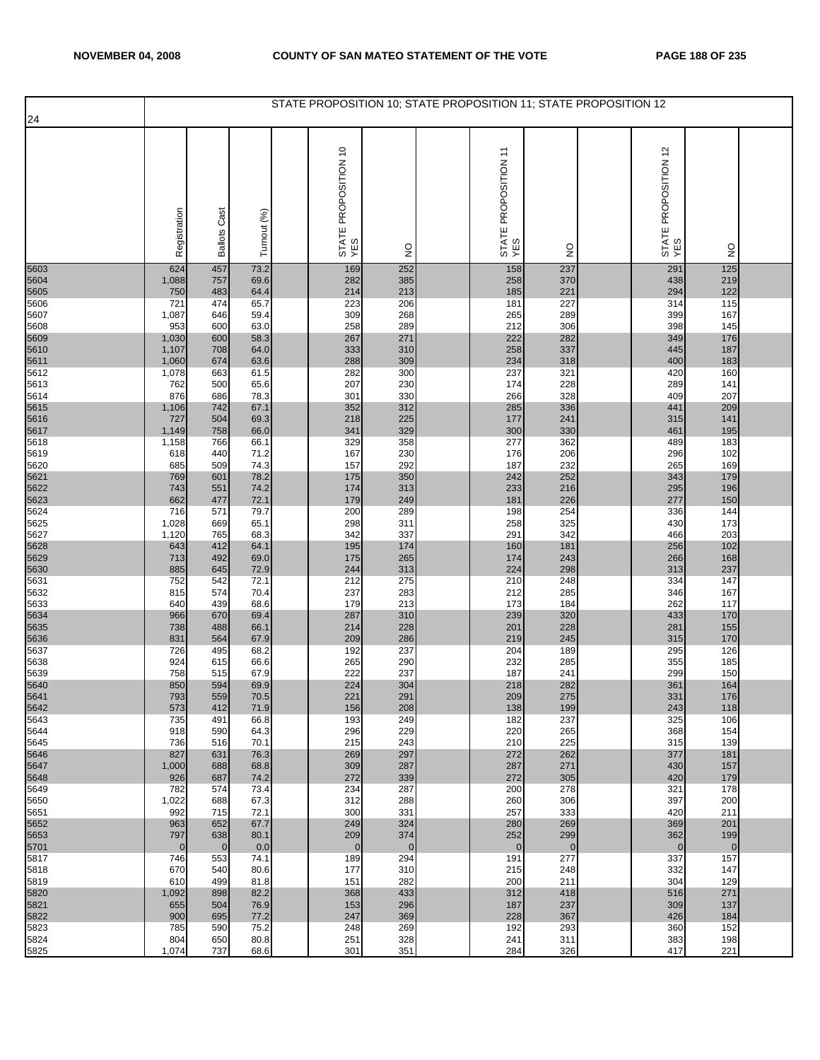| 24 | STATE PROPOSITION 10; STATE PROPOSITION 11; STATE PROPOSITION 12 | | | | | | | | | | | | |
|---|---|---|---|---|---|---|---|---|---|---|---|---|---|
| | Registration | Ballots Cast | Turnout (%) | | STATE PROPOSITION 10 YES | NO | | STATE PROPOSITION 11 YES | NO | | STATE PROPOSITION 12 YES | NO | |
| 5603 | 624 | 457 | 73.2 | | 169 | 252 | | 158 | 237 | | 291 | 125 | |
| 5604 | 1,088 | 757 | 69.6 | | 282 | 385 | | 258 | 370 | | 438 | 219 | |
| 5605 | 750 | 483 | 64.4 | | 214 | 213 | | 185 | 221 | | 294 | 122 | |
| 5606 | 721 | 474 | 65.7 | | 223 | 206 | | 181 | 227 | | 314 | 115 | |
| 5607 | 1,087 | 646 | 59.4 | | 309 | 268 | | 265 | 289 | | 399 | 167 | |
| 5608 | 953 | 600 | 63.0 | | 258 | 289 | | 212 | 306 | | 398 | 145 | |
| 5609 | 1,030 | 600 | 58.3 | | 267 | 271 | | 222 | 282 | | 349 | 176 | |
| 5610 | 1,107 | 708 | 64.0 | | 333 | 310 | | 258 | 337 | | 445 | 187 | |
| 5611 | 1,060 | 674 | 63.6 | | 288 | 309 | | 234 | 318 | | 400 | 183 | |
| 5612 | 1,078 | 663 | 61.5 | | 282 | 300 | | 237 | 321 | | 420 | 160 | |
| 5613 | 762 | 500 | 65.6 | | 207 | 230 | | 174 | 228 | | 289 | 141 | |
| 5614 | 876 | 686 | 78.3 | | 301 | 330 | | 266 | 328 | | 409 | 207 | |
| 5615 | 1,106 | 742 | 67.1 | | 352 | 312 | | 285 | 336 | | 441 | 209 | |
| 5616 | 727 | 504 | 69.3 | | 218 | 225 | | 177 | 241 | | 315 | 141 | |
| 5617 | 1,149 | 758 | 66.0 | | 341 | 329 | | 300 | 330 | | 461 | 195 | |
| 5618 | 1,158 | 766 | 66.1 | | 329 | 358 | | 277 | 362 | | 489 | 183 | |
| 5619 | 618 | 440 | 71.2 | | 167 | 230 | | 176 | 206 | | 296 | 102 | |
| 5620 | 685 | 509 | 74.3 | | 157 | 292 | | 187 | 232 | | 265 | 169 | |
| 5621 | 769 | 601 | 78.2 | | 175 | 350 | | 242 | 252 | | 343 | 179 | |
| 5622 | 743 | 551 | 74.2 | | 174 | 313 | | 233 | 216 | | 295 | 196 | |
| 5623 | 662 | 477 | 72.1 | | 179 | 249 | | 181 | 226 | | 277 | 150 | |
| 5624 | 716 | 571 | 79.7 | | 200 | 289 | | 198 | 254 | | 336 | 144 | |
| 5625 | 1,028 | 669 | 65.1 | | 298 | 311 | | 258 | 325 | | 430 | 173 | |
| 5627 | 1,120 | 765 | 68.3 | | 342 | 337 | | 291 | 342 | | 466 | 203 | |
| 5628 | 643 | 412 | 64.1 | | 195 | 174 | | 160 | 181 | | 256 | 102 | |
| 5629 | 713 | 492 | 69.0 | | 175 | 265 | | 174 | 243 | | 266 | 168 | |
| 5630 | 885 | 645 | 72.9 | | 244 | 313 | | 224 | 298 | | 313 | 237 | |
| 5631 | 752 | 542 | 72.1 | | 212 | 275 | | 210 | 248 | | 334 | 147 | |
| 5632 | 815 | 574 | 70.4 | | 237 | 283 | | 212 | 285 | | 346 | 167 | |
| 5633 | 640 | 439 | 68.6 | | 179 | 213 | | 173 | 184 | | 262 | 117 | |
| 5634 | 966 | 670 | 69.4 | | 287 | 310 | | 239 | 320 | | 433 | 170 | |
| 5635 | 738 | 488 | 66.1 | | 214 | 228 | | 201 | 228 | | 281 | 155 | |
| 5636 | 831 | 564 | 67.9 | | 209 | 286 | | 219 | 245 | | 315 | 170 | |
| 5637 | 726 | 495 | 68.2 | | 192 | 237 | | 204 | 189 | | 295 | 126 | |
| 5638 | 924 | 615 | 66.6 | | 265 | 290 | | 232 | 285 | | 355 | 185 | |
| 5639 | 758 | 515 | 67.9 | | 222 | 237 | | 187 | 241 | | 299 | 150 | |
| 5640 | 850 | 594 | 69.9 | | 224 | 304 | | 218 | 282 | | 361 | 164 | |
| 5641 | 793 | 559 | 70.5 | | 221 | 291 | | 209 | 275 | | 331 | 176 | |
| 5642 | 573 | 412 | 71.9 | | 156 | 208 | | 138 | 199 | | 243 | 118 | |
| 5643 | 735 | 491 | 66.8 | | 193 | 249 | | 182 | 237 | | 325 | 106 | |
| 5644 | 918 | 590 | 64.3 | | 296 | 229 | | 220 | 265 | | 368 | 154 | |
| 5645 | 736 | 516 | 70.1 | | 215 | 243 | | 210 | 225 | | 315 | 139 | |
| 5646 | 827 | 631 | 76.3 | | 269 | 297 | | 272 | 262 | | 377 | 181 | |
| 5647 | 1,000 | 688 | 68.8 | | 309 | 287 | | 287 | 271 | | 430 | 157 | |
| 5648 | 926 | 687 | 74.2 | | 272 | 339 | | 272 | 305 | | 420 | 179 | |
| 5649 | 782 | 574 | 73.4 | | 234 | 287 | | 200 | 278 | | 321 | 178 | |
| 5650 | 1,022 | 688 | 67.3 | | 312 | 288 | | 260 | 306 | | 397 | 200 | |
| 5651 | 992 | 715 | 72.1 | | 300 | 331 | | 257 | 333 | | 420 | 211 | |
| 5652 | 963 | 652 | 67.7 | | 249 | 324 | | 280 | 269 | | 369 | 201 | |
| 5653 | 797 | 638 | 80.1 | | 209 | 374 | | 252 | 299 | | 362 | 199 | |
| 5701 | 0 | 0 | 0.0 | | 0 | 0 | | 0 | 0 | | 0 | 0 | |
| 5817 | 746 | 553 | 74.1 | | 189 | 294 | | 191 | 277 | | 337 | 157 | |
| 5818 | 670 | 540 | 80.6 | | 177 | 310 | | 215 | 248 | | 332 | 147 | |
| 5819 | 610 | 499 | 81.8 | | 151 | 282 | | 200 | 211 | | 304 | 129 | |
| 5820 | 1,092 | 898 | 82.2 | | 368 | 433 | | 312 | 418 | | 516 | 271 | |
| 5821 | 655 | 504 | 76.9 | | 153 | 296 | | 187 | 237 | | 309 | 137 | |
| 5822 | 900 | 695 | 77.2 | | 247 | 369 | | 228 | 367 | | 426 | 184 | |
| 5823 | 785 | 590 | 75.2 | | 248 | 269 | | 192 | 293 | | 360 | 152 | |
| 5824 | 804 | 650 | 80.8 | | 251 | 328 | | 241 | 311 | | 383 | 198 | |
| 5825 | 1,074 | 737 | 68.6 | | 301 | 351 | | 284 | 326 | | 417 | 221 | |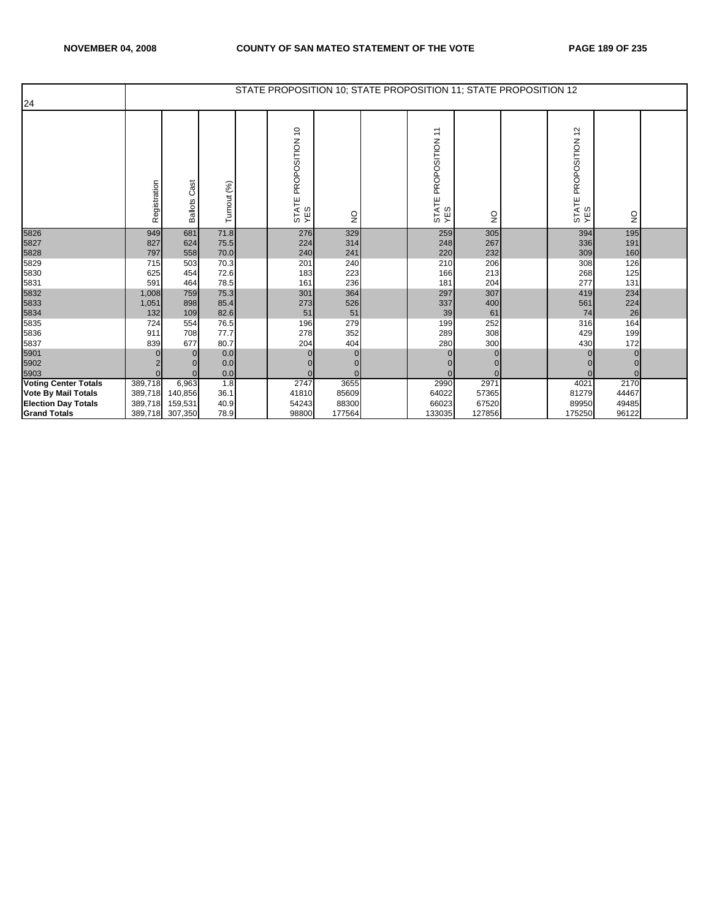| 24 | STATE PROPOSITION 10; STATE PROPOSITION 11; STATE PROPOSITION 12 | | | | | | | | | | | | |
|---|---|---|---|---|---|---|---|---|---|---|---|---|---|
| | Registration | Ballots Cast | Turnout (%) | | STATE PROPOSITION 10 YES | NO | | STATE PROPOSITION 11 YES | NO | | STATE PROPOSITION 12 YES | NO | |
| 5826 | 949 | 681 | 71.8 | | 276 | 329 | | 259 | 305 | | 394 | 195 | |
| 5827 | 827 | 624 | 75.5 | | 224 | 314 | | 248 | 267 | | 336 | 191 | |
| 5828 | 797 | 558 | 70.0 | | 240 | 241 | | 220 | 232 | | 309 | 160 | |
| 5829 | 715 | 503 | 70.3 | | 201 | 240 | | 210 | 206 | | 308 | 126 | |
| 5830 | 625 | 454 | 72.6 | | 183 | 223 | | 166 | 213 | | 268 | 125 | |
| 5831 | 591 | 464 | 78.5 | | 161 | 236 | | 181 | 204 | | 277 | 131 | |
| 5832 | 1,008 | 759 | 75.3 | | 301 | 364 | | 297 | 307 | | 419 | 234 | |
| 5833 | 1,051 | 898 | 85.4 | | 273 | 526 | | 337 | 400 | | 561 | 224 | |
| 5834 | 132 | 109 | 82.6 | | 51 | 51 | | 39 | 61 | | 74 | 26 | |
| 5835 | 724 | 554 | 76.5 | | 196 | 279 | | 199 | 252 | | 316 | 164 | |
| 5836 | 911 | 708 | 77.7 | | 278 | 352 | | 289 | 308 | | 429 | 199 | |
| 5837 | 839 | 677 | 80.7 | | 204 | 404 | | 280 | 300 | | 430 | 172 | |
| 5901 | 0 | 0 | 0.0 | | 0 | 0 | | 0 | 0 | | 0 | 0 | |
| 5902 | 2 | 0 | 0.0 | | 0 | 0 | | 0 | 0 | | 0 | 0 | |
| 5903 | 0 | 0 | 0.0 | | 0 | 0 | | 0 | 0 | | 0 | 0 | |
| **Voting Center Totals** | 389,718 | 6,963 | 1.8 | | 2747 | 3655 | | 2990 | 2971 | | 4021 | 2170 | |
| **Vote By Mail Totals** | 389,718 | 140,856 | 36.1 | | 41810 | 85609 | | 64022 | 57365 | | 81279 | 44467 | |
| **Election Day Totals** | 389,718 | 159,531 | 40.9 | | 54243 | 88300 | | 66023 | 67520 | | 89950 | 49485 | |
| **Grand Totals** | 389,718 | 307,350 | 78.9 | | 98800 | 177564 | | 133035 | 127856 | | 175250 | 96122 | |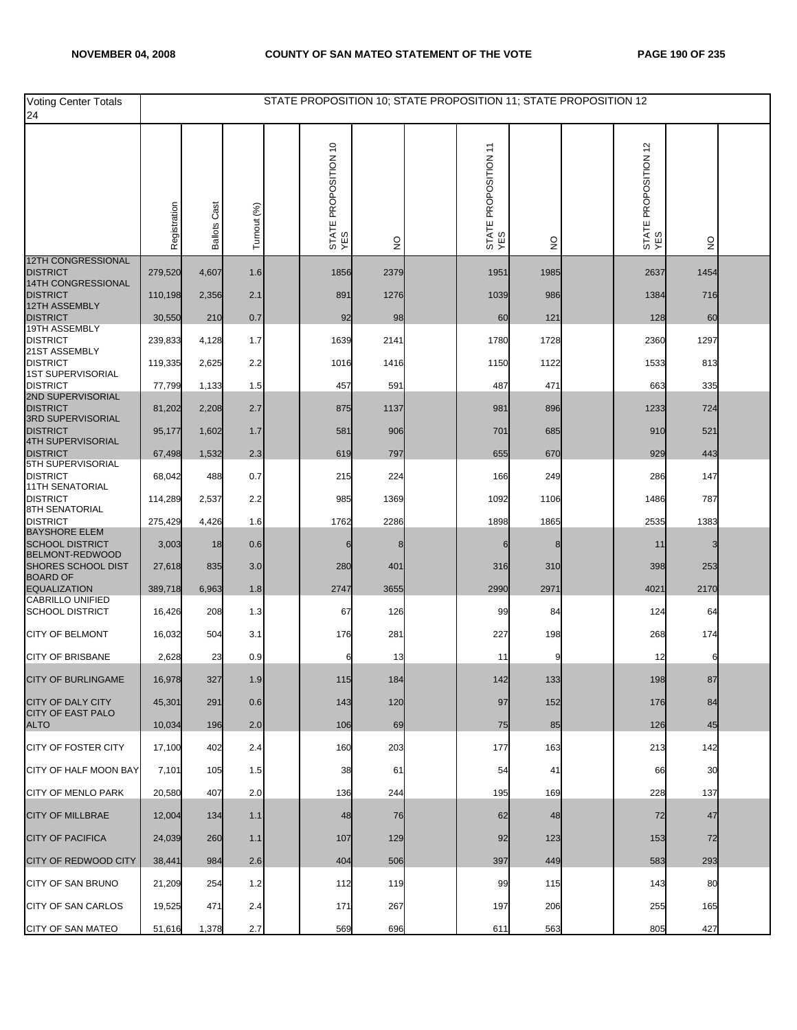| Voting Center Totals 24 | STATE PROPOSITION 10; STATE PROPOSITION 11; STATE PROPOSITION 12 | | | | | | | | | | | | | |
|---|---|---|---|---|---|---|---|---|---|---|---|---|---|---|
| | Registration | Ballots Cast | Turnout (%) | | STATE PROPOSITION 10 YES | NO | | STATE PROPOSITION 11 YES | NO | | STATE PROPOSITION 12 YES | NO | |
| 12TH CONGRESSIONAL DISTRICT | 279,520 | 4,607 | 1.6 | | 1856 | 2379 | | 1951 | 1985 | | 2637 | 1454 | |
| 14TH CONGRESSIONAL DISTRICT | 110,198 | 2,356 | 2.1 | | 891 | 1276 | | 1039 | 986 | | 1384 | 716 | |
| 12TH ASSEMBLY DISTRICT | 30,550 | 210 | 0.7 | | 92 | 98 | | 60 | 121 | | 128 | 60 | |
| 19TH ASSEMBLY DISTRICT | 239,833 | 4,128 | 1.7 | | 1639 | 2141 | | 1780 | 1728 | | 2360 | 1297 | |
| 21ST ASSEMBLY DISTRICT | 119,335 | 2,625 | 2.2 | | 1016 | 1416 | | 1150 | 1122 | | 1533 | 813 | |
| 1ST SUPERVISORIAL DISTRICT | 77,799 | 1,133 | 1.5 | | 457 | 591 | | 487 | 471 | | 663 | 335 | |
| 2ND SUPERVISORIAL DISTRICT | 81,202 | 2,208 | 2.7 | | 875 | 1137 | | 981 | 896 | | 1233 | 724 | |
| 3RD SUPERVISORIAL DISTRICT | 95,177 | 1,602 | 1.7 | | 581 | 906 | | 701 | 685 | | 910 | 521 | |
| 4TH SUPERVISORIAL DISTRICT | 67,498 | 1,532 | 2.3 | | 619 | 797 | | 655 | 670 | | 929 | 443 | |
| 5TH SUPERVISORIAL DISTRICT | 68,042 | 488 | 0.7 | | 215 | 224 | | 166 | 249 | | 286 | 147 | |
| 11TH SENATORIAL DISTRICT | 114,289 | 2,537 | 2.2 | | 985 | 1369 | | 1092 | 1106 | | 1486 | 787 | |
| 8TH SENATORIAL DISTRICT | 275,429 | 4,426 | 1.6 | | 1762 | 2286 | | 1898 | 1865 | | 2535 | 1383 | |
| BAYSHORE ELEM SCHOOL DISTRICT | 3,003 | 18 | 0.6 | | 6 | 8 | | 6 | 8 | | 11 | 3 | |
| BELMONT-REDWOOD SHORES SCHOOL DIST | 27,618 | 835 | 3.0 | | 280 | 401 | | 316 | 310 | | 398 | 253 | |
| BOARD OF EQUALIZATION | 389,718 | 6,963 | 1.8 | | 2747 | 3655 | | 2990 | 2971 | | 4021 | 2170 | |
| CABRILLO UNIFIED SCHOOL DISTRICT | 16,426 | 208 | 1.3 | | 67 | 126 | | 99 | 84 | | 124 | 64 | |
| CITY OF BELMONT | 16,032 | 504 | 3.1 | | 176 | 281 | | 227 | 198 | | 268 | 174 | |
| CITY OF BRISBANE | 2,628 | 23 | 0.9 | | 6 | 13 | | 11 | 9 | | 12 | 6 | |
| CITY OF BURLINGAME | 16,978 | 327 | 1.9 | | 115 | 184 | | 142 | 133 | | 198 | 87 | |
| CITY OF DALY CITY | 45,301 | 291 | 0.6 | | 143 | 120 | | 97 | 152 | | 176 | 84 | |
| CITY OF EAST PALO ALTO | 10,034 | 196 | 2.0 | | 106 | 69 | | 75 | 85 | | 126 | 45 | |
| CITY OF FOSTER CITY | 17,100 | 402 | 2.4 | | 160 | 203 | | 177 | 163 | | 213 | 142 | |
| CITY OF HALF MOON BAY | 7,101 | 105 | 1.5 | | 38 | 61 | | 54 | 41 | | 66 | 30 | |
| CITY OF MENLO PARK | 20,580 | 407 | 2.0 | | 136 | 244 | | 195 | 169 | | 228 | 137 | |
| CITY OF MILLBRAE | 12,004 | 134 | 1.1 | | 48 | 76 | | 62 | 48 | | 72 | 47 | |
| CITY OF PACIFICA | 24,039 | 260 | 1.1 | | 107 | 129 | | 92 | 123 | | 153 | 72 | |
| CITY OF REDWOOD CITY | 38,441 | 984 | 2.6 | | 404 | 506 | | 397 | 449 | | 583 | 293 | |
| CITY OF SAN BRUNO | 21,209 | 254 | 1.2 | | 112 | 119 | | 99 | 115 | | 143 | 80 | |
| CITY OF SAN CARLOS | 19,525 | 471 | 2.4 | | 171 | 267 | | 197 | 206 | | 255 | 165 | |
| CITY OF SAN MATEO | 51,616 | 1,378 | 2.7 | | 569 | 696 | | 611 | 563 | | 805 | 427 | |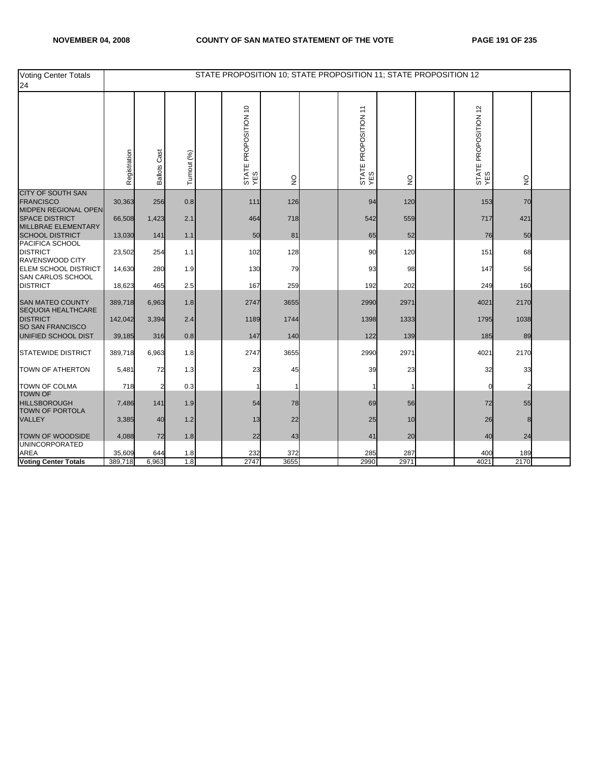| Voting Center Totals 24 | STATE PROPOSITION 10; STATE PROPOSITION 11; STATE PROPOSITION 12 | | | | | | | | | | | | |
|---|---|---|---|---|---|---|---|---|---|---|---|---|---|
| | Registration | Ballots Cast | Turnout (%) | | STATE PROPOSITION 10 YES | NO | | STATE PROPOSITION 11 YES | NO | | STATE PROPOSITION 12 YES | NO | |
| CITY OF SOUTH SAN FRANCISCO | 30,363 | 256 | 0.8 | | 111 | 126 | | 94 | 120 | | 153 | 70 | |
| MIDPEN REGIONAL OPEN SPACE DISTRICT | 66,508 | 1,423 | 2.1 | | 464 | 718 | | 542 | 559 | | 717 | 421 | |
| MILLBRAE ELEMENTARY SCHOOL DISTRICT | 13,030 | 141 | 1.1 | | 50 | 81 | | 65 | 52 | | 76 | 50 | |
| PACIFICA SCHOOL DISTRICT | 23,502 | 254 | 1.1 | | 102 | 128 | | 90 | 120 | | 151 | 68 | |
| RAVENSWOOD CITY ELEM SCHOOL DISTRICT | 14,630 | 280 | 1.9 | | 130 | 79 | | 93 | 98 | | 147 | 56 | |
| SAN CARLOS SCHOOL DISTRICT | 18,623 | 465 | 2.5 | | 167 | 259 | | 192 | 202 | | 249 | 160 | |
| SAN MATEO COUNTY | 389,718 | 6,963 | 1.8 | | 2747 | 3655 | | 2990 | 2971 | | 4021 | 2170 | |
| SEQUOIA HEALTHCARE DISTRICT | 142,042 | 3,394 | 2.4 | | 1189 | 1744 | | 1398 | 1333 | | 1795 | 1038 | |
| SO SAN FRANCISCO UNIFIED SCHOOL DIST | 39,185 | 316 | 0.8 | | 147 | 140 | | 122 | 139 | | 185 | 89 | |
| STATEWIDE DISTRICT | 389,718 | 6,963 | 1.8 | | 2747 | 3655 | | 2990 | 2971 | | 4021 | 2170 | |
| TOWN OF ATHERTON | 5,481 | 72 | 1.3 | | 23 | 45 | | 39 | 23 | | 32 | 33 | |
| TOWN OF COLMA | 718 | 2 | 0.3 | | 1 | 1 | | 1 | 1 | | 0 | 2 | |
| TOWN OF HILLSBOROUGH | 7,486 | 141 | 1.9 | | 54 | 78 | | 69 | 56 | | 72 | 55 | |
| TOWN OF PORTOLA VALLEY | 3,385 | 40 | 1.2 | | 13 | 22 | | 25 | 10 | | 26 | 8 | |
| TOWN OF WOODSIDE | 4,088 | 72 | 1.8 | | 22 | 43 | | 41 | 20 | | 40 | 24 | |
| UNINCORPORATED AREA | 35,609 | 644 | 1.8 | | 232 | 372 | | 285 | 287 | | 400 | 189 | |
| **Voting Center Totals** | 389,718 | 6,963 | 1.8 | | 2747 | 3655 | | 2990 | 2971 | | 4021 | 2170 | |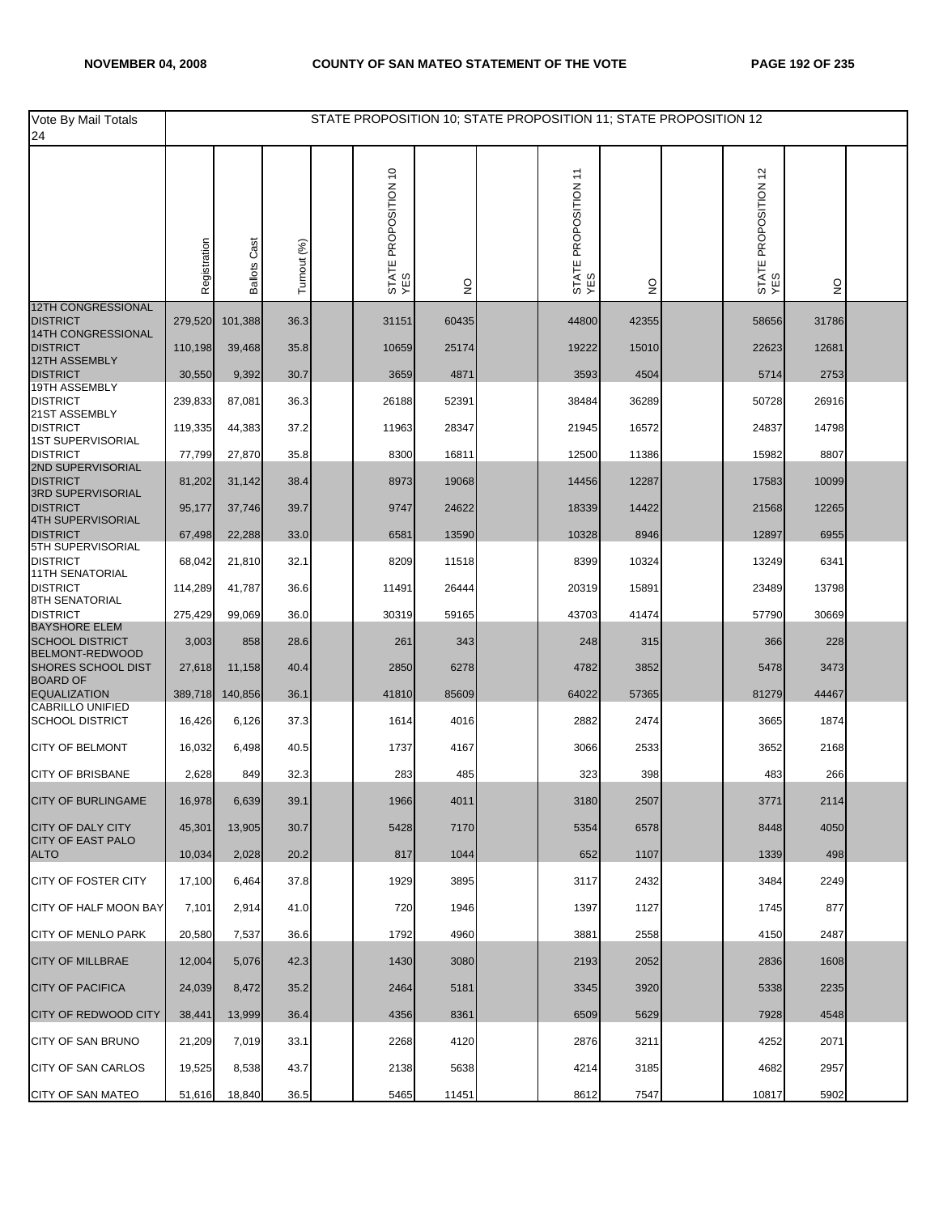| Vote By Mail Totals 24 | STATE PROPOSITION 10; STATE PROPOSITION 11; STATE PROPOSITION 12 | | | | | | | | | | | | |
|---|---|---|---|---|---|---|---|---|---|---|---|---|---|
| | Registration | Ballots Cast | Turnout (%) | | STATE PROPOSITION 10 YES | NO | | STATE PROPOSITION 11 YES | NO | | STATE PROPOSITION 12 YES | NO | |
| 12TH CONGRESSIONAL DISTRICT | 279,520 | 101,388 | 36.3 | | 31151 | 60435 | | 44800 | 42355 | | 58656 | 31786 | |
| 14TH CONGRESSIONAL DISTRICT | 110,198 | 39,468 | 35.8 | | 10659 | 25174 | | 19222 | 15010 | | 22623 | 12681 | |
| 12TH ASSEMBLY DISTRICT | 30,550 | 9,392 | 30.7 | | 3659 | 4871 | | 3593 | 4504 | | 5714 | 2753 | |
| 19TH ASSEMBLY DISTRICT | 239,833 | 87,081 | 36.3 | | 26188 | 52391 | | 38484 | 36289 | | 50728 | 26916 | |
| 21ST ASSEMBLY DISTRICT | 119,335 | 44,383 | 37.2 | | 11963 | 28347 | | 21945 | 16572 | | 24837 | 14798 | |
| 1ST SUPERVISORIAL DISTRICT | 77,799 | 27,870 | 35.8 | | 8300 | 16811 | | 12500 | 11386 | | 15982 | 8807 | |
| 2ND SUPERVISORIAL DISTRICT | 81,202 | 31,142 | 38.4 | | 8973 | 19068 | | 14456 | 12287 | | 17583 | 10099 | |
| 3RD SUPERVISORIAL DISTRICT | 95,177 | 37,746 | 39.7 | | 9747 | 24622 | | 18339 | 14422 | | 21568 | 12265 | |
| 4TH SUPERVISORIAL DISTRICT | 67,498 | 22,288 | 33.0 | | 6581 | 13590 | | 10328 | 8946 | | 12897 | 6955 | |
| 5TH SUPERVISORIAL DISTRICT | 68,042 | 21,810 | 32.1 | | 8209 | 11518 | | 8399 | 10324 | | 13249 | 6341 | |
| 11TH SENATORIAL DISTRICT | 114,289 | 41,787 | 36.6 | | 11491 | 26444 | | 20319 | 15891 | | 23489 | 13798 | |
| 8TH SENATORIAL DISTRICT | 275,429 | 99,069 | 36.0 | | 30319 | 59165 | | 43703 | 41474 | | 57790 | 30669 | |
| BAYSHORE ELEM SCHOOL DISTRICT | 3,003 | 858 | 28.6 | | 261 | 343 | | 248 | 315 | | 366 | 228 | |
| BELMONT-REDWOOD SHORES SCHOOL DIST | 27,618 | 11,158 | 40.4 | | 2850 | 6278 | | 4782 | 3852 | | 5478 | 3473 | |
| BOARD OF EQUALIZATION | 389,718 | 140,856 | 36.1 | | 41810 | 85609 | | 64022 | 57365 | | 81279 | 44467 | |
| CABRILLO UNIFIED SCHOOL DISTRICT | 16,426 | 6,126 | 37.3 | | 1614 | 4016 | | 2882 | 2474 | | 3665 | 1874 | |
| CITY OF BELMONT | 16,032 | 6,498 | 40.5 | | 1737 | 4167 | | 3066 | 2533 | | 3652 | 2168 | |
| CITY OF BRISBANE | 2,628 | 849 | 32.3 | | 283 | 485 | | 323 | 398 | | 483 | 266 | |
| CITY OF BURLINGAME | 16,978 | 6,639 | 39.1 | | 1966 | 4011 | | 3180 | 2507 | | 3771 | 2114 | |
| CITY OF DALY CITY | 45,301 | 13,905 | 30.7 | | 5428 | 7170 | | 5354 | 6578 | | 8448 | 4050 | |
| CITY OF EAST PALO ALTO | 10,034 | 2,028 | 20.2 | | 817 | 1044 | | 652 | 1107 | | 1339 | 498 | |
| CITY OF FOSTER CITY | 17,100 | 6,464 | 37.8 | | 1929 | 3895 | | 3117 | 2432 | | 3484 | 2249 | |
| CITY OF HALF MOON BAY | 7,101 | 2,914 | 41.0 | | 720 | 1946 | | 1397 | 1127 | | 1745 | 877 | |
| CITY OF MENLO PARK | 20,580 | 7,537 | 36.6 | | 1792 | 4960 | | 3881 | 2558 | | 4150 | 2487 | |
| CITY OF MILLBRAE | 12,004 | 5,076 | 42.3 | | 1430 | 3080 | | 2193 | 2052 | | 2836 | 1608 | |
| CITY OF PACIFICA | 24,039 | 8,472 | 35.2 | | 2464 | 5181 | | 3345 | 3920 | | 5338 | 2235 | |
| CITY OF REDWOOD CITY | 38,441 | 13,999 | 36.4 | | 4356 | 8361 | | 6509 | 5629 | | 7928 | 4548 | |
| CITY OF SAN BRUNO | 21,209 | 7,019 | 33.1 | | 2268 | 4120 | | 2876 | 3211 | | 4252 | 2071 | |
| CITY OF SAN CARLOS | 19,525 | 8,538 | 43.7 | | 2138 | 5638 | | 4214 | 3185 | | 4682 | 2957 | |
| CITY OF SAN MATEO | 51,616 | 18,840 | 36.5 | | 5465 | 11451 | | 8612 | 7547 | | 10817 | 5902 | |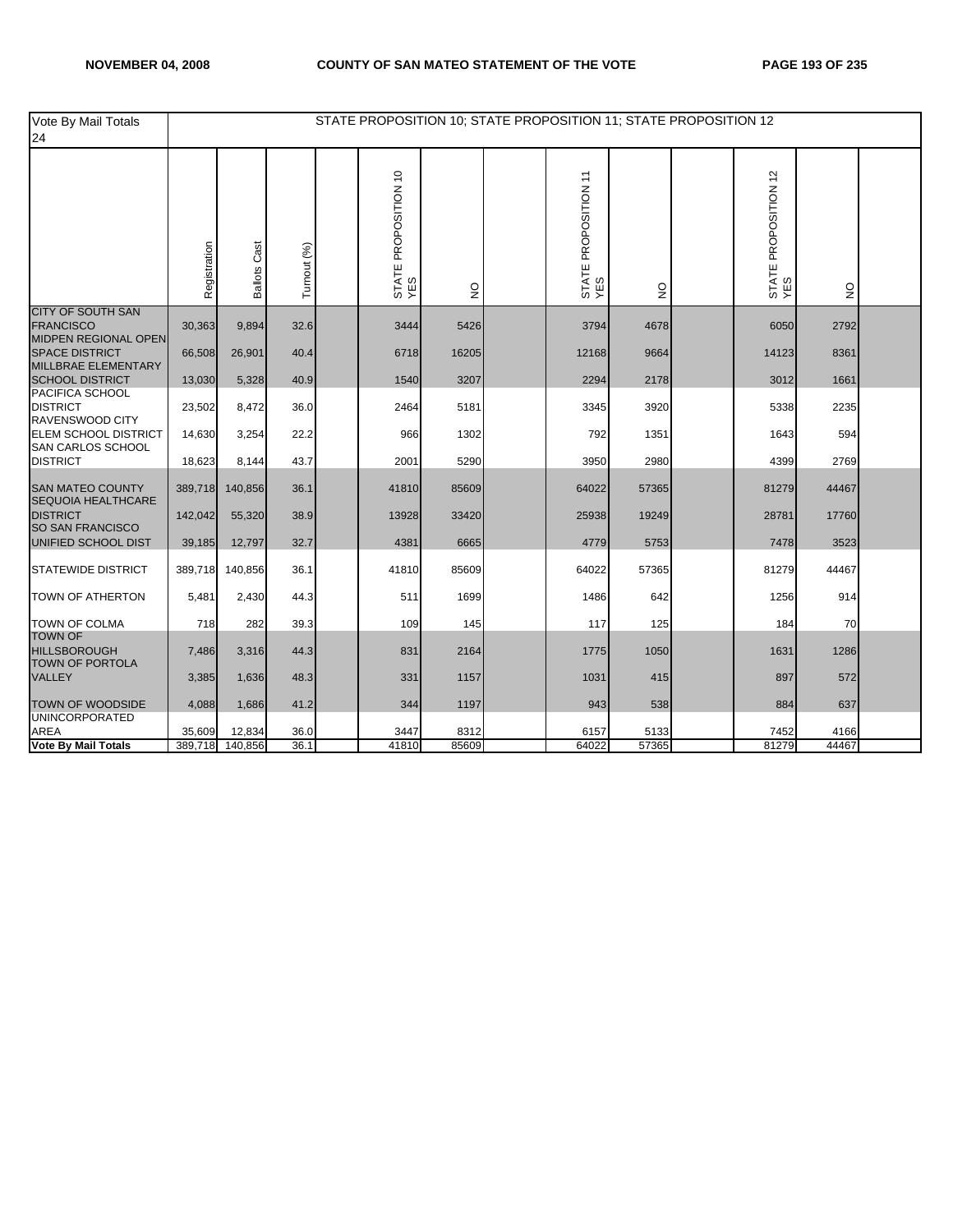| Vote By Mail Totals 24 | STATE PROPOSITION 10; STATE PROPOSITION 11; STATE PROPOSITION 12 | | | | | | | | | | | | |
|---|---|---|---|---|---|---|---|---|---|---|---|---|---|
| | Registration | Ballots Cast | Turnout (%) | | STATE PROPOSITION 10 YES | NO | | STATE PROPOSITION 11 YES | NO | | STATE PROPOSITION 12 YES | NO | |
| CITY OF SOUTH SAN FRANCISCO | 30,363 | 9,894 | 32.6 | | 3444 | 5426 | | 3794 | 4678 | | 6050 | 2792 | |
| MIDPEN REGIONAL OPEN SPACE DISTRICT | 66,508 | 26,901 | 40.4 | | 6718 | 16205 | | 12168 | 9664 | | 14123 | 8361 | |
| MILLBRAE ELEMENTARY SCHOOL DISTRICT | 13,030 | 5,328 | 40.9 | | 1540 | 3207 | | 2294 | 2178 | | 3012 | 1661 | |
| PACIFICA SCHOOL DISTRICT | 23,502 | 8,472 | 36.0 | | 2464 | 5181 | | 3345 | 3920 | | 5338 | 2235 | |
| RAVENSWOOD CITY ELEM SCHOOL DISTRICT | 14,630 | 3,254 | 22.2 | | 966 | 1302 | | 792 | 1351 | | 1643 | 594 | |
| SAN CARLOS SCHOOL DISTRICT | 18,623 | 8,144 | 43.7 | | 2001 | 5290 | | 3950 | 2980 | | 4399 | 2769 | |
| SAN MATEO COUNTY | 389,718 | 140,856 | 36.1 | | 41810 | 85609 | | 64022 | 57365 | | 81279 | 44467 | |
| SEQUOIA HEALTHCARE DISTRICT | 142,042 | 55,320 | 38.9 | | 13928 | 33420 | | 25938 | 19249 | | 28781 | 17760 | |
| SO SAN FRANCISCO UNIFIED SCHOOL DIST | 39,185 | 12,797 | 32.7 | | 4381 | 6665 | | 4779 | 5753 | | 7478 | 3523 | |
| STATEWIDE DISTRICT | 389,718 | 140,856 | 36.1 | | 41810 | 85609 | | 64022 | 57365 | | 81279 | 44467 | |
| TOWN OF ATHERTON | 5,481 | 2,430 | 44.3 | | 511 | 1699 | | 1486 | 642 | | 1256 | 914 | |
| TOWN OF COLMA | 718 | 282 | 39.3 | | 109 | 145 | | 117 | 125 | | 184 | 70 | |
| TOWN OF HILLSBOROUGH | 7,486 | 3,316 | 44.3 | | 831 | 2164 | | 1775 | 1050 | | 1631 | 1286 | |
| TOWN OF PORTOLA VALLEY | 3,385 | 1,636 | 48.3 | | 331 | 1157 | | 1031 | 415 | | 897 | 572 | |
| TOWN OF WOODSIDE | 4,088 | 1,686 | 41.2 | | 344 | 1197 | | 943 | 538 | | 884 | 637 | |
| UNINCORPORATED AREA | 35,609 | 12,834 | 36.0 | | 3447 | 8312 | | 6157 | 5133 | | 7452 | 4166 | |
| **Vote By Mail Totals** | 389,718 | 140,856 | 36.1 | | 41810 | 85609 | | 64022 | 57365 | | 81279 | 44467 | |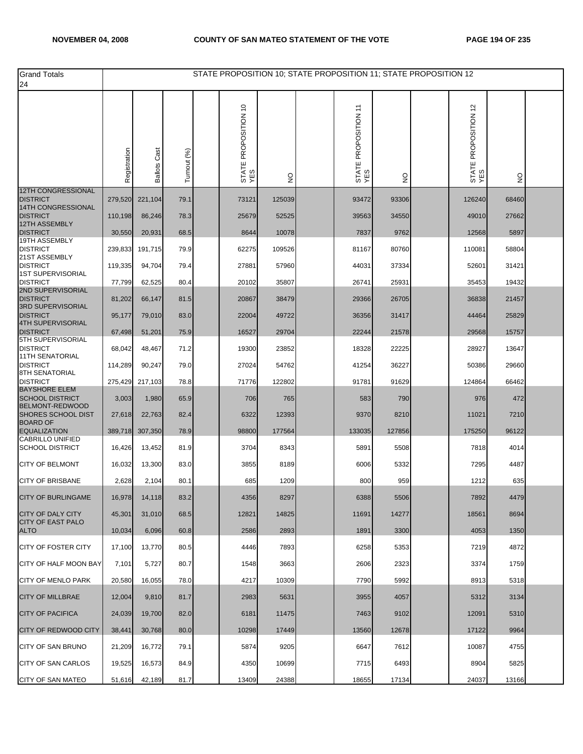| Grand Totals 24 | STATE PROPOSITION 10; STATE PROPOSITION 11; STATE PROPOSITION 12 | | | | | | | | | | | | | |
|---|---|---|---|---|---|---|---|---|---|---|---|---|---|---|
| | Registration | Ballots Cast | Turnout (%) | | STATE PROPOSITION 10 YES | NO | | STATE PROPOSITION 11 YES | NO | | STATE PROPOSITION 12 YES | NO | |
| 12TH CONGRESSIONAL DISTRICT | 279,520 | 221,104 | 79.1 | | 73121 | 125039 | | 93472 | 93306 | | 126240 | 68460 | |
| 14TH CONGRESSIONAL DISTRICT | 110,198 | 86,246 | 78.3 | | 25679 | 52525 | | 39563 | 34550 | | 49010 | 27662 | |
| 12TH ASSEMBLY DISTRICT | 30,550 | 20,931 | 68.5 | | 8644 | 10078 | | 7837 | 9762 | | 12568 | 5897 | |
| 19TH ASSEMBLY DISTRICT | 239,833 | 191,715 | 79.9 | | 62275 | 109526 | | 81167 | 80760 | | 110081 | 58804 | |
| 21ST ASSEMBLY DISTRICT | 119,335 | 94,704 | 79.4 | | 27881 | 57960 | | 44031 | 37334 | | 52601 | 31421 | |
| 1ST SUPERVISORIAL DISTRICT | 77,799 | 62,525 | 80.4 | | 20102 | 35807 | | 26741 | 25931 | | 35453 | 19432 | |
| 2ND SUPERVISORIAL DISTRICT | 81,202 | 66,147 | 81.5 | | 20867 | 38479 | | 29366 | 26705 | | 36838 | 21457 | |
| 3RD SUPERVISORIAL DISTRICT | 95,177 | 79,010 | 83.0 | | 22004 | 49722 | | 36356 | 31417 | | 44464 | 25829 | |
| 4TH SUPERVISORIAL DISTRICT | 67,498 | 51,201 | 75.9 | | 16527 | 29704 | | 22244 | 21578 | | 29568 | 15757 | |
| 5TH SUPERVISORIAL DISTRICT | 68,042 | 48,467 | 71.2 | | 19300 | 23852 | | 18328 | 22225 | | 28927 | 13647 | |
| 11TH SENATORIAL DISTRICT | 114,289 | 90,247 | 79.0 | | 27024 | 54762 | | 41254 | 36227 | | 50386 | 29660 | |
| 8TH SENATORIAL DISTRICT | 275,429 | 217,103 | 78.8 | | 71776 | 122802 | | 91781 | 91629 | | 124864 | 66462 | |
| BAYSHORE ELEM SCHOOL DISTRICT | 3,003 | 1,980 | 65.9 | | 706 | 765 | | 583 | 790 | | 976 | 472 | |
| BELMONT-REDWOOD SHORES SCHOOL DIST | 27,618 | 22,763 | 82.4 | | 6322 | 12393 | | 9370 | 8210 | | 11021 | 7210 | |
| BOARD OF EQUALIZATION | 389,718 | 307,350 | 78.9 | | 98800 | 177564 | | 133035 | 127856 | | 175250 | 96122 | |
| CABRILLO UNIFIED SCHOOL DISTRICT | 16,426 | 13,452 | 81.9 | | 3704 | 8343 | | 5891 | 5508 | | 7818 | 4014 | |
| CITY OF BELMONT | 16,032 | 13,300 | 83.0 | | 3855 | 8189 | | 6006 | 5332 | | 7295 | 4487 | |
| CITY OF BRISBANE | 2,628 | 2,104 | 80.1 | | 685 | 1209 | | 800 | 959 | | 1212 | 635 | |
| CITY OF BURLINGAME | 16,978 | 14,118 | 83.2 | | 4356 | 8297 | | 6388 | 5506 | | 7892 | 4479 | |
| CITY OF DALY CITY | 45,301 | 31,010 | 68.5 | | 12821 | 14825 | | 11691 | 14277 | | 18561 | 8694 | |
| CITY OF EAST PALO ALTO | 10,034 | 6,096 | 60.8 | | 2586 | 2893 | | 1891 | 3300 | | 4053 | 1350 | |
| CITY OF FOSTER CITY | 17,100 | 13,770 | 80.5 | | 4446 | 7893 | | 6258 | 5353 | | 7219 | 4872 | |
| CITY OF HALF MOON BAY | 7,101 | 5,727 | 80.7 | | 1548 | 3663 | | 2606 | 2323 | | 3374 | 1759 | |
| CITY OF MENLO PARK | 20,580 | 16,055 | 78.0 | | 4217 | 10309 | | 7790 | 5992 | | 8913 | 5318 | |
| CITY OF MILLBRAE | 12,004 | 9,810 | 81.7 | | 2983 | 5631 | | 3955 | 4057 | | 5312 | 3134 | |
| CITY OF PACIFICA | 24,039 | 19,700 | 82.0 | | 6181 | 11475 | | 7463 | 9102 | | 12091 | 5310 | |
| CITY OF REDWOOD CITY | 38,441 | 30,768 | 80.0 | | 10298 | 17449 | | 13560 | 12678 | | 17122 | 9964 | |
| CITY OF SAN BRUNO | 21,209 | 16,772 | 79.1 | | 5874 | 9205 | | 6647 | 7612 | | 10087 | 4755 | |
| CITY OF SAN CARLOS | 19,525 | 16,573 | 84.9 | | 4350 | 10699 | | 7715 | 6493 | | 8904 | 5825 | |
| CITY OF SAN MATEO | 51,616 | 42,189 | 81.7 | | 13409 | 24388 | | 18655 | 17134 | | 24037 | 13166 | |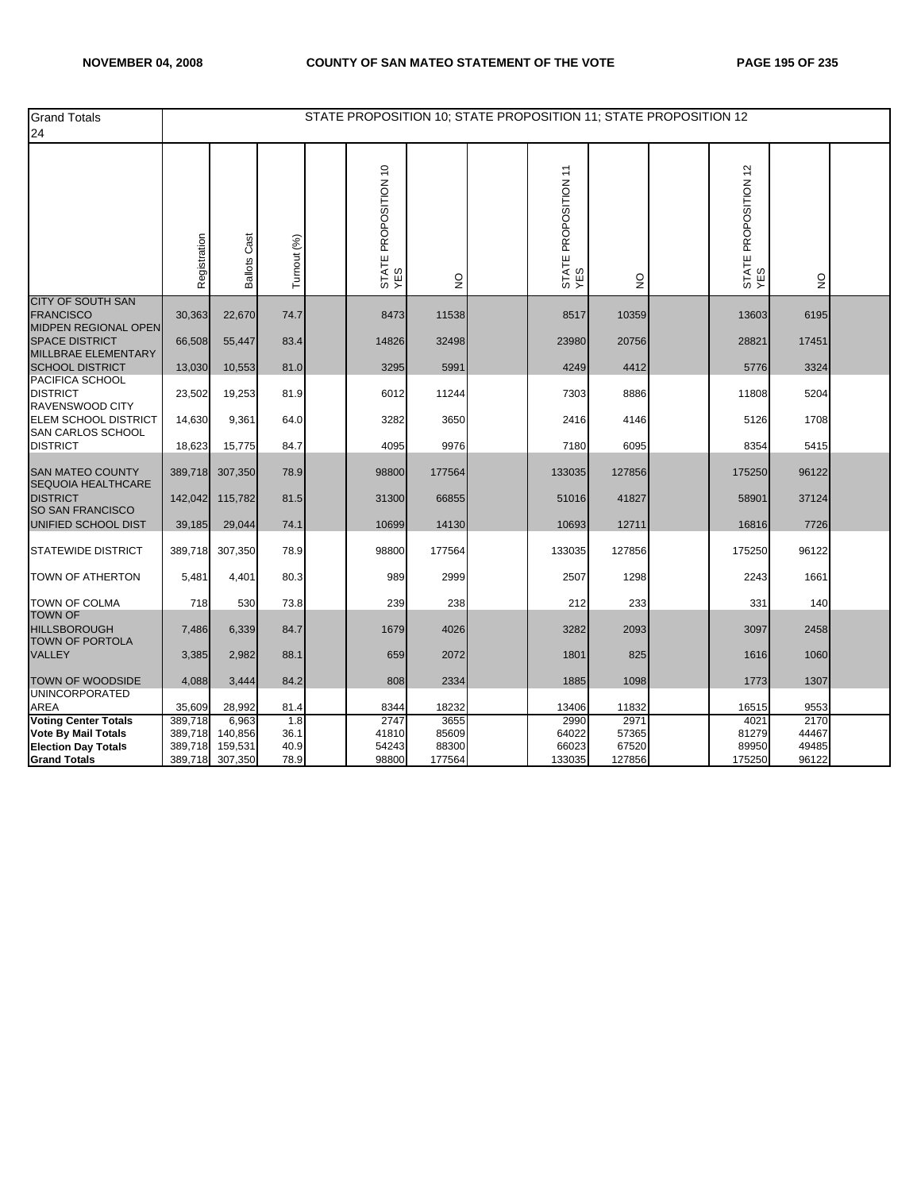| Grand Totals 24 | STATE PROPOSITION 10; STATE PROPOSITION 11; STATE PROPOSITION 12 | | | | | | | | | |
|---|---|---|---|---|---|---|---|---|---|---|
| | Registration | Ballots Cast | Turnout (%) | STATE PROPOSITION 10 YES | NO | STATE PROPOSITION 11 YES | NO | STATE PROPOSITION 12 YES | NO | |
| CITY OF SOUTH SAN FRANCISCO | 30,363 | 22,670 | 74.7 | 8473 | 11538 | 8517 | 10359 | 13603 | 6195 | |
| MIDPEN REGIONAL OPEN SPACE DISTRICT | 66,508 | 55,447 | 83.4 | 14826 | 32498 | 23980 | 20756 | 28821 | 17451 | |
| MILLBRAE ELEMENTARY SCHOOL DISTRICT | 13,030 | 10,553 | 81.0 | 3295 | 5991 | 4249 | 4412 | 5776 | 3324 | |
| PACIFICA SCHOOL DISTRICT | 23,502 | 19,253 | 81.9 | 6012 | 11244 | 7303 | 8886 | 11808 | 5204 | |
| RAVENSWOOD CITY ELEM SCHOOL DISTRICT | 14,630 | 9,361 | 64.0 | 3282 | 3650 | 2416 | 4146 | 5126 | 1708 | |
| SAN CARLOS SCHOOL DISTRICT | 18,623 | 15,775 | 84.7 | 4095 | 9976 | 7180 | 6095 | 8354 | 5415 | |
| SAN MATEO COUNTY | 389,718 | 307,350 | 78.9 | 98800 | 177564 | 133035 | 127856 | 175250 | 96122 | |
| SEQUOIA HEALTHCARE DISTRICT | 142,042 | 115,782 | 81.5 | 31300 | 66855 | 51016 | 41827 | 58901 | 37124 | |
| SO SAN FRANCISCO UNIFIED SCHOOL DIST | 39,185 | 29,044 | 74.1 | 10699 | 14130 | 10693 | 12711 | 16816 | 7726 | |
| STATEWIDE DISTRICT | 389,718 | 307,350 | 78.9 | 98800 | 177564 | 133035 | 127856 | 175250 | 96122 | |
| TOWN OF ATHERTON | 5,481 | 4,401 | 80.3 | 989 | 2999 | 2507 | 1298 | 2243 | 1661 | |
| TOWN OF COLMA | 718 | 530 | 73.8 | 239 | 238 | 212 | 233 | 331 | 140 | |
| TOWN OF HILLSBOROUGH | 7,486 | 6,339 | 84.7 | 1679 | 4026 | 3282 | 2093 | 3097 | 2458 | |
| TOWN OF PORTOLA VALLEY | 3,385 | 2,982 | 88.1 | 659 | 2072 | 1801 | 825 | 1616 | 1060 | |
| TOWN OF WOODSIDE | 4,088 | 3,444 | 84.2 | 808 | 2334 | 1885 | 1098 | 1773 | 1307 | |
| UNINCORPORATED AREA | 35,609 | 28,992 | 81.4 | 8344 | 18232 | 13406 | 11832 | 16515 | 9553 | |
| **Voting Center Totals** | 389,718 | 6,963 | 1.8 | 2747 | 3655 | 2990 | 2971 | 4021 | 2170 | |
| **Vote By Mail Totals** | 389,718 | 140,856 | 36.1 | 41810 | 85609 | 64022 | 57365 | 81279 | 44467 | |
| **Election Day Totals** | 389,718 | 159,531 | 40.9 | 54243 | 88300 | 66023 | 67520 | 89950 | 49485 | |
| **Grand Totals** | 389,718 | 307,350 | 78.9 | 98800 | 177564 | 133035 | 127856 | 175250 | 96122 | |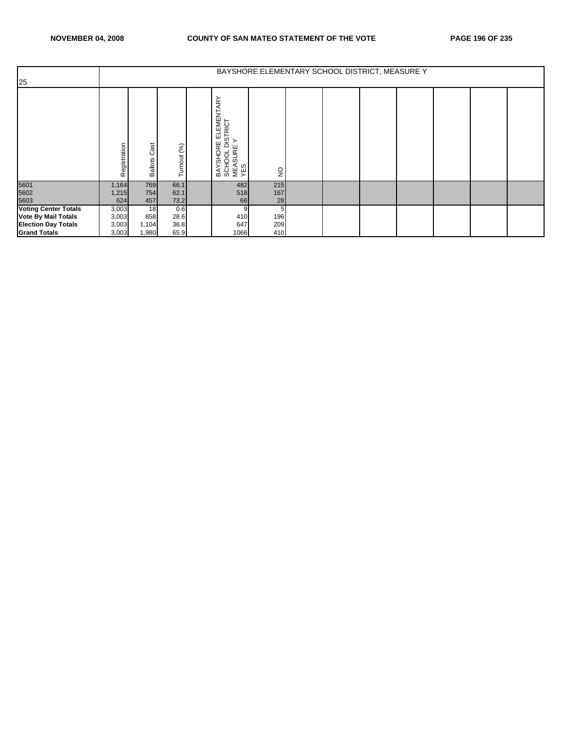| 25 | BAYSHORE ELEMENTARY SCHOOL DISTRICT, MEASURE Y | | | | | | | | | | | | |
|---|---|---|---|---|---|---|---|---|---|---|---|---|---|
| | Registration | Ballots Cast | Turnout (%) | | BAYSHORE ELEMENTARY SCHOOL DISTRICT MEASURE Y YES | NO | | | | | | | |
| 5601 | 1,164 | 769 | 66.1 | | 482 | 215 | | | | | | | |
| 5602 | 1,215 | 754 | 62.1 | | 518 | 167 | | | | | | | |
| 5603 | 624 | 457 | 73.2 | | 66 | 28 | | | | | | | |
| **Voting Center Totals** | 3,003 | 18 | 0.6 | | 9 | 5 | | | | | | | |
| **Vote By Mail Totals** | 3,003 | 858 | 28.6 | | 410 | 196 | | | | | | | |
| **Election Day Totals** | 3,003 | 1,104 | 36.8 | | 647 | 209 | | | | | | | |
| **Grand Totals** | 3,003 | 1,980 | 65.9 | | 1066 | 410 | | | | | | | |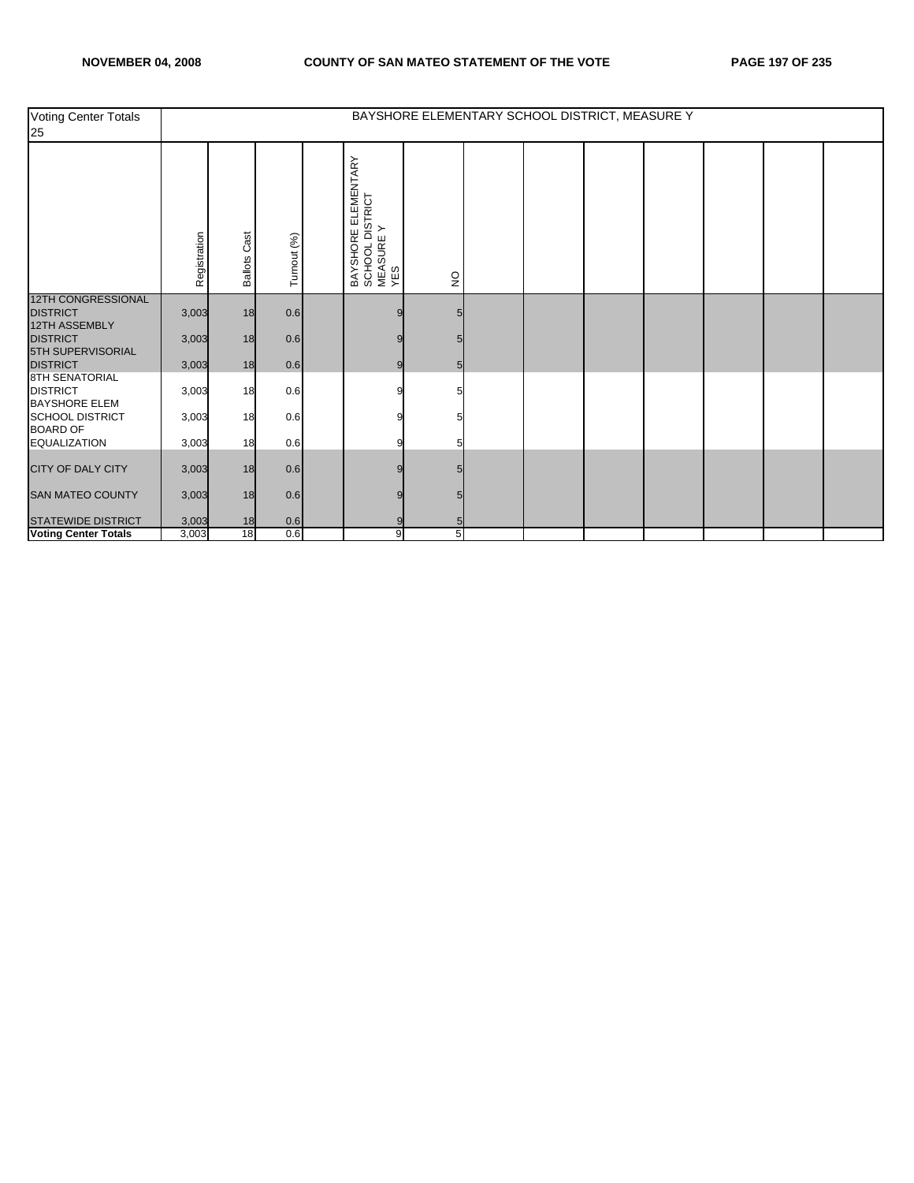| Voting Center Totals 25 | BAYSHORE ELEMENTARY SCHOOL DISTRICT, MEASURE Y | | | | | | | | | | | | |
|---|---|---|---|---|---|---|---|---|---|---|---|---|---|
| | Registration | Ballots Cast | Turnout (%) | | BAYSHORE ELEMENTARY SCHOOL DISTRICT MEASURE Y YES | NO | | | | | | | |
| 12TH CONGRESSIONAL DISTRICT | 3,003 | 18 | 0.6 | | 9 | 5 | | | | | | | |
| 12TH ASSEMBLY DISTRICT | 3,003 | 18 | 0.6 | | 9 | 5 | | | | | | | |
| 5TH SUPERVISORIAL DISTRICT | 3,003 | 18 | 0.6 | | 9 | 5 | | | | | | | |
| 8TH SENATORIAL DISTRICT | 3,003 | 18 | 0.6 | | 9 | 5 | | | | | | | |
| BAYSHORE ELEM SCHOOL DISTRICT | 3,003 | 18 | 0.6 | | 9 | 5 | | | | | | | |
| BOARD OF EQUALIZATION | 3,003 | 18 | 0.6 | | 9 | 5 | | | | | | | |
| CITY OF DALY CITY | 3,003 | 18 | 0.6 | | 9 | 5 | | | | | | | |
| SAN MATEO COUNTY | 3,003 | 18 | 0.6 | | 9 | 5 | | | | | | | |
| STATEWIDE DISTRICT | 3,003 | 18 | 0.6 | | 9 | 5 | | | | | | | |
| **Voting Center Totals** | 3,003 | 18 | 0.6 | | 9 | 5 | | | | | | | |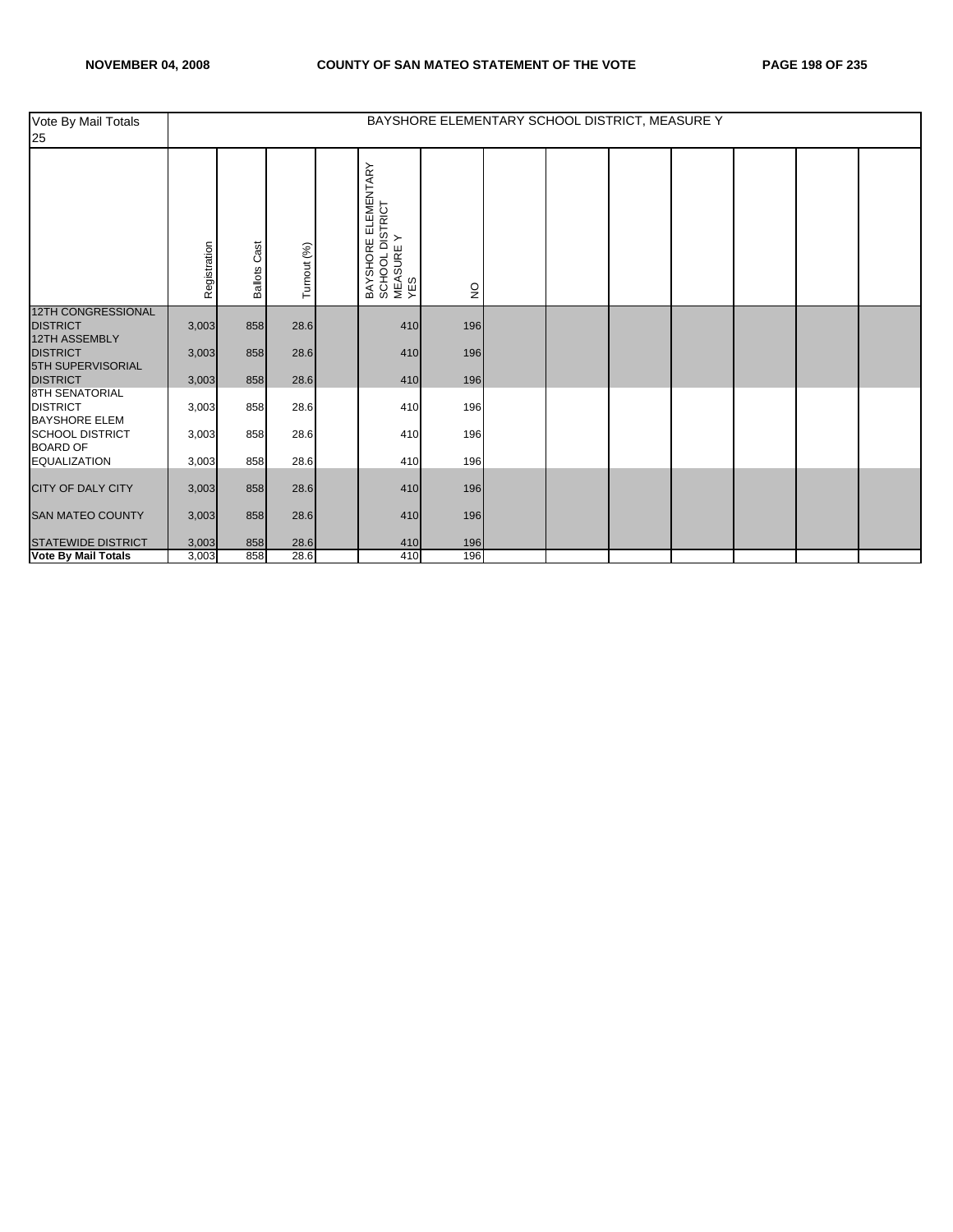| Vote By Mail Totals 25 | BAYSHORE ELEMENTARY SCHOOL DISTRICT, MEASURE Y | | | | | | | | | | | | |
|---|---|---|---|---|---|---|---|---|---|---|---|---|---|
| | Registration | Ballots Cast | Turnout (%) | | BAYSHORE ELEMENTARY SCHOOL DISTRICT MEASURE Y YES | NO | | | | | | | |
| 12TH CONGRESSIONAL DISTRICT | 3,003 | 858 | 28.6 | | 410 | 196 | | | | | | | |
| 12TH ASSEMBLY DISTRICT | 3,003 | 858 | 28.6 | | 410 | 196 | | | | | | | |
| 5TH SUPERVISORIAL DISTRICT | 3,003 | 858 | 28.6 | | 410 | 196 | | | | | | | |
| 8TH SENATORIAL DISTRICT | 3,003 | 858 | 28.6 | | 410 | 196 | | | | | | | |
| BAYSHORE ELEM SCHOOL DISTRICT | 3,003 | 858 | 28.6 | | 410 | 196 | | | | | | | |
| BOARD OF EQUALIZATION | 3,003 | 858 | 28.6 | | 410 | 196 | | | | | | | |
| CITY OF DALY CITY | 3,003 | 858 | 28.6 | | 410 | 196 | | | | | | | |
| SAN MATEO COUNTY | 3,003 | 858 | 28.6 | | 410 | 196 | | | | | | | |
| STATEWIDE DISTRICT | 3,003 | 858 | 28.6 | | 410 | 196 | | | | | | | |
| **Vote By Mail Totals** | 3,003 | 858 | 28.6 | | 410 | 196 | | | | | | | |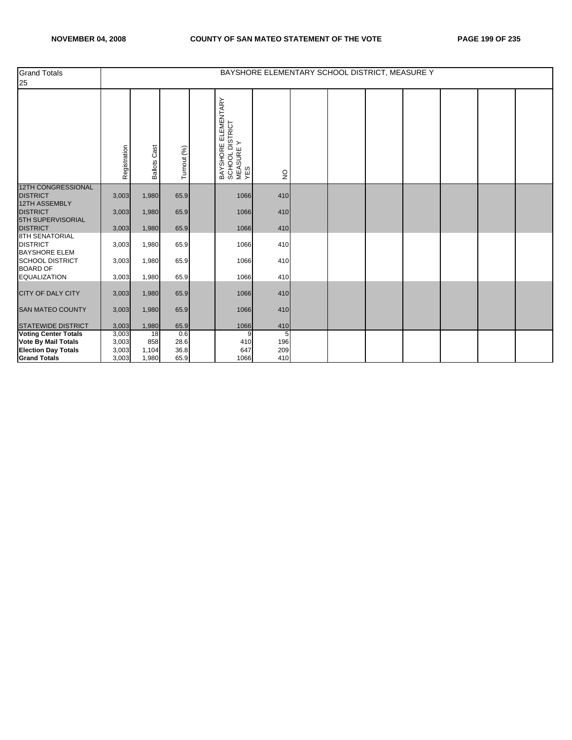| Grand Totals 25 | BAYSHORE ELEMENTARY SCHOOL DISTRICT, MEASURE Y | | | | | | | | | | | | |
|---|---|---|---|---|---|---|---|---|---|---|---|---|---|
| | Registration | Ballots Cast | Turnout (%) | | BAYSHORE ELEMENTARY SCHOOL DISTRICT MEASURE Y YES | NO | | | | | | | |
| 12TH CONGRESSIONAL DISTRICT | 3,003 | 1,980 | 65.9 | | 1066 | 410 | | | | | | | |
| 12TH ASSEMBLY DISTRICT | 3,003 | 1,980 | 65.9 | | 1066 | 410 | | | | | | | |
| 5TH SUPERVISORIAL DISTRICT | 3,003 | 1,980 | 65.9 | | 1066 | 410 | | | | | | | |
| 8TH SENATORIAL DISTRICT | 3,003 | 1,980 | 65.9 | | 1066 | 410 | | | | | | | |
| BAYSHORE ELEM SCHOOL DISTRICT | 3,003 | 1,980 | 65.9 | | 1066 | 410 | | | | | | | |
| BOARD OF EQUALIZATION | 3,003 | 1,980 | 65.9 | | 1066 | 410 | | | | | | | |
| CITY OF DALY CITY | 3,003 | 1,980 | 65.9 | | 1066 | 410 | | | | | | | |
| SAN MATEO COUNTY | 3,003 | 1,980 | 65.9 | | 1066 | 410 | | | | | | | |
| STATEWIDE DISTRICT | 3,003 | 1,980 | 65.9 | | 1066 | 410 | | | | | | | |
| **Voting Center Totals** | 3,003 | 18 | 0.6 | | 9 | 5 | | | | | | | |
| **Vote By Mail Totals** | 3,003 | 858 | 28.6 | | 410 | 196 | | | | | | | |
| **Election Day Totals** | 3,003 | 1,104 | 36.8 | | 647 | 209 | | | | | | | |
| **Grand Totals** | 3,003 | 1,980 | 65.9 | | 1066 | 410 | | | | | | | |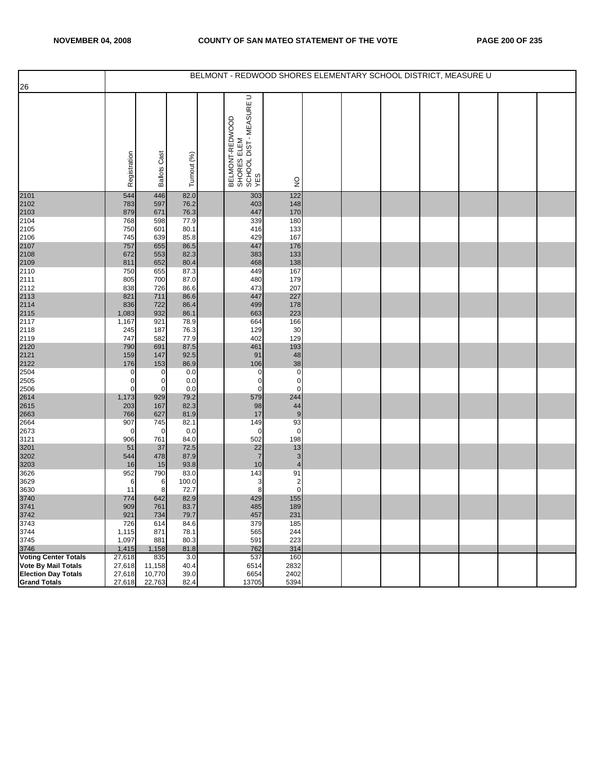## BELMONT - REDWOOD SHORES ELEMENTARY SCHOOL DISTRICT, MEASURE U

26

| | Registration | Ballots Cast | Turnout (%) | | BELMONT-REDWOOD SHORES ELEM SCHOOL DIST - MEASURE U YES | NO |
|---|---|---|---|---|---|---|
| 2101 | 544 | 446 | 82.0 | | 303 | 122 |
| 2102 | 783 | 597 | 76.2 | | 403 | 148 |
| 2103 | 879 | 671 | 76.3 | | 447 | 170 |
| 2104 | 768 | 598 | 77.9 | | 339 | 180 |
| 2105 | 750 | 601 | 80.1 | | 416 | 133 |
| 2106 | 745 | 639 | 85.8 | | 429 | 167 |
| 2107 | 757 | 655 | 86.5 | | 447 | 176 |
| 2108 | 672 | 553 | 82.3 | | 383 | 133 |
| 2109 | 811 | 652 | 80.4 | | 468 | 138 |
| 2110 | 750 | 655 | 87.3 | | 449 | 167 |
| 2111 | 805 | 700 | 87.0 | | 480 | 179 |
| 2112 | 838 | 726 | 86.6 | | 473 | 207 |
| 2113 | 821 | 711 | 86.6 | | 447 | 227 |
| 2114 | 836 | 722 | 86.4 | | 499 | 178 |
| 2115 | 1,083 | 932 | 86.1 | | 663 | 223 |
| 2117 | 1,167 | 921 | 78.9 | | 664 | 166 |
| 2118 | 245 | 187 | 76.3 | | 129 | 30 |
| 2119 | 747 | 582 | 77.9 | | 402 | 129 |
| 2120 | 790 | 691 | 87.5 | | 461 | 193 |
| 2121 | 159 | 147 | 92.5 | | 91 | 48 |
| 2122 | 176 | 153 | 86.9 | | 106 | 38 |
| 2504 | 0 | 0 | 0.0 | | 0 | 0 |
| 2505 | 0 | 0 | 0.0 | | 0 | 0 |
| 2506 | 0 | 0 | 0.0 | | 0 | 0 |
| 2614 | 1,173 | 929 | 79.2 | | 579 | 244 |
| 2615 | 203 | 167 | 82.3 | | 98 | 44 |
| 2663 | 766 | 627 | 81.9 | | 17 | 9 |
| 2664 | 907 | 745 | 82.1 | | 149 | 93 |
| 2673 | 0 | 0 | 0.0 | | 0 | 0 |
| 3121 | 906 | 761 | 84.0 | | 502 | 198 |
| 3201 | 51 | 37 | 72.5 | | 22 | 13 |
| 3202 | 544 | 478 | 87.9 | | 7 | 3 |
| 3203 | 16 | 15 | 93.8 | | 10 | 4 |
| 3626 | 952 | 790 | 83.0 | | 143 | 91 |
| 3629 | 6 | 6 | 100.0 | | 3 | 2 |
| 3630 | 11 | 8 | 72.7 | | 8 | 0 |
| 3740 | 774 | 642 | 82.9 | | 429 | 155 |
| 3741 | 909 | 761 | 83.7 | | 485 | 189 |
| 3742 | 921 | 734 | 79.7 | | 457 | 231 |
| 3743 | 726 | 614 | 84.6 | | 379 | 185 |
| 3744 | 1,115 | 871 | 78.1 | | 565 | 244 |
| 3745 | 1,097 | 881 | 80.3 | | 591 | 223 |
| 3746 | 1,415 | 1,158 | 81.8 | | 762 | 314 |
| **Voting Center Totals** | 27,618 | 835 | 3.0 | | 537 | 160 |
| **Vote By Mail Totals** | 27,618 | 11,158 | 40.4 | | 6514 | 2832 |
| **Election Day Totals** | 27,618 | 10,770 | 39.0 | | 6654 | 2402 |
| **Grand Totals** | 27,618 | 22,763 | 82.4 | | 13705 | 5394 |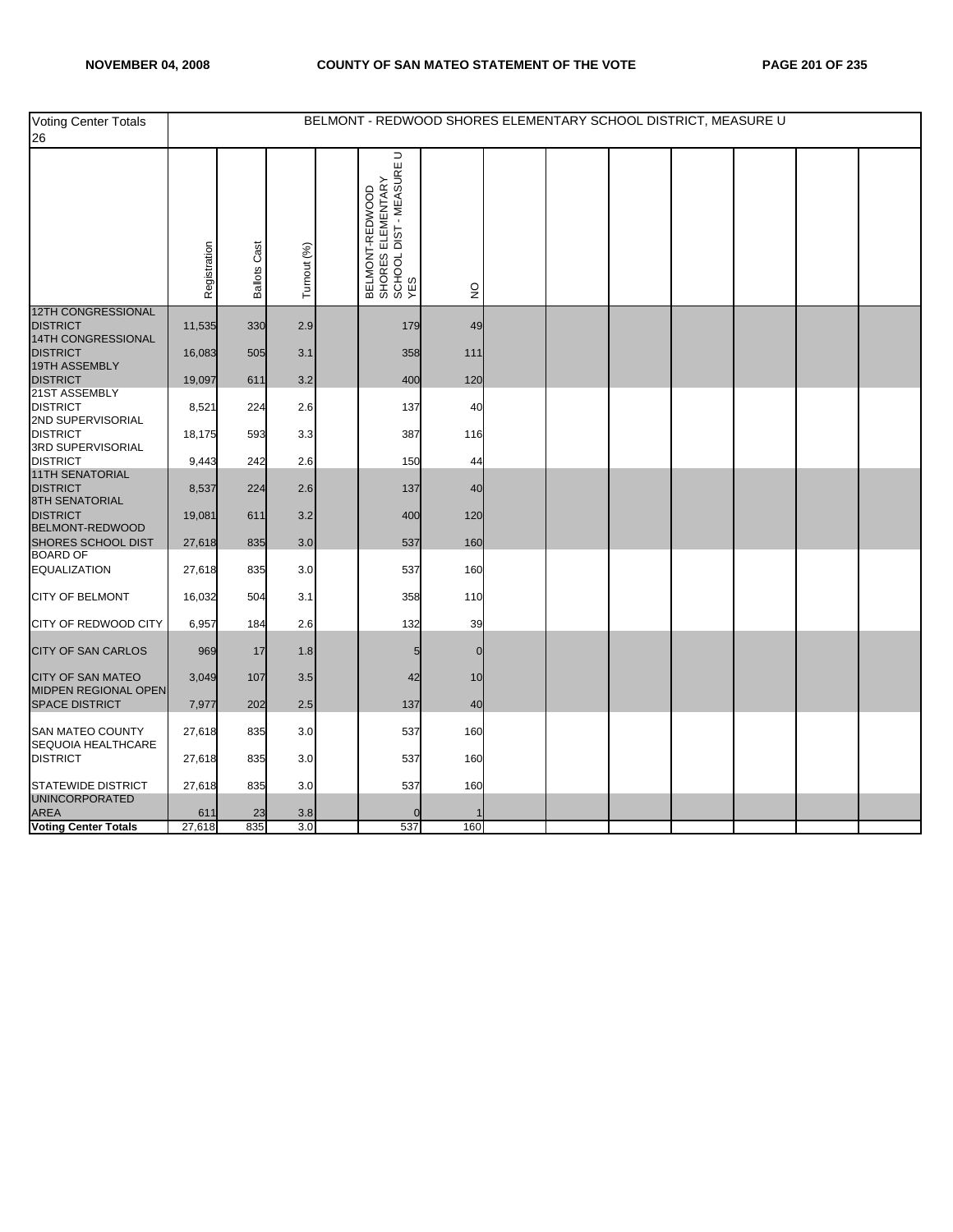| Voting Center Totals 26 | BELMONT - REDWOOD SHORES ELEMENTARY SCHOOL DISTRICT, MEASURE U | | | | | | | | | | | | |
|---|---|---|---|---|---|---|---|---|---|---|---|---|---|
| | Registration | Ballots Cast | Turnout (%) | | BELMONT-REDWOOD SHORES ELEMENTARY SCHOOL DIST - MEASURE U YES | NO | | | | | | | |
| 12TH CONGRESSIONAL DISTRICT | 11,535 | 330 | 2.9 | | 179 | 49 | | | | | | | |
| 14TH CONGRESSIONAL DISTRICT | 16,083 | 505 | 3.1 | | 358 | 111 | | | | | | | |
| 19TH ASSEMBLY DISTRICT | 19,097 | 611 | 3.2 | | 400 | 120 | | | | | | | |
| 21ST ASSEMBLY DISTRICT | 8,521 | 224 | 2.6 | | 137 | 40 | | | | | | | |
| 2ND SUPERVISORIAL DISTRICT | 18,175 | 593 | 3.3 | | 387 | 116 | | | | | | | |
| 3RD SUPERVISORIAL DISTRICT | 9,443 | 242 | 2.6 | | 150 | 44 | | | | | | | |
| 11TH SENATORIAL DISTRICT | 8,537 | 224 | 2.6 | | 137 | 40 | | | | | | | |
| 8TH SENATORIAL DISTRICT | 19,081 | 611 | 3.2 | | 400 | 120 | | | | | | | |
| BELMONT-REDWOOD SHORES SCHOOL DIST | 27,618 | 835 | 3.0 | | 537 | 160 | | | | | | | |
| BOARD OF EQUALIZATION | 27,618 | 835 | 3.0 | | 537 | 160 | | | | | | | |
| CITY OF BELMONT | 16,032 | 504 | 3.1 | | 358 | 110 | | | | | | | |
| CITY OF REDWOOD CITY | 6,957 | 184 | 2.6 | | 132 | 39 | | | | | | | |
| CITY OF SAN CARLOS | 969 | 17 | 1.8 | | 5 | 0 | | | | | | | |
| CITY OF SAN MATEO | 3,049 | 107 | 3.5 | | 42 | 10 | | | | | | | |
| MIDPEN REGIONAL OPEN SPACE DISTRICT | 7,977 | 202 | 2.5 | | 137 | 40 | | | | | | | |
| SAN MATEO COUNTY | 27,618 | 835 | 3.0 | | 537 | 160 | | | | | | | |
| SEQUOIA HEALTHCARE DISTRICT | 27,618 | 835 | 3.0 | | 537 | 160 | | | | | | | |
| STATEWIDE DISTRICT | 27,618 | 835 | 3.0 | | 537 | 160 | | | | | | | |
| UNINCORPORATED AREA | 611 | 23 | 3.8 | | 0 | 1 | | | | | | | |
| **Voting Center Totals** | 27,618 | 835 | 3.0 | | 537 | 160 | | | | | | | |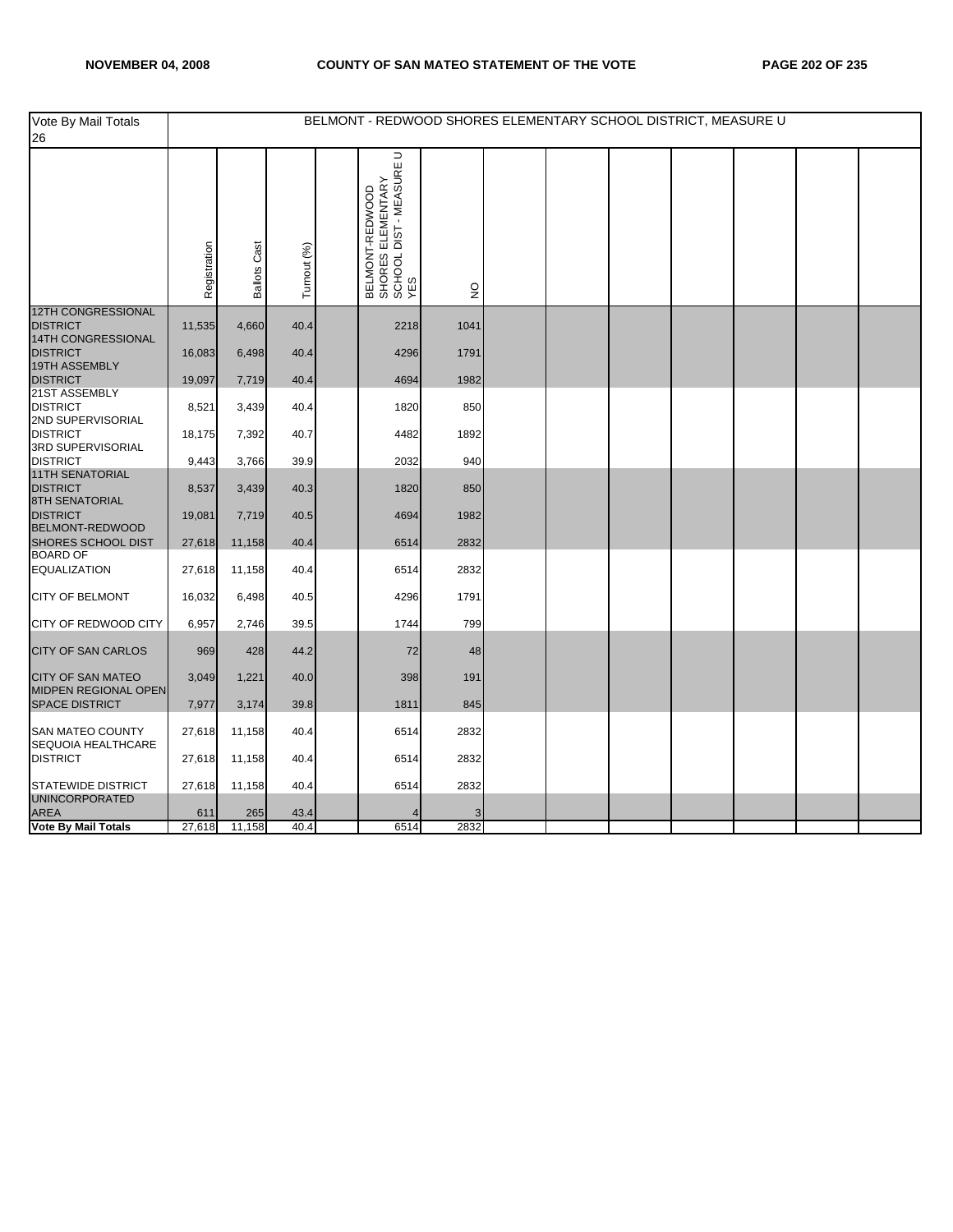| Vote By Mail Totals 26 | BELMONT - REDWOOD SHORES ELEMENTARY SCHOOL DISTRICT, MEASURE U | | | | | | | | | | | | |
|---|---|---|---|---|---|---|---|---|---|---|---|---|---|
| | Registration | Ballots Cast | Turnout (%) | | BELMONT-REDWOOD SHORES ELEMENTARY SCHOOL DIST - MEASURE U YES | NO | | | | | | | |
| 12TH CONGRESSIONAL DISTRICT | 11,535 | 4,660 | 40.4 | | 2218 | 1041 | | | | | | | |
| 14TH CONGRESSIONAL DISTRICT | 16,083 | 6,498 | 40.4 | | 4296 | 1791 | | | | | | | |
| 19TH ASSEMBLY DISTRICT | 19,097 | 7,719 | 40.4 | | 4694 | 1982 | | | | | | | |
| 21ST ASSEMBLY DISTRICT | 8,521 | 3,439 | 40.4 | | 1820 | 850 | | | | | | | |
| 2ND SUPERVISORIAL DISTRICT | 18,175 | 7,392 | 40.7 | | 4482 | 1892 | | | | | | | |
| 3RD SUPERVISORIAL DISTRICT | 9,443 | 3,766 | 39.9 | | 2032 | 940 | | | | | | | |
| 11TH SENATORIAL DISTRICT | 8,537 | 3,439 | 40.3 | | 1820 | 850 | | | | | | | |
| 8TH SENATORIAL DISTRICT | 19,081 | 7,719 | 40.5 | | 4694 | 1982 | | | | | | | |
| BELMONT-REDWOOD SHORES SCHOOL DIST | 27,618 | 11,158 | 40.4 | | 6514 | 2832 | | | | | | | |
| BOARD OF EQUALIZATION | 27,618 | 11,158 | 40.4 | | 6514 | 2832 | | | | | | | |
| CITY OF BELMONT | 16,032 | 6,498 | 40.5 | | 4296 | 1791 | | | | | | | |
| CITY OF REDWOOD CITY | 6,957 | 2,746 | 39.5 | | 1744 | 799 | | | | | | | |
| CITY OF SAN CARLOS | 969 | 428 | 44.2 | | 72 | 48 | | | | | | | |
| CITY OF SAN MATEO | 3,049 | 1,221 | 40.0 | | 398 | 191 | | | | | | | |
| MIDPEN REGIONAL OPEN SPACE DISTRICT | 7,977 | 3,174 | 39.8 | | 1811 | 845 | | | | | | | |
| SAN MATEO COUNTY | 27,618 | 11,158 | 40.4 | | 6514 | 2832 | | | | | | | |
| SEQUOIA HEALTHCARE DISTRICT | 27,618 | 11,158 | 40.4 | | 6514 | 2832 | | | | | | | |
| STATEWIDE DISTRICT | 27,618 | 11,158 | 40.4 | | 6514 | 2832 | | | | | | | |
| UNINCORPORATED AREA | 611 | 265 | 43.4 | | 4 | 3 | | | | | | | |
| **Vote By Mail Totals** | 27,618 | 11,158 | 40.4 | | 6514 | 2832 | | | | | | | |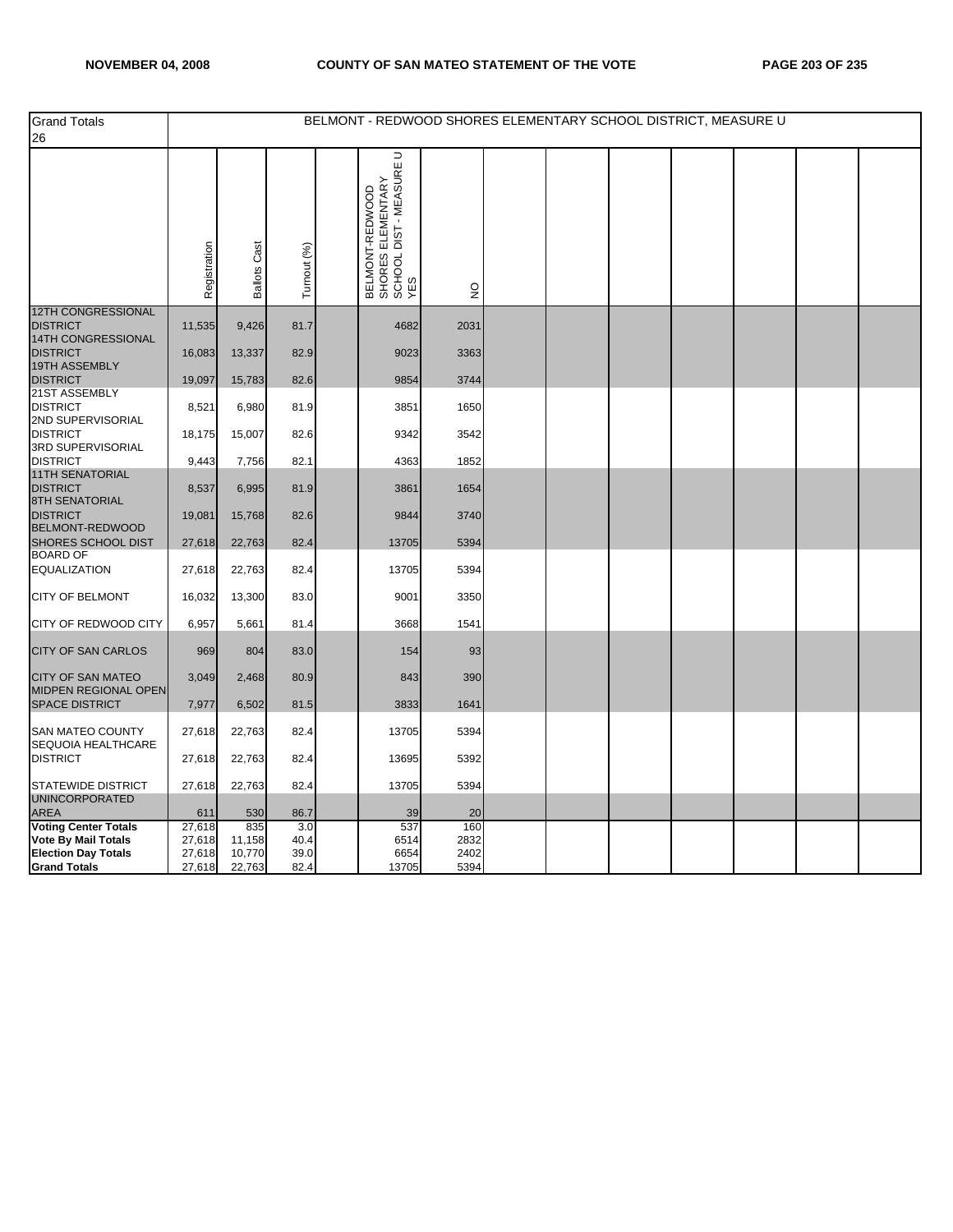| Grand Totals 26 | BELMONT - REDWOOD SHORES ELEMENTARY SCHOOL DISTRICT, MEASURE U | | | | | | | | | | | | | |
|---|---|---|---|---|---|---|---|---|---|---|---|---|---|---|
| | Registration | Ballots Cast | Turnout (%) | | BELMONT-REDWOOD SHORES ELEMENTARY SCHOOL DIST - MEASURE U YES | NO | | | | | | | | |
| 12TH CONGRESSIONAL DISTRICT | 11,535 | 9,426 | 81.7 | | 4682 | 2031 | | | | | | | | |
| 14TH CONGRESSIONAL DISTRICT | 16,083 | 13,337 | 82.9 | | 9023 | 3363 | | | | | | | | |
| 19TH ASSEMBLY DISTRICT | 19,097 | 15,783 | 82.6 | | 9854 | 3744 | | | | | | | | |
| 21ST ASSEMBLY DISTRICT | 8,521 | 6,980 | 81.9 | | 3851 | 1650 | | | | | | | | |
| 2ND SUPERVISORIAL DISTRICT | 18,175 | 15,007 | 82.6 | | 9342 | 3542 | | | | | | | | |
| 3RD SUPERVISORIAL DISTRICT | 9,443 | 7,756 | 82.1 | | 4363 | 1852 | | | | | | | | |
| 11TH SENATORIAL DISTRICT | 8,537 | 6,995 | 81.9 | | 3861 | 1654 | | | | | | | | |
| 8TH SENATORIAL DISTRICT | 19,081 | 15,768 | 82.6 | | 9844 | 3740 | | | | | | | | |
| BELMONT-REDWOOD SHORES SCHOOL DIST | 27,618 | 22,763 | 82.4 | | 13705 | 5394 | | | | | | | | |
| BOARD OF EQUALIZATION | 27,618 | 22,763 | 82.4 | | 13705 | 5394 | | | | | | | | |
| CITY OF BELMONT | 16,032 | 13,300 | 83.0 | | 9001 | 3350 | | | | | | | | |
| CITY OF REDWOOD CITY | 6,957 | 5,661 | 81.4 | | 3668 | 1541 | | | | | | | | |
| CITY OF SAN CARLOS | 969 | 804 | 83.0 | | 154 | 93 | | | | | | | | |
| CITY OF SAN MATEO | 3,049 | 2,468 | 80.9 | | 843 | 390 | | | | | | | | |
| MIDPEN REGIONAL OPEN SPACE DISTRICT | 7,977 | 6,502 | 81.5 | | 3833 | 1641 | | | | | | | | |
| SAN MATEO COUNTY | 27,618 | 22,763 | 82.4 | | 13705 | 5394 | | | | | | | | |
| SEQUOIA HEALTHCARE DISTRICT | 27,618 | 22,763 | 82.4 | | 13695 | 5392 | | | | | | | | |
| STATEWIDE DISTRICT | 27,618 | 22,763 | 82.4 | | 13705 | 5394 | | | | | | | | |
| UNINCORPORATED AREA | 611 | 530 | 86.7 | | 39 | 20 | | | | | | | | |
| **Voting Center Totals** | 27,618 | 835 | 3.0 | | 537 | 160 | | | | | | | | |
| **Vote By Mail Totals** | 27,618 | 11,158 | 40.4 | | 6514 | 2832 | | | | | | | | |
| **Election Day Totals** | 27,618 | 10,770 | 39.0 | | 6654 | 2402 | | | | | | | | |
| **Grand Totals** | 27,618 | 22,763 | 82.4 | | 13705 | 5394 | | | | | | | | |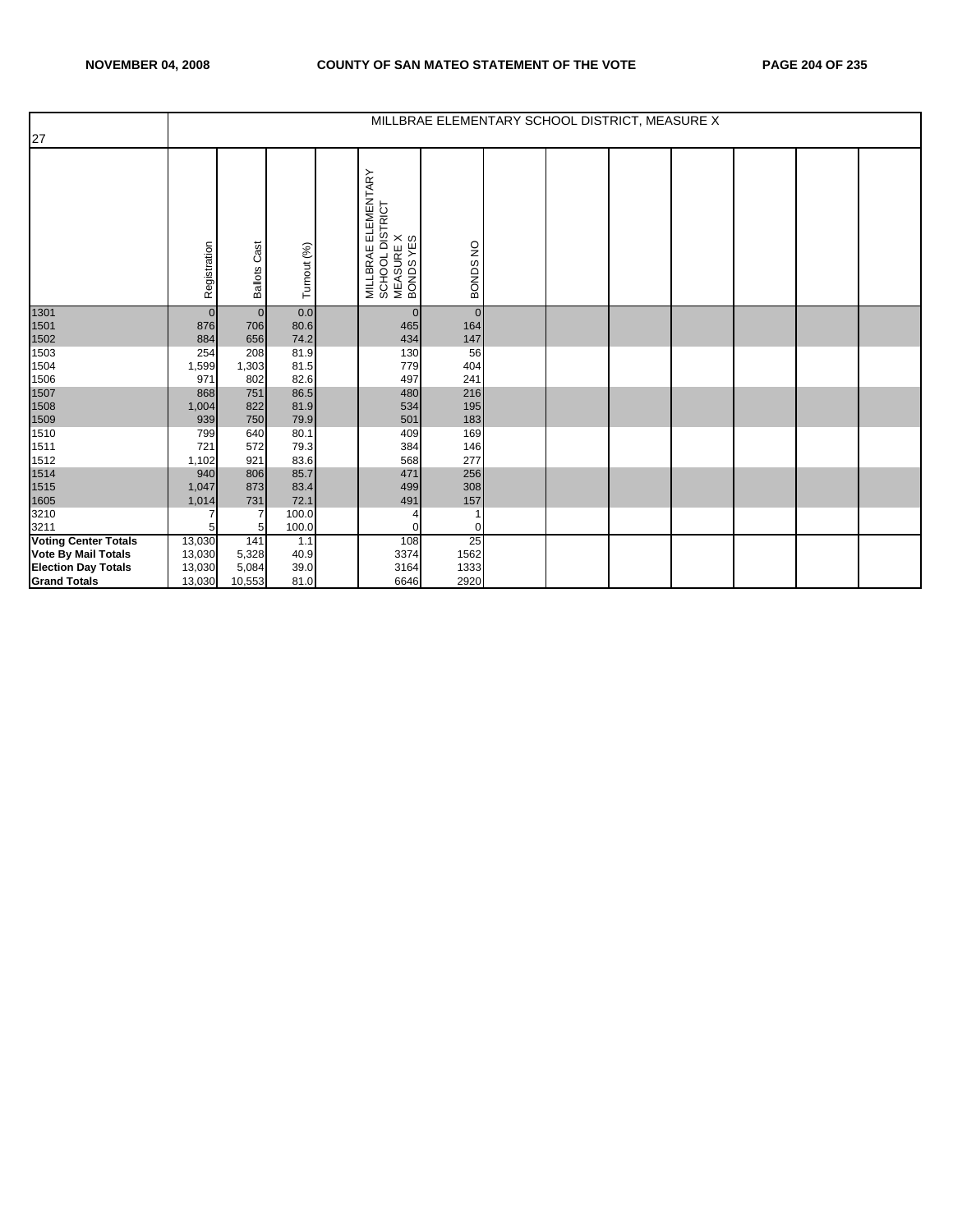| 27 | MILLBRAE ELEMENTARY SCHOOL DISTRICT, MEASURE X | | | | | | | | | | | | | |
|---|---|---|---|---|---|---|---|---|---|---|---|---|---|---|
| | Registration | Ballots Cast | Turnout (%) | | MILLBRAE ELEMENTARY SCHOOL DISTRICT MEASURE X BONDS YES | BONDS NO | | | | | | | | |
| 1301 | 0 | 0 | 0.0 | | 0 | 0 | | | | | | | | |
| 1501 | 876 | 706 | 80.6 | | 465 | 164 | | | | | | | | |
| 1502 | 884 | 656 | 74.2 | | 434 | 147 | | | | | | | | |
| 1503 | 254 | 208 | 81.9 | | 130 | 56 | | | | | | | | |
| 1504 | 1,599 | 1,303 | 81.5 | | 779 | 404 | | | | | | | | |
| 1506 | 971 | 802 | 82.6 | | 497 | 241 | | | | | | | | |
| 1507 | 868 | 751 | 86.5 | | 480 | 216 | | | | | | | | |
| 1508 | 1,004 | 822 | 81.9 | | 534 | 195 | | | | | | | | |
| 1509 | 939 | 750 | 79.9 | | 501 | 183 | | | | | | | | |
| 1510 | 799 | 640 | 80.1 | | 409 | 169 | | | | | | | | |
| 1511 | 721 | 572 | 79.3 | | 384 | 146 | | | | | | | | |
| 1512 | 1,102 | 921 | 83.6 | | 568 | 277 | | | | | | | | |
| 1514 | 940 | 806 | 85.7 | | 471 | 256 | | | | | | | | |
| 1515 | 1,047 | 873 | 83.4 | | 499 | 308 | | | | | | | | |
| 1605 | 1,014 | 731 | 72.1 | | 491 | 157 | | | | | | | | |
| 3210 | 7 | 7 | 100.0 | | 4 | 1 | | | | | | | | |
| 3211 | 5 | 5 | 100.0 | | 0 | 0 | | | | | | | | |
| **Voting Center Totals** | 13,030 | 141 | 1.1 | | 108 | 25 | | | | | | | | |
| **Vote By Mail Totals** | 13,030 | 5,328 | 40.9 | | 3374 | 1562 | | | | | | | | |
| **Election Day Totals** | 13,030 | 5,084 | 39.0 | | 3164 | 1333 | | | | | | | | |
| **Grand Totals** | 13,030 | 10,553 | 81.0 | | 6646 | 2920 | | | | | | | | |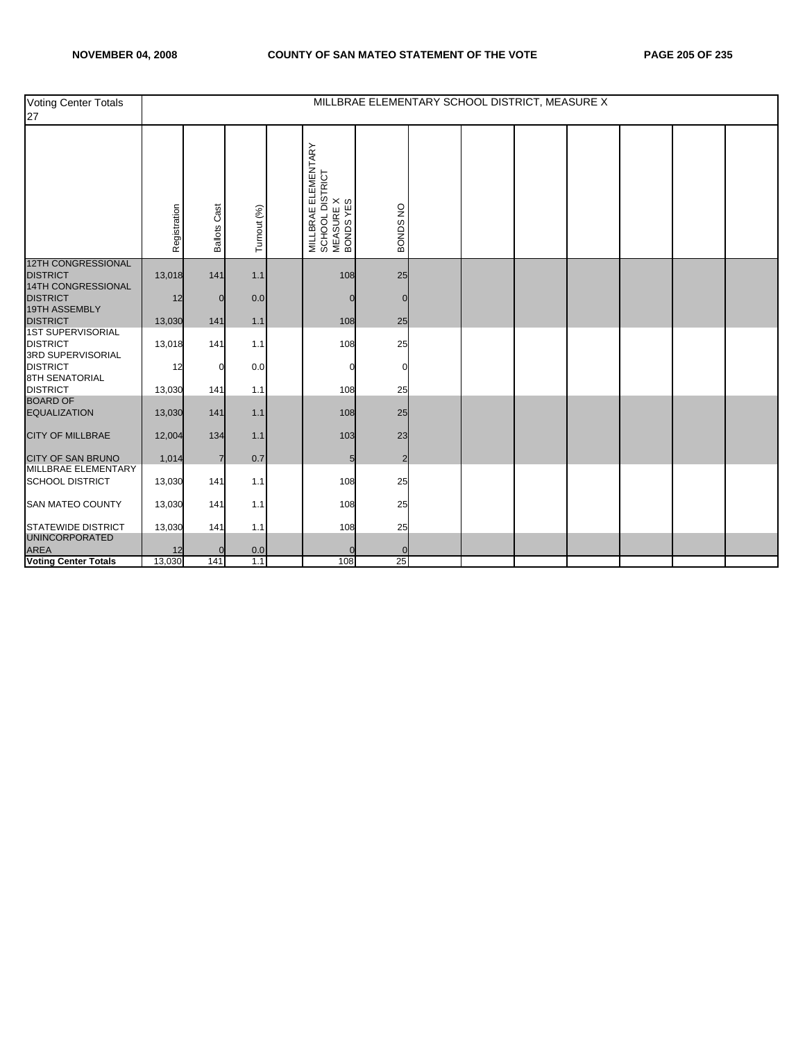| Voting Center Totals 27 | MILLBRAE ELEMENTARY SCHOOL DISTRICT, MEASURE X | | | | | | | | | | | | | |
|---|---|---|---|---|---|---|---|---|---|---|---|---|---|---|
| | Registration | Ballots Cast | Turnout (%) | | MILLBRAE ELEMENTARY SCHOOL DISTRICT MEASURE X BONDS YES | BONDS NO | | | | | | | | |
| 12TH CONGRESSIONAL DISTRICT | 13,018 | 141 | 1.1 | | 108 | 25 | | | | | | | | |
| 14TH CONGRESSIONAL DISTRICT | 12 | 0 | 0.0 | | 0 | 0 | | | | | | | | |
| 19TH ASSEMBLY DISTRICT | 13,030 | 141 | 1.1 | | 108 | 25 | | | | | | | | |
| 1ST SUPERVISORIAL DISTRICT | 13,018 | 141 | 1.1 | | 108 | 25 | | | | | | | | |
| 3RD SUPERVISORIAL DISTRICT | 12 | 0 | 0.0 | | 0 | 0 | | | | | | | | |
| 8TH SENATORIAL DISTRICT | 13,030 | 141 | 1.1 | | 108 | 25 | | | | | | | | |
| BOARD OF EQUALIZATION | 13,030 | 141 | 1.1 | | 108 | 25 | | | | | | | | |
| CITY OF MILLBRAE | 12,004 | 134 | 1.1 | | 103 | 23 | | | | | | | | |
| CITY OF SAN BRUNO | 1,014 | 7 | 0.7 | | 5 | 2 | | | | | | | | |
| MILLBRAE ELEMENTARY SCHOOL DISTRICT | 13,030 | 141 | 1.1 | | 108 | 25 | | | | | | | | |
| SAN MATEO COUNTY | 13,030 | 141 | 1.1 | | 108 | 25 | | | | | | | | |
| STATEWIDE DISTRICT | 13,030 | 141 | 1.1 | | 108 | 25 | | | | | | | | |
| UNINCORPORATED AREA | 12 | 0 | 0.0 | | 0 | 0 | | | | | | | | |
| **Voting Center Totals** | 13,030 | 141 | 1.1 | | 108 | 25 | | | | | | | | |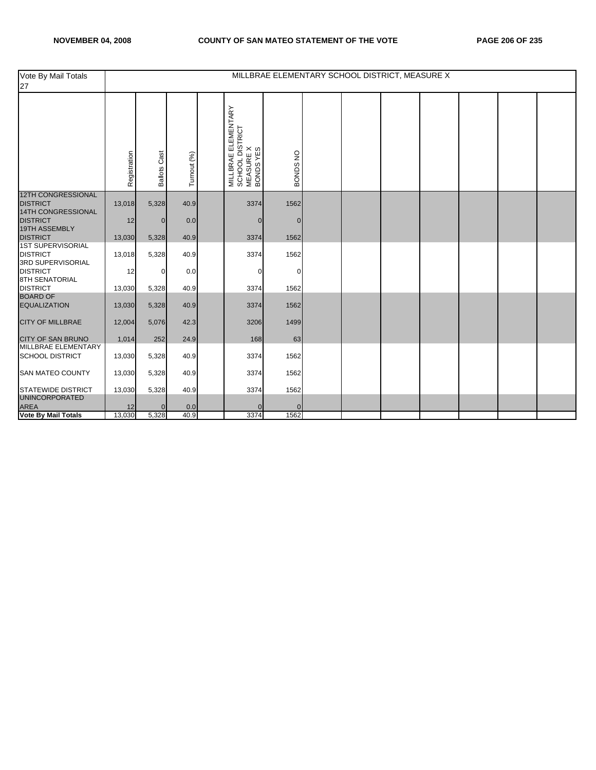| Vote By Mail Totals 27 | MILLBRAE ELEMENTARY SCHOOL DISTRICT, MEASURE X | | | | | | | | | | | | |
|---|---|---|---|---|---|---|---|---|---|---|---|---|---|
| | Registration | Ballots Cast | Turnout (%) | | MILLBRAE ELEMENTARY SCHOOL DISTRICT MEASURE X BONDS YES | BONDS NO | | | | | | | |
| 12TH CONGRESSIONAL DISTRICT | 13,018 | 5,328 | 40.9 | | 3374 | 1562 | | | | | | | |
| 14TH CONGRESSIONAL DISTRICT | 12 | 0 | 0.0 | | 0 | 0 | | | | | | | |
| 19TH ASSEMBLY DISTRICT | 13,030 | 5,328 | 40.9 | | 3374 | 1562 | | | | | | | |
| 1ST SUPERVISORIAL DISTRICT | 13,018 | 5,328 | 40.9 | | 3374 | 1562 | | | | | | | |
| 3RD SUPERVISORIAL DISTRICT | 12 | 0 | 0.0 | | 0 | 0 | | | | | | | |
| 8TH SENATORIAL DISTRICT | 13,030 | 5,328 | 40.9 | | 3374 | 1562 | | | | | | | |
| BOARD OF EQUALIZATION | 13,030 | 5,328 | 40.9 | | 3374 | 1562 | | | | | | | |
| CITY OF MILLBRAE | 12,004 | 5,076 | 42.3 | | 3206 | 1499 | | | | | | | |
| CITY OF SAN BRUNO | 1,014 | 252 | 24.9 | | 168 | 63 | | | | | | | |
| MILLBRAE ELEMENTARY SCHOOL DISTRICT | 13,030 | 5,328 | 40.9 | | 3374 | 1562 | | | | | | | |
| SAN MATEO COUNTY | 13,030 | 5,328 | 40.9 | | 3374 | 1562 | | | | | | | |
| STATEWIDE DISTRICT | 13,030 | 5,328 | 40.9 | | 3374 | 1562 | | | | | | | |
| UNINCORPORATED AREA | 12 | 0 | 0.0 | | 0 | 0 | | | | | | | |
| **Vote By Mail Totals** | 13,030 | 5,328 | 40.9 | | 3374 | 1562 | | | | | | | |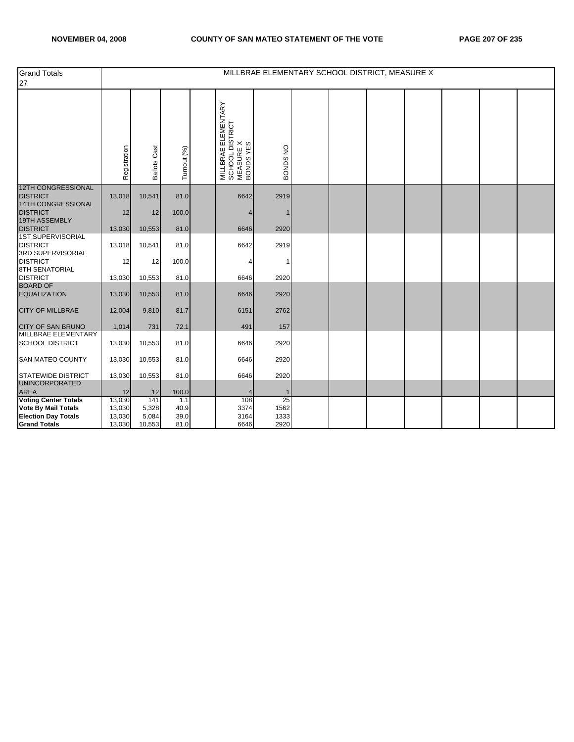| Grand Totals 27 | MILLBRAE ELEMENTARY SCHOOL DISTRICT, MEASURE X | | | | | |
|---|---|---|---|---|---|---|
| | Registration | Ballots Cast | Turnout (%) | | MILLBRAE ELEMENTARY SCHOOL DISTRICT MEASURE X BONDS YES | BONDS NO |
| 12TH CONGRESSIONAL DISTRICT | 13,018 | 10,541 | 81.0 | | 6642 | 2919 |
| 14TH CONGRESSIONAL DISTRICT | 12 | 12 | 100.0 | | 4 | 1 |
| 19TH ASSEMBLY DISTRICT | 13,030 | 10,553 | 81.0 | | 6646 | 2920 |
| 1ST SUPERVISORIAL DISTRICT | 13,018 | 10,541 | 81.0 | | 6642 | 2919 |
| 3RD SUPERVISORIAL DISTRICT | 12 | 12 | 100.0 | | 4 | 1 |
| 8TH SENATORIAL DISTRICT | 13,030 | 10,553 | 81.0 | | 6646 | 2920 |
| BOARD OF EQUALIZATION | 13,030 | 10,553 | 81.0 | | 6646 | 2920 |
| CITY OF MILLBRAE | 12,004 | 9,810 | 81.7 | | 6151 | 2762 |
| CITY OF SAN BRUNO | 1,014 | 731 | 72.1 | | 491 | 157 |
| MILLBRAE ELEMENTARY SCHOOL DISTRICT | 13,030 | 10,553 | 81.0 | | 6646 | 2920 |
| SAN MATEO COUNTY | 13,030 | 10,553 | 81.0 | | 6646 | 2920 |
| STATEWIDE DISTRICT | 13,030 | 10,553 | 81.0 | | 6646 | 2920 |
| UNINCORPORATED AREA | 12 | 12 | 100.0 | | 4 | 1 |
| **Voting Center Totals** | 13,030 | 141 | 1.1 | | 108 | 25 |
| **Vote By Mail Totals** | 13,030 | 5,328 | 40.9 | | 3374 | 1562 |
| **Election Day Totals** | 13,030 | 5,084 | 39.0 | | 3164 | 1333 |
| **Grand Totals** | 13,030 | 10,553 | 81.0 | | 6646 | 2920 |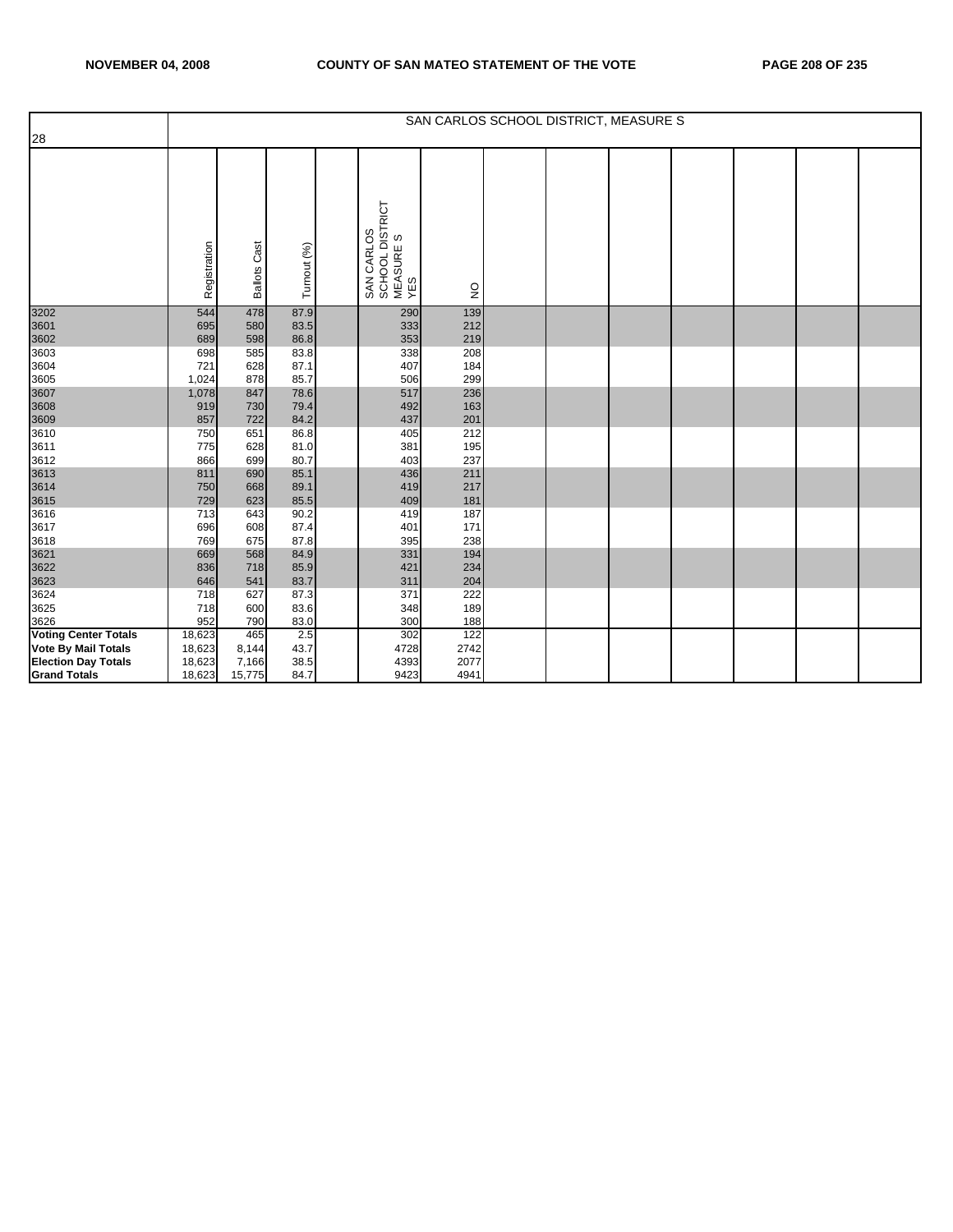| 28 | SAN CARLOS SCHOOL DISTRICT, MEASURE S | | | | | | | | | | | | |
|---|---|---|---|---|---|---|---|---|---|---|---|---|---|
| | Registration | Ballots Cast | Turnout (%) | | SAN CARLOS SCHOOL DISTRICT MEASURE S YES | NO | | | | | | | |
| 3202 | 544 | 478 | 87.9 | | 290 | 139 | | | | | | | |
| 3601 | 695 | 580 | 83.5 | | 333 | 212 | | | | | | | |
| 3602 | 689 | 598 | 86.8 | | 353 | 219 | | | | | | | |
| 3603 | 698 | 585 | 83.8 | | 338 | 208 | | | | | | | |
| 3604 | 721 | 628 | 87.1 | | 407 | 184 | | | | | | | |
| 3605 | 1,024 | 878 | 85.7 | | 506 | 299 | | | | | | | |
| 3607 | 1,078 | 847 | 78.6 | | 517 | 236 | | | | | | | |
| 3608 | 919 | 730 | 79.4 | | 492 | 163 | | | | | | | |
| 3609 | 857 | 722 | 84.2 | | 437 | 201 | | | | | | | |
| 3610 | 750 | 651 | 86.8 | | 405 | 212 | | | | | | | |
| 3611 | 775 | 628 | 81.0 | | 381 | 195 | | | | | | | |
| 3612 | 866 | 699 | 80.7 | | 403 | 237 | | | | | | | |
| 3613 | 811 | 690 | 85.1 | | 436 | 211 | | | | | | | |
| 3614 | 750 | 668 | 89.1 | | 419 | 217 | | | | | | | |
| 3615 | 729 | 623 | 85.5 | | 409 | 181 | | | | | | | |
| 3616 | 713 | 643 | 90.2 | | 419 | 187 | | | | | | | |
| 3617 | 696 | 608 | 87.4 | | 401 | 171 | | | | | | | |
| 3618 | 769 | 675 | 87.8 | | 395 | 238 | | | | | | | |
| 3621 | 669 | 568 | 84.9 | | 331 | 194 | | | | | | | |
| 3622 | 836 | 718 | 85.9 | | 421 | 234 | | | | | | | |
| 3623 | 646 | 541 | 83.7 | | 311 | 204 | | | | | | | |
| 3624 | 718 | 627 | 87.3 | | 371 | 222 | | | | | | | |
| 3625 | 718 | 600 | 83.6 | | 348 | 189 | | | | | | | |
| 3626 | 952 | 790 | 83.0 | | 300 | 188 | | | | | | | |
| **Voting Center Totals** | 18,623 | 465 | 2.5 | | 302 | 122 | | | | | | | |
| **Vote By Mail Totals** | 18,623 | 8,144 | 43.7 | | 4728 | 2742 | | | | | | | |
| **Election Day Totals** | 18,623 | 7,166 | 38.5 | | 4393 | 2077 | | | | | | | |
| **Grand Totals** | 18,623 | 15,775 | 84.7 | | 9423 | 4941 | | | | | | | |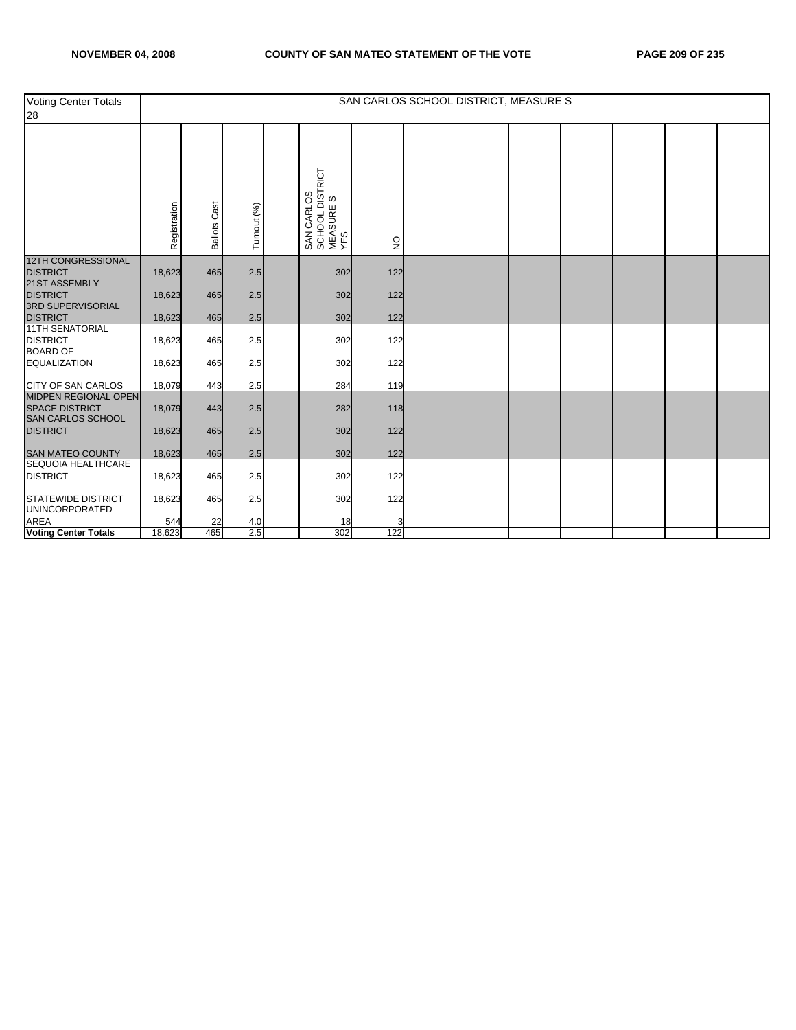| Voting Center Totals 28 | SAN CARLOS SCHOOL DISTRICT, MEASURE S | | | | | | | | | | | | |
|---|---|---|---|---|---|---|---|---|---|---|---|---|---|
| | Registration | Ballots Cast | Turnout (%) | | SAN CARLOS SCHOOL DISTRICT MEASURE S YES | NO | | | | | | | |
| 12TH CONGRESSIONAL DISTRICT | 18,623 | 465 | 2.5 | | 302 | 122 | | | | | | | |
| 21ST ASSEMBLY DISTRICT | 18,623 | 465 | 2.5 | | 302 | 122 | | | | | | | |
| 3RD SUPERVISORIAL DISTRICT | 18,623 | 465 | 2.5 | | 302 | 122 | | | | | | | |
| 11TH SENATORIAL DISTRICT | 18,623 | 465 | 2.5 | | 302 | 122 | | | | | | | |
| BOARD OF EQUALIZATION | 18,623 | 465 | 2.5 | | 302 | 122 | | | | | | | |
| CITY OF SAN CARLOS | 18,079 | 443 | 2.5 | | 284 | 119 | | | | | | | |
| MIDPEN REGIONAL OPEN SPACE DISTRICT | 18,079 | 443 | 2.5 | | 282 | 118 | | | | | | | |
| SAN CARLOS SCHOOL DISTRICT | 18,623 | 465 | 2.5 | | 302 | 122 | | | | | | | |
| SAN MATEO COUNTY | 18,623 | 465 | 2.5 | | 302 | 122 | | | | | | | |
| SEQUOIA HEALTHCARE DISTRICT | 18,623 | 465 | 2.5 | | 302 | 122 | | | | | | | |
| STATEWIDE DISTRICT | 18,623 | 465 | 2.5 | | 302 | 122 | | | | | | | |
| UNINCORPORATED AREA | 544 | 22 | 4.0 | | 18 | 3 | | | | | | | |
| **Voting Center Totals** | 18,623 | 465 | 2.5 | | 302 | 122 | | | | | | | |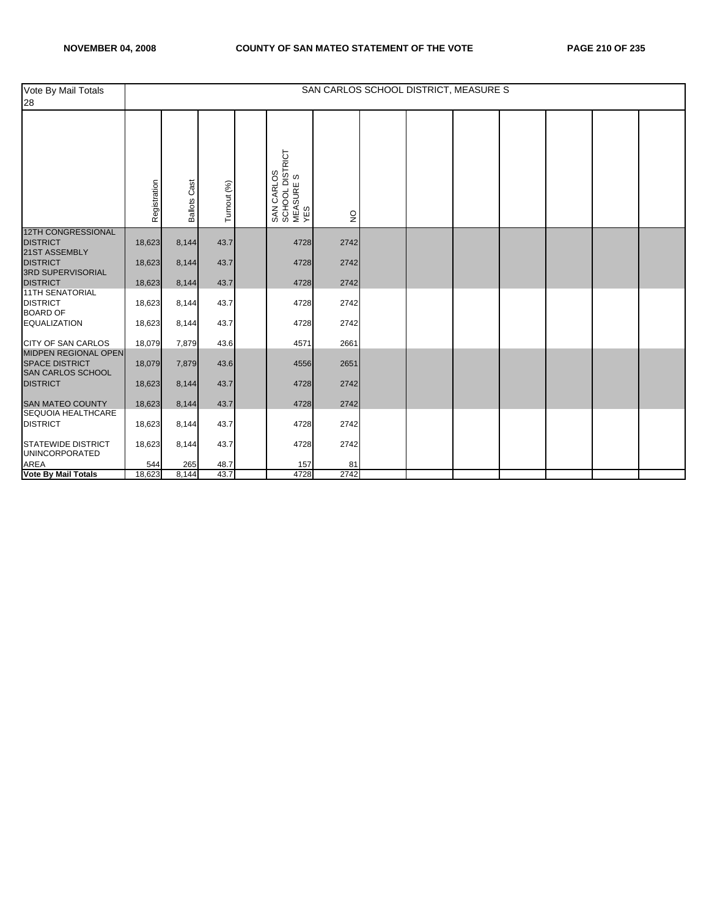| Vote By Mail Totals 28 | SAN CARLOS SCHOOL DISTRICT, MEASURE S | | | | | | | | | | | | |
|---|---|---|---|---|---|---|---|---|---|---|---|---|---|
| | Registration | Ballots Cast | Turnout (%) | | SAN CARLOS SCHOOL DISTRICT MEASURE S YES | NO | | | | | | | |
| 12TH CONGRESSIONAL DISTRICT | 18,623 | 8,144 | 43.7 | | 4728 | 2742 | | | | | | | |
| 21ST ASSEMBLY DISTRICT | 18,623 | 8,144 | 43.7 | | 4728 | 2742 | | | | | | | |
| 3RD SUPERVISORIAL DISTRICT | 18,623 | 8,144 | 43.7 | | 4728 | 2742 | | | | | | | |
| 11TH SENATORIAL DISTRICT | 18,623 | 8,144 | 43.7 | | 4728 | 2742 | | | | | | | |
| BOARD OF EQUALIZATION | 18,623 | 8,144 | 43.7 | | 4728 | 2742 | | | | | | | |
| CITY OF SAN CARLOS | 18,079 | 7,879 | 43.6 | | 4571 | 2661 | | | | | | | |
| MIDPEN REGIONAL OPEN SPACE DISTRICT | 18,079 | 7,879 | 43.6 | | 4556 | 2651 | | | | | | | |
| SAN CARLOS SCHOOL DISTRICT | 18,623 | 8,144 | 43.7 | | 4728 | 2742 | | | | | | | |
| SAN MATEO COUNTY | 18,623 | 8,144 | 43.7 | | 4728 | 2742 | | | | | | | |
| SEQUOIA HEALTHCARE DISTRICT | 18,623 | 8,144 | 43.7 | | 4728 | 2742 | | | | | | | |
| STATEWIDE DISTRICT | 18,623 | 8,144 | 43.7 | | 4728 | 2742 | | | | | | | |
| UNINCORPORATED AREA | 544 | 265 | 48.7 | | 157 | 81 | | | | | | | |
| **Vote By Mail Totals** | 18,623 | 8,144 | 43.7 | | 4728 | 2742 | | | | | | | |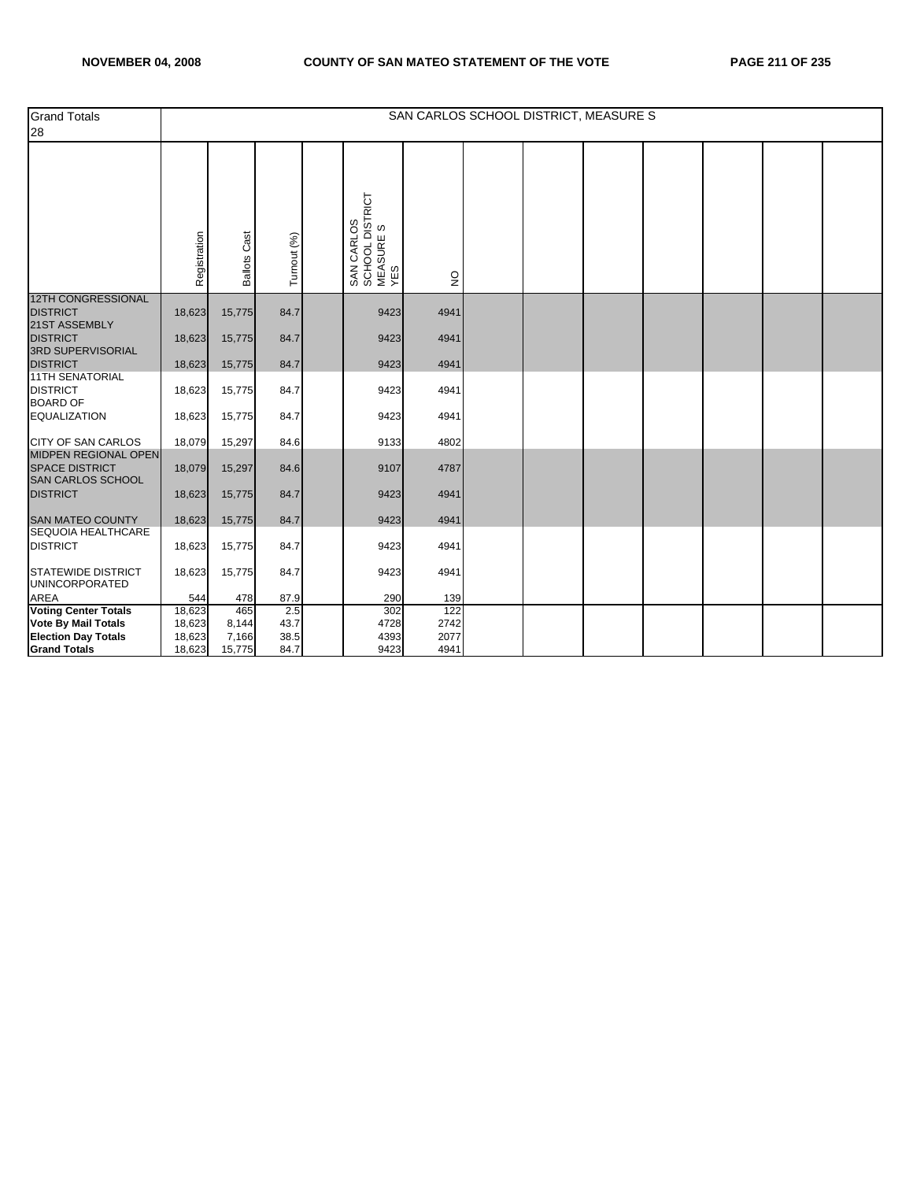| Grand Totals 28 | SAN CARLOS SCHOOL DISTRICT, MEASURE S | | | | | |
|---|---|---|---|---|---|---|
| | Registration | Ballots Cast | Turnout (%) | | SAN CARLOS SCHOOL DISTRICT MEASURE S YES | NO |
| 12TH CONGRESSIONAL DISTRICT | 18,623 | 15,775 | 84.7 | | 9423 | 4941 |
| 21ST ASSEMBLY DISTRICT | 18,623 | 15,775 | 84.7 | | 9423 | 4941 |
| 3RD SUPERVISORIAL DISTRICT | 18,623 | 15,775 | 84.7 | | 9423 | 4941 |
| 11TH SENATORIAL DISTRICT | 18,623 | 15,775 | 84.7 | | 9423 | 4941 |
| BOARD OF EQUALIZATION | 18,623 | 15,775 | 84.7 | | 9423 | 4941 |
| CITY OF SAN CARLOS | 18,079 | 15,297 | 84.6 | | 9133 | 4802 |
| MIDPEN REGIONAL OPEN SPACE DISTRICT | 18,079 | 15,297 | 84.6 | | 9107 | 4787 |
| SAN CARLOS SCHOOL DISTRICT | 18,623 | 15,775 | 84.7 | | 9423 | 4941 |
| SAN MATEO COUNTY | 18,623 | 15,775 | 84.7 | | 9423 | 4941 |
| SEQUOIA HEALTHCARE DISTRICT | 18,623 | 15,775 | 84.7 | | 9423 | 4941 |
| STATEWIDE DISTRICT | 18,623 | 15,775 | 84.7 | | 9423 | 4941 |
| UNINCORPORATED AREA | 544 | 478 | 87.9 | | 290 | 139 |
| **Voting Center Totals** | 18,623 | 465 | 2.5 | | 302 | 122 |
| **Vote By Mail Totals** | 18,623 | 8,144 | 43.7 | | 4728 | 2742 |
| **Election Day Totals** | 18,623 | 7,166 | 38.5 | | 4393 | 2077 |
| **Grand Totals** | 18,623 | 15,775 | 84.7 | | 9423 | 4941 |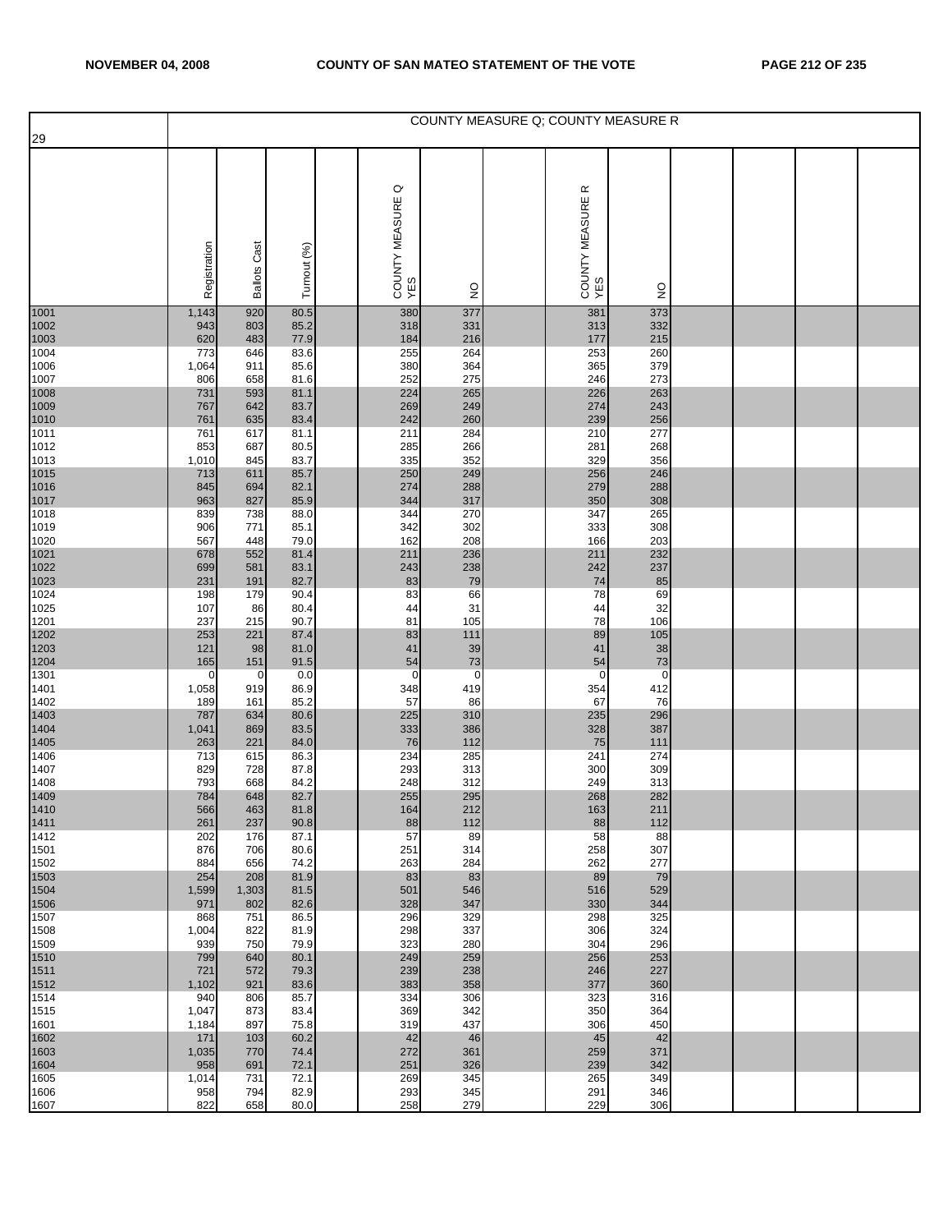| 29 | COUNTY MEASURE Q; COUNTY MEASURE R | | | | | | | | |
|---|---|---|---|---|---|---|---|---|---|
| | Registration | Ballots Cast | Turnout (%) | COUNTY MEASURE Q YES | NO | COUNTY MEASURE R YES | NO | | |
| 1001 | 1,143 | 920 | 80.5 | 380 | 377 | 381 | 373 | | |
| 1002 | 943 | 803 | 85.2 | 318 | 331 | 313 | 332 | | |
| 1003 | 620 | 483 | 77.9 | 184 | 216 | 177 | 215 | | |
| 1004 | 773 | 646 | 83.6 | 255 | 264 | 253 | 260 | | |
| 1006 | 1,064 | 911 | 85.6 | 380 | 364 | 365 | 379 | | |
| 1007 | 806 | 658 | 81.6 | 252 | 275 | 246 | 273 | | |
| 1008 | 731 | 593 | 81.1 | 224 | 265 | 226 | 263 | | |
| 1009 | 767 | 642 | 83.7 | 269 | 249 | 274 | 243 | | |
| 1010 | 761 | 635 | 83.4 | 242 | 260 | 239 | 256 | | |
| 1011 | 761 | 617 | 81.1 | 211 | 284 | 210 | 277 | | |
| 1012 | 853 | 687 | 80.5 | 285 | 266 | 281 | 268 | | |
| 1013 | 1,010 | 845 | 83.7 | 335 | 352 | 329 | 356 | | |
| 1015 | 713 | 611 | 85.7 | 250 | 249 | 256 | 246 | | |
| 1016 | 845 | 694 | 82.1 | 274 | 288 | 279 | 288 | | |
| 1017 | 963 | 827 | 85.9 | 344 | 317 | 350 | 308 | | |
| 1018 | 839 | 738 | 88.0 | 344 | 270 | 347 | 265 | | |
| 1019 | 906 | 771 | 85.1 | 342 | 302 | 333 | 308 | | |
| 1020 | 567 | 448 | 79.0 | 162 | 208 | 166 | 203 | | |
| 1021 | 678 | 552 | 81.4 | 211 | 236 | 211 | 232 | | |
| 1022 | 699 | 581 | 83.1 | 243 | 238 | 242 | 237 | | |
| 1023 | 231 | 191 | 82.7 | 83 | 79 | 74 | 85 | | |
| 1024 | 198 | 179 | 90.4 | 83 | 66 | 78 | 69 | | |
| 1025 | 107 | 86 | 80.4 | 44 | 31 | 44 | 32 | | |
| 1201 | 237 | 215 | 90.7 | 81 | 105 | 78 | 106 | | |
| 1202 | 253 | 221 | 87.4 | 83 | 111 | 89 | 105 | | |
| 1203 | 121 | 98 | 81.0 | 41 | 39 | 41 | 38 | | |
| 1204 | 165 | 151 | 91.5 | 54 | 73 | 54 | 73 | | |
| 1301 | 0 | 0 | 0.0 | 0 | 0 | 0 | 0 | | |
| 1401 | 1,058 | 919 | 86.9 | 348 | 419 | 354 | 412 | | |
| 1402 | 189 | 161 | 85.2 | 57 | 86 | 67 | 76 | | |
| 1403 | 787 | 634 | 80.6 | 225 | 310 | 235 | 296 | | |
| 1404 | 1,041 | 869 | 83.5 | 333 | 386 | 328 | 387 | | |
| 1405 | 263 | 221 | 84.0 | 76 | 112 | 75 | 111 | | |
| 1406 | 713 | 615 | 86.3 | 234 | 285 | 241 | 274 | | |
| 1407 | 829 | 728 | 87.8 | 293 | 313 | 300 | 309 | | |
| 1408 | 793 | 668 | 84.2 | 248 | 312 | 249 | 313 | | |
| 1409 | 784 | 648 | 82.7 | 255 | 295 | 268 | 282 | | |
| 1410 | 566 | 463 | 81.8 | 164 | 212 | 163 | 211 | | |
| 1411 | 261 | 237 | 90.8 | 88 | 112 | 88 | 112 | | |
| 1412 | 202 | 176 | 87.1 | 57 | 89 | 58 | 88 | | |
| 1501 | 876 | 706 | 80.6 | 251 | 314 | 258 | 307 | | |
| 1502 | 884 | 656 | 74.2 | 263 | 284 | 262 | 277 | | |
| 1503 | 254 | 208 | 81.9 | 83 | 83 | 89 | 79 | | |
| 1504 | 1,599 | 1,303 | 81.5 | 501 | 546 | 516 | 529 | | |
| 1506 | 971 | 802 | 82.6 | 328 | 347 | 330 | 344 | | |
| 1507 | 868 | 751 | 86.5 | 296 | 329 | 298 | 325 | | |
| 1508 | 1,004 | 822 | 81.9 | 298 | 337 | 306 | 324 | | |
| 1509 | 939 | 750 | 79.9 | 323 | 280 | 304 | 296 | | |
| 1510 | 799 | 640 | 80.1 | 249 | 259 | 256 | 253 | | |
| 1511 | 721 | 572 | 79.3 | 239 | 238 | 246 | 227 | | |
| 1512 | 1,102 | 921 | 83.6 | 383 | 358 | 377 | 360 | | |
| 1514 | 940 | 806 | 85.7 | 334 | 306 | 323 | 316 | | |
| 1515 | 1,047 | 873 | 83.4 | 369 | 342 | 350 | 364 | | |
| 1601 | 1,184 | 897 | 75.8 | 319 | 437 | 306 | 450 | | |
| 1602 | 171 | 103 | 60.2 | 42 | 46 | 45 | 42 | | |
| 1603 | 1,035 | 770 | 74.4 | 272 | 361 | 259 | 371 | | |
| 1604 | 958 | 691 | 72.1 | 251 | 326 | 239 | 342 | | |
| 1605 | 1,014 | 731 | 72.1 | 269 | 345 | 265 | 349 | | |
| 1606 | 958 | 794 | 82.9 | 293 | 345 | 291 | 346 | | |
| 1607 | 822 | 658 | 80.0 | 258 | 279 | 229 | 306 | | |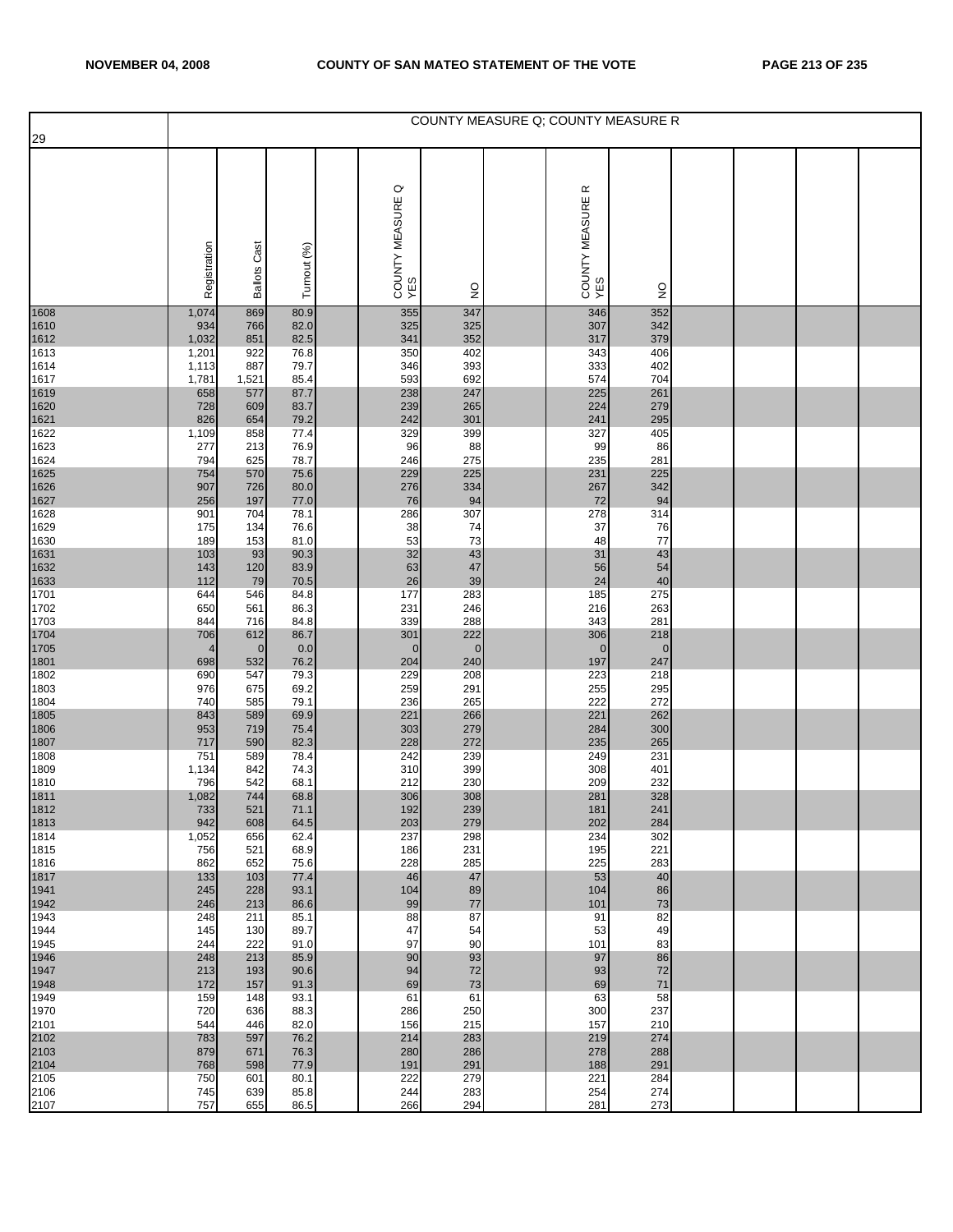| 29 | COUNTY MEASURE Q; COUNTY MEASURE R | | | | | | | | |
|---|---|---|---|---|---|---|---|---|---|
| | Registration | Ballots Cast | Turnout (%) | | COUNTY MEASURE Q YES | NO | | COUNTY MEASURE R YES | NO |
| 1608 | 1,074 | 869 | 80.9 | | 355 | 347 | | 346 | 352 |
| 1610 | 934 | 766 | 82.0 | | 325 | 325 | | 307 | 342 |
| 1612 | 1,032 | 851 | 82.5 | | 341 | 352 | | 317 | 379 |
| 1613 | 1,201 | 922 | 76.8 | | 350 | 402 | | 343 | 406 |
| 1614 | 1,113 | 887 | 79.7 | | 346 | 393 | | 333 | 402 |
| 1617 | 1,781 | 1,521 | 85.4 | | 593 | 692 | | 574 | 704 |
| 1619 | 658 | 577 | 87.7 | | 238 | 247 | | 225 | 261 |
| 1620 | 728 | 609 | 83.7 | | 239 | 265 | | 224 | 279 |
| 1621 | 826 | 654 | 79.2 | | 242 | 301 | | 241 | 295 |
| 1622 | 1,109 | 858 | 77.4 | | 329 | 399 | | 327 | 405 |
| 1623 | 277 | 213 | 76.9 | | 96 | 88 | | 99 | 86 |
| 1624 | 794 | 625 | 78.7 | | 246 | 275 | | 235 | 281 |
| 1625 | 754 | 570 | 75.6 | | 229 | 225 | | 231 | 225 |
| 1626 | 907 | 726 | 80.0 | | 276 | 334 | | 267 | 342 |
| 1627 | 256 | 197 | 77.0 | | 76 | 94 | | 72 | 94 |
| 1628 | 901 | 704 | 78.1 | | 286 | 307 | | 278 | 314 |
| 1629 | 175 | 134 | 76.6 | | 38 | 74 | | 37 | 76 |
| 1630 | 189 | 153 | 81.0 | | 53 | 73 | | 48 | 77 |
| 1631 | 103 | 93 | 90.3 | | 32 | 43 | | 31 | 43 |
| 1632 | 143 | 120 | 83.9 | | 63 | 47 | | 56 | 54 |
| 1633 | 112 | 79 | 70.5 | | 26 | 39 | | 24 | 40 |
| 1701 | 644 | 546 | 84.8 | | 177 | 283 | | 185 | 275 |
| 1702 | 650 | 561 | 86.3 | | 231 | 246 | | 216 | 263 |
| 1703 | 844 | 716 | 84.8 | | 339 | 288 | | 343 | 281 |
| 1704 | 706 | 612 | 86.7 | | 301 | 222 | | 306 | 218 |
| 1705 | 4 | 0 | 0.0 | | 0 | 0 | | 0 | 0 |
| 1801 | 698 | 532 | 76.2 | | 204 | 240 | | 197 | 247 |
| 1802 | 690 | 547 | 79.3 | | 229 | 208 | | 223 | 218 |
| 1803 | 976 | 675 | 69.2 | | 259 | 291 | | 255 | 295 |
| 1804 | 740 | 585 | 79.1 | | 236 | 265 | | 222 | 272 |
| 1805 | 843 | 589 | 69.9 | | 221 | 266 | | 221 | 262 |
| 1806 | 953 | 719 | 75.4 | | 303 | 279 | | 284 | 300 |
| 1807 | 717 | 590 | 82.3 | | 228 | 272 | | 235 | 265 |
| 1808 | 751 | 589 | 78.4 | | 242 | 239 | | 249 | 231 |
| 1809 | 1,134 | 842 | 74.3 | | 310 | 399 | | 308 | 401 |
| 1810 | 796 | 542 | 68.1 | | 212 | 230 | | 209 | 232 |
| 1811 | 1,082 | 744 | 68.8 | | 306 | 308 | | 281 | 328 |
| 1812 | 733 | 521 | 71.1 | | 192 | 239 | | 181 | 241 |
| 1813 | 942 | 608 | 64.5 | | 203 | 279 | | 202 | 284 |
| 1814 | 1,052 | 656 | 62.4 | | 237 | 298 | | 234 | 302 |
| 1815 | 756 | 521 | 68.9 | | 186 | 231 | | 195 | 221 |
| 1816 | 862 | 652 | 75.6 | | 228 | 285 | | 225 | 283 |
| 1817 | 133 | 103 | 77.4 | | 46 | 47 | | 53 | 40 |
| 1941 | 245 | 228 | 93.1 | | 104 | 89 | | 104 | 86 |
| 1942 | 246 | 213 | 86.6 | | 99 | 77 | | 101 | 73 |
| 1943 | 248 | 211 | 85.1 | | 88 | 87 | | 91 | 82 |
| 1944 | 145 | 130 | 89.7 | | 47 | 54 | | 53 | 49 |
| 1945 | 244 | 222 | 91.0 | | 97 | 90 | | 101 | 83 |
| 1946 | 248 | 213 | 85.9 | | 90 | 93 | | 97 | 86 |
| 1947 | 213 | 193 | 90.6 | | 94 | 72 | | 93 | 72 |
| 1948 | 172 | 157 | 91.3 | | 69 | 73 | | 69 | 71 |
| 1949 | 159 | 148 | 93.1 | | 61 | 61 | | 63 | 58 |
| 1970 | 720 | 636 | 88.3 | | 286 | 250 | | 300 | 237 |
| 2101 | 544 | 446 | 82.0 | | 156 | 215 | | 157 | 210 |
| 2102 | 783 | 597 | 76.2 | | 214 | 283 | | 219 | 274 |
| 2103 | 879 | 671 | 76.3 | | 280 | 286 | | 278 | 288 |
| 2104 | 768 | 598 | 77.9 | | 191 | 291 | | 188 | 291 |
| 2105 | 750 | 601 | 80.1 | | 222 | 279 | | 221 | 284 |
| 2106 | 745 | 639 | 85.8 | | 244 | 283 | | 254 | 274 |
| 2107 | 757 | 655 | 86.5 | | 266 | 294 | | 281 | 273 |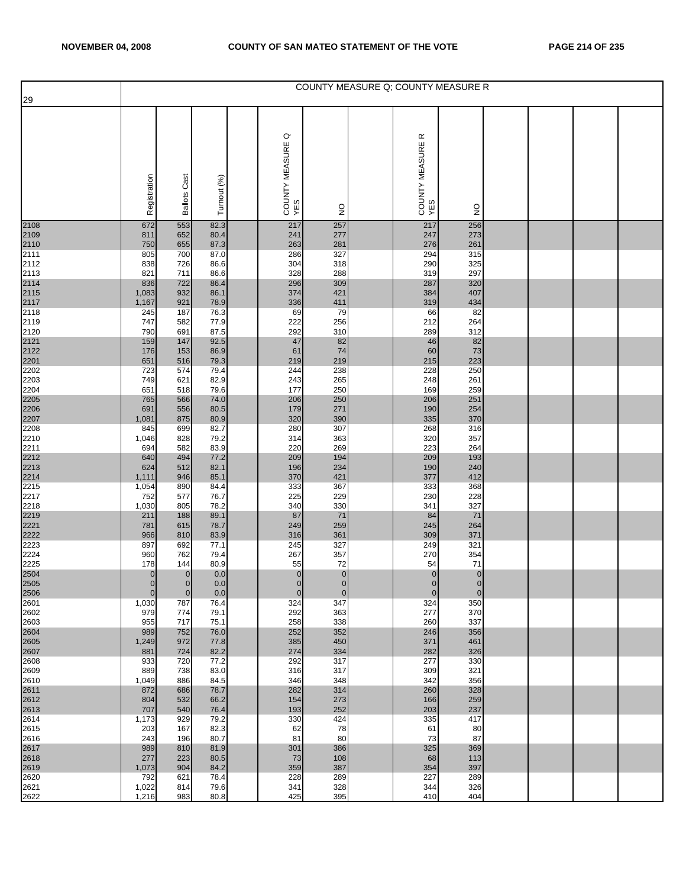| 29 | COUNTY MEASURE Q; COUNTY MEASURE R | | | | | | | | | | | | |
|---|---|---|---|---|---|---|---|---|---|---|---|---|---|
| | Registration | Ballots Cast | Turnout (%) | | COUNTY MEASURE Q YES | NO | | COUNTY MEASURE R YES | NO | | | | |
| 2108 | 672 | 553 | 82.3 | | 217 | 257 | | 217 | 256 | | | | |
| 2109 | 811 | 652 | 80.4 | | 241 | 277 | | 247 | 273 | | | | |
| 2110 | 750 | 655 | 87.3 | | 263 | 281 | | 276 | 261 | | | | |
| 2111 | 805 | 700 | 87.0 | | 286 | 327 | | 294 | 315 | | | | |
| 2112 | 838 | 726 | 86.6 | | 304 | 318 | | 290 | 325 | | | | |
| 2113 | 821 | 711 | 86.6 | | 328 | 288 | | 319 | 297 | | | | |
| 2114 | 836 | 722 | 86.4 | | 296 | 309 | | 287 | 320 | | | | |
| 2115 | 1,083 | 932 | 86.1 | | 374 | 421 | | 384 | 407 | | | | |
| 2117 | 1,167 | 921 | 78.9 | | 336 | 411 | | 319 | 434 | | | | |
| 2118 | 245 | 187 | 76.3 | | 69 | 79 | | 66 | 82 | | | | |
| 2119 | 747 | 582 | 77.9 | | 222 | 256 | | 212 | 264 | | | | |
| 2120 | 790 | 691 | 87.5 | | 292 | 310 | | 289 | 312 | | | | |
| 2121 | 159 | 147 | 92.5 | | 47 | 82 | | 46 | 82 | | | | |
| 2122 | 176 | 153 | 86.9 | | 61 | 74 | | 60 | 73 | | | | |
| 2201 | 651 | 516 | 79.3 | | 219 | 219 | | 215 | 223 | | | | |
| 2202 | 723 | 574 | 79.4 | | 244 | 238 | | 228 | 250 | | | | |
| 2203 | 749 | 621 | 82.9 | | 243 | 265 | | 248 | 261 | | | | |
| 2204 | 651 | 518 | 79.6 | | 177 | 250 | | 169 | 259 | | | | |
| 2205 | 765 | 566 | 74.0 | | 206 | 250 | | 206 | 251 | | | | |
| 2206 | 691 | 556 | 80.5 | | 179 | 271 | | 190 | 254 | | | | |
| 2207 | 1,081 | 875 | 80.9 | | 320 | 390 | | 335 | 370 | | | | |
| 2208 | 845 | 699 | 82.7 | | 280 | 307 | | 268 | 316 | | | | |
| 2210 | 1,046 | 828 | 79.2 | | 314 | 363 | | 320 | 357 | | | | |
| 2211 | 694 | 582 | 83.9 | | 220 | 269 | | 223 | 264 | | | | |
| 2212 | 640 | 494 | 77.2 | | 209 | 194 | | 209 | 193 | | | | |
| 2213 | 624 | 512 | 82.1 | | 196 | 234 | | 190 | 240 | | | | |
| 2214 | 1,111 | 946 | 85.1 | | 370 | 421 | | 377 | 412 | | | | |
| 2215 | 1,054 | 890 | 84.4 | | 333 | 367 | | 333 | 368 | | | | |
| 2217 | 752 | 577 | 76.7 | | 225 | 229 | | 230 | 228 | | | | |
| 2218 | 1,030 | 805 | 78.2 | | 340 | 330 | | 341 | 327 | | | | |
| 2219 | 211 | 188 | 89.1 | | 87 | 71 | | 84 | 71 | | | | |
| 2221 | 781 | 615 | 78.7 | | 249 | 259 | | 245 | 264 | | | | |
| 2222 | 966 | 810 | 83.9 | | 316 | 361 | | 309 | 371 | | | | |
| 2223 | 897 | 692 | 77.1 | | 245 | 327 | | 249 | 321 | | | | |
| 2224 | 960 | 762 | 79.4 | | 267 | 357 | | 270 | 354 | | | | |
| 2225 | 178 | 144 | 80.9 | | 55 | 72 | | 54 | 71 | | | | |
| 2504 | 0 | 0 | 0.0 | | 0 | 0 | | 0 | 0 | | | | |
| 2505 | 0 | 0 | 0.0 | | 0 | 0 | | 0 | 0 | | | | |
| 2506 | 0 | 0 | 0.0 | | 0 | 0 | | 0 | 0 | | | | |
| 2601 | 1,030 | 787 | 76.4 | | 324 | 347 | | 324 | 350 | | | | |
| 2602 | 979 | 774 | 79.1 | | 292 | 363 | | 277 | 370 | | | | |
| 2603 | 955 | 717 | 75.1 | | 258 | 338 | | 260 | 337 | | | | |
| 2604 | 989 | 752 | 76.0 | | 252 | 352 | | 246 | 356 | | | | |
| 2605 | 1,249 | 972 | 77.8 | | 385 | 450 | | 371 | 461 | | | | |
| 2607 | 881 | 724 | 82.2 | | 274 | 334 | | 282 | 326 | | | | |
| 2608 | 933 | 720 | 77.2 | | 292 | 317 | | 277 | 330 | | | | |
| 2609 | 889 | 738 | 83.0 | | 316 | 317 | | 309 | 321 | | | | |
| 2610 | 1,049 | 886 | 84.5 | | 346 | 348 | | 342 | 356 | | | | |
| 2611 | 872 | 686 | 78.7 | | 282 | 314 | | 260 | 328 | | | | |
| 2612 | 804 | 532 | 66.2 | | 154 | 273 | | 166 | 259 | | | | |
| 2613 | 707 | 540 | 76.4 | | 193 | 252 | | 203 | 237 | | | | |
| 2614 | 1,173 | 929 | 79.2 | | 330 | 424 | | 335 | 417 | | | | |
| 2615 | 203 | 167 | 82.3 | | 62 | 78 | | 61 | 80 | | | | |
| 2616 | 243 | 196 | 80.7 | | 81 | 80 | | 73 | 87 | | | | |
| 2617 | 989 | 810 | 81.9 | | 301 | 386 | | 325 | 369 | | | | |
| 2618 | 277 | 223 | 80.5 | | 73 | 108 | | 68 | 113 | | | | |
| 2619 | 1,073 | 904 | 84.2 | | 359 | 387 | | 354 | 397 | | | | |
| 2620 | 792 | 621 | 78.4 | | 228 | 289 | | 227 | 289 | | | | |
| 2621 | 1,022 | 814 | 79.6 | | 341 | 328 | | 344 | 326 | | | | |
| 2622 | 1,216 | 983 | 80.8 | | 425 | 395 | | 410 | 404 | | | | |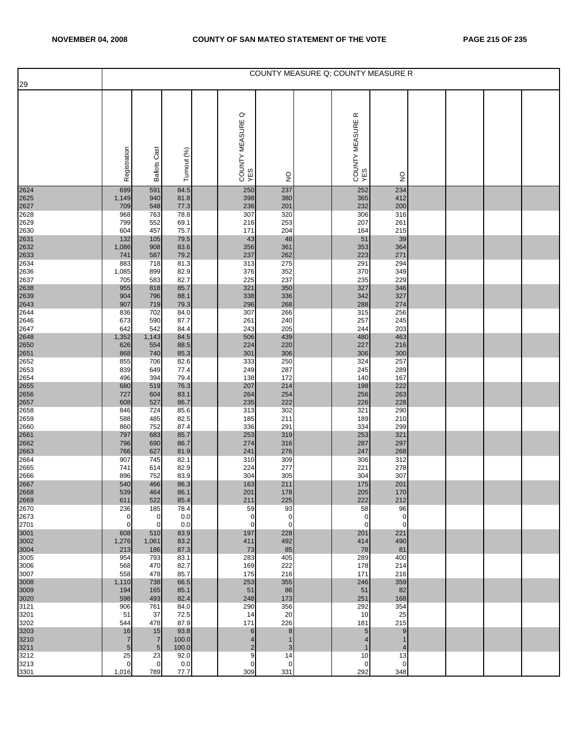| 29 | COUNTY MEASURE Q; COUNTY MEASURE R | | | | | | | | | | | | |
|---|---|---|---|---|---|---|---|---|---|---|---|---|---|
| | Registration | Ballots Cast | Turnout (%) | | COUNTY MEASURE Q YES | NO | | COUNTY MEASURE R YES | NO | | | | |
| 2624 | 699 | 591 | 84.5 | | 250 | 237 | | 252 | 234 | | | | |
| 2625 | 1,149 | 940 | 81.8 | | 398 | 380 | | 365 | 412 | | | | |
| 2627 | 709 | 548 | 77.3 | | 236 | 201 | | 232 | 200 | | | | |
| 2628 | 968 | 763 | 78.8 | | 307 | 320 | | 306 | 316 | | | | |
| 2629 | 799 | 552 | 69.1 | | 216 | 253 | | 207 | 261 | | | | |
| 2630 | 604 | 457 | 75.7 | | 171 | 204 | | 164 | 215 | | | | |
| 2631 | 132 | 105 | 79.5 | | 43 | 48 | | 51 | 39 | | | | |
| 2632 | 1,086 | 908 | 83.6 | | 356 | 361 | | 353 | 364 | | | | |
| 2633 | 741 | 587 | 79.2 | | 237 | 262 | | 223 | 271 | | | | |
| 2634 | 883 | 718 | 81.3 | | 313 | 275 | | 291 | 294 | | | | |
| 2636 | 1,085 | 899 | 82.9 | | 376 | 352 | | 370 | 349 | | | | |
| 2637 | 705 | 583 | 82.7 | | 225 | 237 | | 235 | 229 | | | | |
| 2638 | 955 | 818 | 85.7 | | 321 | 350 | | 327 | 346 | | | | |
| 2639 | 904 | 796 | 88.1 | | 338 | 336 | | 342 | 327 | | | | |
| 2643 | 907 | 719 | 79.3 | | 296 | 268 | | 288 | 274 | | | | |
| 2644 | 836 | 702 | 84.0 | | 307 | 266 | | 315 | 256 | | | | |
| 2646 | 673 | 590 | 87.7 | | 261 | 240 | | 257 | 245 | | | | |
| 2647 | 642 | 542 | 84.4 | | 243 | 205 | | 244 | 203 | | | | |
| 2648 | 1,352 | 1,143 | 84.5 | | 506 | 439 | | 480 | 463 | | | | |
| 2650 | 626 | 554 | 88.5 | | 224 | 220 | | 227 | 216 | | | | |
| 2651 | 868 | 740 | 85.3 | | 301 | 306 | | 306 | 300 | | | | |
| 2652 | 855 | 706 | 82.6 | | 333 | 250 | | 324 | 257 | | | | |
| 2653 | 839 | 649 | 77.4 | | 249 | 287 | | 245 | 289 | | | | |
| 2654 | 496 | 394 | 79.4 | | 138 | 172 | | 140 | 167 | | | | |
| 2655 | 680 | 519 | 76.3 | | 207 | 214 | | 198 | 222 | | | | |
| 2656 | 727 | 604 | 83.1 | | 264 | 254 | | 256 | 263 | | | | |
| 2657 | 608 | 527 | 86.7 | | 235 | 222 | | 226 | 228 | | | | |
| 2658 | 846 | 724 | 85.6 | | 313 | 302 | | 321 | 290 | | | | |
| 2659 | 588 | 485 | 82.5 | | 185 | 211 | | 189 | 210 | | | | |
| 2660 | 860 | 752 | 87.4 | | 336 | 291 | | 334 | 299 | | | | |
| 2661 | 797 | 683 | 85.7 | | 253 | 319 | | 253 | 321 | | | | |
| 2662 | 796 | 690 | 86.7 | | 274 | 316 | | 287 | 297 | | | | |
| 2663 | 766 | 627 | 81.9 | | 241 | 276 | | 247 | 268 | | | | |
| 2664 | 907 | 745 | 82.1 | | 310 | 309 | | 306 | 312 | | | | |
| 2665 | 741 | 614 | 82.9 | | 224 | 277 | | 221 | 278 | | | | |
| 2666 | 896 | 752 | 83.9 | | 304 | 305 | | 304 | 307 | | | | |
| 2667 | 540 | 466 | 86.3 | | 163 | 211 | | 175 | 201 | | | | |
| 2668 | 539 | 464 | 86.1 | | 201 | 178 | | 205 | 170 | | | | |
| 2669 | 611 | 522 | 85.4 | | 211 | 225 | | 222 | 212 | | | | |
| 2670 | 236 | 185 | 78.4 | | 59 | 93 | | 58 | 96 | | | | |
| 2673 | 0 | 0 | 0.0 | | 0 | 0 | | 0 | 0 | | | | |
| 2701 | 0 | 0 | 0.0 | | 0 | 0 | | 0 | 0 | | | | |
| 3001 | 608 | 510 | 83.9 | | 197 | 228 | | 201 | 221 | | | | |
| 3002 | 1,276 | 1,061 | 83.2 | | 411 | 492 | | 414 | 490 | | | | |
| 3004 | 213 | 186 | 87.3 | | 73 | 85 | | 78 | 81 | | | | |
| 3005 | 954 | 793 | 83.1 | | 283 | 405 | | 289 | 400 | | | | |
| 3006 | 568 | 470 | 82.7 | | 169 | 222 | | 178 | 214 | | | | |
| 3007 | 558 | 478 | 85.7 | | 175 | 216 | | 171 | 216 | | | | |
| 3008 | 1,110 | 738 | 66.5 | | 253 | 355 | | 246 | 359 | | | | |
| 3009 | 194 | 165 | 85.1 | | 51 | 86 | | 51 | 82 | | | | |
| 3020 | 598 | 493 | 82.4 | | 248 | 173 | | 251 | 168 | | | | |
| 3121 | 906 | 761 | 84.0 | | 290 | 356 | | 292 | 354 | | | | |
| 3201 | 51 | 37 | 72.5 | | 14 | 20 | | 10 | 25 | | | | |
| 3202 | 544 | 478 | 87.9 | | 171 | 226 | | 181 | 215 | | | | |
| 3203 | 16 | 15 | 93.8 | | 6 | 8 | | 5 | 9 | | | | |
| 3210 | 7 | 7 | 100.0 | | 4 | 1 | | 4 | 1 | | | | |
| 3211 | 5 | 5 | 100.0 | | 2 | 3 | | 1 | 4 | | | | |
| 3212 | 25 | 23 | 92.0 | | 9 | 14 | | 10 | 13 | | | | |
| 3213 | 0 | 0 | 0.0 | | 0 | 0 | | 0 | 0 | | | | |
| 3301 | 1,016 | 789 | 77.7 | | 309 | 331 | | 292 | 348 | | | | |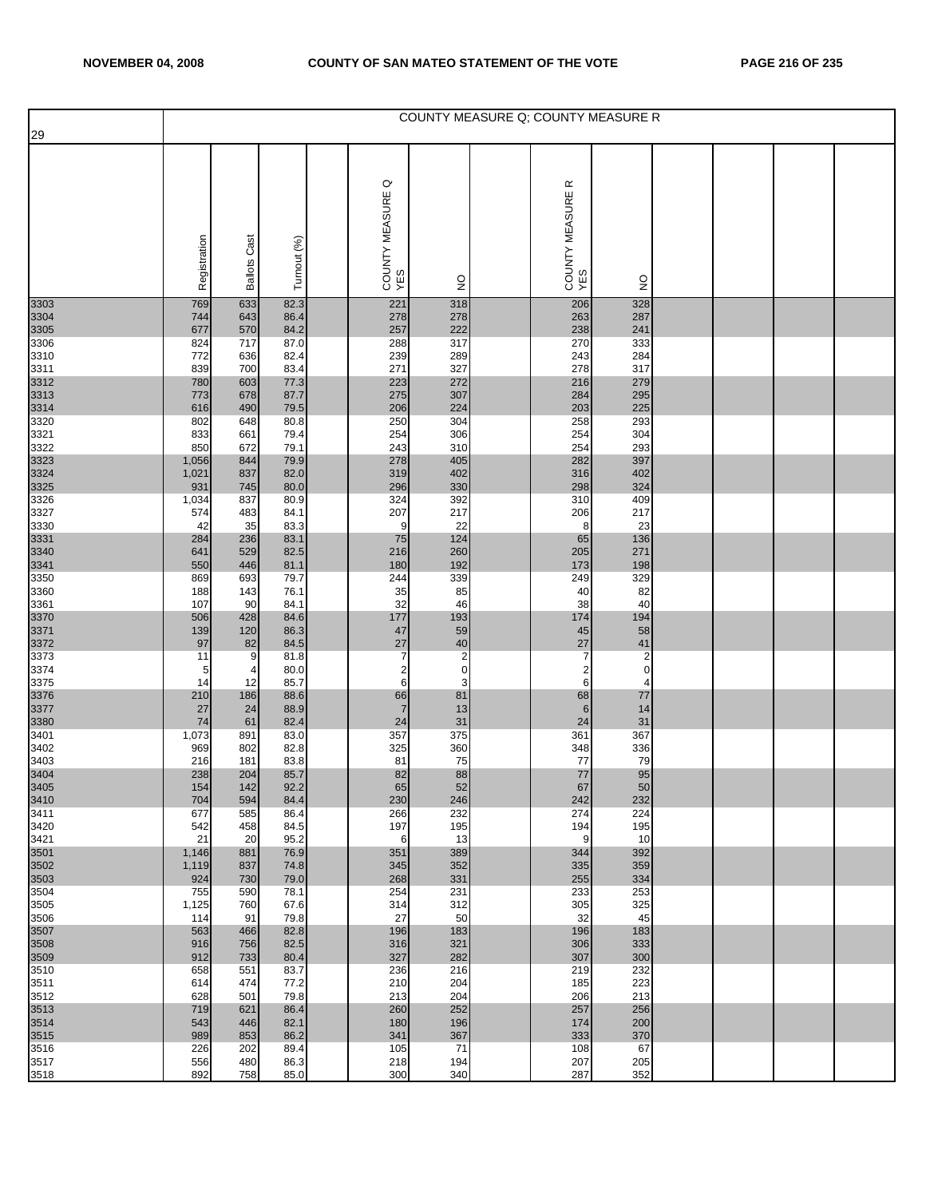## COUNTY MEASURE Q; COUNTY MEASURE R

| 29 | Registration | Ballots Cast | Turnout (%) | | COUNTY MEASURE Q YES | NO | | COUNTY MEASURE R YES | NO | | | | |
|---|---|---|---|---|---|---|---|---|---|---|---|---|---|
| 3303 | 769 | 633 | 82.3 | | 221 | 318 | | 206 | 328 | | | | |
| 3304 | 744 | 643 | 86.4 | | 278 | 278 | | 263 | 287 | | | | |
| 3305 | 677 | 570 | 84.2 | | 257 | 222 | | 238 | 241 | | | | |
| 3306 | 824 | 717 | 87.0 | | 288 | 317 | | 270 | 333 | | | | |
| 3310 | 772 | 636 | 82.4 | | 239 | 289 | | 243 | 284 | | | | |
| 3311 | 839 | 700 | 83.4 | | 271 | 327 | | 278 | 317 | | | | |
| 3312 | 780 | 603 | 77.3 | | 223 | 272 | | 216 | 279 | | | | |
| 3313 | 773 | 678 | 87.7 | | 275 | 307 | | 284 | 295 | | | | |
| 3314 | 616 | 490 | 79.5 | | 206 | 224 | | 203 | 225 | | | | |
| 3320 | 802 | 648 | 80.8 | | 250 | 304 | | 258 | 293 | | | | |
| 3321 | 833 | 661 | 79.4 | | 254 | 306 | | 254 | 304 | | | | |
| 3322 | 850 | 672 | 79.1 | | 243 | 310 | | 254 | 293 | | | | |
| 3323 | 1,056 | 844 | 79.9 | | 278 | 405 | | 282 | 397 | | | | |
| 3324 | 1,021 | 837 | 82.0 | | 319 | 402 | | 316 | 402 | | | | |
| 3325 | 931 | 745 | 80.0 | | 296 | 330 | | 298 | 324 | | | | |
| 3326 | 1,034 | 837 | 80.9 | | 324 | 392 | | 310 | 409 | | | | |
| 3327 | 574 | 483 | 84.1 | | 207 | 217 | | 206 | 217 | | | | |
| 3330 | 42 | 35 | 83.3 | | 9 | 22 | | 8 | 23 | | | | |
| 3331 | 284 | 236 | 83.1 | | 75 | 124 | | 65 | 136 | | | | |
| 3340 | 641 | 529 | 82.5 | | 216 | 260 | | 205 | 271 | | | | |
| 3341 | 550 | 446 | 81.1 | | 180 | 192 | | 173 | 198 | | | | |
| 3350 | 869 | 693 | 79.7 | | 244 | 339 | | 249 | 329 | | | | |
| 3360 | 188 | 143 | 76.1 | | 35 | 85 | | 40 | 82 | | | | |
| 3361 | 107 | 90 | 84.1 | | 32 | 46 | | 38 | 40 | | | | |
| 3370 | 506 | 428 | 84.6 | | 177 | 193 | | 174 | 194 | | | | |
| 3371 | 139 | 120 | 86.3 | | 47 | 59 | | 45 | 58 | | | | |
| 3372 | 97 | 82 | 84.5 | | 27 | 40 | | 27 | 41 | | | | |
| 3373 | 11 | 9 | 81.8 | | 7 | 2 | | 7 | 2 | | | | |
| 3374 | 5 | 4 | 80.0 | | 2 | 0 | | 2 | 0 | | | | |
| 3375 | 14 | 12 | 85.7 | | 6 | 3 | | 6 | 4 | | | | |
| 3376 | 210 | 186 | 88.6 | | 66 | 81 | | 68 | 77 | | | | |
| 3377 | 27 | 24 | 88.9 | | 7 | 13 | | 6 | 14 | | | | |
| 3380 | 74 | 61 | 82.4 | | 24 | 31 | | 24 | 31 | | | | |
| 3401 | 1,073 | 891 | 83.0 | | 357 | 375 | | 361 | 367 | | | | |
| 3402 | 969 | 802 | 82.8 | | 325 | 360 | | 348 | 336 | | | | |
| 3403 | 216 | 181 | 83.8 | | 81 | 75 | | 77 | 79 | | | | |
| 3404 | 238 | 204 | 85.7 | | 82 | 88 | | 77 | 95 | | | | |
| 3405 | 154 | 142 | 92.2 | | 65 | 52 | | 67 | 50 | | | | |
| 3410 | 704 | 594 | 84.4 | | 230 | 246 | | 242 | 232 | | | | |
| 3411 | 677 | 585 | 86.4 | | 266 | 232 | | 274 | 224 | | | | |
| 3420 | 542 | 458 | 84.5 | | 197 | 195 | | 194 | 195 | | | | |
| 3421 | 21 | 20 | 95.2 | | 6 | 13 | | 9 | 10 | | | | |
| 3501 | 1,146 | 881 | 76.9 | | 351 | 389 | | 344 | 392 | | | | |
| 3502 | 1,119 | 837 | 74.8 | | 345 | 352 | | 335 | 359 | | | | |
| 3503 | 924 | 730 | 79.0 | | 268 | 331 | | 255 | 334 | | | | |
| 3504 | 755 | 590 | 78.1 | | 254 | 231 | | 233 | 253 | | | | |
| 3505 | 1,125 | 760 | 67.6 | | 314 | 312 | | 305 | 325 | | | | |
| 3506 | 114 | 91 | 79.8 | | 27 | 50 | | 32 | 45 | | | | |
| 3507 | 563 | 466 | 82.8 | | 196 | 183 | | 196 | 183 | | | | |
| 3508 | 916 | 756 | 82.5 | | 316 | 321 | | 306 | 333 | | | | |
| 3509 | 912 | 733 | 80.4 | | 327 | 282 | | 307 | 300 | | | | |
| 3510 | 658 | 551 | 83.7 | | 236 | 216 | | 219 | 232 | | | | |
| 3511 | 614 | 474 | 77.2 | | 210 | 204 | | 185 | 223 | | | | |
| 3512 | 628 | 501 | 79.8 | | 213 | 204 | | 206 | 213 | | | | |
| 3513 | 719 | 621 | 86.4 | | 260 | 252 | | 257 | 256 | | | | |
| 3514 | 543 | 446 | 82.1 | | 180 | 196 | | 174 | 200 | | | | |
| 3515 | 989 | 853 | 86.2 | | 341 | 367 | | 333 | 370 | | | | |
| 3516 | 226 | 202 | 89.4 | | 105 | 71 | | 108 | 67 | | | | |
| 3517 | 556 | 480 | 86.3 | | 218 | 194 | | 207 | 205 | | | | |
| 3518 | 892 | 758 | 85.0 | | 300 | 340 | | 287 | 352 | | | | |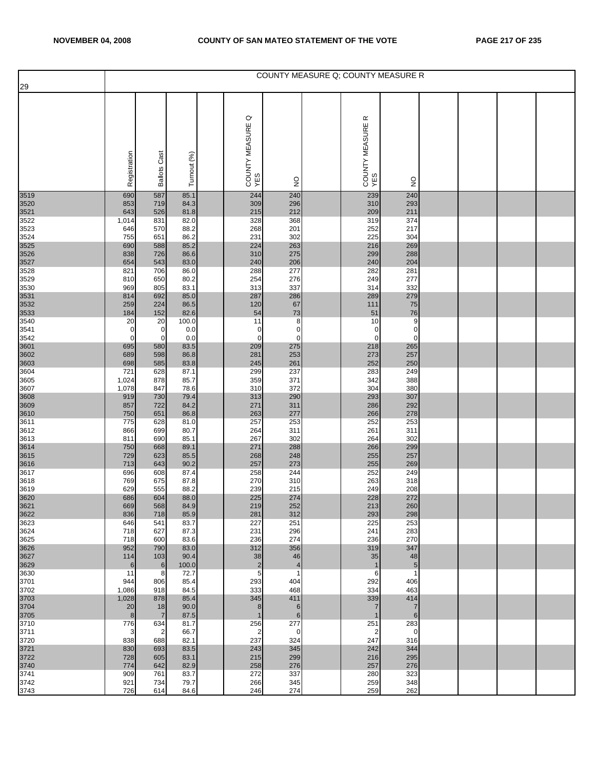| 29 | COUNTY MEASURE Q; COUNTY MEASURE R | | | | | | | | | | | | |
|---|---|---|---|---|---|---|---|---|---|---|---|---|---|
| | Registration | Ballots Cast | Turnout (%) | | COUNTY MEASURE Q YES | NO | | COUNTY MEASURE R YES | NO | | | | |
| 3519 | 690 | 587 | 85.1 | | 244 | 240 | | 239 | 240 | | | | |
| 3520 | 853 | 719 | 84.3 | | 309 | 296 | | 310 | 293 | | | | |
| 3521 | 643 | 526 | 81.8 | | 215 | 212 | | 209 | 211 | | | | |
| 3522 | 1,014 | 831 | 82.0 | | 328 | 368 | | 319 | 374 | | | | |
| 3523 | 646 | 570 | 88.2 | | 268 | 201 | | 252 | 217 | | | | |
| 3524 | 755 | 651 | 86.2 | | 231 | 302 | | 225 | 304 | | | | |
| 3525 | 690 | 588 | 85.2 | | 224 | 263 | | 216 | 269 | | | | |
| 3526 | 838 | 726 | 86.6 | | 310 | 275 | | 299 | 288 | | | | |
| 3527 | 654 | 543 | 83.0 | | 240 | 206 | | 240 | 204 | | | | |
| 3528 | 821 | 706 | 86.0 | | 288 | 277 | | 282 | 281 | | | | |
| 3529 | 810 | 650 | 80.2 | | 254 | 276 | | 249 | 277 | | | | |
| 3530 | 969 | 805 | 83.1 | | 313 | 337 | | 314 | 332 | | | | |
| 3531 | 814 | 692 | 85.0 | | 287 | 286 | | 289 | 279 | | | | |
| 3532 | 259 | 224 | 86.5 | | 120 | 67 | | 111 | 75 | | | | |
| 3533 | 184 | 152 | 82.6 | | 54 | 73 | | 51 | 76 | | | | |
| 3540 | 20 | 20 | 100.0 | | 11 | 8 | | 10 | 9 | | | | |
| 3541 | 0 | 0 | 0.0 | | 0 | 0 | | 0 | 0 | | | | |
| 3542 | 0 | 0 | 0.0 | | 0 | 0 | | 0 | 0 | | | | |
| 3601 | 695 | 580 | 83.5 | | 209 | 275 | | 218 | 265 | | | | |
| 3602 | 689 | 598 | 86.8 | | 281 | 253 | | 273 | 257 | | | | |
| 3603 | 698 | 585 | 83.8 | | 245 | 261 | | 252 | 250 | | | | |
| 3604 | 721 | 628 | 87.1 | | 299 | 237 | | 283 | 249 | | | | |
| 3605 | 1,024 | 878 | 85.7 | | 359 | 371 | | 342 | 388 | | | | |
| 3607 | 1,078 | 847 | 78.6 | | 310 | 372 | | 304 | 380 | | | | |
| 3608 | 919 | 730 | 79.4 | | 313 | 290 | | 293 | 307 | | | | |
| 3609 | 857 | 722 | 84.2 | | 271 | 311 | | 286 | 292 | | | | |
| 3610 | 750 | 651 | 86.8 | | 263 | 277 | | 266 | 278 | | | | |
| 3611 | 775 | 628 | 81.0 | | 257 | 253 | | 252 | 253 | | | | |
| 3612 | 866 | 699 | 80.7 | | 264 | 311 | | 261 | 311 | | | | |
| 3613 | 811 | 690 | 85.1 | | 267 | 302 | | 264 | 302 | | | | |
| 3614 | 750 | 668 | 89.1 | | 271 | 288 | | 266 | 299 | | | | |
| 3615 | 729 | 623 | 85.5 | | 268 | 248 | | 255 | 257 | | | | |
| 3616 | 713 | 643 | 90.2 | | 257 | 273 | | 255 | 269 | | | | |
| 3617 | 696 | 608 | 87.4 | | 258 | 244 | | 252 | 249 | | | | |
| 3618 | 769 | 675 | 87.8 | | 270 | 310 | | 263 | 318 | | | | |
| 3619 | 629 | 555 | 88.2 | | 239 | 215 | | 249 | 208 | | | | |
| 3620 | 686 | 604 | 88.0 | | 225 | 274 | | 228 | 272 | | | | |
| 3621 | 669 | 568 | 84.9 | | 219 | 252 | | 213 | 260 | | | | |
| 3622 | 836 | 718 | 85.9 | | 281 | 312 | | 293 | 298 | | | | |
| 3623 | 646 | 541 | 83.7 | | 227 | 251 | | 225 | 253 | | | | |
| 3624 | 718 | 627 | 87.3 | | 231 | 296 | | 241 | 283 | | | | |
| 3625 | 718 | 600 | 83.6 | | 236 | 274 | | 236 | 270 | | | | |
| 3626 | 952 | 790 | 83.0 | | 312 | 356 | | 319 | 347 | | | | |
| 3627 | 114 | 103 | 90.4 | | 38 | 46 | | 35 | 48 | | | | |
| 3629 | 6 | 6 | 100.0 | | 2 | 4 | | 1 | 5 | | | | |
| 3630 | 11 | 8 | 72.7 | | 5 | 1 | | 6 | 1 | | | | |
| 3701 | 944 | 806 | 85.4 | | 293 | 404 | | 292 | 406 | | | | |
| 3702 | 1,086 | 918 | 84.5 | | 333 | 468 | | 334 | 463 | | | | |
| 3703 | 1,028 | 878 | 85.4 | | 345 | 411 | | 339 | 414 | | | | |
| 3704 | 20 | 18 | 90.0 | | 8 | 6 | | 7 | 7 | | | | |
| 3705 | 8 | 7 | 87.5 | | 1 | 6 | | 1 | 6 | | | | |
| 3710 | 776 | 634 | 81.7 | | 256 | 277 | | 251 | 283 | | | | |
| 3711 | 3 | 2 | 66.7 | | 2 | 0 | | 2 | 0 | | | | |
| 3720 | 838 | 688 | 82.1 | | 237 | 324 | | 247 | 316 | | | | |
| 3721 | 830 | 693 | 83.5 | | 243 | 345 | | 242 | 344 | | | | |
| 3722 | 728 | 605 | 83.1 | | 215 | 299 | | 216 | 295 | | | | |
| 3740 | 774 | 642 | 82.9 | | 258 | 276 | | 257 | 276 | | | | |
| 3741 | 909 | 761 | 83.7 | | 272 | 337 | | 280 | 323 | | | | |
| 3742 | 921 | 734 | 79.7 | | 266 | 345 | | 259 | 348 | | | | |
| 3743 | 726 | 614 | 84.6 | | 246 | 274 | | 259 | 262 | | | | |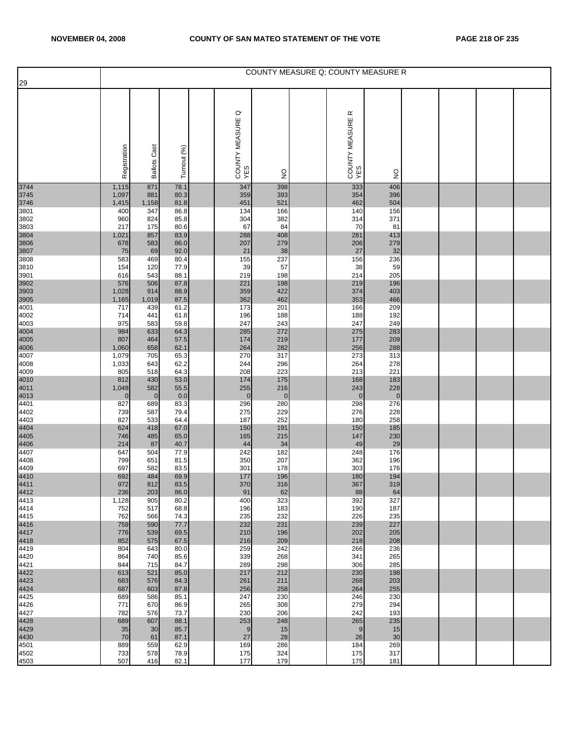| 29 | COUNTY MEASURE Q; COUNTY MEASURE R | | | | | | | | | | | | |
|---|---|---|---|---|---|---|---|---|---|---|---|---|---|
| | Registration | Ballots Cast | Turnout (%) | | COUNTY MEASURE Q YES | NO | | COUNTY MEASURE R YES | NO | | | | |
| 3744 | 1,115 | 871 | 78.1 | | 347 | 398 | | 333 | 406 | | | | |
| 3745 | 1,097 | 881 | 80.3 | | 359 | 393 | | 354 | 396 | | | | |
| 3746 | 1,415 | 1,158 | 81.8 | | 451 | 521 | | 462 | 504 | | | | |
| 3801 | 400 | 347 | 86.8 | | 134 | 166 | | 140 | 156 | | | | |
| 3802 | 960 | 824 | 85.8 | | 304 | 382 | | 314 | 371 | | | | |
| 3803 | 217 | 175 | 80.6 | | 67 | 84 | | 70 | 81 | | | | |
| 3804 | 1,021 | 857 | 83.9 | | 288 | 408 | | 281 | 413 | | | | |
| 3806 | 678 | 583 | 86.0 | | 207 | 279 | | 206 | 279 | | | | |
| 3807 | 75 | 69 | 92.0 | | 21 | 38 | | 27 | 32 | | | | |
| 3808 | 583 | 469 | 80.4 | | 155 | 237 | | 156 | 236 | | | | |
| 3810 | 154 | 120 | 77.9 | | 39 | 57 | | 38 | 59 | | | | |
| 3901 | 616 | 543 | 88.1 | | 219 | 198 | | 214 | 205 | | | | |
| 3902 | 576 | 506 | 87.8 | | 221 | 198 | | 219 | 196 | | | | |
| 3903 | 1,028 | 914 | 88.9 | | 359 | 422 | | 374 | 403 | | | | |
| 3905 | 1,165 | 1,019 | 87.5 | | 362 | 462 | | 353 | 466 | | | | |
| 4001 | 717 | 439 | 61.2 | | 173 | 201 | | 166 | 209 | | | | |
| 4002 | 714 | 441 | 61.8 | | 196 | 188 | | 188 | 192 | | | | |
| 4003 | 975 | 583 | 59.8 | | 247 | 243 | | 247 | 249 | | | | |
| 4004 | 984 | 633 | 64.3 | | 285 | 272 | | 275 | 283 | | | | |
| 4005 | 807 | 464 | 57.5 | | 174 | 219 | | 177 | 209 | | | | |
| 4006 | 1,060 | 658 | 62.1 | | 264 | 282 | | 256 | 288 | | | | |
| 4007 | 1,079 | 705 | 65.3 | | 270 | 317 | | 273 | 313 | | | | |
| 4008 | 1,033 | 643 | 62.2 | | 244 | 296 | | 264 | 278 | | | | |
| 4009 | 805 | 518 | 64.3 | | 208 | 223 | | 213 | 221 | | | | |
| 4010 | 812 | 430 | 53.0 | | 174 | 175 | | 168 | 183 | | | | |
| 4011 | 1,048 | 582 | 55.5 | | 255 | 216 | | 243 | 228 | | | | |
| 4013 | 0 | 0 | 0.0 | | 0 | 0 | | 0 | 0 | | | | |
| 4401 | 827 | 689 | 83.3 | | 296 | 280 | | 298 | 276 | | | | |
| 4402 | 739 | 587 | 79.4 | | 275 | 229 | | 276 | 228 | | | | |
| 4403 | 827 | 533 | 64.4 | | 187 | 252 | | 180 | 258 | | | | |
| 4404 | 624 | 418 | 67.0 | | 150 | 191 | | 150 | 185 | | | | |
| 4405 | 746 | 485 | 65.0 | | 165 | 215 | | 147 | 230 | | | | |
| 4406 | 214 | 87 | 40.7 | | 44 | 34 | | 49 | 29 | | | | |
| 4407 | 647 | 504 | 77.9 | | 242 | 182 | | 248 | 176 | | | | |
| 4408 | 799 | 651 | 81.5 | | 350 | 207 | | 362 | 196 | | | | |
| 4409 | 697 | 582 | 83.5 | | 301 | 178 | | 303 | 176 | | | | |
| 4410 | 692 | 484 | 69.9 | | 177 | 196 | | 180 | 194 | | | | |
| 4411 | 972 | 812 | 83.5 | | 370 | 316 | | 367 | 319 | | | | |
| 4412 | 236 | 203 | 86.0 | | 91 | 62 | | 88 | 64 | | | | |
| 4413 | 1,128 | 905 | 80.2 | | 400 | 323 | | 392 | 327 | | | | |
| 4414 | 752 | 517 | 68.8 | | 196 | 183 | | 190 | 187 | | | | |
| 4415 | 762 | 566 | 74.3 | | 235 | 232 | | 226 | 235 | | | | |
| 4416 | 759 | 590 | 77.7 | | 232 | 231 | | 239 | 227 | | | | |
| 4417 | 776 | 539 | 69.5 | | 210 | 196 | | 202 | 205 | | | | |
| 4418 | 852 | 575 | 67.5 | | 216 | 209 | | 218 | 208 | | | | |
| 4419 | 804 | 643 | 80.0 | | 259 | 242 | | 266 | 236 | | | | |
| 4420 | 864 | 740 | 85.6 | | 339 | 268 | | 341 | 265 | | | | |
| 4421 | 844 | 715 | 84.7 | | 289 | 298 | | 306 | 285 | | | | |
| 4422 | 613 | 521 | 85.0 | | 217 | 212 | | 230 | 198 | | | | |
| 4423 | 683 | 576 | 84.3 | | 261 | 211 | | 268 | 203 | | | | |
| 4424 | 687 | 603 | 87.8 | | 256 | 258 | | 264 | 255 | | | | |
| 4425 | 689 | 586 | 85.1 | | 247 | 230 | | 246 | 230 | | | | |
| 4426 | 771 | 670 | 86.9 | | 265 | 308 | | 279 | 294 | | | | |
| 4427 | 782 | 576 | 73.7 | | 230 | 206 | | 242 | 193 | | | | |
| 4428 | 689 | 607 | 88.1 | | 253 | 248 | | 265 | 235 | | | | |
| 4429 | 35 | 30 | 85.7 | | 9 | 15 | | 9 | 15 | | | | |
| 4430 | 70 | 61 | 87.1 | | 27 | 28 | | 26 | 30 | | | | |
| 4501 | 889 | 559 | 62.9 | | 169 | 286 | | 184 | 269 | | | | |
| 4502 | 733 | 578 | 78.9 | | 175 | 324 | | 175 | 317 | | | | |
| 4503 | 507 | 416 | 82.1 | | 177 | 179 | | 175 | 181 | | | | |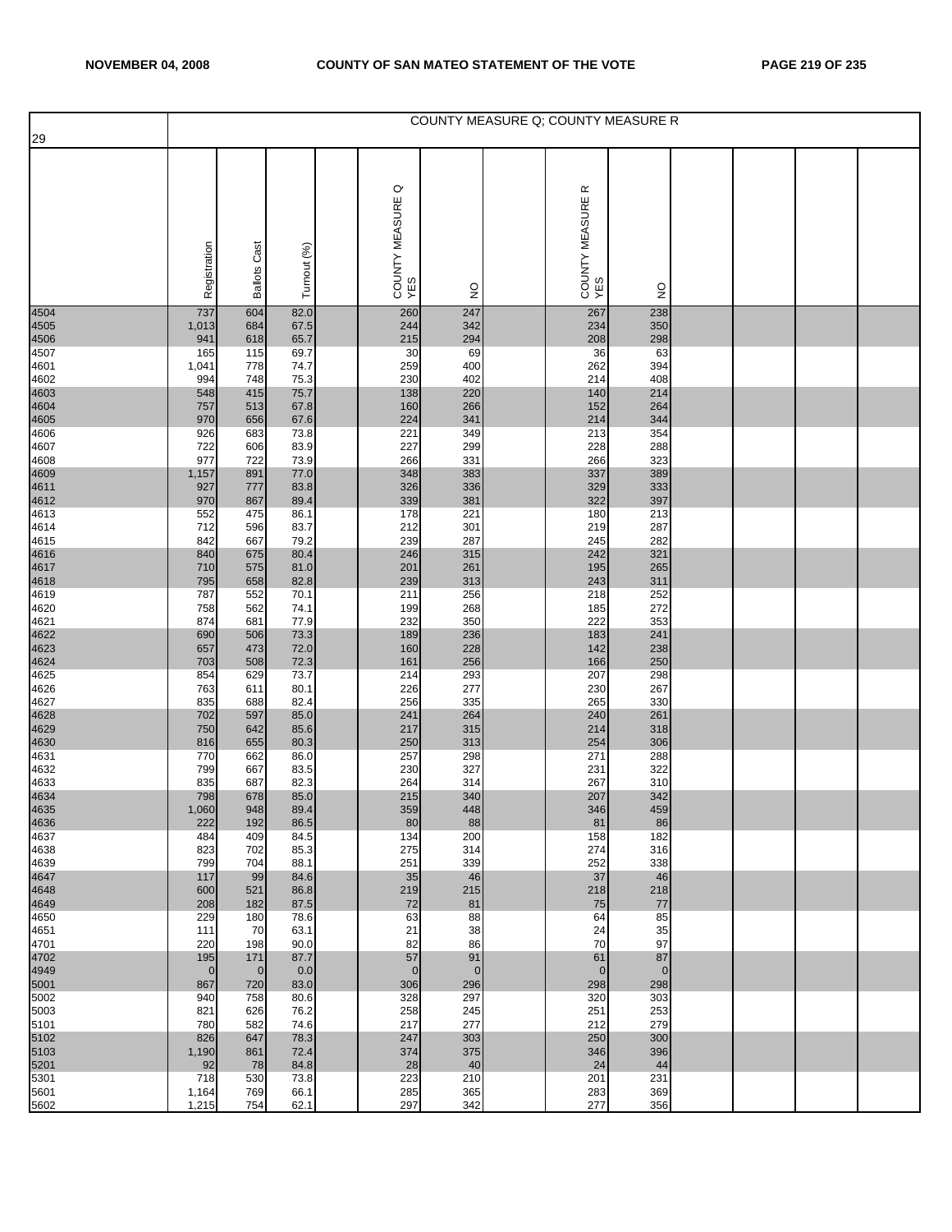| 29 | COUNTY MEASURE Q; COUNTY MEASURE R | | | | | | | | | | | | |
|---|---|---|---|---|---|---|---|---|---|---|---|---|---|
| | Registration | Ballots Cast | Turnout (%) | | COUNTY MEASURE Q YES | NO | | COUNTY MEASURE R YES | NO | | | | |
| 4504 | 737 | 604 | 82.0 | | 260 | 247 | | 267 | 238 | | | | |
| 4505 | 1,013 | 684 | 67.5 | | 244 | 342 | | 234 | 350 | | | | |
| 4506 | 941 | 618 | 65.7 | | 215 | 294 | | 208 | 298 | | | | |
| 4507 | 165 | 115 | 69.7 | | 30 | 69 | | 36 | 63 | | | | |
| 4601 | 1,041 | 778 | 74.7 | | 259 | 400 | | 262 | 394 | | | | |
| 4602 | 994 | 748 | 75.3 | | 230 | 402 | | 214 | 408 | | | | |
| 4603 | 548 | 415 | 75.7 | | 138 | 220 | | 140 | 214 | | | | |
| 4604 | 757 | 513 | 67.8 | | 160 | 266 | | 152 | 264 | | | | |
| 4605 | 970 | 656 | 67.6 | | 224 | 341 | | 214 | 344 | | | | |
| 4606 | 926 | 683 | 73.8 | | 221 | 349 | | 213 | 354 | | | | |
| 4607 | 722 | 606 | 83.9 | | 227 | 299 | | 228 | 288 | | | | |
| 4608 | 977 | 722 | 73.9 | | 266 | 331 | | 266 | 323 | | | | |
| 4609 | 1,157 | 891 | 77.0 | | 348 | 383 | | 337 | 389 | | | | |
| 4611 | 927 | 777 | 83.8 | | 326 | 336 | | 329 | 333 | | | | |
| 4612 | 970 | 867 | 89.4 | | 339 | 381 | | 322 | 397 | | | | |
| 4613 | 552 | 475 | 86.1 | | 178 | 221 | | 180 | 213 | | | | |
| 4614 | 712 | 596 | 83.7 | | 212 | 301 | | 219 | 287 | | | | |
| 4615 | 842 | 667 | 79.2 | | 239 | 287 | | 245 | 282 | | | | |
| 4616 | 840 | 675 | 80.4 | | 246 | 315 | | 242 | 321 | | | | |
| 4617 | 710 | 575 | 81.0 | | 201 | 261 | | 195 | 265 | | | | |
| 4618 | 795 | 658 | 82.8 | | 239 | 313 | | 243 | 311 | | | | |
| 4619 | 787 | 552 | 70.1 | | 211 | 256 | | 218 | 252 | | | | |
| 4620 | 758 | 562 | 74.1 | | 199 | 268 | | 185 | 272 | | | | |
| 4621 | 874 | 681 | 77.9 | | 232 | 350 | | 222 | 353 | | | | |
| 4622 | 690 | 506 | 73.3 | | 189 | 236 | | 183 | 241 | | | | |
| 4623 | 657 | 473 | 72.0 | | 160 | 228 | | 142 | 238 | | | | |
| 4624 | 703 | 508 | 72.3 | | 161 | 256 | | 166 | 250 | | | | |
| 4625 | 854 | 629 | 73.7 | | 214 | 293 | | 207 | 298 | | | | |
| 4626 | 763 | 611 | 80.1 | | 226 | 277 | | 230 | 267 | | | | |
| 4627 | 835 | 688 | 82.4 | | 256 | 335 | | 265 | 330 | | | | |
| 4628 | 702 | 597 | 85.0 | | 241 | 264 | | 240 | 261 | | | | |
| 4629 | 750 | 642 | 85.6 | | 217 | 315 | | 214 | 318 | | | | |
| 4630 | 816 | 655 | 80.3 | | 250 | 313 | | 254 | 306 | | | | |
| 4631 | 770 | 662 | 86.0 | | 257 | 298 | | 271 | 288 | | | | |
| 4632 | 799 | 667 | 83.5 | | 230 | 327 | | 231 | 322 | | | | |
| 4633 | 835 | 687 | 82.3 | | 264 | 314 | | 267 | 310 | | | | |
| 4634 | 798 | 678 | 85.0 | | 215 | 340 | | 207 | 342 | | | | |
| 4635 | 1,060 | 948 | 89.4 | | 359 | 448 | | 346 | 459 | | | | |
| 4636 | 222 | 192 | 86.5 | | 80 | 88 | | 81 | 86 | | | | |
| 4637 | 484 | 409 | 84.5 | | 134 | 200 | | 158 | 182 | | | | |
| 4638 | 823 | 702 | 85.3 | | 275 | 314 | | 274 | 316 | | | | |
| 4639 | 799 | 704 | 88.1 | | 251 | 339 | | 252 | 338 | | | | |
| 4647 | 117 | 99 | 84.6 | | 35 | 46 | | 37 | 46 | | | | |
| 4648 | 600 | 521 | 86.8 | | 219 | 215 | | 218 | 218 | | | | |
| 4649 | 208 | 182 | 87.5 | | 72 | 81 | | 75 | 77 | | | | |
| 4650 | 229 | 180 | 78.6 | | 63 | 88 | | 64 | 85 | | | | |
| 4651 | 111 | 70 | 63.1 | | 21 | 38 | | 24 | 35 | | | | |
| 4701 | 220 | 198 | 90.0 | | 82 | 86 | | 70 | 97 | | | | |
| 4702 | 195 | 171 | 87.7 | | 57 | 91 | | 61 | 87 | | | | |
| 4949 | 0 | 0 | 0.0 | | 0 | 0 | | 0 | 0 | | | | |
| 5001 | 867 | 720 | 83.0 | | 306 | 296 | | 298 | 298 | | | | |
| 5002 | 940 | 758 | 80.6 | | 328 | 297 | | 320 | 303 | | | | |
| 5003 | 821 | 626 | 76.2 | | 258 | 245 | | 251 | 253 | | | | |
| 5101 | 780 | 582 | 74.6 | | 217 | 277 | | 212 | 279 | | | | |
| 5102 | 826 | 647 | 78.3 | | 247 | 303 | | 250 | 300 | | | | |
| 5103 | 1,190 | 861 | 72.4 | | 374 | 375 | | 346 | 396 | | | | |
| 5201 | 92 | 78 | 84.8 | | 28 | 40 | | 24 | 44 | | | | |
| 5301 | 718 | 530 | 73.8 | | 223 | 210 | | 201 | 231 | | | | |
| 5601 | 1,164 | 769 | 66.1 | | 285 | 365 | | 283 | 369 | | | | |
| 5602 | 1,215 | 754 | 62.1 | | 297 | 342 | | 277 | 356 | | | | |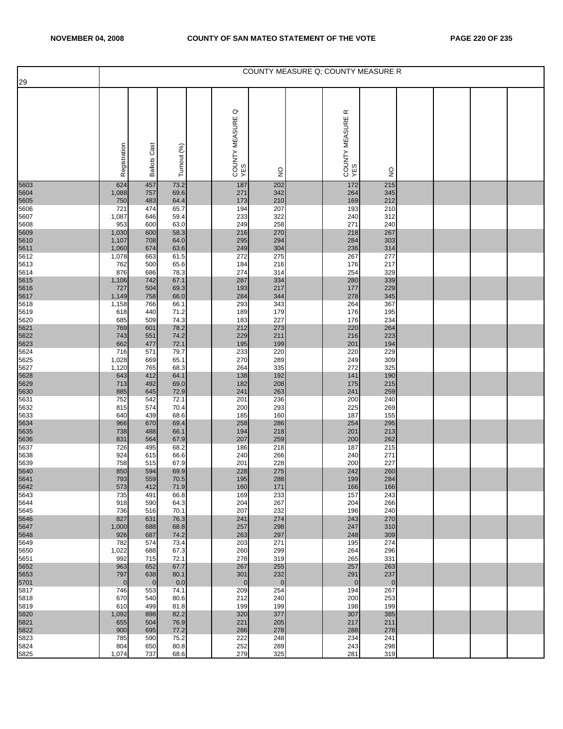| 29 | COUNTY MEASURE Q; COUNTY MEASURE R | | | | | | | | |
|---|---|---|---|---|---|---|---|---|---|
| | Registration | Ballots Cast | Turnout (%) | | COUNTY MEASURE Q YES | NO | | COUNTY MEASURE R YES | NO |
| 5603 | 624 | 457 | 73.2 | | 187 | 202 | | 172 | 215 |
| 5604 | 1,088 | 757 | 69.6 | | 271 | 342 | | 264 | 345 |
| 5605 | 750 | 483 | 64.4 | | 173 | 210 | | 169 | 212 |
| 5606 | 721 | 474 | 65.7 | | 194 | 207 | | 193 | 210 |
| 5607 | 1,087 | 646 | 59.4 | | 233 | 322 | | 240 | 312 |
| 5608 | 953 | 600 | 63.0 | | 249 | 258 | | 271 | 240 |
| 5609 | 1,030 | 600 | 58.3 | | 216 | 270 | | 218 | 267 |
| 5610 | 1,107 | 708 | 64.0 | | 295 | 294 | | 284 | 303 |
| 5611 | 1,060 | 674 | 63.6 | | 249 | 304 | | 236 | 314 |
| 5612 | 1,078 | 663 | 61.5 | | 272 | 275 | | 267 | 277 |
| 5613 | 762 | 500 | 65.6 | | 184 | 216 | | 176 | 217 |
| 5614 | 876 | 686 | 78.3 | | 274 | 314 | | 254 | 329 |
| 5615 | 1,106 | 742 | 67.1 | | 287 | 334 | | 280 | 339 |
| 5616 | 727 | 504 | 69.3 | | 193 | 217 | | 177 | 229 |
| 5617 | 1,149 | 758 | 66.0 | | 284 | 344 | | 278 | 345 |
| 5618 | 1,158 | 766 | 66.1 | | 293 | 343 | | 264 | 367 |
| 5619 | 618 | 440 | 71.2 | | 189 | 179 | | 176 | 195 |
| 5620 | 685 | 509 | 74.3 | | 183 | 227 | | 176 | 234 |
| 5621 | 769 | 601 | 78.2 | | 212 | 273 | | 220 | 264 |
| 5622 | 743 | 551 | 74.2 | | 229 | 211 | | 216 | 223 |
| 5623 | 662 | 477 | 72.1 | | 195 | 199 | | 201 | 194 |
| 5624 | 716 | 571 | 79.7 | | 233 | 220 | | 220 | 229 |
| 5625 | 1,028 | 669 | 65.1 | | 270 | 289 | | 249 | 309 |
| 5627 | 1,120 | 765 | 68.3 | | 264 | 335 | | 272 | 325 |
| 5628 | 643 | 412 | 64.1 | | 138 | 192 | | 141 | 190 |
| 5629 | 713 | 492 | 69.0 | | 182 | 208 | | 175 | 215 |
| 5630 | 885 | 645 | 72.9 | | 241 | 263 | | 241 | 259 |
| 5631 | 752 | 542 | 72.1 | | 201 | 236 | | 200 | 240 |
| 5632 | 815 | 574 | 70.4 | | 200 | 293 | | 225 | 269 |
| 5633 | 640 | 439 | 68.6 | | 185 | 160 | | 187 | 155 |
| 5634 | 966 | 670 | 69.4 | | 258 | 286 | | 254 | 295 |
| 5635 | 738 | 488 | 66.1 | | 194 | 218 | | 201 | 213 |
| 5636 | 831 | 564 | 67.9 | | 207 | 259 | | 200 | 262 |
| 5637 | 726 | 495 | 68.2 | | 186 | 218 | | 187 | 215 |
| 5638 | 924 | 615 | 66.6 | | 240 | 266 | | 240 | 271 |
| 5639 | 758 | 515 | 67.9 | | 201 | 228 | | 200 | 227 |
| 5640 | 850 | 594 | 69.9 | | 228 | 275 | | 242 | 260 |
| 5641 | 793 | 559 | 70.5 | | 195 | 288 | | 199 | 284 |
| 5642 | 573 | 412 | 71.9 | | 160 | 171 | | 166 | 166 |
| 5643 | 735 | 491 | 66.8 | | 169 | 233 | | 157 | 243 |
| 5644 | 918 | 590 | 64.3 | | 204 | 267 | | 204 | 266 |
| 5645 | 736 | 516 | 70.1 | | 207 | 232 | | 196 | 240 |
| 5646 | 827 | 631 | 76.3 | | 241 | 274 | | 243 | 270 |
| 5647 | 1,000 | 688 | 68.8 | | 257 | 298 | | 247 | 310 |
| 5648 | 926 | 687 | 74.2 | | 263 | 297 | | 248 | 309 |
| 5649 | 782 | 574 | 73.4 | | 203 | 271 | | 195 | 274 |
| 5650 | 1,022 | 688 | 67.3 | | 260 | 299 | | 264 | 296 |
| 5651 | 992 | 715 | 72.1 | | 278 | 319 | | 265 | 331 |
| 5652 | 963 | 652 | 67.7 | | 267 | 255 | | 257 | 263 |
| 5653 | 797 | 638 | 80.1 | | 301 | 232 | | 291 | 237 |
| 5701 | 0 | 0 | 0.0 | | 0 | 0 | | 0 | 0 |
| 5817 | 746 | 553 | 74.1 | | 209 | 254 | | 194 | 267 |
| 5818 | 670 | 540 | 80.6 | | 212 | 240 | | 200 | 253 |
| 5819 | 610 | 499 | 81.8 | | 199 | 199 | | 198 | 199 |
| 5820 | 1,092 | 898 | 82.2 | | 320 | 377 | | 307 | 385 |
| 5821 | 655 | 504 | 76.9 | | 221 | 205 | | 217 | 211 |
| 5822 | 900 | 695 | 77.2 | | 286 | 278 | | 288 | 278 |
| 5823 | 785 | 590 | 75.2 | | 222 | 248 | | 234 | 241 |
| 5824 | 804 | 650 | 80.8 | | 252 | 289 | | 243 | 298 |
| 5825 | 1,074 | 737 | 68.6 | | 279 | 325 | | 281 | 319 |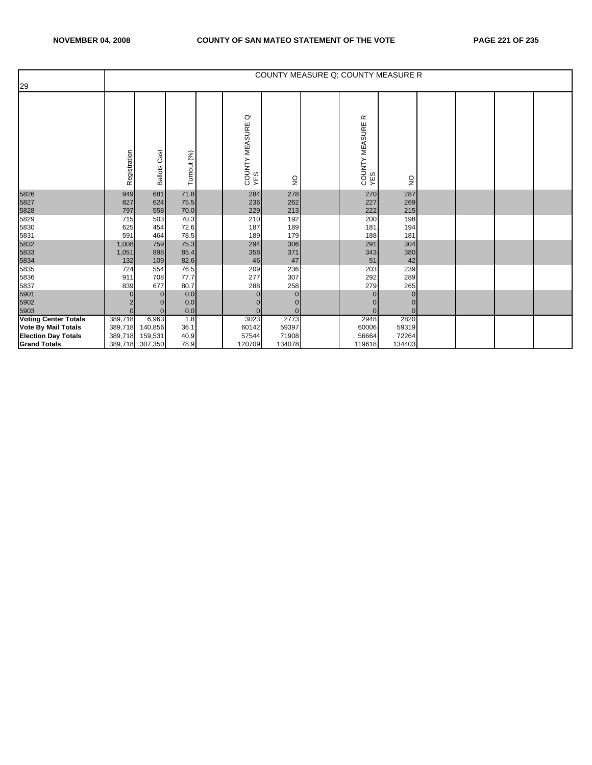| 29 | COUNTY MEASURE Q; COUNTY MEASURE R | | | | | | | | | | | | |
|---|---|---|---|---|---|---|---|---|---|---|---|---|---|
| | Registration | Ballots Cast | Turnout (%) | | COUNTY MEASURE Q YES | NO | | COUNTY MEASURE R YES | NO | | | | |
| 5826 | 949 | 681 | 71.8 | | 284 | 278 | | 270 | 287 | | | | |
| 5827 | 827 | 624 | 75.5 | | 236 | 262 | | 227 | 269 | | | | |
| 5828 | 797 | 558 | 70.0 | | 229 | 213 | | 222 | 215 | | | | |
| 5829 | 715 | 503 | 70.3 | | 210 | 192 | | 200 | 198 | | | | |
| 5830 | 625 | 454 | 72.6 | | 187 | 189 | | 181 | 194 | | | | |
| 5831 | 591 | 464 | 78.5 | | 189 | 179 | | 188 | 181 | | | | |
| 5832 | 1,008 | 759 | 75.3 | | 294 | 306 | | 291 | 304 | | | | |
| 5833 | 1,051 | 898 | 85.4 | | 358 | 371 | | 343 | 380 | | | | |
| 5834 | 132 | 109 | 82.6 | | 46 | 47 | | 51 | 42 | | | | |
| 5835 | 724 | 554 | 76.5 | | 209 | 236 | | 203 | 239 | | | | |
| 5836 | 911 | 708 | 77.7 | | 277 | 307 | | 292 | 289 | | | | |
| 5837 | 839 | 677 | 80.7 | | 288 | 258 | | 279 | 265 | | | | |
| 5901 | 0 | 0 | 0.0 | | 0 | 0 | | 0 | 0 | | | | |
| 5902 | 2 | 0 | 0.0 | | 0 | 0 | | 0 | 0 | | | | |
| 5903 | 0 | 0 | 0.0 | | 0 | 0 | | 0 | 0 | | | | |
| **Voting Center Totals** | 389,718 | 6,963 | 1.8 | | 3023 | 2773 | | 2948 | 2820 | | | | |
| **Vote By Mail Totals** | 389,718 | 140,856 | 36.1 | | 60142 | 59397 | | 60006 | 59319 | | | | |
| **Election Day Totals** | 389,718 | 159,531 | 40.9 | | 57544 | 71908 | | 56664 | 72264 | | | | |
| **Grand Totals** | 389,718 | 307,350 | 78.9 | | 120709 | 134078 | | 119618 | 134403 | | | | |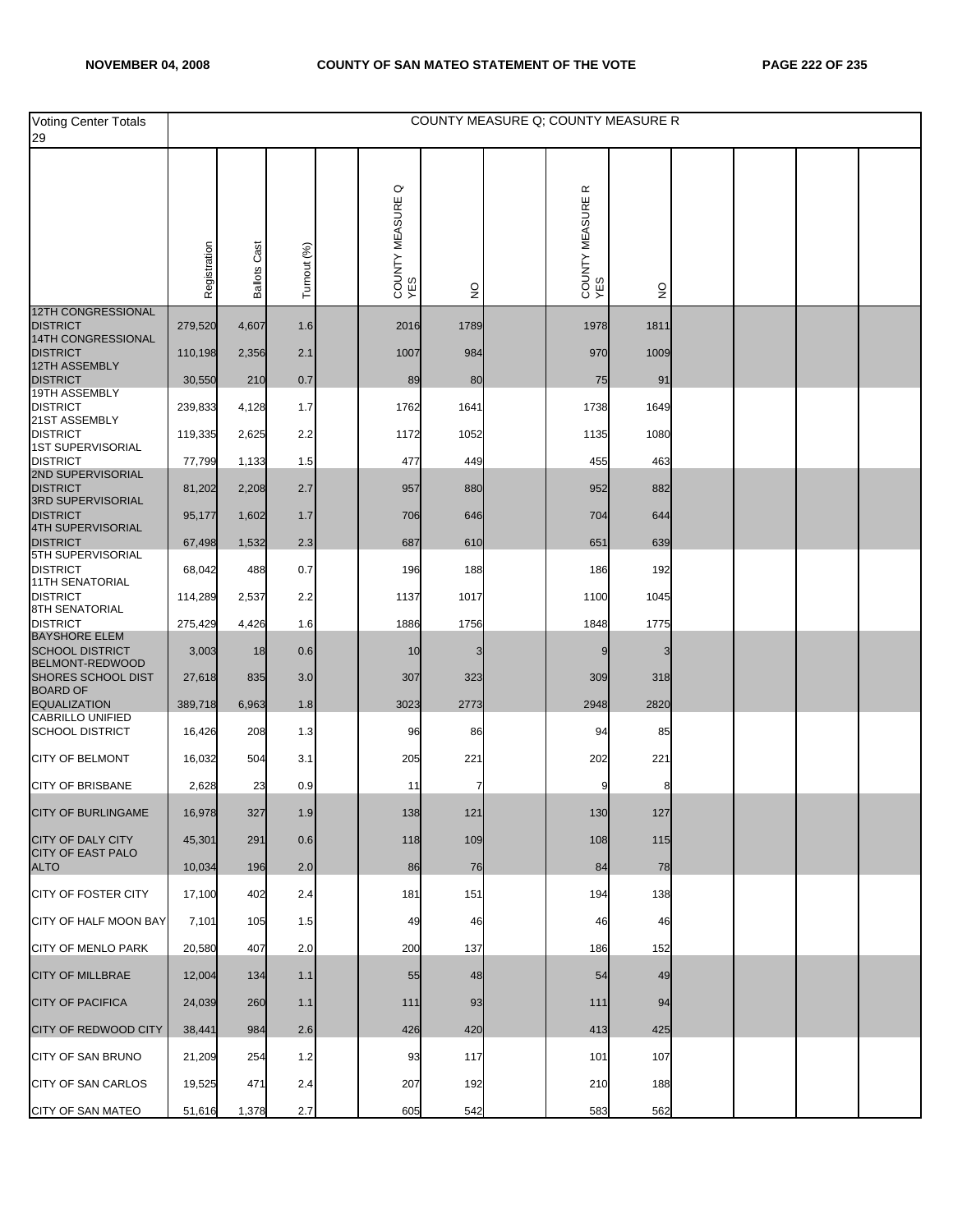| Voting Center Totals 29 | COUNTY MEASURE Q; COUNTY MEASURE R | | | | | | | | | | | | |
|---|---|---|---|---|---|---|---|---|---|---|---|---|---|
| | Registration | Ballots Cast | Turnout (%) | | COUNTY MEASURE Q YES | NO | | COUNTY MEASURE R YES | NO | | | | |
| 12TH CONGRESSIONAL DISTRICT | 279,520 | 4,607 | 1.6 | | 2016 | 1789 | | 1978 | 1811 | | | | |
| 14TH CONGRESSIONAL DISTRICT | 110,198 | 2,356 | 2.1 | | 1007 | 984 | | 970 | 1009 | | | | |
| 12TH ASSEMBLY DISTRICT | 30,550 | 210 | 0.7 | | 89 | 80 | | 75 | 91 | | | | |
| 19TH ASSEMBLY DISTRICT | 239,833 | 4,128 | 1.7 | | 1762 | 1641 | | 1738 | 1649 | | | | |
| 21ST ASSEMBLY DISTRICT | 119,335 | 2,625 | 2.2 | | 1172 | 1052 | | 1135 | 1080 | | | | |
| 1ST SUPERVISORIAL DISTRICT | 77,799 | 1,133 | 1.5 | | 477 | 449 | | 455 | 463 | | | | |
| 2ND SUPERVISORIAL DISTRICT | 81,202 | 2,208 | 2.7 | | 957 | 880 | | 952 | 882 | | | | |
| 3RD SUPERVISORIAL DISTRICT | 95,177 | 1,602 | 1.7 | | 706 | 646 | | 704 | 644 | | | | |
| 4TH SUPERVISORIAL DISTRICT | 67,498 | 1,532 | 2.3 | | 687 | 610 | | 651 | 639 | | | | |
| 5TH SUPERVISORIAL DISTRICT | 68,042 | 488 | 0.7 | | 196 | 188 | | 186 | 192 | | | | |
| 11TH SENATORIAL DISTRICT | 114,289 | 2,537 | 2.2 | | 1137 | 1017 | | 1100 | 1045 | | | | |
| 8TH SENATORIAL DISTRICT | 275,429 | 4,426 | 1.6 | | 1886 | 1756 | | 1848 | 1775 | | | | |
| BAYSHORE ELEM SCHOOL DISTRICT | 3,003 | 18 | 0.6 | | 10 | 3 | | 9 | 3 | | | | |
| BELMONT-REDWOOD SHORES SCHOOL DIST | 27,618 | 835 | 3.0 | | 307 | 323 | | 309 | 318 | | | | |
| BOARD OF EQUALIZATION | 389,718 | 6,963 | 1.8 | | 3023 | 2773 | | 2948 | 2820 | | | | |
| CABRILLO UNIFIED SCHOOL DISTRICT | 16,426 | 208 | 1.3 | | 96 | 86 | | 94 | 85 | | | | |
| CITY OF BELMONT | 16,032 | 504 | 3.1 | | 205 | 221 | | 202 | 221 | | | | |
| CITY OF BRISBANE | 2,628 | 23 | 0.9 | | 11 | 7 | | 9 | 8 | | | | |
| CITY OF BURLINGAME | 16,978 | 327 | 1.9 | | 138 | 121 | | 130 | 127 | | | | |
| CITY OF DALY CITY | 45,301 | 291 | 0.6 | | 118 | 109 | | 108 | 115 | | | | |
| CITY OF EAST PALO ALTO | 10,034 | 196 | 2.0 | | 86 | 76 | | 84 | 78 | | | | |
| CITY OF FOSTER CITY | 17,100 | 402 | 2.4 | | 181 | 151 | | 194 | 138 | | | | |
| CITY OF HALF MOON BAY | 7,101 | 105 | 1.5 | | 49 | 46 | | 46 | 46 | | | | |
| CITY OF MENLO PARK | 20,580 | 407 | 2.0 | | 200 | 137 | | 186 | 152 | | | | |
| CITY OF MILLBRAE | 12,004 | 134 | 1.1 | | 55 | 48 | | 54 | 49 | | | | |
| CITY OF PACIFICA | 24,039 | 260 | 1.1 | | 111 | 93 | | 111 | 94 | | | | |
| CITY OF REDWOOD CITY | 38,441 | 984 | 2.6 | | 426 | 420 | | 413 | 425 | | | | |
| CITY OF SAN BRUNO | 21,209 | 254 | 1.2 | | 93 | 117 | | 101 | 107 | | | | |
| CITY OF SAN CARLOS | 19,525 | 471 | 2.4 | | 207 | 192 | | 210 | 188 | | | | |
| CITY OF SAN MATEO | 51,616 | 1,378 | 2.7 | | 605 | 542 | | 583 | 562 | | | | |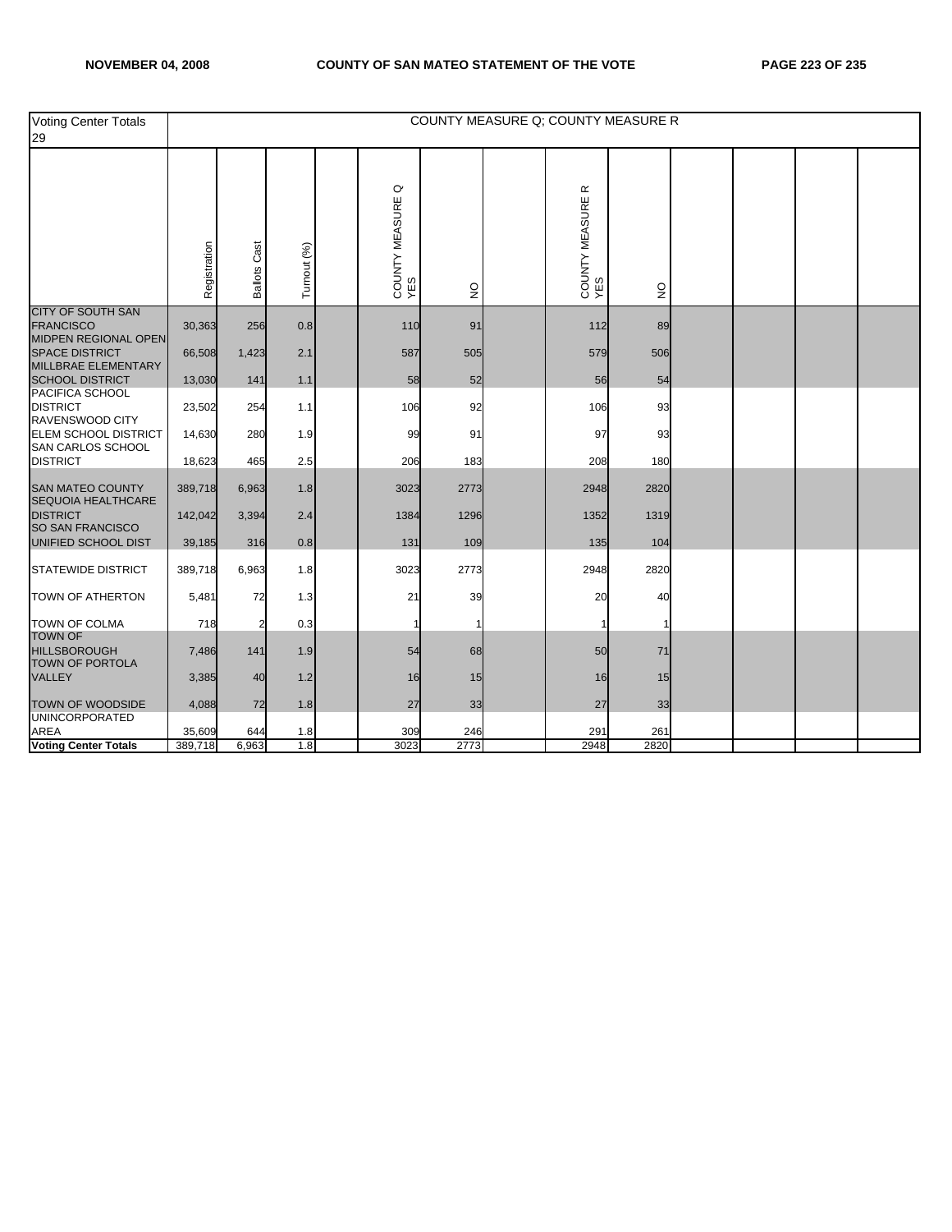| Voting Center Totals 29 | COUNTY MEASURE Q; COUNTY MEASURE R | | | | | | | | | | | | |
|---|---|---|---|---|---|---|---|---|---|---|---|---|---|
| | Registration | Ballots Cast | Turnout (%) | | COUNTY MEASURE Q YES | NO | | COUNTY MEASURE R YES | NO | | | | |
| CITY OF SOUTH SAN FRANCISCO | 30,363 | 256 | 0.8 | | 110 | 91 | | 112 | 89 | | | | |
| MIDPEN REGIONAL OPEN SPACE DISTRICT | 66,508 | 1,423 | 2.1 | | 587 | 505 | | 579 | 506 | | | | |
| MILLBRAE ELEMENTARY SCHOOL DISTRICT | 13,030 | 141 | 1.1 | | 58 | 52 | | 56 | 54 | | | | |
| PACIFICA SCHOOL DISTRICT | 23,502 | 254 | 1.1 | | 106 | 92 | | 106 | 93 | | | | |
| RAVENSWOOD CITY ELEM SCHOOL DISTRICT | 14,630 | 280 | 1.9 | | 99 | 91 | | 97 | 93 | | | | |
| SAN CARLOS SCHOOL DISTRICT | 18,623 | 465 | 2.5 | | 206 | 183 | | 208 | 180 | | | | |
| SAN MATEO COUNTY | 389,718 | 6,963 | 1.8 | | 3023 | 2773 | | 2948 | 2820 | | | | |
| SEQUOIA HEALTHCARE DISTRICT | 142,042 | 3,394 | 2.4 | | 1384 | 1296 | | 1352 | 1319 | | | | |
| SO SAN FRANCISCO UNIFIED SCHOOL DIST | 39,185 | 316 | 0.8 | | 131 | 109 | | 135 | 104 | | | | |
| STATEWIDE DISTRICT | 389,718 | 6,963 | 1.8 | | 3023 | 2773 | | 2948 | 2820 | | | | |
| TOWN OF ATHERTON | 5,481 | 72 | 1.3 | | 21 | 39 | | 20 | 40 | | | | |
| TOWN OF COLMA | 718 | 2 | 0.3 | | 1 | 1 | | 1 | 1 | | | | |
| TOWN OF HILLSBOROUGH | 7,486 | 141 | 1.9 | | 54 | 68 | | 50 | 71 | | | | |
| TOWN OF PORTOLA VALLEY | 3,385 | 40 | 1.2 | | 16 | 15 | | 16 | 15 | | | | |
| TOWN OF WOODSIDE | 4,088 | 72 | 1.8 | | 27 | 33 | | 27 | 33 | | | | |
| UNINCORPORATED AREA | 35,609 | 644 | 1.8 | | 309 | 246 | | 291 | 261 | | | | |
| **Voting Center Totals** | 389,718 | 6,963 | 1.8 | | 3023 | 2773 | | 2948 | 2820 | | | | |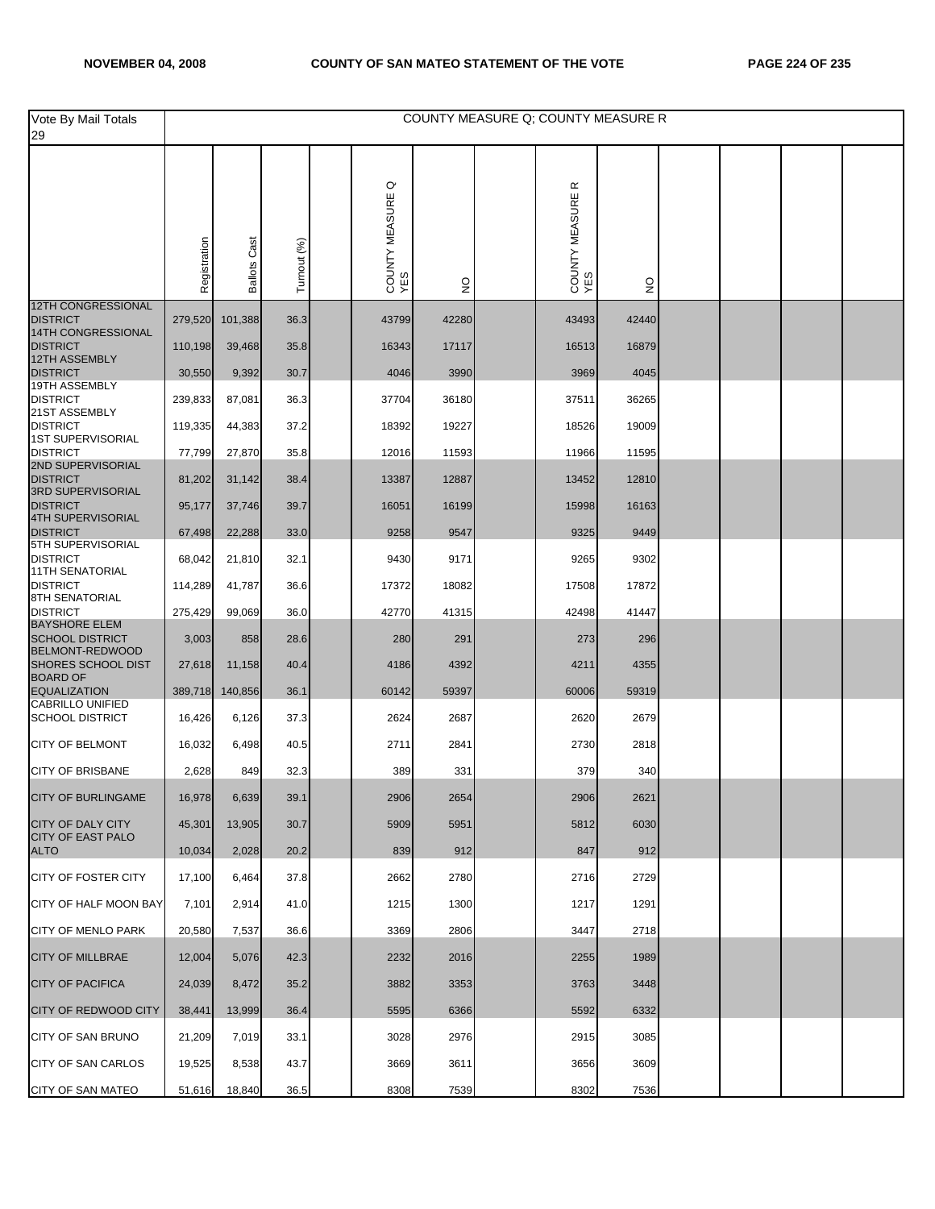| Vote By Mail Totals 29 | COUNTY MEASURE Q; COUNTY MEASURE R | | | | | | | | | | | | |
|---|---|---|---|---|---|---|---|---|---|---|---|---|---|
| | Registration | Ballots Cast | Turnout (%) | | COUNTY MEASURE Q YES | NO | | COUNTY MEASURE R YES | NO | | | | |
| 12TH CONGRESSIONAL DISTRICT | 279,520 | 101,388 | 36.3 | | 43799 | 42280 | | 43493 | 42440 | | | | |
| 14TH CONGRESSIONAL DISTRICT | 110,198 | 39,468 | 35.8 | | 16343 | 17117 | | 16513 | 16879 | | | | |
| 12TH ASSEMBLY DISTRICT | 30,550 | 9,392 | 30.7 | | 4046 | 3990 | | 3969 | 4045 | | | | |
| 19TH ASSEMBLY DISTRICT | 239,833 | 87,081 | 36.3 | | 37704 | 36180 | | 37511 | 36265 | | | | |
| 21ST ASSEMBLY DISTRICT | 119,335 | 44,383 | 37.2 | | 18392 | 19227 | | 18526 | 19009 | | | | |
| 1ST SUPERVISORIAL DISTRICT | 77,799 | 27,870 | 35.8 | | 12016 | 11593 | | 11966 | 11595 | | | | |
| 2ND SUPERVISORIAL DISTRICT | 81,202 | 31,142 | 38.4 | | 13387 | 12887 | | 13452 | 12810 | | | | |
| 3RD SUPERVISORIAL DISTRICT | 95,177 | 37,746 | 39.7 | | 16051 | 16199 | | 15998 | 16163 | | | | |
| 4TH SUPERVISORIAL DISTRICT | 67,498 | 22,288 | 33.0 | | 9258 | 9547 | | 9325 | 9449 | | | | |
| 5TH SUPERVISORIAL DISTRICT | 68,042 | 21,810 | 32.1 | | 9430 | 9171 | | 9265 | 9302 | | | | |
| 11TH SENATORIAL DISTRICT | 114,289 | 41,787 | 36.6 | | 17372 | 18082 | | 17508 | 17872 | | | | |
| 8TH SENATORIAL DISTRICT | 275,429 | 99,069 | 36.0 | | 42770 | 41315 | | 42498 | 41447 | | | | |
| BAYSHORE ELEM SCHOOL DISTRICT | 3,003 | 858 | 28.6 | | 280 | 291 | | 273 | 296 | | | | |
| BELMONT-REDWOOD SHORES SCHOOL DIST | 27,618 | 11,158 | 40.4 | | 4186 | 4392 | | 4211 | 4355 | | | | |
| BOARD OF EQUALIZATION | 389,718 | 140,856 | 36.1 | | 60142 | 59397 | | 60006 | 59319 | | | | |
| CABRILLO UNIFIED SCHOOL DISTRICT | 16,426 | 6,126 | 37.3 | | 2624 | 2687 | | 2620 | 2679 | | | | |
| CITY OF BELMONT | 16,032 | 6,498 | 40.5 | | 2711 | 2841 | | 2730 | 2818 | | | | |
| CITY OF BRISBANE | 2,628 | 849 | 32.3 | | 389 | 331 | | 379 | 340 | | | | |
| CITY OF BURLINGAME | 16,978 | 6,639 | 39.1 | | 2906 | 2654 | | 2906 | 2621 | | | | |
| CITY OF DALY CITY | 45,301 | 13,905 | 30.7 | | 5909 | 5951 | | 5812 | 6030 | | | | |
| CITY OF EAST PALO ALTO | 10,034 | 2,028 | 20.2 | | 839 | 912 | | 847 | 912 | | | | |
| CITY OF FOSTER CITY | 17,100 | 6,464 | 37.8 | | 2662 | 2780 | | 2716 | 2729 | | | | |
| CITY OF HALF MOON BAY | 7,101 | 2,914 | 41.0 | | 1215 | 1300 | | 1217 | 1291 | | | | |
| CITY OF MENLO PARK | 20,580 | 7,537 | 36.6 | | 3369 | 2806 | | 3447 | 2718 | | | | |
| CITY OF MILLBRAE | 12,004 | 5,076 | 42.3 | | 2232 | 2016 | | 2255 | 1989 | | | | |
| CITY OF PACIFICA | 24,039 | 8,472 | 35.2 | | 3882 | 3353 | | 3763 | 3448 | | | | |
| CITY OF REDWOOD CITY | 38,441 | 13,999 | 36.4 | | 5595 | 6366 | | 5592 | 6332 | | | | |
| CITY OF SAN BRUNO | 21,209 | 7,019 | 33.1 | | 3028 | 2976 | | 2915 | 3085 | | | | |
| CITY OF SAN CARLOS | 19,525 | 8,538 | 43.7 | | 3669 | 3611 | | 3656 | 3609 | | | | |
| CITY OF SAN MATEO | 51,616 | 18,840 | 36.5 | | 8308 | 7539 | | 8302 | 7536 | | | | |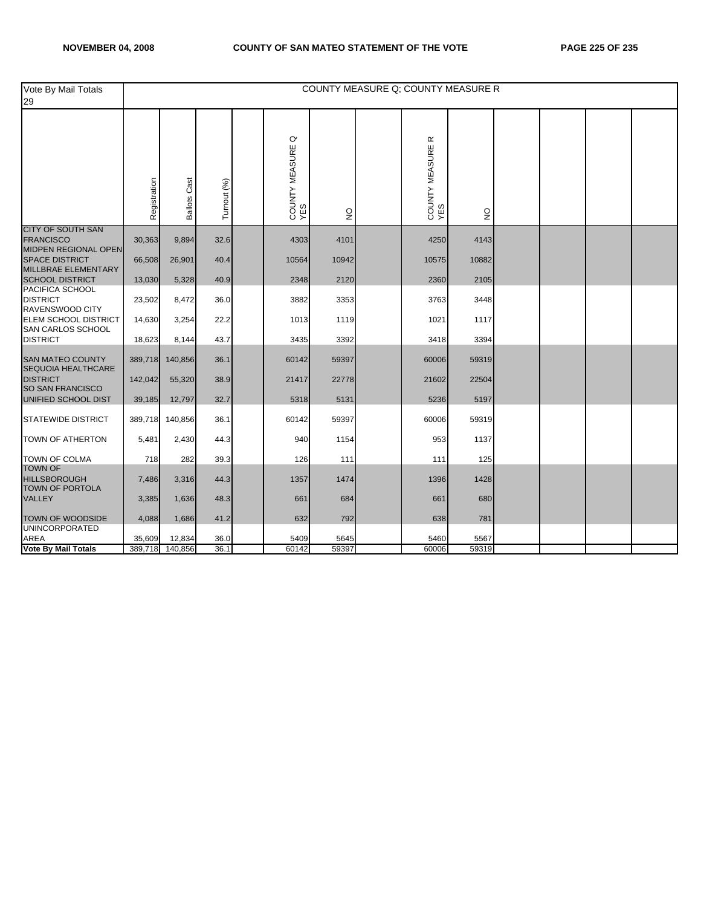| Vote By Mail Totals 29 | COUNTY MEASURE Q; COUNTY MEASURE R | | | | | | | | | | | | |
|---|---|---|---|---|---|---|---|---|---|---|---|---|---|
| | Registration | Ballots Cast | Turnout (%) | | COUNTY MEASURE Q YES | NO | | COUNTY MEASURE R YES | NO | | | | |
| CITY OF SOUTH SAN FRANCISCO | 30,363 | 9,894 | 32.6 | | 4303 | 4101 | | 4250 | 4143 | | | | |
| MIDPEN REGIONAL OPEN SPACE DISTRICT | 66,508 | 26,901 | 40.4 | | 10564 | 10942 | | 10575 | 10882 | | | | |
| MILLBRAE ELEMENTARY SCHOOL DISTRICT | 13,030 | 5,328 | 40.9 | | 2348 | 2120 | | 2360 | 2105 | | | | |
| PACIFICA SCHOOL DISTRICT | 23,502 | 8,472 | 36.0 | | 3882 | 3353 | | 3763 | 3448 | | | | |
| RAVENSWOOD CITY ELEM SCHOOL DISTRICT | 14,630 | 3,254 | 22.2 | | 1013 | 1119 | | 1021 | 1117 | | | | |
| SAN CARLOS SCHOOL DISTRICT | 18,623 | 8,144 | 43.7 | | 3435 | 3392 | | 3418 | 3394 | | | | |
| SAN MATEO COUNTY | 389,718 | 140,856 | 36.1 | | 60142 | 59397 | | 60006 | 59319 | | | | |
| SEQUOIA HEALTHCARE DISTRICT | 142,042 | 55,320 | 38.9 | | 21417 | 22778 | | 21602 | 22504 | | | | |
| SO SAN FRANCISCO UNIFIED SCHOOL DIST | 39,185 | 12,797 | 32.7 | | 5318 | 5131 | | 5236 | 5197 | | | | |
| STATEWIDE DISTRICT | 389,718 | 140,856 | 36.1 | | 60142 | 59397 | | 60006 | 59319 | | | | |
| TOWN OF ATHERTON | 5,481 | 2,430 | 44.3 | | 940 | 1154 | | 953 | 1137 | | | | |
| TOWN OF COLMA | 718 | 282 | 39.3 | | 126 | 111 | | 111 | 125 | | | | |
| TOWN OF HILLSBOROUGH | 7,486 | 3,316 | 44.3 | | 1357 | 1474 | | 1396 | 1428 | | | | |
| TOWN OF PORTOLA VALLEY | 3,385 | 1,636 | 48.3 | | 661 | 684 | | 661 | 680 | | | | |
| TOWN OF WOODSIDE | 4,088 | 1,686 | 41.2 | | 632 | 792 | | 638 | 781 | | | | |
| UNINCORPORATED AREA | 35,609 | 12,834 | 36.0 | | 5409 | 5645 | | 5460 | 5567 | | | | |
| **Vote By Mail Totals** | 389,718 | 140,856 | 36.1 | | 60142 | 59397 | | 60006 | 59319 | | | | |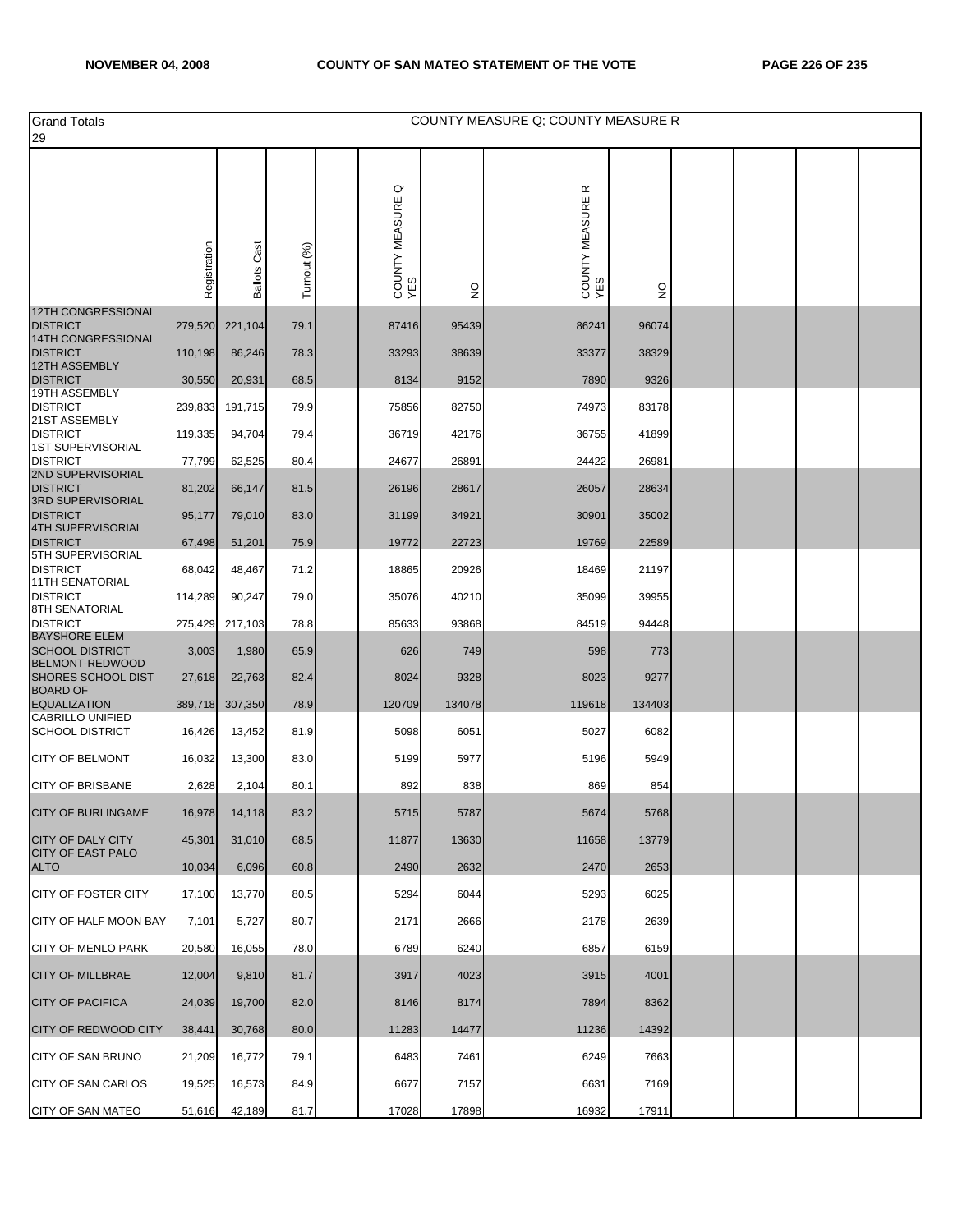| Grand Totals 29 | COUNTY MEASURE Q; COUNTY MEASURE R | | | | | | | | | | | | |
|---|---|---|---|---|---|---|---|---|---|---|---|---|---|
| | Registration | Ballots Cast | Turnout (%) | | COUNTY MEASURE Q YES | NO | | COUNTY MEASURE R YES | NO | | | | |
| 12TH CONGRESSIONAL DISTRICT | 279,520 | 221,104 | 79.1 | | 87416 | 95439 | | 86241 | 96074 | | | | |
| 14TH CONGRESSIONAL DISTRICT | 110,198 | 86,246 | 78.3 | | 33293 | 38639 | | 33377 | 38329 | | | | |
| 12TH ASSEMBLY DISTRICT | 30,550 | 20,931 | 68.5 | | 8134 | 9152 | | 7890 | 9326 | | | | |
| 19TH ASSEMBLY DISTRICT | 239,833 | 191,715 | 79.9 | | 75856 | 82750 | | 74973 | 83178 | | | | |
| 21ST ASSEMBLY DISTRICT | 119,335 | 94,704 | 79.4 | | 36719 | 42176 | | 36755 | 41899 | | | | |
| 1ST SUPERVISORIAL DISTRICT | 77,799 | 62,525 | 80.4 | | 24677 | 26891 | | 24422 | 26981 | | | | |
| 2ND SUPERVISORIAL DISTRICT | 81,202 | 66,147 | 81.5 | | 26196 | 28617 | | 26057 | 28634 | | | | |
| 3RD SUPERVISORIAL DISTRICT | 95,177 | 79,010 | 83.0 | | 31199 | 34921 | | 30901 | 35002 | | | | |
| 4TH SUPERVISORIAL DISTRICT | 67,498 | 51,201 | 75.9 | | 19772 | 22723 | | 19769 | 22589 | | | | |
| 5TH SUPERVISORIAL DISTRICT | 68,042 | 48,467 | 71.2 | | 18865 | 20926 | | 18469 | 21197 | | | | |
| 11TH SENATORIAL DISTRICT | 114,289 | 90,247 | 79.0 | | 35076 | 40210 | | 35099 | 39955 | | | | |
| 8TH SENATORIAL DISTRICT | 275,429 | 217,103 | 78.8 | | 85633 | 93868 | | 84519 | 94448 | | | | |
| BAYSHORE ELEM SCHOOL DISTRICT | 3,003 | 1,980 | 65.9 | | 626 | 749 | | 598 | 773 | | | | |
| BELMONT-REDWOOD SHORES SCHOOL DIST | 27,618 | 22,763 | 82.4 | | 8024 | 9328 | | 8023 | 9277 | | | | |
| BOARD OF EQUALIZATION | 389,718 | 307,350 | 78.9 | | 120709 | 134078 | | 119618 | 134403 | | | | |
| CABRILLO UNIFIED SCHOOL DISTRICT | 16,426 | 13,452 | 81.9 | | 5098 | 6051 | | 5027 | 6082 | | | | |
| CITY OF BELMONT | 16,032 | 13,300 | 83.0 | | 5199 | 5977 | | 5196 | 5949 | | | | |
| CITY OF BRISBANE | 2,628 | 2,104 | 80.1 | | 892 | 838 | | 869 | 854 | | | | |
| CITY OF BURLINGAME | 16,978 | 14,118 | 83.2 | | 5715 | 5787 | | 5674 | 5768 | | | | |
| CITY OF DALY CITY | 45,301 | 31,010 | 68.5 | | 11877 | 13630 | | 11658 | 13779 | | | | |
| CITY OF EAST PALO ALTO | 10,034 | 6,096 | 60.8 | | 2490 | 2632 | | 2470 | 2653 | | | | |
| CITY OF FOSTER CITY | 17,100 | 13,770 | 80.5 | | 5294 | 6044 | | 5293 | 6025 | | | | |
| CITY OF HALF MOON BAY | 7,101 | 5,727 | 80.7 | | 2171 | 2666 | | 2178 | 2639 | | | | |
| CITY OF MENLO PARK | 20,580 | 16,055 | 78.0 | | 6789 | 6240 | | 6857 | 6159 | | | | |
| CITY OF MILLBRAE | 12,004 | 9,810 | 81.7 | | 3917 | 4023 | | 3915 | 4001 | | | | |
| CITY OF PACIFICA | 24,039 | 19,700 | 82.0 | | 8146 | 8174 | | 7894 | 8362 | | | | |
| CITY OF REDWOOD CITY | 38,441 | 30,768 | 80.0 | | 11283 | 14477 | | 11236 | 14392 | | | | |
| CITY OF SAN BRUNO | 21,209 | 16,772 | 79.1 | | 6483 | 7461 | | 6249 | 7663 | | | | |
| CITY OF SAN CARLOS | 19,525 | 16,573 | 84.9 | | 6677 | 7157 | | 6631 | 7169 | | | | |
| CITY OF SAN MATEO | 51,616 | 42,189 | 81.7 | | 17028 | 17898 | | 16932 | 17911 | | | | |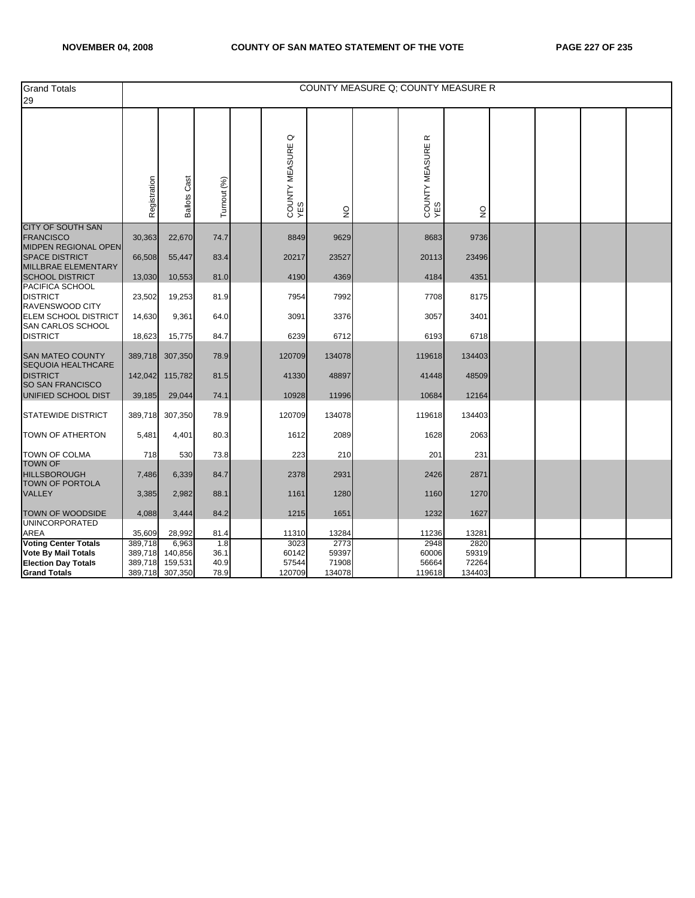| Grand Totals 29 | COUNTY MEASURE Q; COUNTY MEASURE R | | | | | | | | | | | | |
|---|---|---|---|---|---|---|---|---|---|---|---|---|---|
| | Registration | Ballots Cast | Turnout (%) | | COUNTY MEASURE Q YES | NO | | COUNTY MEASURE R YES | NO | | | | |
| CITY OF SOUTH SAN FRANCISCO | 30,363 | 22,670 | 74.7 | | 8849 | 9629 | | 8683 | 9736 | | | | |
| MIDPEN REGIONAL OPEN SPACE DISTRICT | 66,508 | 55,447 | 83.4 | | 20217 | 23527 | | 20113 | 23496 | | | | |
| MILLBRAE ELEMENTARY SCHOOL DISTRICT | 13,030 | 10,553 | 81.0 | | 4190 | 4369 | | 4184 | 4351 | | | | |
| PACIFICA SCHOOL DISTRICT | 23,502 | 19,253 | 81.9 | | 7954 | 7992 | | 7708 | 8175 | | | | |
| RAVENSWOOD CITY ELEM SCHOOL DISTRICT | 14,630 | 9,361 | 64.0 | | 3091 | 3376 | | 3057 | 3401 | | | | |
| SAN CARLOS SCHOOL DISTRICT | 18,623 | 15,775 | 84.7 | | 6239 | 6712 | | 6193 | 6718 | | | | |
| SAN MATEO COUNTY | 389,718 | 307,350 | 78.9 | | 120709 | 134078 | | 119618 | 134403 | | | | |
| SEQUOIA HEALTHCARE DISTRICT | 142,042 | 115,782 | 81.5 | | 41330 | 48897 | | 41448 | 48509 | | | | |
| SO SAN FRANCISCO UNIFIED SCHOOL DIST | 39,185 | 29,044 | 74.1 | | 10928 | 11996 | | 10684 | 12164 | | | | |
| STATEWIDE DISTRICT | 389,718 | 307,350 | 78.9 | | 120709 | 134078 | | 119618 | 134403 | | | | |
| TOWN OF ATHERTON | 5,481 | 4,401 | 80.3 | | 1612 | 2089 | | 1628 | 2063 | | | | |
| TOWN OF COLMA | 718 | 530 | 73.8 | | 223 | 210 | | 201 | 231 | | | | |
| TOWN OF HILLSBOROUGH | 7,486 | 6,339 | 84.7 | | 2378 | 2931 | | 2426 | 2871 | | | | |
| TOWN OF PORTOLA VALLEY | 3,385 | 2,982 | 88.1 | | 1161 | 1280 | | 1160 | 1270 | | | | |
| TOWN OF WOODSIDE | 4,088 | 3,444 | 84.2 | | 1215 | 1651 | | 1232 | 1627 | | | | |
| UNINCORPORATED AREA | 35,609 | 28,992 | 81.4 | | 11310 | 13284 | | 11236 | 13281 | | | | |
| **Voting Center Totals** | 389,718 | 6,963 | 1.8 | | 3023 | 2773 | | 2948 | 2820 | | | | |
| **Vote By Mail Totals** | 389,718 | 140,856 | 36.1 | | 60142 | 59397 | | 60006 | 59319 | | | | |
| **Election Day Totals** | 389,718 | 159,531 | 40.9 | | 57544 | 71908 | | 56664 | 72264 | | | | |
| **Grand Totals** | 389,718 | 307,350 | 78.9 | | 120709 | 134078 | | 119618 | 134403 | | | | |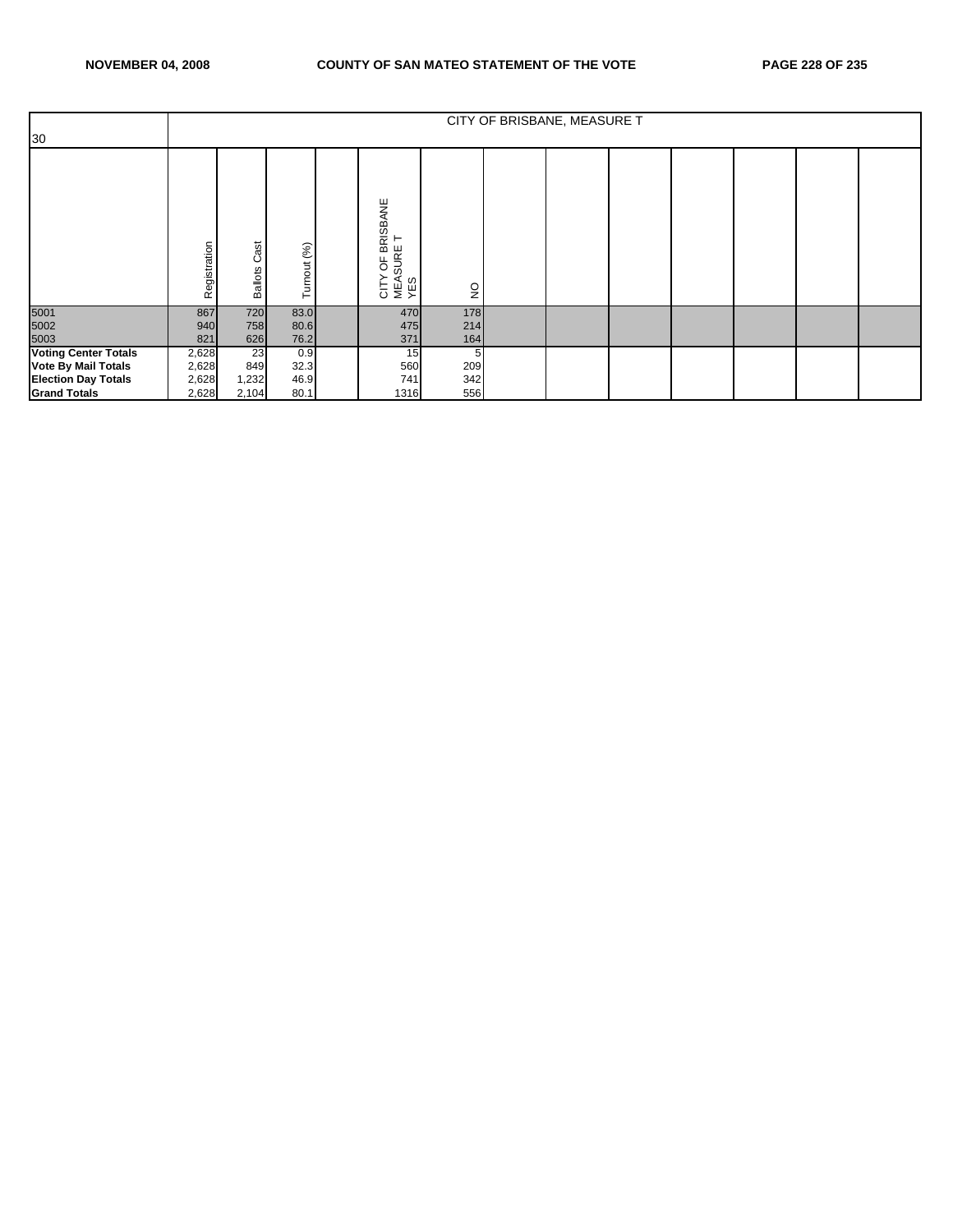| 30 | CITY OF BRISBANE, MEASURE T | | | | | | | | | | | | | |
|---|---|---|---|---|---|---|---|---|---|---|---|---|---|---|
| | Registration | Ballots Cast | Turnout (%) | | CITY OF BRISBANE MEASURE T YES | NO | | | | | | | | |
| 5001 | 867 | 720 | 83.0 | | 470 | 178 | | | | | | | | |
| 5002 | 940 | 758 | 80.6 | | 475 | 214 | | | | | | | | |
| 5003 | 821 | 626 | 76.2 | | 371 | 164 | | | | | | | | |
| **Voting Center Totals** | 2,628 | 23 | 0.9 | | 15 | 5 | | | | | | | | |
| **Vote By Mail Totals** | 2,628 | 849 | 32.3 | | 560 | 209 | | | | | | | | |
| **Election Day Totals** | 2,628 | 1,232 | 46.9 | | 741 | 342 | | | | | | | | |
| **Grand Totals** | 2,628 | 2,104 | 80.1 | | 1316 | 556 | | | | | | | | |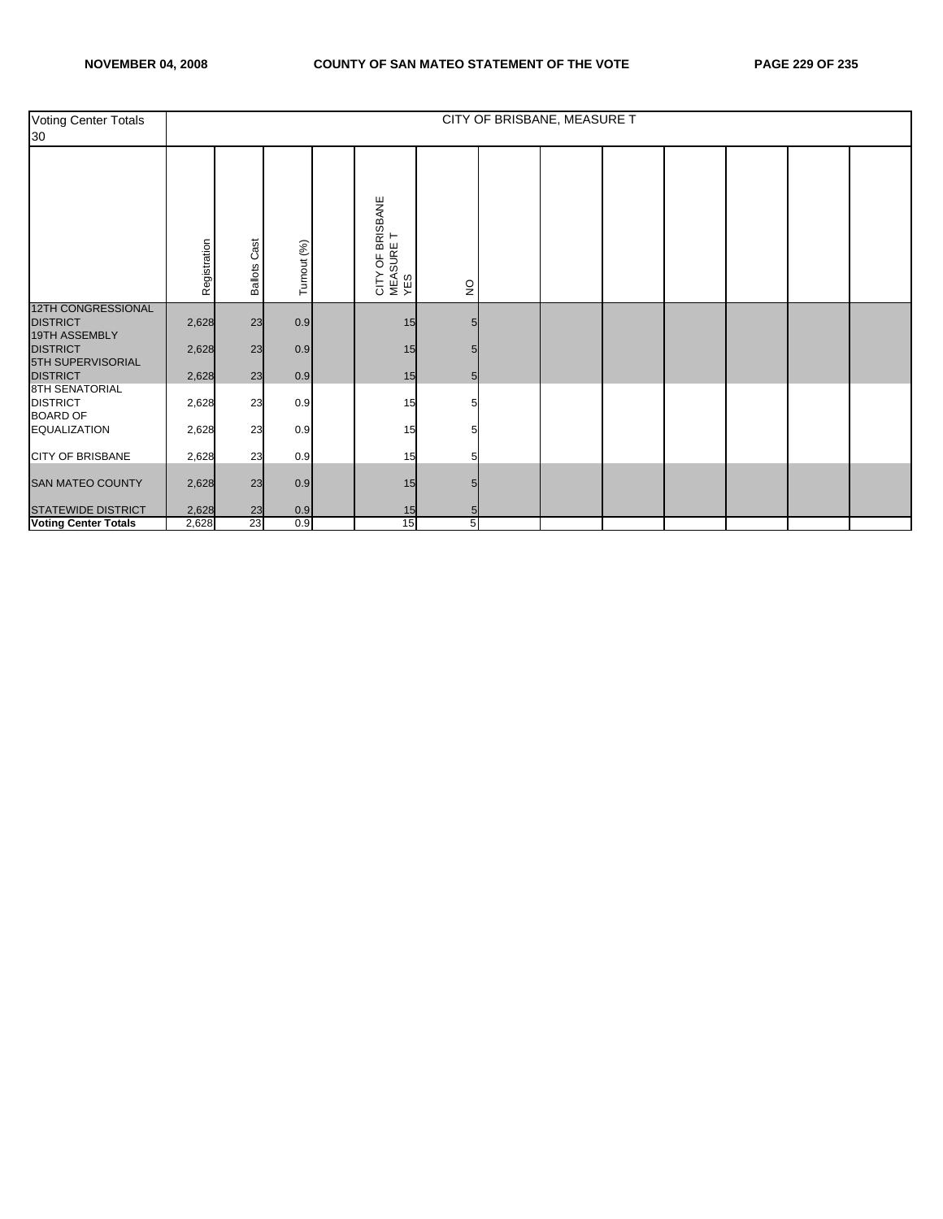| Voting Center Totals 30 | CITY OF BRISBANE, MEASURE T | | | | | | | | | | | | |
|---|---|---|---|---|---|---|---|---|---|---|---|---|---|
| | Registration | Ballots Cast | Turnout (%) | | CITY OF BRISBANE MEASURE T YES | NO | | | | | | | |
| 12TH CONGRESSIONAL DISTRICT | 2,628 | 23 | 0.9 | | 15 | 5 | | | | | | | |
| 19TH ASSEMBLY DISTRICT | 2,628 | 23 | 0.9 | | 15 | 5 | | | | | | | |
| 5TH SUPERVISORIAL DISTRICT | 2,628 | 23 | 0.9 | | 15 | 5 | | | | | | | |
| 8TH SENATORIAL DISTRICT | 2,628 | 23 | 0.9 | | 15 | 5 | | | | | | | |
| BOARD OF EQUALIZATION | 2,628 | 23 | 0.9 | | 15 | 5 | | | | | | | |
| CITY OF BRISBANE | 2,628 | 23 | 0.9 | | 15 | 5 | | | | | | | |
| SAN MATEO COUNTY | 2,628 | 23 | 0.9 | | 15 | 5 | | | | | | | |
| STATEWIDE DISTRICT | 2,628 | 23 | 0.9 | | 15 | 5 | | | | | | | |
| **Voting Center Totals** | 2,628 | 23 | 0.9 | | 15 | 5 | | | | | | | |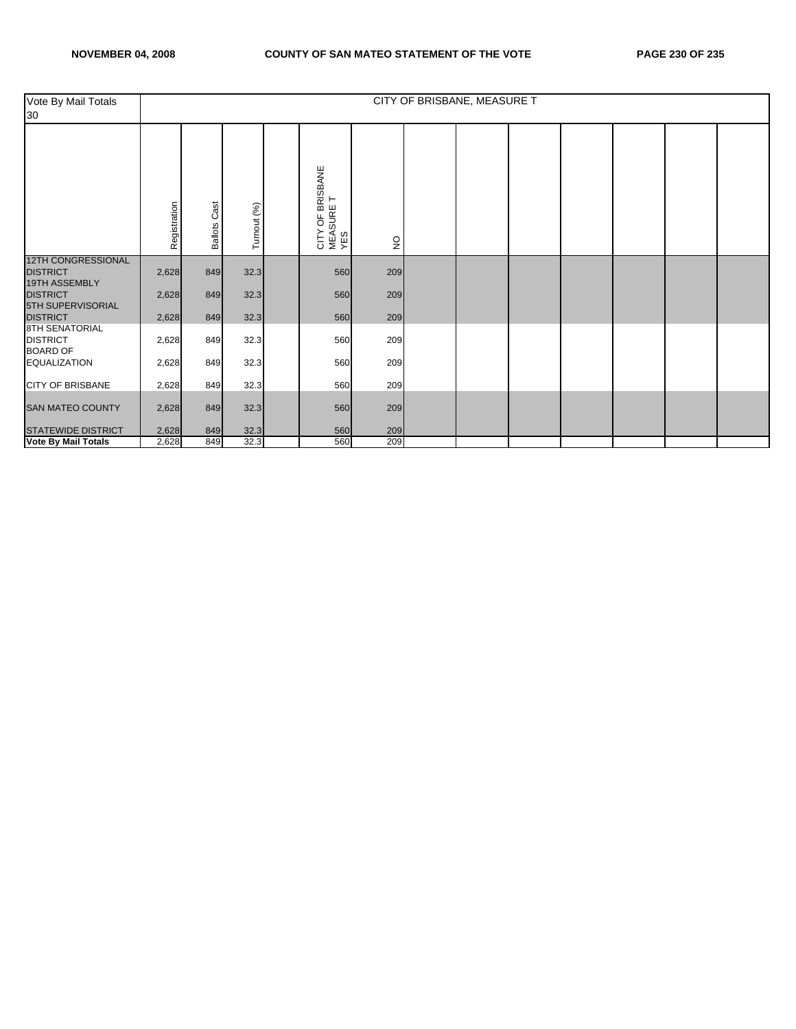| Vote By Mail Totals 30 | CITY OF BRISBANE, MEASURE T | | | | | | | | | | | | |
|---|---|---|---|---|---|---|---|---|---|---|---|---|---|
| | Registration | Ballots Cast | Turnout (%) | | CITY OF BRISBANE MEASURE T YES | NO | | | | | | | |
| 12TH CONGRESSIONAL DISTRICT | 2,628 | 849 | 32.3 | | 560 | 209 | | | | | | | |
| 19TH ASSEMBLY DISTRICT | 2,628 | 849 | 32.3 | | 560 | 209 | | | | | | | |
| 5TH SUPERVISORIAL DISTRICT | 2,628 | 849 | 32.3 | | 560 | 209 | | | | | | | |
| 8TH SENATORIAL DISTRICT | 2,628 | 849 | 32.3 | | 560 | 209 | | | | | | | |
| BOARD OF EQUALIZATION | 2,628 | 849 | 32.3 | | 560 | 209 | | | | | | | |
| CITY OF BRISBANE | 2,628 | 849 | 32.3 | | 560 | 209 | | | | | | | |
| SAN MATEO COUNTY | 2,628 | 849 | 32.3 | | 560 | 209 | | | | | | | |
| STATEWIDE DISTRICT | 2,628 | 849 | 32.3 | | 560 | 209 | | | | | | | |
| **Vote By Mail Totals** | 2,628 | 849 | 32.3 | | 560 | 209 | | | | | | | |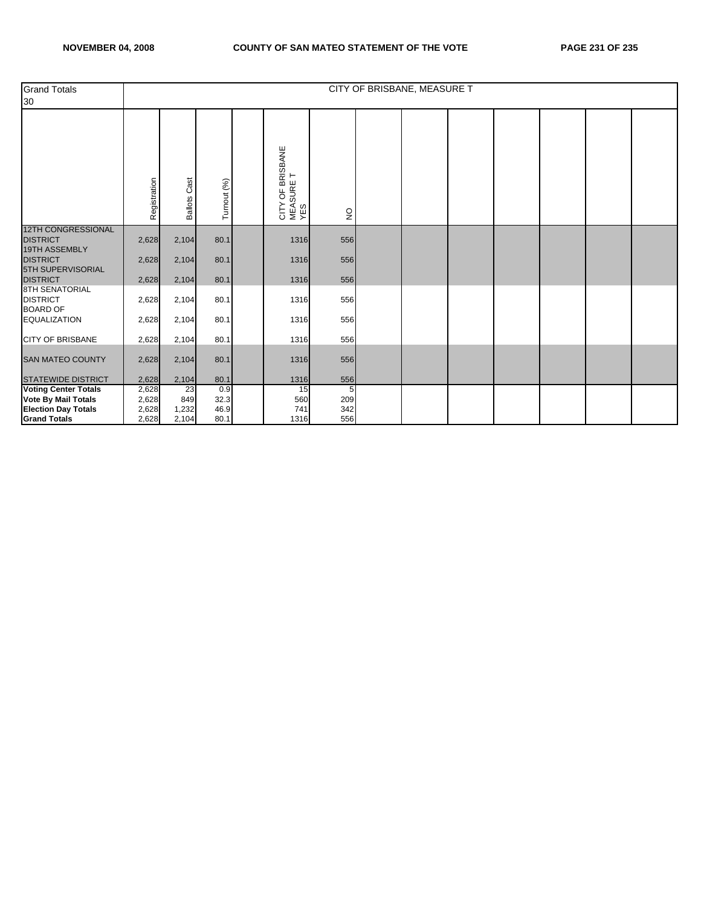| Grand Totals 30 | CITY OF BRISBANE, MEASURE T | | | | | | | | | | | | |
|---|---|---|---|---|---|---|---|---|---|---|---|---|---|
| | Registration | Ballots Cast | Turnout (%) | | CITY OF BRISBANE MEASURE T YES | NO | | | | | | | |
| 12TH CONGRESSIONAL DISTRICT | 2,628 | 2,104 | 80.1 | | 1316 | 556 | | | | | | | |
| 19TH ASSEMBLY DISTRICT | 2,628 | 2,104 | 80.1 | | 1316 | 556 | | | | | | | |
| 5TH SUPERVISORIAL DISTRICT | 2,628 | 2,104 | 80.1 | | 1316 | 556 | | | | | | | |
| 8TH SENATORIAL DISTRICT | 2,628 | 2,104 | 80.1 | | 1316 | 556 | | | | | | | |
| BOARD OF EQUALIZATION | 2,628 | 2,104 | 80.1 | | 1316 | 556 | | | | | | | |
| CITY OF BRISBANE | 2,628 | 2,104 | 80.1 | | 1316 | 556 | | | | | | | |
| SAN MATEO COUNTY | 2,628 | 2,104 | 80.1 | | 1316 | 556 | | | | | | | |
| STATEWIDE DISTRICT | 2,628 | 2,104 | 80.1 | | 1316 | 556 | | | | | | | |
| **Voting Center Totals** | 2,628 | 23 | 0.9 | | 15 | 5 | | | | | | | |
| **Vote By Mail Totals** | 2,628 | 849 | 32.3 | | 560 | 209 | | | | | | | |
| **Election Day Totals** | 2,628 | 1,232 | 46.9 | | 741 | 342 | | | | | | | |
| **Grand Totals** | 2,628 | 2,104 | 80.1 | | 1316 | 556 | | | | | | | |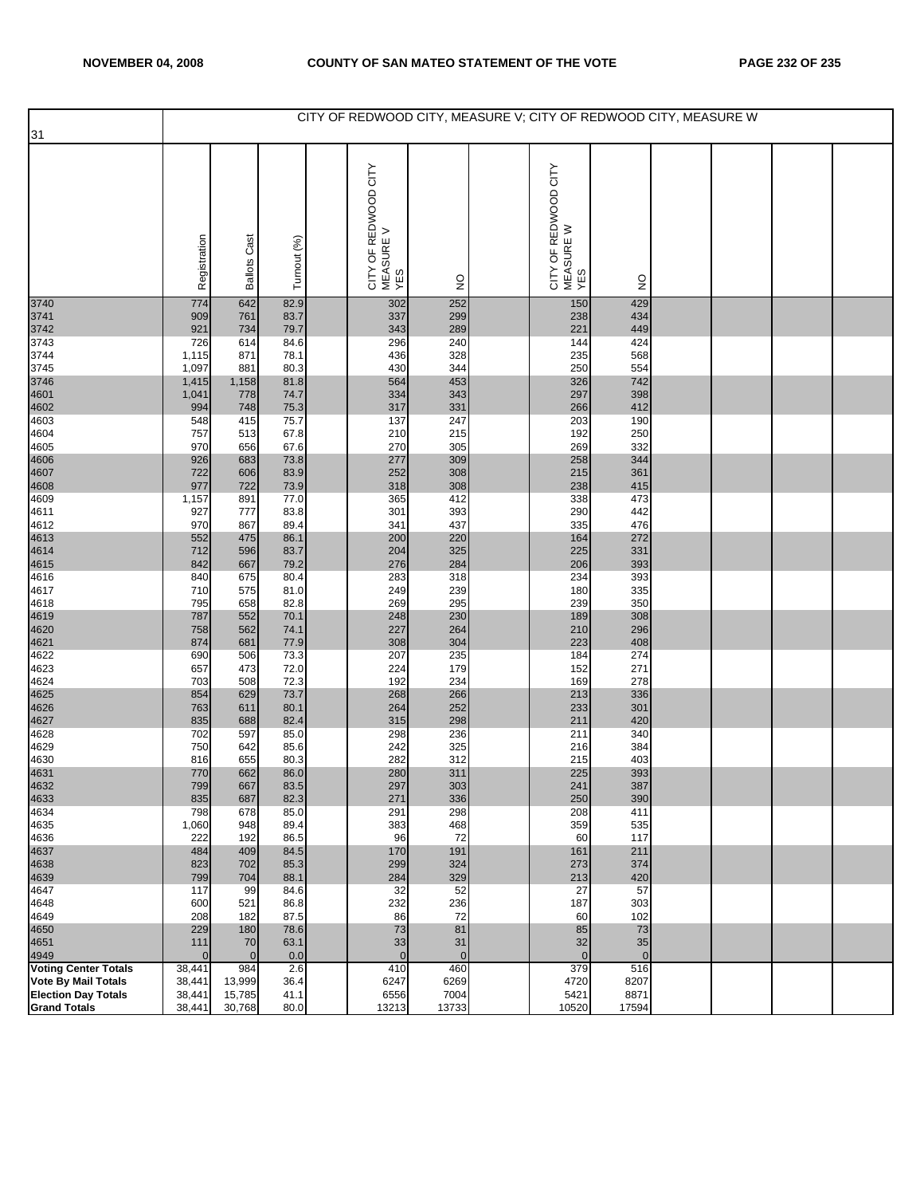# CITY OF REDWOOD CITY, MEASURE V; CITY OF REDWOOD CITY, MEASURE W

| 31 | Registration | Ballots Cast | Turnout (%) | | CITY OF REDWOOD CITY MEASURE V YES | NO | | CITY OF REDWOOD CITY MEASURE W YES | NO | | | | |
|---|---|---|---|---|---|---|---|---|---|---|---|---|---|
| 3740 | 774 | 642 | 82.9 | | 302 | 252 | | 150 | 429 | | | | |
| 3741 | 909 | 761 | 83.7 | | 337 | 299 | | 238 | 434 | | | | |
| 3742 | 921 | 734 | 79.7 | | 343 | 289 | | 221 | 449 | | | | |
| 3743 | 726 | 614 | 84.6 | | 296 | 240 | | 144 | 424 | | | | |
| 3744 | 1,115 | 871 | 78.1 | | 436 | 328 | | 235 | 568 | | | | |
| 3745 | 1,097 | 881 | 80.3 | | 430 | 344 | | 250 | 554 | | | | |
| 3746 | 1,415 | 1,158 | 81.8 | | 564 | 453 | | 326 | 742 | | | | |
| 4601 | 1,041 | 778 | 74.7 | | 334 | 343 | | 297 | 398 | | | | |
| 4602 | 994 | 748 | 75.3 | | 317 | 331 | | 266 | 412 | | | | |
| 4603 | 548 | 415 | 75.7 | | 137 | 247 | | 203 | 190 | | | | |
| 4604 | 757 | 513 | 67.8 | | 210 | 215 | | 192 | 250 | | | | |
| 4605 | 970 | 656 | 67.6 | | 270 | 305 | | 269 | 332 | | | | |
| 4606 | 926 | 683 | 73.8 | | 277 | 309 | | 258 | 344 | | | | |
| 4607 | 722 | 606 | 83.9 | | 252 | 308 | | 215 | 361 | | | | |
| 4608 | 977 | 722 | 73.9 | | 318 | 308 | | 238 | 415 | | | | |
| 4609 | 1,157 | 891 | 77.0 | | 365 | 412 | | 338 | 473 | | | | |
| 4611 | 927 | 777 | 83.8 | | 301 | 393 | | 290 | 442 | | | | |
| 4612 | 970 | 867 | 89.4 | | 341 | 437 | | 335 | 476 | | | | |
| 4613 | 552 | 475 | 86.1 | | 200 | 220 | | 164 | 272 | | | | |
| 4614 | 712 | 596 | 83.7 | | 204 | 325 | | 225 | 331 | | | | |
| 4615 | 842 | 667 | 79.2 | | 276 | 284 | | 206 | 393 | | | | |
| 4616 | 840 | 675 | 80.4 | | 283 | 318 | | 234 | 393 | | | | |
| 4617 | 710 | 575 | 81.0 | | 249 | 239 | | 180 | 335 | | | | |
| 4618 | 795 | 658 | 82.8 | | 269 | 295 | | 239 | 350 | | | | |
| 4619 | 787 | 552 | 70.1 | | 248 | 230 | | 189 | 308 | | | | |
| 4620 | 758 | 562 | 74.1 | | 227 | 264 | | 210 | 296 | | | | |
| 4621 | 874 | 681 | 77.9 | | 308 | 304 | | 223 | 408 | | | | |
| 4622 | 690 | 506 | 73.3 | | 207 | 235 | | 184 | 274 | | | | |
| 4623 | 657 | 473 | 72.0 | | 224 | 179 | | 152 | 271 | | | | |
| 4624 | 703 | 508 | 72.3 | | 192 | 234 | | 169 | 278 | | | | |
| 4625 | 854 | 629 | 73.7 | | 268 | 266 | | 213 | 336 | | | | |
| 4626 | 763 | 611 | 80.1 | | 264 | 252 | | 233 | 301 | | | | |
| 4627 | 835 | 688 | 82.4 | | 315 | 298 | | 211 | 420 | | | | |
| 4628 | 702 | 597 | 85.0 | | 298 | 236 | | 211 | 340 | | | | |
| 4629 | 750 | 642 | 85.6 | | 242 | 325 | | 216 | 384 | | | | |
| 4630 | 816 | 655 | 80.3 | | 282 | 312 | | 215 | 403 | | | | |
| 4631 | 770 | 662 | 86.0 | | 280 | 311 | | 225 | 393 | | | | |
| 4632 | 799 | 667 | 83.5 | | 297 | 303 | | 241 | 387 | | | | |
| 4633 | 835 | 687 | 82.3 | | 271 | 336 | | 250 | 390 | | | | |
| 4634 | 798 | 678 | 85.0 | | 291 | 298 | | 208 | 411 | | | | |
| 4635 | 1,060 | 948 | 89.4 | | 383 | 468 | | 359 | 535 | | | | |
| 4636 | 222 | 192 | 86.5 | | 96 | 72 | | 60 | 117 | | | | |
| 4637 | 484 | 409 | 84.5 | | 170 | 191 | | 161 | 211 | | | | |
| 4638 | 823 | 702 | 85.3 | | 299 | 324 | | 273 | 374 | | | | |
| 4639 | 799 | 704 | 88.1 | | 284 | 329 | | 213 | 420 | | | | |
| 4647 | 117 | 99 | 84.6 | | 32 | 52 | | 27 | 57 | | | | |
| 4648 | 600 | 521 | 86.8 | | 232 | 236 | | 187 | 303 | | | | |
| 4649 | 208 | 182 | 87.5 | | 86 | 72 | | 60 | 102 | | | | |
| 4650 | 229 | 180 | 78.6 | | 73 | 81 | | 85 | 73 | | | | |
| 4651 | 111 | 70 | 63.1 | | 33 | 31 | | 32 | 35 | | | | |
| 4949 | 0 | 0 | 0.0 | | 0 | 0 | | 0 | 0 | | | | |
| **Voting Center Totals** | 38,441 | 984 | 2.6 | | 410 | 460 | | 379 | 516 | | | | |
| **Vote By Mail Totals** | 38,441 | 13,999 | 36.4 | | 6247 | 6269 | | 4720 | 8207 | | | | |
| **Election Day Totals** | 38,441 | 15,785 | 41.1 | | 6556 | 7004 | | 5421 | 8871 | | | | |
| **Grand Totals** | 38,441 | 30,768 | 80.0 | | 13213 | 13733 | | 10520 | 17594 | | | | |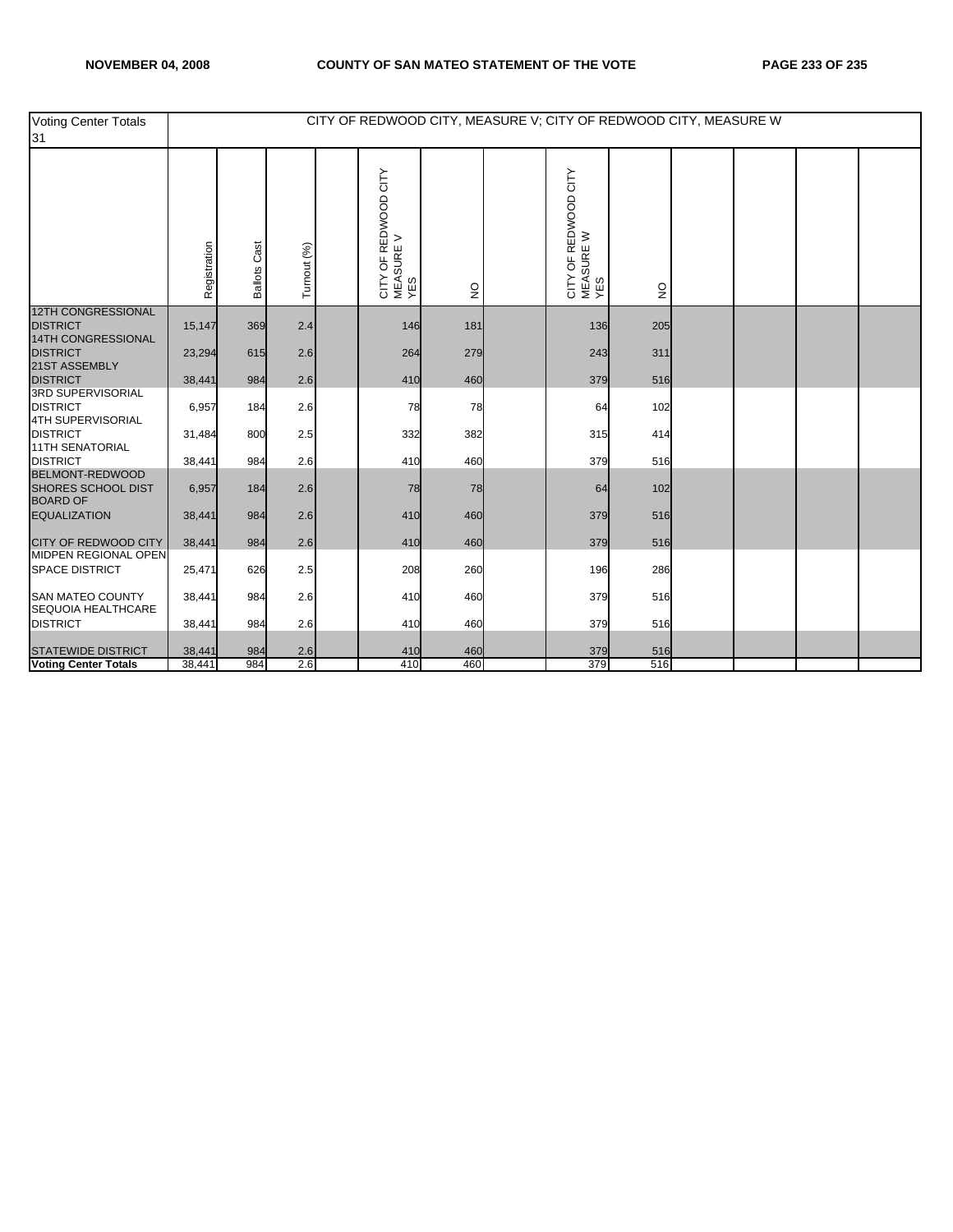| Voting Center Totals 31 | CITY OF REDWOOD CITY, MEASURE V; CITY OF REDWOOD CITY, MEASURE W | | | | | | | | | | | | |
|---|---|---|---|---|---|---|---|---|---|---|---|---|---|
| | Registration | Ballots Cast | Turnout (%) | | CITY OF REDWOOD CITY MEASURE V YES | NO | | CITY OF REDWOOD CITY MEASURE W YES | NO | | | | |
| 12TH CONGRESSIONAL DISTRICT | 15,147 | 369 | 2.4 | | 146 | 181 | | 136 | 205 | | | | |
| 14TH CONGRESSIONAL DISTRICT | 23,294 | 615 | 2.6 | | 264 | 279 | | 243 | 311 | | | | |
| 21ST ASSEMBLY DISTRICT | 38,441 | 984 | 2.6 | | 410 | 460 | | 379 | 516 | | | | |
| 3RD SUPERVISORIAL DISTRICT | 6,957 | 184 | 2.6 | | 78 | 78 | | 64 | 102 | | | | |
| 4TH SUPERVISORIAL DISTRICT | 31,484 | 800 | 2.5 | | 332 | 382 | | 315 | 414 | | | | |
| 11TH SENATORIAL DISTRICT | 38,441 | 984 | 2.6 | | 410 | 460 | | 379 | 516 | | | | |
| BELMONT-REDWOOD SHORES SCHOOL DIST | 6,957 | 184 | 2.6 | | 78 | 78 | | 64 | 102 | | | | |
| BOARD OF EQUALIZATION | 38,441 | 984 | 2.6 | | 410 | 460 | | 379 | 516 | | | | |
| CITY OF REDWOOD CITY | 38,441 | 984 | 2.6 | | 410 | 460 | | 379 | 516 | | | | |
| MIDPEN REGIONAL OPEN SPACE DISTRICT | 25,471 | 626 | 2.5 | | 208 | 260 | | 196 | 286 | | | | |
| SAN MATEO COUNTY | 38,441 | 984 | 2.6 | | 410 | 460 | | 379 | 516 | | | | |
| SEQUOIA HEALTHCARE DISTRICT | 38,441 | 984 | 2.6 | | 410 | 460 | | 379 | 516 | | | | |
| STATEWIDE DISTRICT | 38,441 | 984 | 2.6 | | 410 | 460 | | 379 | 516 | | | | |
| **Voting Center Totals** | 38,441 | 984 | 2.6 | | 410 | 460 | | 379 | 516 | | | | |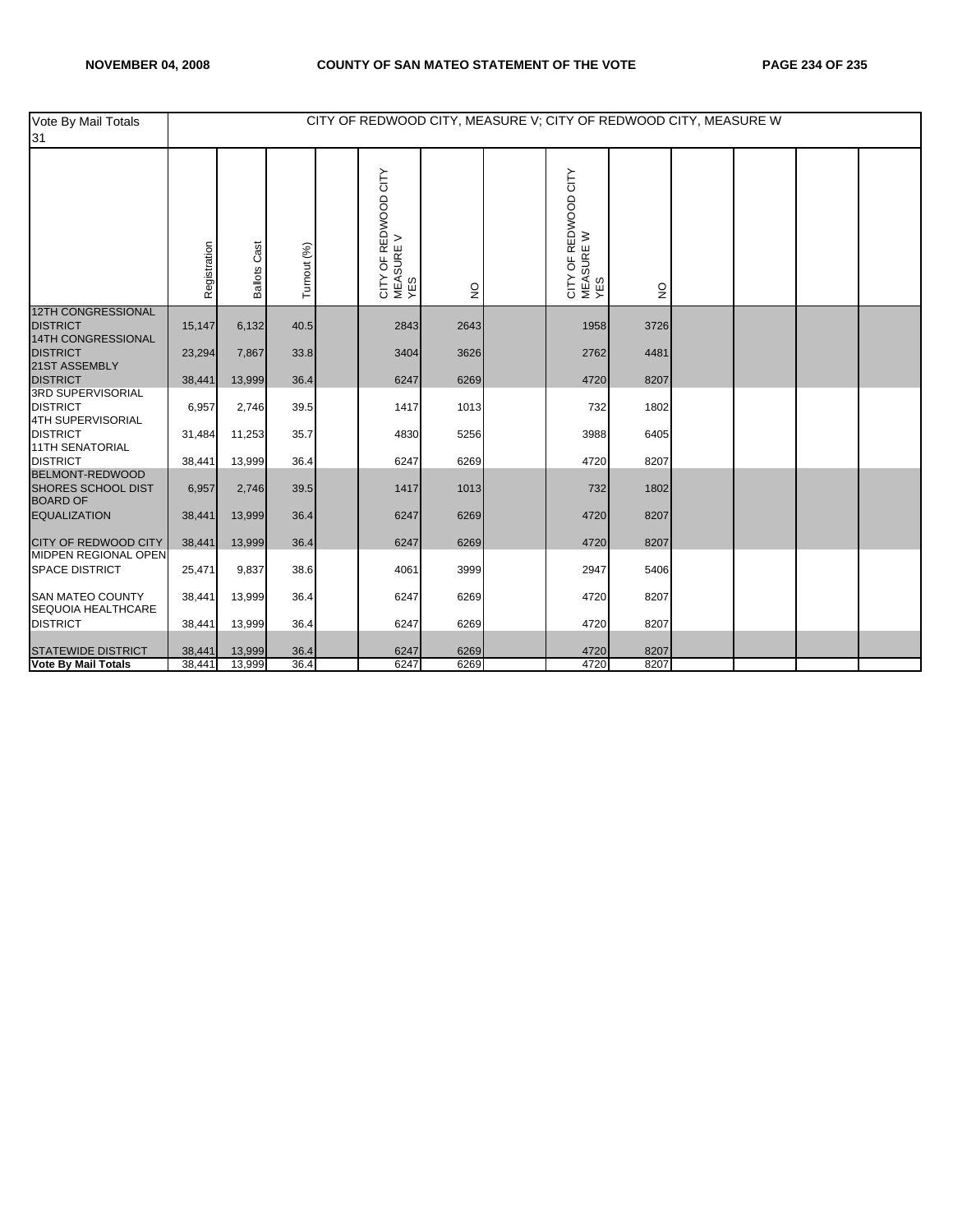| Vote By Mail Totals 31 | CITY OF REDWOOD CITY, MEASURE V; CITY OF REDWOOD CITY, MEASURE W | | | | | | | | | | | | |
|---|---|---|---|---|---|---|---|---|---|---|---|---|---|
| | Registration | Ballots Cast | Turnout (%) | | CITY OF REDWOOD CITY MEASURE V YES | NO | | CITY OF REDWOOD CITY MEASURE W YES | NO | | | | |
| 12TH CONGRESSIONAL DISTRICT | 15,147 | 6,132 | 40.5 | | 2843 | 2643 | | 1958 | 3726 | | | | |
| 14TH CONGRESSIONAL DISTRICT | 23,294 | 7,867 | 33.8 | | 3404 | 3626 | | 2762 | 4481 | | | | |
| 21ST ASSEMBLY DISTRICT | 38,441 | 13,999 | 36.4 | | 6247 | 6269 | | 4720 | 8207 | | | | |
| 3RD SUPERVISORIAL DISTRICT | 6,957 | 2,746 | 39.5 | | 1417 | 1013 | | 732 | 1802 | | | | |
| 4TH SUPERVISORIAL DISTRICT | 31,484 | 11,253 | 35.7 | | 4830 | 5256 | | 3988 | 6405 | | | | |
| 11TH SENATORIAL DISTRICT | 38,441 | 13,999 | 36.4 | | 6247 | 6269 | | 4720 | 8207 | | | | |
| BELMONT-REDWOOD SHORES SCHOOL DIST | 6,957 | 2,746 | 39.5 | | 1417 | 1013 | | 732 | 1802 | | | | |
| BOARD OF EQUALIZATION | 38,441 | 13,999 | 36.4 | | 6247 | 6269 | | 4720 | 8207 | | | | |
| CITY OF REDWOOD CITY | 38,441 | 13,999 | 36.4 | | 6247 | 6269 | | 4720 | 8207 | | | | |
| MIDPEN REGIONAL OPEN SPACE DISTRICT | 25,471 | 9,837 | 38.6 | | 4061 | 3999 | | 2947 | 5406 | | | | |
| SAN MATEO COUNTY | 38,441 | 13,999 | 36.4 | | 6247 | 6269 | | 4720 | 8207 | | | | |
| SEQUOIA HEALTHCARE DISTRICT | 38,441 | 13,999 | 36.4 | | 6247 | 6269 | | 4720 | 8207 | | | | |
| STATEWIDE DISTRICT | 38,441 | 13,999 | 36.4 | | 6247 | 6269 | | 4720 | 8207 | | | | |
| **Vote By Mail Totals** | 38,441 | 13,999 | 36.4 | | 6247 | 6269 | | 4720 | 8207 | | | | |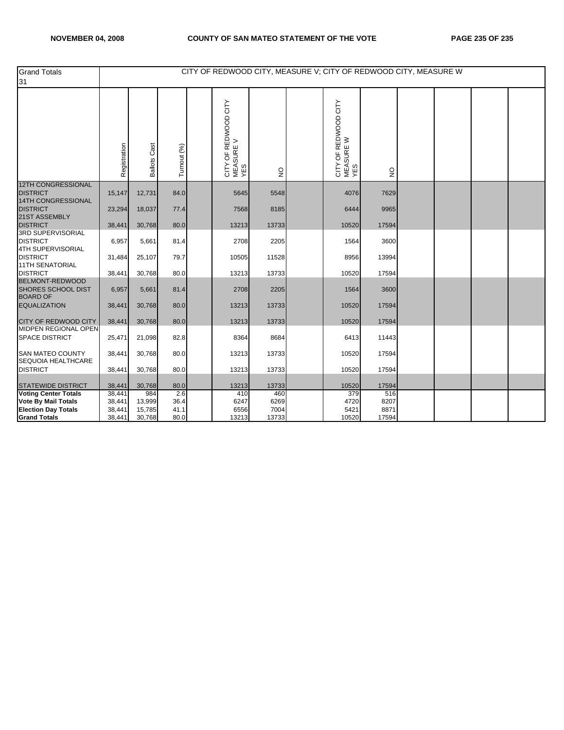| Grand Totals 31 | CITY OF REDWOOD CITY, MEASURE V; CITY OF REDWOOD CITY, MEASURE W | | | | | | | | | | | | |
|---|---|---|---|---|---|---|---|---|---|---|---|---|---|
| | Registration | Ballots Cast | Turnout (%) | | CITY OF REDWOOD CITY MEASURE V YES | NO | | CITY OF REDWOOD CITY MEASURE W YES | NO | | | | |
| 12TH CONGRESSIONAL DISTRICT | 15,147 | 12,731 | 84.0 | | 5645 | 5548 | | 4076 | 7629 | | | | |
| 14TH CONGRESSIONAL DISTRICT | 23,294 | 18,037 | 77.4 | | 7568 | 8185 | | 6444 | 9965 | | | | |
| 21ST ASSEMBLY DISTRICT | 38,441 | 30,768 | 80.0 | | 13213 | 13733 | | 10520 | 17594 | | | | |
| 3RD SUPERVISORIAL DISTRICT | 6,957 | 5,661 | 81.4 | | 2708 | 2205 | | 1564 | 3600 | | | | |
| 4TH SUPERVISORIAL DISTRICT | 31,484 | 25,107 | 79.7 | | 10505 | 11528 | | 8956 | 13994 | | | | |
| 11TH SENATORIAL DISTRICT | 38,441 | 30,768 | 80.0 | | 13213 | 13733 | | 10520 | 17594 | | | | |
| BELMONT-REDWOOD SHORES SCHOOL DIST | 6,957 | 5,661 | 81.4 | | 2708 | 2205 | | 1564 | 3600 | | | | |
| BOARD OF EQUALIZATION | 38,441 | 30,768 | 80.0 | | 13213 | 13733 | | 10520 | 17594 | | | | |
| CITY OF REDWOOD CITY | 38,441 | 30,768 | 80.0 | | 13213 | 13733 | | 10520 | 17594 | | | | |
| MIDPEN REGIONAL OPEN SPACE DISTRICT | 25,471 | 21,098 | 82.8 | | 8364 | 8684 | | 6413 | 11443 | | | | |
| SAN MATEO COUNTY | 38,441 | 30,768 | 80.0 | | 13213 | 13733 | | 10520 | 17594 | | | | |
| SEQUOIA HEALTHCARE DISTRICT | 38,441 | 30,768 | 80.0 | | 13213 | 13733 | | 10520 | 17594 | | | | |
| STATEWIDE DISTRICT | 38,441 | 30,768 | 80.0 | | 13213 | 13733 | | 10520 | 17594 | | | | |
| **Voting Center Totals** | 38,441 | 984 | 2.6 | | 410 | 460 | | 379 | 516 | | | | |
| **Vote By Mail Totals** | 38,441 | 13,999 | 36.4 | | 6247 | 6269 | | 4720 | 8207 | | | | |
| **Election Day Totals** | 38,441 | 15,785 | 41.1 | | 6556 | 7004 | | 5421 | 8871 | | | | |
| **Grand Totals** | 38,441 | 30,768 | 80.0 | | 13213 | 13733 | | 10520 | 17594 | | | | |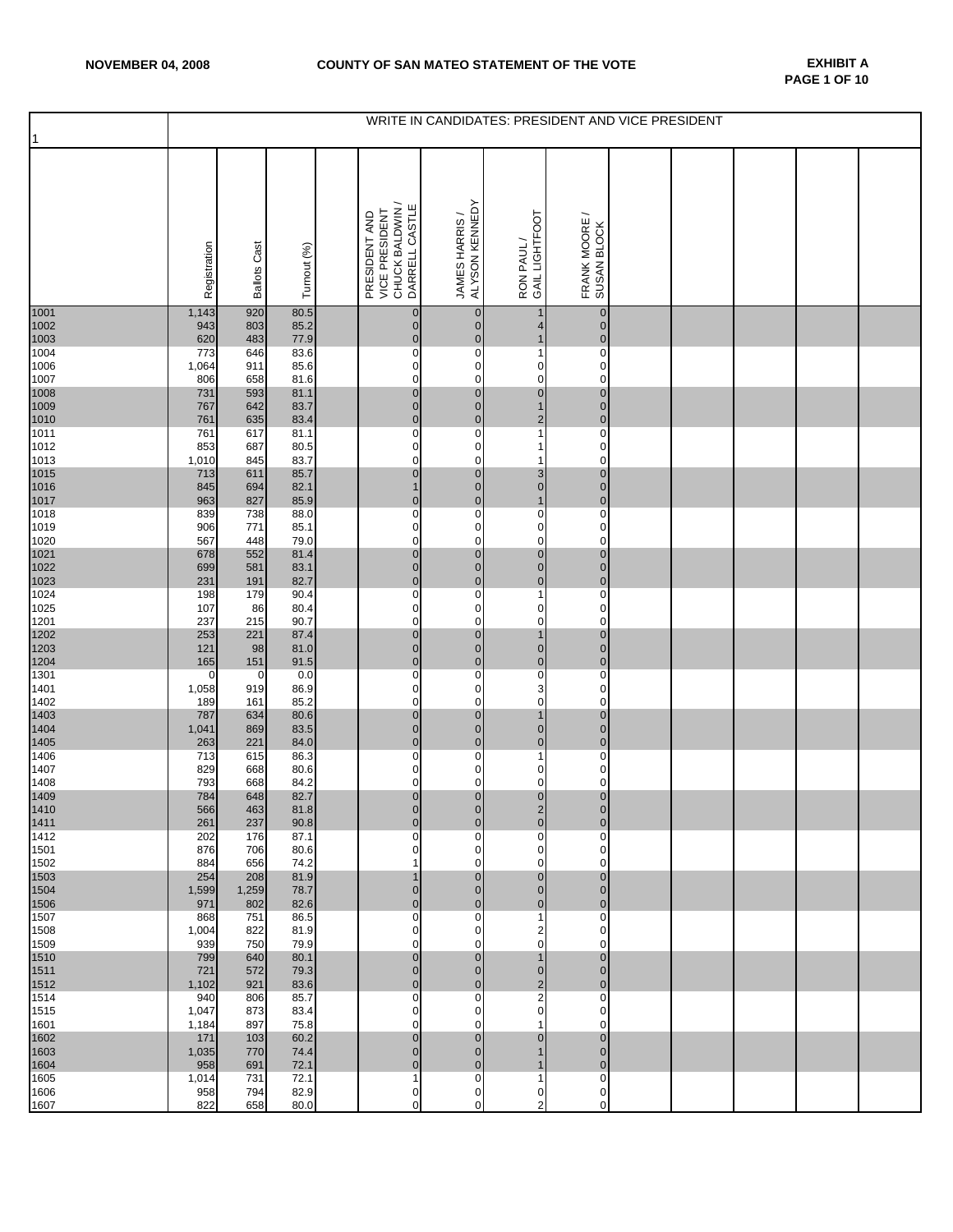**NOVEMBER 04, 2008** **COUNTY OF SAN MATEO STATEMENT OF THE VOTE** **EXHIBIT A**

| 1 | WRITE IN CANDIDATES: PRESIDENT AND VICE PRESIDENT | | | | | | | | | | | | | |
|---|---|---|---|---|---|---|---|---|---|---|---|---|---|---|
| | Registration | Ballots Cast | Turnout (%) | | PRESIDENT AND VICE PRESIDENT CHUCK BALDWIN / DARRELL CASTLE | JAMES HARRIS / ALYSON KENNEDY | RON PAUL / GAIL LIGHTFOOT | FRANK MOORE / SUSAN BLOCK | | | | | |
| 1001 | 1,143 | 920 | 80.5 | | 0 | 0 | 1 | 0 | | | | | |
| 1002 | 943 | 803 | 85.2 | | 0 | 0 | 4 | 0 | | | | | |
| 1003 | 620 | 483 | 77.9 | | 0 | 0 | 1 | 0 | | | | | |
| 1004 | 773 | 646 | 83.6 | | 0 | 0 | 1 | 0 | | | | | |
| 1006 | 1,064 | 911 | 85.6 | | 0 | 0 | 0 | 0 | | | | | |
| 1007 | 806 | 658 | 81.6 | | 0 | 0 | 0 | 0 | | | | | |
| 1008 | 731 | 593 | 81.1 | | 0 | 0 | 0 | 0 | | | | | |
| 1009 | 767 | 642 | 83.7 | | 0 | 0 | 1 | 0 | | | | | |
| 1010 | 761 | 635 | 83.4 | | 0 | 0 | 2 | 0 | | | | | |
| 1011 | 761 | 617 | 81.1 | | 0 | 0 | 1 | 0 | | | | | |
| 1012 | 853 | 687 | 80.5 | | 0 | 0 | 1 | 0 | | | | | |
| 1013 | 1,010 | 845 | 83.7 | | 0 | 0 | 1 | 0 | | | | | |
| 1015 | 713 | 611 | 85.7 | | 0 | 0 | 3 | 0 | | | | | |
| 1016 | 845 | 694 | 82.1 | | 1 | 0 | 0 | 0 | | | | | |
| 1017 | 963 | 827 | 85.9 | | 0 | 0 | 1 | 0 | | | | | |
| 1018 | 839 | 738 | 88.0 | | 0 | 0 | 0 | 0 | | | | | |
| 1019 | 906 | 771 | 85.1 | | 0 | 0 | 0 | 0 | | | | | |
| 1020 | 567 | 448 | 79.0 | | 0 | 0 | 0 | 0 | | | | | |
| 1021 | 678 | 552 | 81.4 | | 0 | 0 | 0 | 0 | | | | | |
| 1022 | 699 | 581 | 83.1 | | 0 | 0 | 0 | 0 | | | | | |
| 1023 | 231 | 191 | 82.7 | | 0 | 0 | 0 | 0 | | | | | |
| 1024 | 198 | 179 | 90.4 | | 0 | 0 | 1 | 0 | | | | | |
| 1025 | 107 | 86 | 80.4 | | 0 | 0 | 0 | 0 | | | | | |
| 1201 | 237 | 215 | 90.7 | | 0 | 0 | 0 | 0 | | | | | |
| 1202 | 253 | 221 | 87.4 | | 0 | 0 | 1 | 0 | | | | | |
| 1203 | 121 | 98 | 81.0 | | 0 | 0 | 0 | 0 | | | | | |
| 1204 | 165 | 151 | 91.5 | | 0 | 0 | 0 | 0 | | | | | |
| 1301 | 0 | 0 | 0.0 | | 0 | 0 | 0 | 0 | | | | | |
| 1401 | 1,058 | 919 | 86.9 | | 0 | 0 | 3 | 0 | | | | | |
| 1402 | 189 | 161 | 85.2 | | 0 | 0 | 0 | 0 | | | | | |
| 1403 | 787 | 634 | 80.6 | | 0 | 0 | 1 | 0 | | | | | |
| 1404 | 1,041 | 869 | 83.5 | | 0 | 0 | 0 | 0 | | | | | |
| 1405 | 263 | 221 | 84.0 | | 0 | 0 | 0 | 0 | | | | | |
| 1406 | 713 | 615 | 86.3 | | 0 | 0 | 1 | 0 | | | | | |
| 1407 | 829 | 668 | 80.6 | | 0 | 0 | 0 | 0 | | | | | |
| 1408 | 793 | 668 | 84.2 | | 0 | 0 | 0 | 0 | | | | | |
| 1409 | 784 | 648 | 82.7 | | 0 | 0 | 0 | 0 | | | | | |
| 1410 | 566 | 463 | 81.8 | | 0 | 0 | 2 | 0 | | | | | |
| 1411 | 261 | 237 | 90.8 | | 0 | 0 | 0 | 0 | | | | | |
| 1412 | 202 | 176 | 87.1 | | 0 | 0 | 0 | 0 | | | | | |
| 1501 | 876 | 706 | 80.6 | | 0 | 0 | 0 | 0 | | | | | |
| 1502 | 884 | 656 | 74.2 | | 1 | 0 | 0 | 0 | | | | | |
| 1503 | 254 | 208 | 81.9 | | 1 | 0 | 0 | 0 | | | | | |
| 1504 | 1,599 | 1,259 | 78.7 | | 0 | 0 | 0 | 0 | | | | | |
| 1506 | 971 | 802 | 82.6 | | 0 | 0 | 0 | 0 | | | | | |
| 1507 | 868 | 751 | 86.5 | | 0 | 0 | 1 | 0 | | | | | |
| 1508 | 1,004 | 822 | 81.9 | | 0 | 0 | 2 | 0 | | | | | |
| 1509 | 939 | 750 | 79.9 | | 0 | 0 | 0 | 0 | | | | | |
| 1510 | 799 | 640 | 80.1 | | 0 | 0 | 1 | 0 | | | | | |
| 1511 | 721 | 572 | 79.3 | | 0 | 0 | 0 | 0 | | | | | |
| 1512 | 1,102 | 921 | 83.6 | | 0 | 0 | 2 | 0 | | | | | |
| 1514 | 940 | 806 | 85.7 | | 0 | 0 | 2 | 0 | | | | | |
| 1515 | 1,047 | 873 | 83.4 | | 0 | 0 | 0 | 0 | | | | | |
| 1601 | 1,184 | 897 | 75.8 | | 0 | 0 | 1 | 0 | | | | | |
| 1602 | 171 | 103 | 60.2 | | 0 | 0 | 0 | 0 | | | | | |
| 1603 | 1,035 | 770 | 74.4 | | 0 | 0 | 1 | 0 | | | | | |
| 1604 | 958 | 691 | 72.1 | | 0 | 0 | 1 | 0 | | | | | |
| 1605 | 1,014 | 731 | 72.1 | | 1 | 0 | 1 | 0 | | | | | |
| 1606 | 958 | 794 | 82.9 | | 0 | 0 | 0 | 0 | | | | | |
| 1607 | 822 | 658 | 80.0 | | 0 | 0 | 2 | 0 | | | | | |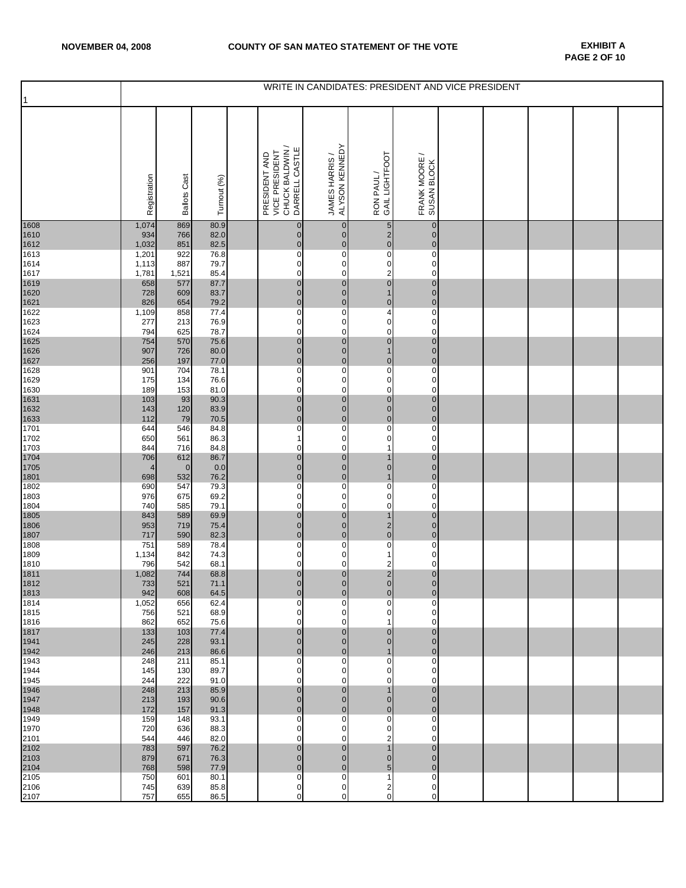**NOVEMBER 04, 2008** **COUNTY OF SAN MATEO STATEMENT OF THE VOTE** **EXHIBIT A**

| 1 | Registration | Ballots Cast | Turnout (%) | | PRESIDENT AND VICE PRESIDENT CHUCK BALDWIN / DARRELL CASTLE | JAMES HARRIS / ALYSON KENNEDY | RON PAUL / GAIL LIGHTFOOT | FRANK MOORE / SUSAN BLOCK | | | | | |
|---|---|---|---|---|---|---|---|---|---|---|---|---|---|
| | | | | | WRITE IN CANDIDATES: PRESIDENT AND VICE PRESIDENT | | | | | | | | |
| 1608 | 1,074 | 869 | 80.9 | | 0 | 0 | 5 | 0 | | | | | |
| 1610 | 934 | 766 | 82.0 | | 0 | 0 | 2 | 0 | | | | | |
| 1612 | 1,032 | 851 | 82.5 | | 0 | 0 | 0 | 0 | | | | | |
| 1613 | 1,201 | 922 | 76.8 | | 0 | 0 | 0 | 0 | | | | | |
| 1614 | 1,113 | 887 | 79.7 | | 0 | 0 | 0 | 0 | | | | | |
| 1617 | 1,781 | 1,521 | 85.4 | | 0 | 0 | 2 | 0 | | | | | |
| 1619 | 658 | 577 | 87.7 | | 0 | 0 | 0 | 0 | | | | | |
| 1620 | 728 | 609 | 83.7 | | 0 | 0 | 1 | 0 | | | | | |
| 1621 | 826 | 654 | 79.2 | | 0 | 0 | 0 | 0 | | | | | |
| 1622 | 1,109 | 858 | 77.4 | | 0 | 0 | 4 | 0 | | | | | |
| 1623 | 277 | 213 | 76.9 | | 0 | 0 | 0 | 0 | | | | | |
| 1624 | 794 | 625 | 78.7 | | 0 | 0 | 0 | 0 | | | | | |
| 1625 | 754 | 570 | 75.6 | | 0 | 0 | 0 | 0 | | | | | |
| 1626 | 907 | 726 | 80.0 | | 0 | 0 | 1 | 0 | | | | | |
| 1627 | 256 | 197 | 77.0 | | 0 | 0 | 0 | 0 | | | | | |
| 1628 | 901 | 704 | 78.1 | | 0 | 0 | 0 | 0 | | | | | |
| 1629 | 175 | 134 | 76.6 | | 0 | 0 | 0 | 0 | | | | | |
| 1630 | 189 | 153 | 81.0 | | 0 | 0 | 0 | 0 | | | | | |
| 1631 | 103 | 93 | 90.3 | | 0 | 0 | 0 | 0 | | | | | |
| 1632 | 143 | 120 | 83.9 | | 0 | 0 | 0 | 0 | | | | | |
| 1633 | 112 | 79 | 70.5 | | 0 | 0 | 0 | 0 | | | | | |
| 1701 | 644 | 546 | 84.8 | | 0 | 0 | 0 | 0 | | | | | |
| 1702 | 650 | 561 | 86.3 | | 1 | 0 | 0 | 0 | | | | | |
| 1703 | 844 | 716 | 84.8 | | 0 | 0 | 1 | 0 | | | | | |
| 1704 | 706 | 612 | 86.7 | | 0 | 0 | 1 | 0 | | | | | |
| 1705 | 4 | 0 | 0.0 | | 0 | 0 | 0 | 0 | | | | | |
| 1801 | 698 | 532 | 76.2 | | 0 | 0 | 1 | 0 | | | | | |
| 1802 | 690 | 547 | 79.3 | | 0 | 0 | 0 | 0 | | | | | |
| 1803 | 976 | 675 | 69.2 | | 0 | 0 | 0 | 0 | | | | | |
| 1804 | 740 | 585 | 79.1 | | 0 | 0 | 0 | 0 | | | | | |
| 1805 | 843 | 589 | 69.9 | | 0 | 0 | 1 | 0 | | | | | |
| 1806 | 953 | 719 | 75.4 | | 0 | 0 | 2 | 0 | | | | | |
| 1807 | 717 | 590 | 82.3 | | 0 | 0 | 0 | 0 | | | | | |
| 1808 | 751 | 589 | 78.4 | | 0 | 0 | 0 | 0 | | | | | |
| 1809 | 1,134 | 842 | 74.3 | | 0 | 0 | 1 | 0 | | | | | |
| 1810 | 796 | 542 | 68.1 | | 0 | 0 | 2 | 0 | | | | | |
| 1811 | 1,082 | 744 | 68.8 | | 0 | 0 | 2 | 0 | | | | | |
| 1812 | 733 | 521 | 71.1 | | 0 | 0 | 0 | 0 | | | | | |
| 1813 | 942 | 608 | 64.5 | | 0 | 0 | 0 | 0 | | | | | |
| 1814 | 1,052 | 656 | 62.4 | | 0 | 0 | 0 | 0 | | | | | |
| 1815 | 756 | 521 | 68.9 | | 0 | 0 | 0 | 0 | | | | | |
| 1816 | 862 | 652 | 75.6 | | 0 | 0 | 1 | 0 | | | | | |
| 1817 | 133 | 103 | 77.4 | | 0 | 0 | 0 | 0 | | | | | |
| 1941 | 245 | 228 | 93.1 | | 0 | 0 | 0 | 0 | | | | | |
| 1942 | 246 | 213 | 86.6 | | 0 | 0 | 1 | 0 | | | | | |
| 1943 | 248 | 211 | 85.1 | | 0 | 0 | 0 | 0 | | | | | |
| 1944 | 145 | 130 | 89.7 | | 0 | 0 | 0 | 0 | | | | | |
| 1945 | 244 | 222 | 91.0 | | 0 | 0 | 0 | 0 | | | | | |
| 1946 | 248 | 213 | 85.9 | | 0 | 0 | 1 | 0 | | | | | |
| 1947 | 213 | 193 | 90.6 | | 0 | 0 | 0 | 0 | | | | | |
| 1948 | 172 | 157 | 91.3 | | 0 | 0 | 0 | 0 | | | | | |
| 1949 | 159 | 148 | 93.1 | | 0 | 0 | 0 | 0 | | | | | |
| 1970 | 720 | 636 | 88.3 | | 0 | 0 | 0 | 0 | | | | | |
| 2101 | 544 | 446 | 82.0 | | 0 | 0 | 2 | 0 | | | | | |
| 2102 | 783 | 597 | 76.2 | | 0 | 0 | 1 | 0 | | | | | |
| 2103 | 879 | 671 | 76.3 | | 0 | 0 | 0 | 0 | | | | | |
| 2104 | 768 | 598 | 77.9 | | 0 | 0 | 5 | 0 | | | | | |
| 2105 | 750 | 601 | 80.1 | | 0 | 0 | 1 | 0 | | | | | |
| 2106 | 745 | 639 | 85.8 | | 0 | 0 | 2 | 0 | | | | | |
| 2107 | 757 | 655 | 86.5 | | 0 | 0 | 0 | 0 | | | | | |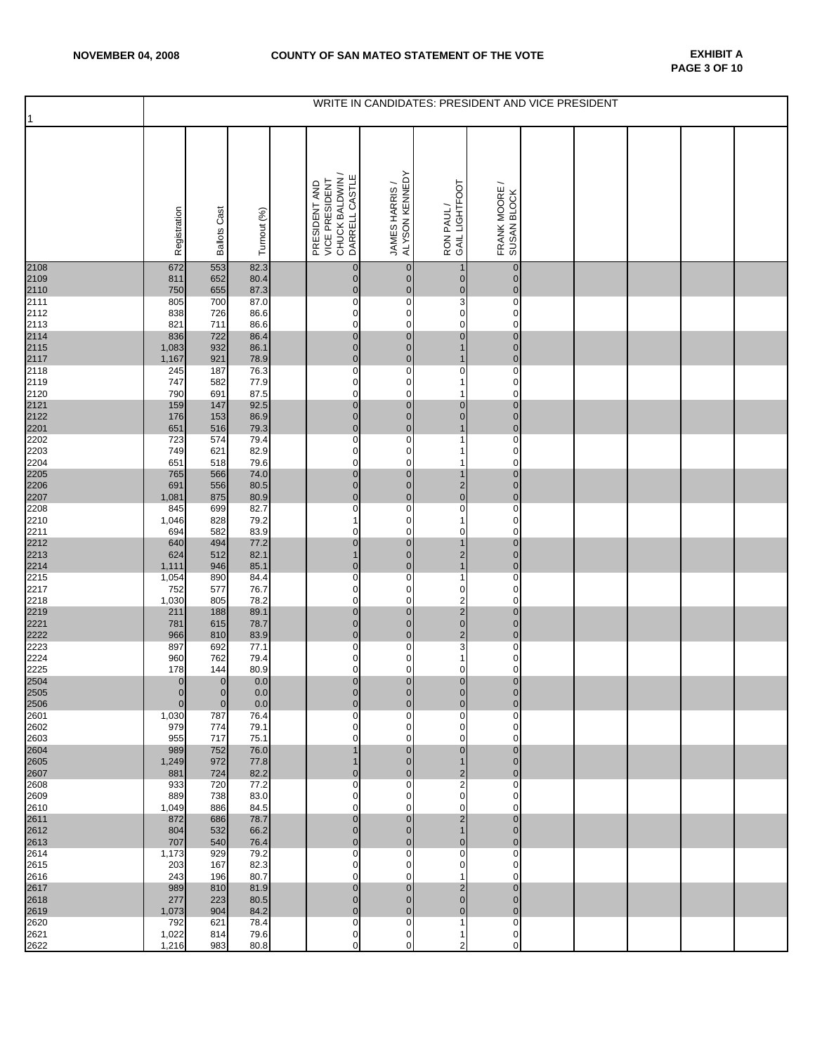# NOVEMBER 04, 2008 — COUNTY OF SAN MATEO STATEMENT OF THE VOTE

**EXHIBIT A**
**PAGE 3 OF 10**

| 1 | WRITE IN CANDIDATES: PRESIDENT AND VICE PRESIDENT | | | | | | | | | | | | |
|---|---|---|---|---|---|---|---|---|---|---|---|---|---|
| | Registration | Ballots Cast | Turnout (%) | | PRESIDENT AND VICE PRESIDENT CHUCK BALDWIN / DARRELL CASTLE | JAMES HARRIS / ALYSON KENNEDY | RON PAUL / GAIL LIGHTFOOT | FRANK MOORE / SUSAN BLOCK | | | | | |
| 2108 | 672 | 553 | 82.3 | | 0 | 0 | 1 | 0 | | | | | |
| 2109 | 811 | 652 | 80.4 | | 0 | 0 | 0 | 0 | | | | | |
| 2110 | 750 | 655 | 87.3 | | 0 | 0 | 0 | 0 | | | | | |
| 2111 | 805 | 700 | 87.0 | | 0 | 0 | 3 | 0 | | | | | |
| 2112 | 838 | 726 | 86.6 | | 0 | 0 | 0 | 0 | | | | | |
| 2113 | 821 | 711 | 86.6 | | 0 | 0 | 0 | 0 | | | | | |
| 2114 | 836 | 722 | 86.4 | | 0 | 0 | 0 | 0 | | | | | |
| 2115 | 1,083 | 932 | 86.1 | | 0 | 0 | 1 | 0 | | | | | |
| 2117 | 1,167 | 921 | 78.9 | | 0 | 0 | 1 | 0 | | | | | |
| 2118 | 245 | 187 | 76.3 | | 0 | 0 | 0 | 0 | | | | | |
| 2119 | 747 | 582 | 77.9 | | 0 | 0 | 1 | 0 | | | | | |
| 2120 | 790 | 691 | 87.5 | | 0 | 0 | 1 | 0 | | | | | |
| 2121 | 159 | 147 | 92.5 | | 0 | 0 | 0 | 0 | | | | | |
| 2122 | 176 | 153 | 86.9 | | 0 | 0 | 0 | 0 | | | | | |
| 2201 | 651 | 516 | 79.3 | | 0 | 0 | 1 | 0 | | | | | |
| 2202 | 723 | 574 | 79.4 | | 0 | 0 | 1 | 0 | | | | | |
| 2203 | 749 | 621 | 82.9 | | 0 | 0 | 1 | 0 | | | | | |
| 2204 | 651 | 518 | 79.6 | | 0 | 0 | 1 | 0 | | | | | |
| 2205 | 765 | 566 | 74.0 | | 0 | 0 | 1 | 0 | | | | | |
| 2206 | 691 | 556 | 80.5 | | 0 | 0 | 2 | 0 | | | | | |
| 2207 | 1,081 | 875 | 80.9 | | 0 | 0 | 0 | 0 | | | | | |
| 2208 | 845 | 699 | 82.7 | | 0 | 0 | 0 | 0 | | | | | |
| 2210 | 1,046 | 828 | 79.2 | | 1 | 0 | 1 | 0 | | | | | |
| 2211 | 694 | 582 | 83.9 | | 0 | 0 | 0 | 0 | | | | | |
| 2212 | 640 | 494 | 77.2 | | 0 | 0 | 1 | 0 | | | | | |
| 2213 | 624 | 512 | 82.1 | | 1 | 0 | 2 | 0 | | | | | |
| 2214 | 1,111 | 946 | 85.1 | | 0 | 0 | 1 | 0 | | | | | |
| 2215 | 1,054 | 890 | 84.4 | | 0 | 0 | 1 | 0 | | | | | |
| 2217 | 752 | 577 | 76.7 | | 0 | 0 | 0 | 0 | | | | | |
| 2218 | 1,030 | 805 | 78.2 | | 0 | 0 | 2 | 0 | | | | | |
| 2219 | 211 | 188 | 89.1 | | 0 | 0 | 2 | 0 | | | | | |
| 2221 | 781 | 615 | 78.7 | | 0 | 0 | 0 | 0 | | | | | |
| 2222 | 966 | 810 | 83.9 | | 0 | 0 | 2 | 0 | | | | | |
| 2223 | 897 | 692 | 77.1 | | 0 | 0 | 3 | 0 | | | | | |
| 2224 | 960 | 762 | 79.4 | | 0 | 0 | 1 | 0 | | | | | |
| 2225 | 178 | 144 | 80.9 | | 0 | 0 | 0 | 0 | | | | | |
| 2504 | 0 | 0 | 0.0 | | 0 | 0 | 0 | 0 | | | | | |
| 2505 | 0 | 0 | 0.0 | | 0 | 0 | 0 | 0 | | | | | |
| 2506 | 0 | 0 | 0.0 | | 0 | 0 | 0 | 0 | | | | | |
| 2601 | 1,030 | 787 | 76.4 | | 0 | 0 | 0 | 0 | | | | | |
| 2602 | 979 | 774 | 79.1 | | 0 | 0 | 0 | 0 | | | | | |
| 2603 | 955 | 717 | 75.1 | | 0 | 0 | 0 | 0 | | | | | |
| 2604 | 989 | 752 | 76.0 | | 1 | 0 | 0 | 0 | | | | | |
| 2605 | 1,249 | 972 | 77.8 | | 1 | 0 | 1 | 0 | | | | | |
| 2607 | 881 | 724 | 82.2 | | 0 | 0 | 2 | 0 | | | | | |
| 2608 | 933 | 720 | 77.2 | | 0 | 0 | 2 | 0 | | | | | |
| 2609 | 889 | 738 | 83.0 | | 0 | 0 | 0 | 0 | | | | | |
| 2610 | 1,049 | 886 | 84.5 | | 0 | 0 | 0 | 0 | | | | | |
| 2611 | 872 | 686 | 78.7 | | 0 | 0 | 2 | 0 | | | | | |
| 2612 | 804 | 532 | 66.2 | | 0 | 0 | 1 | 0 | | | | | |
| 2613 | 707 | 540 | 76.4 | | 0 | 0 | 0 | 0 | | | | | |
| 2614 | 1,173 | 929 | 79.2 | | 0 | 0 | 0 | 0 | | | | | |
| 2615 | 203 | 167 | 82.3 | | 0 | 0 | 0 | 0 | | | | | |
| 2616 | 243 | 196 | 80.7 | | 0 | 0 | 1 | 0 | | | | | |
| 2617 | 989 | 810 | 81.9 | | 0 | 0 | 2 | 0 | | | | | |
| 2618 | 277 | 223 | 80.5 | | 0 | 0 | 0 | 0 | | | | | |
| 2619 | 1,073 | 904 | 84.2 | | 0 | 0 | 0 | 0 | | | | | |
| 2620 | 792 | 621 | 78.4 | | 0 | 0 | 1 | 0 | | | | | |
| 2621 | 1,022 | 814 | 79.6 | | 0 | 0 | 1 | 0 | | | | | |
| 2622 | 1,216 | 983 | 80.8 | | 0 | 0 | 2 | 0 | | | | | |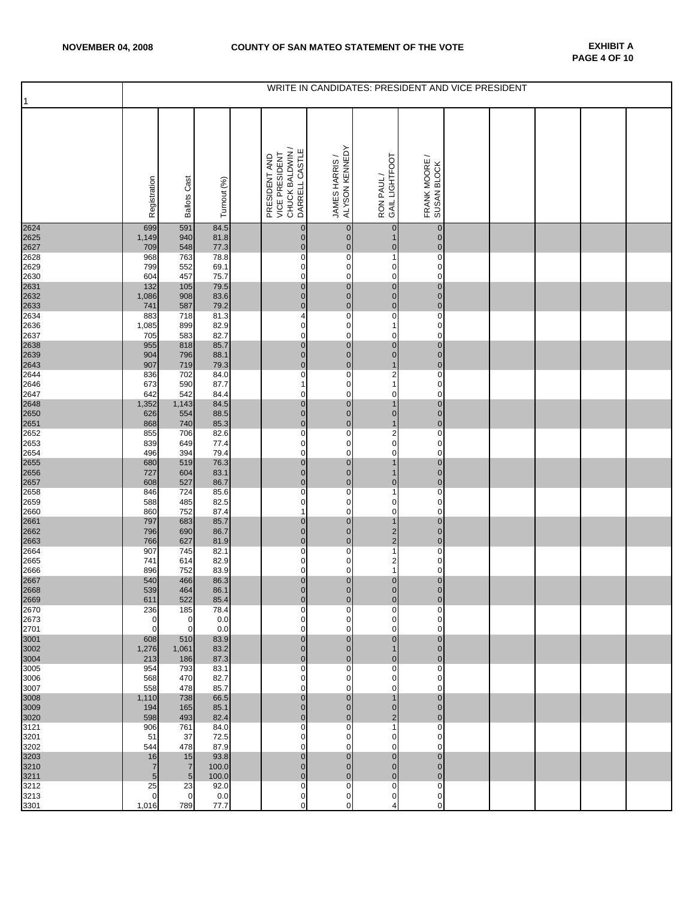**NOVEMBER 04, 2008** **COUNTY OF SAN MATEO STATEMENT OF THE VOTE** **EXHIBIT A**

| 1 | WRITE IN CANDIDATES: PRESIDENT AND VICE PRESIDENT | | | | | | | | | | | | | |
|---|---|---|---|---|---|---|---|---|---|---|---|---|---|---|
| | Registration | Ballots Cast | Turnout (%) | | PRESIDENT AND VICE PRESIDENT CHUCK BALDWIN / DARRELL CASTLE | JAMES HARRIS / ALYSON KENNEDY | RON PAUL / GAIL LIGHTFOOT | FRANK MOORE / SUSAN BLOCK | | | | | |
| 2624 | 699 | 591 | 84.5 | | 0 | 0 | 0 | 0 | | | | | |
| 2625 | 1,149 | 940 | 81.8 | | 0 | 0 | 1 | 0 | | | | | |
| 2627 | 709 | 548 | 77.3 | | 0 | 0 | 0 | 0 | | | | | |
| 2628 | 968 | 763 | 78.8 | | 0 | 0 | 1 | 0 | | | | | |
| 2629 | 799 | 552 | 69.1 | | 0 | 0 | 0 | 0 | | | | | |
| 2630 | 604 | 457 | 75.7 | | 0 | 0 | 0 | 0 | | | | | |
| 2631 | 132 | 105 | 79.5 | | 0 | 0 | 0 | 0 | | | | | |
| 2632 | 1,086 | 908 | 83.6 | | 0 | 0 | 0 | 0 | | | | | |
| 2633 | 741 | 587 | 79.2 | | 0 | 0 | 0 | 0 | | | | | |
| 2634 | 883 | 718 | 81.3 | | 4 | 0 | 0 | 0 | | | | | |
| 2636 | 1,085 | 899 | 82.9 | | 0 | 0 | 1 | 0 | | | | | |
| 2637 | 705 | 583 | 82.7 | | 0 | 0 | 0 | 0 | | | | | |
| 2638 | 955 | 818 | 85.7 | | 0 | 0 | 0 | 0 | | | | | |
| 2639 | 904 | 796 | 88.1 | | 0 | 0 | 0 | 0 | | | | | |
| 2643 | 907 | 719 | 79.3 | | 0 | 0 | 1 | 0 | | | | | |
| 2644 | 836 | 702 | 84.0 | | 0 | 0 | 2 | 0 | | | | | |
| 2646 | 673 | 590 | 87.7 | | 1 | 0 | 1 | 0 | | | | | |
| 2647 | 642 | 542 | 84.4 | | 0 | 0 | 0 | 0 | | | | | |
| 2648 | 1,352 | 1,143 | 84.5 | | 0 | 0 | 1 | 0 | | | | | |
| 2650 | 626 | 554 | 88.5 | | 0 | 0 | 0 | 0 | | | | | |
| 2651 | 868 | 740 | 85.3 | | 0 | 0 | 1 | 0 | | | | | |
| 2652 | 855 | 706 | 82.6 | | 0 | 0 | 2 | 0 | | | | | |
| 2653 | 839 | 649 | 77.4 | | 0 | 0 | 0 | 0 | | | | | |
| 2654 | 496 | 394 | 79.4 | | 0 | 0 | 0 | 0 | | | | | |
| 2655 | 680 | 519 | 76.3 | | 0 | 0 | 1 | 0 | | | | | |
| 2656 | 727 | 604 | 83.1 | | 0 | 0 | 1 | 0 | | | | | |
| 2657 | 608 | 527 | 86.7 | | 0 | 0 | 0 | 0 | | | | | |
| 2658 | 846 | 724 | 85.6 | | 0 | 0 | 1 | 0 | | | | | |
| 2659 | 588 | 485 | 82.5 | | 0 | 0 | 0 | 0 | | | | | |
| 2660 | 860 | 752 | 87.4 | | 1 | 0 | 0 | 0 | | | | | |
| 2661 | 797 | 683 | 85.7 | | 0 | 0 | 1 | 0 | | | | | |
| 2662 | 796 | 690 | 86.7 | | 0 | 0 | 2 | 0 | | | | | |
| 2663 | 766 | 627 | 81.9 | | 0 | 0 | 2 | 0 | | | | | |
| 2664 | 907 | 745 | 82.1 | | 0 | 0 | 1 | 0 | | | | | |
| 2665 | 741 | 614 | 82.9 | | 0 | 0 | 2 | 0 | | | | | |
| 2666 | 896 | 752 | 83.9 | | 0 | 0 | 1 | 0 | | | | | |
| 2667 | 540 | 466 | 86.3 | | 0 | 0 | 0 | 0 | | | | | |
| 2668 | 539 | 464 | 86.1 | | 0 | 0 | 0 | 0 | | | | | |
| 2669 | 611 | 522 | 85.4 | | 0 | 0 | 0 | 0 | | | | | |
| 2670 | 236 | 185 | 78.4 | | 0 | 0 | 0 | 0 | | | | | |
| 2673 | 0 | 0 | 0.0 | | 0 | 0 | 0 | 0 | | | | | |
| 2701 | 0 | 0 | 0.0 | | 0 | 0 | 0 | 0 | | | | | |
| 3001 | 608 | 510 | 83.9 | | 0 | 0 | 0 | 0 | | | | | |
| 3002 | 1,276 | 1,061 | 83.2 | | 0 | 0 | 1 | 0 | | | | | |
| 3004 | 213 | 186 | 87.3 | | 0 | 0 | 0 | 0 | | | | | |
| 3005 | 954 | 793 | 83.1 | | 0 | 0 | 0 | 0 | | | | | |
| 3006 | 568 | 470 | 82.7 | | 0 | 0 | 0 | 0 | | | | | |
| 3007 | 558 | 478 | 85.7 | | 0 | 0 | 0 | 0 | | | | | |
| 3008 | 1,110 | 738 | 66.5 | | 0 | 0 | 1 | 0 | | | | | |
| 3009 | 194 | 165 | 85.1 | | 0 | 0 | 0 | 0 | | | | | |
| 3020 | 598 | 493 | 82.4 | | 0 | 0 | 2 | 0 | | | | | |
| 3121 | 906 | 761 | 84.0 | | 0 | 0 | 1 | 0 | | | | | |
| 3201 | 51 | 37 | 72.5 | | 0 | 0 | 0 | 0 | | | | | |
| 3202 | 544 | 478 | 87.9 | | 0 | 0 | 0 | 0 | | | | | |
| 3203 | 16 | 15 | 93.8 | | 0 | 0 | 0 | 0 | | | | | |
| 3210 | 7 | 7 | 100.0 | | 0 | 0 | 0 | 0 | | | | | |
| 3211 | 5 | 5 | 100.0 | | 0 | 0 | 0 | 0 | | | | | |
| 3212 | 25 | 23 | 92.0 | | 0 | 0 | 0 | 0 | | | | | |
| 3213 | 0 | 0 | 0.0 | | 0 | 0 | 0 | 0 | | | | | |
| 3301 | 1,016 | 789 | 77.7 | | 0 | 0 | 4 | 0 | | | | | |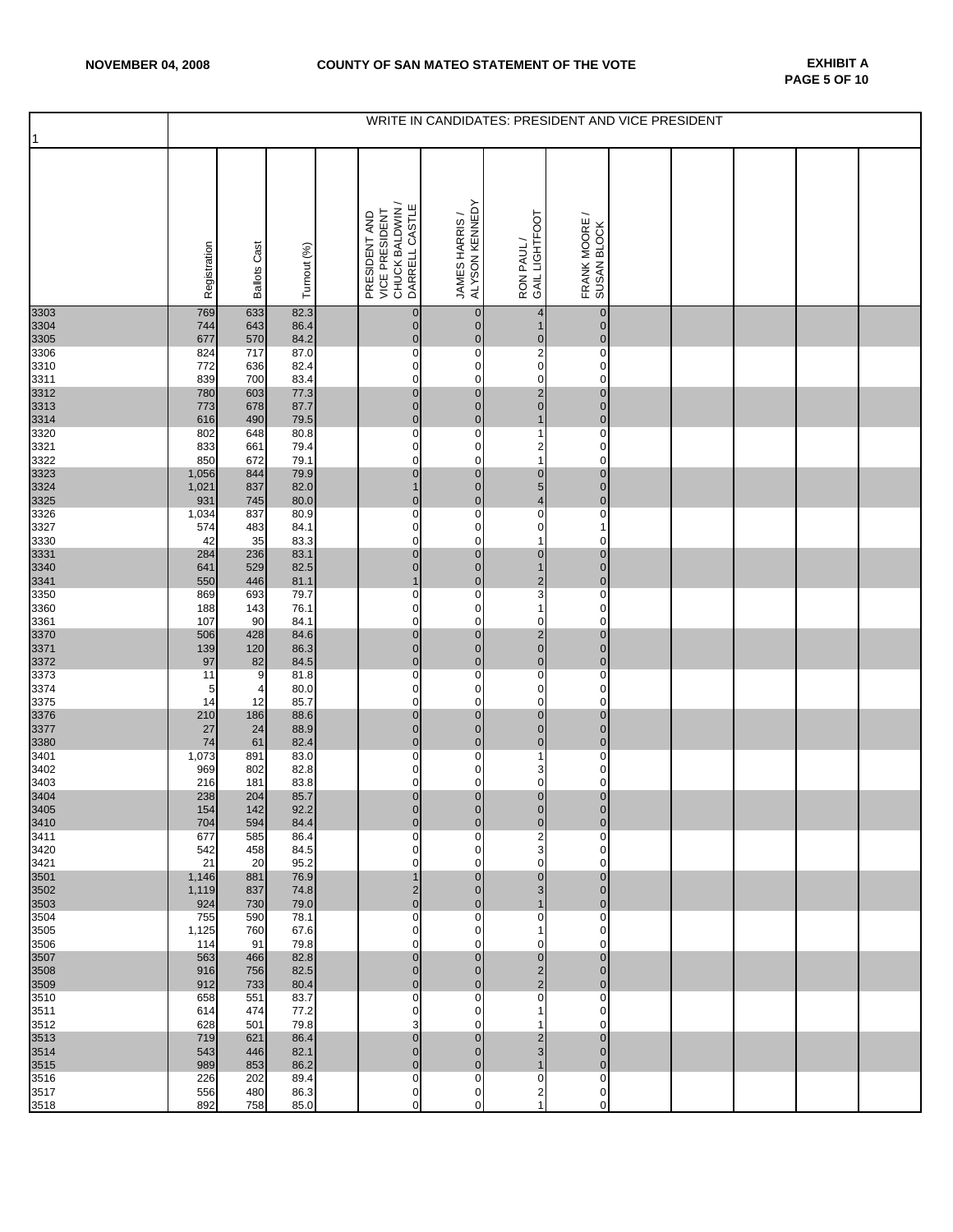**NOVEMBER 04, 2008** **COUNTY OF SAN MATEO STATEMENT OF THE VOTE** **EXHIBIT A**

| 1 | Registration | Ballots Cast | Turnout (%) | | PRESIDENT AND VICE PRESIDENT CHUCK BALDWIN / DARRELL CASTLE | JAMES HARRIS / ALYSON KENNEDY | RON PAUL / GAIL LIGHTFOOT | FRANK MOORE / SUSAN BLOCK | | | | | |
|---|---|---|---|---|---|---|---|---|---|---|---|---|---|
| | WRITE IN CANDIDATES: PRESIDENT AND VICE PRESIDENT | | | | | | | | | | | | |
| 3303 | 769 | 633 | 82.3 | | 0 | 0 | 4 | 0 | | | | | |
| 3304 | 744 | 643 | 86.4 | | 0 | 0 | 1 | 0 | | | | | |
| 3305 | 677 | 570 | 84.2 | | 0 | 0 | 0 | 0 | | | | | |
| 3306 | 824 | 717 | 87.0 | | 0 | 0 | 2 | 0 | | | | | |
| 3310 | 772 | 636 | 82.4 | | 0 | 0 | 0 | 0 | | | | | |
| 3311 | 839 | 700 | 83.4 | | 0 | 0 | 0 | 0 | | | | | |
| 3312 | 780 | 603 | 77.3 | | 0 | 0 | 2 | 0 | | | | | |
| 3313 | 773 | 678 | 87.7 | | 0 | 0 | 0 | 0 | | | | | |
| 3314 | 616 | 490 | 79.5 | | 0 | 0 | 1 | 0 | | | | | |
| 3320 | 802 | 648 | 80.8 | | 0 | 0 | 1 | 0 | | | | | |
| 3321 | 833 | 661 | 79.4 | | 0 | 0 | 2 | 0 | | | | | |
| 3322 | 850 | 672 | 79.1 | | 0 | 0 | 1 | 0 | | | | | |
| 3323 | 1,056 | 844 | 79.9 | | 0 | 0 | 0 | 0 | | | | | |
| 3324 | 1,021 | 837 | 82.0 | | 1 | 0 | 5 | 0 | | | | | |
| 3325 | 931 | 745 | 80.0 | | 0 | 0 | 4 | 0 | | | | | |
| 3326 | 1,034 | 837 | 80.9 | | 0 | 0 | 0 | 0 | | | | | |
| 3327 | 574 | 483 | 84.1 | | 0 | 0 | 0 | 1 | | | | | |
| 3330 | 42 | 35 | 83.3 | | 0 | 0 | 1 | 0 | | | | | |
| 3331 | 284 | 236 | 83.1 | | 0 | 0 | 0 | 0 | | | | | |
| 3340 | 641 | 529 | 82.5 | | 0 | 0 | 1 | 0 | | | | | |
| 3341 | 550 | 446 | 81.1 | | 1 | 0 | 2 | 0 | | | | | |
| 3350 | 869 | 693 | 79.7 | | 0 | 0 | 3 | 0 | | | | | |
| 3360 | 188 | 143 | 76.1 | | 0 | 0 | 1 | 0 | | | | | |
| 3361 | 107 | 90 | 84.1 | | 0 | 0 | 0 | 0 | | | | | |
| 3370 | 506 | 428 | 84.6 | | 0 | 0 | 2 | 0 | | | | | |
| 3371 | 139 | 120 | 86.3 | | 0 | 0 | 0 | 0 | | | | | |
| 3372 | 97 | 82 | 84.5 | | 0 | 0 | 0 | 0 | | | | | |
| 3373 | 11 | 9 | 81.8 | | 0 | 0 | 0 | 0 | | | | | |
| 3374 | 5 | 4 | 80.0 | | 0 | 0 | 0 | 0 | | | | | |
| 3375 | 14 | 12 | 85.7 | | 0 | 0 | 0 | 0 | | | | | |
| 3376 | 210 | 186 | 88.6 | | 0 | 0 | 0 | 0 | | | | | |
| 3377 | 27 | 24 | 88.9 | | 0 | 0 | 0 | 0 | | | | | |
| 3380 | 74 | 61 | 82.4 | | 0 | 0 | 0 | 0 | | | | | |
| 3401 | 1,073 | 891 | 83.0 | | 0 | 0 | 1 | 0 | | | | | |
| 3402 | 969 | 802 | 82.8 | | 0 | 0 | 3 | 0 | | | | | |
| 3403 | 216 | 181 | 83.8 | | 0 | 0 | 0 | 0 | | | | | |
| 3404 | 238 | 204 | 85.7 | | 0 | 0 | 0 | 0 | | | | | |
| 3405 | 154 | 142 | 92.2 | | 0 | 0 | 0 | 0 | | | | | |
| 3410 | 704 | 594 | 84.4 | | 0 | 0 | 0 | 0 | | | | | |
| 3411 | 677 | 585 | 86.4 | | 0 | 0 | 2 | 0 | | | | | |
| 3420 | 542 | 458 | 84.5 | | 0 | 0 | 3 | 0 | | | | | |
| 3421 | 21 | 20 | 95.2 | | 0 | 0 | 0 | 0 | | | | | |
| 3501 | 1,146 | 881 | 76.9 | | 1 | 0 | 0 | 0 | | | | | |
| 3502 | 1,119 | 837 | 74.8 | | 2 | 0 | 3 | 0 | | | | | |
| 3503 | 924 | 730 | 79.0 | | 0 | 0 | 1 | 0 | | | | | |
| 3504 | 755 | 590 | 78.1 | | 0 | 0 | 0 | 0 | | | | | |
| 3505 | 1,125 | 760 | 67.6 | | 0 | 0 | 1 | 0 | | | | | |
| 3506 | 114 | 91 | 79.8 | | 0 | 0 | 0 | 0 | | | | | |
| 3507 | 563 | 466 | 82.8 | | 0 | 0 | 0 | 0 | | | | | |
| 3508 | 916 | 756 | 82.5 | | 0 | 0 | 2 | 0 | | | | | |
| 3509 | 912 | 733 | 80.4 | | 0 | 0 | 2 | 0 | | | | | |
| 3510 | 658 | 551 | 83.7 | | 0 | 0 | 0 | 0 | | | | | |
| 3511 | 614 | 474 | 77.2 | | 0 | 0 | 1 | 0 | | | | | |
| 3512 | 628 | 501 | 79.8 | | 3 | 0 | 1 | 0 | | | | | |
| 3513 | 719 | 621 | 86.4 | | 0 | 0 | 2 | 0 | | | | | |
| 3514 | 543 | 446 | 82.1 | | 0 | 0 | 3 | 0 | | | | | |
| 3515 | 989 | 853 | 86.2 | | 0 | 0 | 1 | 0 | | | | | |
| 3516 | 226 | 202 | 89.4 | | 0 | 0 | 0 | 0 | | | | | |
| 3517 | 556 | 480 | 86.3 | | 0 | 0 | 2 | 0 | | | | | |
| 3518 | 892 | 758 | 85.0 | | 0 | 0 | 1 | 0 | | | | | |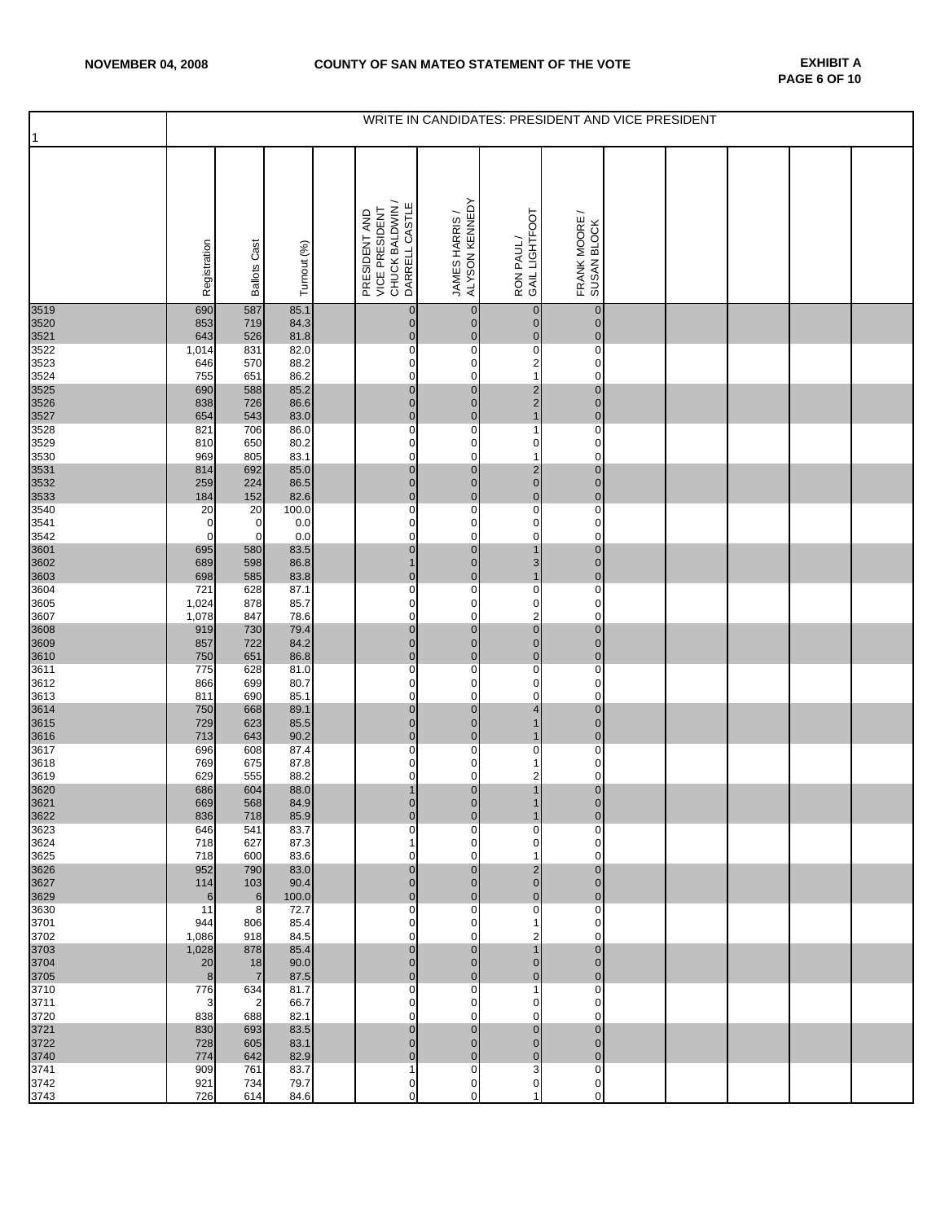| 1 | WRITE IN CANDIDATES: PRESIDENT AND VICE PRESIDENT | | | | | | | | | | | | |
|---|---|---|---|---|---|---|---|---|---|---|---|---|---|
| | Registration | Ballots Cast | Turnout (%) | | PRESIDENT AND VICE PRESIDENT CHUCK BALDWIN / DARRELL CASTLE | JAMES HARRIS / ALYSON KENNEDY | RON PAUL / GAIL LIGHTFOOT | FRANK MOORE / SUSAN BLOCK | | | | | |
| 3519 | 690 | 587 | 85.1 | | 0 | 0 | 0 | 0 | | | | | |
| 3520 | 853 | 719 | 84.3 | | 0 | 0 | 0 | 0 | | | | | |
| 3521 | 643 | 526 | 81.8 | | 0 | 0 | 0 | 0 | | | | | |
| 3522 | 1,014 | 831 | 82.0 | | 0 | 0 | 0 | 0 | | | | | |
| 3523 | 646 | 570 | 88.2 | | 0 | 0 | 2 | 0 | | | | | |
| 3524 | 755 | 651 | 86.2 | | 0 | 0 | 1 | 0 | | | | | |
| 3525 | 690 | 588 | 85.2 | | 0 | 0 | 2 | 0 | | | | | |
| 3526 | 838 | 726 | 86.6 | | 0 | 0 | 2 | 0 | | | | | |
| 3527 | 654 | 543 | 83.0 | | 0 | 0 | 1 | 0 | | | | | |
| 3528 | 821 | 706 | 86.0 | | 0 | 0 | 1 | 0 | | | | | |
| 3529 | 810 | 650 | 80.2 | | 0 | 0 | 0 | 0 | | | | | |
| 3530 | 969 | 805 | 83.1 | | 0 | 0 | 1 | 0 | | | | | |
| 3531 | 814 | 692 | 85.0 | | 0 | 0 | 2 | 0 | | | | | |
| 3532 | 259 | 224 | 86.5 | | 0 | 0 | 0 | 0 | | | | | |
| 3533 | 184 | 152 | 82.6 | | 0 | 0 | 0 | 0 | | | | | |
| 3540 | 20 | 20 | 100.0 | | 0 | 0 | 0 | 0 | | | | | |
| 3541 | 0 | 0 | 0.0 | | 0 | 0 | 0 | 0 | | | | | |
| 3542 | 0 | 0 | 0.0 | | 0 | 0 | 0 | 0 | | | | | |
| 3601 | 695 | 580 | 83.5 | | 0 | 0 | 1 | 0 | | | | | |
| 3602 | 689 | 598 | 86.8 | | 1 | 0 | 3 | 0 | | | | | |
| 3603 | 698 | 585 | 83.8 | | 0 | 0 | 1 | 0 | | | | | |
| 3604 | 721 | 628 | 87.1 | | 0 | 0 | 0 | 0 | | | | | |
| 3605 | 1,024 | 878 | 85.7 | | 0 | 0 | 0 | 0 | | | | | |
| 3607 | 1,078 | 847 | 78.6 | | 0 | 0 | 2 | 0 | | | | | |
| 3608 | 919 | 730 | 79.4 | | 0 | 0 | 0 | 0 | | | | | |
| 3609 | 857 | 722 | 84.2 | | 0 | 0 | 0 | 0 | | | | | |
| 3610 | 750 | 651 | 86.8 | | 0 | 0 | 0 | 0 | | | | | |
| 3611 | 775 | 628 | 81.0 | | 0 | 0 | 0 | 0 | | | | | |
| 3612 | 866 | 699 | 80.7 | | 0 | 0 | 0 | 0 | | | | | |
| 3613 | 811 | 690 | 85.1 | | 0 | 0 | 0 | 0 | | | | | |
| 3614 | 750 | 668 | 89.1 | | 0 | 0 | 4 | 0 | | | | | |
| 3615 | 729 | 623 | 85.5 | | 0 | 0 | 1 | 0 | | | | | |
| 3616 | 713 | 643 | 90.2 | | 0 | 0 | 1 | 0 | | | | | |
| 3617 | 696 | 608 | 87.4 | | 0 | 0 | 0 | 0 | | | | | |
| 3618 | 769 | 675 | 87.8 | | 0 | 0 | 1 | 0 | | | | | |
| 3619 | 629 | 555 | 88.2 | | 0 | 0 | 2 | 0 | | | | | |
| 3620 | 686 | 604 | 88.0 | | 1 | 0 | 1 | 0 | | | | | |
| 3621 | 669 | 568 | 84.9 | | 0 | 0 | 1 | 0 | | | | | |
| 3622 | 836 | 718 | 85.9 | | 0 | 0 | 1 | 0 | | | | | |
| 3623 | 646 | 541 | 83.7 | | 0 | 0 | 0 | 0 | | | | | |
| 3624 | 718 | 627 | 87.3 | | 1 | 0 | 0 | 0 | | | | | |
| 3625 | 718 | 600 | 83.6 | | 0 | 0 | 1 | 0 | | | | | |
| 3626 | 952 | 790 | 83.0 | | 0 | 0 | 2 | 0 | | | | | |
| 3627 | 114 | 103 | 90.4 | | 0 | 0 | 0 | 0 | | | | | |
| 3629 | 6 | 6 | 100.0 | | 0 | 0 | 0 | 0 | | | | | |
| 3630 | 11 | 8 | 72.7 | | 0 | 0 | 0 | 0 | | | | | |
| 3701 | 944 | 806 | 85.4 | | 0 | 0 | 1 | 0 | | | | | |
| 3702 | 1,086 | 918 | 84.5 | | 0 | 0 | 2 | 0 | | | | | |
| 3703 | 1,028 | 878 | 85.4 | | 0 | 0 | 1 | 0 | | | | | |
| 3704 | 20 | 18 | 90.0 | | 0 | 0 | 0 | 0 | | | | | |
| 3705 | 8 | 7 | 87.5 | | 0 | 0 | 0 | 0 | | | | | |
| 3710 | 776 | 634 | 81.7 | | 0 | 0 | 1 | 0 | | | | | |
| 3711 | 3 | 2 | 66.7 | | 0 | 0 | 0 | 0 | | | | | |
| 3720 | 838 | 688 | 82.1 | | 0 | 0 | 0 | 0 | | | | | |
| 3721 | 830 | 693 | 83.5 | | 0 | 0 | 0 | 0 | | | | | |
| 3722 | 728 | 605 | 83.1 | | 0 | 0 | 0 | 0 | | | | | |
| 3740 | 774 | 642 | 82.9 | | 0 | 0 | 0 | 0 | | | | | |
| 3741 | 909 | 761 | 83.7 | | 1 | 0 | 3 | 0 | | | | | |
| 3742 | 921 | 734 | 79.7 | | 0 | 0 | 0 | 0 | | | | | |
| 3743 | 726 | 614 | 84.6 | | 0 | 0 | 1 | 0 | | | | | |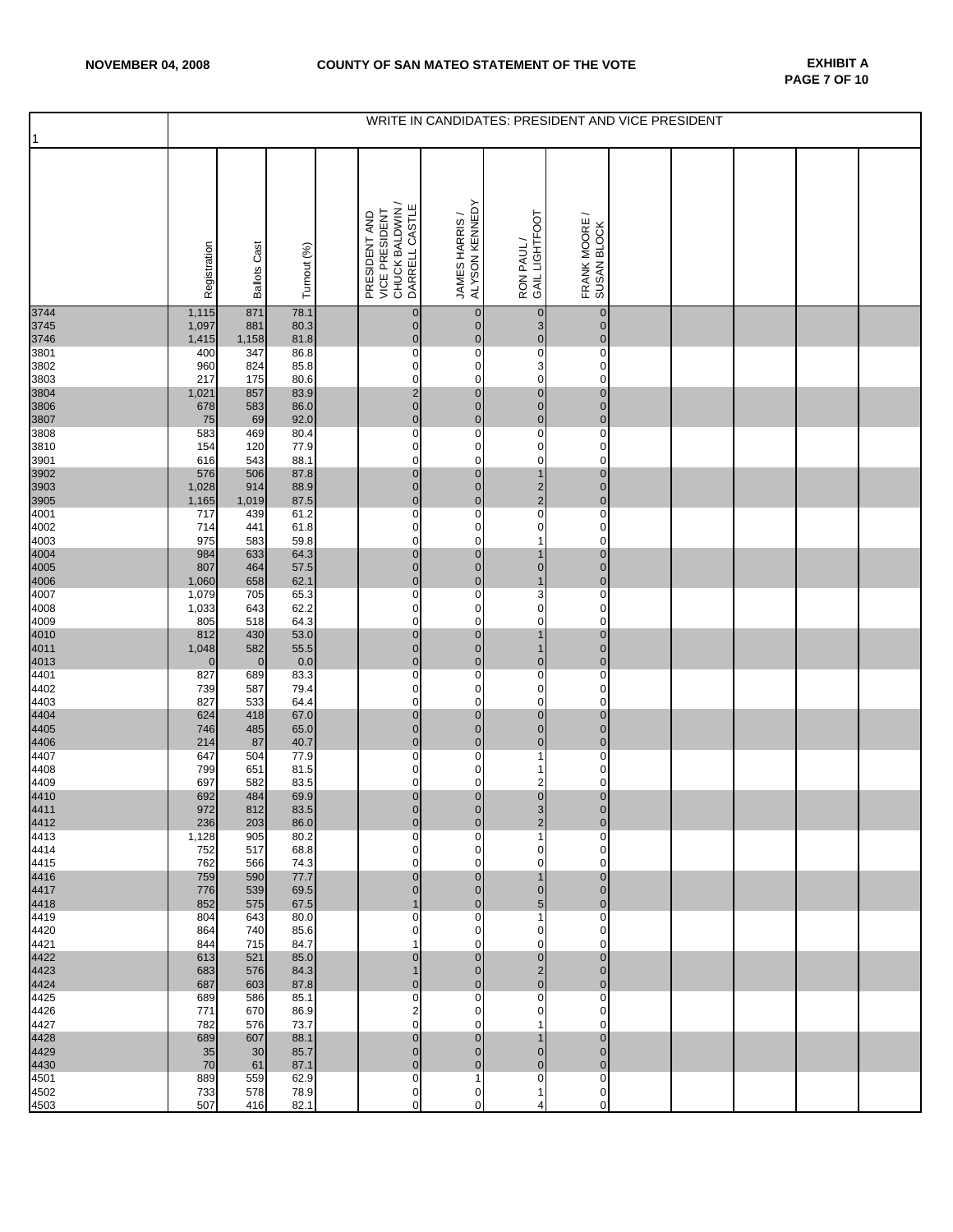**NOVEMBER 04, 2008** **COUNTY OF SAN MATEO STATEMENT OF THE VOTE** **EXHIBIT A**

| 1 | WRITE IN CANDIDATES: PRESIDENT AND VICE PRESIDENT | | | | | | | | | | | | |
|---|---|---|---|---|---|---|---|---|---|---|---|---|---|
| | Registration | Ballots Cast | Turnout (%) | | PRESIDENT AND VICE PRESIDENT CHUCK BALDWIN / DARRELL CASTLE | JAMES HARRIS / ALYSON KENNEDY | RON PAUL / GAIL LIGHTFOOT | FRANK MOORE / SUSAN BLOCK | | | | | |
| 3744 | 1,115 | 871 | 78.1 | | 0 | 0 | 0 | 0 | | | | | |
| 3745 | 1,097 | 881 | 80.3 | | 0 | 0 | 3 | 0 | | | | | |
| 3746 | 1,415 | 1,158 | 81.8 | | 0 | 0 | 0 | 0 | | | | | |
| 3801 | 400 | 347 | 86.8 | | 0 | 0 | 0 | 0 | | | | | |
| 3802 | 960 | 824 | 85.8 | | 0 | 0 | 3 | 0 | | | | | |
| 3803 | 217 | 175 | 80.6 | | 0 | 0 | 0 | 0 | | | | | |
| 3804 | 1,021 | 857 | 83.9 | | 2 | 0 | 0 | 0 | | | | | |
| 3806 | 678 | 583 | 86.0 | | 0 | 0 | 0 | 0 | | | | | |
| 3807 | 75 | 69 | 92.0 | | 0 | 0 | 0 | 0 | | | | | |
| 3808 | 583 | 469 | 80.4 | | 0 | 0 | 0 | 0 | | | | | |
| 3810 | 154 | 120 | 77.9 | | 0 | 0 | 0 | 0 | | | | | |
| 3901 | 616 | 543 | 88.1 | | 0 | 0 | 0 | 0 | | | | | |
| 3902 | 576 | 506 | 87.8 | | 0 | 0 | 1 | 0 | | | | | |
| 3903 | 1,028 | 914 | 88.9 | | 0 | 0 | 2 | 0 | | | | | |
| 3905 | 1,165 | 1,019 | 87.5 | | 0 | 0 | 2 | 0 | | | | | |
| 4001 | 717 | 439 | 61.2 | | 0 | 0 | 0 | 0 | | | | | |
| 4002 | 714 | 441 | 61.8 | | 0 | 0 | 0 | 0 | | | | | |
| 4003 | 975 | 583 | 59.8 | | 0 | 0 | 1 | 0 | | | | | |
| 4004 | 984 | 633 | 64.3 | | 0 | 0 | 1 | 0 | | | | | |
| 4005 | 807 | 464 | 57.5 | | 0 | 0 | 0 | 0 | | | | | |
| 4006 | 1,060 | 658 | 62.1 | | 0 | 0 | 1 | 0 | | | | | |
| 4007 | 1,079 | 705 | 65.3 | | 0 | 0 | 3 | 0 | | | | | |
| 4008 | 1,033 | 643 | 62.2 | | 0 | 0 | 0 | 0 | | | | | |
| 4009 | 805 | 518 | 64.3 | | 0 | 0 | 0 | 0 | | | | | |
| 4010 | 812 | 430 | 53.0 | | 0 | 0 | 1 | 0 | | | | | |
| 4011 | 1,048 | 582 | 55.5 | | 0 | 0 | 1 | 0 | | | | | |
| 4013 | 0 | 0 | 0.0 | | 0 | 0 | 0 | 0 | | | | | |
| 4401 | 827 | 689 | 83.3 | | 0 | 0 | 0 | 0 | | | | | |
| 4402 | 739 | 587 | 79.4 | | 0 | 0 | 0 | 0 | | | | | |
| 4403 | 827 | 533 | 64.4 | | 0 | 0 | 0 | 0 | | | | | |
| 4404 | 624 | 418 | 67.0 | | 0 | 0 | 0 | 0 | | | | | |
| 4405 | 746 | 485 | 65.0 | | 0 | 0 | 0 | 0 | | | | | |
| 4406 | 214 | 87 | 40.7 | | 0 | 0 | 0 | 0 | | | | | |
| 4407 | 647 | 504 | 77.9 | | 0 | 0 | 1 | 0 | | | | | |
| 4408 | 799 | 651 | 81.5 | | 0 | 0 | 1 | 0 | | | | | |
| 4409 | 697 | 582 | 83.5 | | 0 | 0 | 2 | 0 | | | | | |
| 4410 | 692 | 484 | 69.9 | | 0 | 0 | 0 | 0 | | | | | |
| 4411 | 972 | 812 | 83.5 | | 0 | 0 | 3 | 0 | | | | | |
| 4412 | 236 | 203 | 86.0 | | 0 | 0 | 2 | 0 | | | | | |
| 4413 | 1,128 | 905 | 80.2 | | 0 | 0 | 1 | 0 | | | | | |
| 4414 | 752 | 517 | 68.8 | | 0 | 0 | 0 | 0 | | | | | |
| 4415 | 762 | 566 | 74.3 | | 0 | 0 | 0 | 0 | | | | | |
| 4416 | 759 | 590 | 77.7 | | 0 | 0 | 1 | 0 | | | | | |
| 4417 | 776 | 539 | 69.5 | | 0 | 0 | 0 | 0 | | | | | |
| 4418 | 852 | 575 | 67.5 | | 1 | 0 | 5 | 0 | | | | | |
| 4419 | 804 | 643 | 80.0 | | 0 | 0 | 1 | 0 | | | | | |
| 4420 | 864 | 740 | 85.6 | | 0 | 0 | 0 | 0 | | | | | |
| 4421 | 844 | 715 | 84.7 | | 1 | 0 | 0 | 0 | | | | | |
| 4422 | 613 | 521 | 85.0 | | 0 | 0 | 0 | 0 | | | | | |
| 4423 | 683 | 576 | 84.3 | | 1 | 0 | 2 | 0 | | | | | |
| 4424 | 687 | 603 | 87.8 | | 0 | 0 | 0 | 0 | | | | | |
| 4425 | 689 | 586 | 85.1 | | 0 | 0 | 0 | 0 | | | | | |
| 4426 | 771 | 670 | 86.9 | | 2 | 0 | 0 | 0 | | | | | |
| 4427 | 782 | 576 | 73.7 | | 0 | 0 | 1 | 0 | | | | | |
| 4428 | 689 | 607 | 88.1 | | 0 | 0 | 1 | 0 | | | | | |
| 4429 | 35 | 30 | 85.7 | | 0 | 0 | 0 | 0 | | | | | |
| 4430 | 70 | 61 | 87.1 | | 0 | 0 | 0 | 0 | | | | | |
| 4501 | 889 | 559 | 62.9 | | 0 | 1 | 0 | 0 | | | | | |
| 4502 | 733 | 578 | 78.9 | | 0 | 0 | 1 | 0 | | | | | |
| 4503 | 507 | 416 | 82.1 | | 0 | 0 | 4 | 0 | | | | | |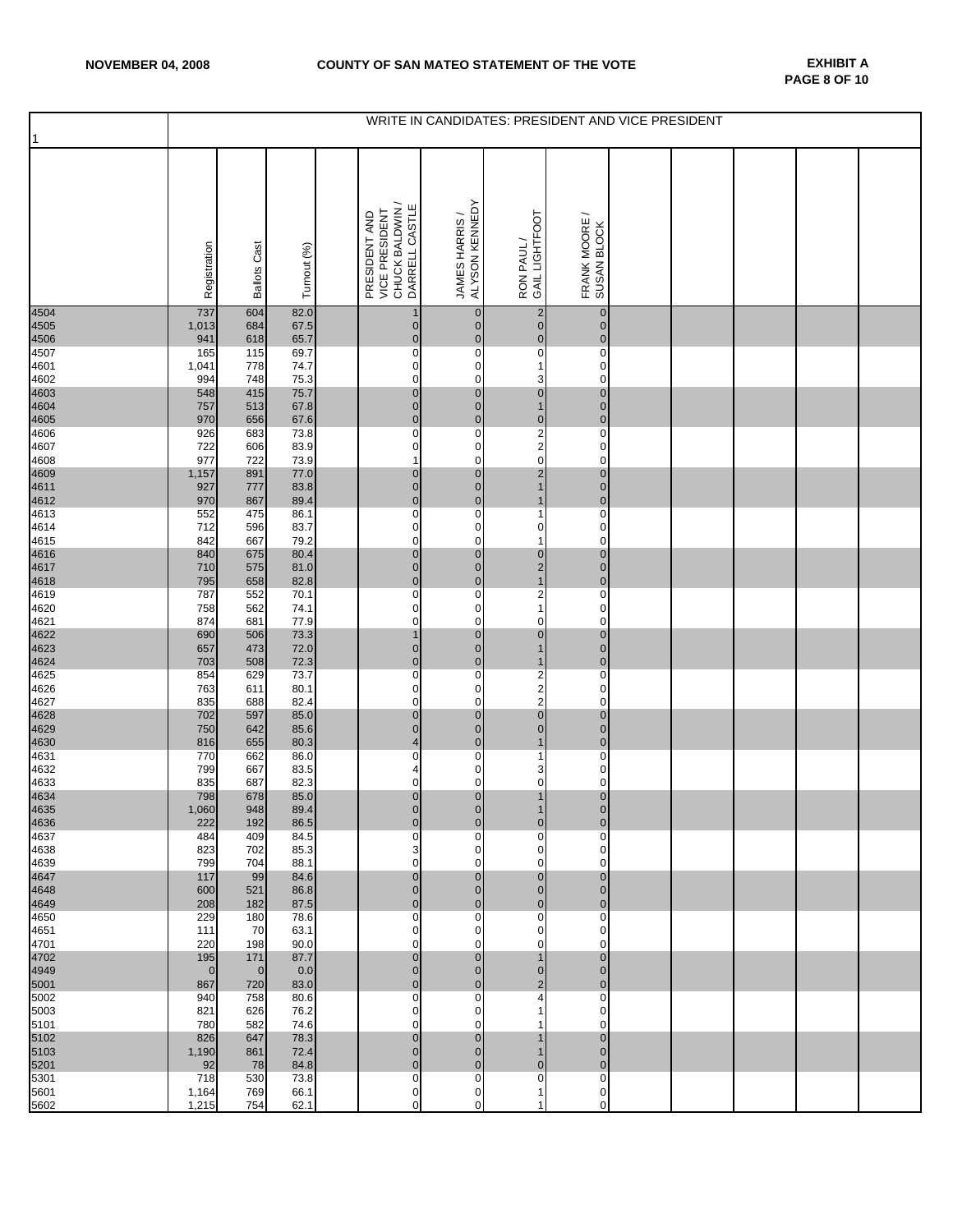**NOVEMBER 04, 2008** **COUNTY OF SAN MATEO STATEMENT OF THE VOTE** **EXHIBIT A**

| 1 | WRITE IN CANDIDATES: PRESIDENT AND VICE PRESIDENT | | | | | | | | | | | | | |
|---|---|---|---|---|---|---|---|---|---|---|---|---|---|---|
| | Registration | Ballots Cast | Turnout (%) | | PRESIDENT AND VICE PRESIDENT CHUCK BALDWIN / DARRELL CASTLE | JAMES HARRIS / ALYSON KENNEDY | RON PAUL / GAIL LIGHTFOOT | FRANK MOORE / SUSAN BLOCK | | | | | | |
| 4504 | 737 | 604 | 82.0 | | 1 | 0 | 2 | 0 | | | | | | |
| 4505 | 1,013 | 684 | 67.5 | | 0 | 0 | 0 | 0 | | | | | | |
| 4506 | 941 | 618 | 65.7 | | 0 | 0 | 0 | 0 | | | | | | |
| 4507 | 165 | 115 | 69.7 | | 0 | 0 | 0 | 0 | | | | | | |
| 4601 | 1,041 | 778 | 74.7 | | 0 | 0 | 1 | 0 | | | | | | |
| 4602 | 994 | 748 | 75.3 | | 0 | 0 | 3 | 0 | | | | | | |
| 4603 | 548 | 415 | 75.7 | | 0 | 0 | 0 | 0 | | | | | | |
| 4604 | 757 | 513 | 67.8 | | 0 | 0 | 1 | 0 | | | | | | |
| 4605 | 970 | 656 | 67.6 | | 0 | 0 | 0 | 0 | | | | | | |
| 4606 | 926 | 683 | 73.8 | | 0 | 0 | 2 | 0 | | | | | | |
| 4607 | 722 | 606 | 83.9 | | 0 | 0 | 2 | 0 | | | | | | |
| 4608 | 977 | 722 | 73.9 | | 1 | 0 | 0 | 0 | | | | | | |
| 4609 | 1,157 | 891 | 77.0 | | 0 | 0 | 2 | 0 | | | | | | |
| 4611 | 927 | 777 | 83.8 | | 0 | 0 | 1 | 0 | | | | | | |
| 4612 | 970 | 867 | 89.4 | | 0 | 0 | 1 | 0 | | | | | | |
| 4613 | 552 | 475 | 86.1 | | 0 | 0 | 1 | 0 | | | | | | |
| 4614 | 712 | 596 | 83.7 | | 0 | 0 | 0 | 0 | | | | | | |
| 4615 | 842 | 667 | 79.2 | | 0 | 0 | 1 | 0 | | | | | | |
| 4616 | 840 | 675 | 80.4 | | 0 | 0 | 0 | 0 | | | | | | |
| 4617 | 710 | 575 | 81.0 | | 0 | 0 | 2 | 0 | | | | | | |
| 4618 | 795 | 658 | 82.8 | | 0 | 0 | 1 | 0 | | | | | | |
| 4619 | 787 | 552 | 70.1 | | 0 | 0 | 2 | 0 | | | | | | |
| 4620 | 758 | 562 | 74.1 | | 0 | 0 | 1 | 0 | | | | | | |
| 4621 | 874 | 681 | 77.9 | | 0 | 0 | 0 | 0 | | | | | | |
| 4622 | 690 | 506 | 73.3 | | 1 | 0 | 0 | 0 | | | | | | |
| 4623 | 657 | 473 | 72.0 | | 0 | 0 | 1 | 0 | | | | | | |
| 4624 | 703 | 508 | 72.3 | | 0 | 0 | 1 | 0 | | | | | | |
| 4625 | 854 | 629 | 73.7 | | 0 | 0 | 2 | 0 | | | | | | |
| 4626 | 763 | 611 | 80.1 | | 0 | 0 | 2 | 0 | | | | | | |
| 4627 | 835 | 688 | 82.4 | | 0 | 0 | 2 | 0 | | | | | | |
| 4628 | 702 | 597 | 85.0 | | 0 | 0 | 0 | 0 | | | | | | |
| 4629 | 750 | 642 | 85.6 | | 0 | 0 | 0 | 0 | | | | | | |
| 4630 | 816 | 655 | 80.3 | | 4 | 0 | 1 | 0 | | | | | | |
| 4631 | 770 | 662 | 86.0 | | 0 | 0 | 1 | 0 | | | | | | |
| 4632 | 799 | 667 | 83.5 | | 4 | 0 | 3 | 0 | | | | | | |
| 4633 | 835 | 687 | 82.3 | | 0 | 0 | 0 | 0 | | | | | | |
| 4634 | 798 | 678 | 85.0 | | 0 | 0 | 1 | 0 | | | | | | |
| 4635 | 1,060 | 948 | 89.4 | | 0 | 0 | 1 | 0 | | | | | | |
| 4636 | 222 | 192 | 86.5 | | 0 | 0 | 0 | 0 | | | | | | |
| 4637 | 484 | 409 | 84.5 | | 0 | 0 | 0 | 0 | | | | | | |
| 4638 | 823 | 702 | 85.3 | | 3 | 0 | 0 | 0 | | | | | | |
| 4639 | 799 | 704 | 88.1 | | 0 | 0 | 0 | 0 | | | | | | |
| 4647 | 117 | 99 | 84.6 | | 0 | 0 | 0 | 0 | | | | | | |
| 4648 | 600 | 521 | 86.8 | | 0 | 0 | 0 | 0 | | | | | | |
| 4649 | 208 | 182 | 87.5 | | 0 | 0 | 0 | 0 | | | | | | |
| 4650 | 229 | 180 | 78.6 | | 0 | 0 | 0 | 0 | | | | | | |
| 4651 | 111 | 70 | 63.1 | | 0 | 0 | 0 | 0 | | | | | | |
| 4701 | 220 | 198 | 90.0 | | 0 | 0 | 0 | 0 | | | | | | |
| 4702 | 195 | 171 | 87.7 | | 0 | 0 | 1 | 0 | | | | | | |
| 4949 | 0 | 0 | 0.0 | | 0 | 0 | 0 | 0 | | | | | | |
| 5001 | 867 | 720 | 83.0 | | 0 | 0 | 2 | 0 | | | | | | |
| 5002 | 940 | 758 | 80.6 | | 0 | 0 | 4 | 0 | | | | | | |
| 5003 | 821 | 626 | 76.2 | | 0 | 0 | 1 | 0 | | | | | | |
| 5101 | 780 | 582 | 74.6 | | 0 | 0 | 1 | 0 | | | | | | |
| 5102 | 826 | 647 | 78.3 | | 0 | 0 | 1 | 0 | | | | | | |
| 5103 | 1,190 | 861 | 72.4 | | 0 | 0 | 1 | 0 | | | | | | |
| 5201 | 92 | 78 | 84.8 | | 0 | 0 | 0 | 0 | | | | | | |
| 5301 | 718 | 530 | 73.8 | | 0 | 0 | 0 | 0 | | | | | | |
| 5601 | 1,164 | 769 | 66.1 | | 0 | 0 | 1 | 0 | | | | | | |
| 5602 | 1,215 | 754 | 62.1 | | 0 | 0 | 1 | 0 | | | | | | |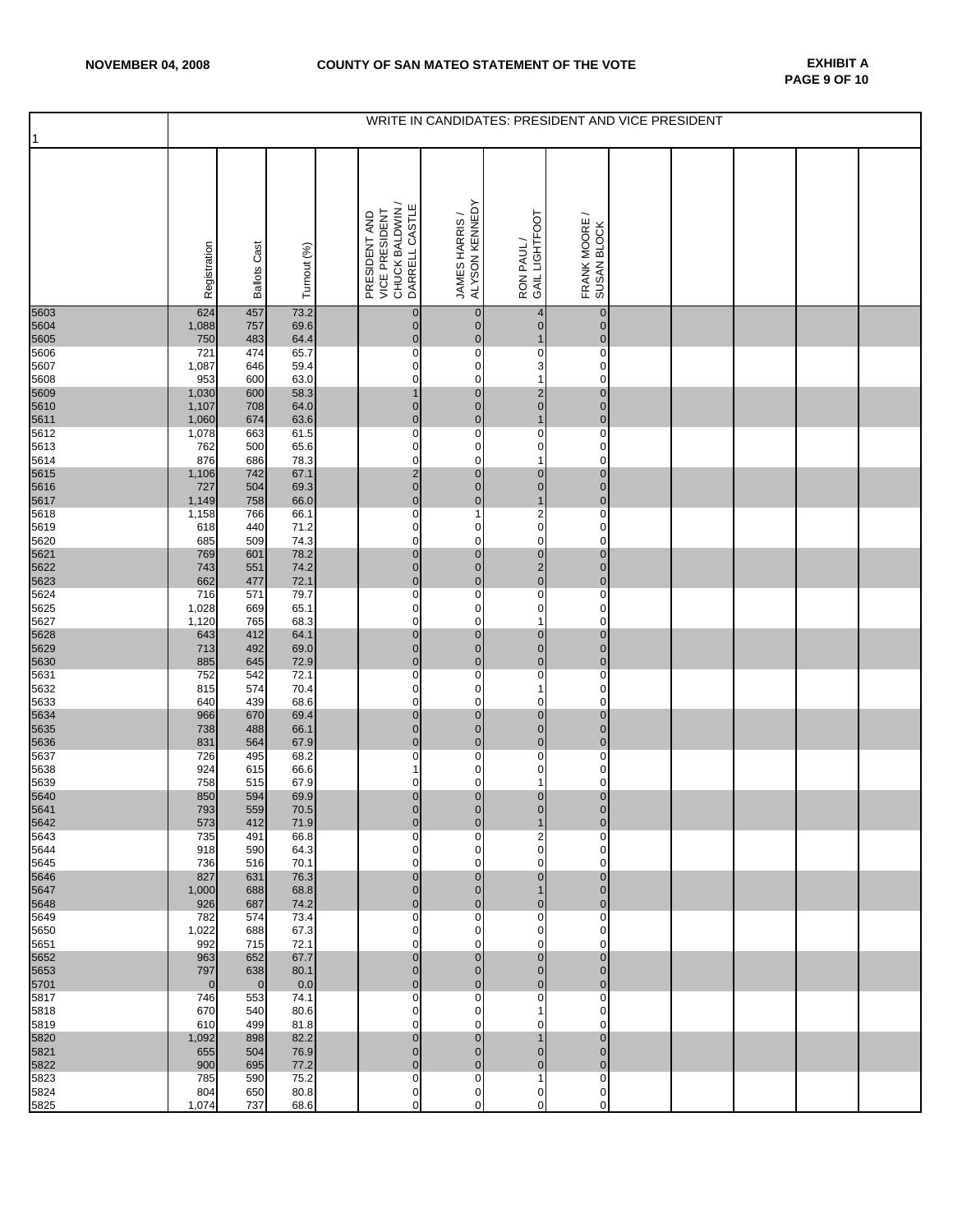**NOVEMBER 04, 2008** **COUNTY OF SAN MATEO STATEMENT OF THE VOTE** **EXHIBIT A**

| 1 | WRITE IN CANDIDATES: PRESIDENT AND VICE PRESIDENT | | | | | | | | | | | | | |
|---|---|---|---|---|---|---|---|---|---|---|---|---|---|---|
| | Registration | Ballots Cast | Turnout (%) | | PRESIDENT AND VICE PRESIDENT CHUCK BALDWIN / DARRELL CASTLE | JAMES HARRIS / ALYSON KENNEDY | RON PAUL / GAIL LIGHTFOOT | FRANK MOORE / SUSAN BLOCK | | | | | |
| 5603 | 624 | 457 | 73.2 | | 0 | 0 | 4 | 0 | | | | | |
| 5604 | 1,088 | 757 | 69.6 | | 0 | 0 | 0 | 0 | | | | | |
| 5605 | 750 | 483 | 64.4 | | 0 | 0 | 1 | 0 | | | | | |
| 5606 | 721 | 474 | 65.7 | | 0 | 0 | 0 | 0 | | | | | |
| 5607 | 1,087 | 646 | 59.4 | | 0 | 0 | 3 | 0 | | | | | |
| 5608 | 953 | 600 | 63.0 | | 0 | 0 | 1 | 0 | | | | | |
| 5609 | 1,030 | 600 | 58.3 | | 1 | 0 | 2 | 0 | | | | | |
| 5610 | 1,107 | 708 | 64.0 | | 0 | 0 | 0 | 0 | | | | | |
| 5611 | 1,060 | 674 | 63.6 | | 0 | 0 | 1 | 0 | | | | | |
| 5612 | 1,078 | 663 | 61.5 | | 0 | 0 | 0 | 0 | | | | | |
| 5613 | 762 | 500 | 65.6 | | 0 | 0 | 0 | 0 | | | | | |
| 5614 | 876 | 686 | 78.3 | | 0 | 0 | 1 | 0 | | | | | |
| 5615 | 1,106 | 742 | 67.1 | | 2 | 0 | 0 | 0 | | | | | |
| 5616 | 727 | 504 | 69.3 | | 0 | 0 | 0 | 0 | | | | | |
| 5617 | 1,149 | 758 | 66.0 | | 0 | 0 | 1 | 0 | | | | | |
| 5618 | 1,158 | 766 | 66.1 | | 0 | 1 | 2 | 0 | | | | | |
| 5619 | 618 | 440 | 71.2 | | 0 | 0 | 0 | 0 | | | | | |
| 5620 | 685 | 509 | 74.3 | | 0 | 0 | 0 | 0 | | | | | |
| 5621 | 769 | 601 | 78.2 | | 0 | 0 | 0 | 0 | | | | | |
| 5622 | 743 | 551 | 74.2 | | 0 | 0 | 2 | 0 | | | | | |
| 5623 | 662 | 477 | 72.1 | | 0 | 0 | 0 | 0 | | | | | |
| 5624 | 716 | 571 | 79.7 | | 0 | 0 | 0 | 0 | | | | | |
| 5625 | 1,028 | 669 | 65.1 | | 0 | 0 | 0 | 0 | | | | | |
| 5627 | 1,120 | 765 | 68.3 | | 0 | 0 | 1 | 0 | | | | | |
| 5628 | 643 | 412 | 64.1 | | 0 | 0 | 0 | 0 | | | | | |
| 5629 | 713 | 492 | 69.0 | | 0 | 0 | 0 | 0 | | | | | |
| 5630 | 885 | 645 | 72.9 | | 0 | 0 | 0 | 0 | | | | | |
| 5631 | 752 | 542 | 72.1 | | 0 | 0 | 0 | 0 | | | | | |
| 5632 | 815 | 574 | 70.4 | | 0 | 0 | 1 | 0 | | | | | |
| 5633 | 640 | 439 | 68.6 | | 0 | 0 | 0 | 0 | | | | | |
| 5634 | 966 | 670 | 69.4 | | 0 | 0 | 0 | 0 | | | | | |
| 5635 | 738 | 488 | 66.1 | | 0 | 0 | 0 | 0 | | | | | |
| 5636 | 831 | 564 | 67.9 | | 0 | 0 | 0 | 0 | | | | | |
| 5637 | 726 | 495 | 68.2 | | 0 | 0 | 0 | 0 | | | | | |
| 5638 | 924 | 615 | 66.6 | | 1 | 0 | 0 | 0 | | | | | |
| 5639 | 758 | 515 | 67.9 | | 0 | 0 | 1 | 0 | | | | | |
| 5640 | 850 | 594 | 69.9 | | 0 | 0 | 0 | 0 | | | | | |
| 5641 | 793 | 559 | 70.5 | | 0 | 0 | 0 | 0 | | | | | |
| 5642 | 573 | 412 | 71.9 | | 0 | 0 | 1 | 0 | | | | | |
| 5643 | 735 | 491 | 66.8 | | 0 | 0 | 2 | 0 | | | | | |
| 5644 | 918 | 590 | 64.3 | | 0 | 0 | 0 | 0 | | | | | |
| 5645 | 736 | 516 | 70.1 | | 0 | 0 | 0 | 0 | | | | | |
| 5646 | 827 | 631 | 76.3 | | 0 | 0 | 0 | 0 | | | | | |
| 5647 | 1,000 | 688 | 68.8 | | 0 | 0 | 1 | 0 | | | | | |
| 5648 | 926 | 687 | 74.2 | | 0 | 0 | 0 | 0 | | | | | |
| 5649 | 782 | 574 | 73.4 | | 0 | 0 | 0 | 0 | | | | | |
| 5650 | 1,022 | 688 | 67.3 | | 0 | 0 | 0 | 0 | | | | | |
| 5651 | 992 | 715 | 72.1 | | 0 | 0 | 0 | 0 | | | | | |
| 5652 | 963 | 652 | 67.7 | | 0 | 0 | 0 | 0 | | | | | |
| 5653 | 797 | 638 | 80.1 | | 0 | 0 | 0 | 0 | | | | | |
| 5701 | 0 | 0 | 0.0 | | 0 | 0 | 0 | 0 | | | | | |
| 5817 | 746 | 553 | 74.1 | | 0 | 0 | 0 | 0 | | | | | |
| 5818 | 670 | 540 | 80.6 | | 0 | 0 | 1 | 0 | | | | | |
| 5819 | 610 | 499 | 81.8 | | 0 | 0 | 0 | 0 | | | | | |
| 5820 | 1,092 | 898 | 82.2 | | 0 | 0 | 1 | 0 | | | | | |
| 5821 | 655 | 504 | 76.9 | | 0 | 0 | 0 | 0 | | | | | |
| 5822 | 900 | 695 | 77.2 | | 0 | 0 | 0 | 0 | | | | | |
| 5823 | 785 | 590 | 75.2 | | 0 | 0 | 1 | 0 | | | | | |
| 5824 | 804 | 650 | 80.8 | | 0 | 0 | 0 | 0 | | | | | |
| 5825 | 1,074 | 737 | 68.6 | | 0 | 0 | 0 | 0 | | | | | |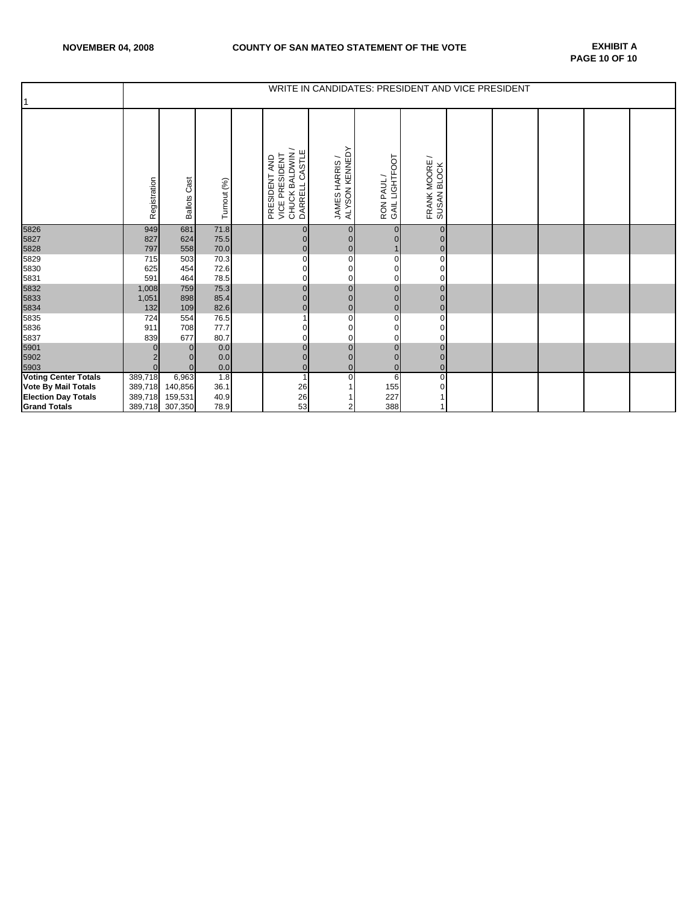# NOVEMBER 04, 2008 — COUNTY OF SAN MATEO STATEMENT OF THE VOTE — EXHIBIT A

| 1 | WRITE IN CANDIDATES: PRESIDENT AND VICE PRESIDENT | | | | | | | | | | | | |
|---|---|---|---|---|---|---|---|---|---|---|---|---|---|
| | Registration | Ballots Cast | Turnout (%) | | PRESIDENT AND VICE PRESIDENT CHUCK BALDWIN / DARRELL CASTLE | JAMES HARRIS / ALYSON KENNEDY | RON PAUL / GAIL LIGHTFOOT | FRANK MOORE / SUSAN BLOCK | | | | | |
| 5826 | 949 | 681 | 71.8 | | 0 | 0 | 0 | 0 | | | | | |
| 5827 | 827 | 624 | 75.5 | | 0 | 0 | 0 | 0 | | | | | |
| 5828 | 797 | 558 | 70.0 | | 0 | 0 | 1 | 0 | | | | | |
| 5829 | 715 | 503 | 70.3 | | 0 | 0 | 0 | 0 | | | | | |
| 5830 | 625 | 454 | 72.6 | | 0 | 0 | 0 | 0 | | | | | |
| 5831 | 591 | 464 | 78.5 | | 0 | 0 | 0 | 0 | | | | | |
| 5832 | 1,008 | 759 | 75.3 | | 0 | 0 | 0 | 0 | | | | | |
| 5833 | 1,051 | 898 | 85.4 | | 0 | 0 | 0 | 0 | | | | | |
| 5834 | 132 | 109 | 82.6 | | 0 | 0 | 0 | 0 | | | | | |
| 5835 | 724 | 554 | 76.5 | | 1 | 0 | 0 | 0 | | | | | |
| 5836 | 911 | 708 | 77.7 | | 0 | 0 | 0 | 0 | | | | | |
| 5837 | 839 | 677 | 80.7 | | 0 | 0 | 0 | 0 | | | | | |
| 5901 | 0 | 0 | 0.0 | | 0 | 0 | 0 | 0 | | | | | |
| 5902 | 2 | 0 | 0.0 | | 0 | 0 | 0 | 0 | | | | | |
| 5903 | 0 | 0 | 0.0 | | 0 | 0 | 0 | 0 | | | | | |
| **Voting Center Totals** | 389,718 | 6,963 | 1.8 | | 1 | 0 | 6 | 0 | | | | | |
| **Vote By Mail Totals** | 389,718 | 140,856 | 36.1 | | 26 | 1 | 155 | 0 | | | | | |
| **Election Day Totals** | 389,718 | 159,531 | 40.9 | | 26 | 1 | 227 | 1 | | | | | |
| **Grand Totals** | 389,718 | 307,350 | 78.9 | | 53 | 2 | 388 | 1 | | | | | |